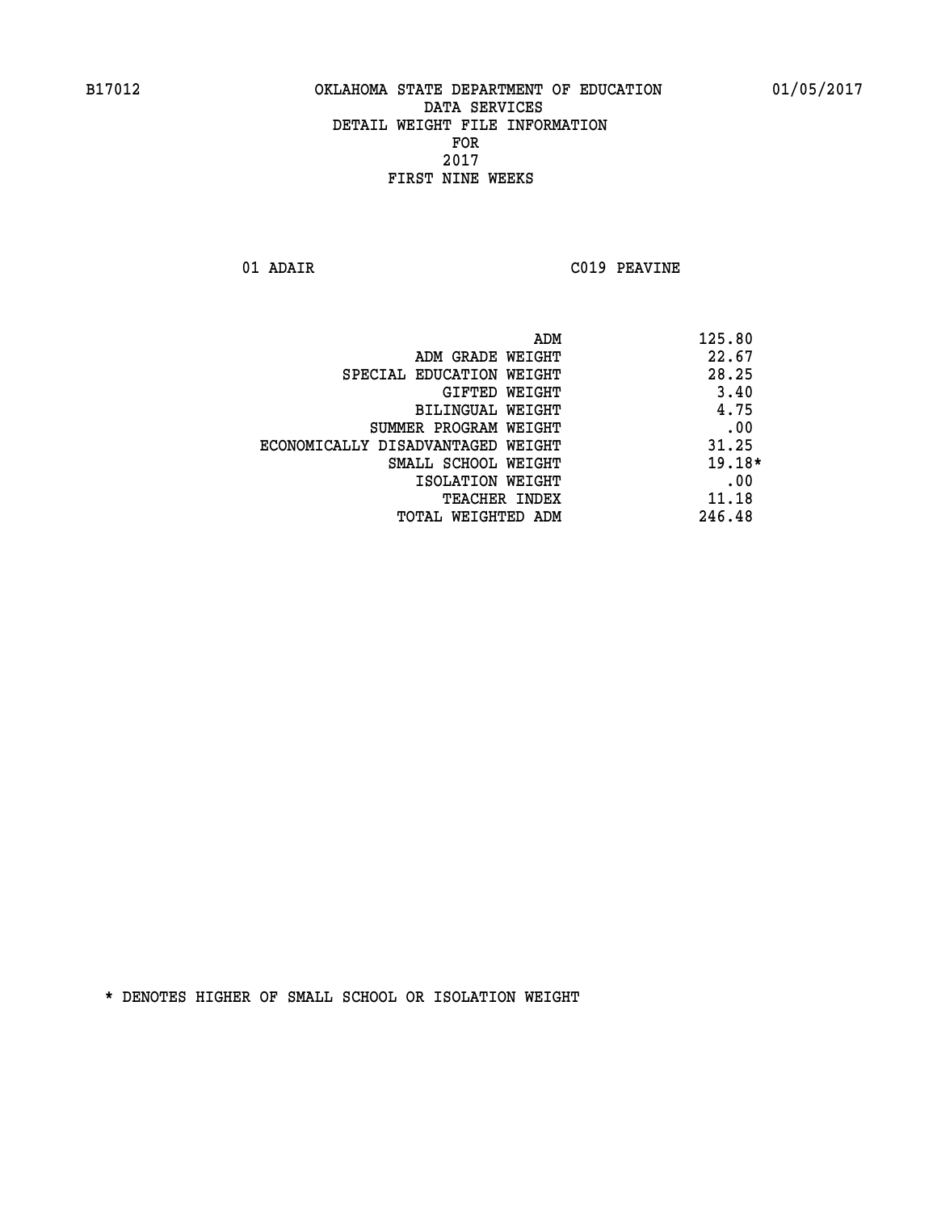B17012 OKLAHOMA STATE DEPARTMENT OF EDUCATION 01/05/2017

DATA SERVICES
DETAIL WEIGHT FILE INFORMATION
FOR
2017
FIRST NINE WEEKS

01 ADAIR C019 PEAVINE

| | |
|---|---|
| ADM | 125.80 |
| ADM GRADE WEIGHT | 22.67 |
| SPECIAL EDUCATION WEIGHT | 28.25 |
| GIFTED WEIGHT | 3.40 |
| BILINGUAL WEIGHT | 4.75 |
| SUMMER PROGRAM WEIGHT | .00 |
| ECONOMICALLY DISADVANTAGED WEIGHT | 31.25 |
| SMALL SCHOOL WEIGHT | 19.18* |
| ISOLATION WEIGHT | .00 |
| TEACHER INDEX | 11.18 |
| TOTAL WEIGHTED ADM | 246.48 |

* DENOTES HIGHER OF SMALL SCHOOL OR ISOLATION WEIGHT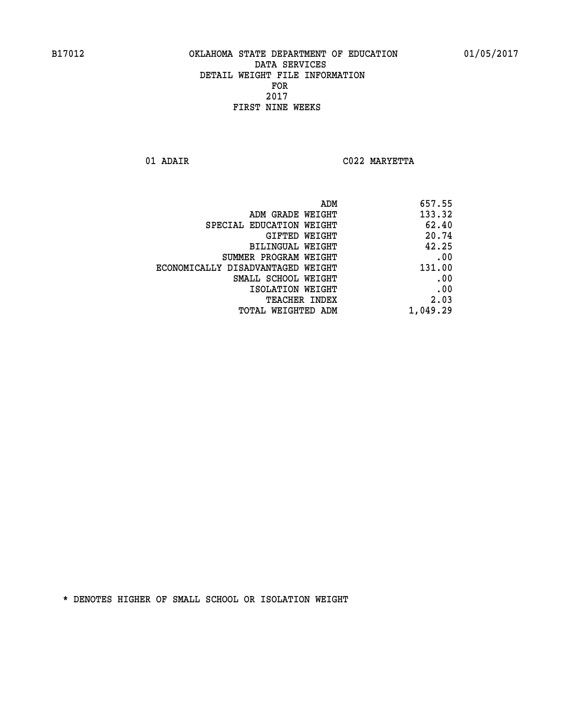B17012 OKLAHOMA STATE DEPARTMENT OF EDUCATION 01/05/2017

DATA SERVICES
DETAIL WEIGHT FILE INFORMATION
FOR
2017
FIRST NINE WEEKS

01 ADAIR C022 MARYETTA

| | |
|---|---|
| ADM | 657.55 |
| ADM GRADE WEIGHT | 133.32 |
| SPECIAL EDUCATION WEIGHT | 62.40 |
| GIFTED WEIGHT | 20.74 |
| BILINGUAL WEIGHT | 42.25 |
| SUMMER PROGRAM WEIGHT | .00 |
| ECONOMICALLY DISADVANTAGED WEIGHT | 131.00 |
| SMALL SCHOOL WEIGHT | .00 |
| ISOLATION WEIGHT | .00 |
| TEACHER INDEX | 2.03 |
| TOTAL WEIGHTED ADM | 1,049.29 |

* DENOTES HIGHER OF SMALL SCHOOL OR ISOLATION WEIGHT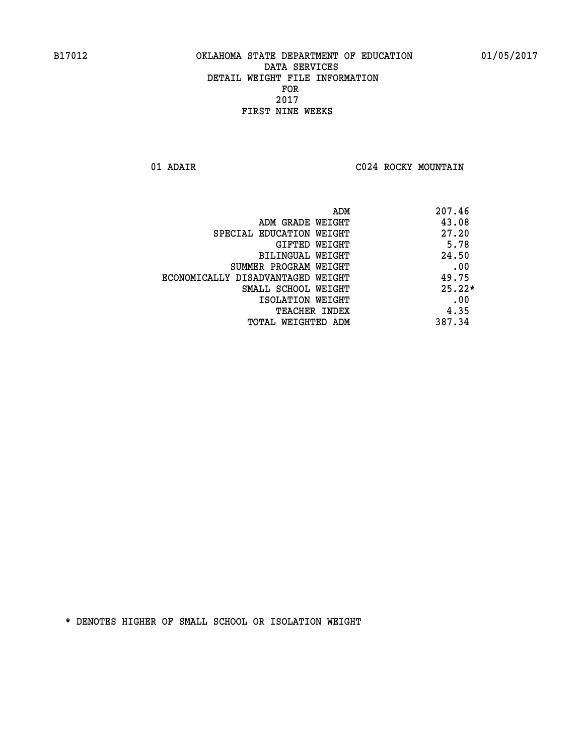B17012 OKLAHOMA STATE DEPARTMENT OF EDUCATION 01/05/2017

DATA SERVICES
DETAIL WEIGHT FILE INFORMATION
FOR
2017
FIRST NINE WEEKS

01 ADAIR C024 ROCKY MOUNTAIN

| | |
|---|---|
| ADM | 207.46 |
| ADM GRADE WEIGHT | 43.08 |
| SPECIAL EDUCATION WEIGHT | 27.20 |
| GIFTED WEIGHT | 5.78 |
| BILINGUAL WEIGHT | 24.50 |
| SUMMER PROGRAM WEIGHT | .00 |
| ECONOMICALLY DISADVANTAGED WEIGHT | 49.75 |
| SMALL SCHOOL WEIGHT | 25.22* |
| ISOLATION WEIGHT | .00 |
| TEACHER INDEX | 4.35 |
| TOTAL WEIGHTED ADM | 387.34 |

* DENOTES HIGHER OF SMALL SCHOOL OR ISOLATION WEIGHT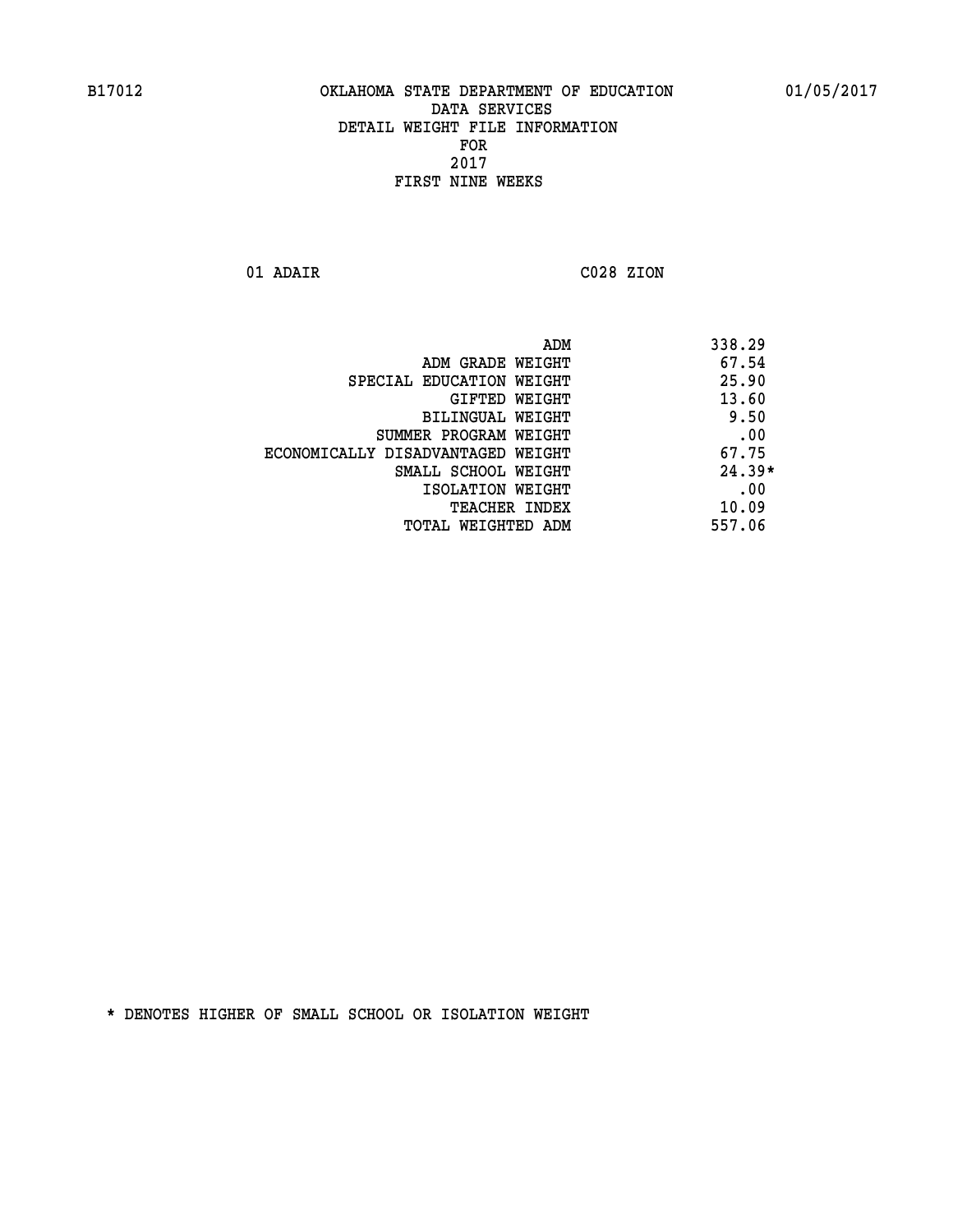B17012 OKLAHOMA STATE DEPARTMENT OF EDUCATION 01/05/2017

DATA SERVICES
DETAIL WEIGHT FILE INFORMATION
FOR
2017
FIRST NINE WEEKS

01 ADAIR C028 ZION

| | |
|---|---|
| ADM | 338.29 |
| ADM GRADE WEIGHT | 67.54 |
| SPECIAL EDUCATION WEIGHT | 25.90 |
| GIFTED WEIGHT | 13.60 |
| BILINGUAL WEIGHT | 9.50 |
| SUMMER PROGRAM WEIGHT | .00 |
| ECONOMICALLY DISADVANTAGED WEIGHT | 67.75 |
| SMALL SCHOOL WEIGHT | 24.39* |
| ISOLATION WEIGHT | .00 |
| TEACHER INDEX | 10.09 |
| TOTAL WEIGHTED ADM | 557.06 |

* DENOTES HIGHER OF SMALL SCHOOL OR ISOLATION WEIGHT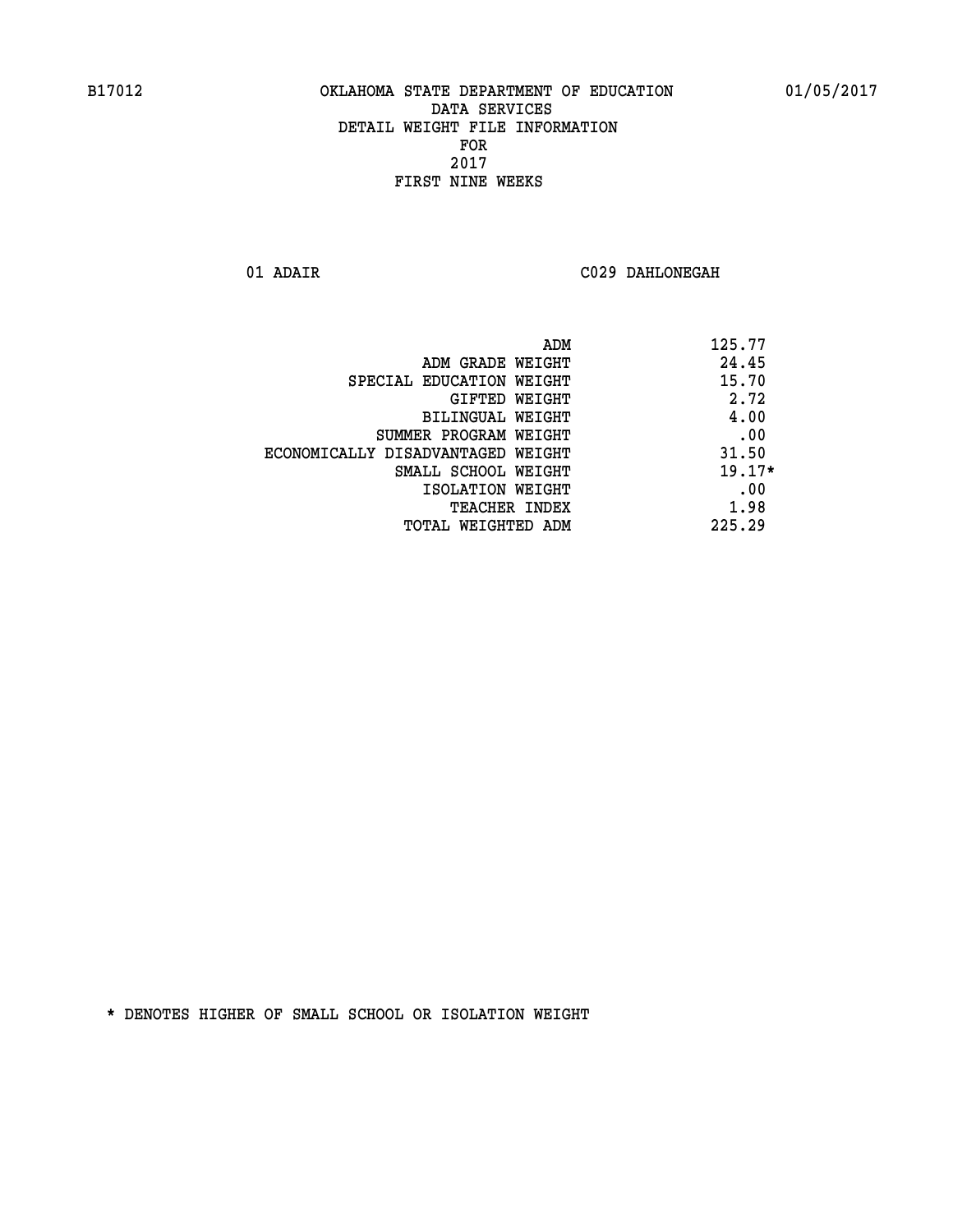B17012 OKLAHOMA STATE DEPARTMENT OF EDUCATION 01/05/2017

DATA SERVICES

DETAIL WEIGHT FILE INFORMATION

FOR

2017

FIRST NINE WEEKS

01 ADAIR C029 DAHLONEGAH

| | |
|---|---|
| ADM | 125.77 |
| ADM GRADE WEIGHT | 24.45 |
| SPECIAL EDUCATION WEIGHT | 15.70 |
| GIFTED WEIGHT | 2.72 |
| BILINGUAL WEIGHT | 4.00 |
| SUMMER PROGRAM WEIGHT | .00 |
| ECONOMICALLY DISADVANTAGED WEIGHT | 31.50 |
| SMALL SCHOOL WEIGHT | 19.17* |
| ISOLATION WEIGHT | .00 |
| TEACHER INDEX | 1.98 |
| TOTAL WEIGHTED ADM | 225.29 |

* DENOTES HIGHER OF SMALL SCHOOL OR ISOLATION WEIGHT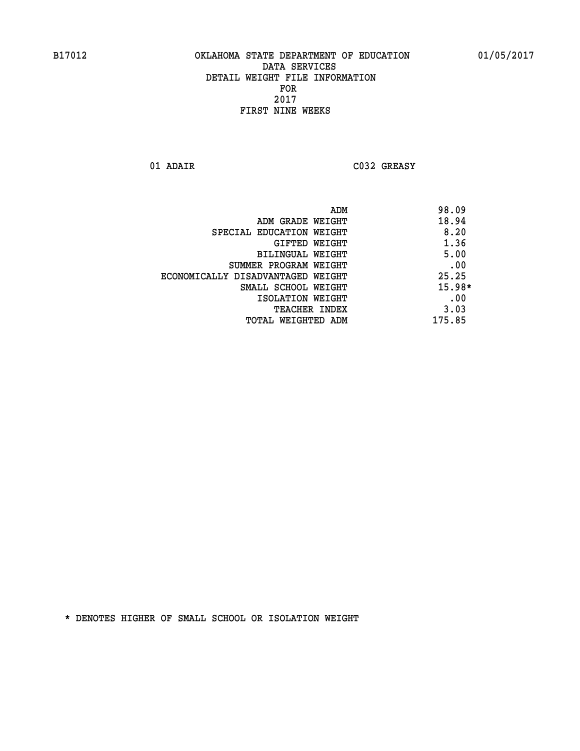# OKLAHOMA STATE DEPARTMENT OF EDUCATION
## DATA SERVICES
## DETAIL WEIGHT FILE INFORMATION
## FOR
## 2017
## FIRST NINE WEEKS

B17012 — 01/05/2017

01 ADAIR — C032 GREASY

| | |
|---|---|
| ADM | 98.09 |
| ADM GRADE WEIGHT | 18.94 |
| SPECIAL EDUCATION WEIGHT | 8.20 |
| GIFTED WEIGHT | 1.36 |
| BILINGUAL WEIGHT | 5.00 |
| SUMMER PROGRAM WEIGHT | .00 |
| ECONOMICALLY DISADVANTAGED WEIGHT | 25.25 |
| SMALL SCHOOL WEIGHT | 15.98* |
| ISOLATION WEIGHT | .00 |
| TEACHER INDEX | 3.03 |
| TOTAL WEIGHTED ADM | 175.85 |

* DENOTES HIGHER OF SMALL SCHOOL OR ISOLATION WEIGHT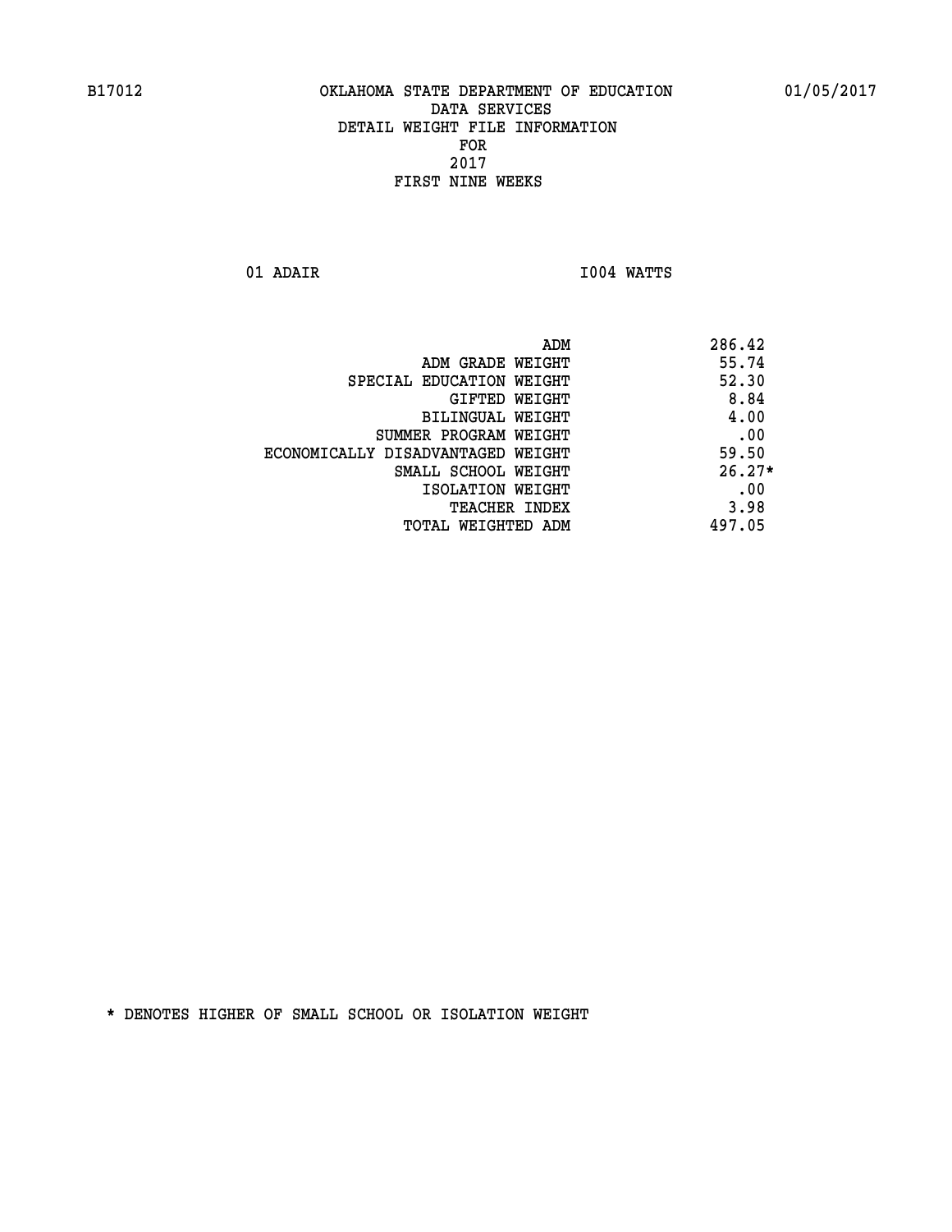OKLAHOMA STATE DEPARTMENT OF EDUCATION
DATA SERVICES
DETAIL WEIGHT FILE INFORMATION
FOR
2017
FIRST NINE WEEKS

01 ADAIR I004 WATTS

| | |
|---|---|
| ADM | 286.42 |
| ADM GRADE WEIGHT | 55.74 |
| SPECIAL EDUCATION WEIGHT | 52.30 |
| GIFTED WEIGHT | 8.84 |
| BILINGUAL WEIGHT | 4.00 |
| SUMMER PROGRAM WEIGHT | .00 |
| ECONOMICALLY DISADVANTAGED WEIGHT | 59.50 |
| SMALL SCHOOL WEIGHT | 26.27* |
| ISOLATION WEIGHT | .00 |
| TEACHER INDEX | 3.98 |
| TOTAL WEIGHTED ADM | 497.05 |

* DENOTES HIGHER OF SMALL SCHOOL OR ISOLATION WEIGHT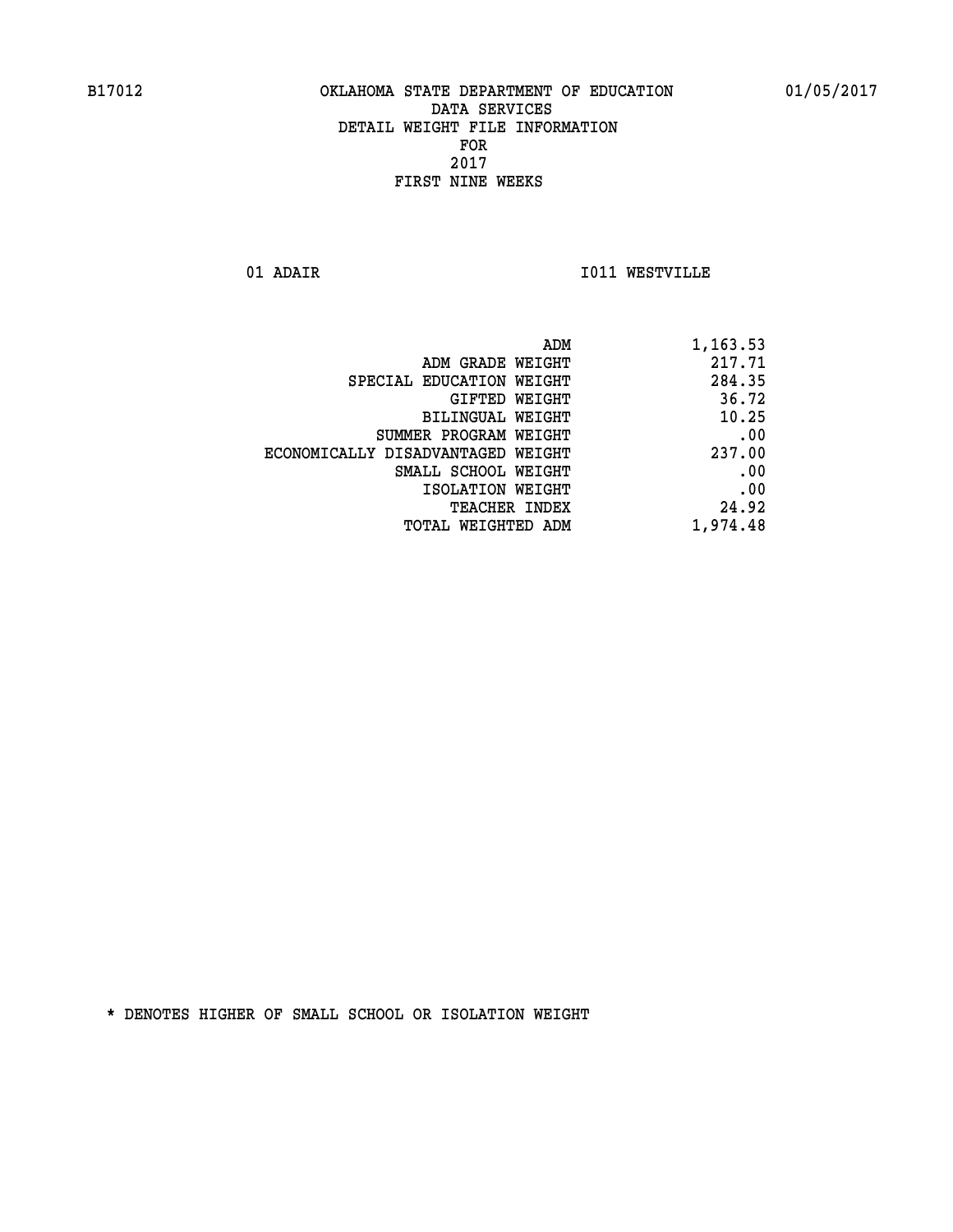B17012 OKLAHOMA STATE DEPARTMENT OF EDUCATION 01/05/2017

DATA SERVICES
DETAIL WEIGHT FILE INFORMATION
FOR
2017
FIRST NINE WEEKS

01 ADAIR I011 WESTVILLE

| | |
|---|---|
| ADM | 1,163.53 |
| ADM GRADE WEIGHT | 217.71 |
| SPECIAL EDUCATION WEIGHT | 284.35 |
| GIFTED WEIGHT | 36.72 |
| BILINGUAL WEIGHT | 10.25 |
| SUMMER PROGRAM WEIGHT | .00 |
| ECONOMICALLY DISADVANTAGED WEIGHT | 237.00 |
| SMALL SCHOOL WEIGHT | .00 |
| ISOLATION WEIGHT | .00 |
| TEACHER INDEX | 24.92 |
| TOTAL WEIGHTED ADM | 1,974.48 |

* DENOTES HIGHER OF SMALL SCHOOL OR ISOLATION WEIGHT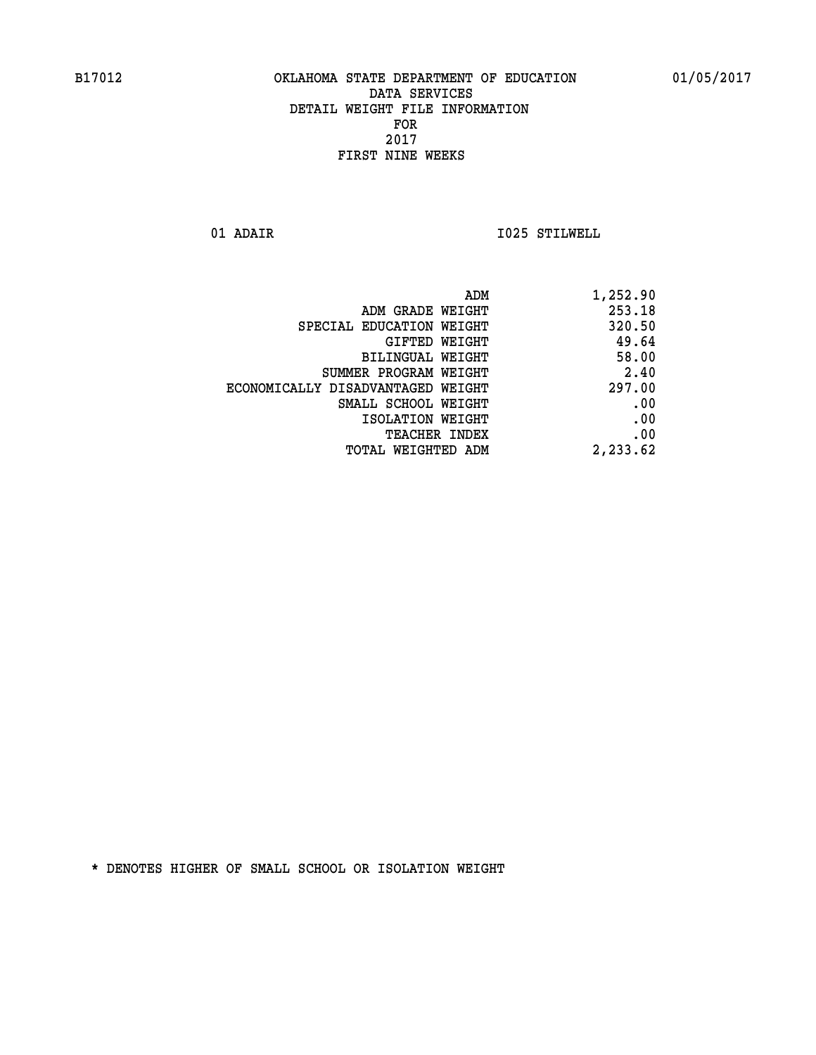B17012 OKLAHOMA STATE DEPARTMENT OF EDUCATION 01/05/2017

DATA SERVICES
DETAIL WEIGHT FILE INFORMATION
FOR
2017
FIRST NINE WEEKS

01 ADAIR I025 STILWELL

| | |
|---|---|
| ADM | 1,252.90 |
| ADM GRADE WEIGHT | 253.18 |
| SPECIAL EDUCATION WEIGHT | 320.50 |
| GIFTED WEIGHT | 49.64 |
| BILINGUAL WEIGHT | 58.00 |
| SUMMER PROGRAM WEIGHT | 2.40 |
| ECONOMICALLY DISADVANTAGED WEIGHT | 297.00 |
| SMALL SCHOOL WEIGHT | .00 |
| ISOLATION WEIGHT | .00 |
| TEACHER INDEX | .00 |
| TOTAL WEIGHTED ADM | 2,233.62 |

* DENOTES HIGHER OF SMALL SCHOOL OR ISOLATION WEIGHT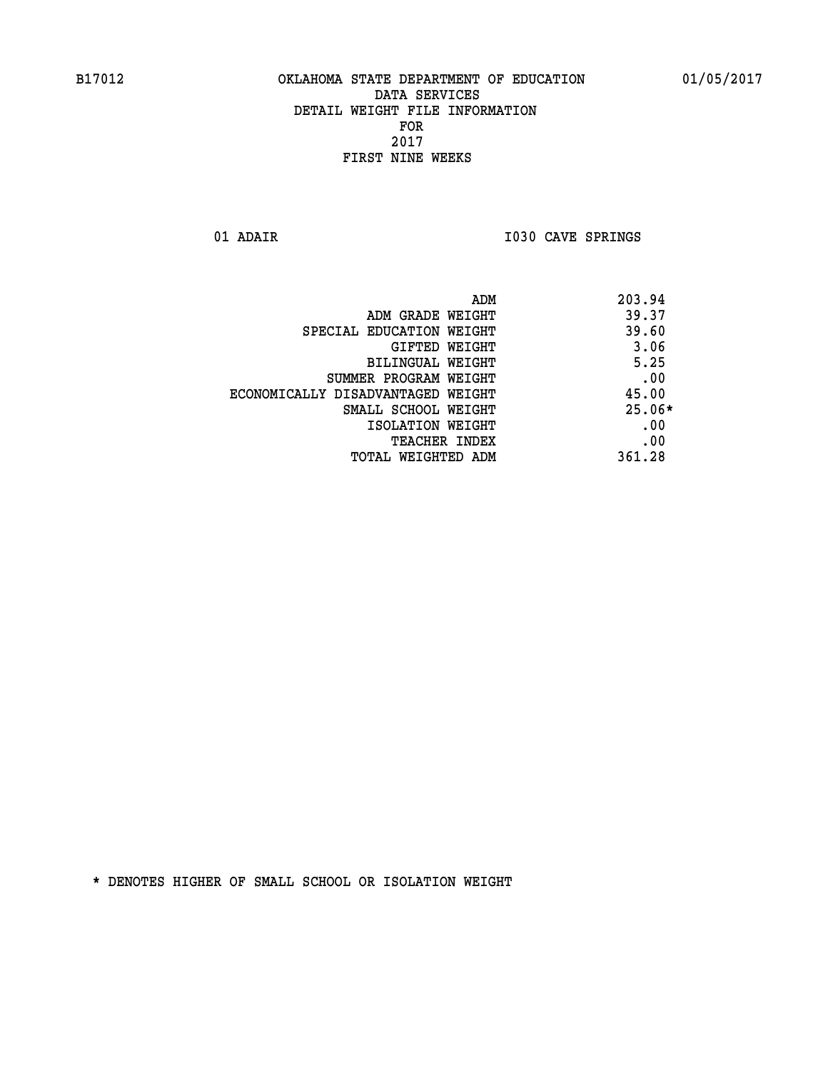B17012 OKLAHOMA STATE DEPARTMENT OF EDUCATION 01/05/2017

DATA SERVICES
DETAIL WEIGHT FILE INFORMATION
FOR
2017
FIRST NINE WEEKS

01 ADAIR I030 CAVE SPRINGS

| | |
|---|---|
| ADM | 203.94 |
| ADM GRADE WEIGHT | 39.37 |
| SPECIAL EDUCATION WEIGHT | 39.60 |
| GIFTED WEIGHT | 3.06 |
| BILINGUAL WEIGHT | 5.25 |
| SUMMER PROGRAM WEIGHT | .00 |
| ECONOMICALLY DISADVANTAGED WEIGHT | 45.00 |
| SMALL SCHOOL WEIGHT | 25.06* |
| ISOLATION WEIGHT | .00 |
| TEACHER INDEX | .00 |
| TOTAL WEIGHTED ADM | 361.28 |

* DENOTES HIGHER OF SMALL SCHOOL OR ISOLATION WEIGHT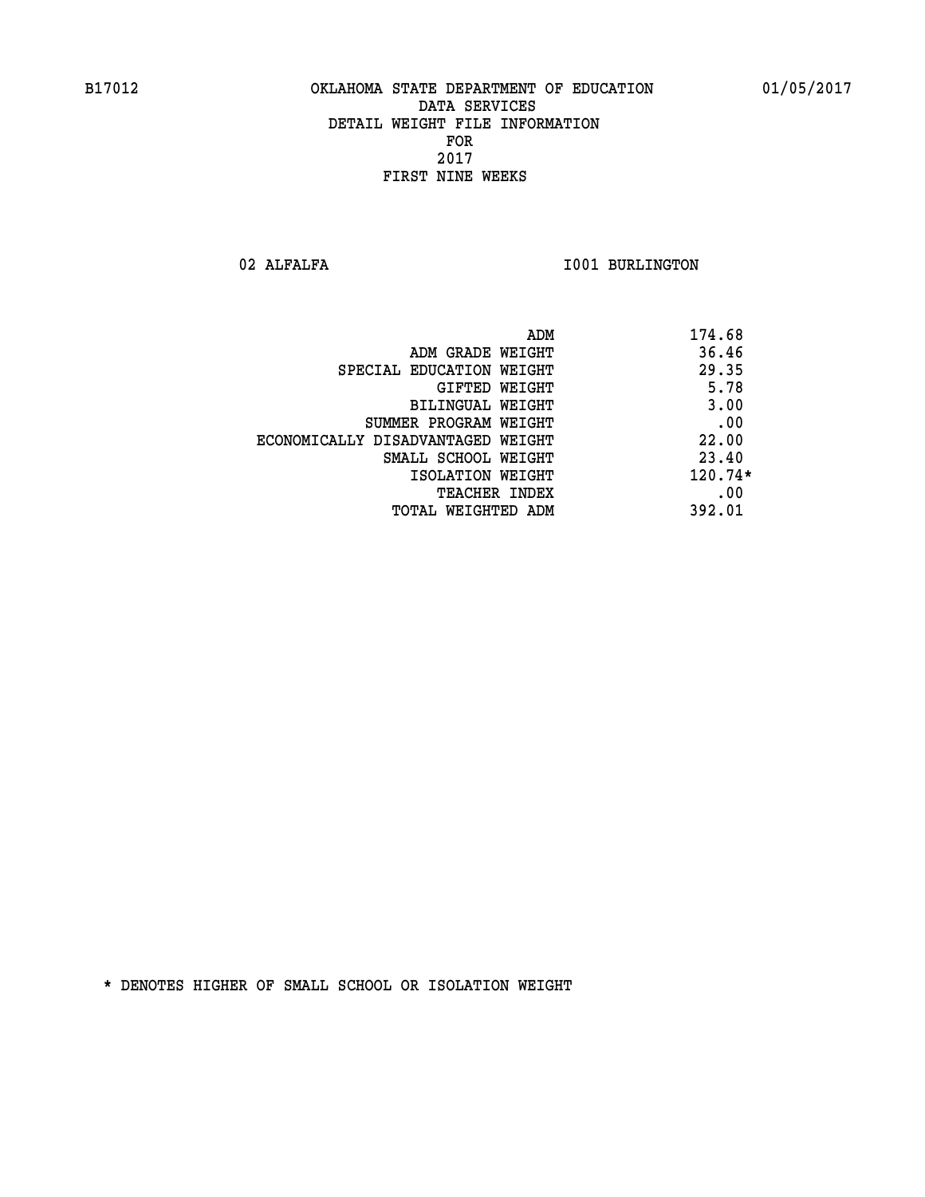B17012 OKLAHOMA STATE DEPARTMENT OF EDUCATION 01/05/2017

DATA SERVICES
DETAIL WEIGHT FILE INFORMATION
FOR
2017
FIRST NINE WEEKS

02 ALFALFA I001 BURLINGTON

| | |
|---|---|
| ADM | 174.68 |
| ADM GRADE WEIGHT | 36.46 |
| SPECIAL EDUCATION WEIGHT | 29.35 |
| GIFTED WEIGHT | 5.78 |
| BILINGUAL WEIGHT | 3.00 |
| SUMMER PROGRAM WEIGHT | .00 |
| ECONOMICALLY DISADVANTAGED WEIGHT | 22.00 |
| SMALL SCHOOL WEIGHT | 23.40 |
| ISOLATION WEIGHT | 120.74* |
| TEACHER INDEX | .00 |
| TOTAL WEIGHTED ADM | 392.01 |

* DENOTES HIGHER OF SMALL SCHOOL OR ISOLATION WEIGHT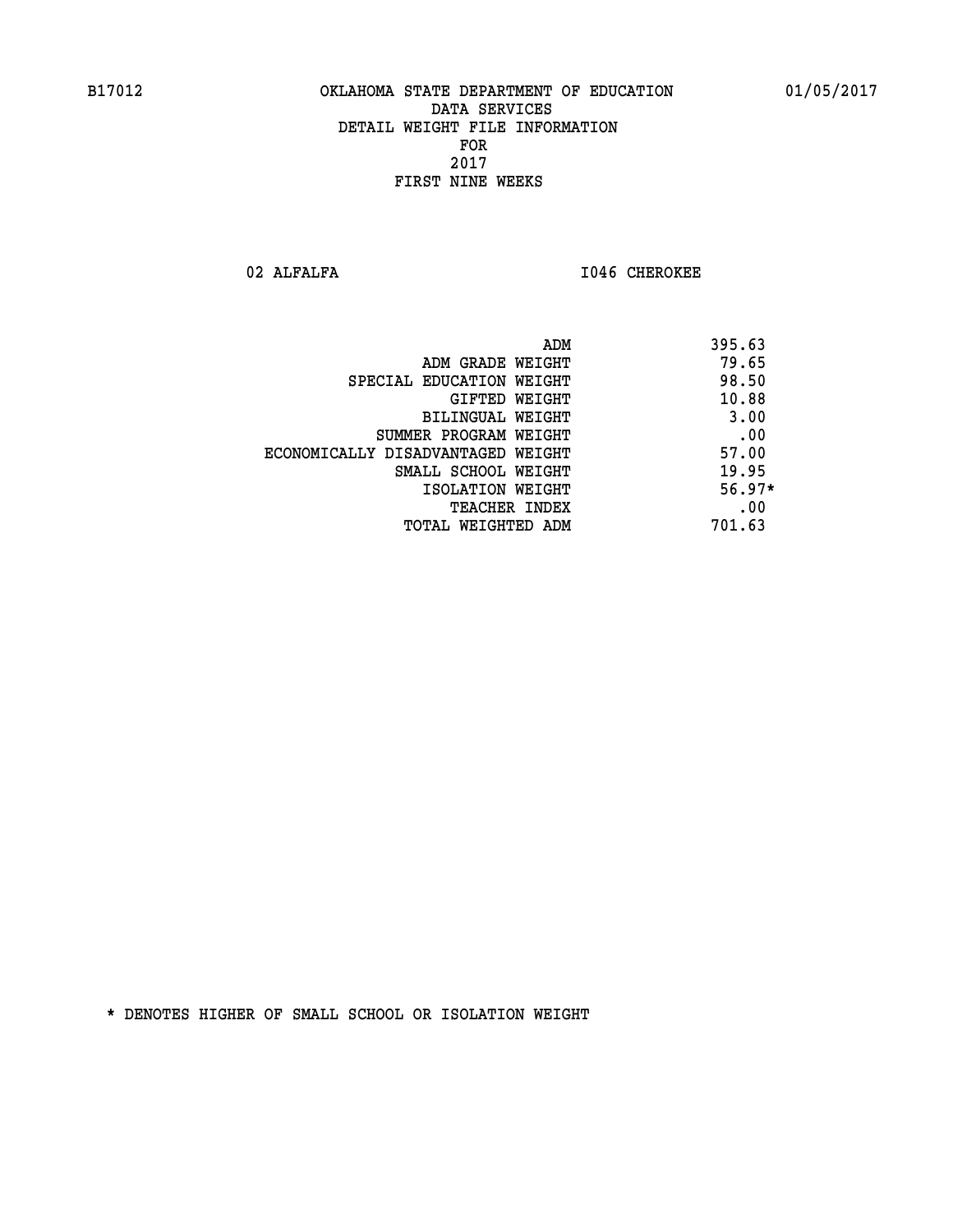B17012 OKLAHOMA STATE DEPARTMENT OF EDUCATION 01/05/2017

DATA SERVICES
DETAIL WEIGHT FILE INFORMATION
FOR
2017
FIRST NINE WEEKS

02 ALFALFA I046 CHEROKEE

| | |
|---|---|
| ADM | 395.63 |
| ADM GRADE WEIGHT | 79.65 |
| SPECIAL EDUCATION WEIGHT | 98.50 |
| GIFTED WEIGHT | 10.88 |
| BILINGUAL WEIGHT | 3.00 |
| SUMMER PROGRAM WEIGHT | .00 |
| ECONOMICALLY DISADVANTAGED WEIGHT | 57.00 |
| SMALL SCHOOL WEIGHT | 19.95 |
| ISOLATION WEIGHT | 56.97* |
| TEACHER INDEX | .00 |
| TOTAL WEIGHTED ADM | 701.63 |

* DENOTES HIGHER OF SMALL SCHOOL OR ISOLATION WEIGHT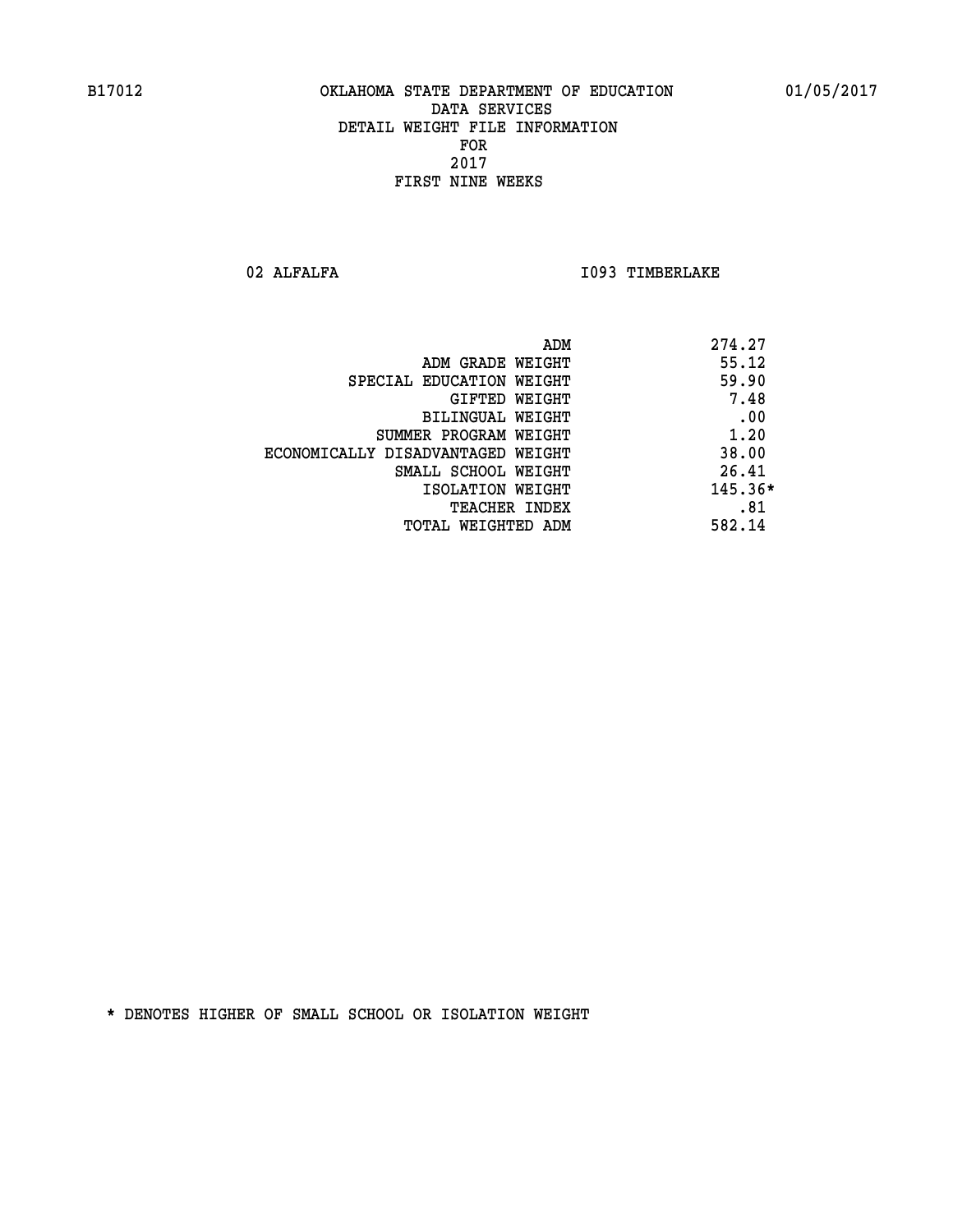B17012 OKLAHOMA STATE DEPARTMENT OF EDUCATION 01/05/2017

DATA SERVICES
DETAIL WEIGHT FILE INFORMATION
FOR
2017
FIRST NINE WEEKS

02 ALFALFA I093 TIMBERLAKE

| | |
|---|---|
| ADM | 274.27 |
| ADM GRADE WEIGHT | 55.12 |
| SPECIAL EDUCATION WEIGHT | 59.90 |
| GIFTED WEIGHT | 7.48 |
| BILINGUAL WEIGHT | .00 |
| SUMMER PROGRAM WEIGHT | 1.20 |
| ECONOMICALLY DISADVANTAGED WEIGHT | 38.00 |
| SMALL SCHOOL WEIGHT | 26.41 |
| ISOLATION WEIGHT | 145.36* |
| TEACHER INDEX | .81 |
| TOTAL WEIGHTED ADM | 582.14 |

* DENOTES HIGHER OF SMALL SCHOOL OR ISOLATION WEIGHT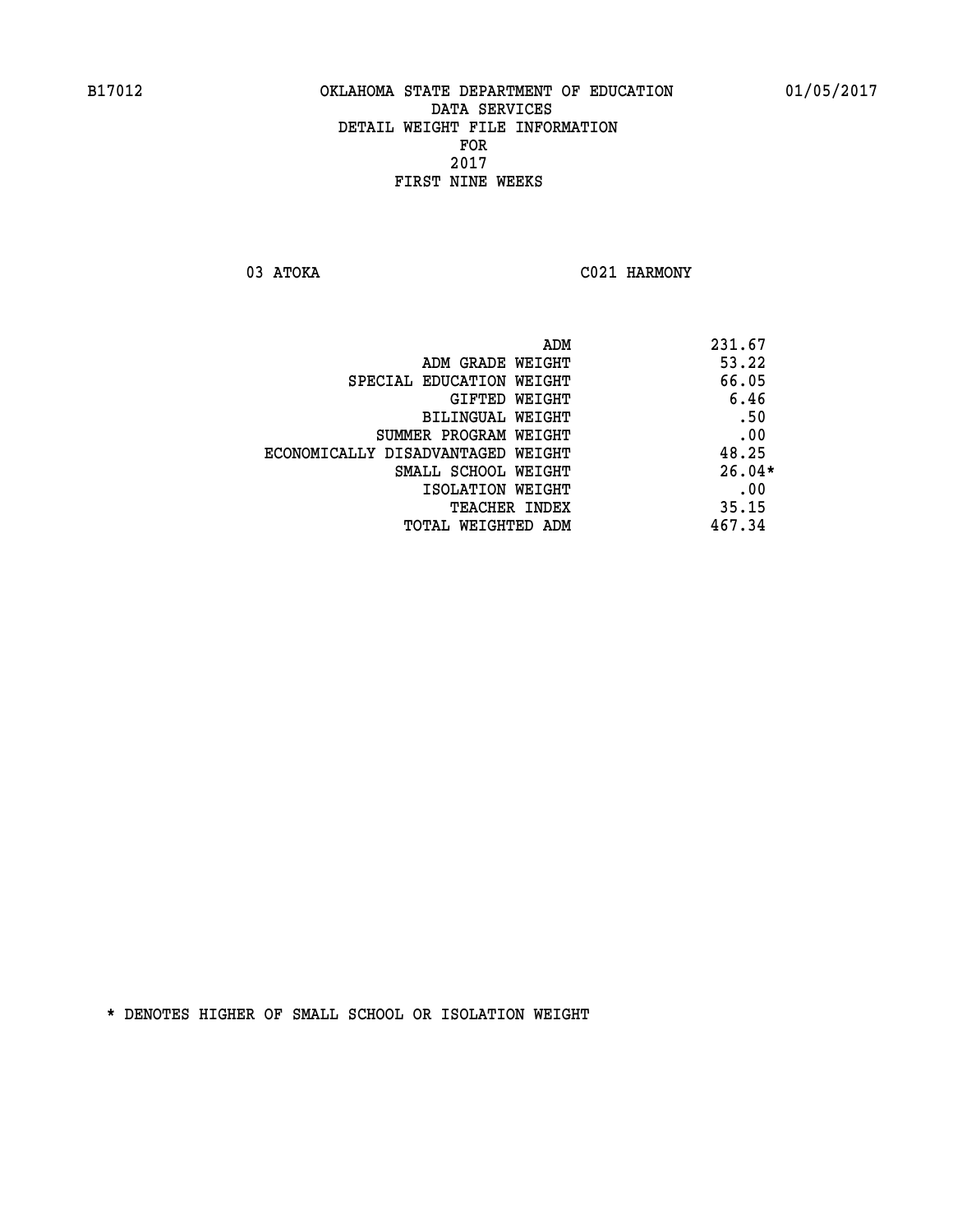B17012 OKLAHOMA STATE DEPARTMENT OF EDUCATION 01/05/2017

DATA SERVICES

DETAIL WEIGHT FILE INFORMATION

FOR

2017

FIRST NINE WEEKS

03 ATOKA C021 HARMONY

| | |
|---|---|
| ADM | 231.67 |
| ADM GRADE WEIGHT | 53.22 |
| SPECIAL EDUCATION WEIGHT | 66.05 |
| GIFTED WEIGHT | 6.46 |
| BILINGUAL WEIGHT | .50 |
| SUMMER PROGRAM WEIGHT | .00 |
| ECONOMICALLY DISADVANTAGED WEIGHT | 48.25 |
| SMALL SCHOOL WEIGHT | 26.04* |
| ISOLATION WEIGHT | .00 |
| TEACHER INDEX | 35.15 |
| TOTAL WEIGHTED ADM | 467.34 |

* DENOTES HIGHER OF SMALL SCHOOL OR ISOLATION WEIGHT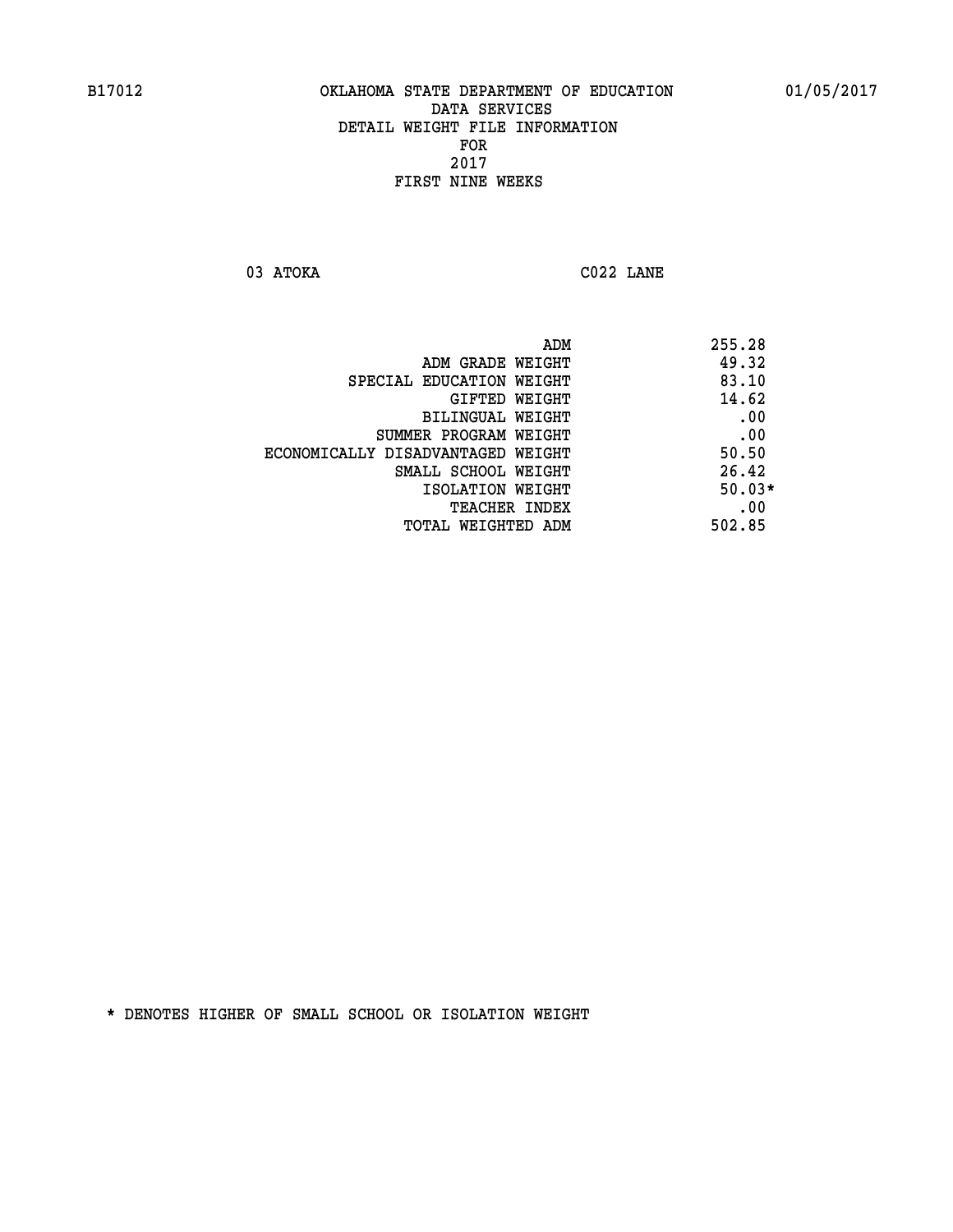B17012 OKLAHOMA STATE DEPARTMENT OF EDUCATION 01/05/2017

DATA SERVICES
DETAIL WEIGHT FILE INFORMATION
FOR
2017
FIRST NINE WEEKS

03 ATOKA C022 LANE

| | |
|---|---|
| ADM | 255.28 |
| ADM GRADE WEIGHT | 49.32 |
| SPECIAL EDUCATION WEIGHT | 83.10 |
| GIFTED WEIGHT | 14.62 |
| BILINGUAL WEIGHT | .00 |
| SUMMER PROGRAM WEIGHT | .00 |
| ECONOMICALLY DISADVANTAGED WEIGHT | 50.50 |
| SMALL SCHOOL WEIGHT | 26.42 |
| ISOLATION WEIGHT | 50.03* |
| TEACHER INDEX | .00 |
| TOTAL WEIGHTED ADM | 502.85 |

* DENOTES HIGHER OF SMALL SCHOOL OR ISOLATION WEIGHT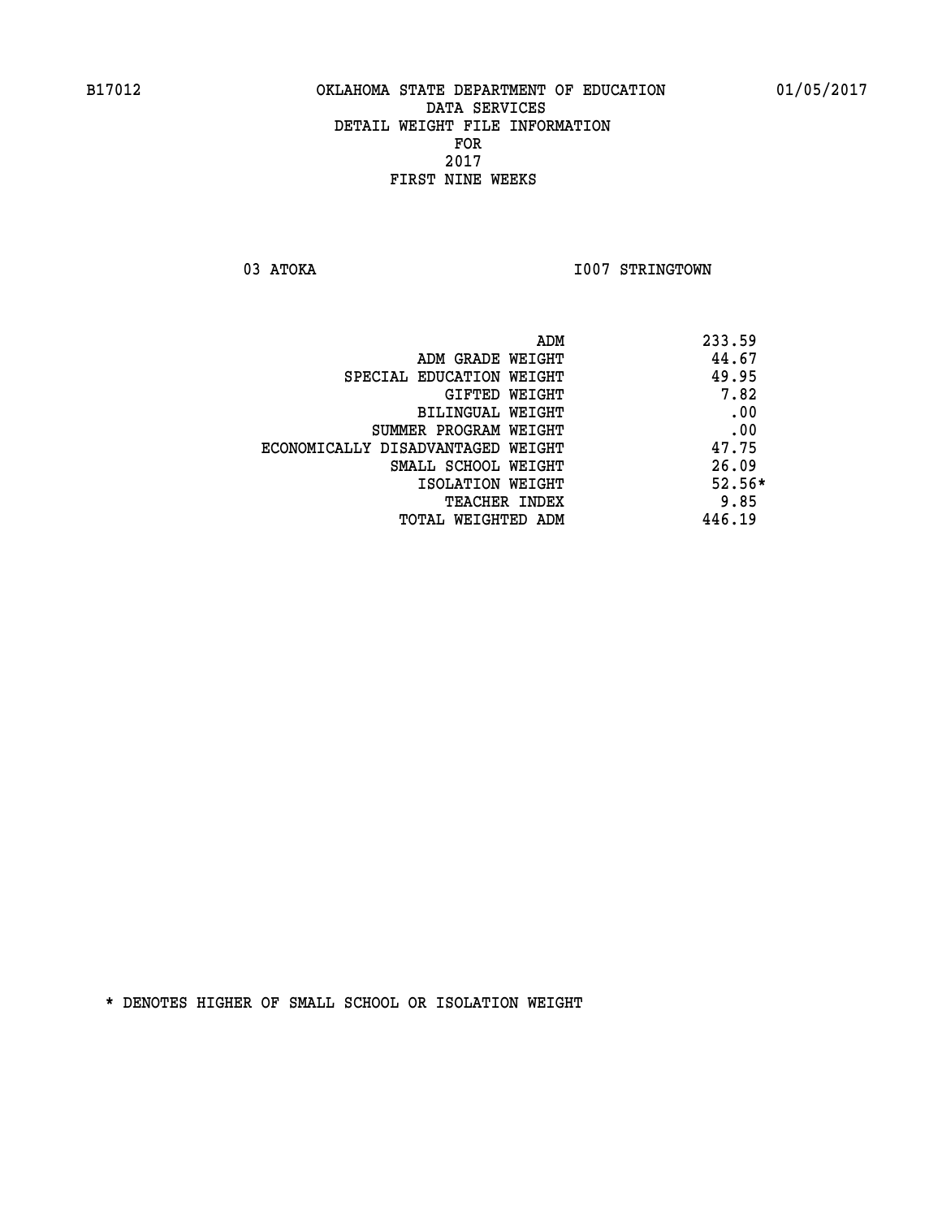B17012 OKLAHOMA STATE DEPARTMENT OF EDUCATION 01/05/2017

DATA SERVICES
DETAIL WEIGHT FILE INFORMATION
FOR
2017
FIRST NINE WEEKS

03 ATOKA I007 STRINGTOWN

| | |
|---|---|
| ADM | 233.59 |
| ADM GRADE WEIGHT | 44.67 |
| SPECIAL EDUCATION WEIGHT | 49.95 |
| GIFTED WEIGHT | 7.82 |
| BILINGUAL WEIGHT | .00 |
| SUMMER PROGRAM WEIGHT | .00 |
| ECONOMICALLY DISADVANTAGED WEIGHT | 47.75 |
| SMALL SCHOOL WEIGHT | 26.09 |
| ISOLATION WEIGHT | 52.56* |
| TEACHER INDEX | 9.85 |
| TOTAL WEIGHTED ADM | 446.19 |

* DENOTES HIGHER OF SMALL SCHOOL OR ISOLATION WEIGHT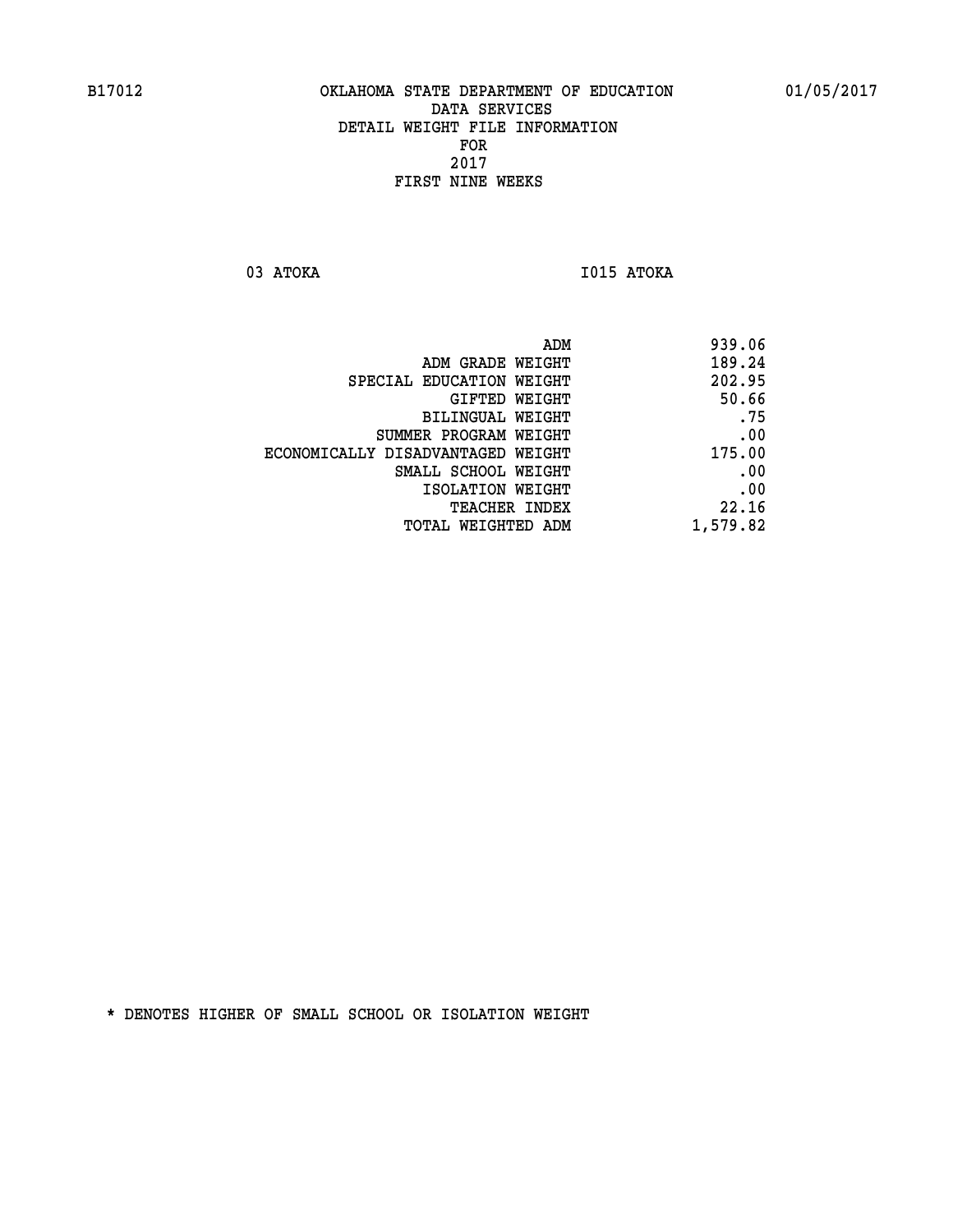B17012 OKLAHOMA STATE DEPARTMENT OF EDUCATION 01/05/2017

DATA SERVICES
DETAIL WEIGHT FILE INFORMATION
FOR
2017
FIRST NINE WEEKS

03 ATOKA I015 ATOKA

| | |
|---|---|
| ADM | 939.06 |
| ADM GRADE WEIGHT | 189.24 |
| SPECIAL EDUCATION WEIGHT | 202.95 |
| GIFTED WEIGHT | 50.66 |
| BILINGUAL WEIGHT | .75 |
| SUMMER PROGRAM WEIGHT | .00 |
| ECONOMICALLY DISADVANTAGED WEIGHT | 175.00 |
| SMALL SCHOOL WEIGHT | .00 |
| ISOLATION WEIGHT | .00 |
| TEACHER INDEX | 22.16 |
| TOTAL WEIGHTED ADM | 1,579.82 |

* DENOTES HIGHER OF SMALL SCHOOL OR ISOLATION WEIGHT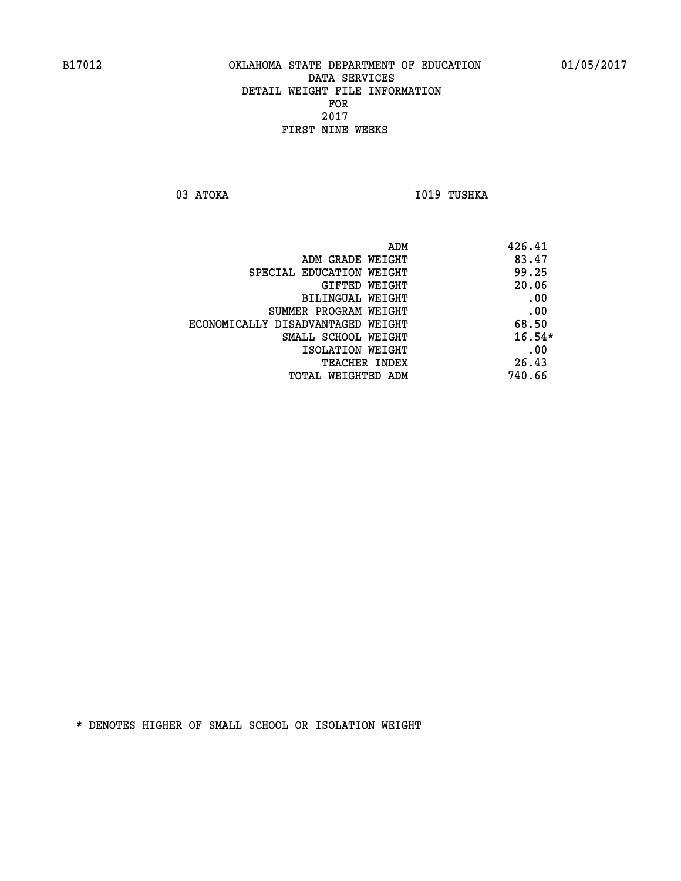B17012 OKLAHOMA STATE DEPARTMENT OF EDUCATION 01/05/2017

DATA SERVICES
DETAIL WEIGHT FILE INFORMATION
FOR
2017
FIRST NINE WEEKS

03 ATOKA I019 TUSHKA

| | |
|---|---|
| ADM | 426.41 |
| ADM GRADE WEIGHT | 83.47 |
| SPECIAL EDUCATION WEIGHT | 99.25 |
| GIFTED WEIGHT | 20.06 |
| BILINGUAL WEIGHT | .00 |
| SUMMER PROGRAM WEIGHT | .00 |
| ECONOMICALLY DISADVANTAGED WEIGHT | 68.50 |
| SMALL SCHOOL WEIGHT | 16.54* |
| ISOLATION WEIGHT | .00 |
| TEACHER INDEX | 26.43 |
| TOTAL WEIGHTED ADM | 740.66 |

* DENOTES HIGHER OF SMALL SCHOOL OR ISOLATION WEIGHT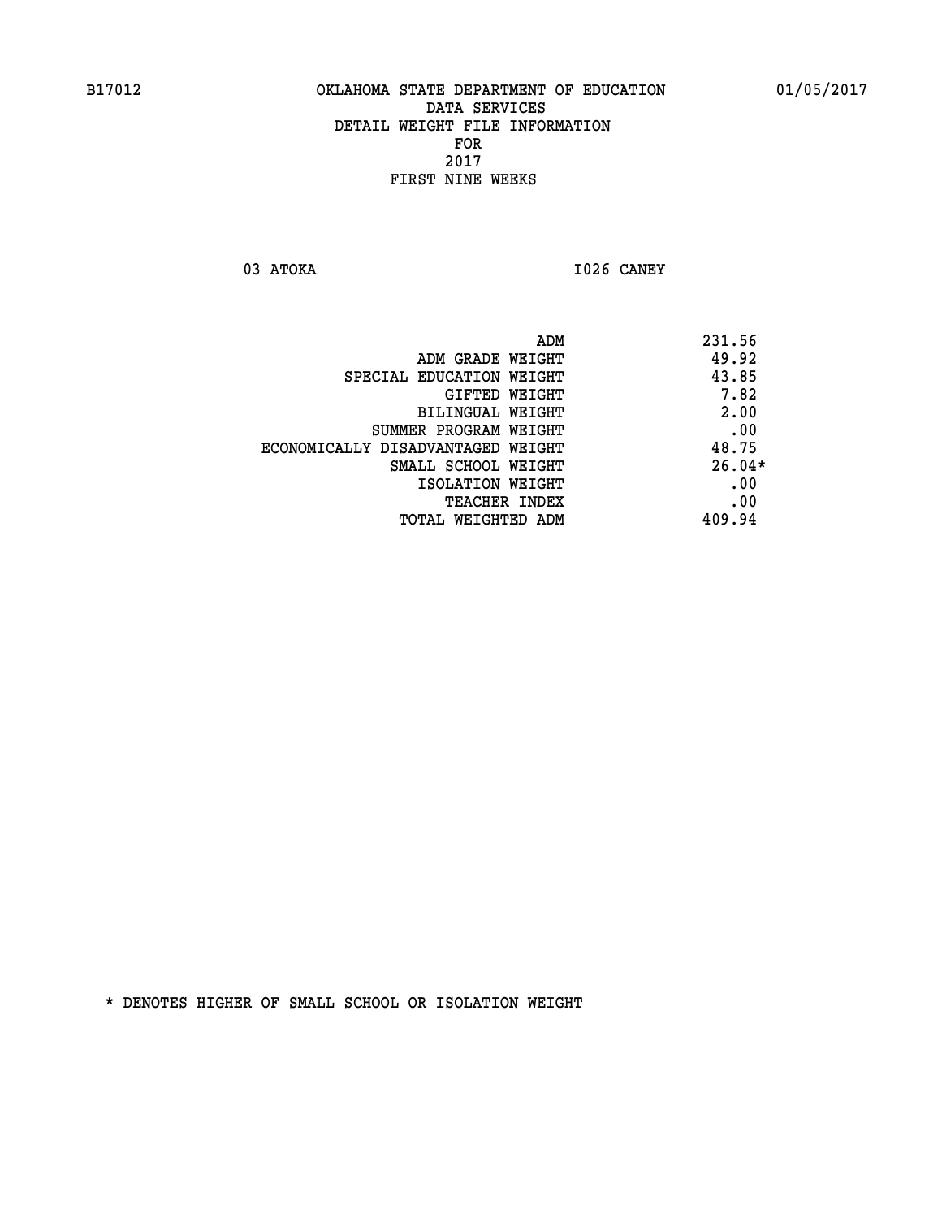B17012 OKLAHOMA STATE DEPARTMENT OF EDUCATION 01/05/2017

DATA SERVICES
DETAIL WEIGHT FILE INFORMATION
FOR
2017
FIRST NINE WEEKS

03 ATOKA I026 CANEY

| | |
|---|---|
| ADM | 231.56 |
| ADM GRADE WEIGHT | 49.92 |
| SPECIAL EDUCATION WEIGHT | 43.85 |
| GIFTED WEIGHT | 7.82 |
| BILINGUAL WEIGHT | 2.00 |
| SUMMER PROGRAM WEIGHT | .00 |
| ECONOMICALLY DISADVANTAGED WEIGHT | 48.75 |
| SMALL SCHOOL WEIGHT | 26.04* |
| ISOLATION WEIGHT | .00 |
| TEACHER INDEX | .00 |
| TOTAL WEIGHTED ADM | 409.94 |

* DENOTES HIGHER OF SMALL SCHOOL OR ISOLATION WEIGHT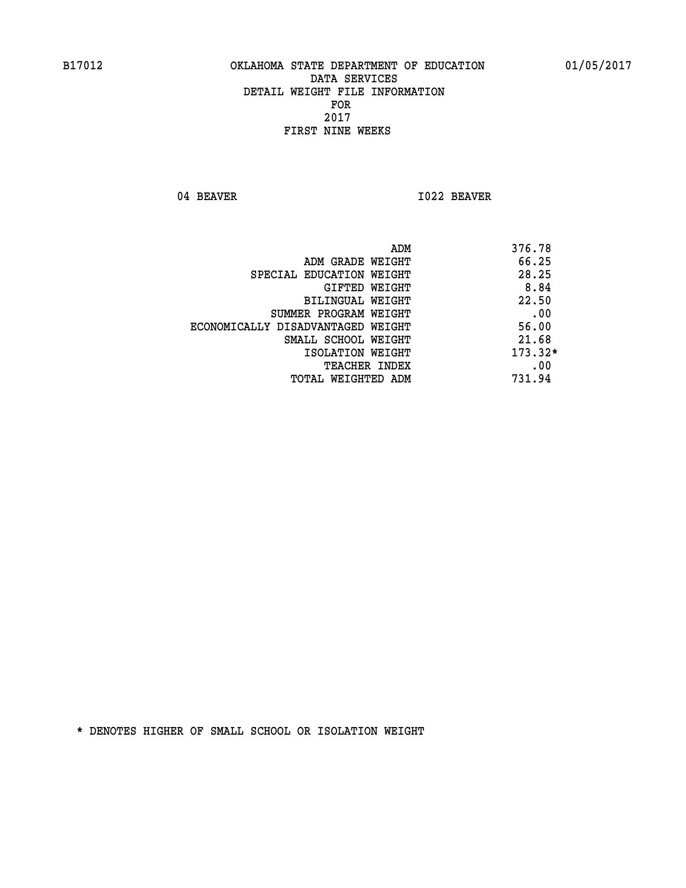B17012 OKLAHOMA STATE DEPARTMENT OF EDUCATION 01/05/2017

DATA SERVICES
DETAIL WEIGHT FILE INFORMATION
FOR
2017
FIRST NINE WEEKS

04 BEAVER I022 BEAVER

| | |
|---|---|
| ADM | 376.78 |
| ADM GRADE WEIGHT | 66.25 |
| SPECIAL EDUCATION WEIGHT | 28.25 |
| GIFTED WEIGHT | 8.84 |
| BILINGUAL WEIGHT | 22.50 |
| SUMMER PROGRAM WEIGHT | .00 |
| ECONOMICALLY DISADVANTAGED WEIGHT | 56.00 |
| SMALL SCHOOL WEIGHT | 21.68 |
| ISOLATION WEIGHT | 173.32* |
| TEACHER INDEX | .00 |
| TOTAL WEIGHTED ADM | 731.94 |

* DENOTES HIGHER OF SMALL SCHOOL OR ISOLATION WEIGHT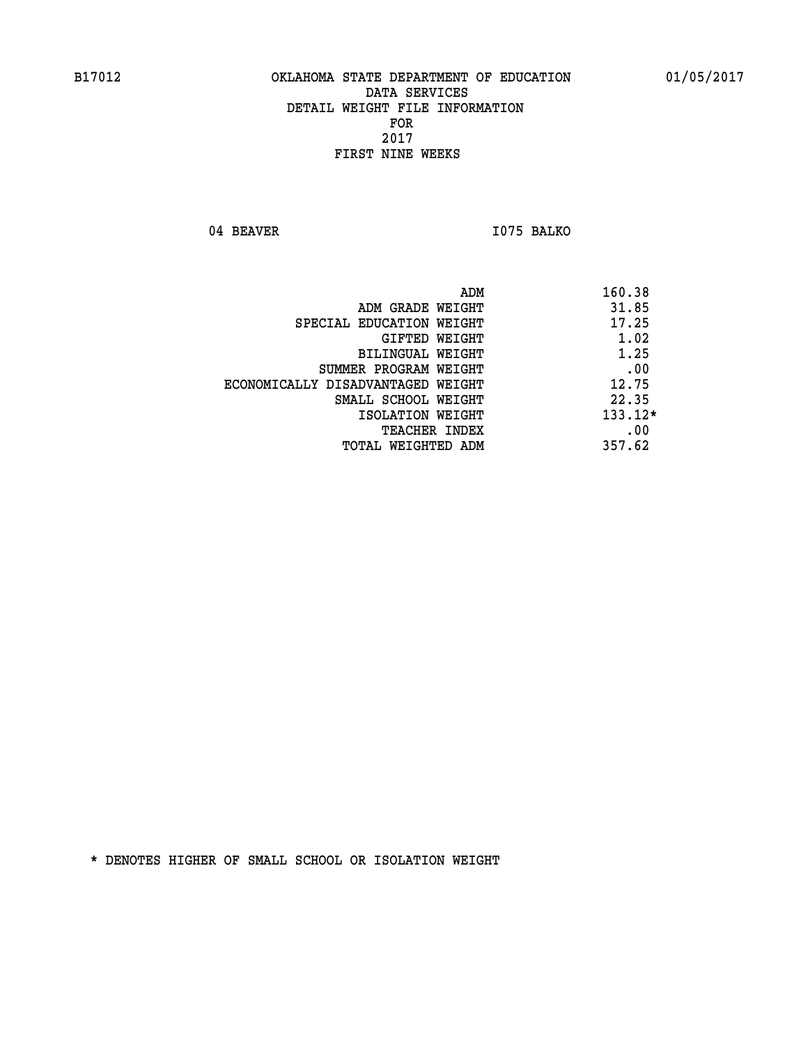B17012 OKLAHOMA STATE DEPARTMENT OF EDUCATION 01/05/2017

DATA SERVICES
DETAIL WEIGHT FILE INFORMATION
FOR
2017
FIRST NINE WEEKS

04 BEAVER I075 BALKO

| | |
|---|---|
| ADM | 160.38 |
| ADM GRADE WEIGHT | 31.85 |
| SPECIAL EDUCATION WEIGHT | 17.25 |
| GIFTED WEIGHT | 1.02 |
| BILINGUAL WEIGHT | 1.25 |
| SUMMER PROGRAM WEIGHT | .00 |
| ECONOMICALLY DISADVANTAGED WEIGHT | 12.75 |
| SMALL SCHOOL WEIGHT | 22.35 |
| ISOLATION WEIGHT | 133.12* |
| TEACHER INDEX | .00 |
| TOTAL WEIGHTED ADM | 357.62 |

* DENOTES HIGHER OF SMALL SCHOOL OR ISOLATION WEIGHT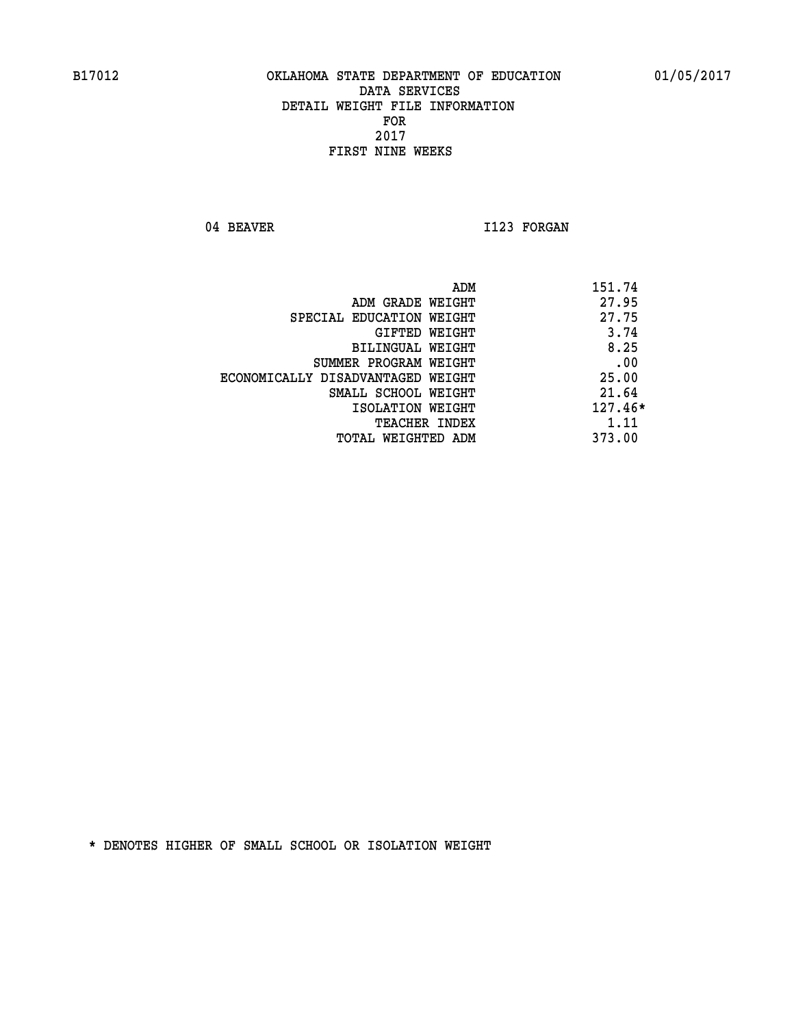B17012 OKLAHOMA STATE DEPARTMENT OF EDUCATION 01/05/2017

DATA SERVICES
DETAIL WEIGHT FILE INFORMATION
FOR
2017
FIRST NINE WEEKS

04 BEAVER I123 FORGAN

| | |
|---|---|
| ADM | 151.74 |
| ADM GRADE WEIGHT | 27.95 |
| SPECIAL EDUCATION WEIGHT | 27.75 |
| GIFTED WEIGHT | 3.74 |
| BILINGUAL WEIGHT | 8.25 |
| SUMMER PROGRAM WEIGHT | .00 |
| ECONOMICALLY DISADVANTAGED WEIGHT | 25.00 |
| SMALL SCHOOL WEIGHT | 21.64 |
| ISOLATION WEIGHT | 127.46* |
| TEACHER INDEX | 1.11 |
| TOTAL WEIGHTED ADM | 373.00 |

* DENOTES HIGHER OF SMALL SCHOOL OR ISOLATION WEIGHT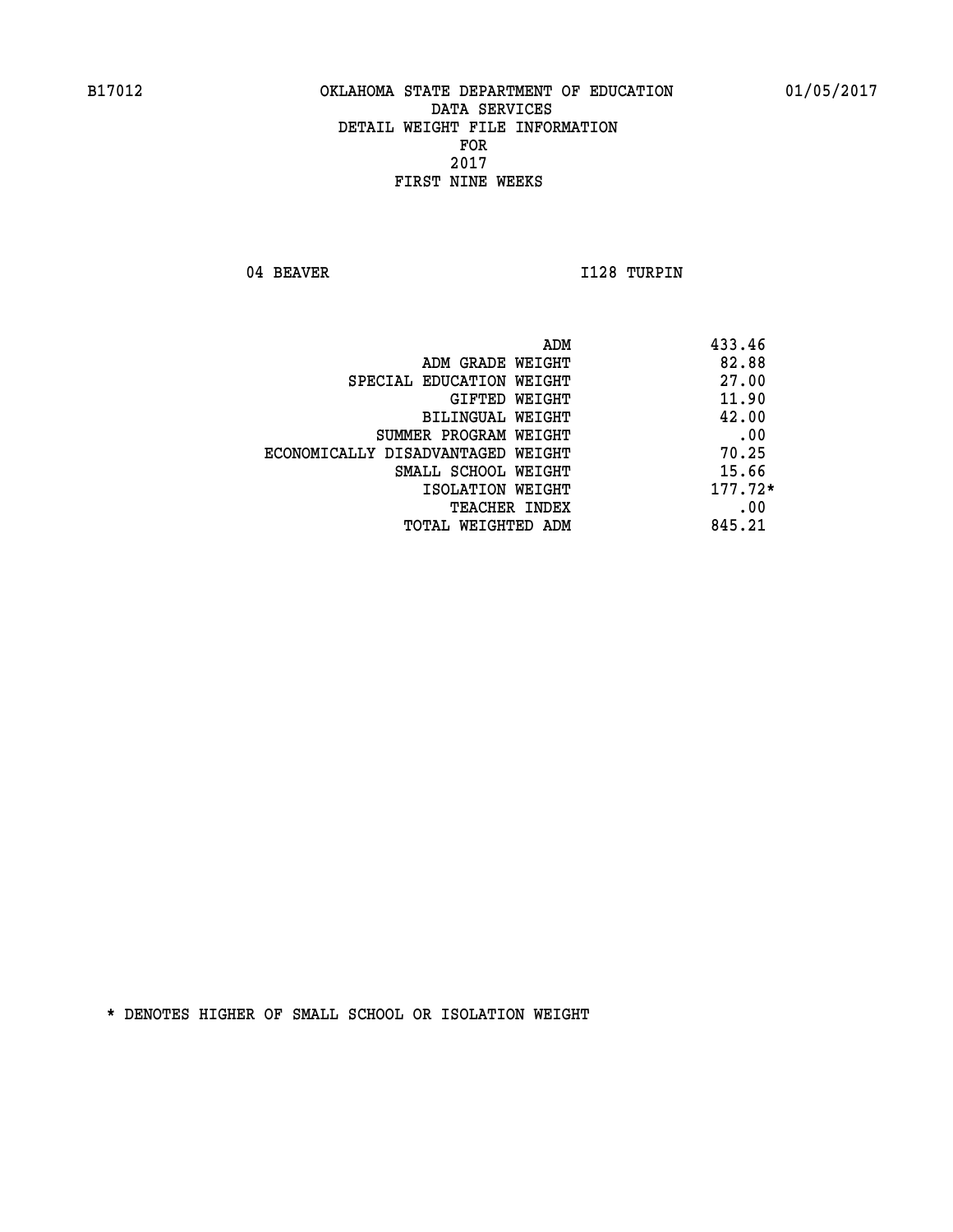B17012 OKLAHOMA STATE DEPARTMENT OF EDUCATION 01/05/2017

DATA SERVICES
DETAIL WEIGHT FILE INFORMATION
FOR
2017
FIRST NINE WEEKS

04 BEAVER I128 TURPIN

| | |
|---|---|
| ADM | 433.46 |
| ADM GRADE WEIGHT | 82.88 |
| SPECIAL EDUCATION WEIGHT | 27.00 |
| GIFTED WEIGHT | 11.90 |
| BILINGUAL WEIGHT | 42.00 |
| SUMMER PROGRAM WEIGHT | .00 |
| ECONOMICALLY DISADVANTAGED WEIGHT | 70.25 |
| SMALL SCHOOL WEIGHT | 15.66 |
| ISOLATION WEIGHT | 177.72* |
| TEACHER INDEX | .00 |
| TOTAL WEIGHTED ADM | 845.21 |

* DENOTES HIGHER OF SMALL SCHOOL OR ISOLATION WEIGHT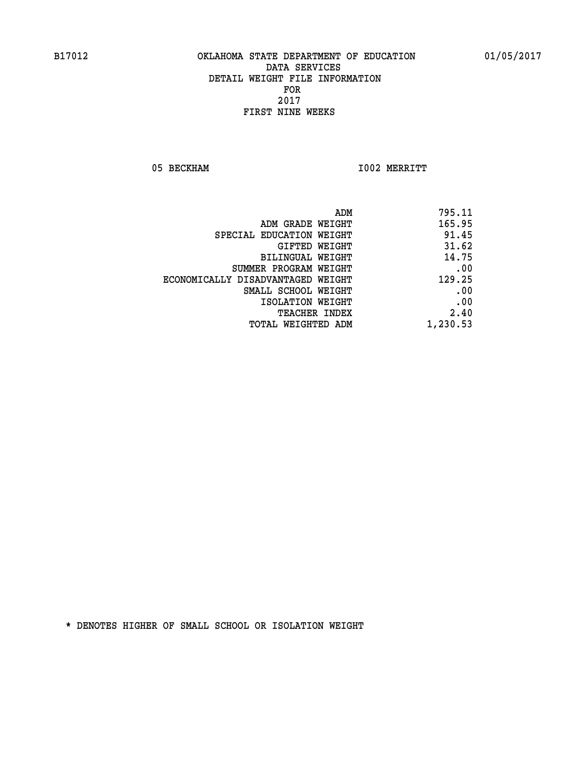B17012 OKLAHOMA STATE DEPARTMENT OF EDUCATION 01/05/2017

DATA SERVICES

DETAIL WEIGHT FILE INFORMATION

FOR

2017

FIRST NINE WEEKS

05 BECKHAM I002 MERRITT

| | |
|---|---|
| ADM | 795.11 |
| ADM GRADE WEIGHT | 165.95 |
| SPECIAL EDUCATION WEIGHT | 91.45 |
| GIFTED WEIGHT | 31.62 |
| BILINGUAL WEIGHT | 14.75 |
| SUMMER PROGRAM WEIGHT | .00 |
| ECONOMICALLY DISADVANTAGED WEIGHT | 129.25 |
| SMALL SCHOOL WEIGHT | .00 |
| ISOLATION WEIGHT | .00 |
| TEACHER INDEX | 2.40 |
| TOTAL WEIGHTED ADM | 1,230.53 |

* DENOTES HIGHER OF SMALL SCHOOL OR ISOLATION WEIGHT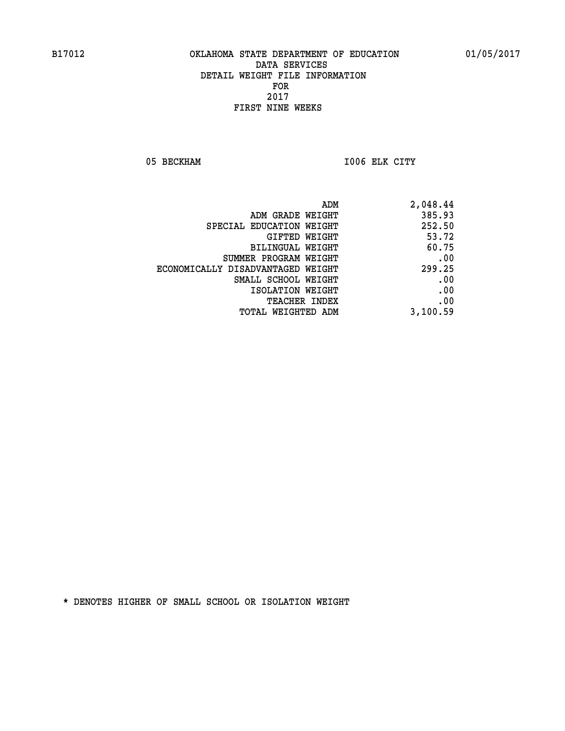B17012 OKLAHOMA STATE DEPARTMENT OF EDUCATION 01/05/2017

DATA SERVICES
DETAIL WEIGHT FILE INFORMATION
FOR
2017
FIRST NINE WEEKS

05 BECKHAM I006 ELK CITY

| | |
|---|---|
| ADM | 2,048.44 |
| ADM GRADE WEIGHT | 385.93 |
| SPECIAL EDUCATION WEIGHT | 252.50 |
| GIFTED WEIGHT | 53.72 |
| BILINGUAL WEIGHT | 60.75 |
| SUMMER PROGRAM WEIGHT | .00 |
| ECONOMICALLY DISADVANTAGED WEIGHT | 299.25 |
| SMALL SCHOOL WEIGHT | .00 |
| ISOLATION WEIGHT | .00 |
| TEACHER INDEX | .00 |
| TOTAL WEIGHTED ADM | 3,100.59 |

* DENOTES HIGHER OF SMALL SCHOOL OR ISOLATION WEIGHT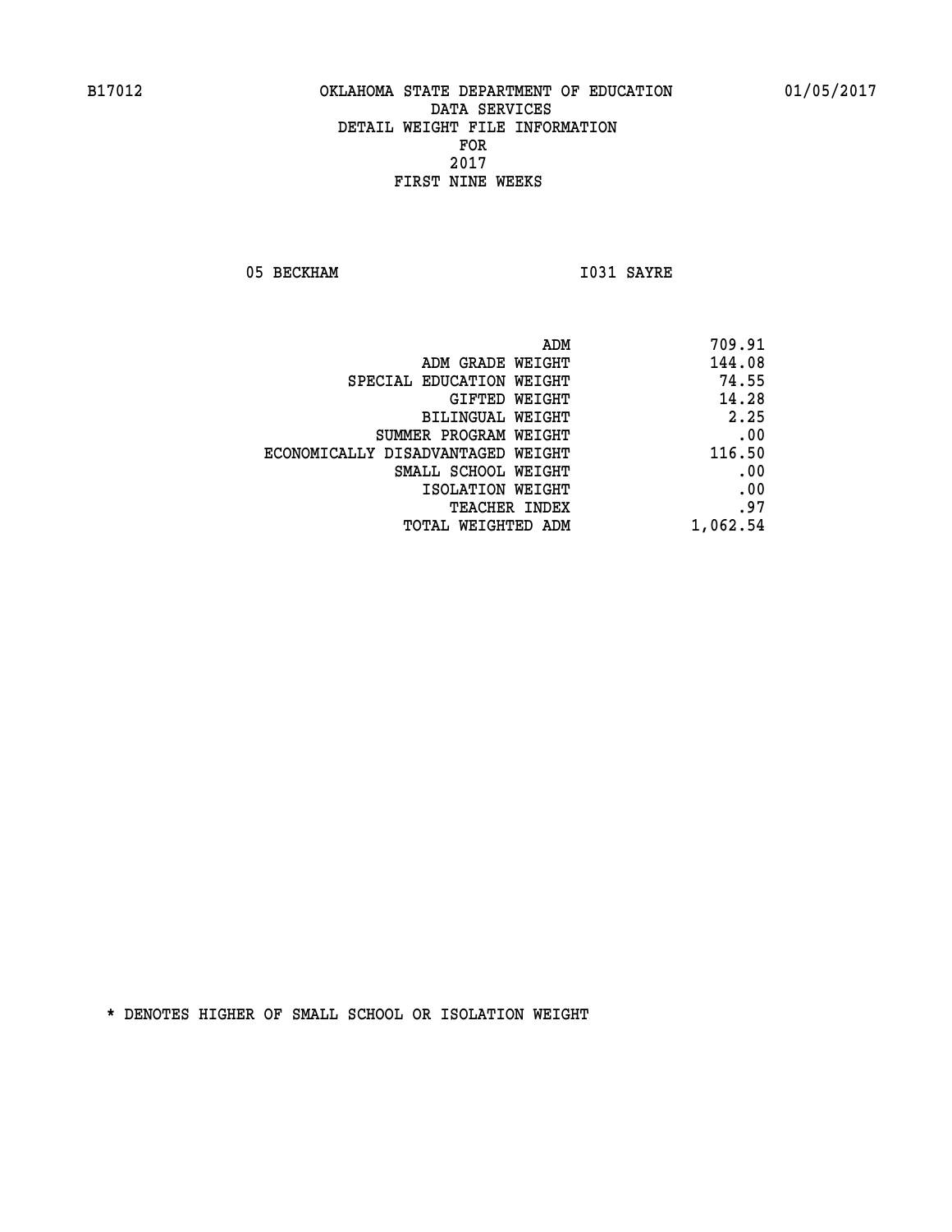B17012 OKLAHOMA STATE DEPARTMENT OF EDUCATION 01/05/2017

DATA SERVICES
DETAIL WEIGHT FILE INFORMATION
FOR
2017
FIRST NINE WEEKS

05 BECKHAM I031 SAYRE

| | |
|---|---|
| ADM | 709.91 |
| ADM GRADE WEIGHT | 144.08 |
| SPECIAL EDUCATION WEIGHT | 74.55 |
| GIFTED WEIGHT | 14.28 |
| BILINGUAL WEIGHT | 2.25 |
| SUMMER PROGRAM WEIGHT | .00 |
| ECONOMICALLY DISADVANTAGED WEIGHT | 116.50 |
| SMALL SCHOOL WEIGHT | .00 |
| ISOLATION WEIGHT | .00 |
| TEACHER INDEX | .97 |
| TOTAL WEIGHTED ADM | 1,062.54 |

* DENOTES HIGHER OF SMALL SCHOOL OR ISOLATION WEIGHT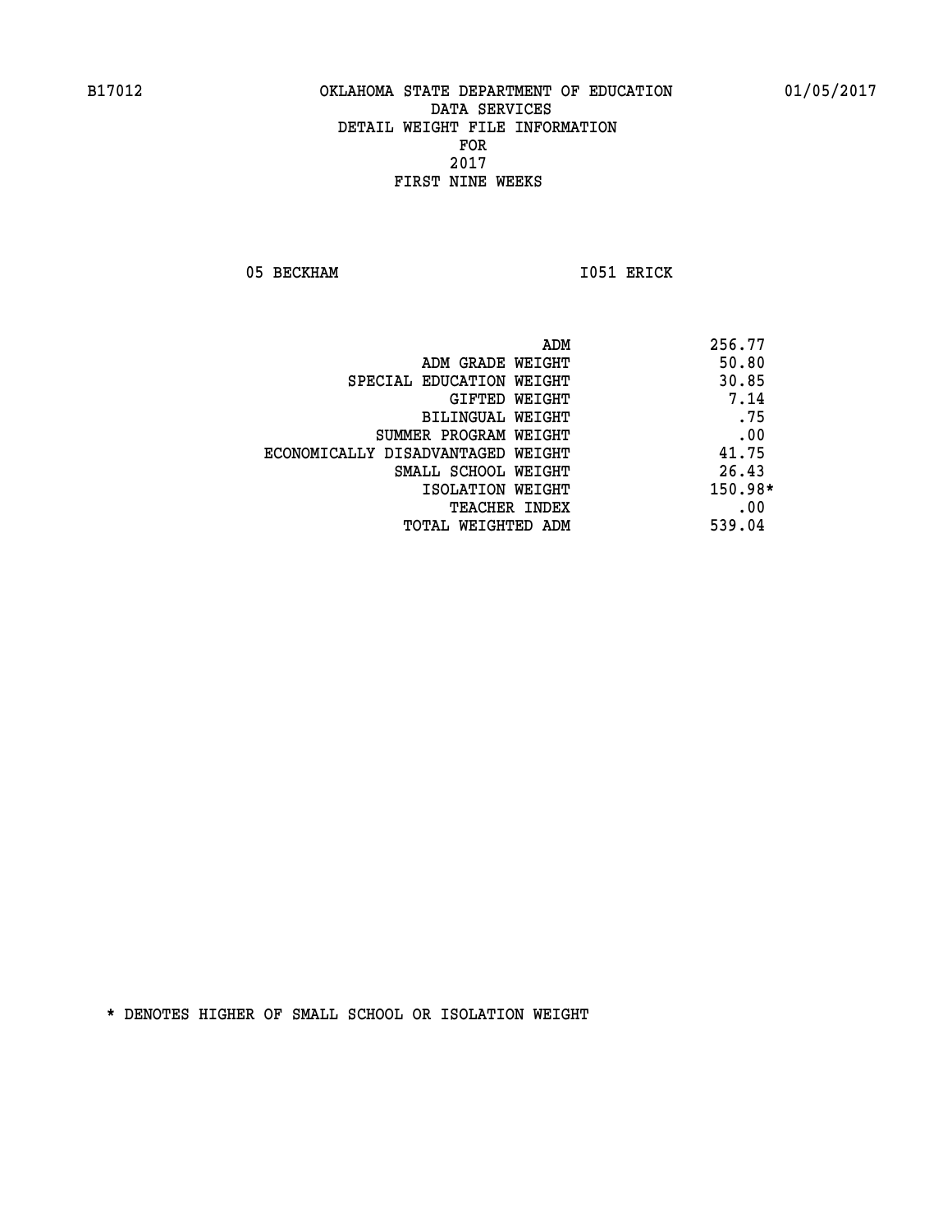B17012 OKLAHOMA STATE DEPARTMENT OF EDUCATION 01/05/2017

DATA SERVICES
DETAIL WEIGHT FILE INFORMATION
FOR
2017
FIRST NINE WEEKS

05 BECKHAM I051 ERICK

| | |
|---|---|
| ADM | 256.77 |
| ADM GRADE WEIGHT | 50.80 |
| SPECIAL EDUCATION WEIGHT | 30.85 |
| GIFTED WEIGHT | 7.14 |
| BILINGUAL WEIGHT | .75 |
| SUMMER PROGRAM WEIGHT | .00 |
| ECONOMICALLY DISADVANTAGED WEIGHT | 41.75 |
| SMALL SCHOOL WEIGHT | 26.43 |
| ISOLATION WEIGHT | 150.98* |
| TEACHER INDEX | .00 |
| TOTAL WEIGHTED ADM | 539.04 |

* DENOTES HIGHER OF SMALL SCHOOL OR ISOLATION WEIGHT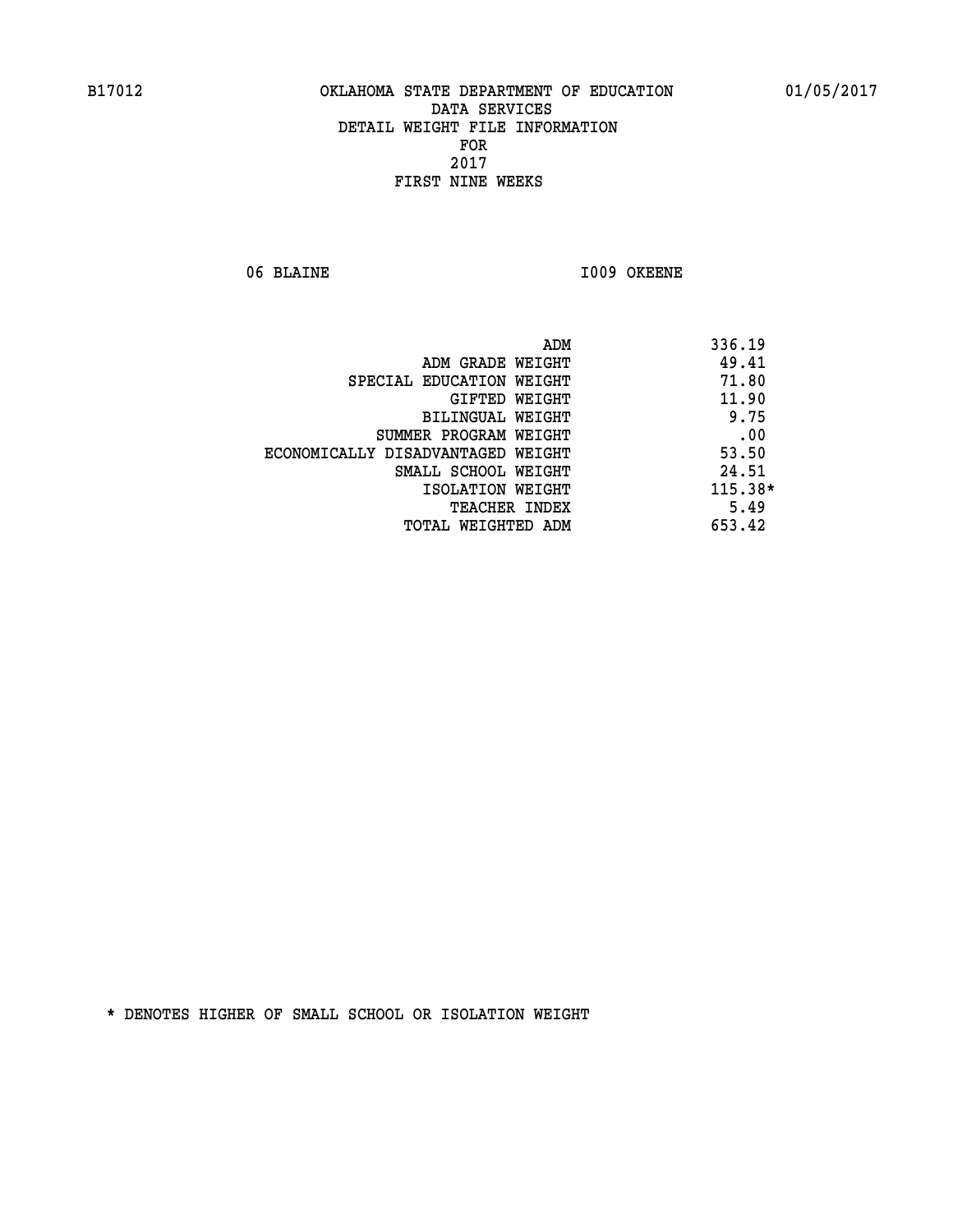B17012 OKLAHOMA STATE DEPARTMENT OF EDUCATION 01/05/2017

DATA SERVICES
DETAIL WEIGHT FILE INFORMATION
FOR
2017
FIRST NINE WEEKS

06 BLAINE I009 OKEENE

| | |
|---|---|
| ADM | 336.19 |
| ADM GRADE WEIGHT | 49.41 |
| SPECIAL EDUCATION WEIGHT | 71.80 |
| GIFTED WEIGHT | 11.90 |
| BILINGUAL WEIGHT | 9.75 |
| SUMMER PROGRAM WEIGHT | .00 |
| ECONOMICALLY DISADVANTAGED WEIGHT | 53.50 |
| SMALL SCHOOL WEIGHT | 24.51 |
| ISOLATION WEIGHT | 115.38* |
| TEACHER INDEX | 5.49 |
| TOTAL WEIGHTED ADM | 653.42 |

* DENOTES HIGHER OF SMALL SCHOOL OR ISOLATION WEIGHT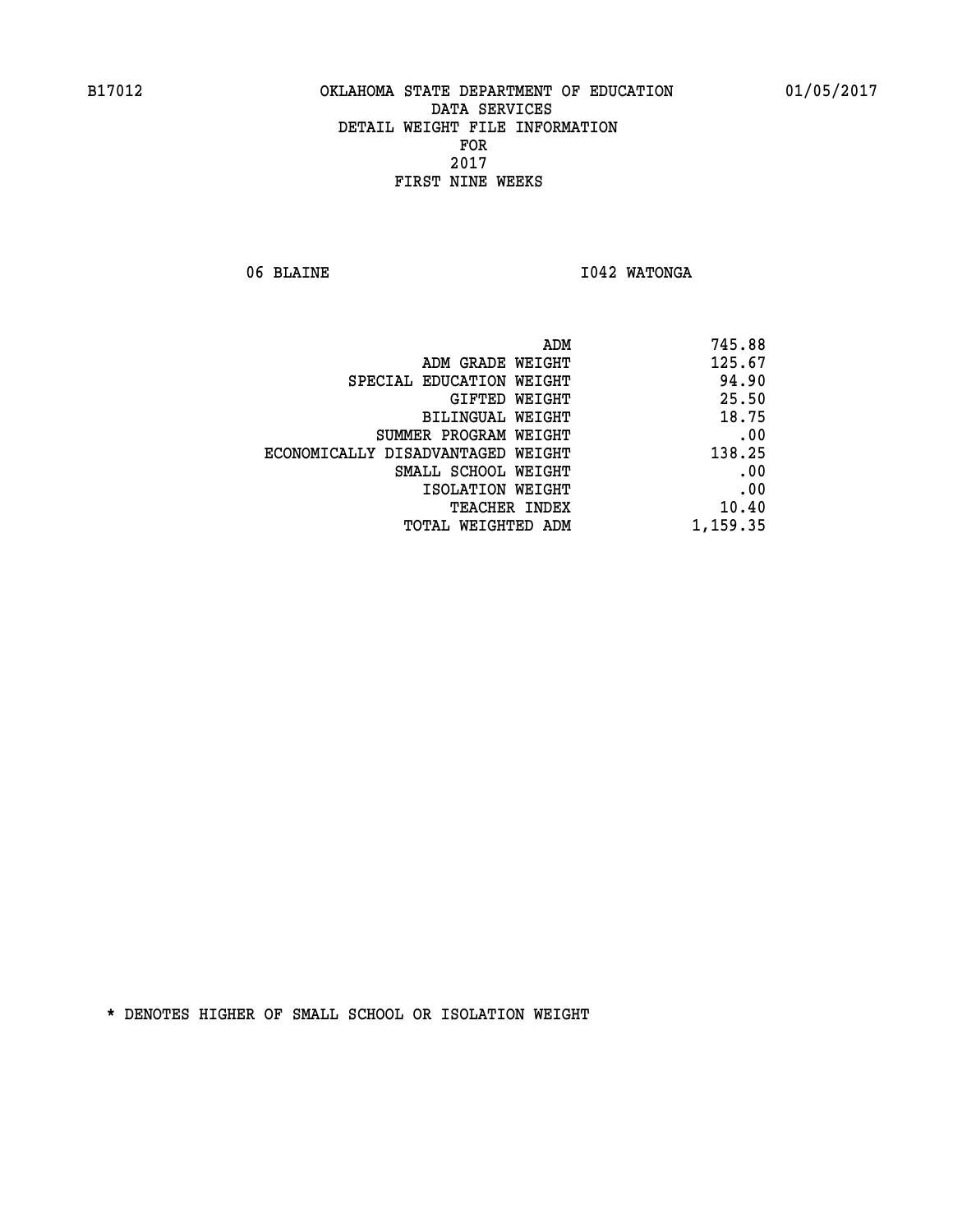# OKLAHOMA STATE DEPARTMENT OF EDUCATION
## DATA SERVICES
## DETAIL WEIGHT FILE INFORMATION
## FOR
## 2017
## FIRST NINE WEEKS

B17012 — 01/05/2017

06 BLAINE — I042 WATONGA

| | |
|---|---|
| ADM | 745.88 |
| ADM GRADE WEIGHT | 125.67 |
| SPECIAL EDUCATION WEIGHT | 94.90 |
| GIFTED WEIGHT | 25.50 |
| BILINGUAL WEIGHT | 18.75 |
| SUMMER PROGRAM WEIGHT | .00 |
| ECONOMICALLY DISADVANTAGED WEIGHT | 138.25 |
| SMALL SCHOOL WEIGHT | .00 |
| ISOLATION WEIGHT | .00 |
| TEACHER INDEX | 10.40 |
| TOTAL WEIGHTED ADM | 1,159.35 |

* DENOTES HIGHER OF SMALL SCHOOL OR ISOLATION WEIGHT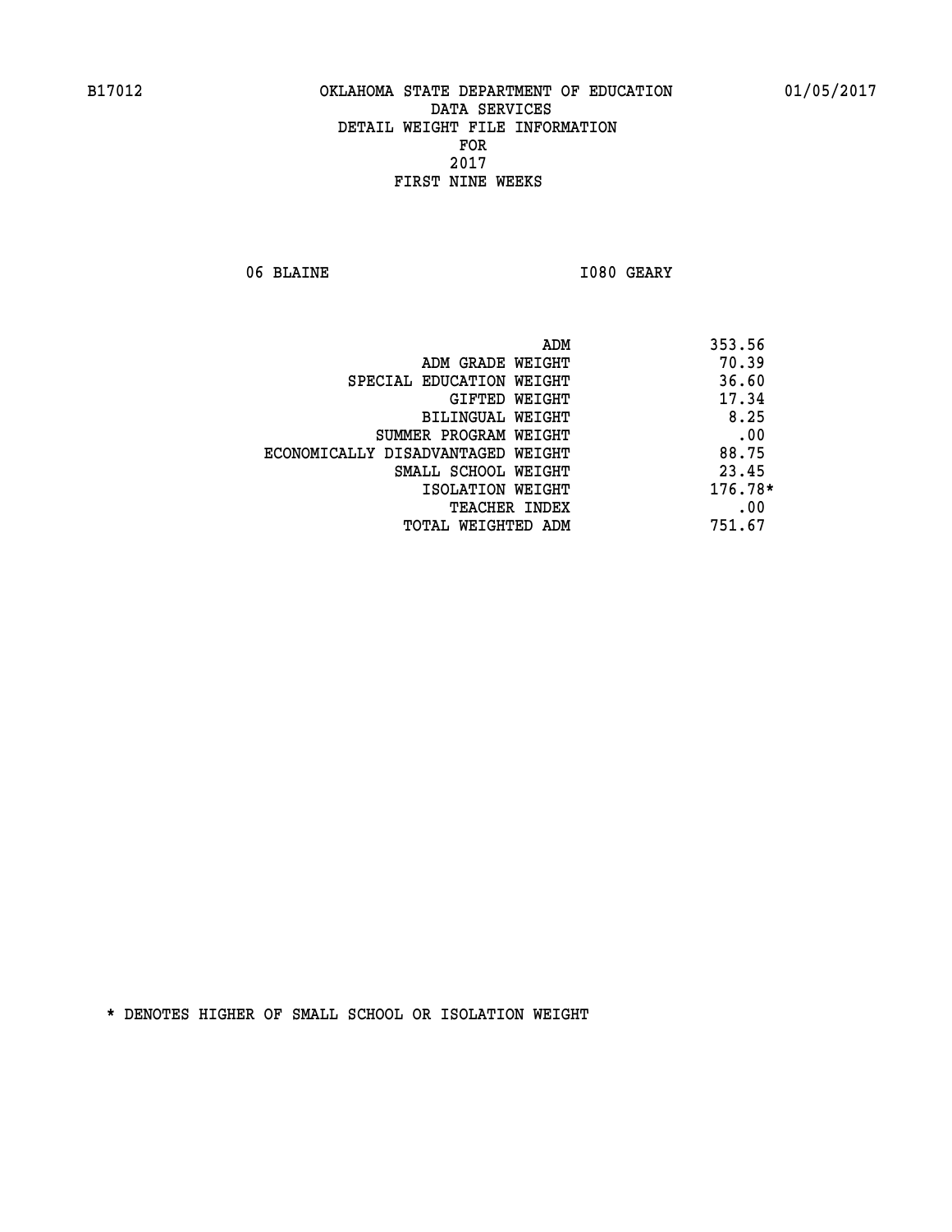B17012 OKLAHOMA STATE DEPARTMENT OF EDUCATION 01/05/2017

DATA SERVICES

DETAIL WEIGHT FILE INFORMATION

FOR

2017

FIRST NINE WEEKS

06 BLAINE I080 GEARY

| | |
|---|---|
| ADM | 353.56 |
| ADM GRADE WEIGHT | 70.39 |
| SPECIAL EDUCATION WEIGHT | 36.60 |
| GIFTED WEIGHT | 17.34 |
| BILINGUAL WEIGHT | 8.25 |
| SUMMER PROGRAM WEIGHT | .00 |
| ECONOMICALLY DISADVANTAGED WEIGHT | 88.75 |
| SMALL SCHOOL WEIGHT | 23.45 |
| ISOLATION WEIGHT | 176.78* |
| TEACHER INDEX | .00 |
| TOTAL WEIGHTED ADM | 751.67 |

* DENOTES HIGHER OF SMALL SCHOOL OR ISOLATION WEIGHT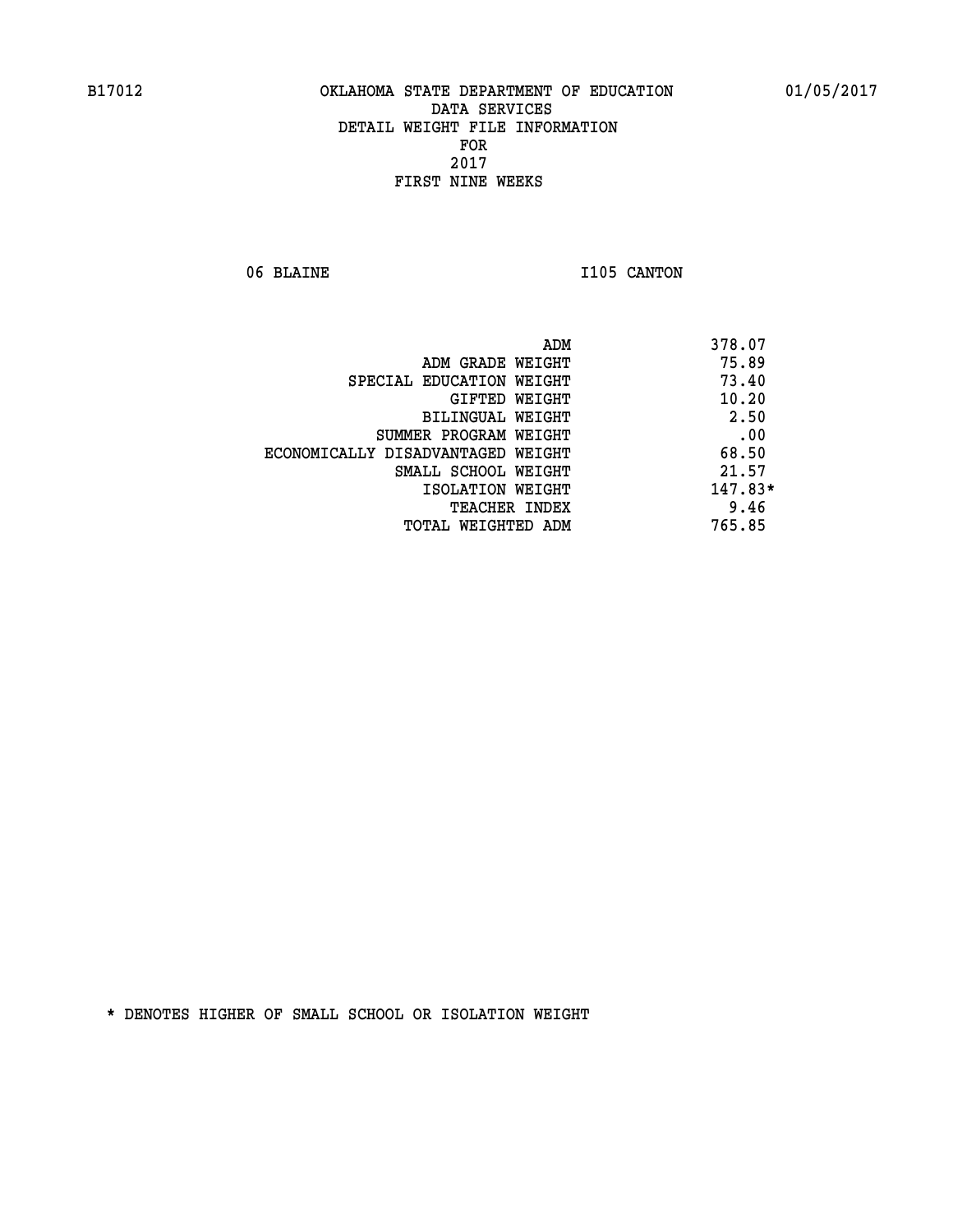B17012 OKLAHOMA STATE DEPARTMENT OF EDUCATION 01/05/2017

DATA SERVICES
DETAIL WEIGHT FILE INFORMATION
FOR
2017
FIRST NINE WEEKS

06 BLAINE I105 CANTON

| | |
|---|---|
| ADM | 378.07 |
| ADM GRADE WEIGHT | 75.89 |
| SPECIAL EDUCATION WEIGHT | 73.40 |
| GIFTED WEIGHT | 10.20 |
| BILINGUAL WEIGHT | 2.50 |
| SUMMER PROGRAM WEIGHT | .00 |
| ECONOMICALLY DISADVANTAGED WEIGHT | 68.50 |
| SMALL SCHOOL WEIGHT | 21.57 |
| ISOLATION WEIGHT | 147.83* |
| TEACHER INDEX | 9.46 |
| TOTAL WEIGHTED ADM | 765.85 |

* DENOTES HIGHER OF SMALL SCHOOL OR ISOLATION WEIGHT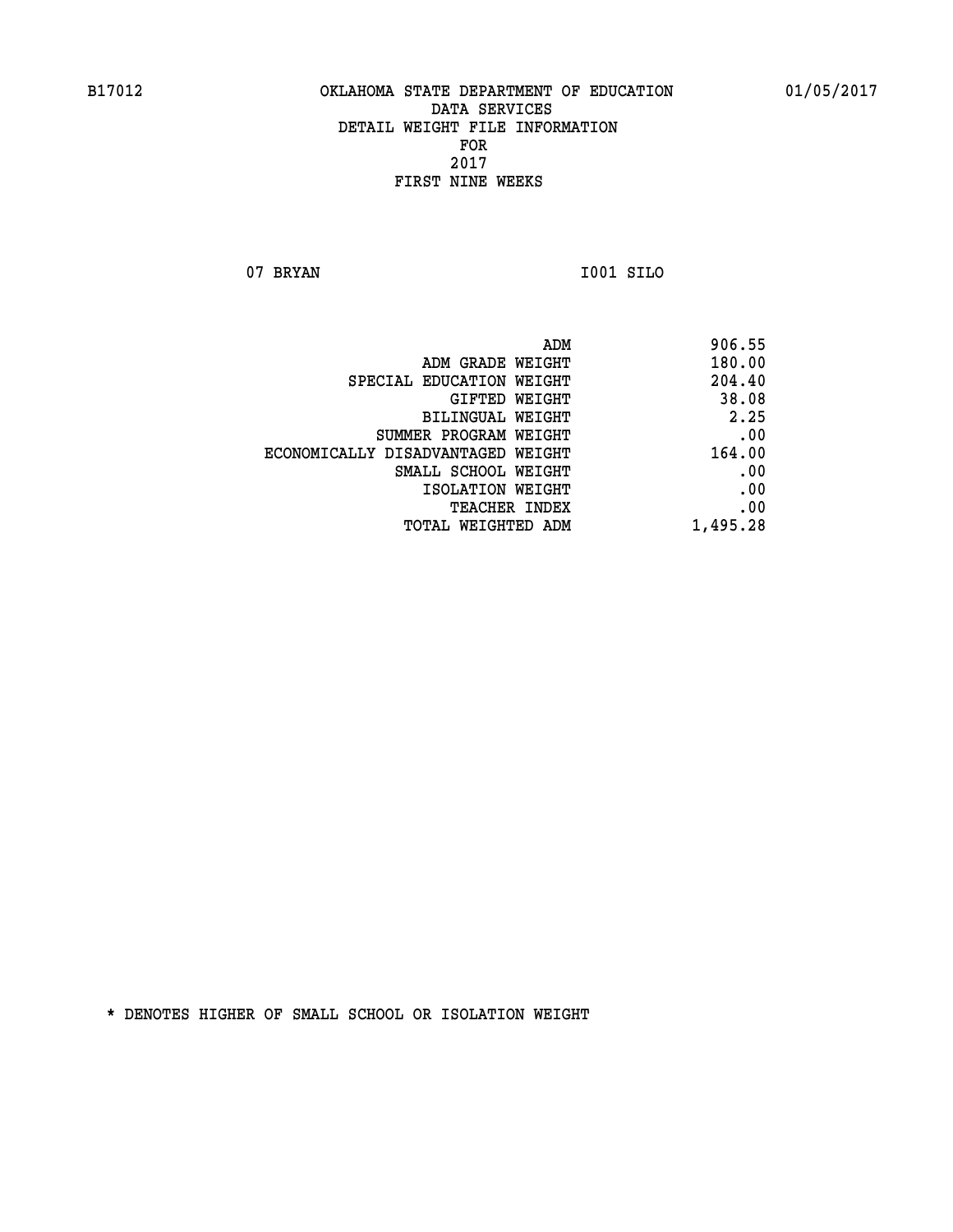B17012 OKLAHOMA STATE DEPARTMENT OF EDUCATION 01/05/2017

DATA SERVICES
DETAIL WEIGHT FILE INFORMATION
FOR
2017
FIRST NINE WEEKS

07 BRYAN I001 SILO

| | |
|---|---|
| ADM | 906.55 |
| ADM GRADE WEIGHT | 180.00 |
| SPECIAL EDUCATION WEIGHT | 204.40 |
| GIFTED WEIGHT | 38.08 |
| BILINGUAL WEIGHT | 2.25 |
| SUMMER PROGRAM WEIGHT | .00 |
| ECONOMICALLY DISADVANTAGED WEIGHT | 164.00 |
| SMALL SCHOOL WEIGHT | .00 |
| ISOLATION WEIGHT | .00 |
| TEACHER INDEX | .00 |
| TOTAL WEIGHTED ADM | 1,495.28 |

* DENOTES HIGHER OF SMALL SCHOOL OR ISOLATION WEIGHT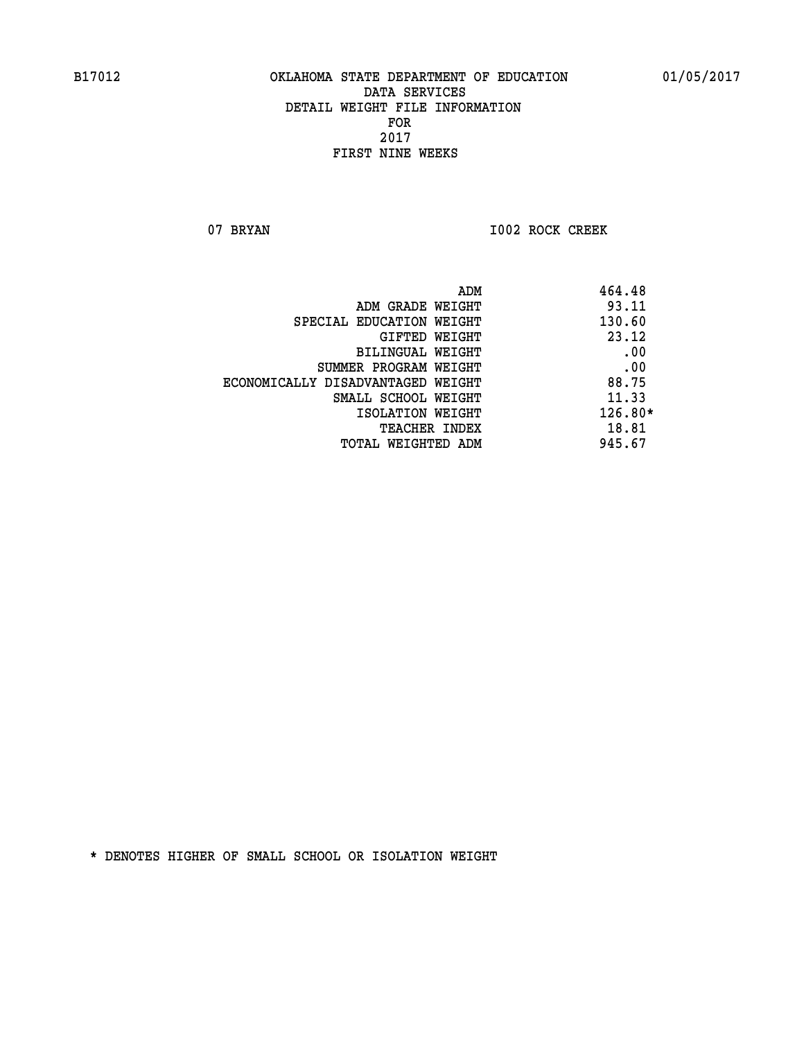B17012 OKLAHOMA STATE DEPARTMENT OF EDUCATION 01/05/2017

DATA SERVICES
DETAIL WEIGHT FILE INFORMATION
FOR
2017
FIRST NINE WEEKS

07 BRYAN I002 ROCK CREEK

| | |
|---|---|
| ADM | 464.48 |
| ADM GRADE WEIGHT | 93.11 |
| SPECIAL EDUCATION WEIGHT | 130.60 |
| GIFTED WEIGHT | 23.12 |
| BILINGUAL WEIGHT | .00 |
| SUMMER PROGRAM WEIGHT | .00 |
| ECONOMICALLY DISADVANTAGED WEIGHT | 88.75 |
| SMALL SCHOOL WEIGHT | 11.33 |
| ISOLATION WEIGHT | 126.80* |
| TEACHER INDEX | 18.81 |
| TOTAL WEIGHTED ADM | 945.67 |

* DENOTES HIGHER OF SMALL SCHOOL OR ISOLATION WEIGHT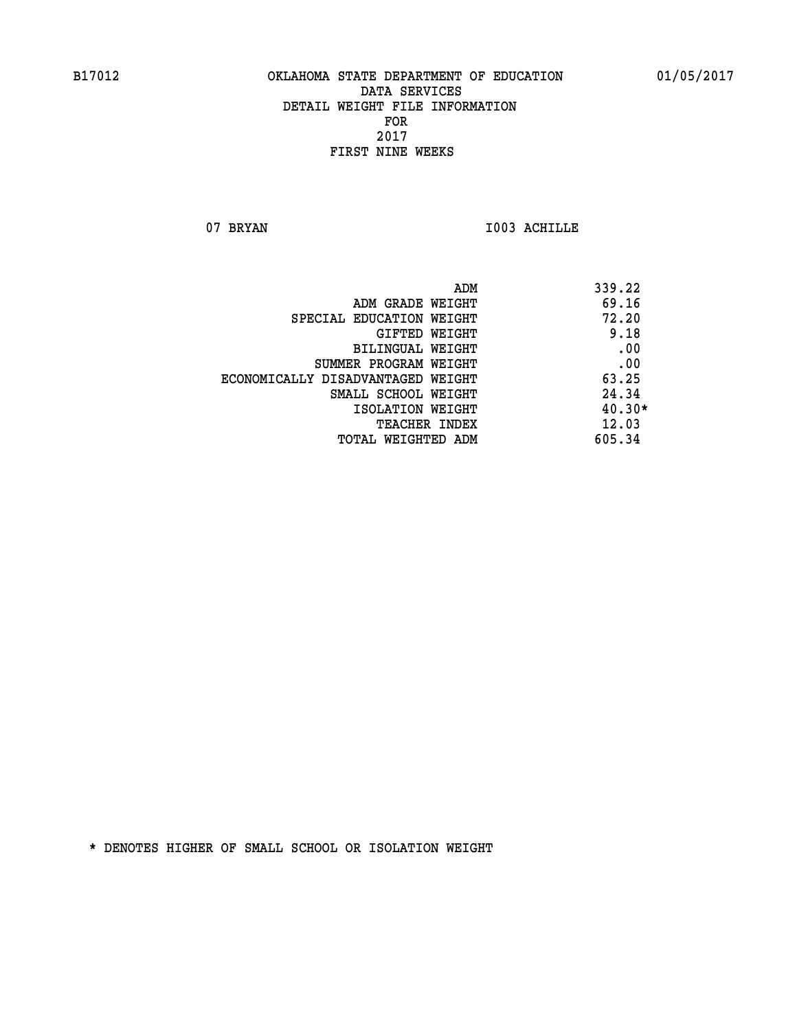B17012 OKLAHOMA STATE DEPARTMENT OF EDUCATION 01/05/2017

DATA SERVICES
DETAIL WEIGHT FILE INFORMATION
FOR
2017
FIRST NINE WEEKS

07 BRYAN I003 ACHILLE

| | |
|---|---|
| ADM | 339.22 |
| ADM GRADE WEIGHT | 69.16 |
| SPECIAL EDUCATION WEIGHT | 72.20 |
| GIFTED WEIGHT | 9.18 |
| BILINGUAL WEIGHT | .00 |
| SUMMER PROGRAM WEIGHT | .00 |
| ECONOMICALLY DISADVANTAGED WEIGHT | 63.25 |
| SMALL SCHOOL WEIGHT | 24.34 |
| ISOLATION WEIGHT | 40.30* |
| TEACHER INDEX | 12.03 |
| TOTAL WEIGHTED ADM | 605.34 |

* DENOTES HIGHER OF SMALL SCHOOL OR ISOLATION WEIGHT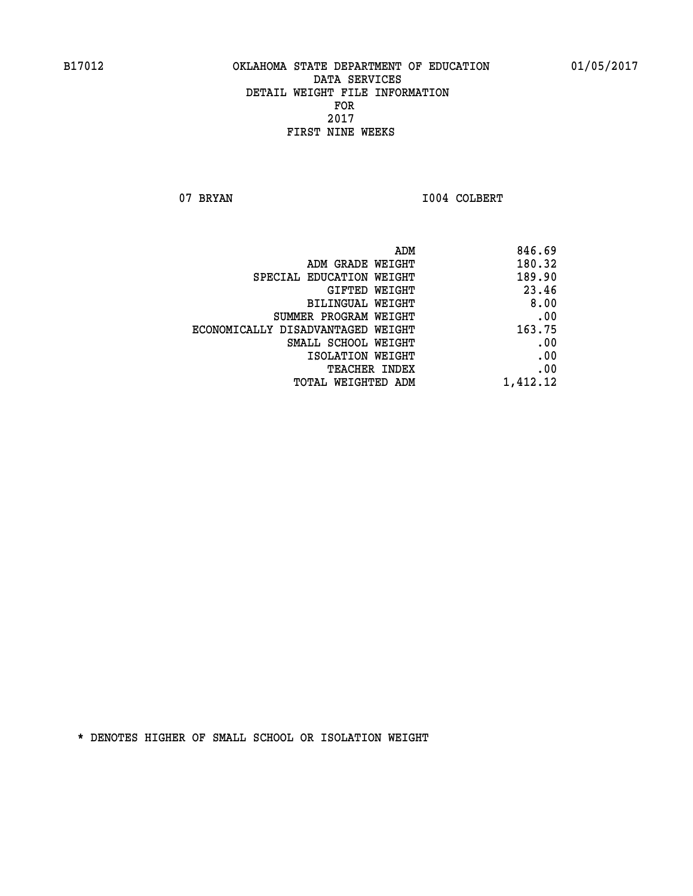B17012 OKLAHOMA STATE DEPARTMENT OF EDUCATION 01/05/2017
DATA SERVICES
DETAIL WEIGHT FILE INFORMATION
FOR
2017
FIRST NINE WEEKS

07 BRYAN I004 COLBERT

| | |
|---|---|
| ADM | 846.69 |
| ADM GRADE WEIGHT | 180.32 |
| SPECIAL EDUCATION WEIGHT | 189.90 |
| GIFTED WEIGHT | 23.46 |
| BILINGUAL WEIGHT | 8.00 |
| SUMMER PROGRAM WEIGHT | .00 |
| ECONOMICALLY DISADVANTAGED WEIGHT | 163.75 |
| SMALL SCHOOL WEIGHT | .00 |
| ISOLATION WEIGHT | .00 |
| TEACHER INDEX | .00 |
| TOTAL WEIGHTED ADM | 1,412.12 |

* DENOTES HIGHER OF SMALL SCHOOL OR ISOLATION WEIGHT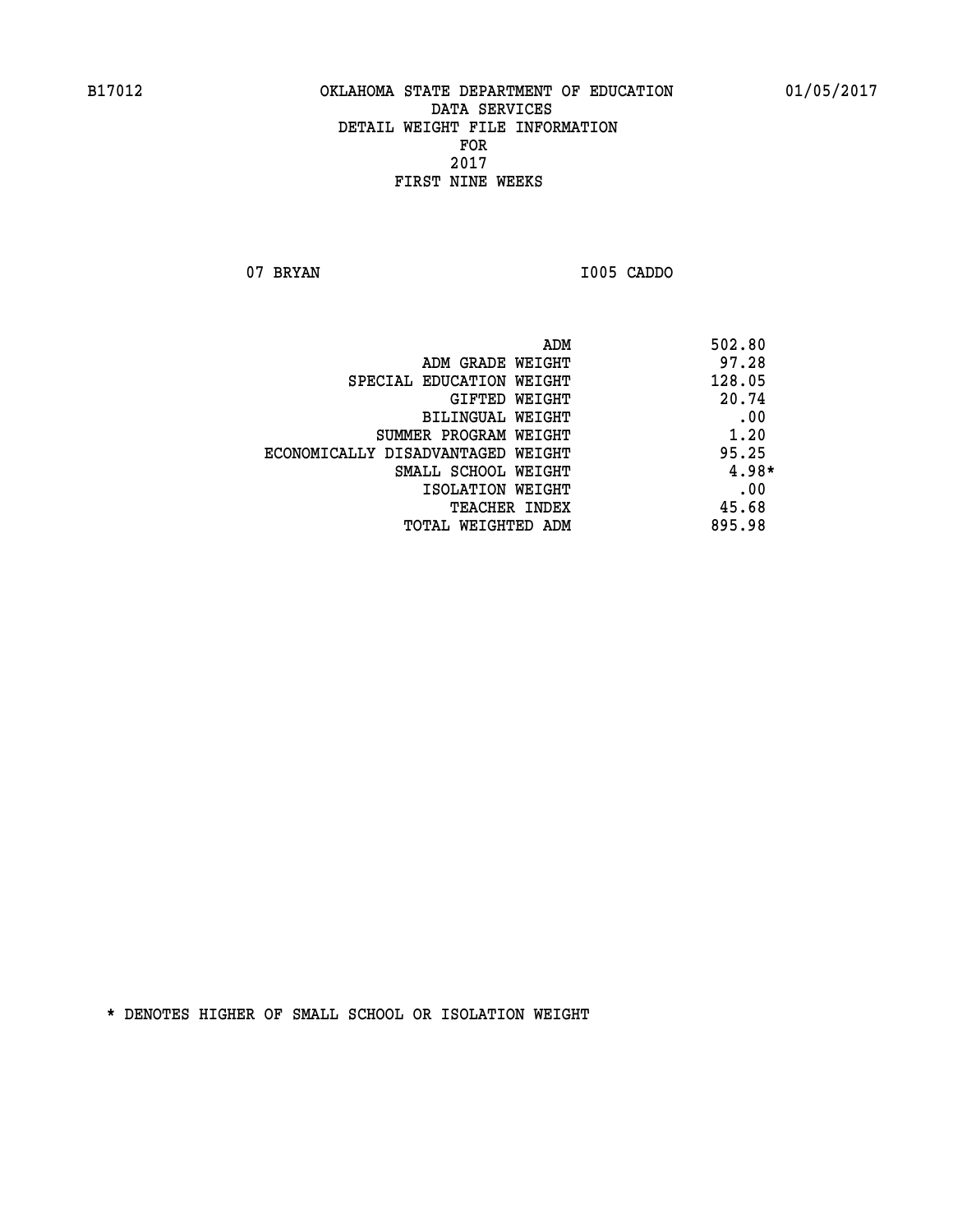B17012 OKLAHOMA STATE DEPARTMENT OF EDUCATION 01/05/2017

DATA SERVICES
DETAIL WEIGHT FILE INFORMATION
FOR
2017
FIRST NINE WEEKS

07 BRYAN I005 CADDO

| | |
|---|---|
| ADM | 502.80 |
| ADM GRADE WEIGHT | 97.28 |
| SPECIAL EDUCATION WEIGHT | 128.05 |
| GIFTED WEIGHT | 20.74 |
| BILINGUAL WEIGHT | .00 |
| SUMMER PROGRAM WEIGHT | 1.20 |
| ECONOMICALLY DISADVANTAGED WEIGHT | 95.25 |
| SMALL SCHOOL WEIGHT | 4.98* |
| ISOLATION WEIGHT | .00 |
| TEACHER INDEX | 45.68 |
| TOTAL WEIGHTED ADM | 895.98 |

* DENOTES HIGHER OF SMALL SCHOOL OR ISOLATION WEIGHT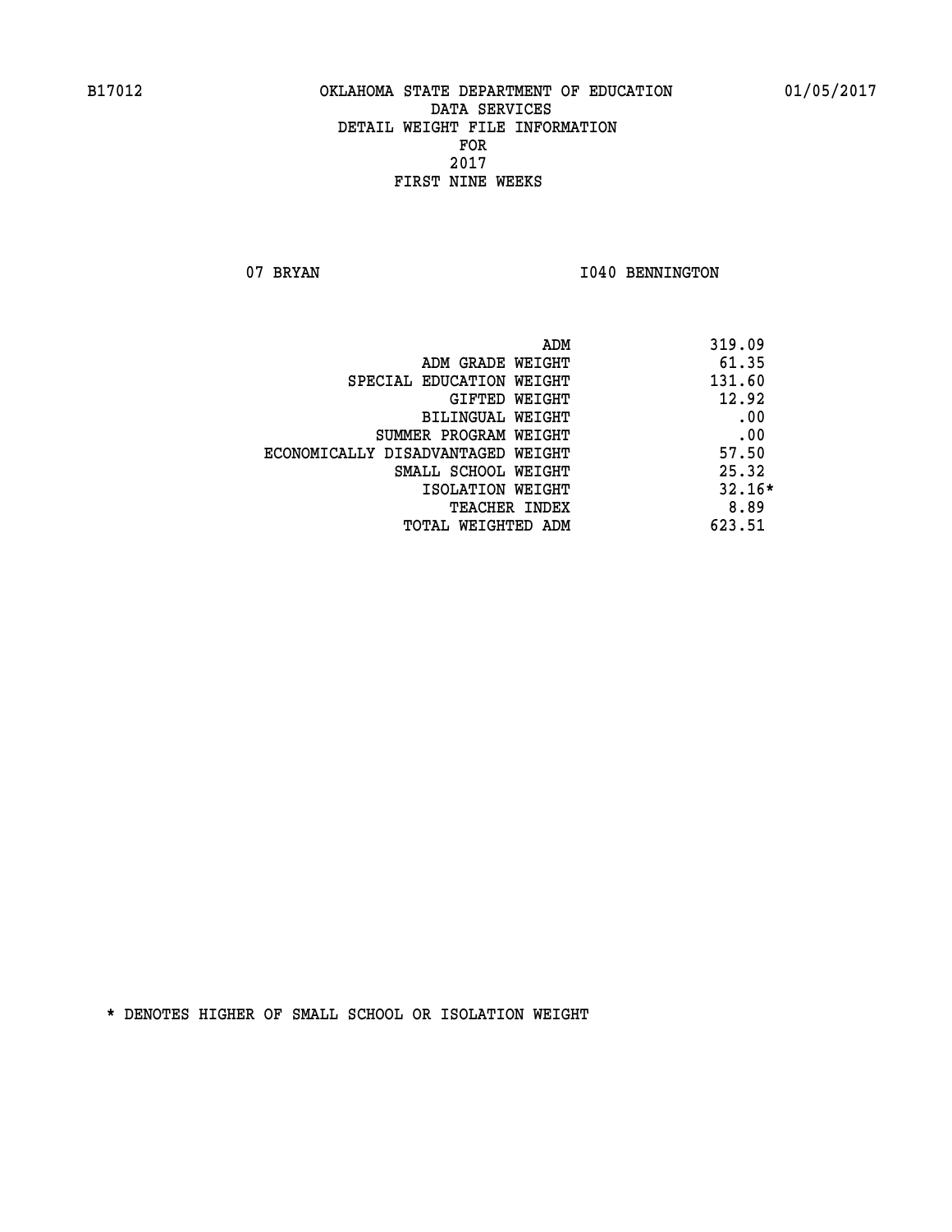B17012 OKLAHOMA STATE DEPARTMENT OF EDUCATION 01/05/2017

DATA SERVICES
DETAIL WEIGHT FILE INFORMATION
FOR
2017
FIRST NINE WEEKS

07 BRYAN I040 BENNINGTON

| | |
|---|---|
| ADM | 319.09 |
| ADM GRADE WEIGHT | 61.35 |
| SPECIAL EDUCATION WEIGHT | 131.60 |
| GIFTED WEIGHT | 12.92 |
| BILINGUAL WEIGHT | .00 |
| SUMMER PROGRAM WEIGHT | .00 |
| ECONOMICALLY DISADVANTAGED WEIGHT | 57.50 |
| SMALL SCHOOL WEIGHT | 25.32 |
| ISOLATION WEIGHT | 32.16* |
| TEACHER INDEX | 8.89 |
| TOTAL WEIGHTED ADM | 623.51 |

* DENOTES HIGHER OF SMALL SCHOOL OR ISOLATION WEIGHT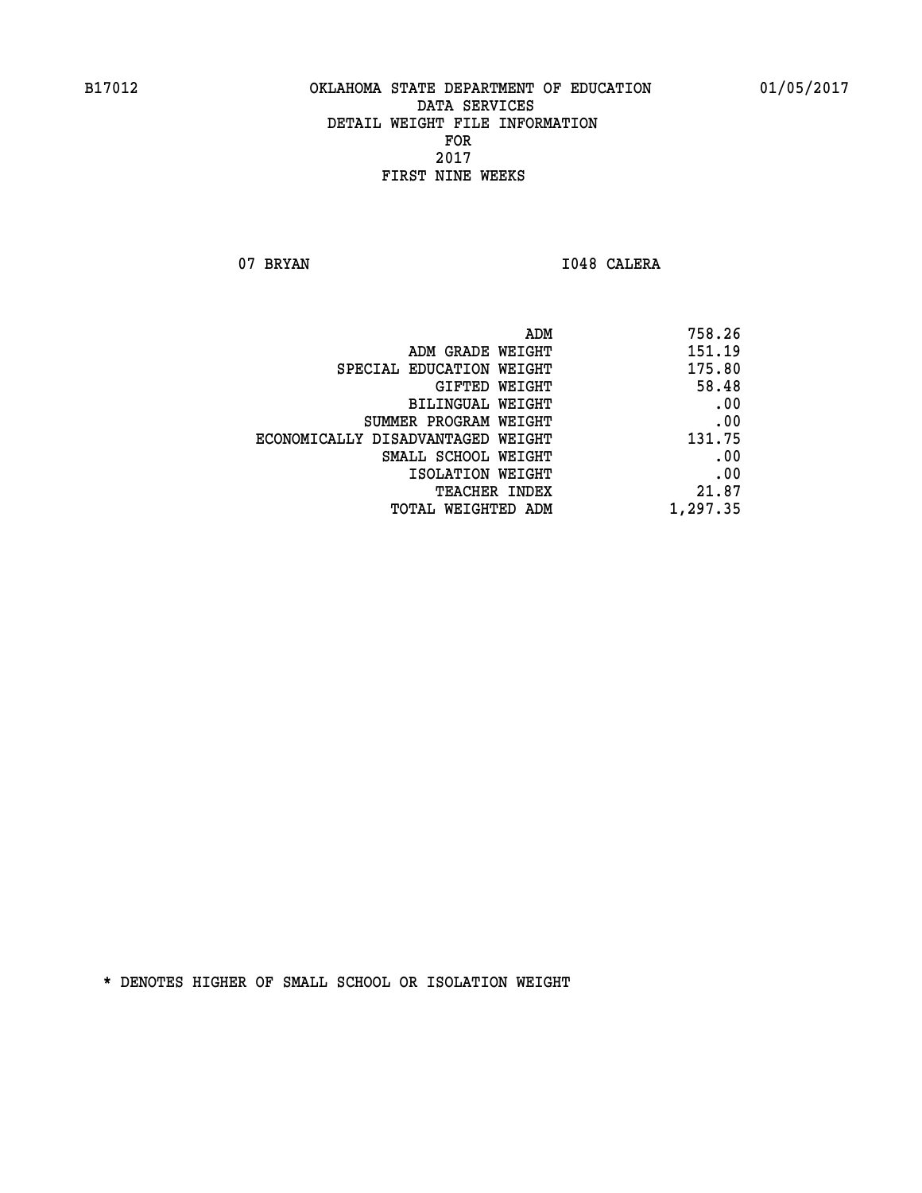B17012 OKLAHOMA STATE DEPARTMENT OF EDUCATION 01/05/2017

DATA SERVICES

DETAIL WEIGHT FILE INFORMATION

FOR

2017

FIRST NINE WEEKS

07 BRYAN I048 CALERA

| | |
|---|---|
| ADM | 758.26 |
| ADM GRADE WEIGHT | 151.19 |
| SPECIAL EDUCATION WEIGHT | 175.80 |
| GIFTED WEIGHT | 58.48 |
| BILINGUAL WEIGHT | .00 |
| SUMMER PROGRAM WEIGHT | .00 |
| ECONOMICALLY DISADVANTAGED WEIGHT | 131.75 |
| SMALL SCHOOL WEIGHT | .00 |
| ISOLATION WEIGHT | .00 |
| TEACHER INDEX | 21.87 |
| TOTAL WEIGHTED ADM | 1,297.35 |

* DENOTES HIGHER OF SMALL SCHOOL OR ISOLATION WEIGHT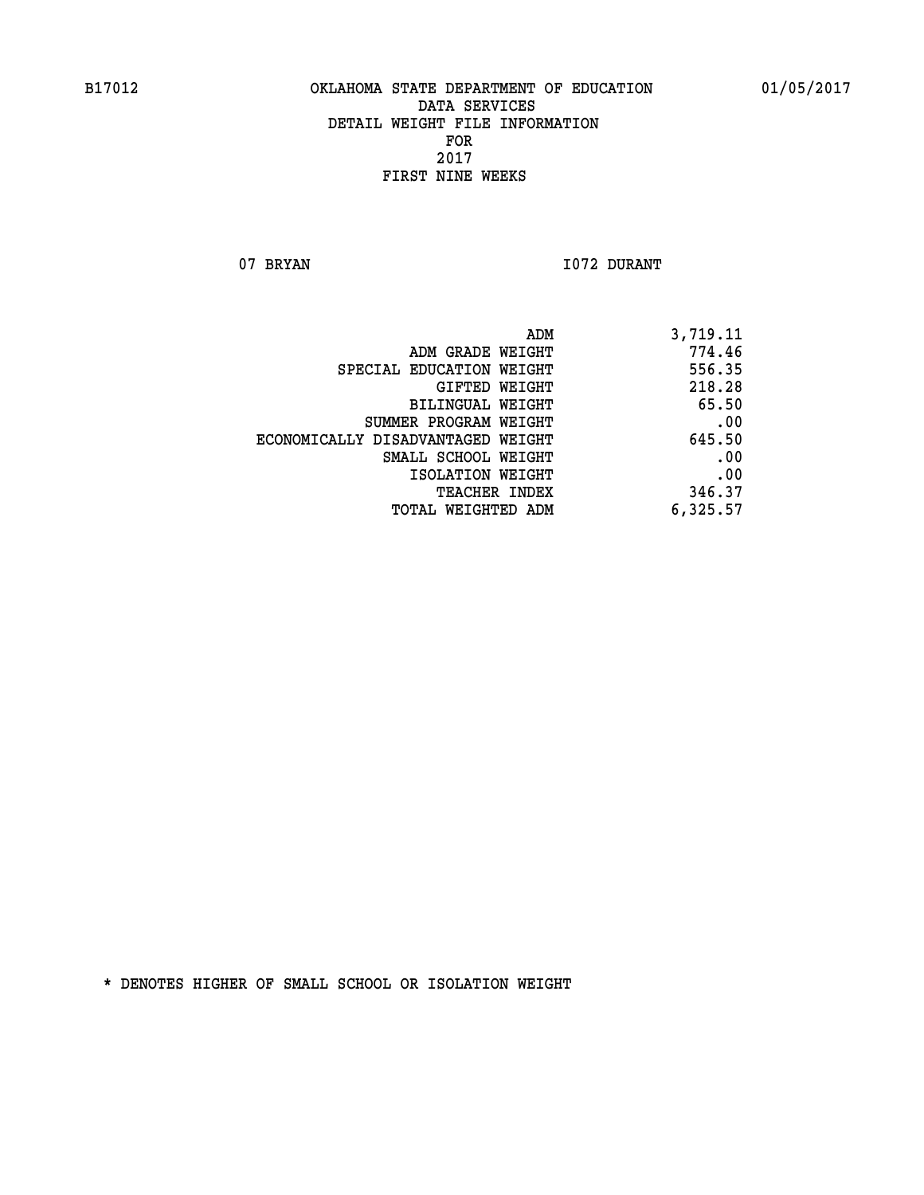B17012 OKLAHOMA STATE DEPARTMENT OF EDUCATION 01/05/2017

DATA SERVICES
DETAIL WEIGHT FILE INFORMATION
FOR
2017
FIRST NINE WEEKS

07 BRYAN I072 DURANT

| | |
|---|---|
| ADM | 3,719.11 |
| ADM GRADE WEIGHT | 774.46 |
| SPECIAL EDUCATION WEIGHT | 556.35 |
| GIFTED WEIGHT | 218.28 |
| BILINGUAL WEIGHT | 65.50 |
| SUMMER PROGRAM WEIGHT | .00 |
| ECONOMICALLY DISADVANTAGED WEIGHT | 645.50 |
| SMALL SCHOOL WEIGHT | .00 |
| ISOLATION WEIGHT | .00 |
| TEACHER INDEX | 346.37 |
| TOTAL WEIGHTED ADM | 6,325.57 |

* DENOTES HIGHER OF SMALL SCHOOL OR ISOLATION WEIGHT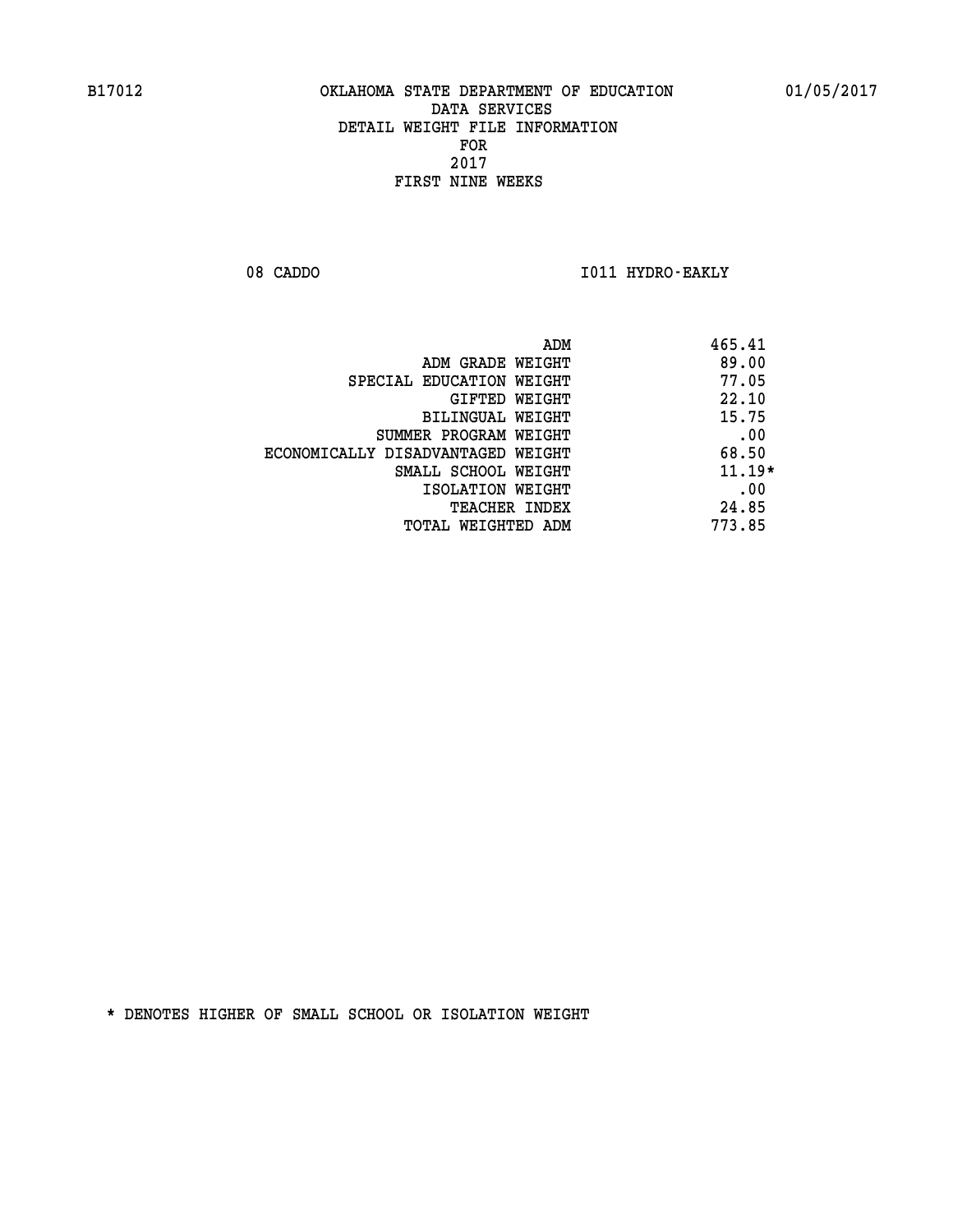B17012 OKLAHOMA STATE DEPARTMENT OF EDUCATION 01/05/2017

DATA SERVICES
DETAIL WEIGHT FILE INFORMATION
FOR
2017
FIRST NINE WEEKS

08 CADDO I011 HYDRO-EAKLY

| | |
|---|---|
| ADM | 465.41 |
| ADM GRADE WEIGHT | 89.00 |
| SPECIAL EDUCATION WEIGHT | 77.05 |
| GIFTED WEIGHT | 22.10 |
| BILINGUAL WEIGHT | 15.75 |
| SUMMER PROGRAM WEIGHT | .00 |
| ECONOMICALLY DISADVANTAGED WEIGHT | 68.50 |
| SMALL SCHOOL WEIGHT | 11.19* |
| ISOLATION WEIGHT | .00 |
| TEACHER INDEX | 24.85 |
| TOTAL WEIGHTED ADM | 773.85 |

* DENOTES HIGHER OF SMALL SCHOOL OR ISOLATION WEIGHT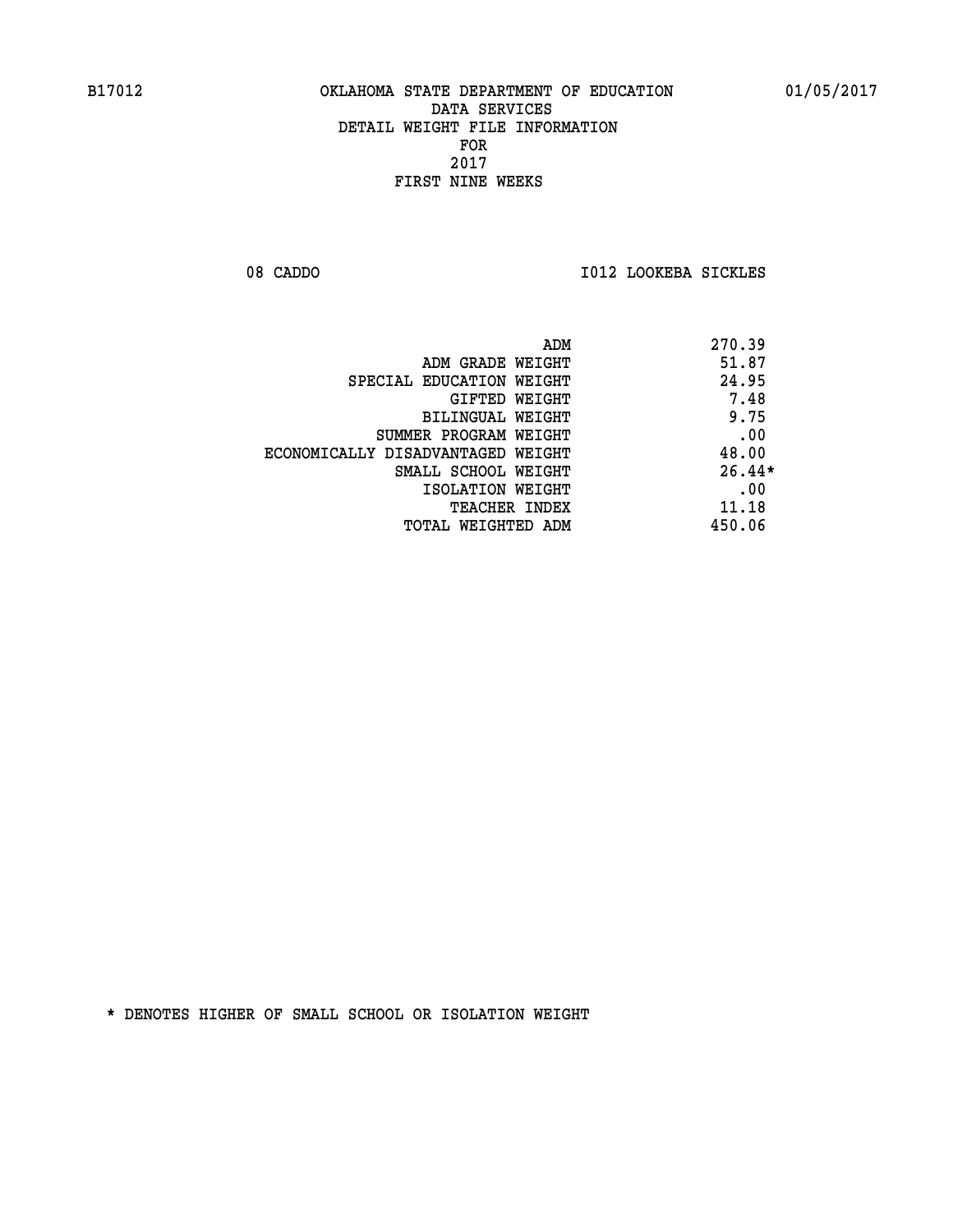B17012 OKLAHOMA STATE DEPARTMENT OF EDUCATION 01/05/2017

DATA SERVICES
DETAIL WEIGHT FILE INFORMATION
FOR
2017
FIRST NINE WEEKS

08 CADDO I012 LOOKEBA SICKLES

| | |
|---|---|
| ADM | 270.39 |
| ADM GRADE WEIGHT | 51.87 |
| SPECIAL EDUCATION WEIGHT | 24.95 |
| GIFTED WEIGHT | 7.48 |
| BILINGUAL WEIGHT | 9.75 |
| SUMMER PROGRAM WEIGHT | .00 |
| ECONOMICALLY DISADVANTAGED WEIGHT | 48.00 |
| SMALL SCHOOL WEIGHT | 26.44* |
| ISOLATION WEIGHT | .00 |
| TEACHER INDEX | 11.18 |
| TOTAL WEIGHTED ADM | 450.06 |

* DENOTES HIGHER OF SMALL SCHOOL OR ISOLATION WEIGHT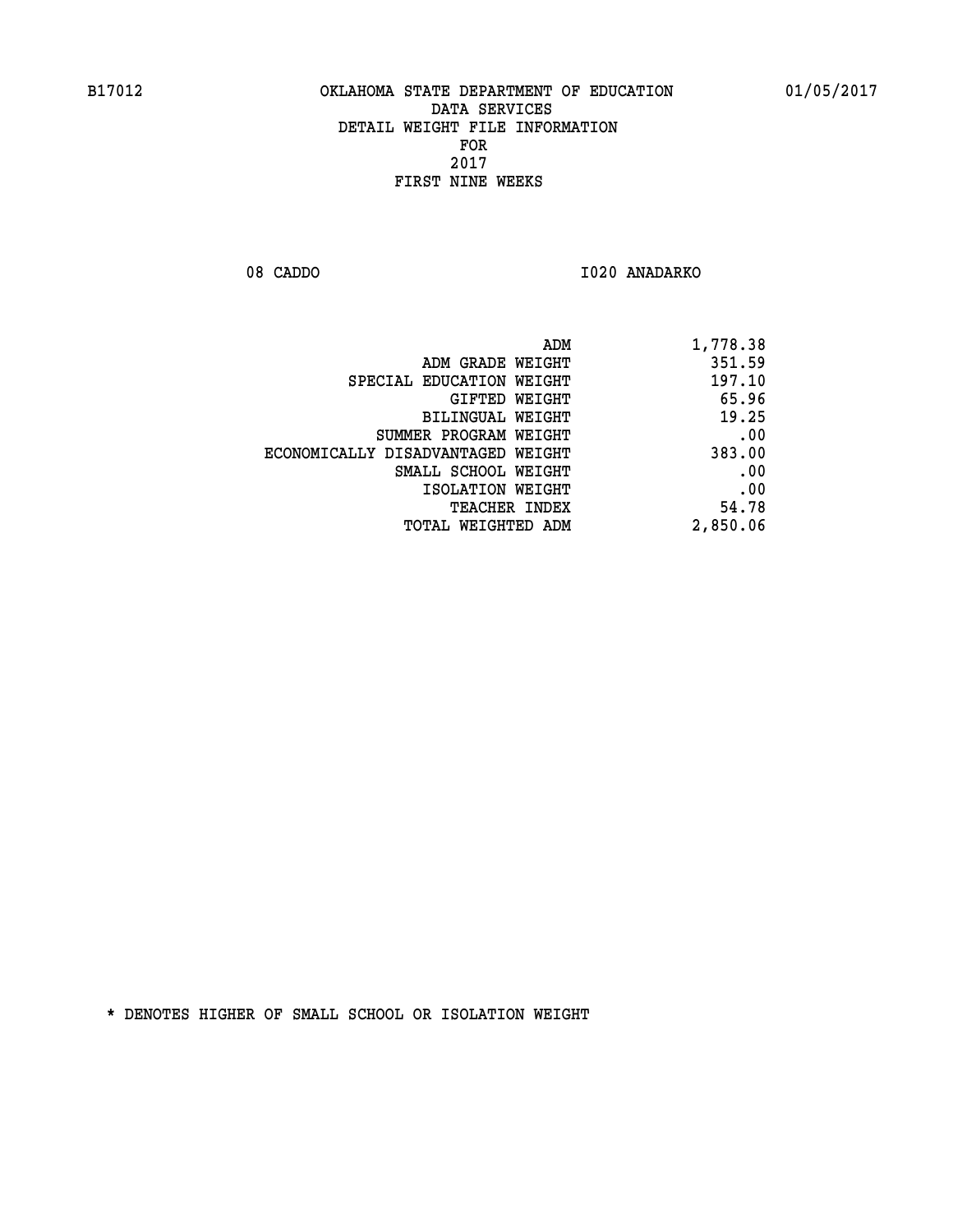B17012 OKLAHOMA STATE DEPARTMENT OF EDUCATION 01/05/2017

DATA SERVICES

DETAIL WEIGHT FILE INFORMATION

FOR

2017

FIRST NINE WEEKS

08 CADDO I020 ANADARKO

| | |
|---|---|
| ADM | 1,778.38 |
| ADM GRADE WEIGHT | 351.59 |
| SPECIAL EDUCATION WEIGHT | 197.10 |
| GIFTED WEIGHT | 65.96 |
| BILINGUAL WEIGHT | 19.25 |
| SUMMER PROGRAM WEIGHT | .00 |
| ECONOMICALLY DISADVANTAGED WEIGHT | 383.00 |
| SMALL SCHOOL WEIGHT | .00 |
| ISOLATION WEIGHT | .00 |
| TEACHER INDEX | 54.78 |
| TOTAL WEIGHTED ADM | 2,850.06 |

* DENOTES HIGHER OF SMALL SCHOOL OR ISOLATION WEIGHT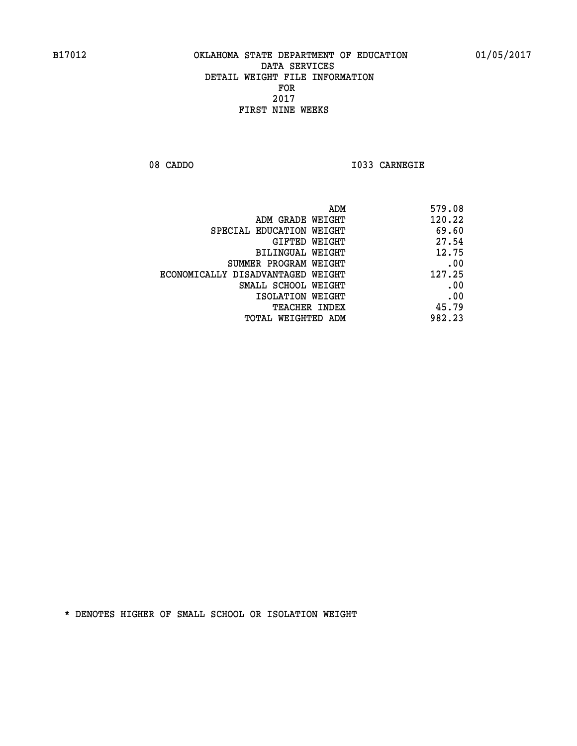OKLAHOMA STATE DEPARTMENT OF EDUCATION
DATA SERVICES
DETAIL WEIGHT FILE INFORMATION
FOR
2017
FIRST NINE WEEKS

08 CADDO I033 CARNEGIE

| | |
|---|---|
| ADM | 579.08 |
| ADM GRADE WEIGHT | 120.22 |
| SPECIAL EDUCATION WEIGHT | 69.60 |
| GIFTED WEIGHT | 27.54 |
| BILINGUAL WEIGHT | 12.75 |
| SUMMER PROGRAM WEIGHT | .00 |
| ECONOMICALLY DISADVANTAGED WEIGHT | 127.25 |
| SMALL SCHOOL WEIGHT | .00 |
| ISOLATION WEIGHT | .00 |
| TEACHER INDEX | 45.79 |
| TOTAL WEIGHTED ADM | 982.23 |

* DENOTES HIGHER OF SMALL SCHOOL OR ISOLATION WEIGHT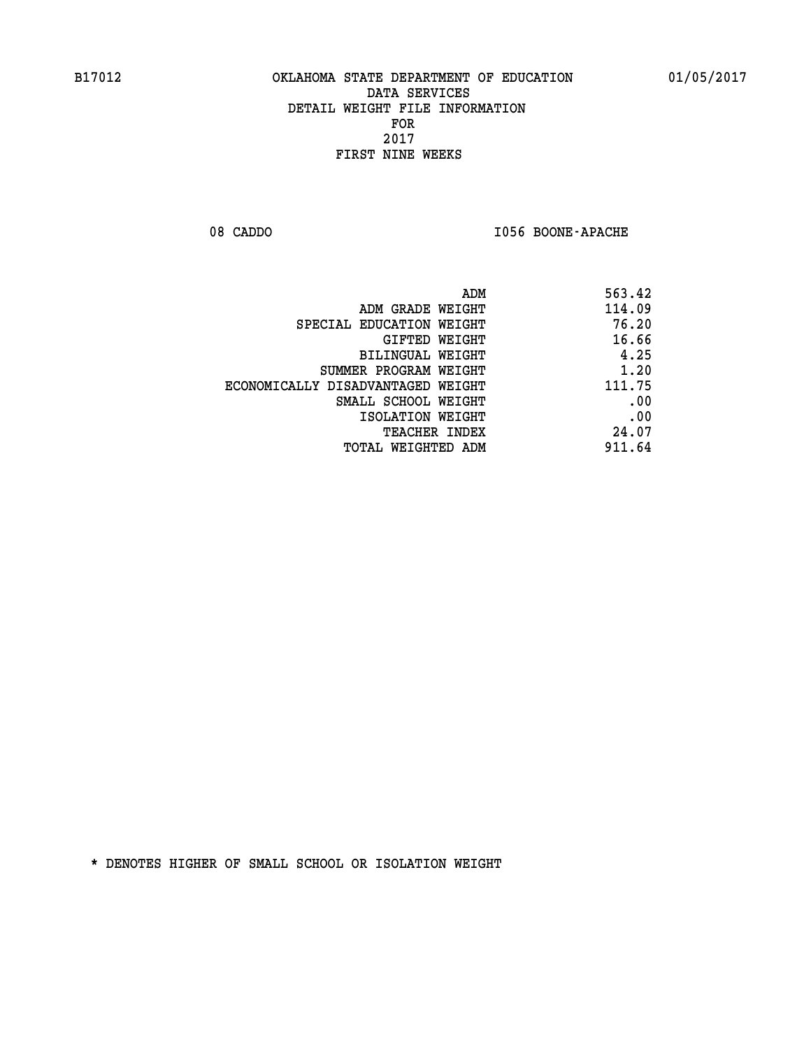B17012 OKLAHOMA STATE DEPARTMENT OF EDUCATION 01/05/2017

DATA SERVICES
DETAIL WEIGHT FILE INFORMATION
FOR
2017
FIRST NINE WEEKS

08 CADDO I056 BOONE-APACHE

| | |
|---|---|
| ADM | 563.42 |
| ADM GRADE WEIGHT | 114.09 |
| SPECIAL EDUCATION WEIGHT | 76.20 |
| GIFTED WEIGHT | 16.66 |
| BILINGUAL WEIGHT | 4.25 |
| SUMMER PROGRAM WEIGHT | 1.20 |
| ECONOMICALLY DISADVANTAGED WEIGHT | 111.75 |
| SMALL SCHOOL WEIGHT | .00 |
| ISOLATION WEIGHT | .00 |
| TEACHER INDEX | 24.07 |
| TOTAL WEIGHTED ADM | 911.64 |

* DENOTES HIGHER OF SMALL SCHOOL OR ISOLATION WEIGHT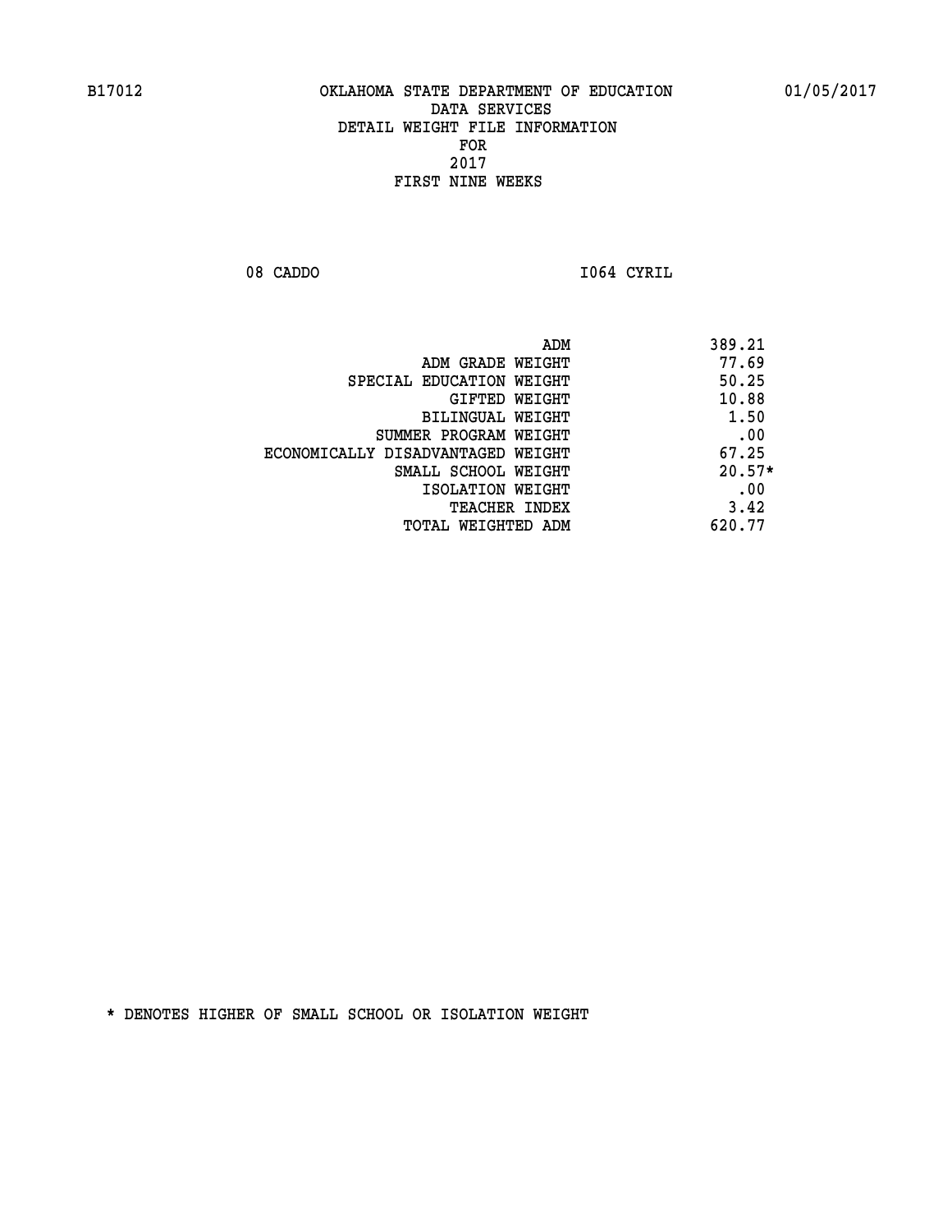B17012 OKLAHOMA STATE DEPARTMENT OF EDUCATION 01/05/2017

DATA SERVICES
DETAIL WEIGHT FILE INFORMATION
FOR
2017
FIRST NINE WEEKS

08 CADDO I064 CYRIL

| | |
|---|---|
| ADM | 389.21 |
| ADM GRADE WEIGHT | 77.69 |
| SPECIAL EDUCATION WEIGHT | 50.25 |
| GIFTED WEIGHT | 10.88 |
| BILINGUAL WEIGHT | 1.50 |
| SUMMER PROGRAM WEIGHT | .00 |
| ECONOMICALLY DISADVANTAGED WEIGHT | 67.25 |
| SMALL SCHOOL WEIGHT | 20.57* |
| ISOLATION WEIGHT | .00 |
| TEACHER INDEX | 3.42 |
| TOTAL WEIGHTED ADM | 620.77 |

* DENOTES HIGHER OF SMALL SCHOOL OR ISOLATION WEIGHT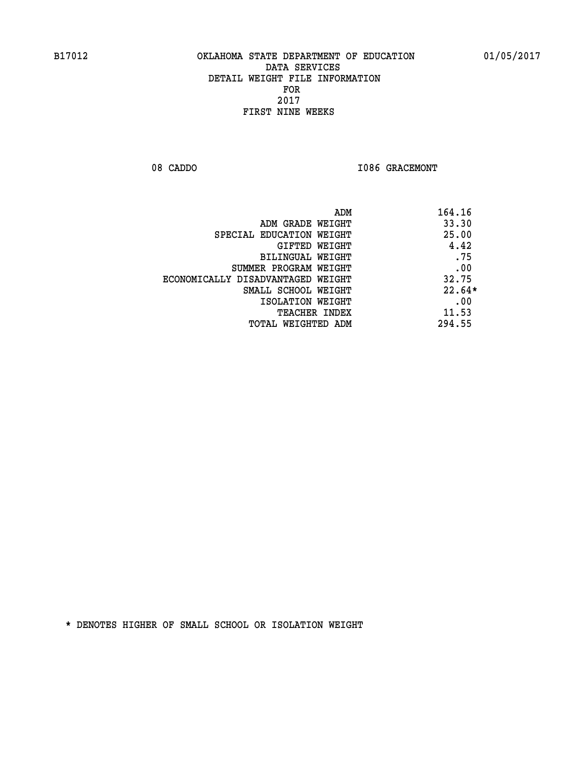B17012 OKLAHOMA STATE DEPARTMENT OF EDUCATION 01/05/2017

DATA SERVICES
DETAIL WEIGHT FILE INFORMATION
FOR
2017
FIRST NINE WEEKS

08 CADDO I086 GRACEMONT

| | |
|---|---|
| ADM | 164.16 |
| ADM GRADE WEIGHT | 33.30 |
| SPECIAL EDUCATION WEIGHT | 25.00 |
| GIFTED WEIGHT | 4.42 |
| BILINGUAL WEIGHT | .75 |
| SUMMER PROGRAM WEIGHT | .00 |
| ECONOMICALLY DISADVANTAGED WEIGHT | 32.75 |
| SMALL SCHOOL WEIGHT | 22.64* |
| ISOLATION WEIGHT | .00 |
| TEACHER INDEX | 11.53 |
| TOTAL WEIGHTED ADM | 294.55 |

* DENOTES HIGHER OF SMALL SCHOOL OR ISOLATION WEIGHT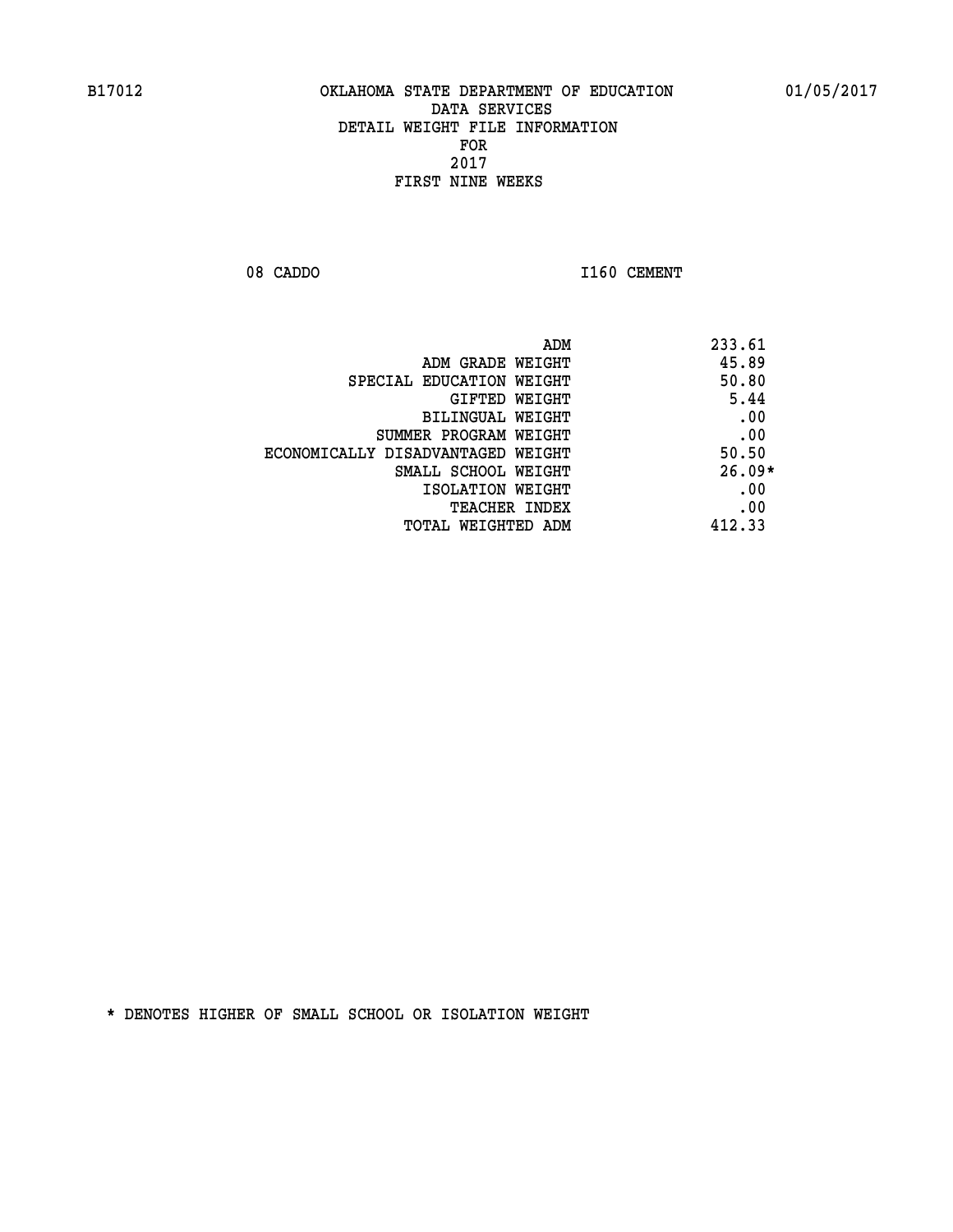B17012 OKLAHOMA STATE DEPARTMENT OF EDUCATION 01/05/2017
DATA SERVICES
DETAIL WEIGHT FILE INFORMATION
FOR
2017
FIRST NINE WEEKS

08 CADDO I160 CEMENT

| | |
|---|---|
| ADM | 233.61 |
| ADM GRADE WEIGHT | 45.89 |
| SPECIAL EDUCATION WEIGHT | 50.80 |
| GIFTED WEIGHT | 5.44 |
| BILINGUAL WEIGHT | .00 |
| SUMMER PROGRAM WEIGHT | .00 |
| ECONOMICALLY DISADVANTAGED WEIGHT | 50.50 |
| SMALL SCHOOL WEIGHT | 26.09* |
| ISOLATION WEIGHT | .00 |
| TEACHER INDEX | .00 |
| TOTAL WEIGHTED ADM | 412.33 |

* DENOTES HIGHER OF SMALL SCHOOL OR ISOLATION WEIGHT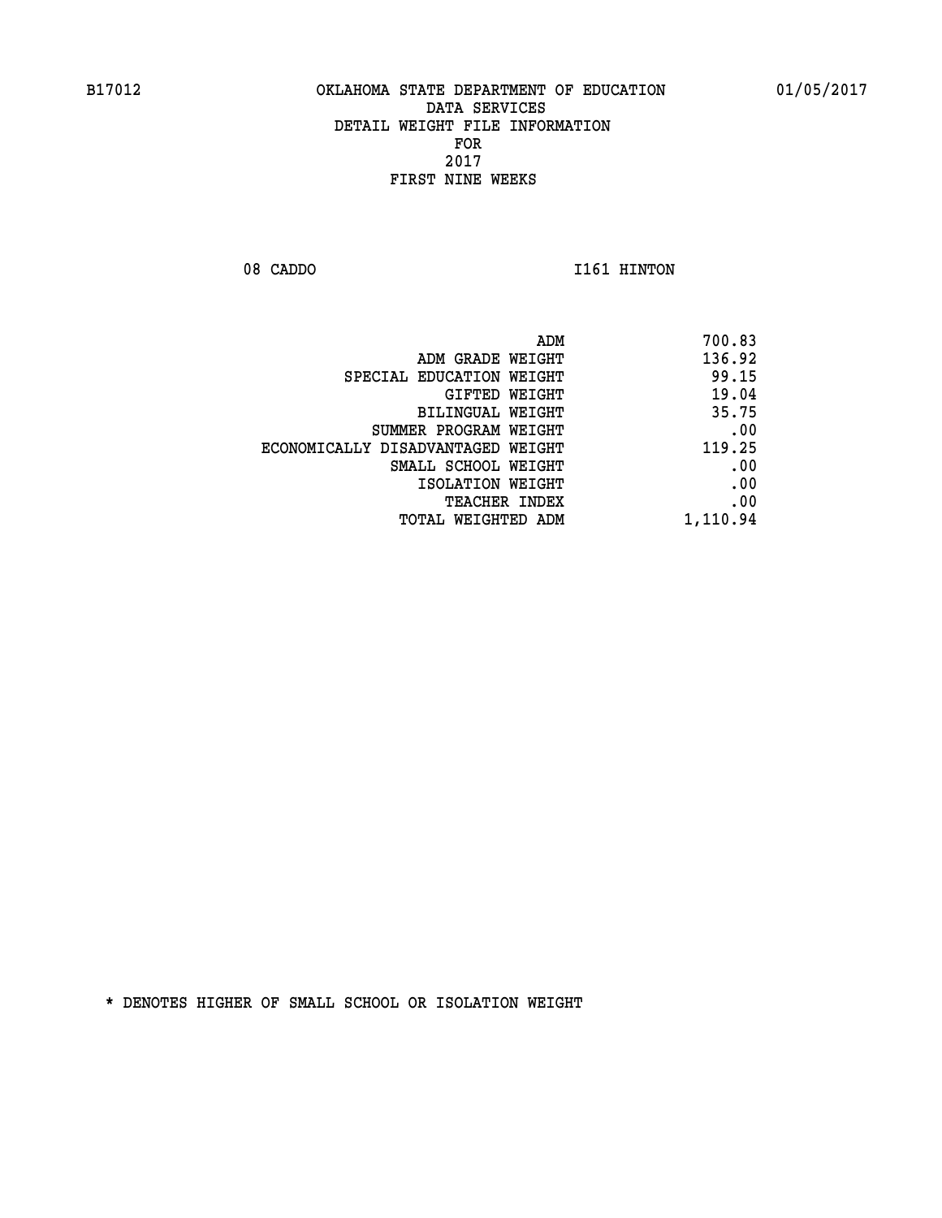B17012 OKLAHOMA STATE DEPARTMENT OF EDUCATION 01/05/2017

DATA SERVICES
DETAIL WEIGHT FILE INFORMATION
FOR
2017
FIRST NINE WEEKS

08 CADDO I161 HINTON

| | |
|---|---|
| ADM | 700.83 |
| ADM GRADE WEIGHT | 136.92 |
| SPECIAL EDUCATION WEIGHT | 99.15 |
| GIFTED WEIGHT | 19.04 |
| BILINGUAL WEIGHT | 35.75 |
| SUMMER PROGRAM WEIGHT | .00 |
| ECONOMICALLY DISADVANTAGED WEIGHT | 119.25 |
| SMALL SCHOOL WEIGHT | .00 |
| ISOLATION WEIGHT | .00 |
| TEACHER INDEX | .00 |
| TOTAL WEIGHTED ADM | 1,110.94 |

* DENOTES HIGHER OF SMALL SCHOOL OR ISOLATION WEIGHT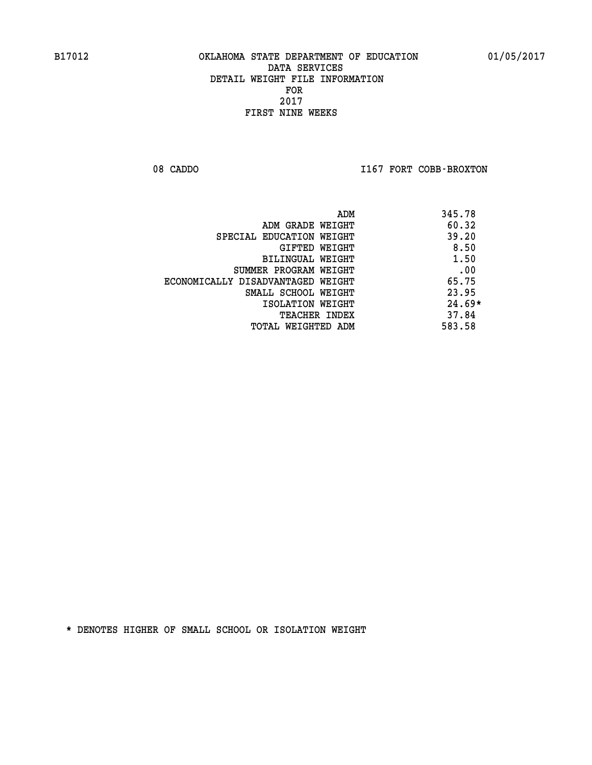B17012 OKLAHOMA STATE DEPARTMENT OF EDUCATION 01/05/2017

DATA SERVICES
DETAIL WEIGHT FILE INFORMATION
FOR
2017
FIRST NINE WEEKS

08 CADDO I167 FORT COBB-BROXTON

| | |
|---|---|
| ADM | 345.78 |
| ADM GRADE WEIGHT | 60.32 |
| SPECIAL EDUCATION WEIGHT | 39.20 |
| GIFTED WEIGHT | 8.50 |
| BILINGUAL WEIGHT | 1.50 |
| SUMMER PROGRAM WEIGHT | .00 |
| ECONOMICALLY DISADVANTAGED WEIGHT | 65.75 |
| SMALL SCHOOL WEIGHT | 23.95 |
| ISOLATION WEIGHT | 24.69* |
| TEACHER INDEX | 37.84 |
| TOTAL WEIGHTED ADM | 583.58 |

* DENOTES HIGHER OF SMALL SCHOOL OR ISOLATION WEIGHT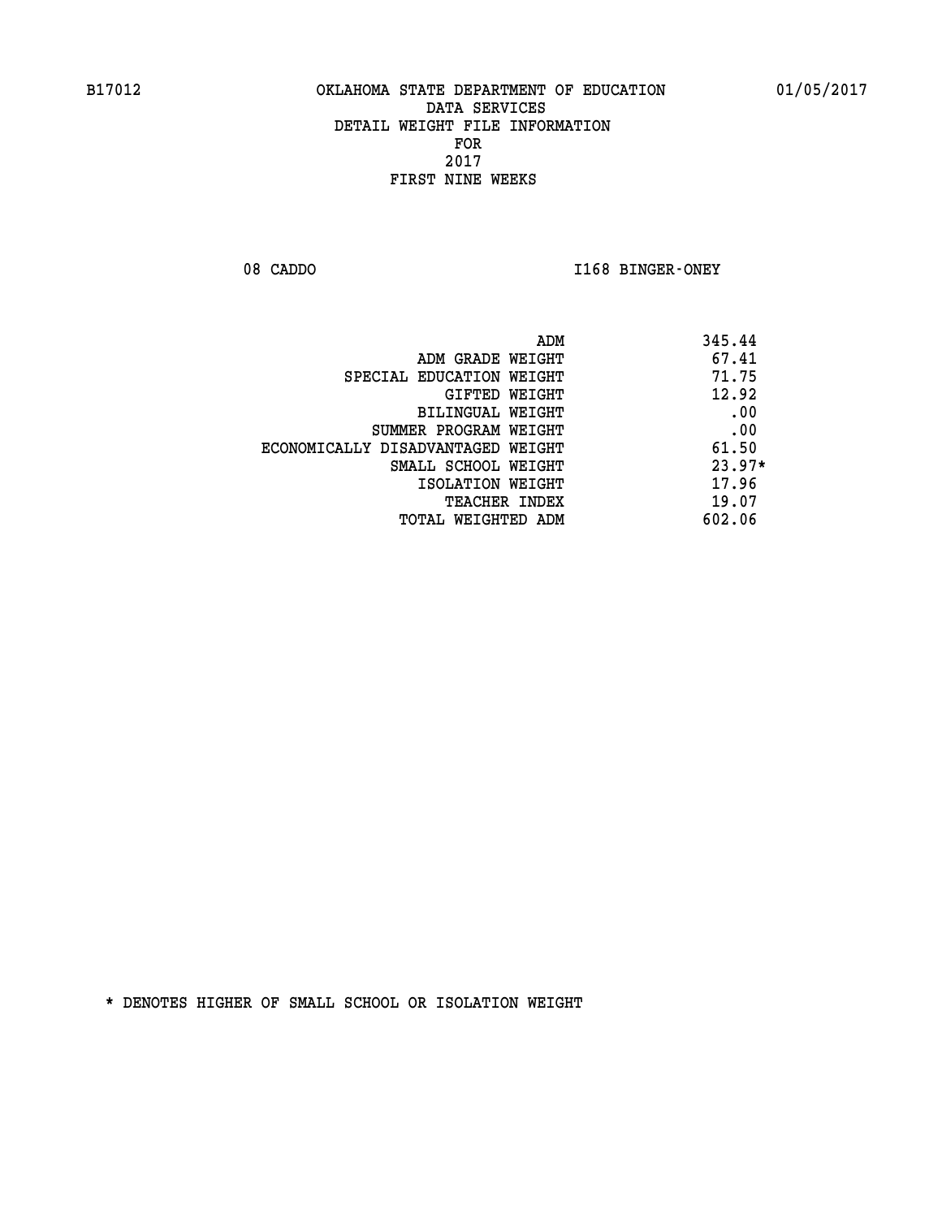B17012 OKLAHOMA STATE DEPARTMENT OF EDUCATION 01/05/2017

DATA SERVICES
DETAIL WEIGHT FILE INFORMATION
FOR
2017
FIRST NINE WEEKS

08 CADDO I168 BINGER-ONEY

| | |
|---|---|
| ADM | 345.44 |
| ADM GRADE WEIGHT | 67.41 |
| SPECIAL EDUCATION WEIGHT | 71.75 |
| GIFTED WEIGHT | 12.92 |
| BILINGUAL WEIGHT | .00 |
| SUMMER PROGRAM WEIGHT | .00 |
| ECONOMICALLY DISADVANTAGED WEIGHT | 61.50 |
| SMALL SCHOOL WEIGHT | 23.97* |
| ISOLATION WEIGHT | 17.96 |
| TEACHER INDEX | 19.07 |
| TOTAL WEIGHTED ADM | 602.06 |

* DENOTES HIGHER OF SMALL SCHOOL OR ISOLATION WEIGHT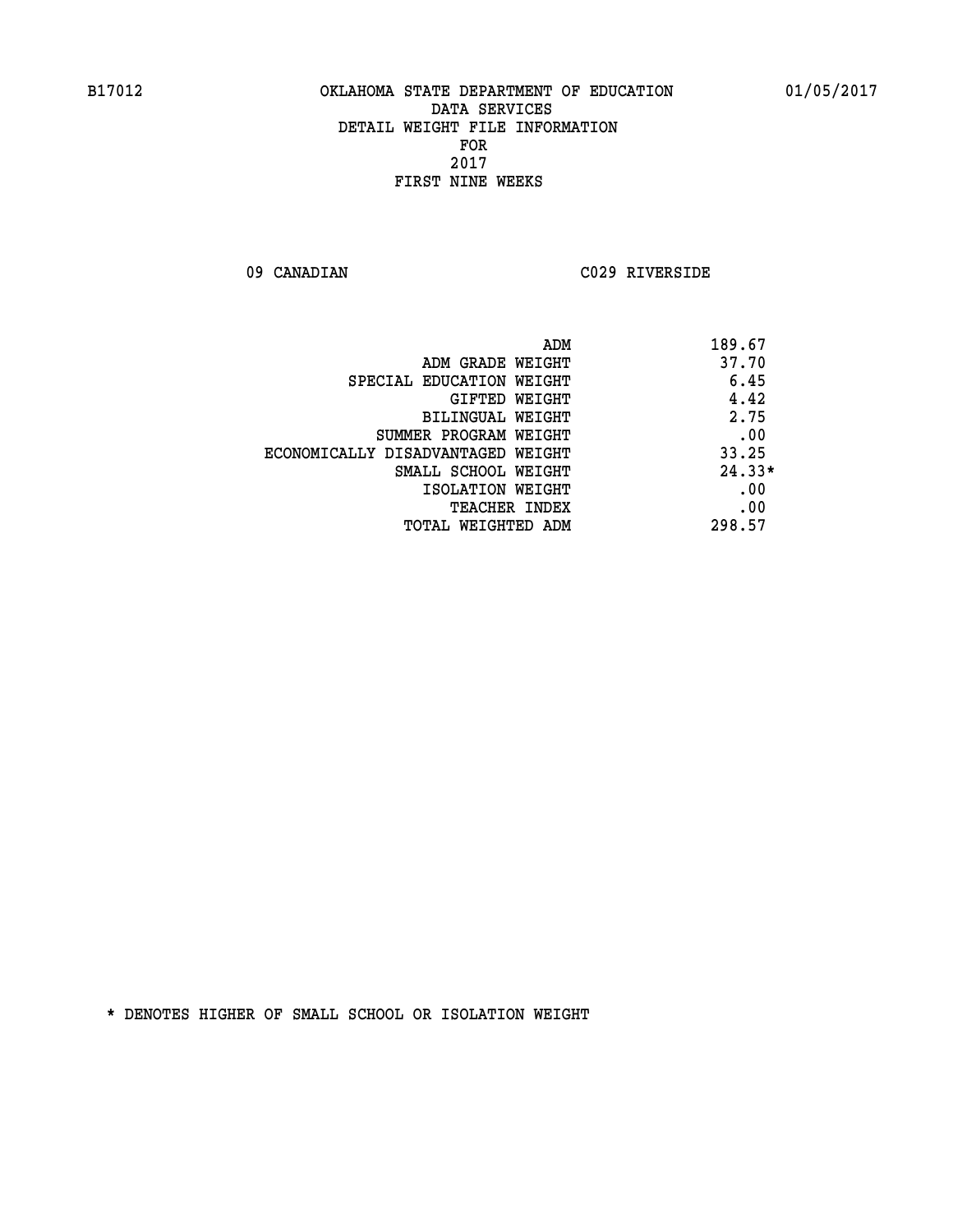B17012 OKLAHOMA STATE DEPARTMENT OF EDUCATION 01/05/2017

DATA SERVICES
DETAIL WEIGHT FILE INFORMATION
FOR
2017
FIRST NINE WEEKS

09 CANADIAN C029 RIVERSIDE

| | |
|---|---|
| ADM | 189.67 |
| ADM GRADE WEIGHT | 37.70 |
| SPECIAL EDUCATION WEIGHT | 6.45 |
| GIFTED WEIGHT | 4.42 |
| BILINGUAL WEIGHT | 2.75 |
| SUMMER PROGRAM WEIGHT | .00 |
| ECONOMICALLY DISADVANTAGED WEIGHT | 33.25 |
| SMALL SCHOOL WEIGHT | 24.33* |
| ISOLATION WEIGHT | .00 |
| TEACHER INDEX | .00 |
| TOTAL WEIGHTED ADM | 298.57 |

* DENOTES HIGHER OF SMALL SCHOOL OR ISOLATION WEIGHT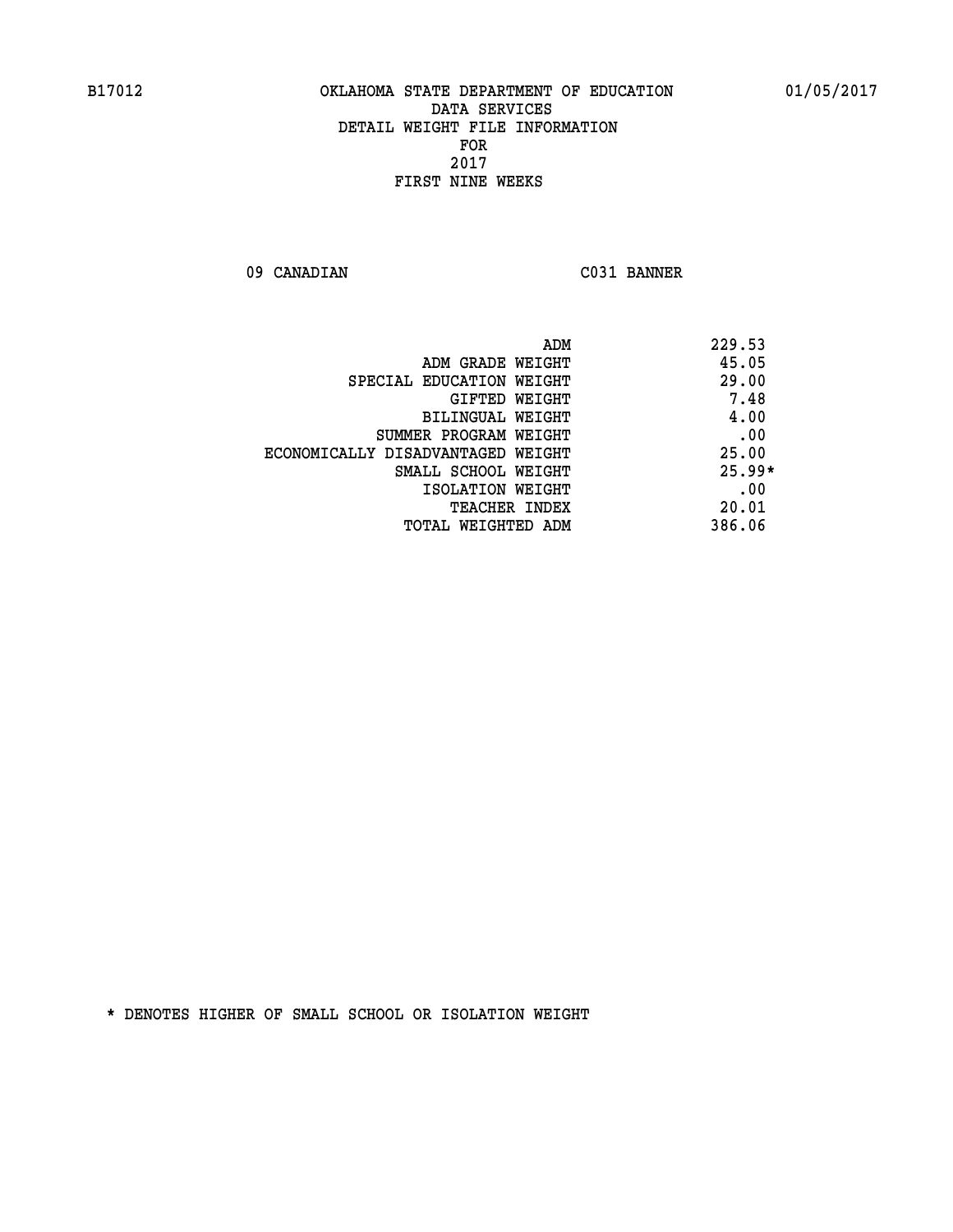B17012 OKLAHOMA STATE DEPARTMENT OF EDUCATION 01/05/2017

DATA SERVICES
DETAIL WEIGHT FILE INFORMATION
FOR
2017
FIRST NINE WEEKS

09 CANADIAN C031 BANNER

| | |
|---|---|
| ADM | 229.53 |
| ADM GRADE WEIGHT | 45.05 |
| SPECIAL EDUCATION WEIGHT | 29.00 |
| GIFTED WEIGHT | 7.48 |
| BILINGUAL WEIGHT | 4.00 |
| SUMMER PROGRAM WEIGHT | .00 |
| ECONOMICALLY DISADVANTAGED WEIGHT | 25.00 |
| SMALL SCHOOL WEIGHT | 25.99* |
| ISOLATION WEIGHT | .00 |
| TEACHER INDEX | 20.01 |
| TOTAL WEIGHTED ADM | 386.06 |

* DENOTES HIGHER OF SMALL SCHOOL OR ISOLATION WEIGHT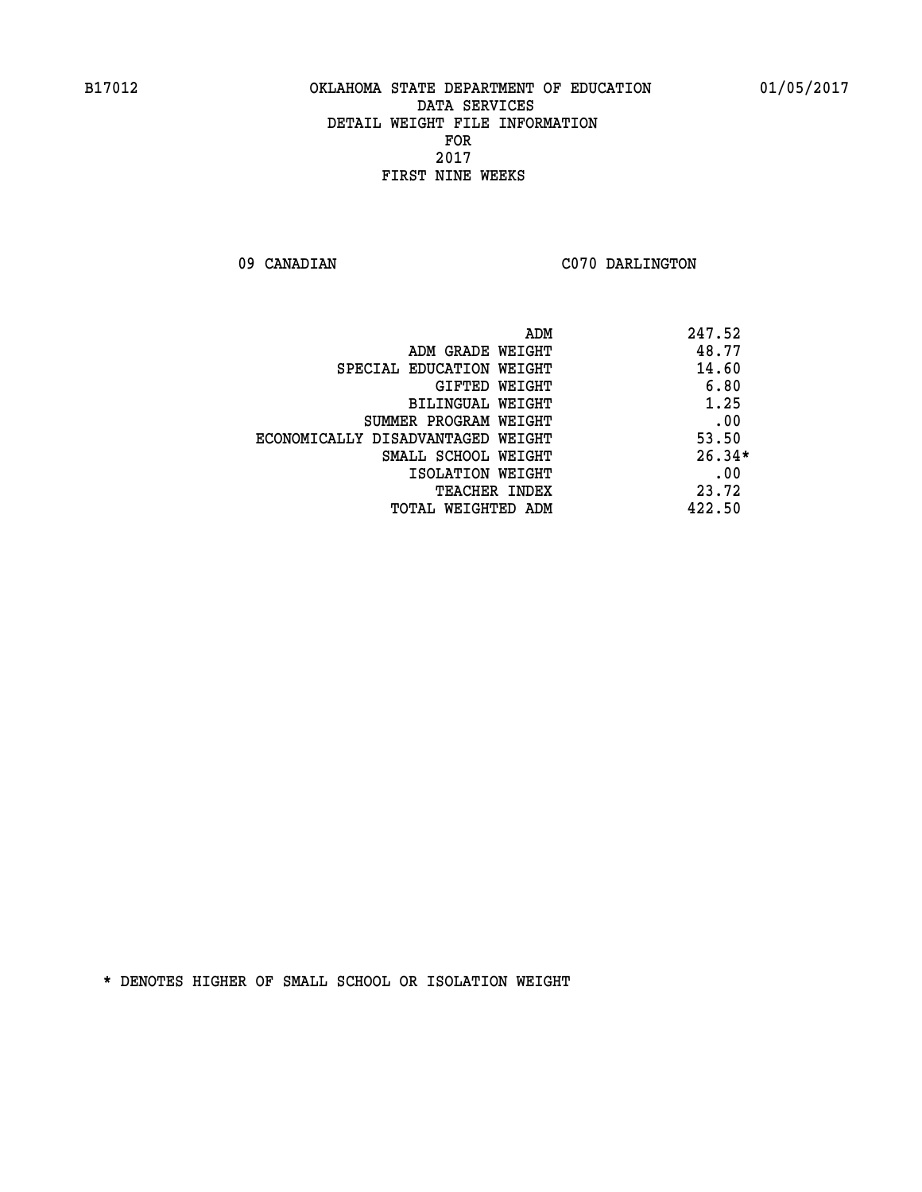B17012 OKLAHOMA STATE DEPARTMENT OF EDUCATION 01/05/2017

DATA SERVICES
DETAIL WEIGHT FILE INFORMATION
FOR
2017
FIRST NINE WEEKS

09 CANADIAN C070 DARLINGTON

| | |
|---|---|
| ADM | 247.52 |
| ADM GRADE WEIGHT | 48.77 |
| SPECIAL EDUCATION WEIGHT | 14.60 |
| GIFTED WEIGHT | 6.80 |
| BILINGUAL WEIGHT | 1.25 |
| SUMMER PROGRAM WEIGHT | .00 |
| ECONOMICALLY DISADVANTAGED WEIGHT | 53.50 |
| SMALL SCHOOL WEIGHT | 26.34* |
| ISOLATION WEIGHT | .00 |
| TEACHER INDEX | 23.72 |
| TOTAL WEIGHTED ADM | 422.50 |

* DENOTES HIGHER OF SMALL SCHOOL OR ISOLATION WEIGHT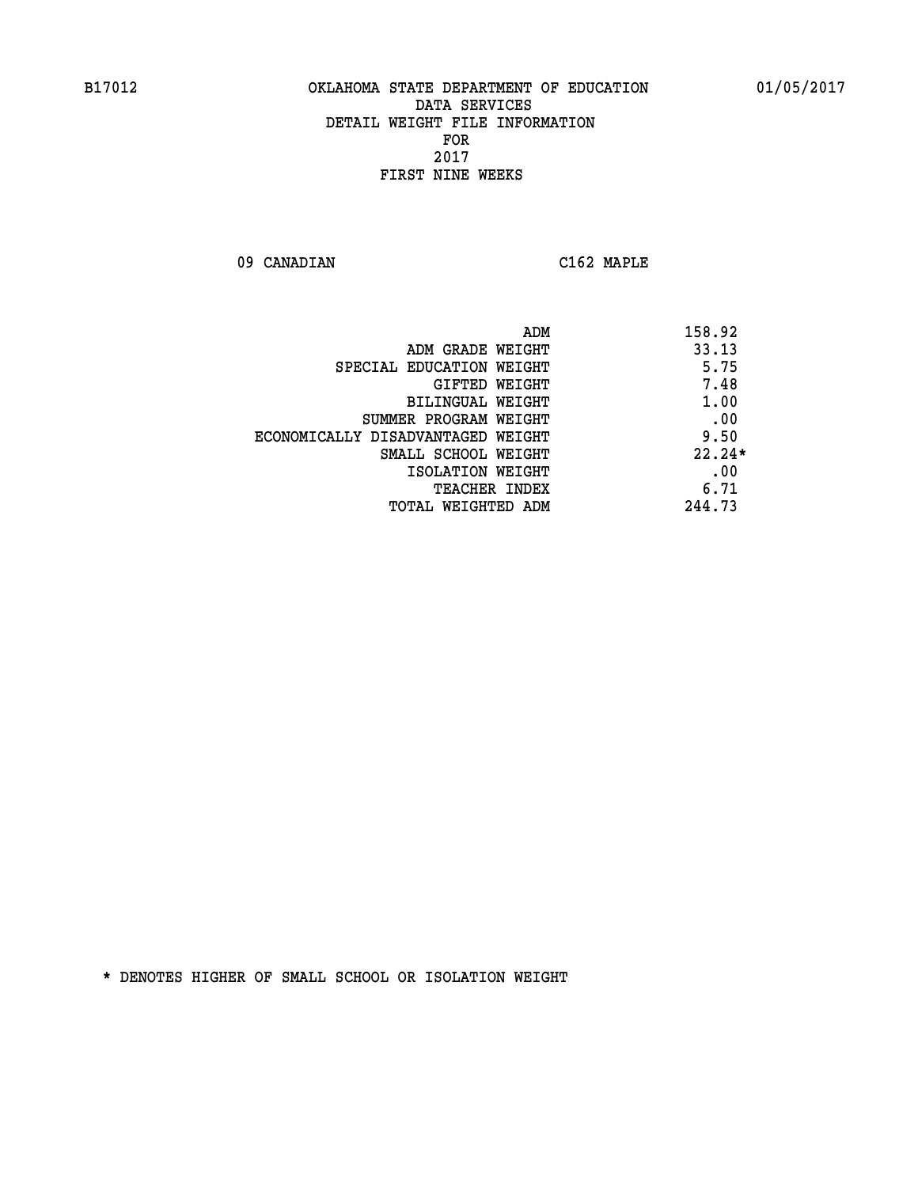B17012 OKLAHOMA STATE DEPARTMENT OF EDUCATION 01/05/2017

DATA SERVICES
DETAIL WEIGHT FILE INFORMATION
FOR
2017
FIRST NINE WEEKS

09 CANADIAN C162 MAPLE

| | |
|---|---|
| ADM | 158.92 |
| ADM GRADE WEIGHT | 33.13 |
| SPECIAL EDUCATION WEIGHT | 5.75 |
| GIFTED WEIGHT | 7.48 |
| BILINGUAL WEIGHT | 1.00 |
| SUMMER PROGRAM WEIGHT | .00 |
| ECONOMICALLY DISADVANTAGED WEIGHT | 9.50 |
| SMALL SCHOOL WEIGHT | 22.24* |
| ISOLATION WEIGHT | .00 |
| TEACHER INDEX | 6.71 |
| TOTAL WEIGHTED ADM | 244.73 |

* DENOTES HIGHER OF SMALL SCHOOL OR ISOLATION WEIGHT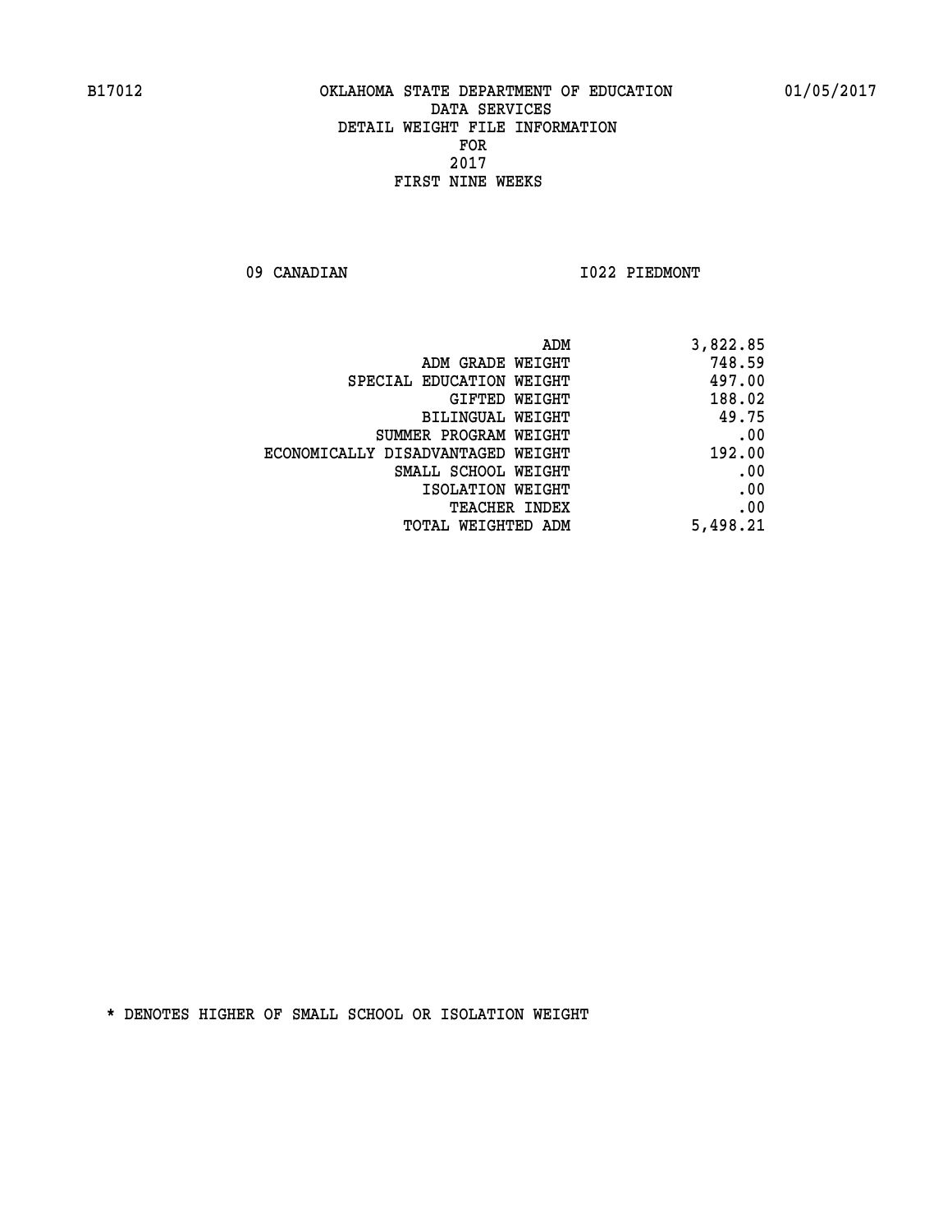B17012 OKLAHOMA STATE DEPARTMENT OF EDUCATION 01/05/2017

DATA SERVICES
DETAIL WEIGHT FILE INFORMATION
FOR
2017
FIRST NINE WEEKS

09 CANADIAN I022 PIEDMONT

| | |
|---|---|
| ADM | 3,822.85 |
| ADM GRADE WEIGHT | 748.59 |
| SPECIAL EDUCATION WEIGHT | 497.00 |
| GIFTED WEIGHT | 188.02 |
| BILINGUAL WEIGHT | 49.75 |
| SUMMER PROGRAM WEIGHT | .00 |
| ECONOMICALLY DISADVANTAGED WEIGHT | 192.00 |
| SMALL SCHOOL WEIGHT | .00 |
| ISOLATION WEIGHT | .00 |
| TEACHER INDEX | .00 |
| TOTAL WEIGHTED ADM | 5,498.21 |

* DENOTES HIGHER OF SMALL SCHOOL OR ISOLATION WEIGHT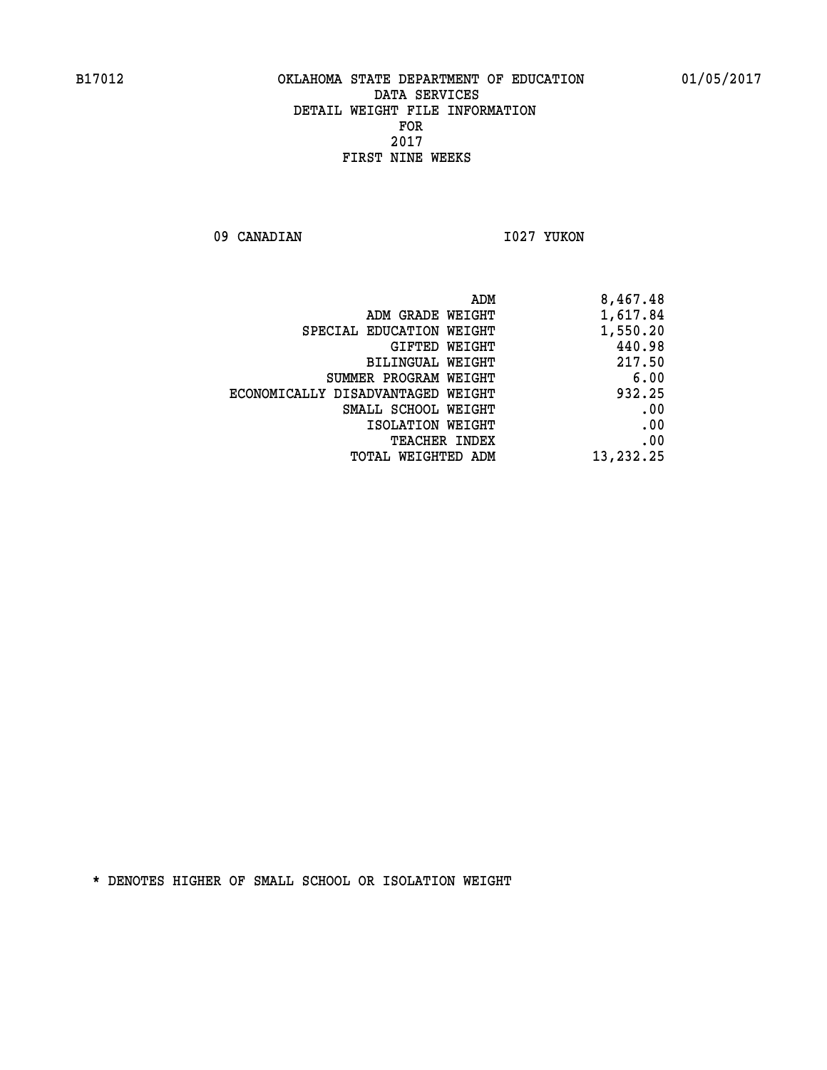B17012 OKLAHOMA STATE DEPARTMENT OF EDUCATION 01/05/2017

DATA SERVICES
DETAIL WEIGHT FILE INFORMATION
FOR
2017
FIRST NINE WEEKS

09 CANADIAN I027 YUKON

| | |
|---|---|
| ADM | 8,467.48 |
| ADM GRADE WEIGHT | 1,617.84 |
| SPECIAL EDUCATION WEIGHT | 1,550.20 |
| GIFTED WEIGHT | 440.98 |
| BILINGUAL WEIGHT | 217.50 |
| SUMMER PROGRAM WEIGHT | 6.00 |
| ECONOMICALLY DISADVANTAGED WEIGHT | 932.25 |
| SMALL SCHOOL WEIGHT | .00 |
| ISOLATION WEIGHT | .00 |
| TEACHER INDEX | .00 |
| TOTAL WEIGHTED ADM | 13,232.25 |

* DENOTES HIGHER OF SMALL SCHOOL OR ISOLATION WEIGHT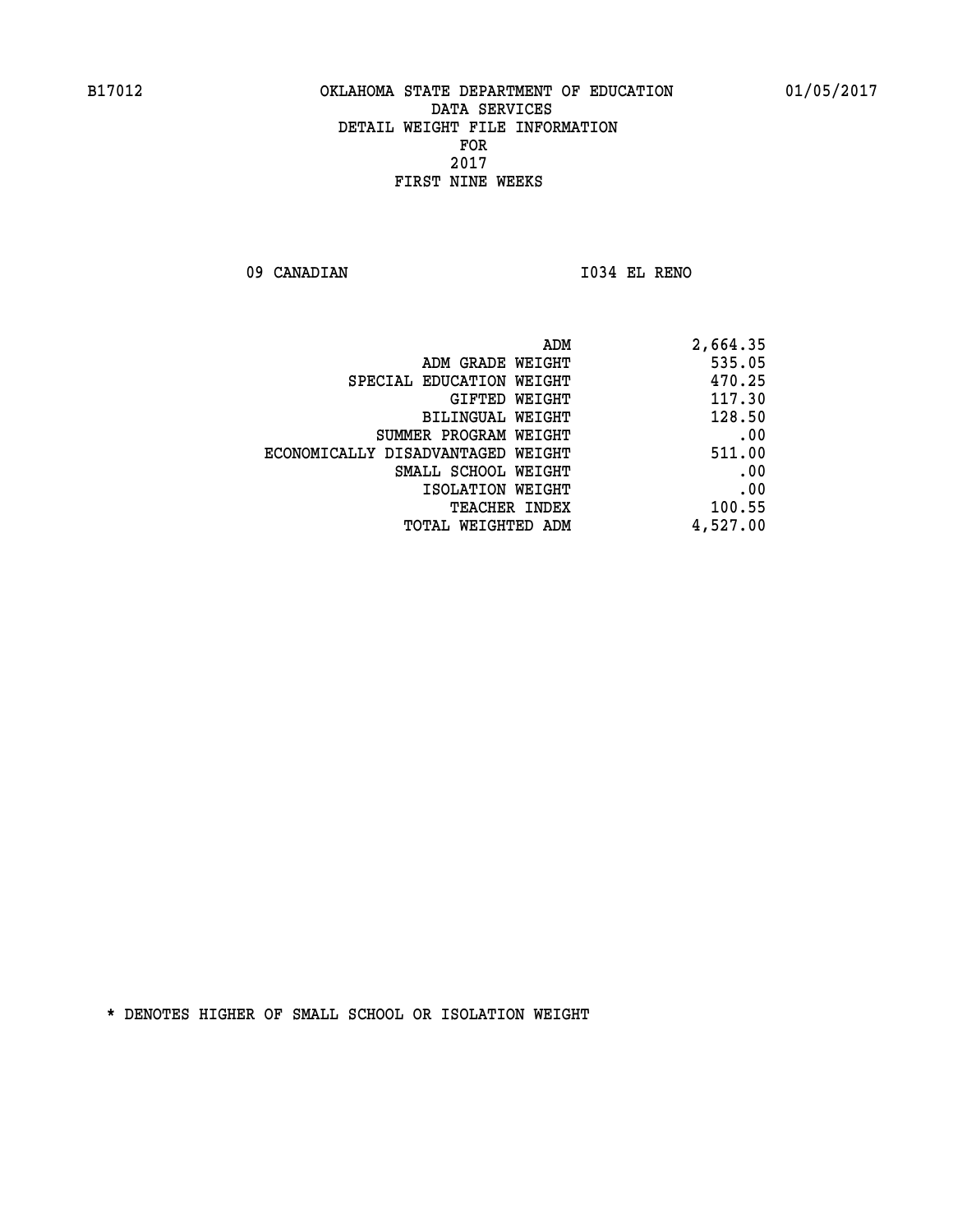B17012 OKLAHOMA STATE DEPARTMENT OF EDUCATION 01/05/2017

DATA SERVICES
DETAIL WEIGHT FILE INFORMATION
FOR
2017
FIRST NINE WEEKS

09 CANADIAN I034 EL RENO

| | |
|---|---|
| ADM | 2,664.35 |
| ADM GRADE WEIGHT | 535.05 |
| SPECIAL EDUCATION WEIGHT | 470.25 |
| GIFTED WEIGHT | 117.30 |
| BILINGUAL WEIGHT | 128.50 |
| SUMMER PROGRAM WEIGHT | .00 |
| ECONOMICALLY DISADVANTAGED WEIGHT | 511.00 |
| SMALL SCHOOL WEIGHT | .00 |
| ISOLATION WEIGHT | .00 |
| TEACHER INDEX | 100.55 |
| TOTAL WEIGHTED ADM | 4,527.00 |

* DENOTES HIGHER OF SMALL SCHOOL OR ISOLATION WEIGHT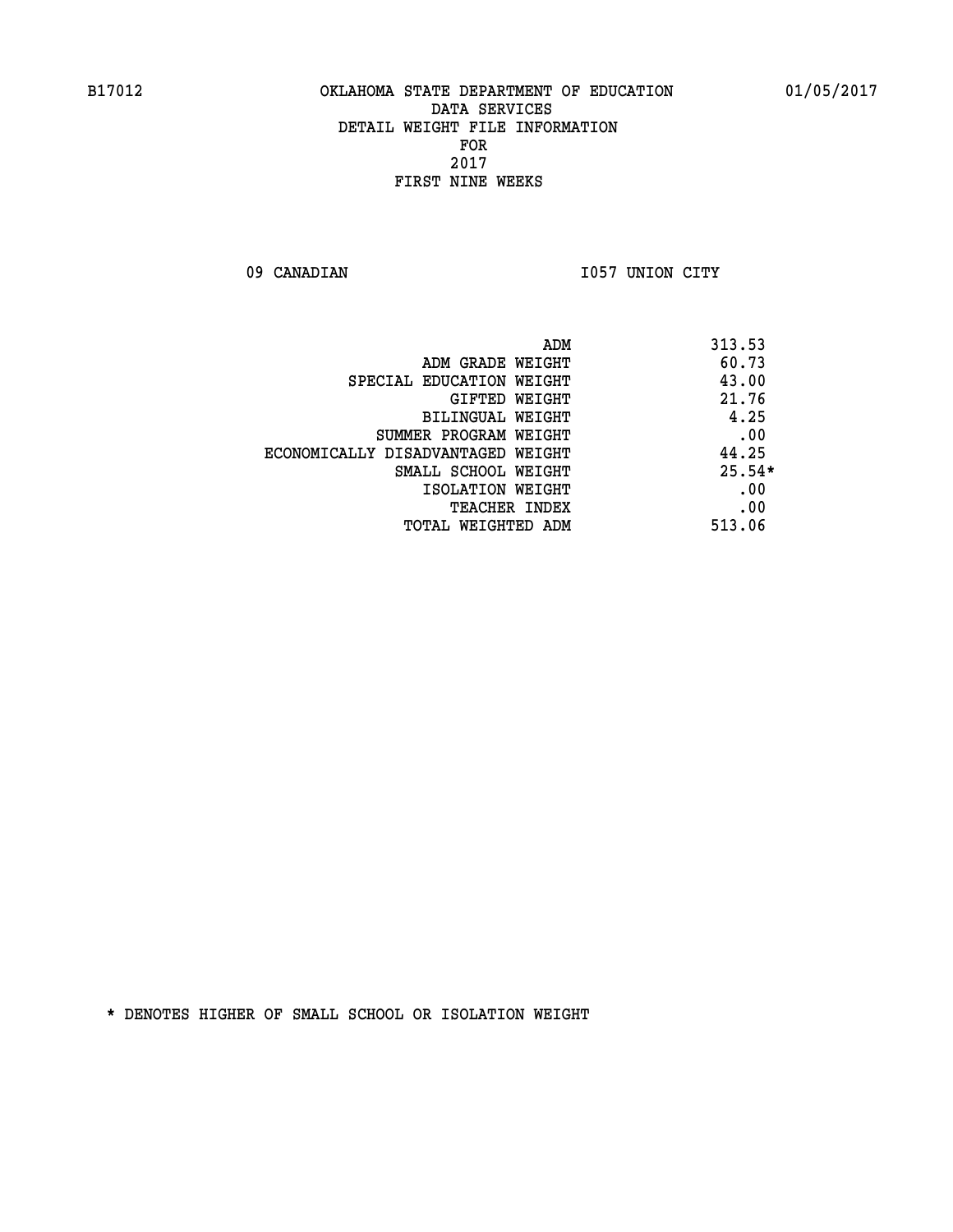B17012 OKLAHOMA STATE DEPARTMENT OF EDUCATION 01/05/2017

DATA SERVICES
DETAIL WEIGHT FILE INFORMATION
FOR
2017
FIRST NINE WEEKS

09 CANADIAN I057 UNION CITY

| | |
|---|---|
| ADM | 313.53 |
| ADM GRADE WEIGHT | 60.73 |
| SPECIAL EDUCATION WEIGHT | 43.00 |
| GIFTED WEIGHT | 21.76 |
| BILINGUAL WEIGHT | 4.25 |
| SUMMER PROGRAM WEIGHT | .00 |
| ECONOMICALLY DISADVANTAGED WEIGHT | 44.25 |
| SMALL SCHOOL WEIGHT | 25.54* |
| ISOLATION WEIGHT | .00 |
| TEACHER INDEX | .00 |
| TOTAL WEIGHTED ADM | 513.06 |

* DENOTES HIGHER OF SMALL SCHOOL OR ISOLATION WEIGHT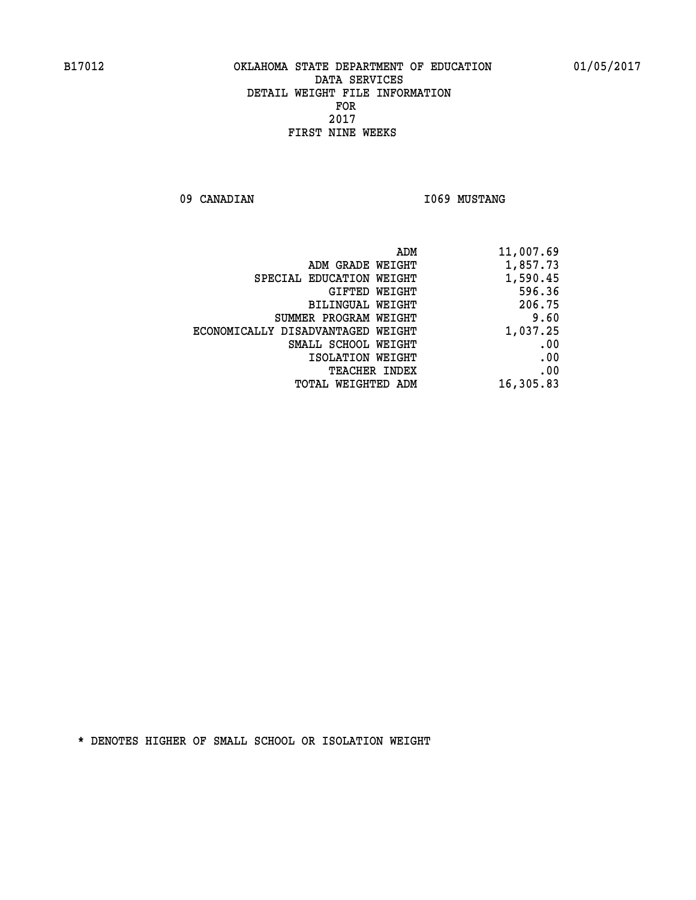B17012 OKLAHOMA STATE DEPARTMENT OF EDUCATION 01/05/2017

DATA SERVICES
DETAIL WEIGHT FILE INFORMATION
FOR
2017
FIRST NINE WEEKS

09 CANADIAN I069 MUSTANG

| | |
|---|---|
| ADM | 11,007.69 |
| ADM GRADE WEIGHT | 1,857.73 |
| SPECIAL EDUCATION WEIGHT | 1,590.45 |
| GIFTED WEIGHT | 596.36 |
| BILINGUAL WEIGHT | 206.75 |
| SUMMER PROGRAM WEIGHT | 9.60 |
| ECONOMICALLY DISADVANTAGED WEIGHT | 1,037.25 |
| SMALL SCHOOL WEIGHT | .00 |
| ISOLATION WEIGHT | .00 |
| TEACHER INDEX | .00 |
| TOTAL WEIGHTED ADM | 16,305.83 |

* DENOTES HIGHER OF SMALL SCHOOL OR ISOLATION WEIGHT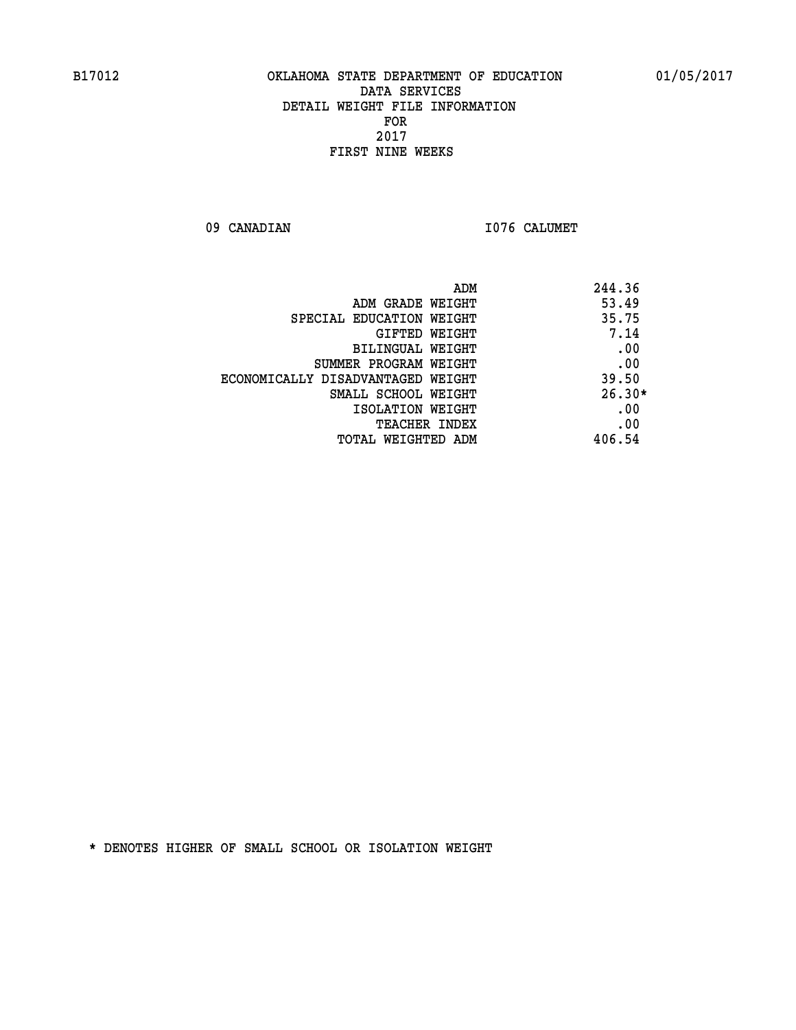B17012 OKLAHOMA STATE DEPARTMENT OF EDUCATION 01/05/2017

DATA SERVICES

DETAIL WEIGHT FILE INFORMATION

FOR

2017

FIRST NINE WEEKS

09 CANADIAN I076 CALUMET

| | |
|---|---|
| ADM | 244.36 |
| ADM GRADE WEIGHT | 53.49 |
| SPECIAL EDUCATION WEIGHT | 35.75 |
| GIFTED WEIGHT | 7.14 |
| BILINGUAL WEIGHT | .00 |
| SUMMER PROGRAM WEIGHT | .00 |
| ECONOMICALLY DISADVANTAGED WEIGHT | 39.50 |
| SMALL SCHOOL WEIGHT | 26.30* |
| ISOLATION WEIGHT | .00 |
| TEACHER INDEX | .00 |
| TOTAL WEIGHTED ADM | 406.54 |

* DENOTES HIGHER OF SMALL SCHOOL OR ISOLATION WEIGHT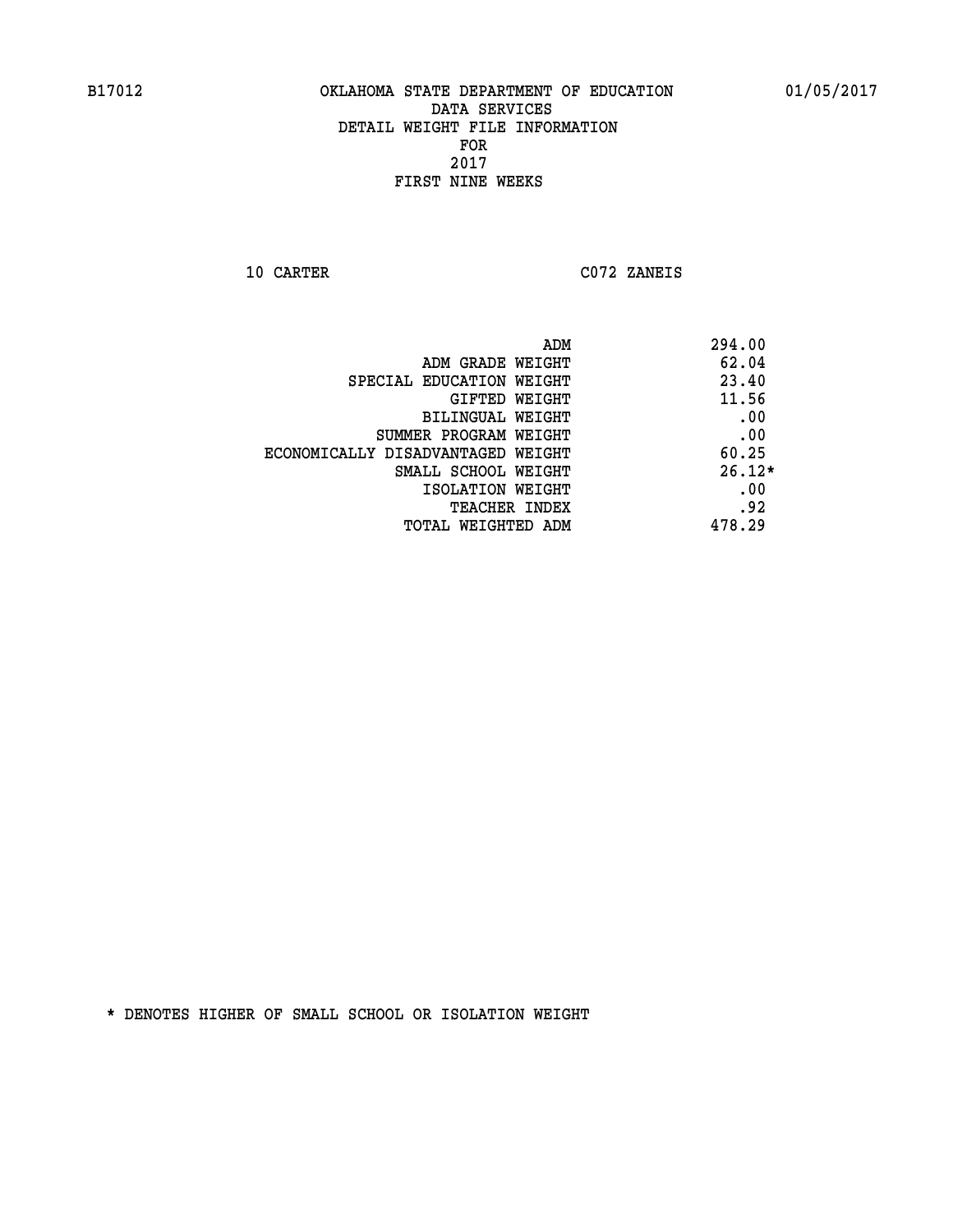# OKLAHOMA STATE DEPARTMENT OF EDUCATION
## DATA SERVICES
## DETAIL WEIGHT FILE INFORMATION
## FOR
## 2017
## FIRST NINE WEEKS

B17012 — 01/05/2017

10 CARTER — C072 ZANEIS

| | |
|---|---|
| ADM | 294.00 |
| ADM GRADE WEIGHT | 62.04 |
| SPECIAL EDUCATION WEIGHT | 23.40 |
| GIFTED WEIGHT | 11.56 |
| BILINGUAL WEIGHT | .00 |
| SUMMER PROGRAM WEIGHT | .00 |
| ECONOMICALLY DISADVANTAGED WEIGHT | 60.25 |
| SMALL SCHOOL WEIGHT | 26.12* |
| ISOLATION WEIGHT | .00 |
| TEACHER INDEX | .92 |
| TOTAL WEIGHTED ADM | 478.29 |

* DENOTES HIGHER OF SMALL SCHOOL OR ISOLATION WEIGHT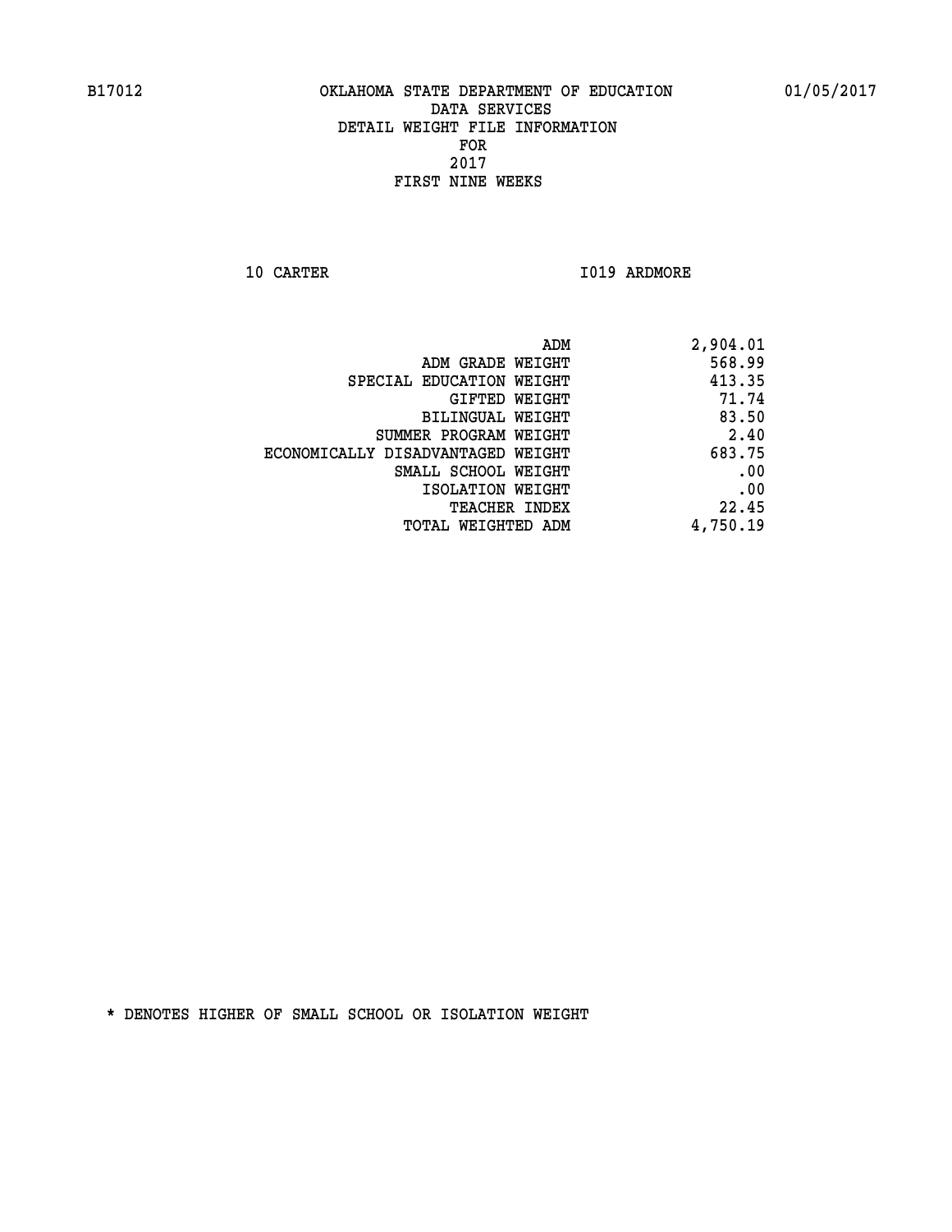B17012 OKLAHOMA STATE DEPARTMENT OF EDUCATION 01/05/2017

DATA SERVICES
DETAIL WEIGHT FILE INFORMATION
FOR
2017
FIRST NINE WEEKS

10 CARTER I019 ARDMORE

| | |
|---|---|
| ADM | 2,904.01 |
| ADM GRADE WEIGHT | 568.99 |
| SPECIAL EDUCATION WEIGHT | 413.35 |
| GIFTED WEIGHT | 71.74 |
| BILINGUAL WEIGHT | 83.50 |
| SUMMER PROGRAM WEIGHT | 2.40 |
| ECONOMICALLY DISADVANTAGED WEIGHT | 683.75 |
| SMALL SCHOOL WEIGHT | .00 |
| ISOLATION WEIGHT | .00 |
| TEACHER INDEX | 22.45 |
| TOTAL WEIGHTED ADM | 4,750.19 |

* DENOTES HIGHER OF SMALL SCHOOL OR ISOLATION WEIGHT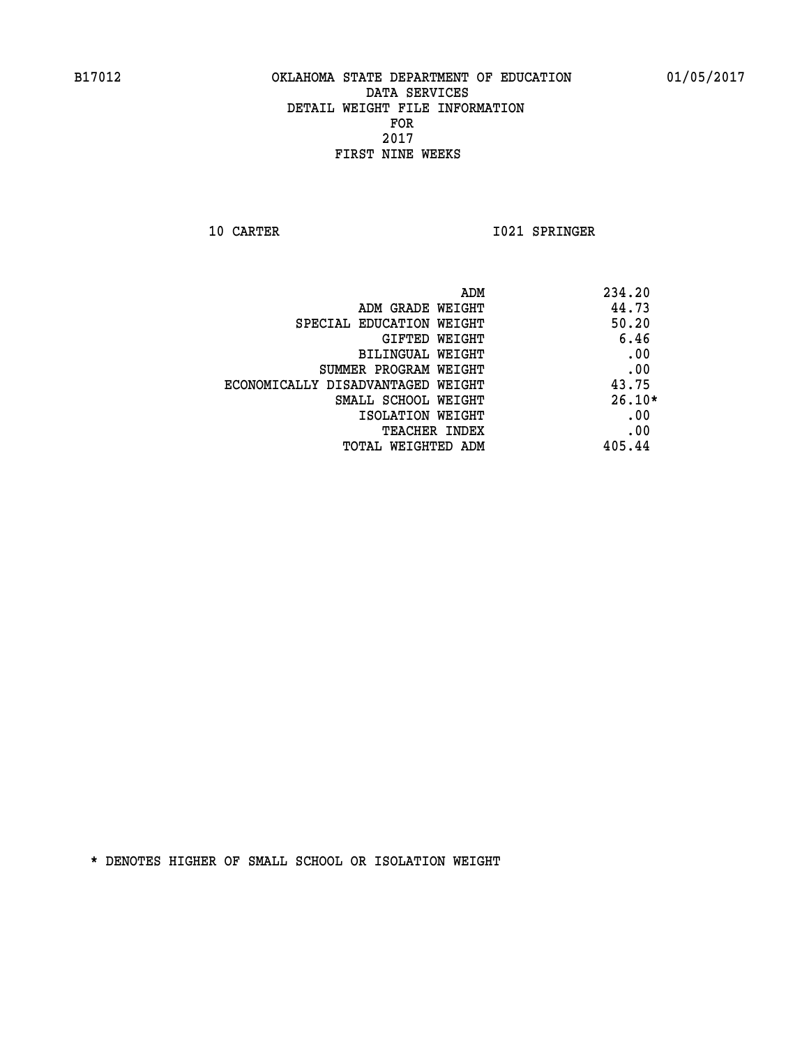B17012 OKLAHOMA STATE DEPARTMENT OF EDUCATION 01/05/2017

DATA SERVICES
DETAIL WEIGHT FILE INFORMATION
FOR
2017
FIRST NINE WEEKS

10 CARTER I021 SPRINGER

| | |
|---|---|
| ADM | 234.20 |
| ADM GRADE WEIGHT | 44.73 |
| SPECIAL EDUCATION WEIGHT | 50.20 |
| GIFTED WEIGHT | 6.46 |
| BILINGUAL WEIGHT | .00 |
| SUMMER PROGRAM WEIGHT | .00 |
| ECONOMICALLY DISADVANTAGED WEIGHT | 43.75 |
| SMALL SCHOOL WEIGHT | 26.10* |
| ISOLATION WEIGHT | .00 |
| TEACHER INDEX | .00 |
| TOTAL WEIGHTED ADM | 405.44 |

* DENOTES HIGHER OF SMALL SCHOOL OR ISOLATION WEIGHT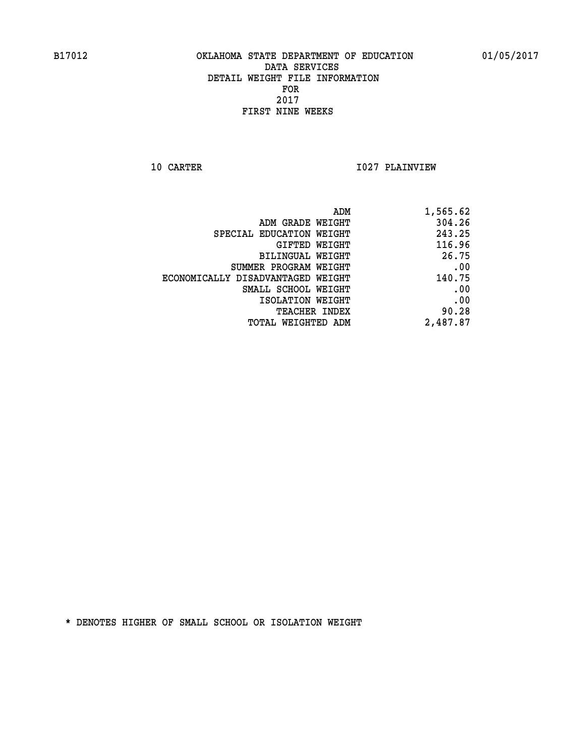B17012 OKLAHOMA STATE DEPARTMENT OF EDUCATION 01/05/2017

DATA SERVICES

DETAIL WEIGHT FILE INFORMATION

FOR

2017

FIRST NINE WEEKS

10 CARTER I027 PLAINVIEW

| | |
|---|---|
| ADM | 1,565.62 |
| ADM GRADE WEIGHT | 304.26 |
| SPECIAL EDUCATION WEIGHT | 243.25 |
| GIFTED WEIGHT | 116.96 |
| BILINGUAL WEIGHT | 26.75 |
| SUMMER PROGRAM WEIGHT | .00 |
| ECONOMICALLY DISADVANTAGED WEIGHT | 140.75 |
| SMALL SCHOOL WEIGHT | .00 |
| ISOLATION WEIGHT | .00 |
| TEACHER INDEX | 90.28 |
| TOTAL WEIGHTED ADM | 2,487.87 |

* DENOTES HIGHER OF SMALL SCHOOL OR ISOLATION WEIGHT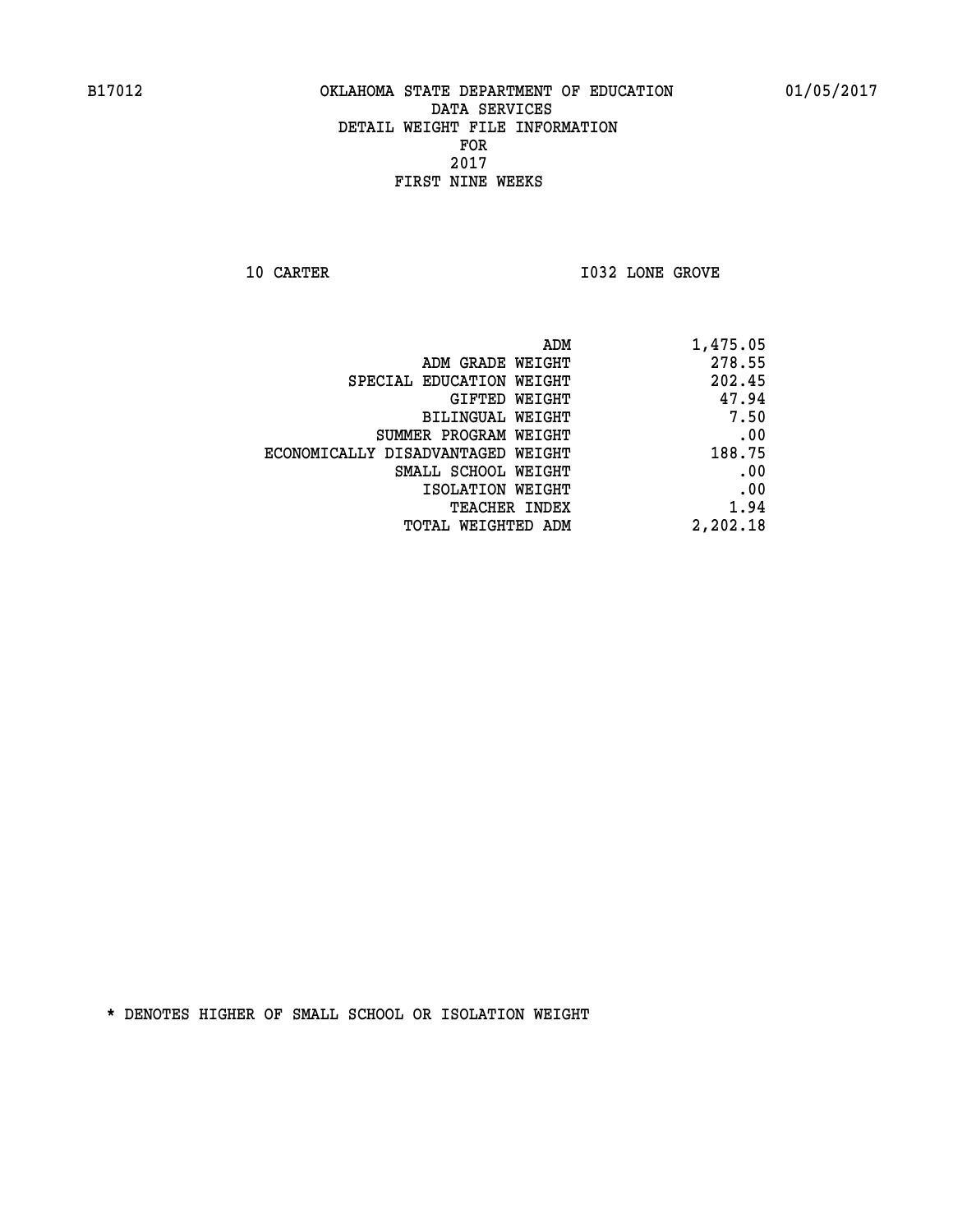B17012 OKLAHOMA STATE DEPARTMENT OF EDUCATION 01/05/2017

DATA SERVICES
DETAIL WEIGHT FILE INFORMATION
FOR
2017
FIRST NINE WEEKS

10 CARTER I032 LONE GROVE

| | |
|---|---|
| ADM | 1,475.05 |
| ADM GRADE WEIGHT | 278.55 |
| SPECIAL EDUCATION WEIGHT | 202.45 |
| GIFTED WEIGHT | 47.94 |
| BILINGUAL WEIGHT | 7.50 |
| SUMMER PROGRAM WEIGHT | .00 |
| ECONOMICALLY DISADVANTAGED WEIGHT | 188.75 |
| SMALL SCHOOL WEIGHT | .00 |
| ISOLATION WEIGHT | .00 |
| TEACHER INDEX | 1.94 |
| TOTAL WEIGHTED ADM | 2,202.18 |

* DENOTES HIGHER OF SMALL SCHOOL OR ISOLATION WEIGHT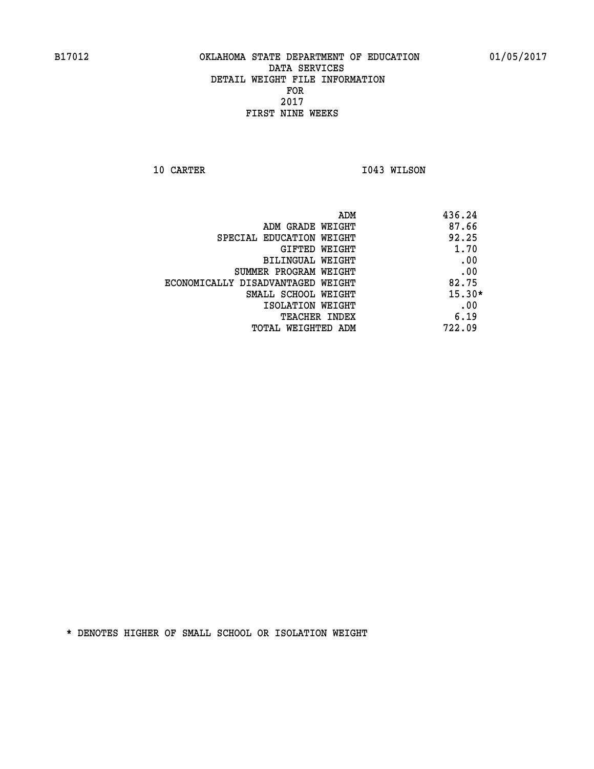B17012 OKLAHOMA STATE DEPARTMENT OF EDUCATION 01/05/2017

DATA SERVICES
DETAIL WEIGHT FILE INFORMATION
FOR
2017
FIRST NINE WEEKS

10 CARTER I043 WILSON

| | |
|---|---|
| ADM | 436.24 |
| ADM GRADE WEIGHT | 87.66 |
| SPECIAL EDUCATION WEIGHT | 92.25 |
| GIFTED WEIGHT | 1.70 |
| BILINGUAL WEIGHT | .00 |
| SUMMER PROGRAM WEIGHT | .00 |
| ECONOMICALLY DISADVANTAGED WEIGHT | 82.75 |
| SMALL SCHOOL WEIGHT | 15.30* |
| ISOLATION WEIGHT | .00 |
| TEACHER INDEX | 6.19 |
| TOTAL WEIGHTED ADM | 722.09 |

* DENOTES HIGHER OF SMALL SCHOOL OR ISOLATION WEIGHT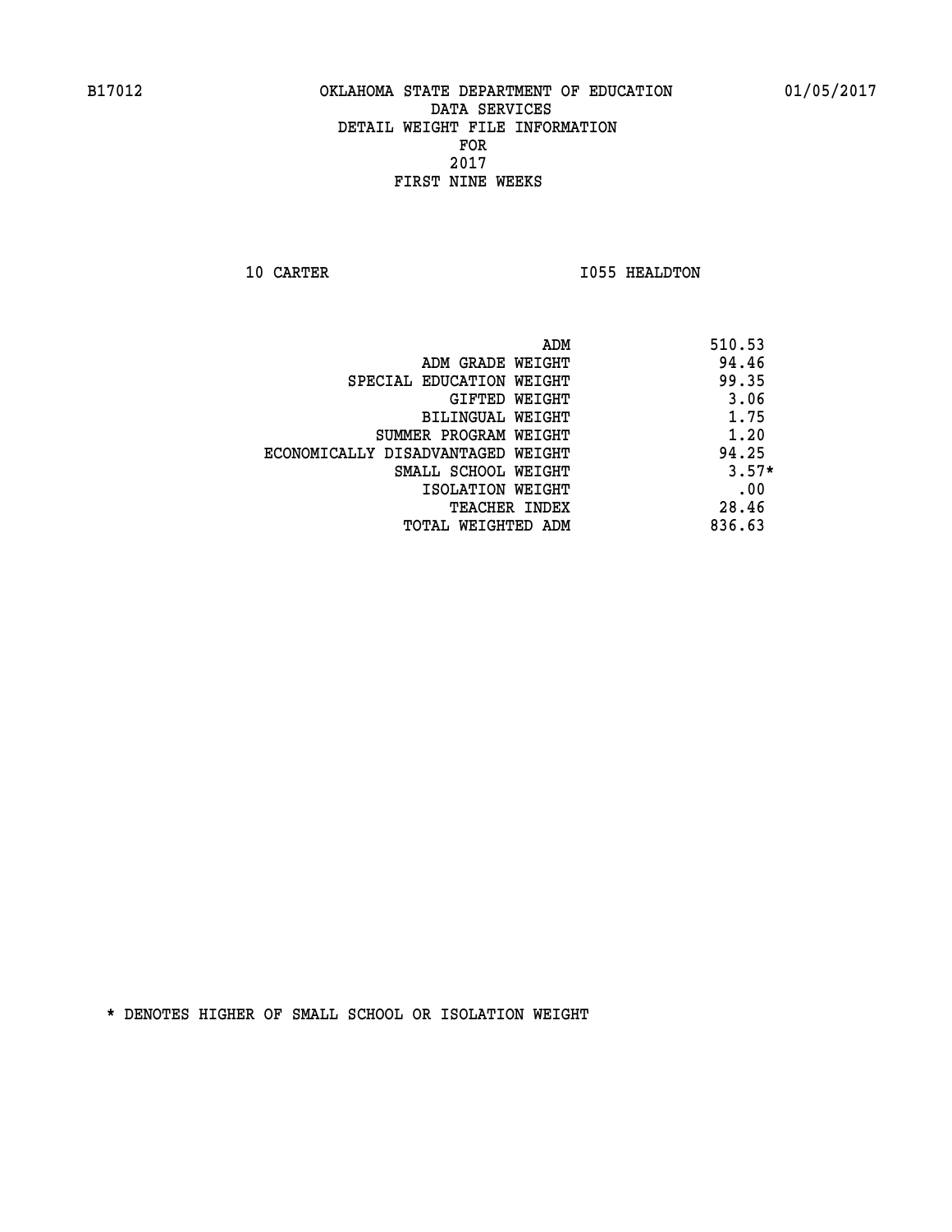B17012 OKLAHOMA STATE DEPARTMENT OF EDUCATION 01/05/2017

DATA SERVICES
DETAIL WEIGHT FILE INFORMATION
FOR
2017
FIRST NINE WEEKS

10 CARTER I055 HEALDTON

| | |
|---|---|
| ADM | 510.53 |
| ADM GRADE WEIGHT | 94.46 |
| SPECIAL EDUCATION WEIGHT | 99.35 |
| GIFTED WEIGHT | 3.06 |
| BILINGUAL WEIGHT | 1.75 |
| SUMMER PROGRAM WEIGHT | 1.20 |
| ECONOMICALLY DISADVANTAGED WEIGHT | 94.25 |
| SMALL SCHOOL WEIGHT | 3.57* |
| ISOLATION WEIGHT | .00 |
| TEACHER INDEX | 28.46 |
| TOTAL WEIGHTED ADM | 836.63 |

* DENOTES HIGHER OF SMALL SCHOOL OR ISOLATION WEIGHT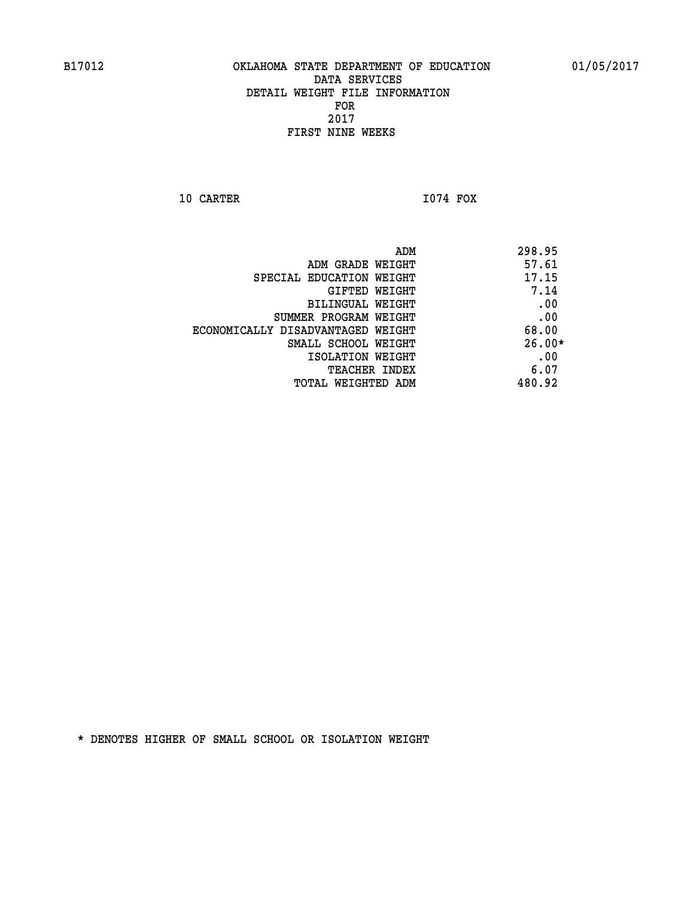B17012 OKLAHOMA STATE DEPARTMENT OF EDUCATION 01/05/2017

DATA SERVICES
DETAIL WEIGHT FILE INFORMATION
FOR
2017
FIRST NINE WEEKS

10 CARTER I074 FOX

| | |
|---|---|
| ADM | 298.95 |
| ADM GRADE WEIGHT | 57.61 |
| SPECIAL EDUCATION WEIGHT | 17.15 |
| GIFTED WEIGHT | 7.14 |
| BILINGUAL WEIGHT | .00 |
| SUMMER PROGRAM WEIGHT | .00 |
| ECONOMICALLY DISADVANTAGED WEIGHT | 68.00 |
| SMALL SCHOOL WEIGHT | 26.00* |
| ISOLATION WEIGHT | .00 |
| TEACHER INDEX | 6.07 |
| TOTAL WEIGHTED ADM | 480.92 |

* DENOTES HIGHER OF SMALL SCHOOL OR ISOLATION WEIGHT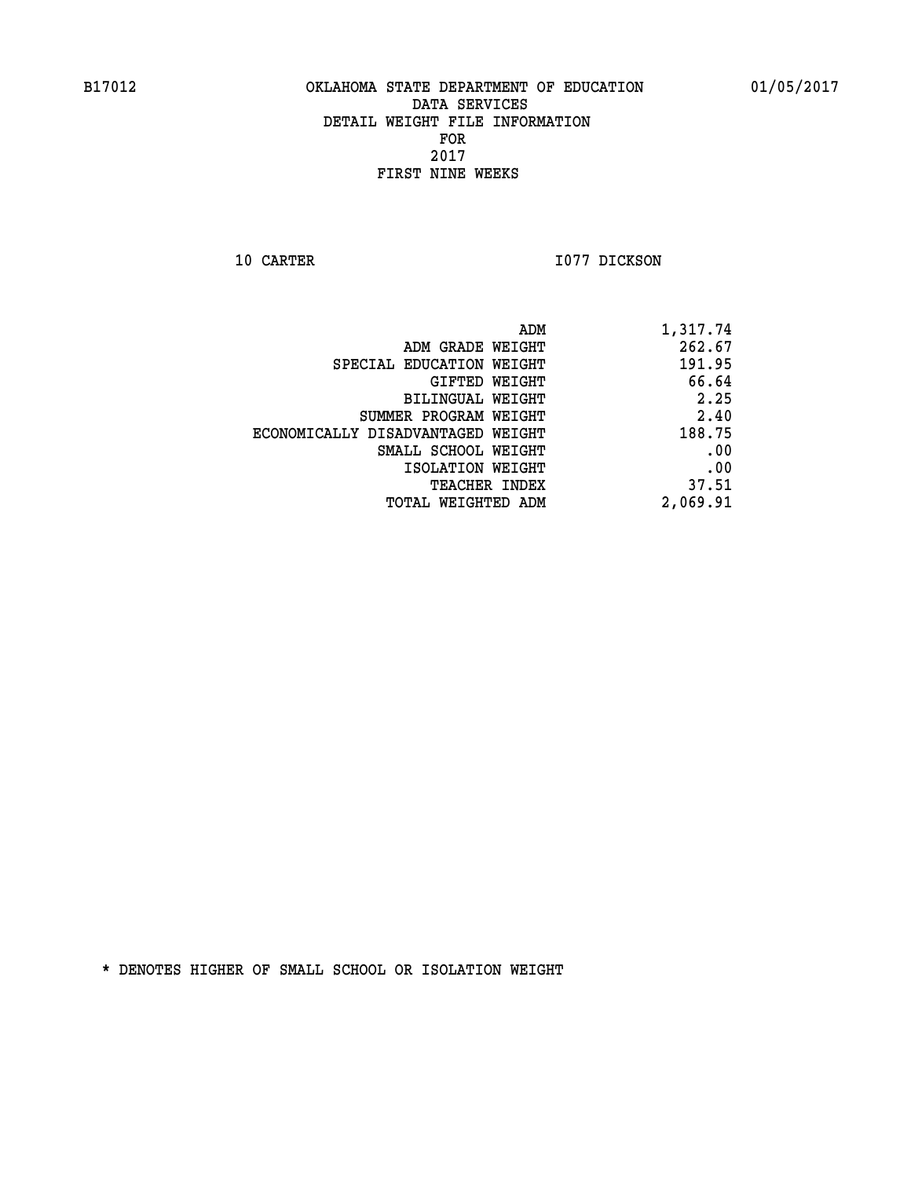B17012 OKLAHOMA STATE DEPARTMENT OF EDUCATION 01/05/2017

DATA SERVICES

DETAIL WEIGHT FILE INFORMATION

FOR

2017

FIRST NINE WEEKS

10 CARTER I077 DICKSON

| | |
|---|---|
| ADM | 1,317.74 |
| ADM GRADE WEIGHT | 262.67 |
| SPECIAL EDUCATION WEIGHT | 191.95 |
| GIFTED WEIGHT | 66.64 |
| BILINGUAL WEIGHT | 2.25 |
| SUMMER PROGRAM WEIGHT | 2.40 |
| ECONOMICALLY DISADVANTAGED WEIGHT | 188.75 |
| SMALL SCHOOL WEIGHT | .00 |
| ISOLATION WEIGHT | .00 |
| TEACHER INDEX | 37.51 |
| TOTAL WEIGHTED ADM | 2,069.91 |

* DENOTES HIGHER OF SMALL SCHOOL OR ISOLATION WEIGHT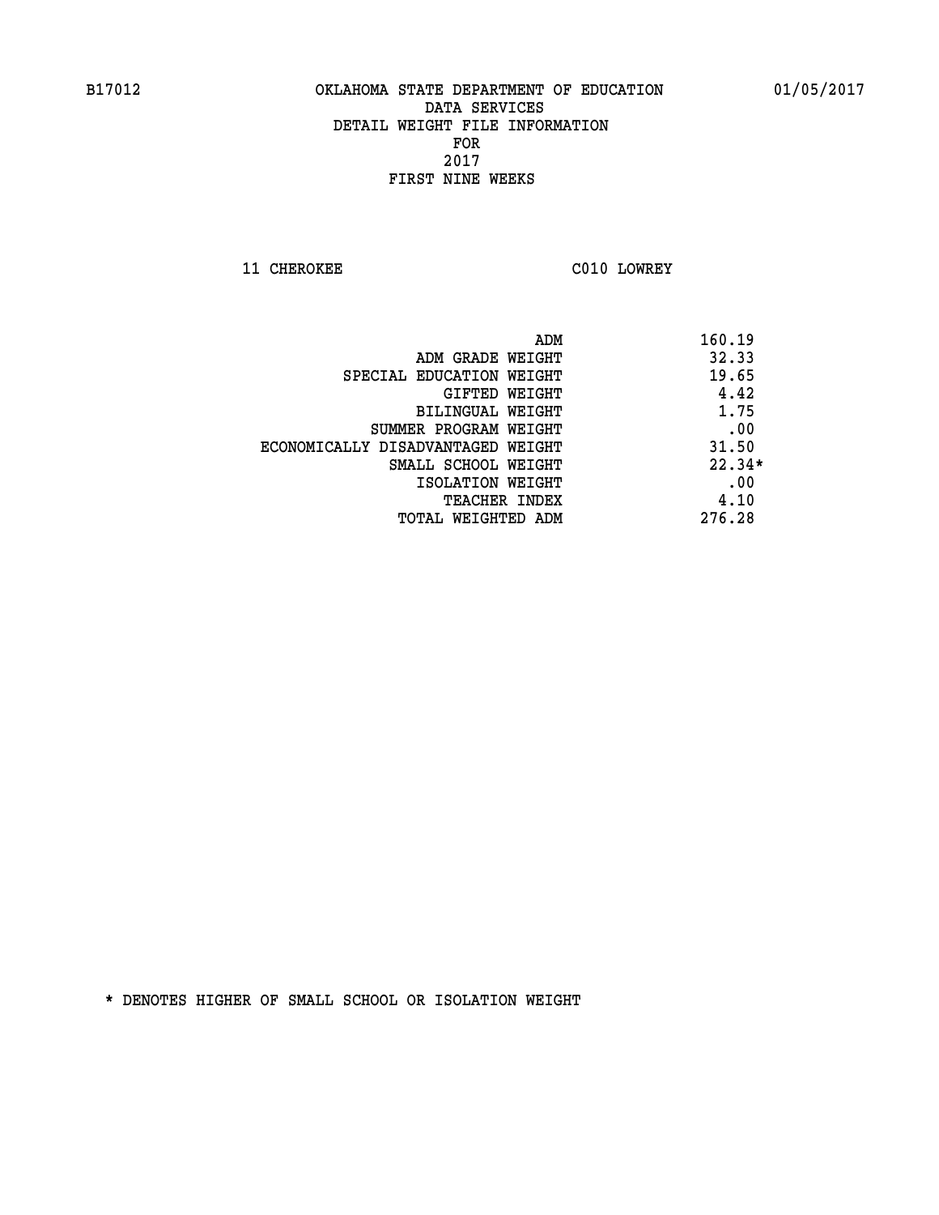B17012 OKLAHOMA STATE DEPARTMENT OF EDUCATION 01/05/2017

DATA SERVICES
DETAIL WEIGHT FILE INFORMATION
FOR
2017
FIRST NINE WEEKS

11 CHEROKEE C010 LOWREY

| | |
|---|---|
| ADM | 160.19 |
| ADM GRADE WEIGHT | 32.33 |
| SPECIAL EDUCATION WEIGHT | 19.65 |
| GIFTED WEIGHT | 4.42 |
| BILINGUAL WEIGHT | 1.75 |
| SUMMER PROGRAM WEIGHT | .00 |
| ECONOMICALLY DISADVANTAGED WEIGHT | 31.50 |
| SMALL SCHOOL WEIGHT | 22.34* |
| ISOLATION WEIGHT | .00 |
| TEACHER INDEX | 4.10 |
| TOTAL WEIGHTED ADM | 276.28 |

* DENOTES HIGHER OF SMALL SCHOOL OR ISOLATION WEIGHT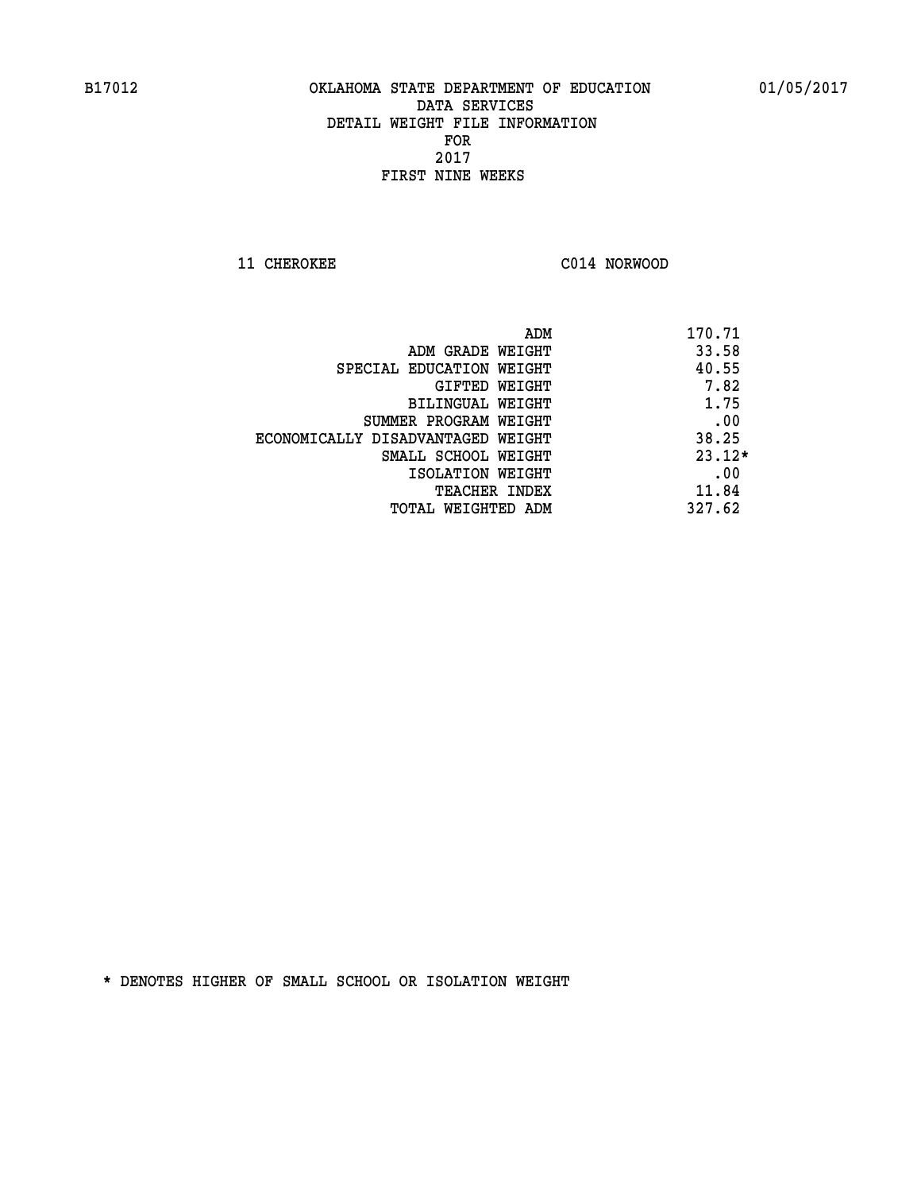B17012 OKLAHOMA STATE DEPARTMENT OF EDUCATION 01/05/2017

DATA SERVICES
DETAIL WEIGHT FILE INFORMATION
FOR
2017
FIRST NINE WEEKS

11 CHEROKEE C014 NORWOOD

| | |
|---|---|
| ADM | 170.71 |
| ADM GRADE WEIGHT | 33.58 |
| SPECIAL EDUCATION WEIGHT | 40.55 |
| GIFTED WEIGHT | 7.82 |
| BILINGUAL WEIGHT | 1.75 |
| SUMMER PROGRAM WEIGHT | .00 |
| ECONOMICALLY DISADVANTAGED WEIGHT | 38.25 |
| SMALL SCHOOL WEIGHT | 23.12* |
| ISOLATION WEIGHT | .00 |
| TEACHER INDEX | 11.84 |
| TOTAL WEIGHTED ADM | 327.62 |

* DENOTES HIGHER OF SMALL SCHOOL OR ISOLATION WEIGHT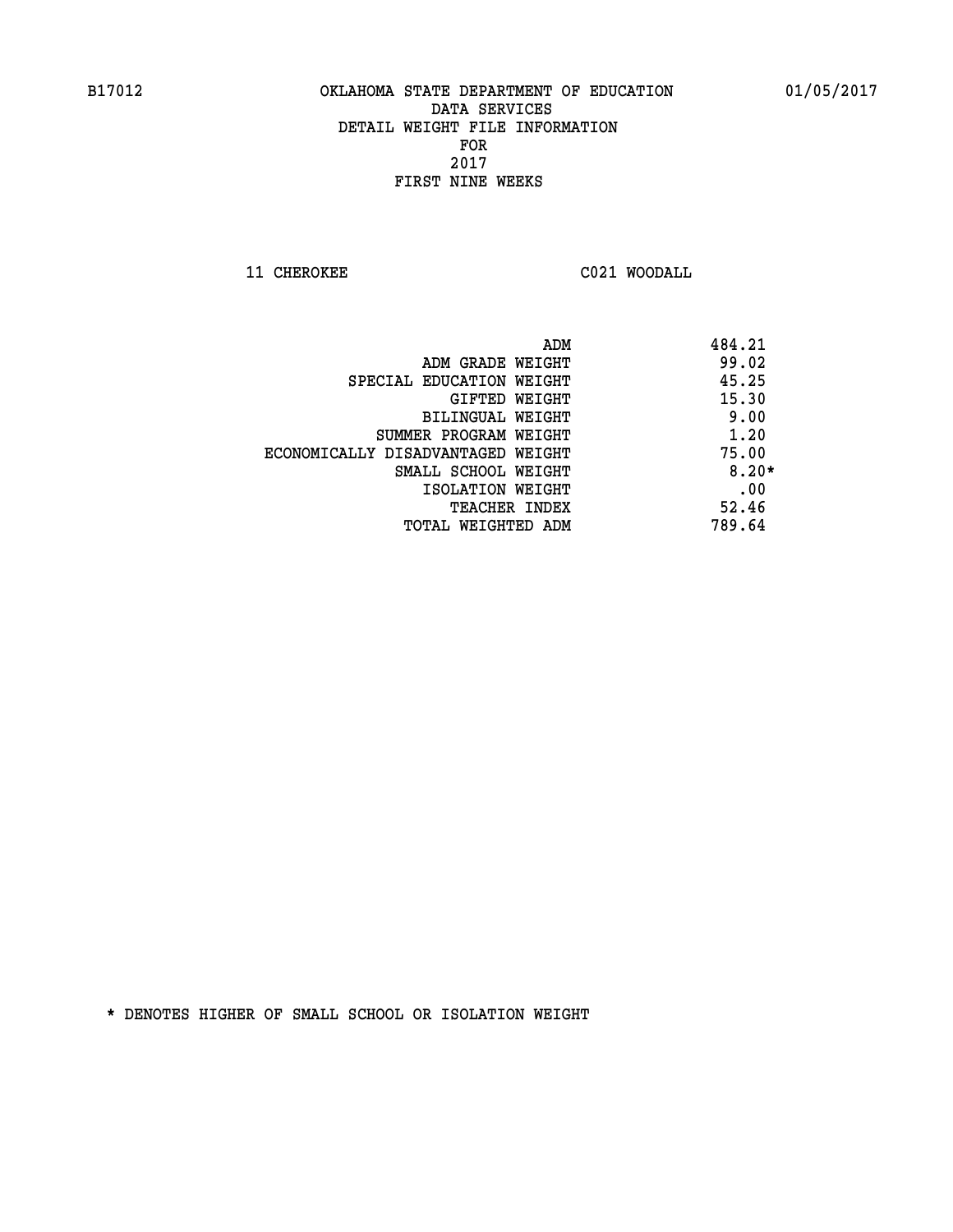B17012 OKLAHOMA STATE DEPARTMENT OF EDUCATION 01/05/2017

DATA SERVICES
DETAIL WEIGHT FILE INFORMATION
FOR
2017
FIRST NINE WEEKS

11 CHEROKEE C021 WOODALL

| | |
|---|---|
| ADM | 484.21 |
| ADM GRADE WEIGHT | 99.02 |
| SPECIAL EDUCATION WEIGHT | 45.25 |
| GIFTED WEIGHT | 15.30 |
| BILINGUAL WEIGHT | 9.00 |
| SUMMER PROGRAM WEIGHT | 1.20 |
| ECONOMICALLY DISADVANTAGED WEIGHT | 75.00 |
| SMALL SCHOOL WEIGHT | 8.20* |
| ISOLATION WEIGHT | .00 |
| TEACHER INDEX | 52.46 |
| TOTAL WEIGHTED ADM | 789.64 |

* DENOTES HIGHER OF SMALL SCHOOL OR ISOLATION WEIGHT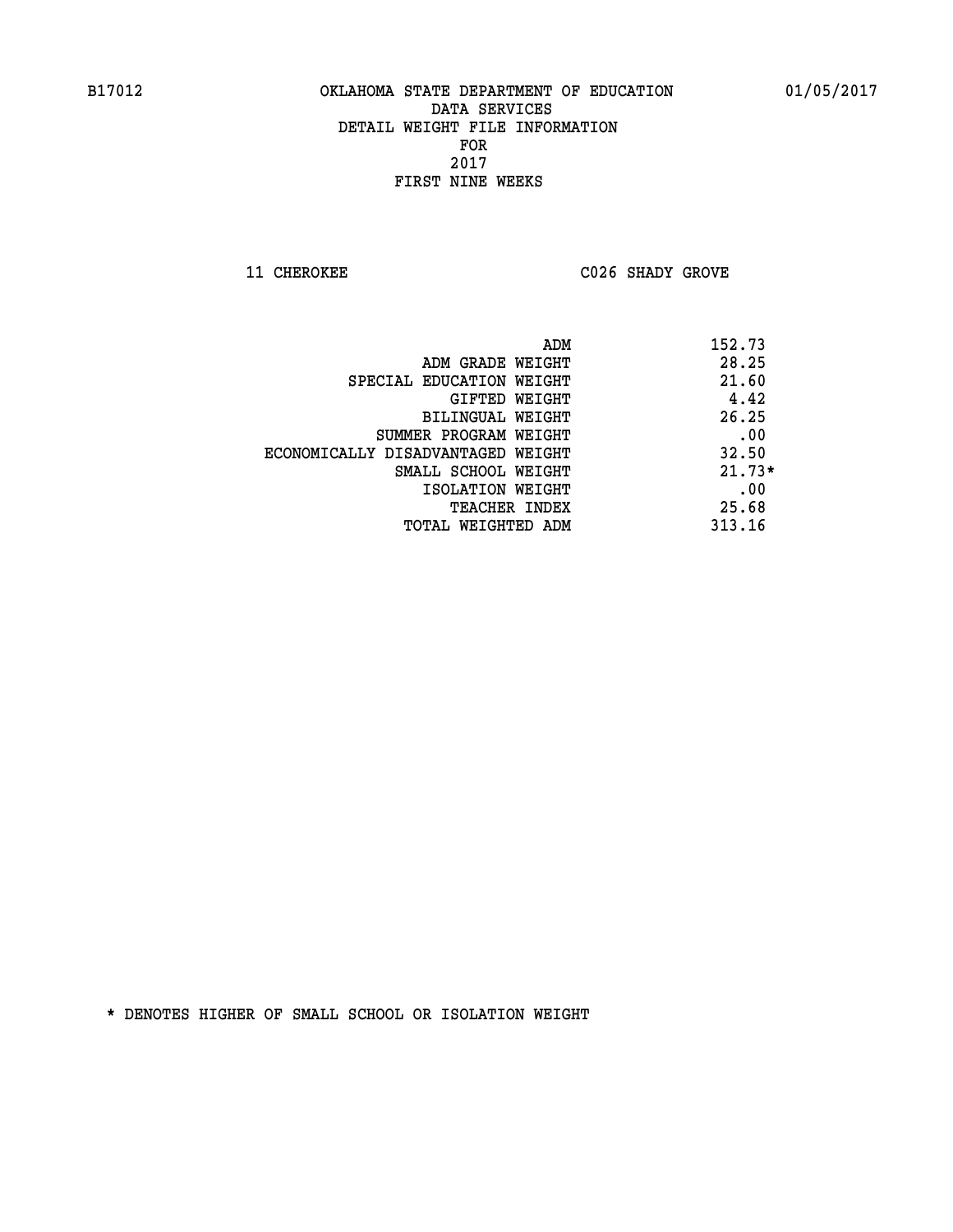B17012 OKLAHOMA STATE DEPARTMENT OF EDUCATION 01/05/2017

DATA SERVICES
DETAIL WEIGHT FILE INFORMATION
FOR
2017
FIRST NINE WEEKS

11 CHEROKEE C026 SHADY GROVE

| | |
|---|---|
| ADM | 152.73 |
| ADM GRADE WEIGHT | 28.25 |
| SPECIAL EDUCATION WEIGHT | 21.60 |
| GIFTED WEIGHT | 4.42 |
| BILINGUAL WEIGHT | 26.25 |
| SUMMER PROGRAM WEIGHT | .00 |
| ECONOMICALLY DISADVANTAGED WEIGHT | 32.50 |
| SMALL SCHOOL WEIGHT | 21.73* |
| ISOLATION WEIGHT | .00 |
| TEACHER INDEX | 25.68 |
| TOTAL WEIGHTED ADM | 313.16 |

* DENOTES HIGHER OF SMALL SCHOOL OR ISOLATION WEIGHT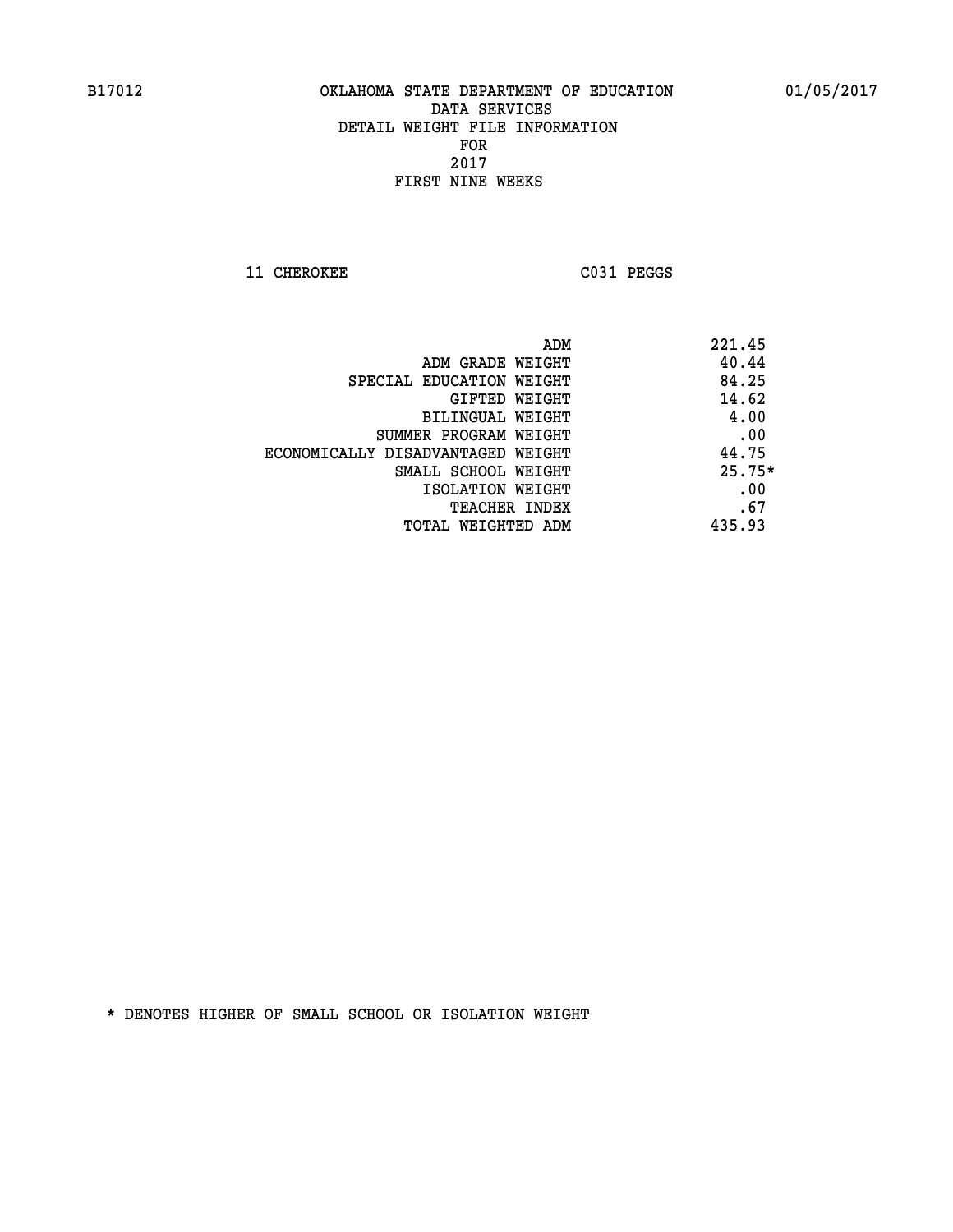B17012 OKLAHOMA STATE DEPARTMENT OF EDUCATION 01/05/2017

DATA SERVICES
DETAIL WEIGHT FILE INFORMATION
FOR
2017
FIRST NINE WEEKS

11 CHEROKEE C031 PEGGS

| | |
|---|---|
| ADM | 221.45 |
| ADM GRADE WEIGHT | 40.44 |
| SPECIAL EDUCATION WEIGHT | 84.25 |
| GIFTED WEIGHT | 14.62 |
| BILINGUAL WEIGHT | 4.00 |
| SUMMER PROGRAM WEIGHT | .00 |
| ECONOMICALLY DISADVANTAGED WEIGHT | 44.75 |
| SMALL SCHOOL WEIGHT | 25.75* |
| ISOLATION WEIGHT | .00 |
| TEACHER INDEX | .67 |
| TOTAL WEIGHTED ADM | 435.93 |

* DENOTES HIGHER OF SMALL SCHOOL OR ISOLATION WEIGHT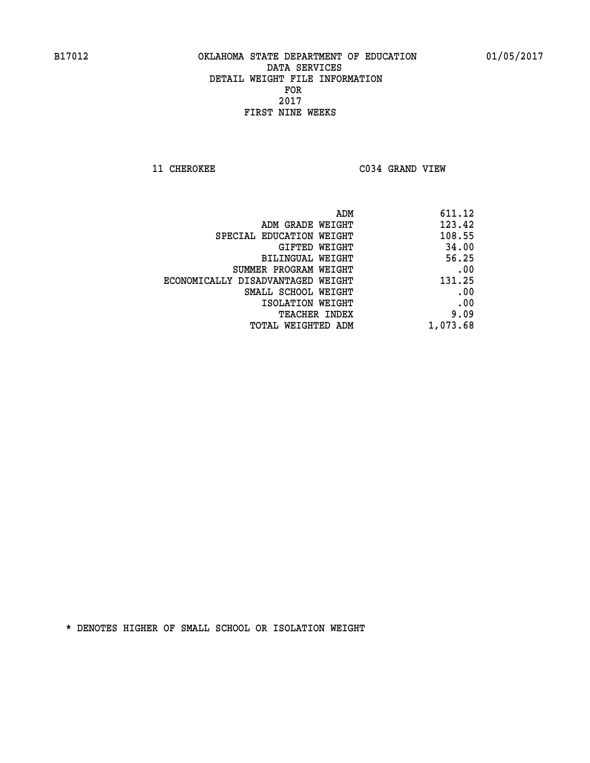B17012 OKLAHOMA STATE DEPARTMENT OF EDUCATION 01/05/2017

DATA SERVICES

DETAIL WEIGHT FILE INFORMATION

FOR

2017

FIRST NINE WEEKS

11 CHEROKEE C034 GRAND VIEW

| | |
|---|---|
| ADM | 611.12 |
| ADM GRADE WEIGHT | 123.42 |
| SPECIAL EDUCATION WEIGHT | 108.55 |
| GIFTED WEIGHT | 34.00 |
| BILINGUAL WEIGHT | 56.25 |
| SUMMER PROGRAM WEIGHT | .00 |
| ECONOMICALLY DISADVANTAGED WEIGHT | 131.25 |
| SMALL SCHOOL WEIGHT | .00 |
| ISOLATION WEIGHT | .00 |
| TEACHER INDEX | 9.09 |
| TOTAL WEIGHTED ADM | 1,073.68 |

* DENOTES HIGHER OF SMALL SCHOOL OR ISOLATION WEIGHT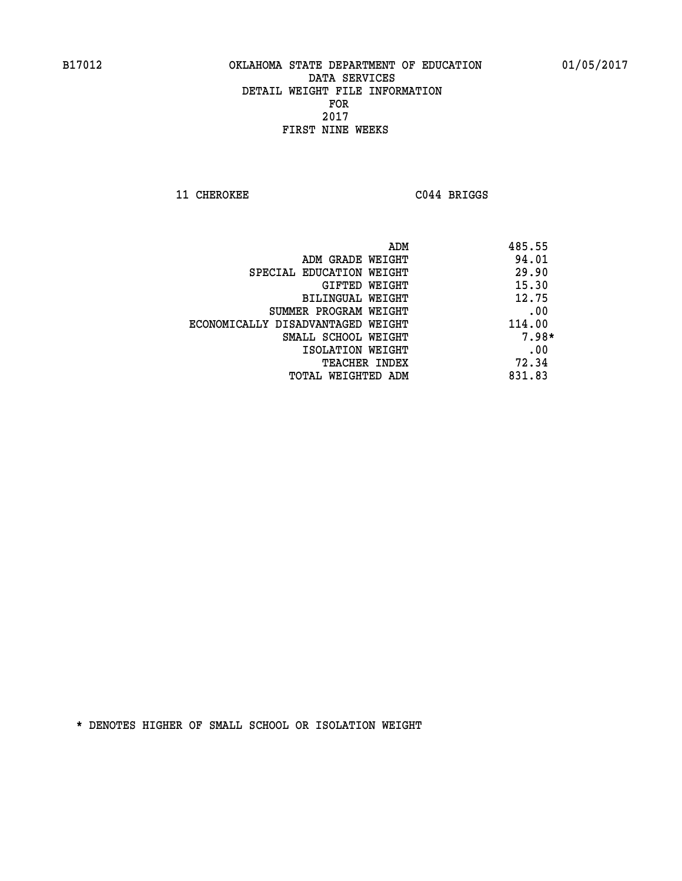B17012 OKLAHOMA STATE DEPARTMENT OF EDUCATION 01/05/2017

DATA SERVICES
DETAIL WEIGHT FILE INFORMATION
FOR
2017
FIRST NINE WEEKS

11 CHEROKEE C044 BRIGGS

| | |
|---|---|
| ADM | 485.55 |
| ADM GRADE WEIGHT | 94.01 |
| SPECIAL EDUCATION WEIGHT | 29.90 |
| GIFTED WEIGHT | 15.30 |
| BILINGUAL WEIGHT | 12.75 |
| SUMMER PROGRAM WEIGHT | .00 |
| ECONOMICALLY DISADVANTAGED WEIGHT | 114.00 |
| SMALL SCHOOL WEIGHT | 7.98* |
| ISOLATION WEIGHT | .00 |
| TEACHER INDEX | 72.34 |
| TOTAL WEIGHTED ADM | 831.83 |

* DENOTES HIGHER OF SMALL SCHOOL OR ISOLATION WEIGHT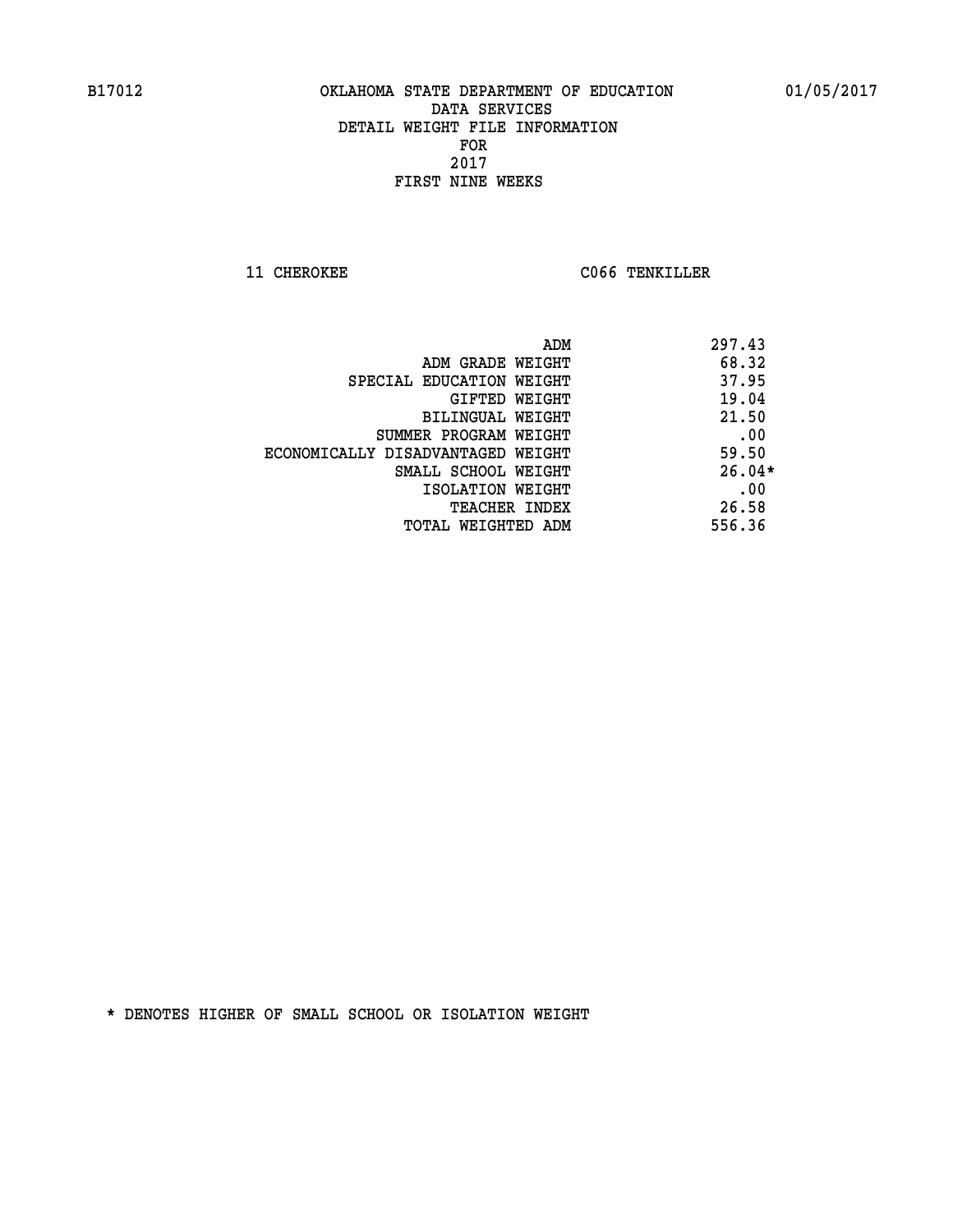B17012 OKLAHOMA STATE DEPARTMENT OF EDUCATION 01/05/2017

DATA SERVICES
DETAIL WEIGHT FILE INFORMATION
FOR
2017
FIRST NINE WEEKS

11 CHEROKEE C066 TENKILLER

| | |
|---|---|
| ADM | 297.43 |
| ADM GRADE WEIGHT | 68.32 |
| SPECIAL EDUCATION WEIGHT | 37.95 |
| GIFTED WEIGHT | 19.04 |
| BILINGUAL WEIGHT | 21.50 |
| SUMMER PROGRAM WEIGHT | .00 |
| ECONOMICALLY DISADVANTAGED WEIGHT | 59.50 |
| SMALL SCHOOL WEIGHT | 26.04* |
| ISOLATION WEIGHT | .00 |
| TEACHER INDEX | 26.58 |
| TOTAL WEIGHTED ADM | 556.36 |

* DENOTES HIGHER OF SMALL SCHOOL OR ISOLATION WEIGHT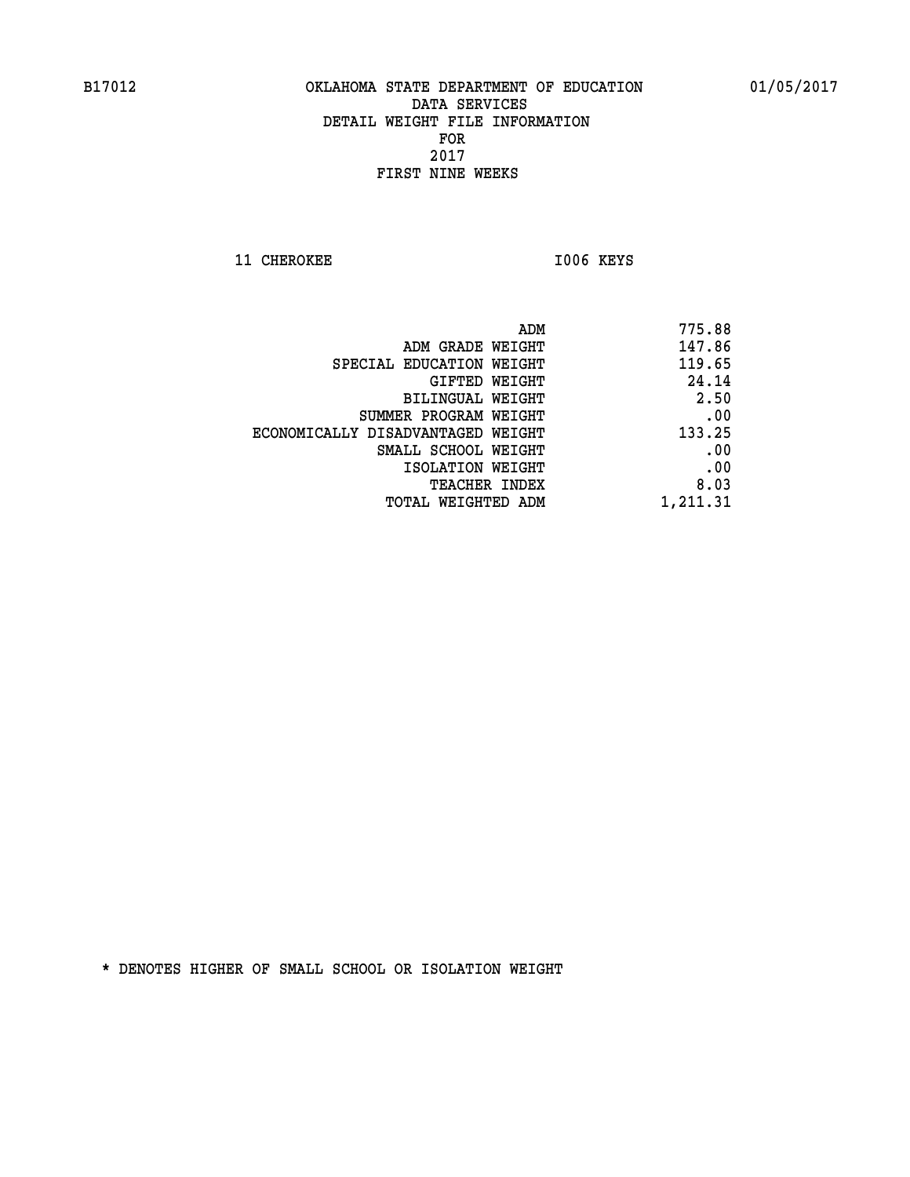B17012 OKLAHOMA STATE DEPARTMENT OF EDUCATION 01/05/2017

DATA SERVICES
DETAIL WEIGHT FILE INFORMATION
FOR
2017
FIRST NINE WEEKS

11 CHEROKEE I006 KEYS

| | |
|---|---|
| ADM | 775.88 |
| ADM GRADE WEIGHT | 147.86 |
| SPECIAL EDUCATION WEIGHT | 119.65 |
| GIFTED WEIGHT | 24.14 |
| BILINGUAL WEIGHT | 2.50 |
| SUMMER PROGRAM WEIGHT | .00 |
| ECONOMICALLY DISADVANTAGED WEIGHT | 133.25 |
| SMALL SCHOOL WEIGHT | .00 |
| ISOLATION WEIGHT | .00 |
| TEACHER INDEX | 8.03 |
| TOTAL WEIGHTED ADM | 1,211.31 |

* DENOTES HIGHER OF SMALL SCHOOL OR ISOLATION WEIGHT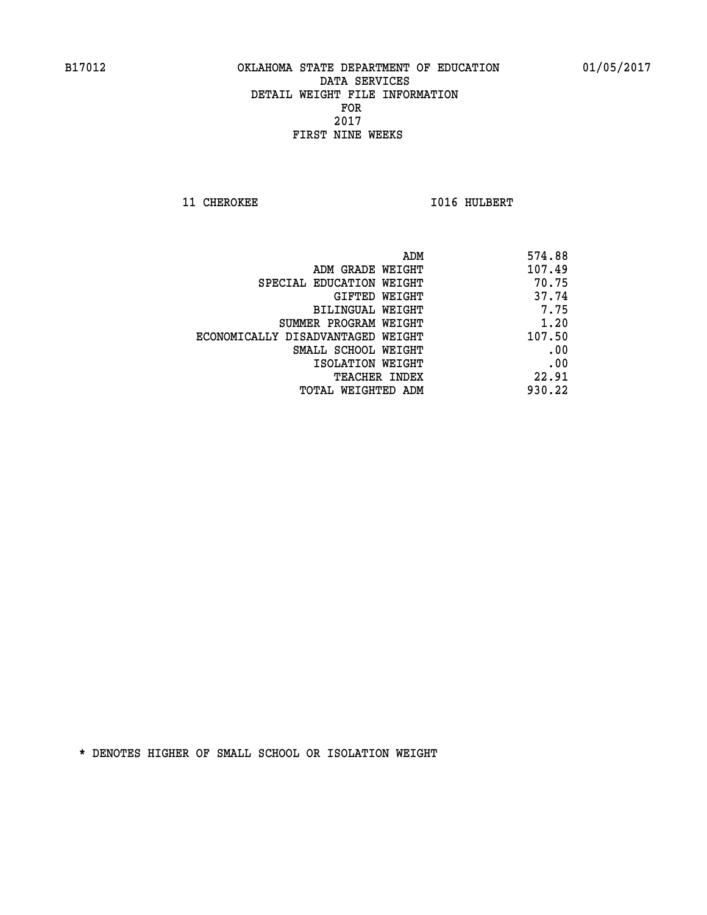B17012 OKLAHOMA STATE DEPARTMENT OF EDUCATION 01/05/2017

DATA SERVICES
DETAIL WEIGHT FILE INFORMATION
FOR
2017
FIRST NINE WEEKS

11 CHEROKEE I016 HULBERT

| | |
|---|---|
| ADM | 574.88 |
| ADM GRADE WEIGHT | 107.49 |
| SPECIAL EDUCATION WEIGHT | 70.75 |
| GIFTED WEIGHT | 37.74 |
| BILINGUAL WEIGHT | 7.75 |
| SUMMER PROGRAM WEIGHT | 1.20 |
| ECONOMICALLY DISADVANTAGED WEIGHT | 107.50 |
| SMALL SCHOOL WEIGHT | .00 |
| ISOLATION WEIGHT | .00 |
| TEACHER INDEX | 22.91 |
| TOTAL WEIGHTED ADM | 930.22 |

* DENOTES HIGHER OF SMALL SCHOOL OR ISOLATION WEIGHT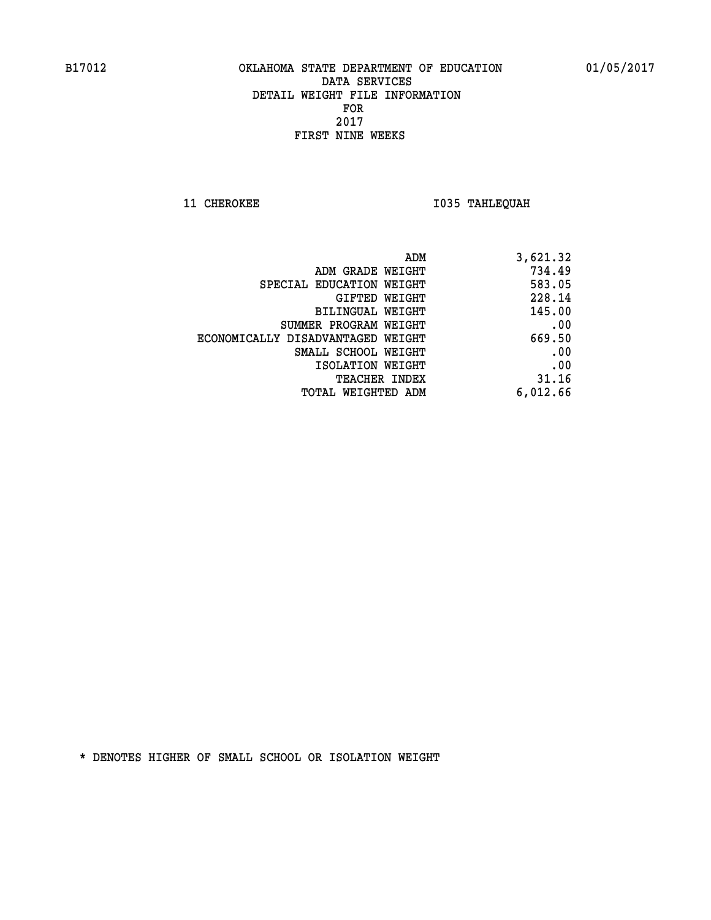B17012 OKLAHOMA STATE DEPARTMENT OF EDUCATION 01/05/2017

DATA SERVICES
DETAIL WEIGHT FILE INFORMATION
FOR
2017
FIRST NINE WEEKS

11 CHEROKEE I035 TAHLEQUAH

| | |
|---|---|
| ADM | 3,621.32 |
| ADM GRADE WEIGHT | 734.49 |
| SPECIAL EDUCATION WEIGHT | 583.05 |
| GIFTED WEIGHT | 228.14 |
| BILINGUAL WEIGHT | 145.00 |
| SUMMER PROGRAM WEIGHT | .00 |
| ECONOMICALLY DISADVANTAGED WEIGHT | 669.50 |
| SMALL SCHOOL WEIGHT | .00 |
| ISOLATION WEIGHT | .00 |
| TEACHER INDEX | 31.16 |
| TOTAL WEIGHTED ADM | 6,012.66 |

* DENOTES HIGHER OF SMALL SCHOOL OR ISOLATION WEIGHT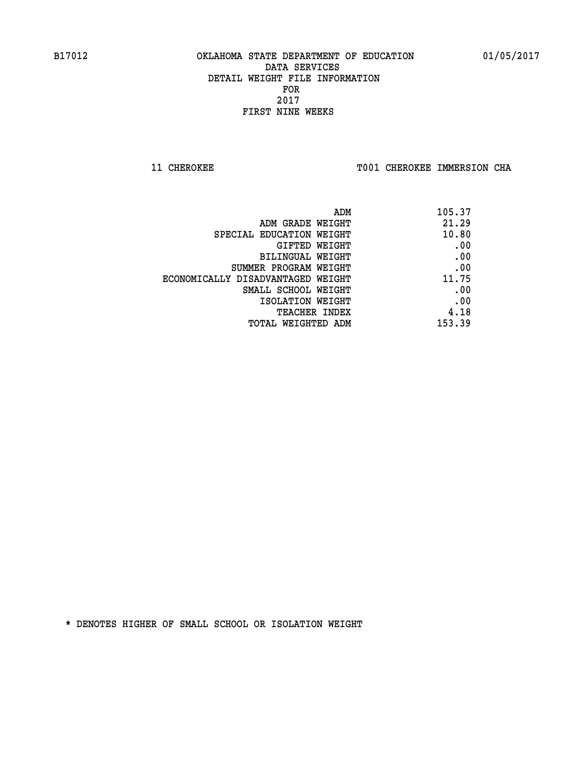B17012 OKLAHOMA STATE DEPARTMENT OF EDUCATION 01/05/2017

DATA SERVICES
DETAIL WEIGHT FILE INFORMATION
FOR
2017
FIRST NINE WEEKS

11 CHEROKEE T001 CHEROKEE IMMERSION CHA

| | |
|---|---|
| ADM | 105.37 |
| ADM GRADE WEIGHT | 21.29 |
| SPECIAL EDUCATION WEIGHT | 10.80 |
| GIFTED WEIGHT | .00 |
| BILINGUAL WEIGHT | .00 |
| SUMMER PROGRAM WEIGHT | .00 |
| ECONOMICALLY DISADVANTAGED WEIGHT | 11.75 |
| SMALL SCHOOL WEIGHT | .00 |
| ISOLATION WEIGHT | .00 |
| TEACHER INDEX | 4.18 |
| TOTAL WEIGHTED ADM | 153.39 |

* DENOTES HIGHER OF SMALL SCHOOL OR ISOLATION WEIGHT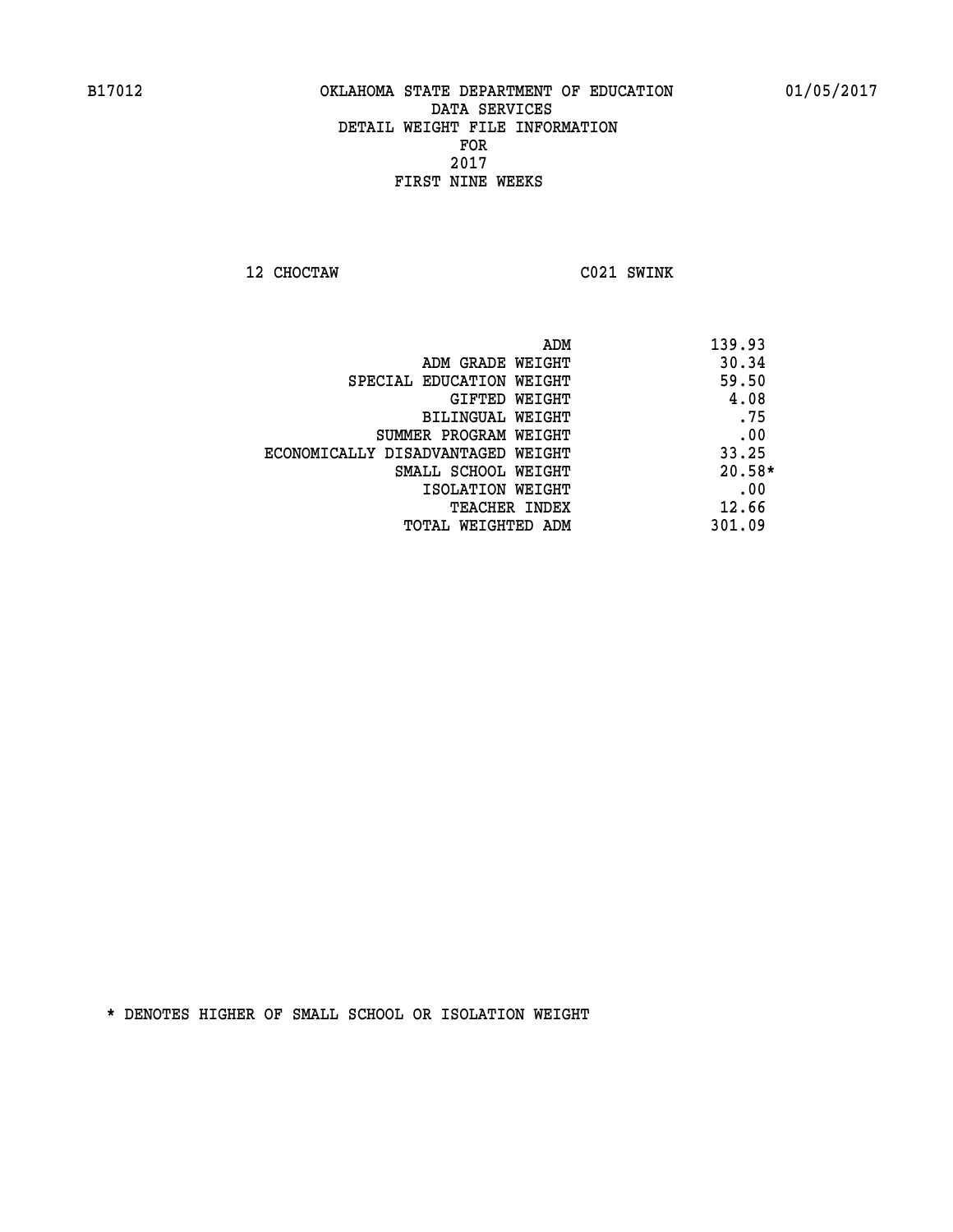B17012 OKLAHOMA STATE DEPARTMENT OF EDUCATION 01/05/2017

DATA SERVICES
DETAIL WEIGHT FILE INFORMATION
FOR
2017
FIRST NINE WEEKS

12 CHOCTAW C021 SWINK

| | |
|---|---|
| ADM | 139.93 |
| ADM GRADE WEIGHT | 30.34 |
| SPECIAL EDUCATION WEIGHT | 59.50 |
| GIFTED WEIGHT | 4.08 |
| BILINGUAL WEIGHT | .75 |
| SUMMER PROGRAM WEIGHT | .00 |
| ECONOMICALLY DISADVANTAGED WEIGHT | 33.25 |
| SMALL SCHOOL WEIGHT | 20.58* |
| ISOLATION WEIGHT | .00 |
| TEACHER INDEX | 12.66 |
| TOTAL WEIGHTED ADM | 301.09 |

* DENOTES HIGHER OF SMALL SCHOOL OR ISOLATION WEIGHT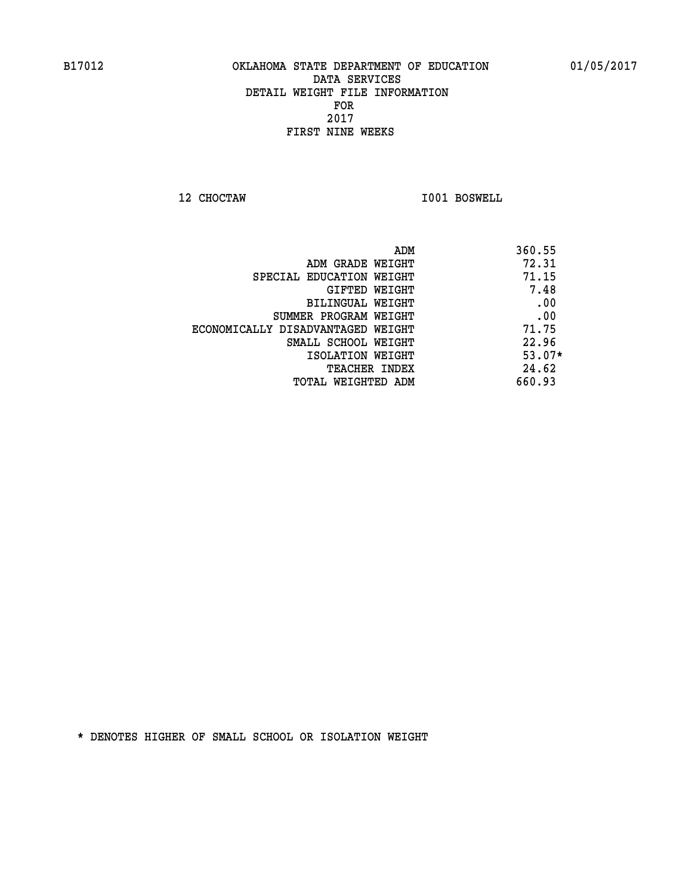B17012 OKLAHOMA STATE DEPARTMENT OF EDUCATION 01/05/2017

DATA SERVICES
DETAIL WEIGHT FILE INFORMATION
FOR
2017
FIRST NINE WEEKS

12 CHOCTAW I001 BOSWELL

| | |
|---|---|
| ADM | 360.55 |
| ADM GRADE WEIGHT | 72.31 |
| SPECIAL EDUCATION WEIGHT | 71.15 |
| GIFTED WEIGHT | 7.48 |
| BILINGUAL WEIGHT | .00 |
| SUMMER PROGRAM WEIGHT | .00 |
| ECONOMICALLY DISADVANTAGED WEIGHT | 71.75 |
| SMALL SCHOOL WEIGHT | 22.96 |
| ISOLATION WEIGHT | 53.07* |
| TEACHER INDEX | 24.62 |
| TOTAL WEIGHTED ADM | 660.93 |

* DENOTES HIGHER OF SMALL SCHOOL OR ISOLATION WEIGHT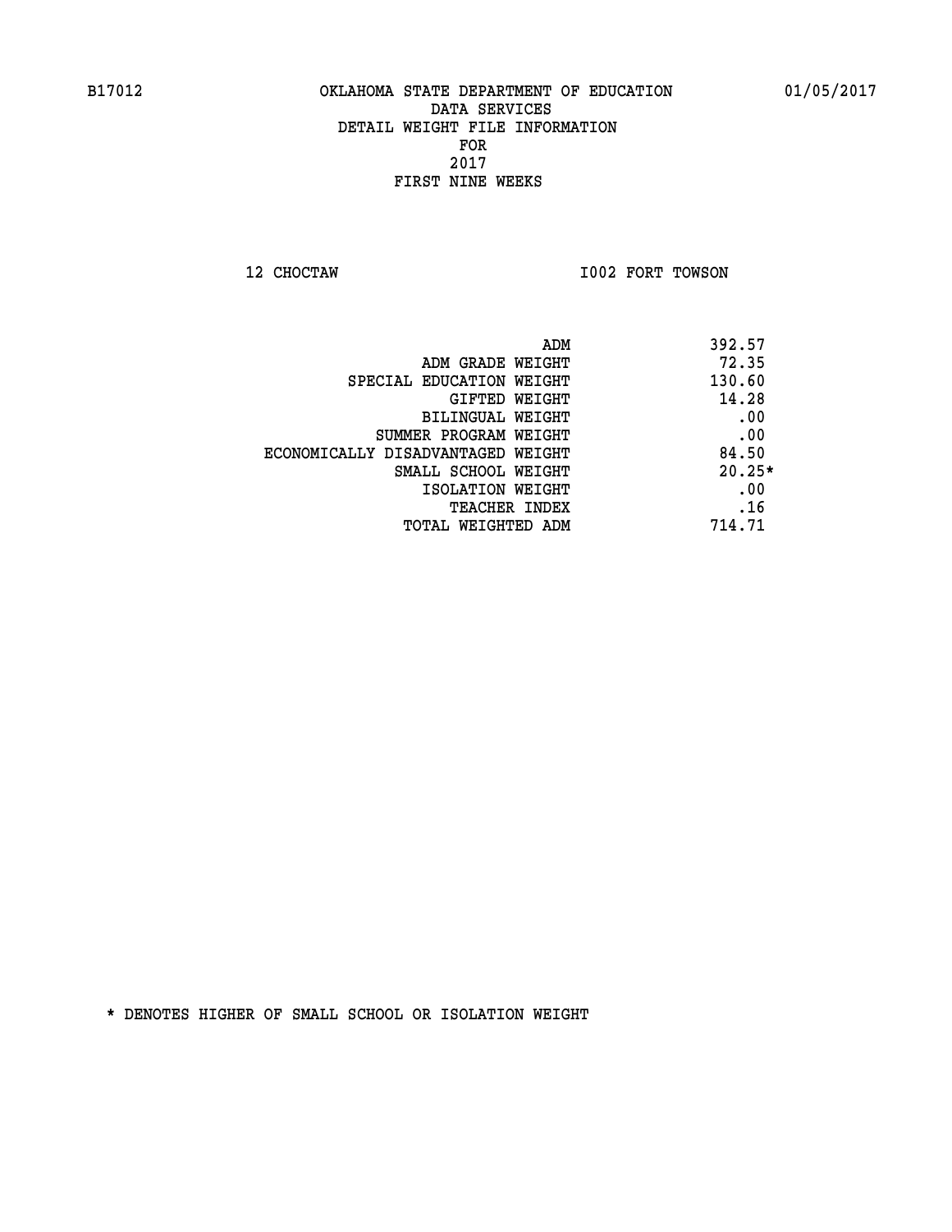B17012 OKLAHOMA STATE DEPARTMENT OF EDUCATION 01/05/2017

DATA SERVICES
DETAIL WEIGHT FILE INFORMATION
FOR
2017
FIRST NINE WEEKS

12 CHOCTAW I002 FORT TOWSON

| | |
|---|---|
| ADM | 392.57 |
| ADM GRADE WEIGHT | 72.35 |
| SPECIAL EDUCATION WEIGHT | 130.60 |
| GIFTED WEIGHT | 14.28 |
| BILINGUAL WEIGHT | .00 |
| SUMMER PROGRAM WEIGHT | .00 |
| ECONOMICALLY DISADVANTAGED WEIGHT | 84.50 |
| SMALL SCHOOL WEIGHT | 20.25* |
| ISOLATION WEIGHT | .00 |
| TEACHER INDEX | .16 |
| TOTAL WEIGHTED ADM | 714.71 |

* DENOTES HIGHER OF SMALL SCHOOL OR ISOLATION WEIGHT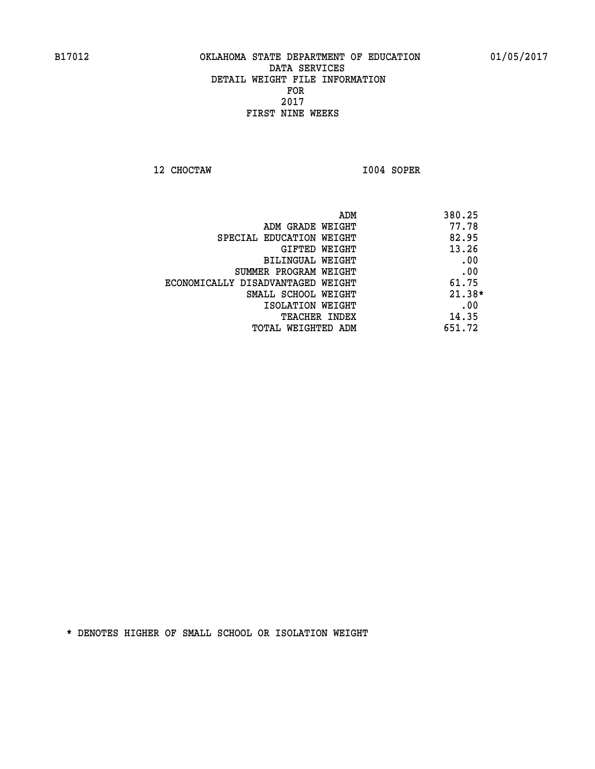B17012 OKLAHOMA STATE DEPARTMENT OF EDUCATION 01/05/2017

DATA SERVICES
DETAIL WEIGHT FILE INFORMATION
FOR
2017
FIRST NINE WEEKS

12 CHOCTAW I004 SOPER

| | |
|---|---|
| ADM | 380.25 |
| ADM GRADE WEIGHT | 77.78 |
| SPECIAL EDUCATION WEIGHT | 82.95 |
| GIFTED WEIGHT | 13.26 |
| BILINGUAL WEIGHT | .00 |
| SUMMER PROGRAM WEIGHT | .00 |
| ECONOMICALLY DISADVANTAGED WEIGHT | 61.75 |
| SMALL SCHOOL WEIGHT | 21.38* |
| ISOLATION WEIGHT | .00 |
| TEACHER INDEX | 14.35 |
| TOTAL WEIGHTED ADM | 651.72 |

* DENOTES HIGHER OF SMALL SCHOOL OR ISOLATION WEIGHT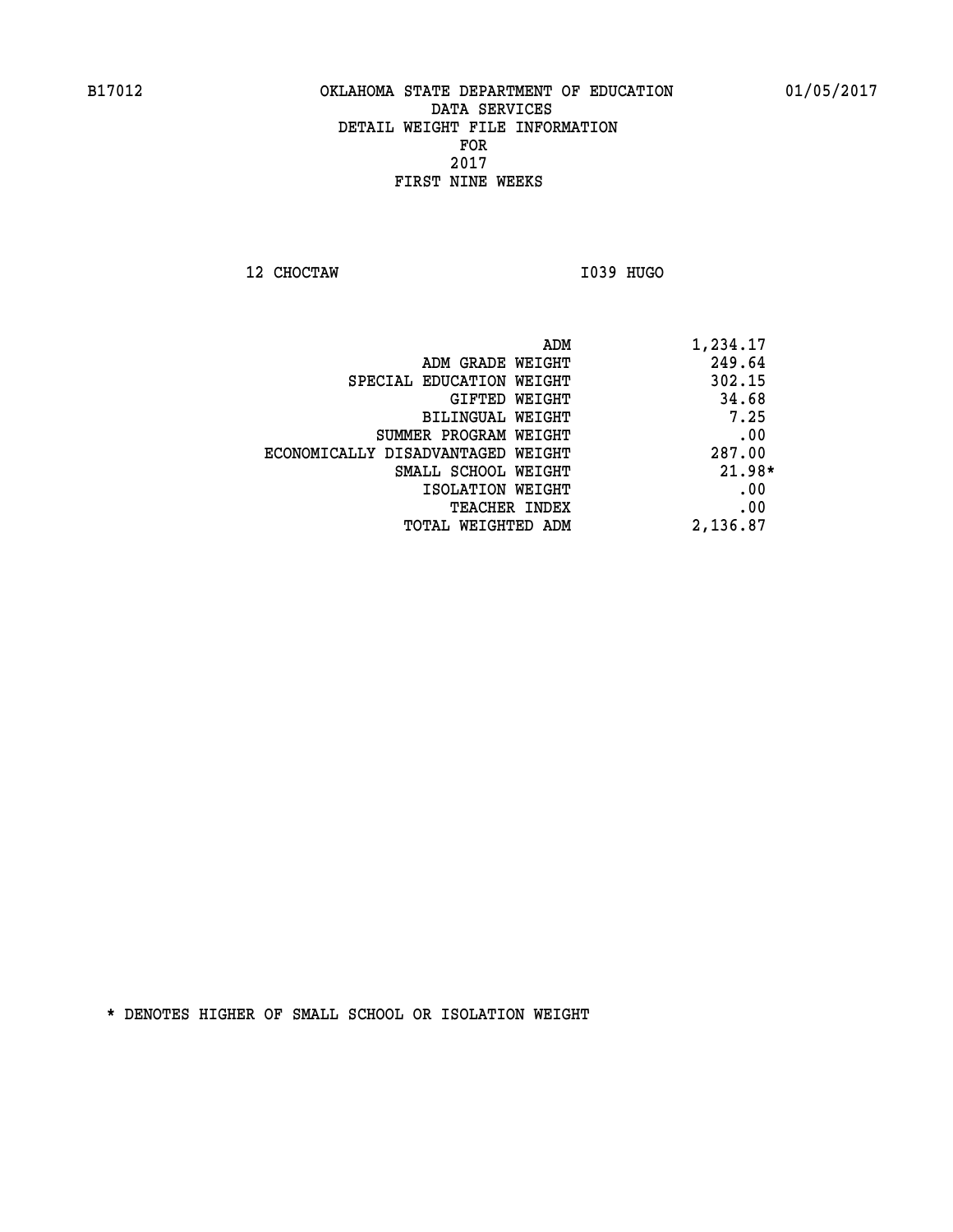B17012 OKLAHOMA STATE DEPARTMENT OF EDUCATION 01/05/2017

DATA SERVICES
DETAIL WEIGHT FILE INFORMATION
FOR
2017
FIRST NINE WEEKS

12 CHOCTAW I039 HUGO

| | |
|---|---|
| ADM | 1,234.17 |
| ADM GRADE WEIGHT | 249.64 |
| SPECIAL EDUCATION WEIGHT | 302.15 |
| GIFTED WEIGHT | 34.68 |
| BILINGUAL WEIGHT | 7.25 |
| SUMMER PROGRAM WEIGHT | .00 |
| ECONOMICALLY DISADVANTAGED WEIGHT | 287.00 |
| SMALL SCHOOL WEIGHT | 21.98* |
| ISOLATION WEIGHT | .00 |
| TEACHER INDEX | .00 |
| TOTAL WEIGHTED ADM | 2,136.87 |

* DENOTES HIGHER OF SMALL SCHOOL OR ISOLATION WEIGHT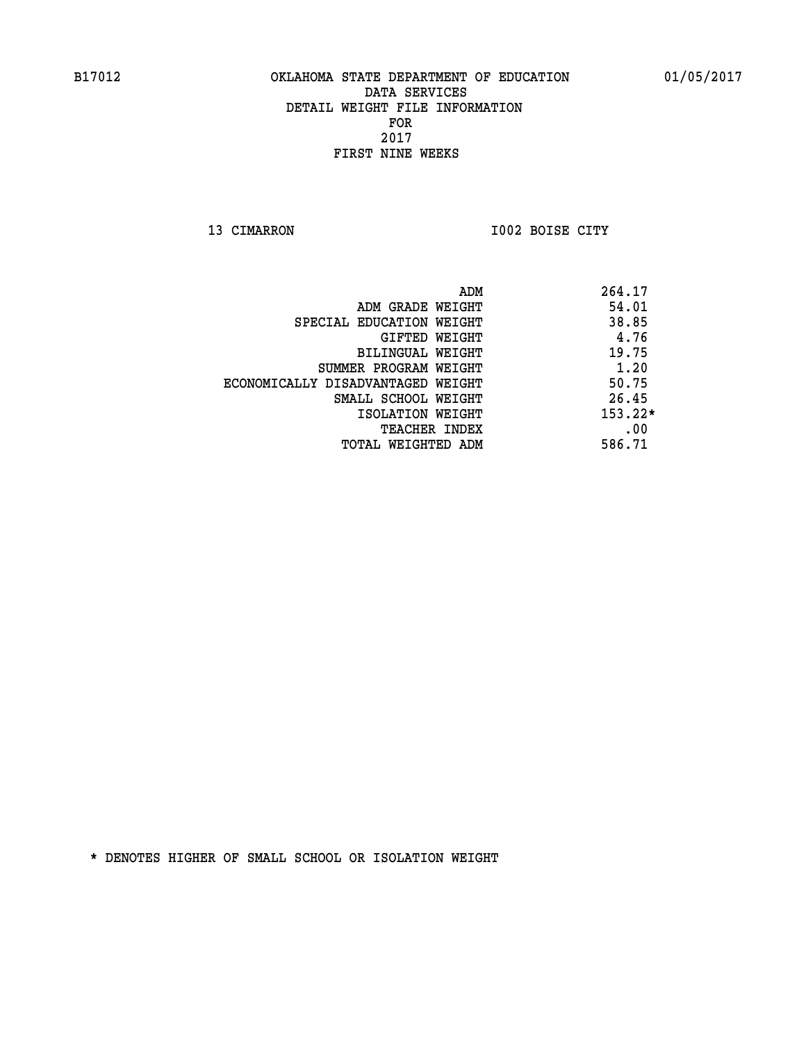B17012 OKLAHOMA STATE DEPARTMENT OF EDUCATION 01/05/2017

DATA SERVICES
DETAIL WEIGHT FILE INFORMATION
FOR
2017
FIRST NINE WEEKS

13 CIMARRON I002 BOISE CITY

| | |
|---|---|
| ADM | 264.17 |
| ADM GRADE WEIGHT | 54.01 |
| SPECIAL EDUCATION WEIGHT | 38.85 |
| GIFTED WEIGHT | 4.76 |
| BILINGUAL WEIGHT | 19.75 |
| SUMMER PROGRAM WEIGHT | 1.20 |
| ECONOMICALLY DISADVANTAGED WEIGHT | 50.75 |
| SMALL SCHOOL WEIGHT | 26.45 |
| ISOLATION WEIGHT | 153.22* |
| TEACHER INDEX | .00 |
| TOTAL WEIGHTED ADM | 586.71 |

* DENOTES HIGHER OF SMALL SCHOOL OR ISOLATION WEIGHT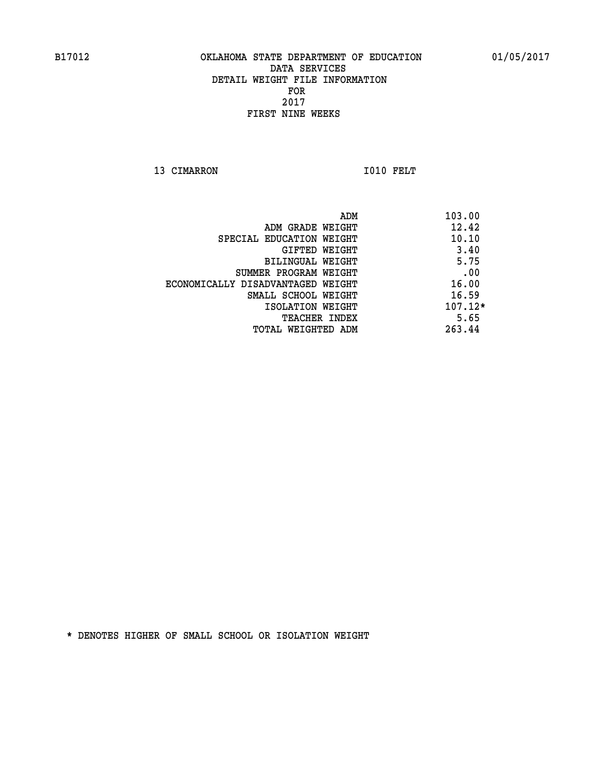B17012 OKLAHOMA STATE DEPARTMENT OF EDUCATION 01/05/2017
DATA SERVICES
DETAIL WEIGHT FILE INFORMATION
FOR
2017
FIRST NINE WEEKS

13 CIMARRON I010 FELT

| | |
|---|---|
| ADM | 103.00 |
| ADM GRADE WEIGHT | 12.42 |
| SPECIAL EDUCATION WEIGHT | 10.10 |
| GIFTED WEIGHT | 3.40 |
| BILINGUAL WEIGHT | 5.75 |
| SUMMER PROGRAM WEIGHT | .00 |
| ECONOMICALLY DISADVANTAGED WEIGHT | 16.00 |
| SMALL SCHOOL WEIGHT | 16.59 |
| ISOLATION WEIGHT | 107.12* |
| TEACHER INDEX | 5.65 |
| TOTAL WEIGHTED ADM | 263.44 |

* DENOTES HIGHER OF SMALL SCHOOL OR ISOLATION WEIGHT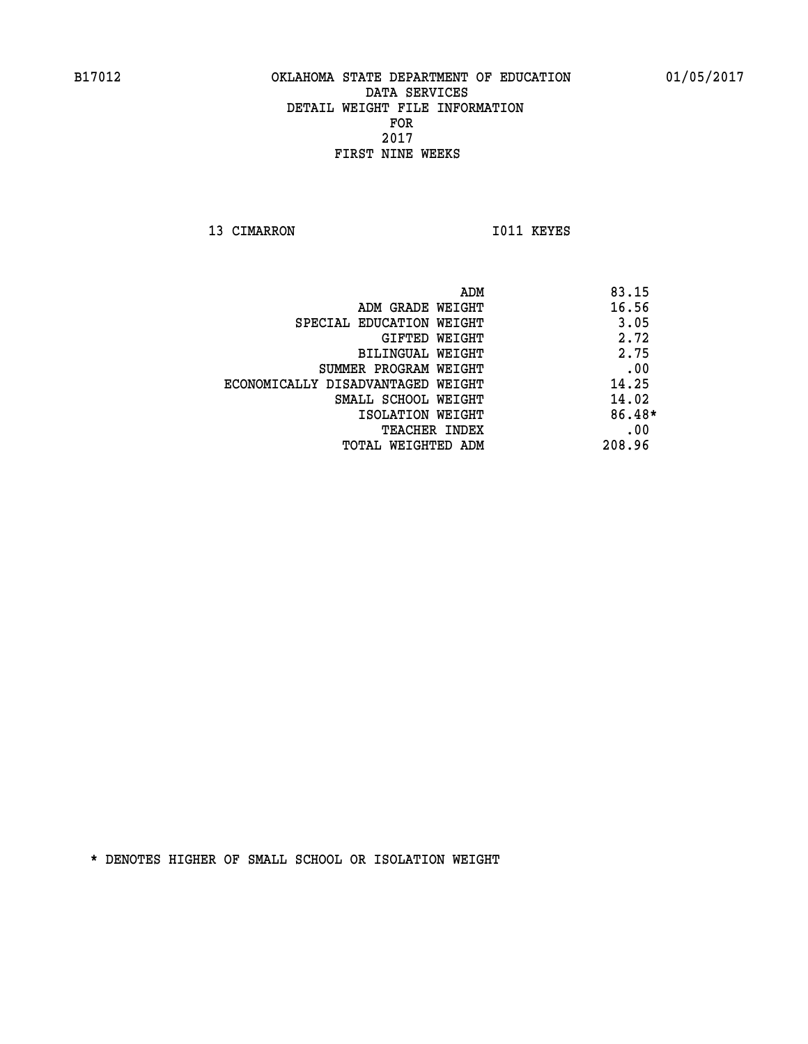B17012 OKLAHOMA STATE DEPARTMENT OF EDUCATION 01/05/2017

DATA SERVICES
DETAIL WEIGHT FILE INFORMATION
FOR
2017
FIRST NINE WEEKS

13 CIMARRON I011 KEYES

| | |
|---|---|
| ADM | 83.15 |
| ADM GRADE WEIGHT | 16.56 |
| SPECIAL EDUCATION WEIGHT | 3.05 |
| GIFTED WEIGHT | 2.72 |
| BILINGUAL WEIGHT | 2.75 |
| SUMMER PROGRAM WEIGHT | .00 |
| ECONOMICALLY DISADVANTAGED WEIGHT | 14.25 |
| SMALL SCHOOL WEIGHT | 14.02 |
| ISOLATION WEIGHT | 86.48* |
| TEACHER INDEX | .00 |
| TOTAL WEIGHTED ADM | 208.96 |

* DENOTES HIGHER OF SMALL SCHOOL OR ISOLATION WEIGHT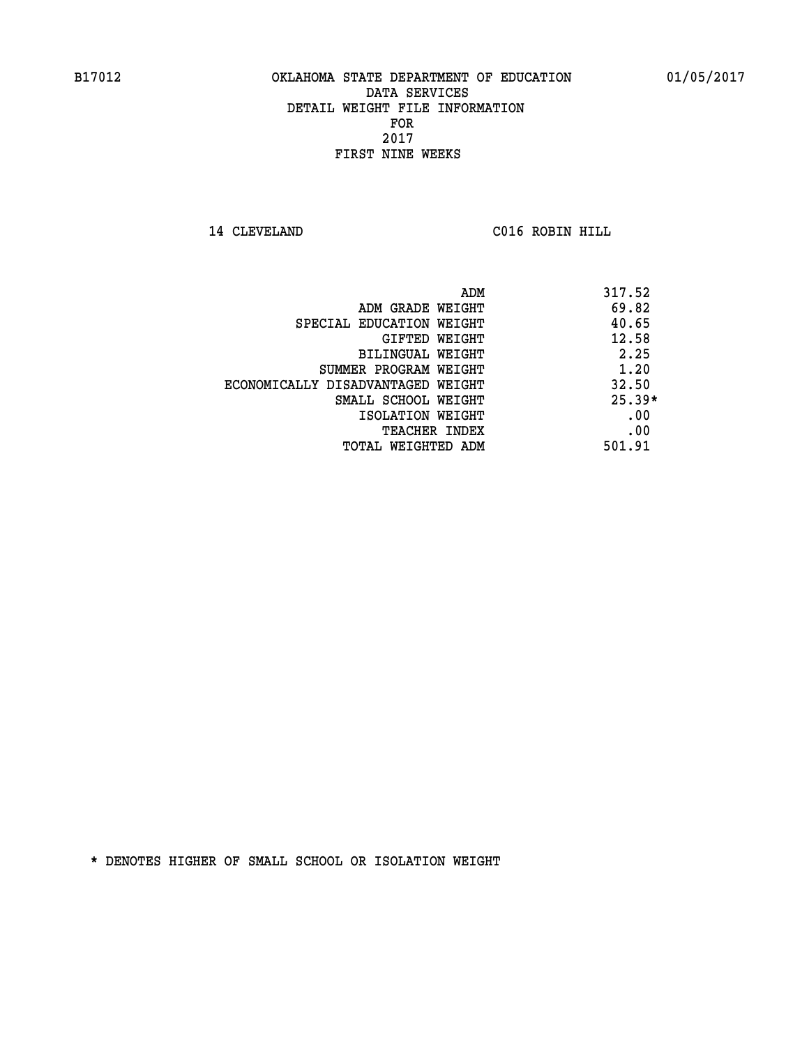B17012 OKLAHOMA STATE DEPARTMENT OF EDUCATION 01/05/2017

DATA SERVICES
DETAIL WEIGHT FILE INFORMATION
FOR
2017
FIRST NINE WEEKS

14 CLEVELAND C016 ROBIN HILL

| | |
|---|---|
| ADM | 317.52 |
| ADM GRADE WEIGHT | 69.82 |
| SPECIAL EDUCATION WEIGHT | 40.65 |
| GIFTED WEIGHT | 12.58 |
| BILINGUAL WEIGHT | 2.25 |
| SUMMER PROGRAM WEIGHT | 1.20 |
| ECONOMICALLY DISADVANTAGED WEIGHT | 32.50 |
| SMALL SCHOOL WEIGHT | 25.39* |
| ISOLATION WEIGHT | .00 |
| TEACHER INDEX | .00 |
| TOTAL WEIGHTED ADM | 501.91 |

* DENOTES HIGHER OF SMALL SCHOOL OR ISOLATION WEIGHT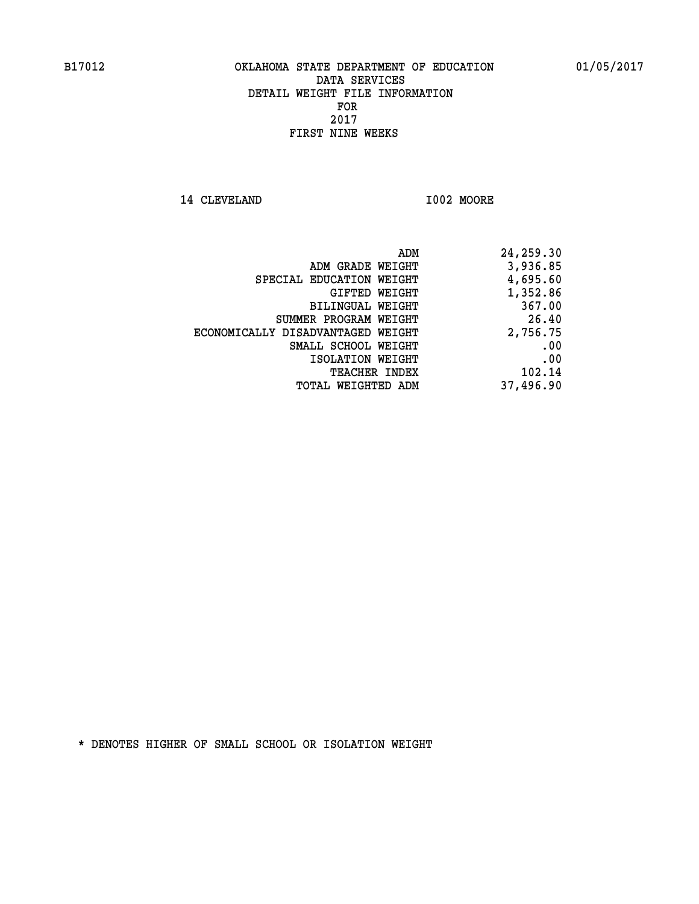B17012 OKLAHOMA STATE DEPARTMENT OF EDUCATION 01/05/2017

DATA SERVICES
DETAIL WEIGHT FILE INFORMATION
FOR
2017
FIRST NINE WEEKS

14 CLEVELAND I002 MOORE

| | |
|---|---|
| ADM | 24,259.30 |
| ADM GRADE WEIGHT | 3,936.85 |
| SPECIAL EDUCATION WEIGHT | 4,695.60 |
| GIFTED WEIGHT | 1,352.86 |
| BILINGUAL WEIGHT | 367.00 |
| SUMMER PROGRAM WEIGHT | 26.40 |
| ECONOMICALLY DISADVANTAGED WEIGHT | 2,756.75 |
| SMALL SCHOOL WEIGHT | .00 |
| ISOLATION WEIGHT | .00 |
| TEACHER INDEX | 102.14 |
| TOTAL WEIGHTED ADM | 37,496.90 |

* DENOTES HIGHER OF SMALL SCHOOL OR ISOLATION WEIGHT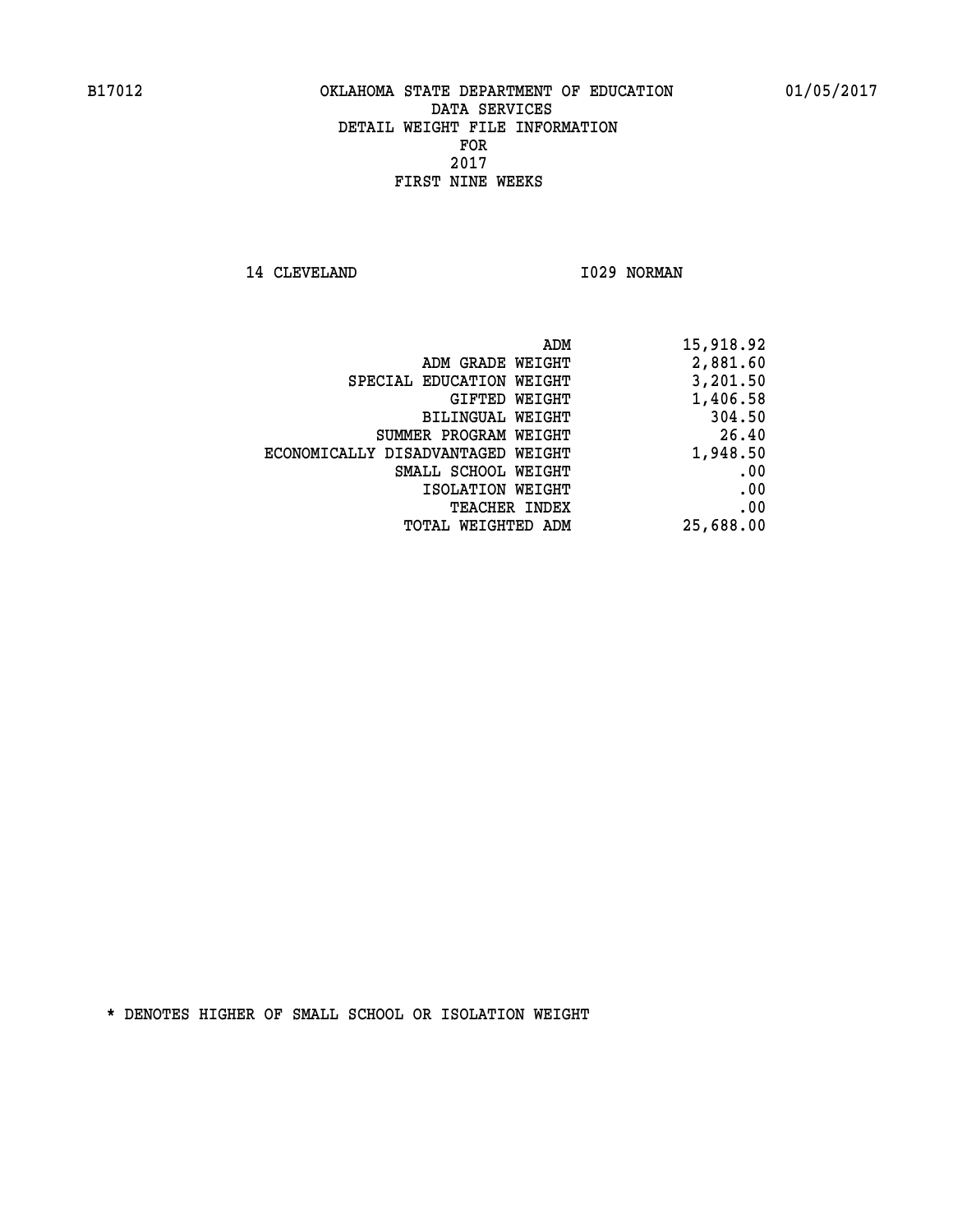B17012 OKLAHOMA STATE DEPARTMENT OF EDUCATION 01/05/2017

DATA SERVICES
DETAIL WEIGHT FILE INFORMATION
FOR
2017
FIRST NINE WEEKS

14 CLEVELAND I029 NORMAN

| | |
|---|---|
| ADM | 15,918.92 |
| ADM GRADE WEIGHT | 2,881.60 |
| SPECIAL EDUCATION WEIGHT | 3,201.50 |
| GIFTED WEIGHT | 1,406.58 |
| BILINGUAL WEIGHT | 304.50 |
| SUMMER PROGRAM WEIGHT | 26.40 |
| ECONOMICALLY DISADVANTAGED WEIGHT | 1,948.50 |
| SMALL SCHOOL WEIGHT | .00 |
| ISOLATION WEIGHT | .00 |
| TEACHER INDEX | .00 |
| TOTAL WEIGHTED ADM | 25,688.00 |

* DENOTES HIGHER OF SMALL SCHOOL OR ISOLATION WEIGHT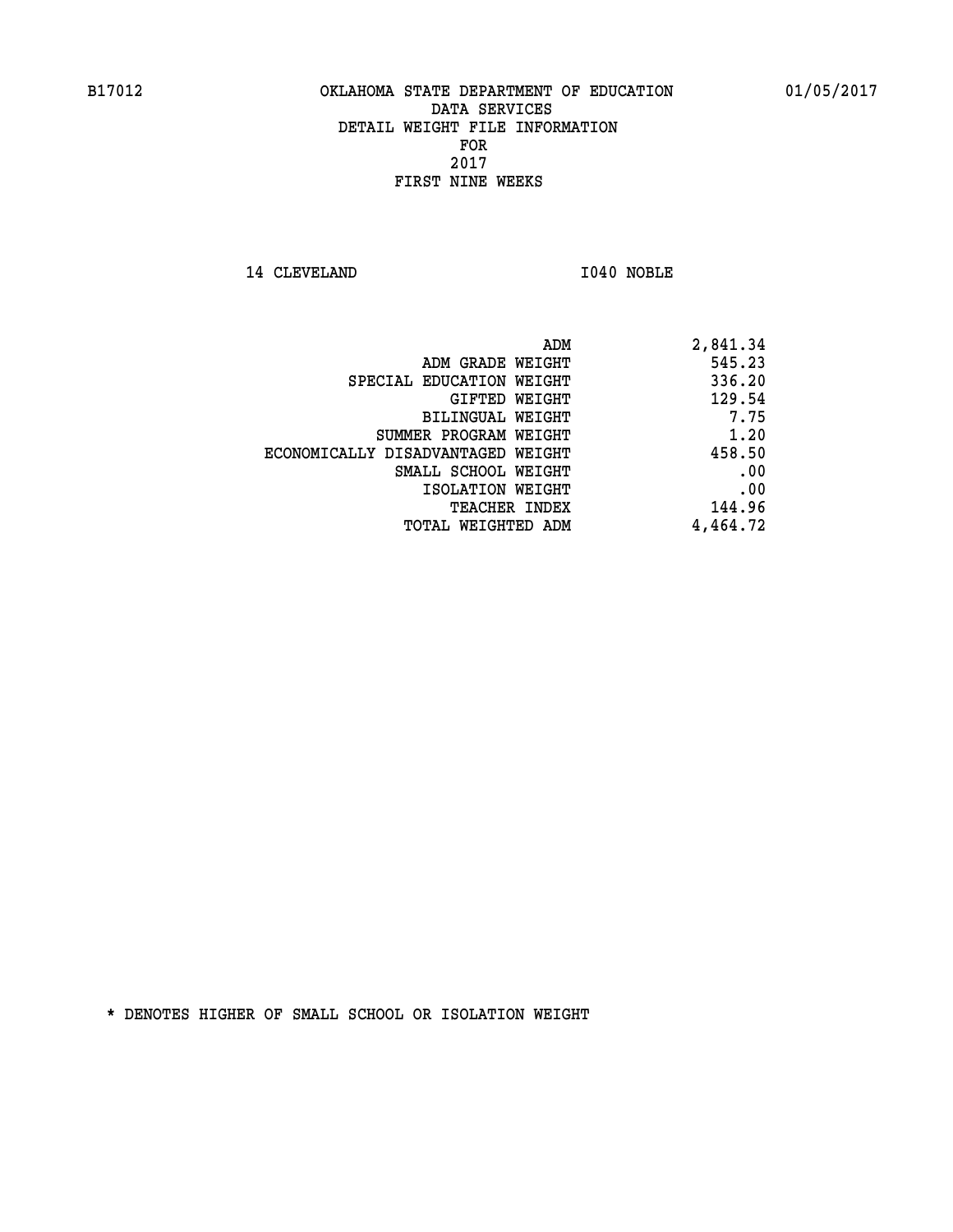B17012 OKLAHOMA STATE DEPARTMENT OF EDUCATION 01/05/2017

DATA SERVICES
DETAIL WEIGHT FILE INFORMATION
FOR
2017
FIRST NINE WEEKS

14 CLEVELAND I040 NOBLE

| | |
|---|---|
| ADM | 2,841.34 |
| ADM GRADE WEIGHT | 545.23 |
| SPECIAL EDUCATION WEIGHT | 336.20 |
| GIFTED WEIGHT | 129.54 |
| BILINGUAL WEIGHT | 7.75 |
| SUMMER PROGRAM WEIGHT | 1.20 |
| ECONOMICALLY DISADVANTAGED WEIGHT | 458.50 |
| SMALL SCHOOL WEIGHT | .00 |
| ISOLATION WEIGHT | .00 |
| TEACHER INDEX | 144.96 |
| TOTAL WEIGHTED ADM | 4,464.72 |

* DENOTES HIGHER OF SMALL SCHOOL OR ISOLATION WEIGHT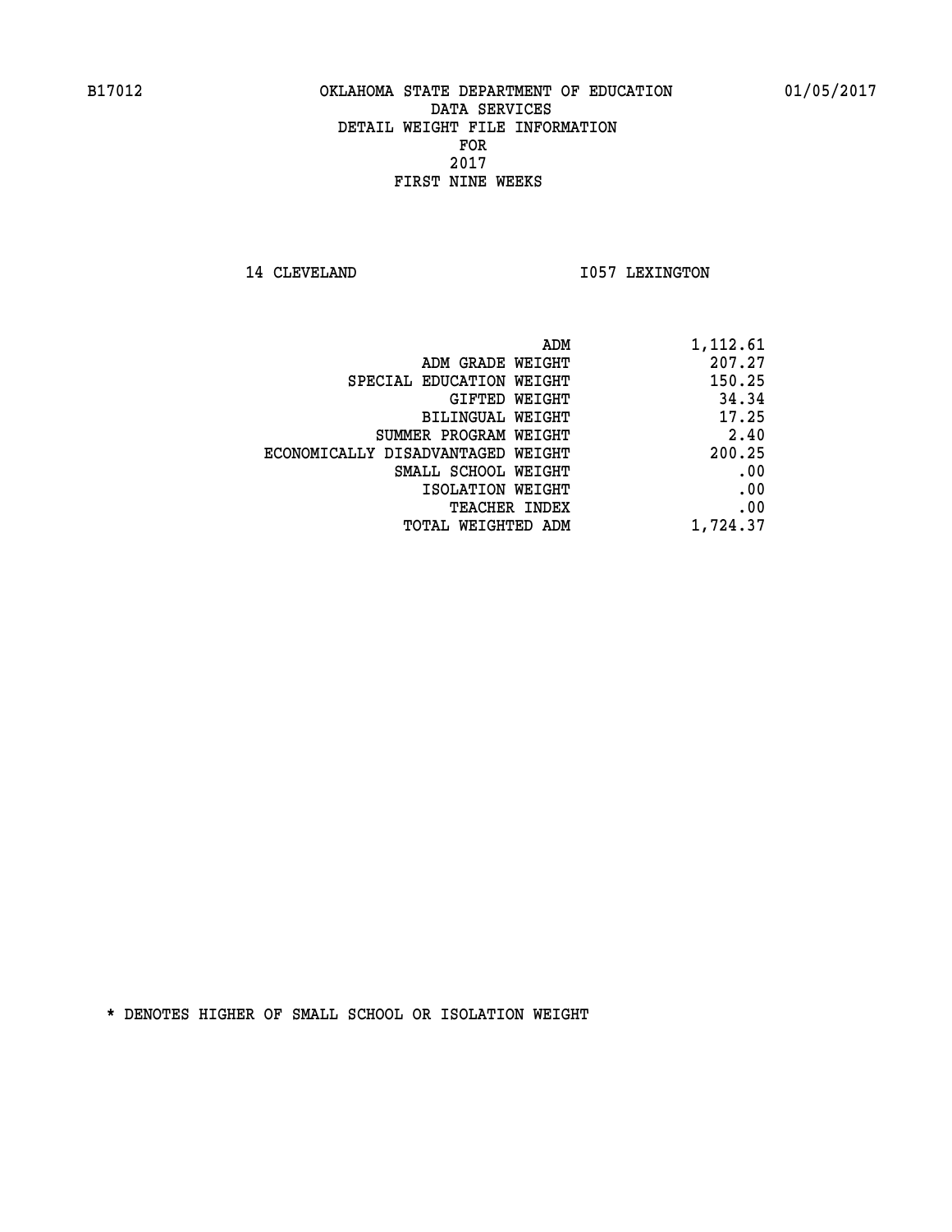B17012 OKLAHOMA STATE DEPARTMENT OF EDUCATION 01/05/2017

DATA SERVICES
DETAIL WEIGHT FILE INFORMATION
FOR
2017
FIRST NINE WEEKS

14 CLEVELAND I057 LEXINGTON

| | |
|---|---|
| ADM | 1,112.61 |
| ADM GRADE WEIGHT | 207.27 |
| SPECIAL EDUCATION WEIGHT | 150.25 |
| GIFTED WEIGHT | 34.34 |
| BILINGUAL WEIGHT | 17.25 |
| SUMMER PROGRAM WEIGHT | 2.40 |
| ECONOMICALLY DISADVANTAGED WEIGHT | 200.25 |
| SMALL SCHOOL WEIGHT | .00 |
| ISOLATION WEIGHT | .00 |
| TEACHER INDEX | .00 |
| TOTAL WEIGHTED ADM | 1,724.37 |

* DENOTES HIGHER OF SMALL SCHOOL OR ISOLATION WEIGHT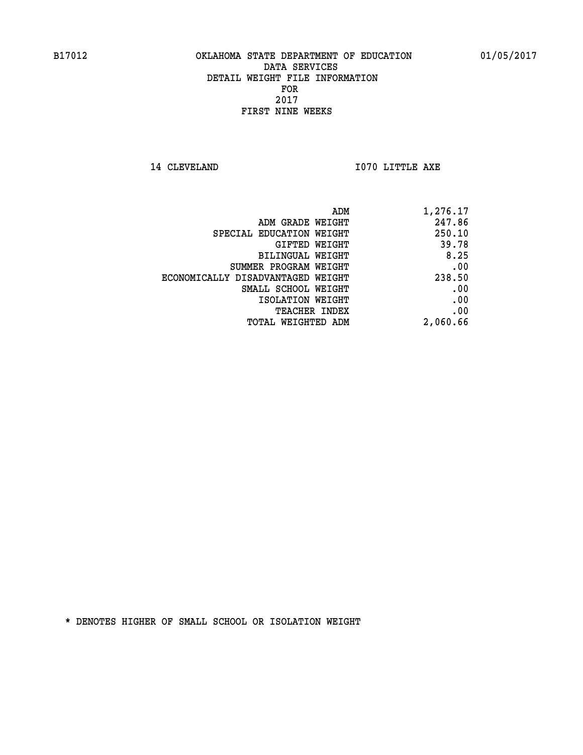B17012 OKLAHOMA STATE DEPARTMENT OF EDUCATION 01/05/2017

DATA SERVICES
DETAIL WEIGHT FILE INFORMATION
FOR
2017
FIRST NINE WEEKS

14 CLEVELAND I070 LITTLE AXE

| | |
|---|---|
| ADM | 1,276.17 |
| ADM GRADE WEIGHT | 247.86 |
| SPECIAL EDUCATION WEIGHT | 250.10 |
| GIFTED WEIGHT | 39.78 |
| BILINGUAL WEIGHT | 8.25 |
| SUMMER PROGRAM WEIGHT | .00 |
| ECONOMICALLY DISADVANTAGED WEIGHT | 238.50 |
| SMALL SCHOOL WEIGHT | .00 |
| ISOLATION WEIGHT | .00 |
| TEACHER INDEX | .00 |
| TOTAL WEIGHTED ADM | 2,060.66 |

* DENOTES HIGHER OF SMALL SCHOOL OR ISOLATION WEIGHT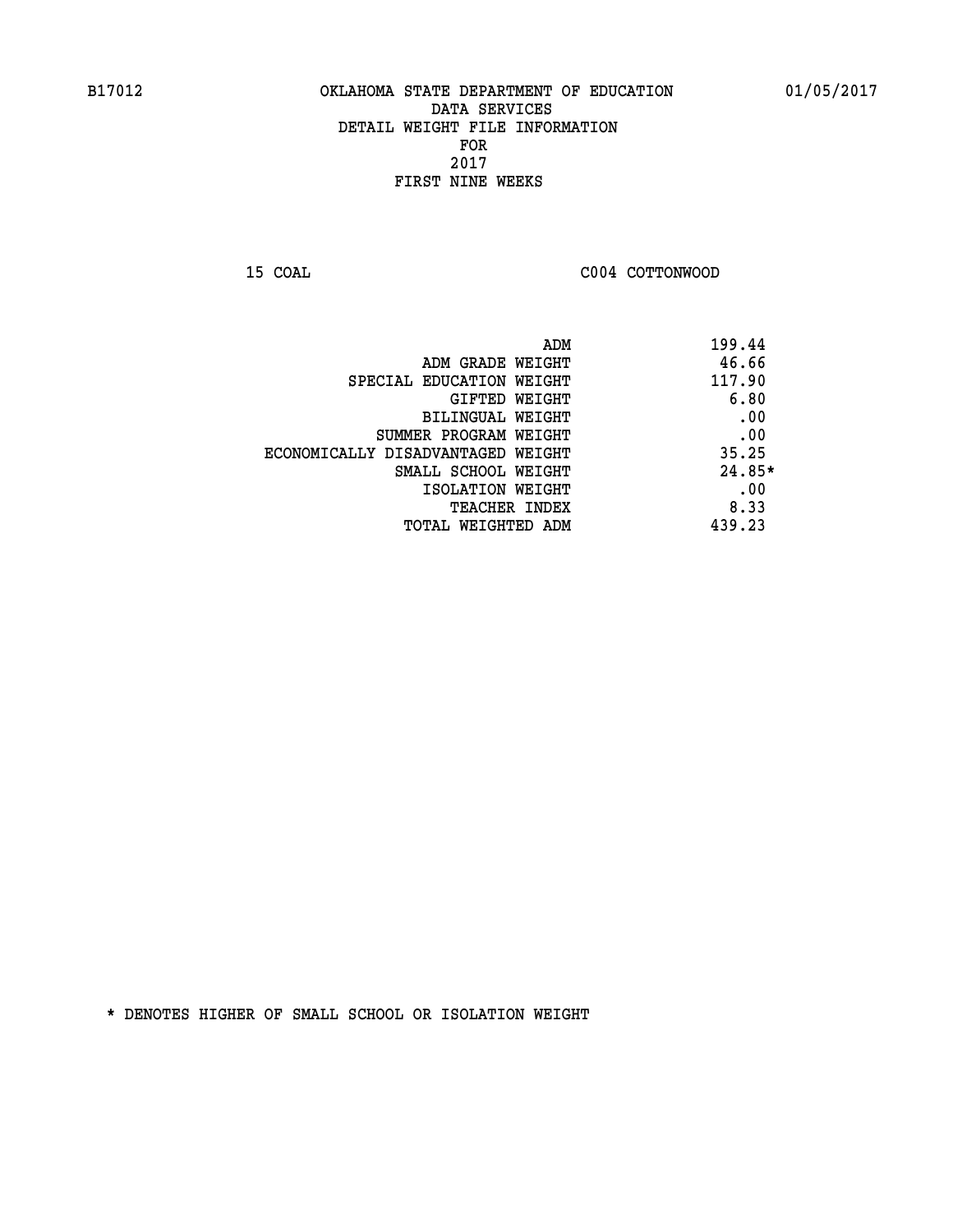B17012 OKLAHOMA STATE DEPARTMENT OF EDUCATION 01/05/2017

DATA SERVICES
DETAIL WEIGHT FILE INFORMATION
FOR
2017
FIRST NINE WEEKS

15 COAL C004 COTTONWOOD

| | |
|---|---|
| ADM | 199.44 |
| ADM GRADE WEIGHT | 46.66 |
| SPECIAL EDUCATION WEIGHT | 117.90 |
| GIFTED WEIGHT | 6.80 |
| BILINGUAL WEIGHT | .00 |
| SUMMER PROGRAM WEIGHT | .00 |
| ECONOMICALLY DISADVANTAGED WEIGHT | 35.25 |
| SMALL SCHOOL WEIGHT | 24.85* |
| ISOLATION WEIGHT | .00 |
| TEACHER INDEX | 8.33 |
| TOTAL WEIGHTED ADM | 439.23 |

* DENOTES HIGHER OF SMALL SCHOOL OR ISOLATION WEIGHT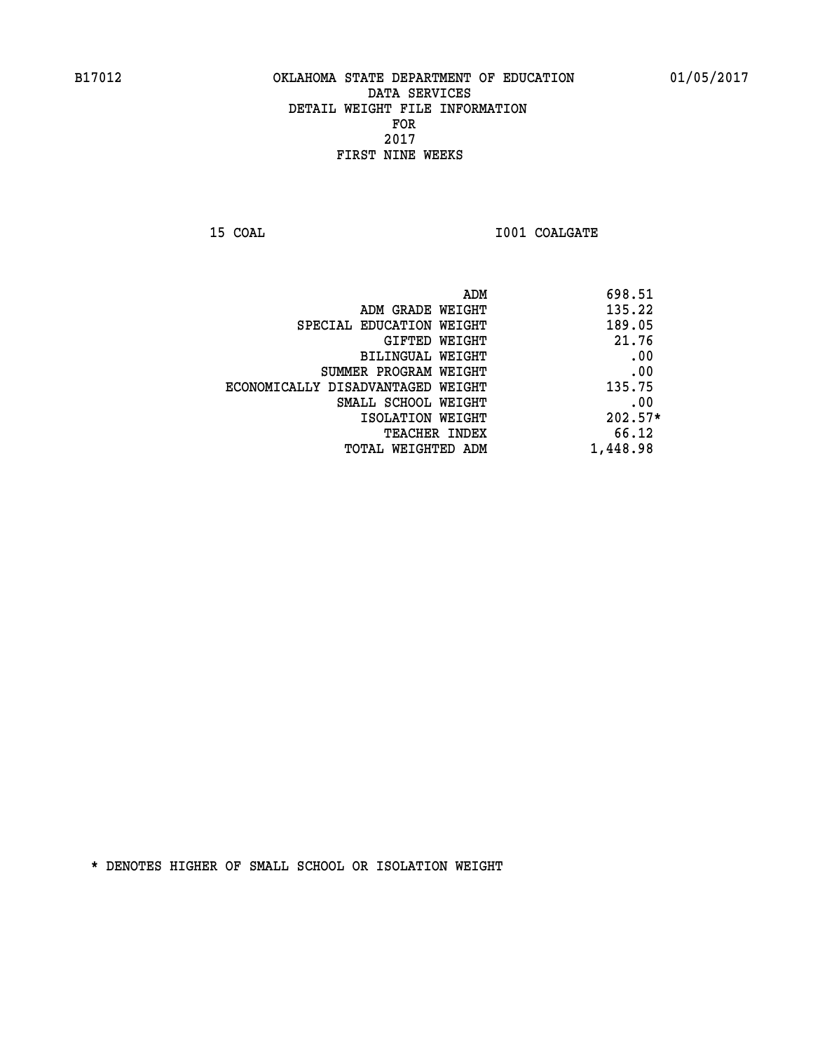B17012 OKLAHOMA STATE DEPARTMENT OF EDUCATION 01/05/2017

DATA SERVICES
DETAIL WEIGHT FILE INFORMATION
FOR
2017
FIRST NINE WEEKS

15 COAL I001 COALGATE

| | |
|---|---|
| ADM | 698.51 |
| ADM GRADE WEIGHT | 135.22 |
| SPECIAL EDUCATION WEIGHT | 189.05 |
| GIFTED WEIGHT | 21.76 |
| BILINGUAL WEIGHT | .00 |
| SUMMER PROGRAM WEIGHT | .00 |
| ECONOMICALLY DISADVANTAGED WEIGHT | 135.75 |
| SMALL SCHOOL WEIGHT | .00 |
| ISOLATION WEIGHT | 202.57* |
| TEACHER INDEX | 66.12 |
| TOTAL WEIGHTED ADM | 1,448.98 |

* DENOTES HIGHER OF SMALL SCHOOL OR ISOLATION WEIGHT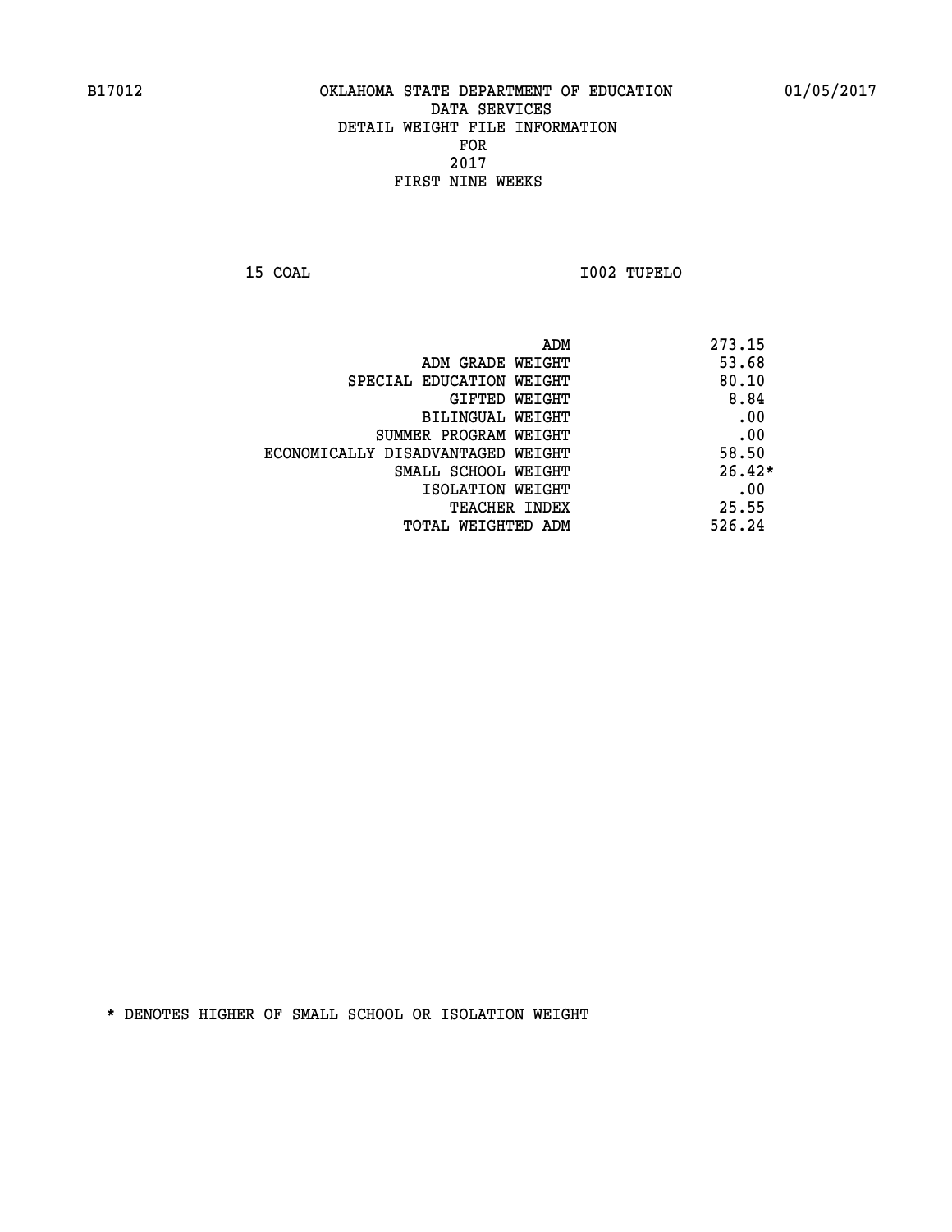B17012 OKLAHOMA STATE DEPARTMENT OF EDUCATION 01/05/2017

DATA SERVICES
DETAIL WEIGHT FILE INFORMATION
FOR
2017
FIRST NINE WEEKS

15 COAL I002 TUPELO

| | |
|---|---|
| ADM | 273.15 |
| ADM GRADE WEIGHT | 53.68 |
| SPECIAL EDUCATION WEIGHT | 80.10 |
| GIFTED WEIGHT | 8.84 |
| BILINGUAL WEIGHT | .00 |
| SUMMER PROGRAM WEIGHT | .00 |
| ECONOMICALLY DISADVANTAGED WEIGHT | 58.50 |
| SMALL SCHOOL WEIGHT | 26.42* |
| ISOLATION WEIGHT | .00 |
| TEACHER INDEX | 25.55 |
| TOTAL WEIGHTED ADM | 526.24 |

* DENOTES HIGHER OF SMALL SCHOOL OR ISOLATION WEIGHT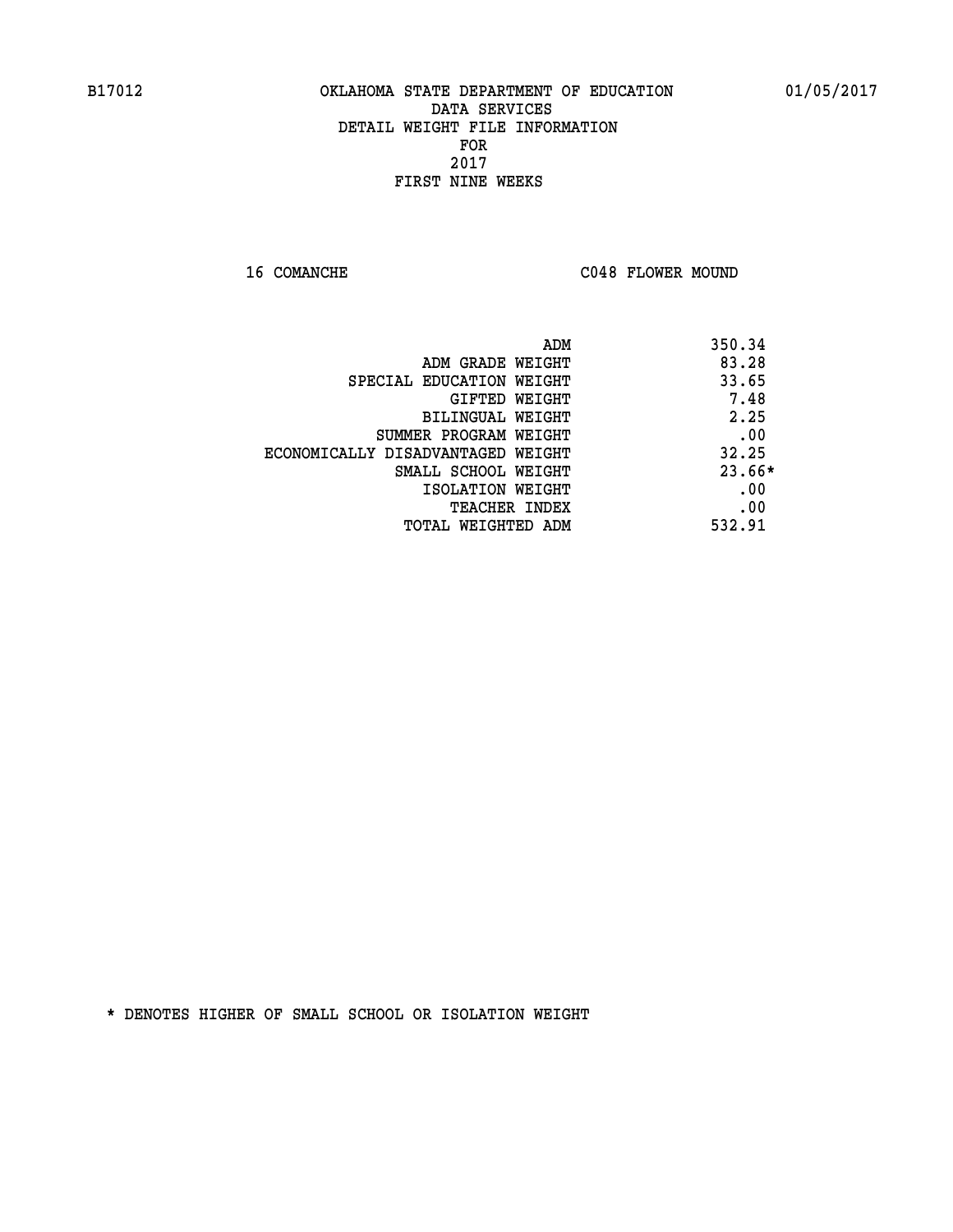B17012 OKLAHOMA STATE DEPARTMENT OF EDUCATION 01/05/2017

DATA SERVICES
DETAIL WEIGHT FILE INFORMATION
FOR
2017
FIRST NINE WEEKS

16 COMANCHE C048 FLOWER MOUND

| | |
|---|---|
| ADM | 350.34 |
| ADM GRADE WEIGHT | 83.28 |
| SPECIAL EDUCATION WEIGHT | 33.65 |
| GIFTED WEIGHT | 7.48 |
| BILINGUAL WEIGHT | 2.25 |
| SUMMER PROGRAM WEIGHT | .00 |
| ECONOMICALLY DISADVANTAGED WEIGHT | 32.25 |
| SMALL SCHOOL WEIGHT | 23.66* |
| ISOLATION WEIGHT | .00 |
| TEACHER INDEX | .00 |
| TOTAL WEIGHTED ADM | 532.91 |

* DENOTES HIGHER OF SMALL SCHOOL OR ISOLATION WEIGHT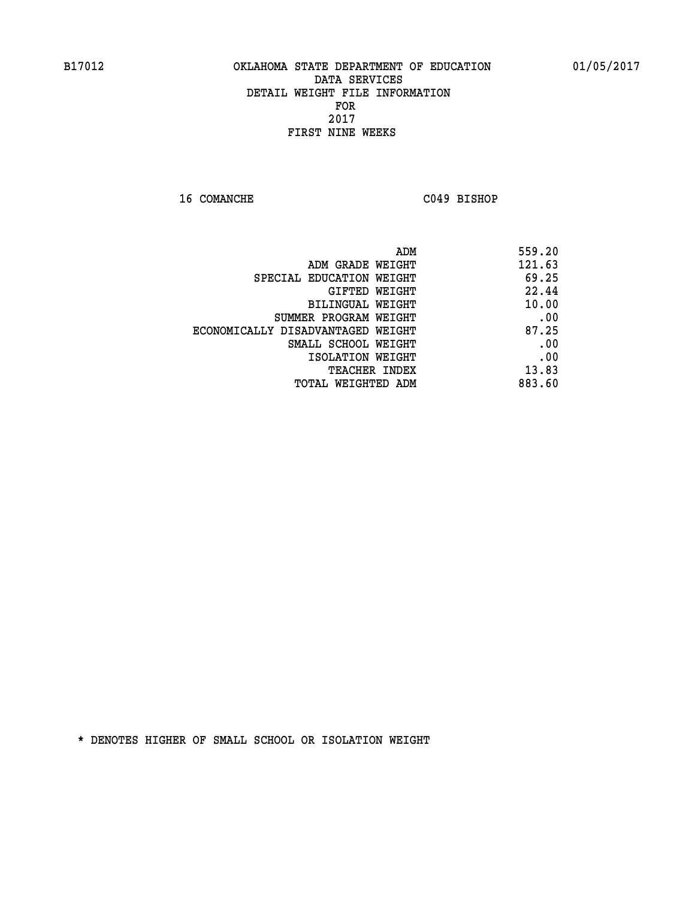B17012 OKLAHOMA STATE DEPARTMENT OF EDUCATION 01/05/2017

DATA SERVICES

DETAIL WEIGHT FILE INFORMATION

FOR

2017

FIRST NINE WEEKS

16 COMANCHE C049 BISHOP

| | |
|---|---|
| ADM | 559.20 |
| ADM GRADE WEIGHT | 121.63 |
| SPECIAL EDUCATION WEIGHT | 69.25 |
| GIFTED WEIGHT | 22.44 |
| BILINGUAL WEIGHT | 10.00 |
| SUMMER PROGRAM WEIGHT | .00 |
| ECONOMICALLY DISADVANTAGED WEIGHT | 87.25 |
| SMALL SCHOOL WEIGHT | .00 |
| ISOLATION WEIGHT | .00 |
| TEACHER INDEX | 13.83 |
| TOTAL WEIGHTED ADM | 883.60 |

* DENOTES HIGHER OF SMALL SCHOOL OR ISOLATION WEIGHT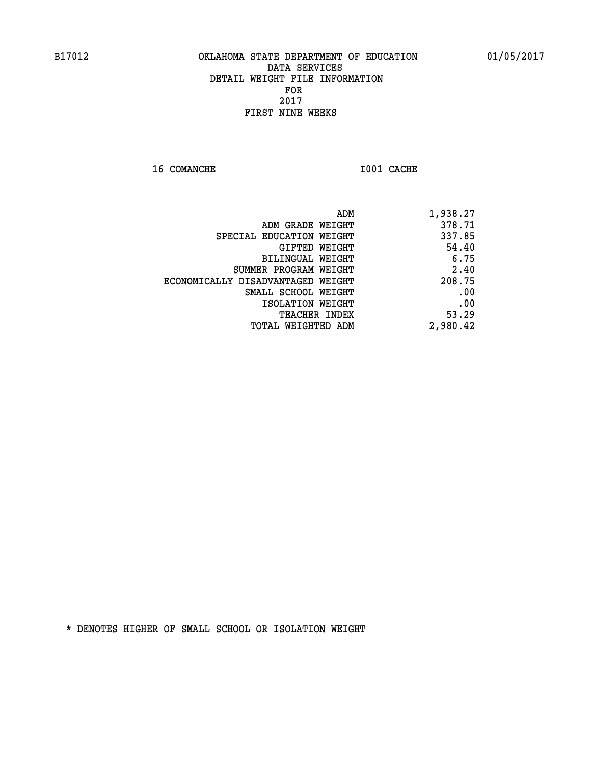B17012 OKLAHOMA STATE DEPARTMENT OF EDUCATION 01/05/2017

DATA SERVICES
DETAIL WEIGHT FILE INFORMATION
FOR
2017
FIRST NINE WEEKS

16 COMANCHE I001 CACHE

| | |
|---|---|
| ADM | 1,938.27 |
| ADM GRADE WEIGHT | 378.71 |
| SPECIAL EDUCATION WEIGHT | 337.85 |
| GIFTED WEIGHT | 54.40 |
| BILINGUAL WEIGHT | 6.75 |
| SUMMER PROGRAM WEIGHT | 2.40 |
| ECONOMICALLY DISADVANTAGED WEIGHT | 208.75 |
| SMALL SCHOOL WEIGHT | .00 |
| ISOLATION WEIGHT | .00 |
| TEACHER INDEX | 53.29 |
| TOTAL WEIGHTED ADM | 2,980.42 |

* DENOTES HIGHER OF SMALL SCHOOL OR ISOLATION WEIGHT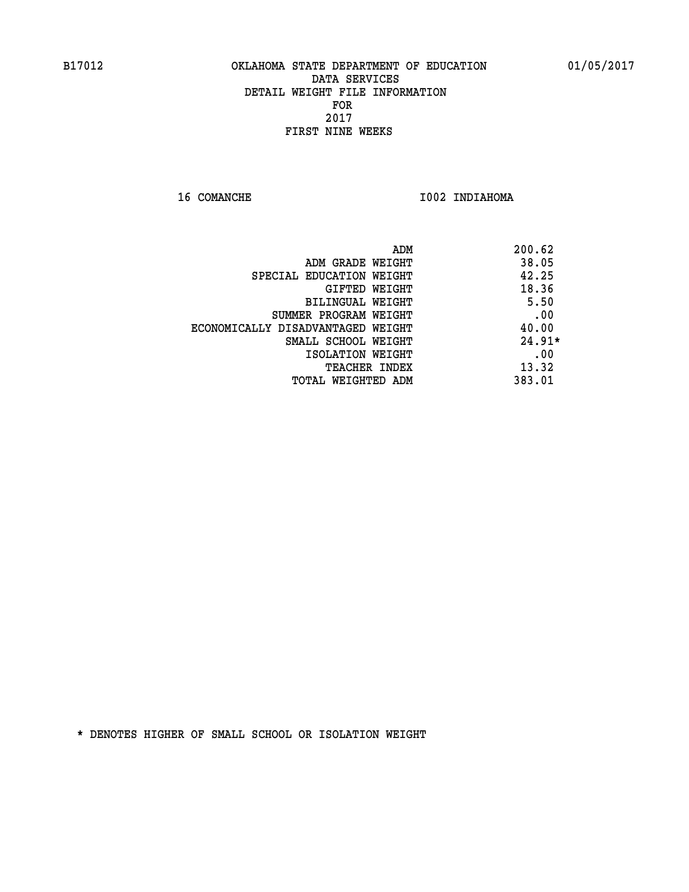B17012 OKLAHOMA STATE DEPARTMENT OF EDUCATION 01/05/2017

DATA SERVICES
DETAIL WEIGHT FILE INFORMATION
FOR
2017
FIRST NINE WEEKS

16 COMANCHE I002 INDIAHOMA

| | |
|---|---|
| ADM | 200.62 |
| ADM GRADE WEIGHT | 38.05 |
| SPECIAL EDUCATION WEIGHT | 42.25 |
| GIFTED WEIGHT | 18.36 |
| BILINGUAL WEIGHT | 5.50 |
| SUMMER PROGRAM WEIGHT | .00 |
| ECONOMICALLY DISADVANTAGED WEIGHT | 40.00 |
| SMALL SCHOOL WEIGHT | 24.91* |
| ISOLATION WEIGHT | .00 |
| TEACHER INDEX | 13.32 |
| TOTAL WEIGHTED ADM | 383.01 |

* DENOTES HIGHER OF SMALL SCHOOL OR ISOLATION WEIGHT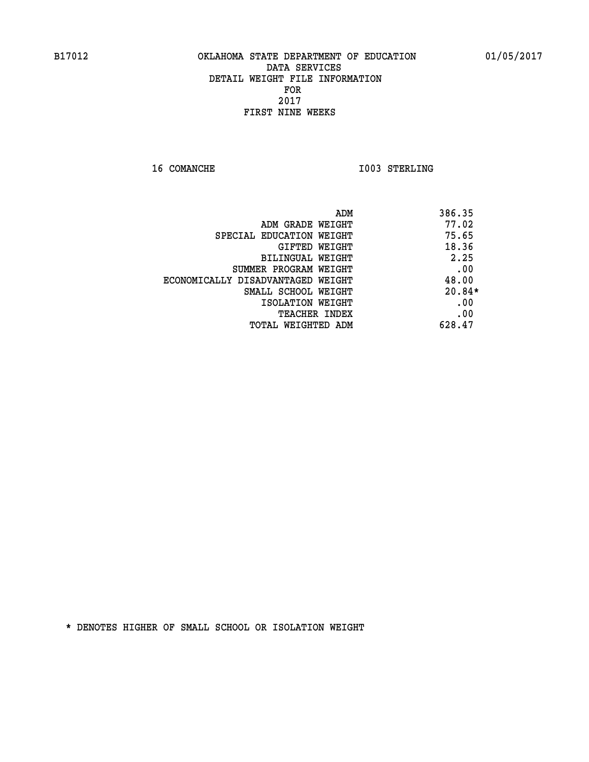B17012 OKLAHOMA STATE DEPARTMENT OF EDUCATION 01/05/2017

DATA SERVICES
DETAIL WEIGHT FILE INFORMATION
FOR
2017
FIRST NINE WEEKS

16 COMANCHE I003 STERLING

| | |
|---|---|
| ADM | 386.35 |
| ADM GRADE WEIGHT | 77.02 |
| SPECIAL EDUCATION WEIGHT | 75.65 |
| GIFTED WEIGHT | 18.36 |
| BILINGUAL WEIGHT | 2.25 |
| SUMMER PROGRAM WEIGHT | .00 |
| ECONOMICALLY DISADVANTAGED WEIGHT | 48.00 |
| SMALL SCHOOL WEIGHT | 20.84* |
| ISOLATION WEIGHT | .00 |
| TEACHER INDEX | .00 |
| TOTAL WEIGHTED ADM | 628.47 |

* DENOTES HIGHER OF SMALL SCHOOL OR ISOLATION WEIGHT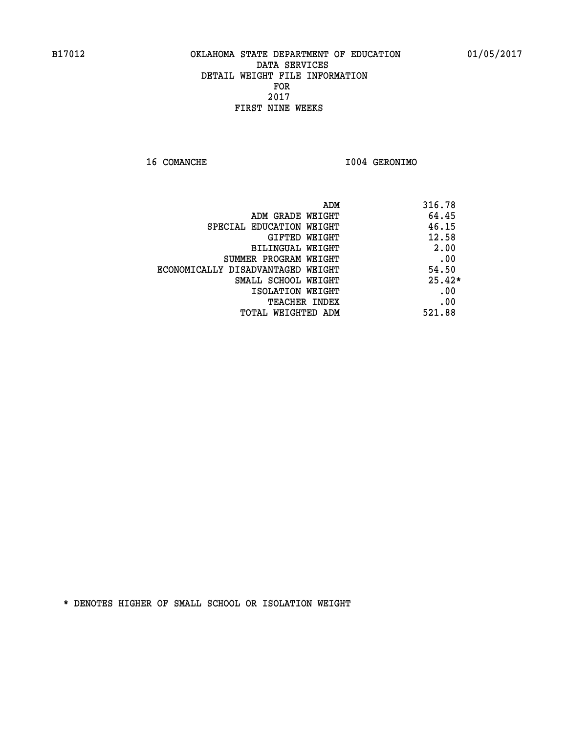B17012 OKLAHOMA STATE DEPARTMENT OF EDUCATION 01/05/2017

DATA SERVICES
DETAIL WEIGHT FILE INFORMATION
FOR
2017
FIRST NINE WEEKS

16 COMANCHE I004 GERONIMO

| | |
|---|---|
| ADM | 316.78 |
| ADM GRADE WEIGHT | 64.45 |
| SPECIAL EDUCATION WEIGHT | 46.15 |
| GIFTED WEIGHT | 12.58 |
| BILINGUAL WEIGHT | 2.00 |
| SUMMER PROGRAM WEIGHT | .00 |
| ECONOMICALLY DISADVANTAGED WEIGHT | 54.50 |
| SMALL SCHOOL WEIGHT | 25.42* |
| ISOLATION WEIGHT | .00 |
| TEACHER INDEX | .00 |
| TOTAL WEIGHTED ADM | 521.88 |

* DENOTES HIGHER OF SMALL SCHOOL OR ISOLATION WEIGHT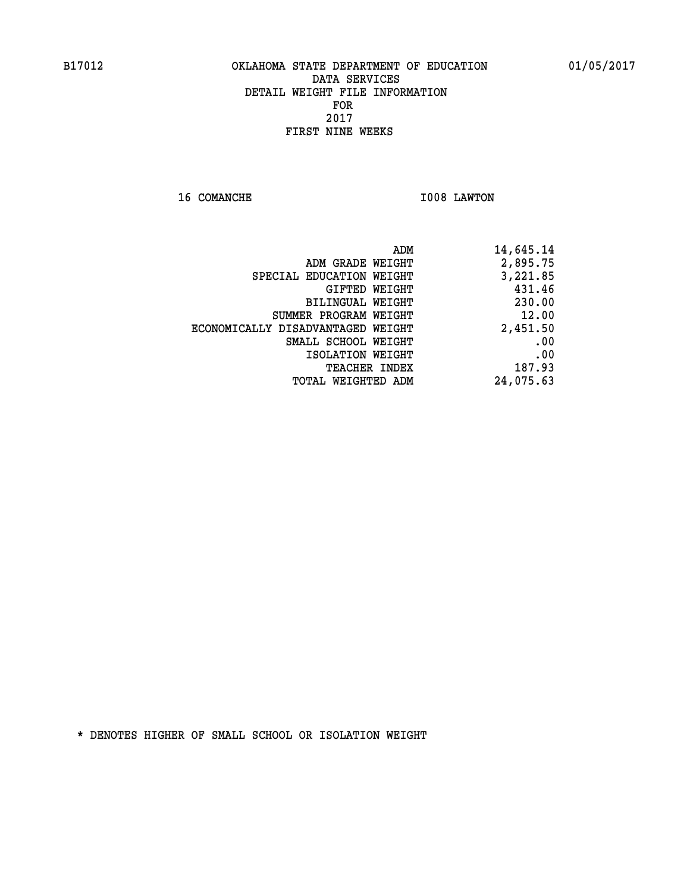B17012 OKLAHOMA STATE DEPARTMENT OF EDUCATION 01/05/2017

DATA SERVICES
DETAIL WEIGHT FILE INFORMATION
FOR
2017
FIRST NINE WEEKS

16 COMANCHE I008 LAWTON

| | |
|---|---|
| ADM | 14,645.14 |
| ADM GRADE WEIGHT | 2,895.75 |
| SPECIAL EDUCATION WEIGHT | 3,221.85 |
| GIFTED WEIGHT | 431.46 |
| BILINGUAL WEIGHT | 230.00 |
| SUMMER PROGRAM WEIGHT | 12.00 |
| ECONOMICALLY DISADVANTAGED WEIGHT | 2,451.50 |
| SMALL SCHOOL WEIGHT | .00 |
| ISOLATION WEIGHT | .00 |
| TEACHER INDEX | 187.93 |
| TOTAL WEIGHTED ADM | 24,075.63 |

* DENOTES HIGHER OF SMALL SCHOOL OR ISOLATION WEIGHT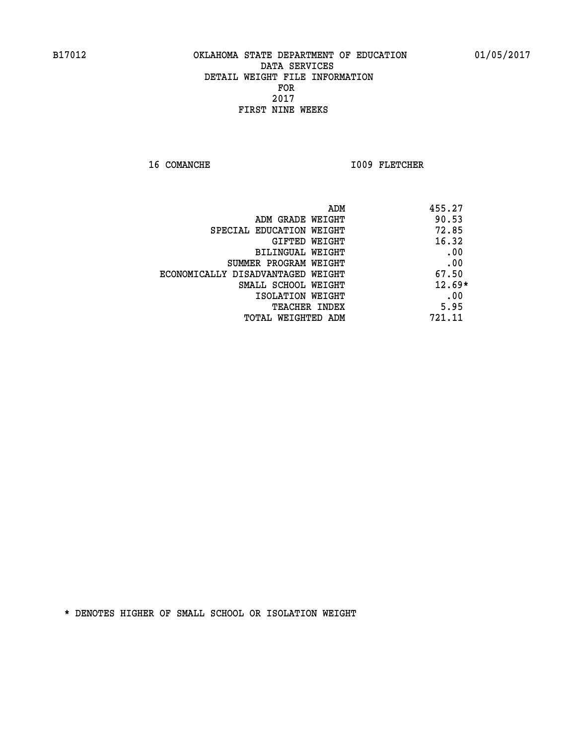B17012 OKLAHOMA STATE DEPARTMENT OF EDUCATION 01/05/2017

DATA SERVICES
DETAIL WEIGHT FILE INFORMATION
FOR
2017
FIRST NINE WEEKS

16 COMANCHE I009 FLETCHER

| | |
|---|---|
| ADM | 455.27 |
| ADM GRADE WEIGHT | 90.53 |
| SPECIAL EDUCATION WEIGHT | 72.85 |
| GIFTED WEIGHT | 16.32 |
| BILINGUAL WEIGHT | .00 |
| SUMMER PROGRAM WEIGHT | .00 |
| ECONOMICALLY DISADVANTAGED WEIGHT | 67.50 |
| SMALL SCHOOL WEIGHT | 12.69* |
| ISOLATION WEIGHT | .00 |
| TEACHER INDEX | 5.95 |
| TOTAL WEIGHTED ADM | 721.11 |

* DENOTES HIGHER OF SMALL SCHOOL OR ISOLATION WEIGHT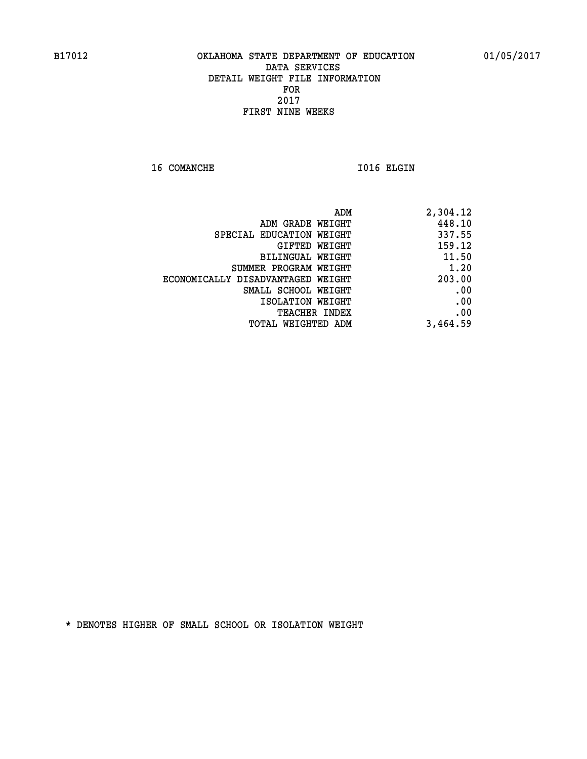B17012 OKLAHOMA STATE DEPARTMENT OF EDUCATION 01/05/2017

DATA SERVICES
DETAIL WEIGHT FILE INFORMATION
FOR
2017
FIRST NINE WEEKS

16 COMANCHE I016 ELGIN

| | |
|---|---|
| ADM | 2,304.12 |
| ADM GRADE WEIGHT | 448.10 |
| SPECIAL EDUCATION WEIGHT | 337.55 |
| GIFTED WEIGHT | 159.12 |
| BILINGUAL WEIGHT | 11.50 |
| SUMMER PROGRAM WEIGHT | 1.20 |
| ECONOMICALLY DISADVANTAGED WEIGHT | 203.00 |
| SMALL SCHOOL WEIGHT | .00 |
| ISOLATION WEIGHT | .00 |
| TEACHER INDEX | .00 |
| TOTAL WEIGHTED ADM | 3,464.59 |

* DENOTES HIGHER OF SMALL SCHOOL OR ISOLATION WEIGHT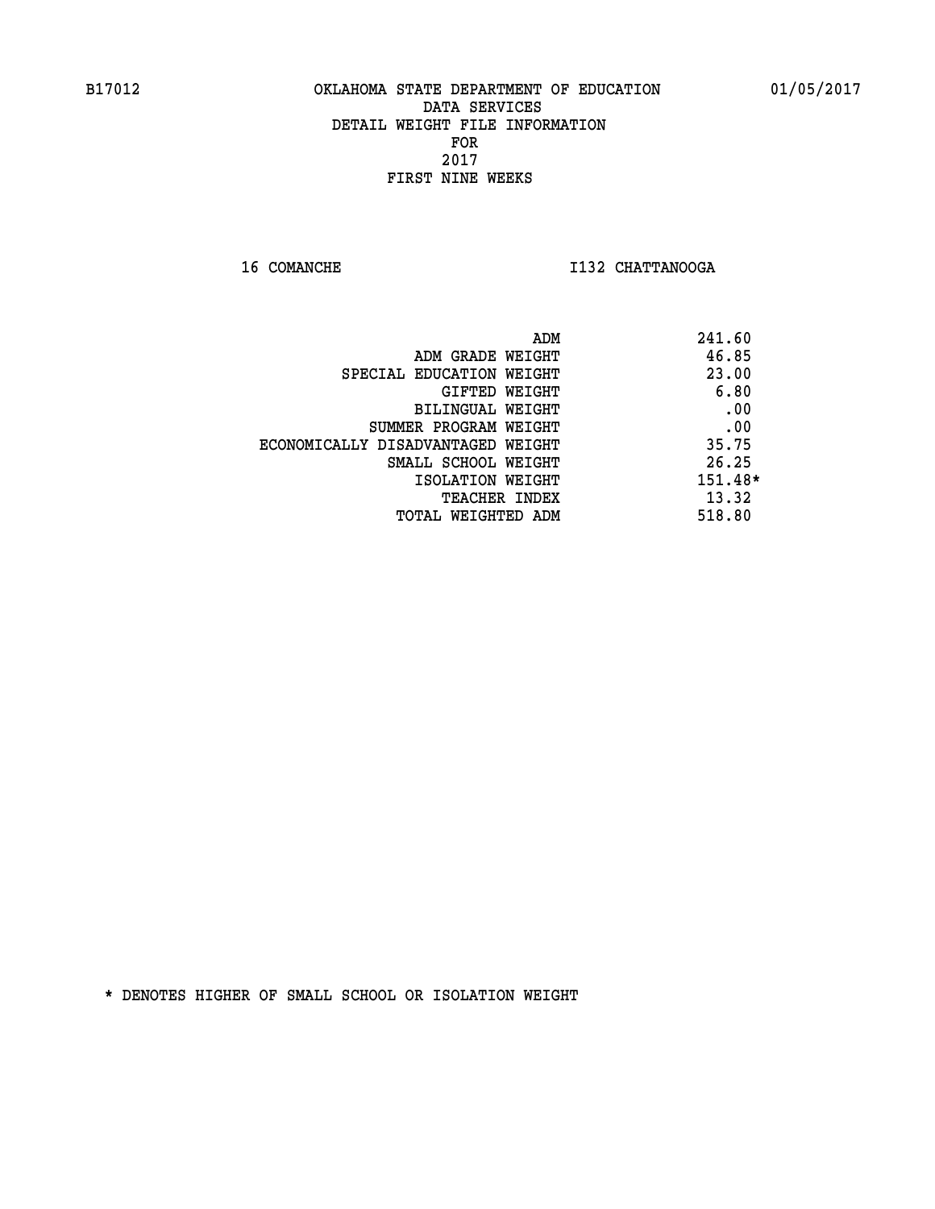B17012 OKLAHOMA STATE DEPARTMENT OF EDUCATION 01/05/2017

DATA SERVICES
DETAIL WEIGHT FILE INFORMATION
FOR
2017
FIRST NINE WEEKS

16 COMANCHE I132 CHATTANOOGA

| | |
|---|---|
| ADM | 241.60 |
| ADM GRADE WEIGHT | 46.85 |
| SPECIAL EDUCATION WEIGHT | 23.00 |
| GIFTED WEIGHT | 6.80 |
| BILINGUAL WEIGHT | .00 |
| SUMMER PROGRAM WEIGHT | .00 |
| ECONOMICALLY DISADVANTAGED WEIGHT | 35.75 |
| SMALL SCHOOL WEIGHT | 26.25 |
| ISOLATION WEIGHT | 151.48* |
| TEACHER INDEX | 13.32 |
| TOTAL WEIGHTED ADM | 518.80 |

* DENOTES HIGHER OF SMALL SCHOOL OR ISOLATION WEIGHT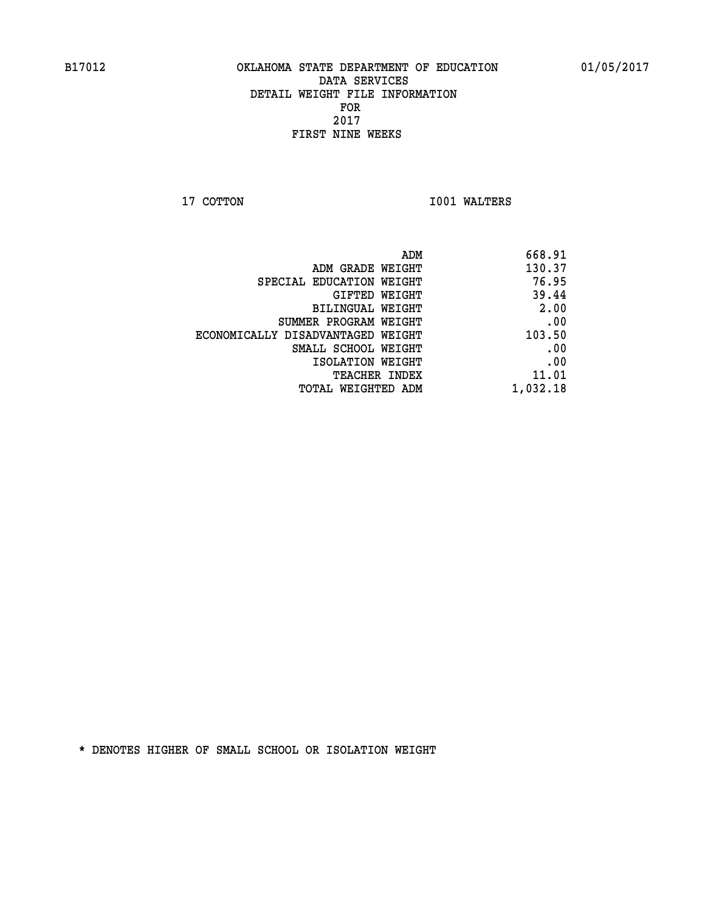B17012 OKLAHOMA STATE DEPARTMENT OF EDUCATION 01/05/2017

DATA SERVICES
DETAIL WEIGHT FILE INFORMATION
FOR
2017
FIRST NINE WEEKS

17 COTTON I001 WALTERS

| | |
|---|---|
| ADM | 668.91 |
| ADM GRADE WEIGHT | 130.37 |
| SPECIAL EDUCATION WEIGHT | 76.95 |
| GIFTED WEIGHT | 39.44 |
| BILINGUAL WEIGHT | 2.00 |
| SUMMER PROGRAM WEIGHT | .00 |
| ECONOMICALLY DISADVANTAGED WEIGHT | 103.50 |
| SMALL SCHOOL WEIGHT | .00 |
| ISOLATION WEIGHT | .00 |
| TEACHER INDEX | 11.01 |
| TOTAL WEIGHTED ADM | 1,032.18 |

* DENOTES HIGHER OF SMALL SCHOOL OR ISOLATION WEIGHT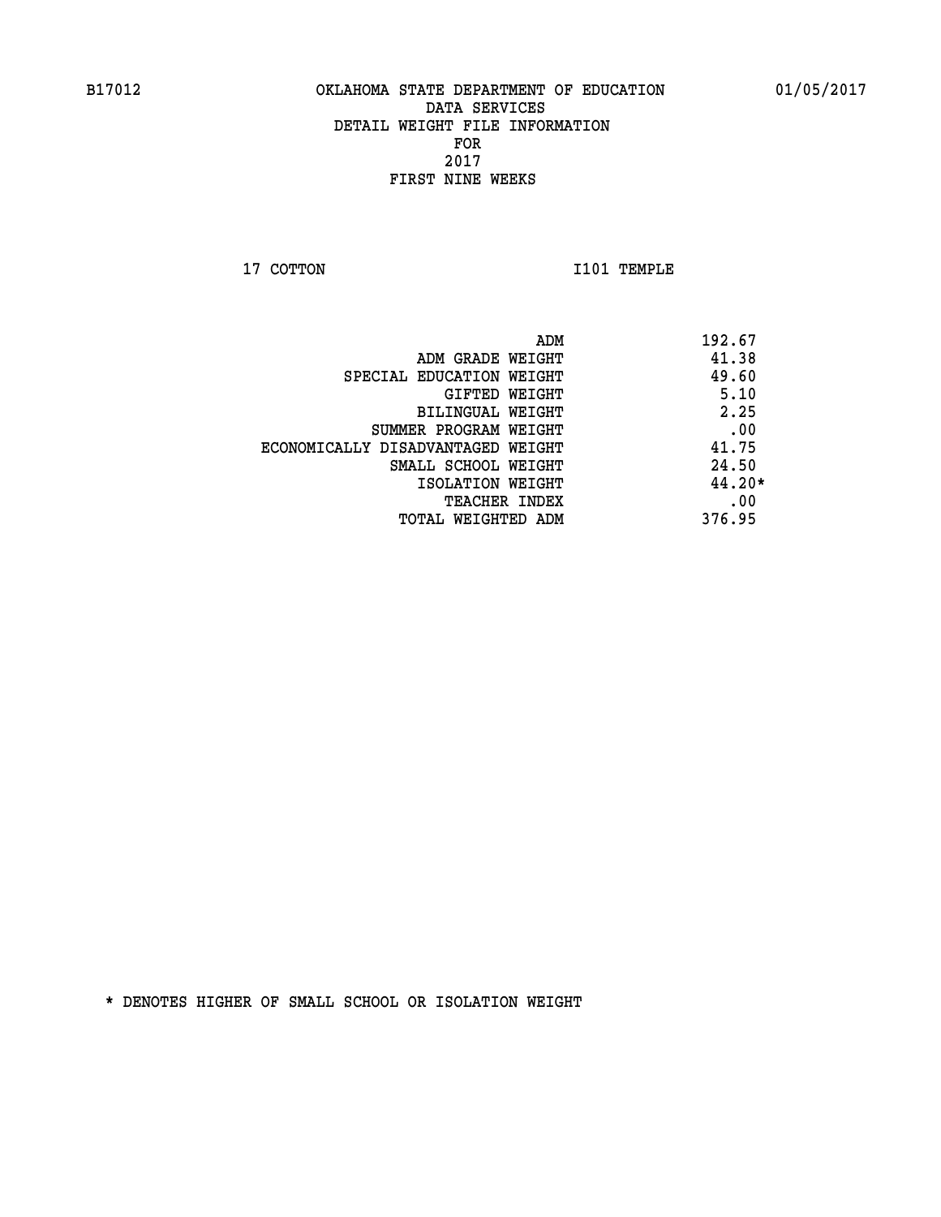B17012 OKLAHOMA STATE DEPARTMENT OF EDUCATION 01/05/2017

DATA SERVICES

DETAIL WEIGHT FILE INFORMATION

FOR

2017

FIRST NINE WEEKS

17 COTTON I101 TEMPLE

| | |
|---|---|
| ADM | 192.67 |
| ADM GRADE WEIGHT | 41.38 |
| SPECIAL EDUCATION WEIGHT | 49.60 |
| GIFTED WEIGHT | 5.10 |
| BILINGUAL WEIGHT | 2.25 |
| SUMMER PROGRAM WEIGHT | .00 |
| ECONOMICALLY DISADVANTAGED WEIGHT | 41.75 |
| SMALL SCHOOL WEIGHT | 24.50 |
| ISOLATION WEIGHT | 44.20* |
| TEACHER INDEX | .00 |
| TOTAL WEIGHTED ADM | 376.95 |

* DENOTES HIGHER OF SMALL SCHOOL OR ISOLATION WEIGHT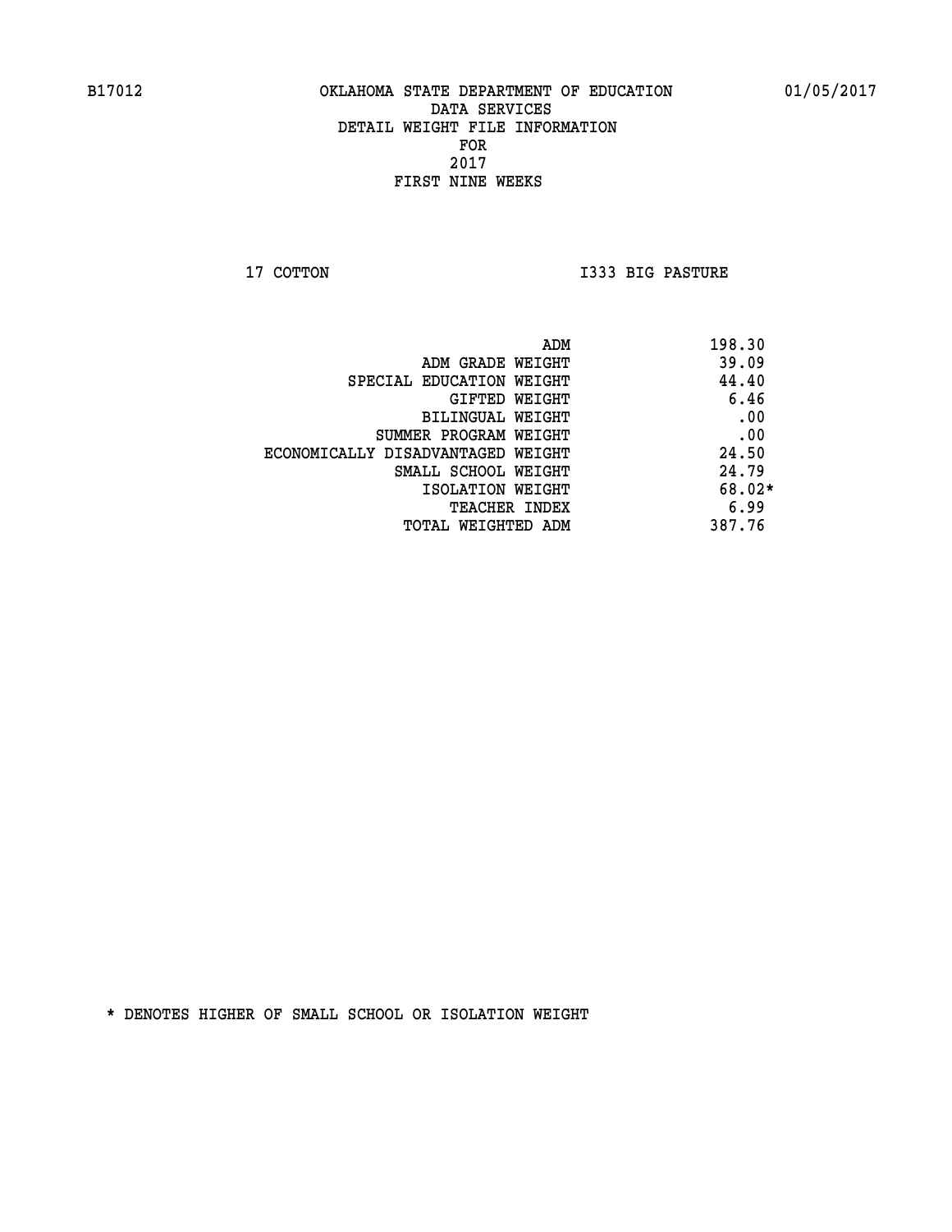B17012 OKLAHOMA STATE DEPARTMENT OF EDUCATION 01/05/2017
DATA SERVICES
DETAIL WEIGHT FILE INFORMATION
FOR
2017
FIRST NINE WEEKS

17 COTTON I333 BIG PASTURE

| | |
|---|---|
| ADM | 198.30 |
| ADM GRADE WEIGHT | 39.09 |
| SPECIAL EDUCATION WEIGHT | 44.40 |
| GIFTED WEIGHT | 6.46 |
| BILINGUAL WEIGHT | .00 |
| SUMMER PROGRAM WEIGHT | .00 |
| ECONOMICALLY DISADVANTAGED WEIGHT | 24.50 |
| SMALL SCHOOL WEIGHT | 24.79 |
| ISOLATION WEIGHT | 68.02* |
| TEACHER INDEX | 6.99 |
| TOTAL WEIGHTED ADM | 387.76 |

* DENOTES HIGHER OF SMALL SCHOOL OR ISOLATION WEIGHT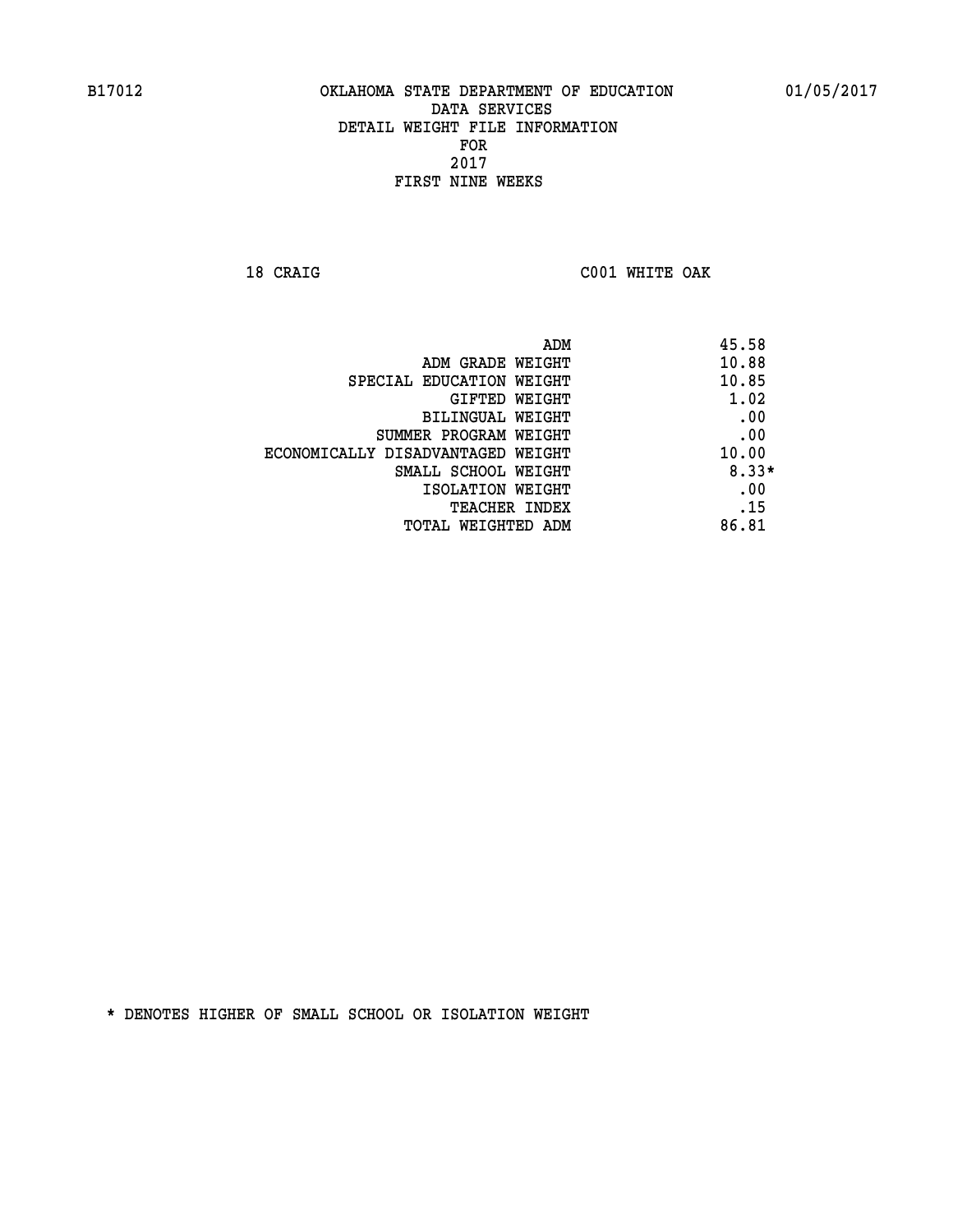B17012 OKLAHOMA STATE DEPARTMENT OF EDUCATION 01/05/2017

DATA SERVICES
DETAIL WEIGHT FILE INFORMATION
FOR
2017
FIRST NINE WEEKS

18 CRAIG C001 WHITE OAK

| | |
|---|---|
| ADM | 45.58 |
| ADM GRADE WEIGHT | 10.88 |
| SPECIAL EDUCATION WEIGHT | 10.85 |
| GIFTED WEIGHT | 1.02 |
| BILINGUAL WEIGHT | .00 |
| SUMMER PROGRAM WEIGHT | .00 |
| ECONOMICALLY DISADVANTAGED WEIGHT | 10.00 |
| SMALL SCHOOL WEIGHT | 8.33* |
| ISOLATION WEIGHT | .00 |
| TEACHER INDEX | .15 |
| TOTAL WEIGHTED ADM | 86.81 |

* DENOTES HIGHER OF SMALL SCHOOL OR ISOLATION WEIGHT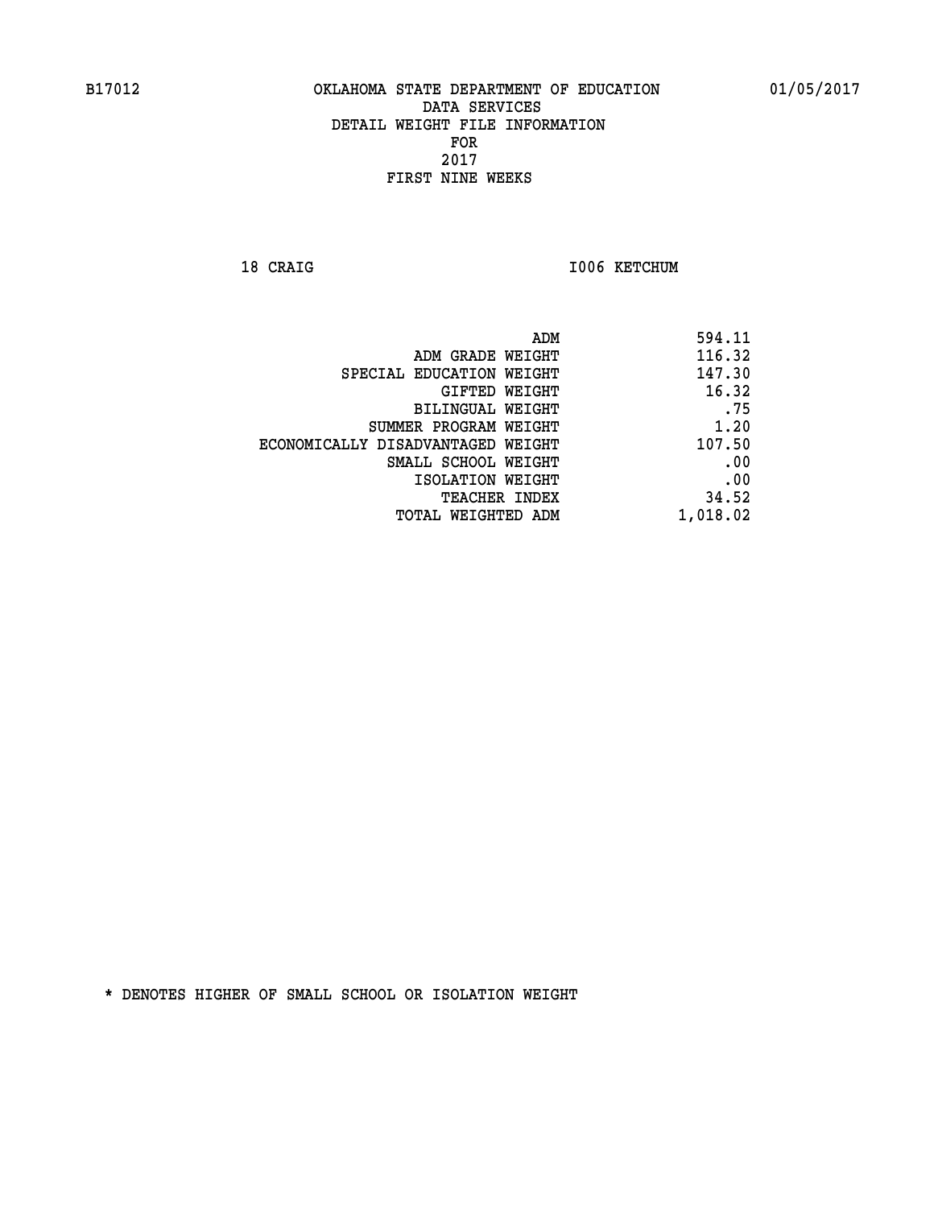B17012 OKLAHOMA STATE DEPARTMENT OF EDUCATION 01/05/2017

DATA SERVICES
DETAIL WEIGHT FILE INFORMATION
FOR
2017
FIRST NINE WEEKS

18 CRAIG I006 KETCHUM

| | |
|---|---|
| ADM | 594.11 |
| ADM GRADE WEIGHT | 116.32 |
| SPECIAL EDUCATION WEIGHT | 147.30 |
| GIFTED WEIGHT | 16.32 |
| BILINGUAL WEIGHT | .75 |
| SUMMER PROGRAM WEIGHT | 1.20 |
| ECONOMICALLY DISADVANTAGED WEIGHT | 107.50 |
| SMALL SCHOOL WEIGHT | .00 |
| ISOLATION WEIGHT | .00 |
| TEACHER INDEX | 34.52 |
| TOTAL WEIGHTED ADM | 1,018.02 |

* DENOTES HIGHER OF SMALL SCHOOL OR ISOLATION WEIGHT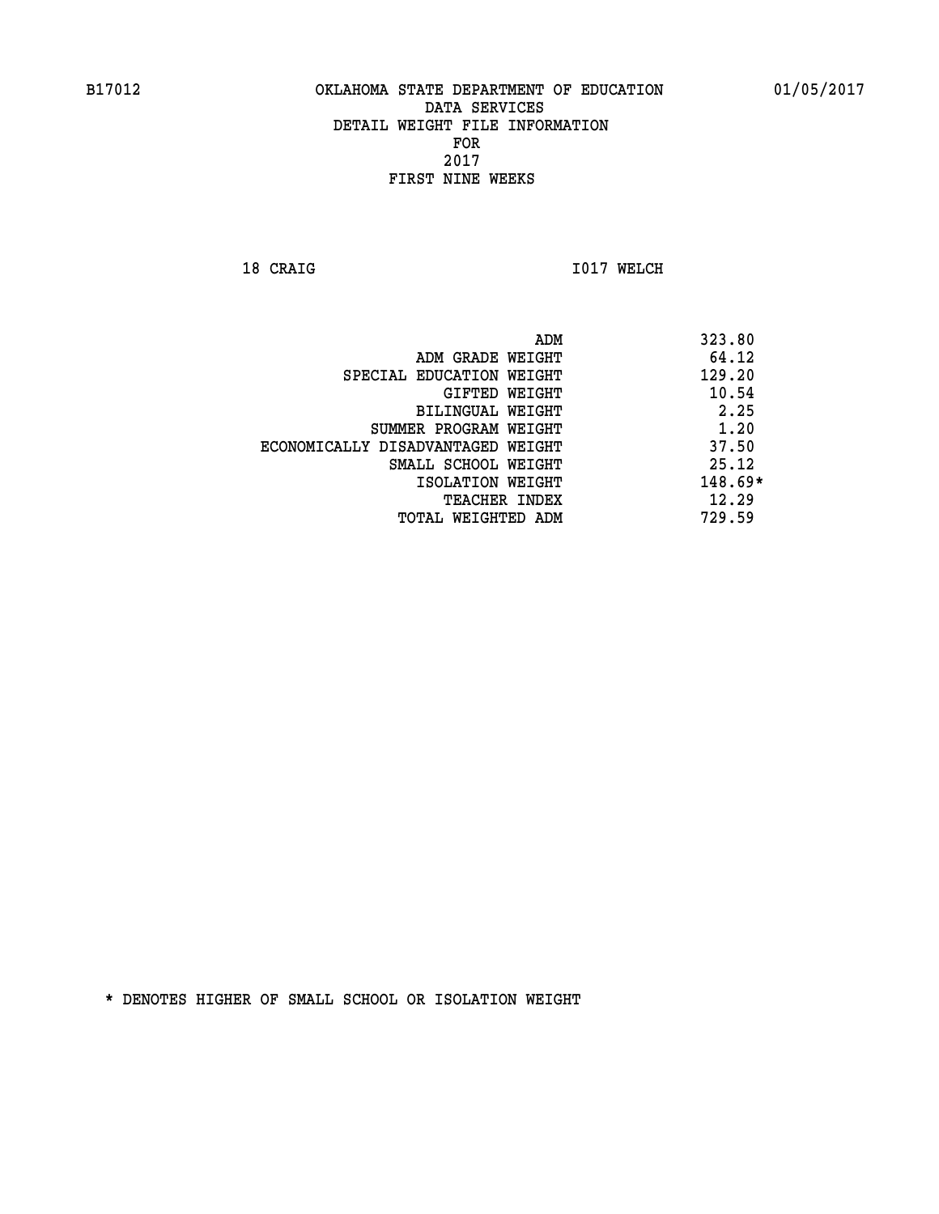B17012 OKLAHOMA STATE DEPARTMENT OF EDUCATION 01/05/2017

DATA SERVICES
DETAIL WEIGHT FILE INFORMATION
FOR
2017
FIRST NINE WEEKS

18 CRAIG I017 WELCH

| | |
|---|---|
| ADM | 323.80 |
| ADM GRADE WEIGHT | 64.12 |
| SPECIAL EDUCATION WEIGHT | 129.20 |
| GIFTED WEIGHT | 10.54 |
| BILINGUAL WEIGHT | 2.25 |
| SUMMER PROGRAM WEIGHT | 1.20 |
| ECONOMICALLY DISADVANTAGED WEIGHT | 37.50 |
| SMALL SCHOOL WEIGHT | 25.12 |
| ISOLATION WEIGHT | 148.69* |
| TEACHER INDEX | 12.29 |
| TOTAL WEIGHTED ADM | 729.59 |

* DENOTES HIGHER OF SMALL SCHOOL OR ISOLATION WEIGHT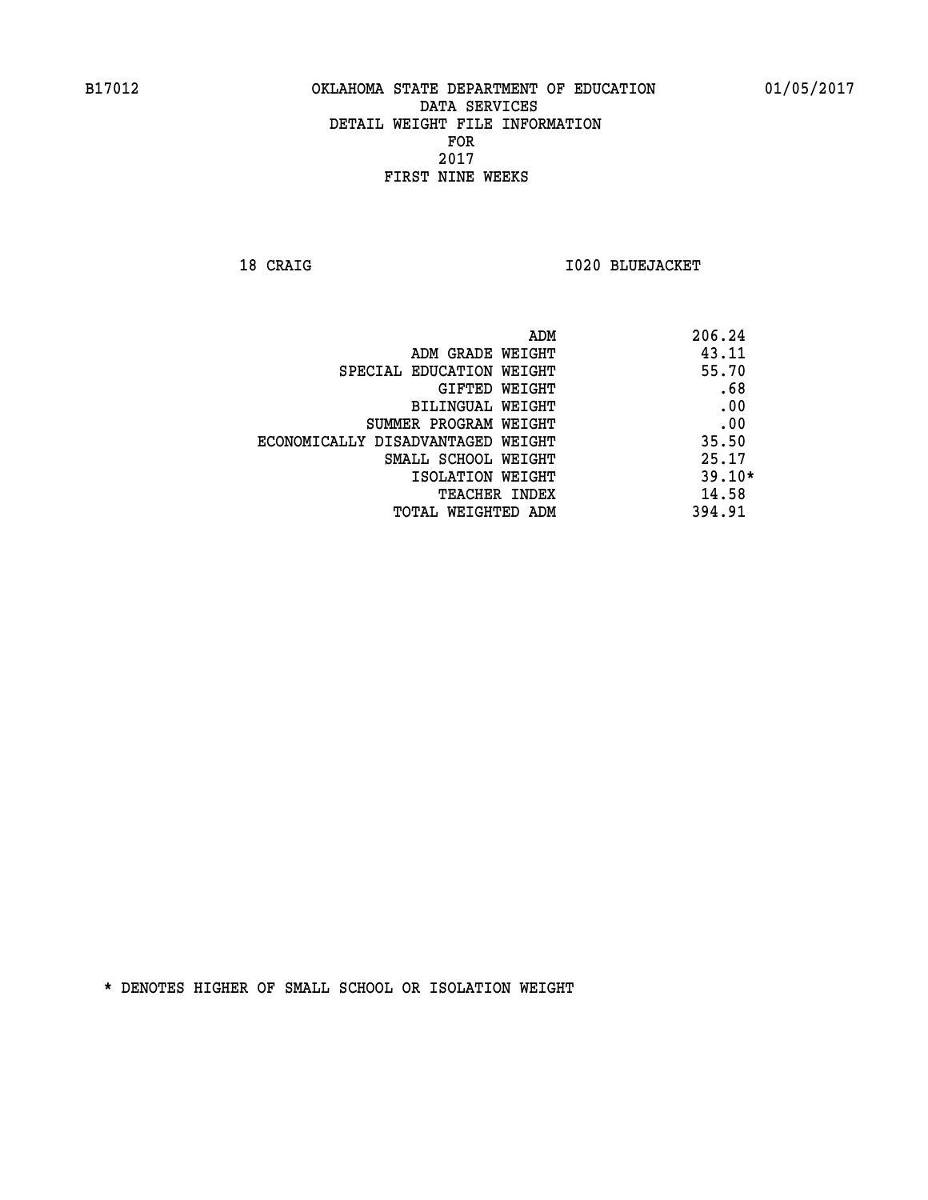B17012 OKLAHOMA STATE DEPARTMENT OF EDUCATION 01/05/2017

DATA SERVICES
DETAIL WEIGHT FILE INFORMATION
FOR
2017
FIRST NINE WEEKS

18 CRAIG I020 BLUEJACKET

| | |
|---|---|
| ADM | 206.24 |
| ADM GRADE WEIGHT | 43.11 |
| SPECIAL EDUCATION WEIGHT | 55.70 |
| GIFTED WEIGHT | .68 |
| BILINGUAL WEIGHT | .00 |
| SUMMER PROGRAM WEIGHT | .00 |
| ECONOMICALLY DISADVANTAGED WEIGHT | 35.50 |
| SMALL SCHOOL WEIGHT | 25.17 |
| ISOLATION WEIGHT | 39.10* |
| TEACHER INDEX | 14.58 |
| TOTAL WEIGHTED ADM | 394.91 |

* DENOTES HIGHER OF SMALL SCHOOL OR ISOLATION WEIGHT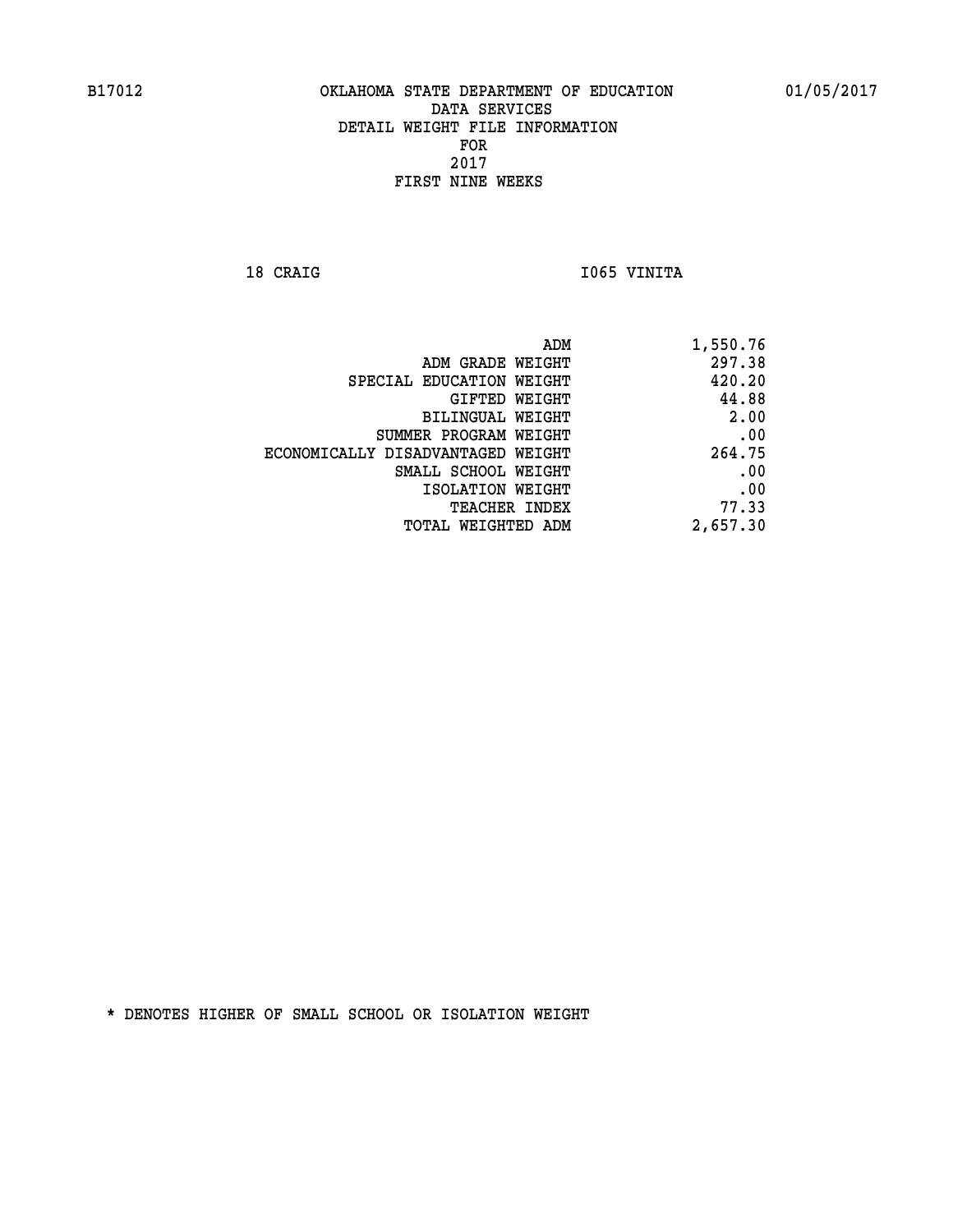B17012 OKLAHOMA STATE DEPARTMENT OF EDUCATION 01/05/2017

DATA SERVICES
DETAIL WEIGHT FILE INFORMATION
FOR
2017
FIRST NINE WEEKS

18 CRAIG I065 VINITA

| | |
|---|---|
| ADM | 1,550.76 |
| ADM GRADE WEIGHT | 297.38 |
| SPECIAL EDUCATION WEIGHT | 420.20 |
| GIFTED WEIGHT | 44.88 |
| BILINGUAL WEIGHT | 2.00 |
| SUMMER PROGRAM WEIGHT | .00 |
| ECONOMICALLY DISADVANTAGED WEIGHT | 264.75 |
| SMALL SCHOOL WEIGHT | .00 |
| ISOLATION WEIGHT | .00 |
| TEACHER INDEX | 77.33 |
| TOTAL WEIGHTED ADM | 2,657.30 |

* DENOTES HIGHER OF SMALL SCHOOL OR ISOLATION WEIGHT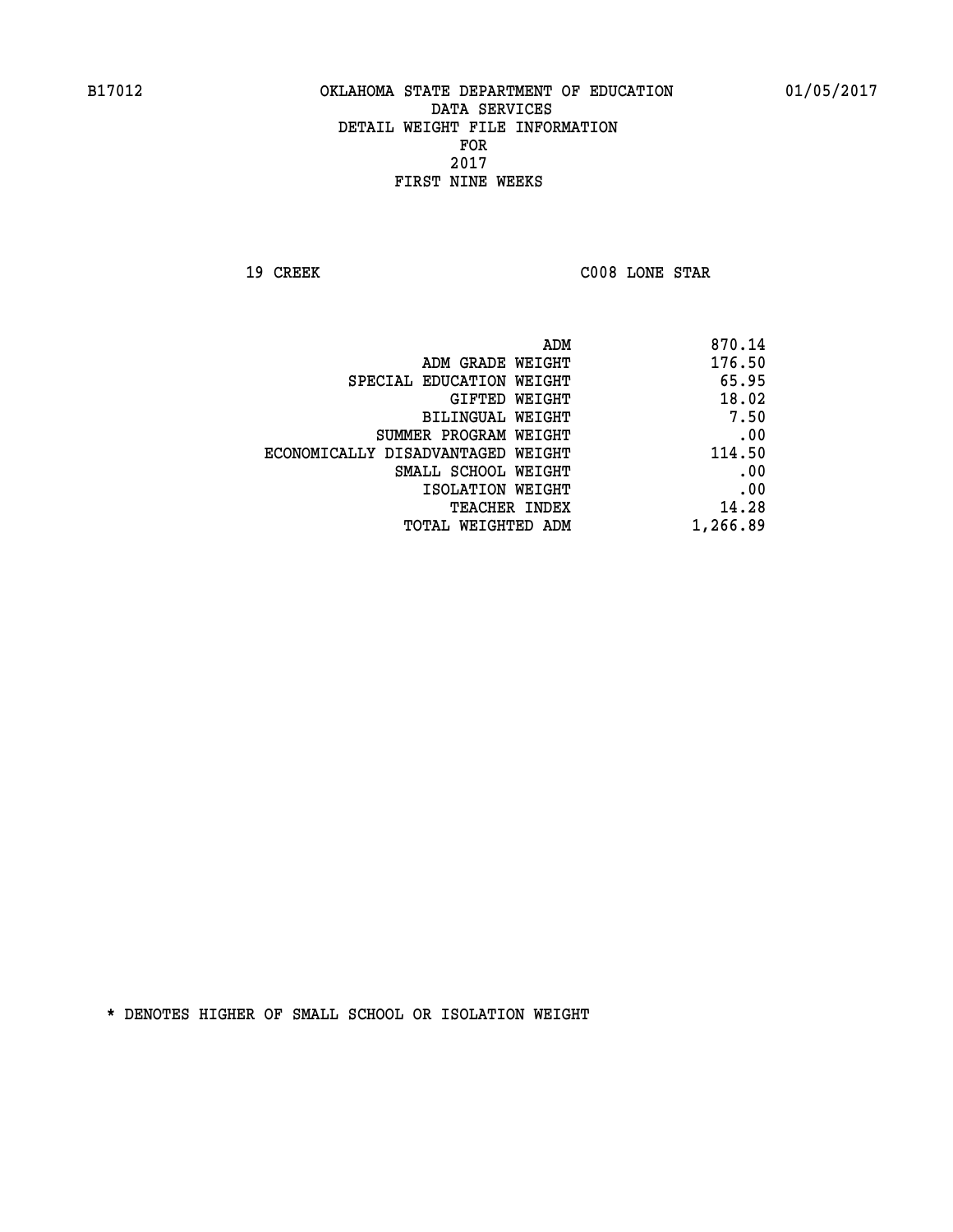B17012 OKLAHOMA STATE DEPARTMENT OF EDUCATION 01/05/2017

DATA SERVICES
DETAIL WEIGHT FILE INFORMATION
FOR
2017
FIRST NINE WEEKS

19 CREEK C008 LONE STAR

| | |
|---|---|
| ADM | 870.14 |
| ADM GRADE WEIGHT | 176.50 |
| SPECIAL EDUCATION WEIGHT | 65.95 |
| GIFTED WEIGHT | 18.02 |
| BILINGUAL WEIGHT | 7.50 |
| SUMMER PROGRAM WEIGHT | .00 |
| ECONOMICALLY DISADVANTAGED WEIGHT | 114.50 |
| SMALL SCHOOL WEIGHT | .00 |
| ISOLATION WEIGHT | .00 |
| TEACHER INDEX | 14.28 |
| TOTAL WEIGHTED ADM | 1,266.89 |

* DENOTES HIGHER OF SMALL SCHOOL OR ISOLATION WEIGHT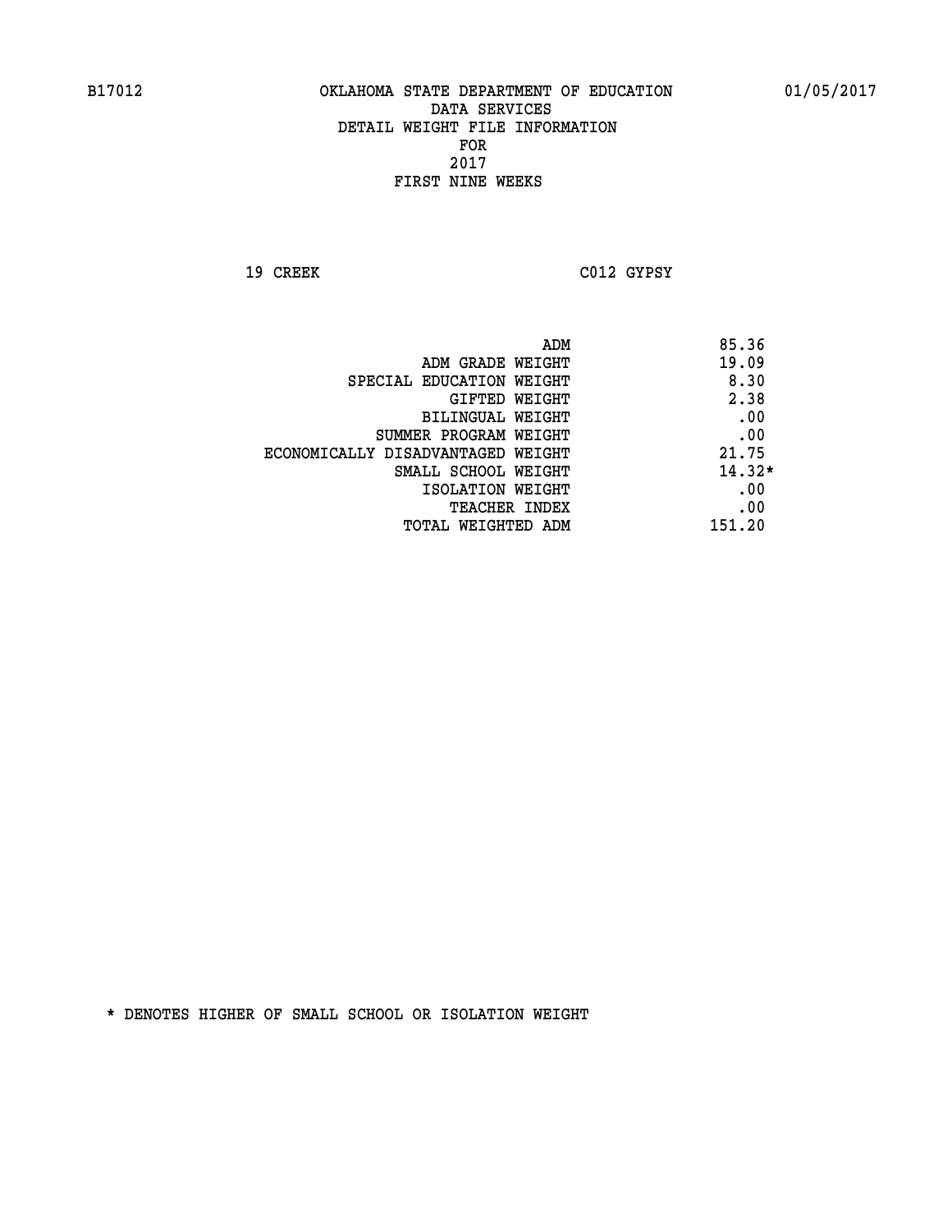B17012 OKLAHOMA STATE DEPARTMENT OF EDUCATION 01/05/2017

DATA SERVICES
DETAIL WEIGHT FILE INFORMATION
FOR
2017
FIRST NINE WEEKS

19 CREEK C012 GYPSY

| | |
|---|---|
| ADM | 85.36 |
| ADM GRADE WEIGHT | 19.09 |
| SPECIAL EDUCATION WEIGHT | 8.30 |
| GIFTED WEIGHT | 2.38 |
| BILINGUAL WEIGHT | .00 |
| SUMMER PROGRAM WEIGHT | .00 |
| ECONOMICALLY DISADVANTAGED WEIGHT | 21.75 |
| SMALL SCHOOL WEIGHT | 14.32* |
| ISOLATION WEIGHT | .00 |
| TEACHER INDEX | .00 |
| TOTAL WEIGHTED ADM | 151.20 |

* DENOTES HIGHER OF SMALL SCHOOL OR ISOLATION WEIGHT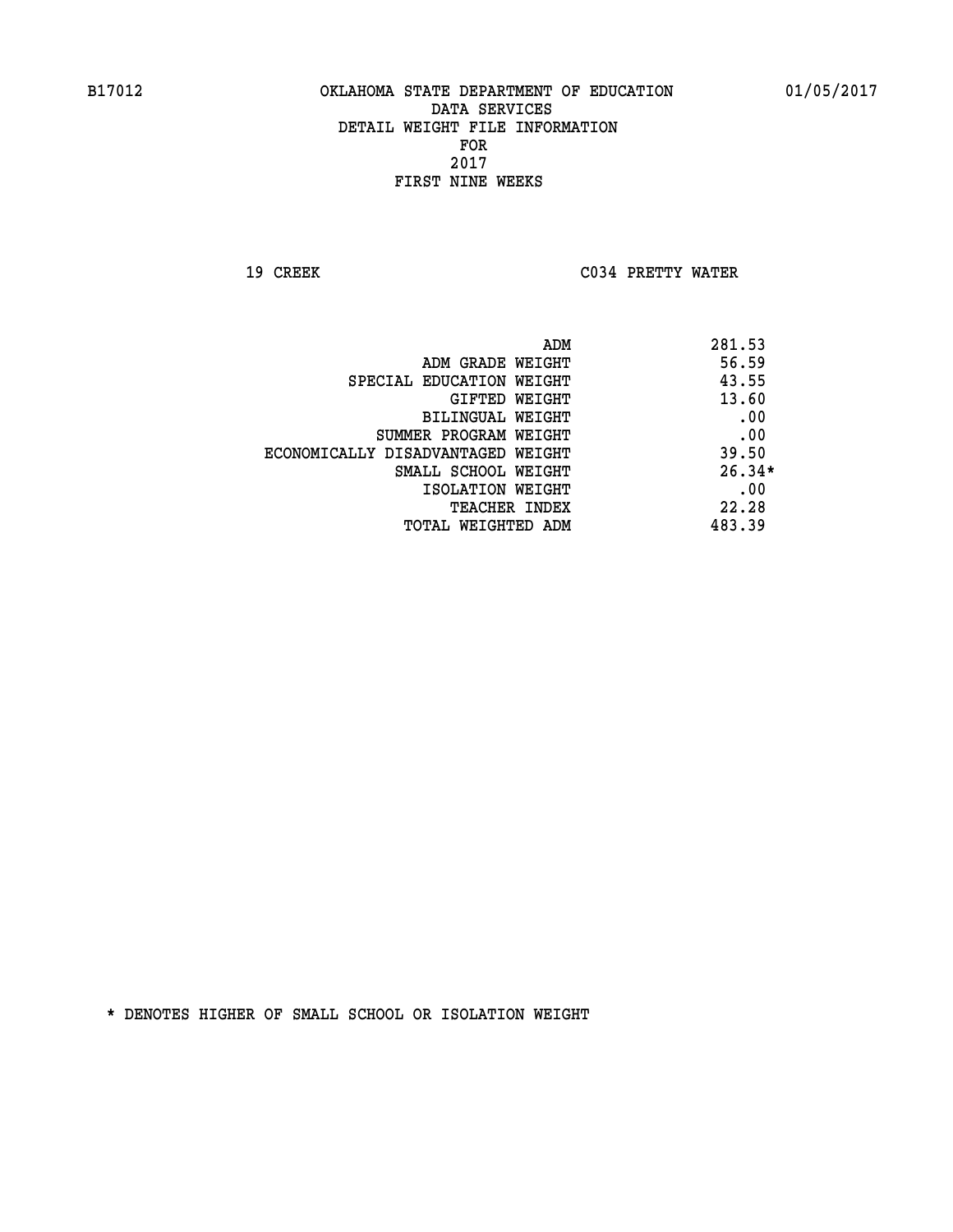B17012 OKLAHOMA STATE DEPARTMENT OF EDUCATION 01/05/2017

DATA SERVICES
DETAIL WEIGHT FILE INFORMATION
FOR
2017
FIRST NINE WEEKS

19 CREEK C034 PRETTY WATER

| | |
|---|---|
| ADM | 281.53 |
| ADM GRADE WEIGHT | 56.59 |
| SPECIAL EDUCATION WEIGHT | 43.55 |
| GIFTED WEIGHT | 13.60 |
| BILINGUAL WEIGHT | .00 |
| SUMMER PROGRAM WEIGHT | .00 |
| ECONOMICALLY DISADVANTAGED WEIGHT | 39.50 |
| SMALL SCHOOL WEIGHT | 26.34* |
| ISOLATION WEIGHT | .00 |
| TEACHER INDEX | 22.28 |
| TOTAL WEIGHTED ADM | 483.39 |

* DENOTES HIGHER OF SMALL SCHOOL OR ISOLATION WEIGHT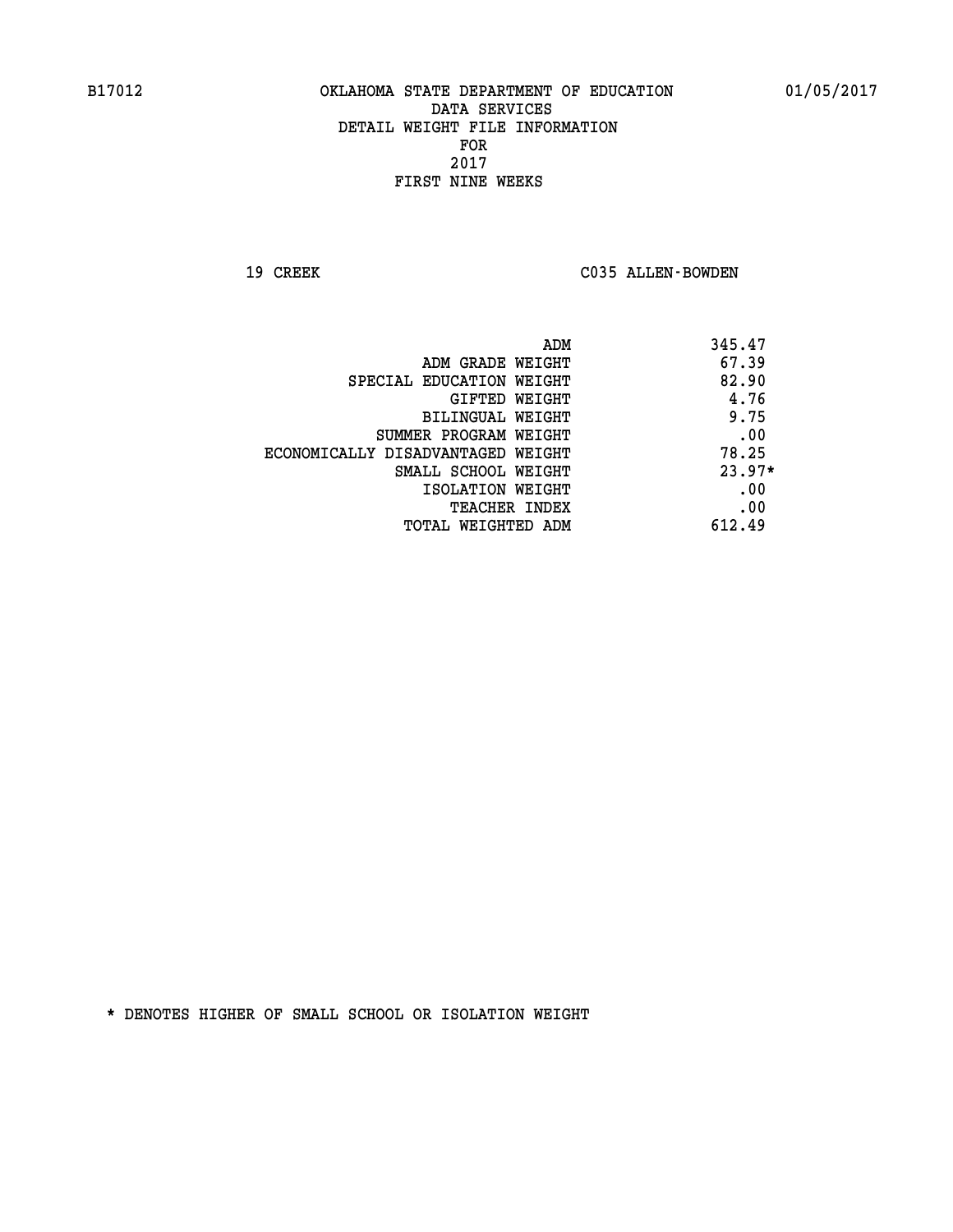B17012 OKLAHOMA STATE DEPARTMENT OF EDUCATION 01/05/2017

DATA SERVICES
DETAIL WEIGHT FILE INFORMATION
FOR
2017
FIRST NINE WEEKS

19 CREEK C035 ALLEN-BOWDEN

| | |
|---|---|
| ADM | 345.47 |
| ADM GRADE WEIGHT | 67.39 |
| SPECIAL EDUCATION WEIGHT | 82.90 |
| GIFTED WEIGHT | 4.76 |
| BILINGUAL WEIGHT | 9.75 |
| SUMMER PROGRAM WEIGHT | .00 |
| ECONOMICALLY DISADVANTAGED WEIGHT | 78.25 |
| SMALL SCHOOL WEIGHT | 23.97* |
| ISOLATION WEIGHT | .00 |
| TEACHER INDEX | .00 |
| TOTAL WEIGHTED ADM | 612.49 |

* DENOTES HIGHER OF SMALL SCHOOL OR ISOLATION WEIGHT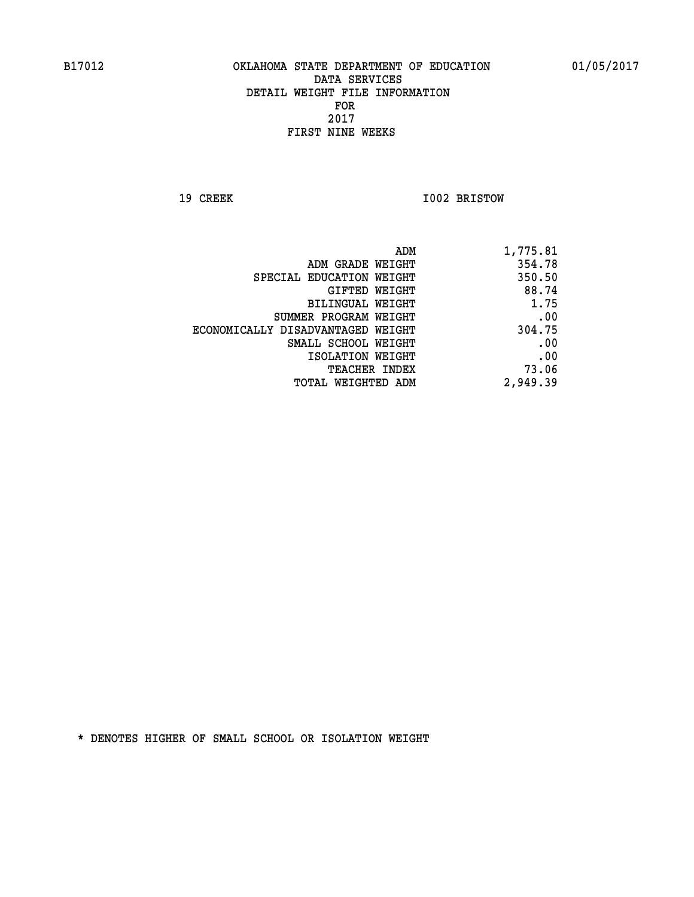B17012 OKLAHOMA STATE DEPARTMENT OF EDUCATION 01/05/2017

DATA SERVICES
DETAIL WEIGHT FILE INFORMATION
FOR
2017
FIRST NINE WEEKS

19 CREEK I002 BRISTOW

| | |
|---|---|
| ADM | 1,775.81 |
| ADM GRADE WEIGHT | 354.78 |
| SPECIAL EDUCATION WEIGHT | 350.50 |
| GIFTED WEIGHT | 88.74 |
| BILINGUAL WEIGHT | 1.75 |
| SUMMER PROGRAM WEIGHT | .00 |
| ECONOMICALLY DISADVANTAGED WEIGHT | 304.75 |
| SMALL SCHOOL WEIGHT | .00 |
| ISOLATION WEIGHT | .00 |
| TEACHER INDEX | 73.06 |
| TOTAL WEIGHTED ADM | 2,949.39 |

* DENOTES HIGHER OF SMALL SCHOOL OR ISOLATION WEIGHT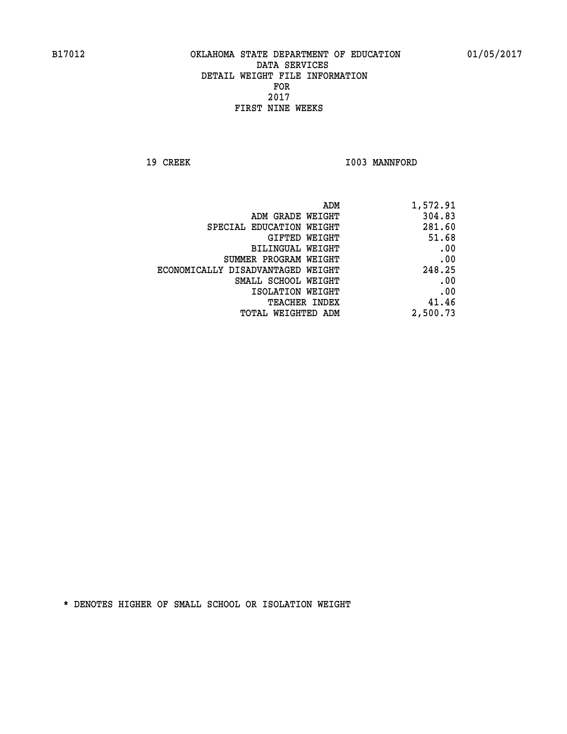B17012 OKLAHOMA STATE DEPARTMENT OF EDUCATION 01/05/2017

DATA SERVICES

DETAIL WEIGHT FILE INFORMATION

FOR

2017

FIRST NINE WEEKS

19 CREEK I003 MANNFORD

| | |
|---|---|
| ADM | 1,572.91 |
| ADM GRADE WEIGHT | 304.83 |
| SPECIAL EDUCATION WEIGHT | 281.60 |
| GIFTED WEIGHT | 51.68 |
| BILINGUAL WEIGHT | .00 |
| SUMMER PROGRAM WEIGHT | .00 |
| ECONOMICALLY DISADVANTAGED WEIGHT | 248.25 |
| SMALL SCHOOL WEIGHT | .00 |
| ISOLATION WEIGHT | .00 |
| TEACHER INDEX | 41.46 |
| TOTAL WEIGHTED ADM | 2,500.73 |

* DENOTES HIGHER OF SMALL SCHOOL OR ISOLATION WEIGHT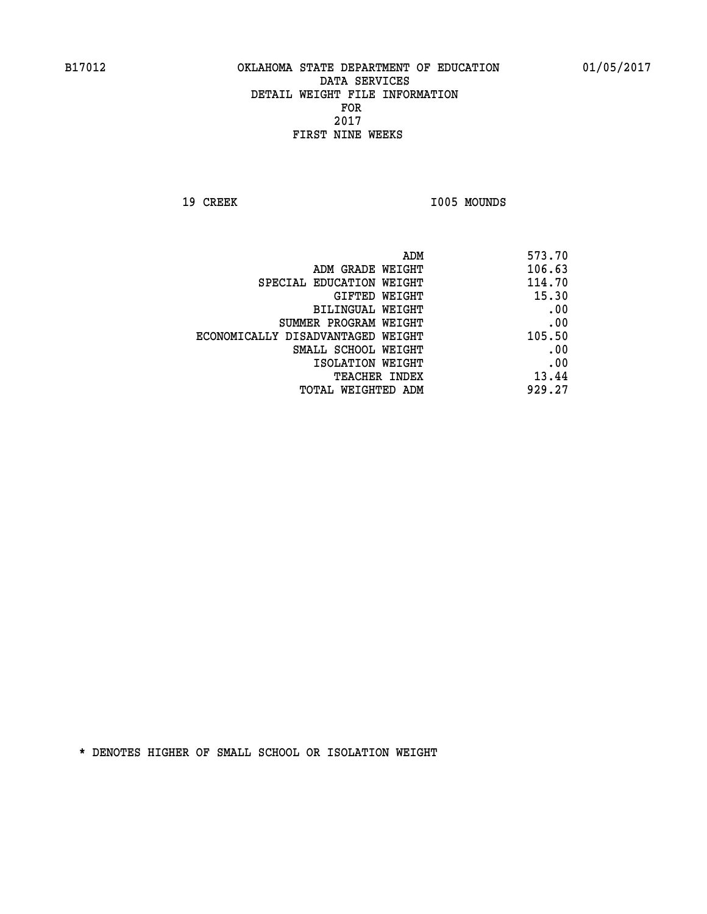B17012 OKLAHOMA STATE DEPARTMENT OF EDUCATION 01/05/2017

DATA SERVICES
DETAIL WEIGHT FILE INFORMATION
FOR
2017
FIRST NINE WEEKS

19 CREEK I005 MOUNDS

| | |
|---|---|
| ADM | 573.70 |
| ADM GRADE WEIGHT | 106.63 |
| SPECIAL EDUCATION WEIGHT | 114.70 |
| GIFTED WEIGHT | 15.30 |
| BILINGUAL WEIGHT | .00 |
| SUMMER PROGRAM WEIGHT | .00 |
| ECONOMICALLY DISADVANTAGED WEIGHT | 105.50 |
| SMALL SCHOOL WEIGHT | .00 |
| ISOLATION WEIGHT | .00 |
| TEACHER INDEX | 13.44 |
| TOTAL WEIGHTED ADM | 929.27 |

* DENOTES HIGHER OF SMALL SCHOOL OR ISOLATION WEIGHT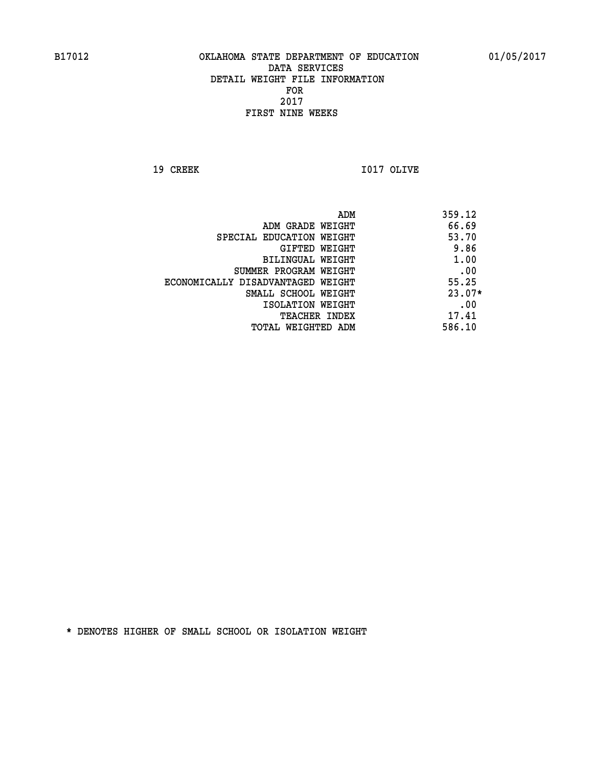B17012 OKLAHOMA STATE DEPARTMENT OF EDUCATION 01/05/2017

DATA SERVICES
DETAIL WEIGHT FILE INFORMATION
FOR
2017
FIRST NINE WEEKS

19 CREEK I017 OLIVE

| | |
|---|---|
| ADM | 359.12 |
| ADM GRADE WEIGHT | 66.69 |
| SPECIAL EDUCATION WEIGHT | 53.70 |
| GIFTED WEIGHT | 9.86 |
| BILINGUAL WEIGHT | 1.00 |
| SUMMER PROGRAM WEIGHT | .00 |
| ECONOMICALLY DISADVANTAGED WEIGHT | 55.25 |
| SMALL SCHOOL WEIGHT | 23.07* |
| ISOLATION WEIGHT | .00 |
| TEACHER INDEX | 17.41 |
| TOTAL WEIGHTED ADM | 586.10 |

* DENOTES HIGHER OF SMALL SCHOOL OR ISOLATION WEIGHT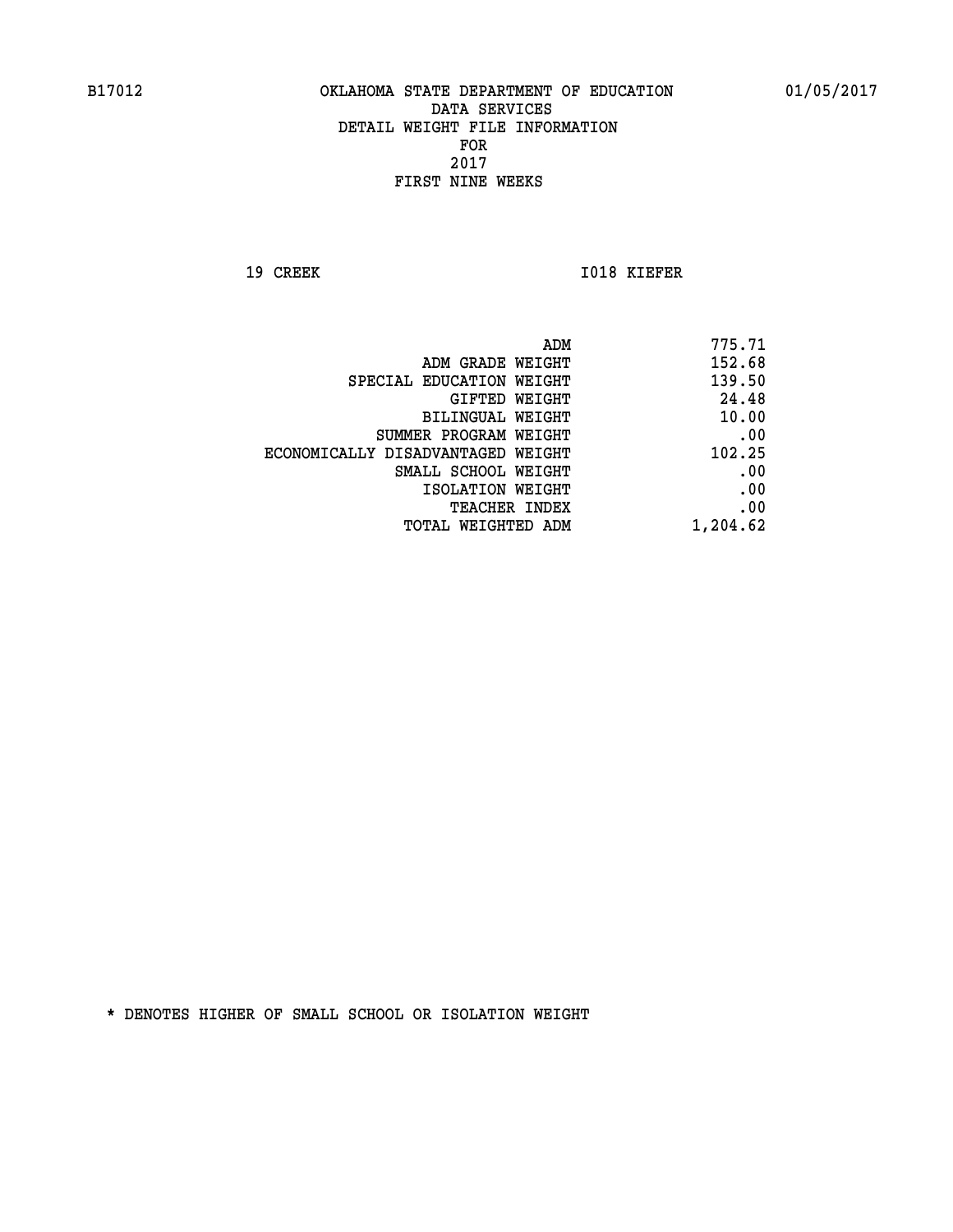B17012 OKLAHOMA STATE DEPARTMENT OF EDUCATION 01/05/2017

DATA SERVICES
DETAIL WEIGHT FILE INFORMATION
FOR
2017
FIRST NINE WEEKS

19 CREEK I018 KIEFER

| | |
|---|---|
| ADM | 775.71 |
| ADM GRADE WEIGHT | 152.68 |
| SPECIAL EDUCATION WEIGHT | 139.50 |
| GIFTED WEIGHT | 24.48 |
| BILINGUAL WEIGHT | 10.00 |
| SUMMER PROGRAM WEIGHT | .00 |
| ECONOMICALLY DISADVANTAGED WEIGHT | 102.25 |
| SMALL SCHOOL WEIGHT | .00 |
| ISOLATION WEIGHT | .00 |
| TEACHER INDEX | .00 |
| TOTAL WEIGHTED ADM | 1,204.62 |

* DENOTES HIGHER OF SMALL SCHOOL OR ISOLATION WEIGHT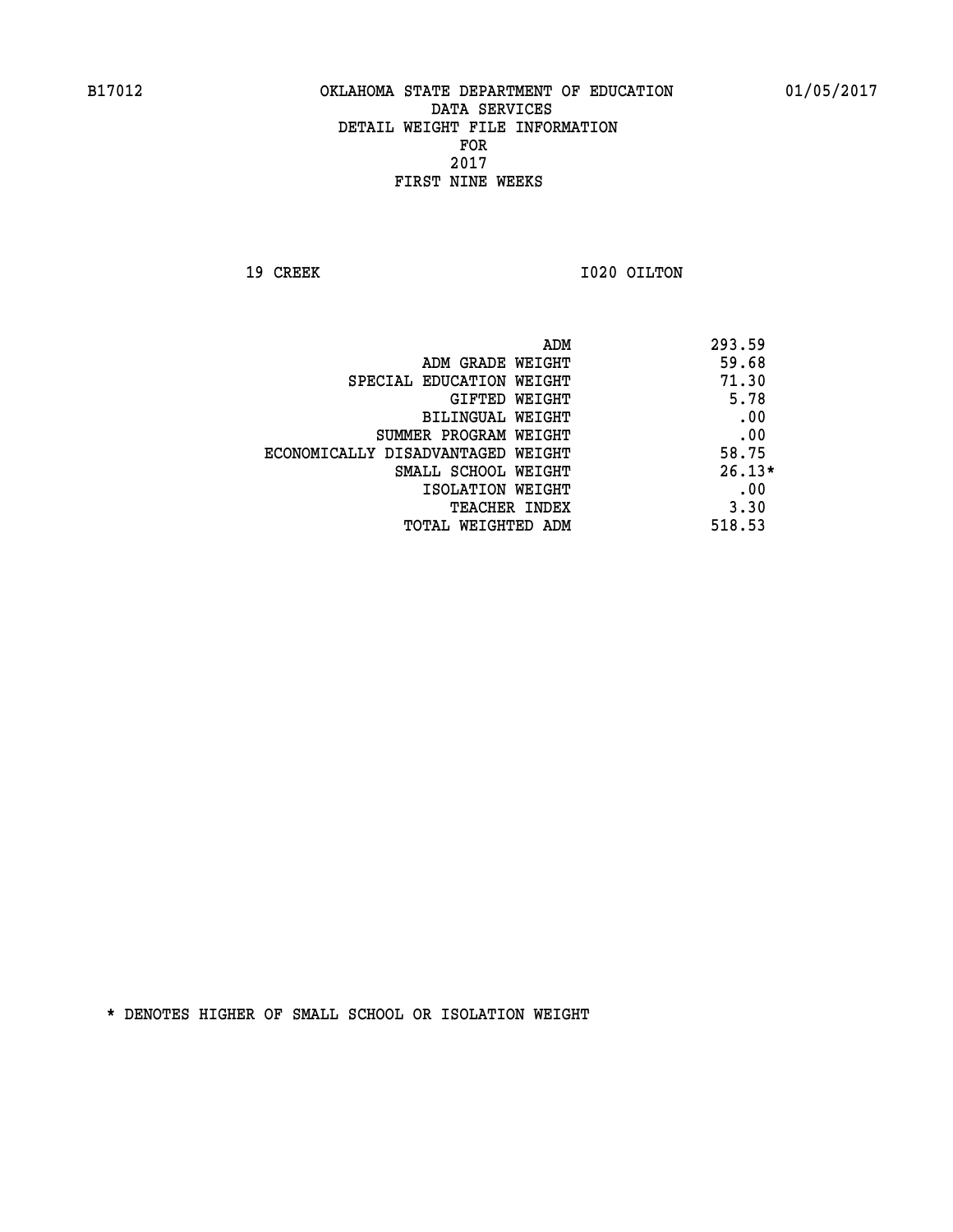B17012 OKLAHOMA STATE DEPARTMENT OF EDUCATION 01/05/2017

DATA SERVICES
DETAIL WEIGHT FILE INFORMATION
FOR
2017
FIRST NINE WEEKS

19 CREEK I020 OILTON

| | |
|---|---|
| ADM | 293.59 |
| ADM GRADE WEIGHT | 59.68 |
| SPECIAL EDUCATION WEIGHT | 71.30 |
| GIFTED WEIGHT | 5.78 |
| BILINGUAL WEIGHT | .00 |
| SUMMER PROGRAM WEIGHT | .00 |
| ECONOMICALLY DISADVANTAGED WEIGHT | 58.75 |
| SMALL SCHOOL WEIGHT | 26.13* |
| ISOLATION WEIGHT | .00 |
| TEACHER INDEX | 3.30 |
| TOTAL WEIGHTED ADM | 518.53 |

* DENOTES HIGHER OF SMALL SCHOOL OR ISOLATION WEIGHT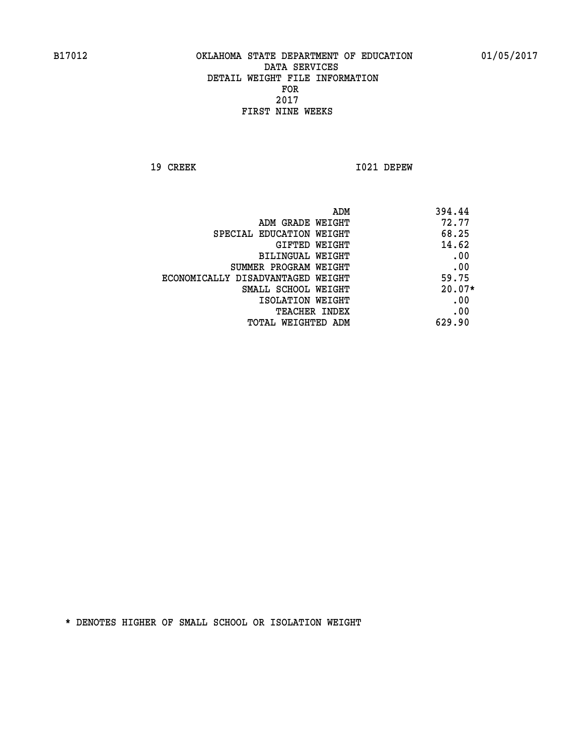B17012 OKLAHOMA STATE DEPARTMENT OF EDUCATION 01/05/2017

DATA SERVICES
DETAIL WEIGHT FILE INFORMATION
FOR
2017
FIRST NINE WEEKS

19 CREEK I021 DEPEW

| | |
|---|---|
| ADM | 394.44 |
| ADM GRADE WEIGHT | 72.77 |
| SPECIAL EDUCATION WEIGHT | 68.25 |
| GIFTED WEIGHT | 14.62 |
| BILINGUAL WEIGHT | .00 |
| SUMMER PROGRAM WEIGHT | .00 |
| ECONOMICALLY DISADVANTAGED WEIGHT | 59.75 |
| SMALL SCHOOL WEIGHT | 20.07* |
| ISOLATION WEIGHT | .00 |
| TEACHER INDEX | .00 |
| TOTAL WEIGHTED ADM | 629.90 |

* DENOTES HIGHER OF SMALL SCHOOL OR ISOLATION WEIGHT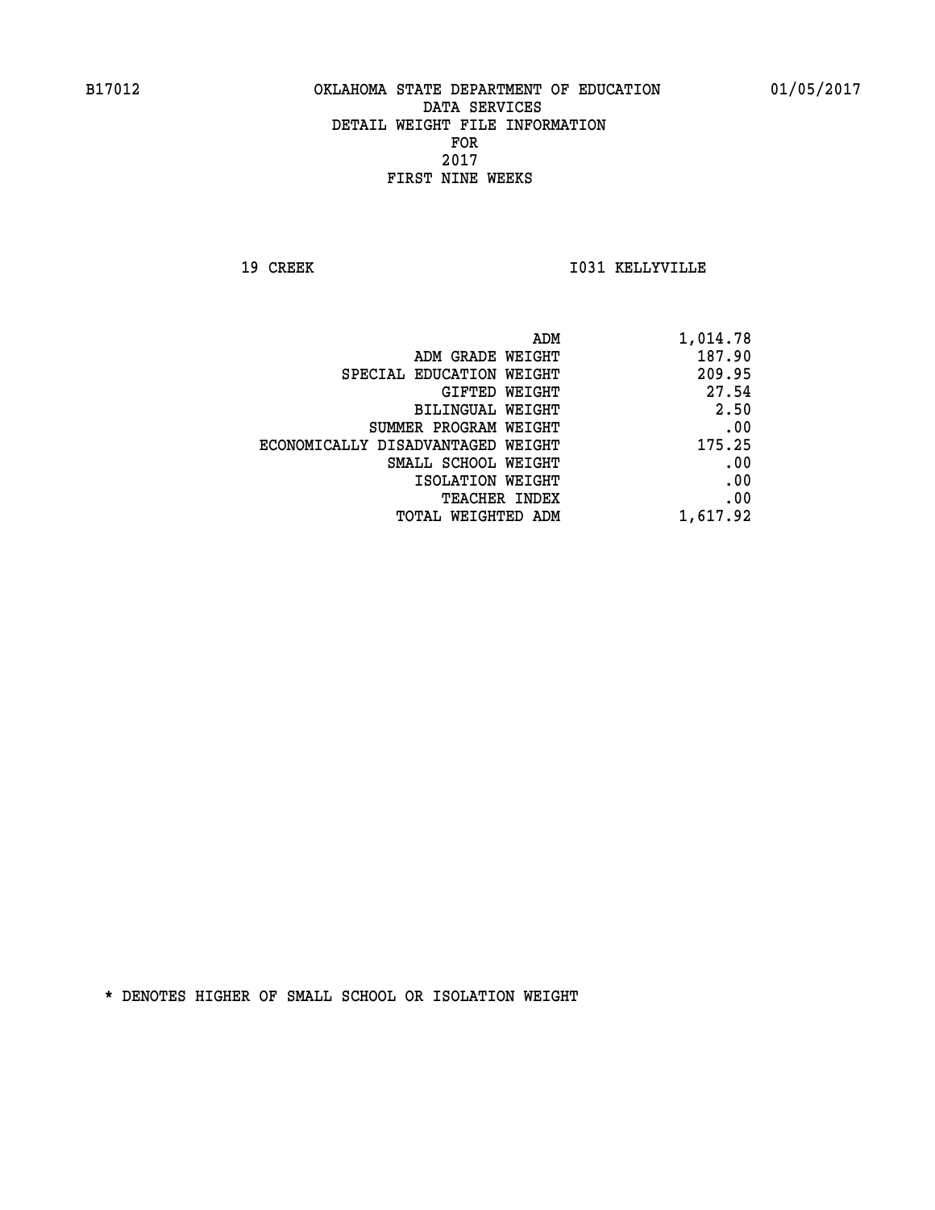B17012 OKLAHOMA STATE DEPARTMENT OF EDUCATION 01/05/2017

DATA SERVICES
DETAIL WEIGHT FILE INFORMATION
FOR
2017
FIRST NINE WEEKS

19 CREEK I031 KELLYVILLE

| | |
|---|---|
| ADM | 1,014.78 |
| ADM GRADE WEIGHT | 187.90 |
| SPECIAL EDUCATION WEIGHT | 209.95 |
| GIFTED WEIGHT | 27.54 |
| BILINGUAL WEIGHT | 2.50 |
| SUMMER PROGRAM WEIGHT | .00 |
| ECONOMICALLY DISADVANTAGED WEIGHT | 175.25 |
| SMALL SCHOOL WEIGHT | .00 |
| ISOLATION WEIGHT | .00 |
| TEACHER INDEX | .00 |
| TOTAL WEIGHTED ADM | 1,617.92 |

* DENOTES HIGHER OF SMALL SCHOOL OR ISOLATION WEIGHT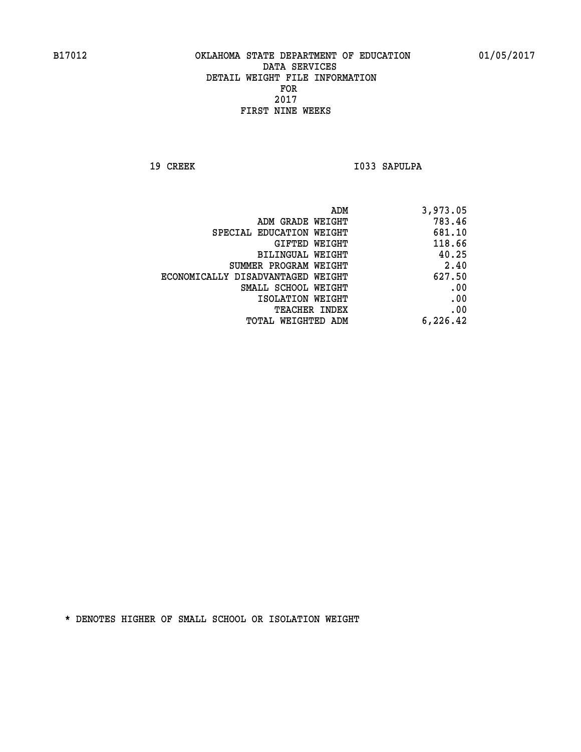B17012 OKLAHOMA STATE DEPARTMENT OF EDUCATION 01/05/2017

DATA SERVICES
DETAIL WEIGHT FILE INFORMATION
FOR
2017
FIRST NINE WEEKS

19 CREEK I033 SAPULPA

| | |
|---|---|
| ADM | 3,973.05 |
| ADM GRADE WEIGHT | 783.46 |
| SPECIAL EDUCATION WEIGHT | 681.10 |
| GIFTED WEIGHT | 118.66 |
| BILINGUAL WEIGHT | 40.25 |
| SUMMER PROGRAM WEIGHT | 2.40 |
| ECONOMICALLY DISADVANTAGED WEIGHT | 627.50 |
| SMALL SCHOOL WEIGHT | .00 |
| ISOLATION WEIGHT | .00 |
| TEACHER INDEX | .00 |
| TOTAL WEIGHTED ADM | 6,226.42 |

* DENOTES HIGHER OF SMALL SCHOOL OR ISOLATION WEIGHT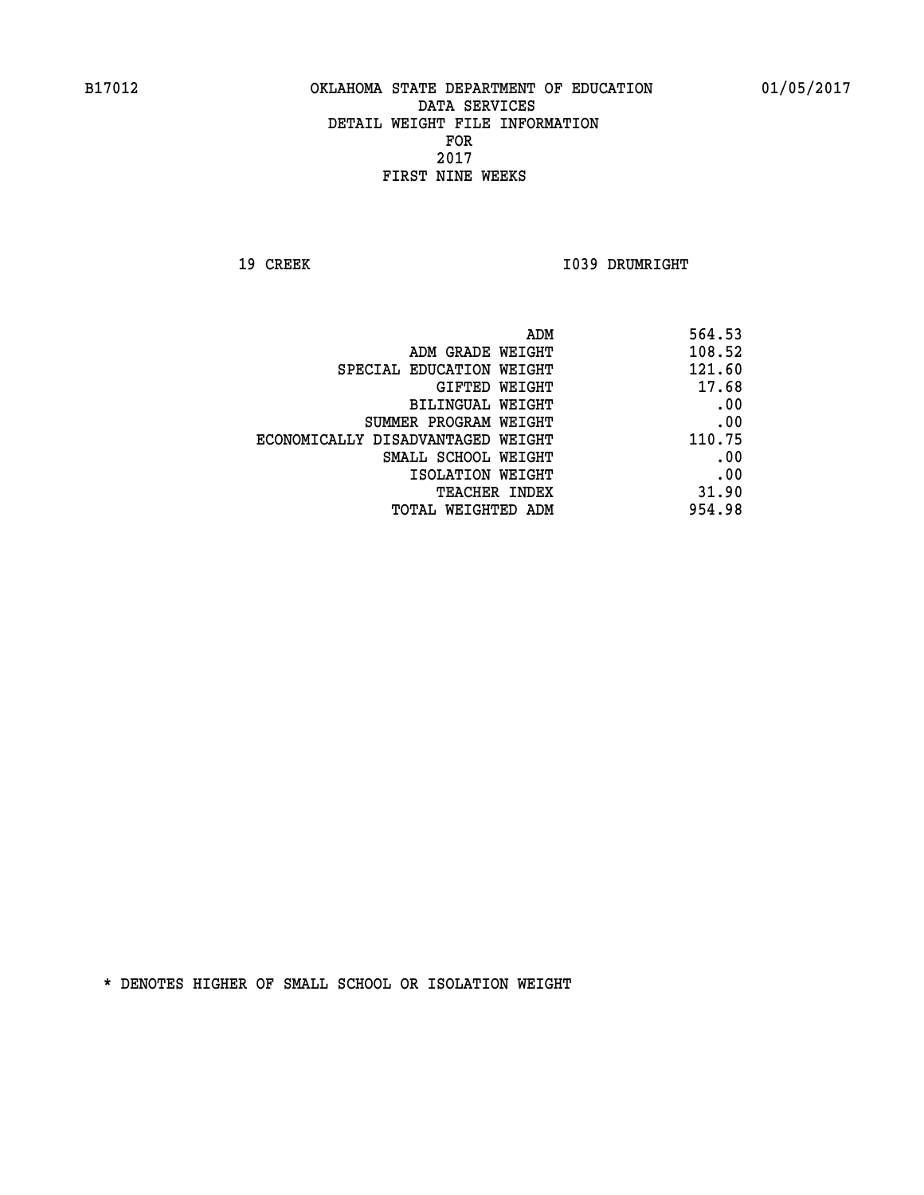B17012 OKLAHOMA STATE DEPARTMENT OF EDUCATION 01/05/2017

DATA SERVICES
DETAIL WEIGHT FILE INFORMATION
FOR
2017
FIRST NINE WEEKS

19 CREEK I039 DRUMRIGHT

| | |
|---|---|
| ADM | 564.53 |
| ADM GRADE WEIGHT | 108.52 |
| SPECIAL EDUCATION WEIGHT | 121.60 |
| GIFTED WEIGHT | 17.68 |
| BILINGUAL WEIGHT | .00 |
| SUMMER PROGRAM WEIGHT | .00 |
| ECONOMICALLY DISADVANTAGED WEIGHT | 110.75 |
| SMALL SCHOOL WEIGHT | .00 |
| ISOLATION WEIGHT | .00 |
| TEACHER INDEX | 31.90 |
| TOTAL WEIGHTED ADM | 954.98 |

* DENOTES HIGHER OF SMALL SCHOOL OR ISOLATION WEIGHT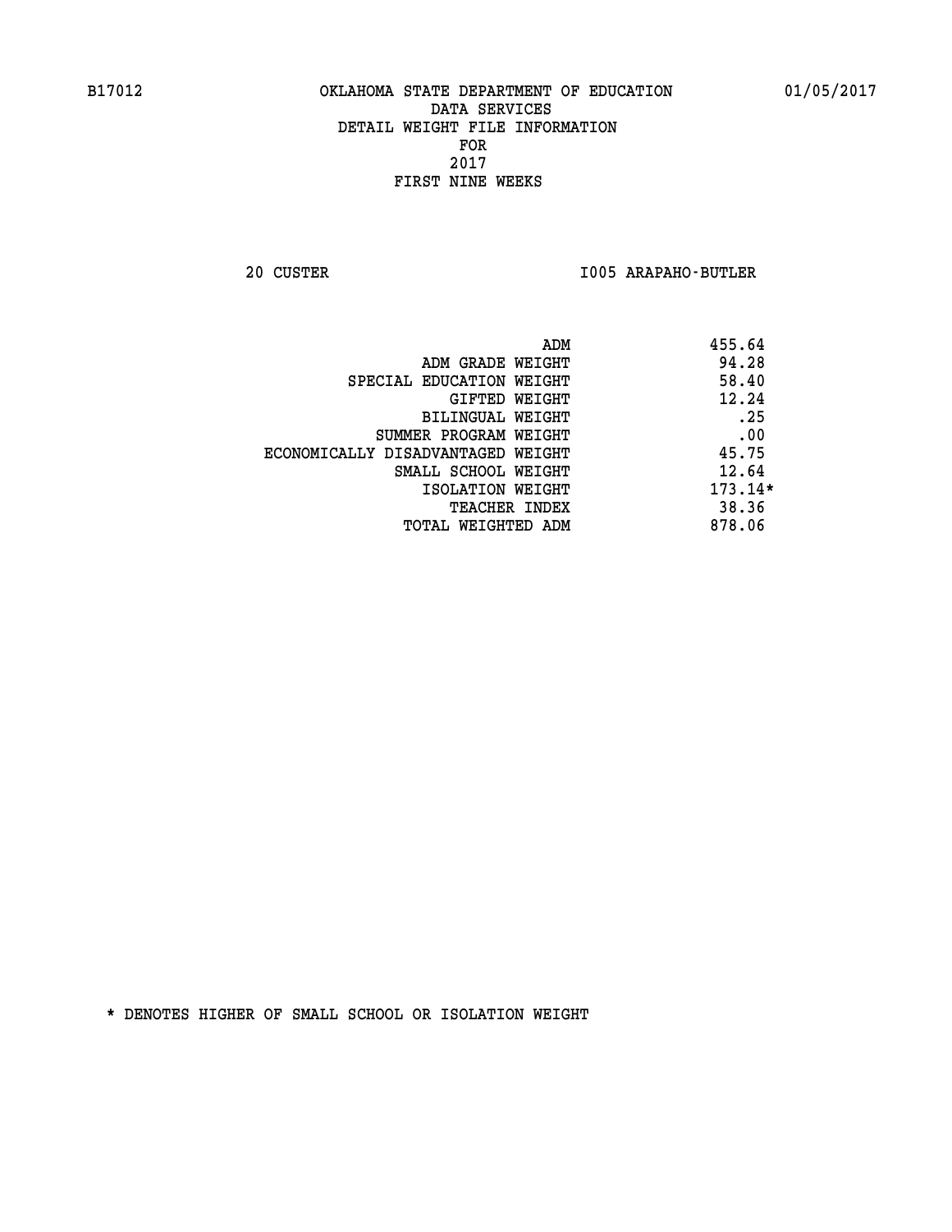B17012 OKLAHOMA STATE DEPARTMENT OF EDUCATION 01/05/2017
DATA SERVICES
DETAIL WEIGHT FILE INFORMATION
FOR
2017
FIRST NINE WEEKS

20 CUSTER I005 ARAPAHO-BUTLER

| | |
|---|---|
| ADM | 455.64 |
| ADM GRADE WEIGHT | 94.28 |
| SPECIAL EDUCATION WEIGHT | 58.40 |
| GIFTED WEIGHT | 12.24 |
| BILINGUAL WEIGHT | .25 |
| SUMMER PROGRAM WEIGHT | .00 |
| ECONOMICALLY DISADVANTAGED WEIGHT | 45.75 |
| SMALL SCHOOL WEIGHT | 12.64 |
| ISOLATION WEIGHT | 173.14* |
| TEACHER INDEX | 38.36 |
| TOTAL WEIGHTED ADM | 878.06 |

* DENOTES HIGHER OF SMALL SCHOOL OR ISOLATION WEIGHT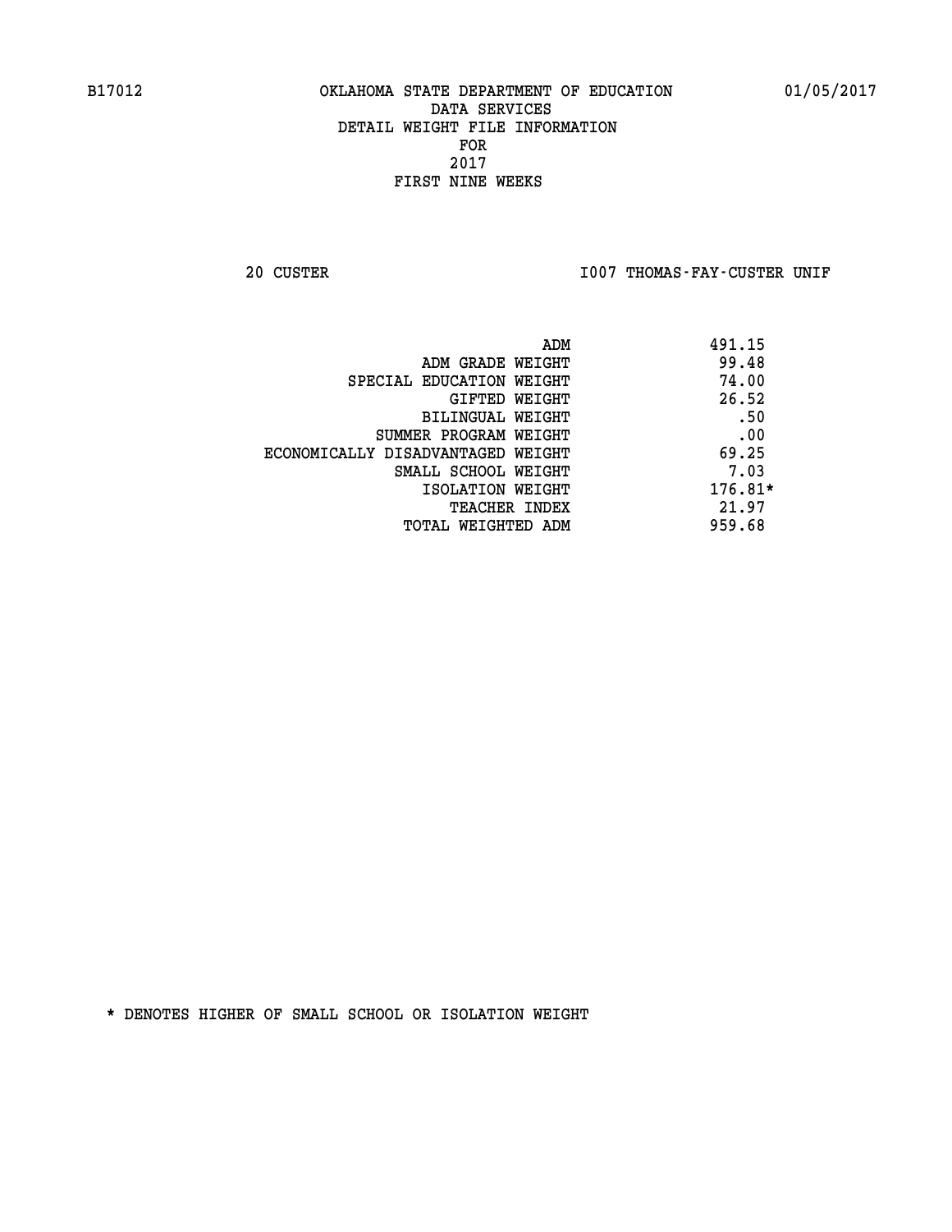B17012 OKLAHOMA STATE DEPARTMENT OF EDUCATION 01/05/2017

DATA SERVICES
DETAIL WEIGHT FILE INFORMATION
FOR
2017
FIRST NINE WEEKS

20 CUSTER I007 THOMAS-FAY-CUSTER UNIF

| | |
|---|---|
| ADM | 491.15 |
| ADM GRADE WEIGHT | 99.48 |
| SPECIAL EDUCATION WEIGHT | 74.00 |
| GIFTED WEIGHT | 26.52 |
| BILINGUAL WEIGHT | .50 |
| SUMMER PROGRAM WEIGHT | .00 |
| ECONOMICALLY DISADVANTAGED WEIGHT | 69.25 |
| SMALL SCHOOL WEIGHT | 7.03 |
| ISOLATION WEIGHT | 176.81* |
| TEACHER INDEX | 21.97 |
| TOTAL WEIGHTED ADM | 959.68 |

* DENOTES HIGHER OF SMALL SCHOOL OR ISOLATION WEIGHT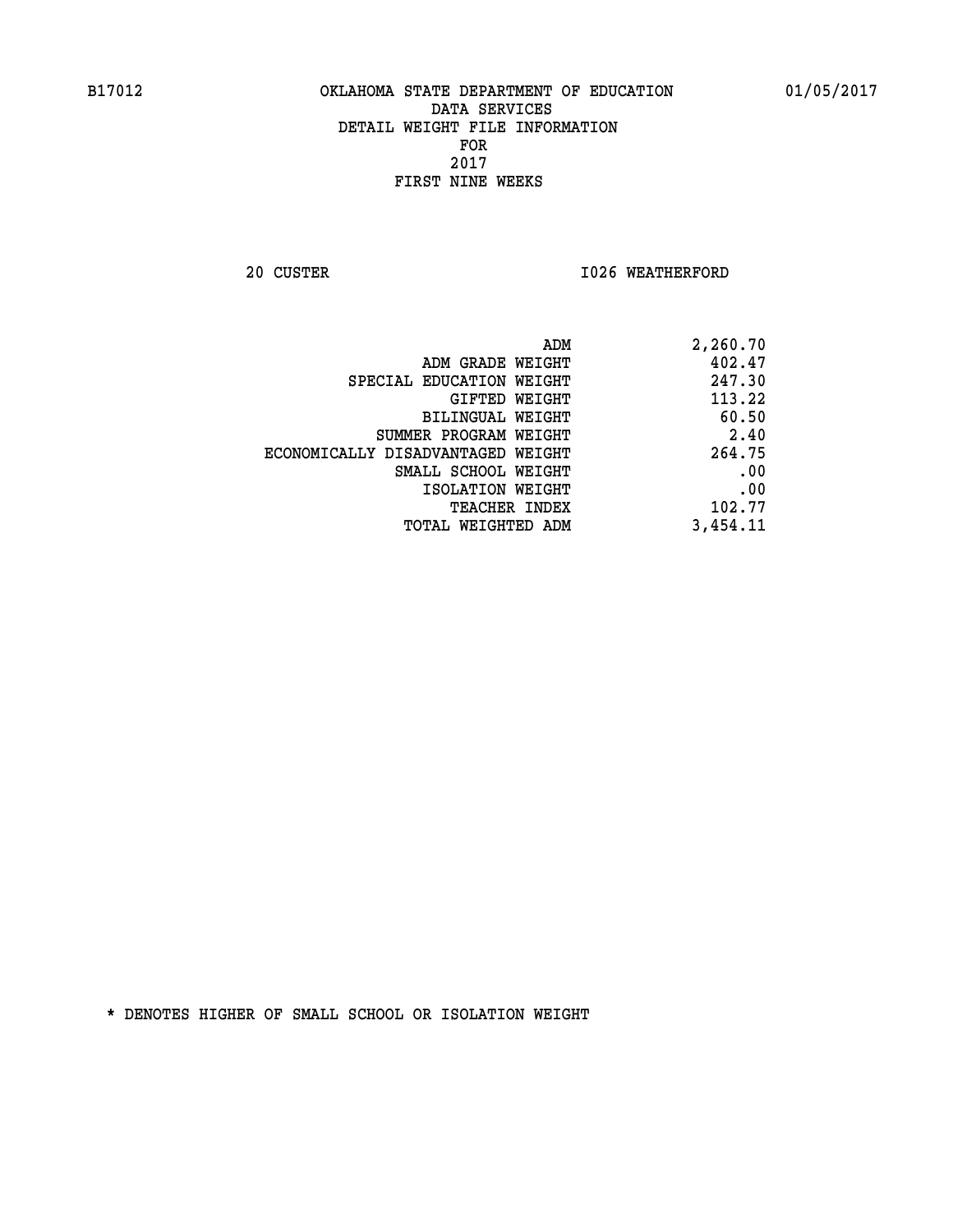B17012 OKLAHOMA STATE DEPARTMENT OF EDUCATION 01/05/2017

DATA SERVICES
DETAIL WEIGHT FILE INFORMATION
FOR
2017
FIRST NINE WEEKS

20 CUSTER I026 WEATHERFORD

| | |
|---|---|
| ADM | 2,260.70 |
| ADM GRADE WEIGHT | 402.47 |
| SPECIAL EDUCATION WEIGHT | 247.30 |
| GIFTED WEIGHT | 113.22 |
| BILINGUAL WEIGHT | 60.50 |
| SUMMER PROGRAM WEIGHT | 2.40 |
| ECONOMICALLY DISADVANTAGED WEIGHT | 264.75 |
| SMALL SCHOOL WEIGHT | .00 |
| ISOLATION WEIGHT | .00 |
| TEACHER INDEX | 102.77 |
| TOTAL WEIGHTED ADM | 3,454.11 |

* DENOTES HIGHER OF SMALL SCHOOL OR ISOLATION WEIGHT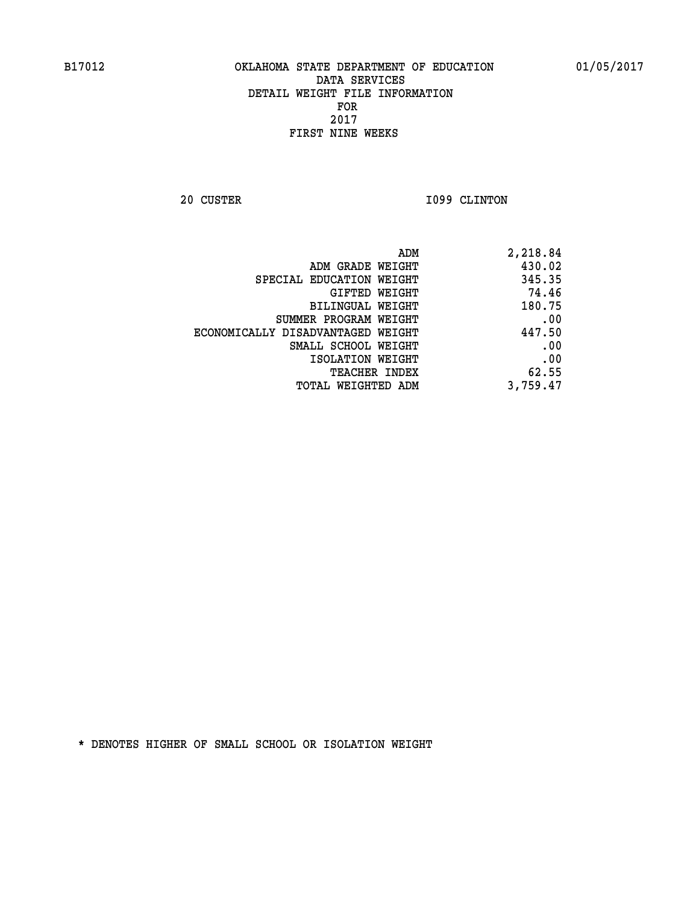B17012 OKLAHOMA STATE DEPARTMENT OF EDUCATION 01/05/2017

DATA SERVICES
DETAIL WEIGHT FILE INFORMATION
FOR
2017
FIRST NINE WEEKS

20 CUSTER I099 CLINTON

| | |
|---|---|
| ADM | 2,218.84 |
| ADM GRADE WEIGHT | 430.02 |
| SPECIAL EDUCATION WEIGHT | 345.35 |
| GIFTED WEIGHT | 74.46 |
| BILINGUAL WEIGHT | 180.75 |
| SUMMER PROGRAM WEIGHT | .00 |
| ECONOMICALLY DISADVANTAGED WEIGHT | 447.50 |
| SMALL SCHOOL WEIGHT | .00 |
| ISOLATION WEIGHT | .00 |
| TEACHER INDEX | 62.55 |
| TOTAL WEIGHTED ADM | 3,759.47 |

* DENOTES HIGHER OF SMALL SCHOOL OR ISOLATION WEIGHT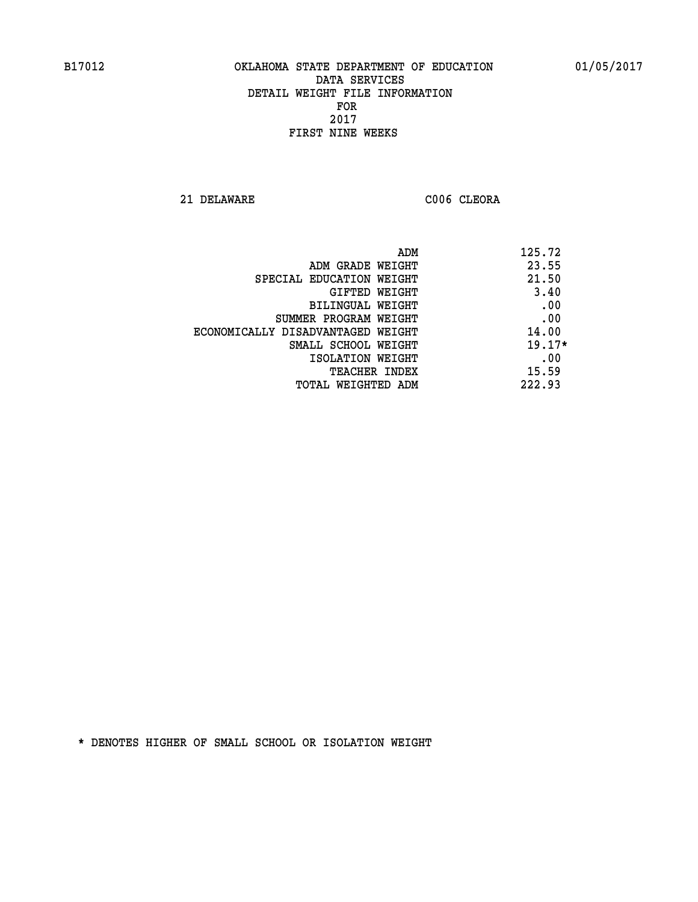B17012 OKLAHOMA STATE DEPARTMENT OF EDUCATION 01/05/2017

DATA SERVICES
DETAIL WEIGHT FILE INFORMATION
FOR
2017
FIRST NINE WEEKS

21 DELAWARE C006 CLEORA

| | |
|---|---|
| ADM | 125.72 |
| ADM GRADE WEIGHT | 23.55 |
| SPECIAL EDUCATION WEIGHT | 21.50 |
| GIFTED WEIGHT | 3.40 |
| BILINGUAL WEIGHT | .00 |
| SUMMER PROGRAM WEIGHT | .00 |
| ECONOMICALLY DISADVANTAGED WEIGHT | 14.00 |
| SMALL SCHOOL WEIGHT | 19.17* |
| ISOLATION WEIGHT | .00 |
| TEACHER INDEX | 15.59 |
| TOTAL WEIGHTED ADM | 222.93 |

* DENOTES HIGHER OF SMALL SCHOOL OR ISOLATION WEIGHT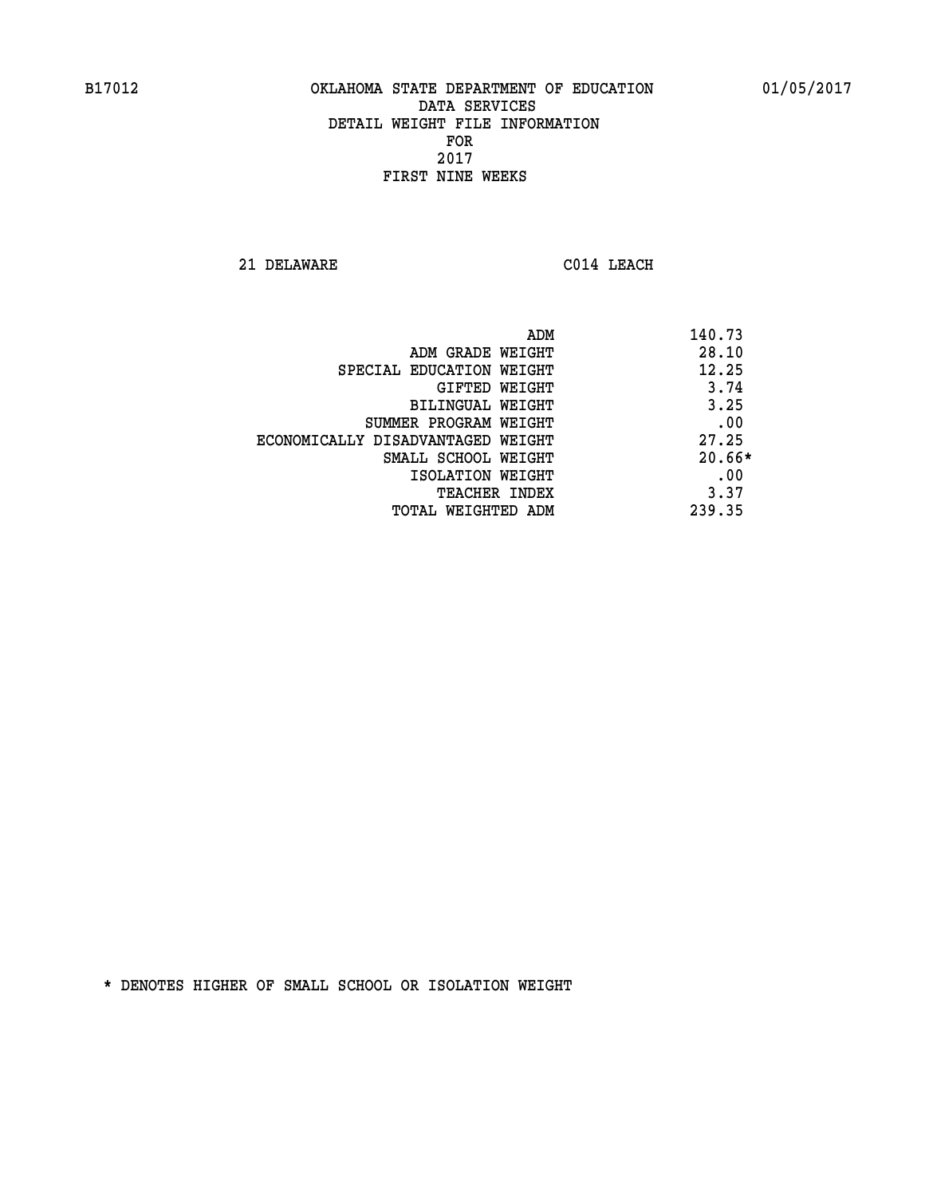B17012 OKLAHOMA STATE DEPARTMENT OF EDUCATION 01/05/2017

DATA SERVICES
DETAIL WEIGHT FILE INFORMATION
FOR
2017
FIRST NINE WEEKS

21 DELAWARE C014 LEACH

| | |
|---|---|
| ADM | 140.73 |
| ADM GRADE WEIGHT | 28.10 |
| SPECIAL EDUCATION WEIGHT | 12.25 |
| GIFTED WEIGHT | 3.74 |
| BILINGUAL WEIGHT | 3.25 |
| SUMMER PROGRAM WEIGHT | .00 |
| ECONOMICALLY DISADVANTAGED WEIGHT | 27.25 |
| SMALL SCHOOL WEIGHT | 20.66* |
| ISOLATION WEIGHT | .00 |
| TEACHER INDEX | 3.37 |
| TOTAL WEIGHTED ADM | 239.35 |

* DENOTES HIGHER OF SMALL SCHOOL OR ISOLATION WEIGHT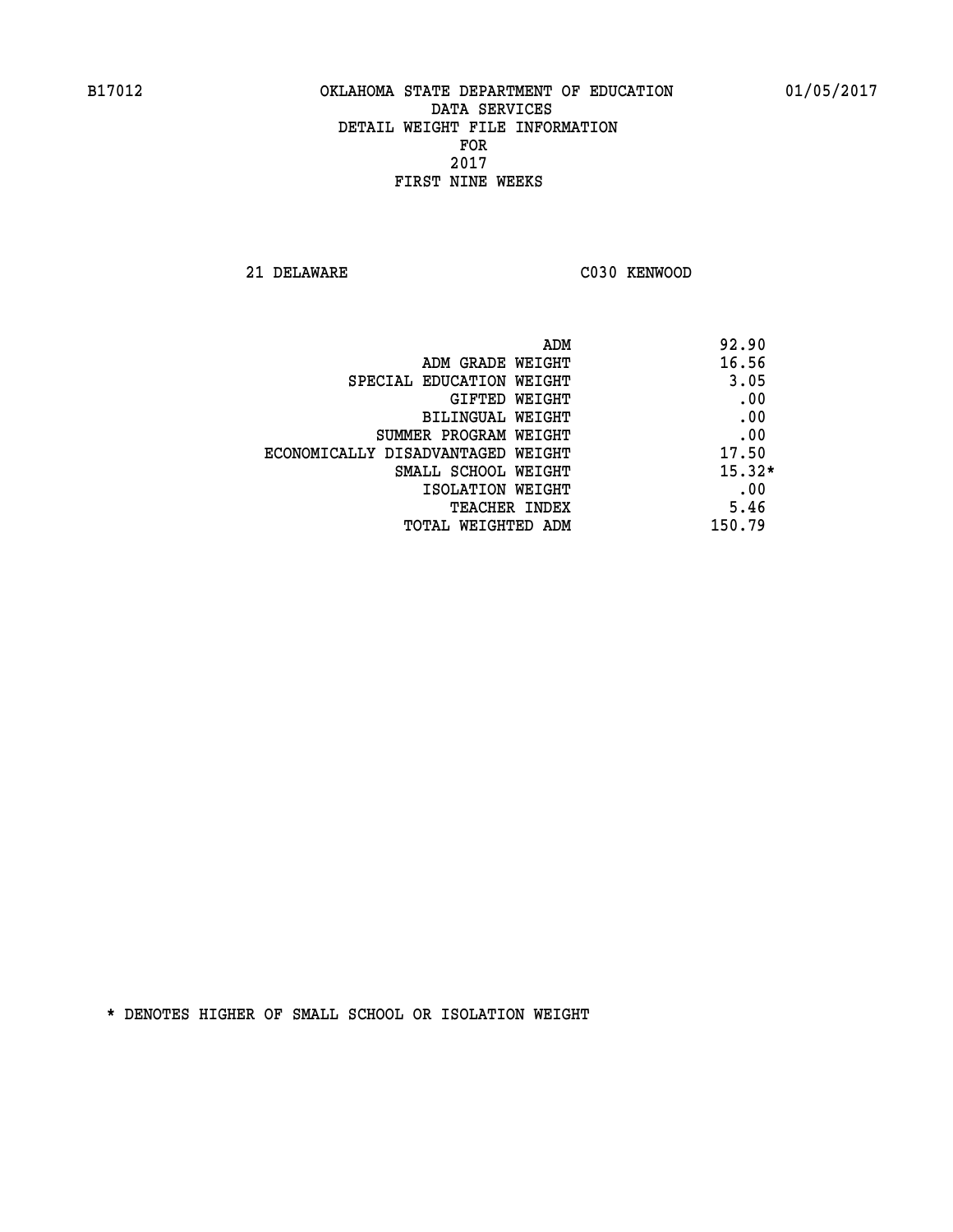B17012 OKLAHOMA STATE DEPARTMENT OF EDUCATION 01/05/2017

DATA SERVICES
DETAIL WEIGHT FILE INFORMATION
FOR
2017
FIRST NINE WEEKS

21 DELAWARE C030 KENWOOD

| | |
|---|---|
| ADM | 92.90 |
| ADM GRADE WEIGHT | 16.56 |
| SPECIAL EDUCATION WEIGHT | 3.05 |
| GIFTED WEIGHT | .00 |
| BILINGUAL WEIGHT | .00 |
| SUMMER PROGRAM WEIGHT | .00 |
| ECONOMICALLY DISADVANTAGED WEIGHT | 17.50 |
| SMALL SCHOOL WEIGHT | 15.32* |
| ISOLATION WEIGHT | .00 |
| TEACHER INDEX | 5.46 |
| TOTAL WEIGHTED ADM | 150.79 |

* DENOTES HIGHER OF SMALL SCHOOL OR ISOLATION WEIGHT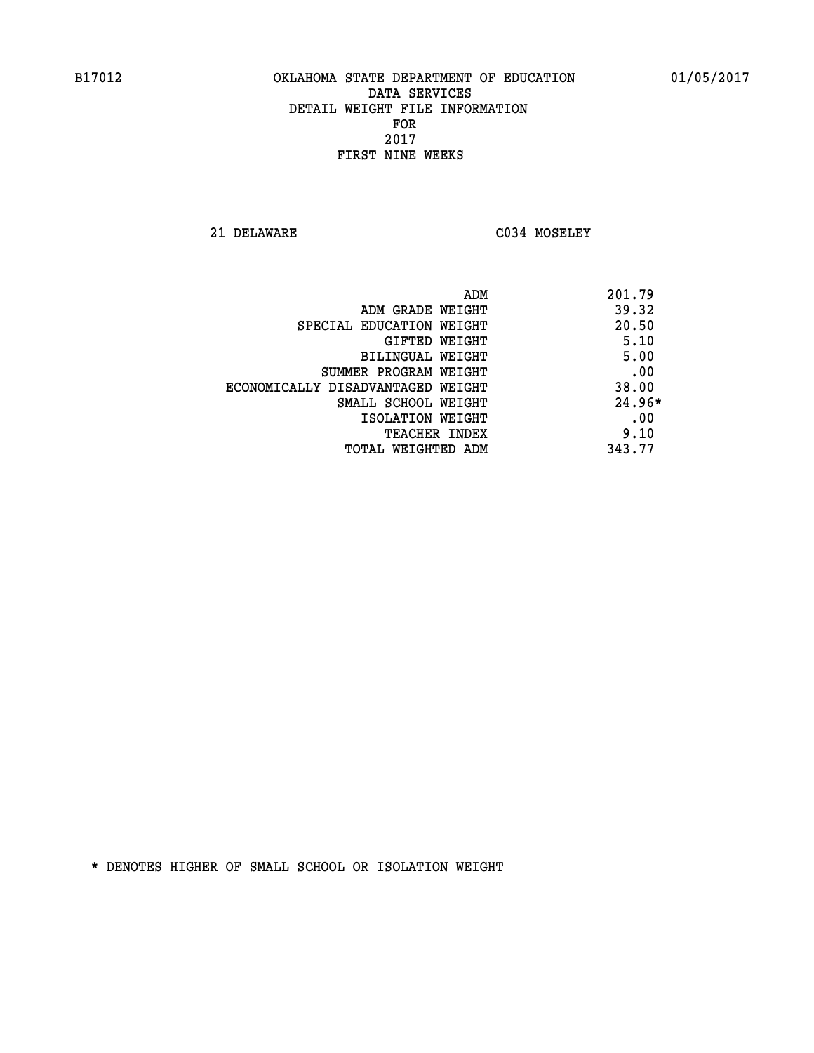B17012 OKLAHOMA STATE DEPARTMENT OF EDUCATION 01/05/2017

DATA SERVICES
DETAIL WEIGHT FILE INFORMATION
FOR
2017
FIRST NINE WEEKS

21 DELAWARE C034 MOSELEY

| | |
|---|---|
| ADM | 201.79 |
| ADM GRADE WEIGHT | 39.32 |
| SPECIAL EDUCATION WEIGHT | 20.50 |
| GIFTED WEIGHT | 5.10 |
| BILINGUAL WEIGHT | 5.00 |
| SUMMER PROGRAM WEIGHT | .00 |
| ECONOMICALLY DISADVANTAGED WEIGHT | 38.00 |
| SMALL SCHOOL WEIGHT | 24.96* |
| ISOLATION WEIGHT | .00 |
| TEACHER INDEX | 9.10 |
| TOTAL WEIGHTED ADM | 343.77 |

* DENOTES HIGHER OF SMALL SCHOOL OR ISOLATION WEIGHT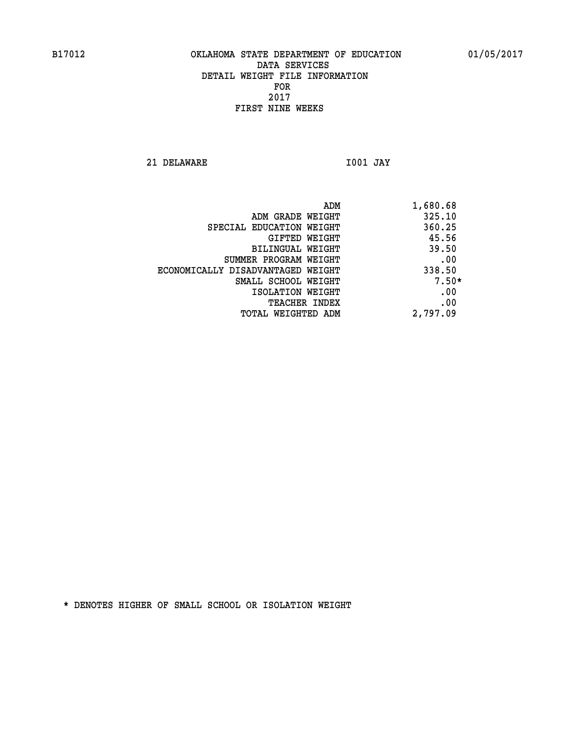B17012 OKLAHOMA STATE DEPARTMENT OF EDUCATION 01/05/2017

DATA SERVICES
DETAIL WEIGHT FILE INFORMATION
FOR
2017
FIRST NINE WEEKS

21 DELAWARE I001 JAY

| | |
|---|---|
| ADM | 1,680.68 |
| ADM GRADE WEIGHT | 325.10 |
| SPECIAL EDUCATION WEIGHT | 360.25 |
| GIFTED WEIGHT | 45.56 |
| BILINGUAL WEIGHT | 39.50 |
| SUMMER PROGRAM WEIGHT | .00 |
| ECONOMICALLY DISADVANTAGED WEIGHT | 338.50 |
| SMALL SCHOOL WEIGHT | 7.50* |
| ISOLATION WEIGHT | .00 |
| TEACHER INDEX | .00 |
| TOTAL WEIGHTED ADM | 2,797.09 |

* DENOTES HIGHER OF SMALL SCHOOL OR ISOLATION WEIGHT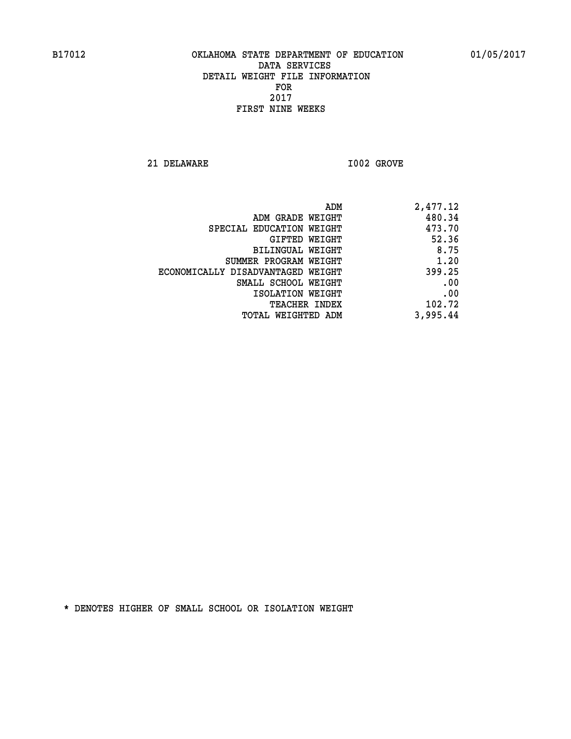B17012 OKLAHOMA STATE DEPARTMENT OF EDUCATION 01/05/2017

DATA SERVICES

DETAIL WEIGHT FILE INFORMATION

FOR

2017

FIRST NINE WEEKS

21 DELAWARE I002 GROVE

| | |
|---|---|
| ADM | 2,477.12 |
| ADM GRADE WEIGHT | 480.34 |
| SPECIAL EDUCATION WEIGHT | 473.70 |
| GIFTED WEIGHT | 52.36 |
| BILINGUAL WEIGHT | 8.75 |
| SUMMER PROGRAM WEIGHT | 1.20 |
| ECONOMICALLY DISADVANTAGED WEIGHT | 399.25 |
| SMALL SCHOOL WEIGHT | .00 |
| ISOLATION WEIGHT | .00 |
| TEACHER INDEX | 102.72 |
| TOTAL WEIGHTED ADM | 3,995.44 |

* DENOTES HIGHER OF SMALL SCHOOL OR ISOLATION WEIGHT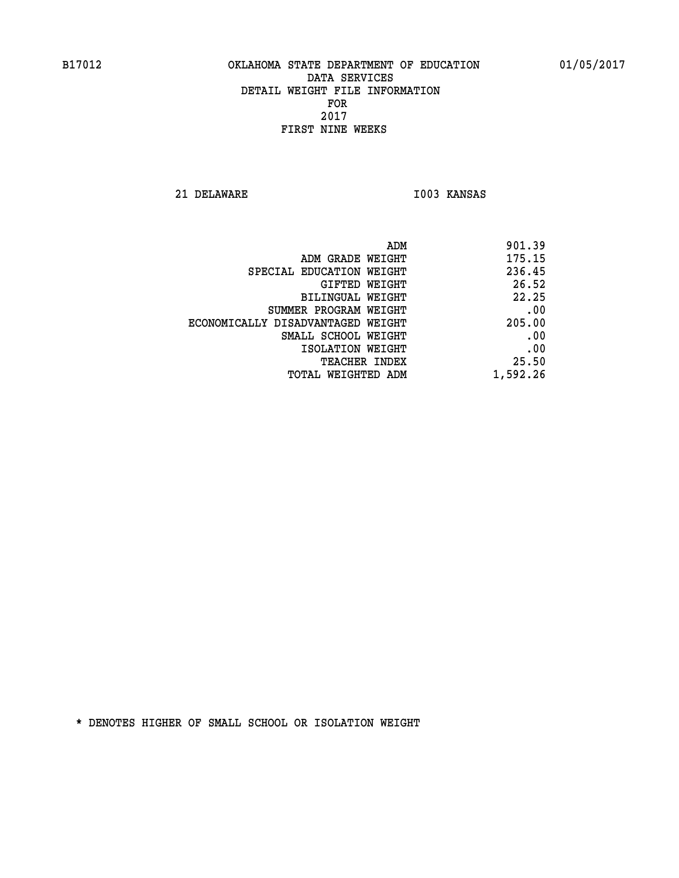B17012 OKLAHOMA STATE DEPARTMENT OF EDUCATION 01/05/2017

DATA SERVICES
DETAIL WEIGHT FILE INFORMATION
FOR
2017
FIRST NINE WEEKS

21 DELAWARE I003 KANSAS

| | |
|---|---|
| ADM | 901.39 |
| ADM GRADE WEIGHT | 175.15 |
| SPECIAL EDUCATION WEIGHT | 236.45 |
| GIFTED WEIGHT | 26.52 |
| BILINGUAL WEIGHT | 22.25 |
| SUMMER PROGRAM WEIGHT | .00 |
| ECONOMICALLY DISADVANTAGED WEIGHT | 205.00 |
| SMALL SCHOOL WEIGHT | .00 |
| ISOLATION WEIGHT | .00 |
| TEACHER INDEX | 25.50 |
| TOTAL WEIGHTED ADM | 1,592.26 |

* DENOTES HIGHER OF SMALL SCHOOL OR ISOLATION WEIGHT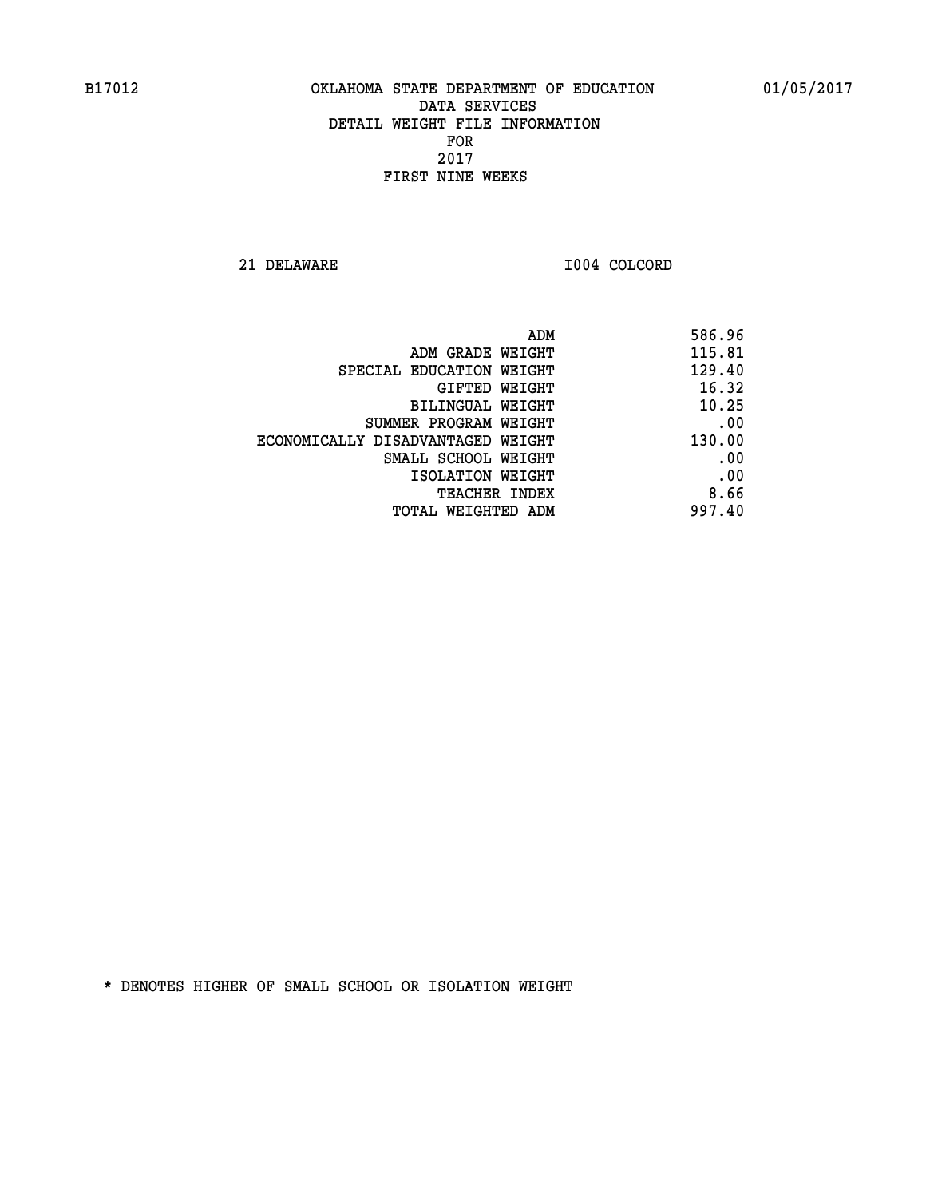B17012 OKLAHOMA STATE DEPARTMENT OF EDUCATION 01/05/2017

DATA SERVICES
DETAIL WEIGHT FILE INFORMATION
FOR
2017
FIRST NINE WEEKS

21 DELAWARE I004 COLCORD

| | |
|---|---|
| ADM | 586.96 |
| ADM GRADE WEIGHT | 115.81 |
| SPECIAL EDUCATION WEIGHT | 129.40 |
| GIFTED WEIGHT | 16.32 |
| BILINGUAL WEIGHT | 10.25 |
| SUMMER PROGRAM WEIGHT | .00 |
| ECONOMICALLY DISADVANTAGED WEIGHT | 130.00 |
| SMALL SCHOOL WEIGHT | .00 |
| ISOLATION WEIGHT | .00 |
| TEACHER INDEX | 8.66 |
| TOTAL WEIGHTED ADM | 997.40 |

* DENOTES HIGHER OF SMALL SCHOOL OR ISOLATION WEIGHT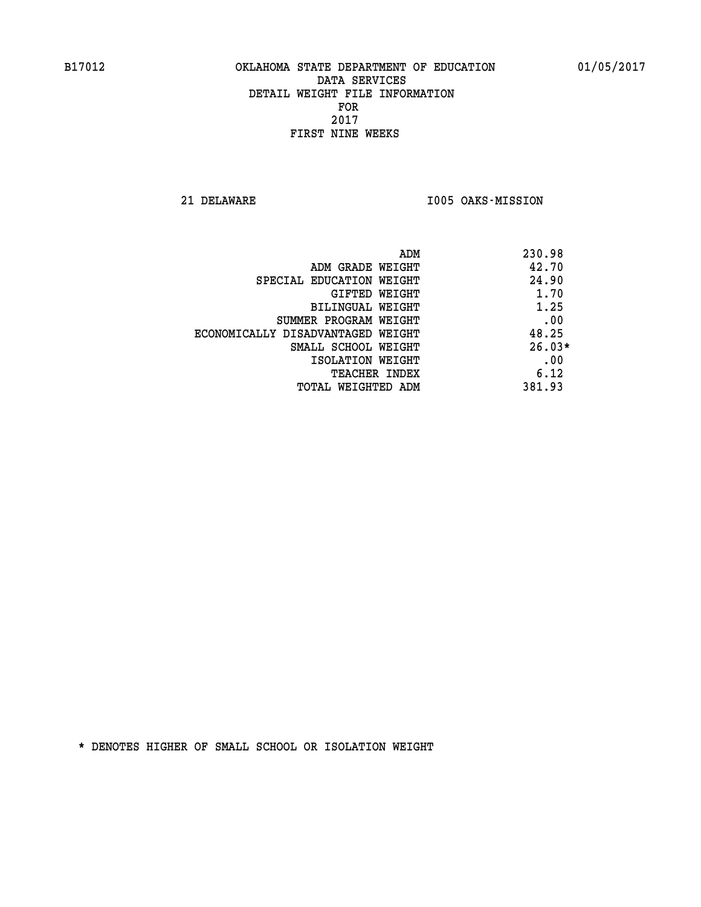B17012 OKLAHOMA STATE DEPARTMENT OF EDUCATION 01/05/2017

DATA SERVICES
DETAIL WEIGHT FILE INFORMATION
FOR
2017
FIRST NINE WEEKS

21 DELAWARE I005 OAKS-MISSION

| | |
|---|---|
| ADM | 230.98 |
| ADM GRADE WEIGHT | 42.70 |
| SPECIAL EDUCATION WEIGHT | 24.90 |
| GIFTED WEIGHT | 1.70 |
| BILINGUAL WEIGHT | 1.25 |
| SUMMER PROGRAM WEIGHT | .00 |
| ECONOMICALLY DISADVANTAGED WEIGHT | 48.25 |
| SMALL SCHOOL WEIGHT | 26.03* |
| ISOLATION WEIGHT | .00 |
| TEACHER INDEX | 6.12 |
| TOTAL WEIGHTED ADM | 381.93 |

* DENOTES HIGHER OF SMALL SCHOOL OR ISOLATION WEIGHT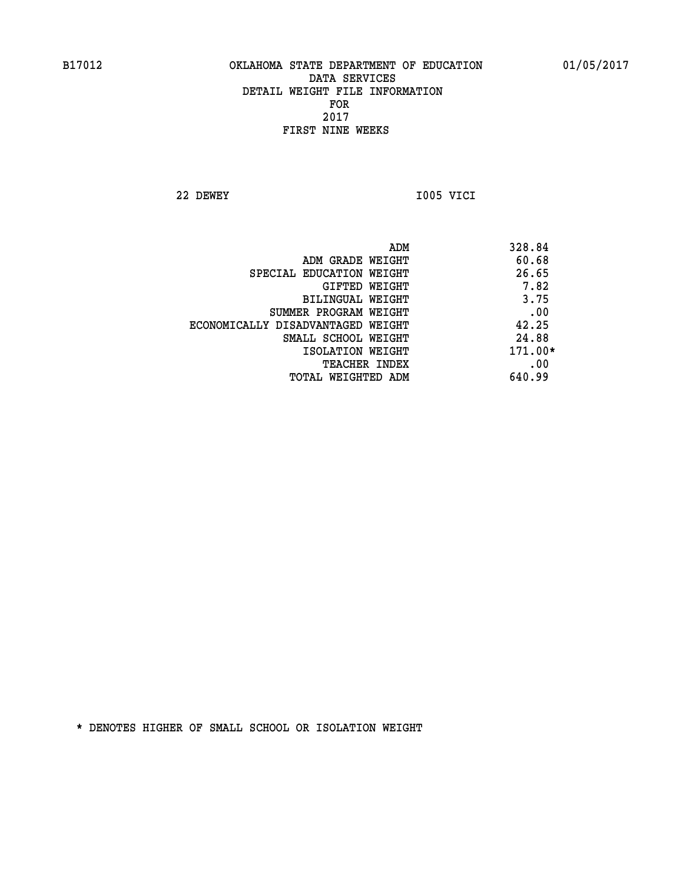B17012 OKLAHOMA STATE DEPARTMENT OF EDUCATION 01/05/2017

DATA SERVICES
DETAIL WEIGHT FILE INFORMATION
FOR
2017
FIRST NINE WEEKS

22 DEWEY I005 VICI

| | |
|---|---|
| ADM | 328.84 |
| ADM GRADE WEIGHT | 60.68 |
| SPECIAL EDUCATION WEIGHT | 26.65 |
| GIFTED WEIGHT | 7.82 |
| BILINGUAL WEIGHT | 3.75 |
| SUMMER PROGRAM WEIGHT | .00 |
| ECONOMICALLY DISADVANTAGED WEIGHT | 42.25 |
| SMALL SCHOOL WEIGHT | 24.88 |
| ISOLATION WEIGHT | 171.00* |
| TEACHER INDEX | .00 |
| TOTAL WEIGHTED ADM | 640.99 |

* DENOTES HIGHER OF SMALL SCHOOL OR ISOLATION WEIGHT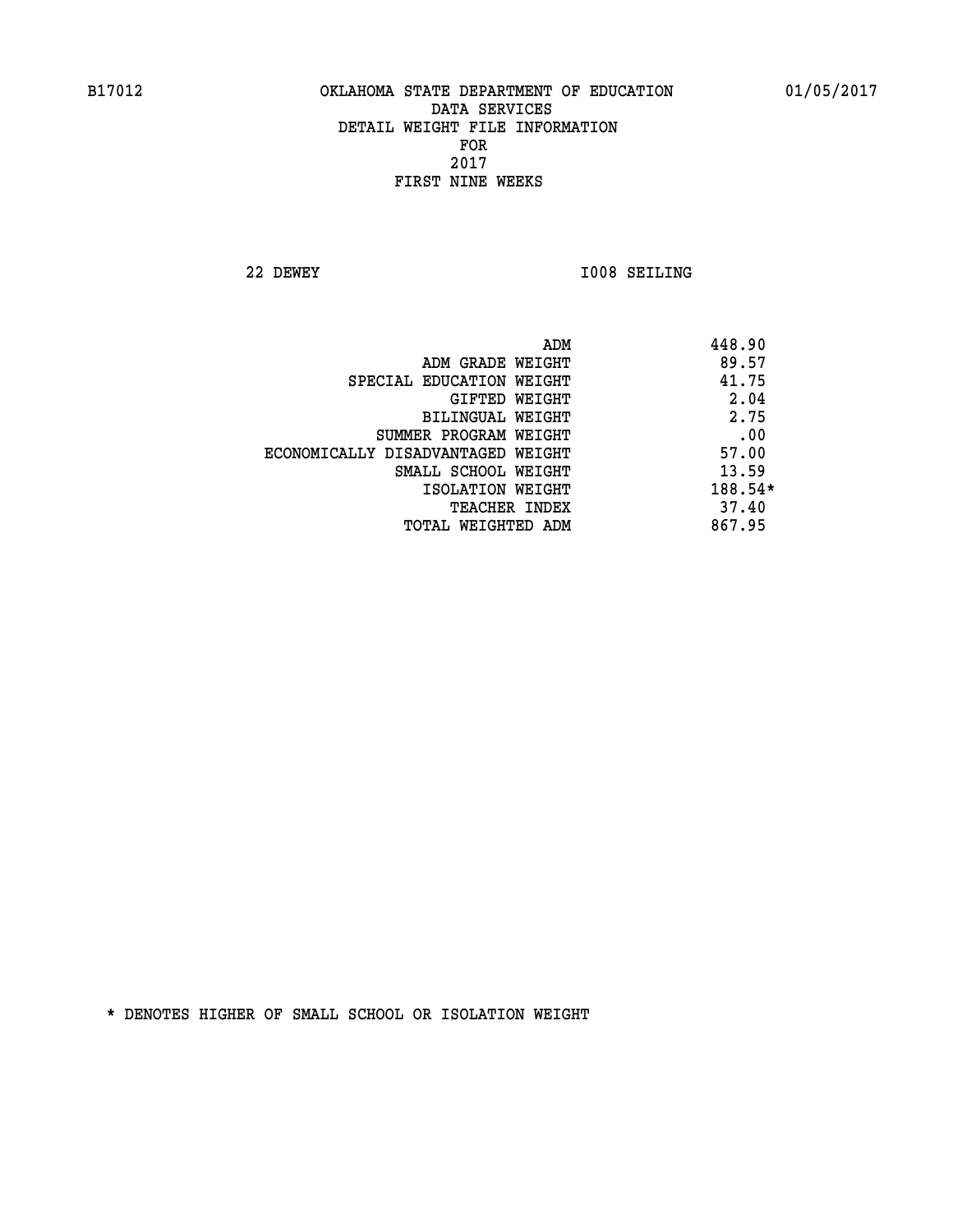B17012 OKLAHOMA STATE DEPARTMENT OF EDUCATION 01/05/2017

DATA SERVICES
DETAIL WEIGHT FILE INFORMATION
FOR
2017
FIRST NINE WEEKS

22 DEWEY I008 SEILING

| | |
|---|---|
| ADM | 448.90 |
| ADM GRADE WEIGHT | 89.57 |
| SPECIAL EDUCATION WEIGHT | 41.75 |
| GIFTED WEIGHT | 2.04 |
| BILINGUAL WEIGHT | 2.75 |
| SUMMER PROGRAM WEIGHT | .00 |
| ECONOMICALLY DISADVANTAGED WEIGHT | 57.00 |
| SMALL SCHOOL WEIGHT | 13.59 |
| ISOLATION WEIGHT | 188.54* |
| TEACHER INDEX | 37.40 |
| TOTAL WEIGHTED ADM | 867.95 |

* DENOTES HIGHER OF SMALL SCHOOL OR ISOLATION WEIGHT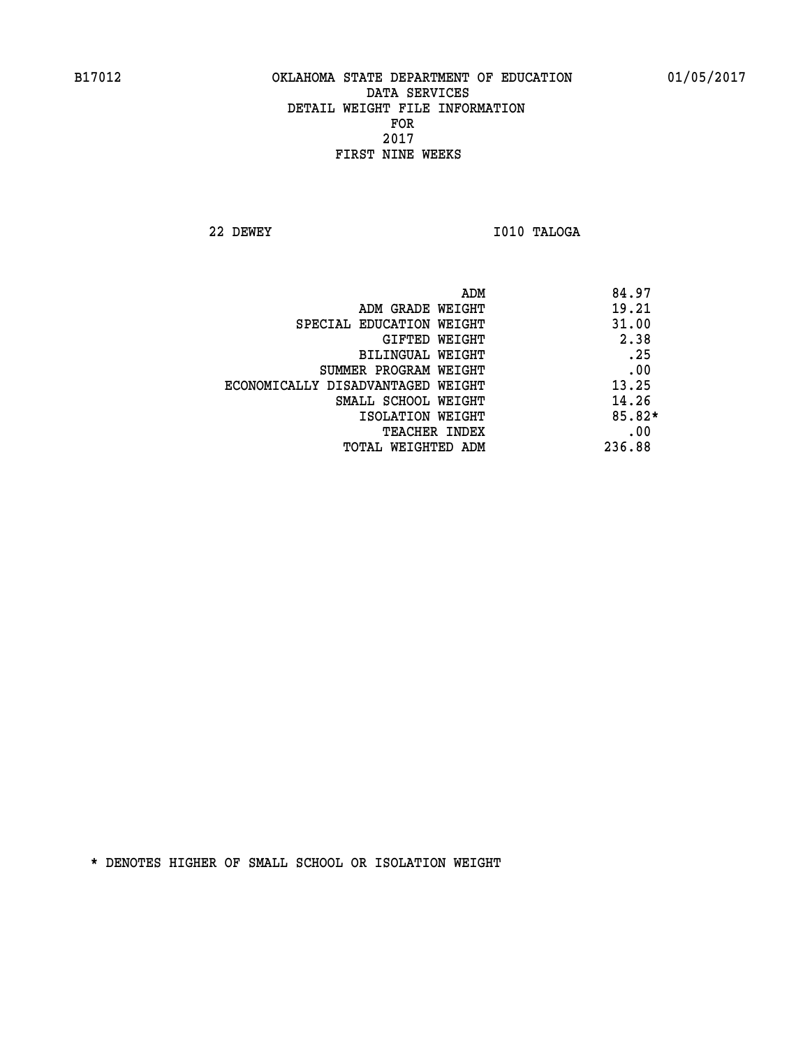B17012 OKLAHOMA STATE DEPARTMENT OF EDUCATION 01/05/2017

DATA SERVICES
DETAIL WEIGHT FILE INFORMATION
FOR
2017
FIRST NINE WEEKS

22 DEWEY I010 TALOGA

| | |
|---|---|
| ADM | 84.97 |
| ADM GRADE WEIGHT | 19.21 |
| SPECIAL EDUCATION WEIGHT | 31.00 |
| GIFTED WEIGHT | 2.38 |
| BILINGUAL WEIGHT | .25 |
| SUMMER PROGRAM WEIGHT | .00 |
| ECONOMICALLY DISADVANTAGED WEIGHT | 13.25 |
| SMALL SCHOOL WEIGHT | 14.26 |
| ISOLATION WEIGHT | 85.82* |
| TEACHER INDEX | .00 |
| TOTAL WEIGHTED ADM | 236.88 |

* DENOTES HIGHER OF SMALL SCHOOL OR ISOLATION WEIGHT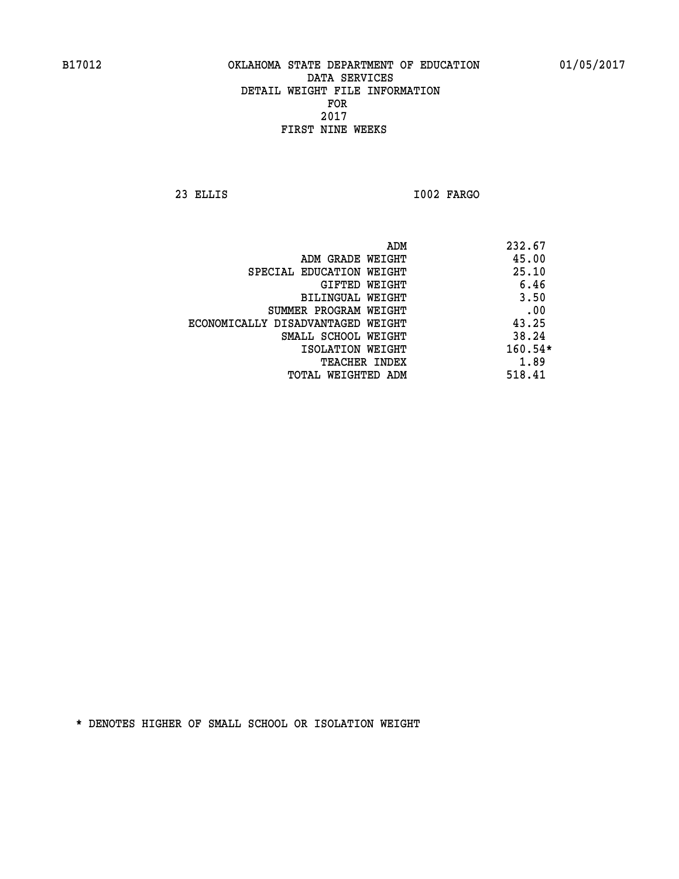B17012 OKLAHOMA STATE DEPARTMENT OF EDUCATION 01/05/2017

DATA SERVICES
DETAIL WEIGHT FILE INFORMATION
FOR
2017
FIRST NINE WEEKS

23 ELLIS I002 FARGO

| | |
|---|---|
| ADM | 232.67 |
| ADM GRADE WEIGHT | 45.00 |
| SPECIAL EDUCATION WEIGHT | 25.10 |
| GIFTED WEIGHT | 6.46 |
| BILINGUAL WEIGHT | 3.50 |
| SUMMER PROGRAM WEIGHT | .00 |
| ECONOMICALLY DISADVANTAGED WEIGHT | 43.25 |
| SMALL SCHOOL WEIGHT | 38.24 |
| ISOLATION WEIGHT | 160.54* |
| TEACHER INDEX | 1.89 |
| TOTAL WEIGHTED ADM | 518.41 |

* DENOTES HIGHER OF SMALL SCHOOL OR ISOLATION WEIGHT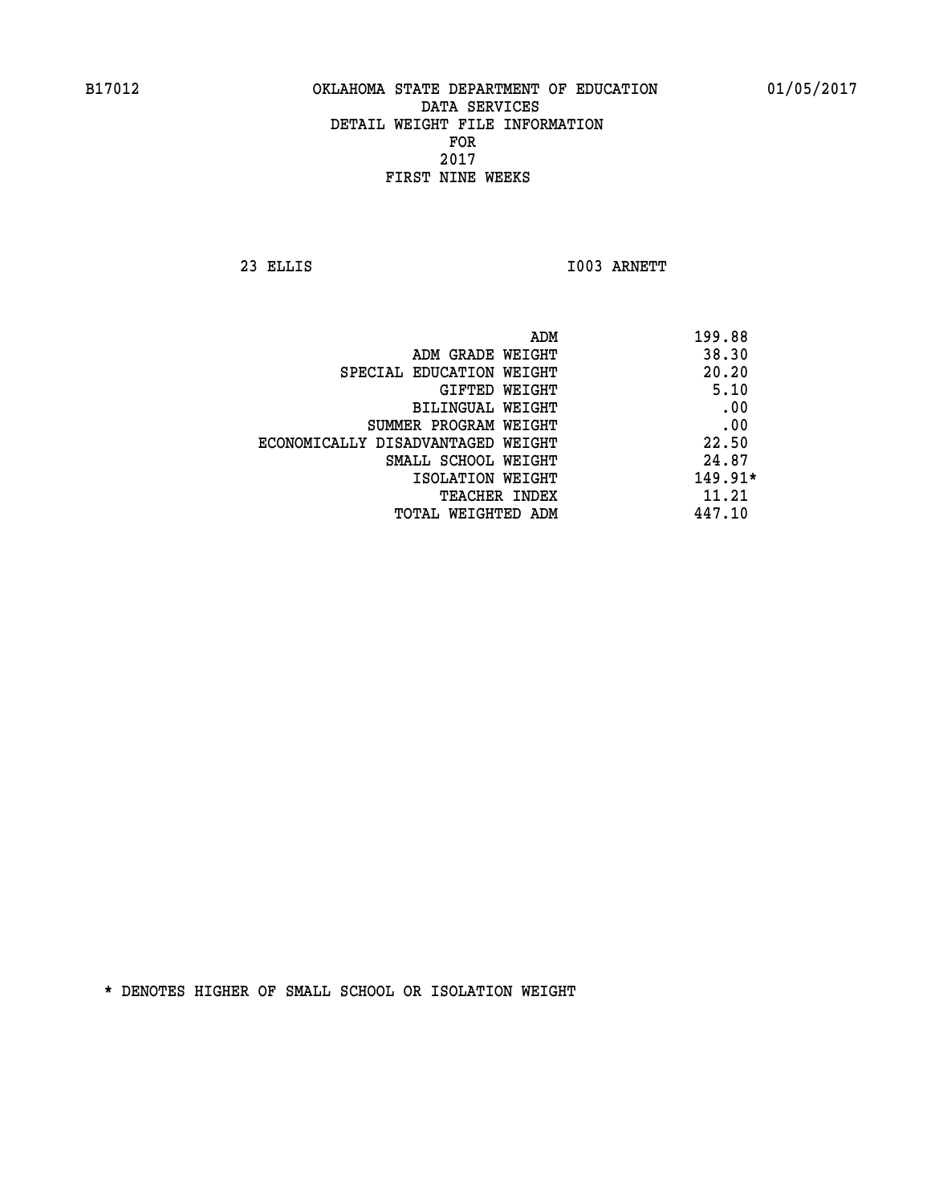B17012 OKLAHOMA STATE DEPARTMENT OF EDUCATION 01/05/2017

DATA SERVICES
DETAIL WEIGHT FILE INFORMATION
FOR
2017
FIRST NINE WEEKS

23 ELLIS I003 ARNETT

| | |
|---|---|
| ADM | 199.88 |
| ADM GRADE WEIGHT | 38.30 |
| SPECIAL EDUCATION WEIGHT | 20.20 |
| GIFTED WEIGHT | 5.10 |
| BILINGUAL WEIGHT | .00 |
| SUMMER PROGRAM WEIGHT | .00 |
| ECONOMICALLY DISADVANTAGED WEIGHT | 22.50 |
| SMALL SCHOOL WEIGHT | 24.87 |
| ISOLATION WEIGHT | 149.91* |
| TEACHER INDEX | 11.21 |
| TOTAL WEIGHTED ADM | 447.10 |

* DENOTES HIGHER OF SMALL SCHOOL OR ISOLATION WEIGHT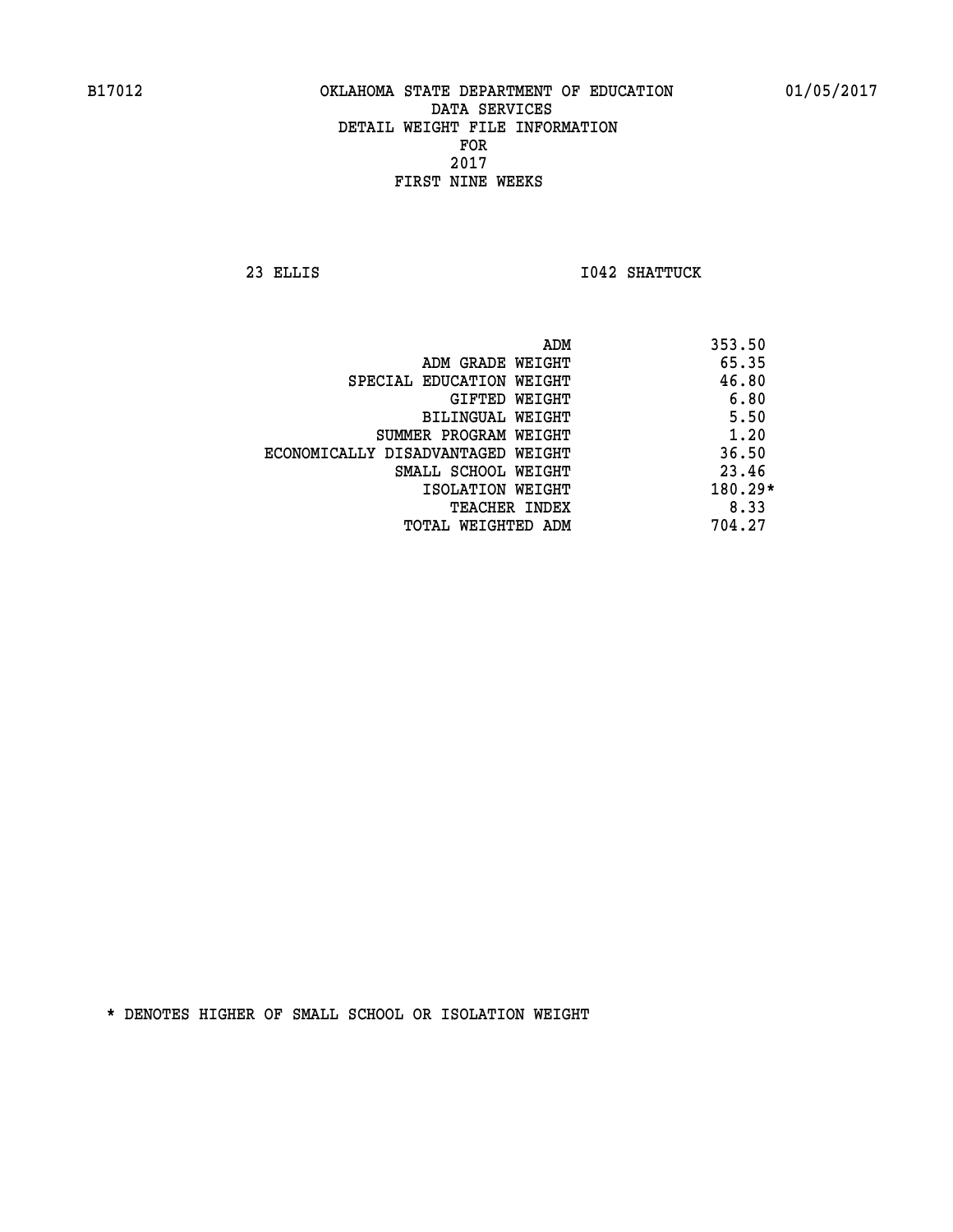B17012 OKLAHOMA STATE DEPARTMENT OF EDUCATION 01/05/2017

DATA SERVICES
DETAIL WEIGHT FILE INFORMATION
FOR
2017
FIRST NINE WEEKS

23 ELLIS I042 SHATTUCK

| | |
|---|---|
| ADM | 353.50 |
| ADM GRADE WEIGHT | 65.35 |
| SPECIAL EDUCATION WEIGHT | 46.80 |
| GIFTED WEIGHT | 6.80 |
| BILINGUAL WEIGHT | 5.50 |
| SUMMER PROGRAM WEIGHT | 1.20 |
| ECONOMICALLY DISADVANTAGED WEIGHT | 36.50 |
| SMALL SCHOOL WEIGHT | 23.46 |
| ISOLATION WEIGHT | 180.29* |
| TEACHER INDEX | 8.33 |
| TOTAL WEIGHTED ADM | 704.27 |

* DENOTES HIGHER OF SMALL SCHOOL OR ISOLATION WEIGHT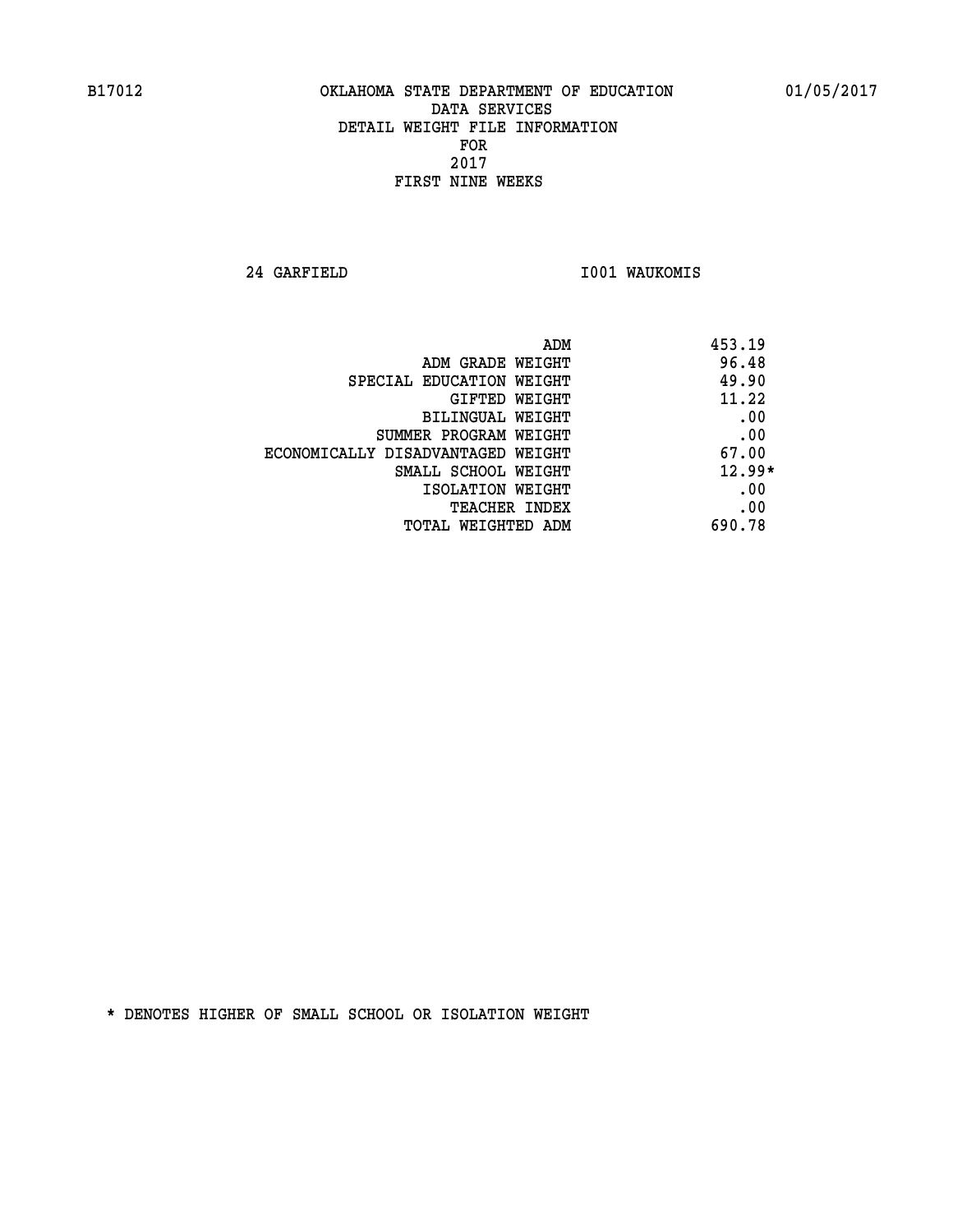B17012 OKLAHOMA STATE DEPARTMENT OF EDUCATION 01/05/2017

DATA SERVICES
DETAIL WEIGHT FILE INFORMATION
FOR
2017
FIRST NINE WEEKS

24 GARFIELD I001 WAUKOMIS

| | |
|---|---|
| ADM | 453.19 |
| ADM GRADE WEIGHT | 96.48 |
| SPECIAL EDUCATION WEIGHT | 49.90 |
| GIFTED WEIGHT | 11.22 |
| BILINGUAL WEIGHT | .00 |
| SUMMER PROGRAM WEIGHT | .00 |
| ECONOMICALLY DISADVANTAGED WEIGHT | 67.00 |
| SMALL SCHOOL WEIGHT | 12.99* |
| ISOLATION WEIGHT | .00 |
| TEACHER INDEX | .00 |
| TOTAL WEIGHTED ADM | 690.78 |

* DENOTES HIGHER OF SMALL SCHOOL OR ISOLATION WEIGHT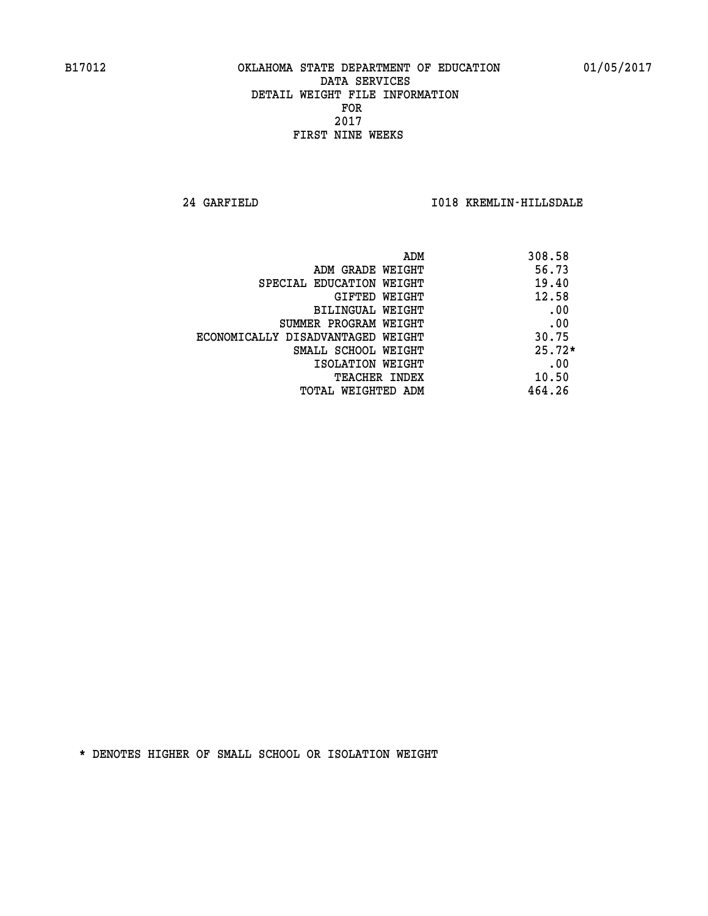B17012 OKLAHOMA STATE DEPARTMENT OF EDUCATION 01/05/2017

DATA SERVICES
DETAIL WEIGHT FILE INFORMATION
FOR
2017
FIRST NINE WEEKS

24 GARFIELD I018 KREMLIN-HILLSDALE

| | |
|---|---|
| ADM | 308.58 |
| ADM GRADE WEIGHT | 56.73 |
| SPECIAL EDUCATION WEIGHT | 19.40 |
| GIFTED WEIGHT | 12.58 |
| BILINGUAL WEIGHT | .00 |
| SUMMER PROGRAM WEIGHT | .00 |
| ECONOMICALLY DISADVANTAGED WEIGHT | 30.75 |
| SMALL SCHOOL WEIGHT | 25.72* |
| ISOLATION WEIGHT | .00 |
| TEACHER INDEX | 10.50 |
| TOTAL WEIGHTED ADM | 464.26 |

* DENOTES HIGHER OF SMALL SCHOOL OR ISOLATION WEIGHT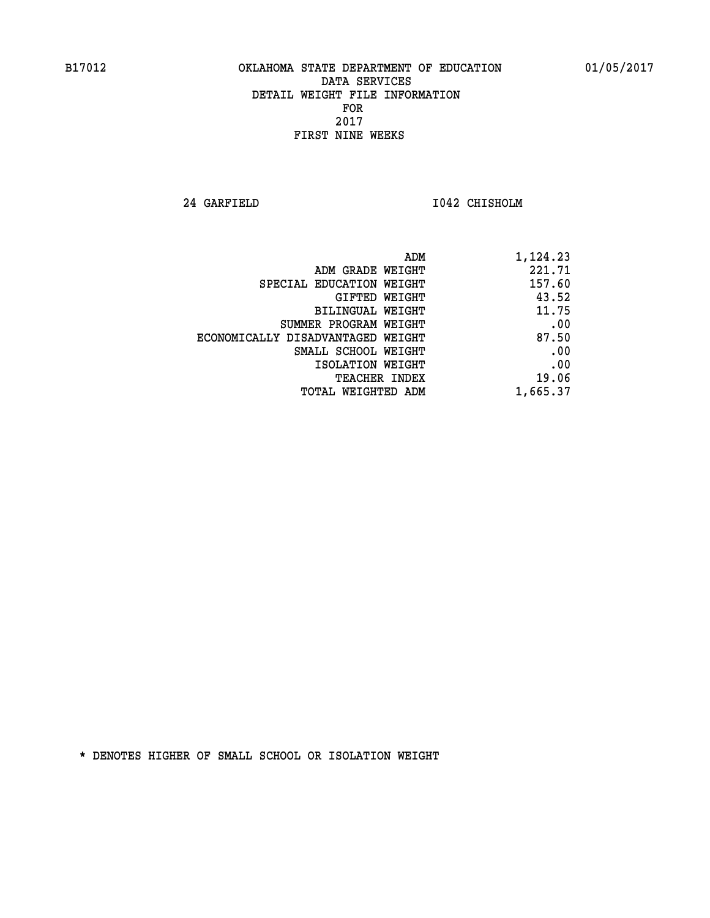B17012 OKLAHOMA STATE DEPARTMENT OF EDUCATION 01/05/2017

DATA SERVICES
DETAIL WEIGHT FILE INFORMATION
FOR
2017
FIRST NINE WEEKS

24 GARFIELD I042 CHISHOLM

| | |
|---|---|
| ADM | 1,124.23 |
| ADM GRADE WEIGHT | 221.71 |
| SPECIAL EDUCATION WEIGHT | 157.60 |
| GIFTED WEIGHT | 43.52 |
| BILINGUAL WEIGHT | 11.75 |
| SUMMER PROGRAM WEIGHT | .00 |
| ECONOMICALLY DISADVANTAGED WEIGHT | 87.50 |
| SMALL SCHOOL WEIGHT | .00 |
| ISOLATION WEIGHT | .00 |
| TEACHER INDEX | 19.06 |
| TOTAL WEIGHTED ADM | 1,665.37 |

* DENOTES HIGHER OF SMALL SCHOOL OR ISOLATION WEIGHT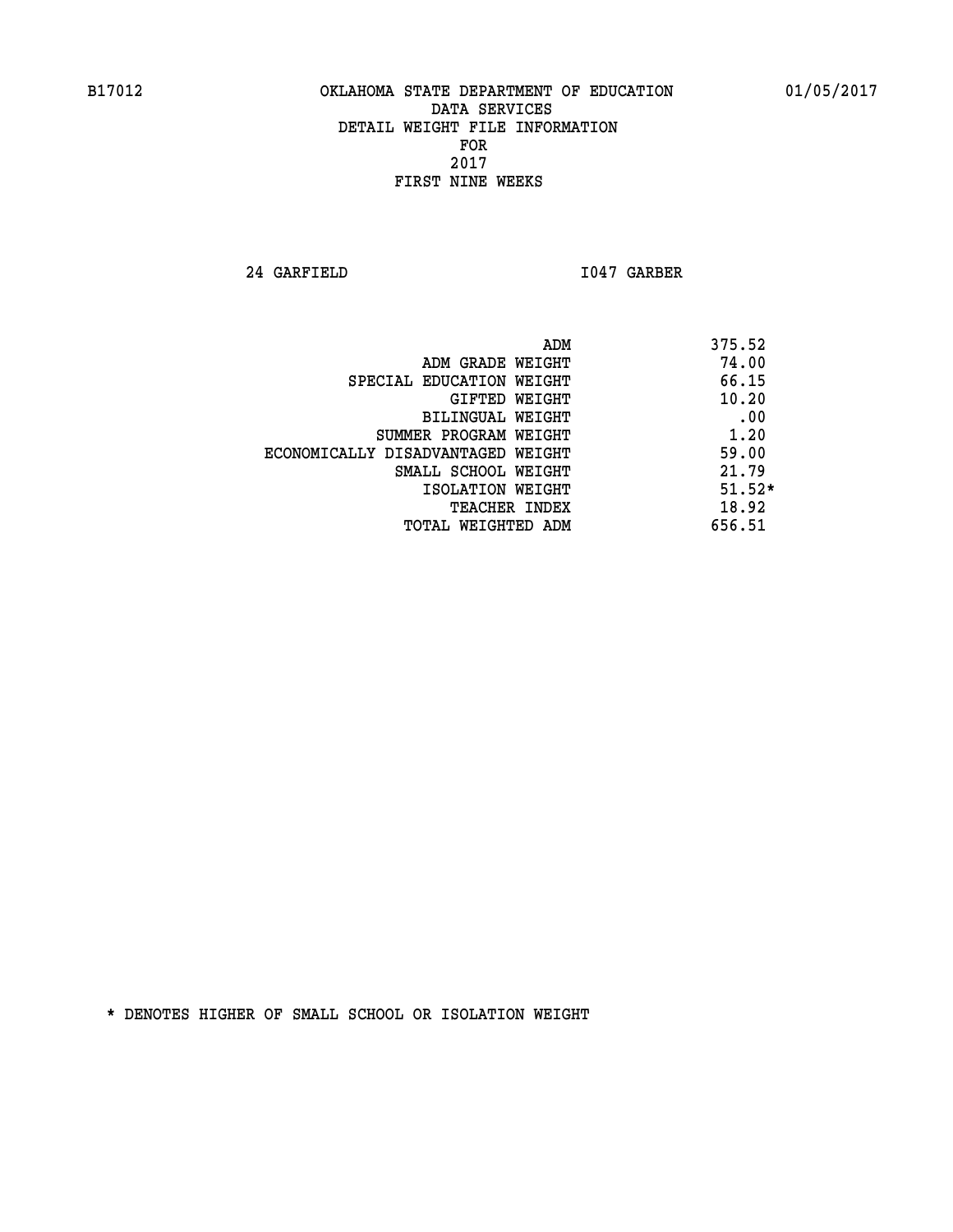B17012 OKLAHOMA STATE DEPARTMENT OF EDUCATION 01/05/2017

DATA SERVICES
DETAIL WEIGHT FILE INFORMATION
FOR
2017
FIRST NINE WEEKS

24 GARFIELD I047 GARBER

| | |
|---|---|
| ADM | 375.52 |
| ADM GRADE WEIGHT | 74.00 |
| SPECIAL EDUCATION WEIGHT | 66.15 |
| GIFTED WEIGHT | 10.20 |
| BILINGUAL WEIGHT | .00 |
| SUMMER PROGRAM WEIGHT | 1.20 |
| ECONOMICALLY DISADVANTAGED WEIGHT | 59.00 |
| SMALL SCHOOL WEIGHT | 21.79 |
| ISOLATION WEIGHT | 51.52* |
| TEACHER INDEX | 18.92 |
| TOTAL WEIGHTED ADM | 656.51 |

* DENOTES HIGHER OF SMALL SCHOOL OR ISOLATION WEIGHT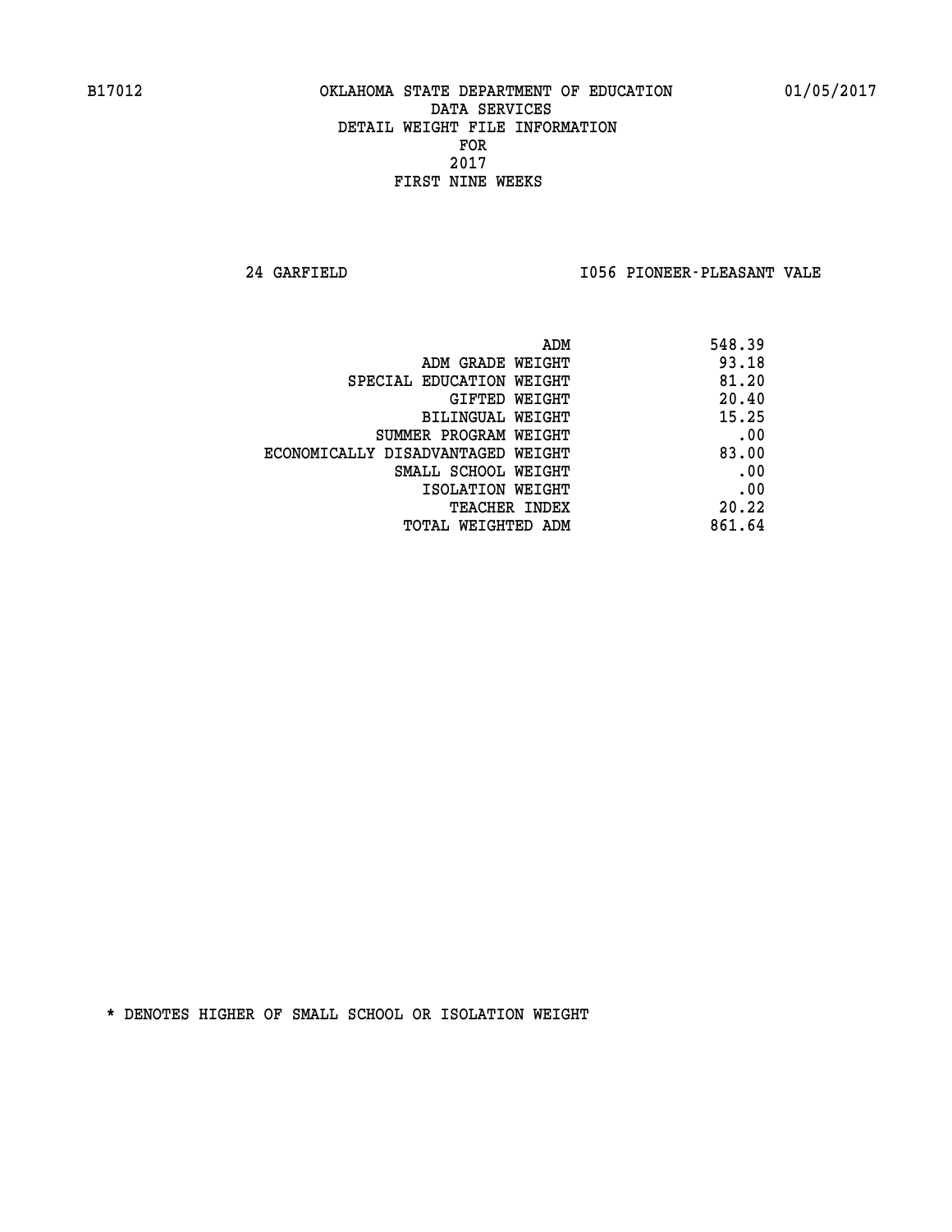B17012 OKLAHOMA STATE DEPARTMENT OF EDUCATION 01/05/2017

DATA SERVICES
DETAIL WEIGHT FILE INFORMATION
FOR
2017
FIRST NINE WEEKS

24 GARFIELD I056 PIONEER-PLEASANT VALE

| | |
|---|---|
| ADM | 548.39 |
| ADM GRADE WEIGHT | 93.18 |
| SPECIAL EDUCATION WEIGHT | 81.20 |
| GIFTED WEIGHT | 20.40 |
| BILINGUAL WEIGHT | 15.25 |
| SUMMER PROGRAM WEIGHT | .00 |
| ECONOMICALLY DISADVANTAGED WEIGHT | 83.00 |
| SMALL SCHOOL WEIGHT | .00 |
| ISOLATION WEIGHT | .00 |
| TEACHER INDEX | 20.22 |
| TOTAL WEIGHTED ADM | 861.64 |

* DENOTES HIGHER OF SMALL SCHOOL OR ISOLATION WEIGHT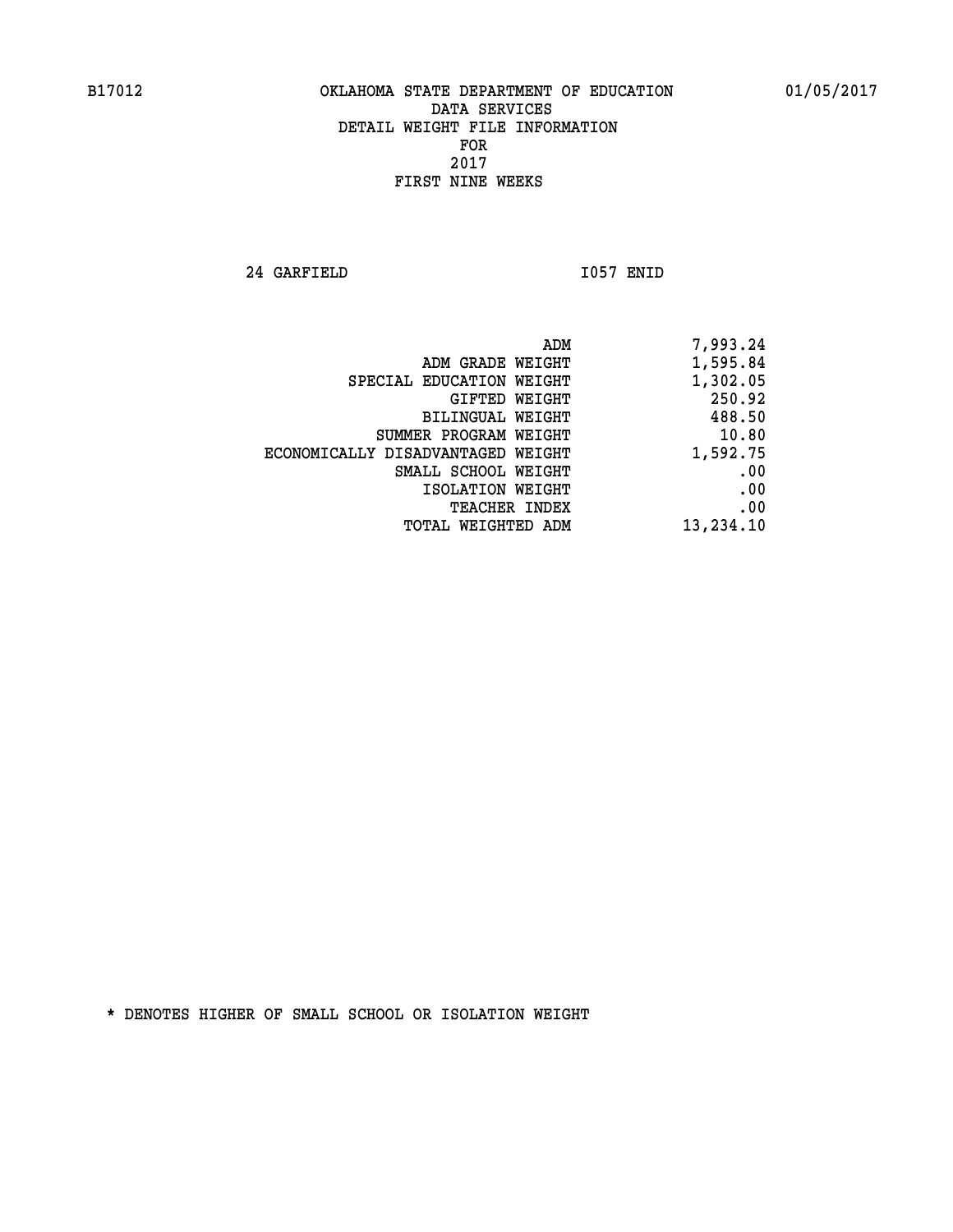B17012 OKLAHOMA STATE DEPARTMENT OF EDUCATION 01/05/2017

DATA SERVICES
DETAIL WEIGHT FILE INFORMATION
FOR
2017
FIRST NINE WEEKS

24 GARFIELD I057 ENID

| | |
|---|---|
| ADM | 7,993.24 |
| ADM GRADE WEIGHT | 1,595.84 |
| SPECIAL EDUCATION WEIGHT | 1,302.05 |
| GIFTED WEIGHT | 250.92 |
| BILINGUAL WEIGHT | 488.50 |
| SUMMER PROGRAM WEIGHT | 10.80 |
| ECONOMICALLY DISADVANTAGED WEIGHT | 1,592.75 |
| SMALL SCHOOL WEIGHT | .00 |
| ISOLATION WEIGHT | .00 |
| TEACHER INDEX | .00 |
| TOTAL WEIGHTED ADM | 13,234.10 |

* DENOTES HIGHER OF SMALL SCHOOL OR ISOLATION WEIGHT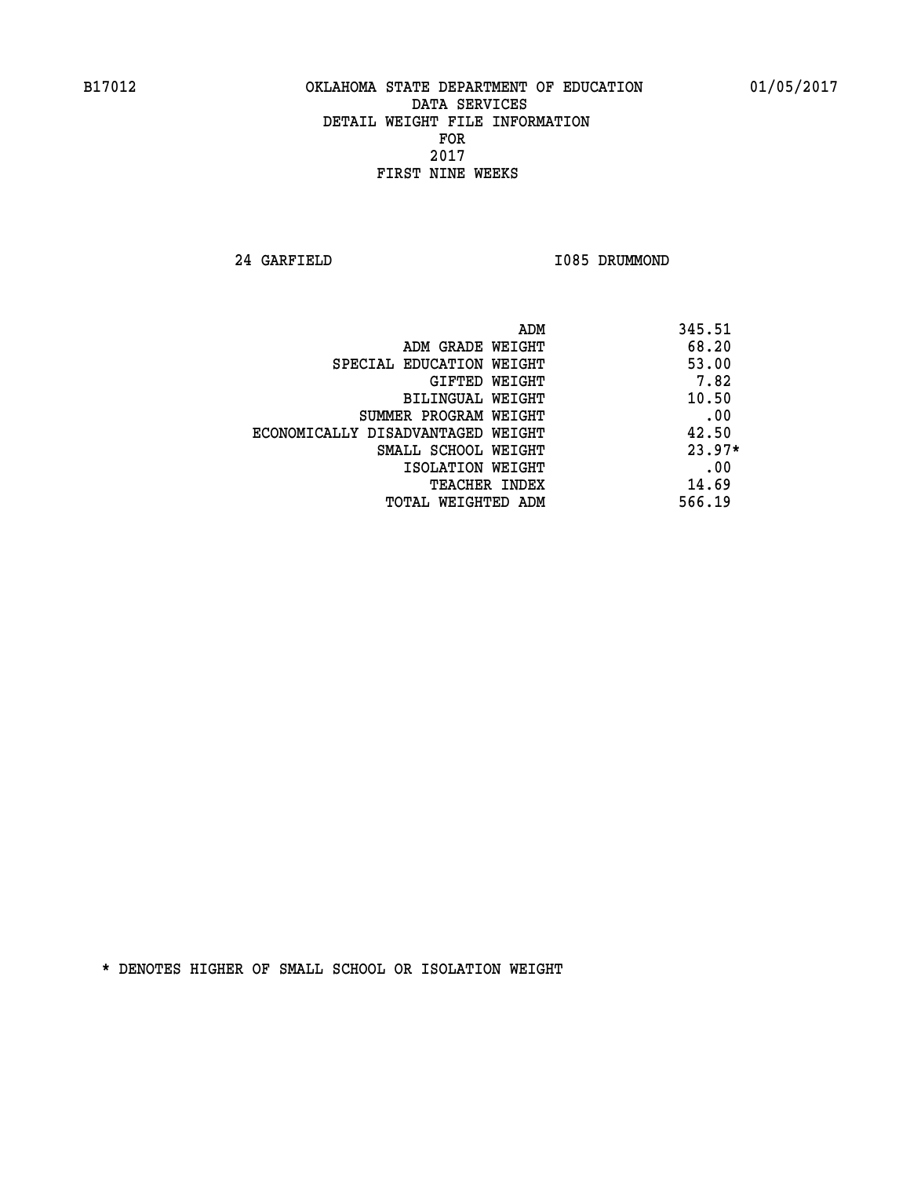B17012 OKLAHOMA STATE DEPARTMENT OF EDUCATION 01/05/2017

DATA SERVICES
DETAIL WEIGHT FILE INFORMATION
FOR
2017
FIRST NINE WEEKS

24 GARFIELD I085 DRUMMOND

| | |
|---|---|
| ADM | 345.51 |
| ADM GRADE WEIGHT | 68.20 |
| SPECIAL EDUCATION WEIGHT | 53.00 |
| GIFTED WEIGHT | 7.82 |
| BILINGUAL WEIGHT | 10.50 |
| SUMMER PROGRAM WEIGHT | .00 |
| ECONOMICALLY DISADVANTAGED WEIGHT | 42.50 |
| SMALL SCHOOL WEIGHT | 23.97* |
| ISOLATION WEIGHT | .00 |
| TEACHER INDEX | 14.69 |
| TOTAL WEIGHTED ADM | 566.19 |

* DENOTES HIGHER OF SMALL SCHOOL OR ISOLATION WEIGHT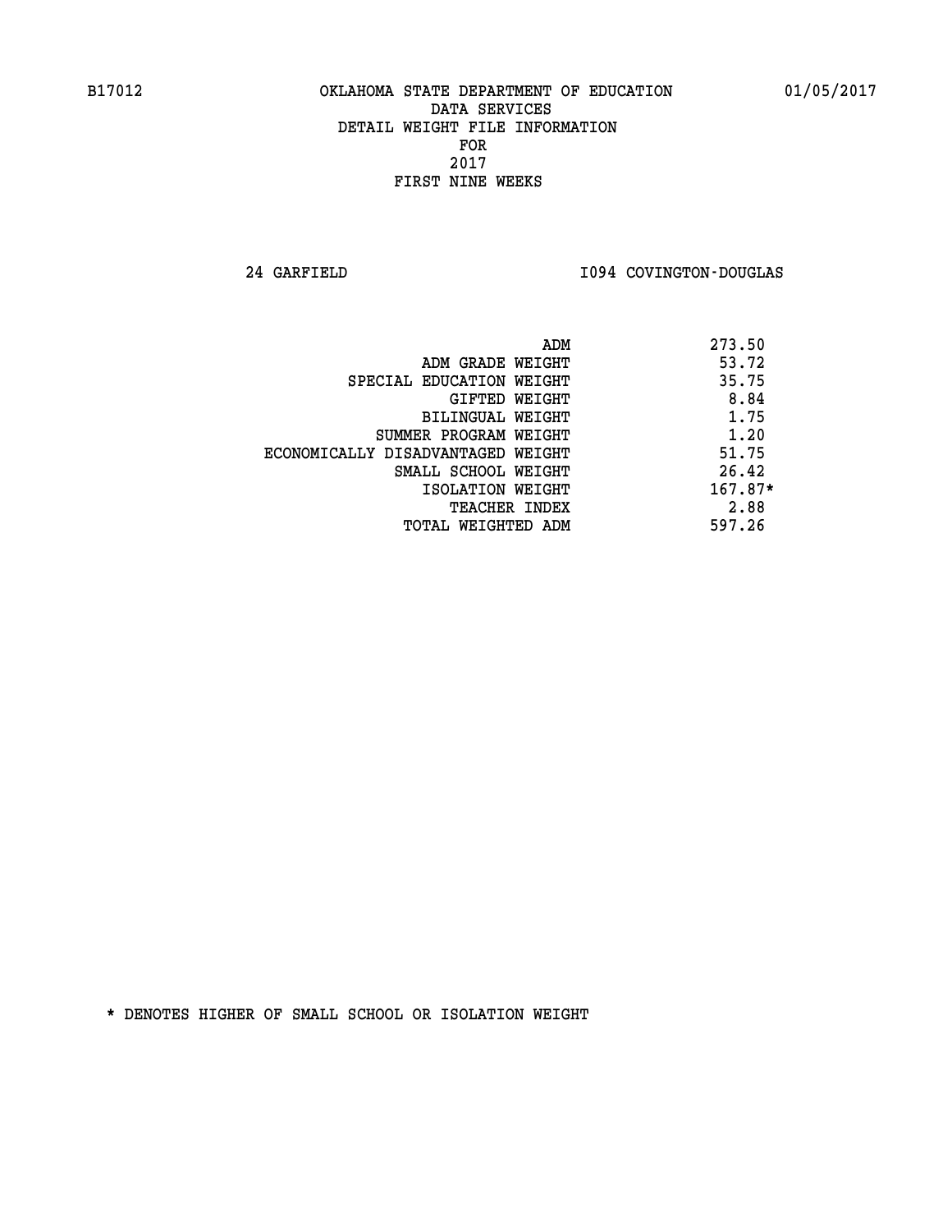B17012 OKLAHOMA STATE DEPARTMENT OF EDUCATION 01/05/2017

DATA SERVICES
DETAIL WEIGHT FILE INFORMATION
FOR
2017
FIRST NINE WEEKS

24 GARFIELD I094 COVINGTON-DOUGLAS

| | |
|---|---|
| ADM | 273.50 |
| ADM GRADE WEIGHT | 53.72 |
| SPECIAL EDUCATION WEIGHT | 35.75 |
| GIFTED WEIGHT | 8.84 |
| BILINGUAL WEIGHT | 1.75 |
| SUMMER PROGRAM WEIGHT | 1.20 |
| ECONOMICALLY DISADVANTAGED WEIGHT | 51.75 |
| SMALL SCHOOL WEIGHT | 26.42 |
| ISOLATION WEIGHT | 167.87* |
| TEACHER INDEX | 2.88 |
| TOTAL WEIGHTED ADM | 597.26 |

* DENOTES HIGHER OF SMALL SCHOOL OR ISOLATION WEIGHT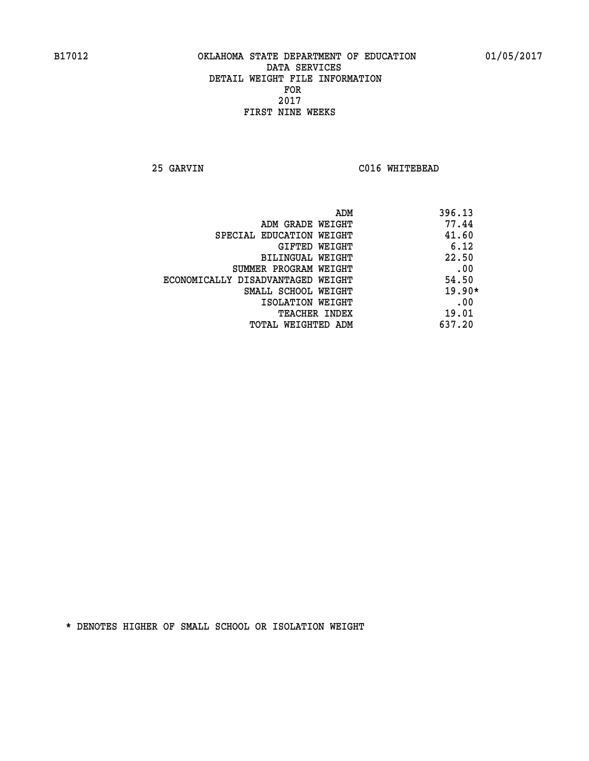B17012 OKLAHOMA STATE DEPARTMENT OF EDUCATION 01/05/2017

DATA SERVICES
DETAIL WEIGHT FILE INFORMATION
FOR
2017
FIRST NINE WEEKS

25 GARVIN C016 WHITEBEAD

| | |
|---|---|
| ADM | 396.13 |
| ADM GRADE WEIGHT | 77.44 |
| SPECIAL EDUCATION WEIGHT | 41.60 |
| GIFTED WEIGHT | 6.12 |
| BILINGUAL WEIGHT | 22.50 |
| SUMMER PROGRAM WEIGHT | .00 |
| ECONOMICALLY DISADVANTAGED WEIGHT | 54.50 |
| SMALL SCHOOL WEIGHT | 19.90* |
| ISOLATION WEIGHT | .00 |
| TEACHER INDEX | 19.01 |
| TOTAL WEIGHTED ADM | 637.20 |

* DENOTES HIGHER OF SMALL SCHOOL OR ISOLATION WEIGHT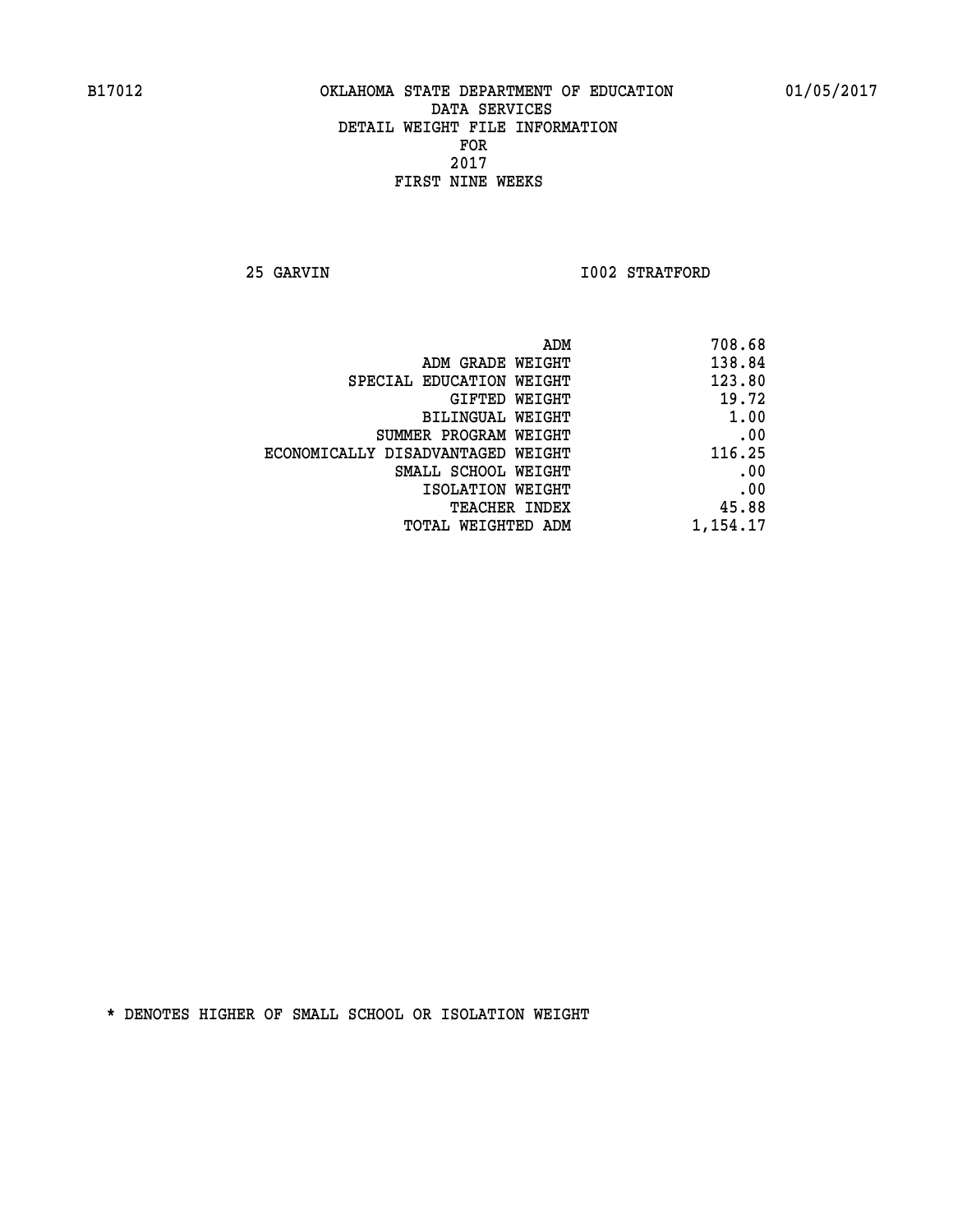B17012 OKLAHOMA STATE DEPARTMENT OF EDUCATION 01/05/2017

DATA SERVICES
DETAIL WEIGHT FILE INFORMATION
FOR
2017
FIRST NINE WEEKS

25 GARVIN I002 STRATFORD

| | |
|---|---|
| ADM | 708.68 |
| ADM GRADE WEIGHT | 138.84 |
| SPECIAL EDUCATION WEIGHT | 123.80 |
| GIFTED WEIGHT | 19.72 |
| BILINGUAL WEIGHT | 1.00 |
| SUMMER PROGRAM WEIGHT | .00 |
| ECONOMICALLY DISADVANTAGED WEIGHT | 116.25 |
| SMALL SCHOOL WEIGHT | .00 |
| ISOLATION WEIGHT | .00 |
| TEACHER INDEX | 45.88 |
| TOTAL WEIGHTED ADM | 1,154.17 |

* DENOTES HIGHER OF SMALL SCHOOL OR ISOLATION WEIGHT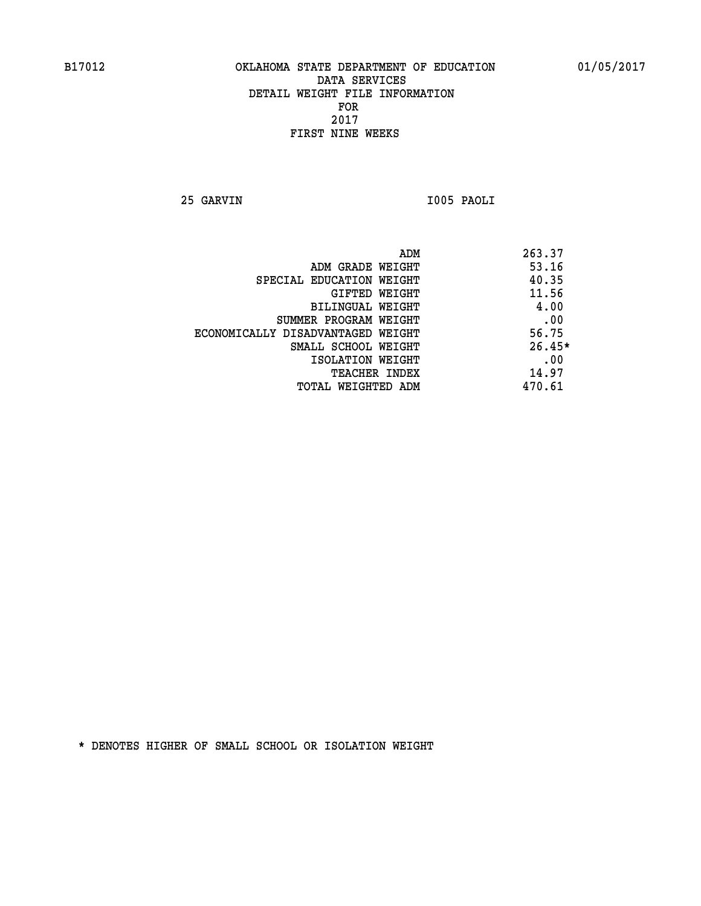B17012 OKLAHOMA STATE DEPARTMENT OF EDUCATION 01/05/2017

DATA SERVICES
DETAIL WEIGHT FILE INFORMATION
FOR
2017
FIRST NINE WEEKS

25 GARVIN I005 PAOLI

| | |
|---|---|
| ADM | 263.37 |
| ADM GRADE WEIGHT | 53.16 |
| SPECIAL EDUCATION WEIGHT | 40.35 |
| GIFTED WEIGHT | 11.56 |
| BILINGUAL WEIGHT | 4.00 |
| SUMMER PROGRAM WEIGHT | .00 |
| ECONOMICALLY DISADVANTAGED WEIGHT | 56.75 |
| SMALL SCHOOL WEIGHT | 26.45* |
| ISOLATION WEIGHT | .00 |
| TEACHER INDEX | 14.97 |
| TOTAL WEIGHTED ADM | 470.61 |

* DENOTES HIGHER OF SMALL SCHOOL OR ISOLATION WEIGHT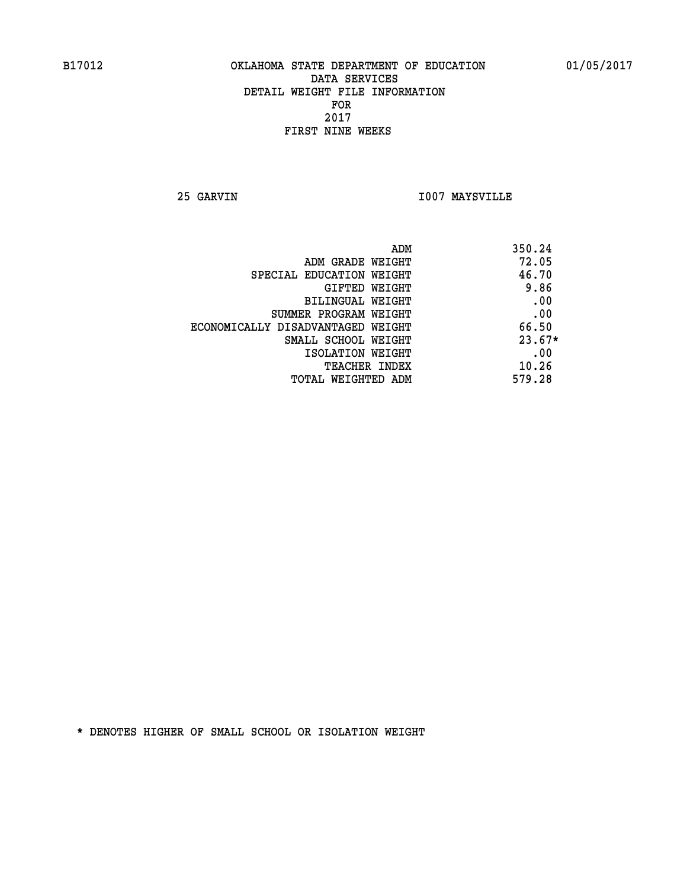B17012 OKLAHOMA STATE DEPARTMENT OF EDUCATION 01/05/2017

DATA SERVICES
DETAIL WEIGHT FILE INFORMATION
FOR
2017
FIRST NINE WEEKS

25 GARVIN I007 MAYSVILLE

| | |
|---|---|
| ADM | 350.24 |
| ADM GRADE WEIGHT | 72.05 |
| SPECIAL EDUCATION WEIGHT | 46.70 |
| GIFTED WEIGHT | 9.86 |
| BILINGUAL WEIGHT | .00 |
| SUMMER PROGRAM WEIGHT | .00 |
| ECONOMICALLY DISADVANTAGED WEIGHT | 66.50 |
| SMALL SCHOOL WEIGHT | 23.67* |
| ISOLATION WEIGHT | .00 |
| TEACHER INDEX | 10.26 |
| TOTAL WEIGHTED ADM | 579.28 |

* DENOTES HIGHER OF SMALL SCHOOL OR ISOLATION WEIGHT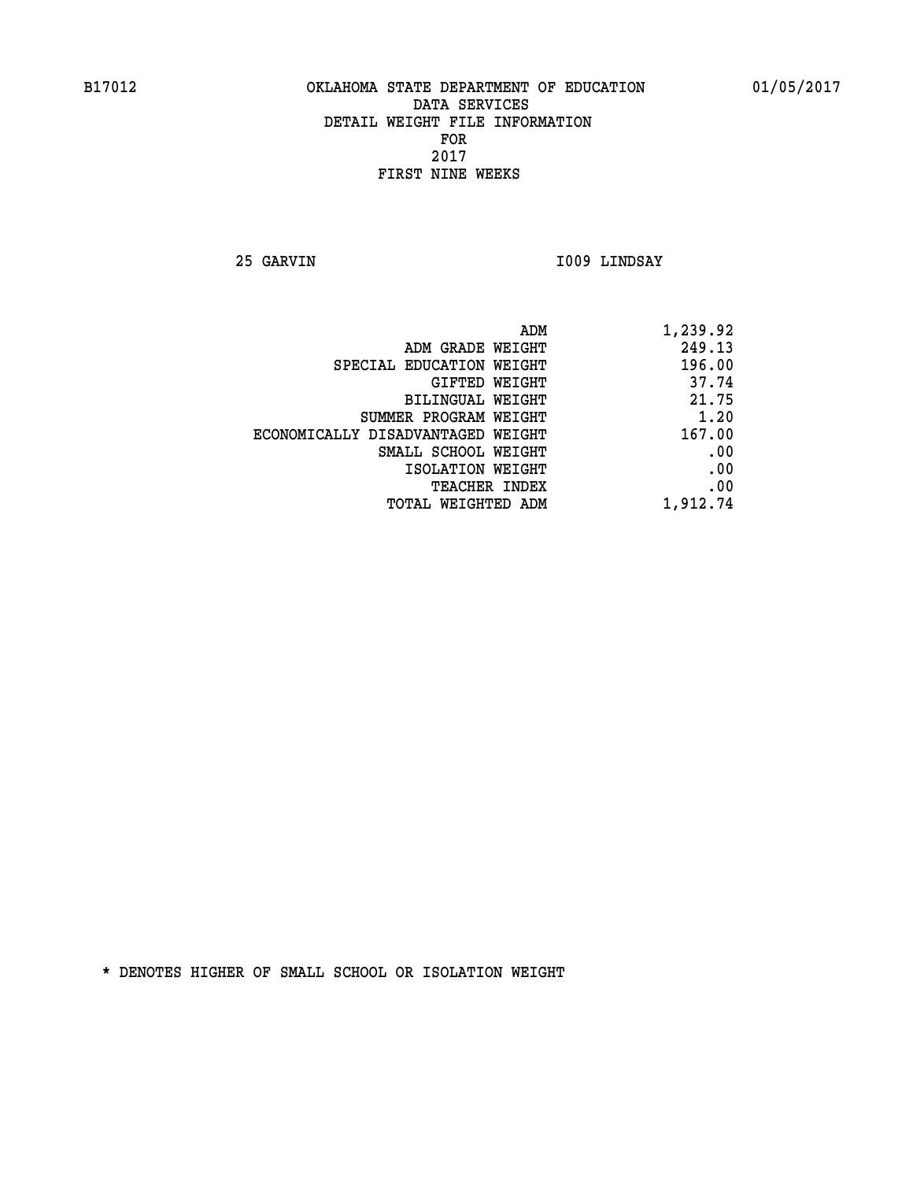B17012 OKLAHOMA STATE DEPARTMENT OF EDUCATION 01/05/2017

DATA SERVICES
DETAIL WEIGHT FILE INFORMATION
FOR
2017
FIRST NINE WEEKS

25 GARVIN I009 LINDSAY

| | |
|---|---|
| ADM | 1,239.92 |
| ADM GRADE WEIGHT | 249.13 |
| SPECIAL EDUCATION WEIGHT | 196.00 |
| GIFTED WEIGHT | 37.74 |
| BILINGUAL WEIGHT | 21.75 |
| SUMMER PROGRAM WEIGHT | 1.20 |
| ECONOMICALLY DISADVANTAGED WEIGHT | 167.00 |
| SMALL SCHOOL WEIGHT | .00 |
| ISOLATION WEIGHT | .00 |
| TEACHER INDEX | .00 |
| TOTAL WEIGHTED ADM | 1,912.74 |

* DENOTES HIGHER OF SMALL SCHOOL OR ISOLATION WEIGHT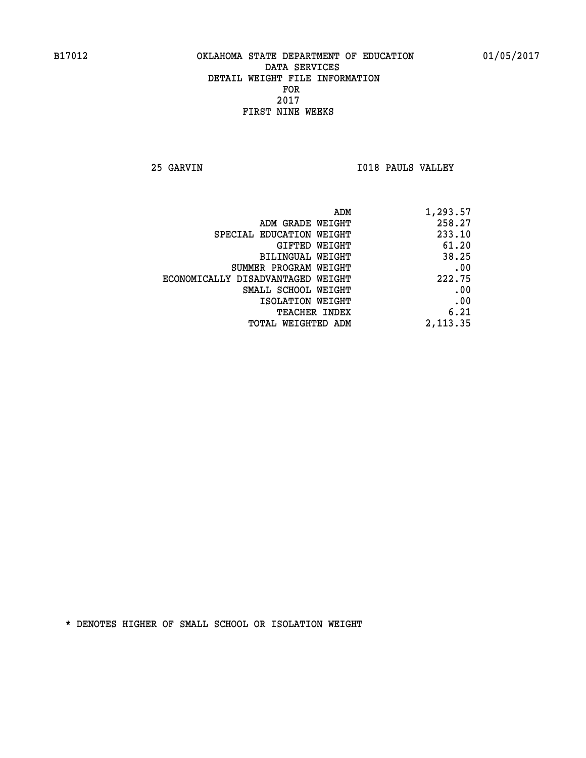B17012 OKLAHOMA STATE DEPARTMENT OF EDUCATION 01/05/2017

DATA SERVICES
DETAIL WEIGHT FILE INFORMATION
FOR
2017
FIRST NINE WEEKS

25 GARVIN I018 PAULS VALLEY

| | |
|---|---|
| ADM | 1,293.57 |
| ADM GRADE WEIGHT | 258.27 |
| SPECIAL EDUCATION WEIGHT | 233.10 |
| GIFTED WEIGHT | 61.20 |
| BILINGUAL WEIGHT | 38.25 |
| SUMMER PROGRAM WEIGHT | .00 |
| ECONOMICALLY DISADVANTAGED WEIGHT | 222.75 |
| SMALL SCHOOL WEIGHT | .00 |
| ISOLATION WEIGHT | .00 |
| TEACHER INDEX | 6.21 |
| TOTAL WEIGHTED ADM | 2,113.35 |

* DENOTES HIGHER OF SMALL SCHOOL OR ISOLATION WEIGHT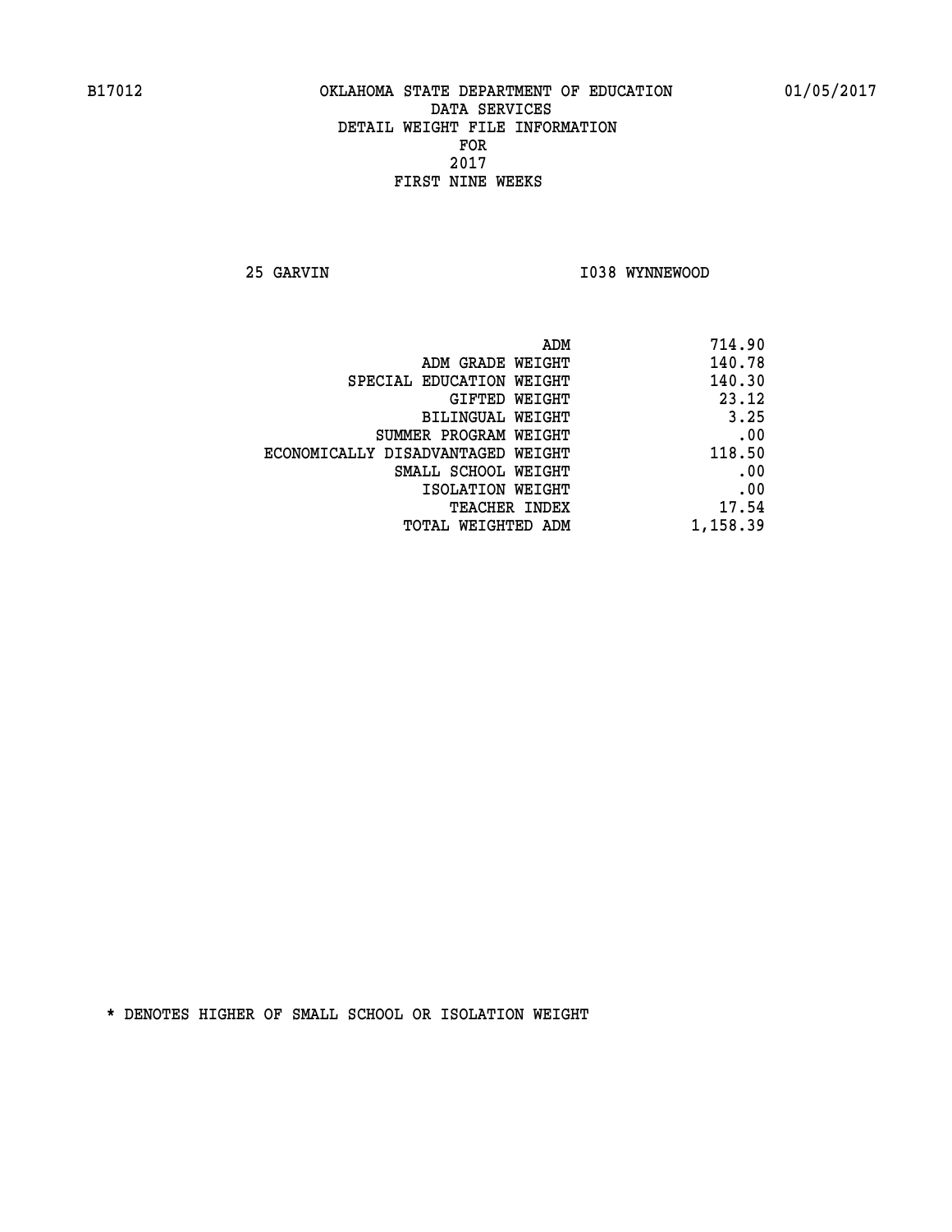B17012 OKLAHOMA STATE DEPARTMENT OF EDUCATION 01/05/2017

DATA SERVICES
DETAIL WEIGHT FILE INFORMATION
FOR
2017
FIRST NINE WEEKS

25 GARVIN I038 WYNNEWOOD

| | |
|---|---|
| ADM | 714.90 |
| ADM GRADE WEIGHT | 140.78 |
| SPECIAL EDUCATION WEIGHT | 140.30 |
| GIFTED WEIGHT | 23.12 |
| BILINGUAL WEIGHT | 3.25 |
| SUMMER PROGRAM WEIGHT | .00 |
| ECONOMICALLY DISADVANTAGED WEIGHT | 118.50 |
| SMALL SCHOOL WEIGHT | .00 |
| ISOLATION WEIGHT | .00 |
| TEACHER INDEX | 17.54 |
| TOTAL WEIGHTED ADM | 1,158.39 |

* DENOTES HIGHER OF SMALL SCHOOL OR ISOLATION WEIGHT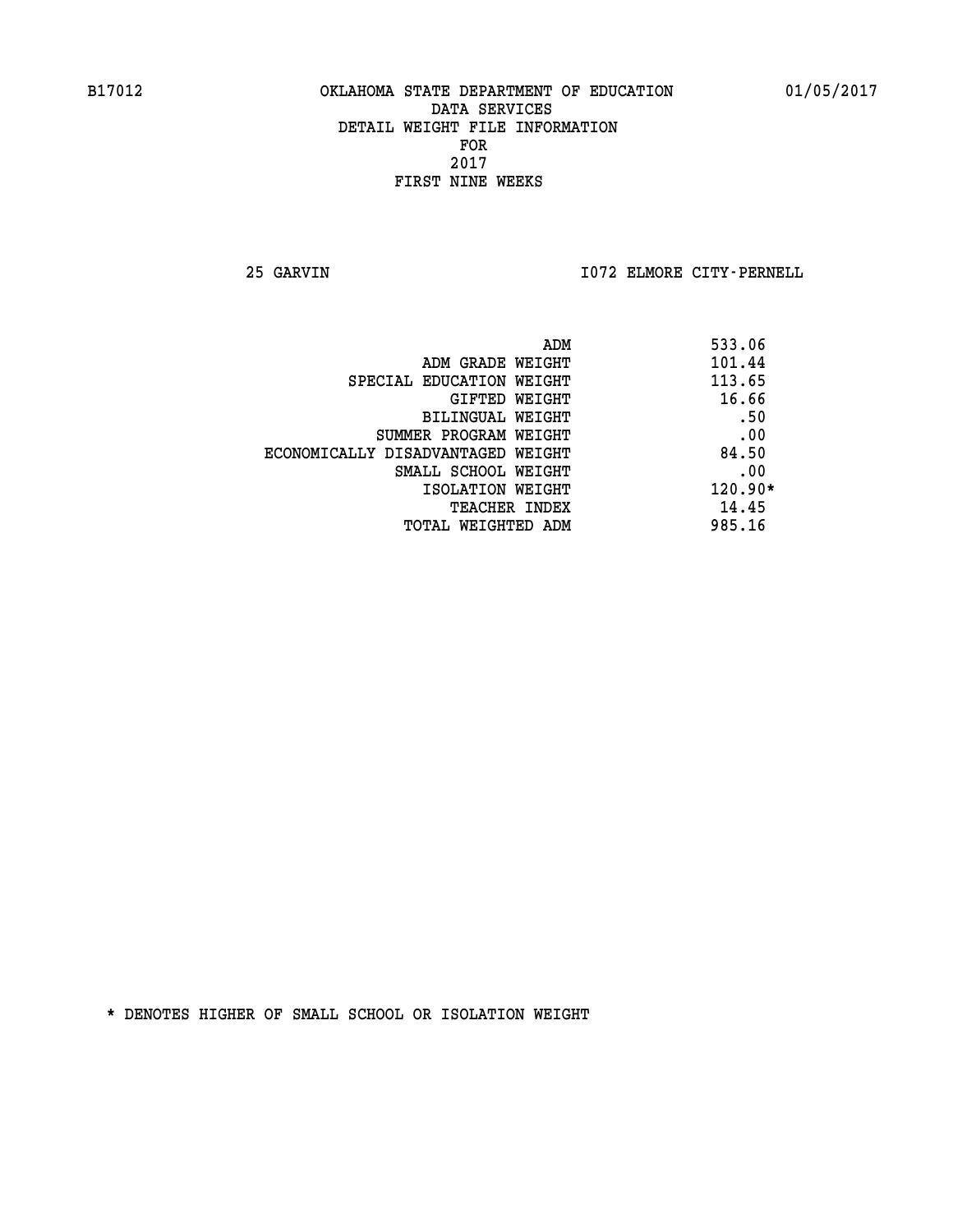B17012 OKLAHOMA STATE DEPARTMENT OF EDUCATION 01/05/2017

DATA SERVICES
DETAIL WEIGHT FILE INFORMATION
FOR
2017
FIRST NINE WEEKS

25 GARVIN I072 ELMORE CITY-PERNELL

| | |
|---|---|
| ADM | 533.06 |
| ADM GRADE WEIGHT | 101.44 |
| SPECIAL EDUCATION WEIGHT | 113.65 |
| GIFTED WEIGHT | 16.66 |
| BILINGUAL WEIGHT | .50 |
| SUMMER PROGRAM WEIGHT | .00 |
| ECONOMICALLY DISADVANTAGED WEIGHT | 84.50 |
| SMALL SCHOOL WEIGHT | .00 |
| ISOLATION WEIGHT | 120.90* |
| TEACHER INDEX | 14.45 |
| TOTAL WEIGHTED ADM | 985.16 |

* DENOTES HIGHER OF SMALL SCHOOL OR ISOLATION WEIGHT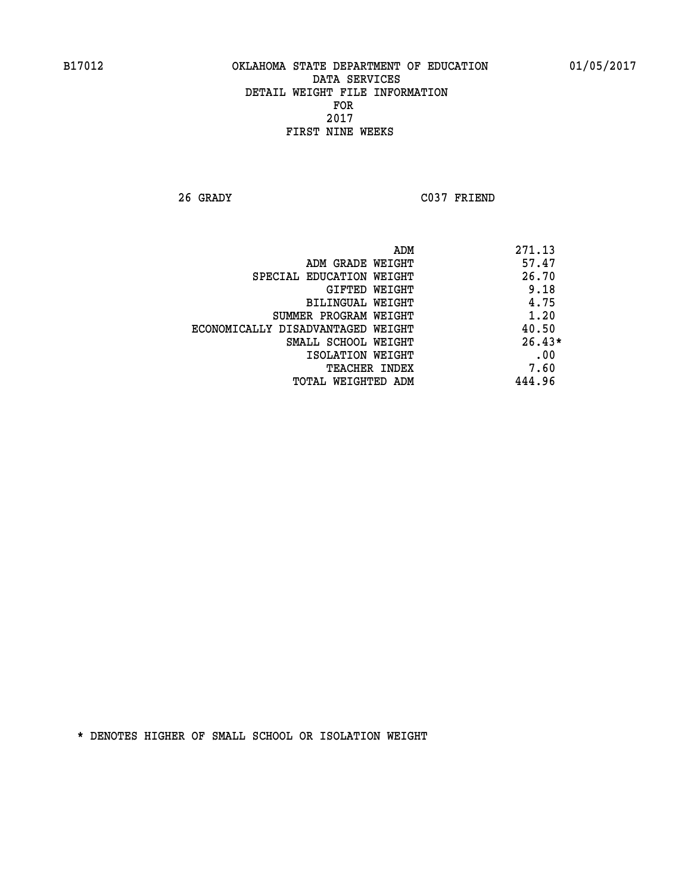B17012 OKLAHOMA STATE DEPARTMENT OF EDUCATION 01/05/2017

DATA SERVICES
DETAIL WEIGHT FILE INFORMATION
FOR
2017
FIRST NINE WEEKS

26 GRADY C037 FRIEND

| | |
|---|---|
| ADM | 271.13 |
| ADM GRADE WEIGHT | 57.47 |
| SPECIAL EDUCATION WEIGHT | 26.70 |
| GIFTED WEIGHT | 9.18 |
| BILINGUAL WEIGHT | 4.75 |
| SUMMER PROGRAM WEIGHT | 1.20 |
| ECONOMICALLY DISADVANTAGED WEIGHT | 40.50 |
| SMALL SCHOOL WEIGHT | 26.43* |
| ISOLATION WEIGHT | .00 |
| TEACHER INDEX | 7.60 |
| TOTAL WEIGHTED ADM | 444.96 |

* DENOTES HIGHER OF SMALL SCHOOL OR ISOLATION WEIGHT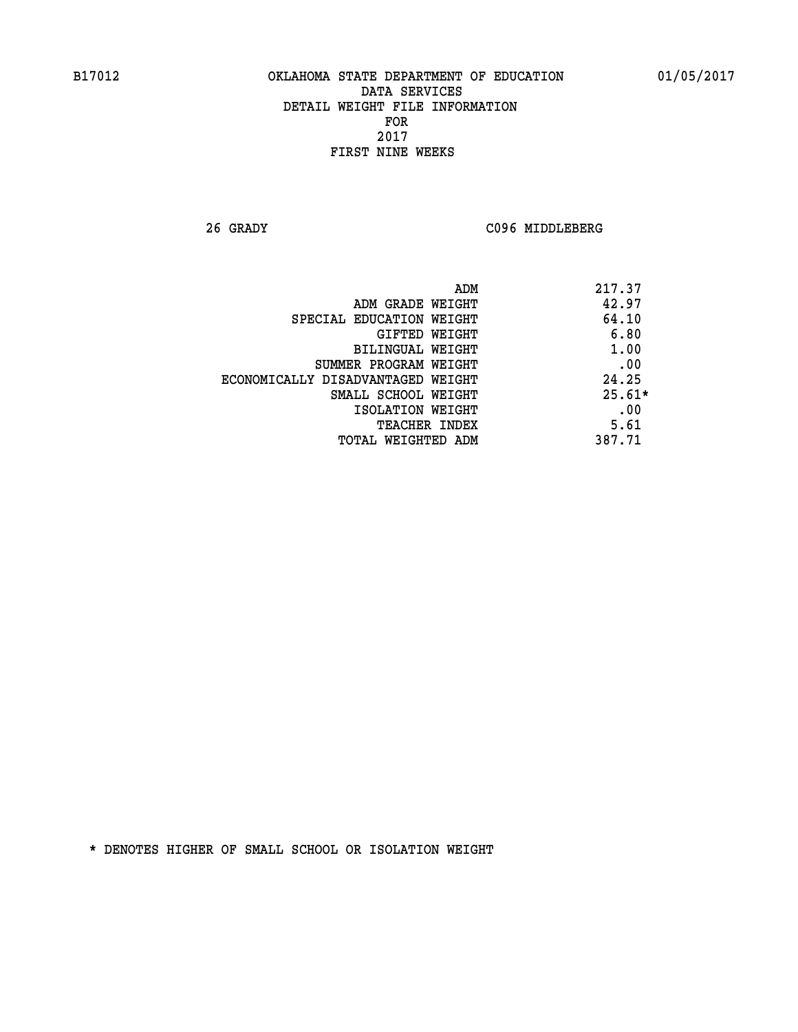B17012 OKLAHOMA STATE DEPARTMENT OF EDUCATION 01/05/2017

DATA SERVICES
DETAIL WEIGHT FILE INFORMATION
FOR
2017
FIRST NINE WEEKS

26 GRADY C096 MIDDLEBERG

| | |
|---|---|
| ADM | 217.37 |
| ADM GRADE WEIGHT | 42.97 |
| SPECIAL EDUCATION WEIGHT | 64.10 |
| GIFTED WEIGHT | 6.80 |
| BILINGUAL WEIGHT | 1.00 |
| SUMMER PROGRAM WEIGHT | .00 |
| ECONOMICALLY DISADVANTAGED WEIGHT | 24.25 |
| SMALL SCHOOL WEIGHT | 25.61* |
| ISOLATION WEIGHT | .00 |
| TEACHER INDEX | 5.61 |
| TOTAL WEIGHTED ADM | 387.71 |

* DENOTES HIGHER OF SMALL SCHOOL OR ISOLATION WEIGHT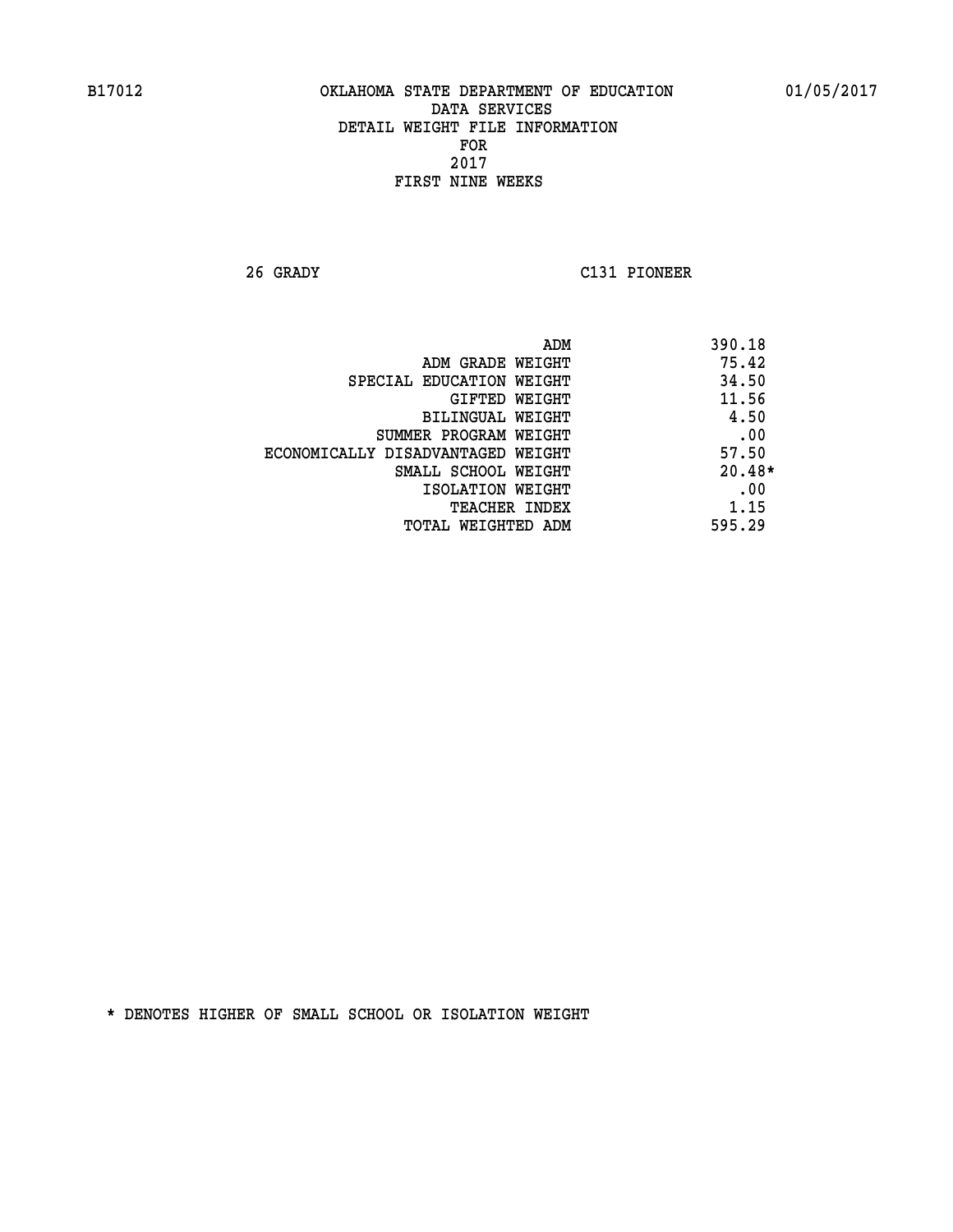B17012 OKLAHOMA STATE DEPARTMENT OF EDUCATION 01/05/2017

DATA SERVICES
DETAIL WEIGHT FILE INFORMATION
FOR
2017
FIRST NINE WEEKS

26 GRADY C131 PIONEER

| | |
|---|---|
| ADM | 390.18 |
| ADM GRADE WEIGHT | 75.42 |
| SPECIAL EDUCATION WEIGHT | 34.50 |
| GIFTED WEIGHT | 11.56 |
| BILINGUAL WEIGHT | 4.50 |
| SUMMER PROGRAM WEIGHT | .00 |
| ECONOMICALLY DISADVANTAGED WEIGHT | 57.50 |
| SMALL SCHOOL WEIGHT | 20.48* |
| ISOLATION WEIGHT | .00 |
| TEACHER INDEX | 1.15 |
| TOTAL WEIGHTED ADM | 595.29 |

* DENOTES HIGHER OF SMALL SCHOOL OR ISOLATION WEIGHT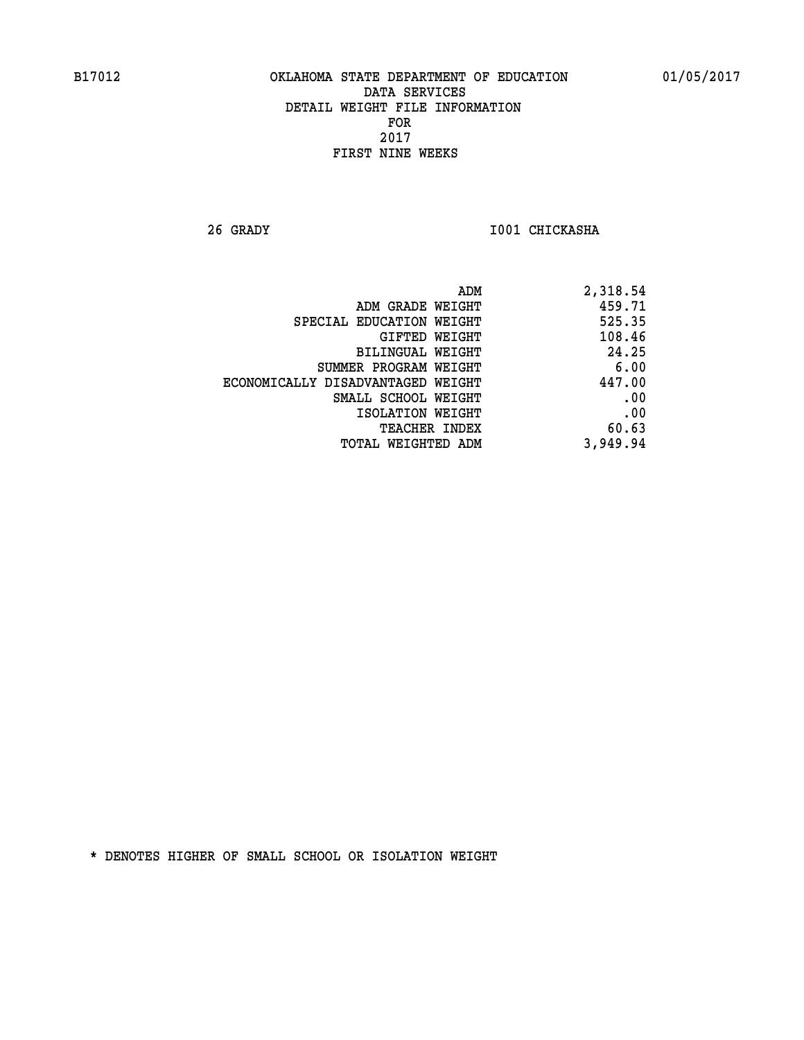B17012 OKLAHOMA STATE DEPARTMENT OF EDUCATION 01/05/2017

DATA SERVICES
DETAIL WEIGHT FILE INFORMATION
FOR
2017
FIRST NINE WEEKS

26 GRADY I001 CHICKASHA

| | |
|---|---|
| ADM | 2,318.54 |
| ADM GRADE WEIGHT | 459.71 |
| SPECIAL EDUCATION WEIGHT | 525.35 |
| GIFTED WEIGHT | 108.46 |
| BILINGUAL WEIGHT | 24.25 |
| SUMMER PROGRAM WEIGHT | 6.00 |
| ECONOMICALLY DISADVANTAGED WEIGHT | 447.00 |
| SMALL SCHOOL WEIGHT | .00 |
| ISOLATION WEIGHT | .00 |
| TEACHER INDEX | 60.63 |
| TOTAL WEIGHTED ADM | 3,949.94 |

* DENOTES HIGHER OF SMALL SCHOOL OR ISOLATION WEIGHT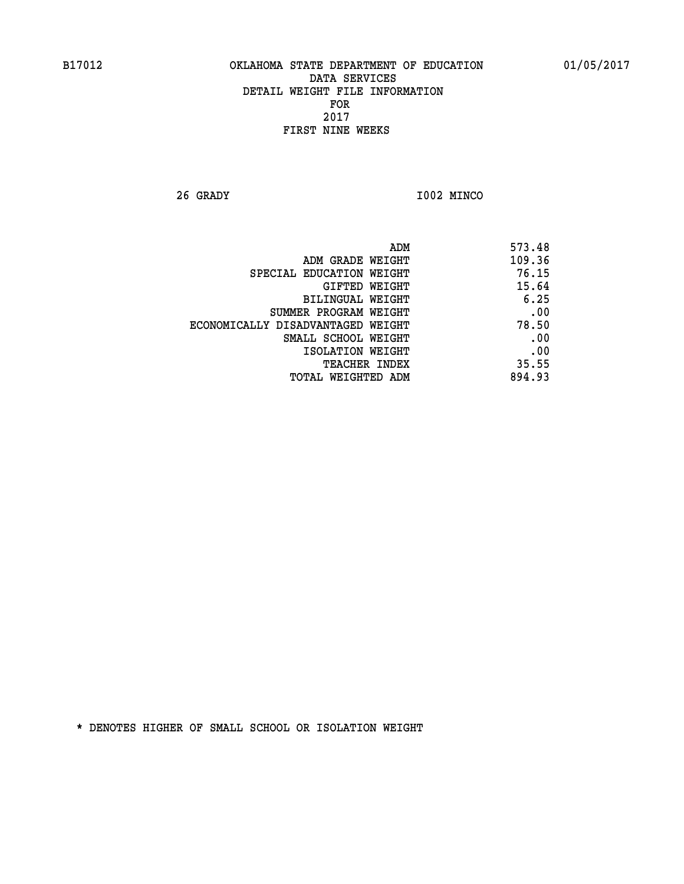B17012 OKLAHOMA STATE DEPARTMENT OF EDUCATION 01/05/2017

DATA SERVICES
DETAIL WEIGHT FILE INFORMATION
FOR
2017
FIRST NINE WEEKS

26 GRADY I002 MINCO

| | |
|---|---|
| ADM | 573.48 |
| ADM GRADE WEIGHT | 109.36 |
| SPECIAL EDUCATION WEIGHT | 76.15 |
| GIFTED WEIGHT | 15.64 |
| BILINGUAL WEIGHT | 6.25 |
| SUMMER PROGRAM WEIGHT | .00 |
| ECONOMICALLY DISADVANTAGED WEIGHT | 78.50 |
| SMALL SCHOOL WEIGHT | .00 |
| ISOLATION WEIGHT | .00 |
| TEACHER INDEX | 35.55 |
| TOTAL WEIGHTED ADM | 894.93 |

* DENOTES HIGHER OF SMALL SCHOOL OR ISOLATION WEIGHT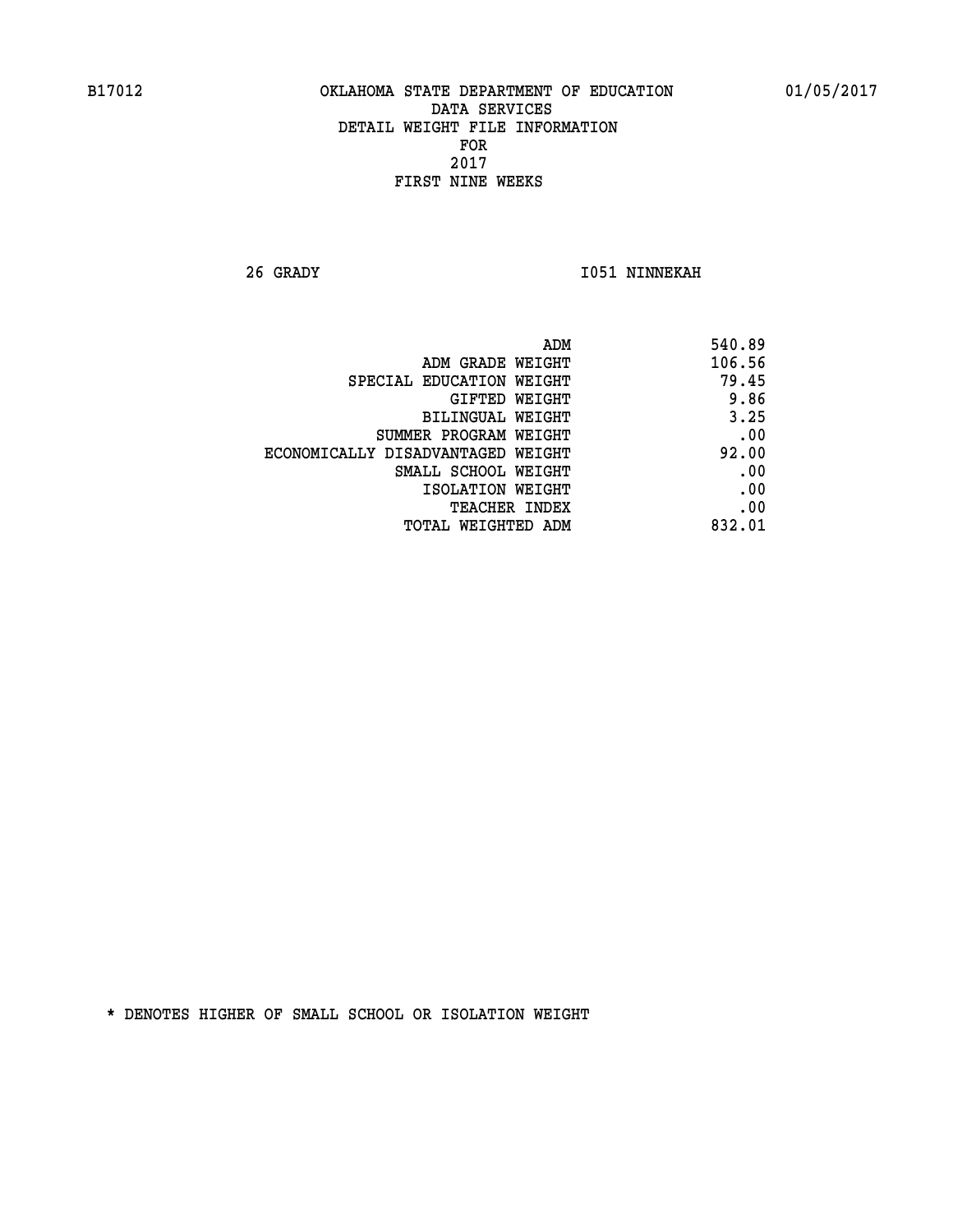B17012 OKLAHOMA STATE DEPARTMENT OF EDUCATION 01/05/2017

DATA SERVICES
DETAIL WEIGHT FILE INFORMATION
FOR
2017
FIRST NINE WEEKS

26 GRADY I051 NINNEKAH

| | |
|---|---|
| ADM | 540.89 |
| ADM GRADE WEIGHT | 106.56 |
| SPECIAL EDUCATION WEIGHT | 79.45 |
| GIFTED WEIGHT | 9.86 |
| BILINGUAL WEIGHT | 3.25 |
| SUMMER PROGRAM WEIGHT | .00 |
| ECONOMICALLY DISADVANTAGED WEIGHT | 92.00 |
| SMALL SCHOOL WEIGHT | .00 |
| ISOLATION WEIGHT | .00 |
| TEACHER INDEX | .00 |
| TOTAL WEIGHTED ADM | 832.01 |

* DENOTES HIGHER OF SMALL SCHOOL OR ISOLATION WEIGHT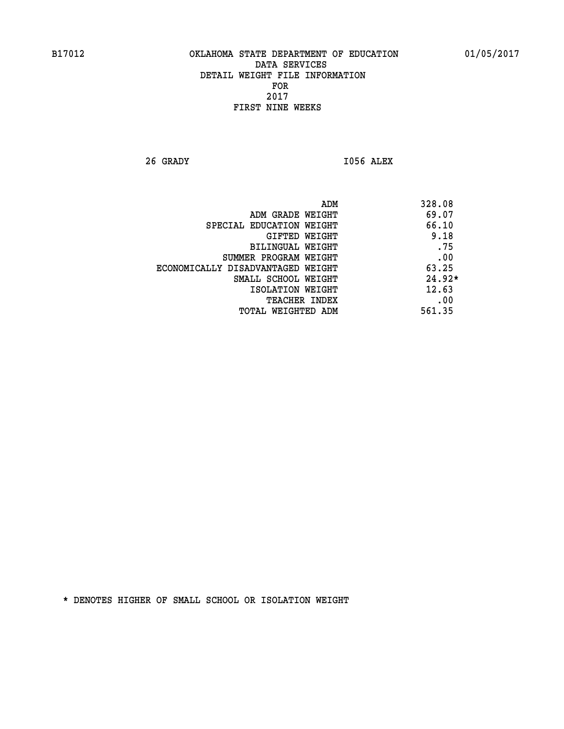B17012 OKLAHOMA STATE DEPARTMENT OF EDUCATION 01/05/2017

DATA SERVICES
DETAIL WEIGHT FILE INFORMATION
FOR
2017
FIRST NINE WEEKS

26 GRADY I056 ALEX

| | |
|---|---|
| ADM | 328.08 |
| ADM GRADE WEIGHT | 69.07 |
| SPECIAL EDUCATION WEIGHT | 66.10 |
| GIFTED WEIGHT | 9.18 |
| BILINGUAL WEIGHT | .75 |
| SUMMER PROGRAM WEIGHT | .00 |
| ECONOMICALLY DISADVANTAGED WEIGHT | 63.25 |
| SMALL SCHOOL WEIGHT | 24.92* |
| ISOLATION WEIGHT | 12.63 |
| TEACHER INDEX | .00 |
| TOTAL WEIGHTED ADM | 561.35 |

* DENOTES HIGHER OF SMALL SCHOOL OR ISOLATION WEIGHT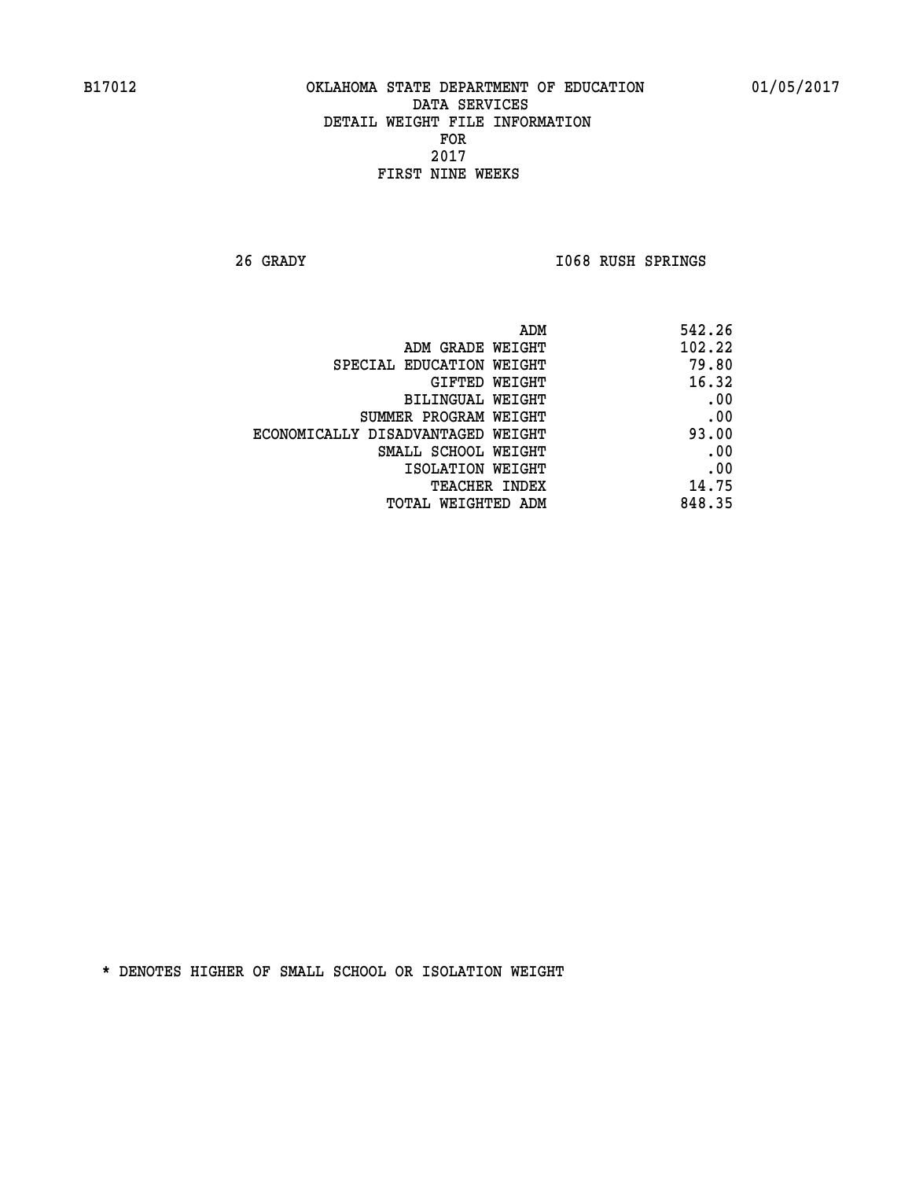B17012 OKLAHOMA STATE DEPARTMENT OF EDUCATION 01/05/2017

DATA SERVICES
DETAIL WEIGHT FILE INFORMATION
FOR
2017
FIRST NINE WEEKS

26 GRADY I068 RUSH SPRINGS

| | |
|---|---|
| ADM | 542.26 |
| ADM GRADE WEIGHT | 102.22 |
| SPECIAL EDUCATION WEIGHT | 79.80 |
| GIFTED WEIGHT | 16.32 |
| BILINGUAL WEIGHT | .00 |
| SUMMER PROGRAM WEIGHT | .00 |
| ECONOMICALLY DISADVANTAGED WEIGHT | 93.00 |
| SMALL SCHOOL WEIGHT | .00 |
| ISOLATION WEIGHT | .00 |
| TEACHER INDEX | 14.75 |
| TOTAL WEIGHTED ADM | 848.35 |

* DENOTES HIGHER OF SMALL SCHOOL OR ISOLATION WEIGHT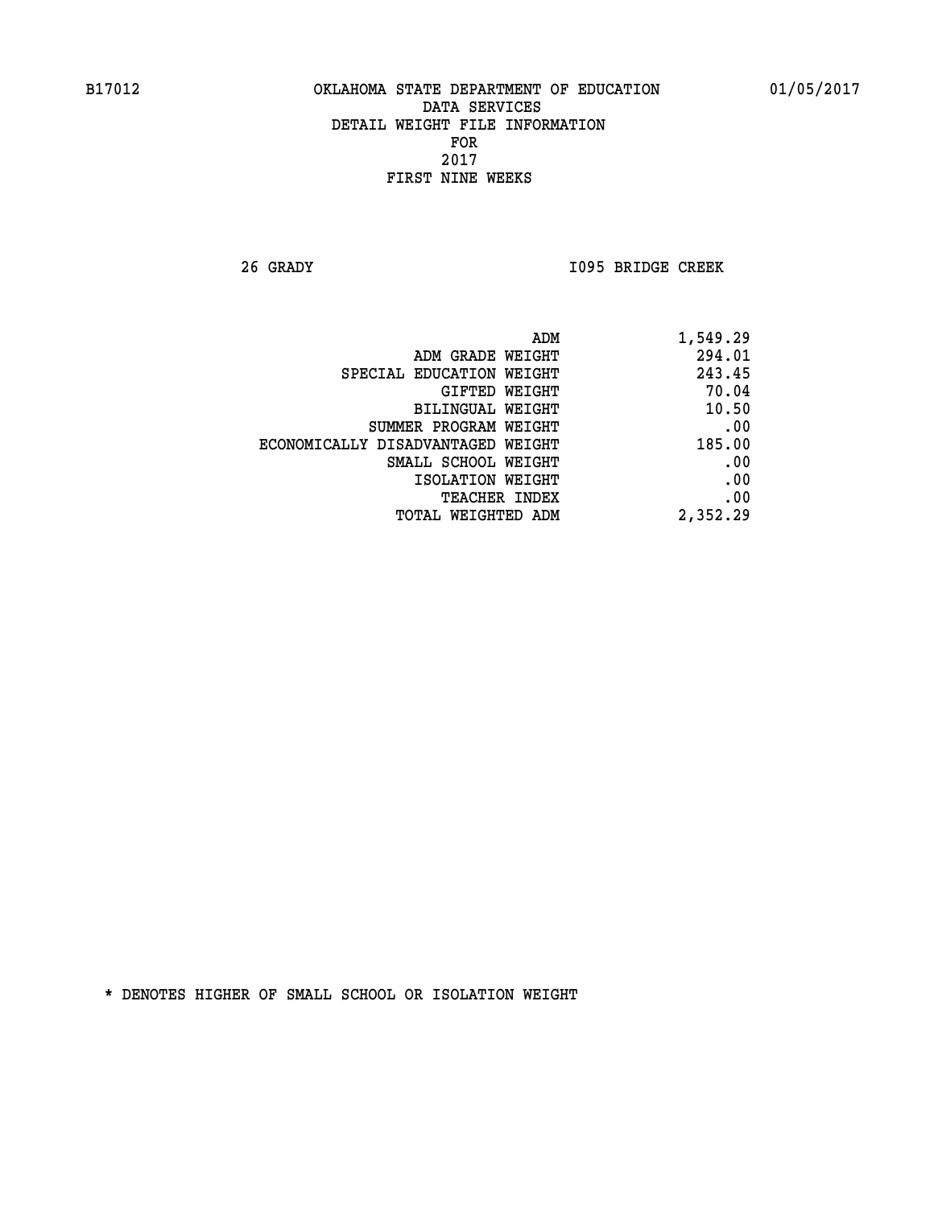B17012 OKLAHOMA STATE DEPARTMENT OF EDUCATION 01/05/2017

DATA SERVICES
DETAIL WEIGHT FILE INFORMATION
FOR
2017
FIRST NINE WEEKS

26 GRADY I095 BRIDGE CREEK

| | |
|---|---|
| ADM | 1,549.29 |
| ADM GRADE WEIGHT | 294.01 |
| SPECIAL EDUCATION WEIGHT | 243.45 |
| GIFTED WEIGHT | 70.04 |
| BILINGUAL WEIGHT | 10.50 |
| SUMMER PROGRAM WEIGHT | .00 |
| ECONOMICALLY DISADVANTAGED WEIGHT | 185.00 |
| SMALL SCHOOL WEIGHT | .00 |
| ISOLATION WEIGHT | .00 |
| TEACHER INDEX | .00 |
| TOTAL WEIGHTED ADM | 2,352.29 |

* DENOTES HIGHER OF SMALL SCHOOL OR ISOLATION WEIGHT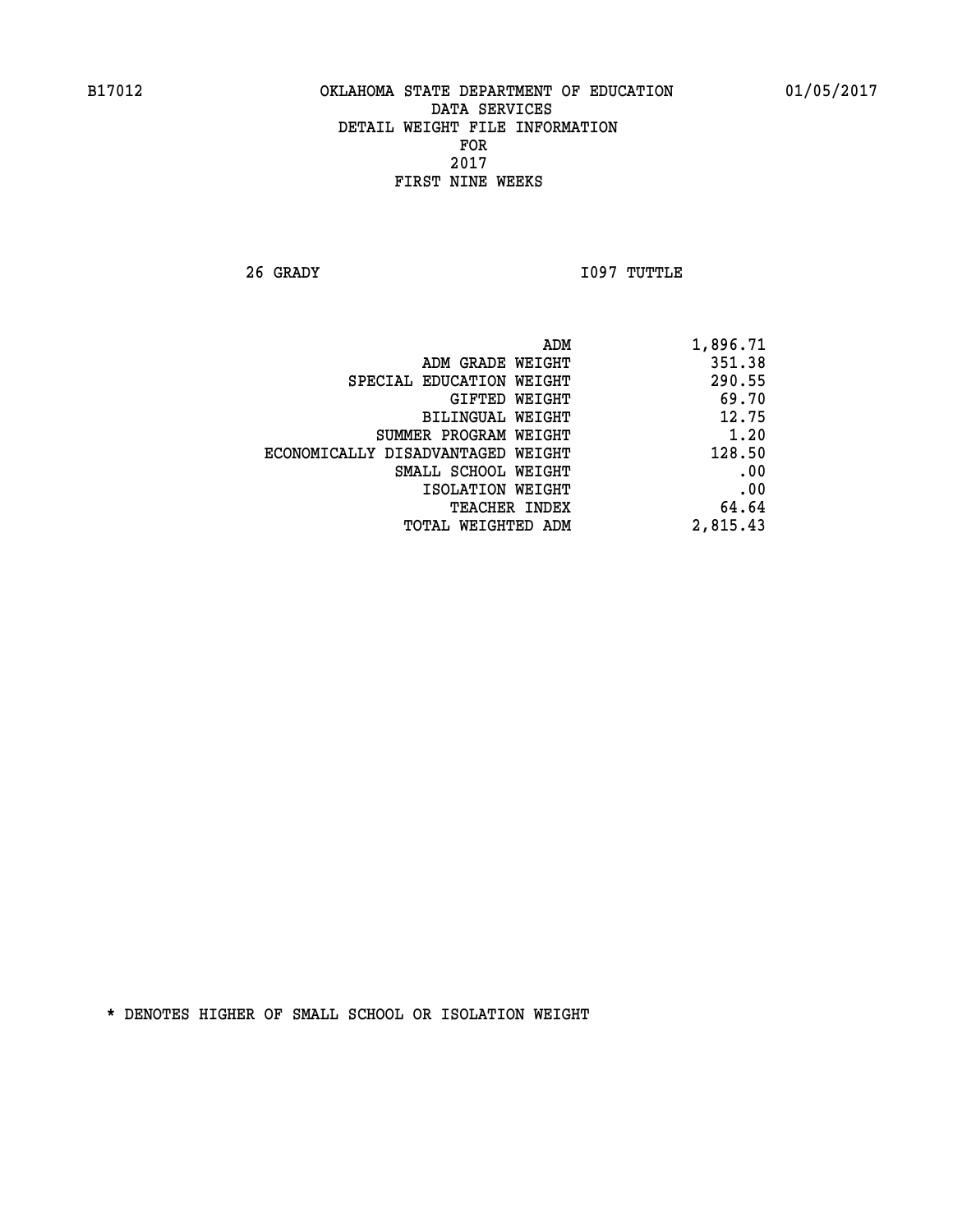B17012 OKLAHOMA STATE DEPARTMENT OF EDUCATION 01/05/2017

DATA SERVICES
DETAIL WEIGHT FILE INFORMATION
FOR
2017
FIRST NINE WEEKS

26 GRADY I097 TUTTLE

| | |
|---|---|
| ADM | 1,896.71 |
| ADM GRADE WEIGHT | 351.38 |
| SPECIAL EDUCATION WEIGHT | 290.55 |
| GIFTED WEIGHT | 69.70 |
| BILINGUAL WEIGHT | 12.75 |
| SUMMER PROGRAM WEIGHT | 1.20 |
| ECONOMICALLY DISADVANTAGED WEIGHT | 128.50 |
| SMALL SCHOOL WEIGHT | .00 |
| ISOLATION WEIGHT | .00 |
| TEACHER INDEX | 64.64 |
| TOTAL WEIGHTED ADM | 2,815.43 |

* DENOTES HIGHER OF SMALL SCHOOL OR ISOLATION WEIGHT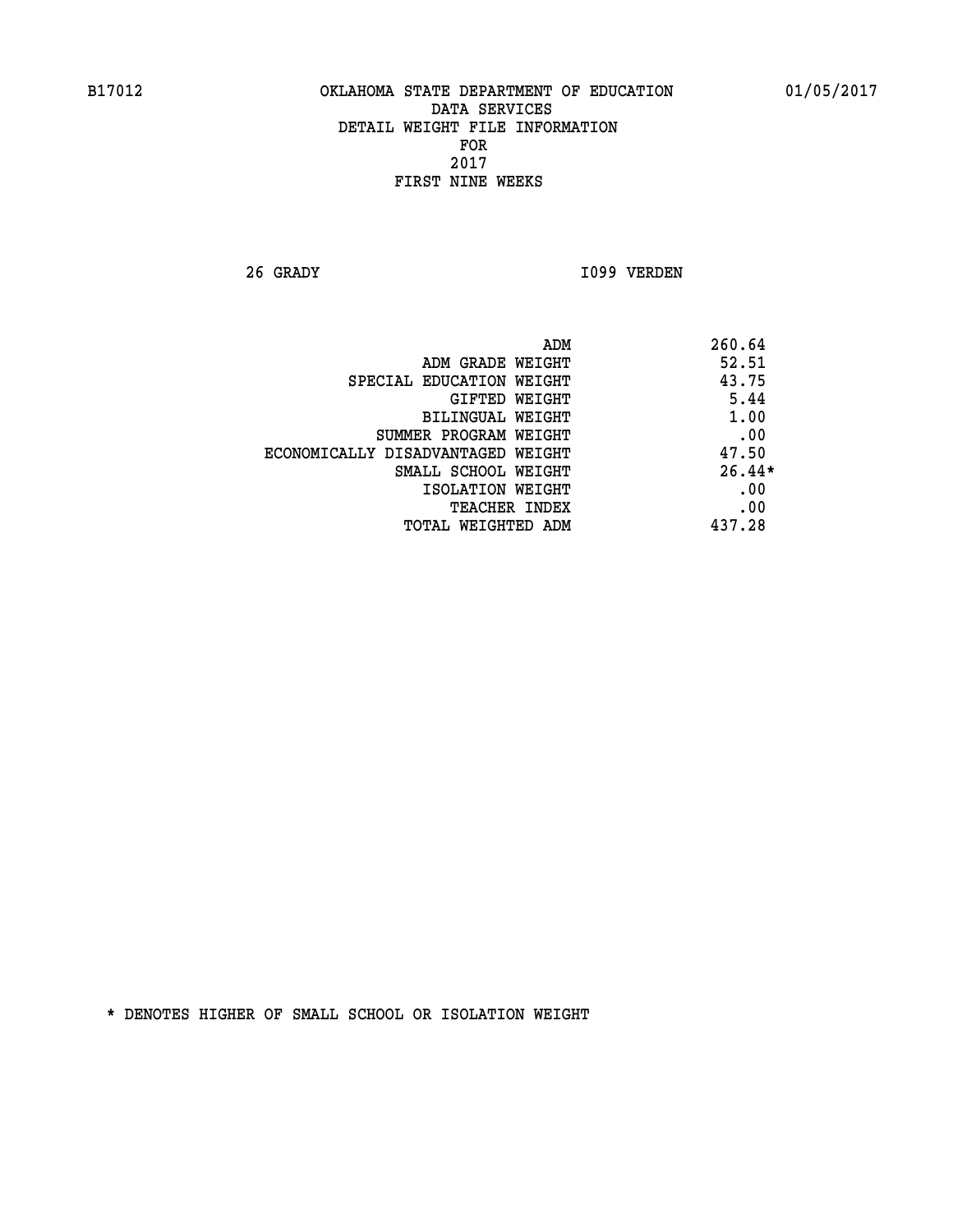B17012 OKLAHOMA STATE DEPARTMENT OF EDUCATION 01/05/2017

DATA SERVICES

DETAIL WEIGHT FILE INFORMATION

FOR

2017

FIRST NINE WEEKS

26 GRADY I099 VERDEN

| | |
|---|---|
| ADM | 260.64 |
| ADM GRADE WEIGHT | 52.51 |
| SPECIAL EDUCATION WEIGHT | 43.75 |
| GIFTED WEIGHT | 5.44 |
| BILINGUAL WEIGHT | 1.00 |
| SUMMER PROGRAM WEIGHT | .00 |
| ECONOMICALLY DISADVANTAGED WEIGHT | 47.50 |
| SMALL SCHOOL WEIGHT | 26.44* |
| ISOLATION WEIGHT | .00 |
| TEACHER INDEX | .00 |
| TOTAL WEIGHTED ADM | 437.28 |

* DENOTES HIGHER OF SMALL SCHOOL OR ISOLATION WEIGHT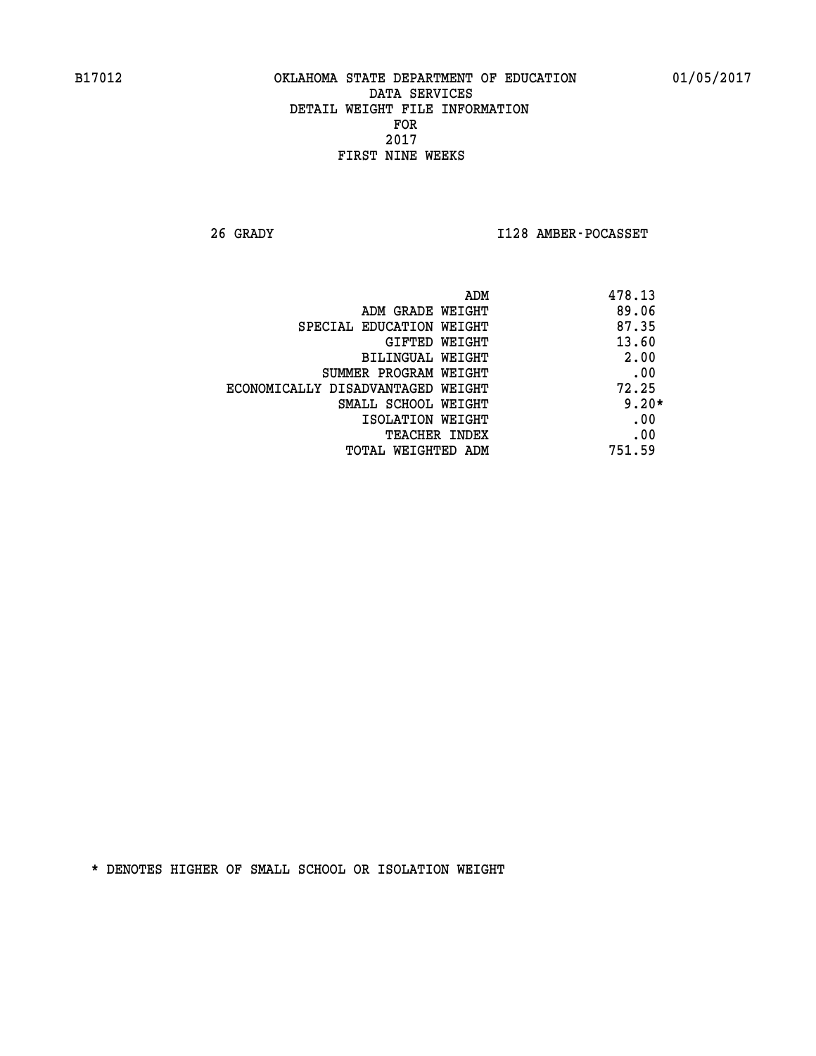B17012 OKLAHOMA STATE DEPARTMENT OF EDUCATION 01/05/2017

DATA SERVICES
DETAIL WEIGHT FILE INFORMATION
FOR
2017
FIRST NINE WEEKS

26 GRADY I128 AMBER-POCASSET

| | |
|---|---|
| ADM | 478.13 |
| ADM GRADE WEIGHT | 89.06 |
| SPECIAL EDUCATION WEIGHT | 87.35 |
| GIFTED WEIGHT | 13.60 |
| BILINGUAL WEIGHT | 2.00 |
| SUMMER PROGRAM WEIGHT | .00 |
| ECONOMICALLY DISADVANTAGED WEIGHT | 72.25 |
| SMALL SCHOOL WEIGHT | 9.20* |
| ISOLATION WEIGHT | .00 |
| TEACHER INDEX | .00 |
| TOTAL WEIGHTED ADM | 751.59 |

* DENOTES HIGHER OF SMALL SCHOOL OR ISOLATION WEIGHT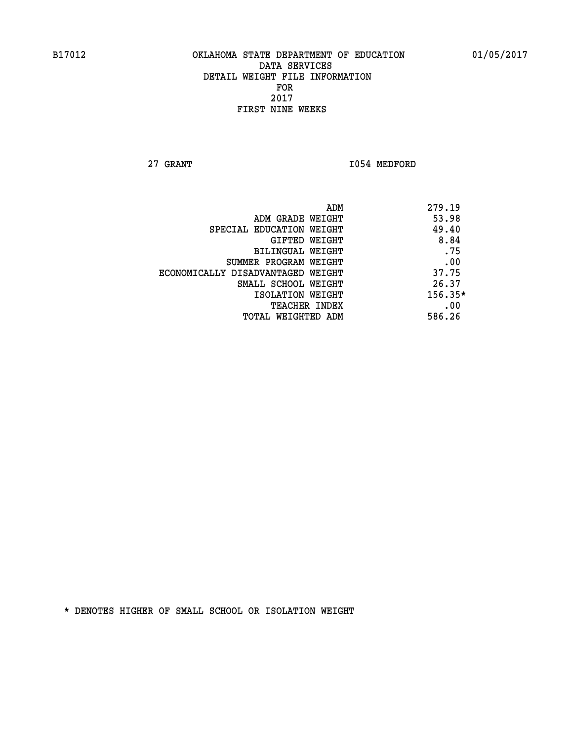B17012 OKLAHOMA STATE DEPARTMENT OF EDUCATION 01/05/2017

DATA SERVICES
DETAIL WEIGHT FILE INFORMATION
FOR
2017
FIRST NINE WEEKS

27 GRANT I054 MEDFORD

| | |
|---|---|
| ADM | 279.19 |
| ADM GRADE WEIGHT | 53.98 |
| SPECIAL EDUCATION WEIGHT | 49.40 |
| GIFTED WEIGHT | 8.84 |
| BILINGUAL WEIGHT | .75 |
| SUMMER PROGRAM WEIGHT | .00 |
| ECONOMICALLY DISADVANTAGED WEIGHT | 37.75 |
| SMALL SCHOOL WEIGHT | 26.37 |
| ISOLATION WEIGHT | 156.35* |
| TEACHER INDEX | .00 |
| TOTAL WEIGHTED ADM | 586.26 |

* DENOTES HIGHER OF SMALL SCHOOL OR ISOLATION WEIGHT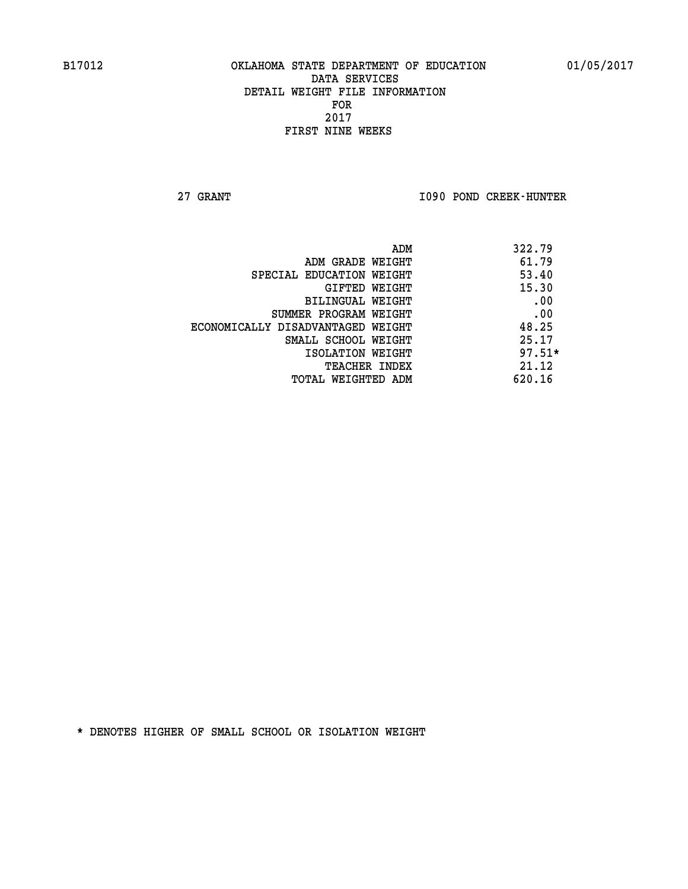B17012 OKLAHOMA STATE DEPARTMENT OF EDUCATION 01/05/2017

DATA SERVICES
DETAIL WEIGHT FILE INFORMATION
FOR
2017
FIRST NINE WEEKS

27 GRANT I090 POND CREEK-HUNTER

| | |
|---|---|
| ADM | 322.79 |
| ADM GRADE WEIGHT | 61.79 |
| SPECIAL EDUCATION WEIGHT | 53.40 |
| GIFTED WEIGHT | 15.30 |
| BILINGUAL WEIGHT | .00 |
| SUMMER PROGRAM WEIGHT | .00 |
| ECONOMICALLY DISADVANTAGED WEIGHT | 48.25 |
| SMALL SCHOOL WEIGHT | 25.17 |
| ISOLATION WEIGHT | 97.51* |
| TEACHER INDEX | 21.12 |
| TOTAL WEIGHTED ADM | 620.16 |

* DENOTES HIGHER OF SMALL SCHOOL OR ISOLATION WEIGHT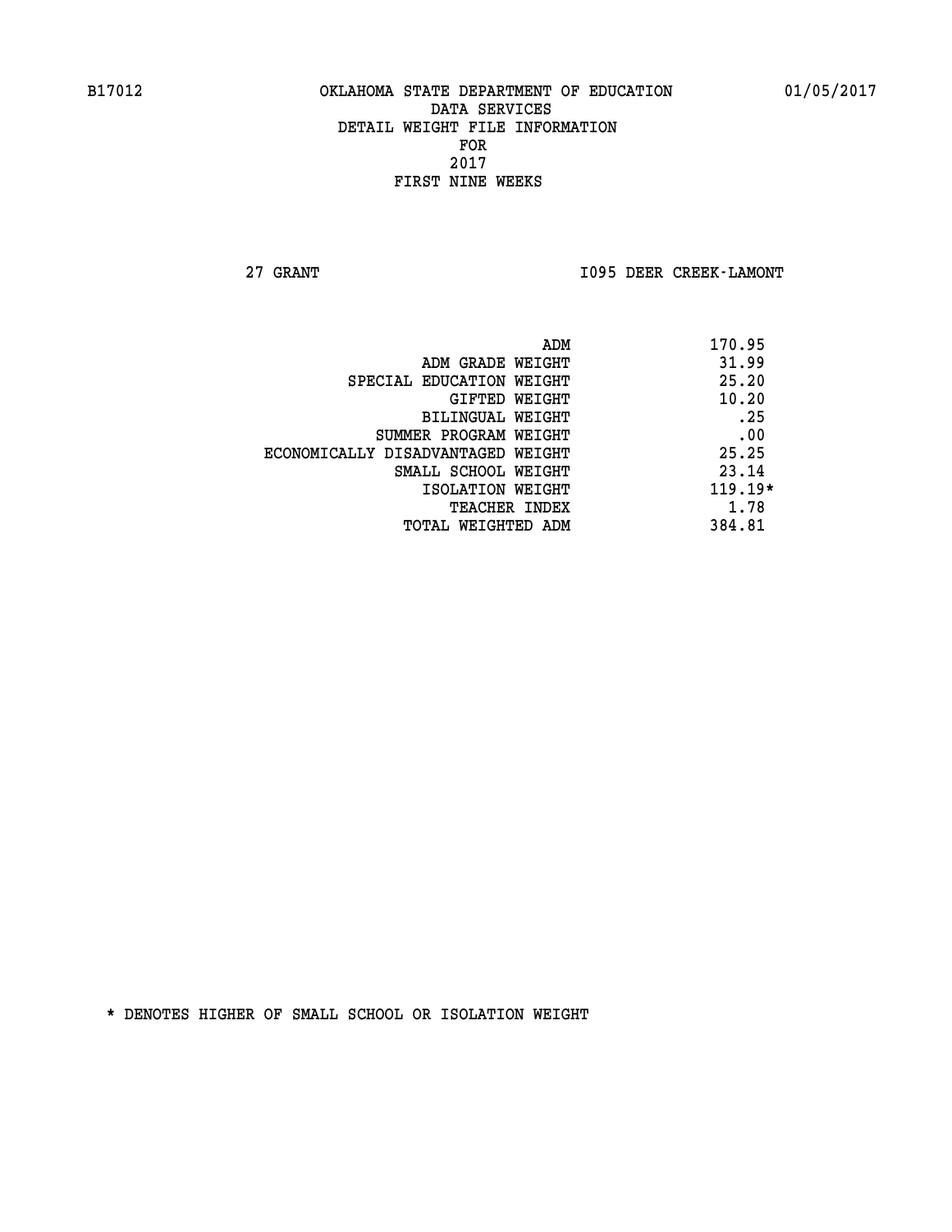B17012 OKLAHOMA STATE DEPARTMENT OF EDUCATION 01/05/2017

DATA SERVICES
DETAIL WEIGHT FILE INFORMATION
FOR
2017
FIRST NINE WEEKS

27 GRANT I095 DEER CREEK-LAMONT

| | |
|---|---|
| ADM | 170.95 |
| ADM GRADE WEIGHT | 31.99 |
| SPECIAL EDUCATION WEIGHT | 25.20 |
| GIFTED WEIGHT | 10.20 |
| BILINGUAL WEIGHT | .25 |
| SUMMER PROGRAM WEIGHT | .00 |
| ECONOMICALLY DISADVANTAGED WEIGHT | 25.25 |
| SMALL SCHOOL WEIGHT | 23.14 |
| ISOLATION WEIGHT | 119.19* |
| TEACHER INDEX | 1.78 |
| TOTAL WEIGHTED ADM | 384.81 |

* DENOTES HIGHER OF SMALL SCHOOL OR ISOLATION WEIGHT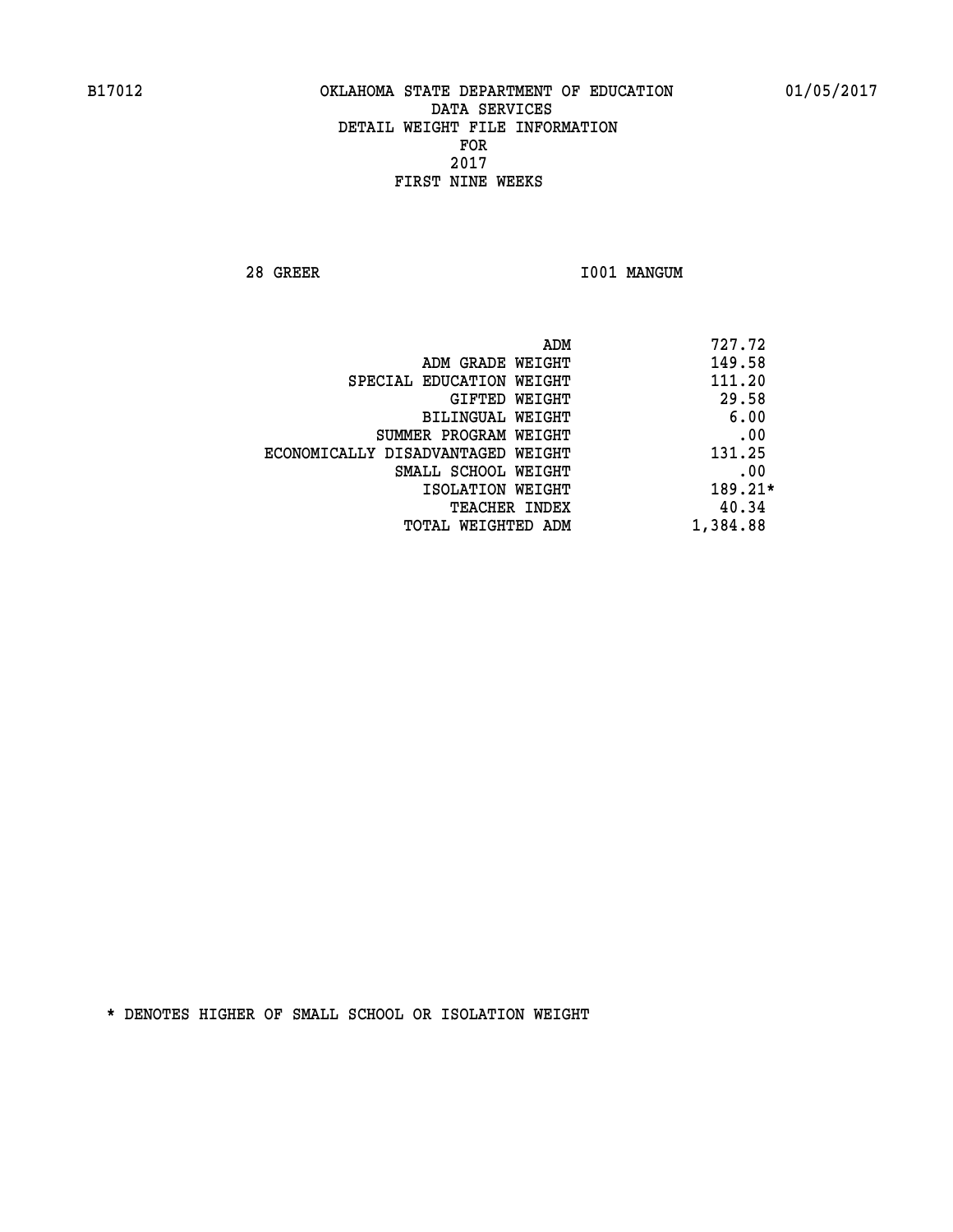B17012 OKLAHOMA STATE DEPARTMENT OF EDUCATION 01/05/2017

DATA SERVICES
DETAIL WEIGHT FILE INFORMATION
FOR
2017
FIRST NINE WEEKS

28 GREER I001 MANGUM

| | |
|---|---|
| ADM | 727.72 |
| ADM GRADE WEIGHT | 149.58 |
| SPECIAL EDUCATION WEIGHT | 111.20 |
| GIFTED WEIGHT | 29.58 |
| BILINGUAL WEIGHT | 6.00 |
| SUMMER PROGRAM WEIGHT | .00 |
| ECONOMICALLY DISADVANTAGED WEIGHT | 131.25 |
| SMALL SCHOOL WEIGHT | .00 |
| ISOLATION WEIGHT | 189.21* |
| TEACHER INDEX | 40.34 |
| TOTAL WEIGHTED ADM | 1,384.88 |

* DENOTES HIGHER OF SMALL SCHOOL OR ISOLATION WEIGHT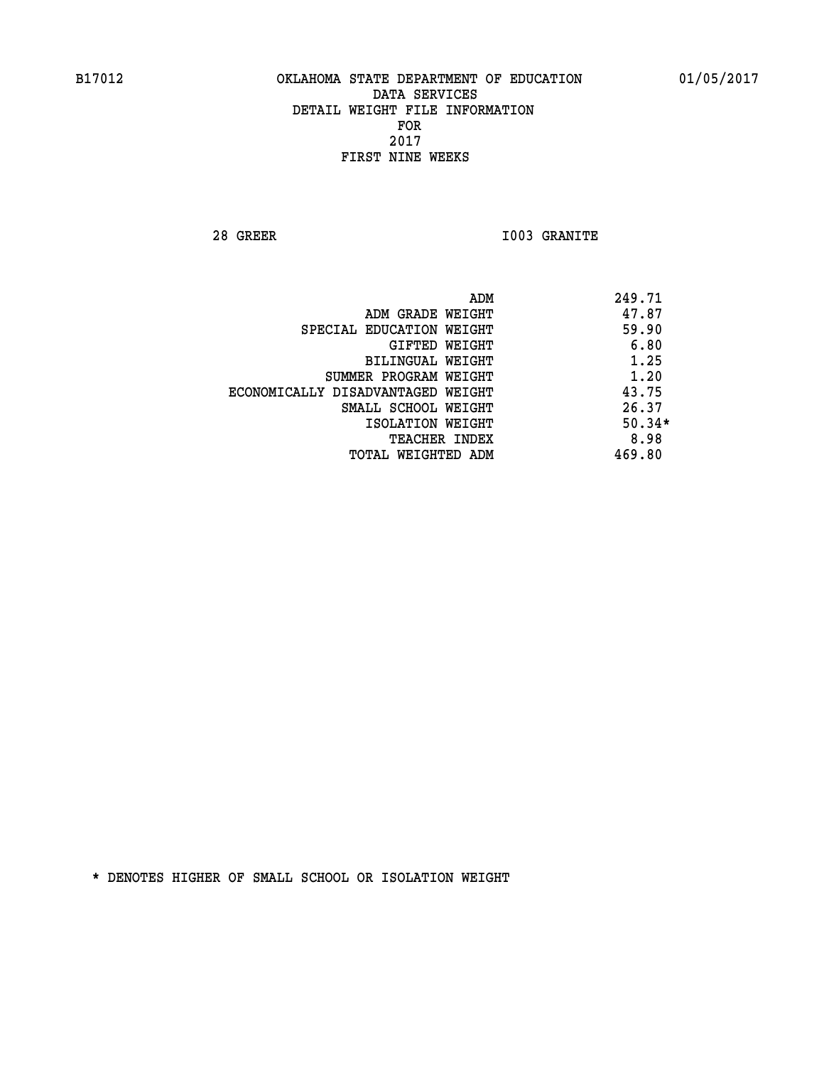B17012 OKLAHOMA STATE DEPARTMENT OF EDUCATION 01/05/2017

DATA SERVICES
DETAIL WEIGHT FILE INFORMATION
FOR
2017
FIRST NINE WEEKS

28 GREER I003 GRANITE

| | |
|---|---|
| ADM | 249.71 |
| ADM GRADE WEIGHT | 47.87 |
| SPECIAL EDUCATION WEIGHT | 59.90 |
| GIFTED WEIGHT | 6.80 |
| BILINGUAL WEIGHT | 1.25 |
| SUMMER PROGRAM WEIGHT | 1.20 |
| ECONOMICALLY DISADVANTAGED WEIGHT | 43.75 |
| SMALL SCHOOL WEIGHT | 26.37 |
| ISOLATION WEIGHT | 50.34* |
| TEACHER INDEX | 8.98 |
| TOTAL WEIGHTED ADM | 469.80 |

* DENOTES HIGHER OF SMALL SCHOOL OR ISOLATION WEIGHT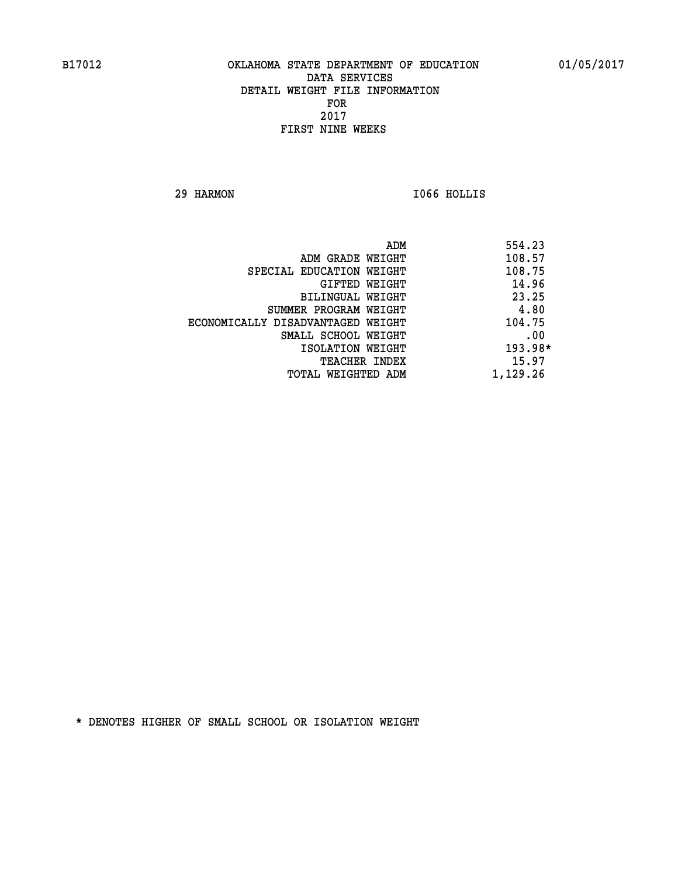B17012 OKLAHOMA STATE DEPARTMENT OF EDUCATION 01/05/2017

DATA SERVICES
DETAIL WEIGHT FILE INFORMATION
FOR
2017
FIRST NINE WEEKS

29 HARMON I066 HOLLIS

| | |
|---|---|
| ADM | 554.23 |
| ADM GRADE WEIGHT | 108.57 |
| SPECIAL EDUCATION WEIGHT | 108.75 |
| GIFTED WEIGHT | 14.96 |
| BILINGUAL WEIGHT | 23.25 |
| SUMMER PROGRAM WEIGHT | 4.80 |
| ECONOMICALLY DISADVANTAGED WEIGHT | 104.75 |
| SMALL SCHOOL WEIGHT | .00 |
| ISOLATION WEIGHT | 193.98* |
| TEACHER INDEX | 15.97 |
| TOTAL WEIGHTED ADM | 1,129.26 |

* DENOTES HIGHER OF SMALL SCHOOL OR ISOLATION WEIGHT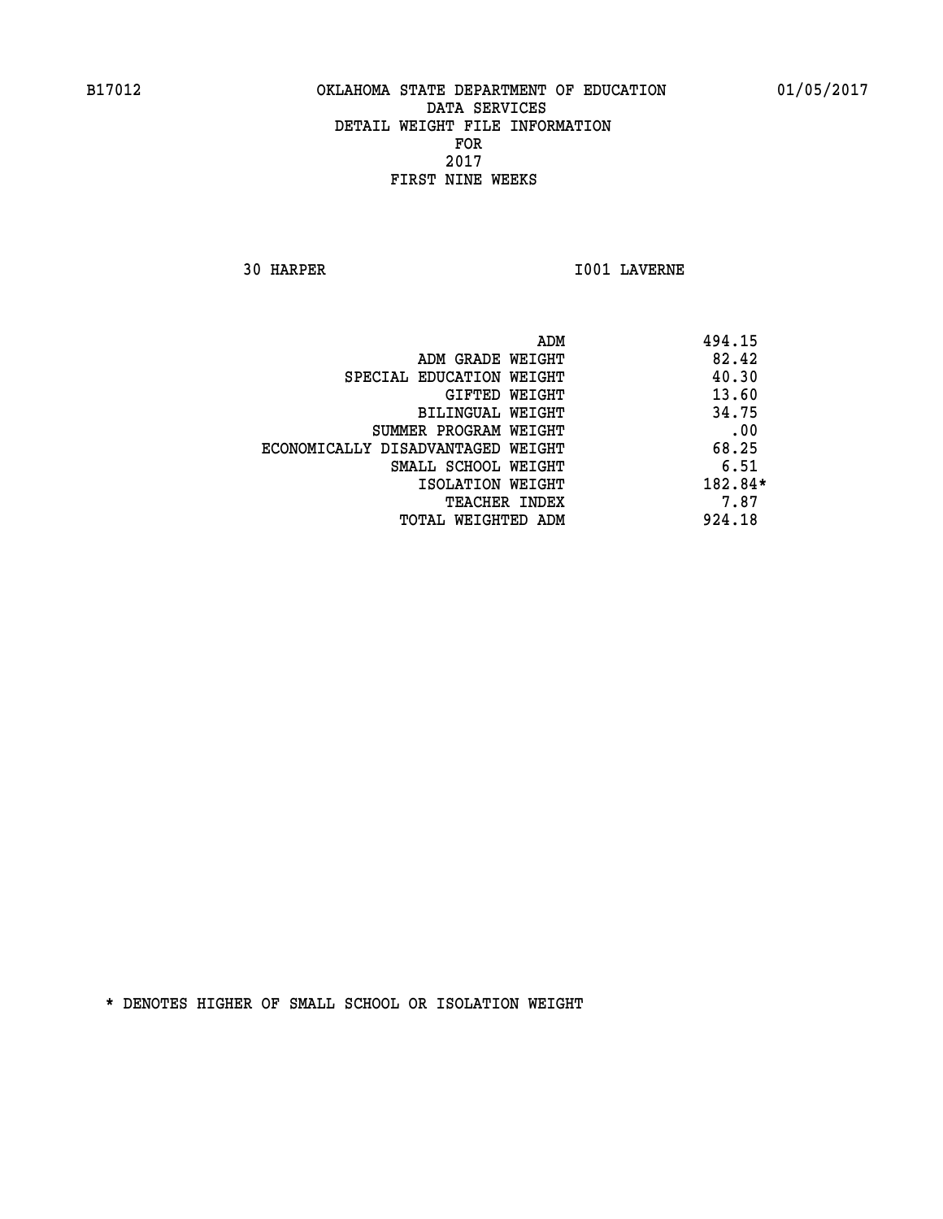B17012 OKLAHOMA STATE DEPARTMENT OF EDUCATION 01/05/2017

DATA SERVICES
DETAIL WEIGHT FILE INFORMATION
FOR
2017
FIRST NINE WEEKS

30 HARPER I001 LAVERNE

| | |
|---|---|
| ADM | 494.15 |
| ADM GRADE WEIGHT | 82.42 |
| SPECIAL EDUCATION WEIGHT | 40.30 |
| GIFTED WEIGHT | 13.60 |
| BILINGUAL WEIGHT | 34.75 |
| SUMMER PROGRAM WEIGHT | .00 |
| ECONOMICALLY DISADVANTAGED WEIGHT | 68.25 |
| SMALL SCHOOL WEIGHT | 6.51 |
| ISOLATION WEIGHT | 182.84* |
| TEACHER INDEX | 7.87 |
| TOTAL WEIGHTED ADM | 924.18 |

* DENOTES HIGHER OF SMALL SCHOOL OR ISOLATION WEIGHT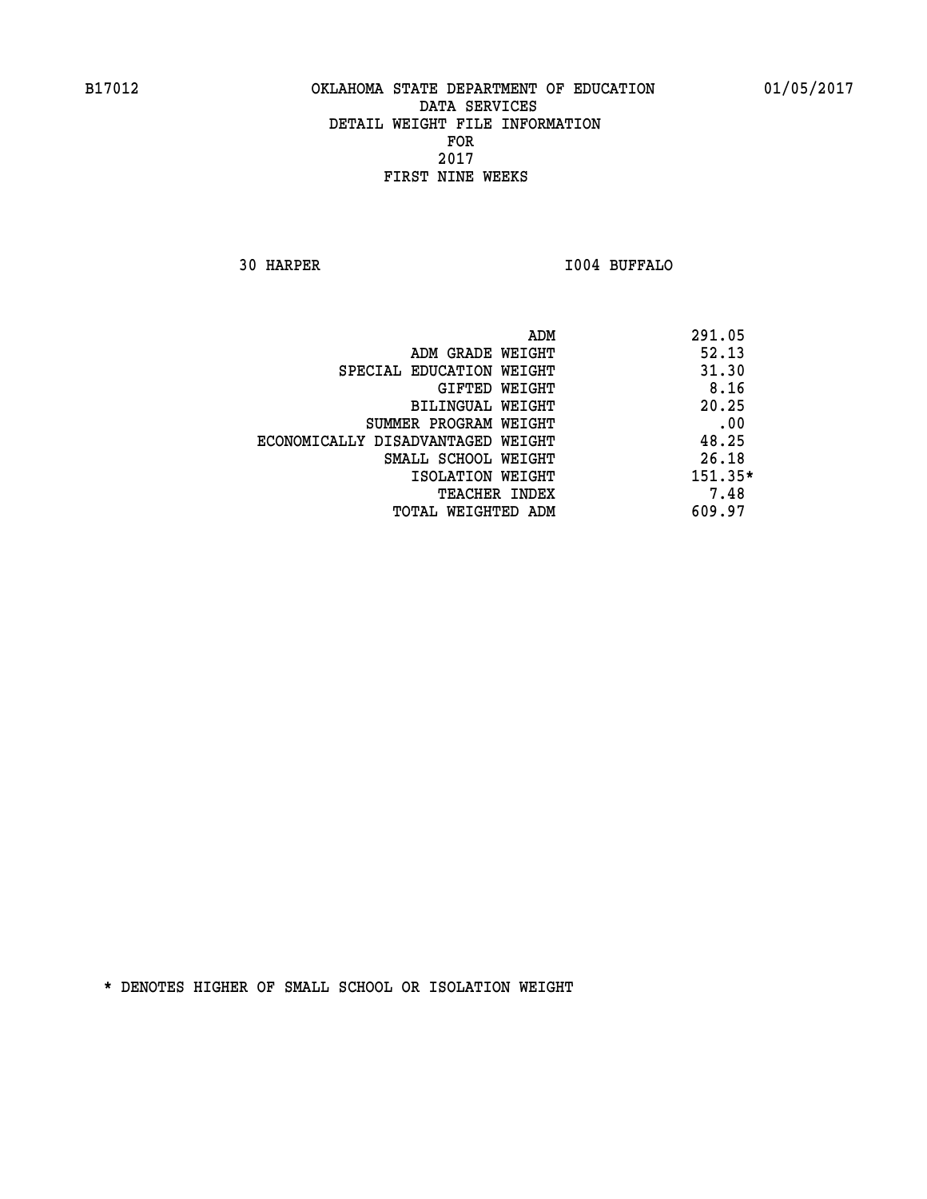B17012 OKLAHOMA STATE DEPARTMENT OF EDUCATION 01/05/2017

DATA SERVICES
DETAIL WEIGHT FILE INFORMATION
FOR
2017
FIRST NINE WEEKS

30 HARPER I004 BUFFALO

| | |
|---|---|
| ADM | 291.05 |
| ADM GRADE WEIGHT | 52.13 |
| SPECIAL EDUCATION WEIGHT | 31.30 |
| GIFTED WEIGHT | 8.16 |
| BILINGUAL WEIGHT | 20.25 |
| SUMMER PROGRAM WEIGHT | .00 |
| ECONOMICALLY DISADVANTAGED WEIGHT | 48.25 |
| SMALL SCHOOL WEIGHT | 26.18 |
| ISOLATION WEIGHT | 151.35* |
| TEACHER INDEX | 7.48 |
| TOTAL WEIGHTED ADM | 609.97 |

* DENOTES HIGHER OF SMALL SCHOOL OR ISOLATION WEIGHT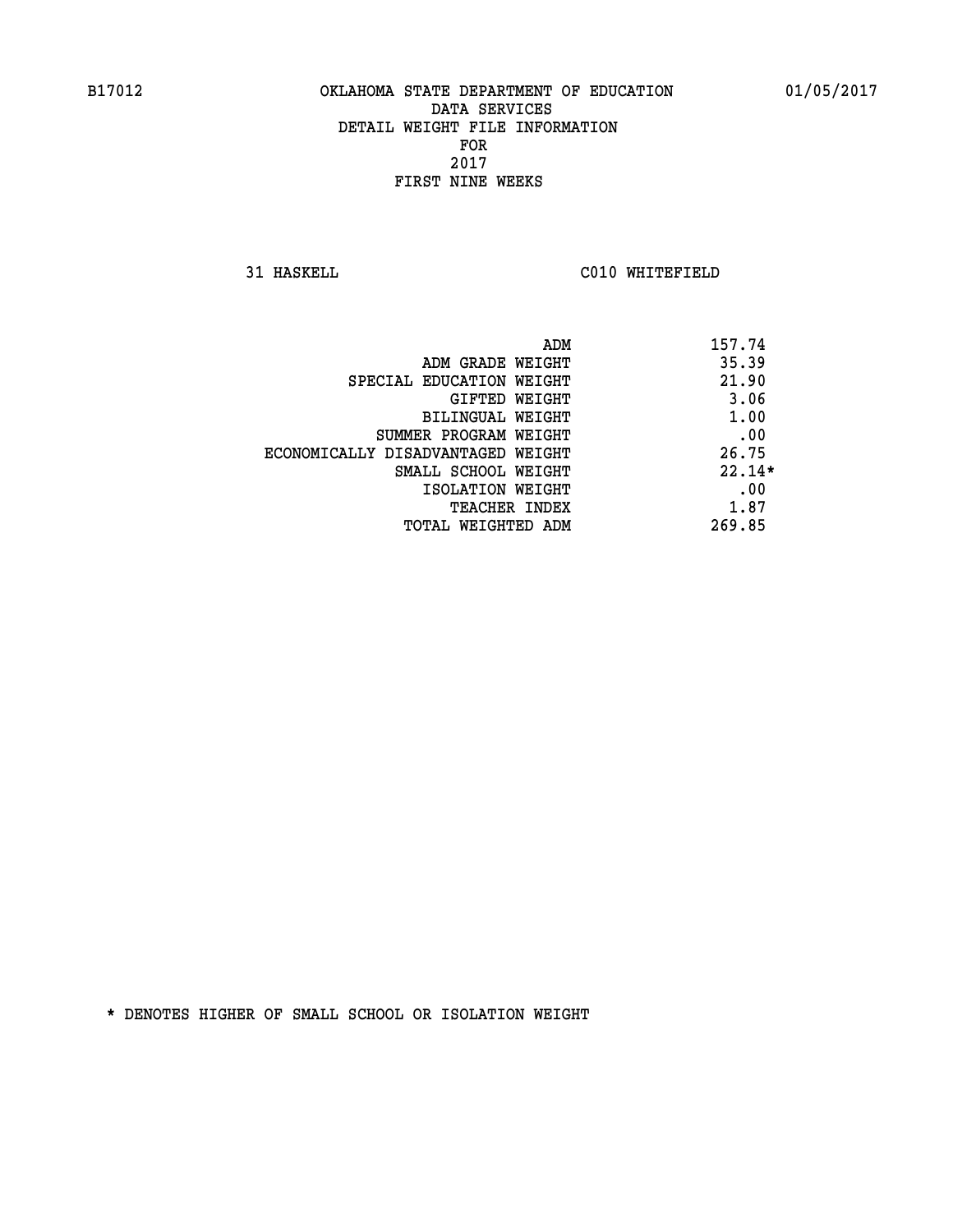B17012 OKLAHOMA STATE DEPARTMENT OF EDUCATION 01/05/2017

DATA SERVICES
DETAIL WEIGHT FILE INFORMATION
FOR
2017
FIRST NINE WEEKS

31 HASKELL C010 WHITEFIELD

| | |
|---|---|
| ADM | 157.74 |
| ADM GRADE WEIGHT | 35.39 |
| SPECIAL EDUCATION WEIGHT | 21.90 |
| GIFTED WEIGHT | 3.06 |
| BILINGUAL WEIGHT | 1.00 |
| SUMMER PROGRAM WEIGHT | .00 |
| ECONOMICALLY DISADVANTAGED WEIGHT | 26.75 |
| SMALL SCHOOL WEIGHT | 22.14* |
| ISOLATION WEIGHT | .00 |
| TEACHER INDEX | 1.87 |
| TOTAL WEIGHTED ADM | 269.85 |

* DENOTES HIGHER OF SMALL SCHOOL OR ISOLATION WEIGHT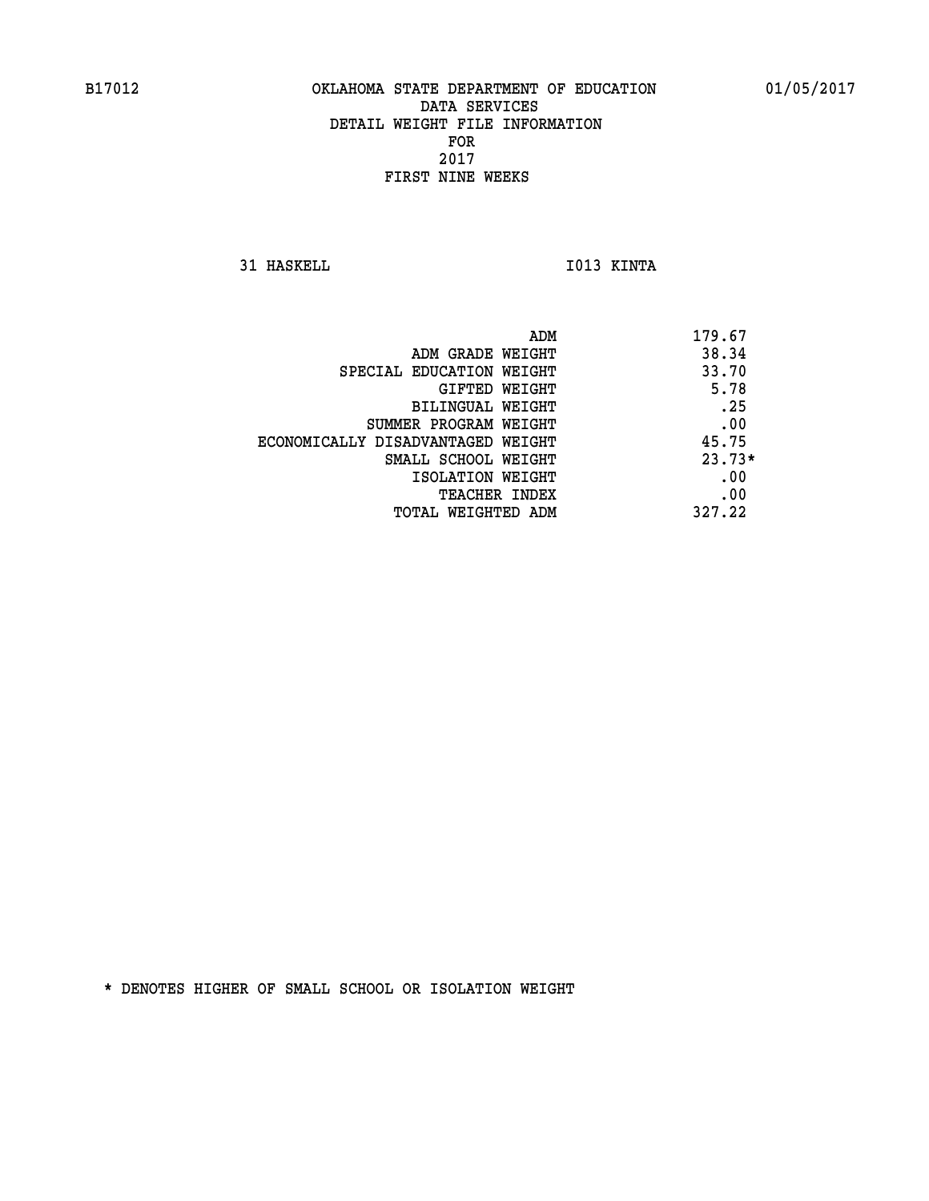B17012 OKLAHOMA STATE DEPARTMENT OF EDUCATION 01/05/2017

DATA SERVICES
DETAIL WEIGHT FILE INFORMATION
FOR
2017
FIRST NINE WEEKS

31 HASKELL I013 KINTA

| | |
|---|---|
| ADM | 179.67 |
| ADM GRADE WEIGHT | 38.34 |
| SPECIAL EDUCATION WEIGHT | 33.70 |
| GIFTED WEIGHT | 5.78 |
| BILINGUAL WEIGHT | .25 |
| SUMMER PROGRAM WEIGHT | .00 |
| ECONOMICALLY DISADVANTAGED WEIGHT | 45.75 |
| SMALL SCHOOL WEIGHT | 23.73* |
| ISOLATION WEIGHT | .00 |
| TEACHER INDEX | .00 |
| TOTAL WEIGHTED ADM | 327.22 |

* DENOTES HIGHER OF SMALL SCHOOL OR ISOLATION WEIGHT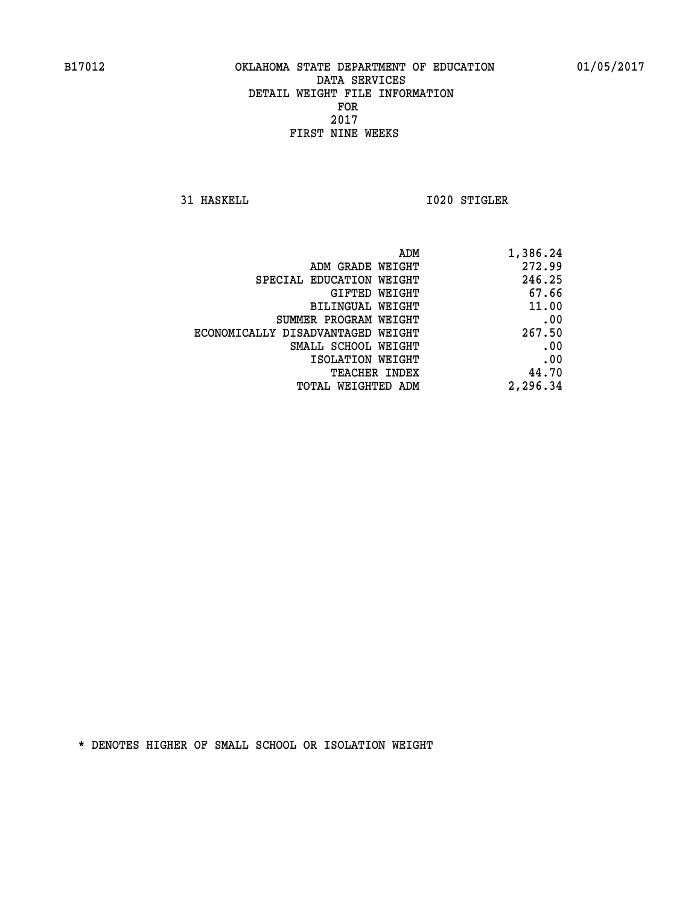B17012 OKLAHOMA STATE DEPARTMENT OF EDUCATION 01/05/2017

DATA SERVICES
DETAIL WEIGHT FILE INFORMATION
FOR
2017
FIRST NINE WEEKS

31 HASKELL I020 STIGLER

| | |
|---|---|
| ADM | 1,386.24 |
| ADM GRADE WEIGHT | 272.99 |
| SPECIAL EDUCATION WEIGHT | 246.25 |
| GIFTED WEIGHT | 67.66 |
| BILINGUAL WEIGHT | 11.00 |
| SUMMER PROGRAM WEIGHT | .00 |
| ECONOMICALLY DISADVANTAGED WEIGHT | 267.50 |
| SMALL SCHOOL WEIGHT | .00 |
| ISOLATION WEIGHT | .00 |
| TEACHER INDEX | 44.70 |
| TOTAL WEIGHTED ADM | 2,296.34 |

* DENOTES HIGHER OF SMALL SCHOOL OR ISOLATION WEIGHT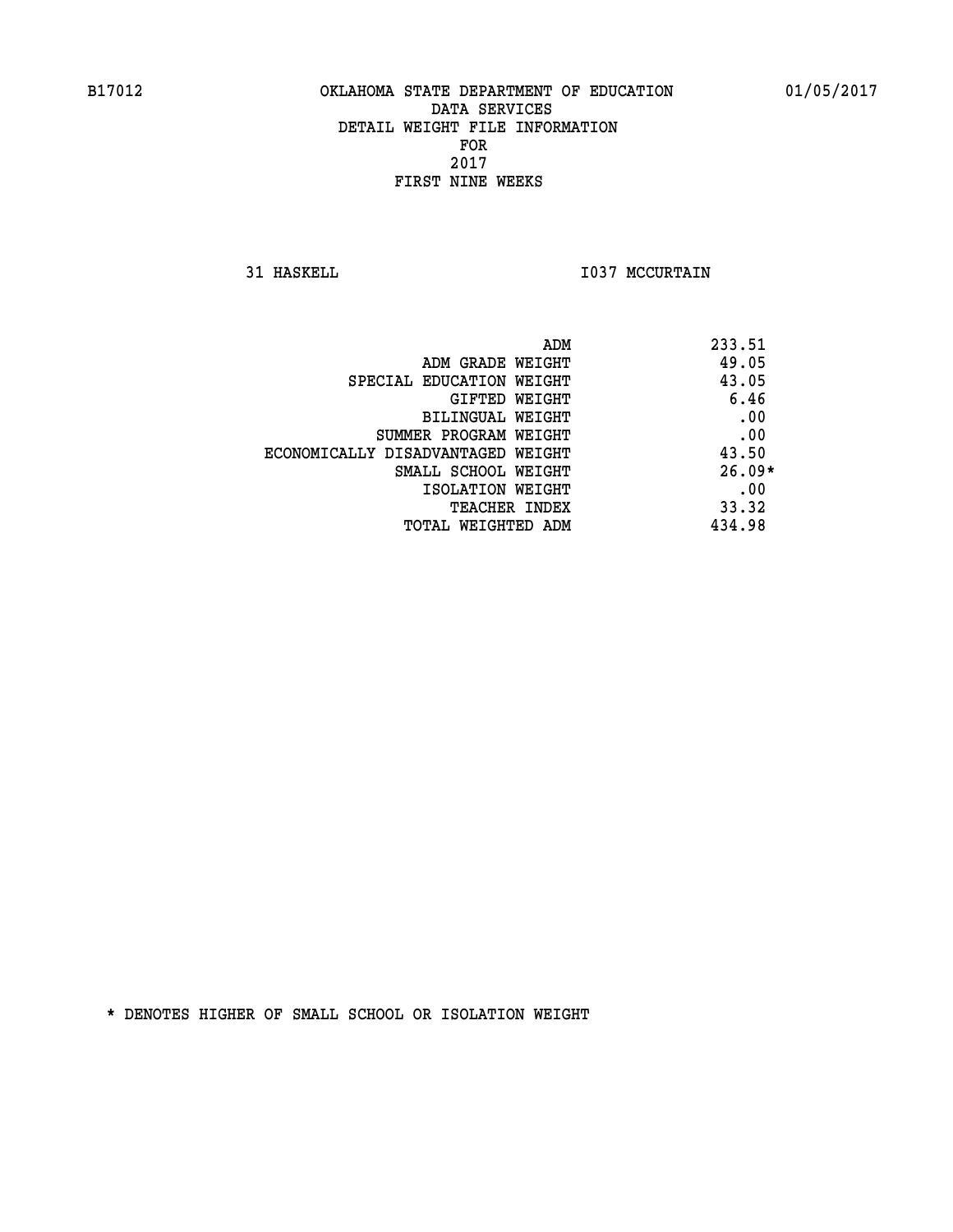B17012 OKLAHOMA STATE DEPARTMENT OF EDUCATION 01/05/2017

DATA SERVICES
DETAIL WEIGHT FILE INFORMATION
FOR
2017
FIRST NINE WEEKS

31 HASKELL I037 MCCURTAIN

| | |
|---|---|
| ADM | 233.51 |
| ADM GRADE WEIGHT | 49.05 |
| SPECIAL EDUCATION WEIGHT | 43.05 |
| GIFTED WEIGHT | 6.46 |
| BILINGUAL WEIGHT | .00 |
| SUMMER PROGRAM WEIGHT | .00 |
| ECONOMICALLY DISADVANTAGED WEIGHT | 43.50 |
| SMALL SCHOOL WEIGHT | 26.09* |
| ISOLATION WEIGHT | .00 |
| TEACHER INDEX | 33.32 |
| TOTAL WEIGHTED ADM | 434.98 |

* DENOTES HIGHER OF SMALL SCHOOL OR ISOLATION WEIGHT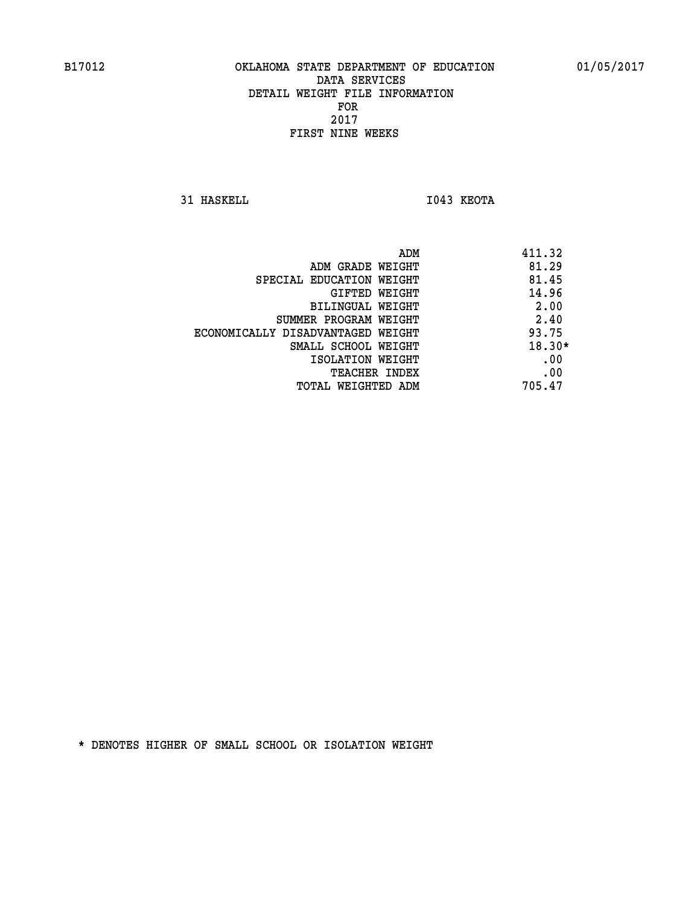B17012 OKLAHOMA STATE DEPARTMENT OF EDUCATION 01/05/2017

DATA SERVICES
DETAIL WEIGHT FILE INFORMATION
FOR
2017
FIRST NINE WEEKS

31 HASKELL I043 KEOTA

| | |
|---|---|
| ADM | 411.32 |
| ADM GRADE WEIGHT | 81.29 |
| SPECIAL EDUCATION WEIGHT | 81.45 |
| GIFTED WEIGHT | 14.96 |
| BILINGUAL WEIGHT | 2.00 |
| SUMMER PROGRAM WEIGHT | 2.40 |
| ECONOMICALLY DISADVANTAGED WEIGHT | 93.75 |
| SMALL SCHOOL WEIGHT | 18.30* |
| ISOLATION WEIGHT | .00 |
| TEACHER INDEX | .00 |
| TOTAL WEIGHTED ADM | 705.47 |

* DENOTES HIGHER OF SMALL SCHOOL OR ISOLATION WEIGHT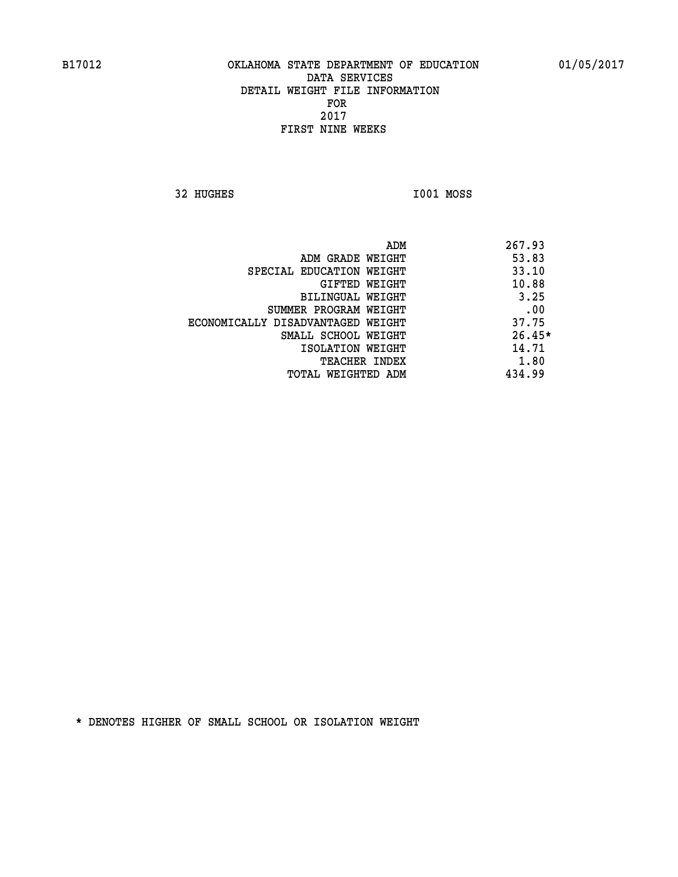B17012 OKLAHOMA STATE DEPARTMENT OF EDUCATION 01/05/2017

DATA SERVICES
DETAIL WEIGHT FILE INFORMATION
FOR
2017
FIRST NINE WEEKS

32 HUGHES I001 MOSS

| | |
|---|---|
| ADM | 267.93 |
| ADM GRADE WEIGHT | 53.83 |
| SPECIAL EDUCATION WEIGHT | 33.10 |
| GIFTED WEIGHT | 10.88 |
| BILINGUAL WEIGHT | 3.25 |
| SUMMER PROGRAM WEIGHT | .00 |
| ECONOMICALLY DISADVANTAGED WEIGHT | 37.75 |
| SMALL SCHOOL WEIGHT | 26.45* |
| ISOLATION WEIGHT | 14.71 |
| TEACHER INDEX | 1.80 |
| TOTAL WEIGHTED ADM | 434.99 |

* DENOTES HIGHER OF SMALL SCHOOL OR ISOLATION WEIGHT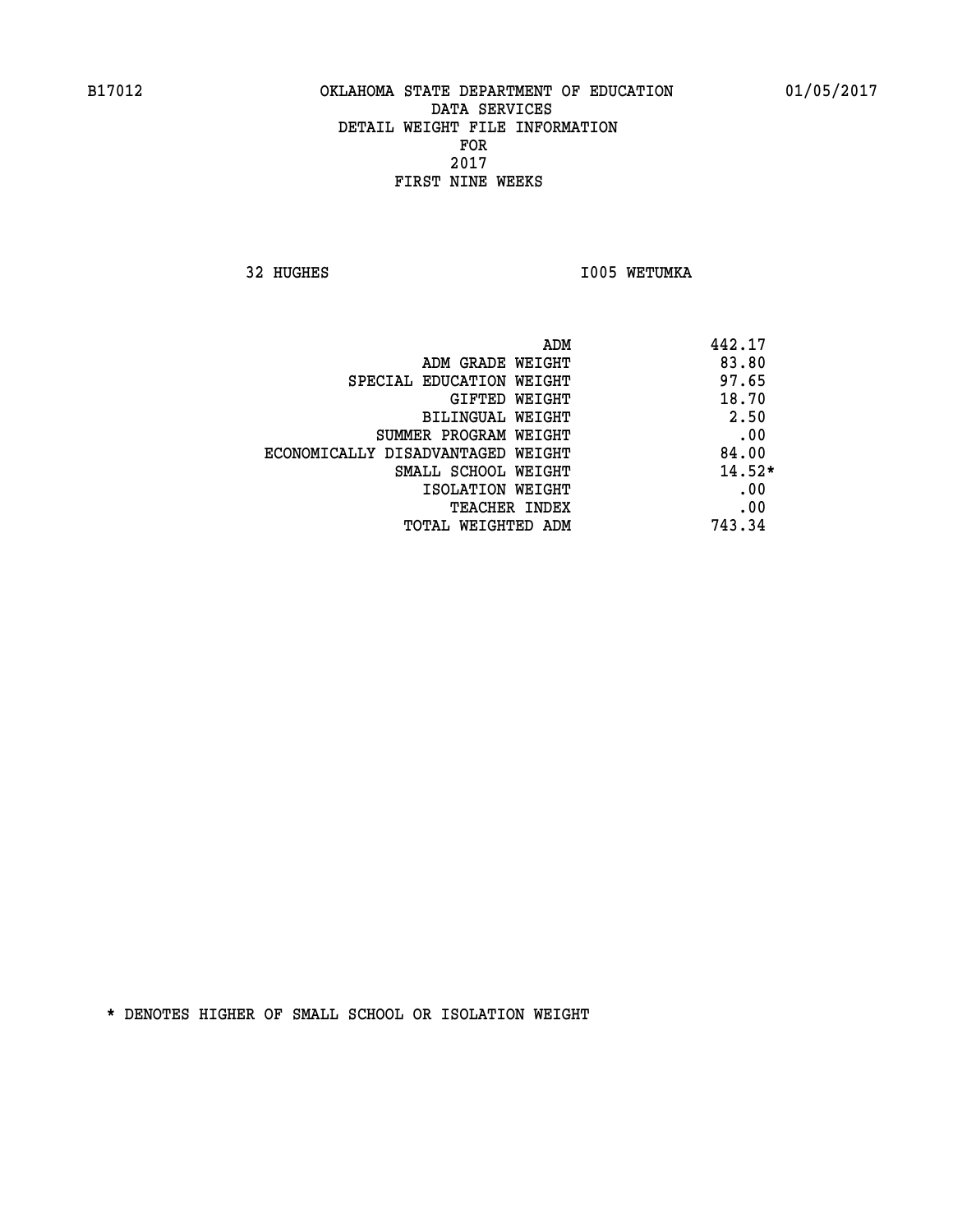B17012 OKLAHOMA STATE DEPARTMENT OF EDUCATION 01/05/2017

DATA SERVICES

DETAIL WEIGHT FILE INFORMATION

FOR

2017

FIRST NINE WEEKS

32 HUGHES I005 WETUMKA

| | |
|---|---|
| ADM | 442.17 |
| ADM GRADE WEIGHT | 83.80 |
| SPECIAL EDUCATION WEIGHT | 97.65 |
| GIFTED WEIGHT | 18.70 |
| BILINGUAL WEIGHT | 2.50 |
| SUMMER PROGRAM WEIGHT | .00 |
| ECONOMICALLY DISADVANTAGED WEIGHT | 84.00 |
| SMALL SCHOOL WEIGHT | 14.52* |
| ISOLATION WEIGHT | .00 |
| TEACHER INDEX | .00 |
| TOTAL WEIGHTED ADM | 743.34 |

* DENOTES HIGHER OF SMALL SCHOOL OR ISOLATION WEIGHT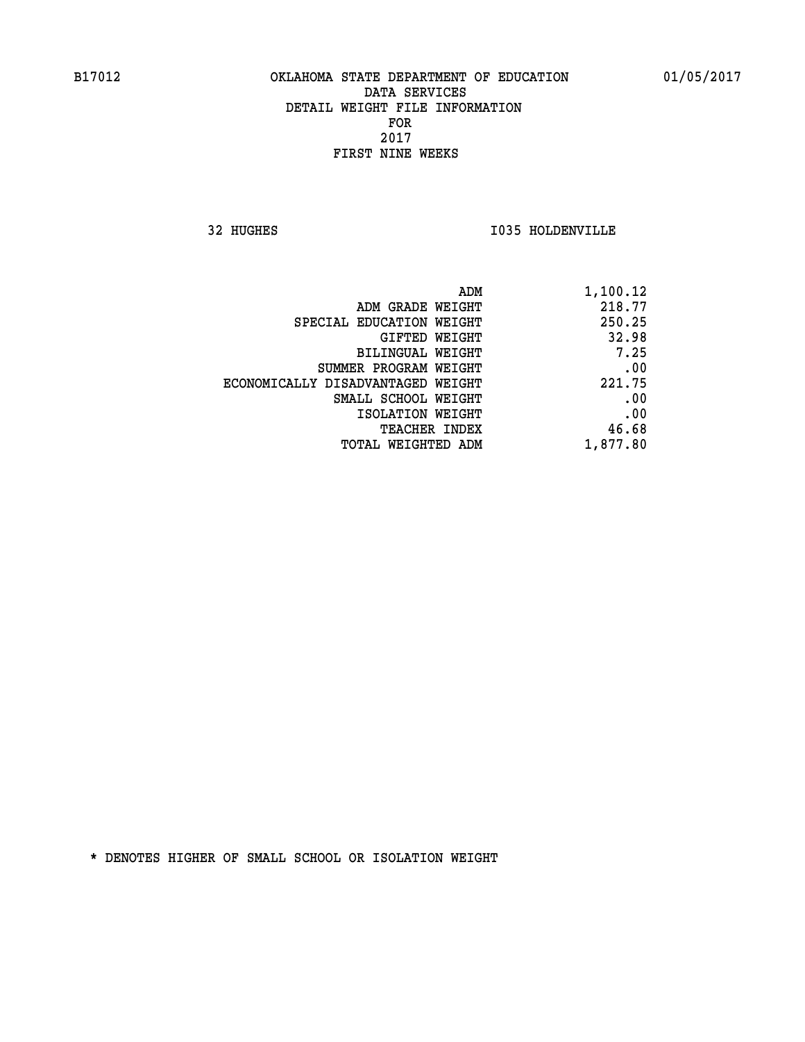B17012 OKLAHOMA STATE DEPARTMENT OF EDUCATION 01/05/2017

DATA SERVICES
DETAIL WEIGHT FILE INFORMATION
FOR
2017
FIRST NINE WEEKS

32 HUGHES I035 HOLDENVILLE

| | |
|---|---|
| ADM | 1,100.12 |
| ADM GRADE WEIGHT | 218.77 |
| SPECIAL EDUCATION WEIGHT | 250.25 |
| GIFTED WEIGHT | 32.98 |
| BILINGUAL WEIGHT | 7.25 |
| SUMMER PROGRAM WEIGHT | .00 |
| ECONOMICALLY DISADVANTAGED WEIGHT | 221.75 |
| SMALL SCHOOL WEIGHT | .00 |
| ISOLATION WEIGHT | .00 |
| TEACHER INDEX | 46.68 |
| TOTAL WEIGHTED ADM | 1,877.80 |

* DENOTES HIGHER OF SMALL SCHOOL OR ISOLATION WEIGHT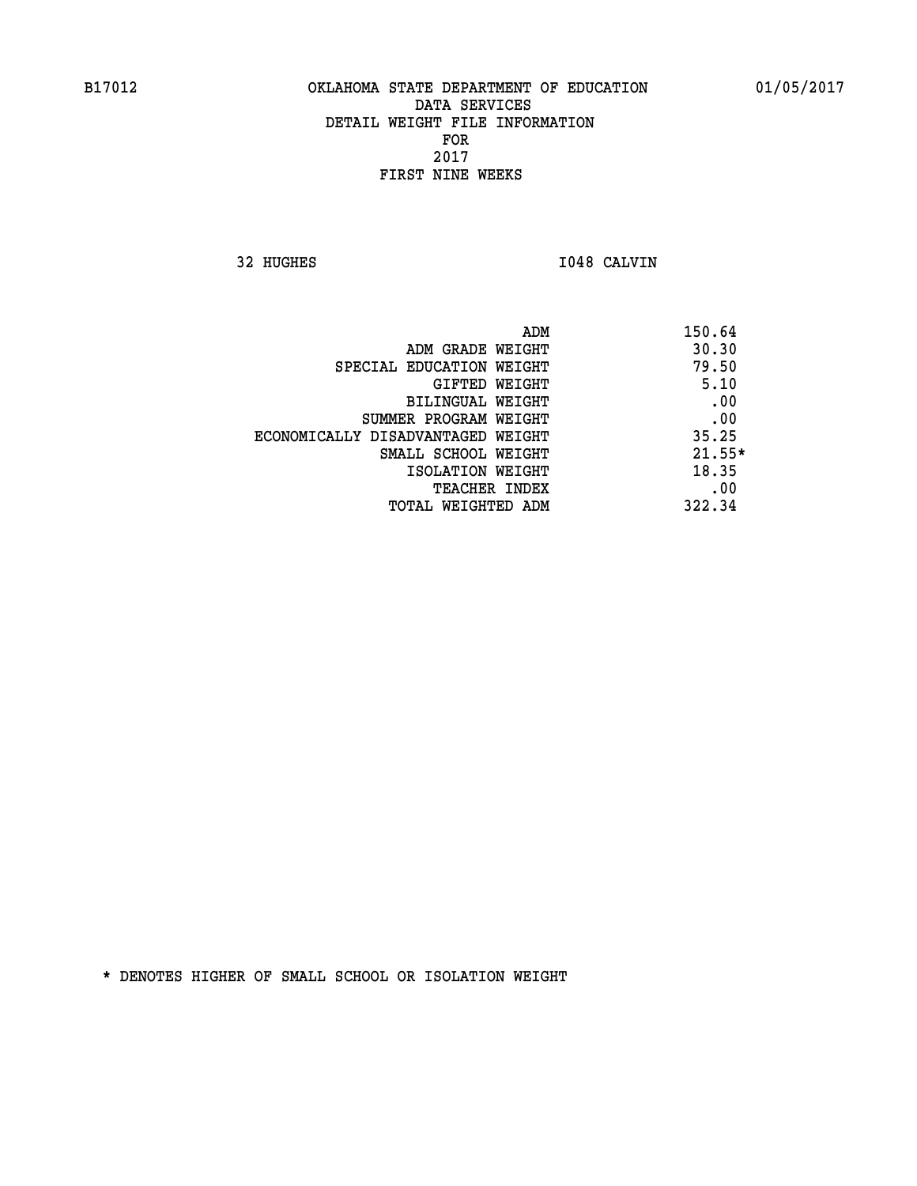B17012 OKLAHOMA STATE DEPARTMENT OF EDUCATION 01/05/2017
DATA SERVICES
DETAIL WEIGHT FILE INFORMATION
FOR
2017
FIRST NINE WEEKS

32 HUGHES I048 CALVIN

| | |
|---|---|
| ADM | 150.64 |
| ADM GRADE WEIGHT | 30.30 |
| SPECIAL EDUCATION WEIGHT | 79.50 |
| GIFTED WEIGHT | 5.10 |
| BILINGUAL WEIGHT | .00 |
| SUMMER PROGRAM WEIGHT | .00 |
| ECONOMICALLY DISADVANTAGED WEIGHT | 35.25 |
| SMALL SCHOOL WEIGHT | 21.55* |
| ISOLATION WEIGHT | 18.35 |
| TEACHER INDEX | .00 |
| TOTAL WEIGHTED ADM | 322.34 |

* DENOTES HIGHER OF SMALL SCHOOL OR ISOLATION WEIGHT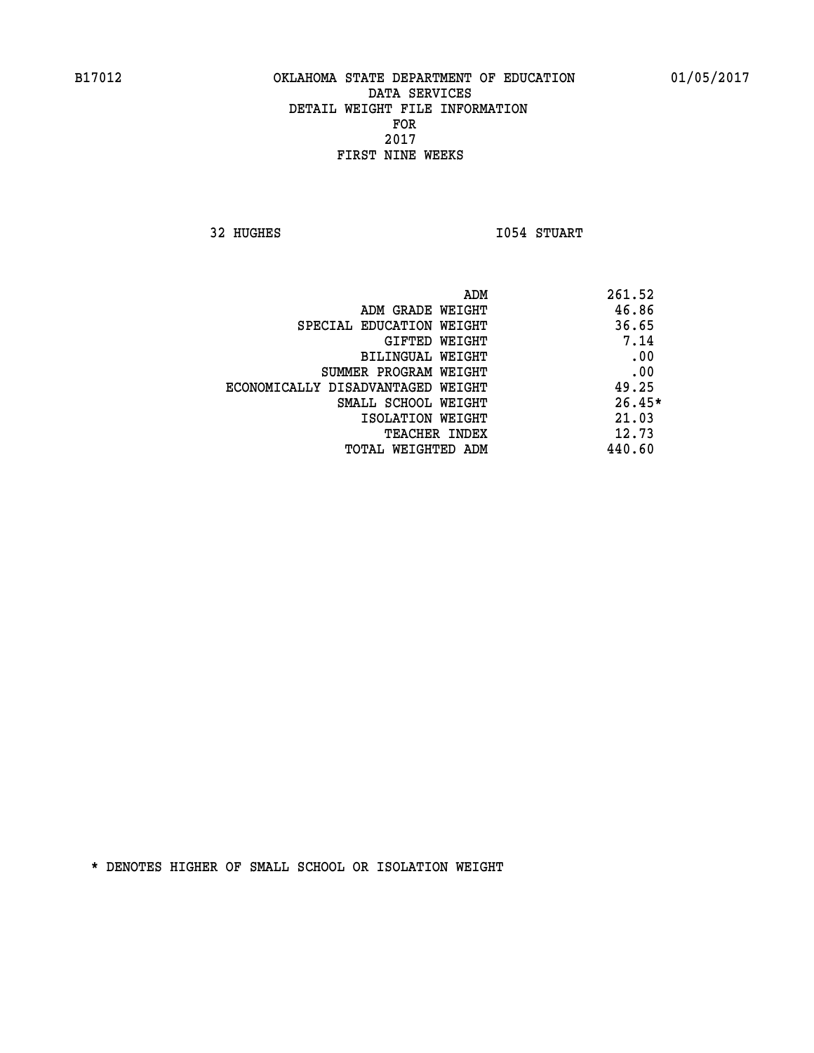B17012 OKLAHOMA STATE DEPARTMENT OF EDUCATION 01/05/2017

DATA SERVICES
DETAIL WEIGHT FILE INFORMATION
FOR
2017
FIRST NINE WEEKS

32 HUGHES I054 STUART

| | |
|---|---|
| ADM | 261.52 |
| ADM GRADE WEIGHT | 46.86 |
| SPECIAL EDUCATION WEIGHT | 36.65 |
| GIFTED WEIGHT | 7.14 |
| BILINGUAL WEIGHT | .00 |
| SUMMER PROGRAM WEIGHT | .00 |
| ECONOMICALLY DISADVANTAGED WEIGHT | 49.25 |
| SMALL SCHOOL WEIGHT | 26.45* |
| ISOLATION WEIGHT | 21.03 |
| TEACHER INDEX | 12.73 |
| TOTAL WEIGHTED ADM | 440.60 |

* DENOTES HIGHER OF SMALL SCHOOL OR ISOLATION WEIGHT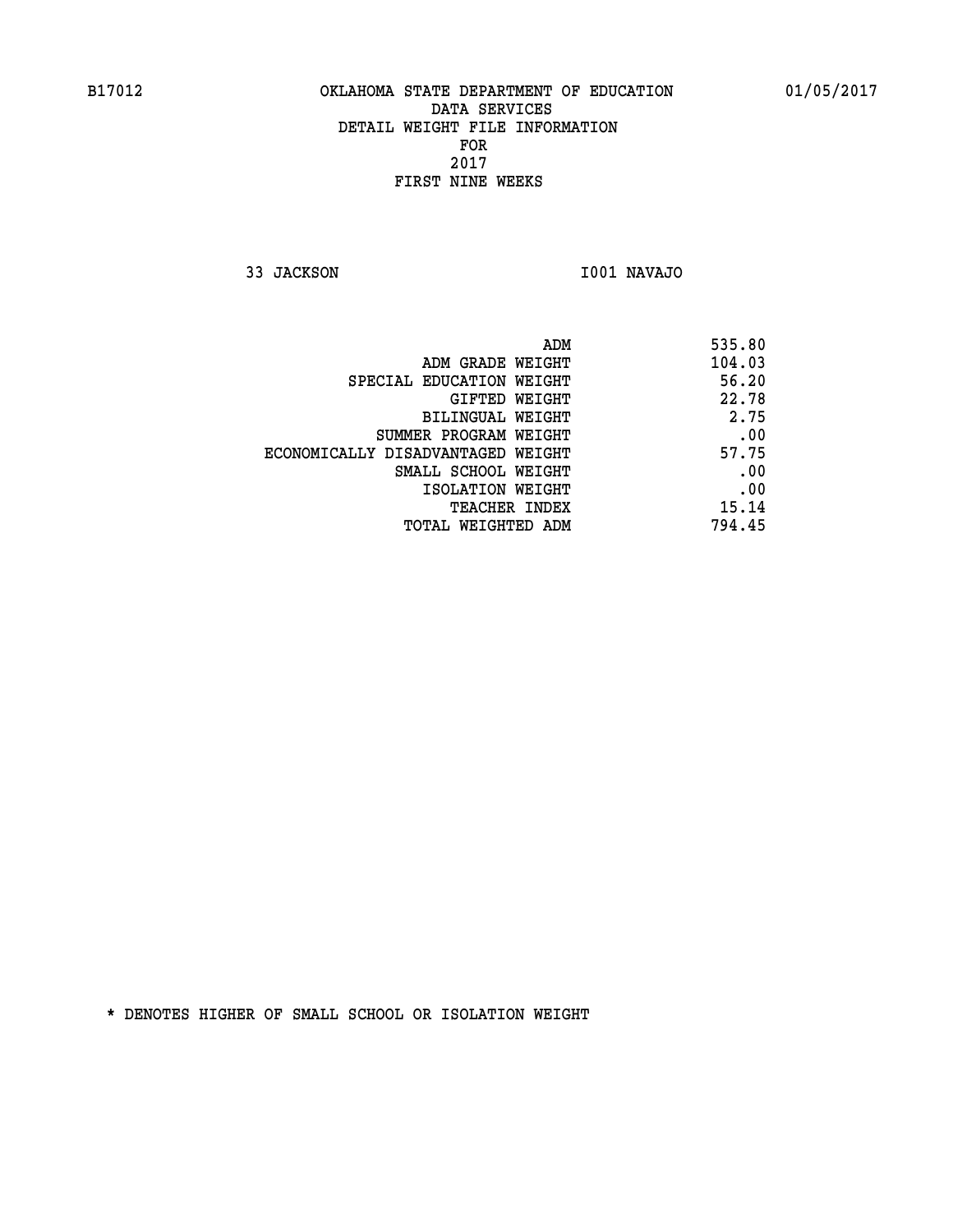B17012 OKLAHOMA STATE DEPARTMENT OF EDUCATION 01/05/2017

DATA SERVICES
DETAIL WEIGHT FILE INFORMATION
FOR
2017
FIRST NINE WEEKS

33 JACKSON I001 NAVAJO

| | |
|---|---|
| ADM | 535.80 |
| ADM GRADE WEIGHT | 104.03 |
| SPECIAL EDUCATION WEIGHT | 56.20 |
| GIFTED WEIGHT | 22.78 |
| BILINGUAL WEIGHT | 2.75 |
| SUMMER PROGRAM WEIGHT | .00 |
| ECONOMICALLY DISADVANTAGED WEIGHT | 57.75 |
| SMALL SCHOOL WEIGHT | .00 |
| ISOLATION WEIGHT | .00 |
| TEACHER INDEX | 15.14 |
| TOTAL WEIGHTED ADM | 794.45 |

* DENOTES HIGHER OF SMALL SCHOOL OR ISOLATION WEIGHT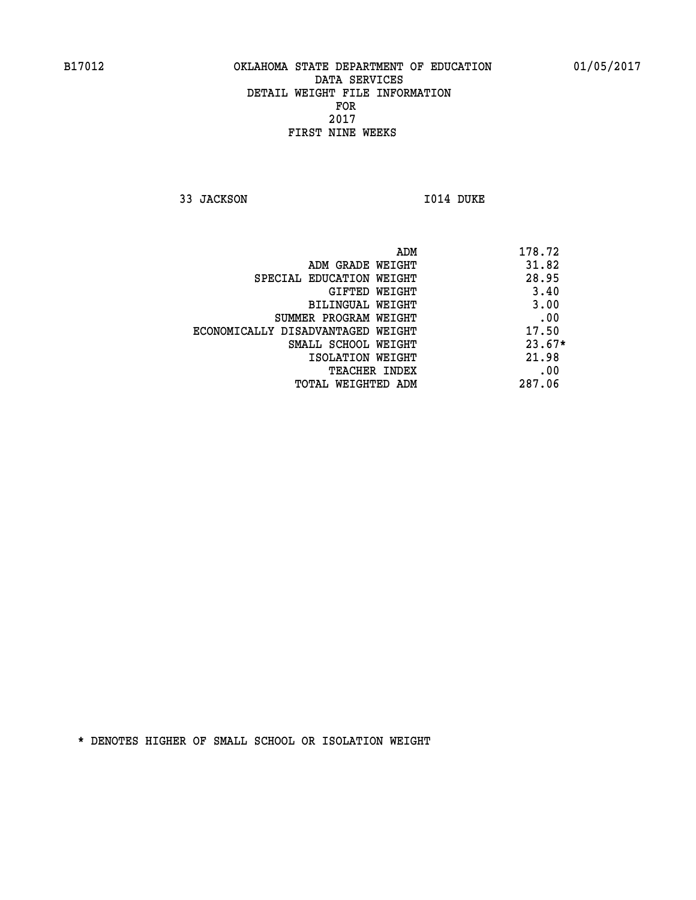B17012 OKLAHOMA STATE DEPARTMENT OF EDUCATION 01/05/2017

DATA SERVICES
DETAIL WEIGHT FILE INFORMATION
FOR
2017
FIRST NINE WEEKS

33 JACKSON I014 DUKE

| | |
|---|---|
| ADM | 178.72 |
| ADM GRADE WEIGHT | 31.82 |
| SPECIAL EDUCATION WEIGHT | 28.95 |
| GIFTED WEIGHT | 3.40 |
| BILINGUAL WEIGHT | 3.00 |
| SUMMER PROGRAM WEIGHT | .00 |
| ECONOMICALLY DISADVANTAGED WEIGHT | 17.50 |
| SMALL SCHOOL WEIGHT | 23.67* |
| ISOLATION WEIGHT | 21.98 |
| TEACHER INDEX | .00 |
| TOTAL WEIGHTED ADM | 287.06 |

* DENOTES HIGHER OF SMALL SCHOOL OR ISOLATION WEIGHT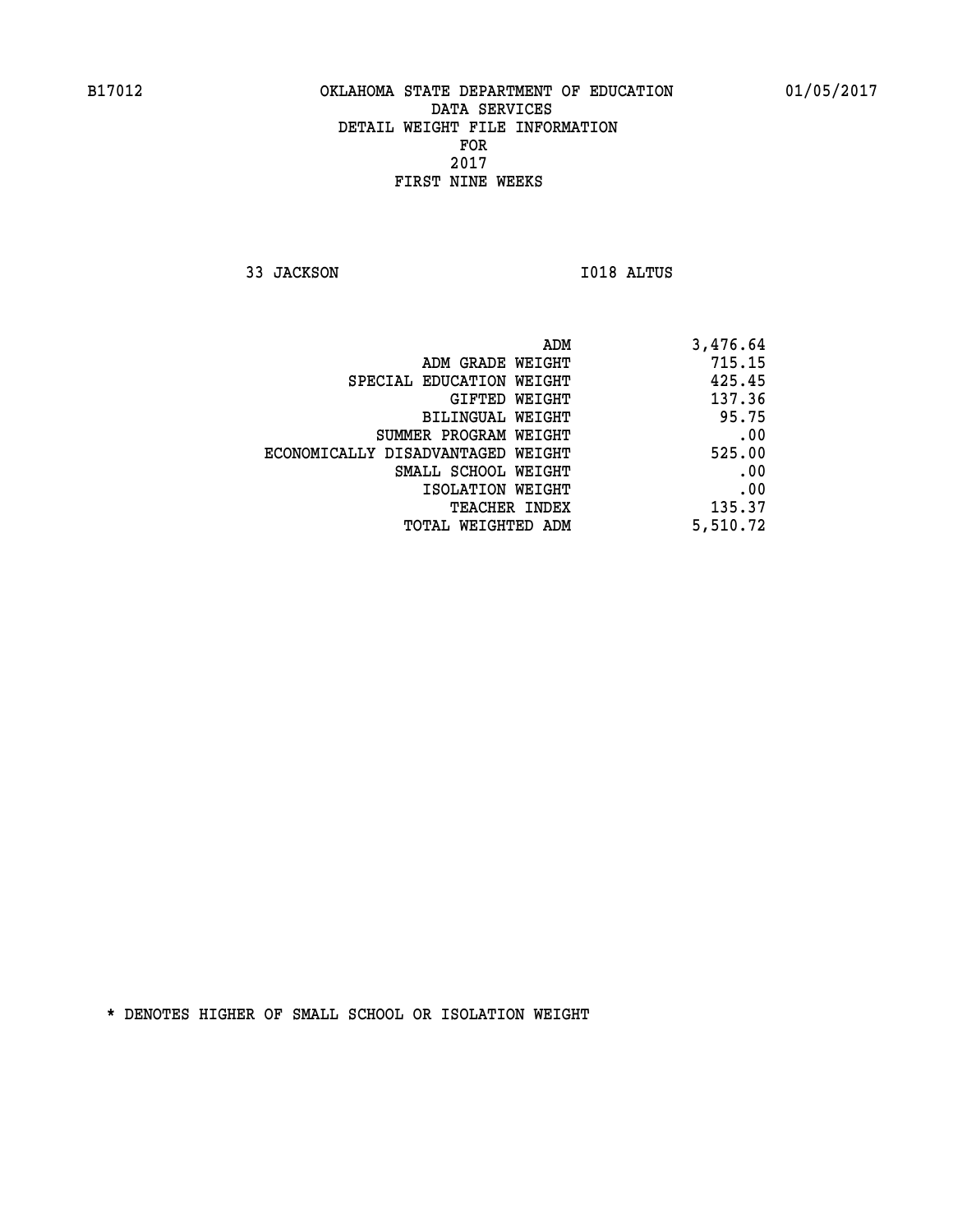# OKLAHOMA STATE DEPARTMENT OF EDUCATION
## DATA SERVICES
## DETAIL WEIGHT FILE INFORMATION
## FOR
## 2017
## FIRST NINE WEEKS

B17012 — 01/05/2017

33 JACKSON — I018 ALTUS

| | |
|---|---:|
| ADM | 3,476.64 |
| ADM GRADE WEIGHT | 715.15 |
| SPECIAL EDUCATION WEIGHT | 425.45 |
| GIFTED WEIGHT | 137.36 |
| BILINGUAL WEIGHT | 95.75 |
| SUMMER PROGRAM WEIGHT | .00 |
| ECONOMICALLY DISADVANTAGED WEIGHT | 525.00 |
| SMALL SCHOOL WEIGHT | .00 |
| ISOLATION WEIGHT | .00 |
| TEACHER INDEX | 135.37 |
| TOTAL WEIGHTED ADM | 5,510.72 |

* DENOTES HIGHER OF SMALL SCHOOL OR ISOLATION WEIGHT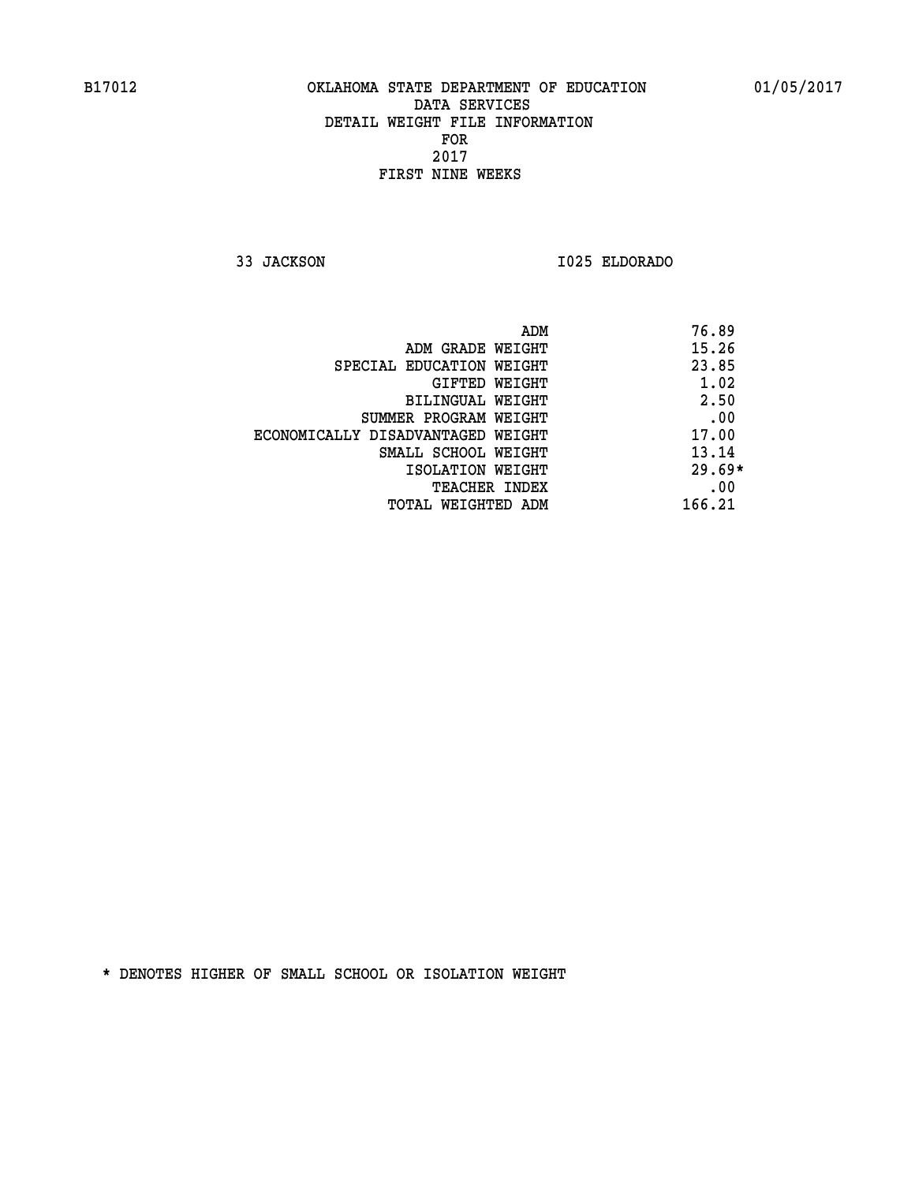B17012 OKLAHOMA STATE DEPARTMENT OF EDUCATION 01/05/2017

DATA SERVICES
DETAIL WEIGHT FILE INFORMATION
FOR
2017
FIRST NINE WEEKS

33 JACKSON I025 ELDORADO

| | |
|---|---|
| ADM | 76.89 |
| ADM GRADE WEIGHT | 15.26 |
| SPECIAL EDUCATION WEIGHT | 23.85 |
| GIFTED WEIGHT | 1.02 |
| BILINGUAL WEIGHT | 2.50 |
| SUMMER PROGRAM WEIGHT | .00 |
| ECONOMICALLY DISADVANTAGED WEIGHT | 17.00 |
| SMALL SCHOOL WEIGHT | 13.14 |
| ISOLATION WEIGHT | 29.69* |
| TEACHER INDEX | .00 |
| TOTAL WEIGHTED ADM | 166.21 |

* DENOTES HIGHER OF SMALL SCHOOL OR ISOLATION WEIGHT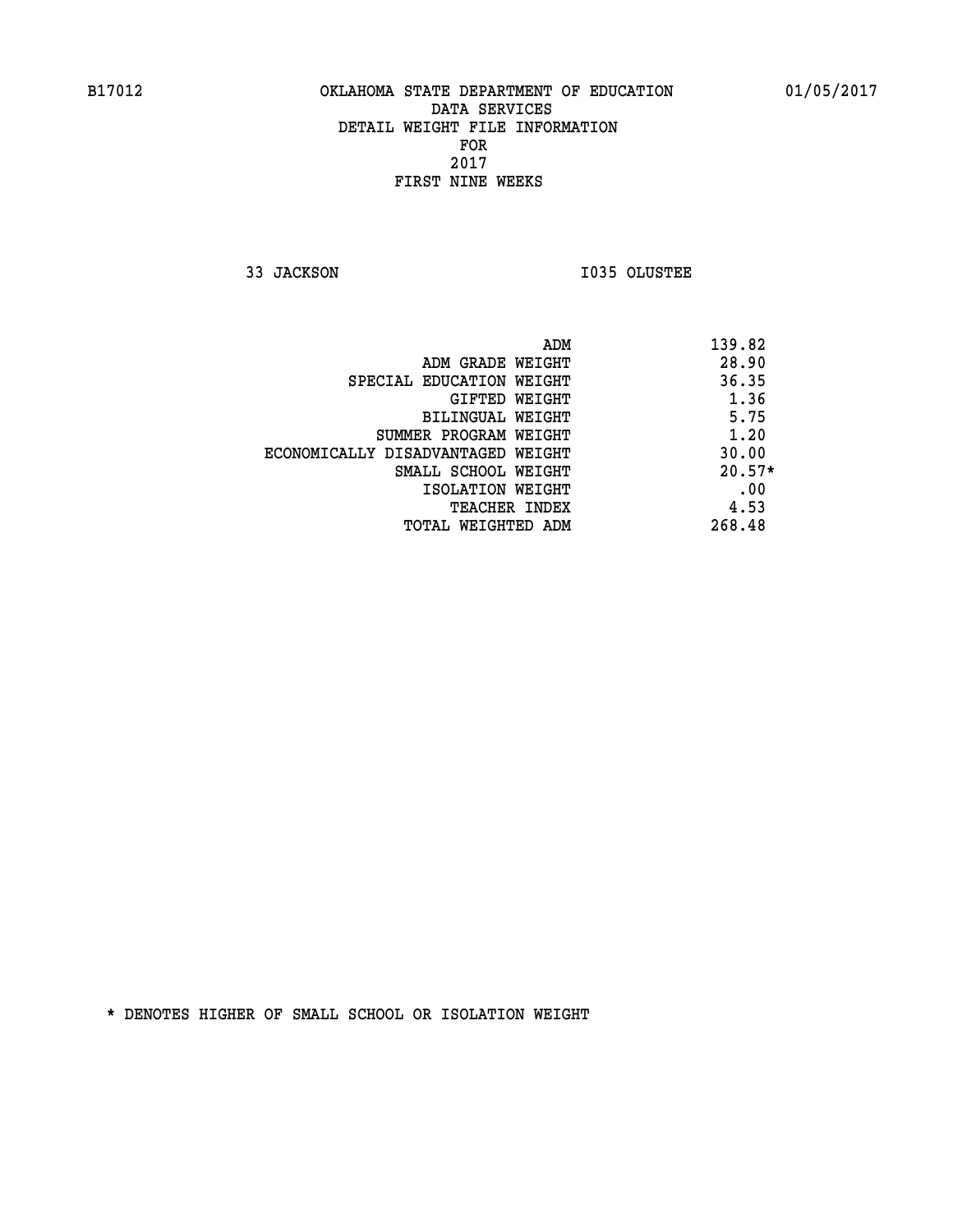B17012 OKLAHOMA STATE DEPARTMENT OF EDUCATION 01/05/2017

DATA SERVICES
DETAIL WEIGHT FILE INFORMATION
FOR
2017
FIRST NINE WEEKS

33 JACKSON I035 OLUSTEE

| | |
|---|---|
| ADM | 139.82 |
| ADM GRADE WEIGHT | 28.90 |
| SPECIAL EDUCATION WEIGHT | 36.35 |
| GIFTED WEIGHT | 1.36 |
| BILINGUAL WEIGHT | 5.75 |
| SUMMER PROGRAM WEIGHT | 1.20 |
| ECONOMICALLY DISADVANTAGED WEIGHT | 30.00 |
| SMALL SCHOOL WEIGHT | 20.57* |
| ISOLATION WEIGHT | .00 |
| TEACHER INDEX | 4.53 |
| TOTAL WEIGHTED ADM | 268.48 |

* DENOTES HIGHER OF SMALL SCHOOL OR ISOLATION WEIGHT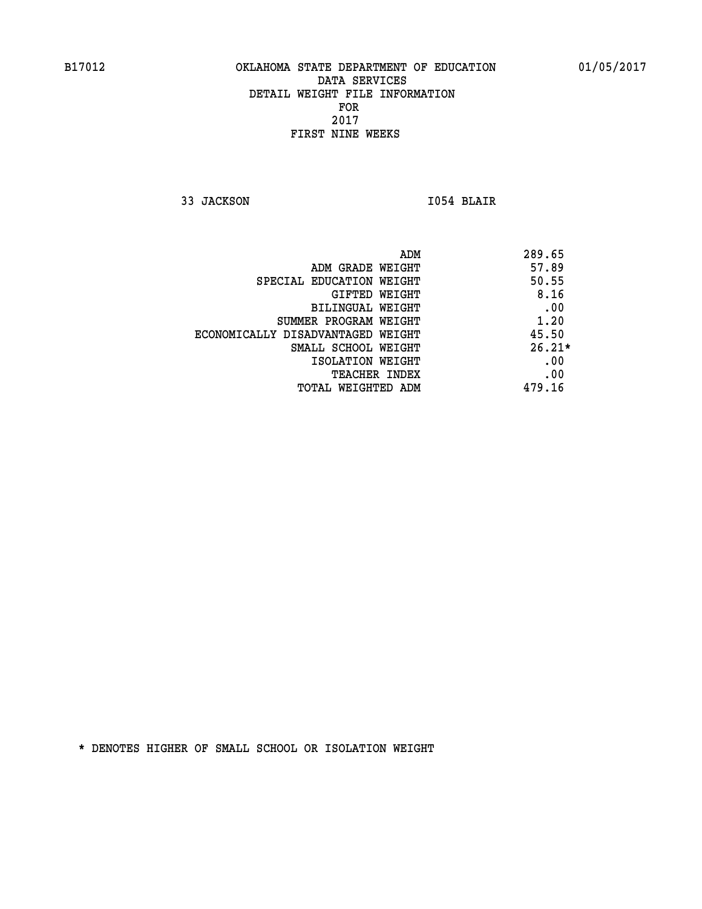B17012 OKLAHOMA STATE DEPARTMENT OF EDUCATION 01/05/2017

DATA SERVICES
DETAIL WEIGHT FILE INFORMATION
FOR
2017
FIRST NINE WEEKS

33 JACKSON I054 BLAIR

| | |
|---|---|
| ADM | 289.65 |
| ADM GRADE WEIGHT | 57.89 |
| SPECIAL EDUCATION WEIGHT | 50.55 |
| GIFTED WEIGHT | 8.16 |
| BILINGUAL WEIGHT | .00 |
| SUMMER PROGRAM WEIGHT | 1.20 |
| ECONOMICALLY DISADVANTAGED WEIGHT | 45.50 |
| SMALL SCHOOL WEIGHT | 26.21* |
| ISOLATION WEIGHT | .00 |
| TEACHER INDEX | .00 |
| TOTAL WEIGHTED ADM | 479.16 |

* DENOTES HIGHER OF SMALL SCHOOL OR ISOLATION WEIGHT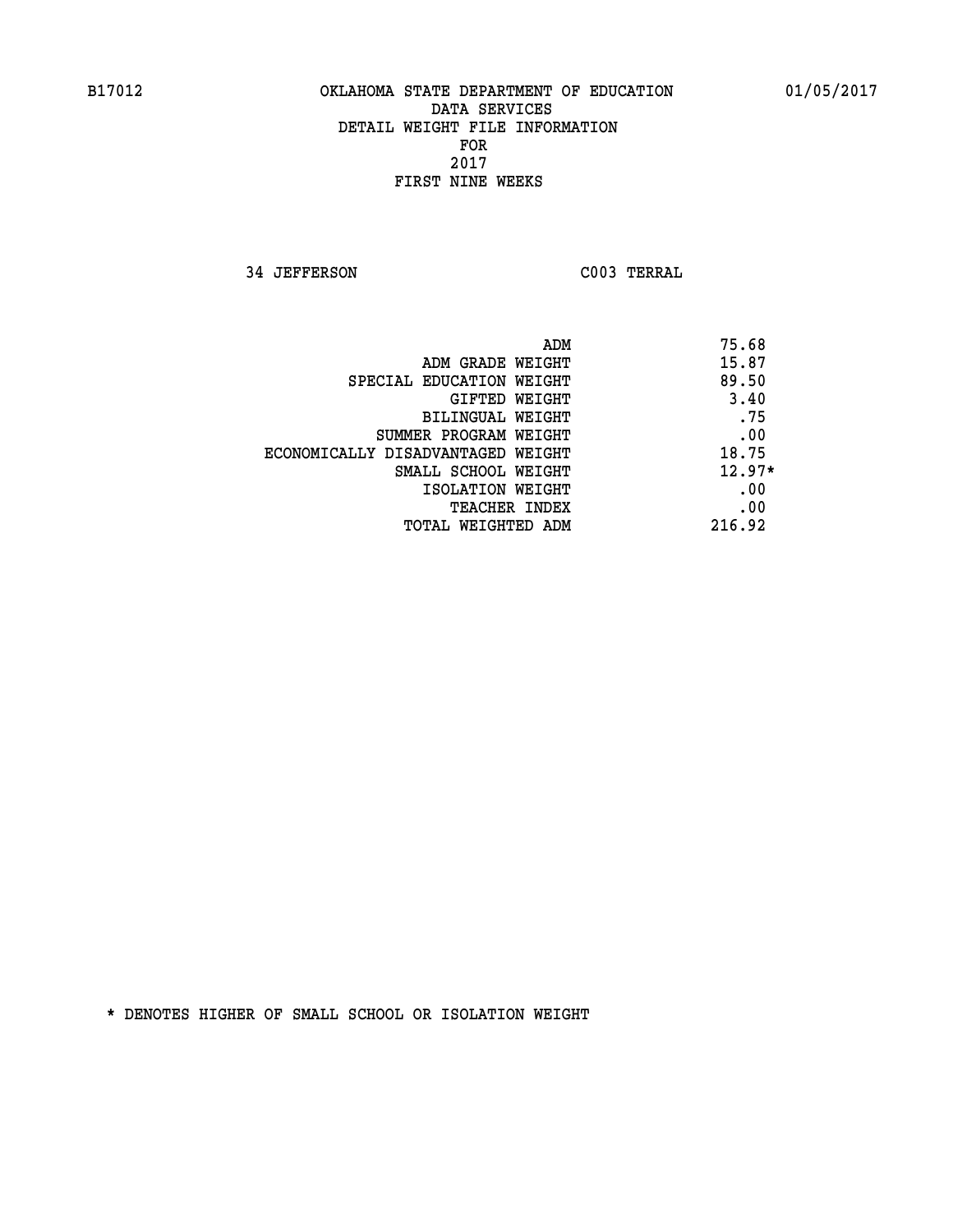B17012 OKLAHOMA STATE DEPARTMENT OF EDUCATION 01/05/2017

DATA SERVICES
DETAIL WEIGHT FILE INFORMATION
FOR
2017
FIRST NINE WEEKS

34 JEFFERSON C003 TERRAL

| | |
|---|---|
| ADM | 75.68 |
| ADM GRADE WEIGHT | 15.87 |
| SPECIAL EDUCATION WEIGHT | 89.50 |
| GIFTED WEIGHT | 3.40 |
| BILINGUAL WEIGHT | .75 |
| SUMMER PROGRAM WEIGHT | .00 |
| ECONOMICALLY DISADVANTAGED WEIGHT | 18.75 |
| SMALL SCHOOL WEIGHT | 12.97* |
| ISOLATION WEIGHT | .00 |
| TEACHER INDEX | .00 |
| TOTAL WEIGHTED ADM | 216.92 |

* DENOTES HIGHER OF SMALL SCHOOL OR ISOLATION WEIGHT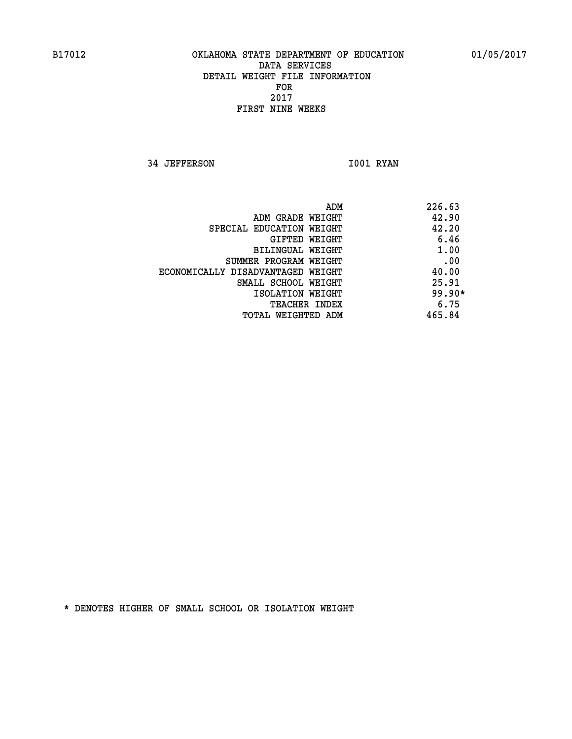B17012 OKLAHOMA STATE DEPARTMENT OF EDUCATION 01/05/2017

DATA SERVICES
DETAIL WEIGHT FILE INFORMATION
FOR
2017
FIRST NINE WEEKS

34 JEFFERSON I001 RYAN

| | |
|---|---|
| ADM | 226.63 |
| ADM GRADE WEIGHT | 42.90 |
| SPECIAL EDUCATION WEIGHT | 42.20 |
| GIFTED WEIGHT | 6.46 |
| BILINGUAL WEIGHT | 1.00 |
| SUMMER PROGRAM WEIGHT | .00 |
| ECONOMICALLY DISADVANTAGED WEIGHT | 40.00 |
| SMALL SCHOOL WEIGHT | 25.91 |
| ISOLATION WEIGHT | 99.90* |
| TEACHER INDEX | 6.75 |
| TOTAL WEIGHTED ADM | 465.84 |

* DENOTES HIGHER OF SMALL SCHOOL OR ISOLATION WEIGHT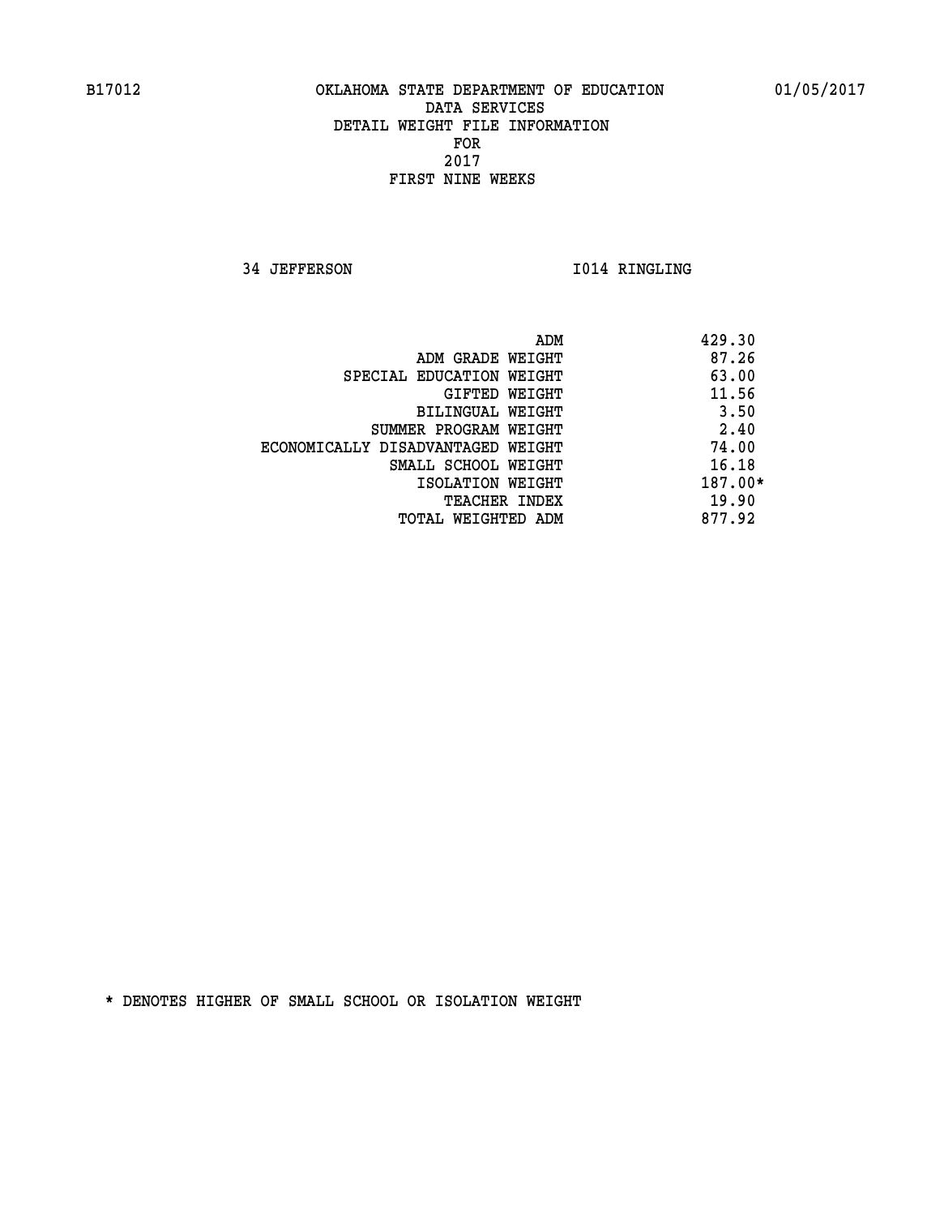B17012 OKLAHOMA STATE DEPARTMENT OF EDUCATION 01/05/2017

DATA SERVICES
DETAIL WEIGHT FILE INFORMATION
FOR
2017
FIRST NINE WEEKS

34 JEFFERSON I014 RINGLING

| | |
|---|---|
| ADM | 429.30 |
| ADM GRADE WEIGHT | 87.26 |
| SPECIAL EDUCATION WEIGHT | 63.00 |
| GIFTED WEIGHT | 11.56 |
| BILINGUAL WEIGHT | 3.50 |
| SUMMER PROGRAM WEIGHT | 2.40 |
| ECONOMICALLY DISADVANTAGED WEIGHT | 74.00 |
| SMALL SCHOOL WEIGHT | 16.18 |
| ISOLATION WEIGHT | 187.00* |
| TEACHER INDEX | 19.90 |
| TOTAL WEIGHTED ADM | 877.92 |

* DENOTES HIGHER OF SMALL SCHOOL OR ISOLATION WEIGHT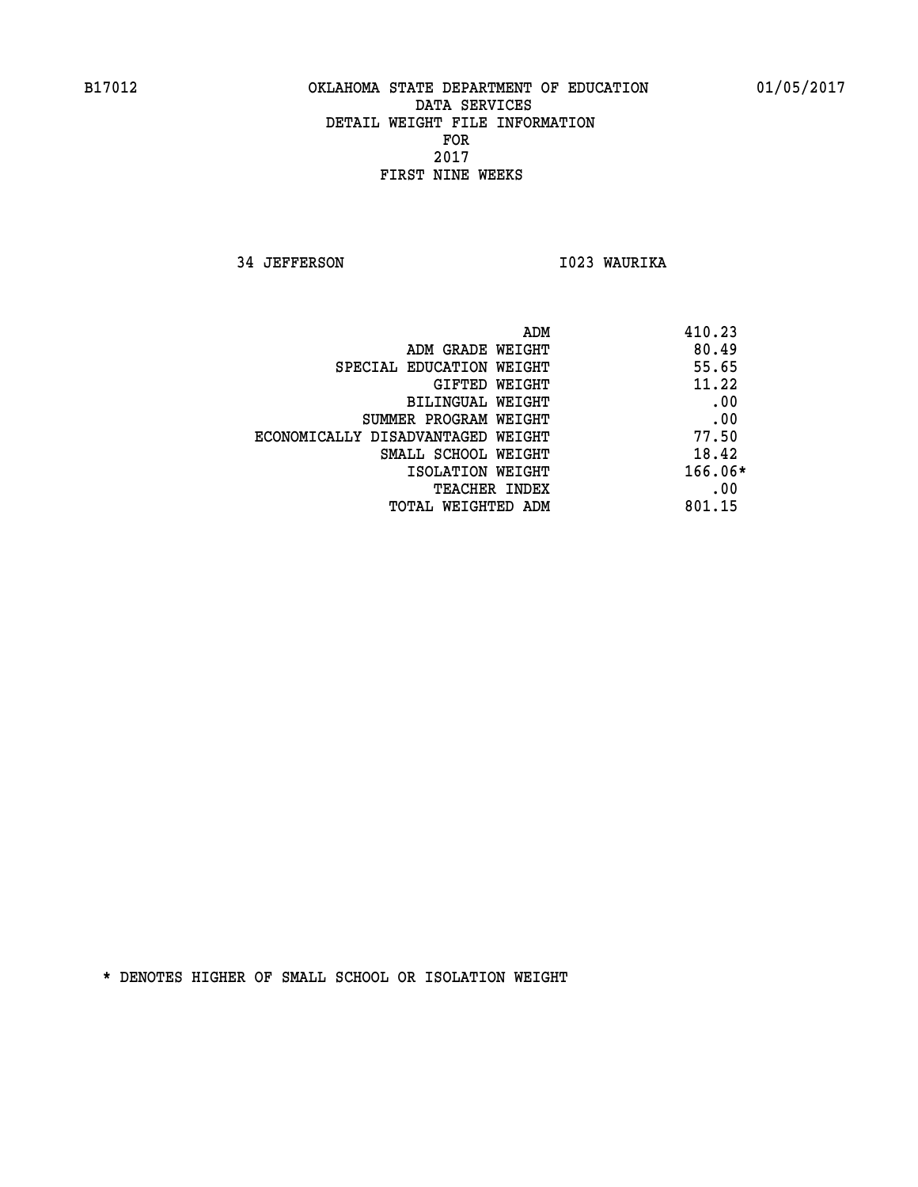B17012 OKLAHOMA STATE DEPARTMENT OF EDUCATION 01/05/2017

DATA SERVICES
DETAIL WEIGHT FILE INFORMATION
FOR
2017
FIRST NINE WEEKS

34 JEFFERSON I023 WAURIKA

| | |
|---|---|
| ADM | 410.23 |
| ADM GRADE WEIGHT | 80.49 |
| SPECIAL EDUCATION WEIGHT | 55.65 |
| GIFTED WEIGHT | 11.22 |
| BILINGUAL WEIGHT | .00 |
| SUMMER PROGRAM WEIGHT | .00 |
| ECONOMICALLY DISADVANTAGED WEIGHT | 77.50 |
| SMALL SCHOOL WEIGHT | 18.42 |
| ISOLATION WEIGHT | 166.06* |
| TEACHER INDEX | .00 |
| TOTAL WEIGHTED ADM | 801.15 |

* DENOTES HIGHER OF SMALL SCHOOL OR ISOLATION WEIGHT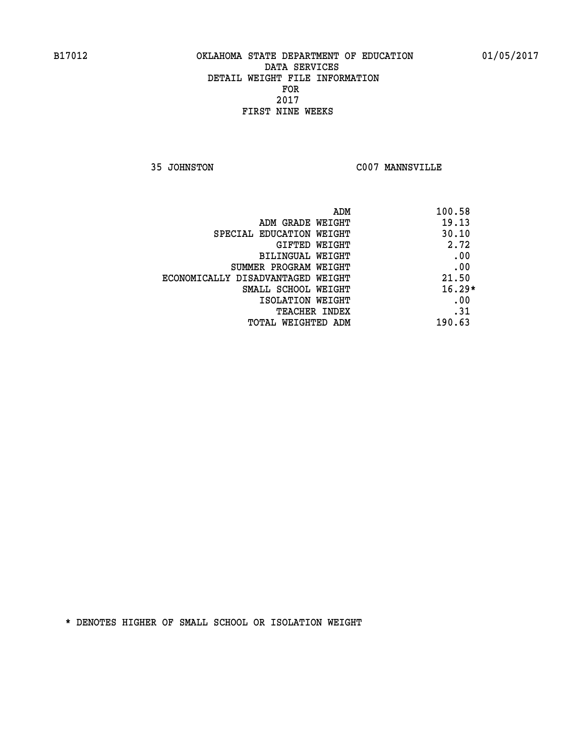B17012 OKLAHOMA STATE DEPARTMENT OF EDUCATION 01/05/2017

DATA SERVICES
DETAIL WEIGHT FILE INFORMATION
FOR
2017
FIRST NINE WEEKS

35 JOHNSTON C007 MANNSVILLE

| | |
|---|---|
| ADM | 100.58 |
| ADM GRADE WEIGHT | 19.13 |
| SPECIAL EDUCATION WEIGHT | 30.10 |
| GIFTED WEIGHT | 2.72 |
| BILINGUAL WEIGHT | .00 |
| SUMMER PROGRAM WEIGHT | .00 |
| ECONOMICALLY DISADVANTAGED WEIGHT | 21.50 |
| SMALL SCHOOL WEIGHT | 16.29* |
| ISOLATION WEIGHT | .00 |
| TEACHER INDEX | .31 |
| TOTAL WEIGHTED ADM | 190.63 |

* DENOTES HIGHER OF SMALL SCHOOL OR ISOLATION WEIGHT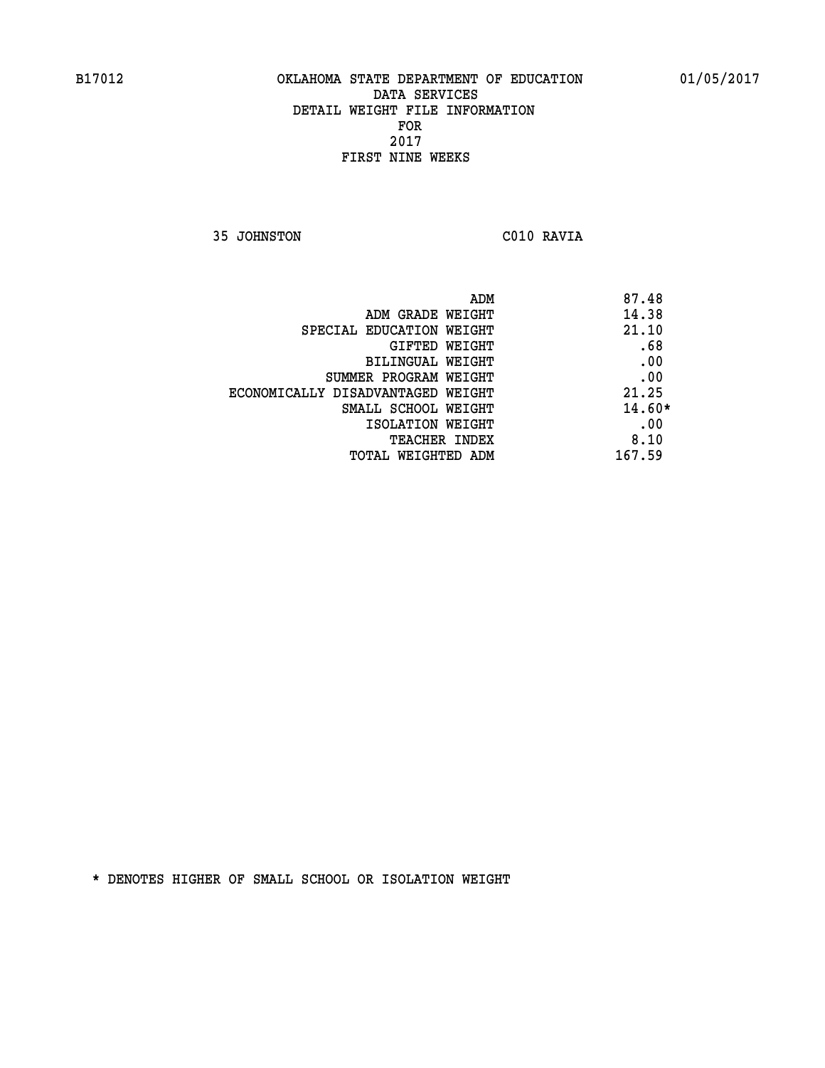B17012 OKLAHOMA STATE DEPARTMENT OF EDUCATION 01/05/2017

DATA SERVICES
DETAIL WEIGHT FILE INFORMATION
FOR
2017
FIRST NINE WEEKS

35 JOHNSTON C010 RAVIA

| | |
|---|---|
| ADM | 87.48 |
| ADM GRADE WEIGHT | 14.38 |
| SPECIAL EDUCATION WEIGHT | 21.10 |
| GIFTED WEIGHT | .68 |
| BILINGUAL WEIGHT | .00 |
| SUMMER PROGRAM WEIGHT | .00 |
| ECONOMICALLY DISADVANTAGED WEIGHT | 21.25 |
| SMALL SCHOOL WEIGHT | 14.60* |
| ISOLATION WEIGHT | .00 |
| TEACHER INDEX | 8.10 |
| TOTAL WEIGHTED ADM | 167.59 |

* DENOTES HIGHER OF SMALL SCHOOL OR ISOLATION WEIGHT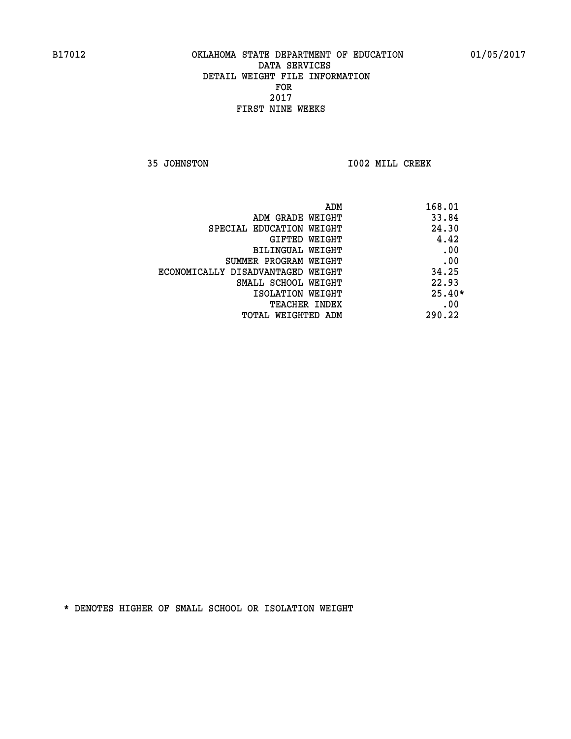B17012 OKLAHOMA STATE DEPARTMENT OF EDUCATION 01/05/2017

DATA SERVICES
DETAIL WEIGHT FILE INFORMATION
FOR
2017
FIRST NINE WEEKS

35 JOHNSTON I002 MILL CREEK

| | |
|---|---|
| ADM | 168.01 |
| ADM GRADE WEIGHT | 33.84 |
| SPECIAL EDUCATION WEIGHT | 24.30 |
| GIFTED WEIGHT | 4.42 |
| BILINGUAL WEIGHT | .00 |
| SUMMER PROGRAM WEIGHT | .00 |
| ECONOMICALLY DISADVANTAGED WEIGHT | 34.25 |
| SMALL SCHOOL WEIGHT | 22.93 |
| ISOLATION WEIGHT | 25.40* |
| TEACHER INDEX | .00 |
| TOTAL WEIGHTED ADM | 290.22 |

* DENOTES HIGHER OF SMALL SCHOOL OR ISOLATION WEIGHT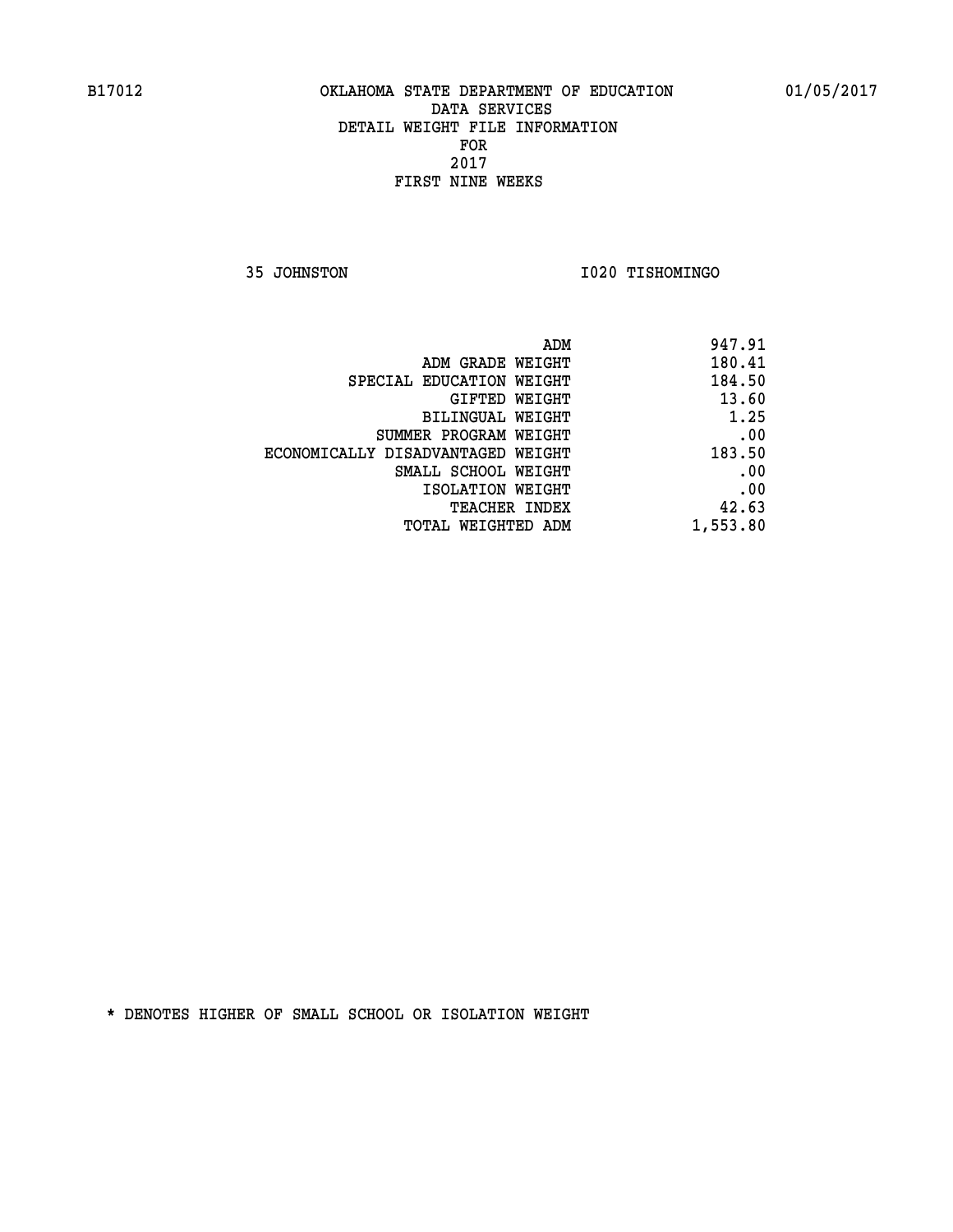B17012 OKLAHOMA STATE DEPARTMENT OF EDUCATION 01/05/2017

DATA SERVICES
DETAIL WEIGHT FILE INFORMATION
FOR
2017
FIRST NINE WEEKS

35 JOHNSTON I020 TISHOMINGO

| | |
|---|---|
| ADM | 947.91 |
| ADM GRADE WEIGHT | 180.41 |
| SPECIAL EDUCATION WEIGHT | 184.50 |
| GIFTED WEIGHT | 13.60 |
| BILINGUAL WEIGHT | 1.25 |
| SUMMER PROGRAM WEIGHT | .00 |
| ECONOMICALLY DISADVANTAGED WEIGHT | 183.50 |
| SMALL SCHOOL WEIGHT | .00 |
| ISOLATION WEIGHT | .00 |
| TEACHER INDEX | 42.63 |
| TOTAL WEIGHTED ADM | 1,553.80 |

* DENOTES HIGHER OF SMALL SCHOOL OR ISOLATION WEIGHT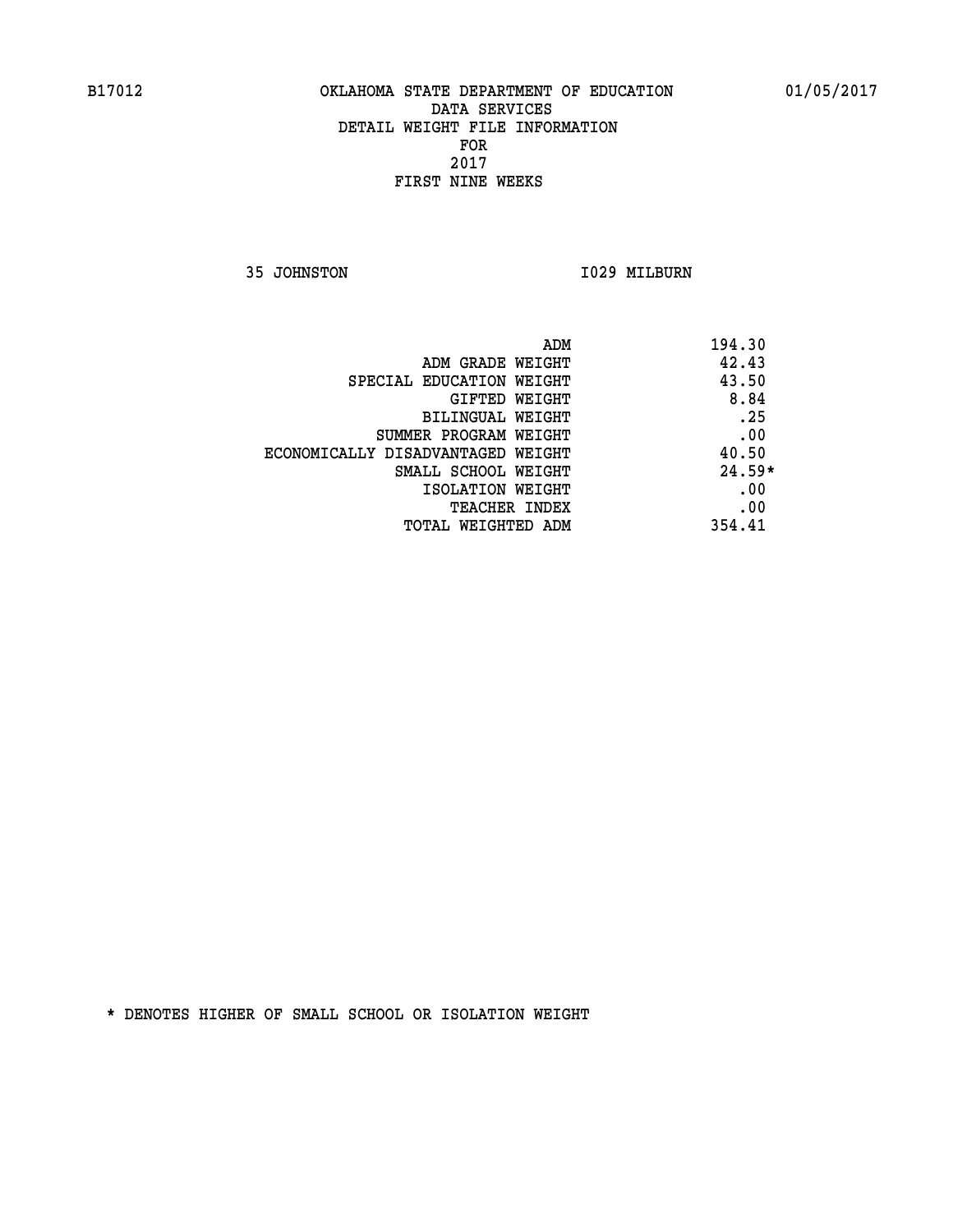B17012 OKLAHOMA STATE DEPARTMENT OF EDUCATION 01/05/2017

DATA SERVICES
DETAIL WEIGHT FILE INFORMATION
FOR
2017
FIRST NINE WEEKS

35 JOHNSTON I029 MILBURN

| | |
|---|---|
| ADM | 194.30 |
| ADM GRADE WEIGHT | 42.43 |
| SPECIAL EDUCATION WEIGHT | 43.50 |
| GIFTED WEIGHT | 8.84 |
| BILINGUAL WEIGHT | .25 |
| SUMMER PROGRAM WEIGHT | .00 |
| ECONOMICALLY DISADVANTAGED WEIGHT | 40.50 |
| SMALL SCHOOL WEIGHT | 24.59* |
| ISOLATION WEIGHT | .00 |
| TEACHER INDEX | .00 |
| TOTAL WEIGHTED ADM | 354.41 |

* DENOTES HIGHER OF SMALL SCHOOL OR ISOLATION WEIGHT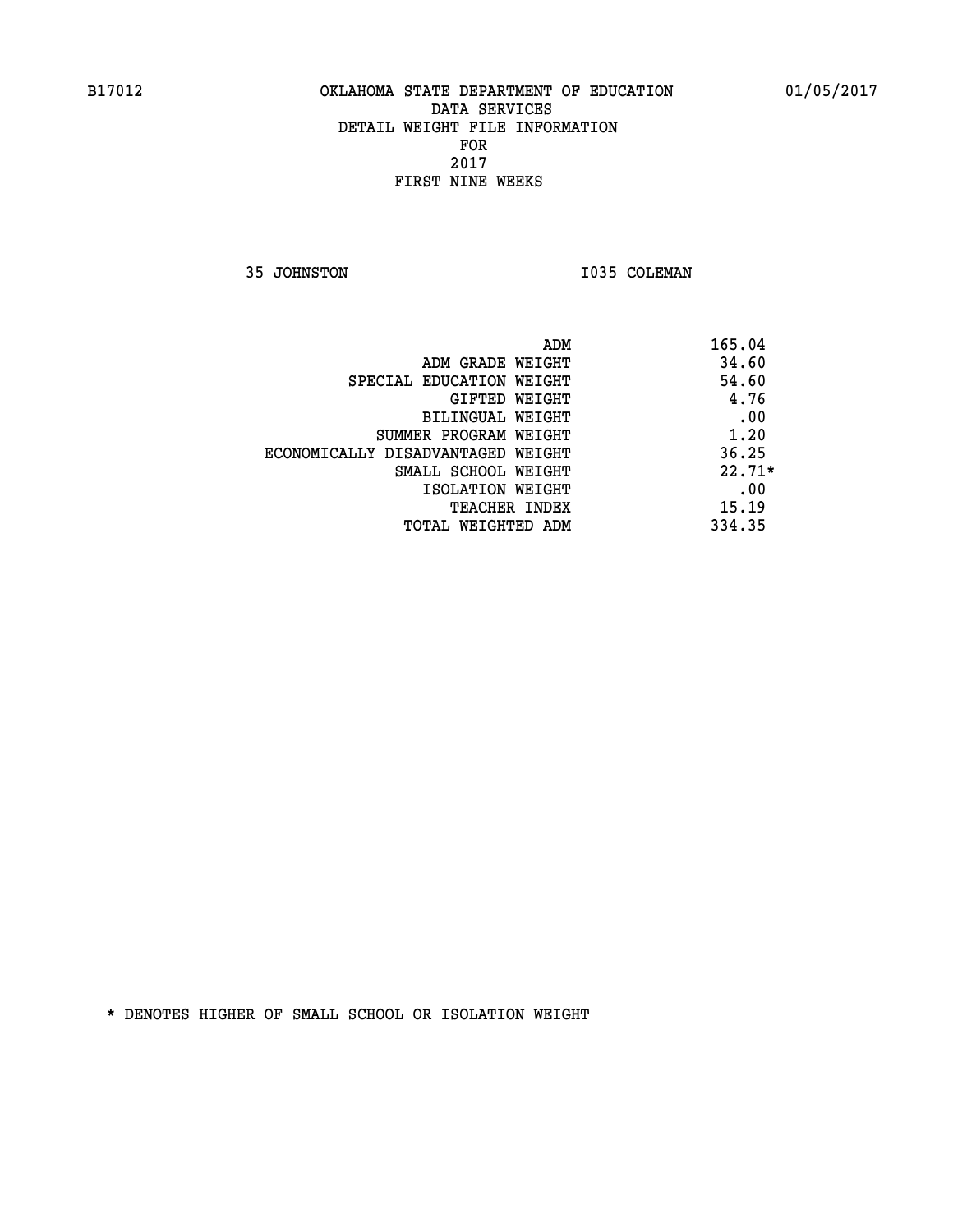B17012 OKLAHOMA STATE DEPARTMENT OF EDUCATION 01/05/2017

DATA SERVICES
DETAIL WEIGHT FILE INFORMATION
FOR
2017
FIRST NINE WEEKS

35 JOHNSTON I035 COLEMAN

| | |
|---|---|
| ADM | 165.04 |
| ADM GRADE WEIGHT | 34.60 |
| SPECIAL EDUCATION WEIGHT | 54.60 |
| GIFTED WEIGHT | 4.76 |
| BILINGUAL WEIGHT | .00 |
| SUMMER PROGRAM WEIGHT | 1.20 |
| ECONOMICALLY DISADVANTAGED WEIGHT | 36.25 |
| SMALL SCHOOL WEIGHT | 22.71* |
| ISOLATION WEIGHT | .00 |
| TEACHER INDEX | 15.19 |
| TOTAL WEIGHTED ADM | 334.35 |

* DENOTES HIGHER OF SMALL SCHOOL OR ISOLATION WEIGHT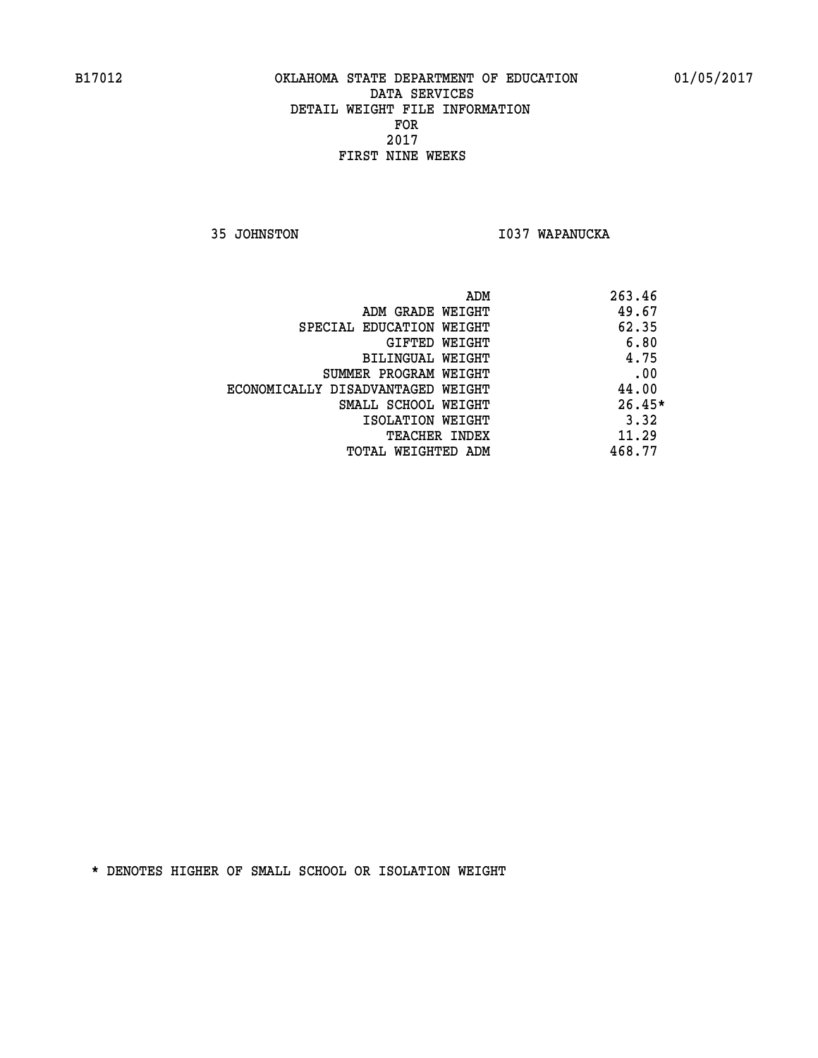B17012 OKLAHOMA STATE DEPARTMENT OF EDUCATION 01/05/2017

DATA SERVICES
DETAIL WEIGHT FILE INFORMATION
FOR
2017
FIRST NINE WEEKS

35 JOHNSTON I037 WAPANUCKA

| | |
|---|---|
| ADM | 263.46 |
| ADM GRADE WEIGHT | 49.67 |
| SPECIAL EDUCATION WEIGHT | 62.35 |
| GIFTED WEIGHT | 6.80 |
| BILINGUAL WEIGHT | 4.75 |
| SUMMER PROGRAM WEIGHT | .00 |
| ECONOMICALLY DISADVANTAGED WEIGHT | 44.00 |
| SMALL SCHOOL WEIGHT | 26.45* |
| ISOLATION WEIGHT | 3.32 |
| TEACHER INDEX | 11.29 |
| TOTAL WEIGHTED ADM | 468.77 |

* DENOTES HIGHER OF SMALL SCHOOL OR ISOLATION WEIGHT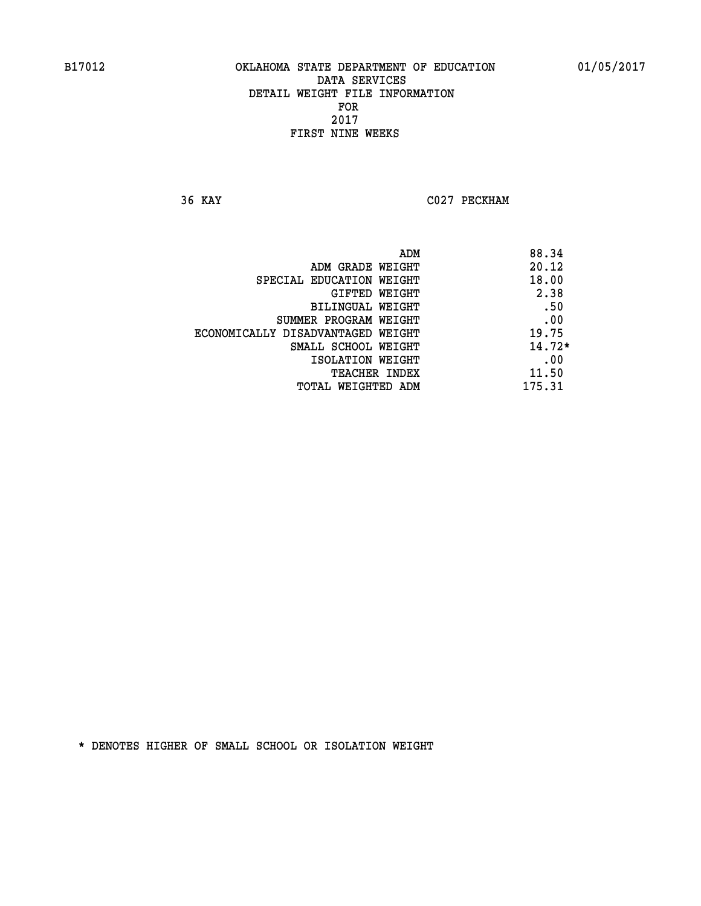B17012 OKLAHOMA STATE DEPARTMENT OF EDUCATION 01/05/2017

DATA SERVICES
DETAIL WEIGHT FILE INFORMATION
FOR
2017
FIRST NINE WEEKS

36 KAY C027 PECKHAM

| | |
|---|---|
| ADM | 88.34 |
| ADM GRADE WEIGHT | 20.12 |
| SPECIAL EDUCATION WEIGHT | 18.00 |
| GIFTED WEIGHT | 2.38 |
| BILINGUAL WEIGHT | .50 |
| SUMMER PROGRAM WEIGHT | .00 |
| ECONOMICALLY DISADVANTAGED WEIGHT | 19.75 |
| SMALL SCHOOL WEIGHT | 14.72* |
| ISOLATION WEIGHT | .00 |
| TEACHER INDEX | 11.50 |
| TOTAL WEIGHTED ADM | 175.31 |

* DENOTES HIGHER OF SMALL SCHOOL OR ISOLATION WEIGHT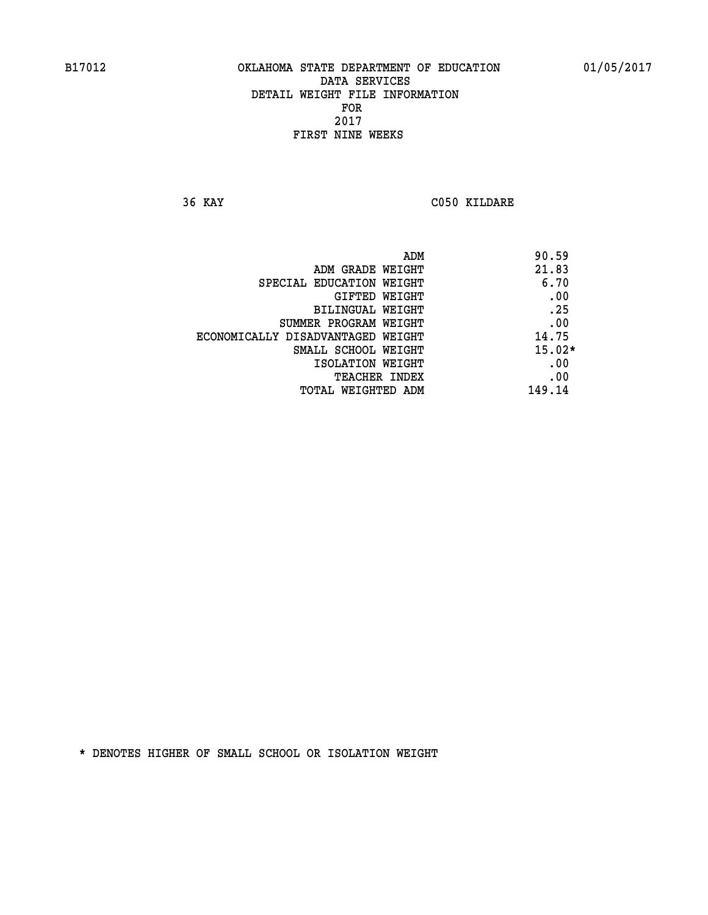B17012 OKLAHOMA STATE DEPARTMENT OF EDUCATION 01/05/2017

DATA SERVICES

DETAIL WEIGHT FILE INFORMATION

FOR

2017

FIRST NINE WEEKS

36 KAY C050 KILDARE

| | |
|---|---|
| ADM | 90.59 |
| ADM GRADE WEIGHT | 21.83 |
| SPECIAL EDUCATION WEIGHT | 6.70 |
| GIFTED WEIGHT | .00 |
| BILINGUAL WEIGHT | .25 |
| SUMMER PROGRAM WEIGHT | .00 |
| ECONOMICALLY DISADVANTAGED WEIGHT | 14.75 |
| SMALL SCHOOL WEIGHT | 15.02* |
| ISOLATION WEIGHT | .00 |
| TEACHER INDEX | .00 |
| TOTAL WEIGHTED ADM | 149.14 |

* DENOTES HIGHER OF SMALL SCHOOL OR ISOLATION WEIGHT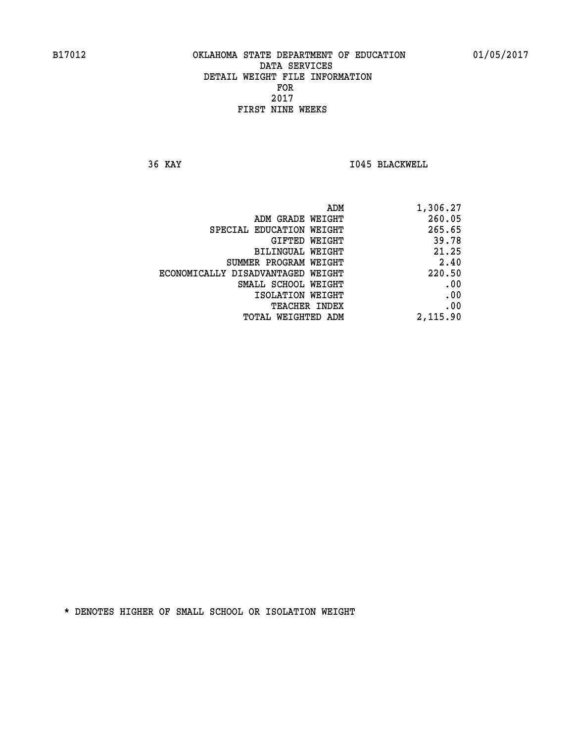B17012 OKLAHOMA STATE DEPARTMENT OF EDUCATION 01/05/2017

DATA SERVICES
DETAIL WEIGHT FILE INFORMATION
FOR
2017
FIRST NINE WEEKS

36 KAY I045 BLACKWELL

| | |
|---|---|
| ADM | 1,306.27 |
| ADM GRADE WEIGHT | 260.05 |
| SPECIAL EDUCATION WEIGHT | 265.65 |
| GIFTED WEIGHT | 39.78 |
| BILINGUAL WEIGHT | 21.25 |
| SUMMER PROGRAM WEIGHT | 2.40 |
| ECONOMICALLY DISADVANTAGED WEIGHT | 220.50 |
| SMALL SCHOOL WEIGHT | .00 |
| ISOLATION WEIGHT | .00 |
| TEACHER INDEX | .00 |
| TOTAL WEIGHTED ADM | 2,115.90 |

* DENOTES HIGHER OF SMALL SCHOOL OR ISOLATION WEIGHT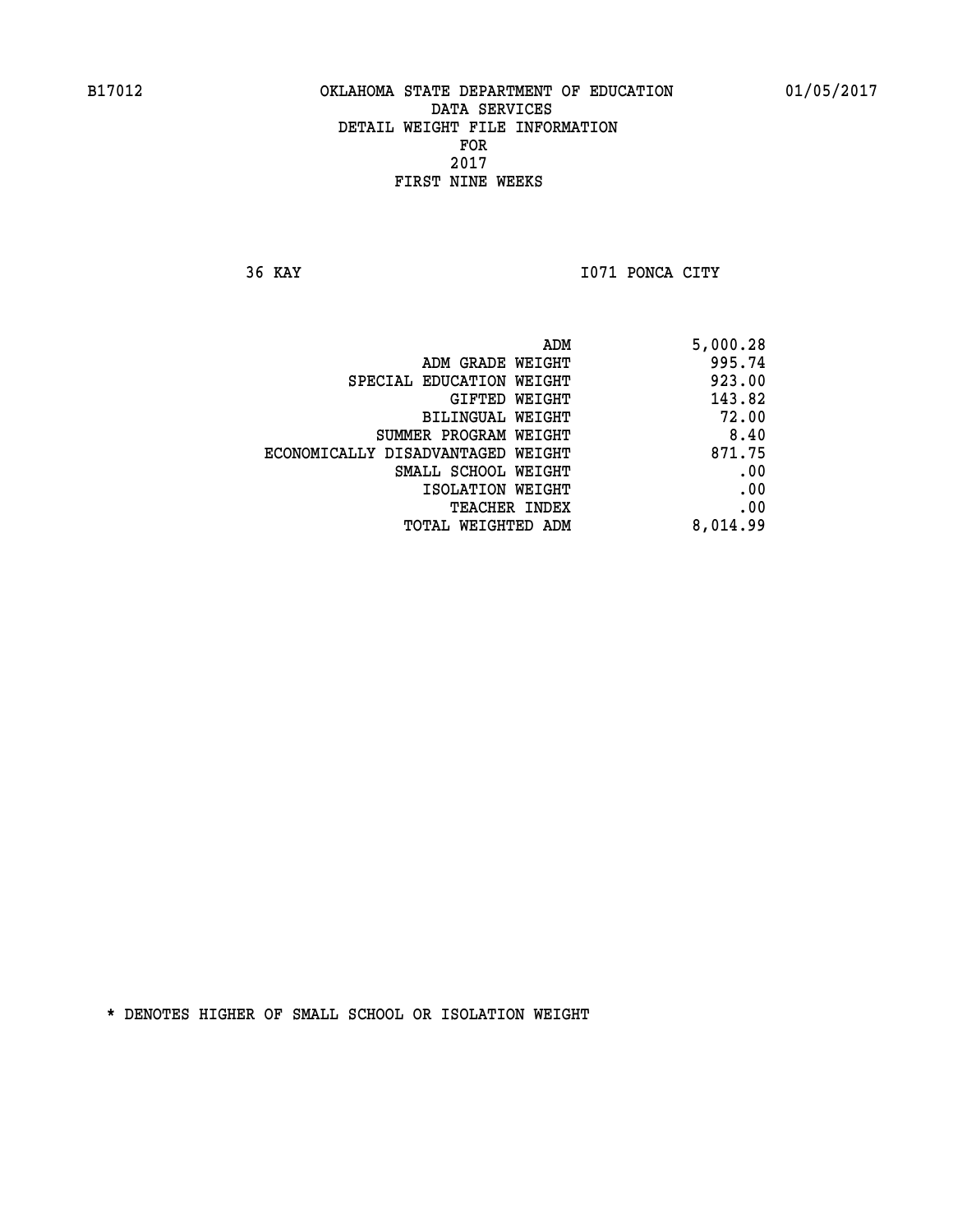B17012 OKLAHOMA STATE DEPARTMENT OF EDUCATION 01/05/2017

DATA SERVICES
DETAIL WEIGHT FILE INFORMATION
FOR
2017
FIRST NINE WEEKS

36 KAY I071 PONCA CITY

| | |
|---|---|
| ADM | 5,000.28 |
| ADM GRADE WEIGHT | 995.74 |
| SPECIAL EDUCATION WEIGHT | 923.00 |
| GIFTED WEIGHT | 143.82 |
| BILINGUAL WEIGHT | 72.00 |
| SUMMER PROGRAM WEIGHT | 8.40 |
| ECONOMICALLY DISADVANTAGED WEIGHT | 871.75 |
| SMALL SCHOOL WEIGHT | .00 |
| ISOLATION WEIGHT | .00 |
| TEACHER INDEX | .00 |
| TOTAL WEIGHTED ADM | 8,014.99 |

* DENOTES HIGHER OF SMALL SCHOOL OR ISOLATION WEIGHT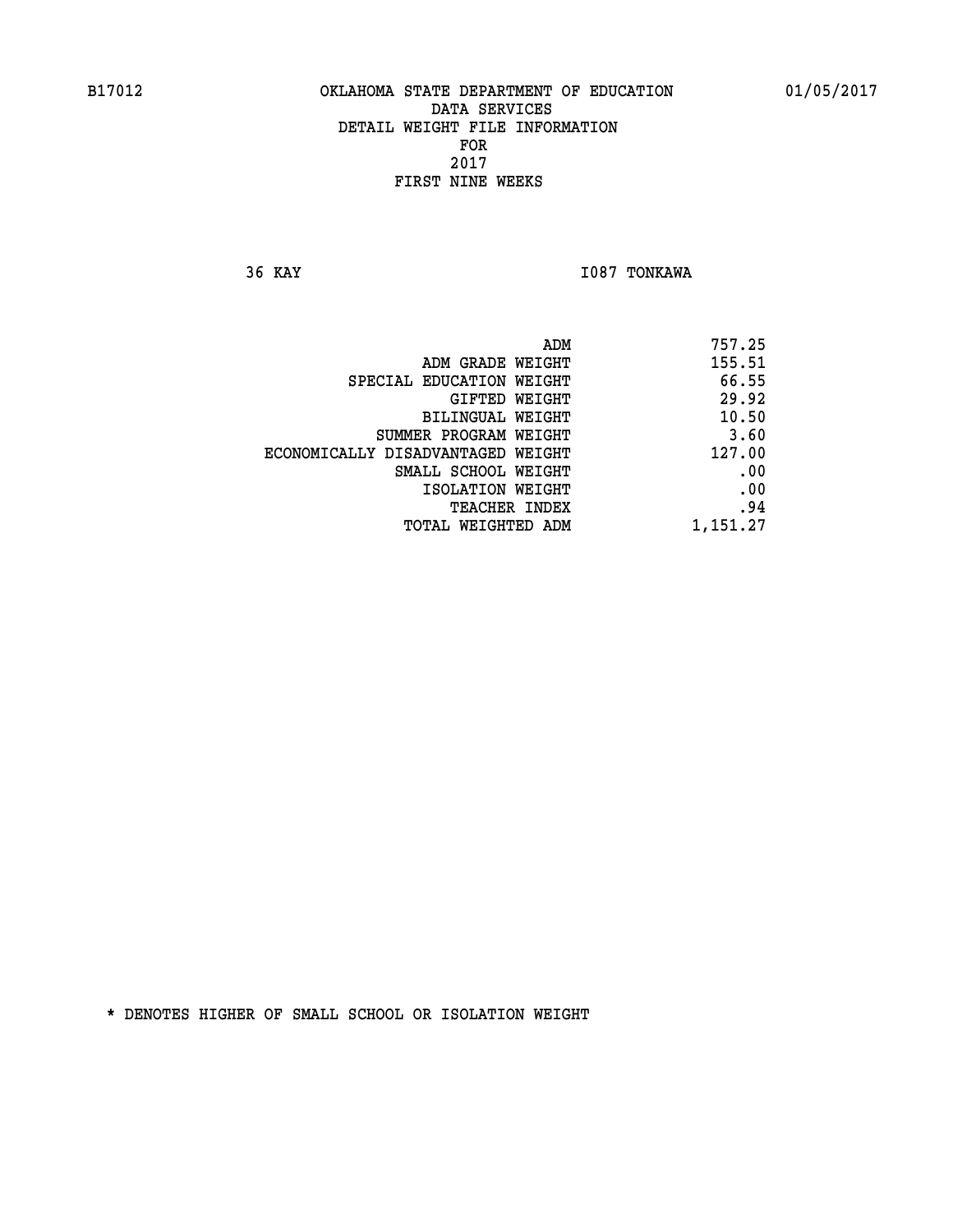B17012 OKLAHOMA STATE DEPARTMENT OF EDUCATION 01/05/2017

DATA SERVICES
DETAIL WEIGHT FILE INFORMATION
FOR
2017
FIRST NINE WEEKS

36 KAY I087 TONKAWA

| | |
|---|---|
| ADM | 757.25 |
| ADM GRADE WEIGHT | 155.51 |
| SPECIAL EDUCATION WEIGHT | 66.55 |
| GIFTED WEIGHT | 29.92 |
| BILINGUAL WEIGHT | 10.50 |
| SUMMER PROGRAM WEIGHT | 3.60 |
| ECONOMICALLY DISADVANTAGED WEIGHT | 127.00 |
| SMALL SCHOOL WEIGHT | .00 |
| ISOLATION WEIGHT | .00 |
| TEACHER INDEX | .94 |
| TOTAL WEIGHTED ADM | 1,151.27 |

* DENOTES HIGHER OF SMALL SCHOOL OR ISOLATION WEIGHT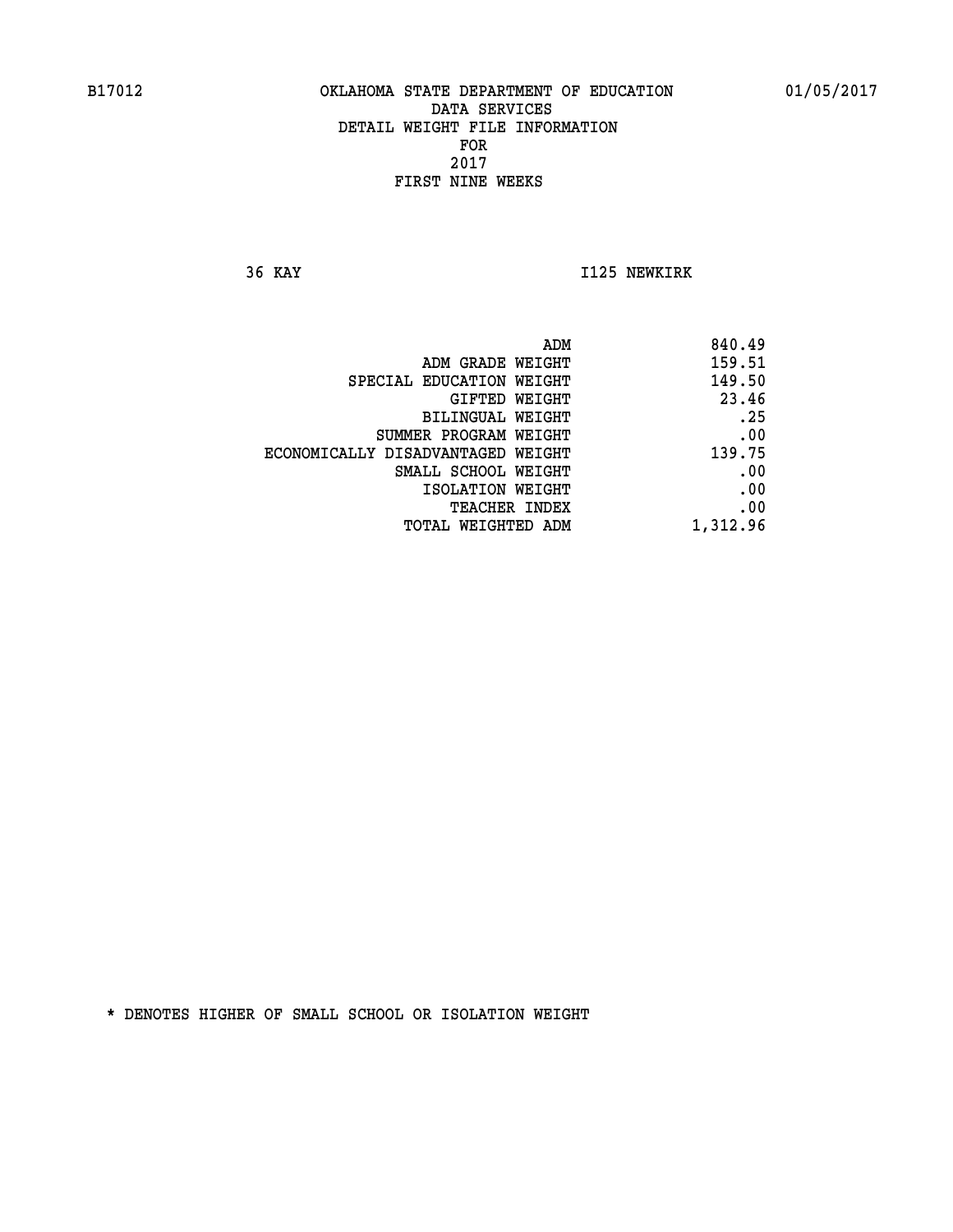B17012 OKLAHOMA STATE DEPARTMENT OF EDUCATION 01/05/2017

DATA SERVICES
DETAIL WEIGHT FILE INFORMATION
FOR
2017
FIRST NINE WEEKS

36 KAY I125 NEWKIRK

| | |
|---|---|
| ADM | 840.49 |
| ADM GRADE WEIGHT | 159.51 |
| SPECIAL EDUCATION WEIGHT | 149.50 |
| GIFTED WEIGHT | 23.46 |
| BILINGUAL WEIGHT | .25 |
| SUMMER PROGRAM WEIGHT | .00 |
| ECONOMICALLY DISADVANTAGED WEIGHT | 139.75 |
| SMALL SCHOOL WEIGHT | .00 |
| ISOLATION WEIGHT | .00 |
| TEACHER INDEX | .00 |
| TOTAL WEIGHTED ADM | 1,312.96 |

* DENOTES HIGHER OF SMALL SCHOOL OR ISOLATION WEIGHT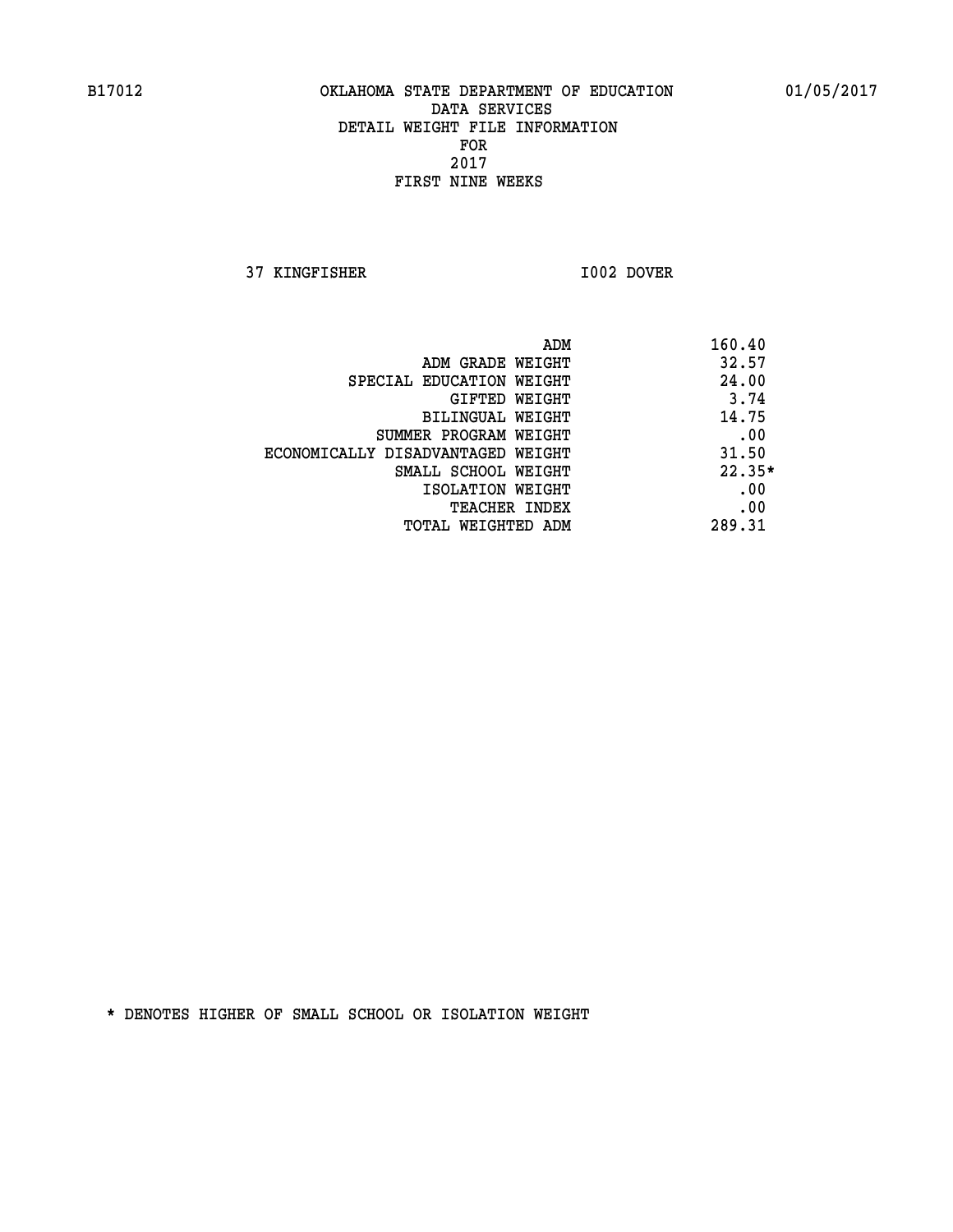B17012 OKLAHOMA STATE DEPARTMENT OF EDUCATION 01/05/2017

DATA SERVICES
DETAIL WEIGHT FILE INFORMATION
FOR
2017
FIRST NINE WEEKS

37 KINGFISHER I002 DOVER

| | |
|---|---|
| ADM | 160.40 |
| ADM GRADE WEIGHT | 32.57 |
| SPECIAL EDUCATION WEIGHT | 24.00 |
| GIFTED WEIGHT | 3.74 |
| BILINGUAL WEIGHT | 14.75 |
| SUMMER PROGRAM WEIGHT | .00 |
| ECONOMICALLY DISADVANTAGED WEIGHT | 31.50 |
| SMALL SCHOOL WEIGHT | 22.35* |
| ISOLATION WEIGHT | .00 |
| TEACHER INDEX | .00 |
| TOTAL WEIGHTED ADM | 289.31 |

* DENOTES HIGHER OF SMALL SCHOOL OR ISOLATION WEIGHT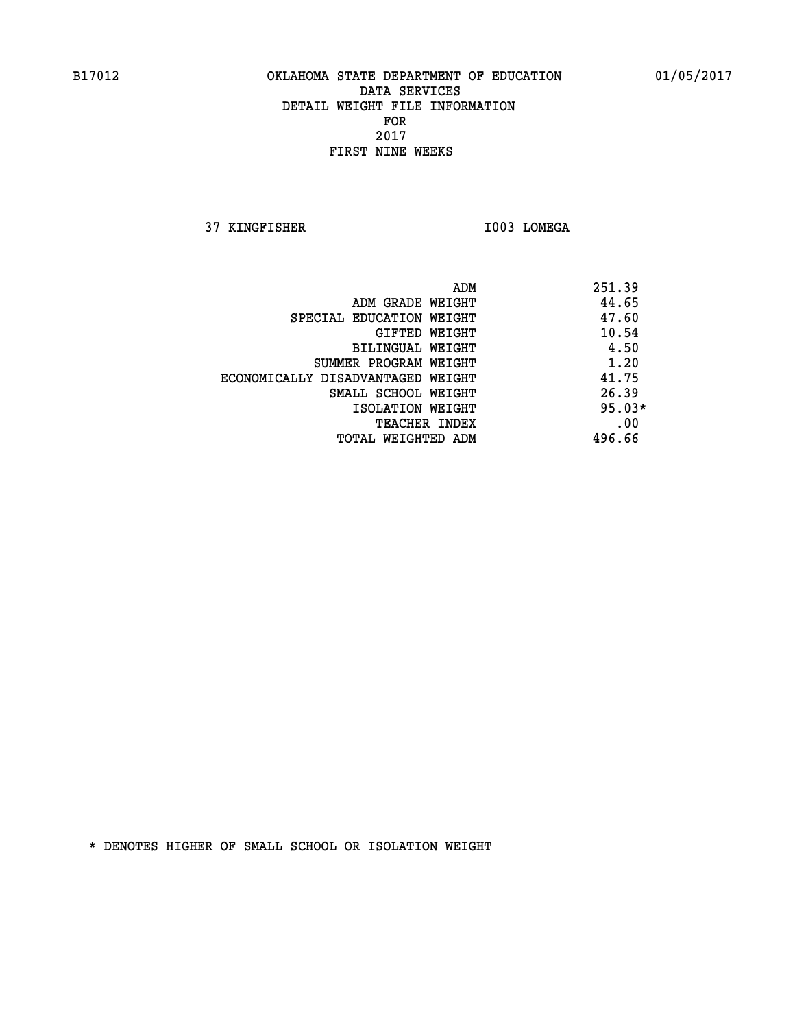B17012 OKLAHOMA STATE DEPARTMENT OF EDUCATION 01/05/2017

DATA SERVICES

DETAIL WEIGHT FILE INFORMATION

FOR

2017

FIRST NINE WEEKS

37 KINGFISHER I003 LOMEGA

| | |
|---|---|
| ADM | 251.39 |
| ADM GRADE WEIGHT | 44.65 |
| SPECIAL EDUCATION WEIGHT | 47.60 |
| GIFTED WEIGHT | 10.54 |
| BILINGUAL WEIGHT | 4.50 |
| SUMMER PROGRAM WEIGHT | 1.20 |
| ECONOMICALLY DISADVANTAGED WEIGHT | 41.75 |
| SMALL SCHOOL WEIGHT | 26.39 |
| ISOLATION WEIGHT | 95.03* |
| TEACHER INDEX | .00 |
| TOTAL WEIGHTED ADM | 496.66 |

* DENOTES HIGHER OF SMALL SCHOOL OR ISOLATION WEIGHT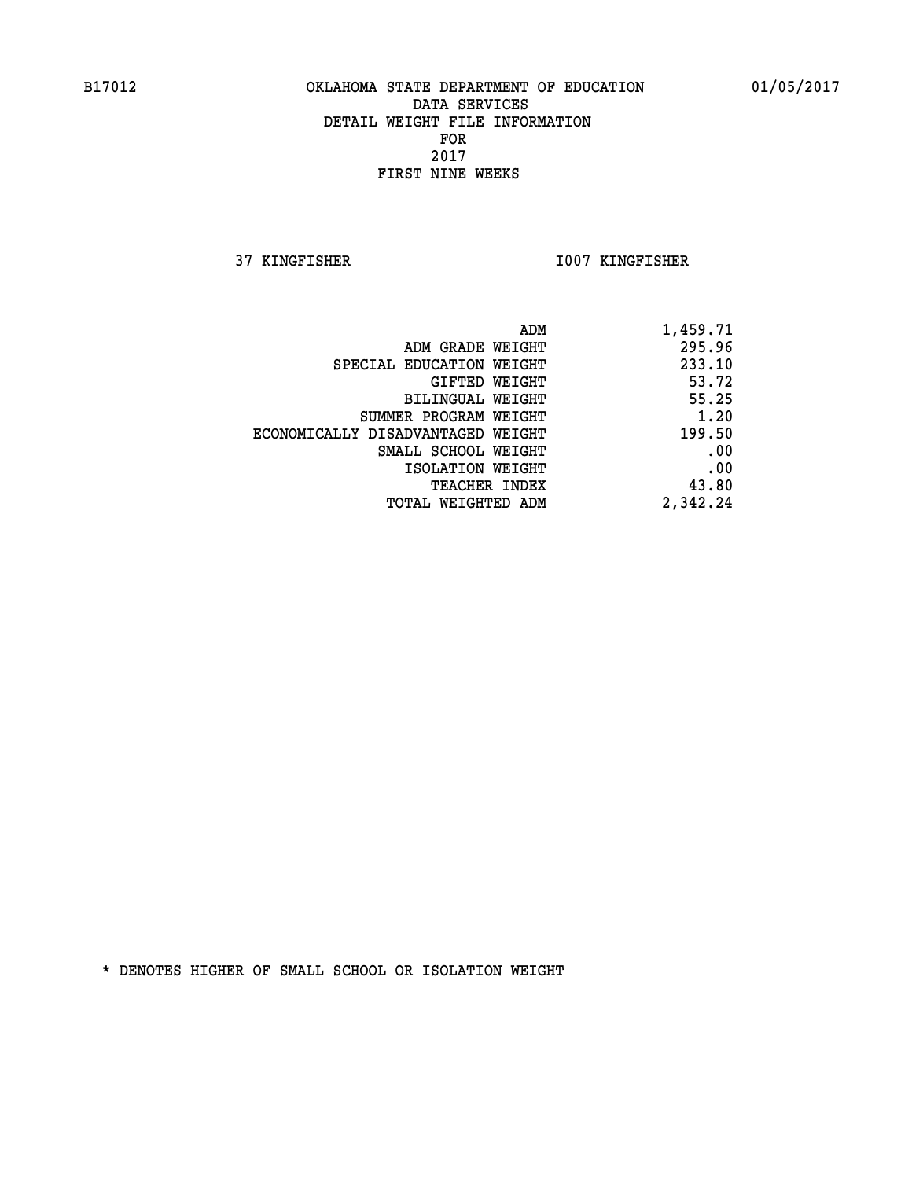B17012 OKLAHOMA STATE DEPARTMENT OF EDUCATION 01/05/2017

DATA SERVICES
DETAIL WEIGHT FILE INFORMATION
FOR
2017
FIRST NINE WEEKS

37 KINGFISHER I007 KINGFISHER

| | |
|---|---|
| ADM | 1,459.71 |
| ADM GRADE WEIGHT | 295.96 |
| SPECIAL EDUCATION WEIGHT | 233.10 |
| GIFTED WEIGHT | 53.72 |
| BILINGUAL WEIGHT | 55.25 |
| SUMMER PROGRAM WEIGHT | 1.20 |
| ECONOMICALLY DISADVANTAGED WEIGHT | 199.50 |
| SMALL SCHOOL WEIGHT | .00 |
| ISOLATION WEIGHT | .00 |
| TEACHER INDEX | 43.80 |
| TOTAL WEIGHTED ADM | 2,342.24 |

* DENOTES HIGHER OF SMALL SCHOOL OR ISOLATION WEIGHT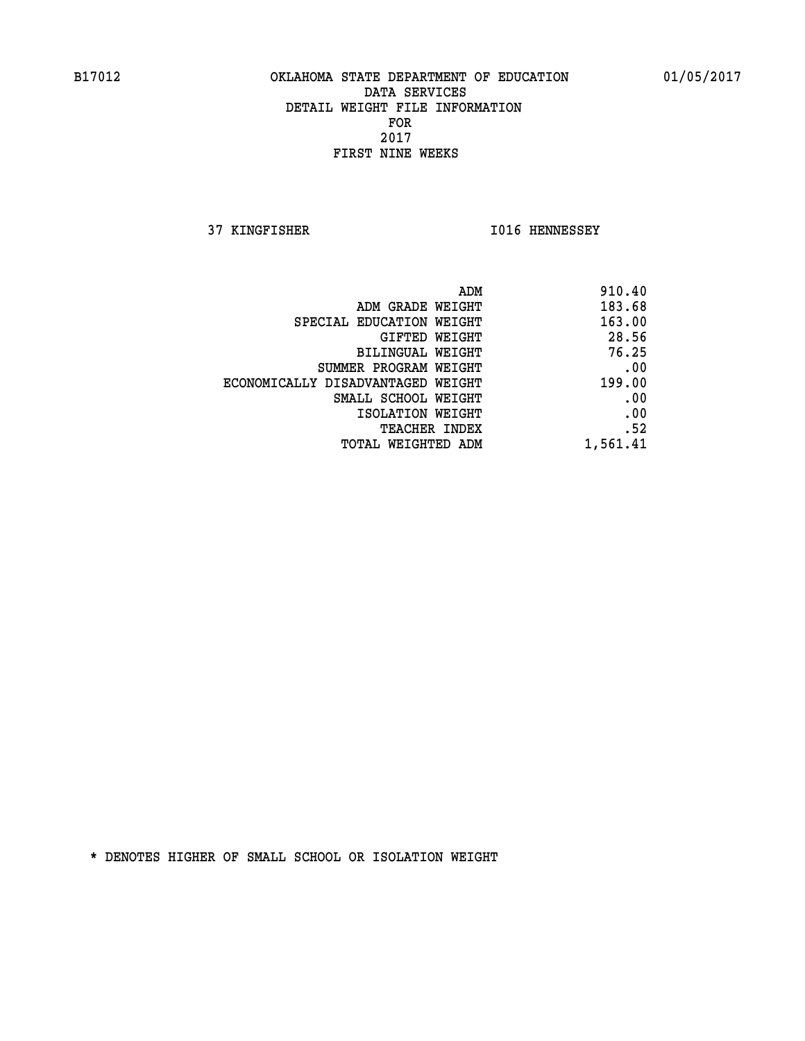B17012 OKLAHOMA STATE DEPARTMENT OF EDUCATION 01/05/2017

DATA SERVICES
DETAIL WEIGHT FILE INFORMATION
FOR
2017
FIRST NINE WEEKS

37 KINGFISHER I016 HENNESSEY

| | |
|---|---|
| ADM | 910.40 |
| ADM GRADE WEIGHT | 183.68 |
| SPECIAL EDUCATION WEIGHT | 163.00 |
| GIFTED WEIGHT | 28.56 |
| BILINGUAL WEIGHT | 76.25 |
| SUMMER PROGRAM WEIGHT | .00 |
| ECONOMICALLY DISADVANTAGED WEIGHT | 199.00 |
| SMALL SCHOOL WEIGHT | .00 |
| ISOLATION WEIGHT | .00 |
| TEACHER INDEX | .52 |
| TOTAL WEIGHTED ADM | 1,561.41 |

* DENOTES HIGHER OF SMALL SCHOOL OR ISOLATION WEIGHT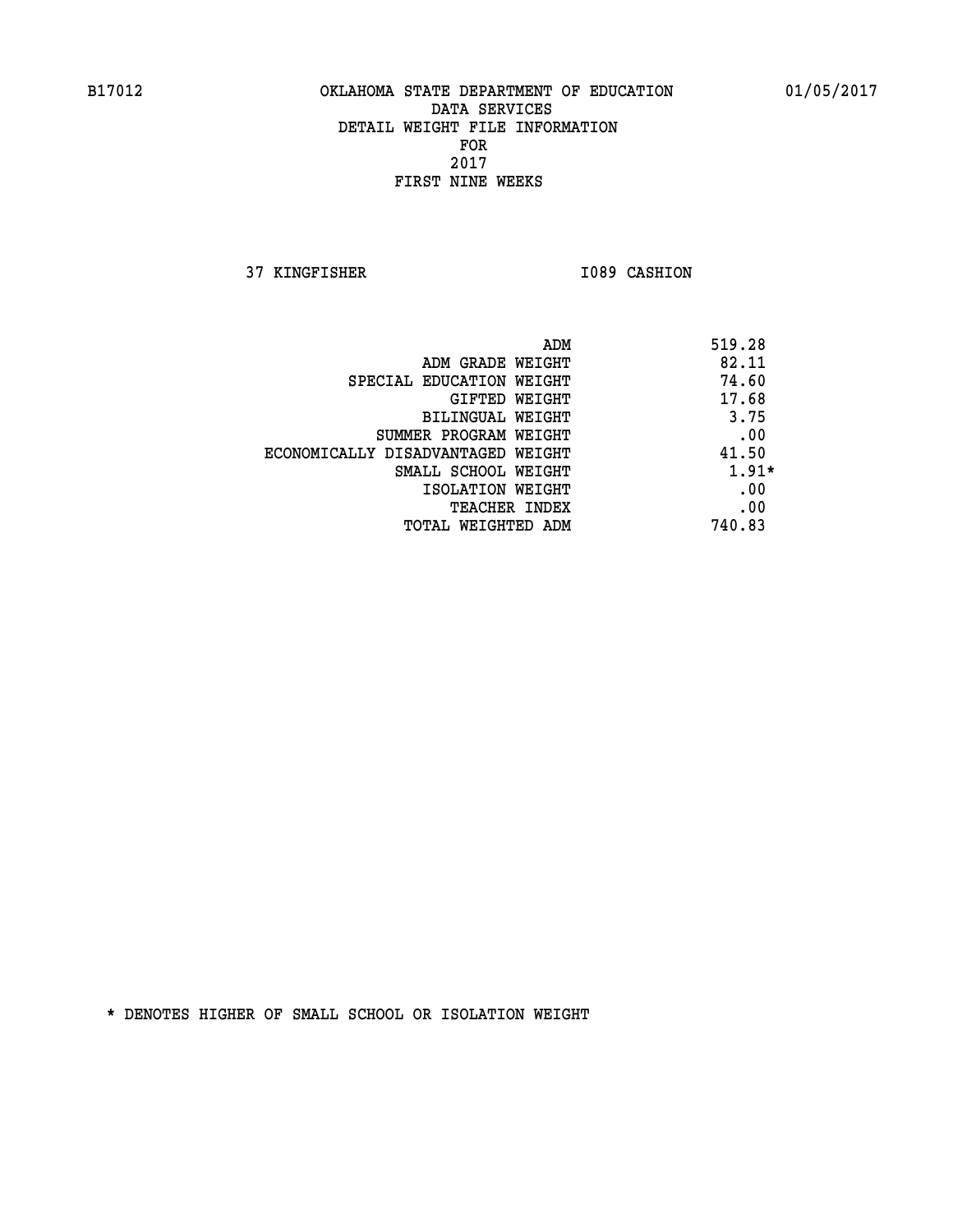B17012 OKLAHOMA STATE DEPARTMENT OF EDUCATION 01/05/2017

DATA SERVICES
DETAIL WEIGHT FILE INFORMATION
FOR
2017
FIRST NINE WEEKS

37 KINGFISHER I089 CASHION

| | |
|---|---|
| ADM | 519.28 |
| ADM GRADE WEIGHT | 82.11 |
| SPECIAL EDUCATION WEIGHT | 74.60 |
| GIFTED WEIGHT | 17.68 |
| BILINGUAL WEIGHT | 3.75 |
| SUMMER PROGRAM WEIGHT | .00 |
| ECONOMICALLY DISADVANTAGED WEIGHT | 41.50 |
| SMALL SCHOOL WEIGHT | 1.91* |
| ISOLATION WEIGHT | .00 |
| TEACHER INDEX | .00 |
| TOTAL WEIGHTED ADM | 740.83 |

* DENOTES HIGHER OF SMALL SCHOOL OR ISOLATION WEIGHT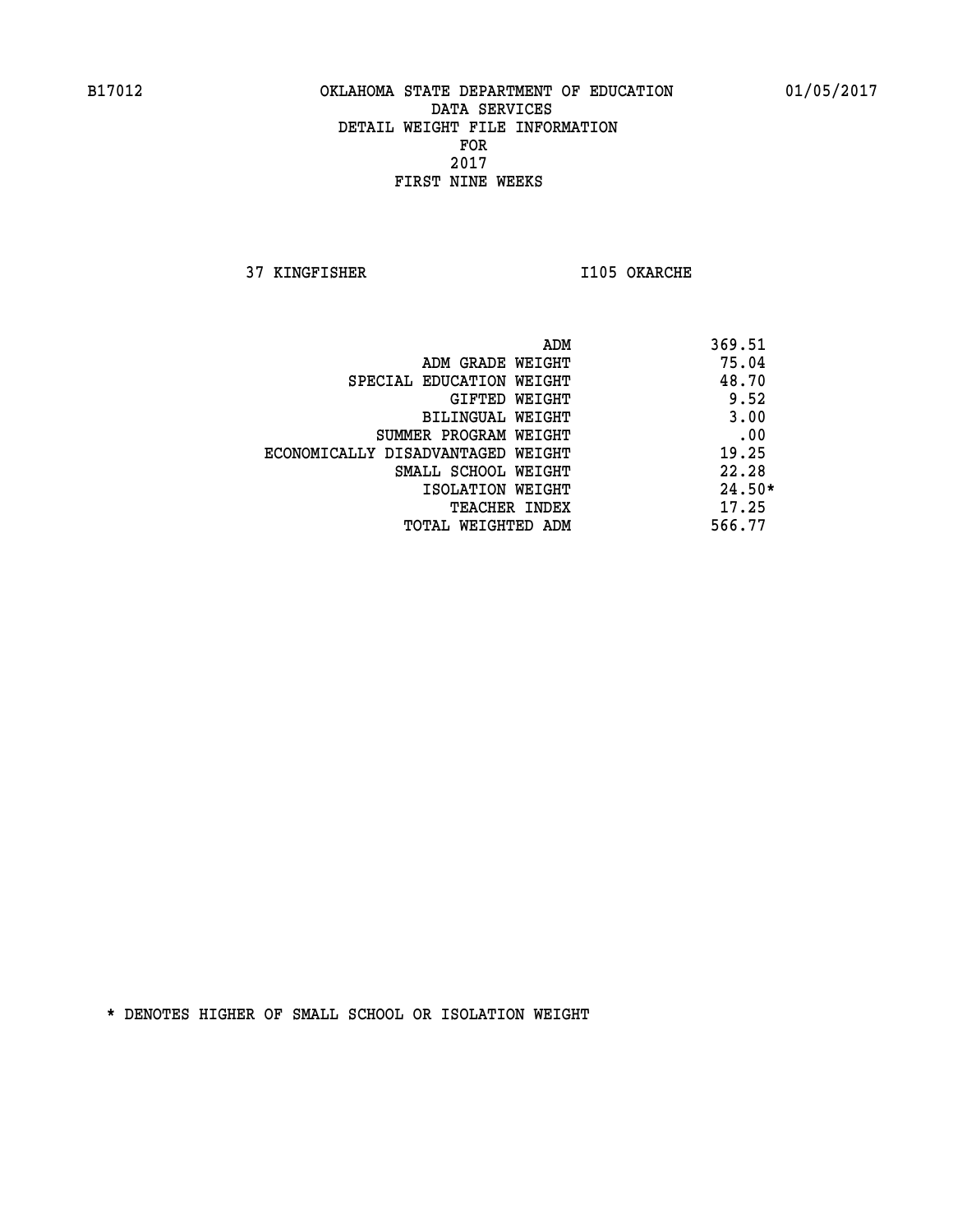B17012 OKLAHOMA STATE DEPARTMENT OF EDUCATION 01/05/2017

DATA SERVICES
DETAIL WEIGHT FILE INFORMATION
FOR
2017
FIRST NINE WEEKS

37 KINGFISHER I105 OKARCHE

| | |
|---|---|
| ADM | 369.51 |
| ADM GRADE WEIGHT | 75.04 |
| SPECIAL EDUCATION WEIGHT | 48.70 |
| GIFTED WEIGHT | 9.52 |
| BILINGUAL WEIGHT | 3.00 |
| SUMMER PROGRAM WEIGHT | .00 |
| ECONOMICALLY DISADVANTAGED WEIGHT | 19.25 |
| SMALL SCHOOL WEIGHT | 22.28 |
| ISOLATION WEIGHT | 24.50* |
| TEACHER INDEX | 17.25 |
| TOTAL WEIGHTED ADM | 566.77 |

* DENOTES HIGHER OF SMALL SCHOOL OR ISOLATION WEIGHT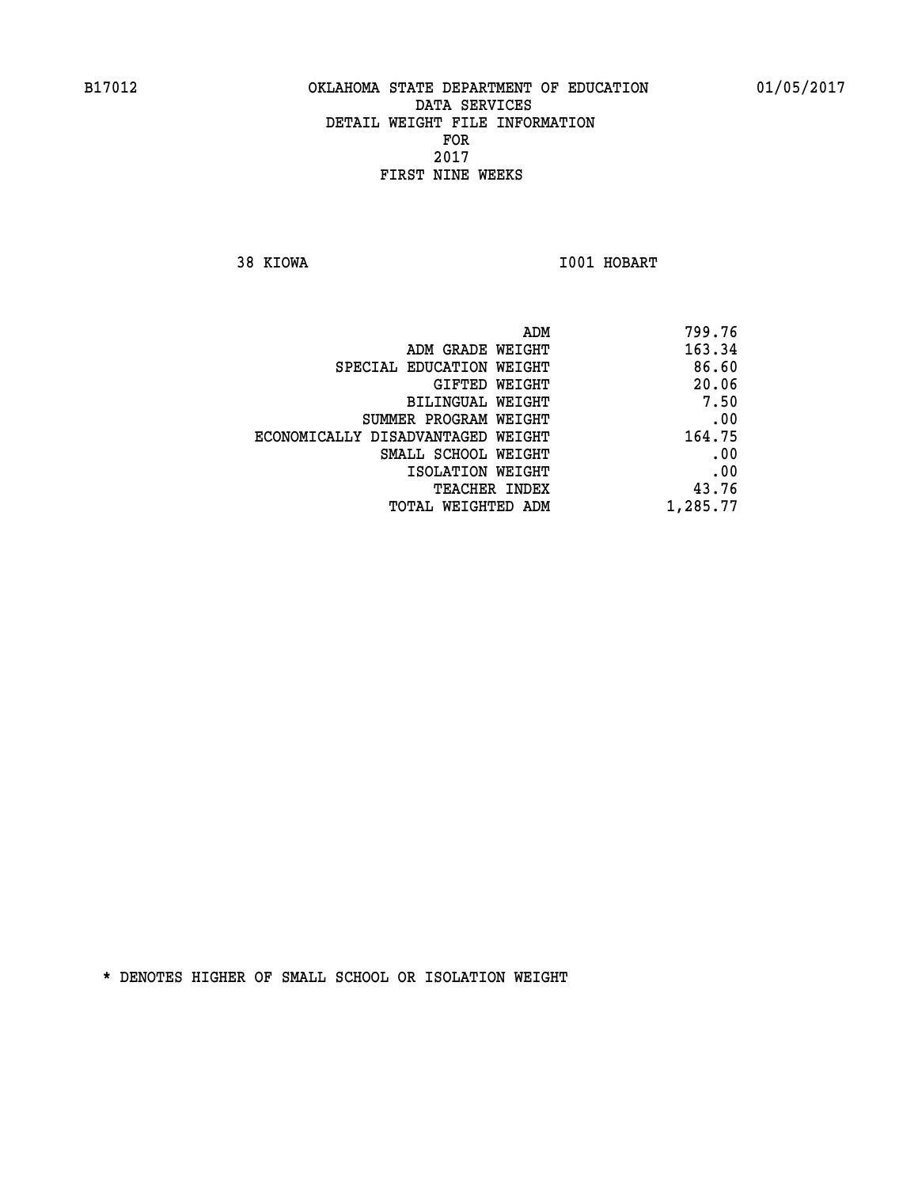B17012 OKLAHOMA STATE DEPARTMENT OF EDUCATION 01/05/2017

DATA SERVICES
DETAIL WEIGHT FILE INFORMATION
FOR
2017
FIRST NINE WEEKS

38 KIOWA I001 HOBART

| | |
|---|---|
| ADM | 799.76 |
| ADM GRADE WEIGHT | 163.34 |
| SPECIAL EDUCATION WEIGHT | 86.60 |
| GIFTED WEIGHT | 20.06 |
| BILINGUAL WEIGHT | 7.50 |
| SUMMER PROGRAM WEIGHT | .00 |
| ECONOMICALLY DISADVANTAGED WEIGHT | 164.75 |
| SMALL SCHOOL WEIGHT | .00 |
| ISOLATION WEIGHT | .00 |
| TEACHER INDEX | 43.76 |
| TOTAL WEIGHTED ADM | 1,285.77 |

* DENOTES HIGHER OF SMALL SCHOOL OR ISOLATION WEIGHT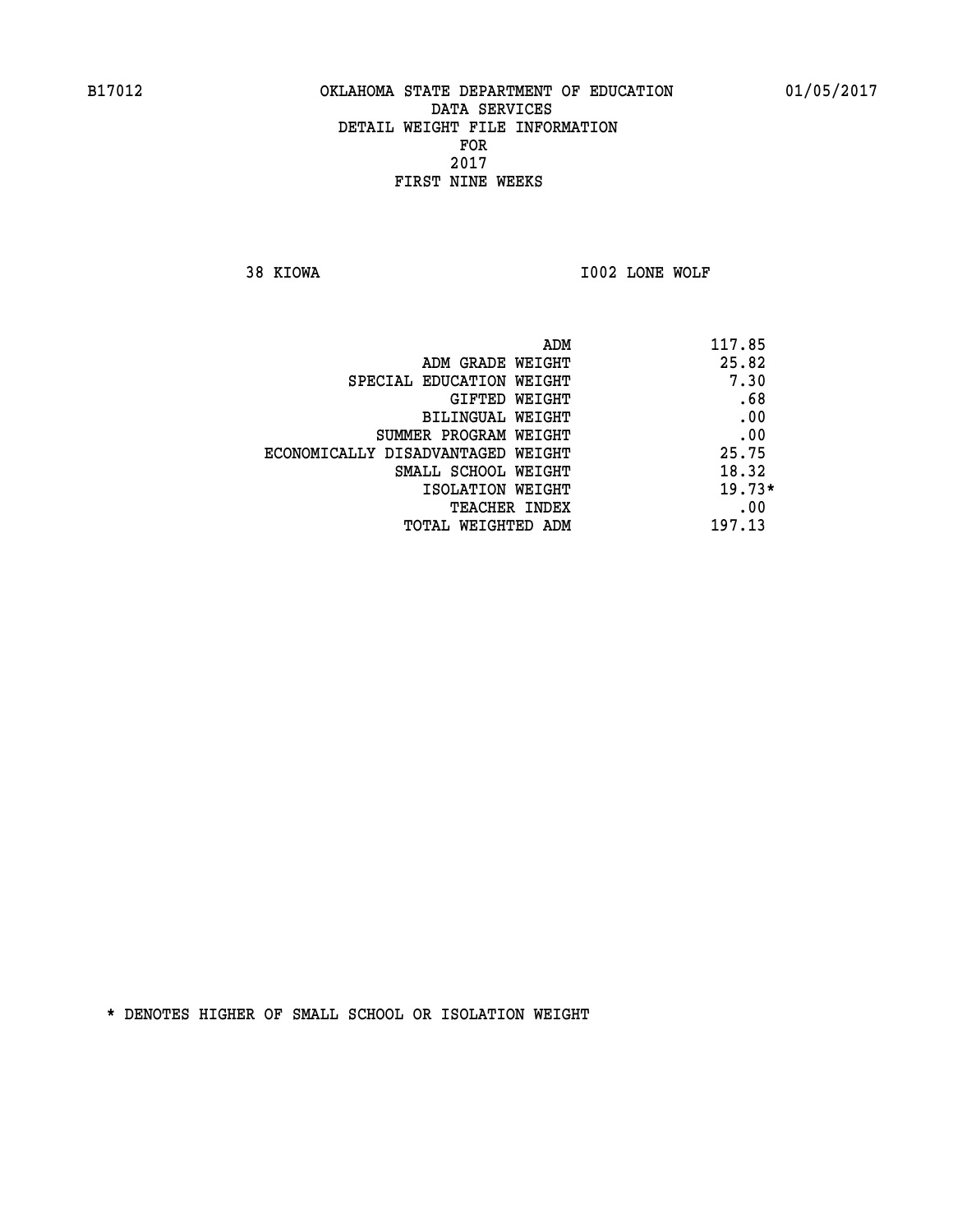B17012 OKLAHOMA STATE DEPARTMENT OF EDUCATION 01/05/2017

DATA SERVICES

DETAIL WEIGHT FILE INFORMATION

FOR

2017

FIRST NINE WEEKS

38 KIOWA I002 LONE WOLF

| | |
|---|---|
| ADM | 117.85 |
| ADM GRADE WEIGHT | 25.82 |
| SPECIAL EDUCATION WEIGHT | 7.30 |
| GIFTED WEIGHT | .68 |
| BILINGUAL WEIGHT | .00 |
| SUMMER PROGRAM WEIGHT | .00 |
| ECONOMICALLY DISADVANTAGED WEIGHT | 25.75 |
| SMALL SCHOOL WEIGHT | 18.32 |
| ISOLATION WEIGHT | 19.73* |
| TEACHER INDEX | .00 |
| TOTAL WEIGHTED ADM | 197.13 |

* DENOTES HIGHER OF SMALL SCHOOL OR ISOLATION WEIGHT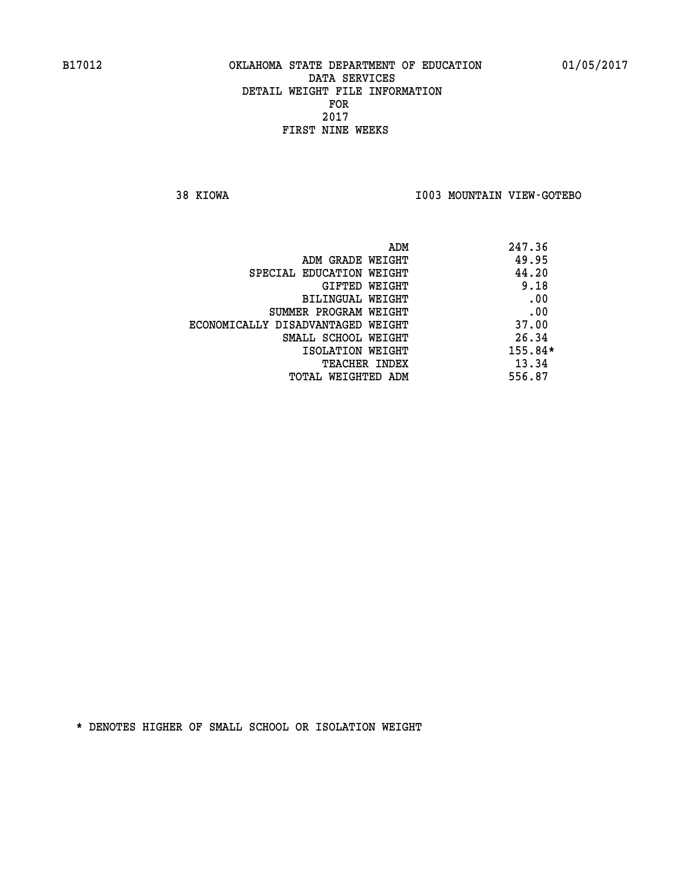B17012 OKLAHOMA STATE DEPARTMENT OF EDUCATION 01/05/2017

DATA SERVICES
DETAIL WEIGHT FILE INFORMATION
FOR
2017
FIRST NINE WEEKS

38 KIOWA I003 MOUNTAIN VIEW-GOTEBO

| | |
|---|---|
| ADM | 247.36 |
| ADM GRADE WEIGHT | 49.95 |
| SPECIAL EDUCATION WEIGHT | 44.20 |
| GIFTED WEIGHT | 9.18 |
| BILINGUAL WEIGHT | .00 |
| SUMMER PROGRAM WEIGHT | .00 |
| ECONOMICALLY DISADVANTAGED WEIGHT | 37.00 |
| SMALL SCHOOL WEIGHT | 26.34 |
| ISOLATION WEIGHT | 155.84* |
| TEACHER INDEX | 13.34 |
| TOTAL WEIGHTED ADM | 556.87 |

* DENOTES HIGHER OF SMALL SCHOOL OR ISOLATION WEIGHT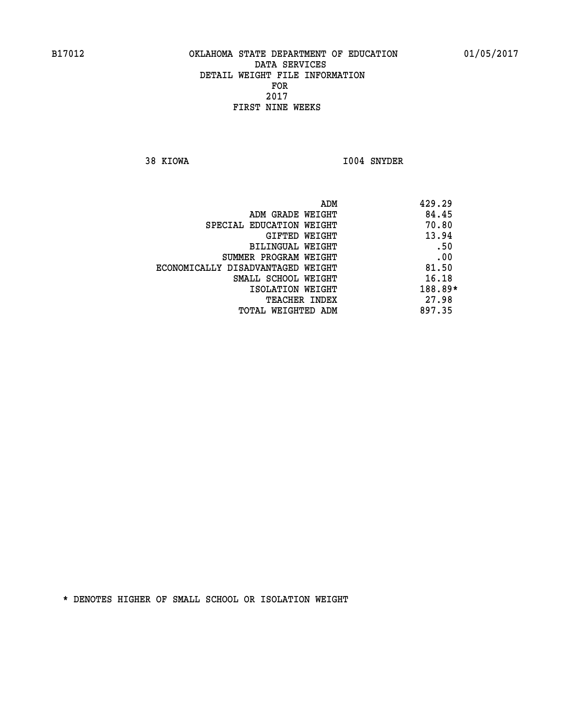B17012 OKLAHOMA STATE DEPARTMENT OF EDUCATION 01/05/2017

DATA SERVICES
DETAIL WEIGHT FILE INFORMATION
FOR
2017
FIRST NINE WEEKS

38 KIOWA I004 SNYDER

| | |
|---|---|
| ADM | 429.29 |
| ADM GRADE WEIGHT | 84.45 |
| SPECIAL EDUCATION WEIGHT | 70.80 |
| GIFTED WEIGHT | 13.94 |
| BILINGUAL WEIGHT | .50 |
| SUMMER PROGRAM WEIGHT | .00 |
| ECONOMICALLY DISADVANTAGED WEIGHT | 81.50 |
| SMALL SCHOOL WEIGHT | 16.18 |
| ISOLATION WEIGHT | 188.89* |
| TEACHER INDEX | 27.98 |
| TOTAL WEIGHTED ADM | 897.35 |

* DENOTES HIGHER OF SMALL SCHOOL OR ISOLATION WEIGHT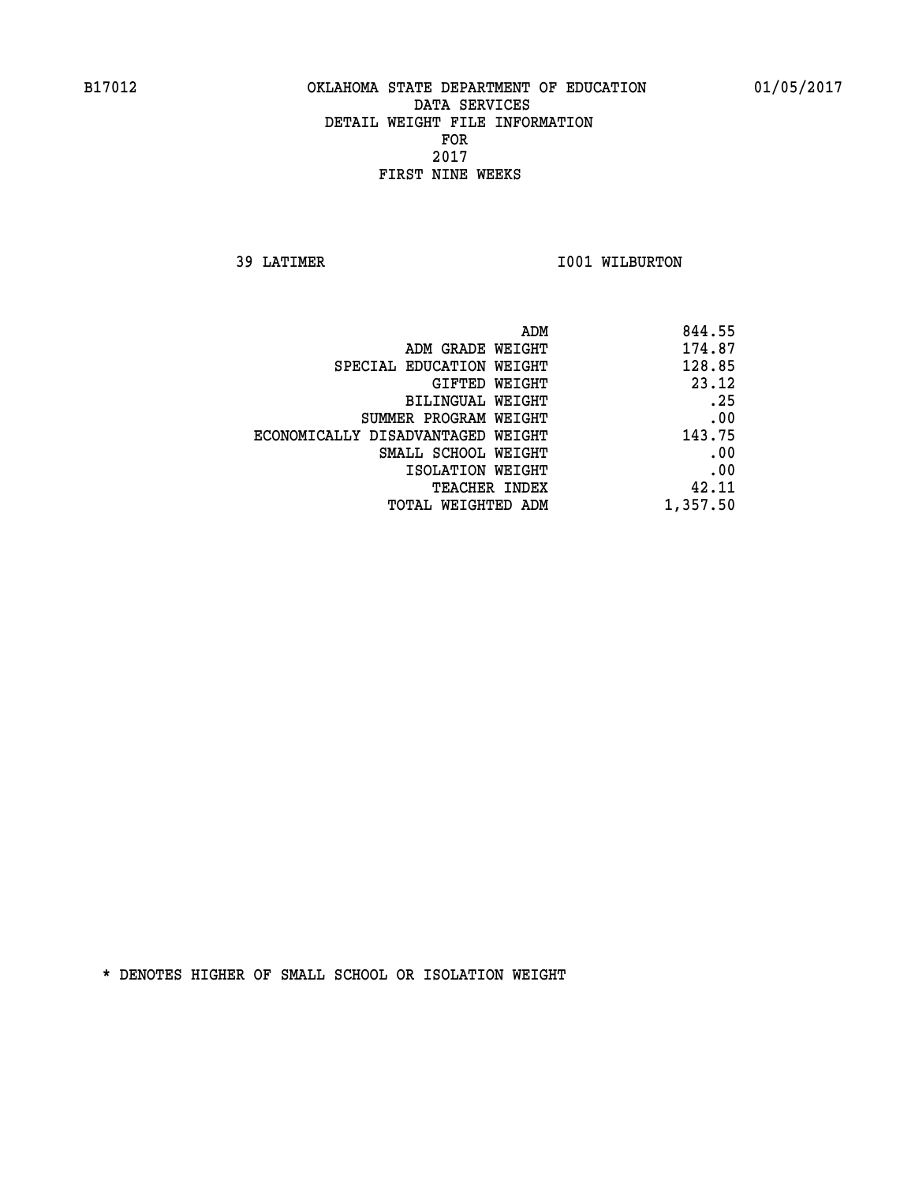B17012 OKLAHOMA STATE DEPARTMENT OF EDUCATION 01/05/2017

DATA SERVICES
DETAIL WEIGHT FILE INFORMATION
FOR
2017
FIRST NINE WEEKS

39 LATIMER I001 WILBURTON

| | |
|---|---|
| ADM | 844.55 |
| ADM GRADE WEIGHT | 174.87 |
| SPECIAL EDUCATION WEIGHT | 128.85 |
| GIFTED WEIGHT | 23.12 |
| BILINGUAL WEIGHT | .25 |
| SUMMER PROGRAM WEIGHT | .00 |
| ECONOMICALLY DISADVANTAGED WEIGHT | 143.75 |
| SMALL SCHOOL WEIGHT | .00 |
| ISOLATION WEIGHT | .00 |
| TEACHER INDEX | 42.11 |
| TOTAL WEIGHTED ADM | 1,357.50 |

* DENOTES HIGHER OF SMALL SCHOOL OR ISOLATION WEIGHT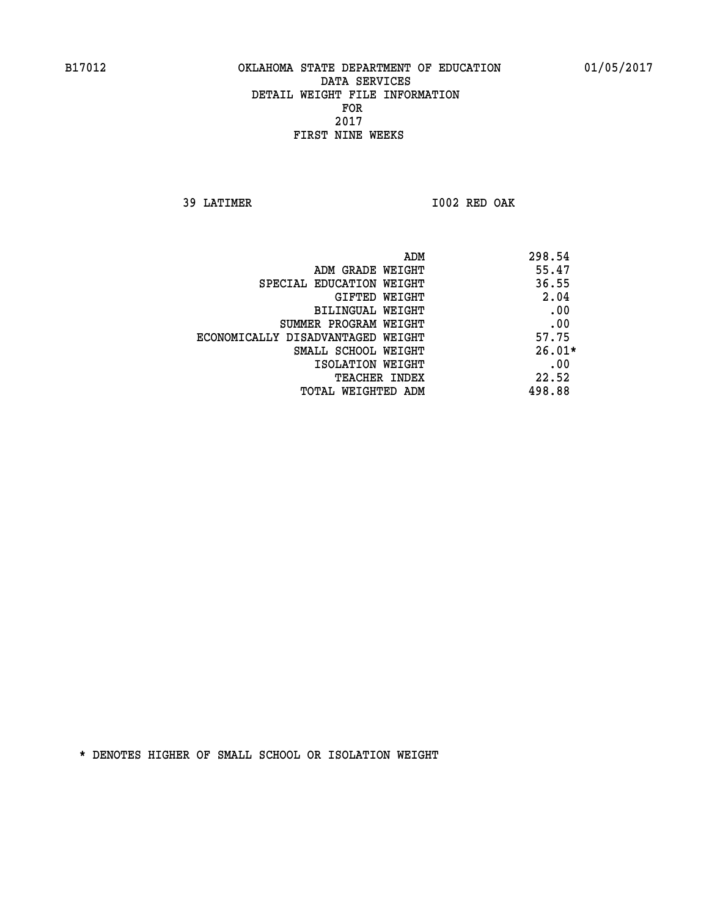B17012 OKLAHOMA STATE DEPARTMENT OF EDUCATION 01/05/2017

DATA SERVICES
DETAIL WEIGHT FILE INFORMATION
FOR
2017
FIRST NINE WEEKS

39 LATIMER I002 RED OAK

| | |
|---|---|
| ADM | 298.54 |
| ADM GRADE WEIGHT | 55.47 |
| SPECIAL EDUCATION WEIGHT | 36.55 |
| GIFTED WEIGHT | 2.04 |
| BILINGUAL WEIGHT | .00 |
| SUMMER PROGRAM WEIGHT | .00 |
| ECONOMICALLY DISADVANTAGED WEIGHT | 57.75 |
| SMALL SCHOOL WEIGHT | 26.01* |
| ISOLATION WEIGHT | .00 |
| TEACHER INDEX | 22.52 |
| TOTAL WEIGHTED ADM | 498.88 |

* DENOTES HIGHER OF SMALL SCHOOL OR ISOLATION WEIGHT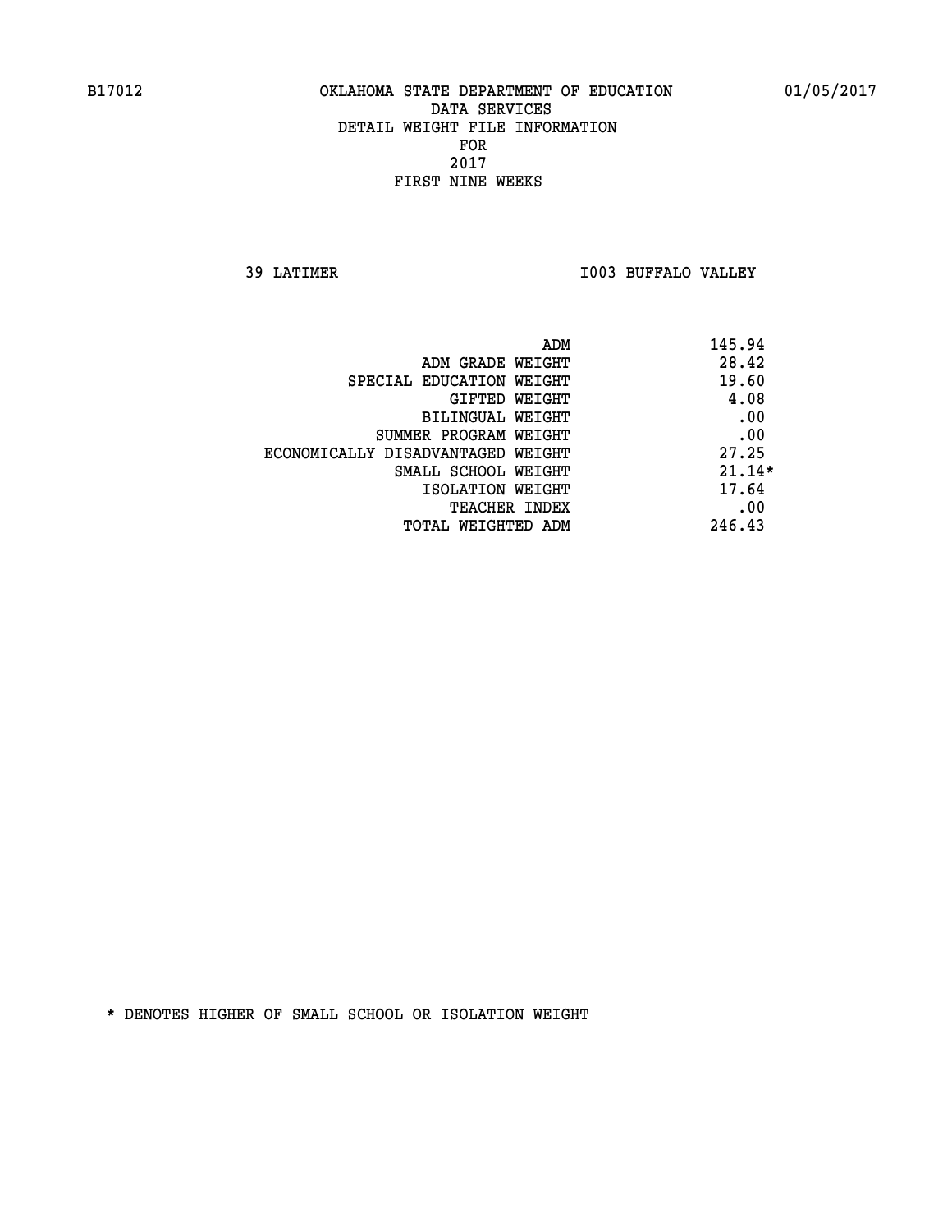B17012 OKLAHOMA STATE DEPARTMENT OF EDUCATION 01/05/2017

DATA SERVICES
DETAIL WEIGHT FILE INFORMATION
FOR
2017
FIRST NINE WEEKS

39 LATIMER I003 BUFFALO VALLEY

| | |
|---|---|
| ADM | 145.94 |
| ADM GRADE WEIGHT | 28.42 |
| SPECIAL EDUCATION WEIGHT | 19.60 |
| GIFTED WEIGHT | 4.08 |
| BILINGUAL WEIGHT | .00 |
| SUMMER PROGRAM WEIGHT | .00 |
| ECONOMICALLY DISADVANTAGED WEIGHT | 27.25 |
| SMALL SCHOOL WEIGHT | 21.14* |
| ISOLATION WEIGHT | 17.64 |
| TEACHER INDEX | .00 |
| TOTAL WEIGHTED ADM | 246.43 |

* DENOTES HIGHER OF SMALL SCHOOL OR ISOLATION WEIGHT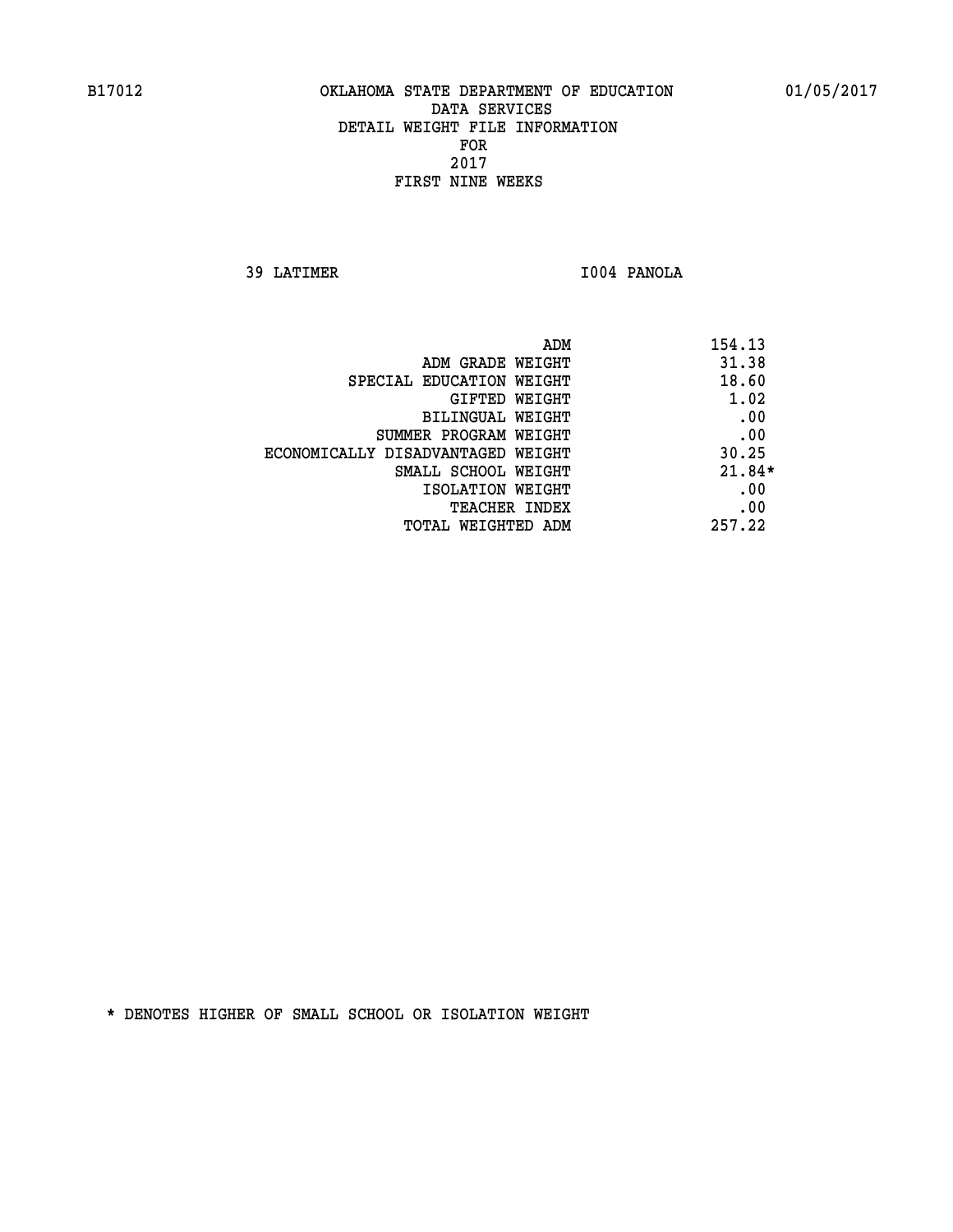B17012 OKLAHOMA STATE DEPARTMENT OF EDUCATION 01/05/2017

DATA SERVICES
DETAIL WEIGHT FILE INFORMATION
FOR
2017
FIRST NINE WEEKS

39 LATIMER I004 PANOLA

| | |
|---|---|
| ADM | 154.13 |
| ADM GRADE WEIGHT | 31.38 |
| SPECIAL EDUCATION WEIGHT | 18.60 |
| GIFTED WEIGHT | 1.02 |
| BILINGUAL WEIGHT | .00 |
| SUMMER PROGRAM WEIGHT | .00 |
| ECONOMICALLY DISADVANTAGED WEIGHT | 30.25 |
| SMALL SCHOOL WEIGHT | 21.84* |
| ISOLATION WEIGHT | .00 |
| TEACHER INDEX | .00 |
| TOTAL WEIGHTED ADM | 257.22 |

* DENOTES HIGHER OF SMALL SCHOOL OR ISOLATION WEIGHT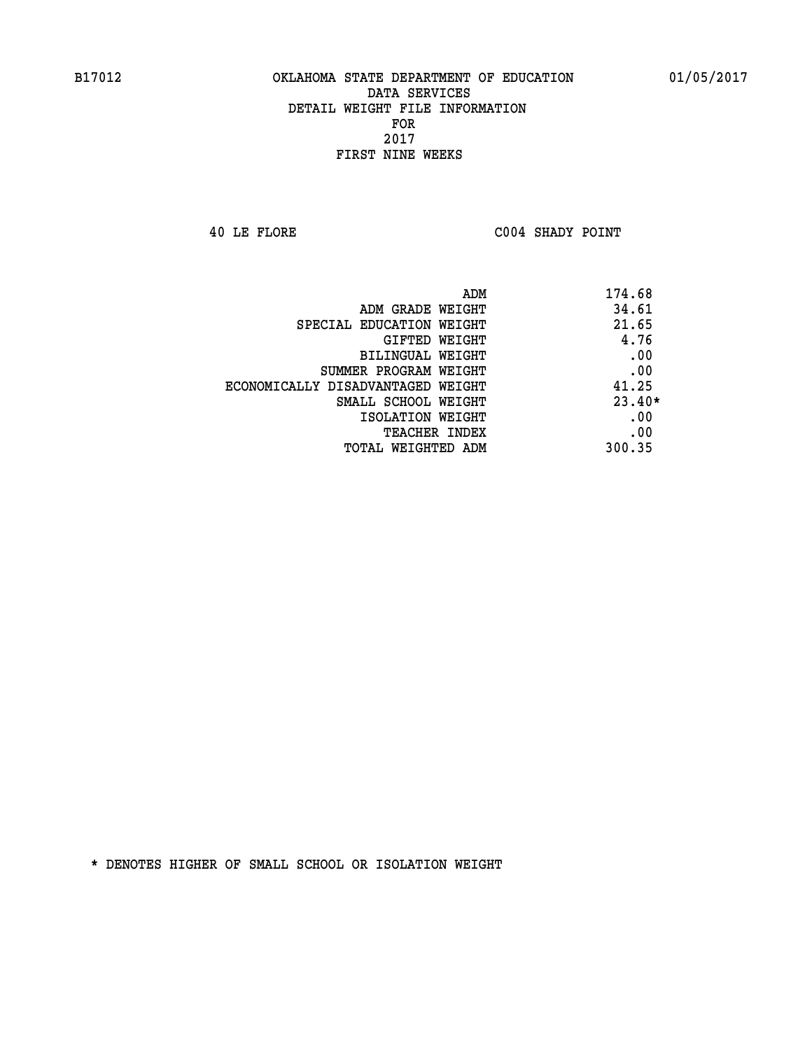B17012 OKLAHOMA STATE DEPARTMENT OF EDUCATION 01/05/2017

DATA SERVICES
DETAIL WEIGHT FILE INFORMATION
FOR
2017
FIRST NINE WEEKS

40 LE FLORE C004 SHADY POINT

| | |
|---|---|
| ADM | 174.68 |
| ADM GRADE WEIGHT | 34.61 |
| SPECIAL EDUCATION WEIGHT | 21.65 |
| GIFTED WEIGHT | 4.76 |
| BILINGUAL WEIGHT | .00 |
| SUMMER PROGRAM WEIGHT | .00 |
| ECONOMICALLY DISADVANTAGED WEIGHT | 41.25 |
| SMALL SCHOOL WEIGHT | 23.40* |
| ISOLATION WEIGHT | .00 |
| TEACHER INDEX | .00 |
| TOTAL WEIGHTED ADM | 300.35 |

* DENOTES HIGHER OF SMALL SCHOOL OR ISOLATION WEIGHT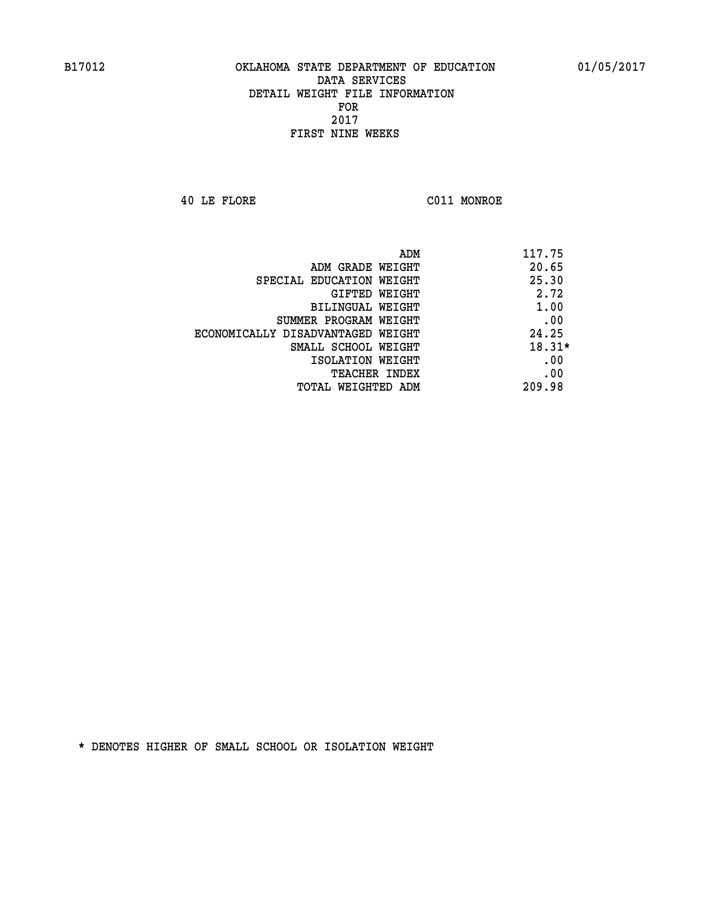B17012 OKLAHOMA STATE DEPARTMENT OF EDUCATION 01/05/2017

DATA SERVICES
DETAIL WEIGHT FILE INFORMATION
FOR
2017
FIRST NINE WEEKS

40 LE FLORE C011 MONROE

| | |
|---|---|
| ADM | 117.75 |
| ADM GRADE WEIGHT | 20.65 |
| SPECIAL EDUCATION WEIGHT | 25.30 |
| GIFTED WEIGHT | 2.72 |
| BILINGUAL WEIGHT | 1.00 |
| SUMMER PROGRAM WEIGHT | .00 |
| ECONOMICALLY DISADVANTAGED WEIGHT | 24.25 |
| SMALL SCHOOL WEIGHT | 18.31* |
| ISOLATION WEIGHT | .00 |
| TEACHER INDEX | .00 |
| TOTAL WEIGHTED ADM | 209.98 |

* DENOTES HIGHER OF SMALL SCHOOL OR ISOLATION WEIGHT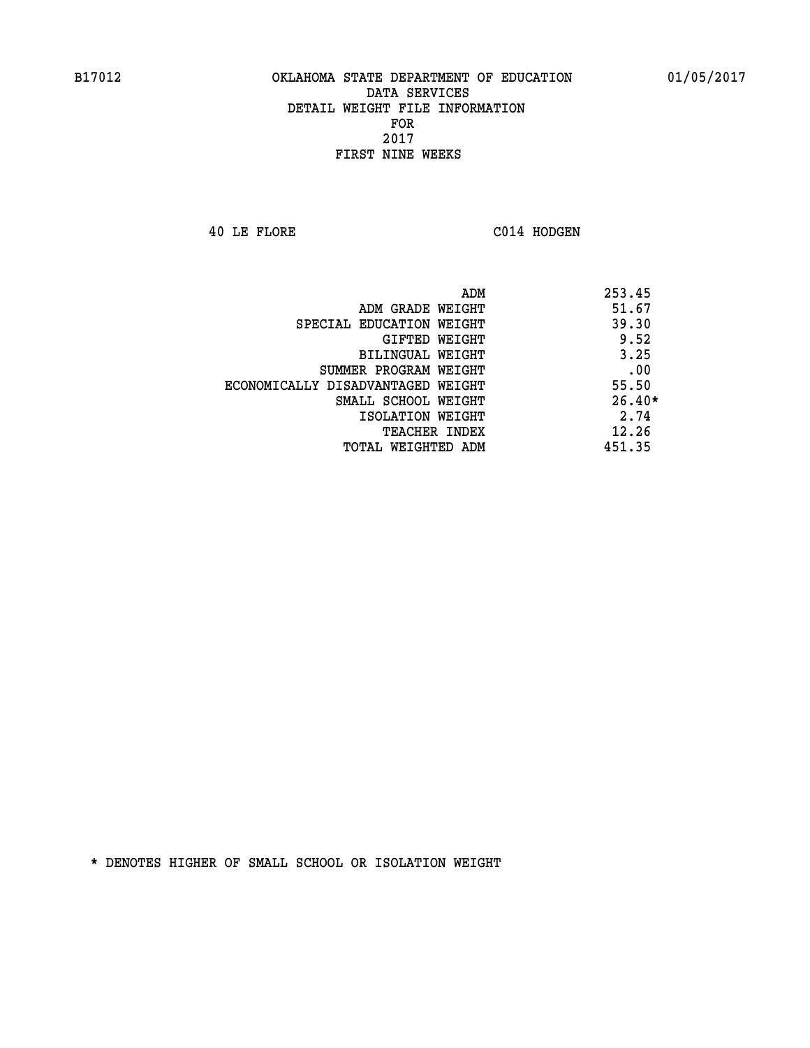B17012 OKLAHOMA STATE DEPARTMENT OF EDUCATION 01/05/2017

DATA SERVICES
DETAIL WEIGHT FILE INFORMATION
FOR
2017
FIRST NINE WEEKS

40 LE FLORE C014 HODGEN

| | |
|---|---|
| ADM | 253.45 |
| ADM GRADE WEIGHT | 51.67 |
| SPECIAL EDUCATION WEIGHT | 39.30 |
| GIFTED WEIGHT | 9.52 |
| BILINGUAL WEIGHT | 3.25 |
| SUMMER PROGRAM WEIGHT | .00 |
| ECONOMICALLY DISADVANTAGED WEIGHT | 55.50 |
| SMALL SCHOOL WEIGHT | 26.40* |
| ISOLATION WEIGHT | 2.74 |
| TEACHER INDEX | 12.26 |
| TOTAL WEIGHTED ADM | 451.35 |

* DENOTES HIGHER OF SMALL SCHOOL OR ISOLATION WEIGHT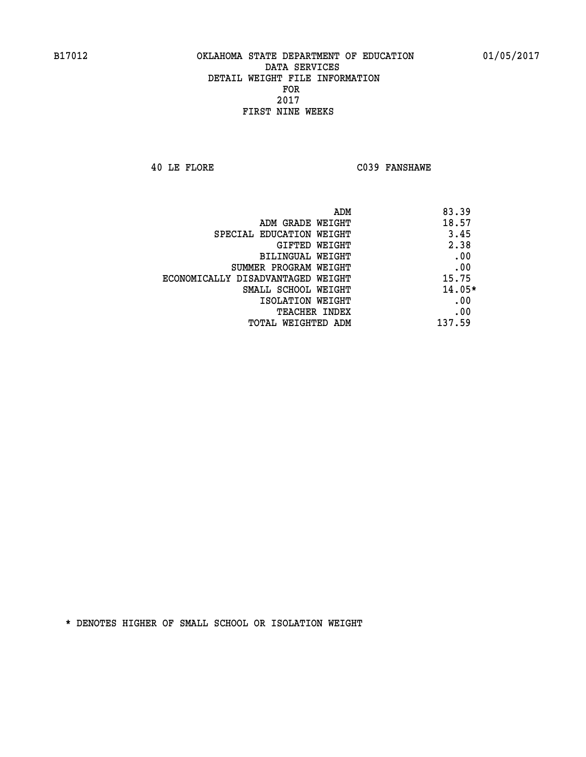B17012 OKLAHOMA STATE DEPARTMENT OF EDUCATION 01/05/2017

DATA SERVICES
DETAIL WEIGHT FILE INFORMATION
FOR
2017
FIRST NINE WEEKS

40 LE FLORE C039 FANSHAWE

| | |
|---|---|
| ADM | 83.39 |
| ADM GRADE WEIGHT | 18.57 |
| SPECIAL EDUCATION WEIGHT | 3.45 |
| GIFTED WEIGHT | 2.38 |
| BILINGUAL WEIGHT | .00 |
| SUMMER PROGRAM WEIGHT | .00 |
| ECONOMICALLY DISADVANTAGED WEIGHT | 15.75 |
| SMALL SCHOOL WEIGHT | 14.05* |
| ISOLATION WEIGHT | .00 |
| TEACHER INDEX | .00 |
| TOTAL WEIGHTED ADM | 137.59 |

* DENOTES HIGHER OF SMALL SCHOOL OR ISOLATION WEIGHT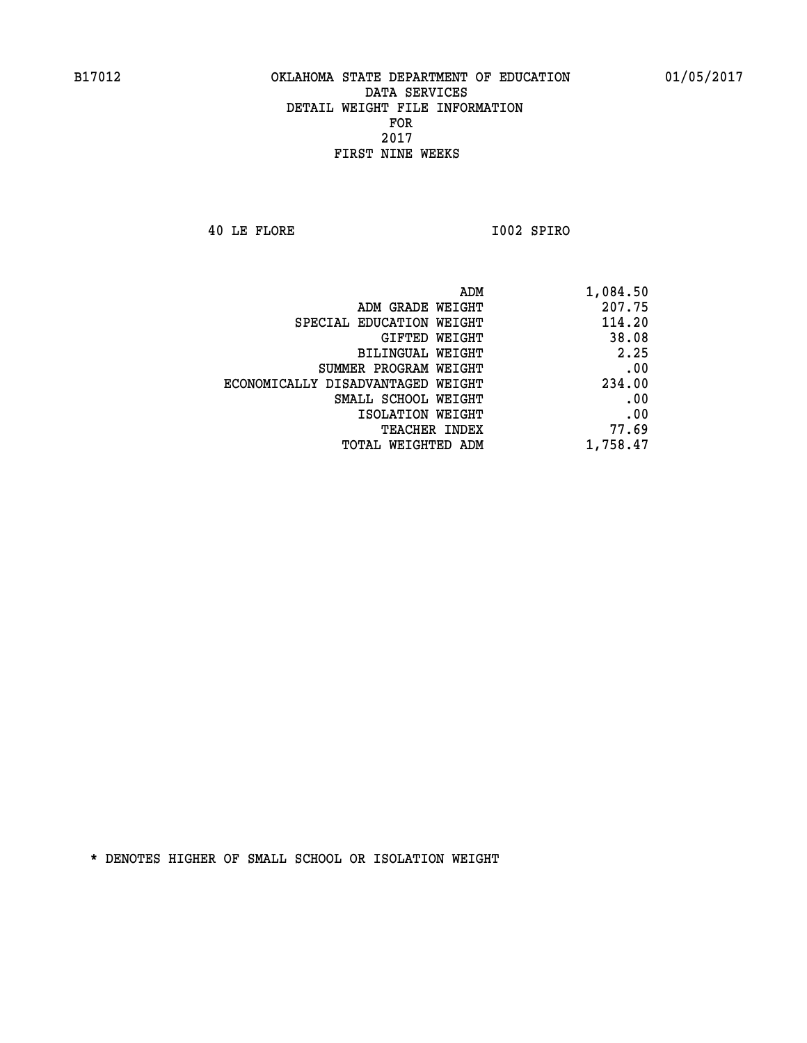B17012 OKLAHOMA STATE DEPARTMENT OF EDUCATION 01/05/2017

DATA SERVICES
DETAIL WEIGHT FILE INFORMATION
FOR
2017
FIRST NINE WEEKS

40 LE FLORE I002 SPIRO

| | |
|---|---|
| ADM | 1,084.50 |
| ADM GRADE WEIGHT | 207.75 |
| SPECIAL EDUCATION WEIGHT | 114.20 |
| GIFTED WEIGHT | 38.08 |
| BILINGUAL WEIGHT | 2.25 |
| SUMMER PROGRAM WEIGHT | .00 |
| ECONOMICALLY DISADVANTAGED WEIGHT | 234.00 |
| SMALL SCHOOL WEIGHT | .00 |
| ISOLATION WEIGHT | .00 |
| TEACHER INDEX | 77.69 |
| TOTAL WEIGHTED ADM | 1,758.47 |

* DENOTES HIGHER OF SMALL SCHOOL OR ISOLATION WEIGHT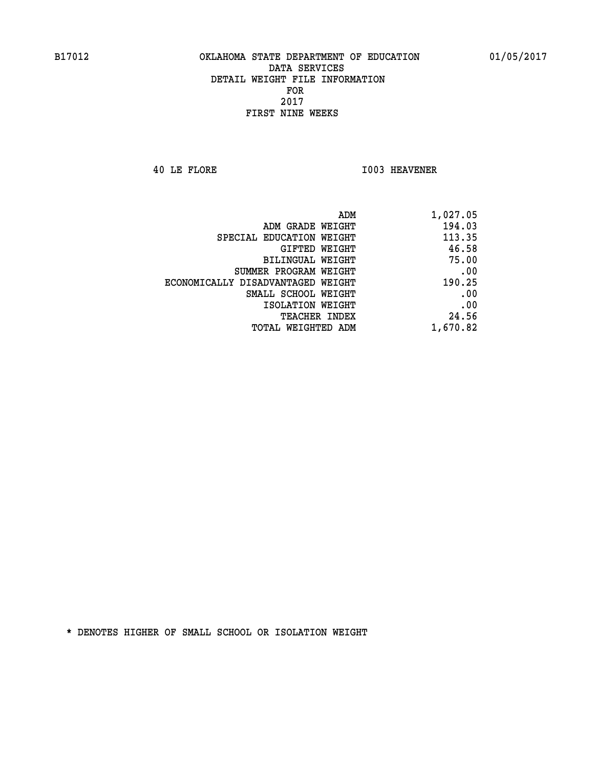B17012 OKLAHOMA STATE DEPARTMENT OF EDUCATION 01/05/2017

DATA SERVICES
DETAIL WEIGHT FILE INFORMATION
FOR
2017
FIRST NINE WEEKS

40 LE FLORE I003 HEAVENER

| | |
|---|---|
| ADM | 1,027.05 |
| ADM GRADE WEIGHT | 194.03 |
| SPECIAL EDUCATION WEIGHT | 113.35 |
| GIFTED WEIGHT | 46.58 |
| BILINGUAL WEIGHT | 75.00 |
| SUMMER PROGRAM WEIGHT | .00 |
| ECONOMICALLY DISADVANTAGED WEIGHT | 190.25 |
| SMALL SCHOOL WEIGHT | .00 |
| ISOLATION WEIGHT | .00 |
| TEACHER INDEX | 24.56 |
| TOTAL WEIGHTED ADM | 1,670.82 |

* DENOTES HIGHER OF SMALL SCHOOL OR ISOLATION WEIGHT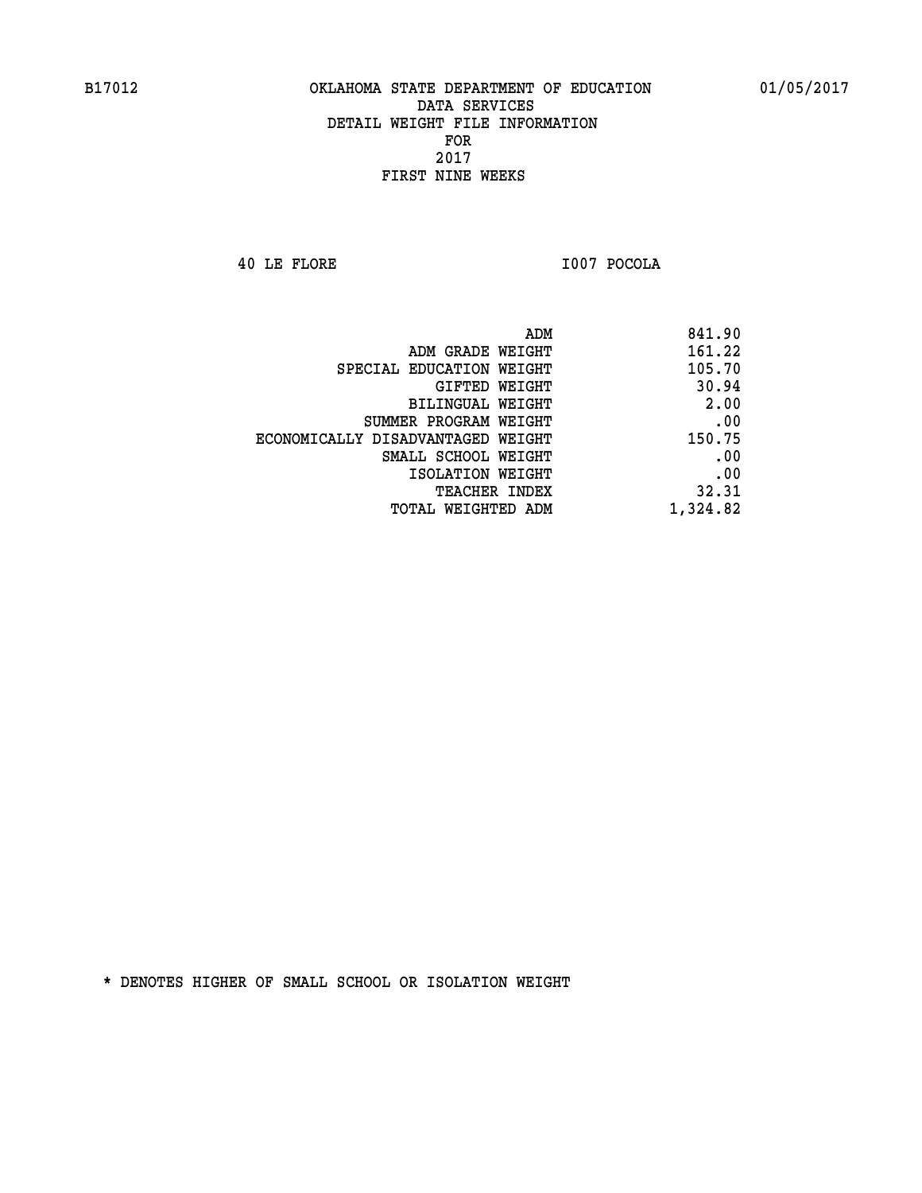B17012 OKLAHOMA STATE DEPARTMENT OF EDUCATION 01/05/2017

DATA SERVICES
DETAIL WEIGHT FILE INFORMATION
FOR
2017
FIRST NINE WEEKS

40 LE FLORE I007 POCOLA

| | |
|---|---|
| ADM | 841.90 |
| ADM GRADE WEIGHT | 161.22 |
| SPECIAL EDUCATION WEIGHT | 105.70 |
| GIFTED WEIGHT | 30.94 |
| BILINGUAL WEIGHT | 2.00 |
| SUMMER PROGRAM WEIGHT | .00 |
| ECONOMICALLY DISADVANTAGED WEIGHT | 150.75 |
| SMALL SCHOOL WEIGHT | .00 |
| ISOLATION WEIGHT | .00 |
| TEACHER INDEX | 32.31 |
| TOTAL WEIGHTED ADM | 1,324.82 |

* DENOTES HIGHER OF SMALL SCHOOL OR ISOLATION WEIGHT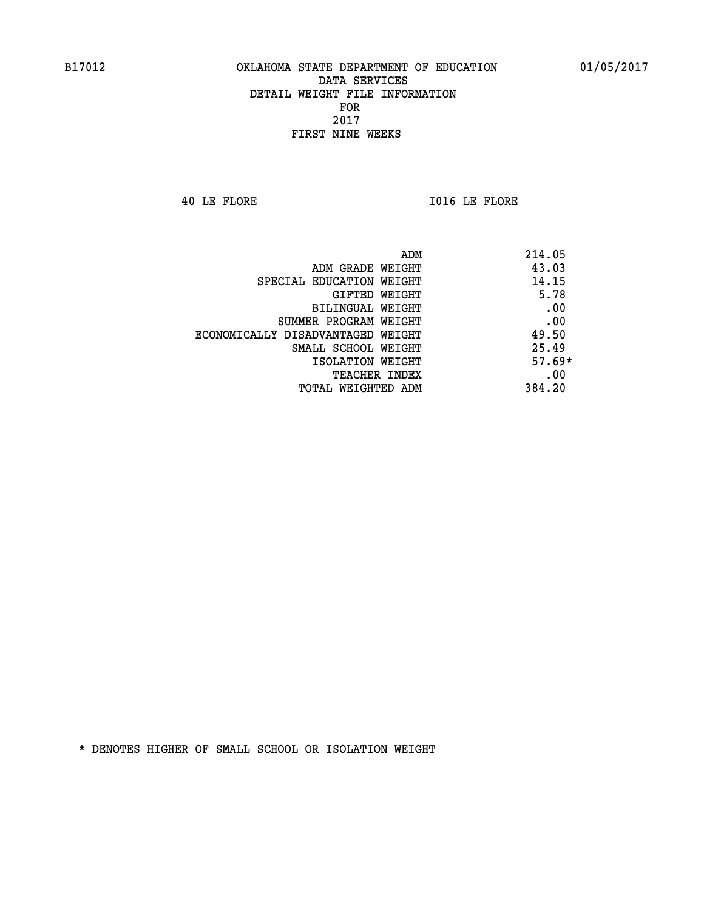B17012 OKLAHOMA STATE DEPARTMENT OF EDUCATION 01/05/2017

DATA SERVICES
DETAIL WEIGHT FILE INFORMATION
FOR
2017
FIRST NINE WEEKS

40 LE FLORE I016 LE FLORE

| | |
|---|---|
| ADM | 214.05 |
| ADM GRADE WEIGHT | 43.03 |
| SPECIAL EDUCATION WEIGHT | 14.15 |
| GIFTED WEIGHT | 5.78 |
| BILINGUAL WEIGHT | .00 |
| SUMMER PROGRAM WEIGHT | .00 |
| ECONOMICALLY DISADVANTAGED WEIGHT | 49.50 |
| SMALL SCHOOL WEIGHT | 25.49 |
| ISOLATION WEIGHT | 57.69* |
| TEACHER INDEX | .00 |
| TOTAL WEIGHTED ADM | 384.20 |

* DENOTES HIGHER OF SMALL SCHOOL OR ISOLATION WEIGHT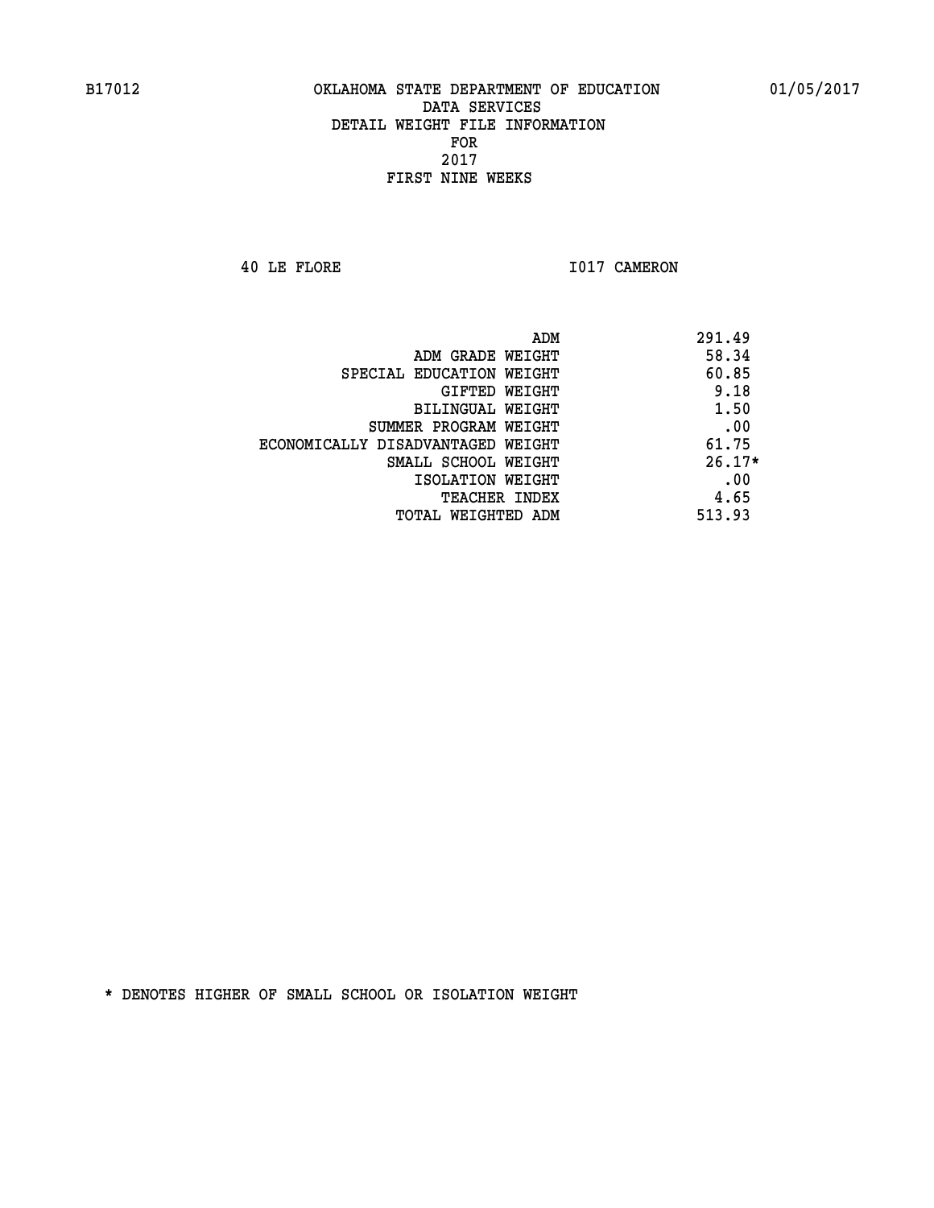B17012 OKLAHOMA STATE DEPARTMENT OF EDUCATION 01/05/2017

DATA SERVICES
DETAIL WEIGHT FILE INFORMATION
FOR
2017
FIRST NINE WEEKS

40 LE FLORE I017 CAMERON

| | |
|---|---|
| ADM | 291.49 |
| ADM GRADE WEIGHT | 58.34 |
| SPECIAL EDUCATION WEIGHT | 60.85 |
| GIFTED WEIGHT | 9.18 |
| BILINGUAL WEIGHT | 1.50 |
| SUMMER PROGRAM WEIGHT | .00 |
| ECONOMICALLY DISADVANTAGED WEIGHT | 61.75 |
| SMALL SCHOOL WEIGHT | 26.17* |
| ISOLATION WEIGHT | .00 |
| TEACHER INDEX | 4.65 |
| TOTAL WEIGHTED ADM | 513.93 |

* DENOTES HIGHER OF SMALL SCHOOL OR ISOLATION WEIGHT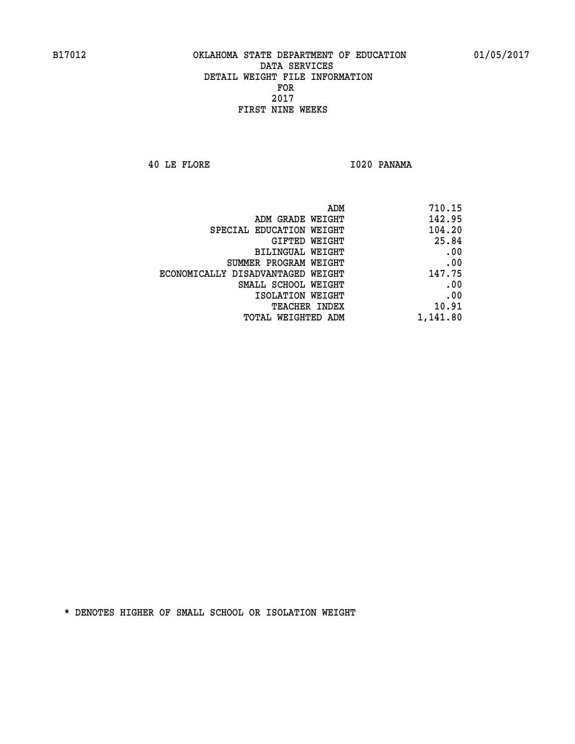B17012 OKLAHOMA STATE DEPARTMENT OF EDUCATION 01/05/2017

DATA SERVICES
DETAIL WEIGHT FILE INFORMATION
FOR
2017
FIRST NINE WEEKS

40 LE FLORE I020 PANAMA

| | |
|---|---|
| ADM | 710.15 |
| ADM GRADE WEIGHT | 142.95 |
| SPECIAL EDUCATION WEIGHT | 104.20 |
| GIFTED WEIGHT | 25.84 |
| BILINGUAL WEIGHT | .00 |
| SUMMER PROGRAM WEIGHT | .00 |
| ECONOMICALLY DISADVANTAGED WEIGHT | 147.75 |
| SMALL SCHOOL WEIGHT | .00 |
| ISOLATION WEIGHT | .00 |
| TEACHER INDEX | 10.91 |
| TOTAL WEIGHTED ADM | 1,141.80 |

* DENOTES HIGHER OF SMALL SCHOOL OR ISOLATION WEIGHT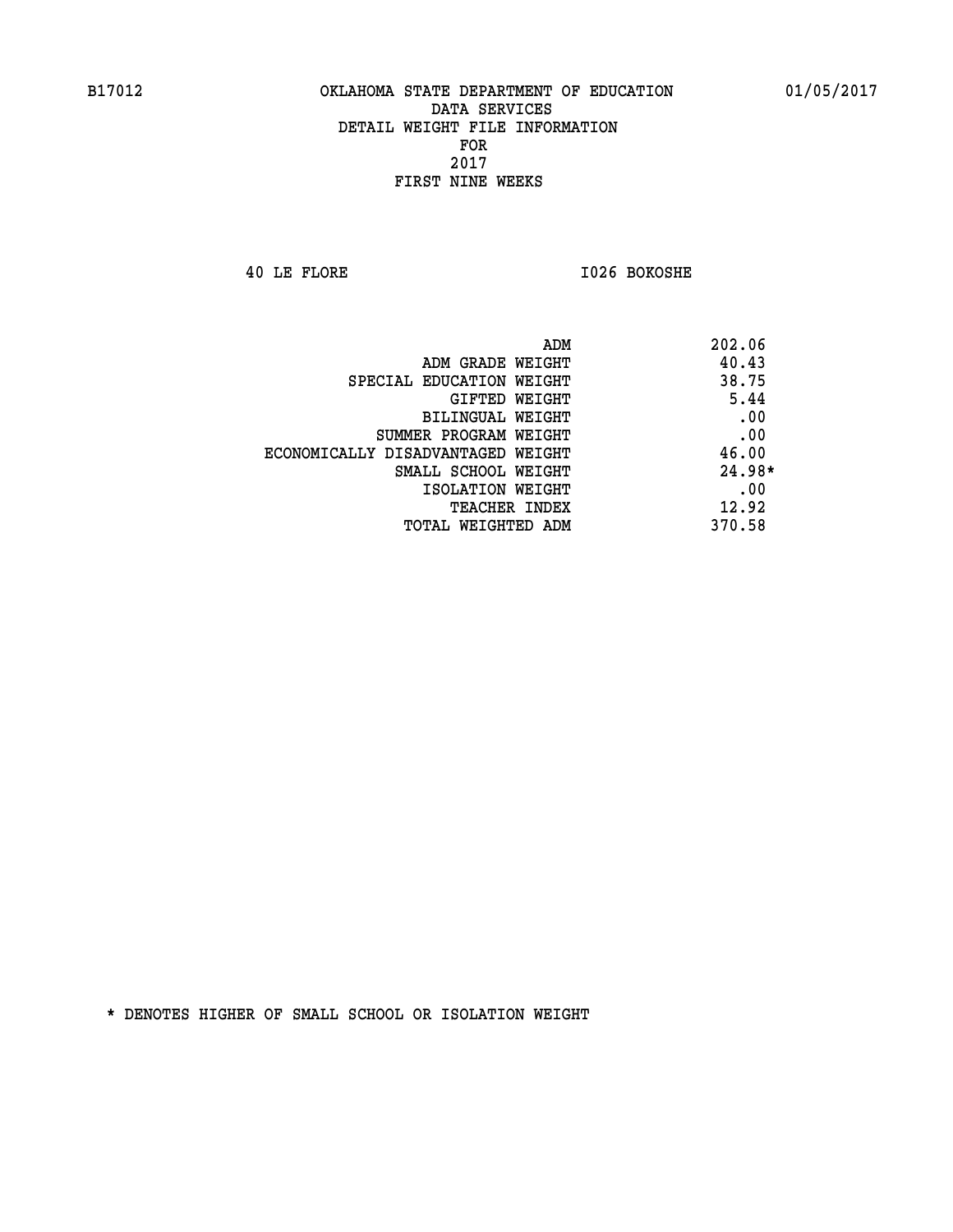B17012 OKLAHOMA STATE DEPARTMENT OF EDUCATION 01/05/2017

DATA SERVICES
DETAIL WEIGHT FILE INFORMATION
FOR
2017
FIRST NINE WEEKS

40 LE FLORE I026 BOKOSHE

| | |
|---|---|
| ADM | 202.06 |
| ADM GRADE WEIGHT | 40.43 |
| SPECIAL EDUCATION WEIGHT | 38.75 |
| GIFTED WEIGHT | 5.44 |
| BILINGUAL WEIGHT | .00 |
| SUMMER PROGRAM WEIGHT | .00 |
| ECONOMICALLY DISADVANTAGED WEIGHT | 46.00 |
| SMALL SCHOOL WEIGHT | 24.98* |
| ISOLATION WEIGHT | .00 |
| TEACHER INDEX | 12.92 |
| TOTAL WEIGHTED ADM | 370.58 |

* DENOTES HIGHER OF SMALL SCHOOL OR ISOLATION WEIGHT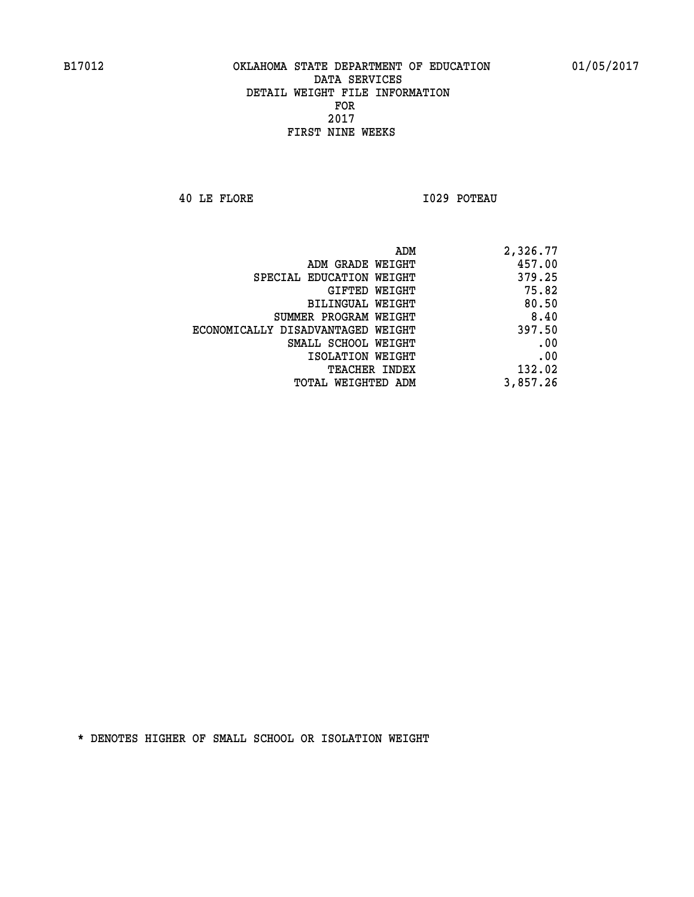B17012 OKLAHOMA STATE DEPARTMENT OF EDUCATION 01/05/2017

DATA SERVICES
DETAIL WEIGHT FILE INFORMATION
FOR
2017
FIRST NINE WEEKS

40 LE FLORE I029 POTEAU

| | |
|---|---|
| ADM | 2,326.77 |
| ADM GRADE WEIGHT | 457.00 |
| SPECIAL EDUCATION WEIGHT | 379.25 |
| GIFTED WEIGHT | 75.82 |
| BILINGUAL WEIGHT | 80.50 |
| SUMMER PROGRAM WEIGHT | 8.40 |
| ECONOMICALLY DISADVANTAGED WEIGHT | 397.50 |
| SMALL SCHOOL WEIGHT | .00 |
| ISOLATION WEIGHT | .00 |
| TEACHER INDEX | 132.02 |
| TOTAL WEIGHTED ADM | 3,857.26 |

* DENOTES HIGHER OF SMALL SCHOOL OR ISOLATION WEIGHT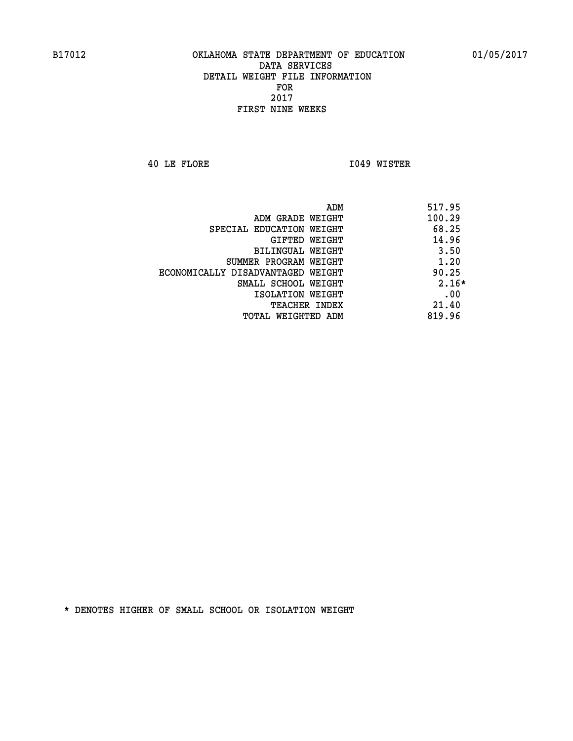B17012 OKLAHOMA STATE DEPARTMENT OF EDUCATION 01/05/2017

DATA SERVICES
DETAIL WEIGHT FILE INFORMATION
FOR
2017
FIRST NINE WEEKS

40 LE FLORE I049 WISTER

| | |
|---|---|
| ADM | 517.95 |
| ADM GRADE WEIGHT | 100.29 |
| SPECIAL EDUCATION WEIGHT | 68.25 |
| GIFTED WEIGHT | 14.96 |
| BILINGUAL WEIGHT | 3.50 |
| SUMMER PROGRAM WEIGHT | 1.20 |
| ECONOMICALLY DISADVANTAGED WEIGHT | 90.25 |
| SMALL SCHOOL WEIGHT | 2.16* |
| ISOLATION WEIGHT | .00 |
| TEACHER INDEX | 21.40 |
| TOTAL WEIGHTED ADM | 819.96 |

* DENOTES HIGHER OF SMALL SCHOOL OR ISOLATION WEIGHT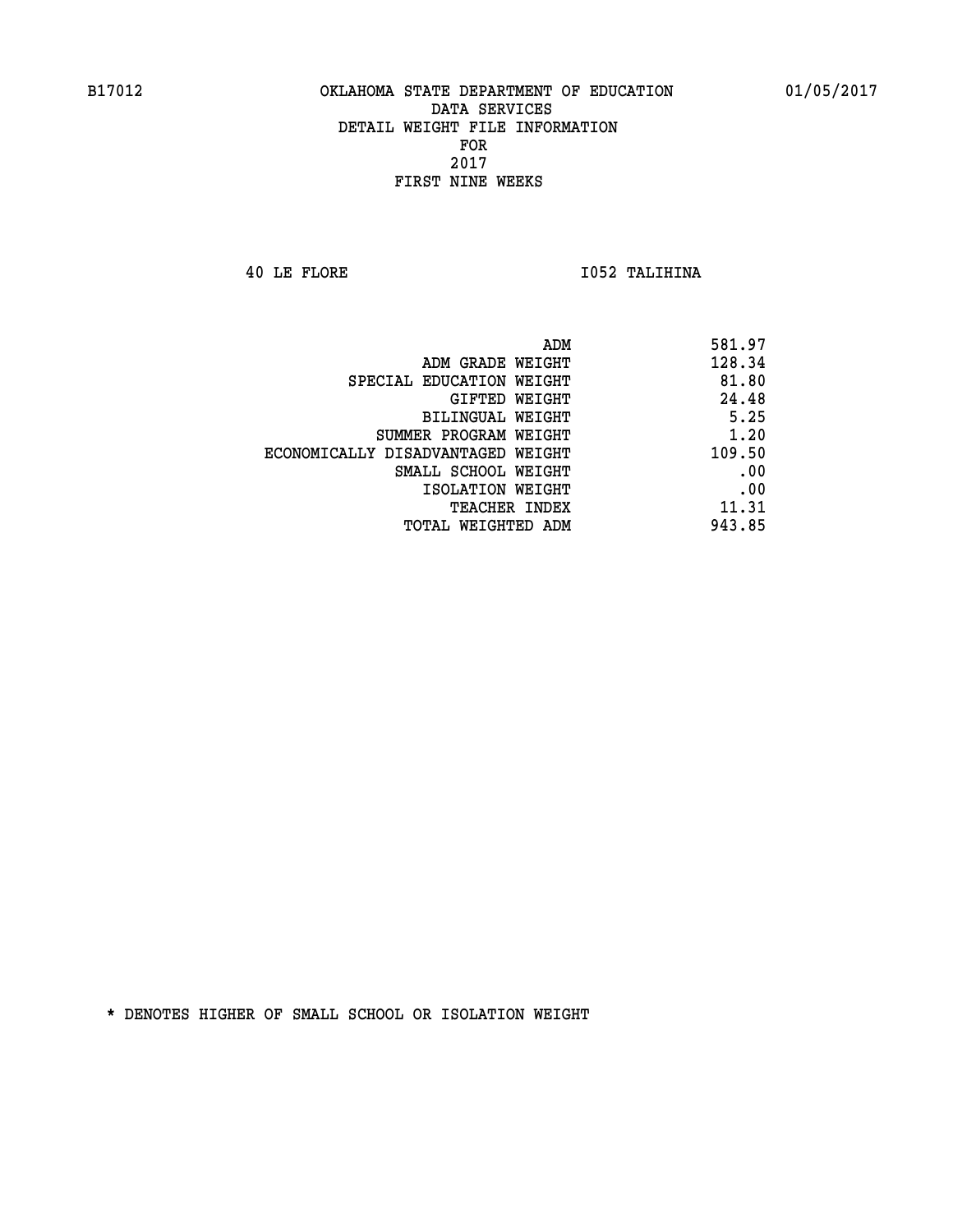B17012 OKLAHOMA STATE DEPARTMENT OF EDUCATION 01/05/2017

DATA SERVICES
DETAIL WEIGHT FILE INFORMATION
FOR
2017
FIRST NINE WEEKS

40 LE FLORE I052 TALIHINA

| | |
|---|---|
| ADM | 581.97 |
| ADM GRADE WEIGHT | 128.34 |
| SPECIAL EDUCATION WEIGHT | 81.80 |
| GIFTED WEIGHT | 24.48 |
| BILINGUAL WEIGHT | 5.25 |
| SUMMER PROGRAM WEIGHT | 1.20 |
| ECONOMICALLY DISADVANTAGED WEIGHT | 109.50 |
| SMALL SCHOOL WEIGHT | .00 |
| ISOLATION WEIGHT | .00 |
| TEACHER INDEX | 11.31 |
| TOTAL WEIGHTED ADM | 943.85 |

* DENOTES HIGHER OF SMALL SCHOOL OR ISOLATION WEIGHT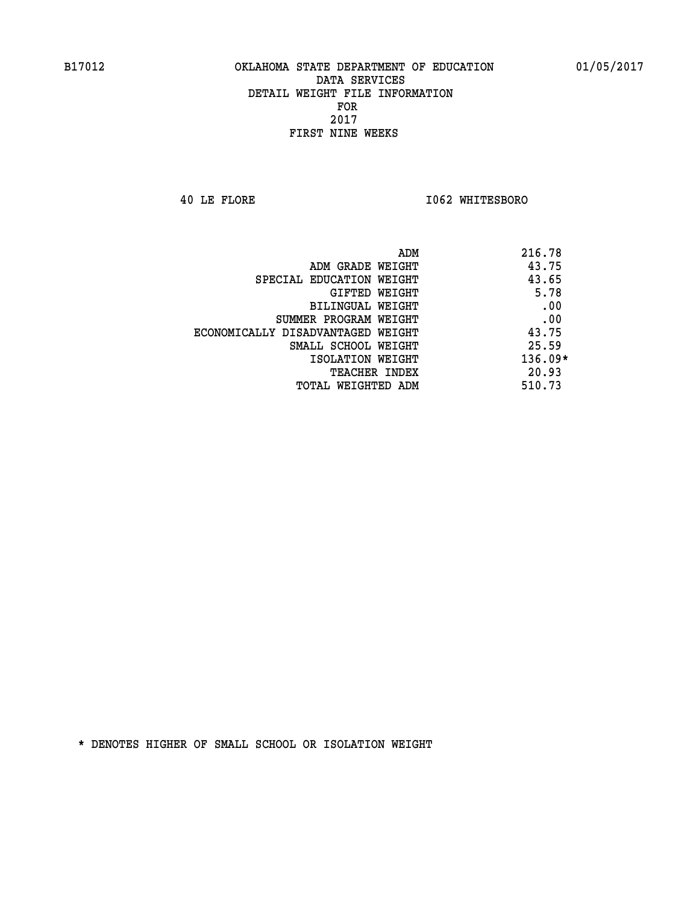B17012 OKLAHOMA STATE DEPARTMENT OF EDUCATION 01/05/2017

DATA SERVICES
DETAIL WEIGHT FILE INFORMATION
FOR
2017
FIRST NINE WEEKS

40 LE FLORE I062 WHITESBORO

| | |
|---|---|
| ADM | 216.78 |
| ADM GRADE WEIGHT | 43.75 |
| SPECIAL EDUCATION WEIGHT | 43.65 |
| GIFTED WEIGHT | 5.78 |
| BILINGUAL WEIGHT | .00 |
| SUMMER PROGRAM WEIGHT | .00 |
| ECONOMICALLY DISADVANTAGED WEIGHT | 43.75 |
| SMALL SCHOOL WEIGHT | 25.59 |
| ISOLATION WEIGHT | 136.09* |
| TEACHER INDEX | 20.93 |
| TOTAL WEIGHTED ADM | 510.73 |

* DENOTES HIGHER OF SMALL SCHOOL OR ISOLATION WEIGHT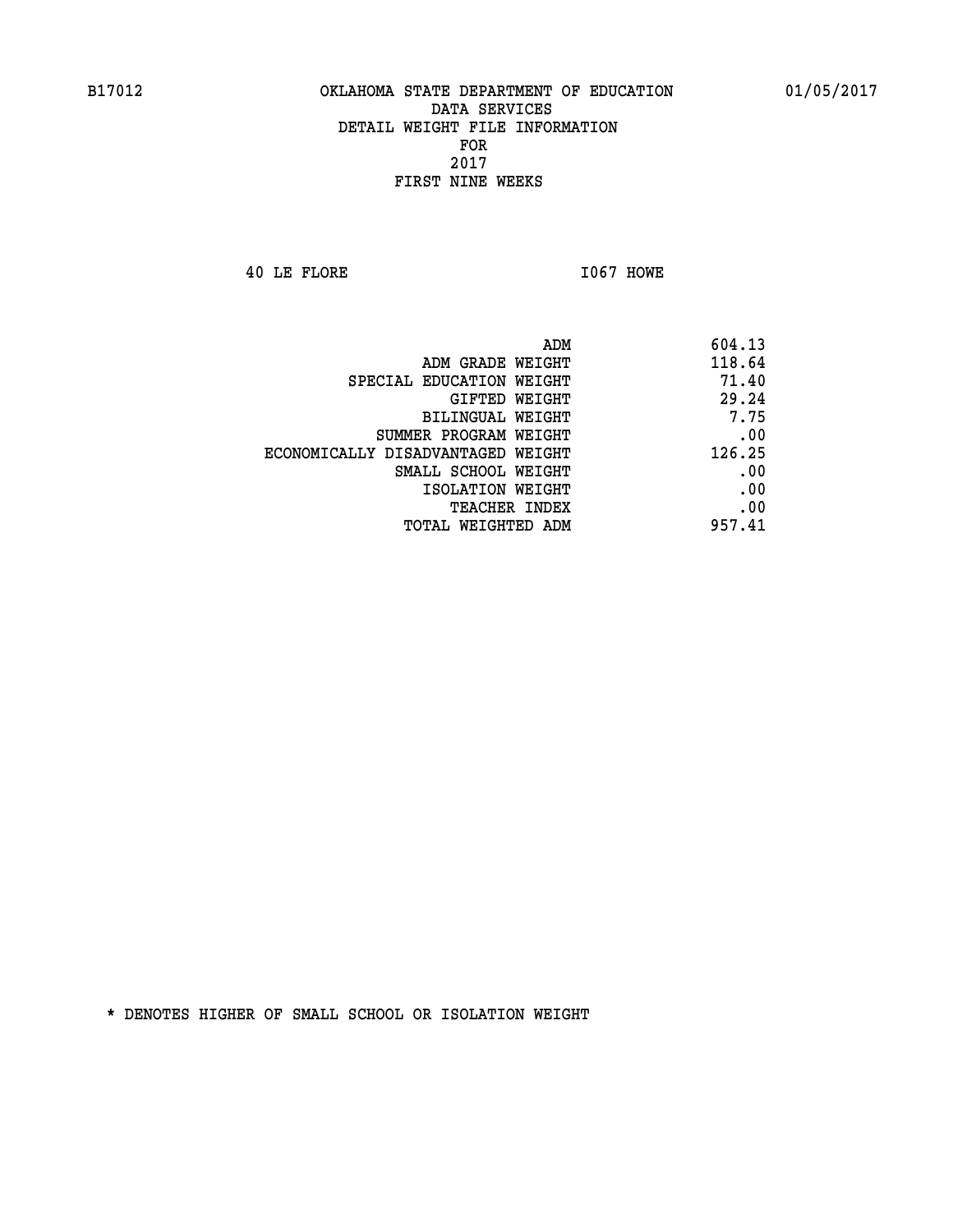B17012 OKLAHOMA STATE DEPARTMENT OF EDUCATION 01/05/2017

DATA SERVICES
DETAIL WEIGHT FILE INFORMATION
FOR
2017
FIRST NINE WEEKS

40 LE FLORE I067 HOWE

| | |
|---|---|
| ADM | 604.13 |
| ADM GRADE WEIGHT | 118.64 |
| SPECIAL EDUCATION WEIGHT | 71.40 |
| GIFTED WEIGHT | 29.24 |
| BILINGUAL WEIGHT | 7.75 |
| SUMMER PROGRAM WEIGHT | .00 |
| ECONOMICALLY DISADVANTAGED WEIGHT | 126.25 |
| SMALL SCHOOL WEIGHT | .00 |
| ISOLATION WEIGHT | .00 |
| TEACHER INDEX | .00 |
| TOTAL WEIGHTED ADM | 957.41 |

* DENOTES HIGHER OF SMALL SCHOOL OR ISOLATION WEIGHT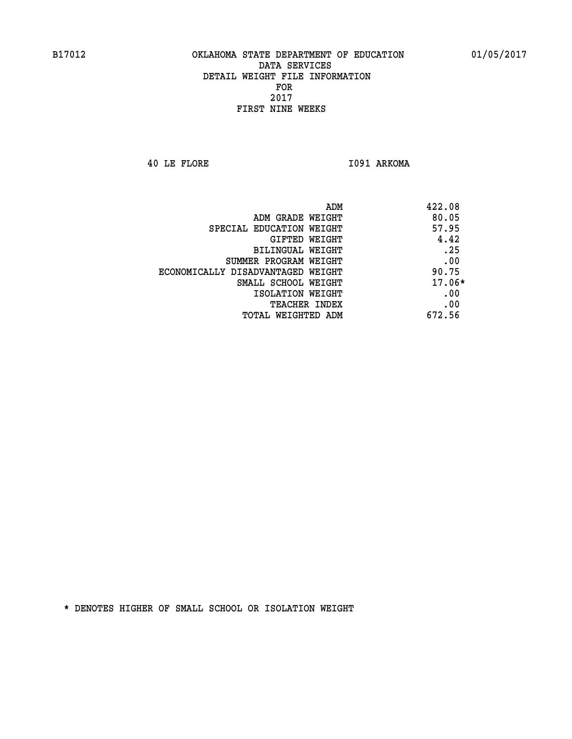B17012 OKLAHOMA STATE DEPARTMENT OF EDUCATION 01/05/2017

DATA SERVICES
DETAIL WEIGHT FILE INFORMATION
FOR
2017
FIRST NINE WEEKS

40 LE FLORE I091 ARKOMA

| | |
|---|---|
| ADM | 422.08 |
| ADM GRADE WEIGHT | 80.05 |
| SPECIAL EDUCATION WEIGHT | 57.95 |
| GIFTED WEIGHT | 4.42 |
| BILINGUAL WEIGHT | .25 |
| SUMMER PROGRAM WEIGHT | .00 |
| ECONOMICALLY DISADVANTAGED WEIGHT | 90.75 |
| SMALL SCHOOL WEIGHT | 17.06* |
| ISOLATION WEIGHT | .00 |
| TEACHER INDEX | .00 |
| TOTAL WEIGHTED ADM | 672.56 |

* DENOTES HIGHER OF SMALL SCHOOL OR ISOLATION WEIGHT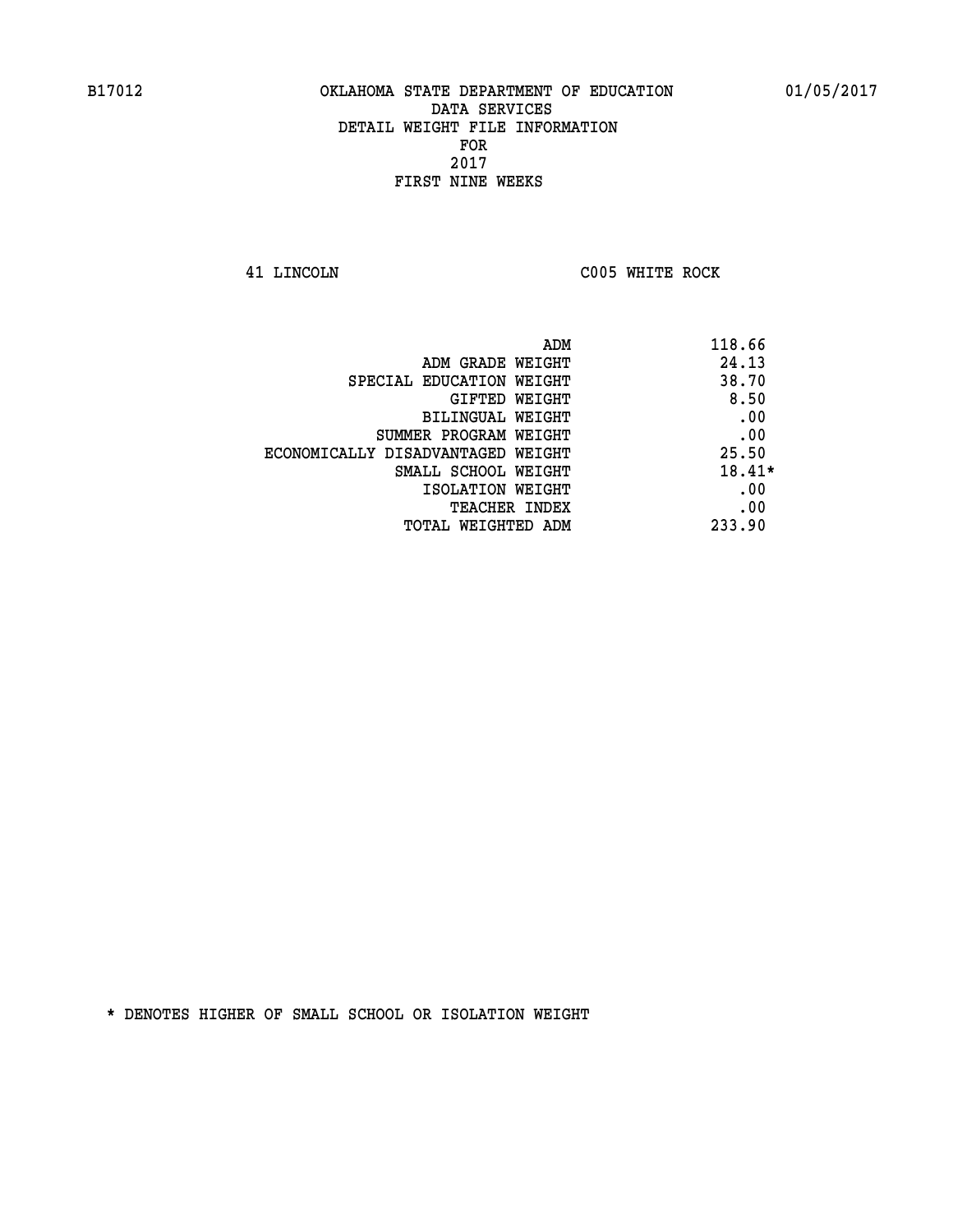B17012 OKLAHOMA STATE DEPARTMENT OF EDUCATION 01/05/2017

DATA SERVICES
DETAIL WEIGHT FILE INFORMATION
FOR
2017
FIRST NINE WEEKS

41 LINCOLN C005 WHITE ROCK

| | |
|---|---|
| ADM | 118.66 |
| ADM GRADE WEIGHT | 24.13 |
| SPECIAL EDUCATION WEIGHT | 38.70 |
| GIFTED WEIGHT | 8.50 |
| BILINGUAL WEIGHT | .00 |
| SUMMER PROGRAM WEIGHT | .00 |
| ECONOMICALLY DISADVANTAGED WEIGHT | 25.50 |
| SMALL SCHOOL WEIGHT | 18.41* |
| ISOLATION WEIGHT | .00 |
| TEACHER INDEX | .00 |
| TOTAL WEIGHTED ADM | 233.90 |

* DENOTES HIGHER OF SMALL SCHOOL OR ISOLATION WEIGHT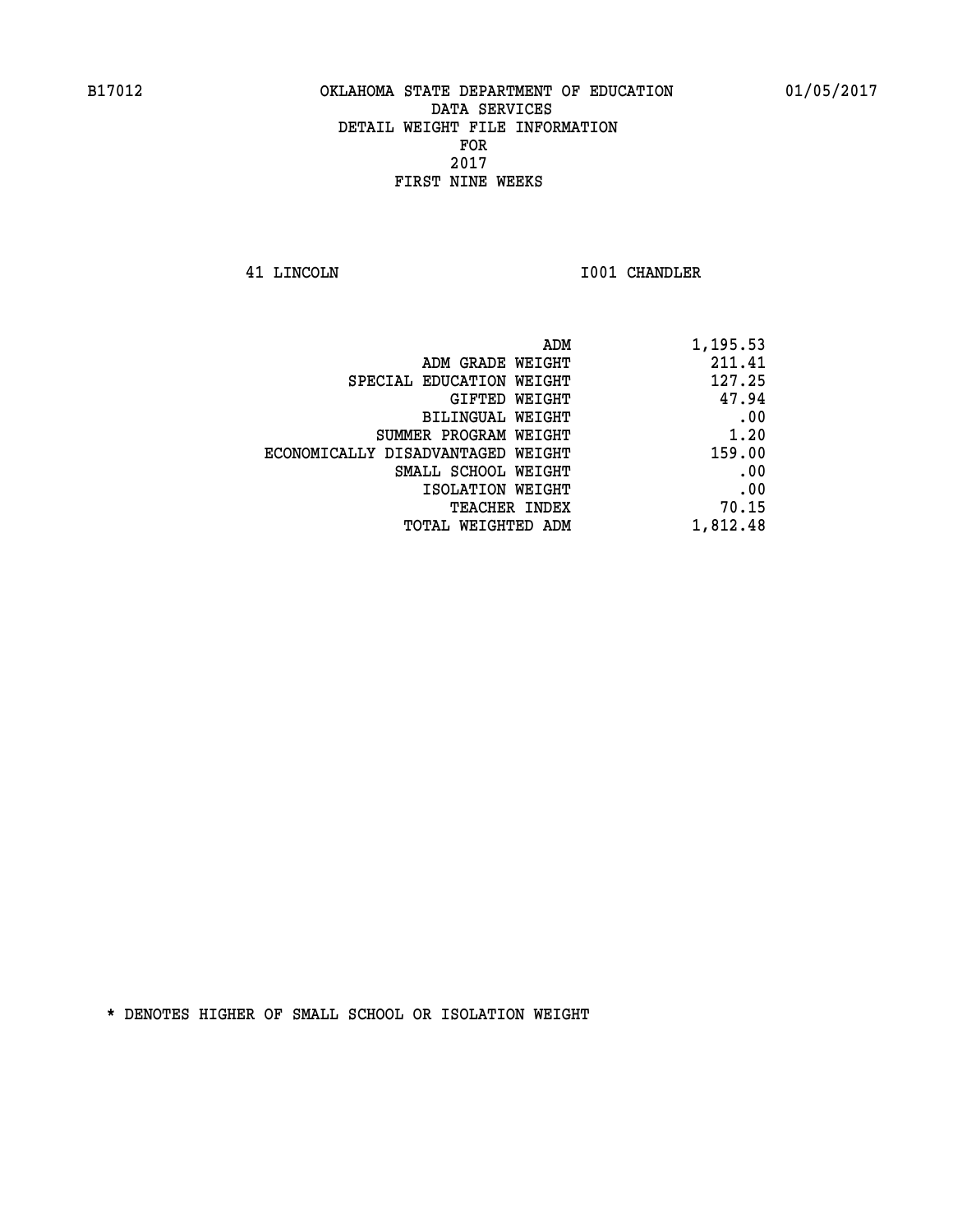B17012 OKLAHOMA STATE DEPARTMENT OF EDUCATION 01/05/2017

DATA SERVICES
DETAIL WEIGHT FILE INFORMATION
FOR
2017
FIRST NINE WEEKS

41 LINCOLN I001 CHANDLER

| | |
|---|---|
| ADM | 1,195.53 |
| ADM GRADE WEIGHT | 211.41 |
| SPECIAL EDUCATION WEIGHT | 127.25 |
| GIFTED WEIGHT | 47.94 |
| BILINGUAL WEIGHT | .00 |
| SUMMER PROGRAM WEIGHT | 1.20 |
| ECONOMICALLY DISADVANTAGED WEIGHT | 159.00 |
| SMALL SCHOOL WEIGHT | .00 |
| ISOLATION WEIGHT | .00 |
| TEACHER INDEX | 70.15 |
| TOTAL WEIGHTED ADM | 1,812.48 |

* DENOTES HIGHER OF SMALL SCHOOL OR ISOLATION WEIGHT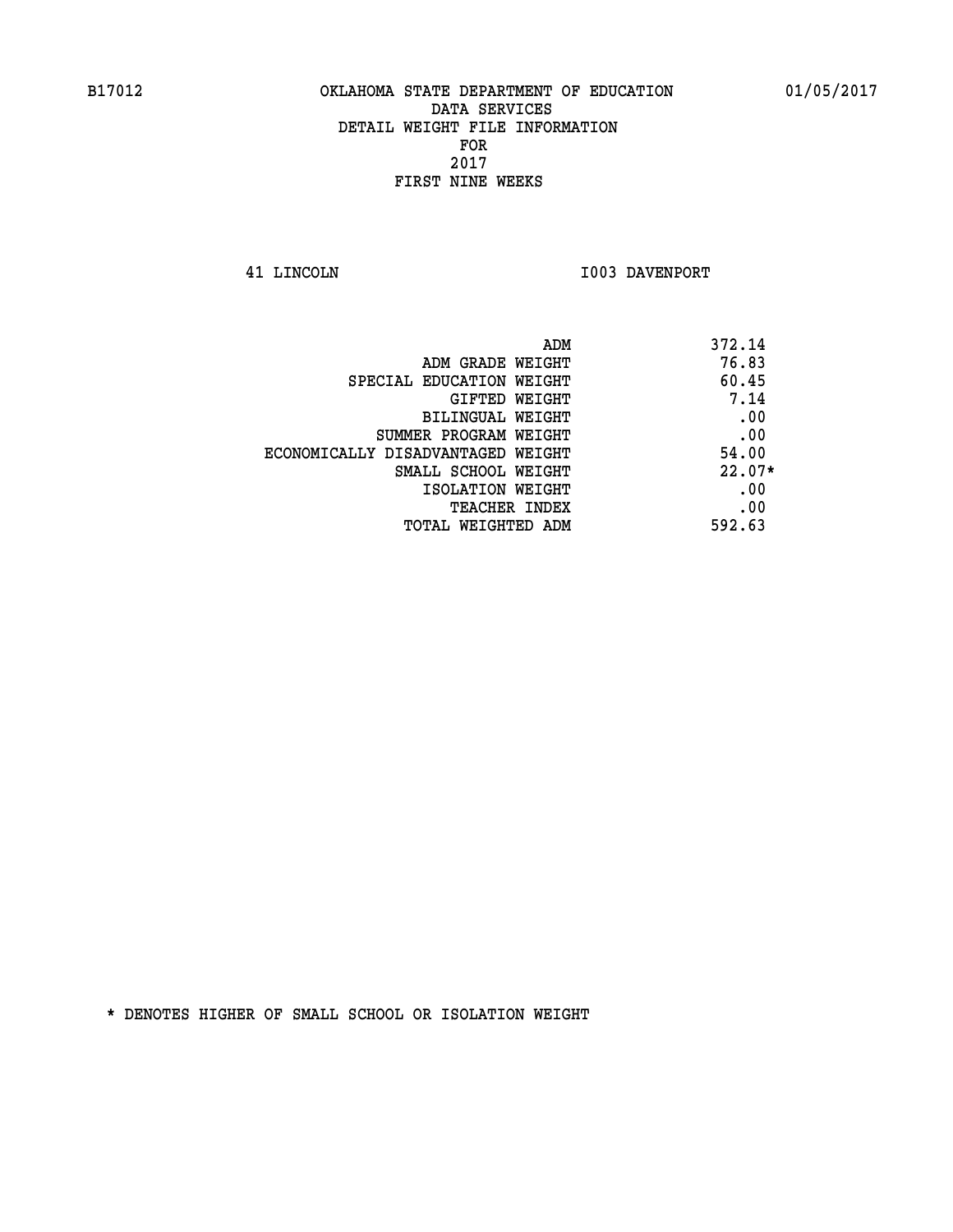B17012 OKLAHOMA STATE DEPARTMENT OF EDUCATION 01/05/2017

DATA SERVICES
DETAIL WEIGHT FILE INFORMATION
FOR
2017
FIRST NINE WEEKS

41 LINCOLN I003 DAVENPORT

| | |
|---|---|
| ADM | 372.14 |
| ADM GRADE WEIGHT | 76.83 |
| SPECIAL EDUCATION WEIGHT | 60.45 |
| GIFTED WEIGHT | 7.14 |
| BILINGUAL WEIGHT | .00 |
| SUMMER PROGRAM WEIGHT | .00 |
| ECONOMICALLY DISADVANTAGED WEIGHT | 54.00 |
| SMALL SCHOOL WEIGHT | 22.07* |
| ISOLATION WEIGHT | .00 |
| TEACHER INDEX | .00 |
| TOTAL WEIGHTED ADM | 592.63 |

* DENOTES HIGHER OF SMALL SCHOOL OR ISOLATION WEIGHT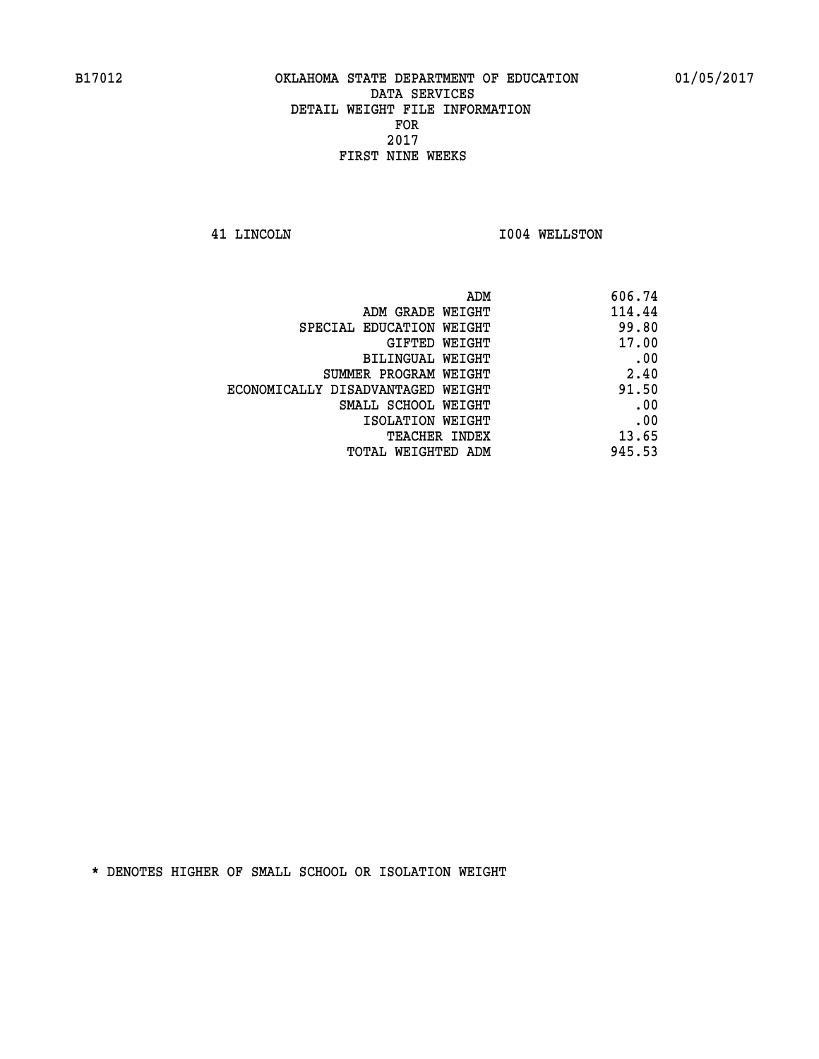B17012 OKLAHOMA STATE DEPARTMENT OF EDUCATION 01/05/2017

DATA SERVICES
DETAIL WEIGHT FILE INFORMATION
FOR
2017
FIRST NINE WEEKS

41 LINCOLN I004 WELLSTON

| | |
|---|---|
| ADM | 606.74 |
| ADM GRADE WEIGHT | 114.44 |
| SPECIAL EDUCATION WEIGHT | 99.80 |
| GIFTED WEIGHT | 17.00 |
| BILINGUAL WEIGHT | .00 |
| SUMMER PROGRAM WEIGHT | 2.40 |
| ECONOMICALLY DISADVANTAGED WEIGHT | 91.50 |
| SMALL SCHOOL WEIGHT | .00 |
| ISOLATION WEIGHT | .00 |
| TEACHER INDEX | 13.65 |
| TOTAL WEIGHTED ADM | 945.53 |

* DENOTES HIGHER OF SMALL SCHOOL OR ISOLATION WEIGHT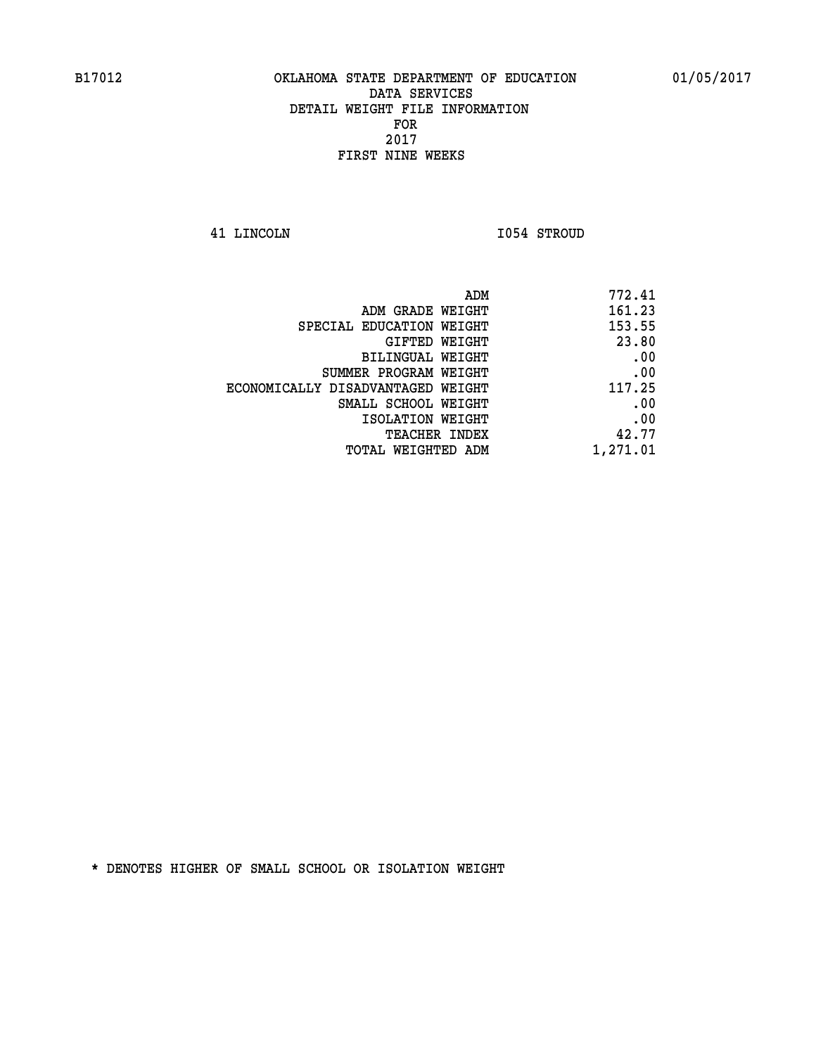B17012 OKLAHOMA STATE DEPARTMENT OF EDUCATION 01/05/2017

DATA SERVICES
DETAIL WEIGHT FILE INFORMATION
FOR
2017
FIRST NINE WEEKS

41 LINCOLN I054 STROUD

| | |
|---|---|
| ADM | 772.41 |
| ADM GRADE WEIGHT | 161.23 |
| SPECIAL EDUCATION WEIGHT | 153.55 |
| GIFTED WEIGHT | 23.80 |
| BILINGUAL WEIGHT | .00 |
| SUMMER PROGRAM WEIGHT | .00 |
| ECONOMICALLY DISADVANTAGED WEIGHT | 117.25 |
| SMALL SCHOOL WEIGHT | .00 |
| ISOLATION WEIGHT | .00 |
| TEACHER INDEX | 42.77 |
| TOTAL WEIGHTED ADM | 1,271.01 |

* DENOTES HIGHER OF SMALL SCHOOL OR ISOLATION WEIGHT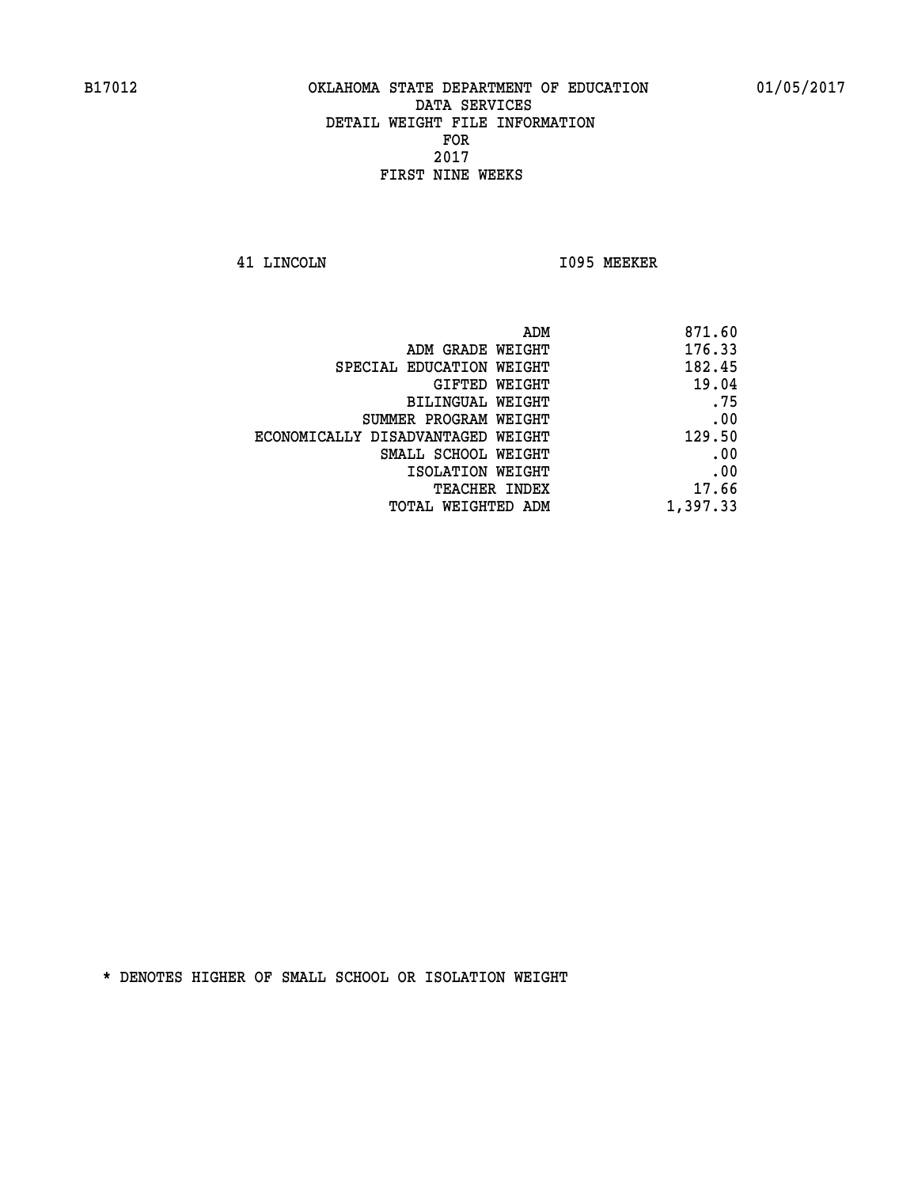B17012 OKLAHOMA STATE DEPARTMENT OF EDUCATION 01/05/2017

DATA SERVICES
DETAIL WEIGHT FILE INFORMATION
FOR
2017
FIRST NINE WEEKS

41 LINCOLN I095 MEEKER

| | |
|---|---|
| ADM | 871.60 |
| ADM GRADE WEIGHT | 176.33 |
| SPECIAL EDUCATION WEIGHT | 182.45 |
| GIFTED WEIGHT | 19.04 |
| BILINGUAL WEIGHT | .75 |
| SUMMER PROGRAM WEIGHT | .00 |
| ECONOMICALLY DISADVANTAGED WEIGHT | 129.50 |
| SMALL SCHOOL WEIGHT | .00 |
| ISOLATION WEIGHT | .00 |
| TEACHER INDEX | 17.66 |
| TOTAL WEIGHTED ADM | 1,397.33 |

* DENOTES HIGHER OF SMALL SCHOOL OR ISOLATION WEIGHT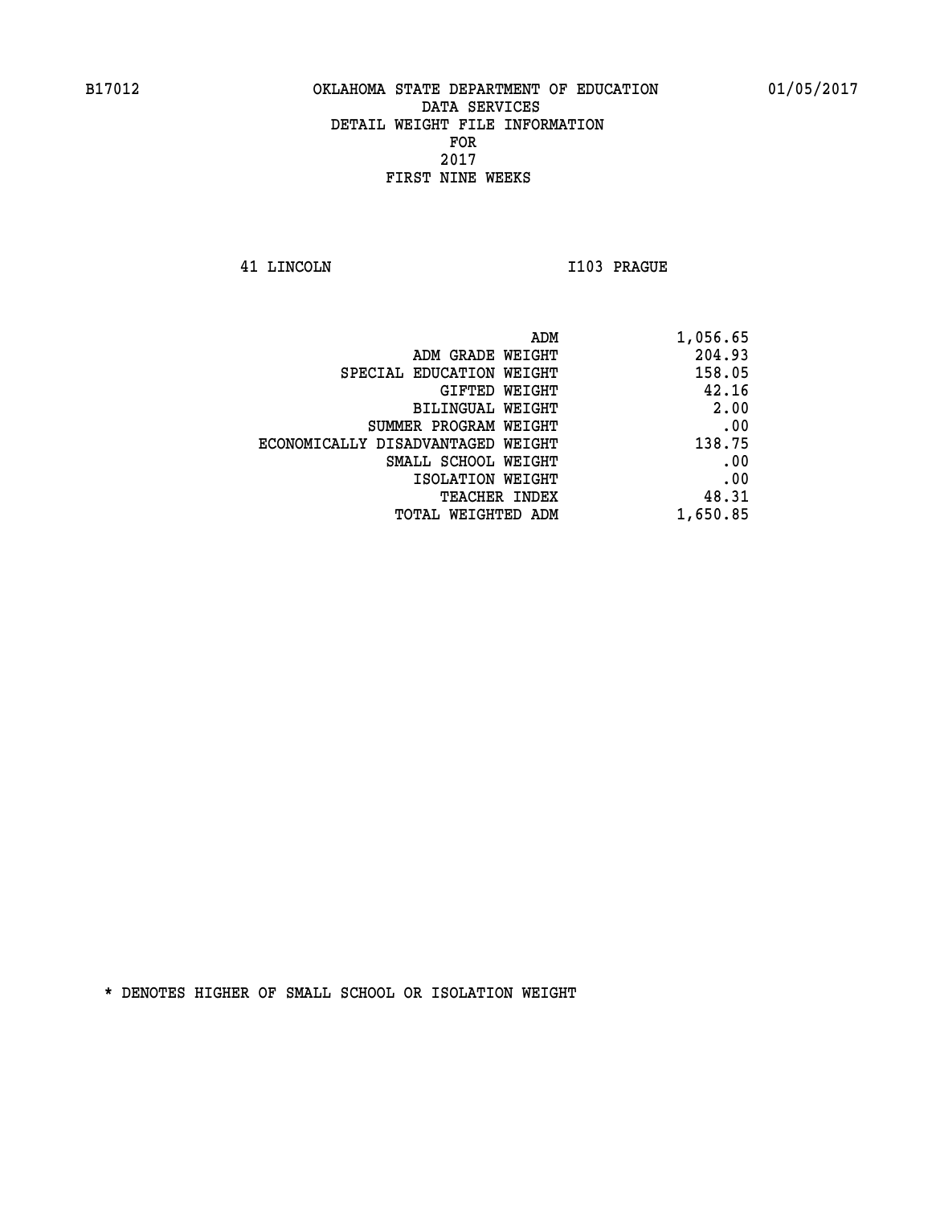B17012 OKLAHOMA STATE DEPARTMENT OF EDUCATION 01/05/2017

DATA SERVICES

DETAIL WEIGHT FILE INFORMATION

FOR

2017

FIRST NINE WEEKS

41 LINCOLN I103 PRAGUE

| | |
|---|---|
| ADM | 1,056.65 |
| ADM GRADE WEIGHT | 204.93 |
| SPECIAL EDUCATION WEIGHT | 158.05 |
| GIFTED WEIGHT | 42.16 |
| BILINGUAL WEIGHT | 2.00 |
| SUMMER PROGRAM WEIGHT | .00 |
| ECONOMICALLY DISADVANTAGED WEIGHT | 138.75 |
| SMALL SCHOOL WEIGHT | .00 |
| ISOLATION WEIGHT | .00 |
| TEACHER INDEX | 48.31 |
| TOTAL WEIGHTED ADM | 1,650.85 |

* DENOTES HIGHER OF SMALL SCHOOL OR ISOLATION WEIGHT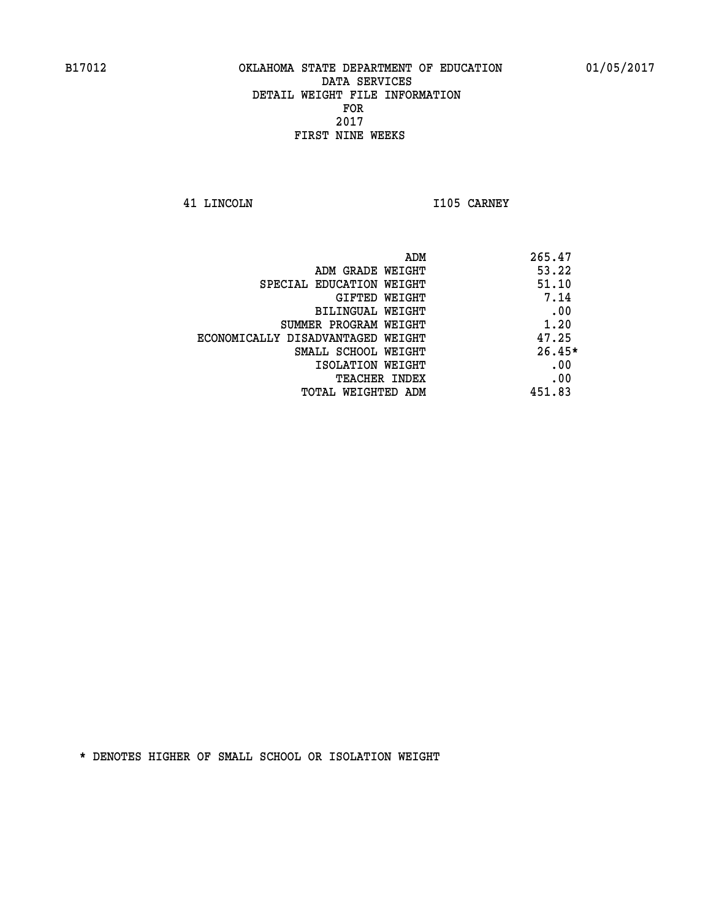B17012 OKLAHOMA STATE DEPARTMENT OF EDUCATION 01/05/2017

DATA SERVICES
DETAIL WEIGHT FILE INFORMATION
FOR
2017
FIRST NINE WEEKS

41 LINCOLN I105 CARNEY

| | |
|---|---|
| ADM | 265.47 |
| ADM GRADE WEIGHT | 53.22 |
| SPECIAL EDUCATION WEIGHT | 51.10 |
| GIFTED WEIGHT | 7.14 |
| BILINGUAL WEIGHT | .00 |
| SUMMER PROGRAM WEIGHT | 1.20 |
| ECONOMICALLY DISADVANTAGED WEIGHT | 47.25 |
| SMALL SCHOOL WEIGHT | 26.45* |
| ISOLATION WEIGHT | .00 |
| TEACHER INDEX | .00 |
| TOTAL WEIGHTED ADM | 451.83 |

* DENOTES HIGHER OF SMALL SCHOOL OR ISOLATION WEIGHT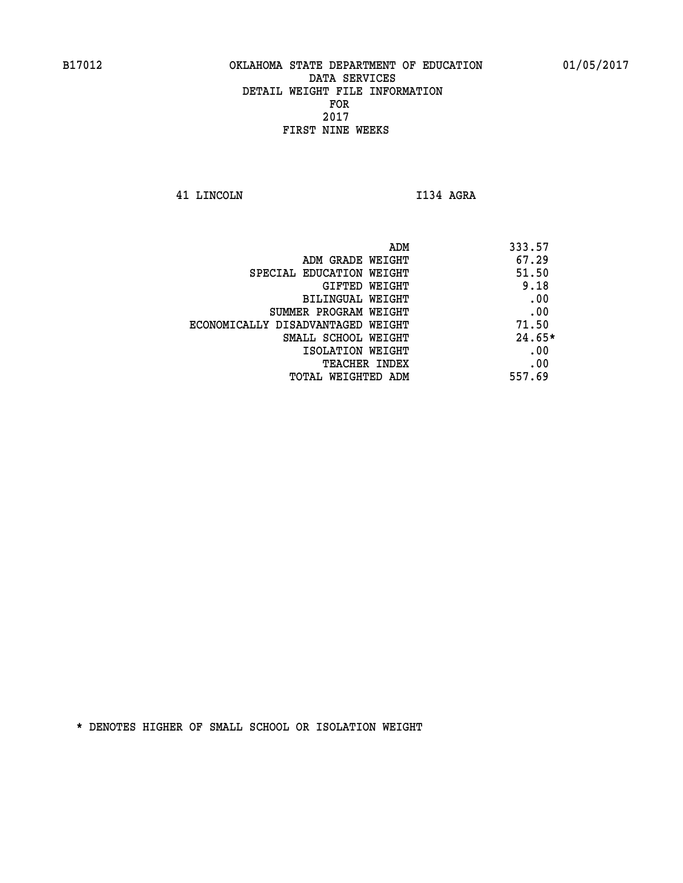B17012 OKLAHOMA STATE DEPARTMENT OF EDUCATION 01/05/2017

DATA SERVICES
DETAIL WEIGHT FILE INFORMATION
FOR
2017
FIRST NINE WEEKS

41 LINCOLN I134 AGRA

| | |
|---|---|
| ADM | 333.57 |
| ADM GRADE WEIGHT | 67.29 |
| SPECIAL EDUCATION WEIGHT | 51.50 |
| GIFTED WEIGHT | 9.18 |
| BILINGUAL WEIGHT | .00 |
| SUMMER PROGRAM WEIGHT | .00 |
| ECONOMICALLY DISADVANTAGED WEIGHT | 71.50 |
| SMALL SCHOOL WEIGHT | 24.65* |
| ISOLATION WEIGHT | .00 |
| TEACHER INDEX | .00 |
| TOTAL WEIGHTED ADM | 557.69 |

* DENOTES HIGHER OF SMALL SCHOOL OR ISOLATION WEIGHT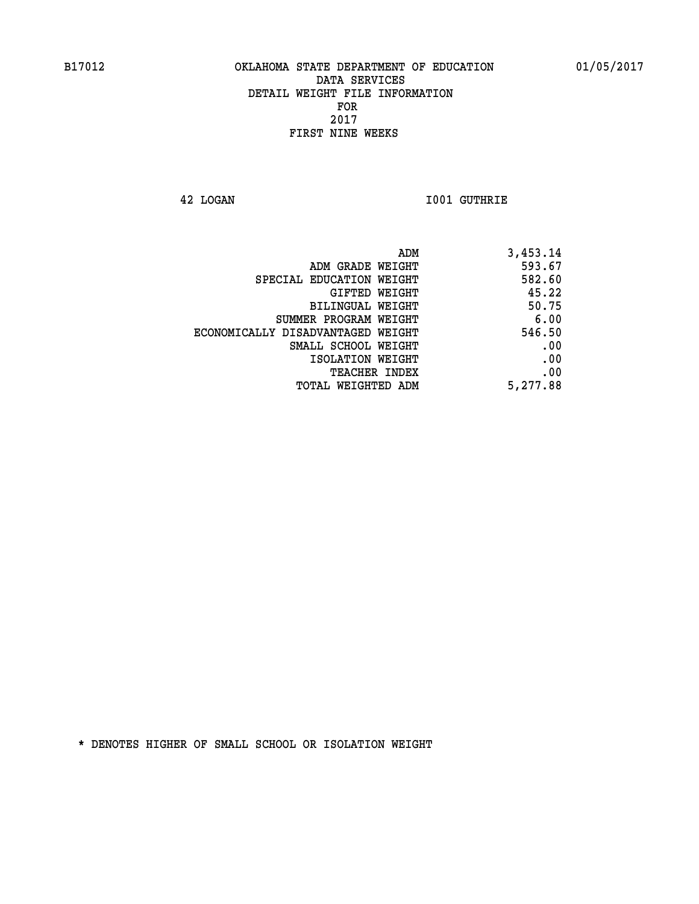B17012 OKLAHOMA STATE DEPARTMENT OF EDUCATION 01/05/2017

DATA SERVICES
DETAIL WEIGHT FILE INFORMATION
FOR
2017
FIRST NINE WEEKS

42 LOGAN I001 GUTHRIE

| | |
|---|---|
| ADM | 3,453.14 |
| ADM GRADE WEIGHT | 593.67 |
| SPECIAL EDUCATION WEIGHT | 582.60 |
| GIFTED WEIGHT | 45.22 |
| BILINGUAL WEIGHT | 50.75 |
| SUMMER PROGRAM WEIGHT | 6.00 |
| ECONOMICALLY DISADVANTAGED WEIGHT | 546.50 |
| SMALL SCHOOL WEIGHT | .00 |
| ISOLATION WEIGHT | .00 |
| TEACHER INDEX | .00 |
| TOTAL WEIGHTED ADM | 5,277.88 |

* DENOTES HIGHER OF SMALL SCHOOL OR ISOLATION WEIGHT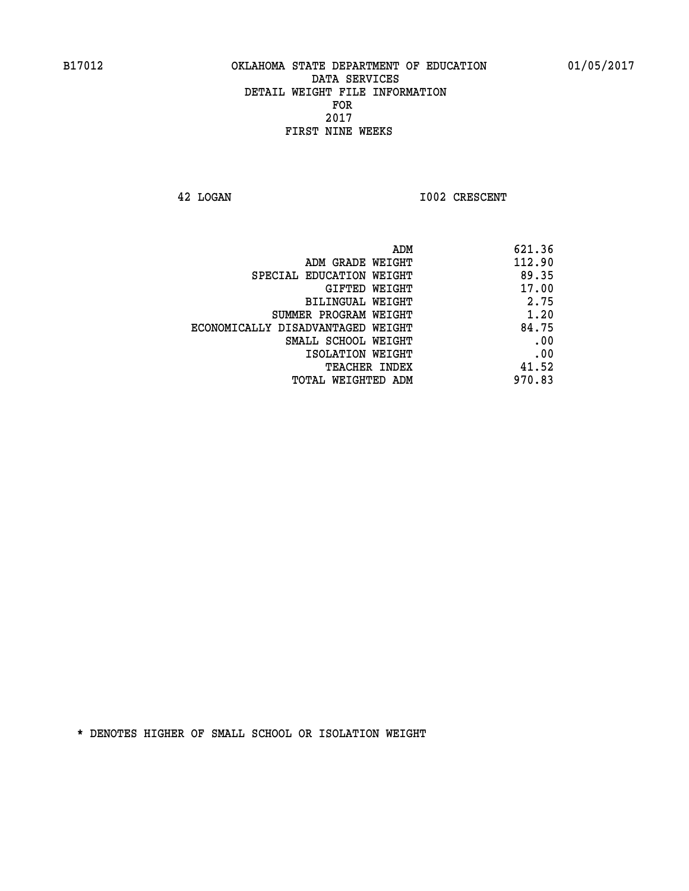B17012 OKLAHOMA STATE DEPARTMENT OF EDUCATION 01/05/2017

DATA SERVICES
DETAIL WEIGHT FILE INFORMATION
FOR
2017
FIRST NINE WEEKS

42 LOGAN I002 CRESCENT

| | |
|---|---|
| ADM | 621.36 |
| ADM GRADE WEIGHT | 112.90 |
| SPECIAL EDUCATION WEIGHT | 89.35 |
| GIFTED WEIGHT | 17.00 |
| BILINGUAL WEIGHT | 2.75 |
| SUMMER PROGRAM WEIGHT | 1.20 |
| ECONOMICALLY DISADVANTAGED WEIGHT | 84.75 |
| SMALL SCHOOL WEIGHT | .00 |
| ISOLATION WEIGHT | .00 |
| TEACHER INDEX | 41.52 |
| TOTAL WEIGHTED ADM | 970.83 |

* DENOTES HIGHER OF SMALL SCHOOL OR ISOLATION WEIGHT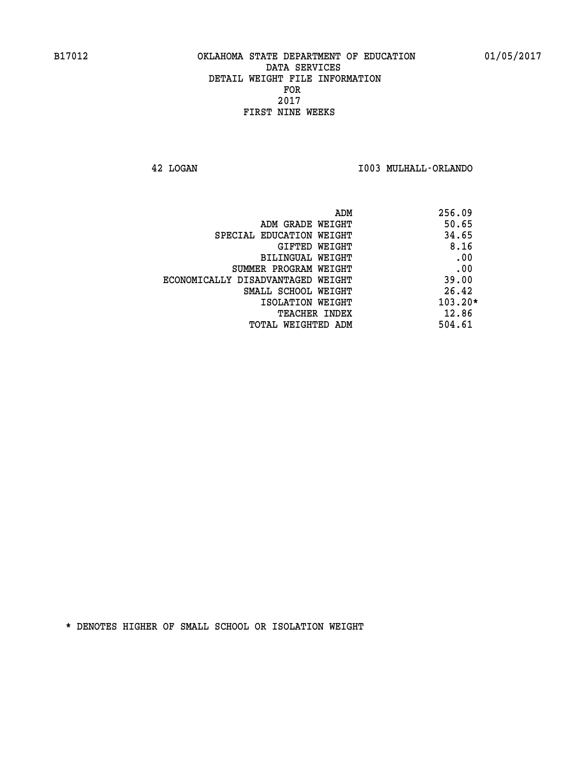B17012 OKLAHOMA STATE DEPARTMENT OF EDUCATION 01/05/2017

DATA SERVICES
DETAIL WEIGHT FILE INFORMATION
FOR
2017
FIRST NINE WEEKS

42 LOGAN I003 MULHALL-ORLANDO

| | |
|---|---|
| ADM | 256.09 |
| ADM GRADE WEIGHT | 50.65 |
| SPECIAL EDUCATION WEIGHT | 34.65 |
| GIFTED WEIGHT | 8.16 |
| BILINGUAL WEIGHT | .00 |
| SUMMER PROGRAM WEIGHT | .00 |
| ECONOMICALLY DISADVANTAGED WEIGHT | 39.00 |
| SMALL SCHOOL WEIGHT | 26.42 |
| ISOLATION WEIGHT | 103.20* |
| TEACHER INDEX | 12.86 |
| TOTAL WEIGHTED ADM | 504.61 |

* DENOTES HIGHER OF SMALL SCHOOL OR ISOLATION WEIGHT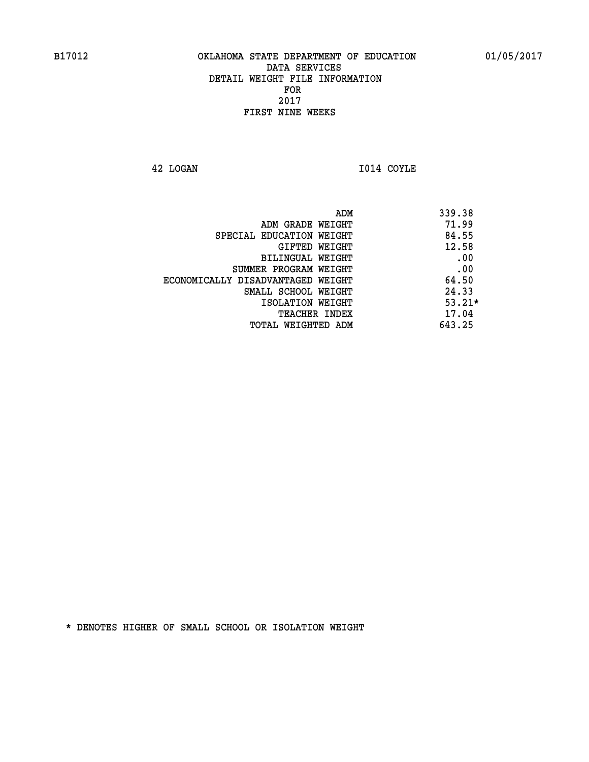B17012 OKLAHOMA STATE DEPARTMENT OF EDUCATION 01/05/2017

DATA SERVICES
DETAIL WEIGHT FILE INFORMATION
FOR
2017
FIRST NINE WEEKS

42 LOGAN I014 COYLE

| | |
|---|---|
| ADM | 339.38 |
| ADM GRADE WEIGHT | 71.99 |
| SPECIAL EDUCATION WEIGHT | 84.55 |
| GIFTED WEIGHT | 12.58 |
| BILINGUAL WEIGHT | .00 |
| SUMMER PROGRAM WEIGHT | .00 |
| ECONOMICALLY DISADVANTAGED WEIGHT | 64.50 |
| SMALL SCHOOL WEIGHT | 24.33 |
| ISOLATION WEIGHT | 53.21* |
| TEACHER INDEX | 17.04 |
| TOTAL WEIGHTED ADM | 643.25 |

* DENOTES HIGHER OF SMALL SCHOOL OR ISOLATION WEIGHT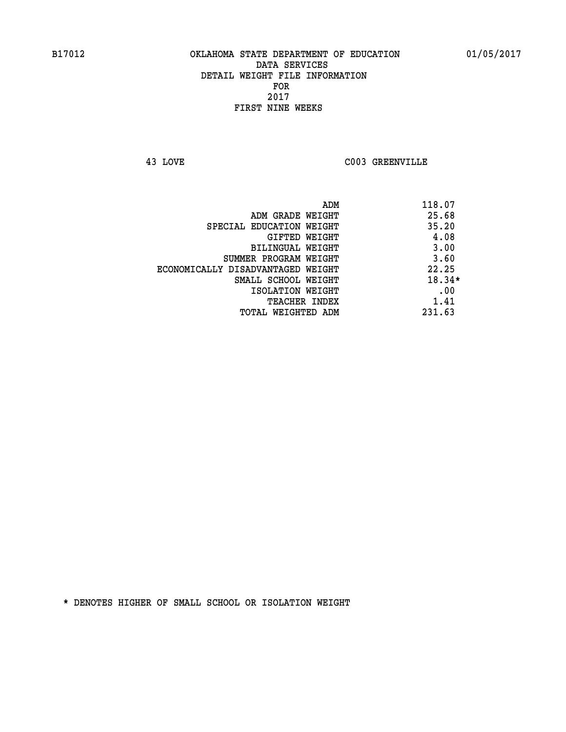B17012 OKLAHOMA STATE DEPARTMENT OF EDUCATION 01/05/2017

DATA SERVICES
DETAIL WEIGHT FILE INFORMATION
FOR
2017
FIRST NINE WEEKS

43 LOVE C003 GREENVILLE

| | |
|---|---|
| ADM | 118.07 |
| ADM GRADE WEIGHT | 25.68 |
| SPECIAL EDUCATION WEIGHT | 35.20 |
| GIFTED WEIGHT | 4.08 |
| BILINGUAL WEIGHT | 3.00 |
| SUMMER PROGRAM WEIGHT | 3.60 |
| ECONOMICALLY DISADVANTAGED WEIGHT | 22.25 |
| SMALL SCHOOL WEIGHT | 18.34* |
| ISOLATION WEIGHT | .00 |
| TEACHER INDEX | 1.41 |
| TOTAL WEIGHTED ADM | 231.63 |

* DENOTES HIGHER OF SMALL SCHOOL OR ISOLATION WEIGHT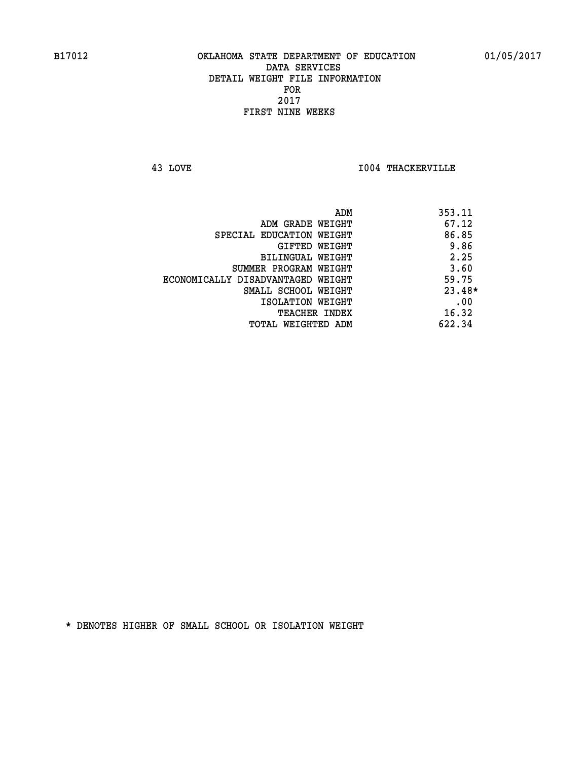B17012 OKLAHOMA STATE DEPARTMENT OF EDUCATION 01/05/2017

DATA SERVICES
DETAIL WEIGHT FILE INFORMATION
FOR
2017
FIRST NINE WEEKS

43 LOVE I004 THACKERVILLE

| | |
|---|---|
| ADM | 353.11 |
| ADM GRADE WEIGHT | 67.12 |
| SPECIAL EDUCATION WEIGHT | 86.85 |
| GIFTED WEIGHT | 9.86 |
| BILINGUAL WEIGHT | 2.25 |
| SUMMER PROGRAM WEIGHT | 3.60 |
| ECONOMICALLY DISADVANTAGED WEIGHT | 59.75 |
| SMALL SCHOOL WEIGHT | 23.48* |
| ISOLATION WEIGHT | .00 |
| TEACHER INDEX | 16.32 |
| TOTAL WEIGHTED ADM | 622.34 |

* DENOTES HIGHER OF SMALL SCHOOL OR ISOLATION WEIGHT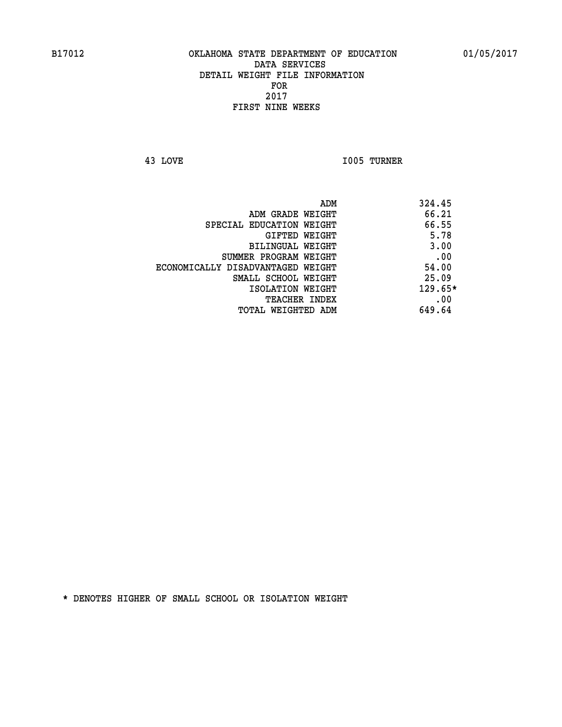B17012 OKLAHOMA STATE DEPARTMENT OF EDUCATION 01/05/2017

DATA SERVICES
DETAIL WEIGHT FILE INFORMATION
FOR
2017
FIRST NINE WEEKS

43 LOVE I005 TURNER

| | |
|---|---|
| ADM | 324.45 |
| ADM GRADE WEIGHT | 66.21 |
| SPECIAL EDUCATION WEIGHT | 66.55 |
| GIFTED WEIGHT | 5.78 |
| BILINGUAL WEIGHT | 3.00 |
| SUMMER PROGRAM WEIGHT | .00 |
| ECONOMICALLY DISADVANTAGED WEIGHT | 54.00 |
| SMALL SCHOOL WEIGHT | 25.09 |
| ISOLATION WEIGHT | 129.65* |
| TEACHER INDEX | .00 |
| TOTAL WEIGHTED ADM | 649.64 |

* DENOTES HIGHER OF SMALL SCHOOL OR ISOLATION WEIGHT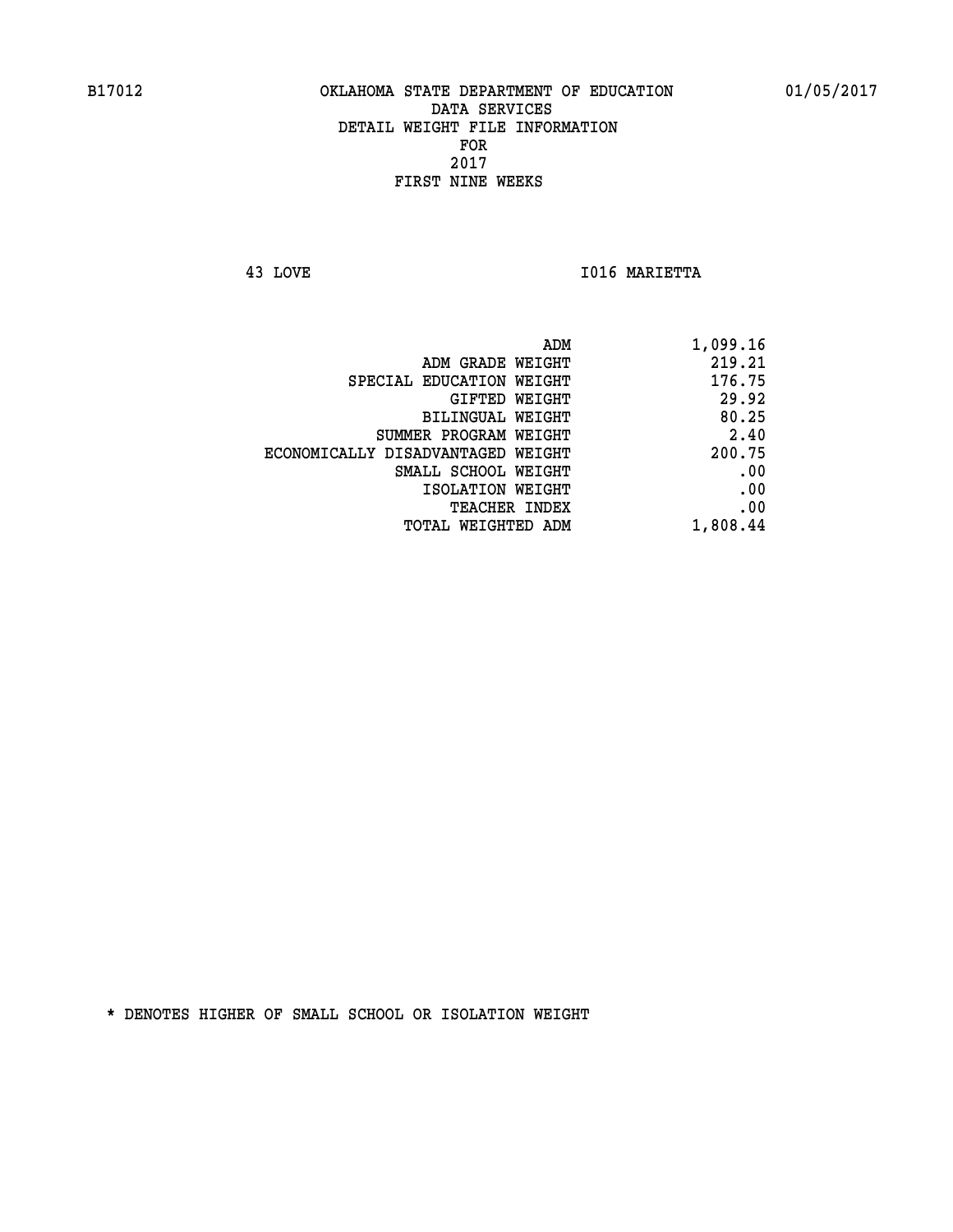B17012 OKLAHOMA STATE DEPARTMENT OF EDUCATION 01/05/2017

DATA SERVICES
DETAIL WEIGHT FILE INFORMATION
FOR
2017
FIRST NINE WEEKS

43 LOVE I016 MARIETTA

| | |
|---|---|
| ADM | 1,099.16 |
| ADM GRADE WEIGHT | 219.21 |
| SPECIAL EDUCATION WEIGHT | 176.75 |
| GIFTED WEIGHT | 29.92 |
| BILINGUAL WEIGHT | 80.25 |
| SUMMER PROGRAM WEIGHT | 2.40 |
| ECONOMICALLY DISADVANTAGED WEIGHT | 200.75 |
| SMALL SCHOOL WEIGHT | .00 |
| ISOLATION WEIGHT | .00 |
| TEACHER INDEX | .00 |
| TOTAL WEIGHTED ADM | 1,808.44 |

* DENOTES HIGHER OF SMALL SCHOOL OR ISOLATION WEIGHT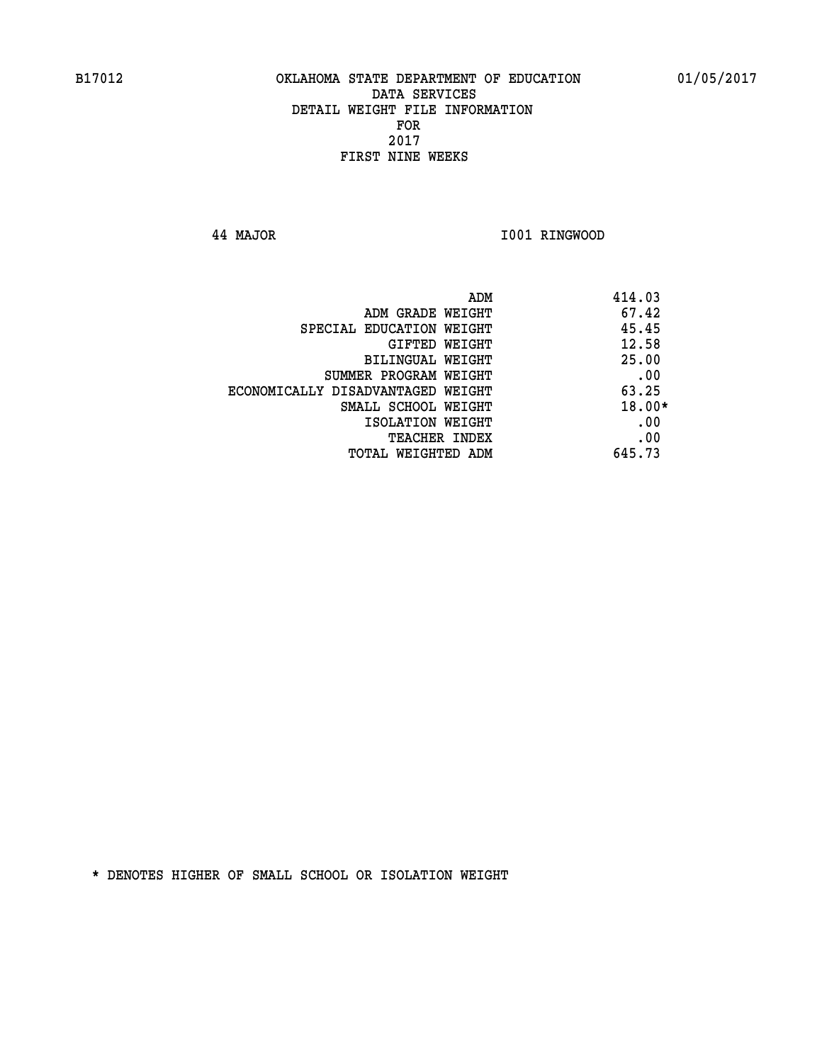B17012 OKLAHOMA STATE DEPARTMENT OF EDUCATION 01/05/2017

DATA SERVICES
DETAIL WEIGHT FILE INFORMATION
FOR
2017
FIRST NINE WEEKS

44 MAJOR I001 RINGWOOD

| | |
|---|---|
| ADM | 414.03 |
| ADM GRADE WEIGHT | 67.42 |
| SPECIAL EDUCATION WEIGHT | 45.45 |
| GIFTED WEIGHT | 12.58 |
| BILINGUAL WEIGHT | 25.00 |
| SUMMER PROGRAM WEIGHT | .00 |
| ECONOMICALLY DISADVANTAGED WEIGHT | 63.25 |
| SMALL SCHOOL WEIGHT | 18.00* |
| ISOLATION WEIGHT | .00 |
| TEACHER INDEX | .00 |
| TOTAL WEIGHTED ADM | 645.73 |

* DENOTES HIGHER OF SMALL SCHOOL OR ISOLATION WEIGHT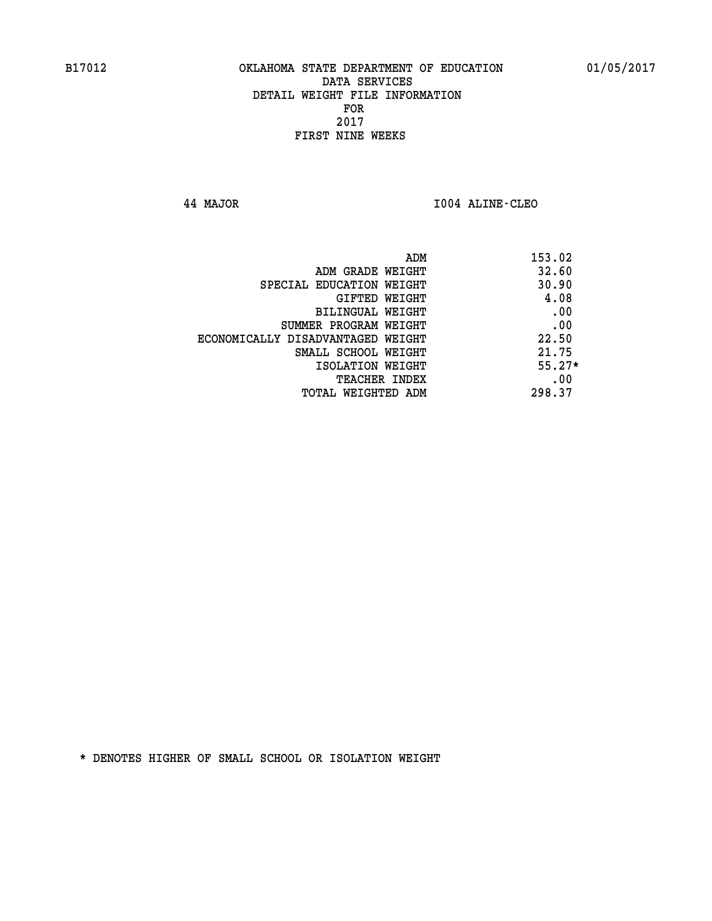B17012 OKLAHOMA STATE DEPARTMENT OF EDUCATION 01/05/2017

DATA SERVICES
DETAIL WEIGHT FILE INFORMATION
FOR
2017
FIRST NINE WEEKS

44 MAJOR I004 ALINE-CLEO

| | |
|---|---|
| ADM | 153.02 |
| ADM GRADE WEIGHT | 32.60 |
| SPECIAL EDUCATION WEIGHT | 30.90 |
| GIFTED WEIGHT | 4.08 |
| BILINGUAL WEIGHT | .00 |
| SUMMER PROGRAM WEIGHT | .00 |
| ECONOMICALLY DISADVANTAGED WEIGHT | 22.50 |
| SMALL SCHOOL WEIGHT | 21.75 |
| ISOLATION WEIGHT | 55.27* |
| TEACHER INDEX | .00 |
| TOTAL WEIGHTED ADM | 298.37 |

* DENOTES HIGHER OF SMALL SCHOOL OR ISOLATION WEIGHT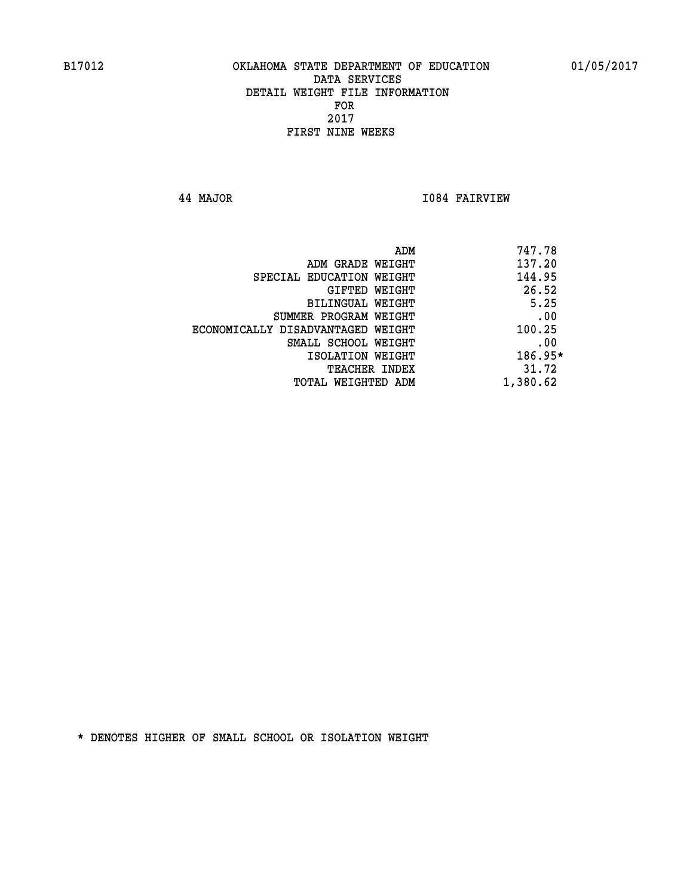B17012 OKLAHOMA STATE DEPARTMENT OF EDUCATION 01/05/2017

DATA SERVICES
DETAIL WEIGHT FILE INFORMATION
FOR
2017
FIRST NINE WEEKS

44 MAJOR I084 FAIRVIEW

| | |
|---|---|
| ADM | 747.78 |
| ADM GRADE WEIGHT | 137.20 |
| SPECIAL EDUCATION WEIGHT | 144.95 |
| GIFTED WEIGHT | 26.52 |
| BILINGUAL WEIGHT | 5.25 |
| SUMMER PROGRAM WEIGHT | .00 |
| ECONOMICALLY DISADVANTAGED WEIGHT | 100.25 |
| SMALL SCHOOL WEIGHT | .00 |
| ISOLATION WEIGHT | 186.95* |
| TEACHER INDEX | 31.72 |
| TOTAL WEIGHTED ADM | 1,380.62 |

* DENOTES HIGHER OF SMALL SCHOOL OR ISOLATION WEIGHT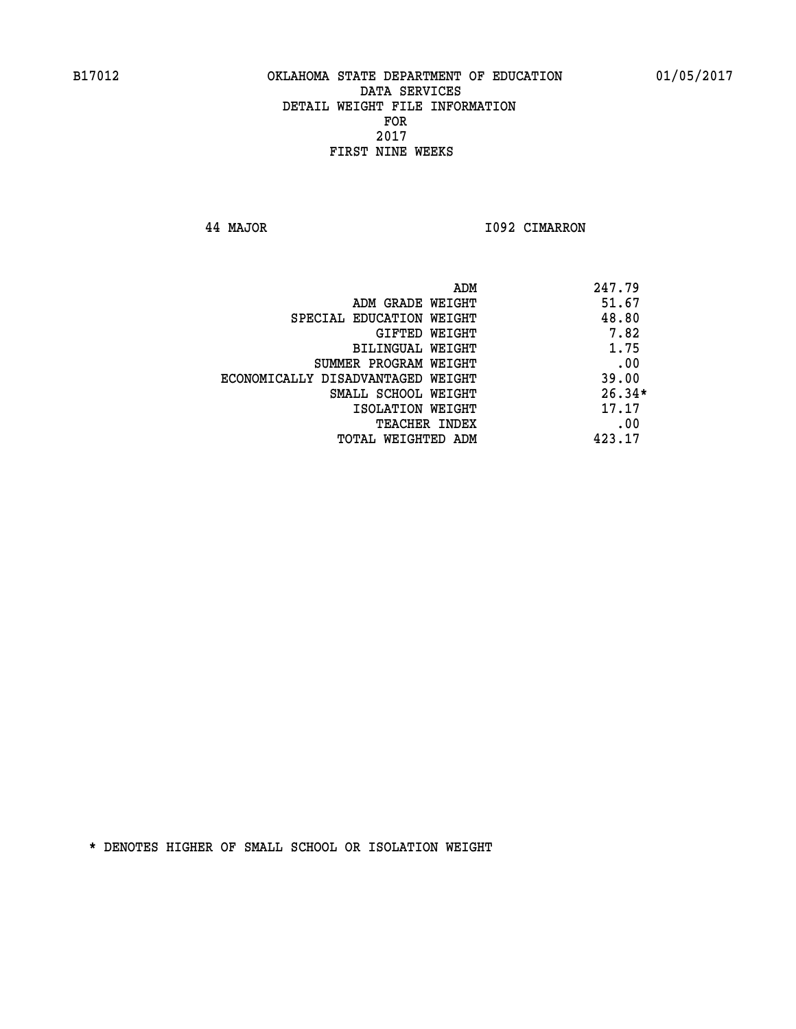B17012 OKLAHOMA STATE DEPARTMENT OF EDUCATION 01/05/2017

DATA SERVICES
DETAIL WEIGHT FILE INFORMATION
FOR
2017
FIRST NINE WEEKS

44 MAJOR I092 CIMARRON

| | |
|---|---|
| ADM | 247.79 |
| ADM GRADE WEIGHT | 51.67 |
| SPECIAL EDUCATION WEIGHT | 48.80 |
| GIFTED WEIGHT | 7.82 |
| BILINGUAL WEIGHT | 1.75 |
| SUMMER PROGRAM WEIGHT | .00 |
| ECONOMICALLY DISADVANTAGED WEIGHT | 39.00 |
| SMALL SCHOOL WEIGHT | 26.34* |
| ISOLATION WEIGHT | 17.17 |
| TEACHER INDEX | .00 |
| TOTAL WEIGHTED ADM | 423.17 |

* DENOTES HIGHER OF SMALL SCHOOL OR ISOLATION WEIGHT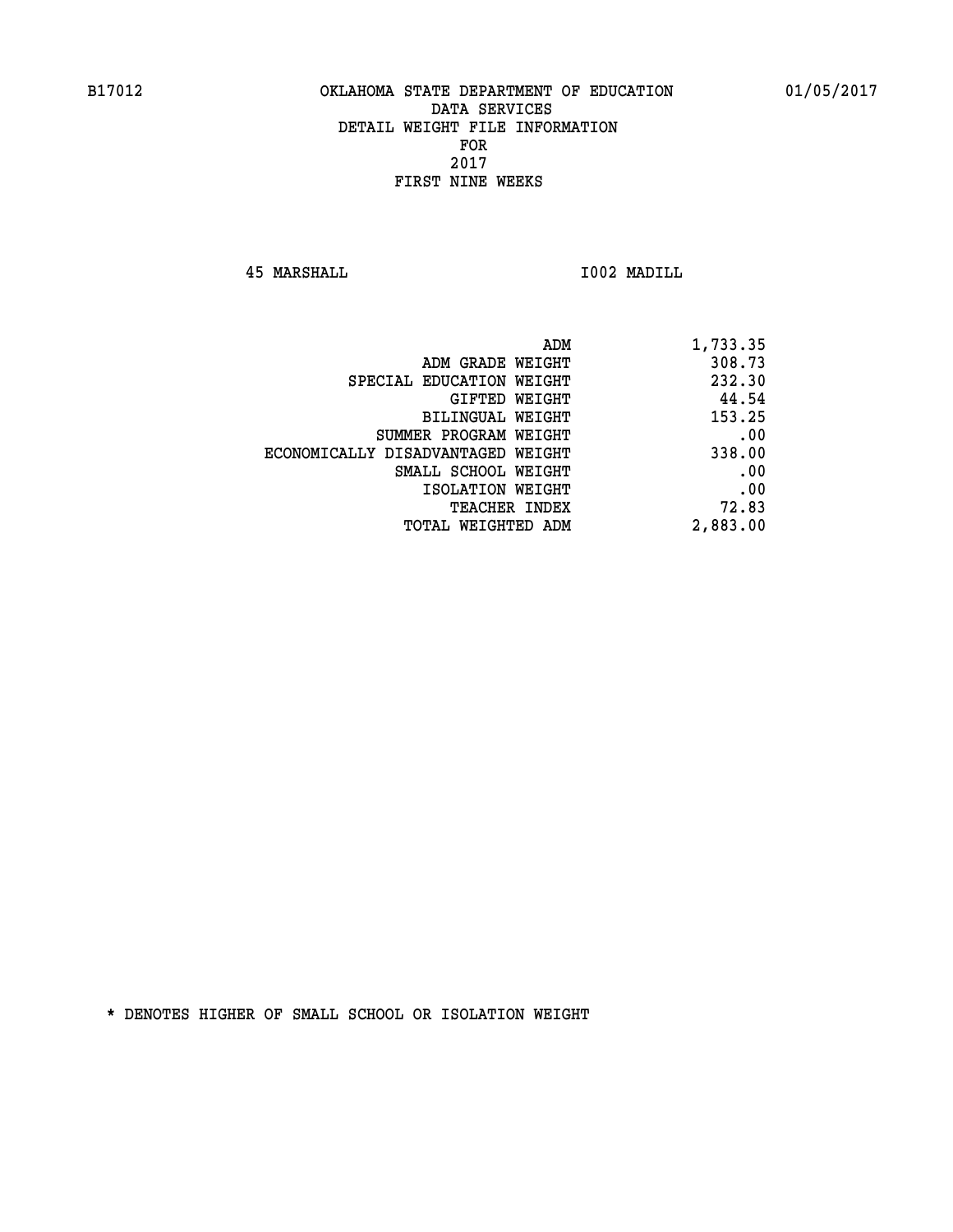B17012 OKLAHOMA STATE DEPARTMENT OF EDUCATION 01/05/2017

DATA SERVICES
DETAIL WEIGHT FILE INFORMATION
FOR
2017
FIRST NINE WEEKS

45 MARSHALL I002 MADILL

| | |
|---|---|
| ADM | 1,733.35 |
| ADM GRADE WEIGHT | 308.73 |
| SPECIAL EDUCATION WEIGHT | 232.30 |
| GIFTED WEIGHT | 44.54 |
| BILINGUAL WEIGHT | 153.25 |
| SUMMER PROGRAM WEIGHT | .00 |
| ECONOMICALLY DISADVANTAGED WEIGHT | 338.00 |
| SMALL SCHOOL WEIGHT | .00 |
| ISOLATION WEIGHT | .00 |
| TEACHER INDEX | 72.83 |
| TOTAL WEIGHTED ADM | 2,883.00 |

* DENOTES HIGHER OF SMALL SCHOOL OR ISOLATION WEIGHT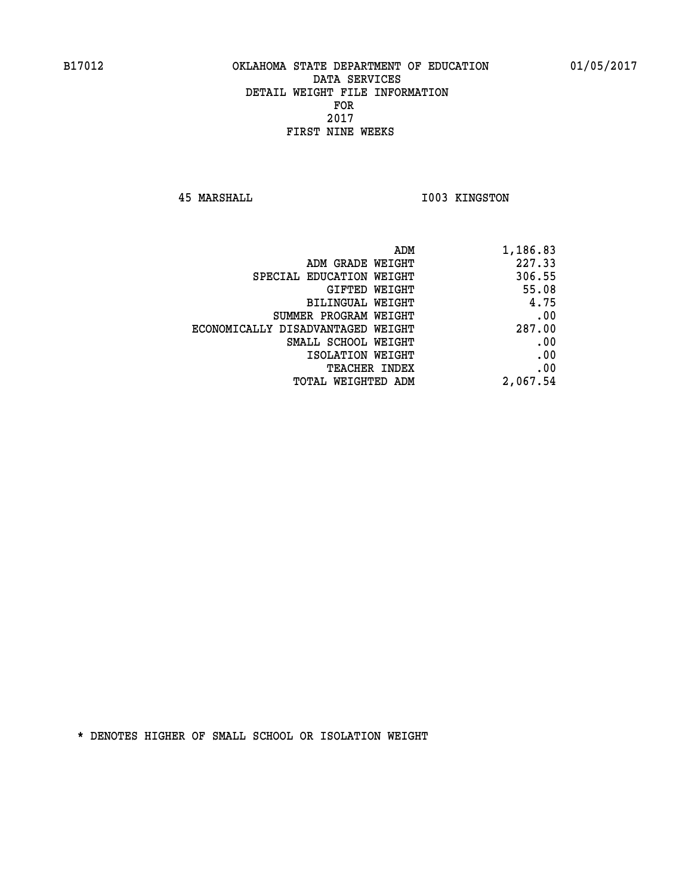B17012 OKLAHOMA STATE DEPARTMENT OF EDUCATION 01/05/2017

DATA SERVICES

DETAIL WEIGHT FILE INFORMATION

FOR

2017

FIRST NINE WEEKS

45 MARSHALL I003 KINGSTON

| | |
|---|---|
| ADM | 1,186.83 |
| ADM GRADE WEIGHT | 227.33 |
| SPECIAL EDUCATION WEIGHT | 306.55 |
| GIFTED WEIGHT | 55.08 |
| BILINGUAL WEIGHT | 4.75 |
| SUMMER PROGRAM WEIGHT | .00 |
| ECONOMICALLY DISADVANTAGED WEIGHT | 287.00 |
| SMALL SCHOOL WEIGHT | .00 |
| ISOLATION WEIGHT | .00 |
| TEACHER INDEX | .00 |
| TOTAL WEIGHTED ADM | 2,067.54 |

* DENOTES HIGHER OF SMALL SCHOOL OR ISOLATION WEIGHT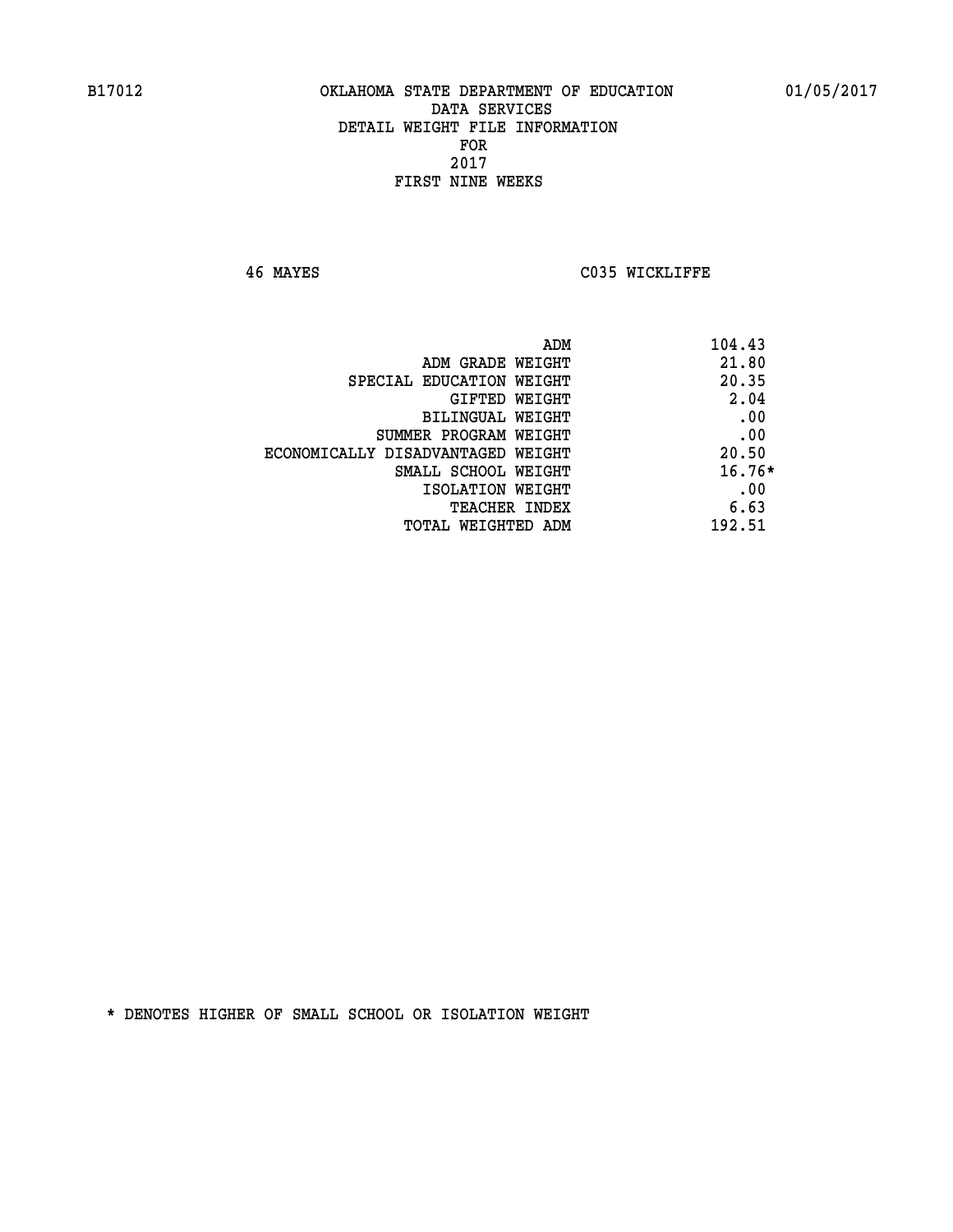B17012 OKLAHOMA STATE DEPARTMENT OF EDUCATION 01/05/2017

DATA SERVICES
DETAIL WEIGHT FILE INFORMATION
FOR
2017
FIRST NINE WEEKS

46 MAYES C035 WICKLIFFE

| | |
|---|---|
| ADM | 104.43 |
| ADM GRADE WEIGHT | 21.80 |
| SPECIAL EDUCATION WEIGHT | 20.35 |
| GIFTED WEIGHT | 2.04 |
| BILINGUAL WEIGHT | .00 |
| SUMMER PROGRAM WEIGHT | .00 |
| ECONOMICALLY DISADVANTAGED WEIGHT | 20.50 |
| SMALL SCHOOL WEIGHT | 16.76* |
| ISOLATION WEIGHT | .00 |
| TEACHER INDEX | 6.63 |
| TOTAL WEIGHTED ADM | 192.51 |

* DENOTES HIGHER OF SMALL SCHOOL OR ISOLATION WEIGHT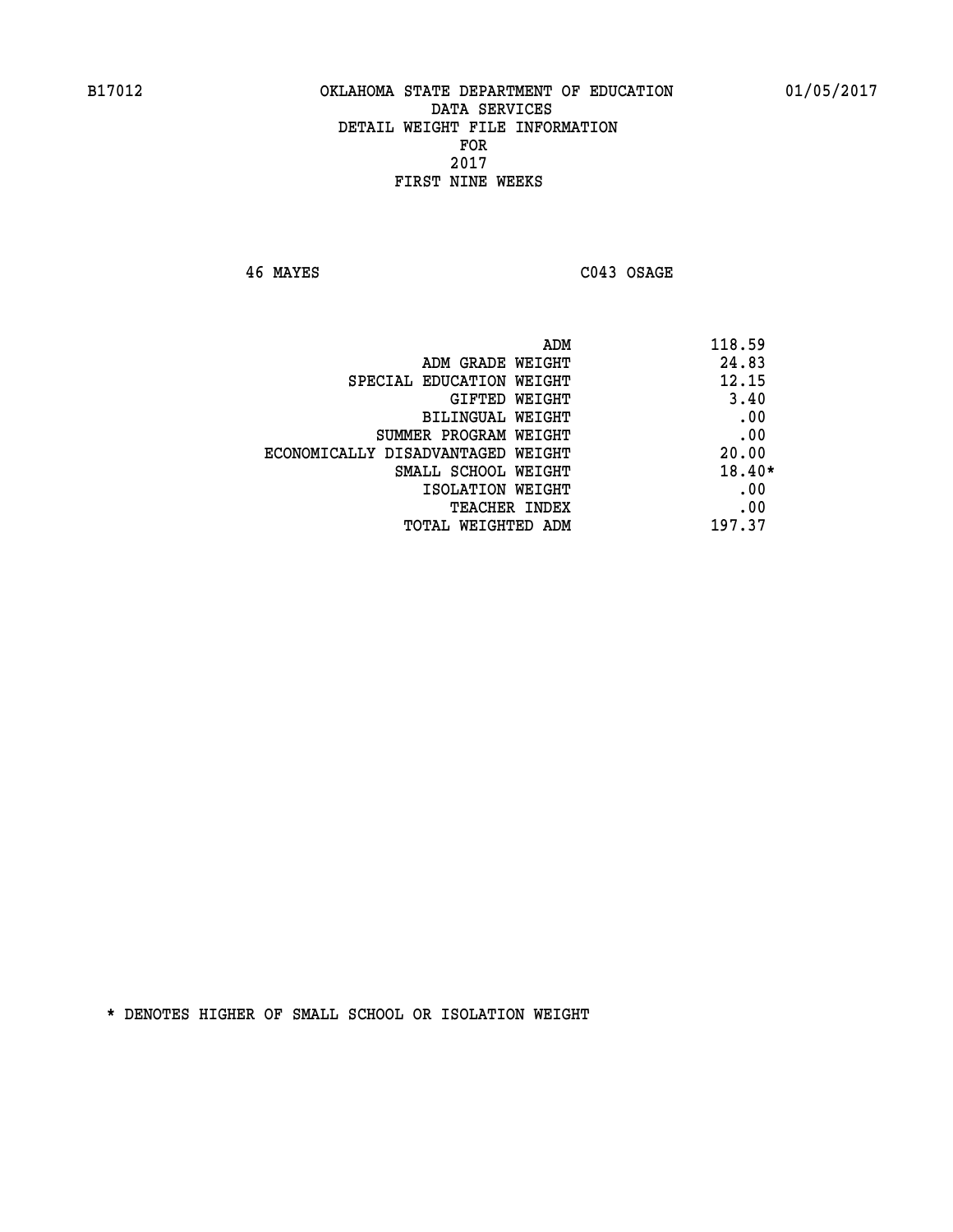B17012 OKLAHOMA STATE DEPARTMENT OF EDUCATION 01/05/2017

DATA SERVICES
DETAIL WEIGHT FILE INFORMATION
FOR
2017
FIRST NINE WEEKS

46 MAYES C043 OSAGE

| | |
|---|---|
| ADM | 118.59 |
| ADM GRADE WEIGHT | 24.83 |
| SPECIAL EDUCATION WEIGHT | 12.15 |
| GIFTED WEIGHT | 3.40 |
| BILINGUAL WEIGHT | .00 |
| SUMMER PROGRAM WEIGHT | .00 |
| ECONOMICALLY DISADVANTAGED WEIGHT | 20.00 |
| SMALL SCHOOL WEIGHT | 18.40* |
| ISOLATION WEIGHT | .00 |
| TEACHER INDEX | .00 |
| TOTAL WEIGHTED ADM | 197.37 |

* DENOTES HIGHER OF SMALL SCHOOL OR ISOLATION WEIGHT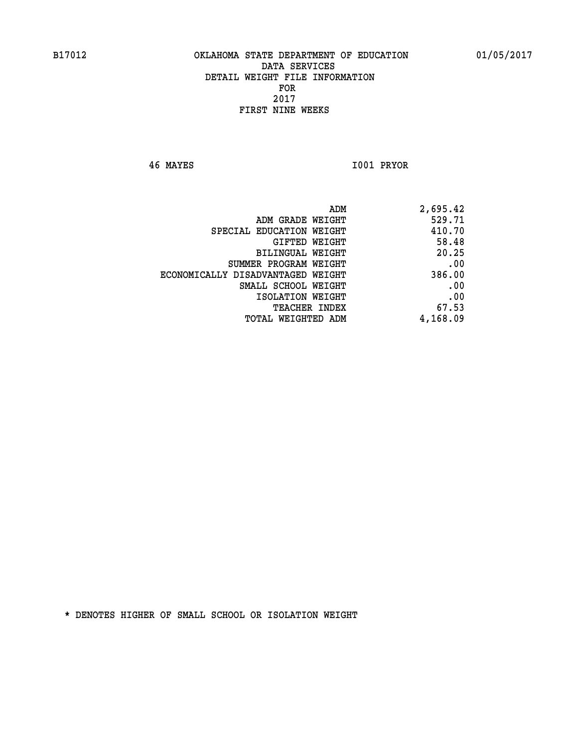B17012 OKLAHOMA STATE DEPARTMENT OF EDUCATION 01/05/2017

DATA SERVICES
DETAIL WEIGHT FILE INFORMATION
FOR
2017
FIRST NINE WEEKS

46 MAYES I001 PRYOR

| | |
|---|---|
| ADM | 2,695.42 |
| ADM GRADE WEIGHT | 529.71 |
| SPECIAL EDUCATION WEIGHT | 410.70 |
| GIFTED WEIGHT | 58.48 |
| BILINGUAL WEIGHT | 20.25 |
| SUMMER PROGRAM WEIGHT | .00 |
| ECONOMICALLY DISADVANTAGED WEIGHT | 386.00 |
| SMALL SCHOOL WEIGHT | .00 |
| ISOLATION WEIGHT | .00 |
| TEACHER INDEX | 67.53 |
| TOTAL WEIGHTED ADM | 4,168.09 |

* DENOTES HIGHER OF SMALL SCHOOL OR ISOLATION WEIGHT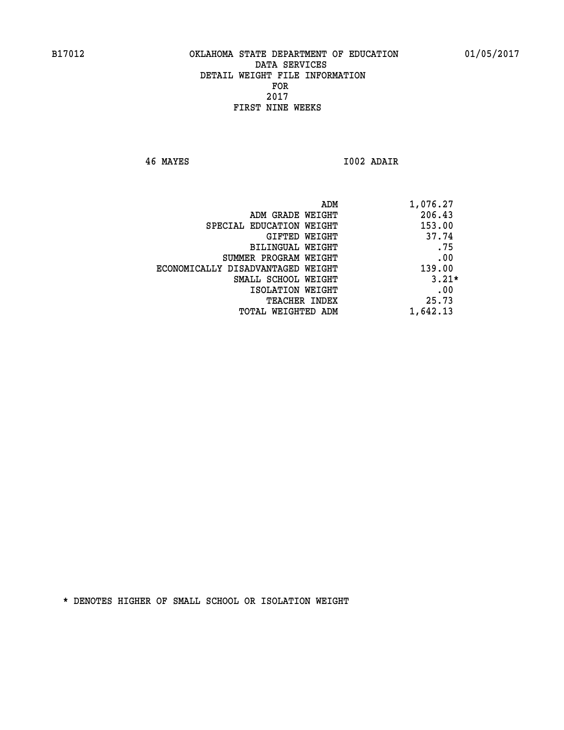B17012 OKLAHOMA STATE DEPARTMENT OF EDUCATION 01/05/2017

DATA SERVICES
DETAIL WEIGHT FILE INFORMATION
FOR
2017
FIRST NINE WEEKS

46 MAYES I002 ADAIR

| | |
|---|---|
| ADM | 1,076.27 |
| ADM GRADE WEIGHT | 206.43 |
| SPECIAL EDUCATION WEIGHT | 153.00 |
| GIFTED WEIGHT | 37.74 |
| BILINGUAL WEIGHT | .75 |
| SUMMER PROGRAM WEIGHT | .00 |
| ECONOMICALLY DISADVANTAGED WEIGHT | 139.00 |
| SMALL SCHOOL WEIGHT | 3.21* |
| ISOLATION WEIGHT | .00 |
| TEACHER INDEX | 25.73 |
| TOTAL WEIGHTED ADM | 1,642.13 |

* DENOTES HIGHER OF SMALL SCHOOL OR ISOLATION WEIGHT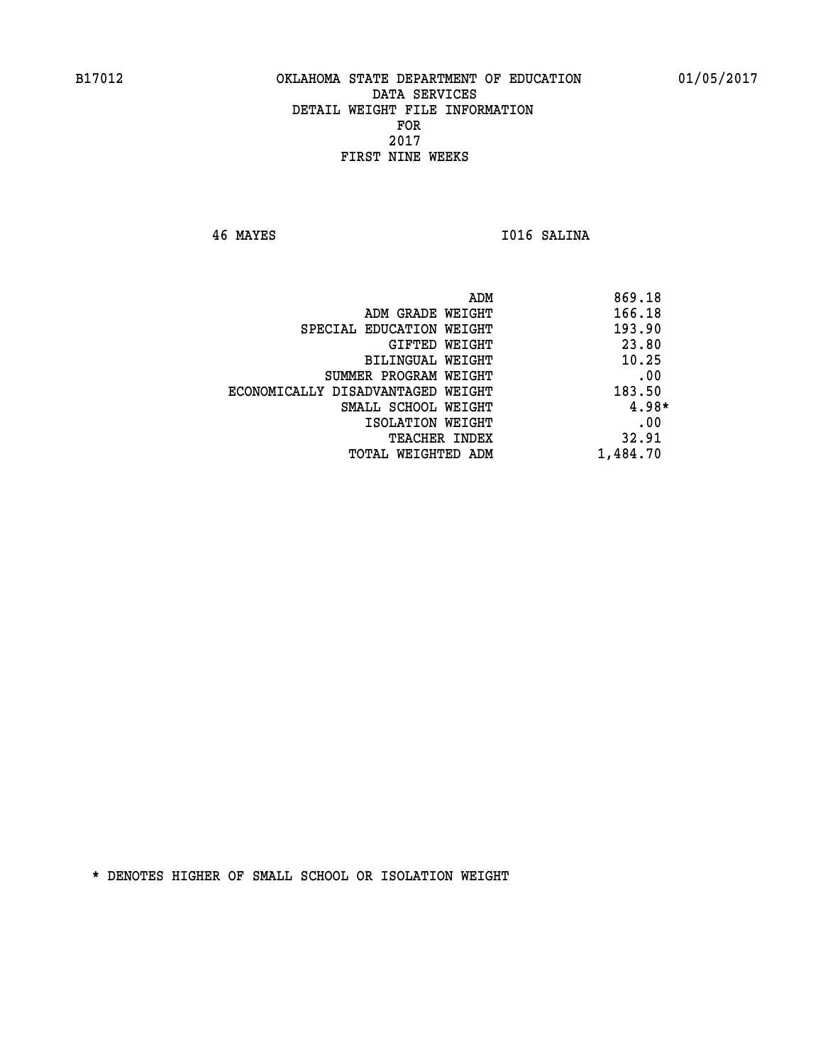B17012 OKLAHOMA STATE DEPARTMENT OF EDUCATION 01/05/2017

DATA SERVICES
DETAIL WEIGHT FILE INFORMATION
FOR
2017
FIRST NINE WEEKS

46 MAYES I016 SALINA

| | |
|---|---|
| ADM | 869.18 |
| ADM GRADE WEIGHT | 166.18 |
| SPECIAL EDUCATION WEIGHT | 193.90 |
| GIFTED WEIGHT | 23.80 |
| BILINGUAL WEIGHT | 10.25 |
| SUMMER PROGRAM WEIGHT | .00 |
| ECONOMICALLY DISADVANTAGED WEIGHT | 183.50 |
| SMALL SCHOOL WEIGHT | 4.98* |
| ISOLATION WEIGHT | .00 |
| TEACHER INDEX | 32.91 |
| TOTAL WEIGHTED ADM | 1,484.70 |

* DENOTES HIGHER OF SMALL SCHOOL OR ISOLATION WEIGHT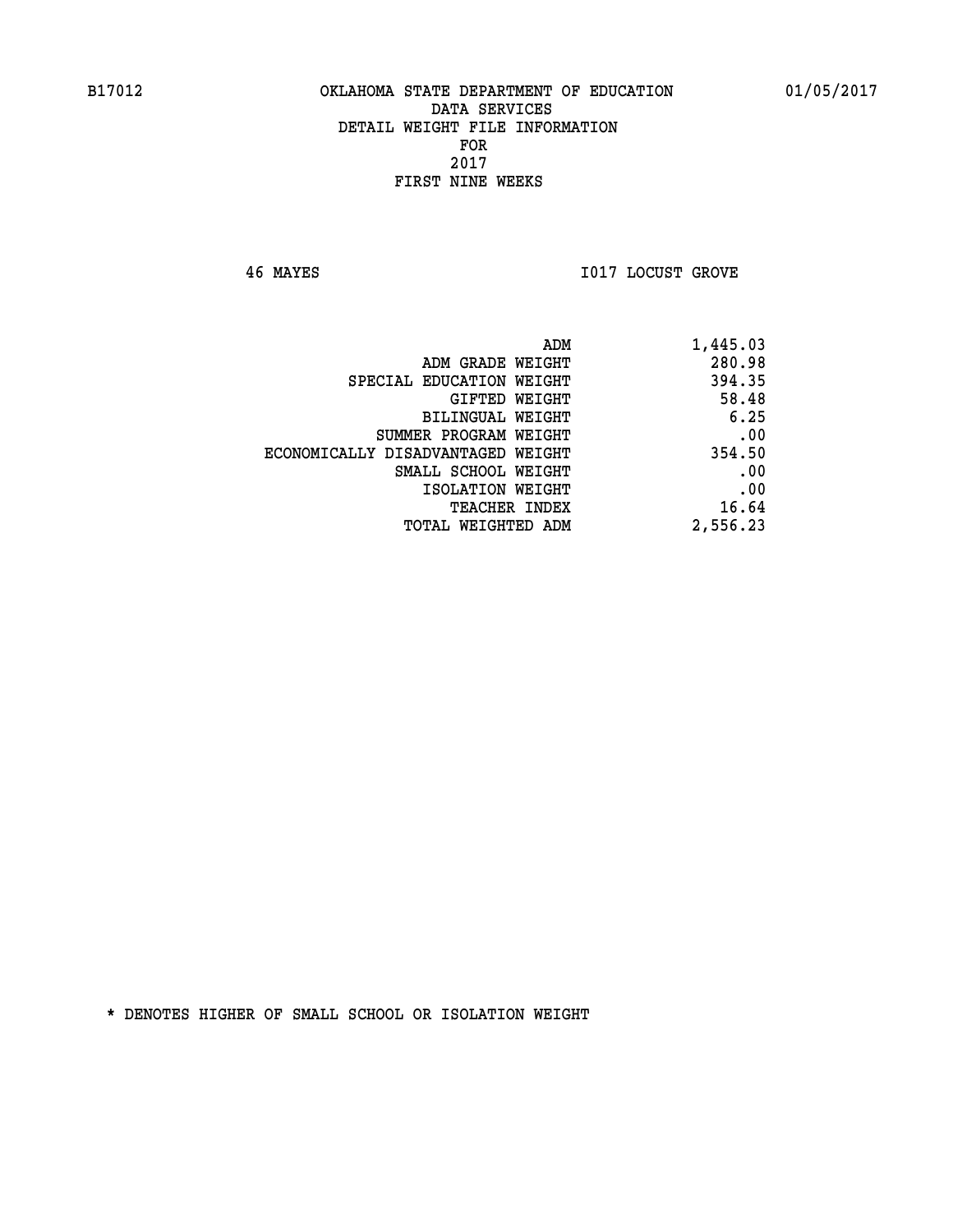B17012 OKLAHOMA STATE DEPARTMENT OF EDUCATION 01/05/2017

DATA SERVICES
DETAIL WEIGHT FILE INFORMATION
FOR
2017
FIRST NINE WEEKS

46 MAYES I017 LOCUST GROVE

| | |
|---|---|
| ADM | 1,445.03 |
| ADM GRADE WEIGHT | 280.98 |
| SPECIAL EDUCATION WEIGHT | 394.35 |
| GIFTED WEIGHT | 58.48 |
| BILINGUAL WEIGHT | 6.25 |
| SUMMER PROGRAM WEIGHT | .00 |
| ECONOMICALLY DISADVANTAGED WEIGHT | 354.50 |
| SMALL SCHOOL WEIGHT | .00 |
| ISOLATION WEIGHT | .00 |
| TEACHER INDEX | 16.64 |
| TOTAL WEIGHTED ADM | 2,556.23 |

* DENOTES HIGHER OF SMALL SCHOOL OR ISOLATION WEIGHT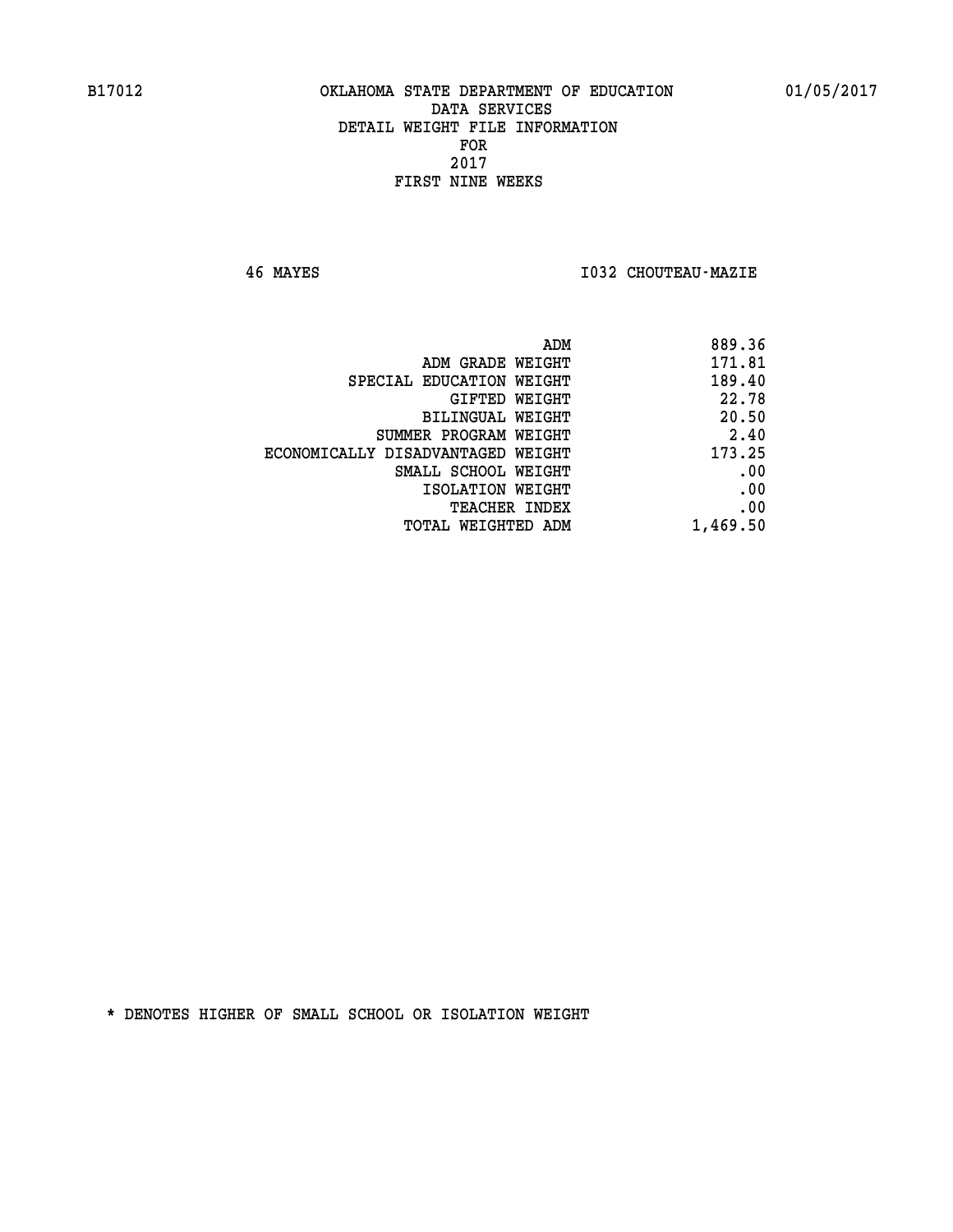B17012 OKLAHOMA STATE DEPARTMENT OF EDUCATION 01/05/2017

DATA SERVICES
DETAIL WEIGHT FILE INFORMATION
FOR
2017
FIRST NINE WEEKS

46 MAYES I032 CHOUTEAU-MAZIE

| | |
|---|---|
| ADM | 889.36 |
| ADM GRADE WEIGHT | 171.81 |
| SPECIAL EDUCATION WEIGHT | 189.40 |
| GIFTED WEIGHT | 22.78 |
| BILINGUAL WEIGHT | 20.50 |
| SUMMER PROGRAM WEIGHT | 2.40 |
| ECONOMICALLY DISADVANTAGED WEIGHT | 173.25 |
| SMALL SCHOOL WEIGHT | .00 |
| ISOLATION WEIGHT | .00 |
| TEACHER INDEX | .00 |
| TOTAL WEIGHTED ADM | 1,469.50 |

* DENOTES HIGHER OF SMALL SCHOOL OR ISOLATION WEIGHT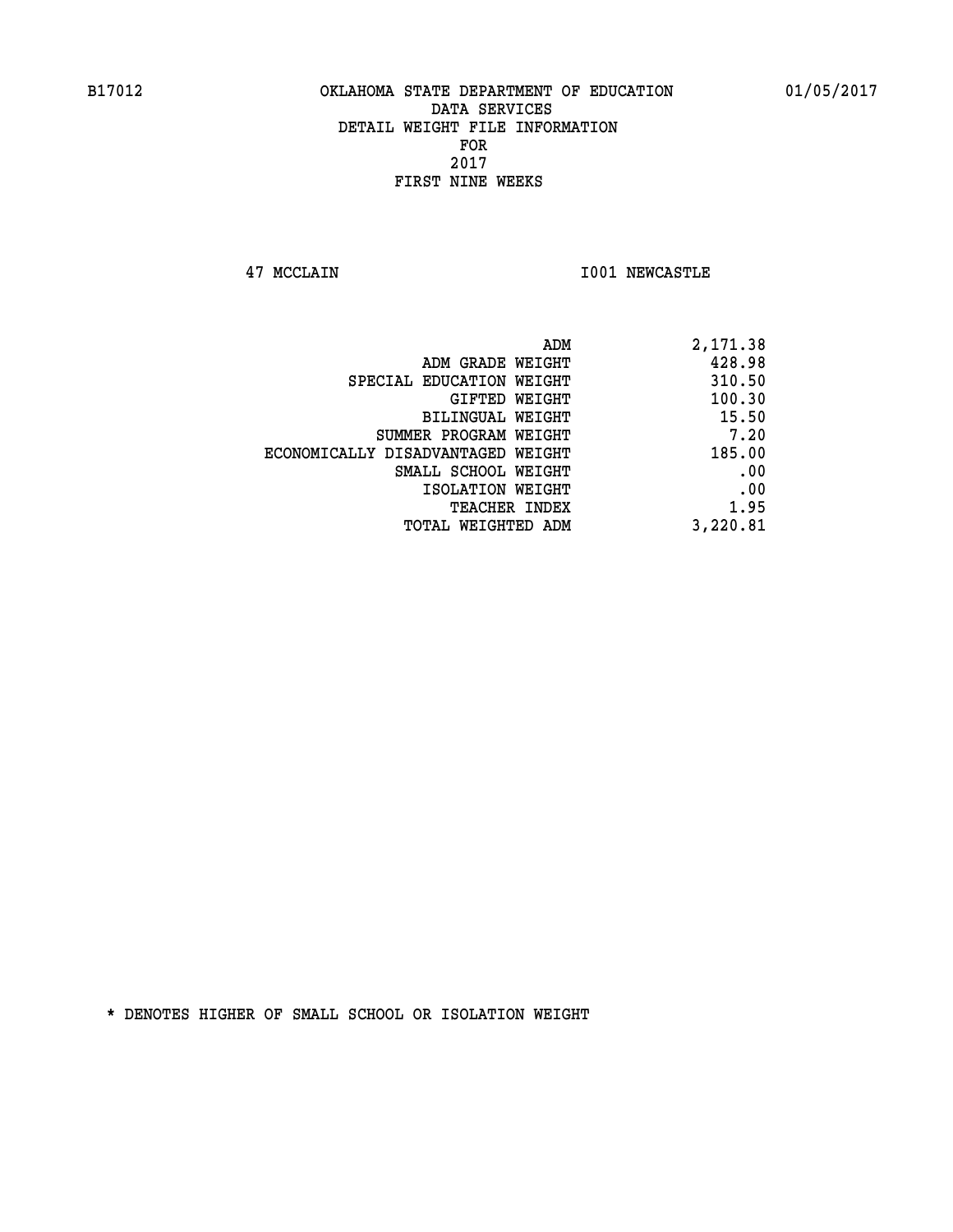B17012 OKLAHOMA STATE DEPARTMENT OF EDUCATION 01/05/2017

DATA SERVICES
DETAIL WEIGHT FILE INFORMATION
FOR
2017
FIRST NINE WEEKS

47 MCCLAIN I001 NEWCASTLE

| | |
|---|---|
| ADM | 2,171.38 |
| ADM GRADE WEIGHT | 428.98 |
| SPECIAL EDUCATION WEIGHT | 310.50 |
| GIFTED WEIGHT | 100.30 |
| BILINGUAL WEIGHT | 15.50 |
| SUMMER PROGRAM WEIGHT | 7.20 |
| ECONOMICALLY DISADVANTAGED WEIGHT | 185.00 |
| SMALL SCHOOL WEIGHT | .00 |
| ISOLATION WEIGHT | .00 |
| TEACHER INDEX | 1.95 |
| TOTAL WEIGHTED ADM | 3,220.81 |

* DENOTES HIGHER OF SMALL SCHOOL OR ISOLATION WEIGHT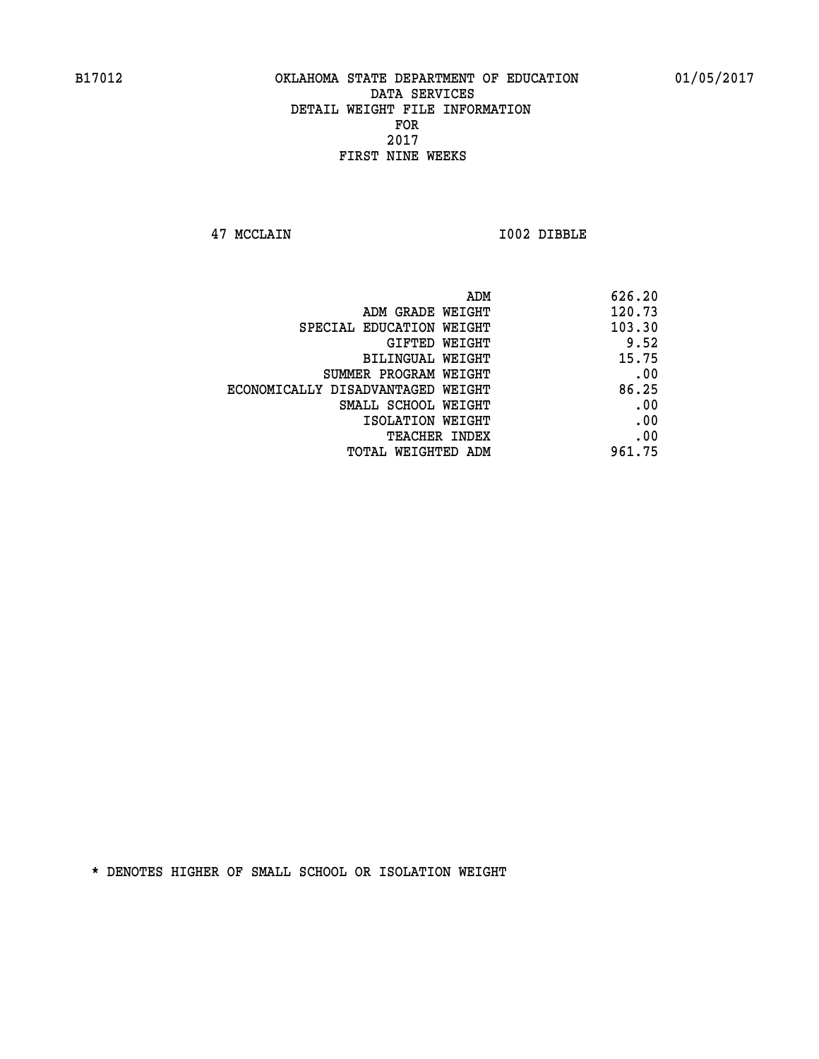B17012 OKLAHOMA STATE DEPARTMENT OF EDUCATION 01/05/2017

DATA SERVICES
DETAIL WEIGHT FILE INFORMATION
FOR
2017
FIRST NINE WEEKS

47 MCCLAIN I002 DIBBLE

| | |
|---|---|
| ADM | 626.20 |
| ADM GRADE WEIGHT | 120.73 |
| SPECIAL EDUCATION WEIGHT | 103.30 |
| GIFTED WEIGHT | 9.52 |
| BILINGUAL WEIGHT | 15.75 |
| SUMMER PROGRAM WEIGHT | .00 |
| ECONOMICALLY DISADVANTAGED WEIGHT | 86.25 |
| SMALL SCHOOL WEIGHT | .00 |
| ISOLATION WEIGHT | .00 |
| TEACHER INDEX | .00 |
| TOTAL WEIGHTED ADM | 961.75 |

* DENOTES HIGHER OF SMALL SCHOOL OR ISOLATION WEIGHT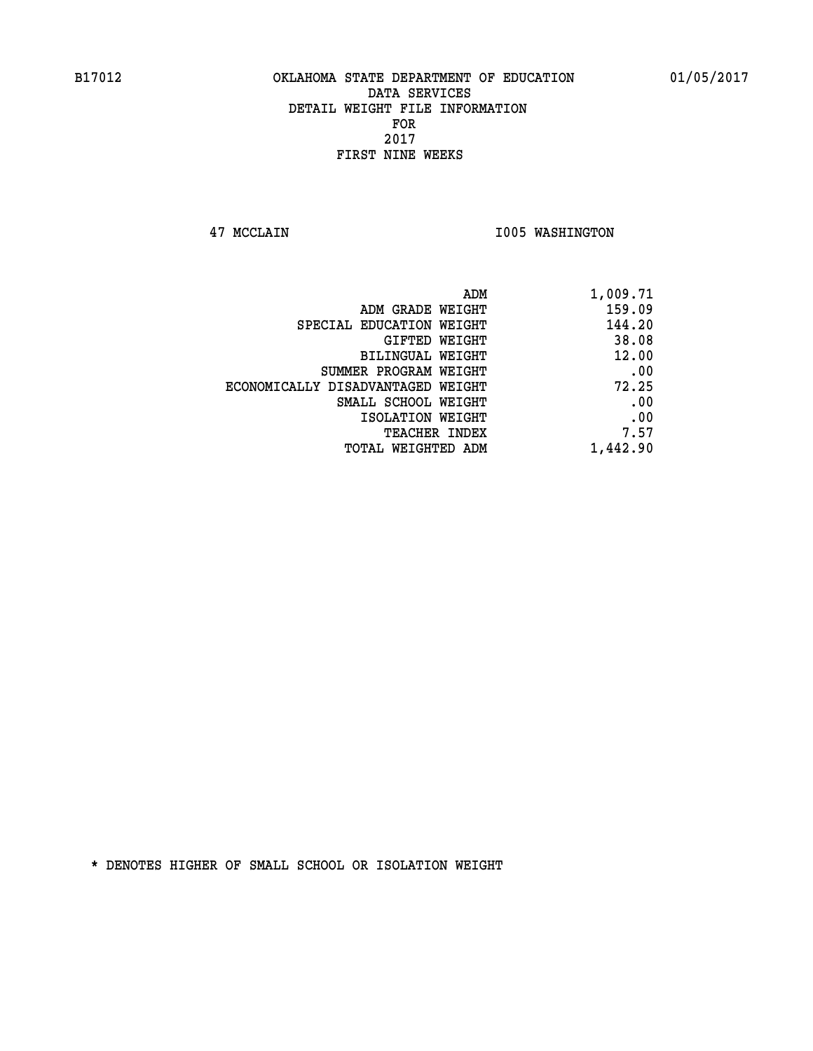B17012 OKLAHOMA STATE DEPARTMENT OF EDUCATION 01/05/2017

DATA SERVICES
DETAIL WEIGHT FILE INFORMATION
FOR
2017
FIRST NINE WEEKS

47 MCCLAIN I005 WASHINGTON

| | |
|---|---|
| ADM | 1,009.71 |
| ADM GRADE WEIGHT | 159.09 |
| SPECIAL EDUCATION WEIGHT | 144.20 |
| GIFTED WEIGHT | 38.08 |
| BILINGUAL WEIGHT | 12.00 |
| SUMMER PROGRAM WEIGHT | .00 |
| ECONOMICALLY DISADVANTAGED WEIGHT | 72.25 |
| SMALL SCHOOL WEIGHT | .00 |
| ISOLATION WEIGHT | .00 |
| TEACHER INDEX | 7.57 |
| TOTAL WEIGHTED ADM | 1,442.90 |

* DENOTES HIGHER OF SMALL SCHOOL OR ISOLATION WEIGHT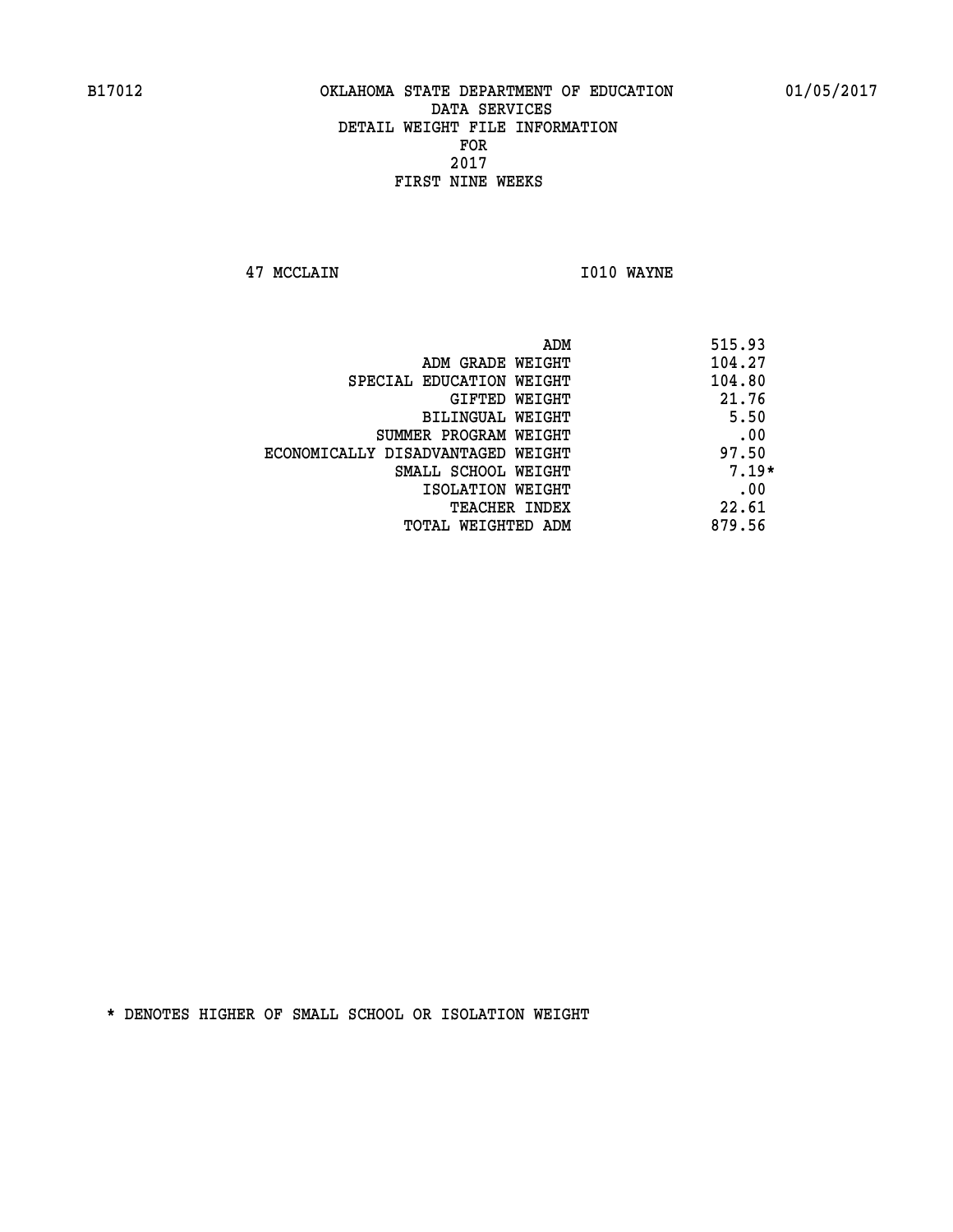B17012 OKLAHOMA STATE DEPARTMENT OF EDUCATION 01/05/2017

DATA SERVICES
DETAIL WEIGHT FILE INFORMATION
FOR
2017
FIRST NINE WEEKS

47 MCCLAIN I010 WAYNE

| | |
|---|---|
| ADM | 515.93 |
| ADM GRADE WEIGHT | 104.27 |
| SPECIAL EDUCATION WEIGHT | 104.80 |
| GIFTED WEIGHT | 21.76 |
| BILINGUAL WEIGHT | 5.50 |
| SUMMER PROGRAM WEIGHT | .00 |
| ECONOMICALLY DISADVANTAGED WEIGHT | 97.50 |
| SMALL SCHOOL WEIGHT | 7.19* |
| ISOLATION WEIGHT | .00 |
| TEACHER INDEX | 22.61 |
| TOTAL WEIGHTED ADM | 879.56 |

* DENOTES HIGHER OF SMALL SCHOOL OR ISOLATION WEIGHT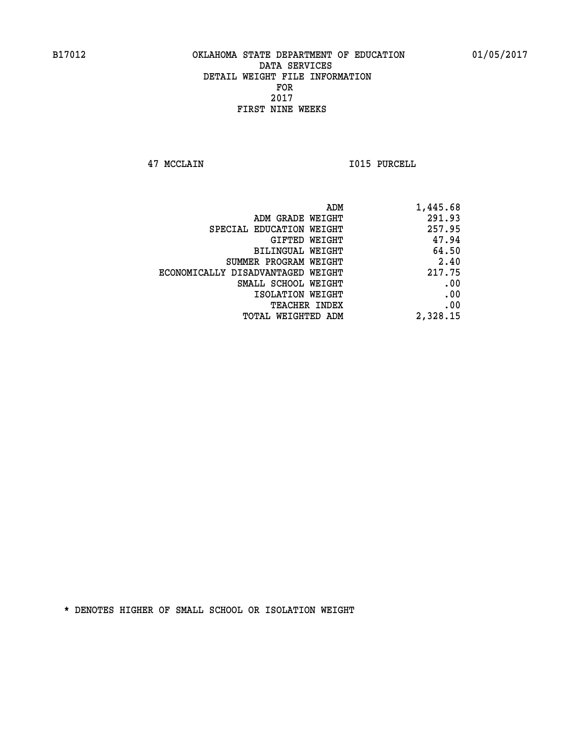B17012 OKLAHOMA STATE DEPARTMENT OF EDUCATION 01/05/2017

DATA SERVICES
DETAIL WEIGHT FILE INFORMATION
FOR
2017
FIRST NINE WEEKS

47 MCCLAIN I015 PURCELL

| | |
|---|---|
| ADM | 1,445.68 |
| ADM GRADE WEIGHT | 291.93 |
| SPECIAL EDUCATION WEIGHT | 257.95 |
| GIFTED WEIGHT | 47.94 |
| BILINGUAL WEIGHT | 64.50 |
| SUMMER PROGRAM WEIGHT | 2.40 |
| ECONOMICALLY DISADVANTAGED WEIGHT | 217.75 |
| SMALL SCHOOL WEIGHT | .00 |
| ISOLATION WEIGHT | .00 |
| TEACHER INDEX | .00 |
| TOTAL WEIGHTED ADM | 2,328.15 |

* DENOTES HIGHER OF SMALL SCHOOL OR ISOLATION WEIGHT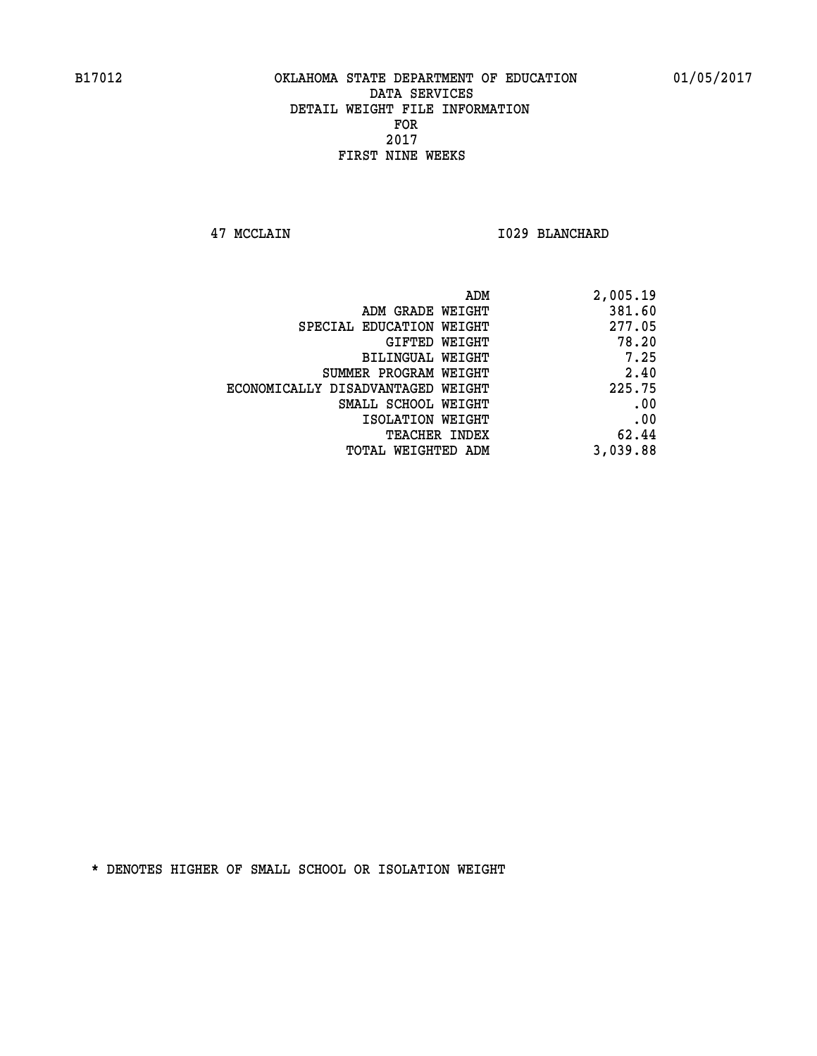B17012 OKLAHOMA STATE DEPARTMENT OF EDUCATION 01/05/2017

DATA SERVICES
DETAIL WEIGHT FILE INFORMATION
FOR
2017
FIRST NINE WEEKS

47 MCCLAIN I029 BLANCHARD

| | |
|---|---|
| ADM | 2,005.19 |
| ADM GRADE WEIGHT | 381.60 |
| SPECIAL EDUCATION WEIGHT | 277.05 |
| GIFTED WEIGHT | 78.20 |
| BILINGUAL WEIGHT | 7.25 |
| SUMMER PROGRAM WEIGHT | 2.40 |
| ECONOMICALLY DISADVANTAGED WEIGHT | 225.75 |
| SMALL SCHOOL WEIGHT | .00 |
| ISOLATION WEIGHT | .00 |
| TEACHER INDEX | 62.44 |
| TOTAL WEIGHTED ADM | 3,039.88 |

* DENOTES HIGHER OF SMALL SCHOOL OR ISOLATION WEIGHT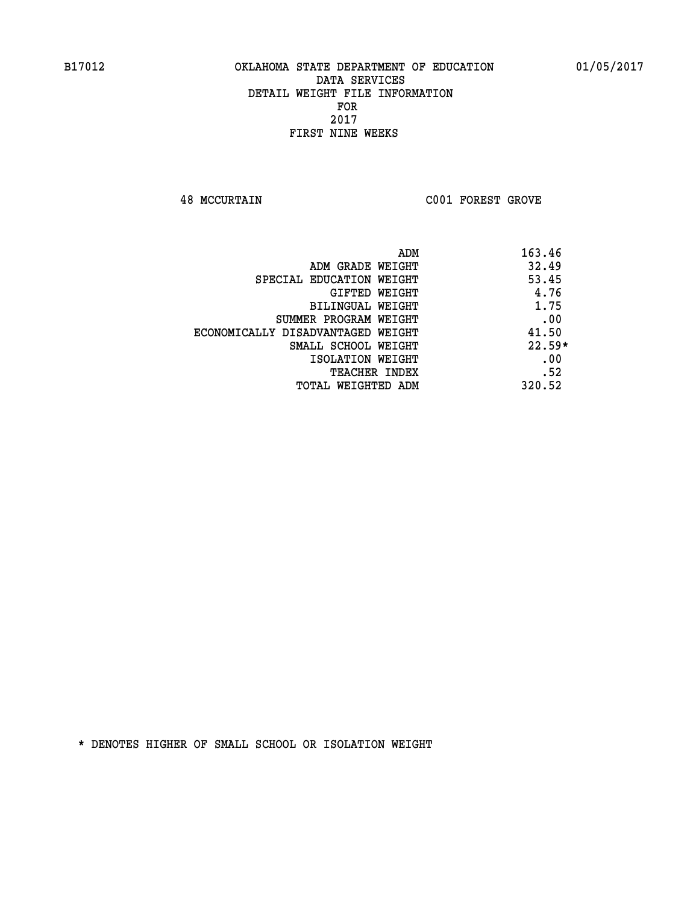B17012 OKLAHOMA STATE DEPARTMENT OF EDUCATION 01/05/2017

DATA SERVICES
DETAIL WEIGHT FILE INFORMATION
FOR
2017
FIRST NINE WEEKS

48 MCCURTAIN C001 FOREST GROVE

| | |
|---|---|
| ADM | 163.46 |
| ADM GRADE WEIGHT | 32.49 |
| SPECIAL EDUCATION WEIGHT | 53.45 |
| GIFTED WEIGHT | 4.76 |
| BILINGUAL WEIGHT | 1.75 |
| SUMMER PROGRAM WEIGHT | .00 |
| ECONOMICALLY DISADVANTAGED WEIGHT | 41.50 |
| SMALL SCHOOL WEIGHT | 22.59* |
| ISOLATION WEIGHT | .00 |
| TEACHER INDEX | .52 |
| TOTAL WEIGHTED ADM | 320.52 |

* DENOTES HIGHER OF SMALL SCHOOL OR ISOLATION WEIGHT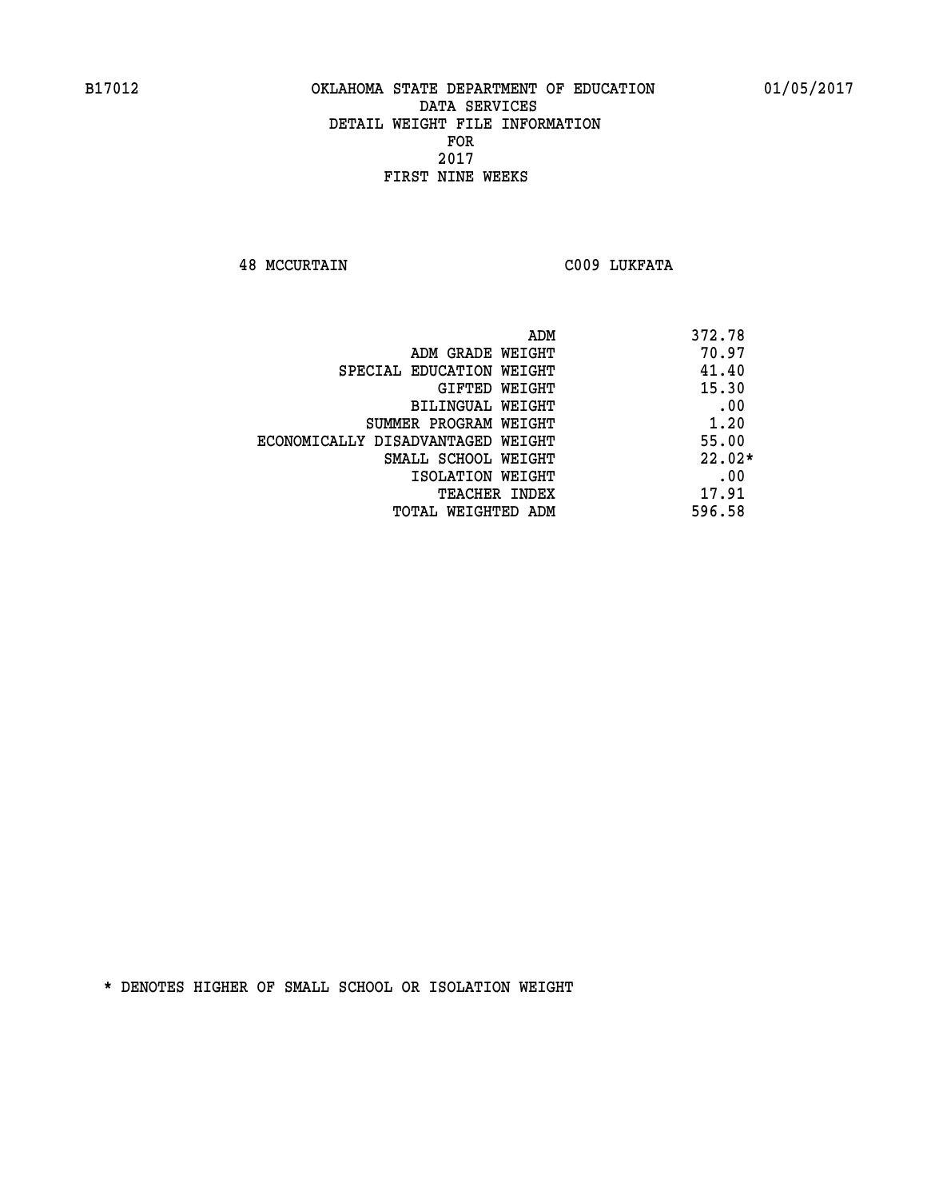B17012 OKLAHOMA STATE DEPARTMENT OF EDUCATION 01/05/2017

DATA SERVICES
DETAIL WEIGHT FILE INFORMATION
FOR
2017
FIRST NINE WEEKS

48 MCCURTAIN C009 LUKFATA

| | |
|---|---|
| ADM | 372.78 |
| ADM GRADE WEIGHT | 70.97 |
| SPECIAL EDUCATION WEIGHT | 41.40 |
| GIFTED WEIGHT | 15.30 |
| BILINGUAL WEIGHT | .00 |
| SUMMER PROGRAM WEIGHT | 1.20 |
| ECONOMICALLY DISADVANTAGED WEIGHT | 55.00 |
| SMALL SCHOOL WEIGHT | 22.02* |
| ISOLATION WEIGHT | .00 |
| TEACHER INDEX | 17.91 |
| TOTAL WEIGHTED ADM | 596.58 |

* DENOTES HIGHER OF SMALL SCHOOL OR ISOLATION WEIGHT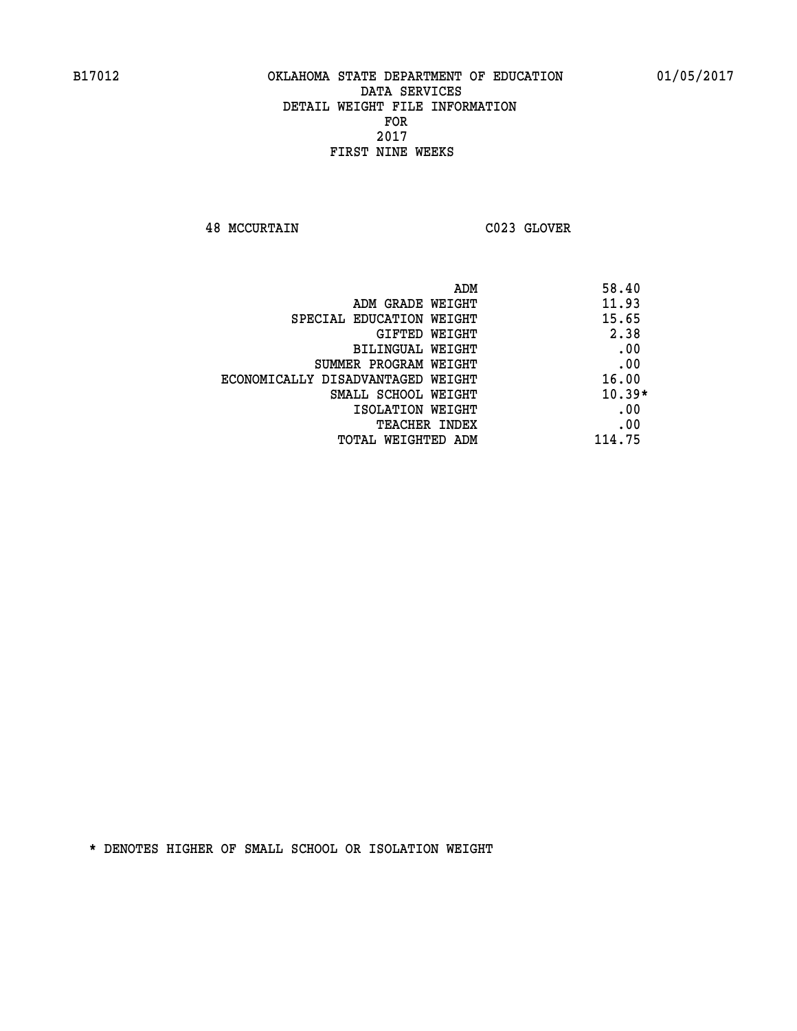B17012 OKLAHOMA STATE DEPARTMENT OF EDUCATION 01/05/2017

DATA SERVICES
DETAIL WEIGHT FILE INFORMATION
FOR
2017
FIRST NINE WEEKS

48 MCCURTAIN C023 GLOVER

| | |
|---|---|
| ADM | 58.40 |
| ADM GRADE WEIGHT | 11.93 |
| SPECIAL EDUCATION WEIGHT | 15.65 |
| GIFTED WEIGHT | 2.38 |
| BILINGUAL WEIGHT | .00 |
| SUMMER PROGRAM WEIGHT | .00 |
| ECONOMICALLY DISADVANTAGED WEIGHT | 16.00 |
| SMALL SCHOOL WEIGHT | 10.39* |
| ISOLATION WEIGHT | .00 |
| TEACHER INDEX | .00 |
| TOTAL WEIGHTED ADM | 114.75 |

* DENOTES HIGHER OF SMALL SCHOOL OR ISOLATION WEIGHT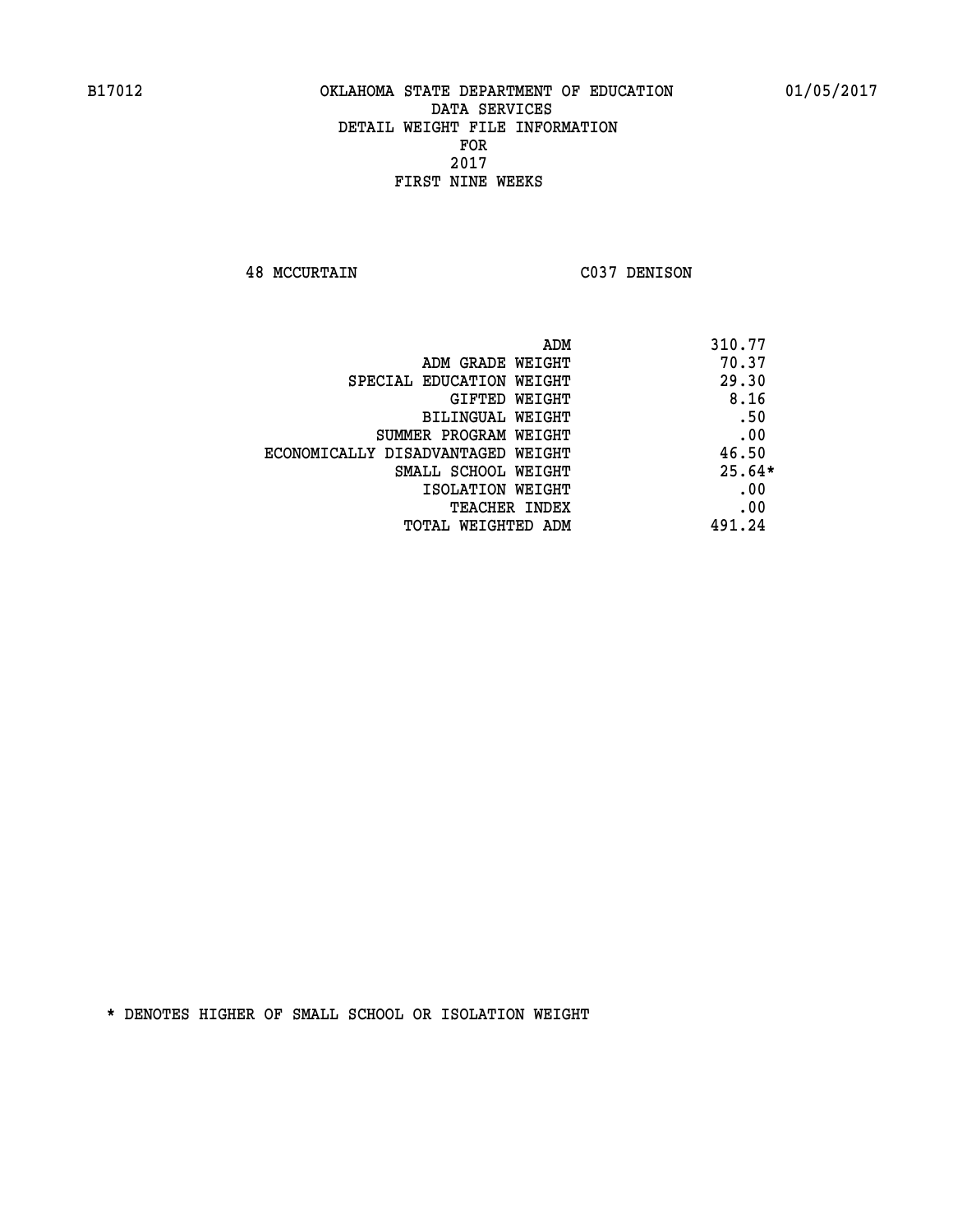B17012 OKLAHOMA STATE DEPARTMENT OF EDUCATION 01/05/2017

DATA SERVICES
DETAIL WEIGHT FILE INFORMATION
FOR
2017
FIRST NINE WEEKS

48 MCCURTAIN C037 DENISON

| | |
|---|---|
| ADM | 310.77 |
| ADM GRADE WEIGHT | 70.37 |
| SPECIAL EDUCATION WEIGHT | 29.30 |
| GIFTED WEIGHT | 8.16 |
| BILINGUAL WEIGHT | .50 |
| SUMMER PROGRAM WEIGHT | .00 |
| ECONOMICALLY DISADVANTAGED WEIGHT | 46.50 |
| SMALL SCHOOL WEIGHT | 25.64* |
| ISOLATION WEIGHT | .00 |
| TEACHER INDEX | .00 |
| TOTAL WEIGHTED ADM | 491.24 |

* DENOTES HIGHER OF SMALL SCHOOL OR ISOLATION WEIGHT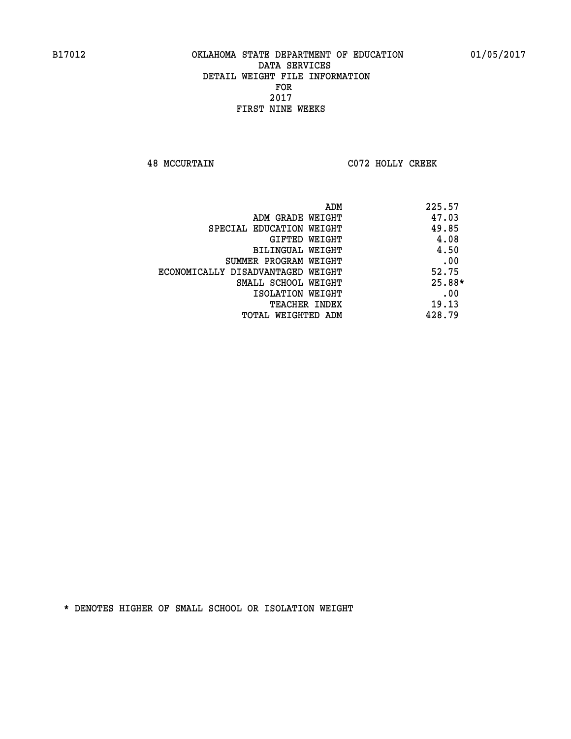B17012 OKLAHOMA STATE DEPARTMENT OF EDUCATION 01/05/2017

DATA SERVICES
DETAIL WEIGHT FILE INFORMATION
FOR
2017
FIRST NINE WEEKS

48 MCCURTAIN C072 HOLLY CREEK

| | |
|---|---|
| ADM | 225.57 |
| ADM GRADE WEIGHT | 47.03 |
| SPECIAL EDUCATION WEIGHT | 49.85 |
| GIFTED WEIGHT | 4.08 |
| BILINGUAL WEIGHT | 4.50 |
| SUMMER PROGRAM WEIGHT | .00 |
| ECONOMICALLY DISADVANTAGED WEIGHT | 52.75 |
| SMALL SCHOOL WEIGHT | 25.88* |
| ISOLATION WEIGHT | .00 |
| TEACHER INDEX | 19.13 |
| TOTAL WEIGHTED ADM | 428.79 |

* DENOTES HIGHER OF SMALL SCHOOL OR ISOLATION WEIGHT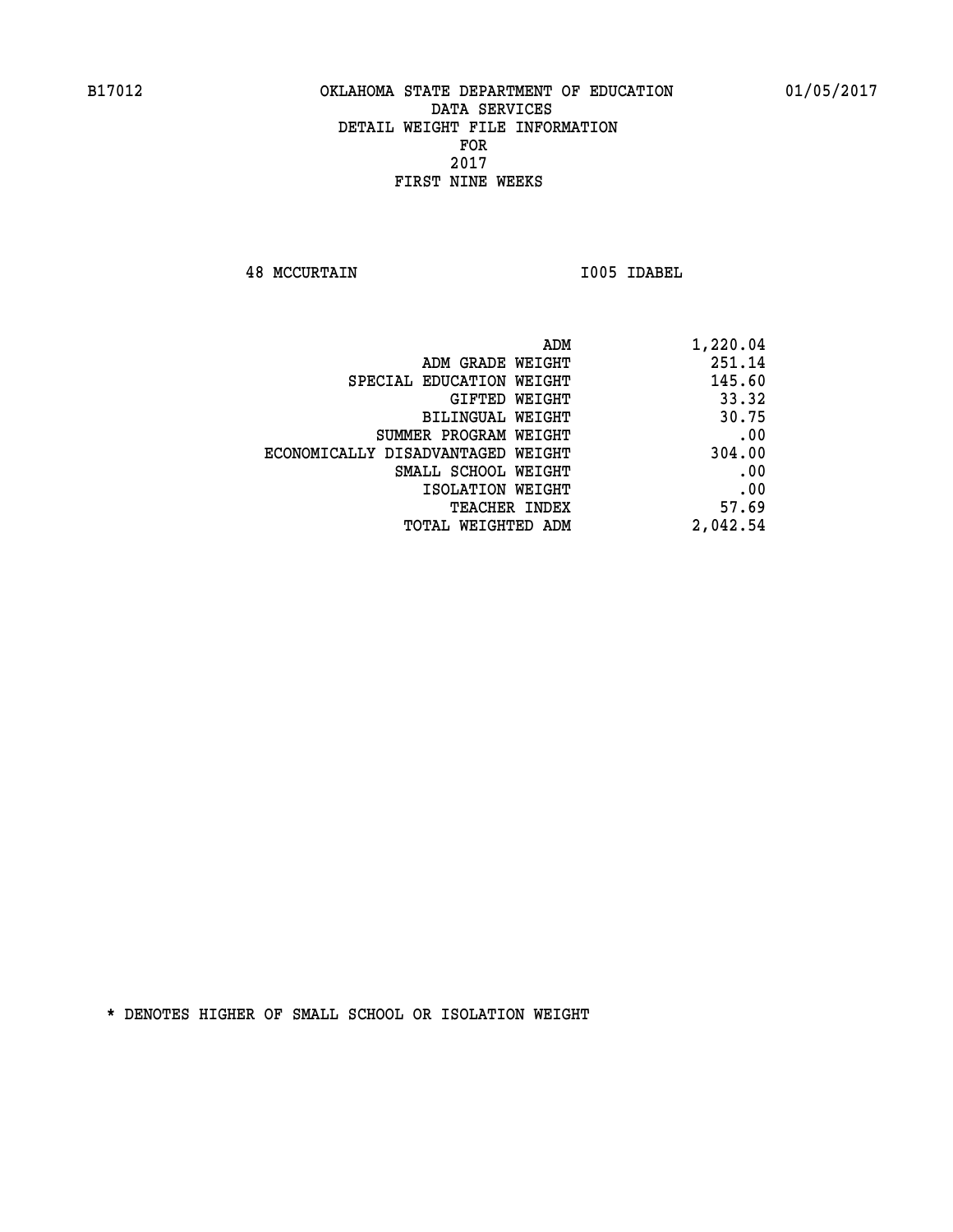B17012 OKLAHOMA STATE DEPARTMENT OF EDUCATION 01/05/2017

DATA SERVICES
DETAIL WEIGHT FILE INFORMATION
FOR
2017
FIRST NINE WEEKS

48 MCCURTAIN I005 IDABEL

| | |
|---|---|
| ADM | 1,220.04 |
| ADM GRADE WEIGHT | 251.14 |
| SPECIAL EDUCATION WEIGHT | 145.60 |
| GIFTED WEIGHT | 33.32 |
| BILINGUAL WEIGHT | 30.75 |
| SUMMER PROGRAM WEIGHT | .00 |
| ECONOMICALLY DISADVANTAGED WEIGHT | 304.00 |
| SMALL SCHOOL WEIGHT | .00 |
| ISOLATION WEIGHT | .00 |
| TEACHER INDEX | 57.69 |
| TOTAL WEIGHTED ADM | 2,042.54 |

* DENOTES HIGHER OF SMALL SCHOOL OR ISOLATION WEIGHT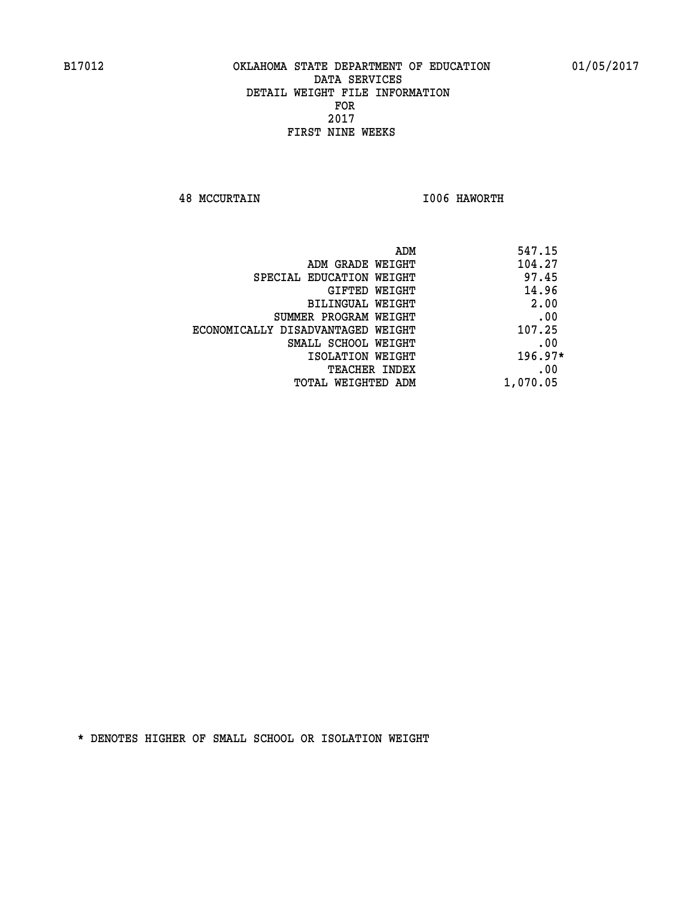B17012 OKLAHOMA STATE DEPARTMENT OF EDUCATION 01/05/2017
DATA SERVICES
DETAIL WEIGHT FILE INFORMATION
FOR
2017
FIRST NINE WEEKS

48 MCCURTAIN I006 HAWORTH

| | |
|---|---|
| ADM | 547.15 |
| ADM GRADE WEIGHT | 104.27 |
| SPECIAL EDUCATION WEIGHT | 97.45 |
| GIFTED WEIGHT | 14.96 |
| BILINGUAL WEIGHT | 2.00 |
| SUMMER PROGRAM WEIGHT | .00 |
| ECONOMICALLY DISADVANTAGED WEIGHT | 107.25 |
| SMALL SCHOOL WEIGHT | .00 |
| ISOLATION WEIGHT | 196.97* |
| TEACHER INDEX | .00 |
| TOTAL WEIGHTED ADM | 1,070.05 |

* DENOTES HIGHER OF SMALL SCHOOL OR ISOLATION WEIGHT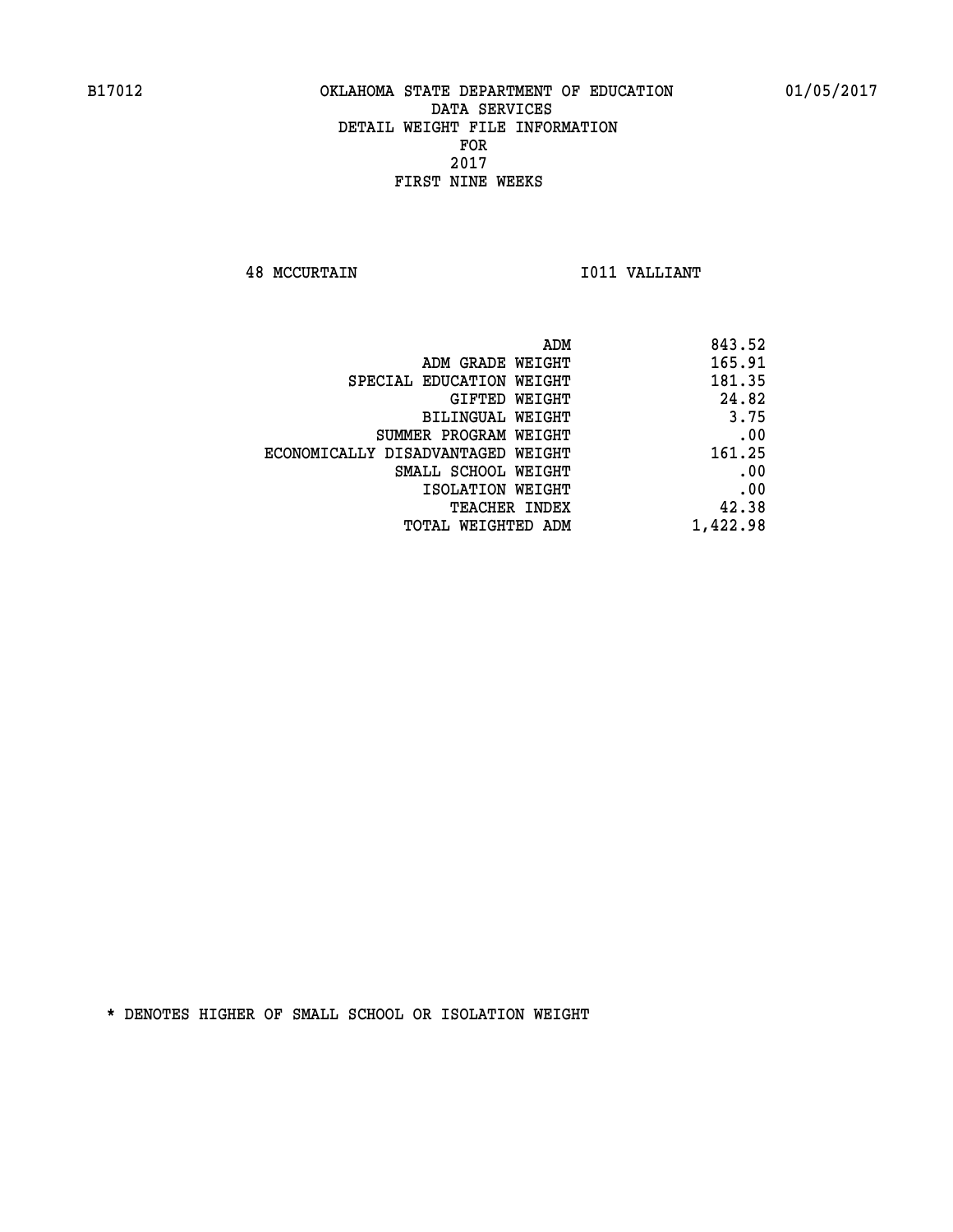B17012 OKLAHOMA STATE DEPARTMENT OF EDUCATION 01/05/2017

DATA SERVICES
DETAIL WEIGHT FILE INFORMATION
FOR
2017
FIRST NINE WEEKS

48 MCCURTAIN I011 VALLIANT

| | |
|---|---|
| ADM | 843.52 |
| ADM GRADE WEIGHT | 165.91 |
| SPECIAL EDUCATION WEIGHT | 181.35 |
| GIFTED WEIGHT | 24.82 |
| BILINGUAL WEIGHT | 3.75 |
| SUMMER PROGRAM WEIGHT | .00 |
| ECONOMICALLY DISADVANTAGED WEIGHT | 161.25 |
| SMALL SCHOOL WEIGHT | .00 |
| ISOLATION WEIGHT | .00 |
| TEACHER INDEX | 42.38 |
| TOTAL WEIGHTED ADM | 1,422.98 |

* DENOTES HIGHER OF SMALL SCHOOL OR ISOLATION WEIGHT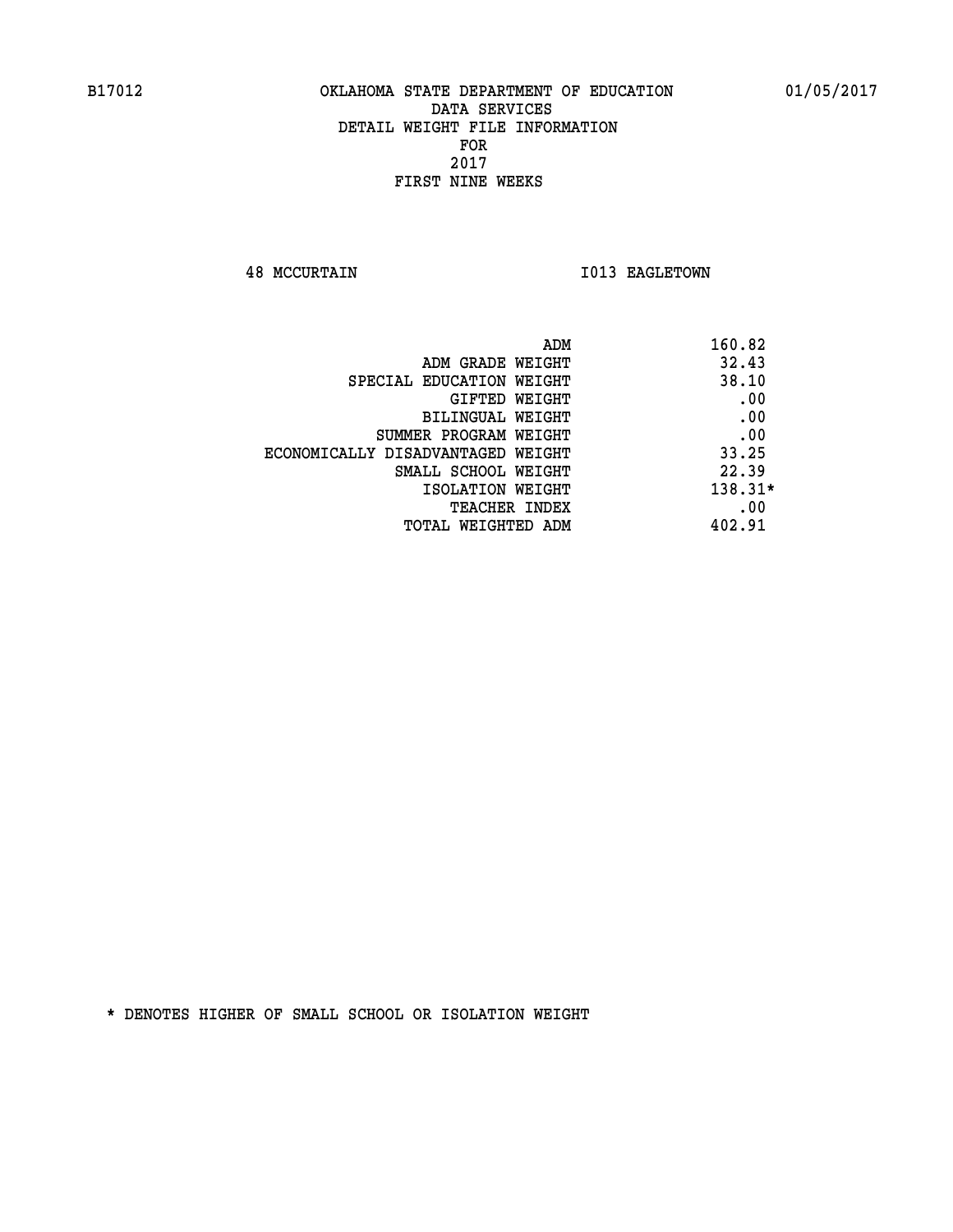B17012 OKLAHOMA STATE DEPARTMENT OF EDUCATION 01/05/2017

DATA SERVICES
DETAIL WEIGHT FILE INFORMATION
FOR
2017
FIRST NINE WEEKS

48 MCCURTAIN I013 EAGLETOWN

| | |
|---|---|
| ADM | 160.82 |
| ADM GRADE WEIGHT | 32.43 |
| SPECIAL EDUCATION WEIGHT | 38.10 |
| GIFTED WEIGHT | .00 |
| BILINGUAL WEIGHT | .00 |
| SUMMER PROGRAM WEIGHT | .00 |
| ECONOMICALLY DISADVANTAGED WEIGHT | 33.25 |
| SMALL SCHOOL WEIGHT | 22.39 |
| ISOLATION WEIGHT | 138.31* |
| TEACHER INDEX | .00 |
| TOTAL WEIGHTED ADM | 402.91 |

* DENOTES HIGHER OF SMALL SCHOOL OR ISOLATION WEIGHT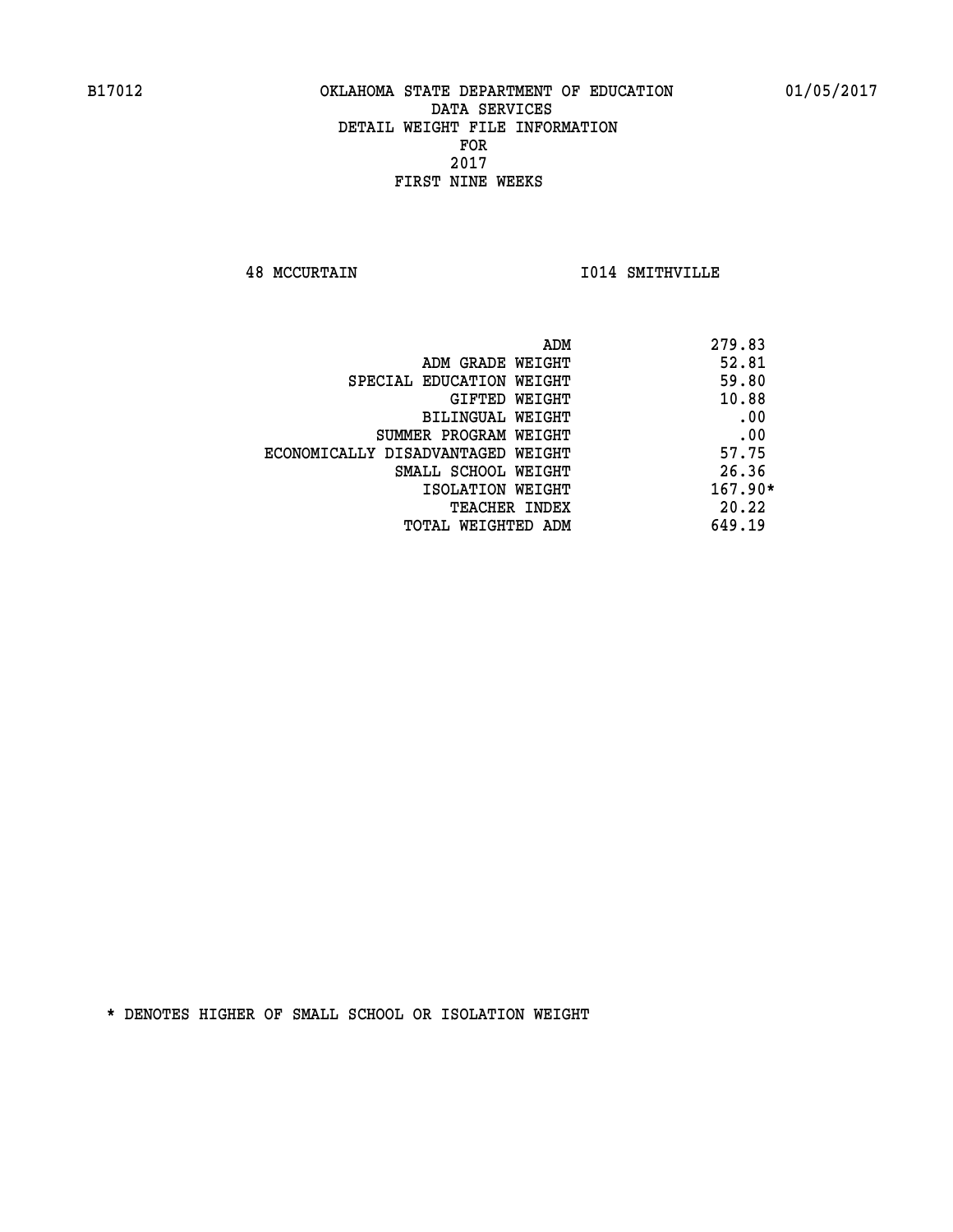B17012 OKLAHOMA STATE DEPARTMENT OF EDUCATION 01/05/2017

DATA SERVICES
DETAIL WEIGHT FILE INFORMATION
FOR
2017
FIRST NINE WEEKS

48 MCCURTAIN I014 SMITHVILLE

| | |
|---|---|
| ADM | 279.83 |
| ADM GRADE WEIGHT | 52.81 |
| SPECIAL EDUCATION WEIGHT | 59.80 |
| GIFTED WEIGHT | 10.88 |
| BILINGUAL WEIGHT | .00 |
| SUMMER PROGRAM WEIGHT | .00 |
| ECONOMICALLY DISADVANTAGED WEIGHT | 57.75 |
| SMALL SCHOOL WEIGHT | 26.36 |
| ISOLATION WEIGHT | 167.90* |
| TEACHER INDEX | 20.22 |
| TOTAL WEIGHTED ADM | 649.19 |

* DENOTES HIGHER OF SMALL SCHOOL OR ISOLATION WEIGHT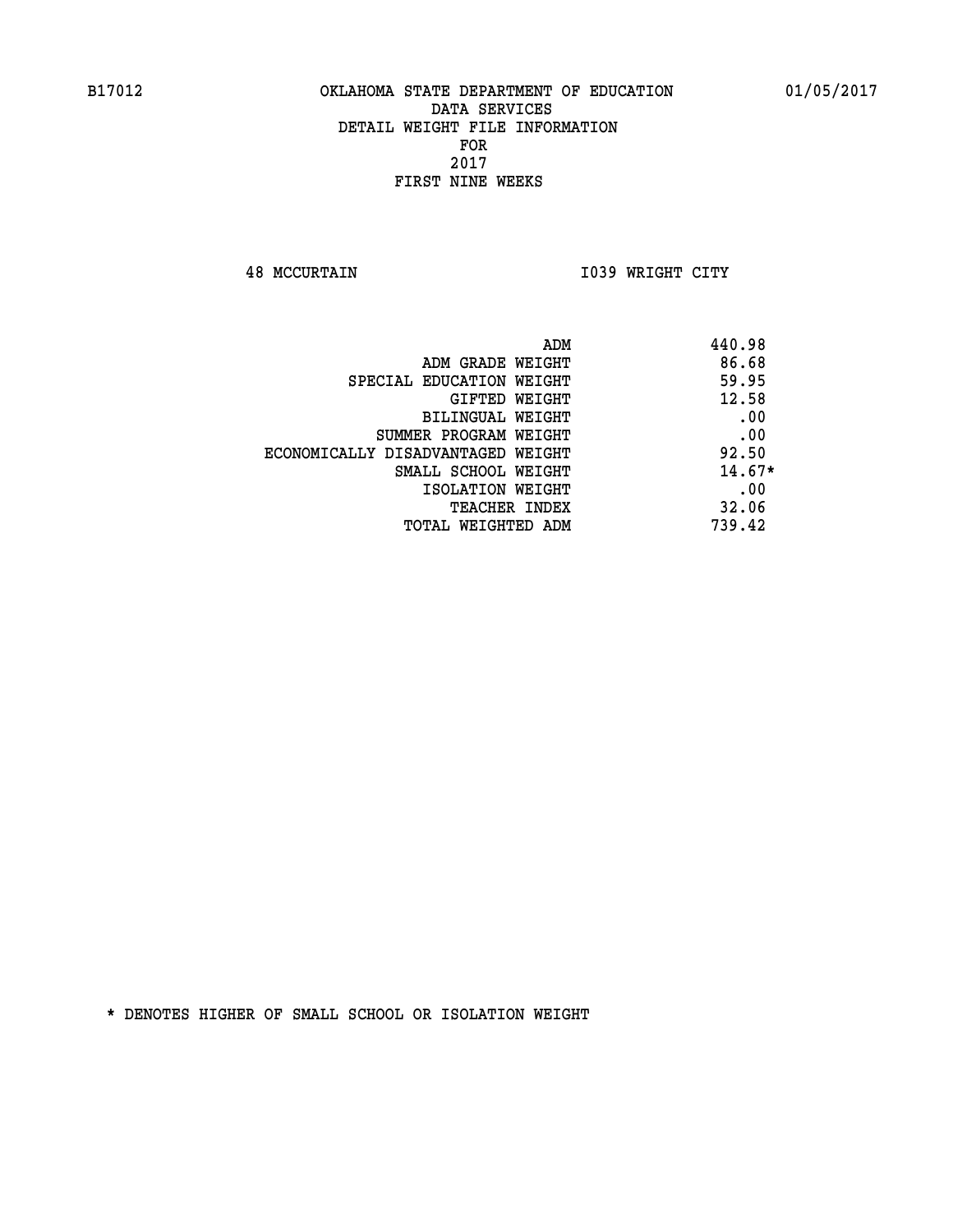B17012 OKLAHOMA STATE DEPARTMENT OF EDUCATION 01/05/2017

DATA SERVICES
DETAIL WEIGHT FILE INFORMATION
FOR
2017
FIRST NINE WEEKS

48 MCCURTAIN I039 WRIGHT CITY

| | |
|---|---|
| ADM | 440.98 |
| ADM GRADE WEIGHT | 86.68 |
| SPECIAL EDUCATION WEIGHT | 59.95 |
| GIFTED WEIGHT | 12.58 |
| BILINGUAL WEIGHT | .00 |
| SUMMER PROGRAM WEIGHT | .00 |
| ECONOMICALLY DISADVANTAGED WEIGHT | 92.50 |
| SMALL SCHOOL WEIGHT | 14.67* |
| ISOLATION WEIGHT | .00 |
| TEACHER INDEX | 32.06 |
| TOTAL WEIGHTED ADM | 739.42 |

* DENOTES HIGHER OF SMALL SCHOOL OR ISOLATION WEIGHT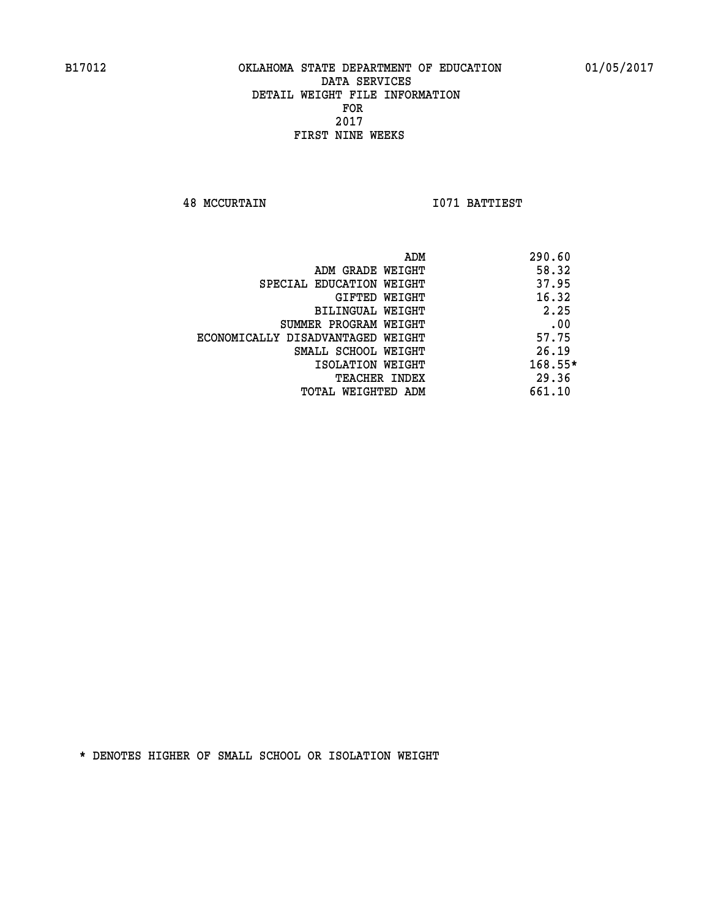B17012 OKLAHOMA STATE DEPARTMENT OF EDUCATION 01/05/2017

DATA SERVICES
DETAIL WEIGHT FILE INFORMATION
FOR
2017
FIRST NINE WEEKS

48 MCCURTAIN I071 BATTIEST

| | |
|---|---|
| ADM | 290.60 |
| ADM GRADE WEIGHT | 58.32 |
| SPECIAL EDUCATION WEIGHT | 37.95 |
| GIFTED WEIGHT | 16.32 |
| BILINGUAL WEIGHT | 2.25 |
| SUMMER PROGRAM WEIGHT | .00 |
| ECONOMICALLY DISADVANTAGED WEIGHT | 57.75 |
| SMALL SCHOOL WEIGHT | 26.19 |
| ISOLATION WEIGHT | 168.55* |
| TEACHER INDEX | 29.36 |
| TOTAL WEIGHTED ADM | 661.10 |

* DENOTES HIGHER OF SMALL SCHOOL OR ISOLATION WEIGHT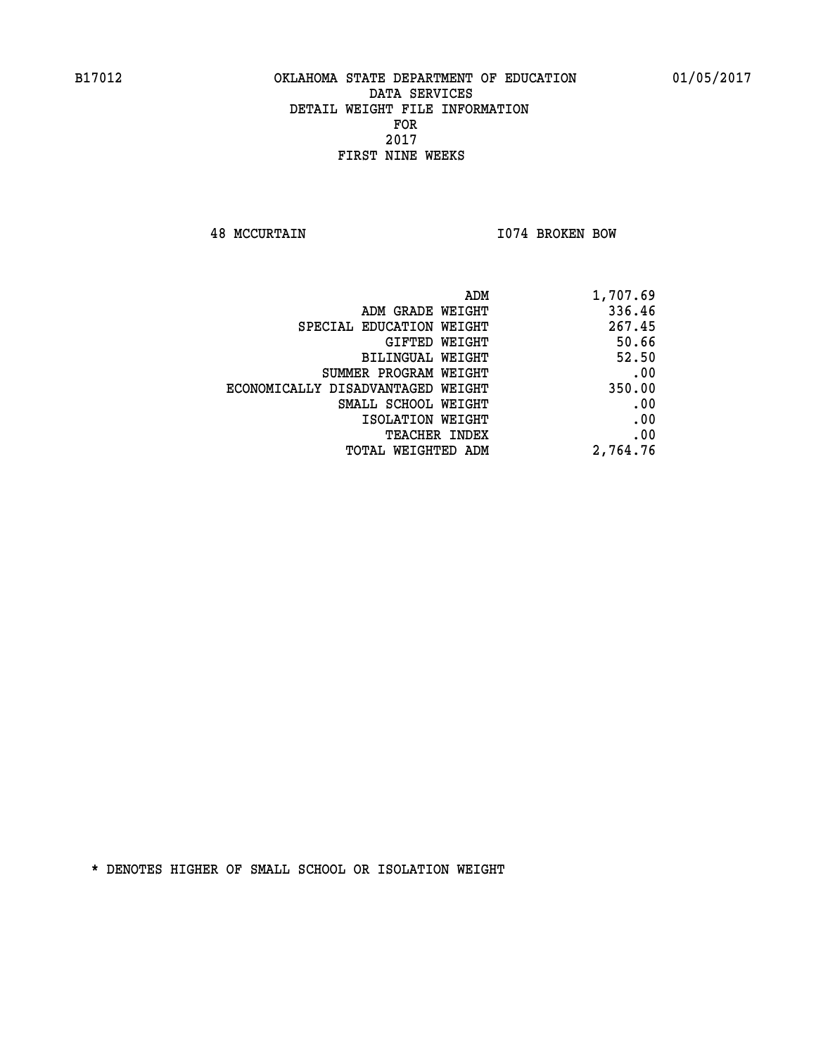B17012 OKLAHOMA STATE DEPARTMENT OF EDUCATION 01/05/2017

DATA SERVICES
DETAIL WEIGHT FILE INFORMATION
FOR
2017
FIRST NINE WEEKS

48 MCCURTAIN I074 BROKEN BOW

| | |
|---|---|
| ADM | 1,707.69 |
| ADM GRADE WEIGHT | 336.46 |
| SPECIAL EDUCATION WEIGHT | 267.45 |
| GIFTED WEIGHT | 50.66 |
| BILINGUAL WEIGHT | 52.50 |
| SUMMER PROGRAM WEIGHT | .00 |
| ECONOMICALLY DISADVANTAGED WEIGHT | 350.00 |
| SMALL SCHOOL WEIGHT | .00 |
| ISOLATION WEIGHT | .00 |
| TEACHER INDEX | .00 |
| TOTAL WEIGHTED ADM | 2,764.76 |

* DENOTES HIGHER OF SMALL SCHOOL OR ISOLATION WEIGHT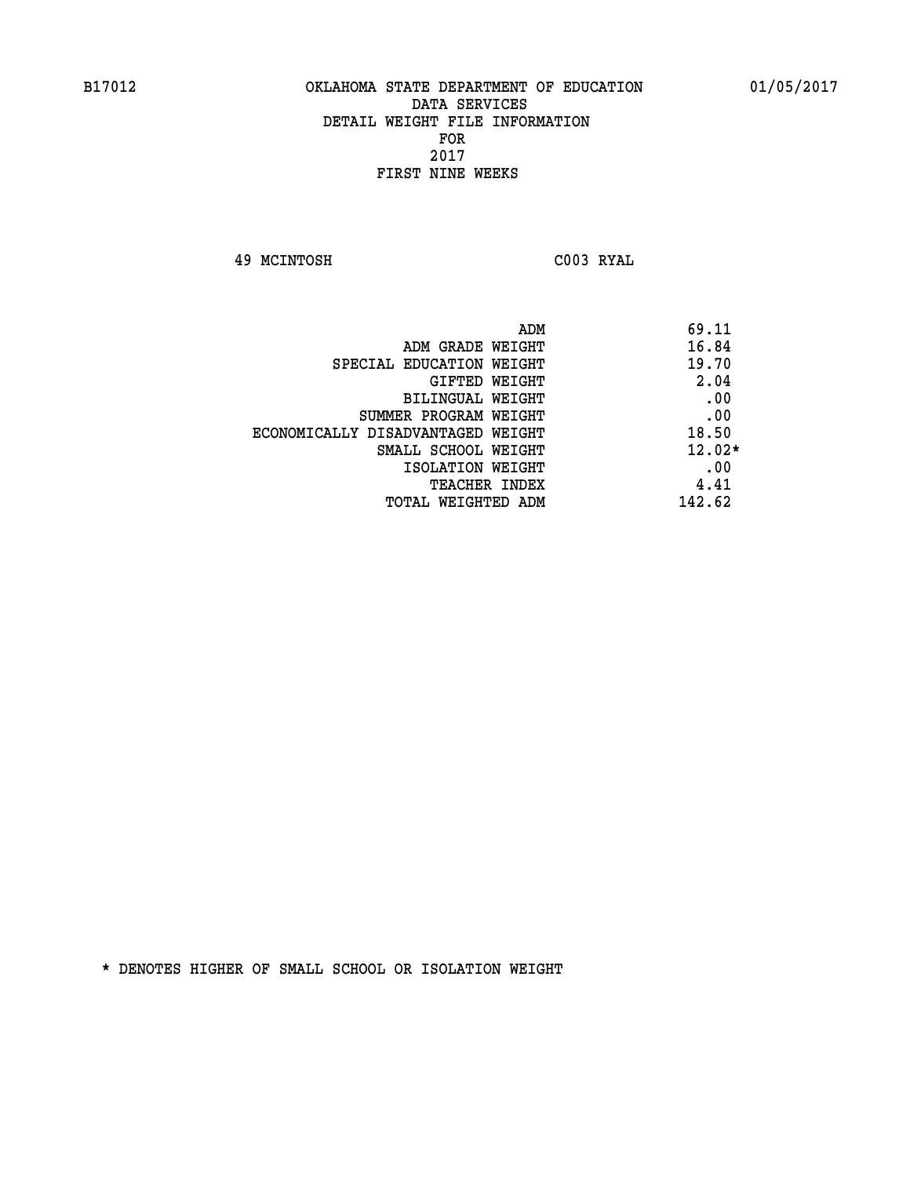B17012 OKLAHOMA STATE DEPARTMENT OF EDUCATION 01/05/2017

DATA SERVICES
DETAIL WEIGHT FILE INFORMATION
FOR
2017
FIRST NINE WEEKS

49 MCINTOSH C003 RYAL

| | |
|---|---|
| ADM | 69.11 |
| ADM GRADE WEIGHT | 16.84 |
| SPECIAL EDUCATION WEIGHT | 19.70 |
| GIFTED WEIGHT | 2.04 |
| BILINGUAL WEIGHT | .00 |
| SUMMER PROGRAM WEIGHT | .00 |
| ECONOMICALLY DISADVANTAGED WEIGHT | 18.50 |
| SMALL SCHOOL WEIGHT | 12.02* |
| ISOLATION WEIGHT | .00 |
| TEACHER INDEX | 4.41 |
| TOTAL WEIGHTED ADM | 142.62 |

* DENOTES HIGHER OF SMALL SCHOOL OR ISOLATION WEIGHT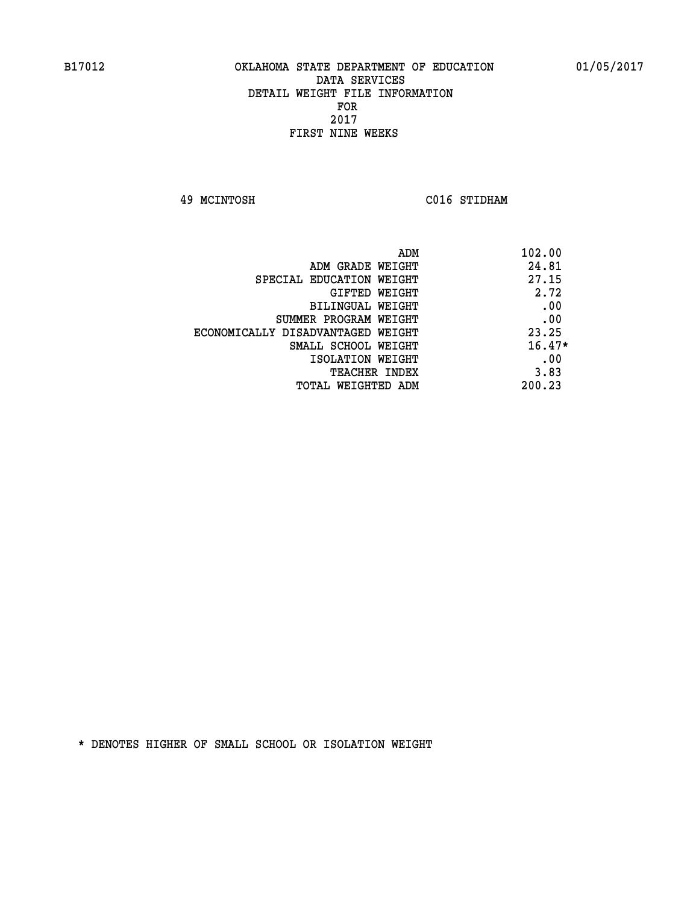B17012 OKLAHOMA STATE DEPARTMENT OF EDUCATION 01/05/2017

DATA SERVICES
DETAIL WEIGHT FILE INFORMATION
FOR
2017
FIRST NINE WEEKS

49 MCINTOSH C016 STIDHAM

| | |
|---|---|
| ADM | 102.00 |
| ADM GRADE WEIGHT | 24.81 |
| SPECIAL EDUCATION WEIGHT | 27.15 |
| GIFTED WEIGHT | 2.72 |
| BILINGUAL WEIGHT | .00 |
| SUMMER PROGRAM WEIGHT | .00 |
| ECONOMICALLY DISADVANTAGED WEIGHT | 23.25 |
| SMALL SCHOOL WEIGHT | 16.47* |
| ISOLATION WEIGHT | .00 |
| TEACHER INDEX | 3.83 |
| TOTAL WEIGHTED ADM | 200.23 |

* DENOTES HIGHER OF SMALL SCHOOL OR ISOLATION WEIGHT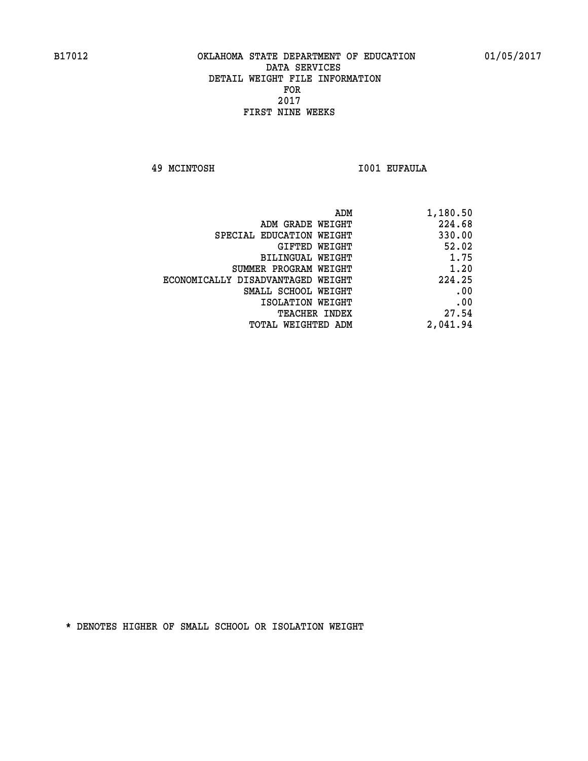B17012 OKLAHOMA STATE DEPARTMENT OF EDUCATION 01/05/2017

DATA SERVICES
DETAIL WEIGHT FILE INFORMATION
FOR
2017
FIRST NINE WEEKS

49 MCINTOSH I001 EUFAULA

| | |
|---|---|
| ADM | 1,180.50 |
| ADM GRADE WEIGHT | 224.68 |
| SPECIAL EDUCATION WEIGHT | 330.00 |
| GIFTED WEIGHT | 52.02 |
| BILINGUAL WEIGHT | 1.75 |
| SUMMER PROGRAM WEIGHT | 1.20 |
| ECONOMICALLY DISADVANTAGED WEIGHT | 224.25 |
| SMALL SCHOOL WEIGHT | .00 |
| ISOLATION WEIGHT | .00 |
| TEACHER INDEX | 27.54 |
| TOTAL WEIGHTED ADM | 2,041.94 |

* DENOTES HIGHER OF SMALL SCHOOL OR ISOLATION WEIGHT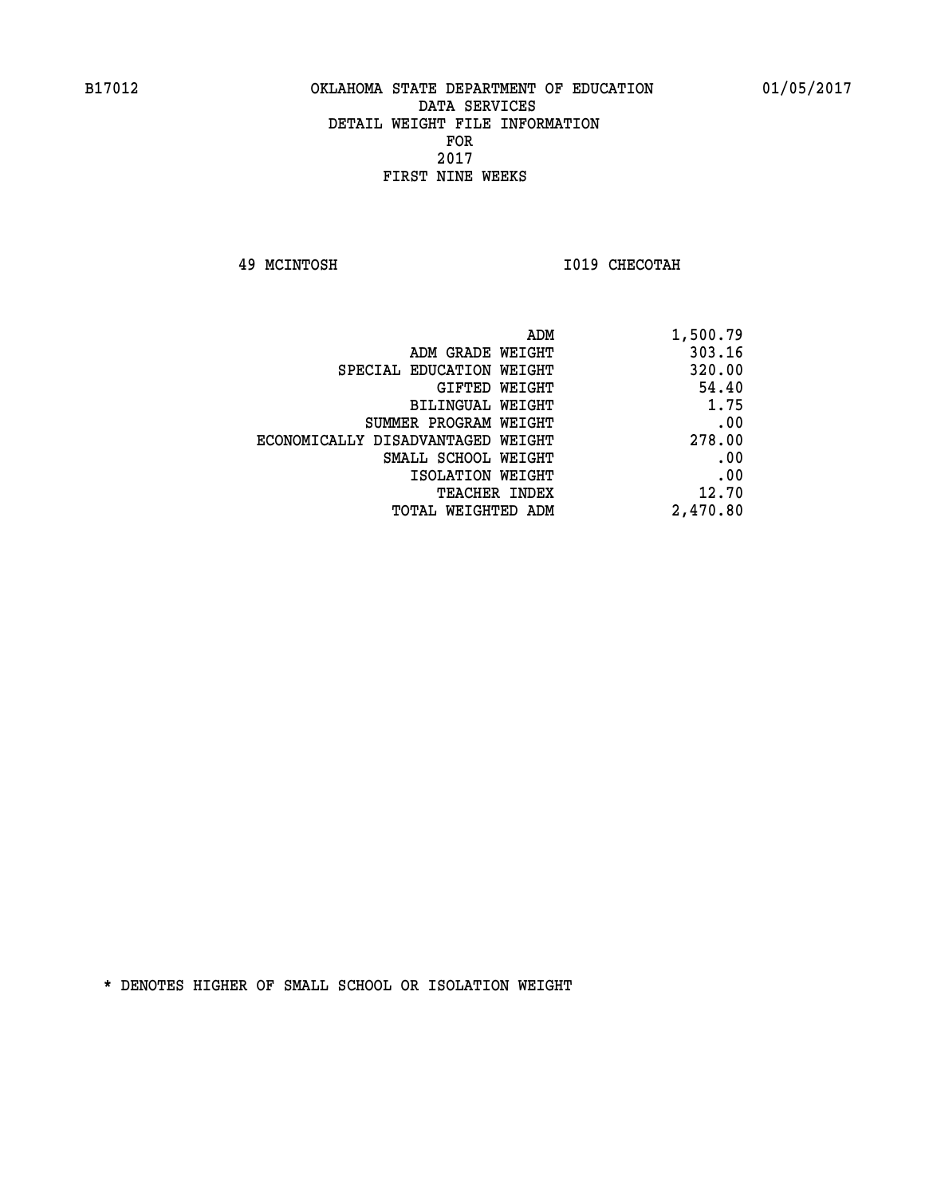B17012 OKLAHOMA STATE DEPARTMENT OF EDUCATION 01/05/2017

DATA SERVICES

DETAIL WEIGHT FILE INFORMATION

FOR

2017

FIRST NINE WEEKS

49 MCINTOSH I019 CHECOTAH

| | |
|---|---|
| ADM | 1,500.79 |
| ADM GRADE WEIGHT | 303.16 |
| SPECIAL EDUCATION WEIGHT | 320.00 |
| GIFTED WEIGHT | 54.40 |
| BILINGUAL WEIGHT | 1.75 |
| SUMMER PROGRAM WEIGHT | .00 |
| ECONOMICALLY DISADVANTAGED WEIGHT | 278.00 |
| SMALL SCHOOL WEIGHT | .00 |
| ISOLATION WEIGHT | .00 |
| TEACHER INDEX | 12.70 |
| TOTAL WEIGHTED ADM | 2,470.80 |

* DENOTES HIGHER OF SMALL SCHOOL OR ISOLATION WEIGHT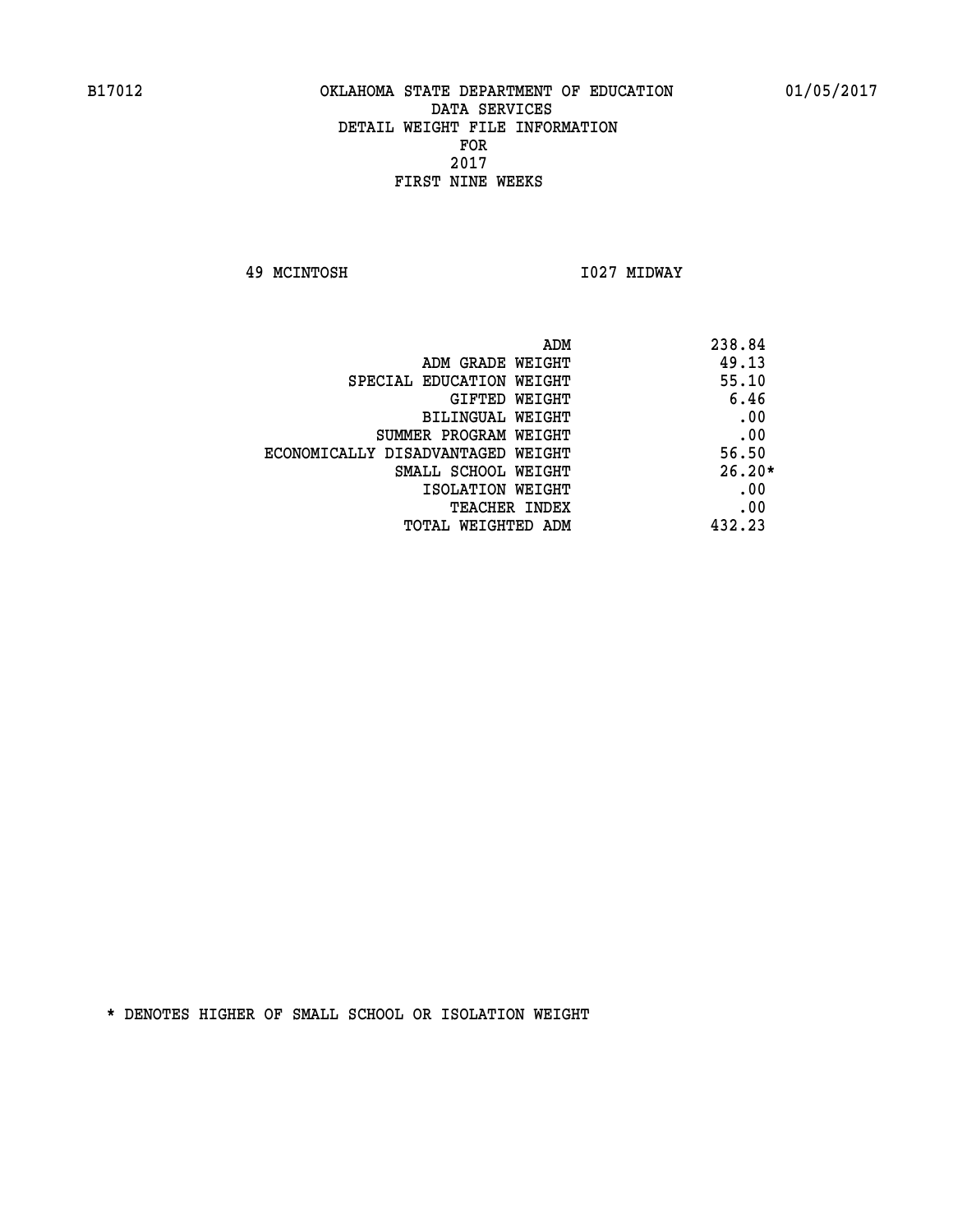B17012 OKLAHOMA STATE DEPARTMENT OF EDUCATION 01/05/2017

DATA SERVICES
DETAIL WEIGHT FILE INFORMATION
FOR
2017
FIRST NINE WEEKS

49 MCINTOSH I027 MIDWAY

| | |
|---|---|
| ADM | 238.84 |
| ADM GRADE WEIGHT | 49.13 |
| SPECIAL EDUCATION WEIGHT | 55.10 |
| GIFTED WEIGHT | 6.46 |
| BILINGUAL WEIGHT | .00 |
| SUMMER PROGRAM WEIGHT | .00 |
| ECONOMICALLY DISADVANTAGED WEIGHT | 56.50 |
| SMALL SCHOOL WEIGHT | 26.20* |
| ISOLATION WEIGHT | .00 |
| TEACHER INDEX | .00 |
| TOTAL WEIGHTED ADM | 432.23 |

* DENOTES HIGHER OF SMALL SCHOOL OR ISOLATION WEIGHT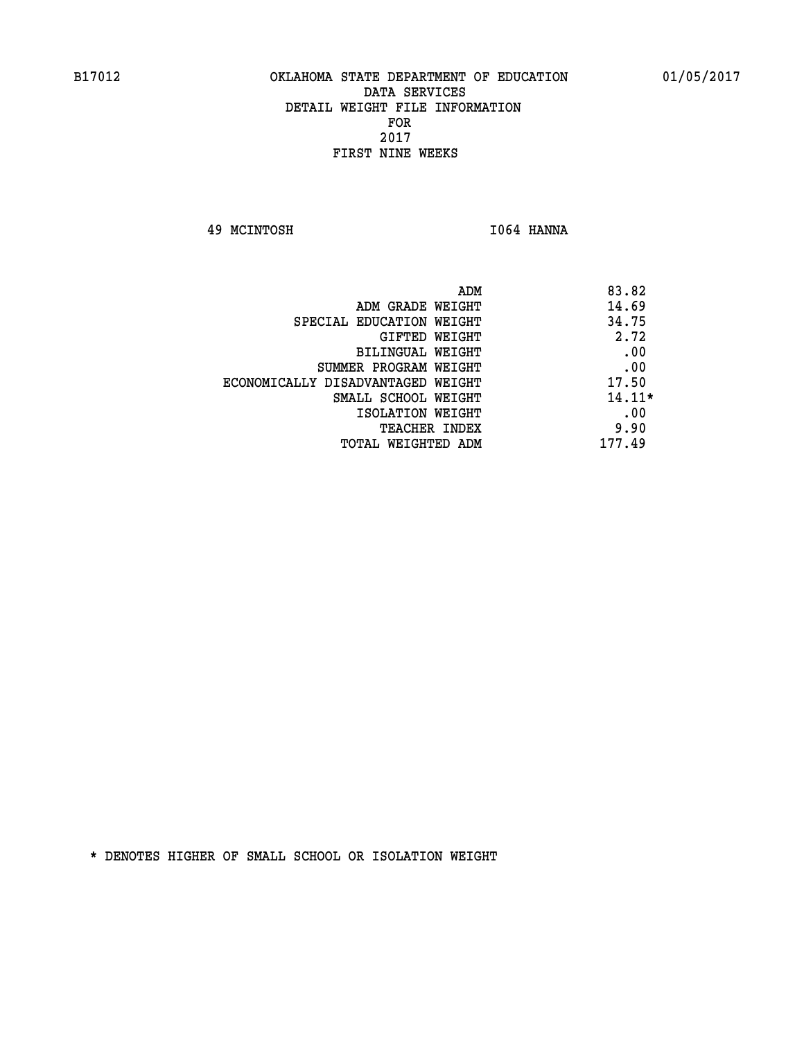B17012 OKLAHOMA STATE DEPARTMENT OF EDUCATION 01/05/2017

DATA SERVICES
DETAIL WEIGHT FILE INFORMATION
FOR
2017
FIRST NINE WEEKS

49 MCINTOSH I064 HANNA

| | |
|---|---|
| ADM | 83.82 |
| ADM GRADE WEIGHT | 14.69 |
| SPECIAL EDUCATION WEIGHT | 34.75 |
| GIFTED WEIGHT | 2.72 |
| BILINGUAL WEIGHT | .00 |
| SUMMER PROGRAM WEIGHT | .00 |
| ECONOMICALLY DISADVANTAGED WEIGHT | 17.50 |
| SMALL SCHOOL WEIGHT | 14.11* |
| ISOLATION WEIGHT | .00 |
| TEACHER INDEX | 9.90 |
| TOTAL WEIGHTED ADM | 177.49 |

* DENOTES HIGHER OF SMALL SCHOOL OR ISOLATION WEIGHT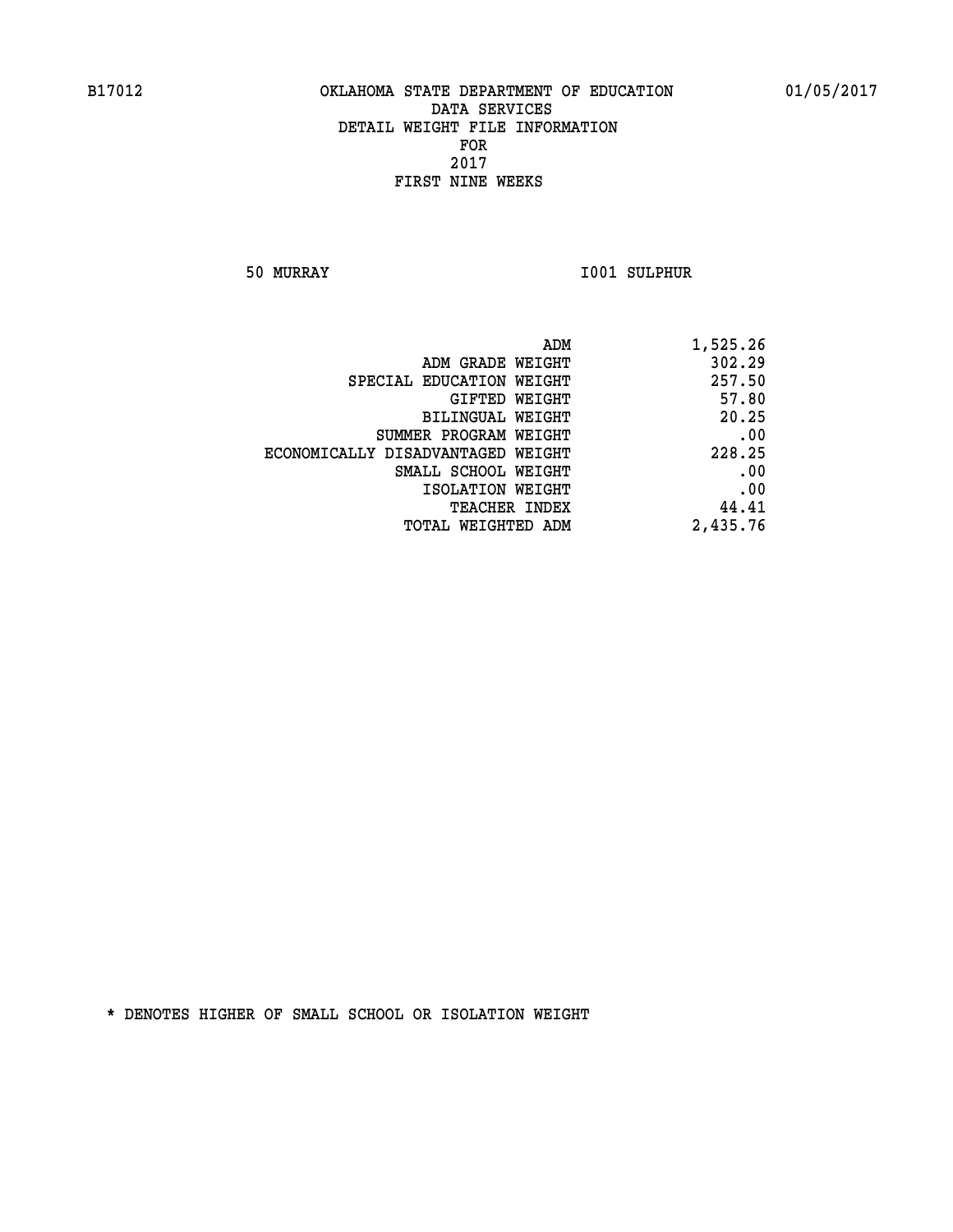B17012 OKLAHOMA STATE DEPARTMENT OF EDUCATION 01/05/2017

DATA SERVICES
DETAIL WEIGHT FILE INFORMATION
FOR
2017
FIRST NINE WEEKS

50 MURRAY I001 SULPHUR

| | |
|---|---|
| ADM | 1,525.26 |
| ADM GRADE WEIGHT | 302.29 |
| SPECIAL EDUCATION WEIGHT | 257.50 |
| GIFTED WEIGHT | 57.80 |
| BILINGUAL WEIGHT | 20.25 |
| SUMMER PROGRAM WEIGHT | .00 |
| ECONOMICALLY DISADVANTAGED WEIGHT | 228.25 |
| SMALL SCHOOL WEIGHT | .00 |
| ISOLATION WEIGHT | .00 |
| TEACHER INDEX | 44.41 |
| TOTAL WEIGHTED ADM | 2,435.76 |

* DENOTES HIGHER OF SMALL SCHOOL OR ISOLATION WEIGHT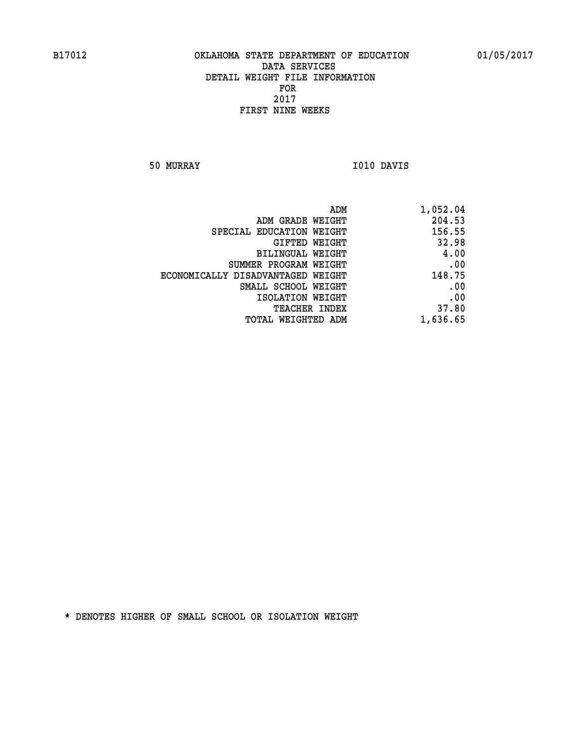B17012 OKLAHOMA STATE DEPARTMENT OF EDUCATION 01/05/2017

DATA SERVICES
DETAIL WEIGHT FILE INFORMATION
FOR
2017
FIRST NINE WEEKS

50 MURRAY I010 DAVIS

| | |
|---|---|
| ADM | 1,052.04 |
| ADM GRADE WEIGHT | 204.53 |
| SPECIAL EDUCATION WEIGHT | 156.55 |
| GIFTED WEIGHT | 32.98 |
| BILINGUAL WEIGHT | 4.00 |
| SUMMER PROGRAM WEIGHT | .00 |
| ECONOMICALLY DISADVANTAGED WEIGHT | 148.75 |
| SMALL SCHOOL WEIGHT | .00 |
| ISOLATION WEIGHT | .00 |
| TEACHER INDEX | 37.80 |
| TOTAL WEIGHTED ADM | 1,636.65 |

* DENOTES HIGHER OF SMALL SCHOOL OR ISOLATION WEIGHT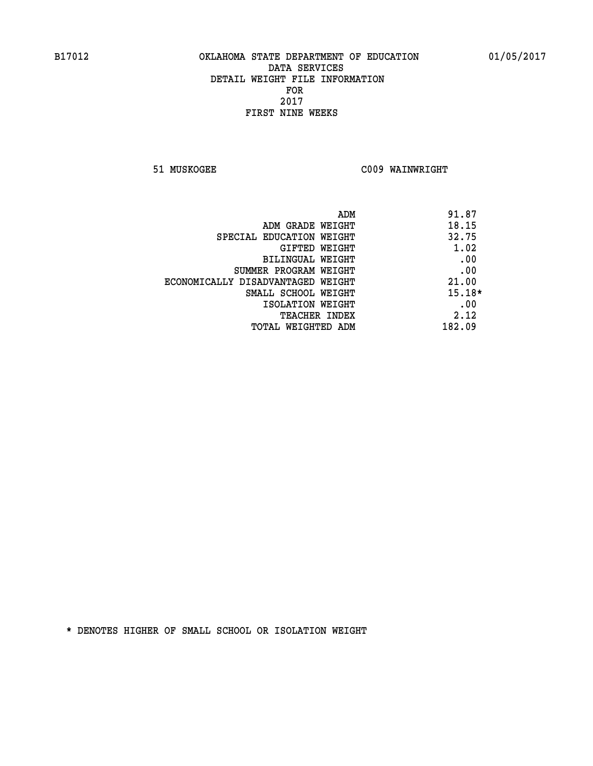B17012 OKLAHOMA STATE DEPARTMENT OF EDUCATION 01/05/2017

DATA SERVICES
DETAIL WEIGHT FILE INFORMATION
FOR
2017
FIRST NINE WEEKS

51 MUSKOGEE C009 WAINWRIGHT

| | |
|---|---|
| ADM | 91.87 |
| ADM GRADE WEIGHT | 18.15 |
| SPECIAL EDUCATION WEIGHT | 32.75 |
| GIFTED WEIGHT | 1.02 |
| BILINGUAL WEIGHT | .00 |
| SUMMER PROGRAM WEIGHT | .00 |
| ECONOMICALLY DISADVANTAGED WEIGHT | 21.00 |
| SMALL SCHOOL WEIGHT | 15.18* |
| ISOLATION WEIGHT | .00 |
| TEACHER INDEX | 2.12 |
| TOTAL WEIGHTED ADM | 182.09 |

* DENOTES HIGHER OF SMALL SCHOOL OR ISOLATION WEIGHT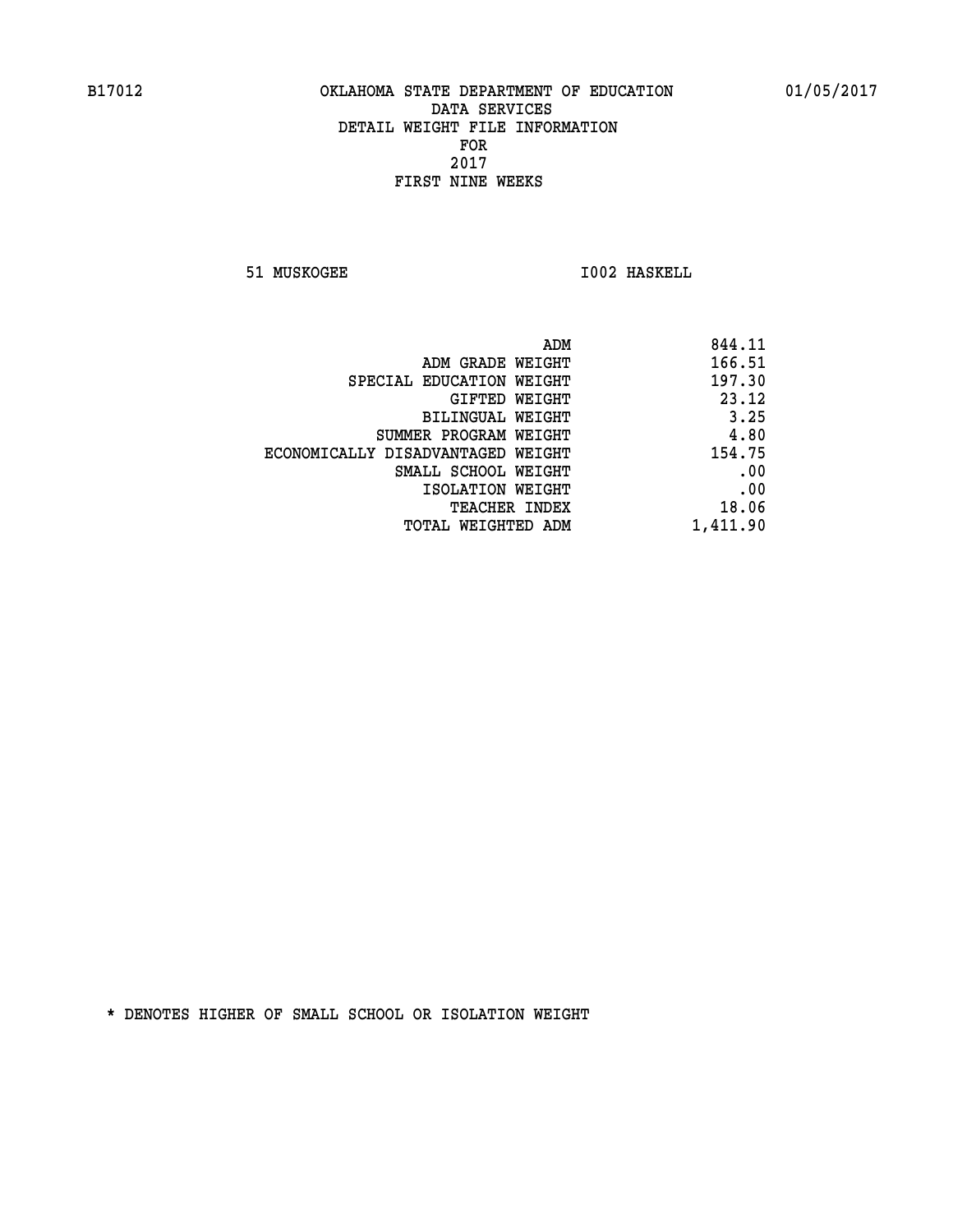B17012 OKLAHOMA STATE DEPARTMENT OF EDUCATION 01/05/2017

DATA SERVICES
DETAIL WEIGHT FILE INFORMATION
FOR
2017
FIRST NINE WEEKS

51 MUSKOGEE I002 HASKELL

| | |
|---|---|
| ADM | 844.11 |
| ADM GRADE WEIGHT | 166.51 |
| SPECIAL EDUCATION WEIGHT | 197.30 |
| GIFTED WEIGHT | 23.12 |
| BILINGUAL WEIGHT | 3.25 |
| SUMMER PROGRAM WEIGHT | 4.80 |
| ECONOMICALLY DISADVANTAGED WEIGHT | 154.75 |
| SMALL SCHOOL WEIGHT | .00 |
| ISOLATION WEIGHT | .00 |
| TEACHER INDEX | 18.06 |
| TOTAL WEIGHTED ADM | 1,411.90 |

* DENOTES HIGHER OF SMALL SCHOOL OR ISOLATION WEIGHT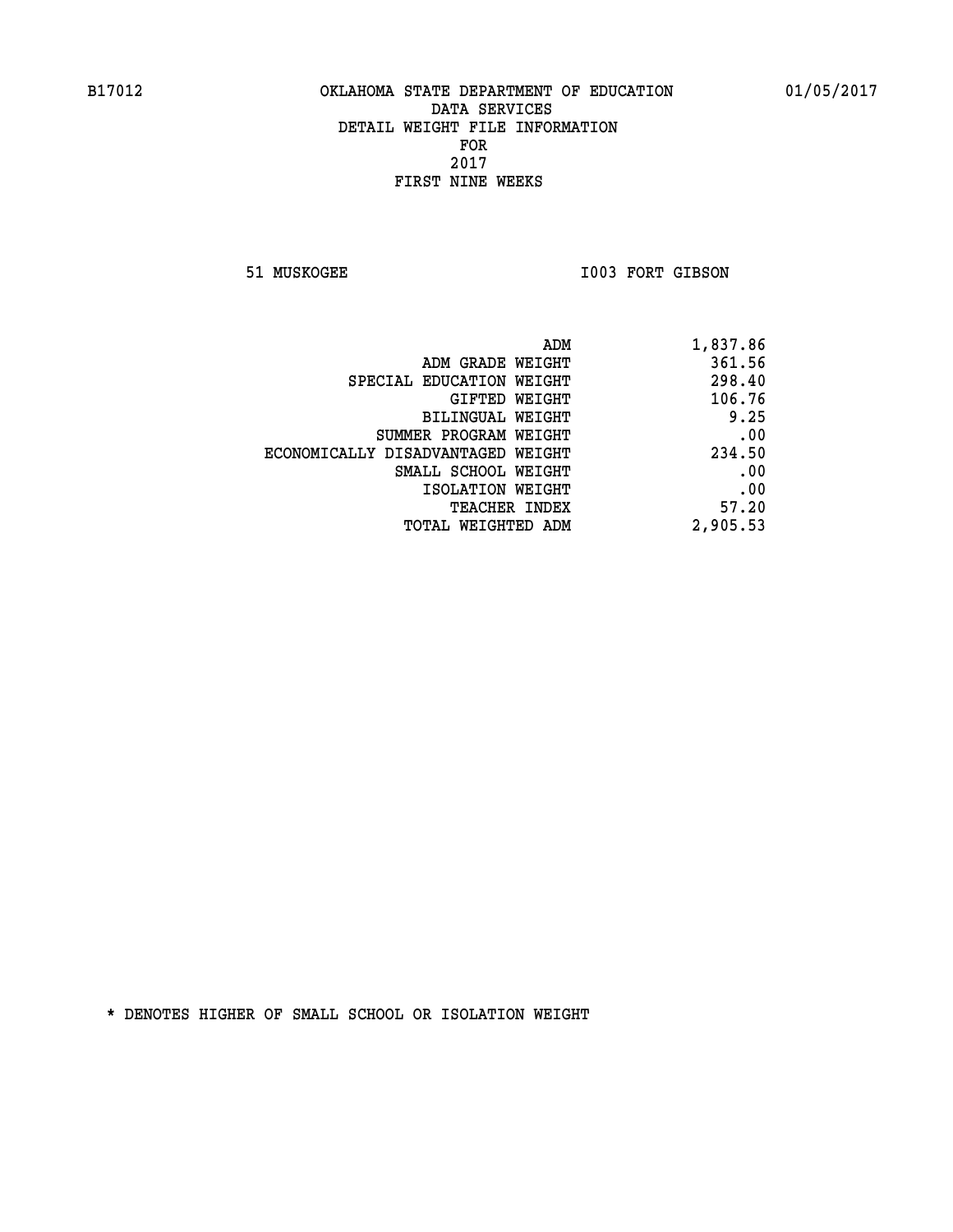B17012 OKLAHOMA STATE DEPARTMENT OF EDUCATION 01/05/2017

DATA SERVICES
DETAIL WEIGHT FILE INFORMATION
FOR
2017
FIRST NINE WEEKS

51 MUSKOGEE I003 FORT GIBSON

| | |
|---|---|
| ADM | 1,837.86 |
| ADM GRADE WEIGHT | 361.56 |
| SPECIAL EDUCATION WEIGHT | 298.40 |
| GIFTED WEIGHT | 106.76 |
| BILINGUAL WEIGHT | 9.25 |
| SUMMER PROGRAM WEIGHT | .00 |
| ECONOMICALLY DISADVANTAGED WEIGHT | 234.50 |
| SMALL SCHOOL WEIGHT | .00 |
| ISOLATION WEIGHT | .00 |
| TEACHER INDEX | 57.20 |
| TOTAL WEIGHTED ADM | 2,905.53 |

* DENOTES HIGHER OF SMALL SCHOOL OR ISOLATION WEIGHT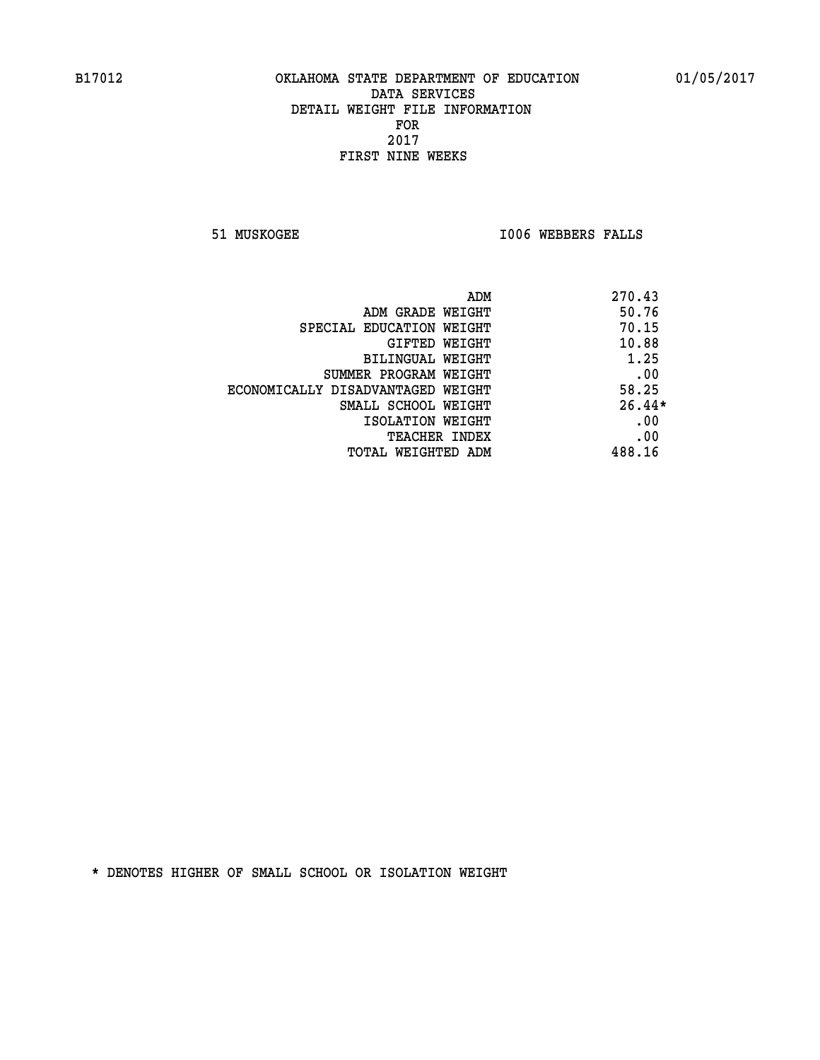B17012 OKLAHOMA STATE DEPARTMENT OF EDUCATION 01/05/2017

DATA SERVICES
DETAIL WEIGHT FILE INFORMATION
FOR
2017
FIRST NINE WEEKS

51 MUSKOGEE I006 WEBBERS FALLS

| | |
|---|---|
| ADM | 270.43 |
| ADM GRADE WEIGHT | 50.76 |
| SPECIAL EDUCATION WEIGHT | 70.15 |
| GIFTED WEIGHT | 10.88 |
| BILINGUAL WEIGHT | 1.25 |
| SUMMER PROGRAM WEIGHT | .00 |
| ECONOMICALLY DISADVANTAGED WEIGHT | 58.25 |
| SMALL SCHOOL WEIGHT | 26.44* |
| ISOLATION WEIGHT | .00 |
| TEACHER INDEX | .00 |
| TOTAL WEIGHTED ADM | 488.16 |

* DENOTES HIGHER OF SMALL SCHOOL OR ISOLATION WEIGHT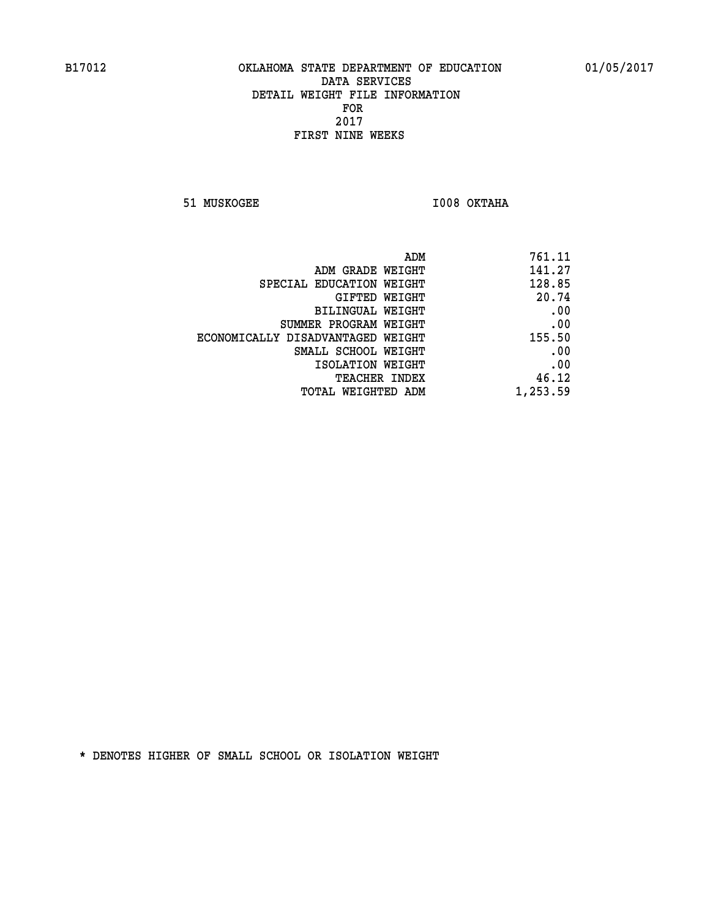B17012 OKLAHOMA STATE DEPARTMENT OF EDUCATION 01/05/2017

DATA SERVICES
DETAIL WEIGHT FILE INFORMATION
FOR
2017
FIRST NINE WEEKS

51 MUSKOGEE I008 OKTAHA

| | |
|---|---|
| ADM | 761.11 |
| ADM GRADE WEIGHT | 141.27 |
| SPECIAL EDUCATION WEIGHT | 128.85 |
| GIFTED WEIGHT | 20.74 |
| BILINGUAL WEIGHT | .00 |
| SUMMER PROGRAM WEIGHT | .00 |
| ECONOMICALLY DISADVANTAGED WEIGHT | 155.50 |
| SMALL SCHOOL WEIGHT | .00 |
| ISOLATION WEIGHT | .00 |
| TEACHER INDEX | 46.12 |
| TOTAL WEIGHTED ADM | 1,253.59 |

* DENOTES HIGHER OF SMALL SCHOOL OR ISOLATION WEIGHT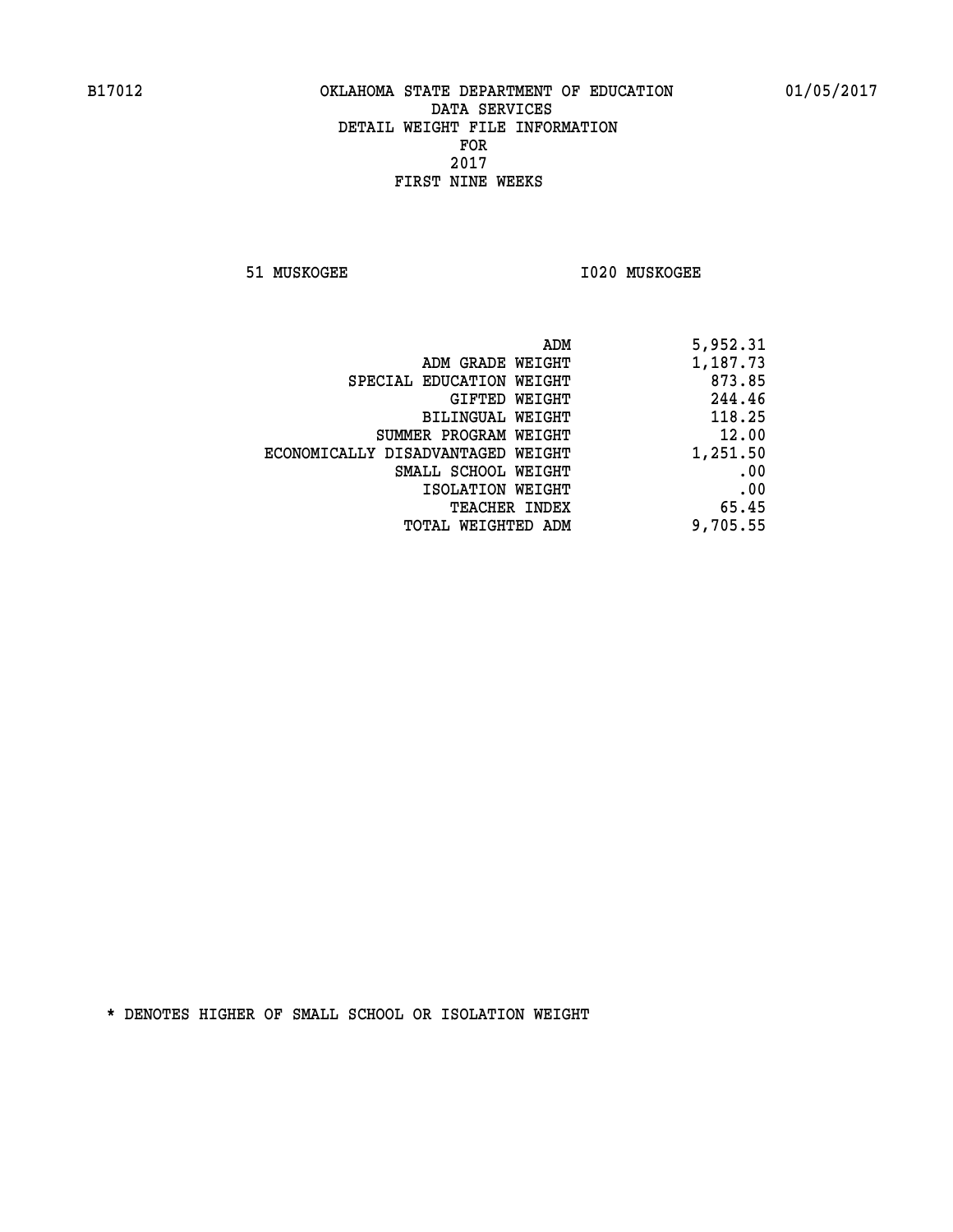B17012 OKLAHOMA STATE DEPARTMENT OF EDUCATION 01/05/2017

DATA SERVICES
DETAIL WEIGHT FILE INFORMATION
FOR
2017
FIRST NINE WEEKS

51 MUSKOGEE I020 MUSKOGEE

| | |
|---|---|
| ADM | 5,952.31 |
| ADM GRADE WEIGHT | 1,187.73 |
| SPECIAL EDUCATION WEIGHT | 873.85 |
| GIFTED WEIGHT | 244.46 |
| BILINGUAL WEIGHT | 118.25 |
| SUMMER PROGRAM WEIGHT | 12.00 |
| ECONOMICALLY DISADVANTAGED WEIGHT | 1,251.50 |
| SMALL SCHOOL WEIGHT | .00 |
| ISOLATION WEIGHT | .00 |
| TEACHER INDEX | 65.45 |
| TOTAL WEIGHTED ADM | 9,705.55 |

* DENOTES HIGHER OF SMALL SCHOOL OR ISOLATION WEIGHT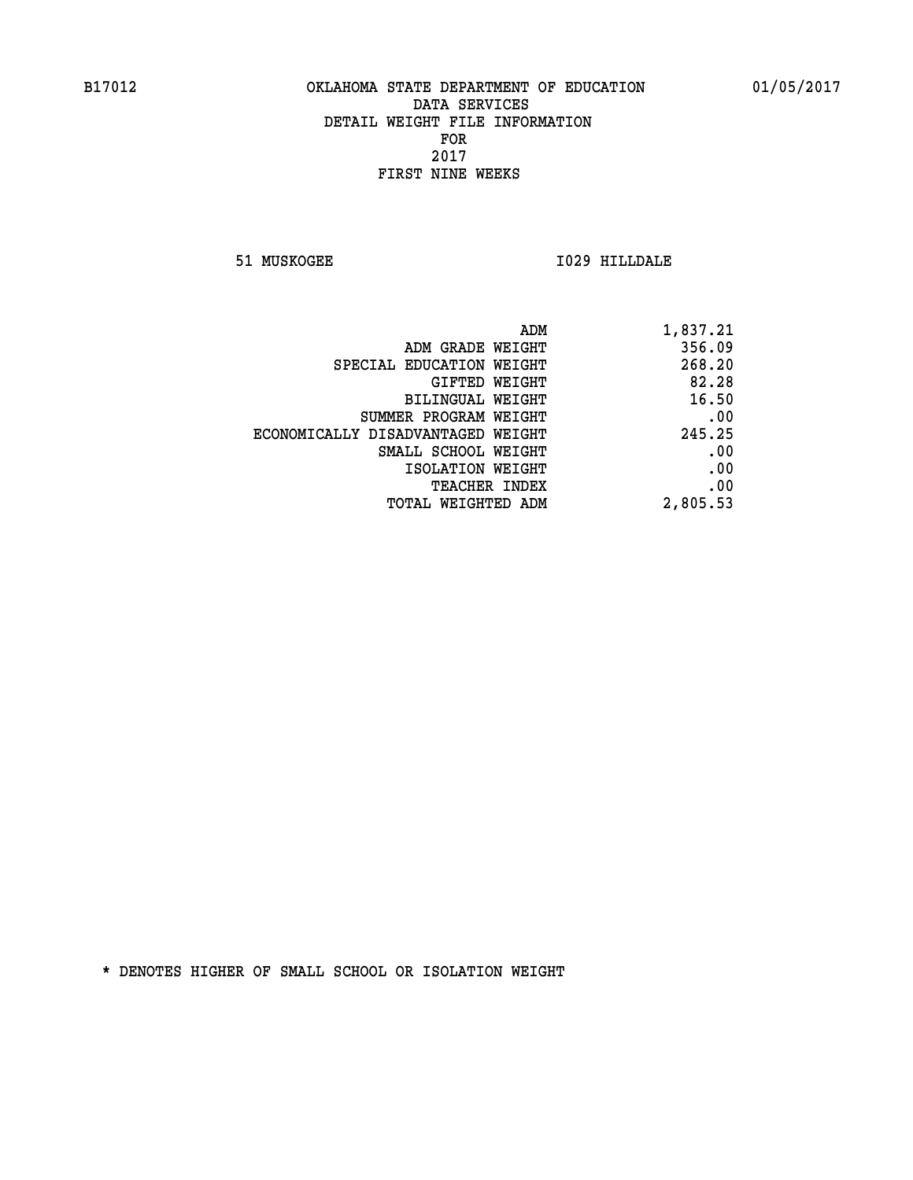B17012 OKLAHOMA STATE DEPARTMENT OF EDUCATION 01/05/2017

DATA SERVICES
DETAIL WEIGHT FILE INFORMATION
FOR
2017
FIRST NINE WEEKS

51 MUSKOGEE I029 HILLDALE

| | |
|---|---|
| ADM | 1,837.21 |
| ADM GRADE WEIGHT | 356.09 |
| SPECIAL EDUCATION WEIGHT | 268.20 |
| GIFTED WEIGHT | 82.28 |
| BILINGUAL WEIGHT | 16.50 |
| SUMMER PROGRAM WEIGHT | .00 |
| ECONOMICALLY DISADVANTAGED WEIGHT | 245.25 |
| SMALL SCHOOL WEIGHT | .00 |
| ISOLATION WEIGHT | .00 |
| TEACHER INDEX | .00 |
| TOTAL WEIGHTED ADM | 2,805.53 |

* DENOTES HIGHER OF SMALL SCHOOL OR ISOLATION WEIGHT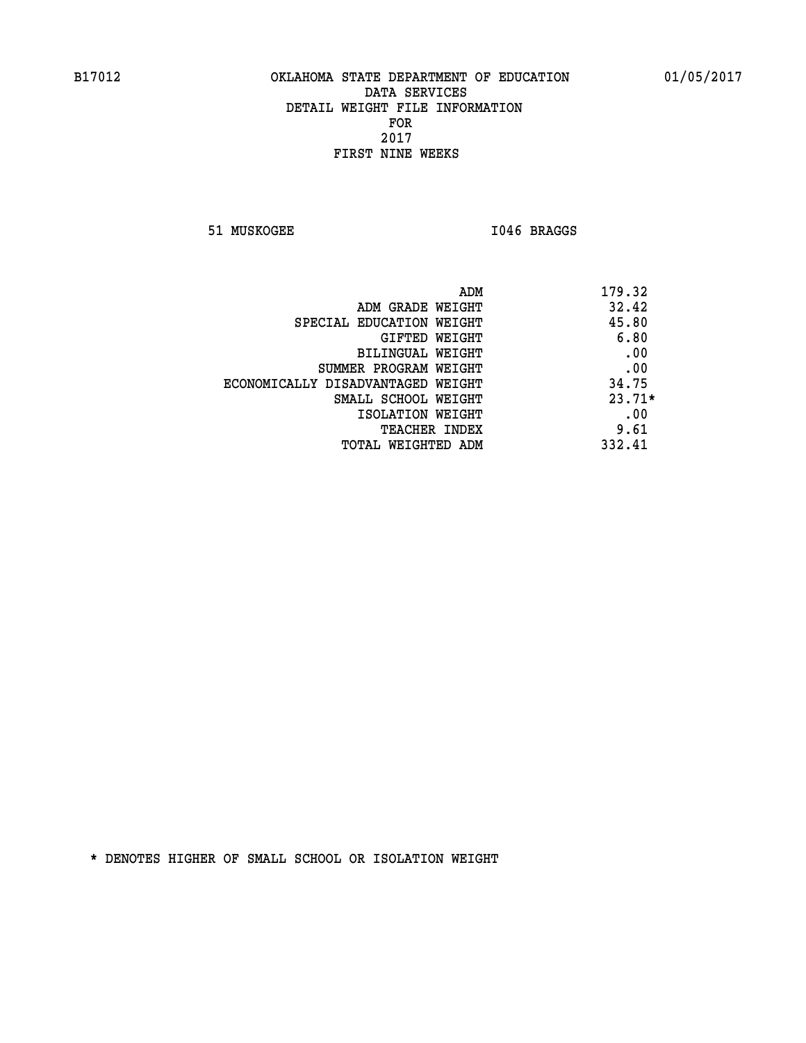B17012 OKLAHOMA STATE DEPARTMENT OF EDUCATION 01/05/2017

DATA SERVICES
DETAIL WEIGHT FILE INFORMATION
FOR
2017
FIRST NINE WEEKS

51 MUSKOGEE I046 BRAGGS

| | |
|---|---|
| ADM | 179.32 |
| ADM GRADE WEIGHT | 32.42 |
| SPECIAL EDUCATION WEIGHT | 45.80 |
| GIFTED WEIGHT | 6.80 |
| BILINGUAL WEIGHT | .00 |
| SUMMER PROGRAM WEIGHT | .00 |
| ECONOMICALLY DISADVANTAGED WEIGHT | 34.75 |
| SMALL SCHOOL WEIGHT | 23.71* |
| ISOLATION WEIGHT | .00 |
| TEACHER INDEX | 9.61 |
| TOTAL WEIGHTED ADM | 332.41 |

* DENOTES HIGHER OF SMALL SCHOOL OR ISOLATION WEIGHT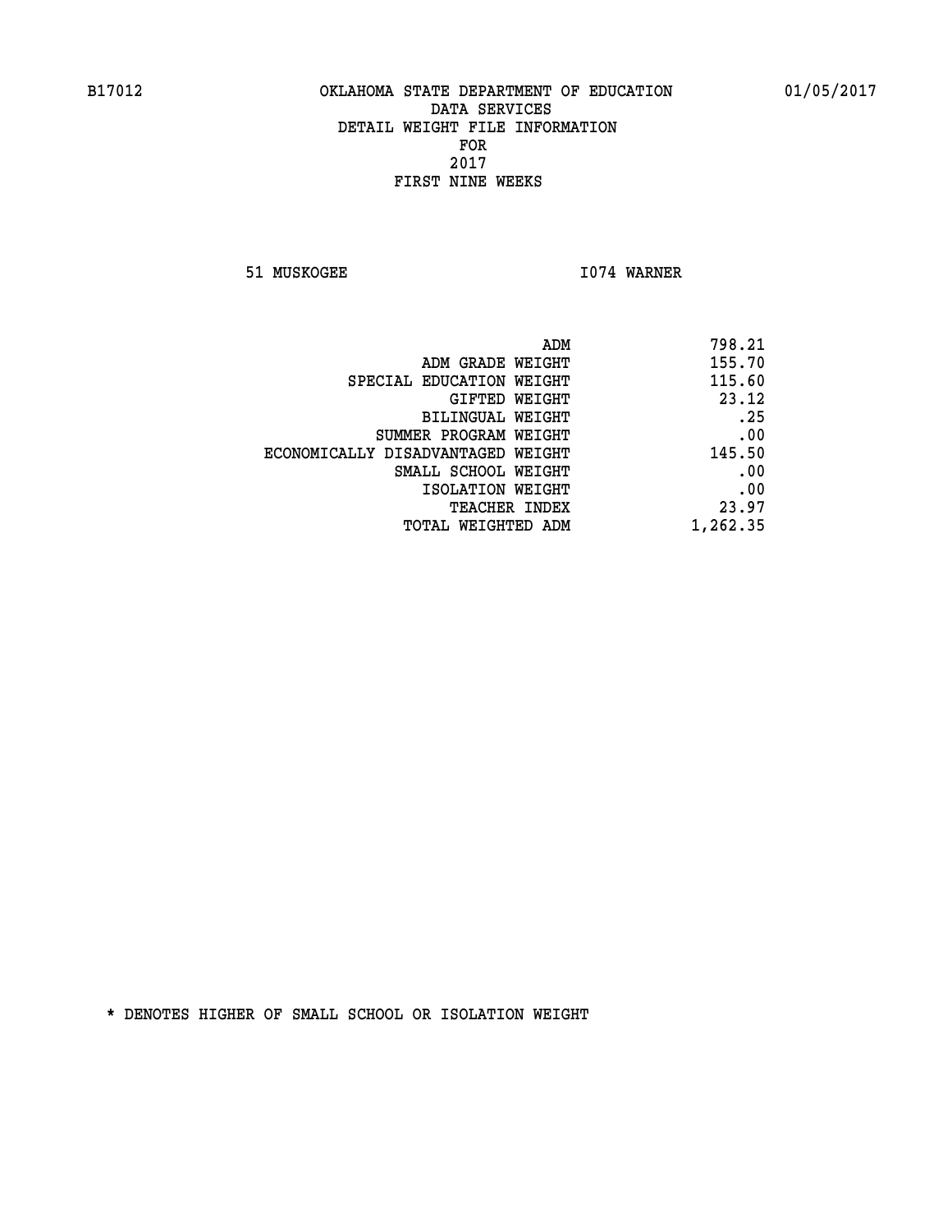B17012 OKLAHOMA STATE DEPARTMENT OF EDUCATION 01/05/2017

DATA SERVICES
DETAIL WEIGHT FILE INFORMATION
FOR
2017
FIRST NINE WEEKS

51 MUSKOGEE I074 WARNER

| | |
|---|---|
| ADM | 798.21 |
| ADM GRADE WEIGHT | 155.70 |
| SPECIAL EDUCATION WEIGHT | 115.60 |
| GIFTED WEIGHT | 23.12 |
| BILINGUAL WEIGHT | .25 |
| SUMMER PROGRAM WEIGHT | .00 |
| ECONOMICALLY DISADVANTAGED WEIGHT | 145.50 |
| SMALL SCHOOL WEIGHT | .00 |
| ISOLATION WEIGHT | .00 |
| TEACHER INDEX | 23.97 |
| TOTAL WEIGHTED ADM | 1,262.35 |

* DENOTES HIGHER OF SMALL SCHOOL OR ISOLATION WEIGHT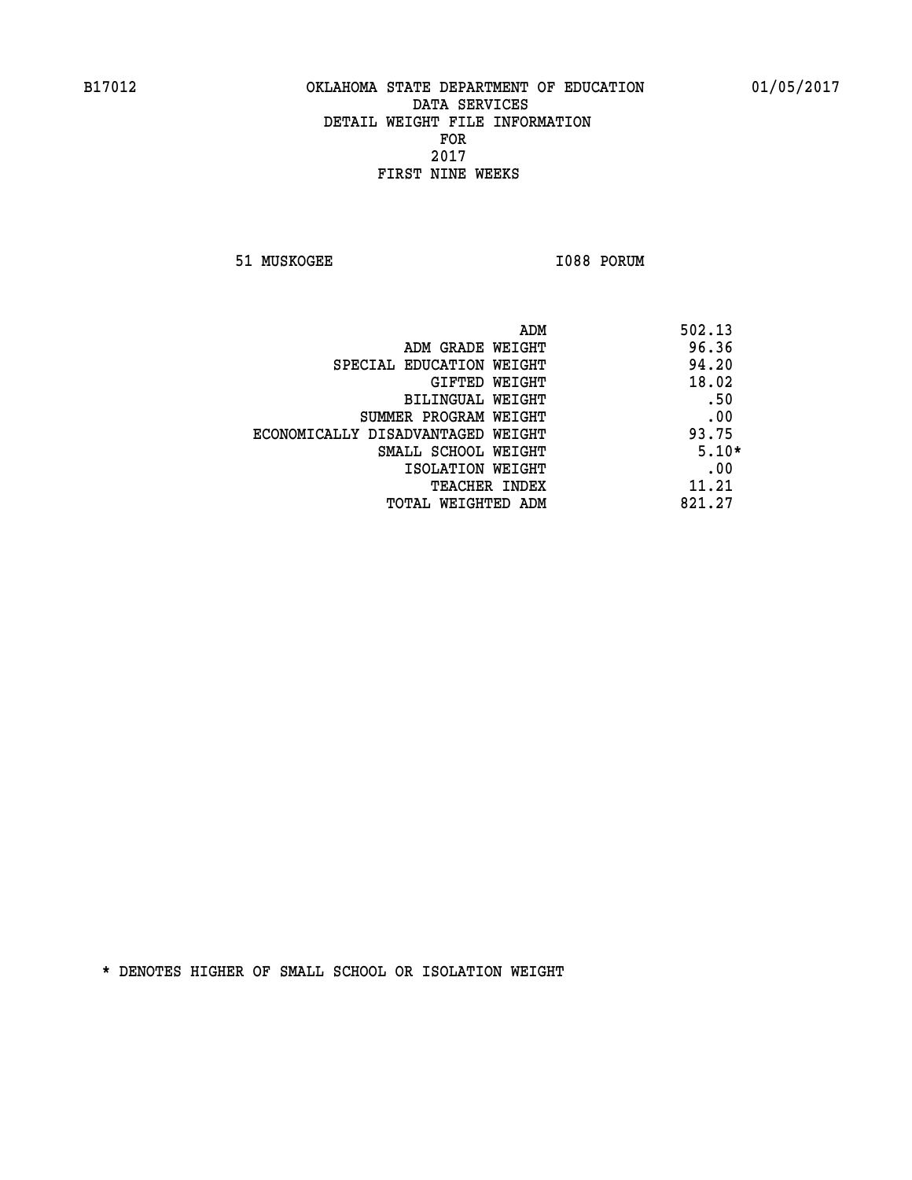B17012 OKLAHOMA STATE DEPARTMENT OF EDUCATION 01/05/2017

DATA SERVICES
DETAIL WEIGHT FILE INFORMATION
FOR
2017
FIRST NINE WEEKS

51 MUSKOGEE I088 PORUM

| | |
|---|---|
| ADM | 502.13 |
| ADM GRADE WEIGHT | 96.36 |
| SPECIAL EDUCATION WEIGHT | 94.20 |
| GIFTED WEIGHT | 18.02 |
| BILINGUAL WEIGHT | .50 |
| SUMMER PROGRAM WEIGHT | .00 |
| ECONOMICALLY DISADVANTAGED WEIGHT | 93.75 |
| SMALL SCHOOL WEIGHT | 5.10* |
| ISOLATION WEIGHT | .00 |
| TEACHER INDEX | 11.21 |
| TOTAL WEIGHTED ADM | 821.27 |

* DENOTES HIGHER OF SMALL SCHOOL OR ISOLATION WEIGHT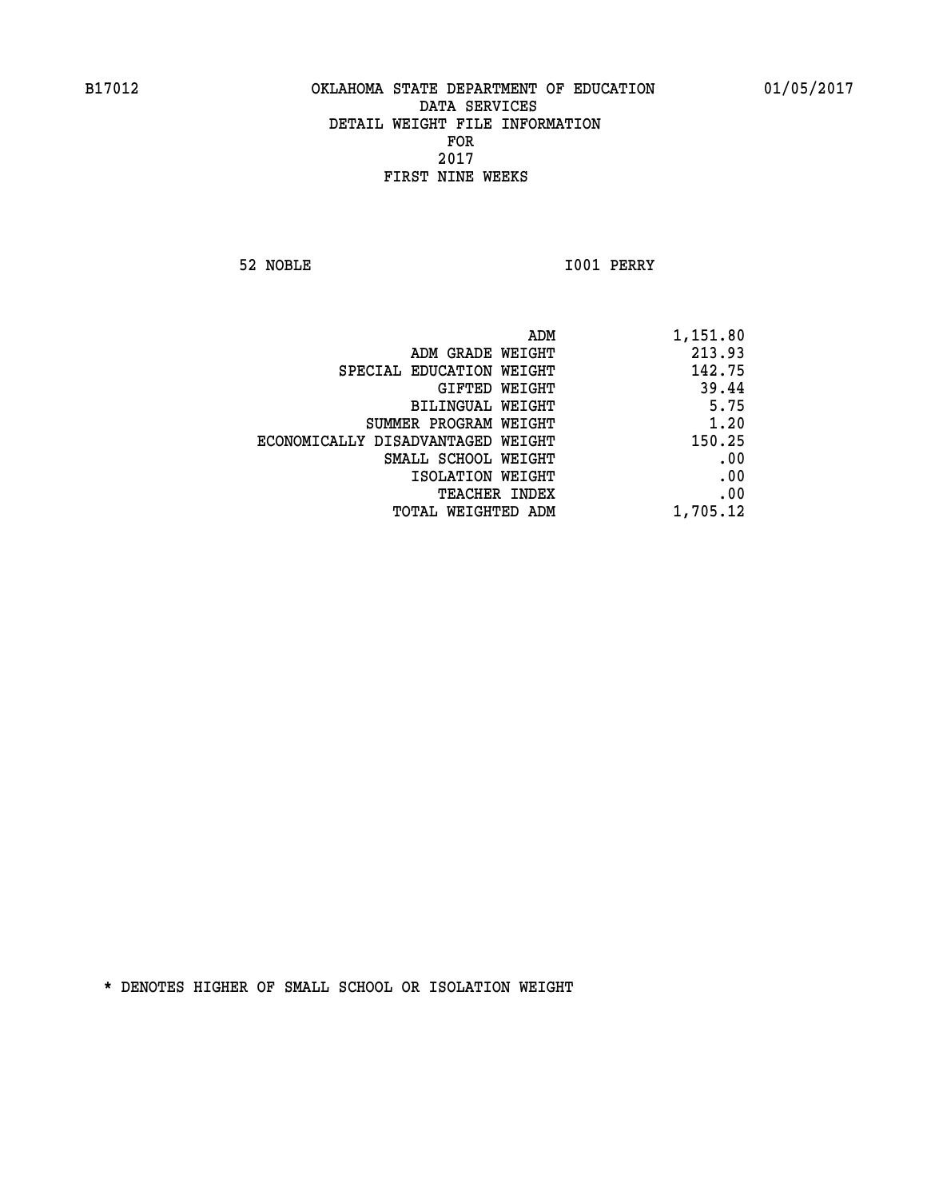B17012 OKLAHOMA STATE DEPARTMENT OF EDUCATION 01/05/2017

DATA SERVICES
DETAIL WEIGHT FILE INFORMATION
FOR
2017
FIRST NINE WEEKS

52 NOBLE I001 PERRY

| | |
|---|---|
| ADM | 1,151.80 |
| ADM GRADE WEIGHT | 213.93 |
| SPECIAL EDUCATION WEIGHT | 142.75 |
| GIFTED WEIGHT | 39.44 |
| BILINGUAL WEIGHT | 5.75 |
| SUMMER PROGRAM WEIGHT | 1.20 |
| ECONOMICALLY DISADVANTAGED WEIGHT | 150.25 |
| SMALL SCHOOL WEIGHT | .00 |
| ISOLATION WEIGHT | .00 |
| TEACHER INDEX | .00 |
| TOTAL WEIGHTED ADM | 1,705.12 |

* DENOTES HIGHER OF SMALL SCHOOL OR ISOLATION WEIGHT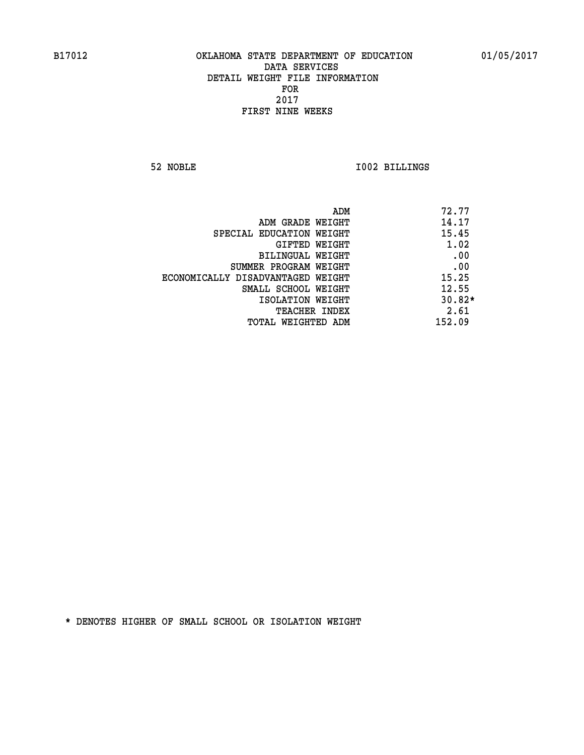B17012 OKLAHOMA STATE DEPARTMENT OF EDUCATION 01/05/2017

DATA SERVICES
DETAIL WEIGHT FILE INFORMATION
FOR
2017
FIRST NINE WEEKS

52 NOBLE I002 BILLINGS

| | |
|---|---|
| ADM | 72.77 |
| ADM GRADE WEIGHT | 14.17 |
| SPECIAL EDUCATION WEIGHT | 15.45 |
| GIFTED WEIGHT | 1.02 |
| BILINGUAL WEIGHT | .00 |
| SUMMER PROGRAM WEIGHT | .00 |
| ECONOMICALLY DISADVANTAGED WEIGHT | 15.25 |
| SMALL SCHOOL WEIGHT | 12.55 |
| ISOLATION WEIGHT | 30.82* |
| TEACHER INDEX | 2.61 |
| TOTAL WEIGHTED ADM | 152.09 |

* DENOTES HIGHER OF SMALL SCHOOL OR ISOLATION WEIGHT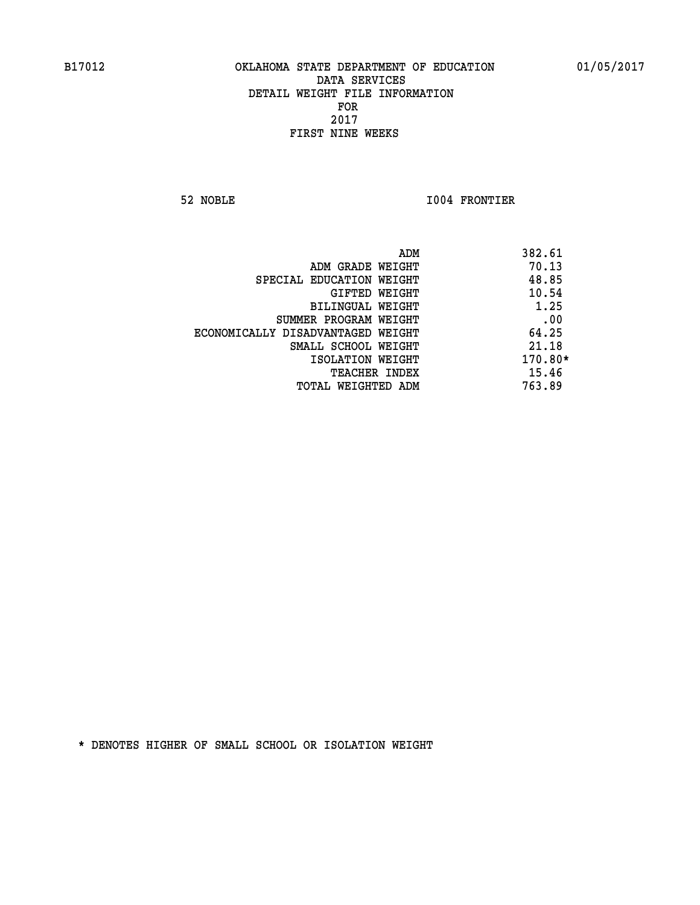B17012 OKLAHOMA STATE DEPARTMENT OF EDUCATION 01/05/2017

DATA SERVICES
DETAIL WEIGHT FILE INFORMATION
FOR
2017
FIRST NINE WEEKS

52 NOBLE I004 FRONTIER

| | |
|---|---|
| ADM | 382.61 |
| ADM GRADE WEIGHT | 70.13 |
| SPECIAL EDUCATION WEIGHT | 48.85 |
| GIFTED WEIGHT | 10.54 |
| BILINGUAL WEIGHT | 1.25 |
| SUMMER PROGRAM WEIGHT | .00 |
| ECONOMICALLY DISADVANTAGED WEIGHT | 64.25 |
| SMALL SCHOOL WEIGHT | 21.18 |
| ISOLATION WEIGHT | 170.80* |
| TEACHER INDEX | 15.46 |
| TOTAL WEIGHTED ADM | 763.89 |

* DENOTES HIGHER OF SMALL SCHOOL OR ISOLATION WEIGHT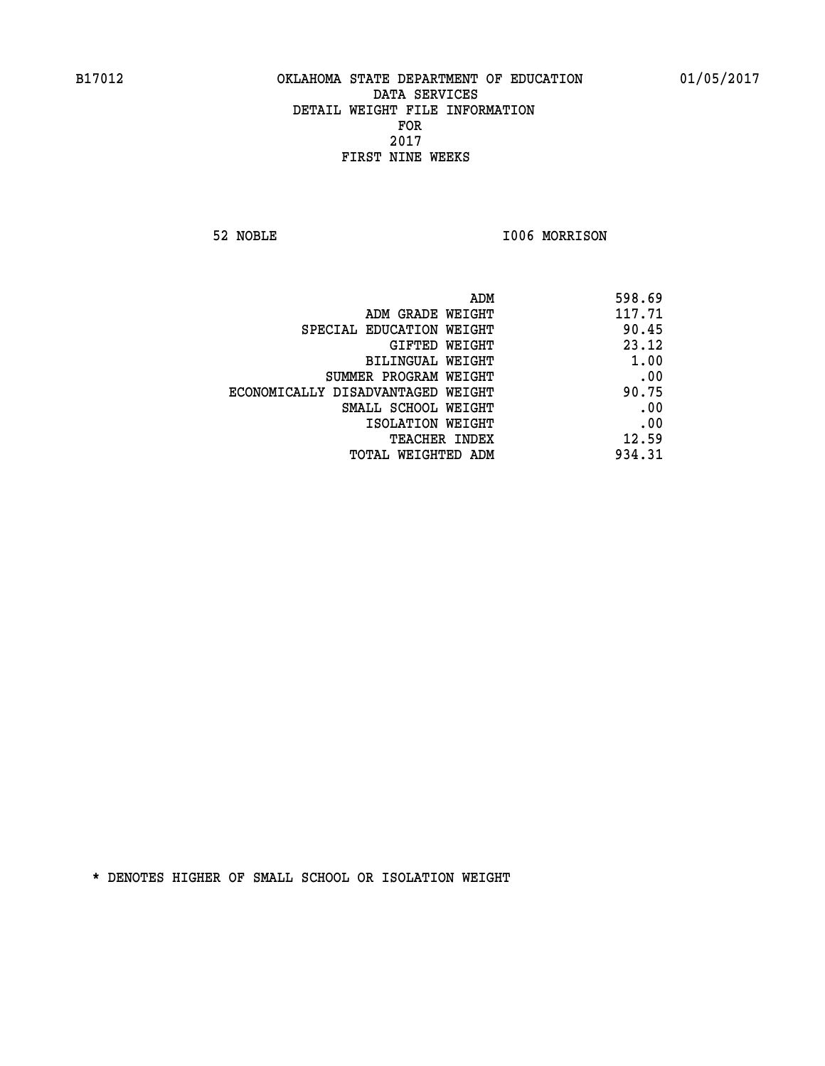B17012 OKLAHOMA STATE DEPARTMENT OF EDUCATION 01/05/2017

DATA SERVICES
DETAIL WEIGHT FILE INFORMATION
FOR
2017
FIRST NINE WEEKS

52 NOBLE I006 MORRISON

| | |
|---|---|
| ADM | 598.69 |
| ADM GRADE WEIGHT | 117.71 |
| SPECIAL EDUCATION WEIGHT | 90.45 |
| GIFTED WEIGHT | 23.12 |
| BILINGUAL WEIGHT | 1.00 |
| SUMMER PROGRAM WEIGHT | .00 |
| ECONOMICALLY DISADVANTAGED WEIGHT | 90.75 |
| SMALL SCHOOL WEIGHT | .00 |
| ISOLATION WEIGHT | .00 |
| TEACHER INDEX | 12.59 |
| TOTAL WEIGHTED ADM | 934.31 |

* DENOTES HIGHER OF SMALL SCHOOL OR ISOLATION WEIGHT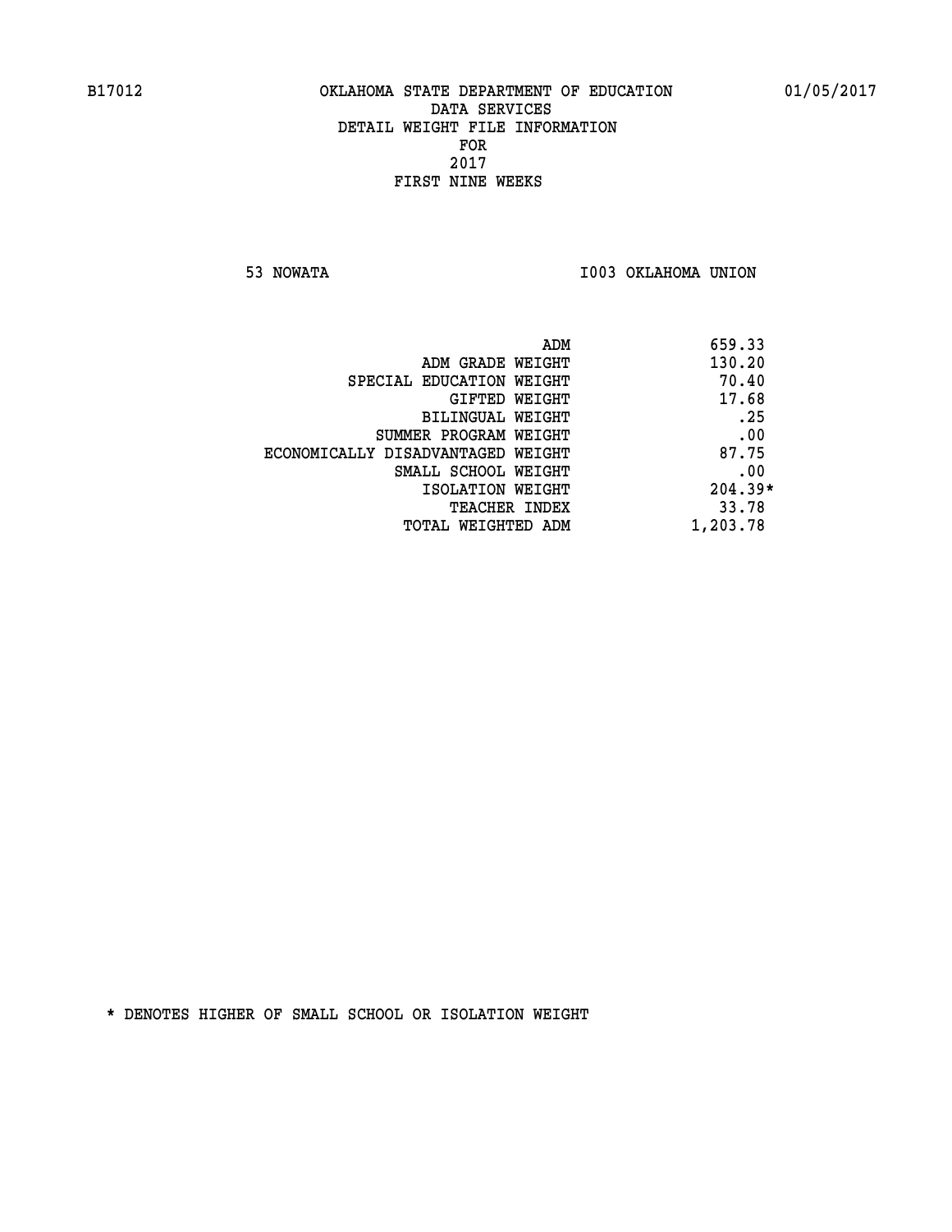B17012 OKLAHOMA STATE DEPARTMENT OF EDUCATION 01/05/2017

DATA SERVICES
DETAIL WEIGHT FILE INFORMATION
FOR
2017
FIRST NINE WEEKS

53 NOWATA I003 OKLAHOMA UNION

| | |
|---|---|
| ADM | 659.33 |
| ADM GRADE WEIGHT | 130.20 |
| SPECIAL EDUCATION WEIGHT | 70.40 |
| GIFTED WEIGHT | 17.68 |
| BILINGUAL WEIGHT | .25 |
| SUMMER PROGRAM WEIGHT | .00 |
| ECONOMICALLY DISADVANTAGED WEIGHT | 87.75 |
| SMALL SCHOOL WEIGHT | .00 |
| ISOLATION WEIGHT | 204.39* |
| TEACHER INDEX | 33.78 |
| TOTAL WEIGHTED ADM | 1,203.78 |

* DENOTES HIGHER OF SMALL SCHOOL OR ISOLATION WEIGHT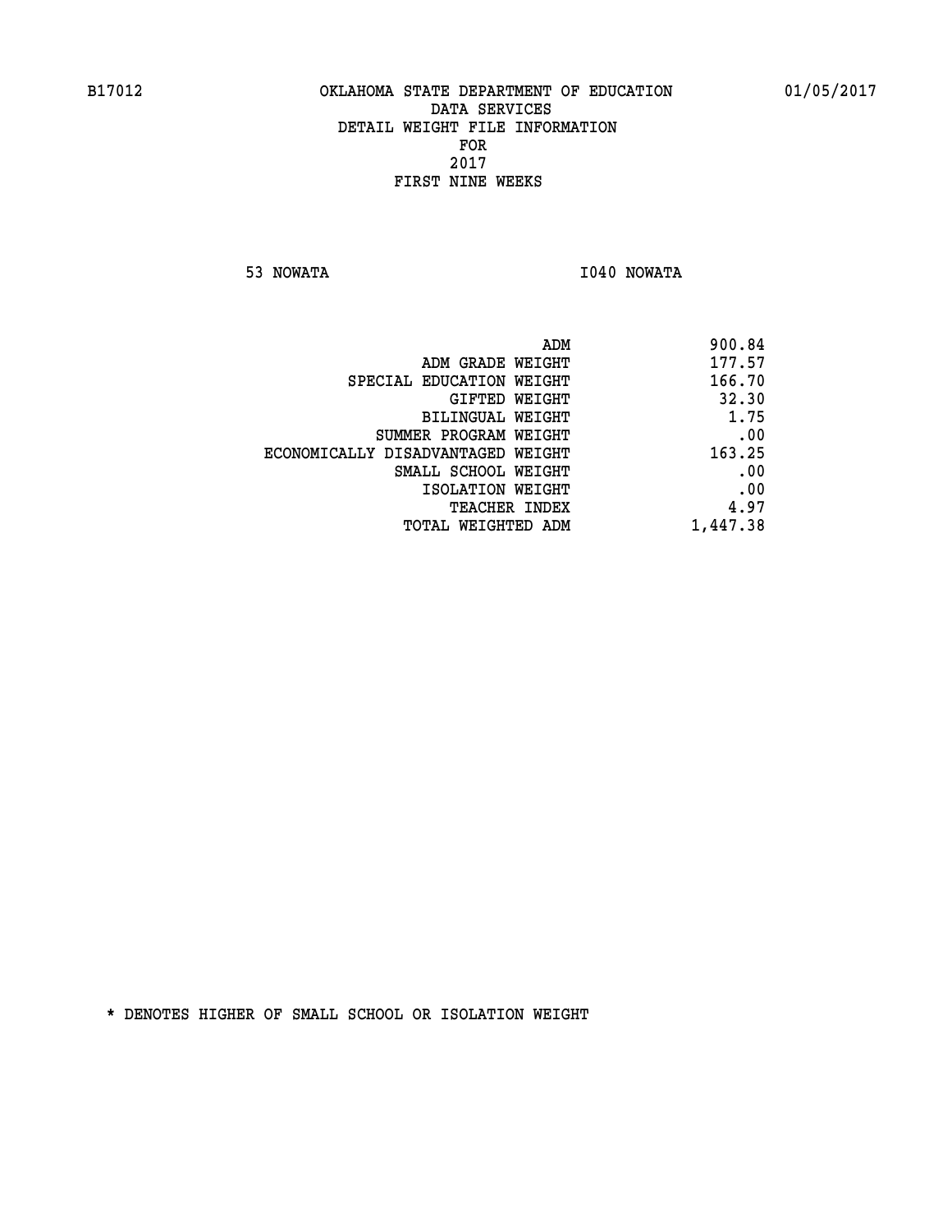B17012 OKLAHOMA STATE DEPARTMENT OF EDUCATION 01/05/2017

DATA SERVICES
DETAIL WEIGHT FILE INFORMATION
FOR
2017
FIRST NINE WEEKS

53 NOWATA I040 NOWATA

| | |
|---|---|
| ADM | 900.84 |
| ADM GRADE WEIGHT | 177.57 |
| SPECIAL EDUCATION WEIGHT | 166.70 |
| GIFTED WEIGHT | 32.30 |
| BILINGUAL WEIGHT | 1.75 |
| SUMMER PROGRAM WEIGHT | .00 |
| ECONOMICALLY DISADVANTAGED WEIGHT | 163.25 |
| SMALL SCHOOL WEIGHT | .00 |
| ISOLATION WEIGHT | .00 |
| TEACHER INDEX | 4.97 |
| TOTAL WEIGHTED ADM | 1,447.38 |

* DENOTES HIGHER OF SMALL SCHOOL OR ISOLATION WEIGHT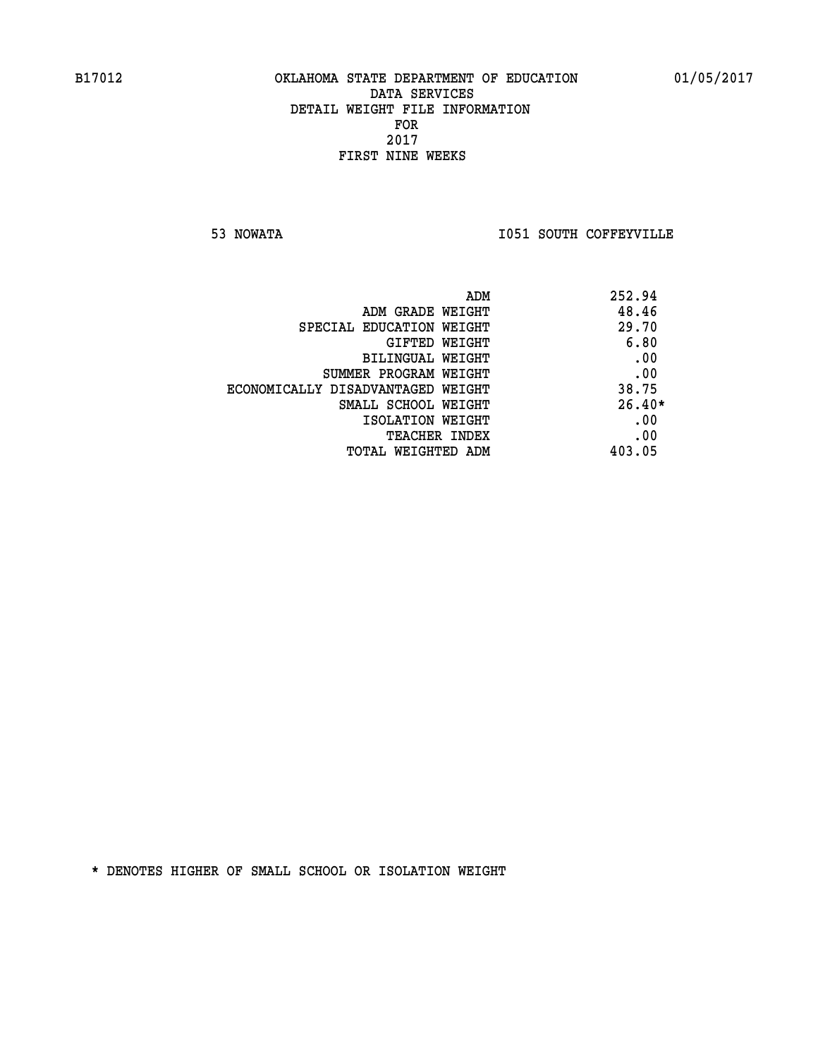B17012 OKLAHOMA STATE DEPARTMENT OF EDUCATION 01/05/2017

DATA SERVICES
DETAIL WEIGHT FILE INFORMATION
FOR
2017
FIRST NINE WEEKS

53 NOWATA I051 SOUTH COFFEYVILLE

| | |
|---|---|
| ADM | 252.94 |
| ADM GRADE WEIGHT | 48.46 |
| SPECIAL EDUCATION WEIGHT | 29.70 |
| GIFTED WEIGHT | 6.80 |
| BILINGUAL WEIGHT | .00 |
| SUMMER PROGRAM WEIGHT | .00 |
| ECONOMICALLY DISADVANTAGED WEIGHT | 38.75 |
| SMALL SCHOOL WEIGHT | 26.40* |
| ISOLATION WEIGHT | .00 |
| TEACHER INDEX | .00 |
| TOTAL WEIGHTED ADM | 403.05 |

* DENOTES HIGHER OF SMALL SCHOOL OR ISOLATION WEIGHT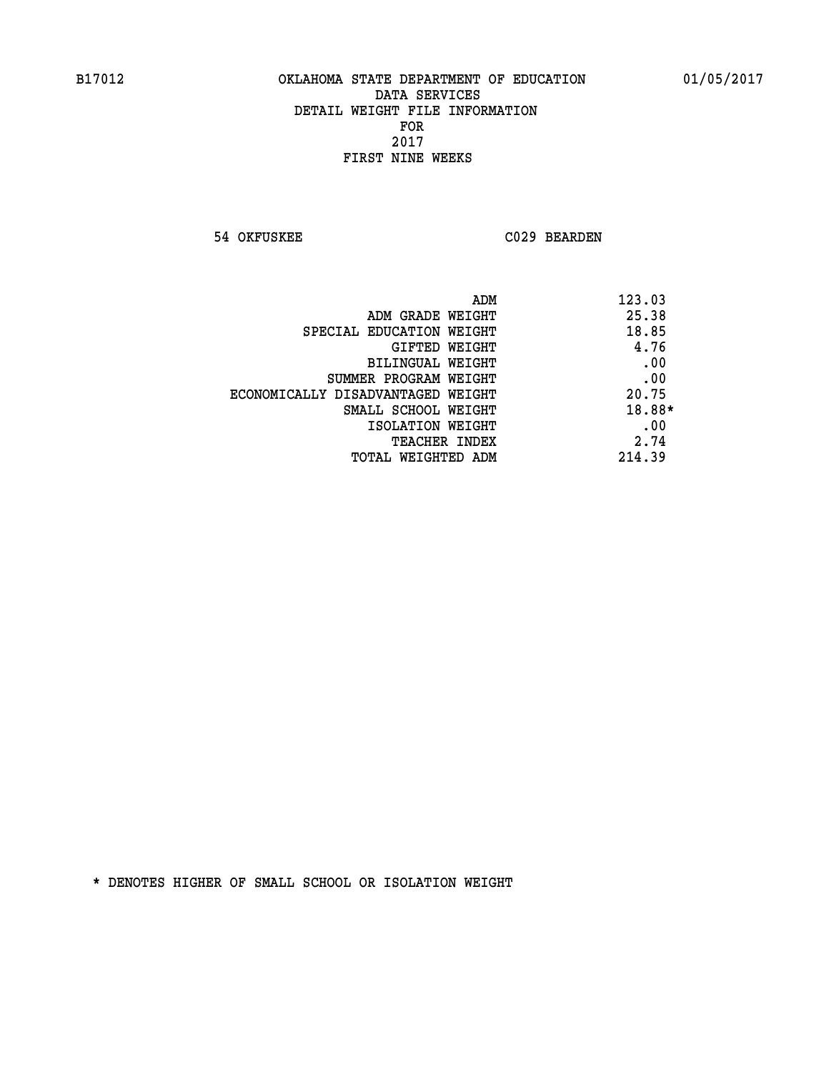B17012 OKLAHOMA STATE DEPARTMENT OF EDUCATION 01/05/2017

DATA SERVICES
DETAIL WEIGHT FILE INFORMATION
FOR
2017
FIRST NINE WEEKS

54 OKFUSKEE C029 BEARDEN

| | |
|---|---|
| ADM | 123.03 |
| ADM GRADE WEIGHT | 25.38 |
| SPECIAL EDUCATION WEIGHT | 18.85 |
| GIFTED WEIGHT | 4.76 |
| BILINGUAL WEIGHT | .00 |
| SUMMER PROGRAM WEIGHT | .00 |
| ECONOMICALLY DISADVANTAGED WEIGHT | 20.75 |
| SMALL SCHOOL WEIGHT | 18.88* |
| ISOLATION WEIGHT | .00 |
| TEACHER INDEX | 2.74 |
| TOTAL WEIGHTED ADM | 214.39 |

* DENOTES HIGHER OF SMALL SCHOOL OR ISOLATION WEIGHT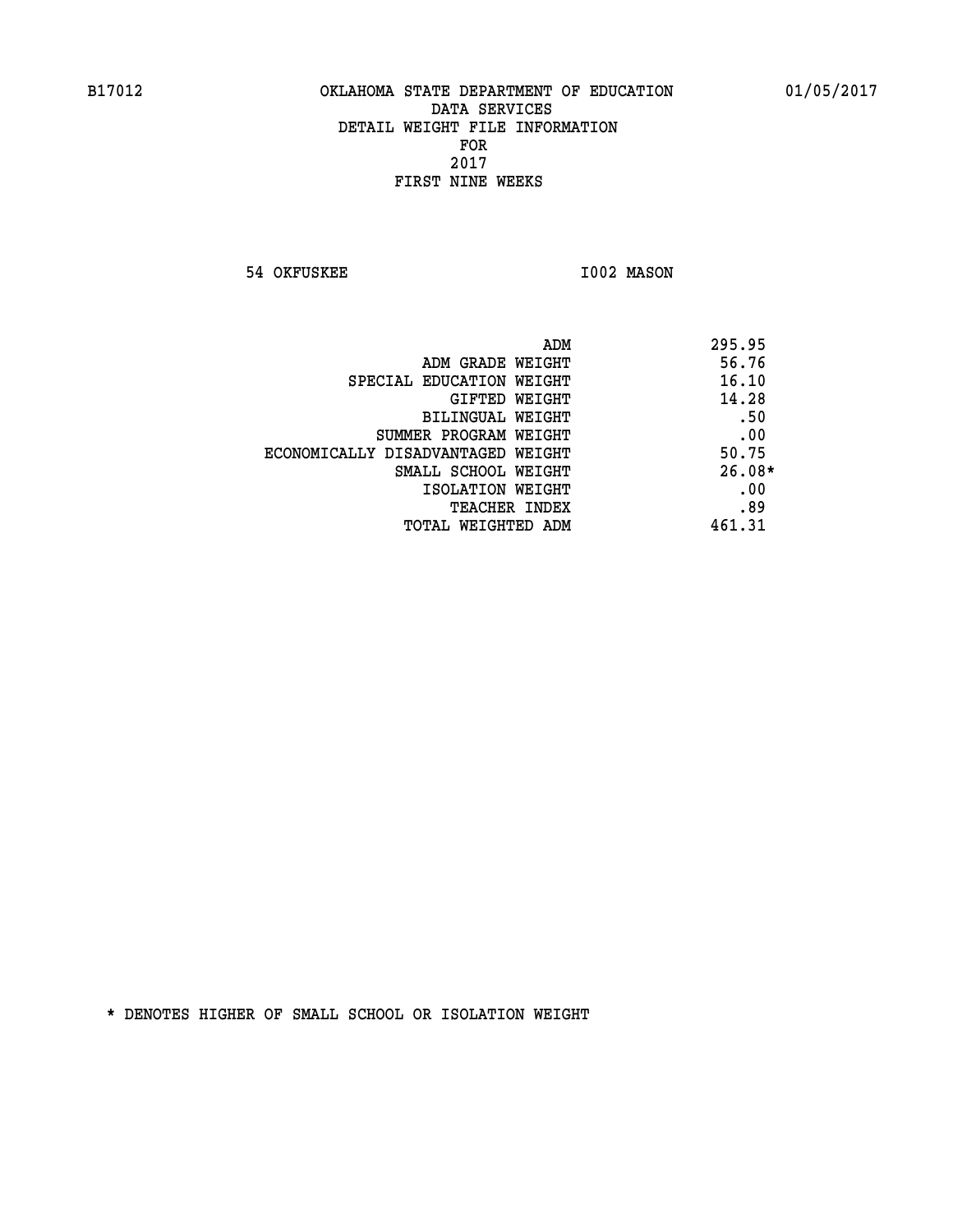B17012 OKLAHOMA STATE DEPARTMENT OF EDUCATION 01/05/2017

DATA SERVICES
DETAIL WEIGHT FILE INFORMATION
FOR
2017
FIRST NINE WEEKS

54 OKFUSKEE I002 MASON

| | |
|---|---|
| ADM | 295.95 |
| ADM GRADE WEIGHT | 56.76 |
| SPECIAL EDUCATION WEIGHT | 16.10 |
| GIFTED WEIGHT | 14.28 |
| BILINGUAL WEIGHT | .50 |
| SUMMER PROGRAM WEIGHT | .00 |
| ECONOMICALLY DISADVANTAGED WEIGHT | 50.75 |
| SMALL SCHOOL WEIGHT | 26.08* |
| ISOLATION WEIGHT | .00 |
| TEACHER INDEX | .89 |
| TOTAL WEIGHTED ADM | 461.31 |

* DENOTES HIGHER OF SMALL SCHOOL OR ISOLATION WEIGHT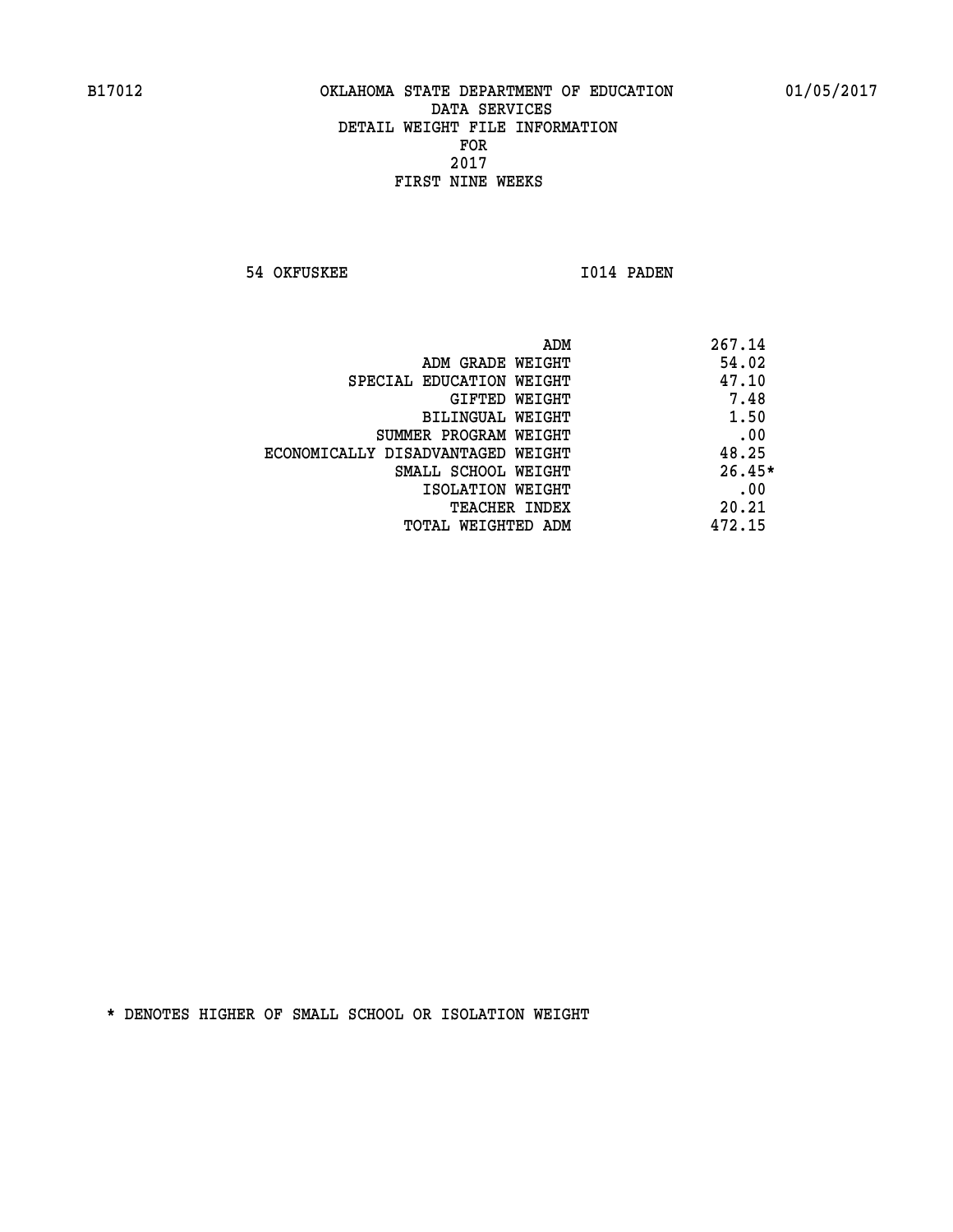B17012 OKLAHOMA STATE DEPARTMENT OF EDUCATION 01/05/2017

DATA SERVICES
DETAIL WEIGHT FILE INFORMATION
FOR
2017
FIRST NINE WEEKS

54 OKFUSKEE I014 PADEN

| | |
|---|---|
| ADM | 267.14 |
| ADM GRADE WEIGHT | 54.02 |
| SPECIAL EDUCATION WEIGHT | 47.10 |
| GIFTED WEIGHT | 7.48 |
| BILINGUAL WEIGHT | 1.50 |
| SUMMER PROGRAM WEIGHT | .00 |
| ECONOMICALLY DISADVANTAGED WEIGHT | 48.25 |
| SMALL SCHOOL WEIGHT | 26.45* |
| ISOLATION WEIGHT | .00 |
| TEACHER INDEX | 20.21 |
| TOTAL WEIGHTED ADM | 472.15 |

* DENOTES HIGHER OF SMALL SCHOOL OR ISOLATION WEIGHT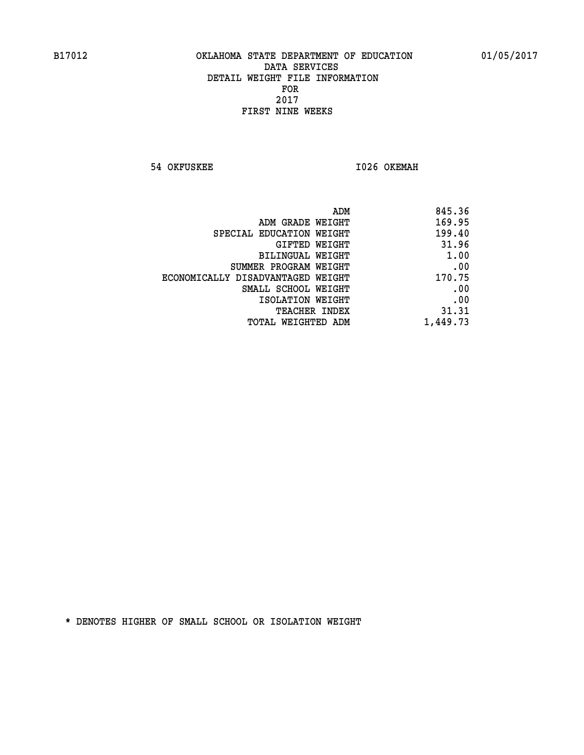B17012 OKLAHOMA STATE DEPARTMENT OF EDUCATION 01/05/2017

DATA SERVICES
DETAIL WEIGHT FILE INFORMATION
FOR
2017
FIRST NINE WEEKS

54 OKFUSKEE I026 OKEMAH

| | |
|---|---|
| ADM | 845.36 |
| ADM GRADE WEIGHT | 169.95 |
| SPECIAL EDUCATION WEIGHT | 199.40 |
| GIFTED WEIGHT | 31.96 |
| BILINGUAL WEIGHT | 1.00 |
| SUMMER PROGRAM WEIGHT | .00 |
| ECONOMICALLY DISADVANTAGED WEIGHT | 170.75 |
| SMALL SCHOOL WEIGHT | .00 |
| ISOLATION WEIGHT | .00 |
| TEACHER INDEX | 31.31 |
| TOTAL WEIGHTED ADM | 1,449.73 |

* DENOTES HIGHER OF SMALL SCHOOL OR ISOLATION WEIGHT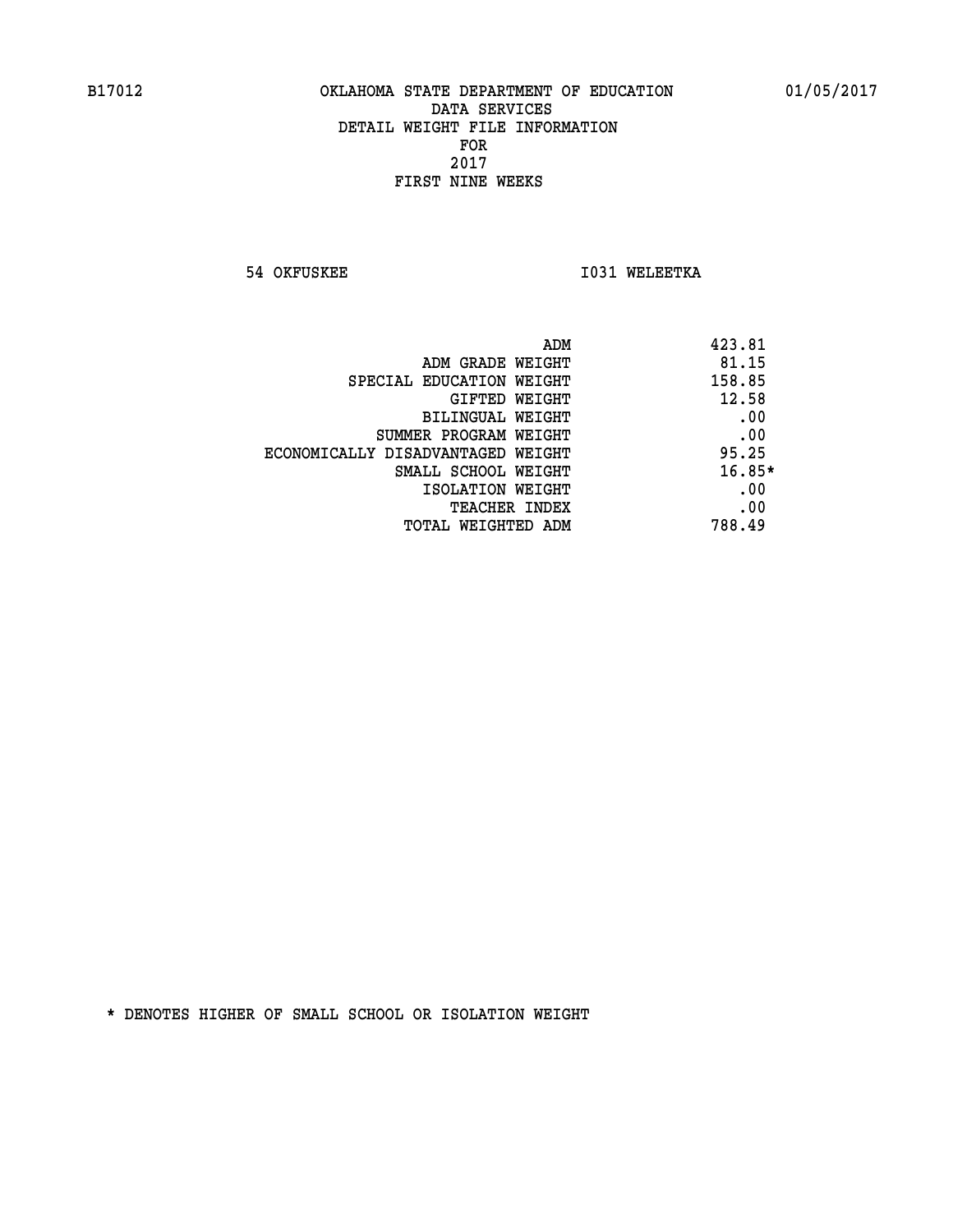B17012 OKLAHOMA STATE DEPARTMENT OF EDUCATION 01/05/2017

DATA SERVICES
DETAIL WEIGHT FILE INFORMATION
FOR
2017
FIRST NINE WEEKS

54 OKFUSKEE I031 WELEETKA

| | |
|---|---|
| ADM | 423.81 |
| ADM GRADE WEIGHT | 81.15 |
| SPECIAL EDUCATION WEIGHT | 158.85 |
| GIFTED WEIGHT | 12.58 |
| BILINGUAL WEIGHT | .00 |
| SUMMER PROGRAM WEIGHT | .00 |
| ECONOMICALLY DISADVANTAGED WEIGHT | 95.25 |
| SMALL SCHOOL WEIGHT | 16.85* |
| ISOLATION WEIGHT | .00 |
| TEACHER INDEX | .00 |
| TOTAL WEIGHTED ADM | 788.49 |

* DENOTES HIGHER OF SMALL SCHOOL OR ISOLATION WEIGHT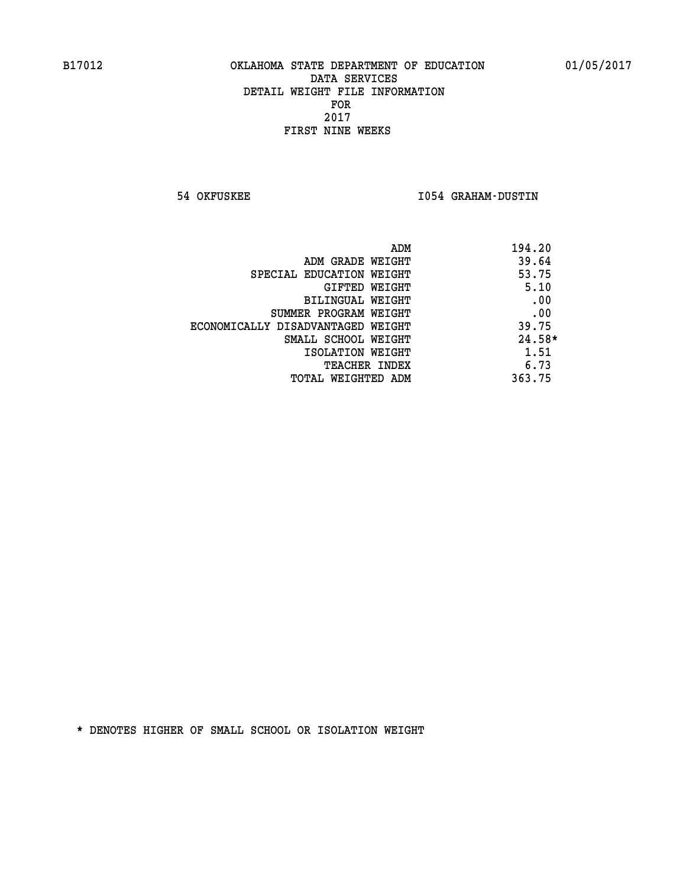B17012 OKLAHOMA STATE DEPARTMENT OF EDUCATION 01/05/2017

DATA SERVICES
DETAIL WEIGHT FILE INFORMATION
FOR
2017
FIRST NINE WEEKS

54 OKFUSKEE I054 GRAHAM-DUSTIN

| | |
|---|---|
| ADM | 194.20 |
| ADM GRADE WEIGHT | 39.64 |
| SPECIAL EDUCATION WEIGHT | 53.75 |
| GIFTED WEIGHT | 5.10 |
| BILINGUAL WEIGHT | .00 |
| SUMMER PROGRAM WEIGHT | .00 |
| ECONOMICALLY DISADVANTAGED WEIGHT | 39.75 |
| SMALL SCHOOL WEIGHT | 24.58* |
| ISOLATION WEIGHT | 1.51 |
| TEACHER INDEX | 6.73 |
| TOTAL WEIGHTED ADM | 363.75 |

* DENOTES HIGHER OF SMALL SCHOOL OR ISOLATION WEIGHT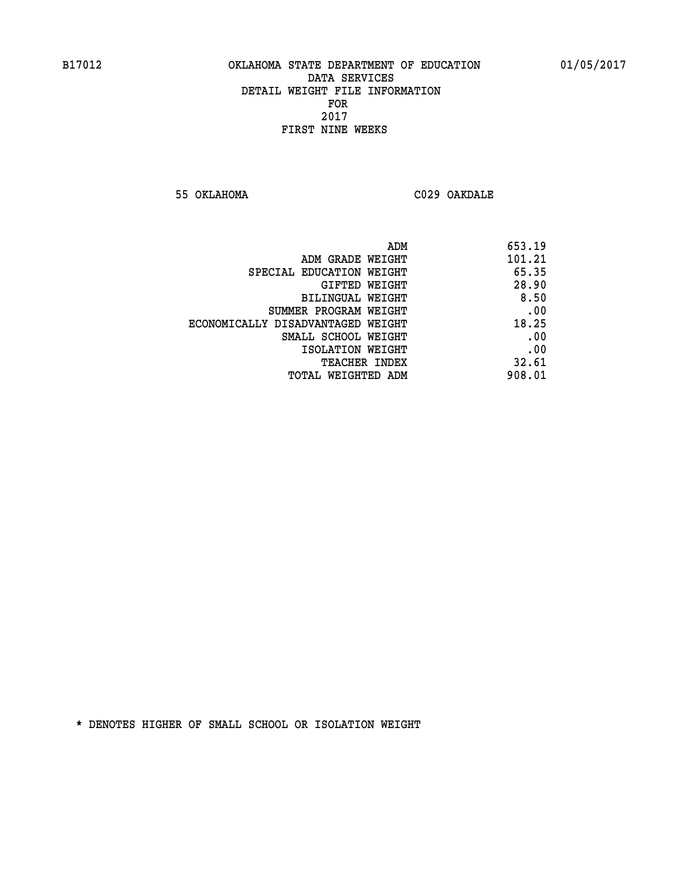B17012 OKLAHOMA STATE DEPARTMENT OF EDUCATION 01/05/2017

DATA SERVICES
DETAIL WEIGHT FILE INFORMATION
FOR
2017
FIRST NINE WEEKS

55 OKLAHOMA C029 OAKDALE

| | |
|---|---|
| ADM | 653.19 |
| ADM GRADE WEIGHT | 101.21 |
| SPECIAL EDUCATION WEIGHT | 65.35 |
| GIFTED WEIGHT | 28.90 |
| BILINGUAL WEIGHT | 8.50 |
| SUMMER PROGRAM WEIGHT | .00 |
| ECONOMICALLY DISADVANTAGED WEIGHT | 18.25 |
| SMALL SCHOOL WEIGHT | .00 |
| ISOLATION WEIGHT | .00 |
| TEACHER INDEX | 32.61 |
| TOTAL WEIGHTED ADM | 908.01 |

* DENOTES HIGHER OF SMALL SCHOOL OR ISOLATION WEIGHT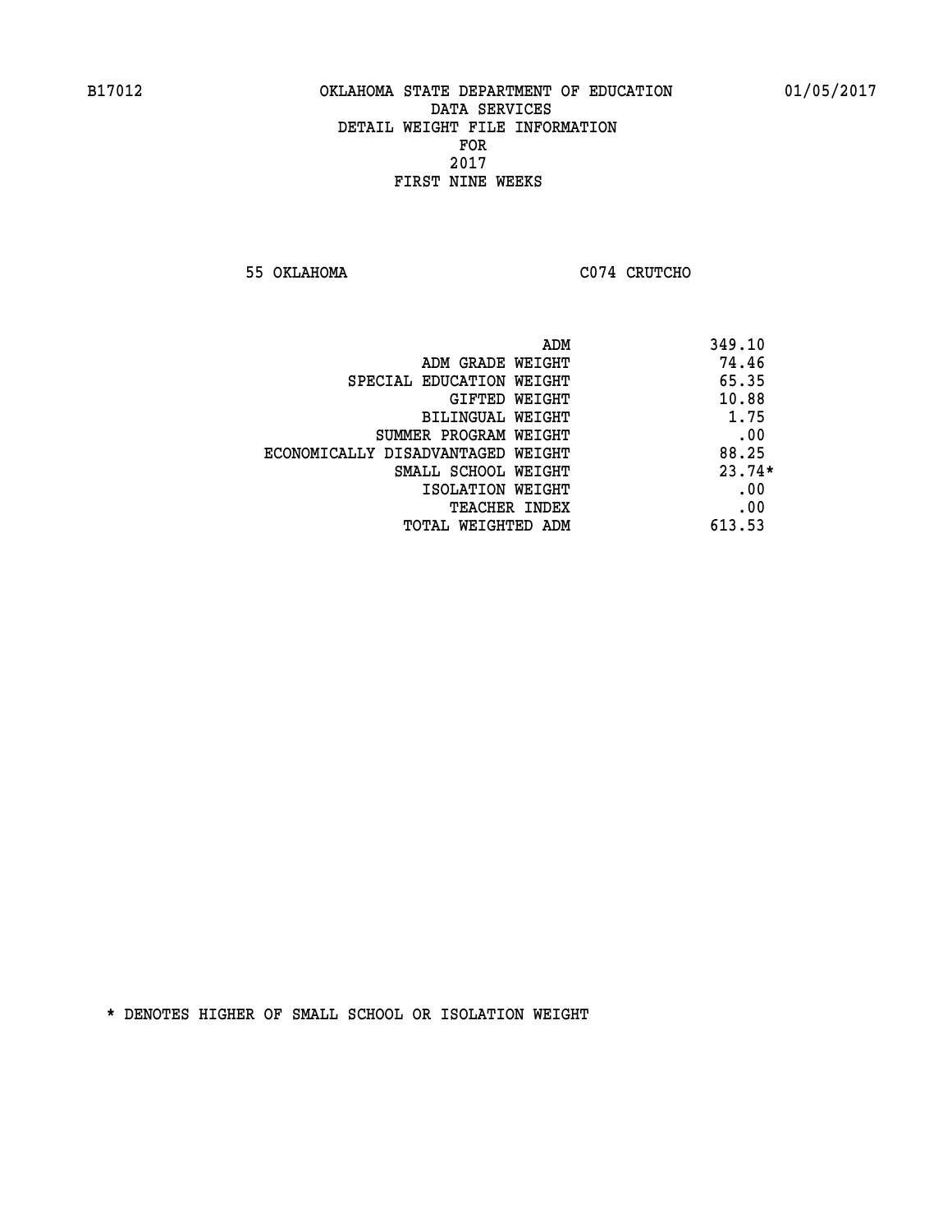B17012 OKLAHOMA STATE DEPARTMENT OF EDUCATION 01/05/2017

DATA SERVICES
DETAIL WEIGHT FILE INFORMATION
FOR
2017
FIRST NINE WEEKS

55 OKLAHOMA C074 CRUTCHO

| | |
|---|---|
| ADM | 349.10 |
| ADM GRADE WEIGHT | 74.46 |
| SPECIAL EDUCATION WEIGHT | 65.35 |
| GIFTED WEIGHT | 10.88 |
| BILINGUAL WEIGHT | 1.75 |
| SUMMER PROGRAM WEIGHT | .00 |
| ECONOMICALLY DISADVANTAGED WEIGHT | 88.25 |
| SMALL SCHOOL WEIGHT | 23.74* |
| ISOLATION WEIGHT | .00 |
| TEACHER INDEX | .00 |
| TOTAL WEIGHTED ADM | 613.53 |

* DENOTES HIGHER OF SMALL SCHOOL OR ISOLATION WEIGHT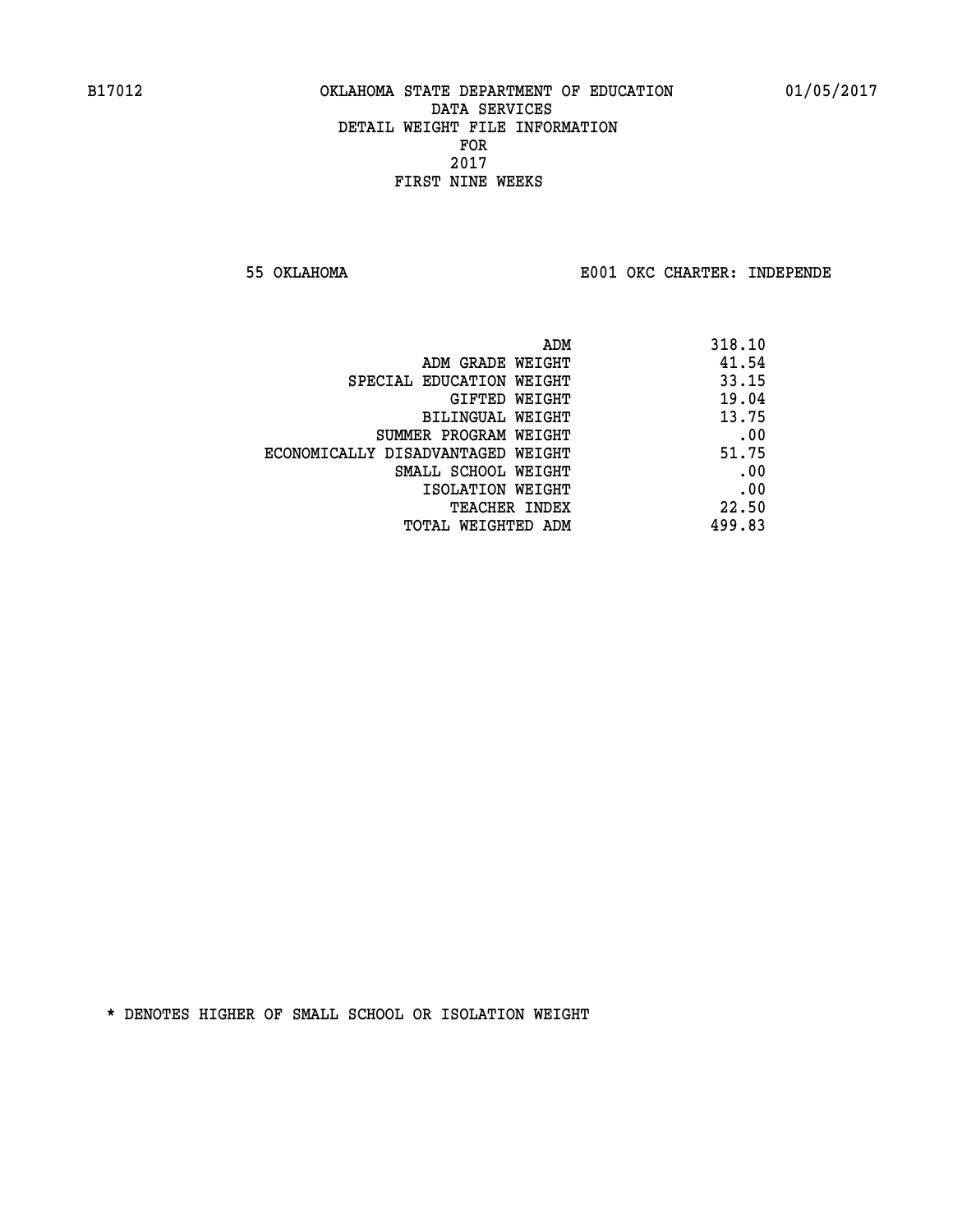B17012 OKLAHOMA STATE DEPARTMENT OF EDUCATION 01/05/2017

DATA SERVICES
DETAIL WEIGHT FILE INFORMATION
FOR
2017
FIRST NINE WEEKS

55 OKLAHOMA E001 OKC CHARTER: INDEPENDE

| | |
|---|---|
| ADM | 318.10 |
| ADM GRADE WEIGHT | 41.54 |
| SPECIAL EDUCATION WEIGHT | 33.15 |
| GIFTED WEIGHT | 19.04 |
| BILINGUAL WEIGHT | 13.75 |
| SUMMER PROGRAM WEIGHT | .00 |
| ECONOMICALLY DISADVANTAGED WEIGHT | 51.75 |
| SMALL SCHOOL WEIGHT | .00 |
| ISOLATION WEIGHT | .00 |
| TEACHER INDEX | 22.50 |
| TOTAL WEIGHTED ADM | 499.83 |

* DENOTES HIGHER OF SMALL SCHOOL OR ISOLATION WEIGHT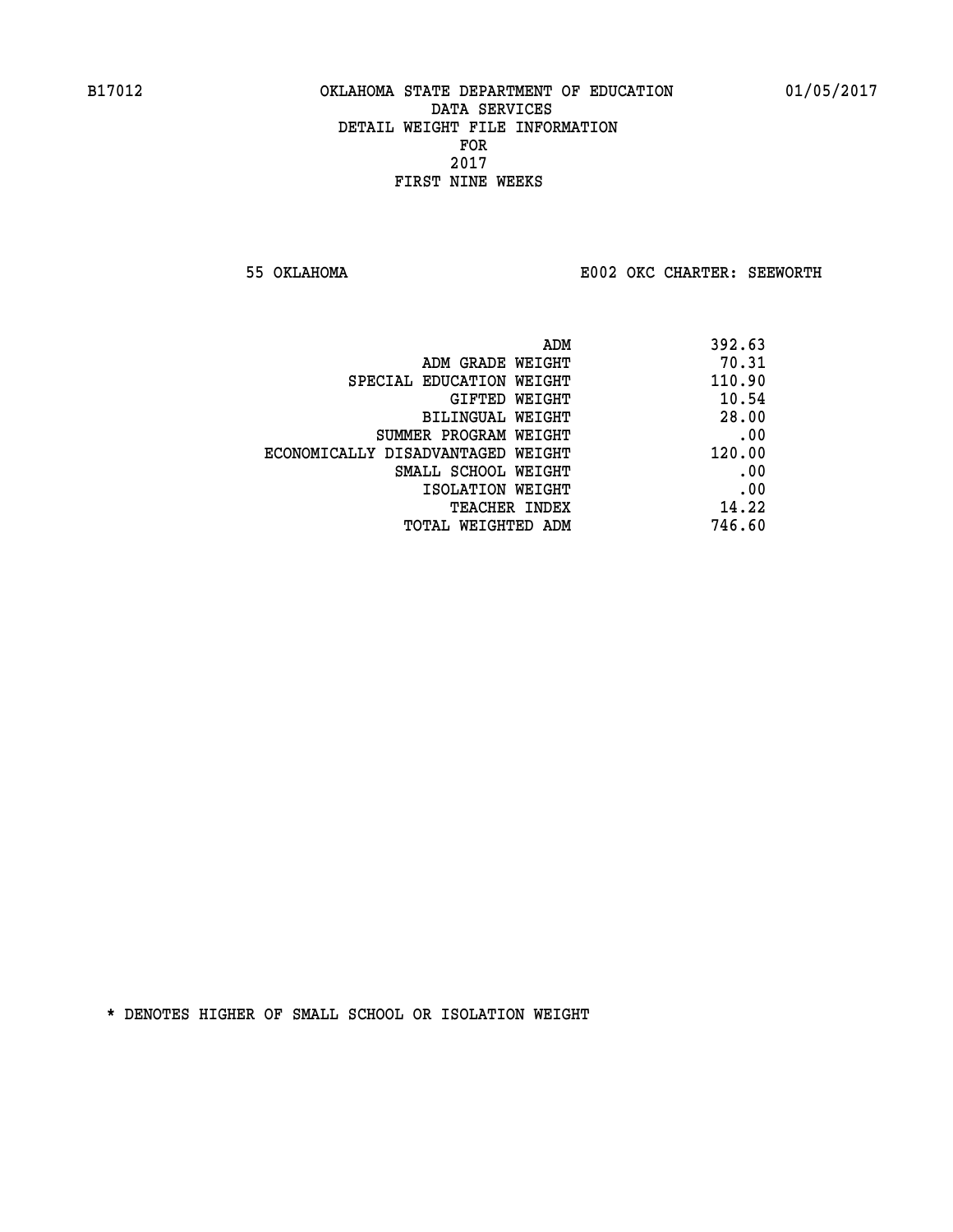B17012 OKLAHOMA STATE DEPARTMENT OF EDUCATION 01/05/2017

DATA SERVICES
DETAIL WEIGHT FILE INFORMATION
FOR
2017
FIRST NINE WEEKS

55 OKLAHOMA E002 OKC CHARTER: SEEWORTH

| | |
|---|---|
| ADM | 392.63 |
| ADM GRADE WEIGHT | 70.31 |
| SPECIAL EDUCATION WEIGHT | 110.90 |
| GIFTED WEIGHT | 10.54 |
| BILINGUAL WEIGHT | 28.00 |
| SUMMER PROGRAM WEIGHT | .00 |
| ECONOMICALLY DISADVANTAGED WEIGHT | 120.00 |
| SMALL SCHOOL WEIGHT | .00 |
| ISOLATION WEIGHT | .00 |
| TEACHER INDEX | 14.22 |
| TOTAL WEIGHTED ADM | 746.60 |

* DENOTES HIGHER OF SMALL SCHOOL OR ISOLATION WEIGHT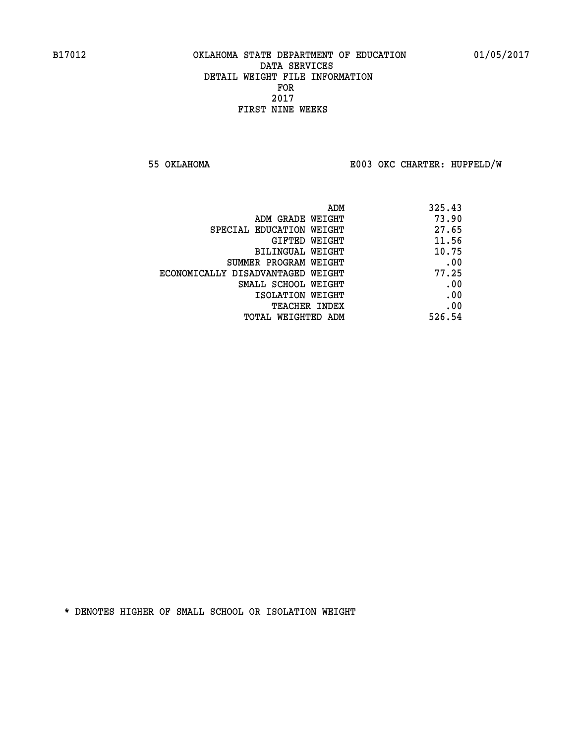B17012 OKLAHOMA STATE DEPARTMENT OF EDUCATION 01/05/2017

DATA SERVICES
DETAIL WEIGHT FILE INFORMATION
FOR
2017
FIRST NINE WEEKS

55 OKLAHOMA E003 OKC CHARTER: HUPFELD/W

| | |
|---|---|
| ADM | 325.43 |
| ADM GRADE WEIGHT | 73.90 |
| SPECIAL EDUCATION WEIGHT | 27.65 |
| GIFTED WEIGHT | 11.56 |
| BILINGUAL WEIGHT | 10.75 |
| SUMMER PROGRAM WEIGHT | .00 |
| ECONOMICALLY DISADVANTAGED WEIGHT | 77.25 |
| SMALL SCHOOL WEIGHT | .00 |
| ISOLATION WEIGHT | .00 |
| TEACHER INDEX | .00 |
| TOTAL WEIGHTED ADM | 526.54 |

* DENOTES HIGHER OF SMALL SCHOOL OR ISOLATION WEIGHT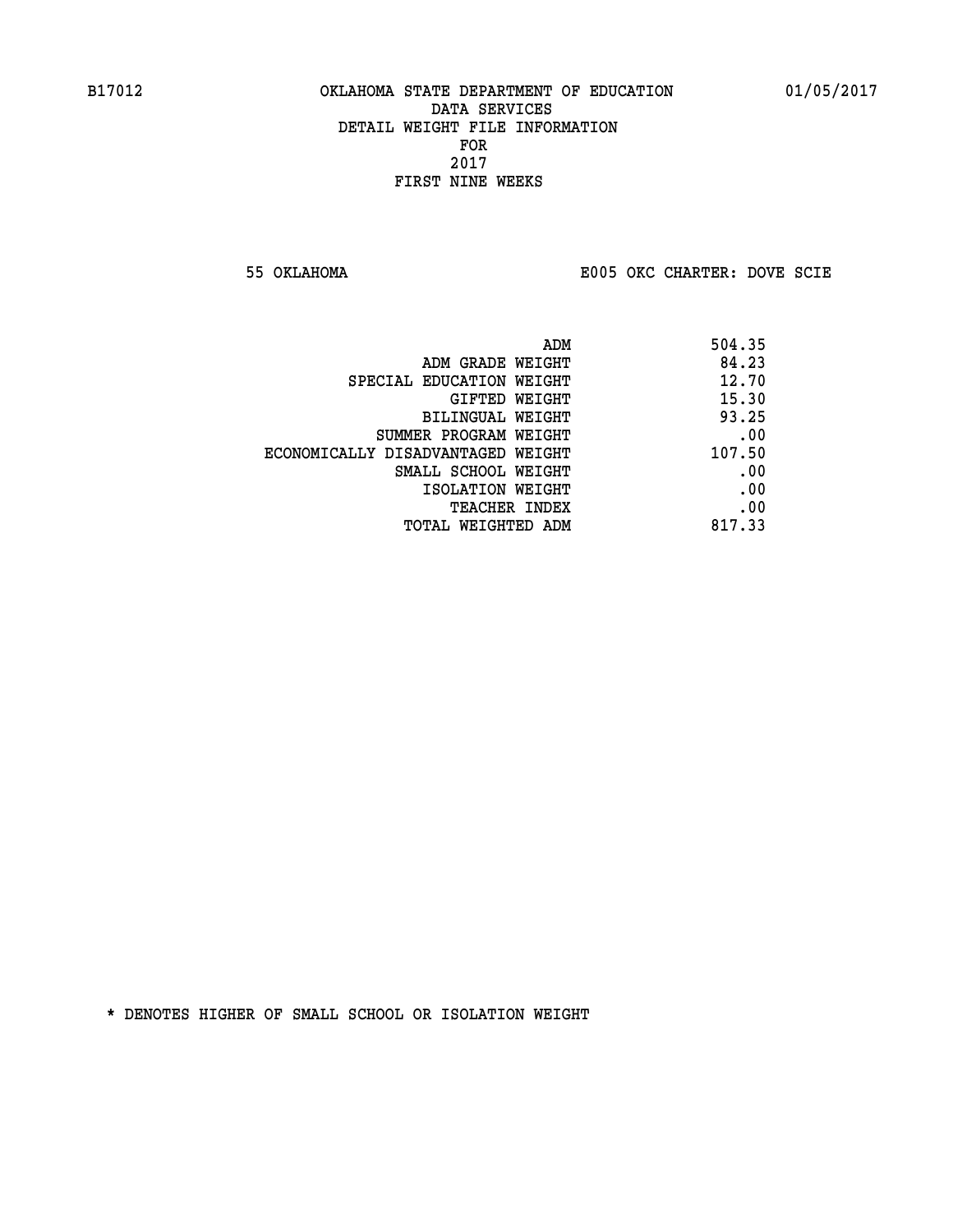B17012 OKLAHOMA STATE DEPARTMENT OF EDUCATION 01/05/2017

DATA SERVICES
DETAIL WEIGHT FILE INFORMATION
FOR
2017
FIRST NINE WEEKS

55 OKLAHOMA E005 OKC CHARTER: DOVE SCIE

| | |
|---|---|
| ADM | 504.35 |
| ADM GRADE WEIGHT | 84.23 |
| SPECIAL EDUCATION WEIGHT | 12.70 |
| GIFTED WEIGHT | 15.30 |
| BILINGUAL WEIGHT | 93.25 |
| SUMMER PROGRAM WEIGHT | .00 |
| ECONOMICALLY DISADVANTAGED WEIGHT | 107.50 |
| SMALL SCHOOL WEIGHT | .00 |
| ISOLATION WEIGHT | .00 |
| TEACHER INDEX | .00 |
| TOTAL WEIGHTED ADM | 817.33 |

* DENOTES HIGHER OF SMALL SCHOOL OR ISOLATION WEIGHT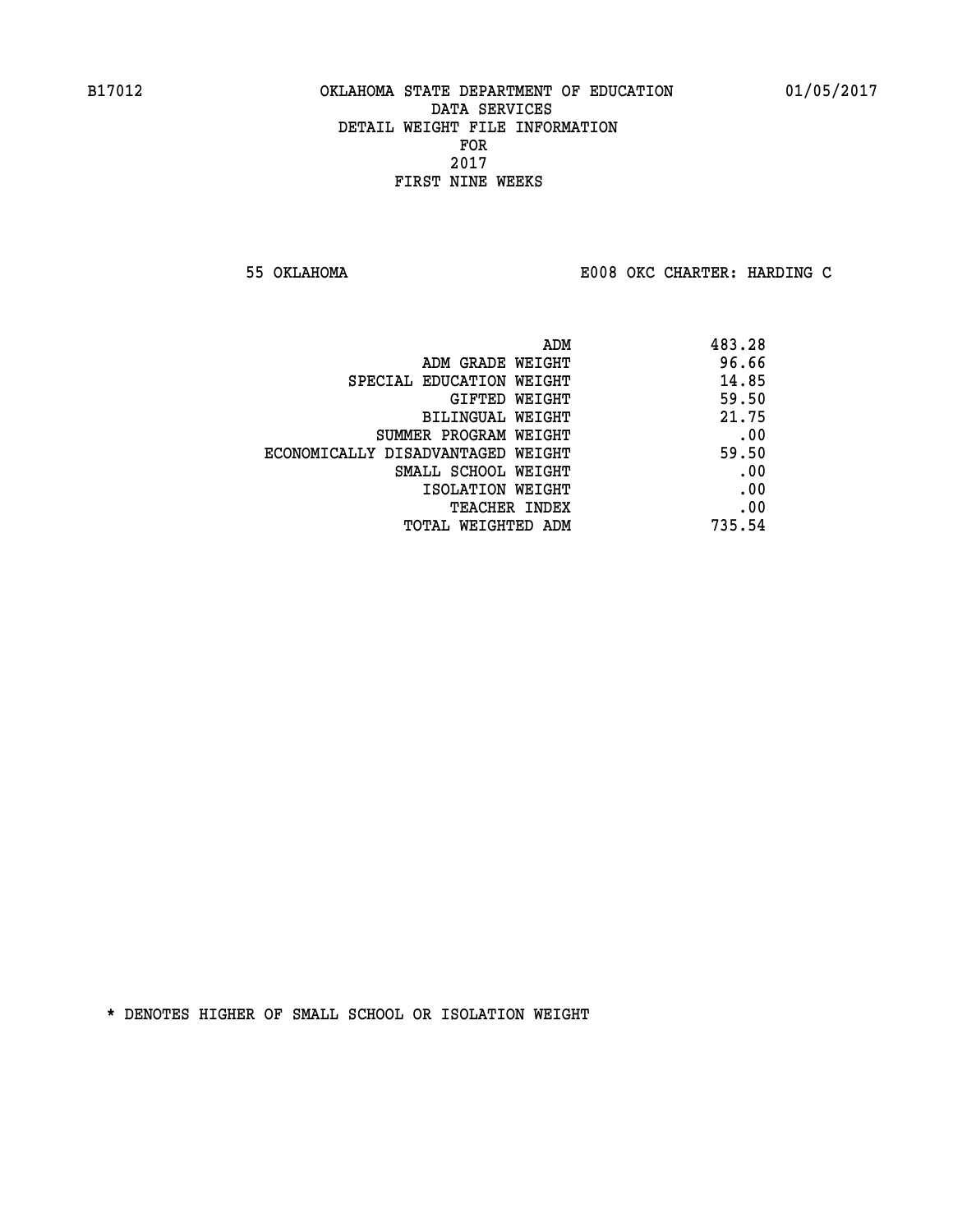B17012 OKLAHOMA STATE DEPARTMENT OF EDUCATION 01/05/2017
DATA SERVICES
DETAIL WEIGHT FILE INFORMATION
FOR
2017
FIRST NINE WEEKS

55 OKLAHOMA E008 OKC CHARTER: HARDING C

| | |
|---|---|
| ADM | 483.28 |
| ADM GRADE WEIGHT | 96.66 |
| SPECIAL EDUCATION WEIGHT | 14.85 |
| GIFTED WEIGHT | 59.50 |
| BILINGUAL WEIGHT | 21.75 |
| SUMMER PROGRAM WEIGHT | .00 |
| ECONOMICALLY DISADVANTAGED WEIGHT | 59.50 |
| SMALL SCHOOL WEIGHT | .00 |
| ISOLATION WEIGHT | .00 |
| TEACHER INDEX | .00 |
| TOTAL WEIGHTED ADM | 735.54 |

* DENOTES HIGHER OF SMALL SCHOOL OR ISOLATION WEIGHT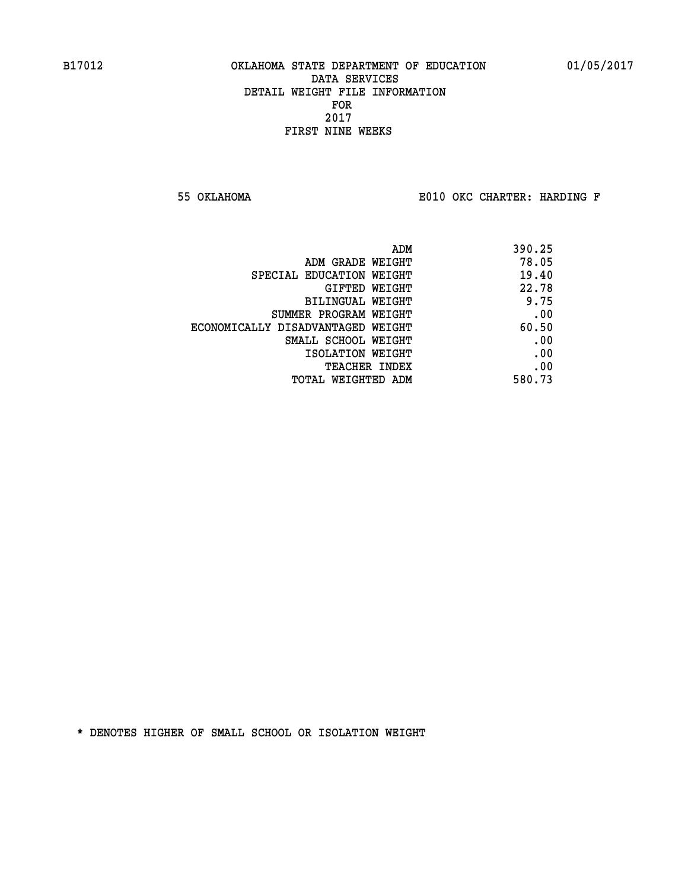B17012 OKLAHOMA STATE DEPARTMENT OF EDUCATION 01/05/2017

DATA SERVICES
DETAIL WEIGHT FILE INFORMATION
FOR
2017
FIRST NINE WEEKS

55 OKLAHOMA E010 OKC CHARTER: HARDING F

| | |
|---|---|
| ADM | 390.25 |
| ADM GRADE WEIGHT | 78.05 |
| SPECIAL EDUCATION WEIGHT | 19.40 |
| GIFTED WEIGHT | 22.78 |
| BILINGUAL WEIGHT | 9.75 |
| SUMMER PROGRAM WEIGHT | .00 |
| ECONOMICALLY DISADVANTAGED WEIGHT | 60.50 |
| SMALL SCHOOL WEIGHT | .00 |
| ISOLATION WEIGHT | .00 |
| TEACHER INDEX | .00 |
| TOTAL WEIGHTED ADM | 580.73 |

* DENOTES HIGHER OF SMALL SCHOOL OR ISOLATION WEIGHT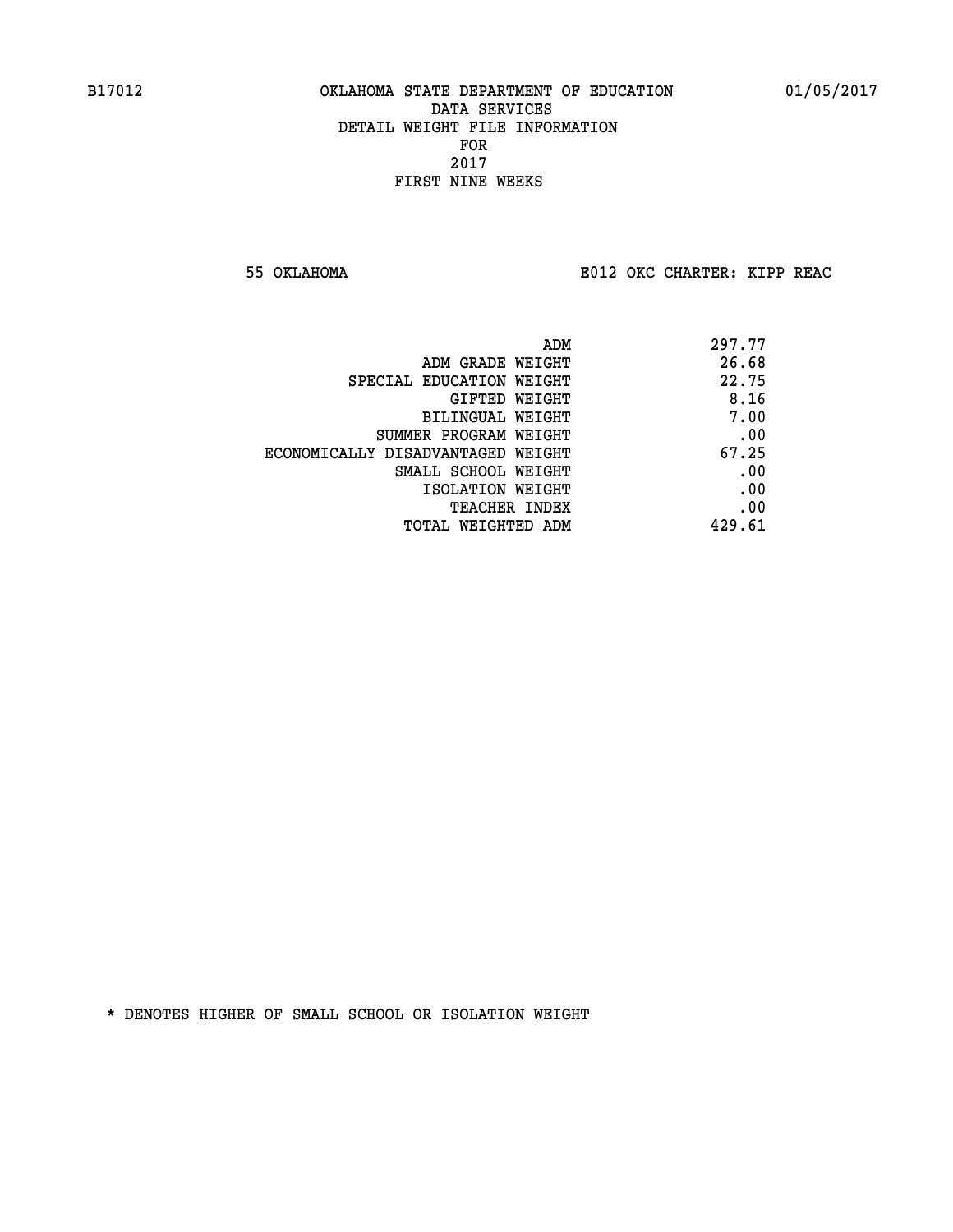B17012 OKLAHOMA STATE DEPARTMENT OF EDUCATION 01/05/2017

DATA SERVICES
DETAIL WEIGHT FILE INFORMATION
FOR
2017
FIRST NINE WEEKS

55 OKLAHOMA E012 OKC CHARTER: KIPP REAC

| | |
|---|---|
| ADM | 297.77 |
| ADM GRADE WEIGHT | 26.68 |
| SPECIAL EDUCATION WEIGHT | 22.75 |
| GIFTED WEIGHT | 8.16 |
| BILINGUAL WEIGHT | 7.00 |
| SUMMER PROGRAM WEIGHT | .00 |
| ECONOMICALLY DISADVANTAGED WEIGHT | 67.25 |
| SMALL SCHOOL WEIGHT | .00 |
| ISOLATION WEIGHT | .00 |
| TEACHER INDEX | .00 |
| TOTAL WEIGHTED ADM | 429.61 |

* DENOTES HIGHER OF SMALL SCHOOL OR ISOLATION WEIGHT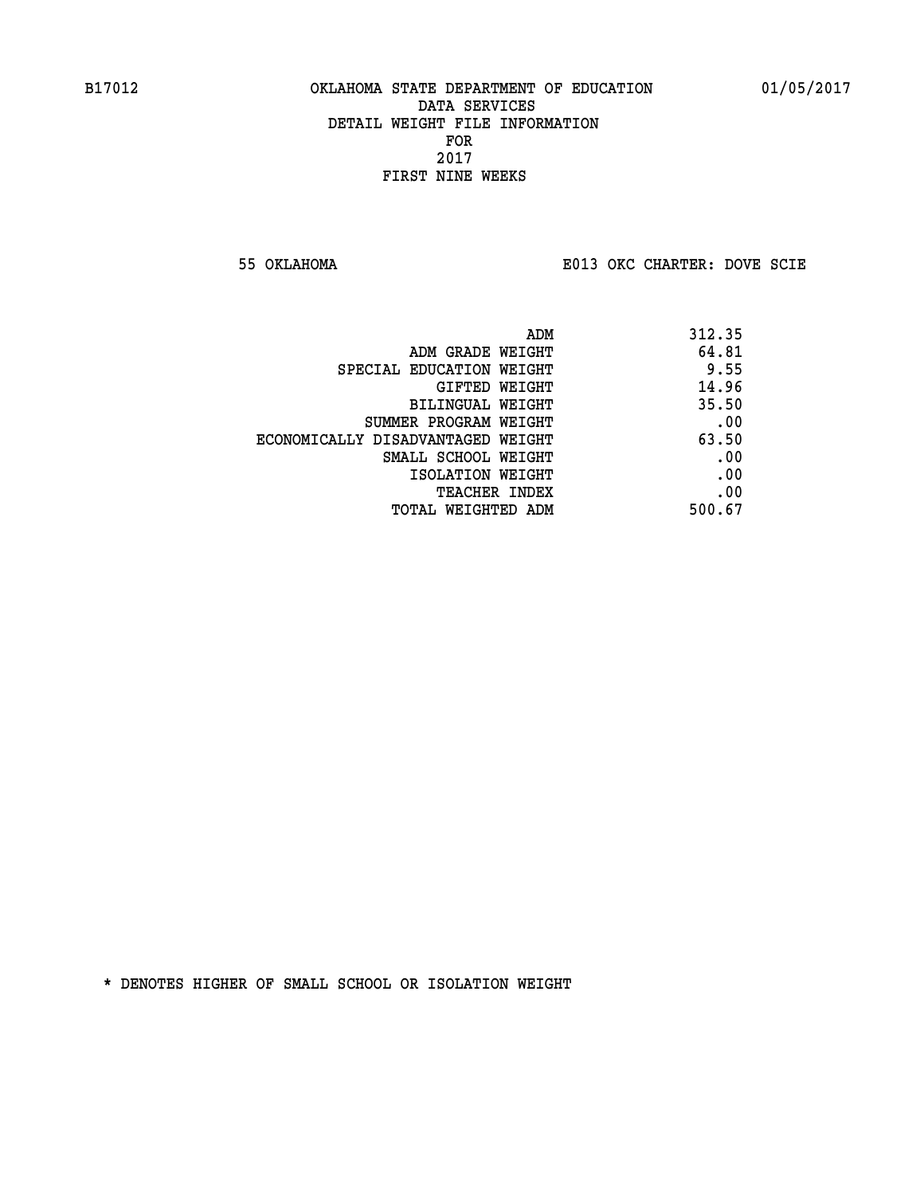B17012 OKLAHOMA STATE DEPARTMENT OF EDUCATION 01/05/2017

DATA SERVICES
DETAIL WEIGHT FILE INFORMATION
FOR
2017
FIRST NINE WEEKS

55 OKLAHOMA E013 OKC CHARTER: DOVE SCIE

| | |
|---|---|
| ADM | 312.35 |
| ADM GRADE WEIGHT | 64.81 |
| SPECIAL EDUCATION WEIGHT | 9.55 |
| GIFTED WEIGHT | 14.96 |
| BILINGUAL WEIGHT | 35.50 |
| SUMMER PROGRAM WEIGHT | .00 |
| ECONOMICALLY DISADVANTAGED WEIGHT | 63.50 |
| SMALL SCHOOL WEIGHT | .00 |
| ISOLATION WEIGHT | .00 |
| TEACHER INDEX | .00 |
| TOTAL WEIGHTED ADM | 500.67 |

* DENOTES HIGHER OF SMALL SCHOOL OR ISOLATION WEIGHT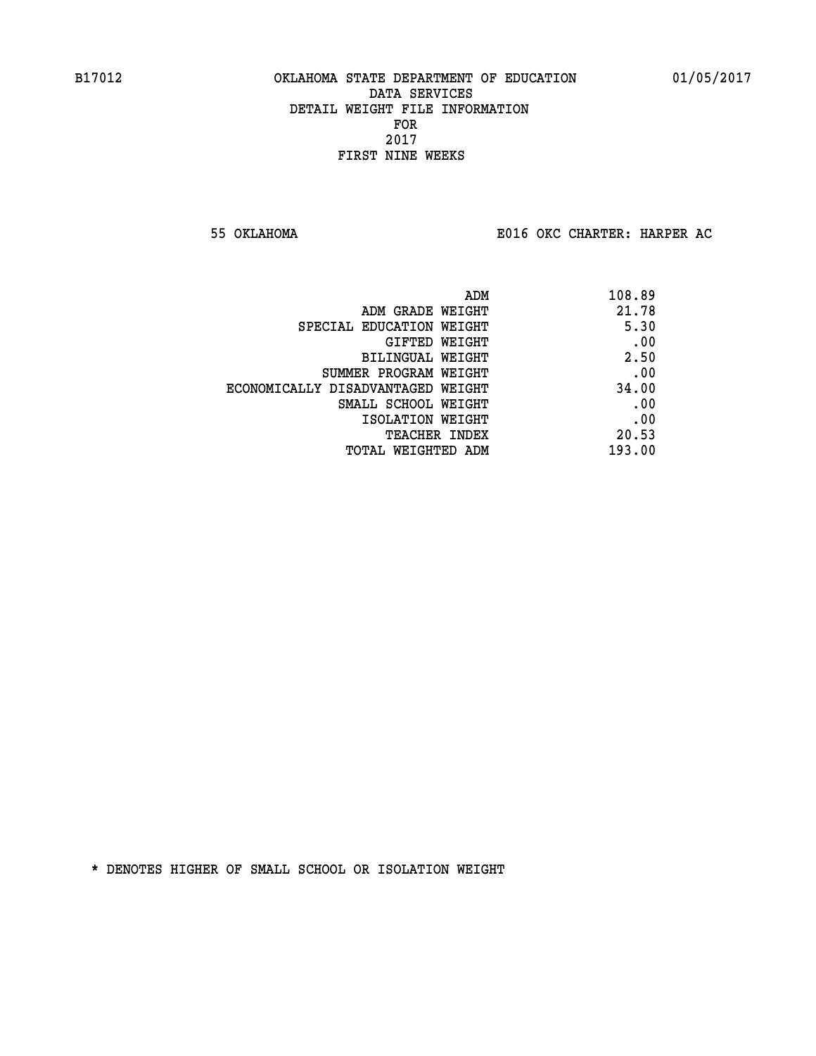B17012 OKLAHOMA STATE DEPARTMENT OF EDUCATION 01/05/2017

DATA SERVICES

DETAIL WEIGHT FILE INFORMATION

FOR

2017

FIRST NINE WEEKS

55 OKLAHOMA E016 OKC CHARTER: HARPER AC

| | |
|---|---|
| ADM | 108.89 |
| ADM GRADE WEIGHT | 21.78 |
| SPECIAL EDUCATION WEIGHT | 5.30 |
| GIFTED WEIGHT | .00 |
| BILINGUAL WEIGHT | 2.50 |
| SUMMER PROGRAM WEIGHT | .00 |
| ECONOMICALLY DISADVANTAGED WEIGHT | 34.00 |
| SMALL SCHOOL WEIGHT | .00 |
| ISOLATION WEIGHT | .00 |
| TEACHER INDEX | 20.53 |
| TOTAL WEIGHTED ADM | 193.00 |

* DENOTES HIGHER OF SMALL SCHOOL OR ISOLATION WEIGHT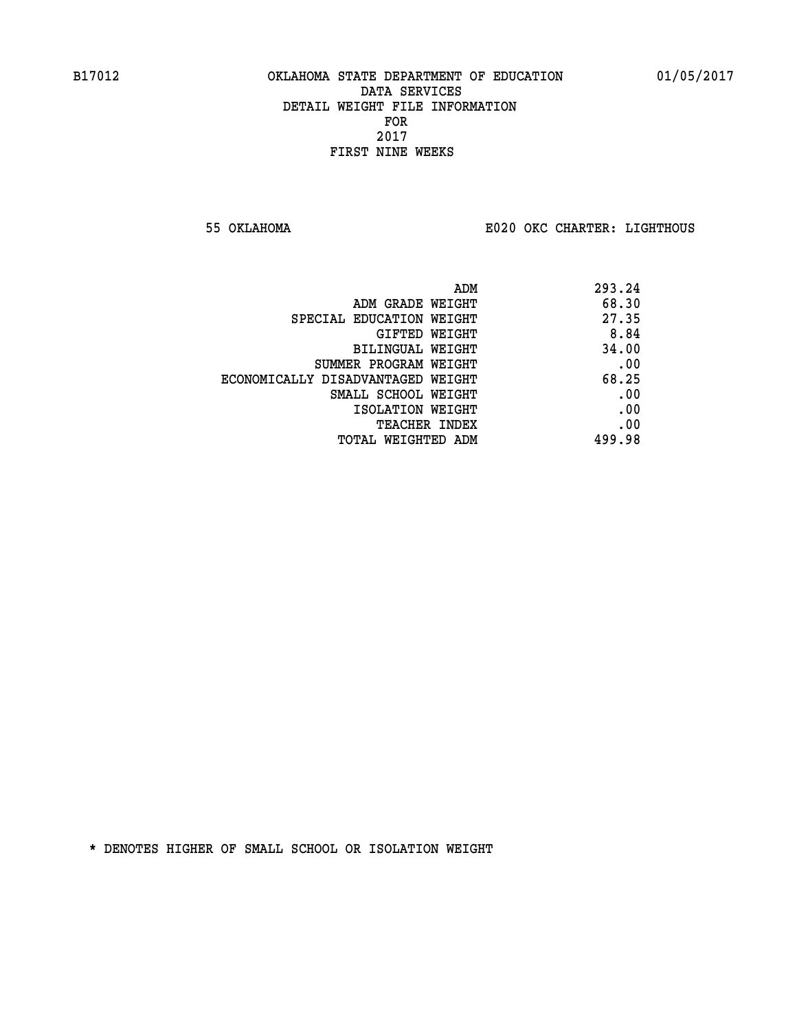B17012 OKLAHOMA STATE DEPARTMENT OF EDUCATION 01/05/2017

DATA SERVICES
DETAIL WEIGHT FILE INFORMATION
FOR
2017
FIRST NINE WEEKS

55 OKLAHOMA E020 OKC CHARTER: LIGHTHOUS

| | |
|---|---|
| ADM | 293.24 |
| ADM GRADE WEIGHT | 68.30 |
| SPECIAL EDUCATION WEIGHT | 27.35 |
| GIFTED WEIGHT | 8.84 |
| BILINGUAL WEIGHT | 34.00 |
| SUMMER PROGRAM WEIGHT | .00 |
| ECONOMICALLY DISADVANTAGED WEIGHT | 68.25 |
| SMALL SCHOOL WEIGHT | .00 |
| ISOLATION WEIGHT | .00 |
| TEACHER INDEX | .00 |
| TOTAL WEIGHTED ADM | 499.98 |

* DENOTES HIGHER OF SMALL SCHOOL OR ISOLATION WEIGHT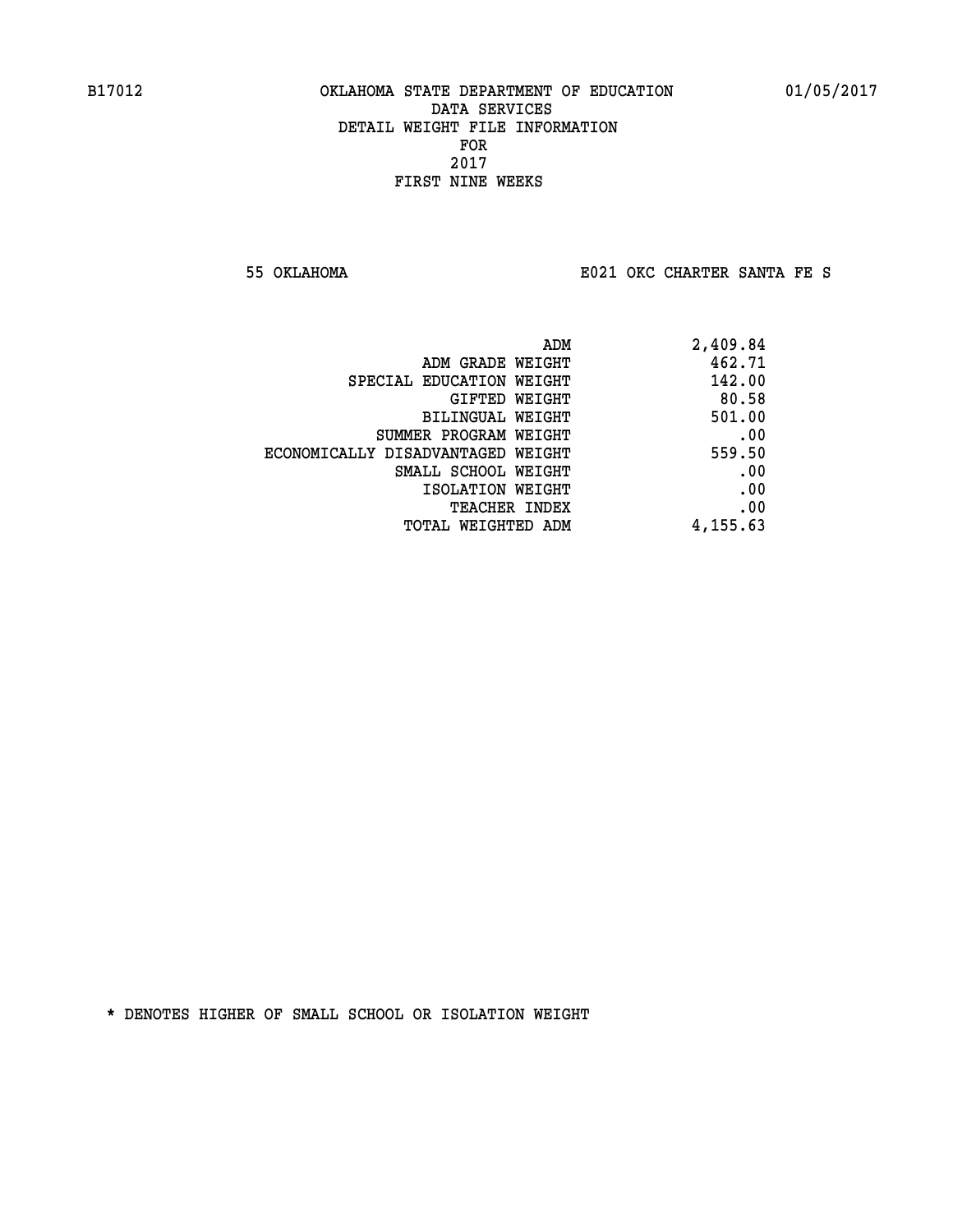B17012 OKLAHOMA STATE DEPARTMENT OF EDUCATION 01/05/2017

DATA SERVICES

DETAIL WEIGHT FILE INFORMATION

FOR

2017

FIRST NINE WEEKS

55 OKLAHOMA E021 OKC CHARTER SANTA FE S

| | |
|---|---|
| ADM | 2,409.84 |
| ADM GRADE WEIGHT | 462.71 |
| SPECIAL EDUCATION WEIGHT | 142.00 |
| GIFTED WEIGHT | 80.58 |
| BILINGUAL WEIGHT | 501.00 |
| SUMMER PROGRAM WEIGHT | .00 |
| ECONOMICALLY DISADVANTAGED WEIGHT | 559.50 |
| SMALL SCHOOL WEIGHT | .00 |
| ISOLATION WEIGHT | .00 |
| TEACHER INDEX | .00 |
| TOTAL WEIGHTED ADM | 4,155.63 |

* DENOTES HIGHER OF SMALL SCHOOL OR ISOLATION WEIGHT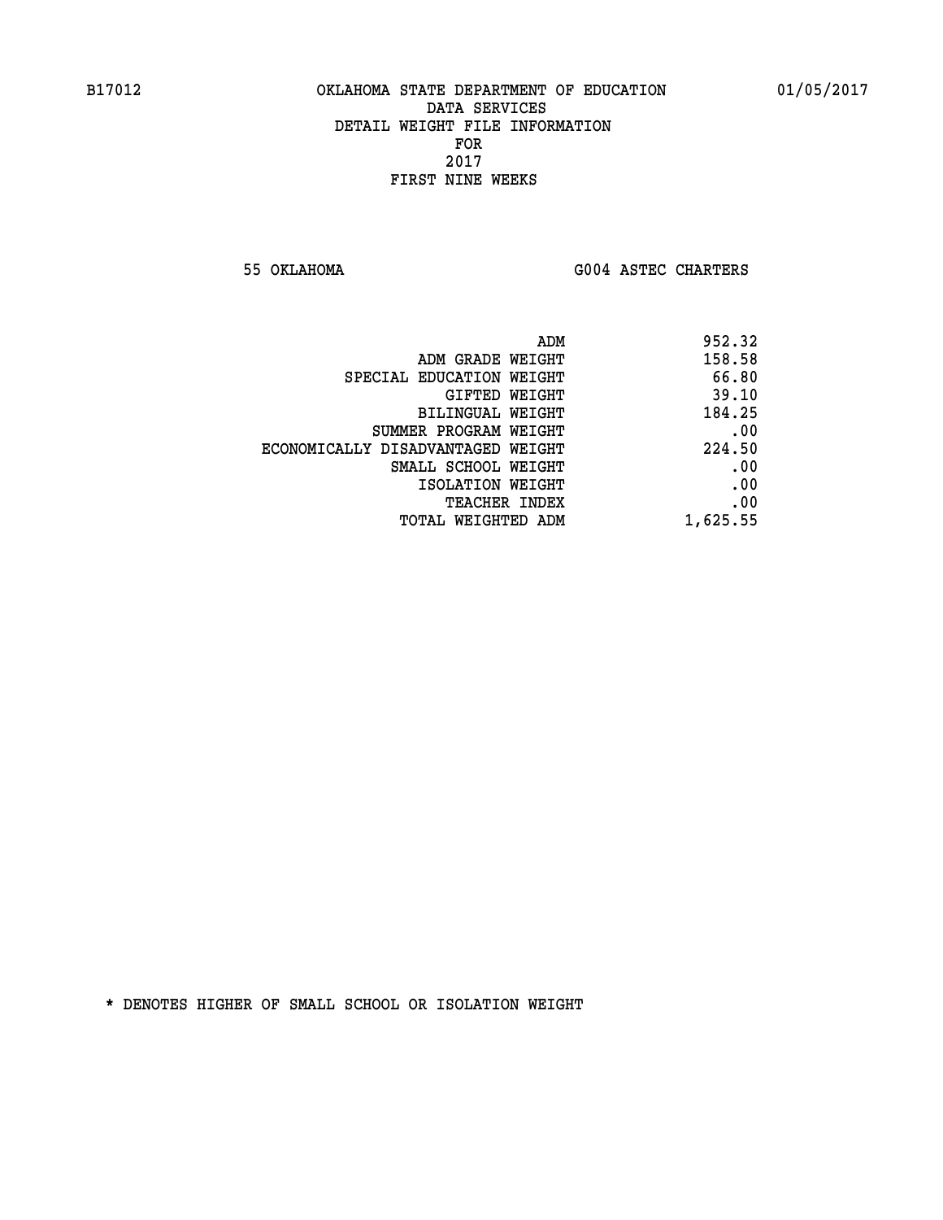# OKLAHOMA STATE DEPARTMENT OF EDUCATION
## DATA SERVICES
## DETAIL WEIGHT FILE INFORMATION
## FOR
## 2017
## FIRST NINE WEEKS

B17012 — 01/05/2017

55 OKLAHOMA — G004 ASTEC CHARTERS

| | |
|---|---:|
| ADM | 952.32 |
| ADM GRADE WEIGHT | 158.58 |
| SPECIAL EDUCATION WEIGHT | 66.80 |
| GIFTED WEIGHT | 39.10 |
| BILINGUAL WEIGHT | 184.25 |
| SUMMER PROGRAM WEIGHT | .00 |
| ECONOMICALLY DISADVANTAGED WEIGHT | 224.50 |
| SMALL SCHOOL WEIGHT | .00 |
| ISOLATION WEIGHT | .00 |
| TEACHER INDEX | .00 |
| TOTAL WEIGHTED ADM | 1,625.55 |

* DENOTES HIGHER OF SMALL SCHOOL OR ISOLATION WEIGHT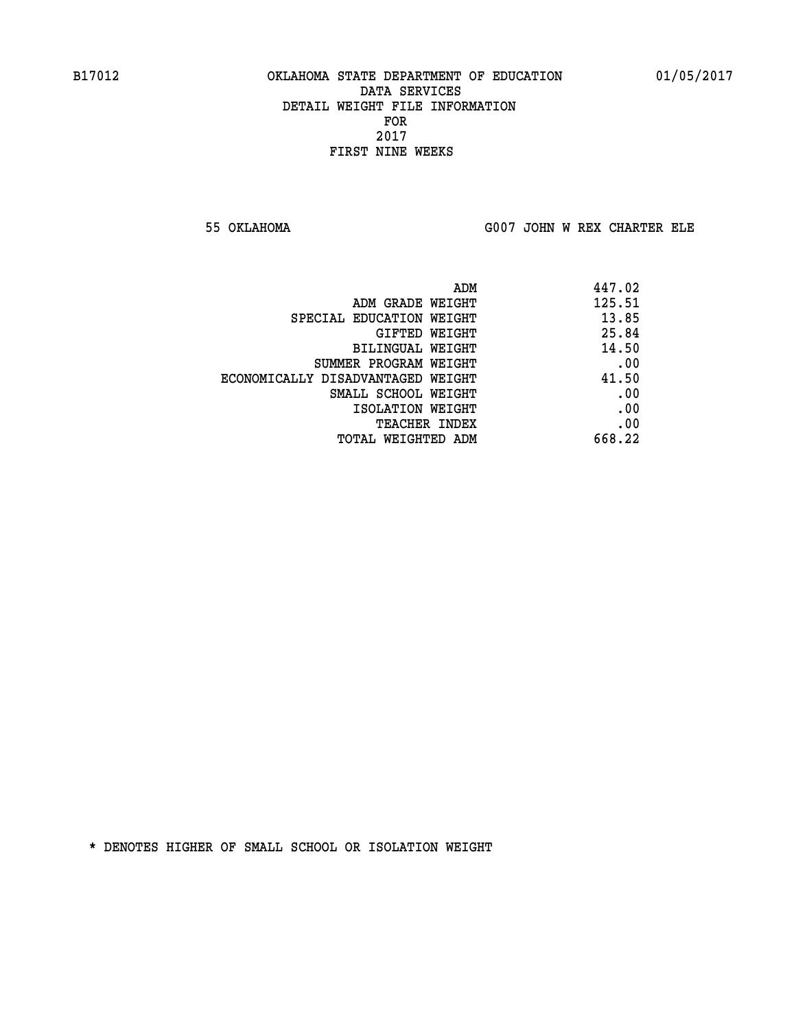B17012 OKLAHOMA STATE DEPARTMENT OF EDUCATION 01/05/2017

DATA SERVICES
DETAIL WEIGHT FILE INFORMATION
FOR
2017
FIRST NINE WEEKS

55 OKLAHOMA G007 JOHN W REX CHARTER ELE

| | |
|---|---|
| ADM | 447.02 |
| ADM GRADE WEIGHT | 125.51 |
| SPECIAL EDUCATION WEIGHT | 13.85 |
| GIFTED WEIGHT | 25.84 |
| BILINGUAL WEIGHT | 14.50 |
| SUMMER PROGRAM WEIGHT | .00 |
| ECONOMICALLY DISADVANTAGED WEIGHT | 41.50 |
| SMALL SCHOOL WEIGHT | .00 |
| ISOLATION WEIGHT | .00 |
| TEACHER INDEX | .00 |
| TOTAL WEIGHTED ADM | 668.22 |

* DENOTES HIGHER OF SMALL SCHOOL OR ISOLATION WEIGHT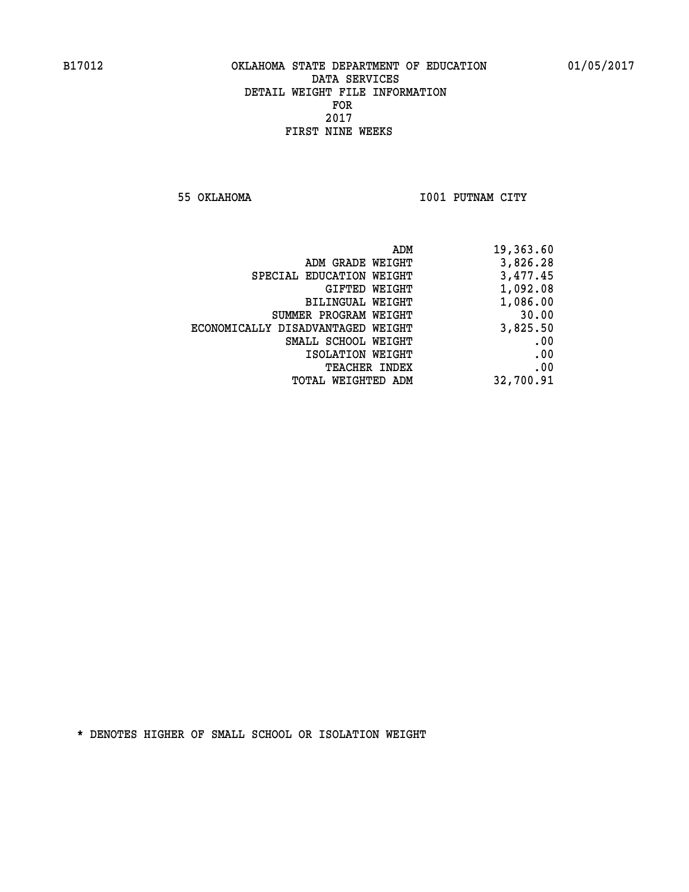B17012 OKLAHOMA STATE DEPARTMENT OF EDUCATION 01/05/2017

DATA SERVICES
DETAIL WEIGHT FILE INFORMATION
FOR
2017
FIRST NINE WEEKS

55 OKLAHOMA I001 PUTNAM CITY

| | |
|---|---|
| ADM | 19,363.60 |
| ADM GRADE WEIGHT | 3,826.28 |
| SPECIAL EDUCATION WEIGHT | 3,477.45 |
| GIFTED WEIGHT | 1,092.08 |
| BILINGUAL WEIGHT | 1,086.00 |
| SUMMER PROGRAM WEIGHT | 30.00 |
| ECONOMICALLY DISADVANTAGED WEIGHT | 3,825.50 |
| SMALL SCHOOL WEIGHT | .00 |
| ISOLATION WEIGHT | .00 |
| TEACHER INDEX | .00 |
| TOTAL WEIGHTED ADM | 32,700.91 |

* DENOTES HIGHER OF SMALL SCHOOL OR ISOLATION WEIGHT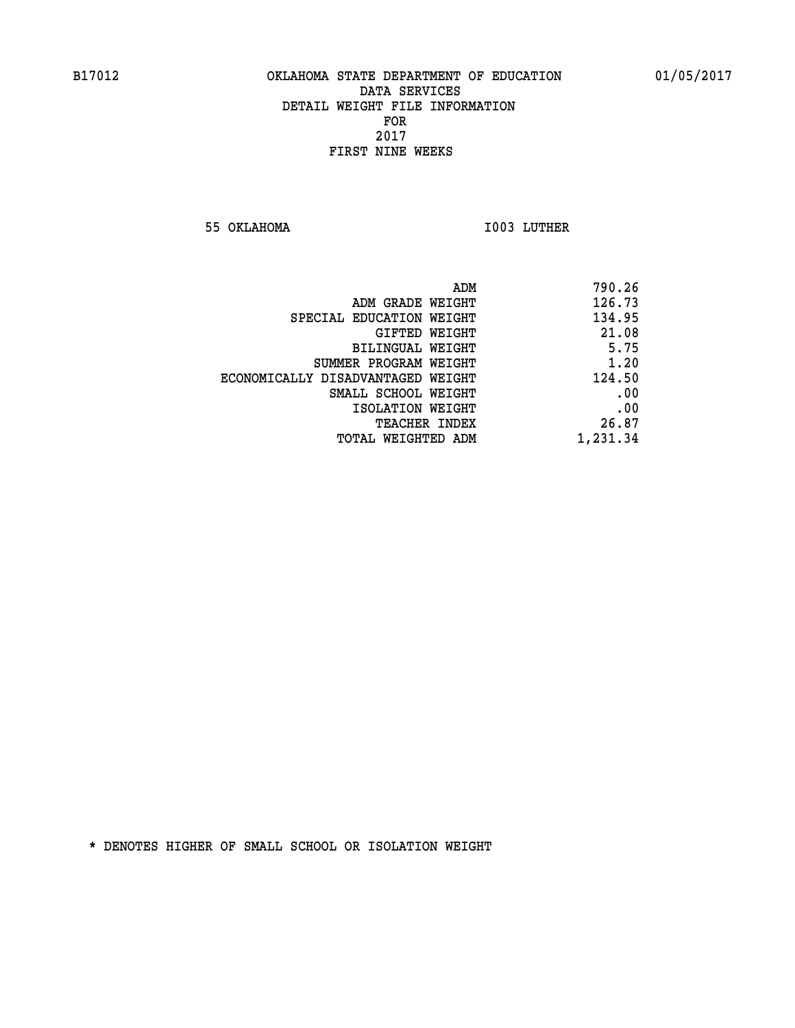B17012 OKLAHOMA STATE DEPARTMENT OF EDUCATION 01/05/2017

DATA SERVICES
DETAIL WEIGHT FILE INFORMATION
FOR
2017
FIRST NINE WEEKS

55 OKLAHOMA I003 LUTHER

| | |
|---|---|
| ADM | 790.26 |
| ADM GRADE WEIGHT | 126.73 |
| SPECIAL EDUCATION WEIGHT | 134.95 |
| GIFTED WEIGHT | 21.08 |
| BILINGUAL WEIGHT | 5.75 |
| SUMMER PROGRAM WEIGHT | 1.20 |
| ECONOMICALLY DISADVANTAGED WEIGHT | 124.50 |
| SMALL SCHOOL WEIGHT | .00 |
| ISOLATION WEIGHT | .00 |
| TEACHER INDEX | 26.87 |
| TOTAL WEIGHTED ADM | 1,231.34 |

* DENOTES HIGHER OF SMALL SCHOOL OR ISOLATION WEIGHT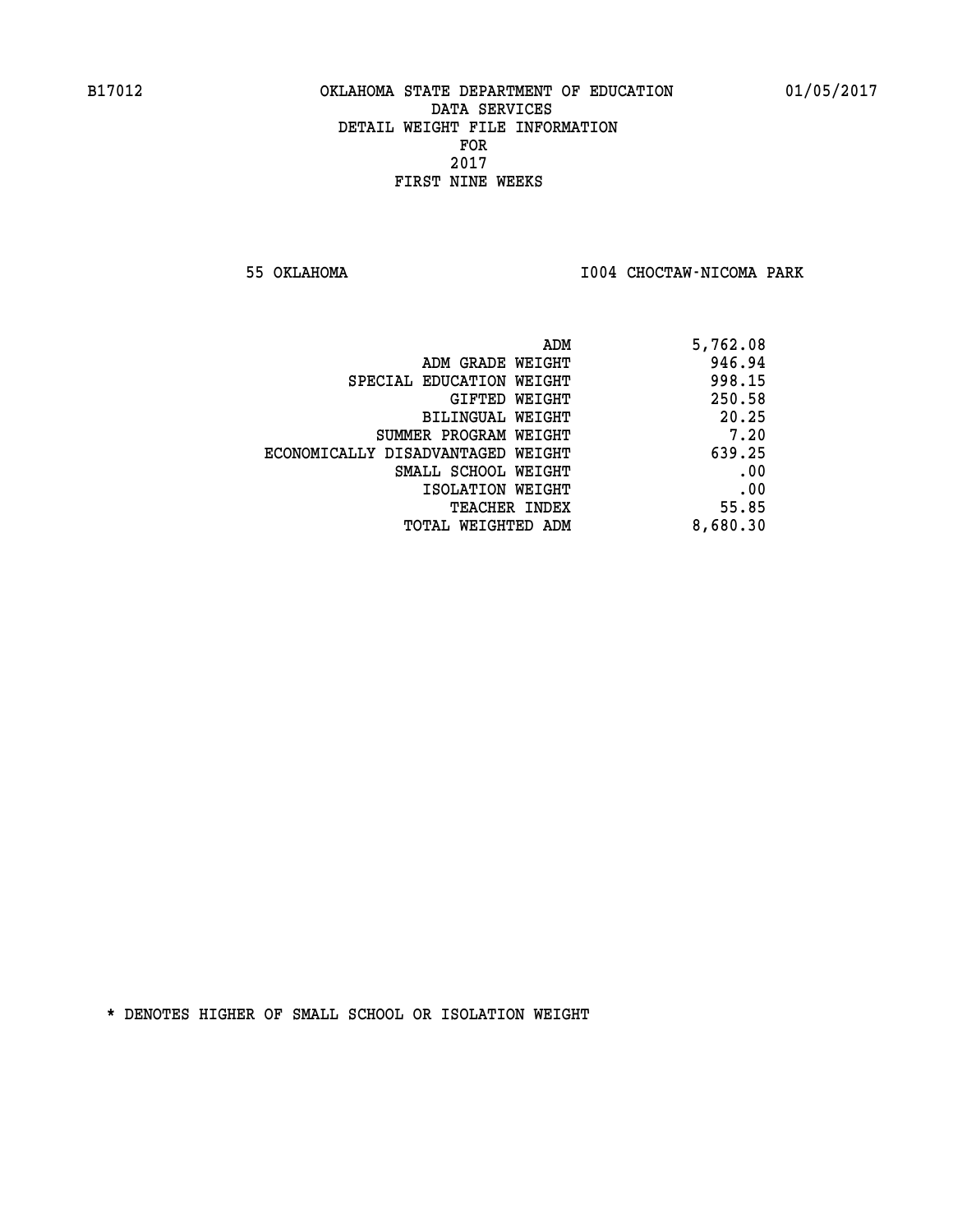B17012 OKLAHOMA STATE DEPARTMENT OF EDUCATION 01/05/2017

DATA SERVICES
DETAIL WEIGHT FILE INFORMATION
FOR
2017
FIRST NINE WEEKS

55 OKLAHOMA I004 CHOCTAW-NICOMA PARK

| | |
|---|---|
| ADM | 5,762.08 |
| ADM GRADE WEIGHT | 946.94 |
| SPECIAL EDUCATION WEIGHT | 998.15 |
| GIFTED WEIGHT | 250.58 |
| BILINGUAL WEIGHT | 20.25 |
| SUMMER PROGRAM WEIGHT | 7.20 |
| ECONOMICALLY DISADVANTAGED WEIGHT | 639.25 |
| SMALL SCHOOL WEIGHT | .00 |
| ISOLATION WEIGHT | .00 |
| TEACHER INDEX | 55.85 |
| TOTAL WEIGHTED ADM | 8,680.30 |

* DENOTES HIGHER OF SMALL SCHOOL OR ISOLATION WEIGHT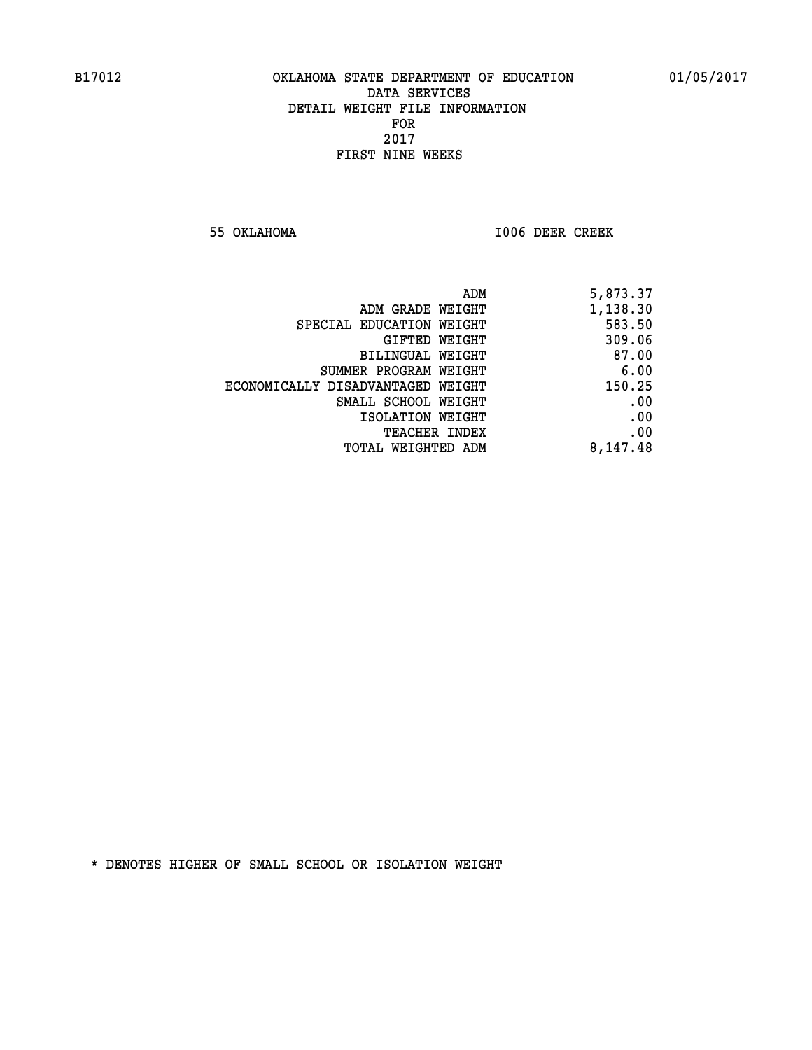B17012 OKLAHOMA STATE DEPARTMENT OF EDUCATION 01/05/2017

DATA SERVICES
DETAIL WEIGHT FILE INFORMATION
FOR
2017
FIRST NINE WEEKS

55 OKLAHOMA I006 DEER CREEK

| | |
|---|---|
| ADM | 5,873.37 |
| ADM GRADE WEIGHT | 1,138.30 |
| SPECIAL EDUCATION WEIGHT | 583.50 |
| GIFTED WEIGHT | 309.06 |
| BILINGUAL WEIGHT | 87.00 |
| SUMMER PROGRAM WEIGHT | 6.00 |
| ECONOMICALLY DISADVANTAGED WEIGHT | 150.25 |
| SMALL SCHOOL WEIGHT | .00 |
| ISOLATION WEIGHT | .00 |
| TEACHER INDEX | .00 |
| TOTAL WEIGHTED ADM | 8,147.48 |

* DENOTES HIGHER OF SMALL SCHOOL OR ISOLATION WEIGHT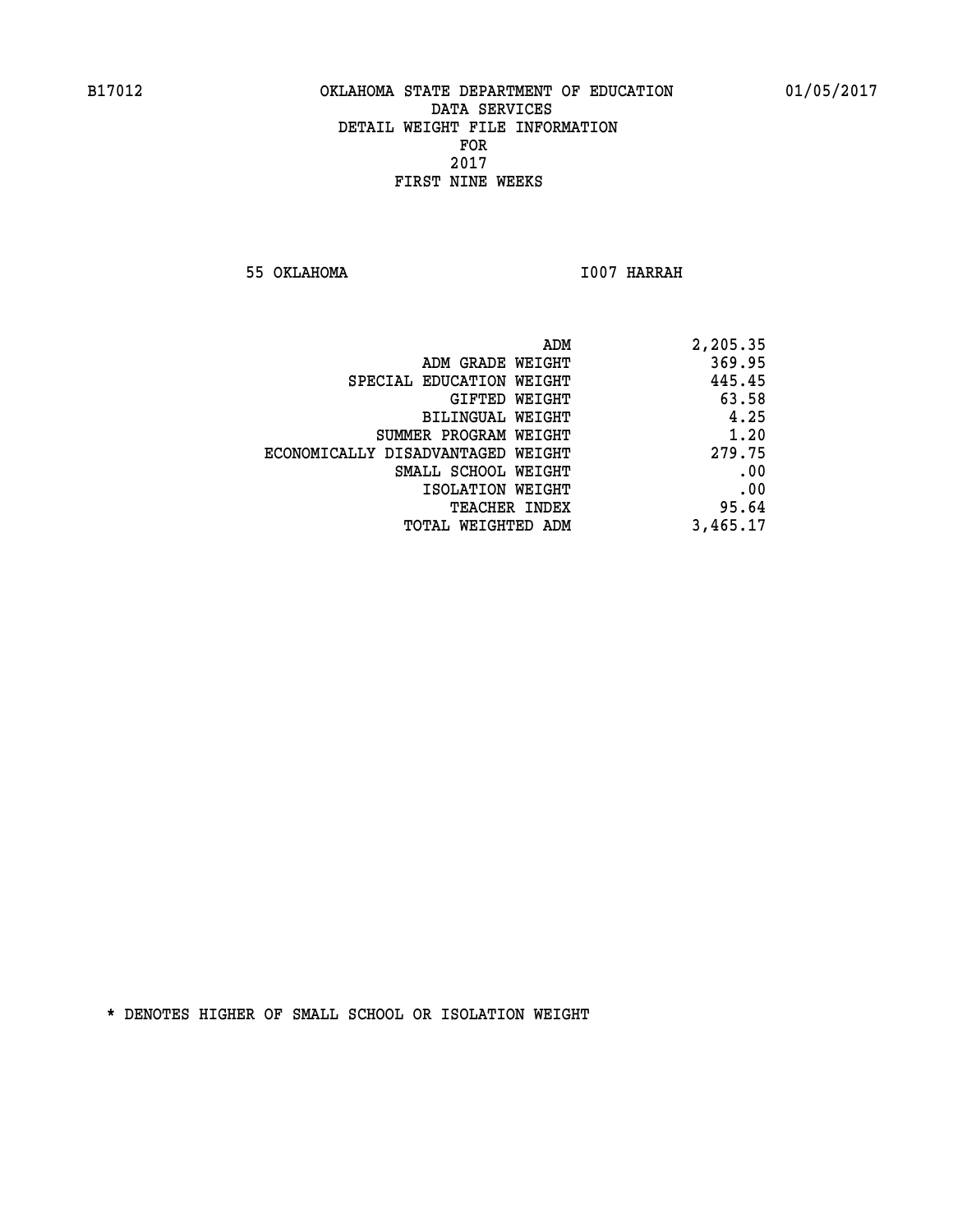B17012 OKLAHOMA STATE DEPARTMENT OF EDUCATION 01/05/2017

DATA SERVICES
DETAIL WEIGHT FILE INFORMATION
FOR
2017
FIRST NINE WEEKS

55 OKLAHOMA I007 HARRAH

| | |
|---|---|
| ADM | 2,205.35 |
| ADM GRADE WEIGHT | 369.95 |
| SPECIAL EDUCATION WEIGHT | 445.45 |
| GIFTED WEIGHT | 63.58 |
| BILINGUAL WEIGHT | 4.25 |
| SUMMER PROGRAM WEIGHT | 1.20 |
| ECONOMICALLY DISADVANTAGED WEIGHT | 279.75 |
| SMALL SCHOOL WEIGHT | .00 |
| ISOLATION WEIGHT | .00 |
| TEACHER INDEX | 95.64 |
| TOTAL WEIGHTED ADM | 3,465.17 |

* DENOTES HIGHER OF SMALL SCHOOL OR ISOLATION WEIGHT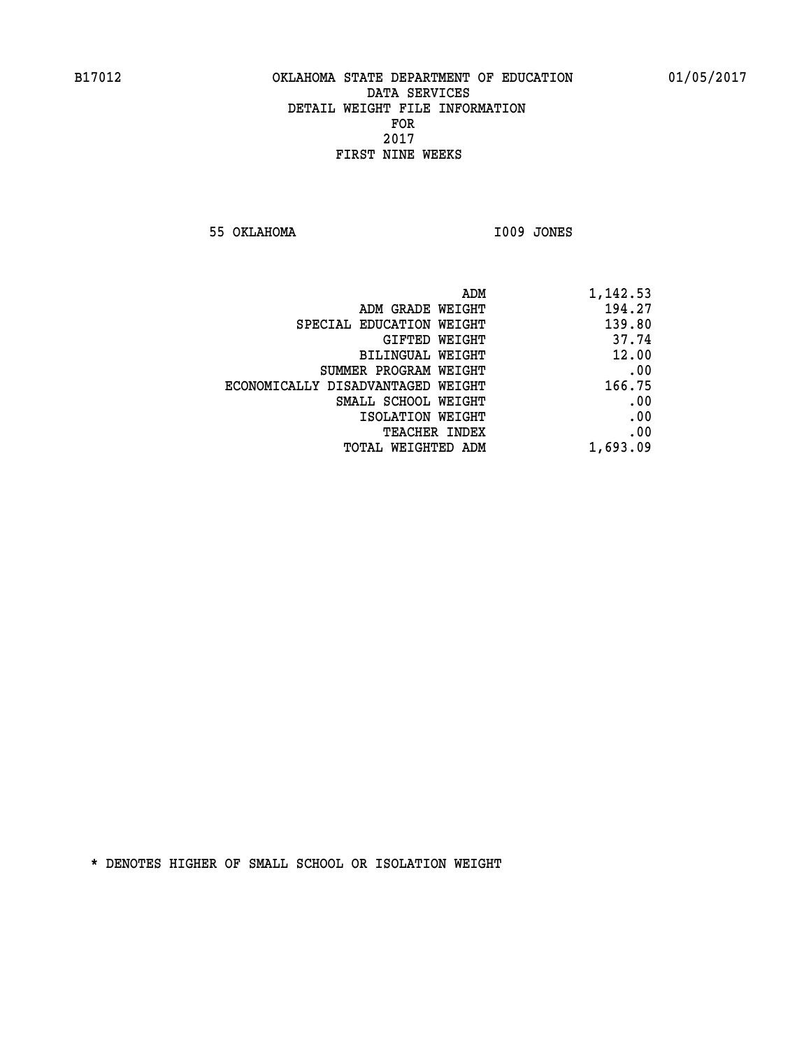B17012 OKLAHOMA STATE DEPARTMENT OF EDUCATION 01/05/2017

DATA SERVICES
DETAIL WEIGHT FILE INFORMATION
FOR
2017
FIRST NINE WEEKS

55 OKLAHOMA I009 JONES

| | |
|---|---|
| ADM | 1,142.53 |
| ADM GRADE WEIGHT | 194.27 |
| SPECIAL EDUCATION WEIGHT | 139.80 |
| GIFTED WEIGHT | 37.74 |
| BILINGUAL WEIGHT | 12.00 |
| SUMMER PROGRAM WEIGHT | .00 |
| ECONOMICALLY DISADVANTAGED WEIGHT | 166.75 |
| SMALL SCHOOL WEIGHT | .00 |
| ISOLATION WEIGHT | .00 |
| TEACHER INDEX | .00 |
| TOTAL WEIGHTED ADM | 1,693.09 |

* DENOTES HIGHER OF SMALL SCHOOL OR ISOLATION WEIGHT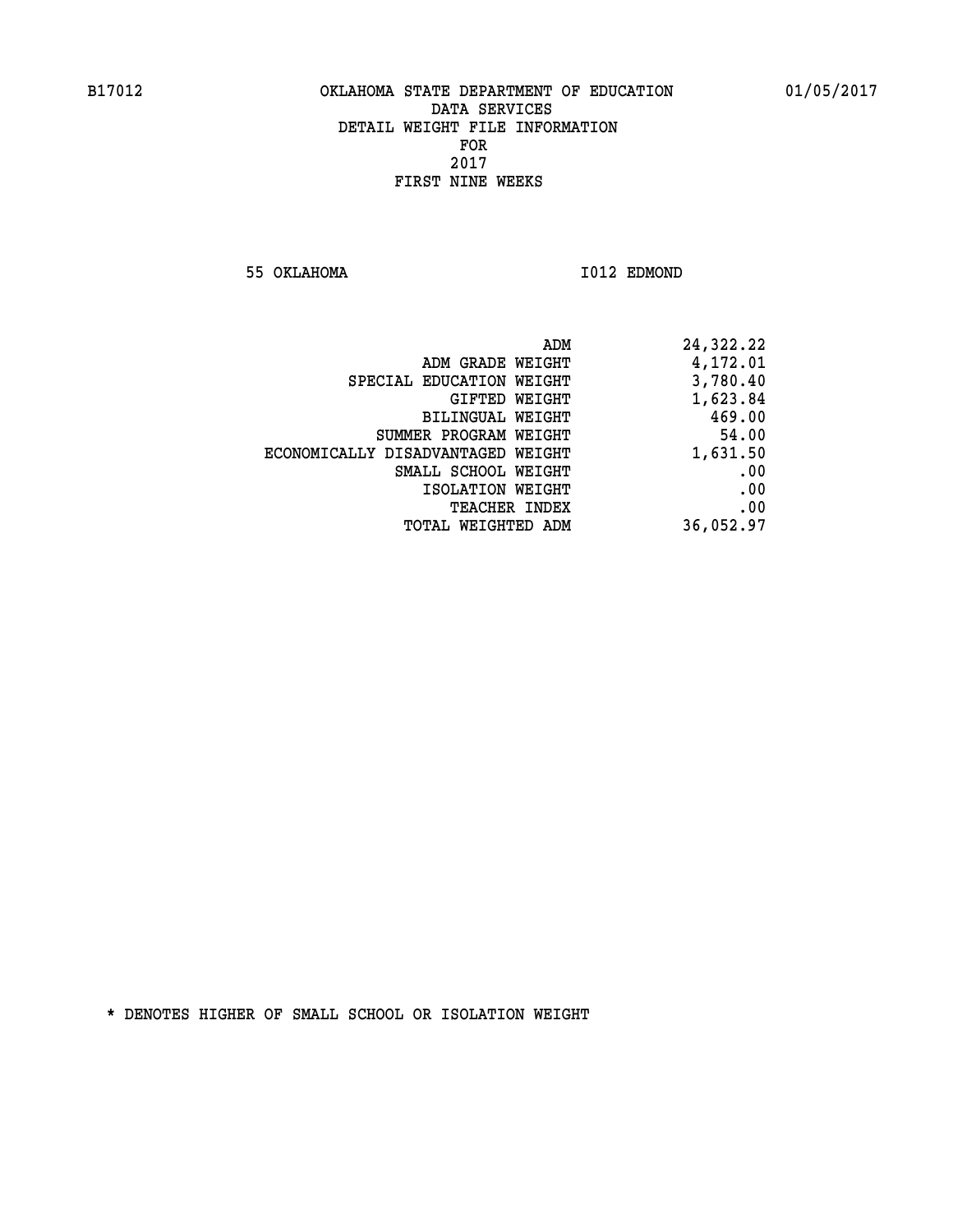B17012 OKLAHOMA STATE DEPARTMENT OF EDUCATION 01/05/2017

DATA SERVICES

DETAIL WEIGHT FILE INFORMATION

FOR

2017

FIRST NINE WEEKS

55 OKLAHOMA I012 EDMOND

| | |
|---|---|
| ADM | 24,322.22 |
| ADM GRADE WEIGHT | 4,172.01 |
| SPECIAL EDUCATION WEIGHT | 3,780.40 |
| GIFTED WEIGHT | 1,623.84 |
| BILINGUAL WEIGHT | 469.00 |
| SUMMER PROGRAM WEIGHT | 54.00 |
| ECONOMICALLY DISADVANTAGED WEIGHT | 1,631.50 |
| SMALL SCHOOL WEIGHT | .00 |
| ISOLATION WEIGHT | .00 |
| TEACHER INDEX | .00 |
| TOTAL WEIGHTED ADM | 36,052.97 |

* DENOTES HIGHER OF SMALL SCHOOL OR ISOLATION WEIGHT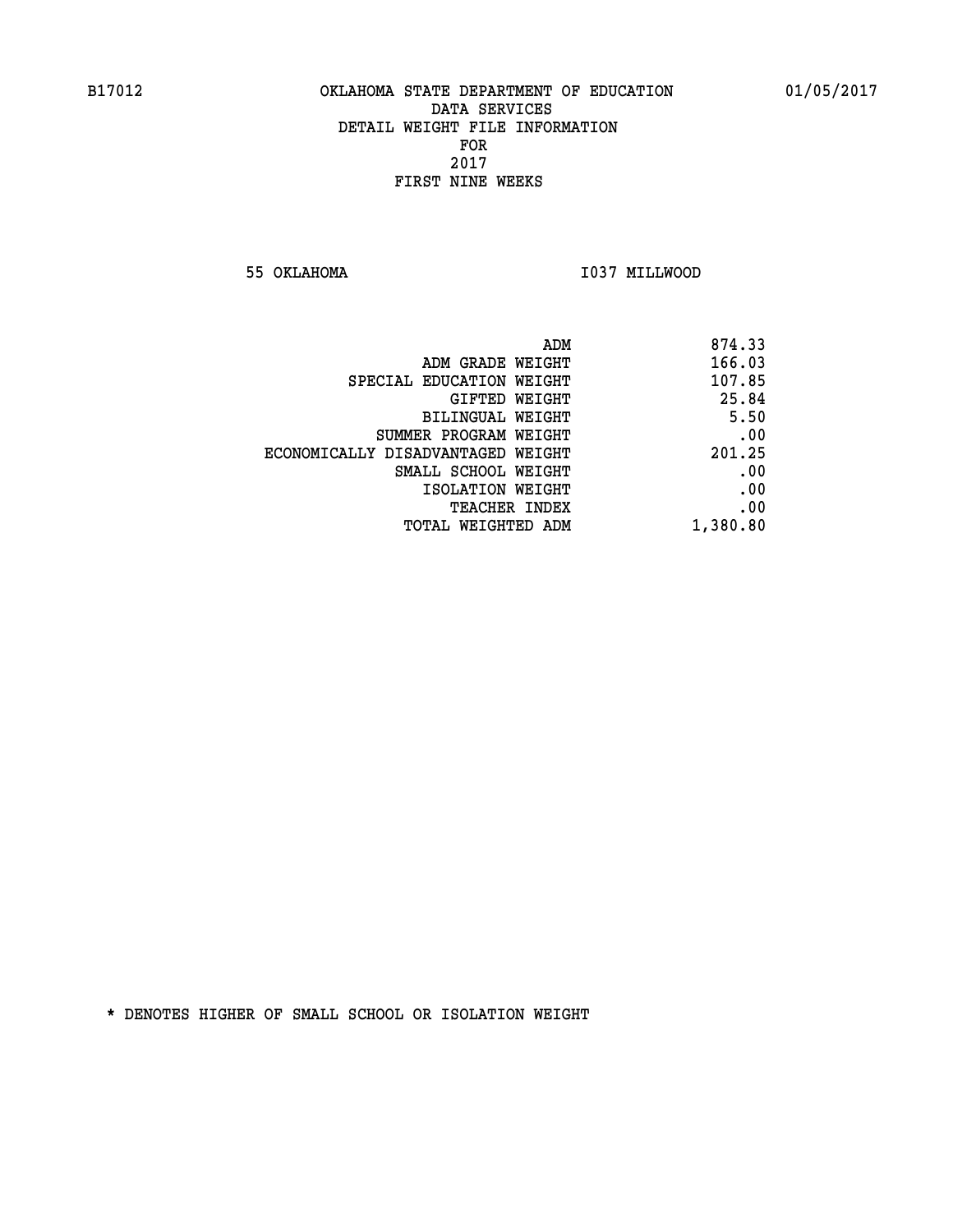B17012 OKLAHOMA STATE DEPARTMENT OF EDUCATION 01/05/2017

DATA SERVICES
DETAIL WEIGHT FILE INFORMATION
FOR
2017
FIRST NINE WEEKS

55 OKLAHOMA I037 MILLWOOD

| | |
|---|---|
| ADM | 874.33 |
| ADM GRADE WEIGHT | 166.03 |
| SPECIAL EDUCATION WEIGHT | 107.85 |
| GIFTED WEIGHT | 25.84 |
| BILINGUAL WEIGHT | 5.50 |
| SUMMER PROGRAM WEIGHT | .00 |
| ECONOMICALLY DISADVANTAGED WEIGHT | 201.25 |
| SMALL SCHOOL WEIGHT | .00 |
| ISOLATION WEIGHT | .00 |
| TEACHER INDEX | .00 |
| TOTAL WEIGHTED ADM | 1,380.80 |

* DENOTES HIGHER OF SMALL SCHOOL OR ISOLATION WEIGHT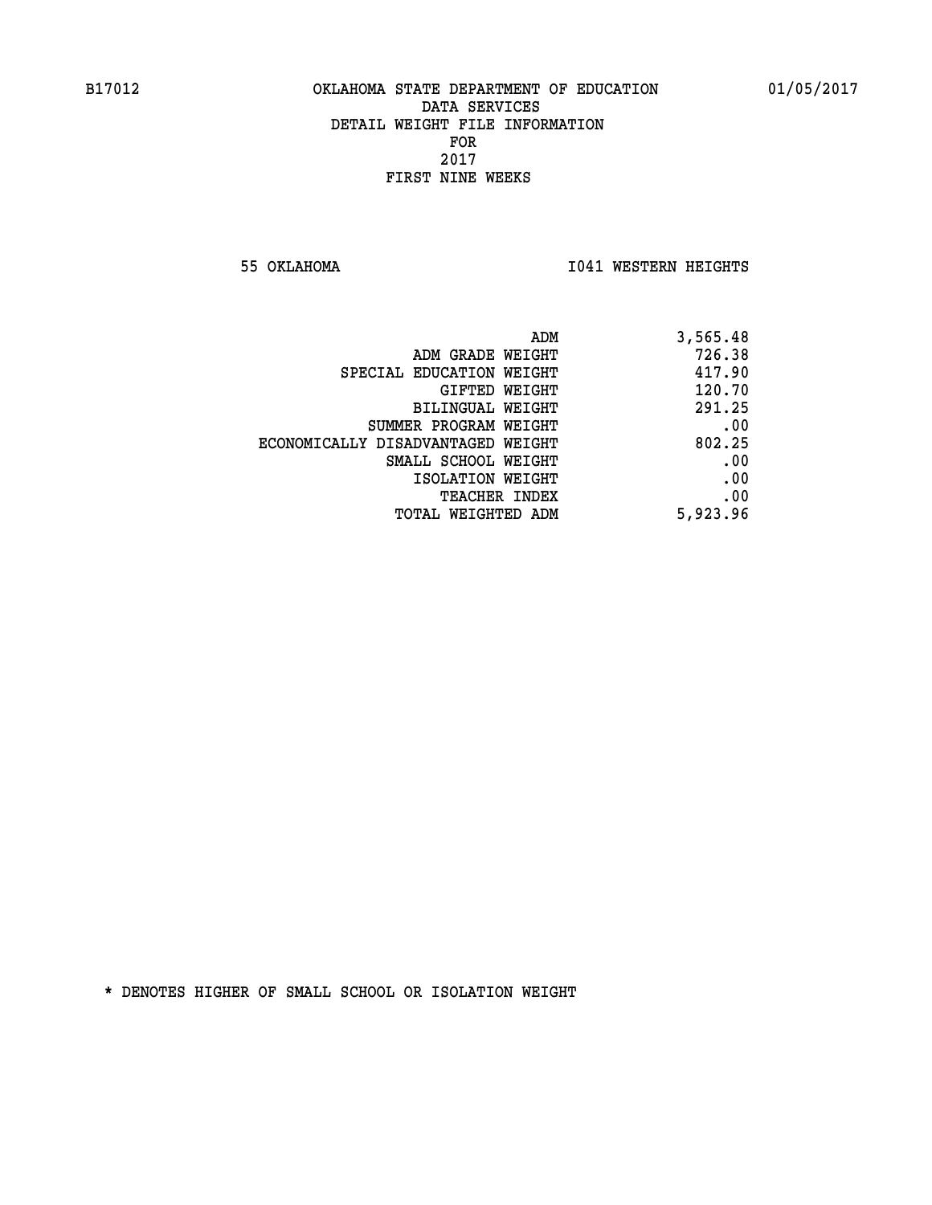B17012 OKLAHOMA STATE DEPARTMENT OF EDUCATION 01/05/2017

DATA SERVICES
DETAIL WEIGHT FILE INFORMATION
FOR
2017
FIRST NINE WEEKS

55 OKLAHOMA I041 WESTERN HEIGHTS

| | |
|---|---|
| ADM | 3,565.48 |
| ADM GRADE WEIGHT | 726.38 |
| SPECIAL EDUCATION WEIGHT | 417.90 |
| GIFTED WEIGHT | 120.70 |
| BILINGUAL WEIGHT | 291.25 |
| SUMMER PROGRAM WEIGHT | .00 |
| ECONOMICALLY DISADVANTAGED WEIGHT | 802.25 |
| SMALL SCHOOL WEIGHT | .00 |
| ISOLATION WEIGHT | .00 |
| TEACHER INDEX | .00 |
| TOTAL WEIGHTED ADM | 5,923.96 |

* DENOTES HIGHER OF SMALL SCHOOL OR ISOLATION WEIGHT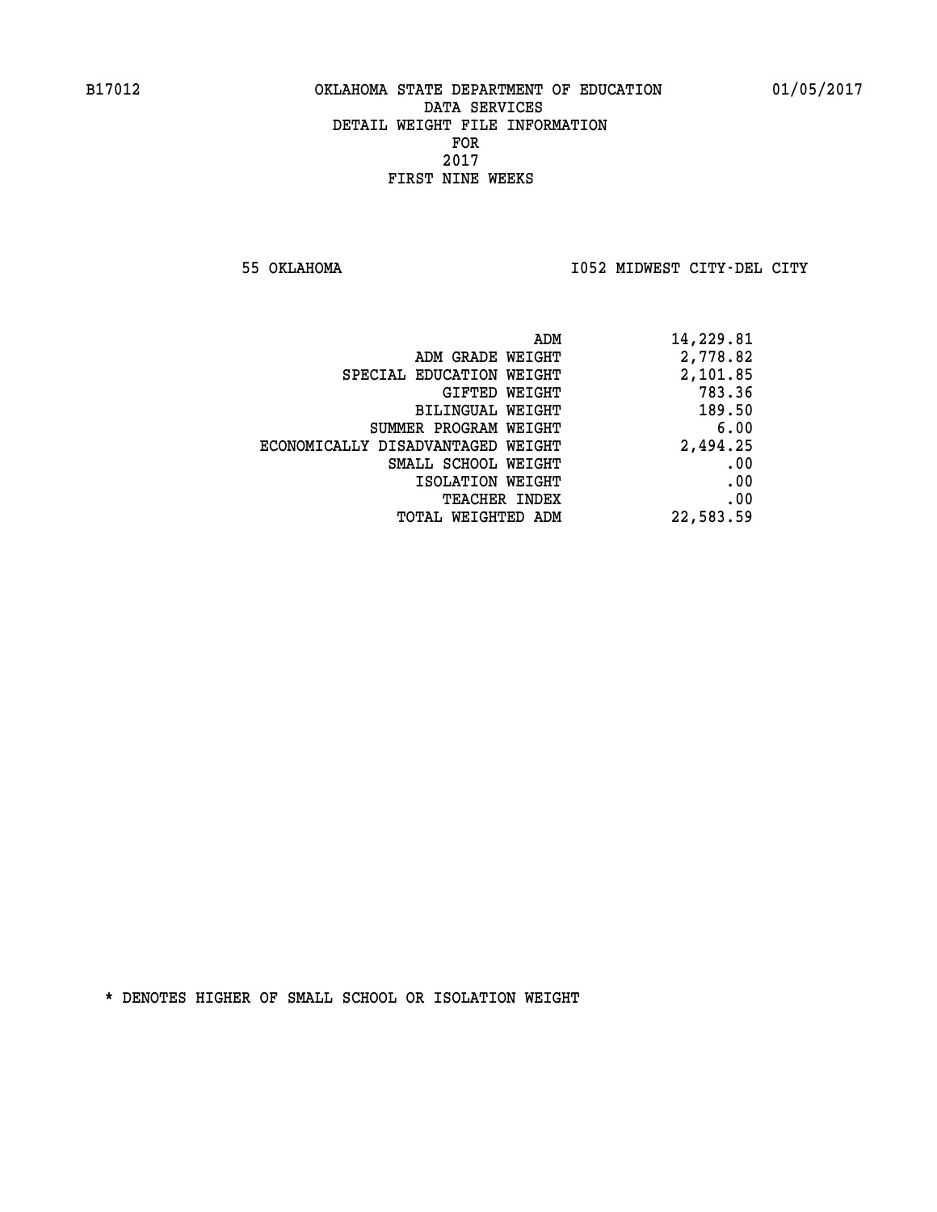B17012 OKLAHOMA STATE DEPARTMENT OF EDUCATION 01/05/2017

DATA SERVICES
DETAIL WEIGHT FILE INFORMATION
FOR
2017
FIRST NINE WEEKS

55 OKLAHOMA I052 MIDWEST CITY-DEL CITY

| | |
|---|---|
| ADM | 14,229.81 |
| ADM GRADE WEIGHT | 2,778.82 |
| SPECIAL EDUCATION WEIGHT | 2,101.85 |
| GIFTED WEIGHT | 783.36 |
| BILINGUAL WEIGHT | 189.50 |
| SUMMER PROGRAM WEIGHT | 6.00 |
| ECONOMICALLY DISADVANTAGED WEIGHT | 2,494.25 |
| SMALL SCHOOL WEIGHT | .00 |
| ISOLATION WEIGHT | .00 |
| TEACHER INDEX | .00 |
| TOTAL WEIGHTED ADM | 22,583.59 |

* DENOTES HIGHER OF SMALL SCHOOL OR ISOLATION WEIGHT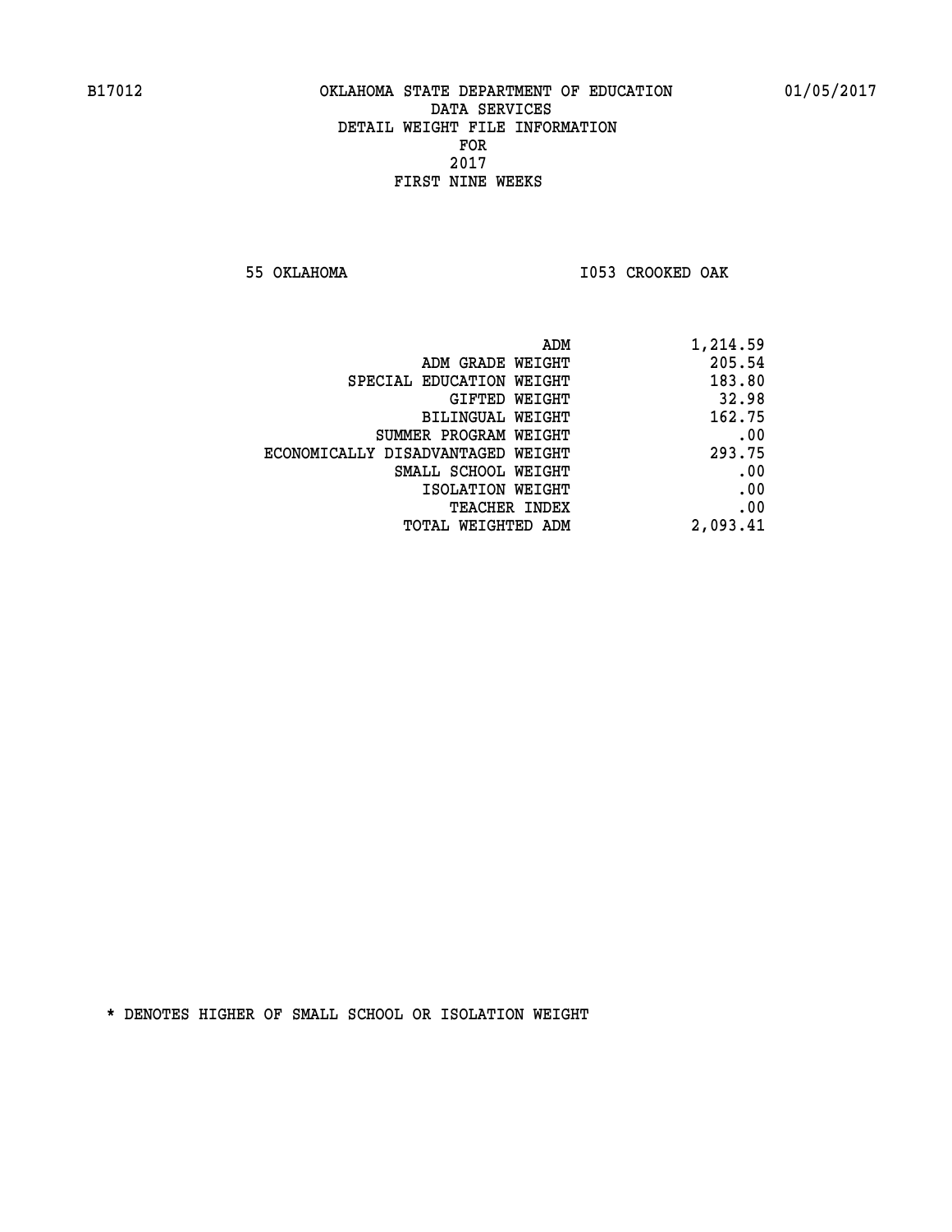B17012 OKLAHOMA STATE DEPARTMENT OF EDUCATION 01/05/2017

DATA SERVICES
DETAIL WEIGHT FILE INFORMATION
FOR
2017
FIRST NINE WEEKS

55 OKLAHOMA I053 CROOKED OAK

| | |
|---|---|
| ADM | 1,214.59 |
| ADM GRADE WEIGHT | 205.54 |
| SPECIAL EDUCATION WEIGHT | 183.80 |
| GIFTED WEIGHT | 32.98 |
| BILINGUAL WEIGHT | 162.75 |
| SUMMER PROGRAM WEIGHT | .00 |
| ECONOMICALLY DISADVANTAGED WEIGHT | 293.75 |
| SMALL SCHOOL WEIGHT | .00 |
| ISOLATION WEIGHT | .00 |
| TEACHER INDEX | .00 |
| TOTAL WEIGHTED ADM | 2,093.41 |

* DENOTES HIGHER OF SMALL SCHOOL OR ISOLATION WEIGHT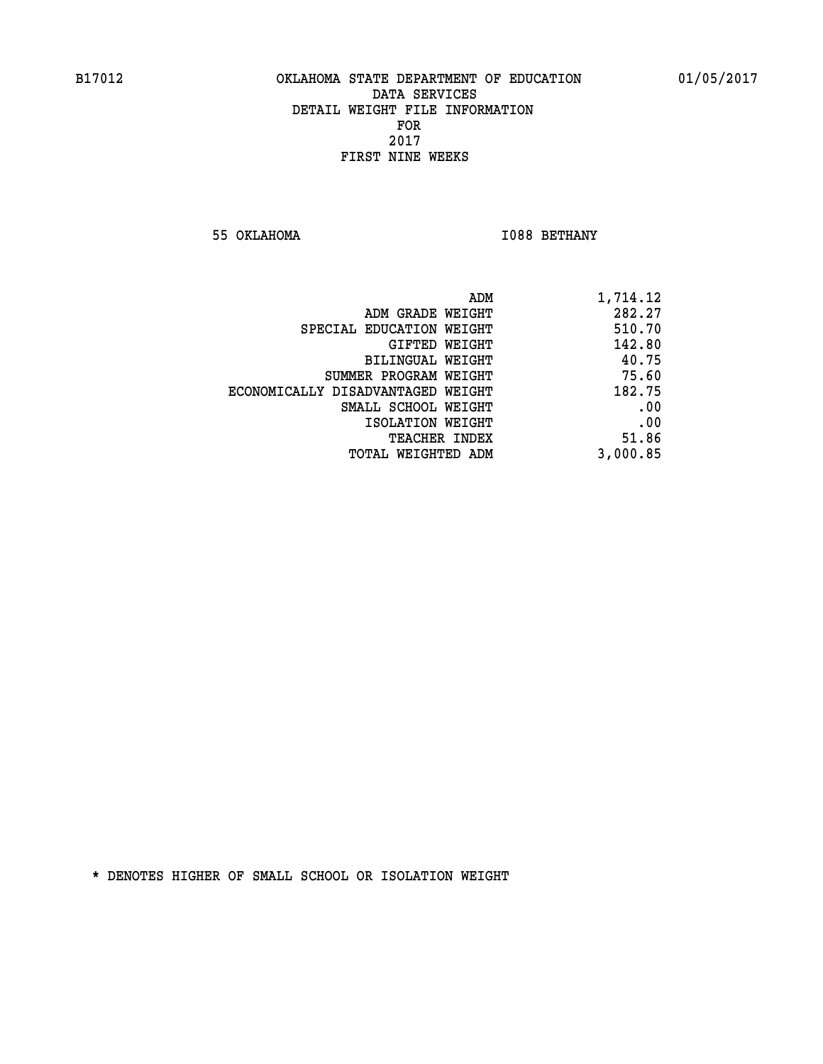B17012 OKLAHOMA STATE DEPARTMENT OF EDUCATION 01/05/2017

DATA SERVICES
DETAIL WEIGHT FILE INFORMATION
FOR
2017
FIRST NINE WEEKS

55 OKLAHOMA I088 BETHANY

| | |
|---|---|
| ADM | 1,714.12 |
| ADM GRADE WEIGHT | 282.27 |
| SPECIAL EDUCATION WEIGHT | 510.70 |
| GIFTED WEIGHT | 142.80 |
| BILINGUAL WEIGHT | 40.75 |
| SUMMER PROGRAM WEIGHT | 75.60 |
| ECONOMICALLY DISADVANTAGED WEIGHT | 182.75 |
| SMALL SCHOOL WEIGHT | .00 |
| ISOLATION WEIGHT | .00 |
| TEACHER INDEX | 51.86 |
| TOTAL WEIGHTED ADM | 3,000.85 |

* DENOTES HIGHER OF SMALL SCHOOL OR ISOLATION WEIGHT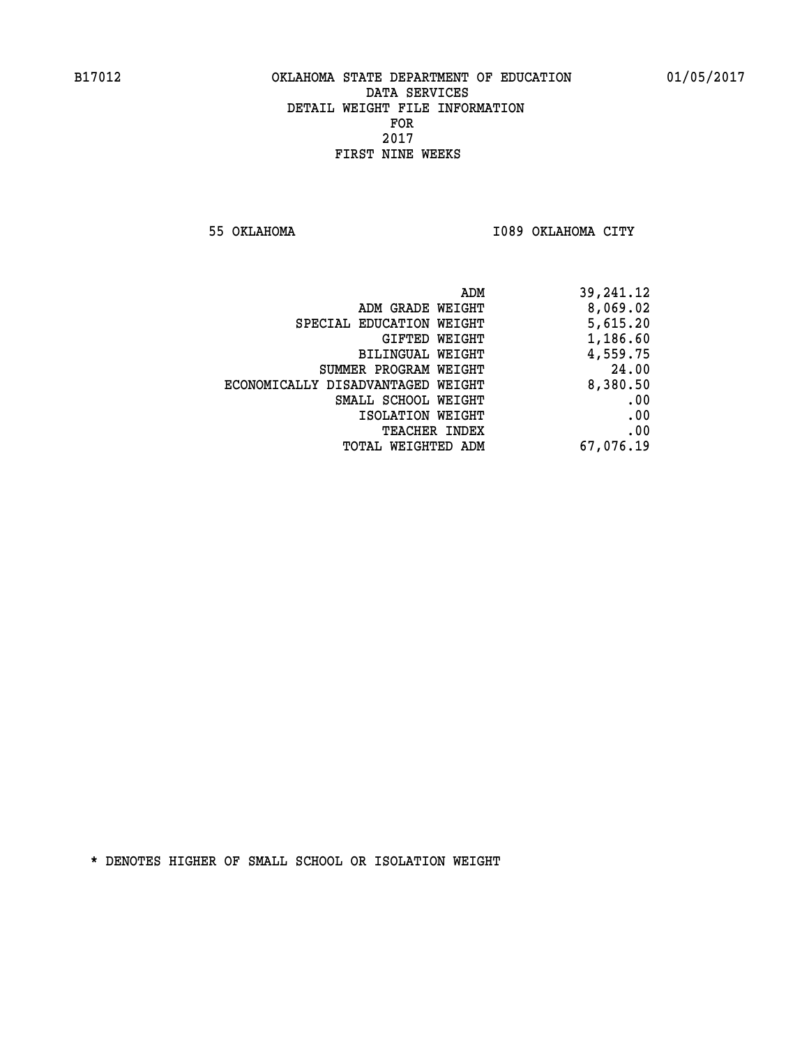B17012 OKLAHOMA STATE DEPARTMENT OF EDUCATION 01/05/2017

DATA SERVICES
DETAIL WEIGHT FILE INFORMATION
FOR
2017
FIRST NINE WEEKS

55 OKLAHOMA I089 OKLAHOMA CITY

| | |
|---|---|
| ADM | 39,241.12 |
| ADM GRADE WEIGHT | 8,069.02 |
| SPECIAL EDUCATION WEIGHT | 5,615.20 |
| GIFTED WEIGHT | 1,186.60 |
| BILINGUAL WEIGHT | 4,559.75 |
| SUMMER PROGRAM WEIGHT | 24.00 |
| ECONOMICALLY DISADVANTAGED WEIGHT | 8,380.50 |
| SMALL SCHOOL WEIGHT | .00 |
| ISOLATION WEIGHT | .00 |
| TEACHER INDEX | .00 |
| TOTAL WEIGHTED ADM | 67,076.19 |

* DENOTES HIGHER OF SMALL SCHOOL OR ISOLATION WEIGHT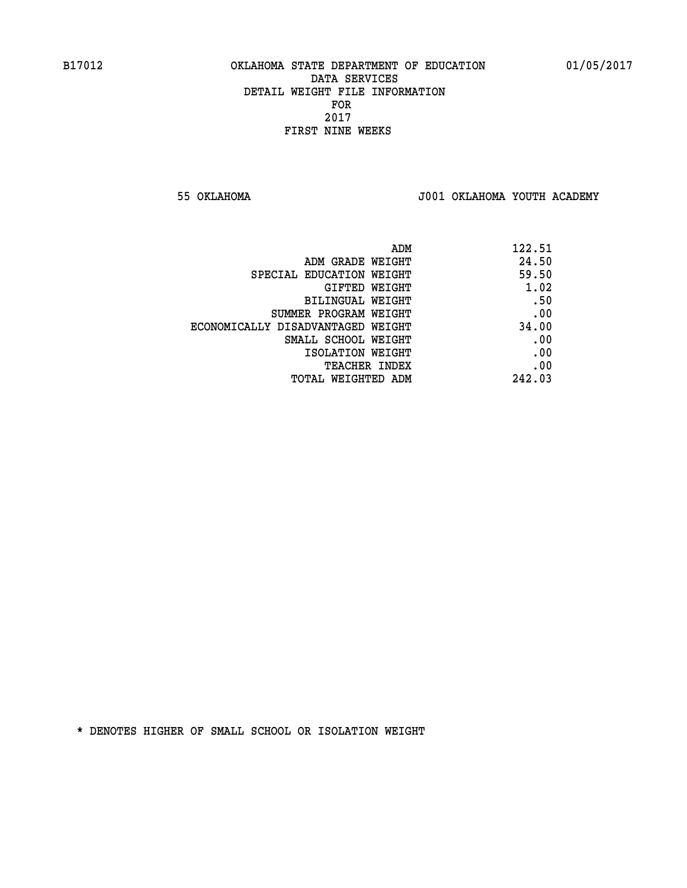B17012 OKLAHOMA STATE DEPARTMENT OF EDUCATION 01/05/2017

DATA SERVICES
DETAIL WEIGHT FILE INFORMATION
FOR
2017
FIRST NINE WEEKS

55 OKLAHOMA J001 OKLAHOMA YOUTH ACADEMY

| | |
|---|---|
| ADM | 122.51 |
| ADM GRADE WEIGHT | 24.50 |
| SPECIAL EDUCATION WEIGHT | 59.50 |
| GIFTED WEIGHT | 1.02 |
| BILINGUAL WEIGHT | .50 |
| SUMMER PROGRAM WEIGHT | .00 |
| ECONOMICALLY DISADVANTAGED WEIGHT | 34.00 |
| SMALL SCHOOL WEIGHT | .00 |
| ISOLATION WEIGHT | .00 |
| TEACHER INDEX | .00 |
| TOTAL WEIGHTED ADM | 242.03 |

* DENOTES HIGHER OF SMALL SCHOOL OR ISOLATION WEIGHT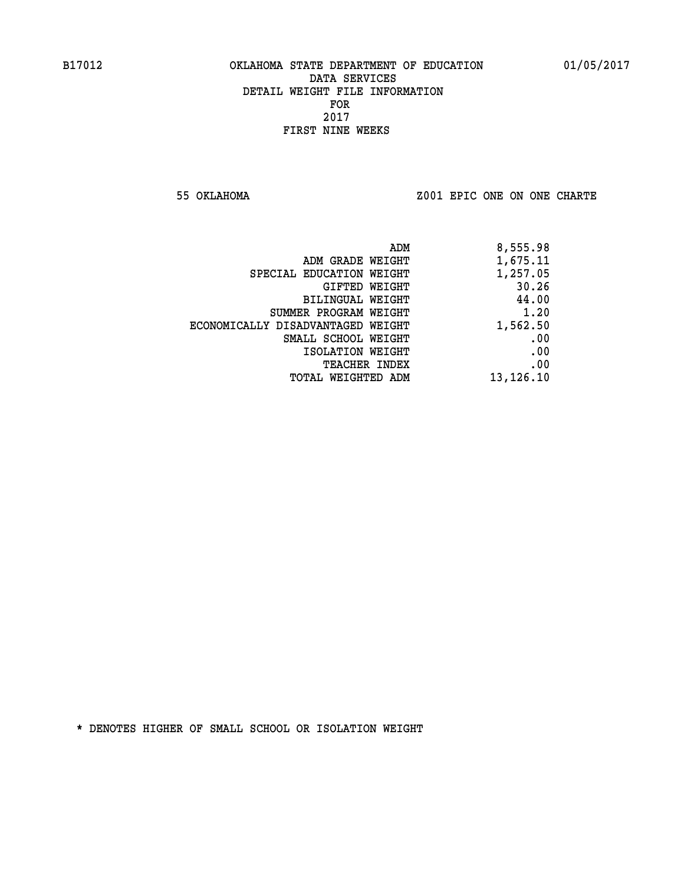B17012 OKLAHOMA STATE DEPARTMENT OF EDUCATION 01/05/2017

DATA SERVICES
DETAIL WEIGHT FILE INFORMATION
FOR
2017
FIRST NINE WEEKS

55 OKLAHOMA Z001 EPIC ONE ON ONE CHARTE

| | |
|---|---|
| ADM | 8,555.98 |
| ADM GRADE WEIGHT | 1,675.11 |
| SPECIAL EDUCATION WEIGHT | 1,257.05 |
| GIFTED WEIGHT | 30.26 |
| BILINGUAL WEIGHT | 44.00 |
| SUMMER PROGRAM WEIGHT | 1.20 |
| ECONOMICALLY DISADVANTAGED WEIGHT | 1,562.50 |
| SMALL SCHOOL WEIGHT | .00 |
| ISOLATION WEIGHT | .00 |
| TEACHER INDEX | .00 |
| TOTAL WEIGHTED ADM | 13,126.10 |

* DENOTES HIGHER OF SMALL SCHOOL OR ISOLATION WEIGHT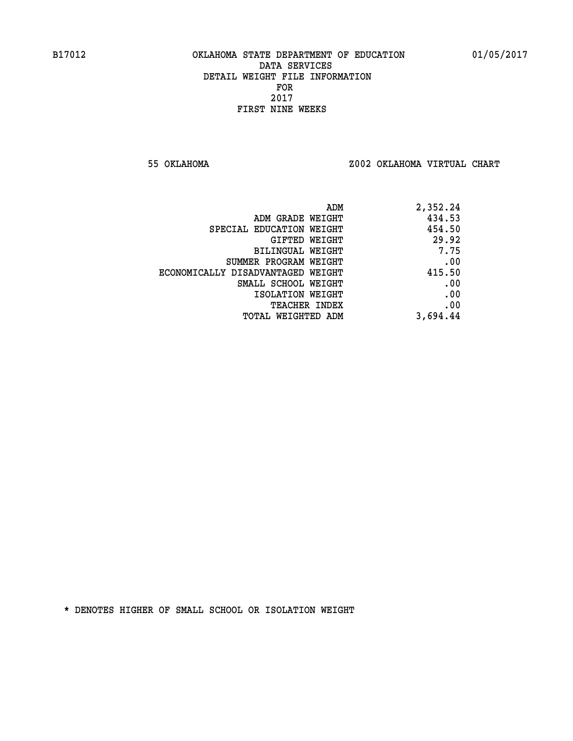B17012 OKLAHOMA STATE DEPARTMENT OF EDUCATION 01/05/2017

DATA SERVICES
DETAIL WEIGHT FILE INFORMATION
FOR
2017
FIRST NINE WEEKS

55 OKLAHOMA Z002 OKLAHOMA VIRTUAL CHART

| | |
|---|---|
| ADM | 2,352.24 |
| ADM GRADE WEIGHT | 434.53 |
| SPECIAL EDUCATION WEIGHT | 454.50 |
| GIFTED WEIGHT | 29.92 |
| BILINGUAL WEIGHT | 7.75 |
| SUMMER PROGRAM WEIGHT | .00 |
| ECONOMICALLY DISADVANTAGED WEIGHT | 415.50 |
| SMALL SCHOOL WEIGHT | .00 |
| ISOLATION WEIGHT | .00 |
| TEACHER INDEX | .00 |
| TOTAL WEIGHTED ADM | 3,694.44 |

* DENOTES HIGHER OF SMALL SCHOOL OR ISOLATION WEIGHT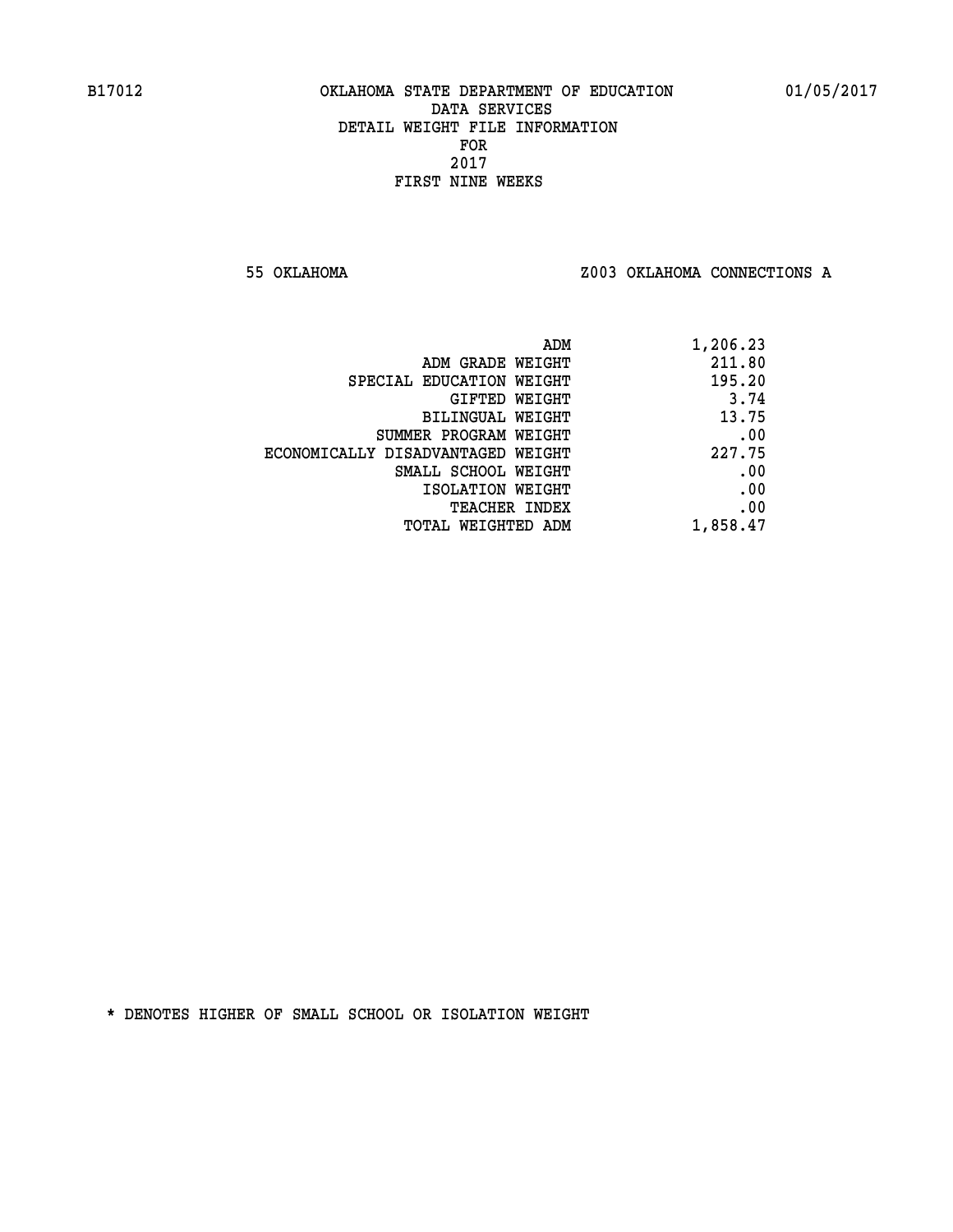B17012 OKLAHOMA STATE DEPARTMENT OF EDUCATION 01/05/2017

DATA SERVICES
DETAIL WEIGHT FILE INFORMATION
FOR
2017
FIRST NINE WEEKS

55 OKLAHOMA Z003 OKLAHOMA CONNECTIONS A

| | |
|---|---|
| ADM | 1,206.23 |
| ADM GRADE WEIGHT | 211.80 |
| SPECIAL EDUCATION WEIGHT | 195.20 |
| GIFTED WEIGHT | 3.74 |
| BILINGUAL WEIGHT | 13.75 |
| SUMMER PROGRAM WEIGHT | .00 |
| ECONOMICALLY DISADVANTAGED WEIGHT | 227.75 |
| SMALL SCHOOL WEIGHT | .00 |
| ISOLATION WEIGHT | .00 |
| TEACHER INDEX | .00 |
| TOTAL WEIGHTED ADM | 1,858.47 |

* DENOTES HIGHER OF SMALL SCHOOL OR ISOLATION WEIGHT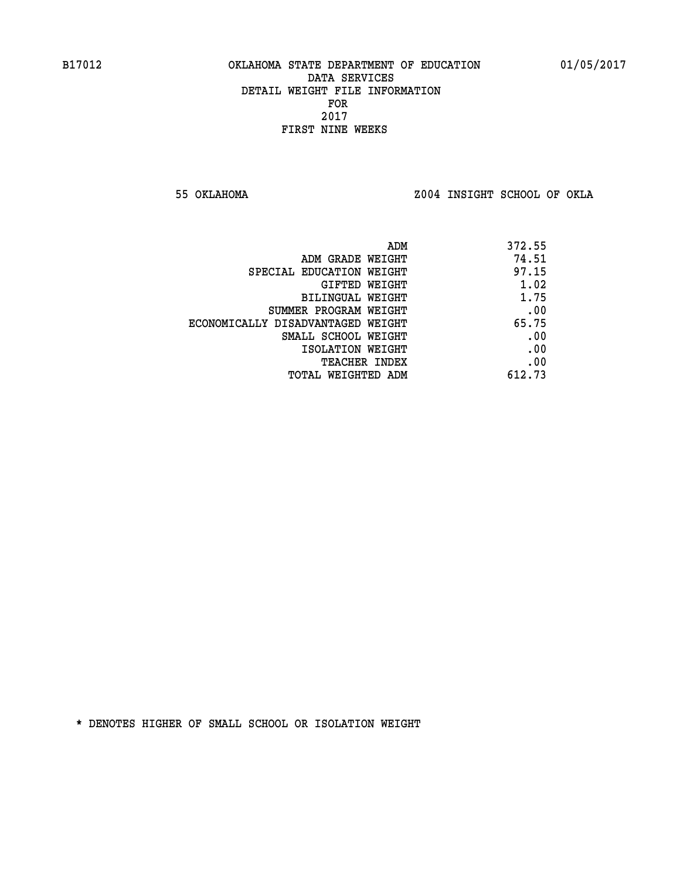B17012 OKLAHOMA STATE DEPARTMENT OF EDUCATION 01/05/2017

DATA SERVICES
DETAIL WEIGHT FILE INFORMATION
FOR
2017
FIRST NINE WEEKS

55 OKLAHOMA Z004 INSIGHT SCHOOL OF OKLA

| | |
|---|---|
| ADM | 372.55 |
| ADM GRADE WEIGHT | 74.51 |
| SPECIAL EDUCATION WEIGHT | 97.15 |
| GIFTED WEIGHT | 1.02 |
| BILINGUAL WEIGHT | 1.75 |
| SUMMER PROGRAM WEIGHT | .00 |
| ECONOMICALLY DISADVANTAGED WEIGHT | 65.75 |
| SMALL SCHOOL WEIGHT | .00 |
| ISOLATION WEIGHT | .00 |
| TEACHER INDEX | .00 |
| TOTAL WEIGHTED ADM | 612.73 |

* DENOTES HIGHER OF SMALL SCHOOL OR ISOLATION WEIGHT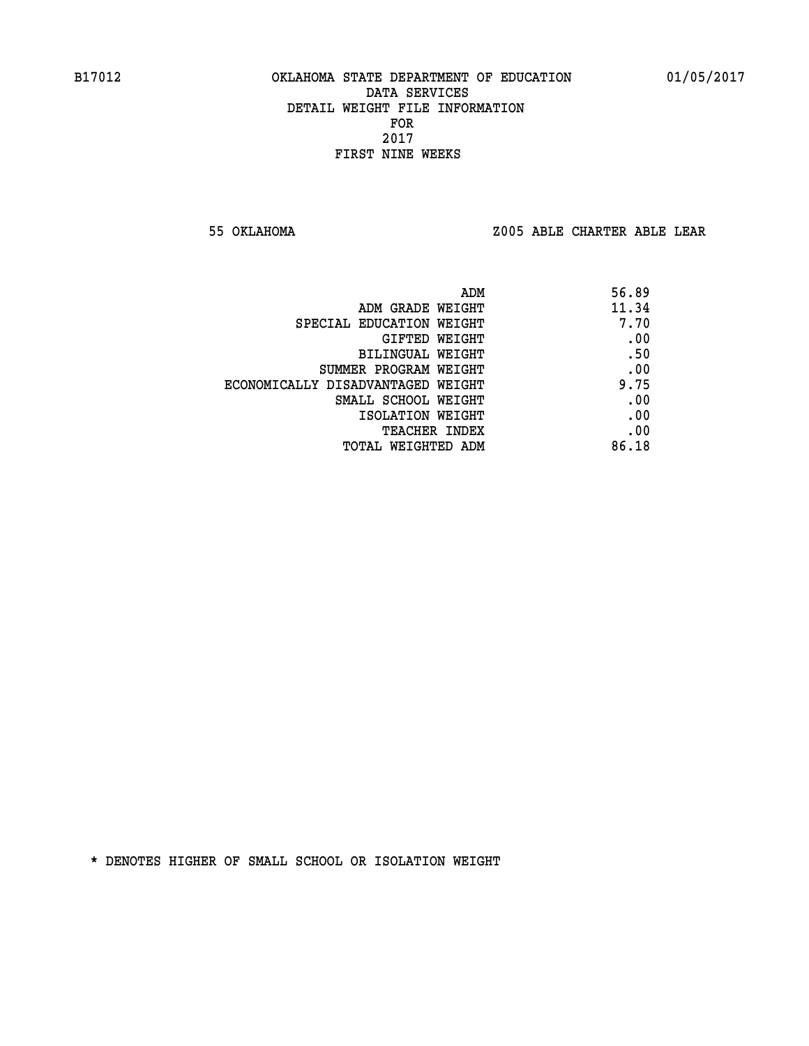B17012 OKLAHOMA STATE DEPARTMENT OF EDUCATION 01/05/2017

DATA SERVICES
DETAIL WEIGHT FILE INFORMATION
FOR
2017
FIRST NINE WEEKS

55 OKLAHOMA Z005 ABLE CHARTER ABLE LEAR

| | |
|---|---|
| ADM | 56.89 |
| ADM GRADE WEIGHT | 11.34 |
| SPECIAL EDUCATION WEIGHT | 7.70 |
| GIFTED WEIGHT | .00 |
| BILINGUAL WEIGHT | .50 |
| SUMMER PROGRAM WEIGHT | .00 |
| ECONOMICALLY DISADVANTAGED WEIGHT | 9.75 |
| SMALL SCHOOL WEIGHT | .00 |
| ISOLATION WEIGHT | .00 |
| TEACHER INDEX | .00 |
| TOTAL WEIGHTED ADM | 86.18 |

* DENOTES HIGHER OF SMALL SCHOOL OR ISOLATION WEIGHT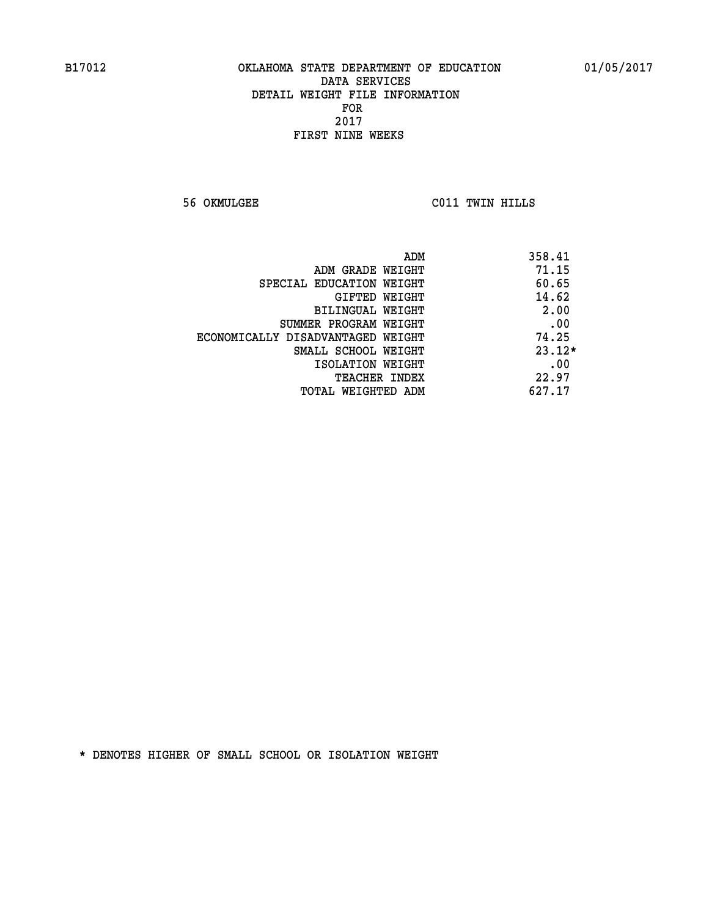B17012 OKLAHOMA STATE DEPARTMENT OF EDUCATION 01/05/2017

DATA SERVICES
DETAIL WEIGHT FILE INFORMATION
FOR
2017
FIRST NINE WEEKS

56 OKMULGEE C011 TWIN HILLS

| | |
|---|---|
| ADM | 358.41 |
| ADM GRADE WEIGHT | 71.15 |
| SPECIAL EDUCATION WEIGHT | 60.65 |
| GIFTED WEIGHT | 14.62 |
| BILINGUAL WEIGHT | 2.00 |
| SUMMER PROGRAM WEIGHT | .00 |
| ECONOMICALLY DISADVANTAGED WEIGHT | 74.25 |
| SMALL SCHOOL WEIGHT | 23.12* |
| ISOLATION WEIGHT | .00 |
| TEACHER INDEX | 22.97 |
| TOTAL WEIGHTED ADM | 627.17 |

* DENOTES HIGHER OF SMALL SCHOOL OR ISOLATION WEIGHT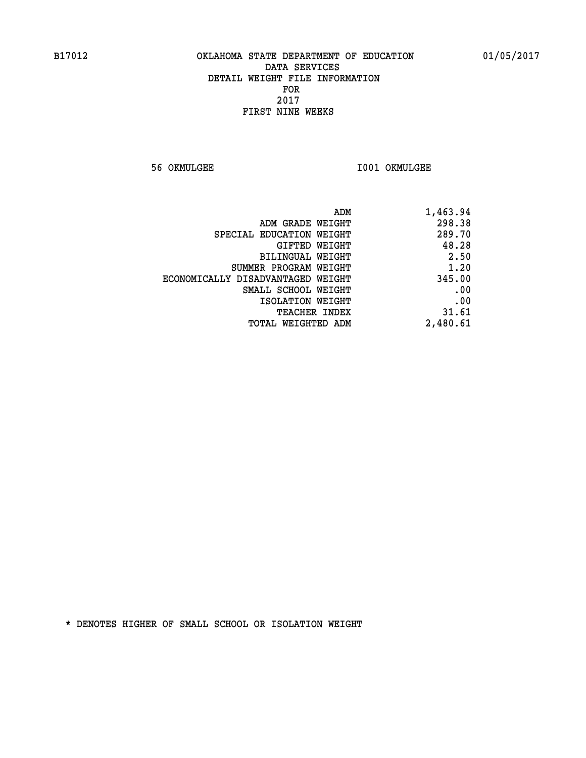B17012 OKLAHOMA STATE DEPARTMENT OF EDUCATION 01/05/2017

DATA SERVICES
DETAIL WEIGHT FILE INFORMATION
FOR
2017
FIRST NINE WEEKS

56 OKMULGEE I001 OKMULGEE

| | |
|---|---|
| ADM | 1,463.94 |
| ADM GRADE WEIGHT | 298.38 |
| SPECIAL EDUCATION WEIGHT | 289.70 |
| GIFTED WEIGHT | 48.28 |
| BILINGUAL WEIGHT | 2.50 |
| SUMMER PROGRAM WEIGHT | 1.20 |
| ECONOMICALLY DISADVANTAGED WEIGHT | 345.00 |
| SMALL SCHOOL WEIGHT | .00 |
| ISOLATION WEIGHT | .00 |
| TEACHER INDEX | 31.61 |
| TOTAL WEIGHTED ADM | 2,480.61 |

* DENOTES HIGHER OF SMALL SCHOOL OR ISOLATION WEIGHT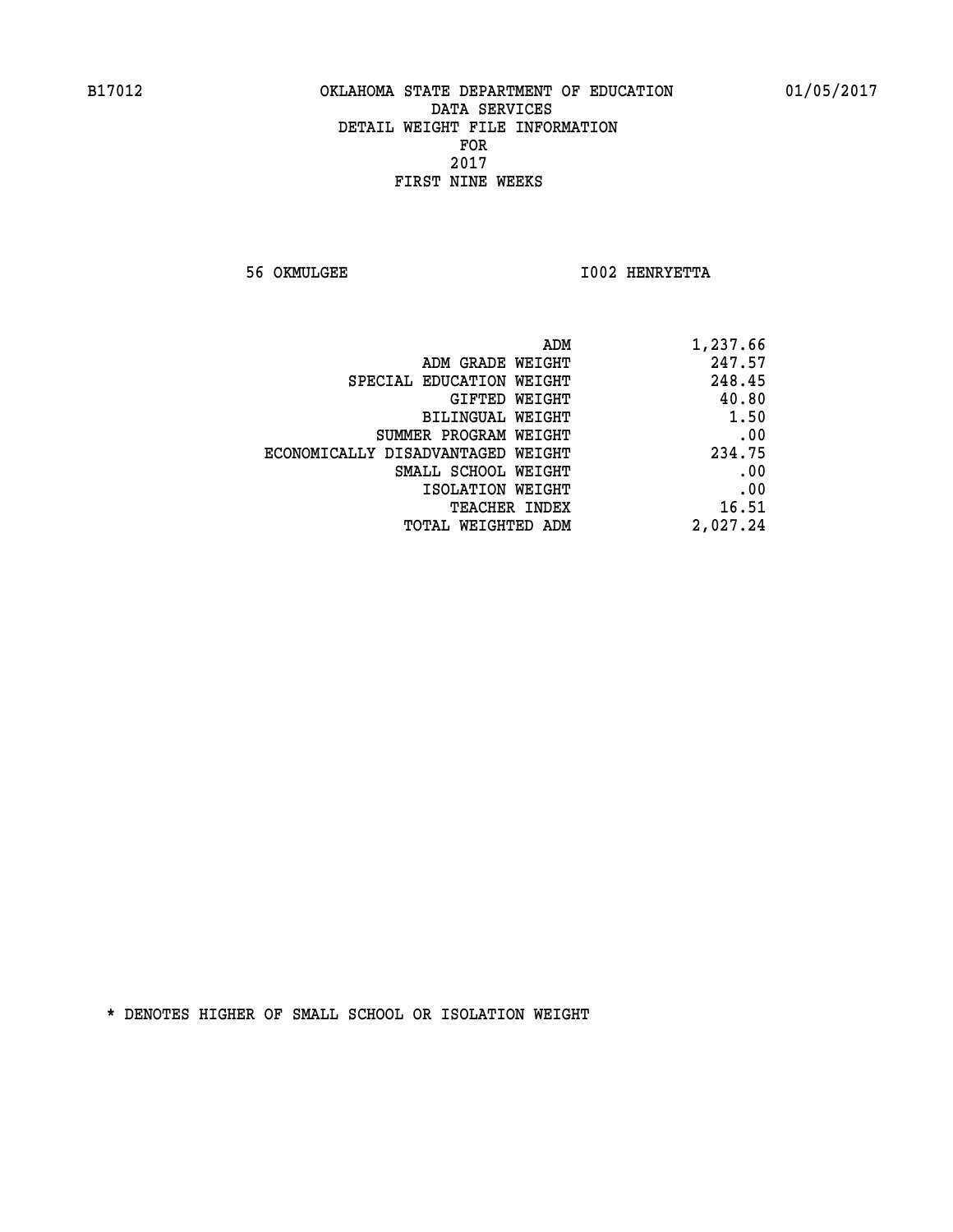B17012 OKLAHOMA STATE DEPARTMENT OF EDUCATION 01/05/2017

DATA SERVICES
DETAIL WEIGHT FILE INFORMATION
FOR
2017
FIRST NINE WEEKS

56 OKMULGEE I002 HENRYETTA

| | |
|---|---|
| ADM | 1,237.66 |
| ADM GRADE WEIGHT | 247.57 |
| SPECIAL EDUCATION WEIGHT | 248.45 |
| GIFTED WEIGHT | 40.80 |
| BILINGUAL WEIGHT | 1.50 |
| SUMMER PROGRAM WEIGHT | .00 |
| ECONOMICALLY DISADVANTAGED WEIGHT | 234.75 |
| SMALL SCHOOL WEIGHT | .00 |
| ISOLATION WEIGHT | .00 |
| TEACHER INDEX | 16.51 |
| TOTAL WEIGHTED ADM | 2,027.24 |

* DENOTES HIGHER OF SMALL SCHOOL OR ISOLATION WEIGHT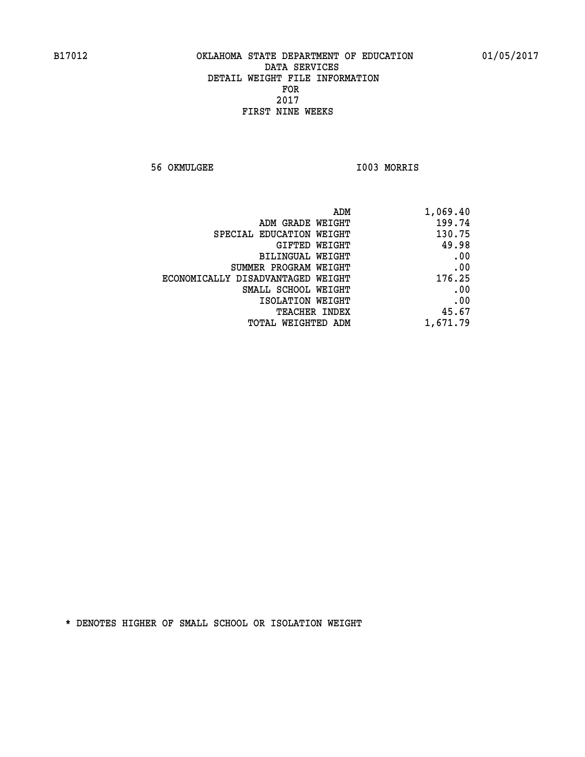B17012 OKLAHOMA STATE DEPARTMENT OF EDUCATION 01/05/2017

DATA SERVICES
DETAIL WEIGHT FILE INFORMATION
FOR
2017
FIRST NINE WEEKS

56 OKMULGEE I003 MORRIS

| | |
|---|---|
| ADM | 1,069.40 |
| ADM GRADE WEIGHT | 199.74 |
| SPECIAL EDUCATION WEIGHT | 130.75 |
| GIFTED WEIGHT | 49.98 |
| BILINGUAL WEIGHT | .00 |
| SUMMER PROGRAM WEIGHT | .00 |
| ECONOMICALLY DISADVANTAGED WEIGHT | 176.25 |
| SMALL SCHOOL WEIGHT | .00 |
| ISOLATION WEIGHT | .00 |
| TEACHER INDEX | 45.67 |
| TOTAL WEIGHTED ADM | 1,671.79 |

* DENOTES HIGHER OF SMALL SCHOOL OR ISOLATION WEIGHT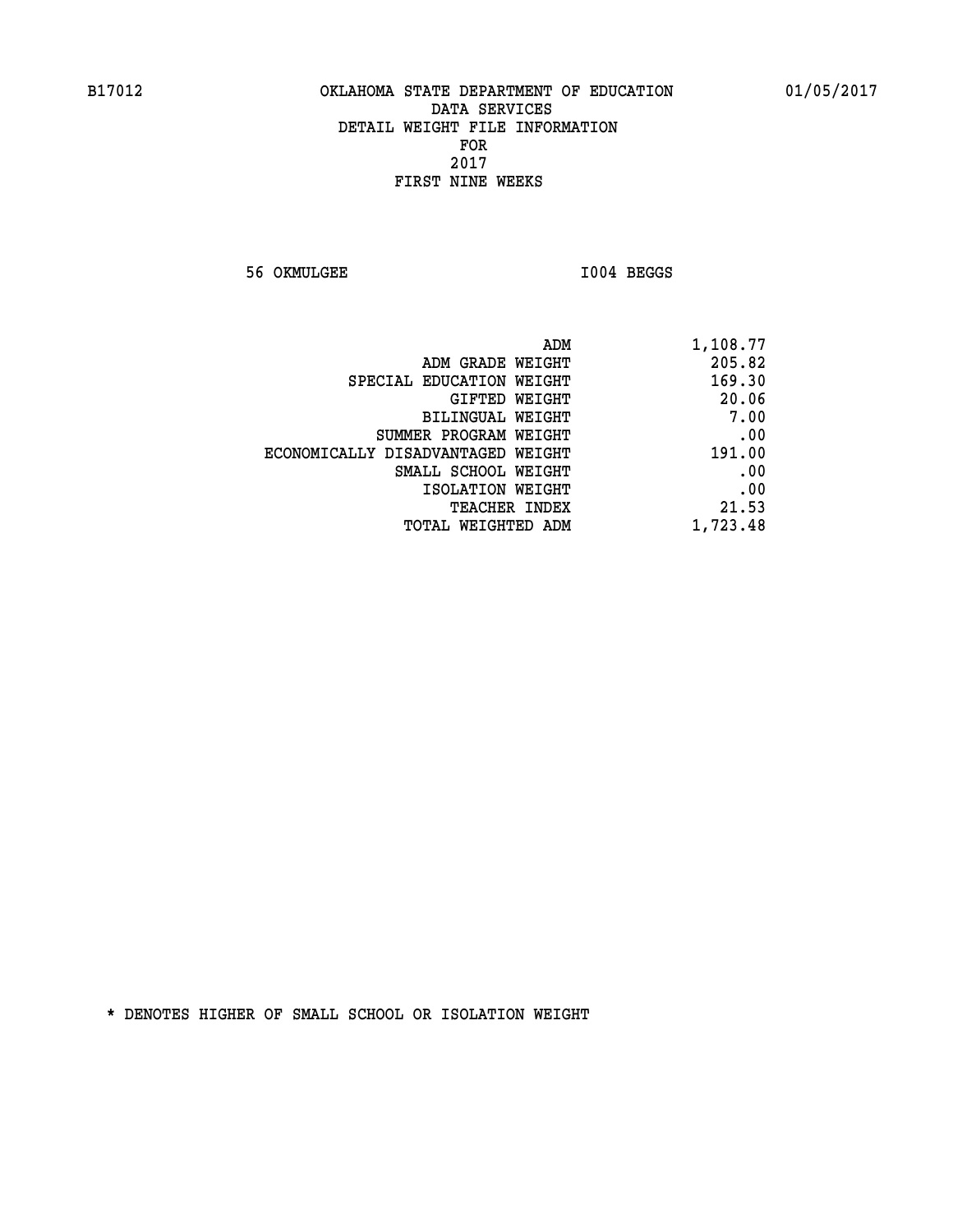B17012 OKLAHOMA STATE DEPARTMENT OF EDUCATION 01/05/2017

DATA SERVICES
DETAIL WEIGHT FILE INFORMATION
FOR
2017
FIRST NINE WEEKS

56 OKMULGEE I004 BEGGS

| | |
|---|---|
| ADM | 1,108.77 |
| ADM GRADE WEIGHT | 205.82 |
| SPECIAL EDUCATION WEIGHT | 169.30 |
| GIFTED WEIGHT | 20.06 |
| BILINGUAL WEIGHT | 7.00 |
| SUMMER PROGRAM WEIGHT | .00 |
| ECONOMICALLY DISADVANTAGED WEIGHT | 191.00 |
| SMALL SCHOOL WEIGHT | .00 |
| ISOLATION WEIGHT | .00 |
| TEACHER INDEX | 21.53 |
| TOTAL WEIGHTED ADM | 1,723.48 |

* DENOTES HIGHER OF SMALL SCHOOL OR ISOLATION WEIGHT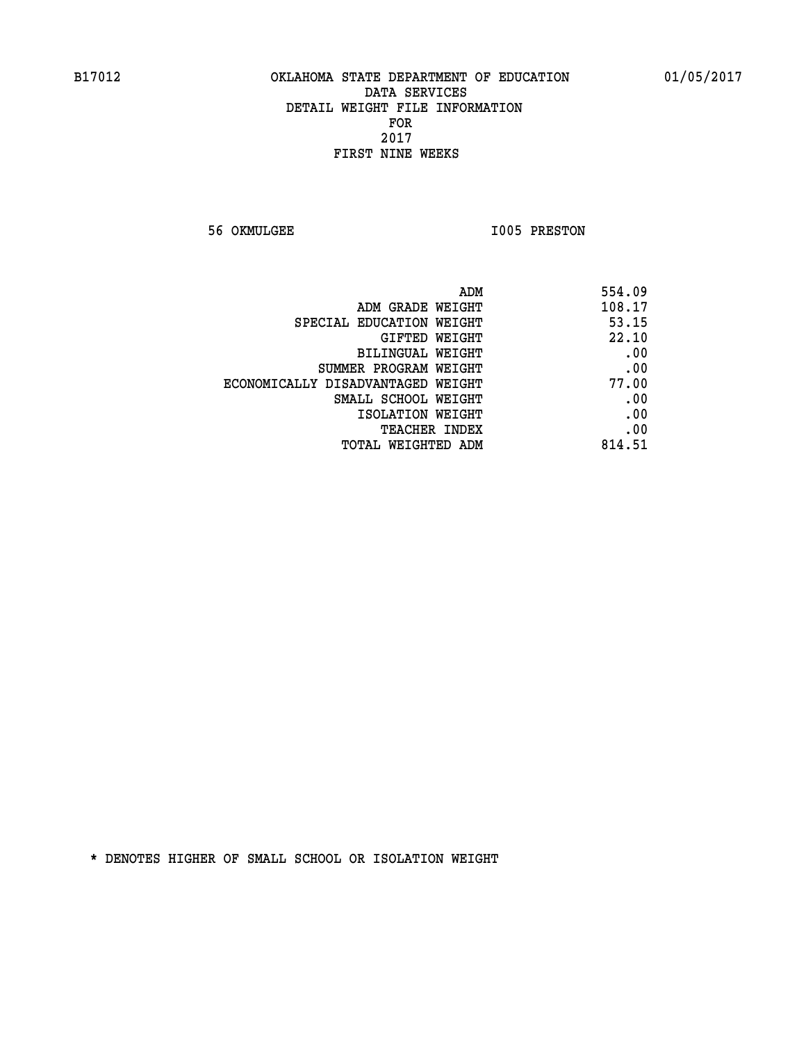B17012 OKLAHOMA STATE DEPARTMENT OF EDUCATION 01/05/2017

DATA SERVICES
DETAIL WEIGHT FILE INFORMATION
FOR
2017
FIRST NINE WEEKS

56 OKMULGEE I005 PRESTON

| | |
|---|---|
| ADM | 554.09 |
| ADM GRADE WEIGHT | 108.17 |
| SPECIAL EDUCATION WEIGHT | 53.15 |
| GIFTED WEIGHT | 22.10 |
| BILINGUAL WEIGHT | .00 |
| SUMMER PROGRAM WEIGHT | .00 |
| ECONOMICALLY DISADVANTAGED WEIGHT | 77.00 |
| SMALL SCHOOL WEIGHT | .00 |
| ISOLATION WEIGHT | .00 |
| TEACHER INDEX | .00 |
| TOTAL WEIGHTED ADM | 814.51 |

* DENOTES HIGHER OF SMALL SCHOOL OR ISOLATION WEIGHT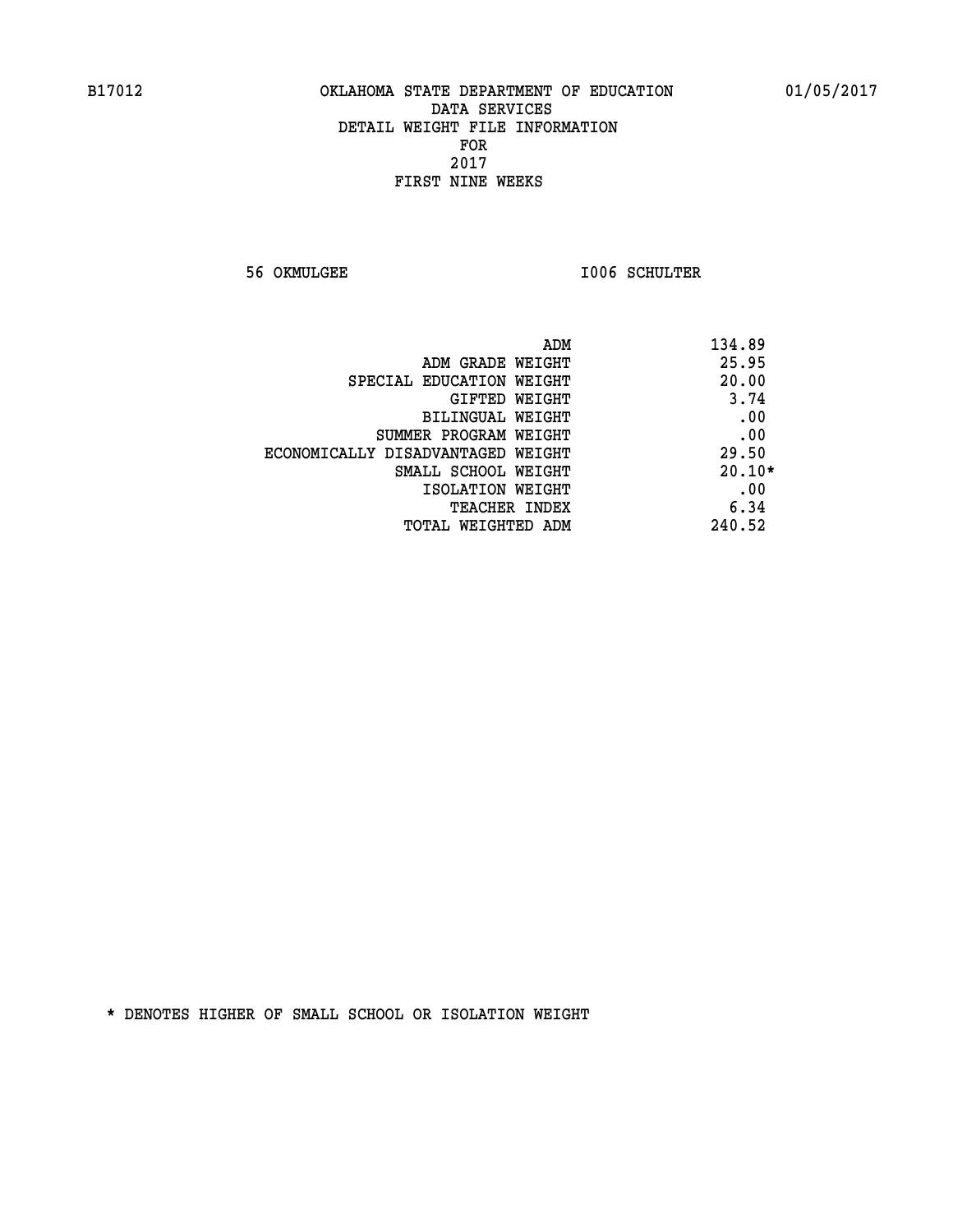B17012 OKLAHOMA STATE DEPARTMENT OF EDUCATION 01/05/2017

DATA SERVICES
DETAIL WEIGHT FILE INFORMATION
FOR
2017
FIRST NINE WEEKS

56 OKMULGEE I006 SCHULTER

| | |
|---|---|
| ADM | 134.89 |
| ADM GRADE WEIGHT | 25.95 |
| SPECIAL EDUCATION WEIGHT | 20.00 |
| GIFTED WEIGHT | 3.74 |
| BILINGUAL WEIGHT | .00 |
| SUMMER PROGRAM WEIGHT | .00 |
| ECONOMICALLY DISADVANTAGED WEIGHT | 29.50 |
| SMALL SCHOOL WEIGHT | 20.10* |
| ISOLATION WEIGHT | .00 |
| TEACHER INDEX | 6.34 |
| TOTAL WEIGHTED ADM | 240.52 |

* DENOTES HIGHER OF SMALL SCHOOL OR ISOLATION WEIGHT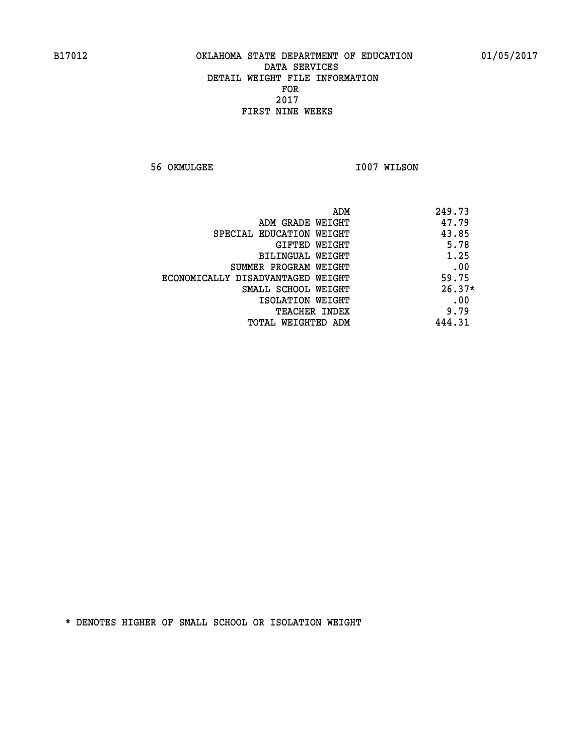OKLAHOMA STATE DEPARTMENT OF EDUCATION
DATA SERVICES
DETAIL WEIGHT FILE INFORMATION
FOR
2017
FIRST NINE WEEKS

56 OKMULGEE I007 WILSON

| | |
|---|---|
| ADM | 249.73 |
| ADM GRADE WEIGHT | 47.79 |
| SPECIAL EDUCATION WEIGHT | 43.85 |
| GIFTED WEIGHT | 5.78 |
| BILINGUAL WEIGHT | 1.25 |
| SUMMER PROGRAM WEIGHT | .00 |
| ECONOMICALLY DISADVANTAGED WEIGHT | 59.75 |
| SMALL SCHOOL WEIGHT | 26.37* |
| ISOLATION WEIGHT | .00 |
| TEACHER INDEX | 9.79 |
| TOTAL WEIGHTED ADM | 444.31 |

* DENOTES HIGHER OF SMALL SCHOOL OR ISOLATION WEIGHT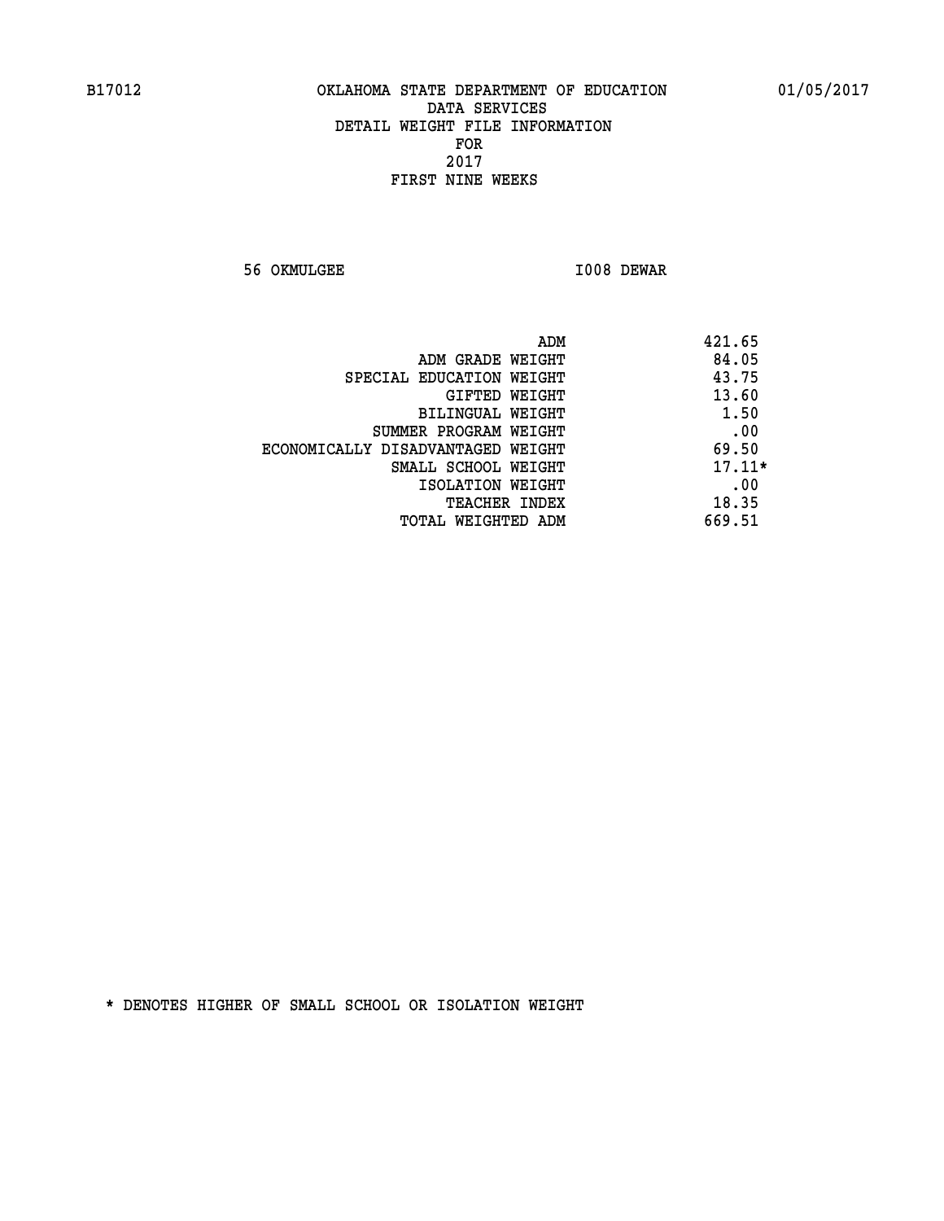B17012 OKLAHOMA STATE DEPARTMENT OF EDUCATION 01/05/2017

DATA SERVICES
DETAIL WEIGHT FILE INFORMATION
FOR
2017
FIRST NINE WEEKS

56 OKMULGEE I008 DEWAR

| | |
|---|---|
| ADM | 421.65 |
| ADM GRADE WEIGHT | 84.05 |
| SPECIAL EDUCATION WEIGHT | 43.75 |
| GIFTED WEIGHT | 13.60 |
| BILINGUAL WEIGHT | 1.50 |
| SUMMER PROGRAM WEIGHT | .00 |
| ECONOMICALLY DISADVANTAGED WEIGHT | 69.50 |
| SMALL SCHOOL WEIGHT | 17.11* |
| ISOLATION WEIGHT | .00 |
| TEACHER INDEX | 18.35 |
| TOTAL WEIGHTED ADM | 669.51 |

* DENOTES HIGHER OF SMALL SCHOOL OR ISOLATION WEIGHT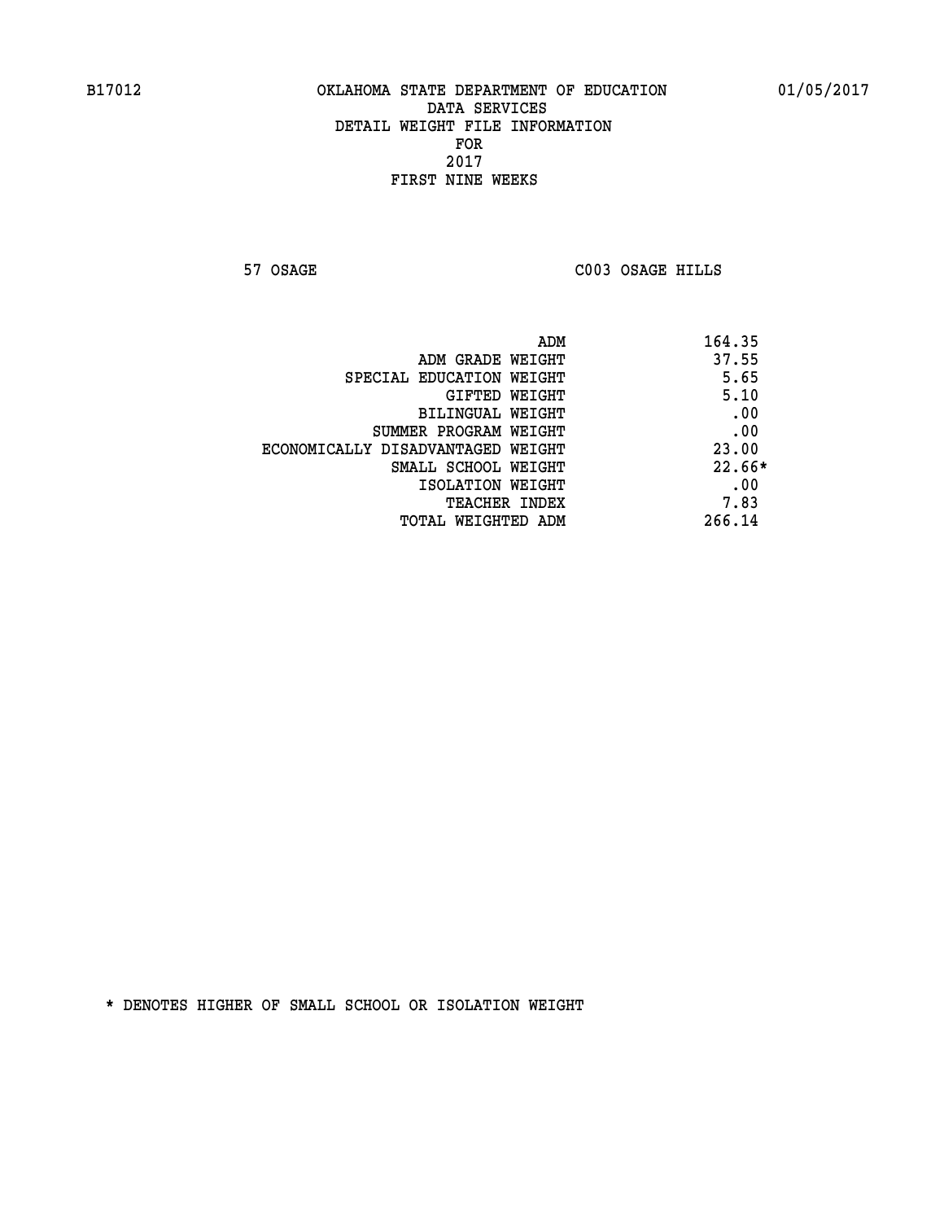B17012 OKLAHOMA STATE DEPARTMENT OF EDUCATION 01/05/2017

DATA SERVICES
DETAIL WEIGHT FILE INFORMATION
FOR
2017
FIRST NINE WEEKS

57 OSAGE C003 OSAGE HILLS

| | |
|---|---|
| ADM | 164.35 |
| ADM GRADE WEIGHT | 37.55 |
| SPECIAL EDUCATION WEIGHT | 5.65 |
| GIFTED WEIGHT | 5.10 |
| BILINGUAL WEIGHT | .00 |
| SUMMER PROGRAM WEIGHT | .00 |
| ECONOMICALLY DISADVANTAGED WEIGHT | 23.00 |
| SMALL SCHOOL WEIGHT | 22.66* |
| ISOLATION WEIGHT | .00 |
| TEACHER INDEX | 7.83 |
| TOTAL WEIGHTED ADM | 266.14 |

* DENOTES HIGHER OF SMALL SCHOOL OR ISOLATION WEIGHT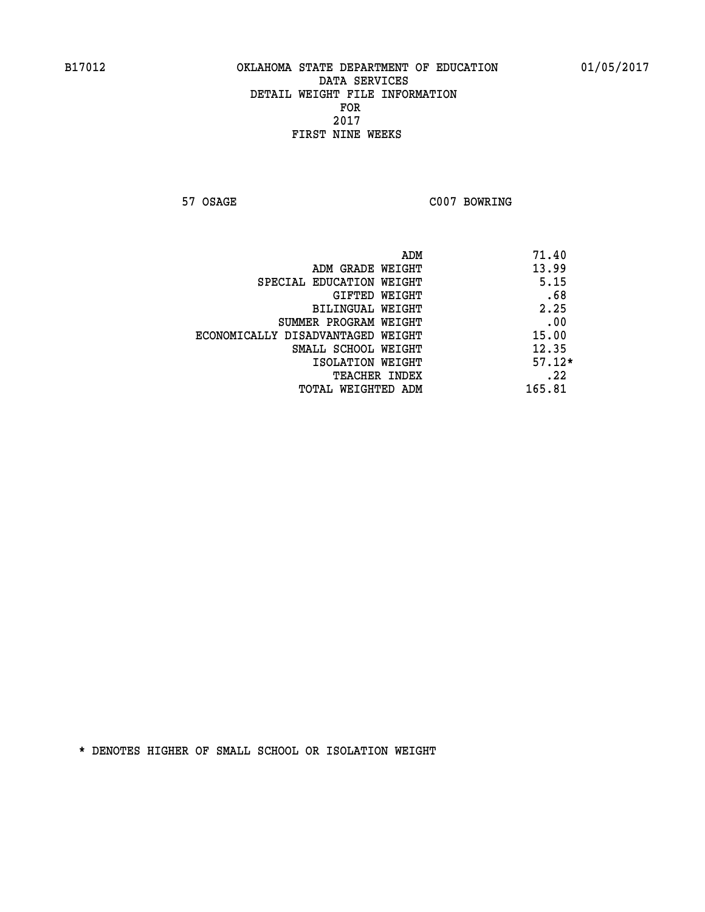B17012 OKLAHOMA STATE DEPARTMENT OF EDUCATION 01/05/2017

DATA SERVICES
DETAIL WEIGHT FILE INFORMATION
FOR
2017
FIRST NINE WEEKS

57 OSAGE C007 BOWRING

| | |
|---|---|
| ADM | 71.40 |
| ADM GRADE WEIGHT | 13.99 |
| SPECIAL EDUCATION WEIGHT | 5.15 |
| GIFTED WEIGHT | .68 |
| BILINGUAL WEIGHT | 2.25 |
| SUMMER PROGRAM WEIGHT | .00 |
| ECONOMICALLY DISADVANTAGED WEIGHT | 15.00 |
| SMALL SCHOOL WEIGHT | 12.35 |
| ISOLATION WEIGHT | 57.12* |
| TEACHER INDEX | .22 |
| TOTAL WEIGHTED ADM | 165.81 |

* DENOTES HIGHER OF SMALL SCHOOL OR ISOLATION WEIGHT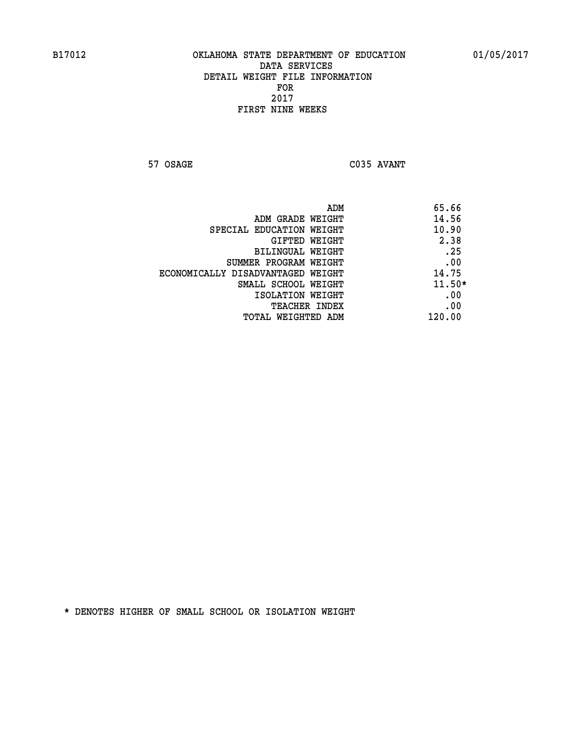B17012 OKLAHOMA STATE DEPARTMENT OF EDUCATION 01/05/2017

DATA SERVICES
DETAIL WEIGHT FILE INFORMATION
FOR
2017
FIRST NINE WEEKS

57 OSAGE C035 AVANT

| | |
|---|---|
| ADM | 65.66 |
| ADM GRADE WEIGHT | 14.56 |
| SPECIAL EDUCATION WEIGHT | 10.90 |
| GIFTED WEIGHT | 2.38 |
| BILINGUAL WEIGHT | .25 |
| SUMMER PROGRAM WEIGHT | .00 |
| ECONOMICALLY DISADVANTAGED WEIGHT | 14.75 |
| SMALL SCHOOL WEIGHT | 11.50* |
| ISOLATION WEIGHT | .00 |
| TEACHER INDEX | .00 |
| TOTAL WEIGHTED ADM | 120.00 |

* DENOTES HIGHER OF SMALL SCHOOL OR ISOLATION WEIGHT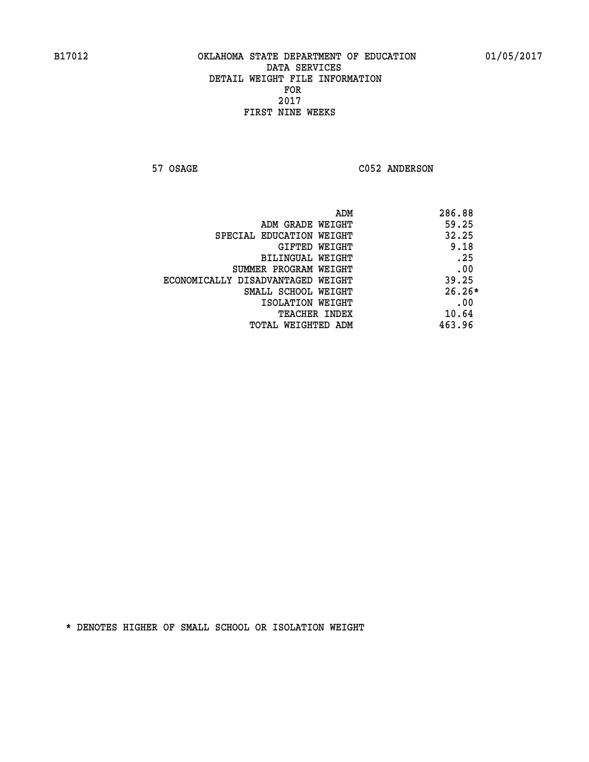B17012 OKLAHOMA STATE DEPARTMENT OF EDUCATION 01/05/2017

DATA SERVICES
DETAIL WEIGHT FILE INFORMATION
FOR
2017
FIRST NINE WEEKS

57 OSAGE C052 ANDERSON

| | |
|---|---|
| ADM | 286.88 |
| ADM GRADE WEIGHT | 59.25 |
| SPECIAL EDUCATION WEIGHT | 32.25 |
| GIFTED WEIGHT | 9.18 |
| BILINGUAL WEIGHT | .25 |
| SUMMER PROGRAM WEIGHT | .00 |
| ECONOMICALLY DISADVANTAGED WEIGHT | 39.25 |
| SMALL SCHOOL WEIGHT | 26.26* |
| ISOLATION WEIGHT | .00 |
| TEACHER INDEX | 10.64 |
| TOTAL WEIGHTED ADM | 463.96 |

* DENOTES HIGHER OF SMALL SCHOOL OR ISOLATION WEIGHT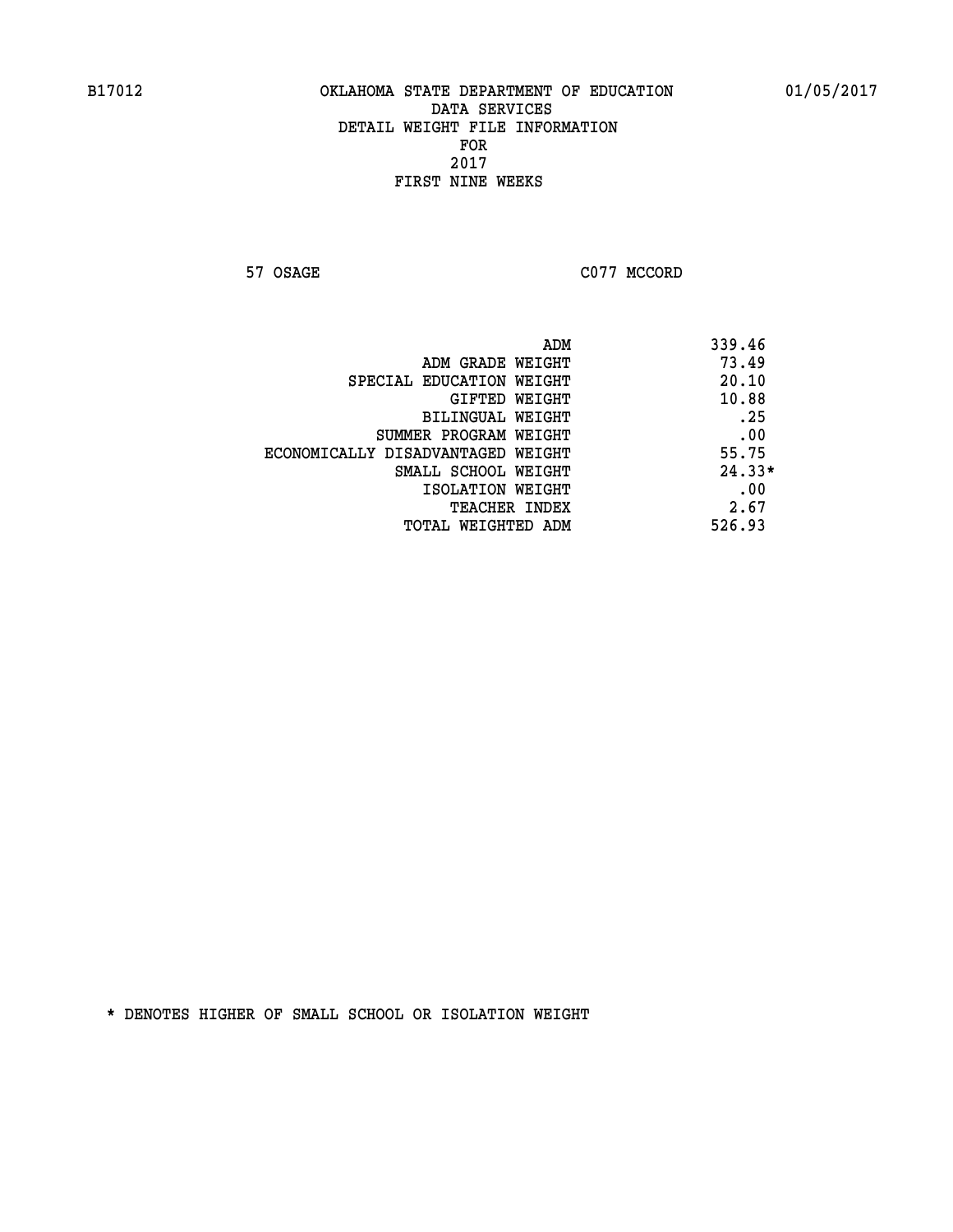B17012 OKLAHOMA STATE DEPARTMENT OF EDUCATION 01/05/2017

DATA SERVICES
DETAIL WEIGHT FILE INFORMATION
FOR
2017
FIRST NINE WEEKS

57 OSAGE C077 MCCORD

| | |
|---|---|
| ADM | 339.46 |
| ADM GRADE WEIGHT | 73.49 |
| SPECIAL EDUCATION WEIGHT | 20.10 |
| GIFTED WEIGHT | 10.88 |
| BILINGUAL WEIGHT | .25 |
| SUMMER PROGRAM WEIGHT | .00 |
| ECONOMICALLY DISADVANTAGED WEIGHT | 55.75 |
| SMALL SCHOOL WEIGHT | 24.33* |
| ISOLATION WEIGHT | .00 |
| TEACHER INDEX | 2.67 |
| TOTAL WEIGHTED ADM | 526.93 |

* DENOTES HIGHER OF SMALL SCHOOL OR ISOLATION WEIGHT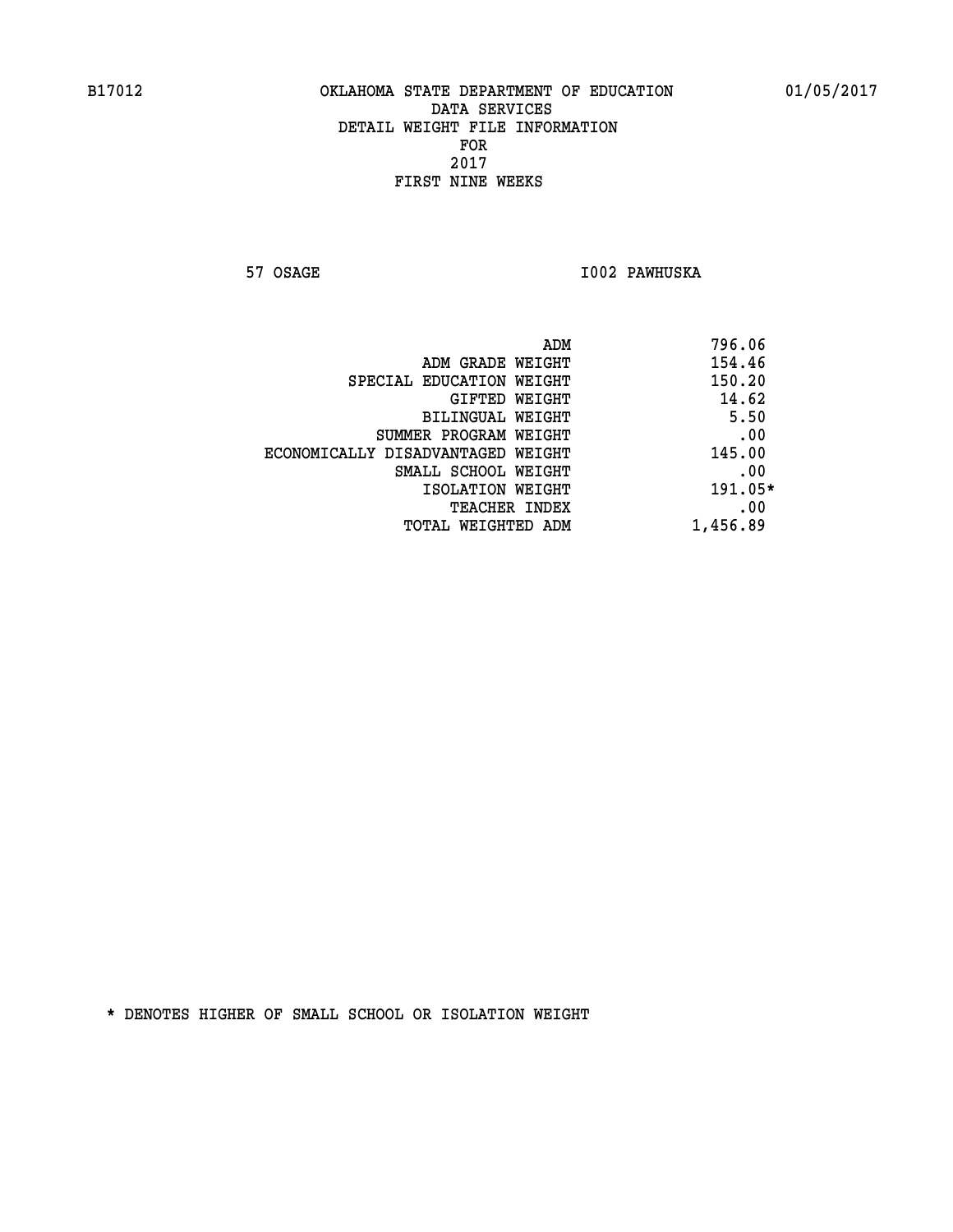B17012 OKLAHOMA STATE DEPARTMENT OF EDUCATION 01/05/2017

DATA SERVICES
DETAIL WEIGHT FILE INFORMATION
FOR
2017
FIRST NINE WEEKS

57 OSAGE I002 PAWHUSKA

| | |
|---|---|
| ADM | 796.06 |
| ADM GRADE WEIGHT | 154.46 |
| SPECIAL EDUCATION WEIGHT | 150.20 |
| GIFTED WEIGHT | 14.62 |
| BILINGUAL WEIGHT | 5.50 |
| SUMMER PROGRAM WEIGHT | .00 |
| ECONOMICALLY DISADVANTAGED WEIGHT | 145.00 |
| SMALL SCHOOL WEIGHT | .00 |
| ISOLATION WEIGHT | 191.05* |
| TEACHER INDEX | .00 |
| TOTAL WEIGHTED ADM | 1,456.89 |

* DENOTES HIGHER OF SMALL SCHOOL OR ISOLATION WEIGHT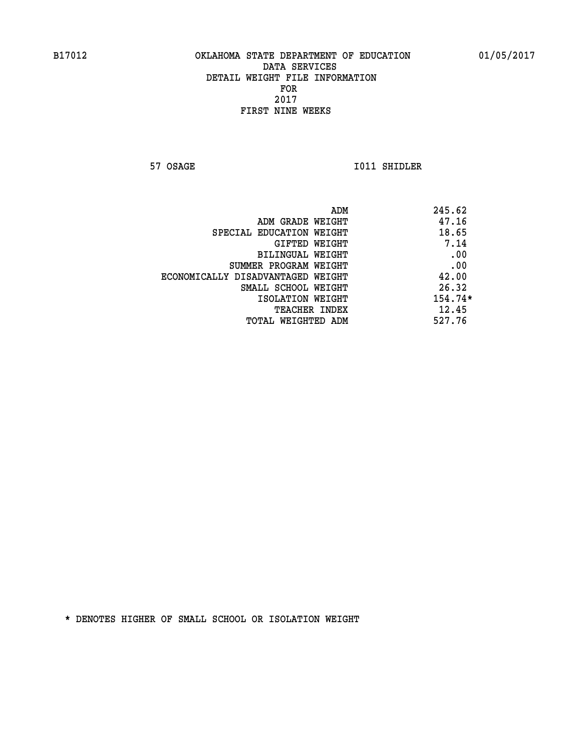B17012 OKLAHOMA STATE DEPARTMENT OF EDUCATION 01/05/2017

DATA SERVICES
DETAIL WEIGHT FILE INFORMATION
FOR
2017
FIRST NINE WEEKS

57 OSAGE I011 SHIDLER

| | |
|---|---|
| ADM | 245.62 |
| ADM GRADE WEIGHT | 47.16 |
| SPECIAL EDUCATION WEIGHT | 18.65 |
| GIFTED WEIGHT | 7.14 |
| BILINGUAL WEIGHT | .00 |
| SUMMER PROGRAM WEIGHT | .00 |
| ECONOMICALLY DISADVANTAGED WEIGHT | 42.00 |
| SMALL SCHOOL WEIGHT | 26.32 |
| ISOLATION WEIGHT | 154.74* |
| TEACHER INDEX | 12.45 |
| TOTAL WEIGHTED ADM | 527.76 |

* DENOTES HIGHER OF SMALL SCHOOL OR ISOLATION WEIGHT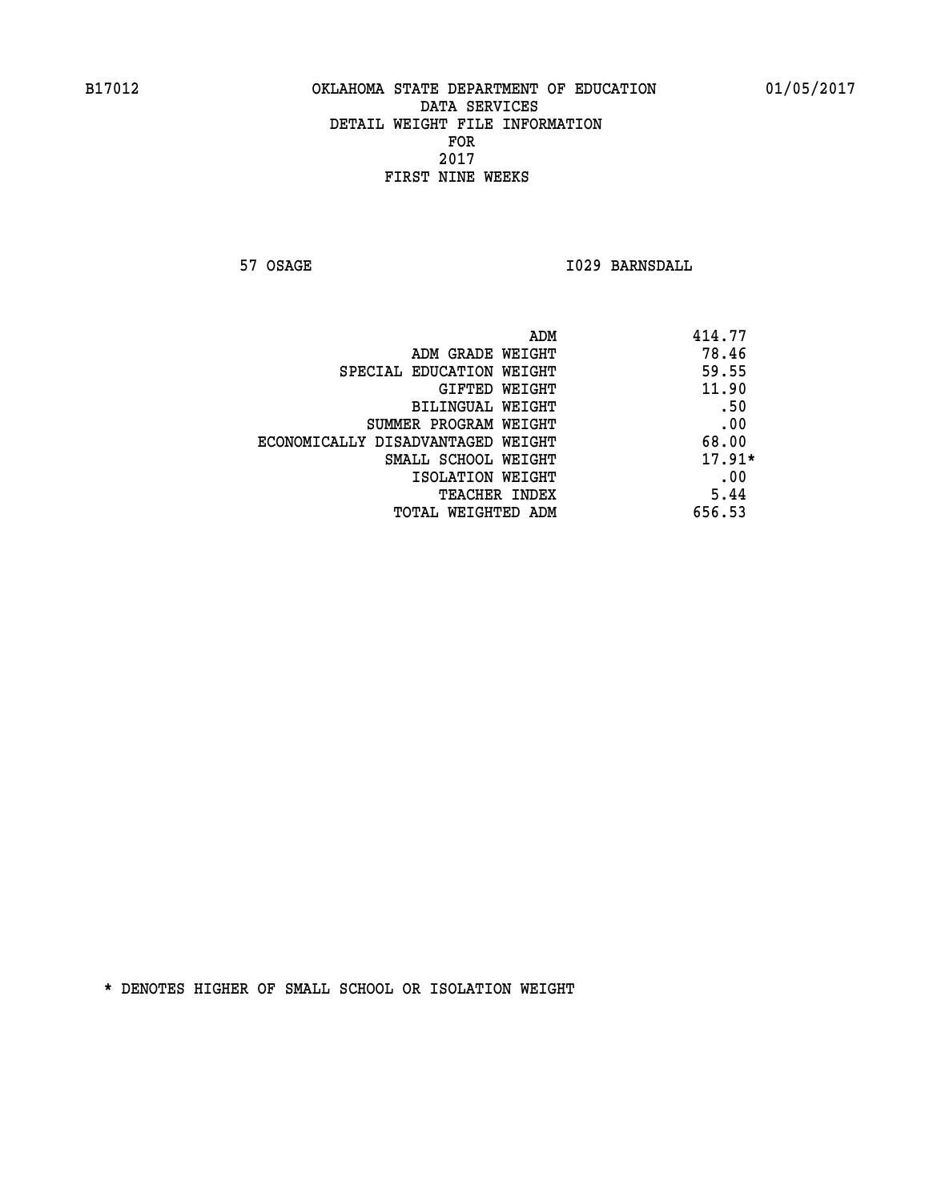B17012 OKLAHOMA STATE DEPARTMENT OF EDUCATION 01/05/2017

DATA SERVICES
DETAIL WEIGHT FILE INFORMATION
FOR
2017
FIRST NINE WEEKS

57 OSAGE I029 BARNSDALL

| | |
|---|---|
| ADM | 414.77 |
| ADM GRADE WEIGHT | 78.46 |
| SPECIAL EDUCATION WEIGHT | 59.55 |
| GIFTED WEIGHT | 11.90 |
| BILINGUAL WEIGHT | .50 |
| SUMMER PROGRAM WEIGHT | .00 |
| ECONOMICALLY DISADVANTAGED WEIGHT | 68.00 |
| SMALL SCHOOL WEIGHT | 17.91* |
| ISOLATION WEIGHT | .00 |
| TEACHER INDEX | 5.44 |
| TOTAL WEIGHTED ADM | 656.53 |

* DENOTES HIGHER OF SMALL SCHOOL OR ISOLATION WEIGHT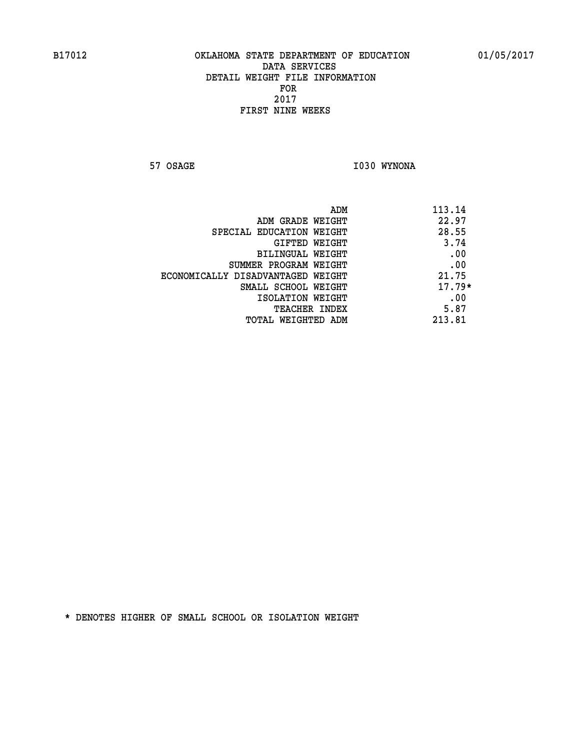B17012 OKLAHOMA STATE DEPARTMENT OF EDUCATION 01/05/2017

DATA SERVICES
DETAIL WEIGHT FILE INFORMATION
FOR
2017
FIRST NINE WEEKS

57 OSAGE I030 WYNONA

| | |
|---|---|
| ADM | 113.14 |
| ADM GRADE WEIGHT | 22.97 |
| SPECIAL EDUCATION WEIGHT | 28.55 |
| GIFTED WEIGHT | 3.74 |
| BILINGUAL WEIGHT | .00 |
| SUMMER PROGRAM WEIGHT | .00 |
| ECONOMICALLY DISADVANTAGED WEIGHT | 21.75 |
| SMALL SCHOOL WEIGHT | 17.79* |
| ISOLATION WEIGHT | .00 |
| TEACHER INDEX | 5.87 |
| TOTAL WEIGHTED ADM | 213.81 |

* DENOTES HIGHER OF SMALL SCHOOL OR ISOLATION WEIGHT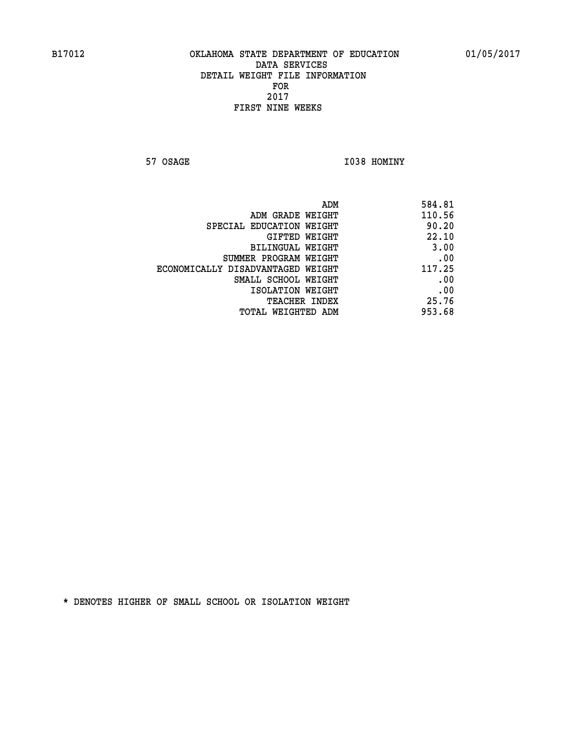B17012 OKLAHOMA STATE DEPARTMENT OF EDUCATION 01/05/2017

DATA SERVICES

DETAIL WEIGHT FILE INFORMATION

FOR

2017

FIRST NINE WEEKS

57 OSAGE I038 HOMINY

| | |
|---|---|
| ADM | 584.81 |
| ADM GRADE WEIGHT | 110.56 |
| SPECIAL EDUCATION WEIGHT | 90.20 |
| GIFTED WEIGHT | 22.10 |
| BILINGUAL WEIGHT | 3.00 |
| SUMMER PROGRAM WEIGHT | .00 |
| ECONOMICALLY DISADVANTAGED WEIGHT | 117.25 |
| SMALL SCHOOL WEIGHT | .00 |
| ISOLATION WEIGHT | .00 |
| TEACHER INDEX | 25.76 |
| TOTAL WEIGHTED ADM | 953.68 |

* DENOTES HIGHER OF SMALL SCHOOL OR ISOLATION WEIGHT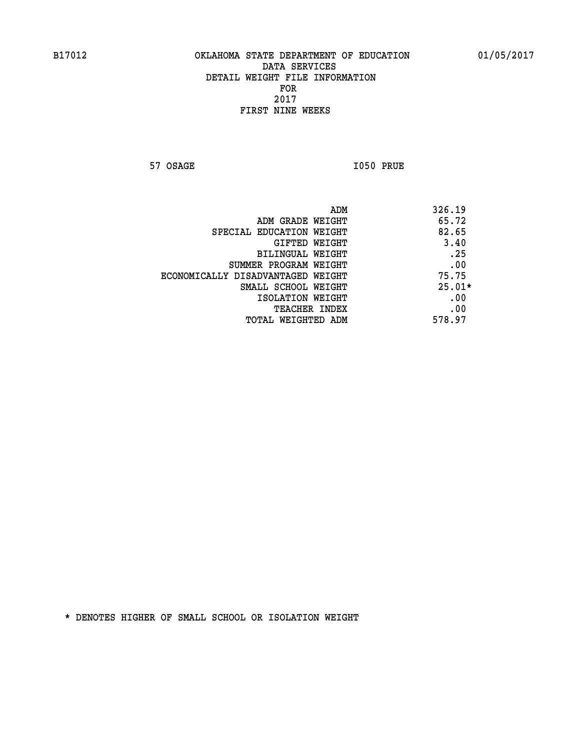B17012 OKLAHOMA STATE DEPARTMENT OF EDUCATION 01/05/2017

DATA SERVICES
DETAIL WEIGHT FILE INFORMATION
FOR
2017
FIRST NINE WEEKS

57 OSAGE I050 PRUE

| | |
|---|---|
| ADM | 326.19 |
| ADM GRADE WEIGHT | 65.72 |
| SPECIAL EDUCATION WEIGHT | 82.65 |
| GIFTED WEIGHT | 3.40 |
| BILINGUAL WEIGHT | .25 |
| SUMMER PROGRAM WEIGHT | .00 |
| ECONOMICALLY DISADVANTAGED WEIGHT | 75.75 |
| SMALL SCHOOL WEIGHT | 25.01* |
| ISOLATION WEIGHT | .00 |
| TEACHER INDEX | .00 |
| TOTAL WEIGHTED ADM | 578.97 |

* DENOTES HIGHER OF SMALL SCHOOL OR ISOLATION WEIGHT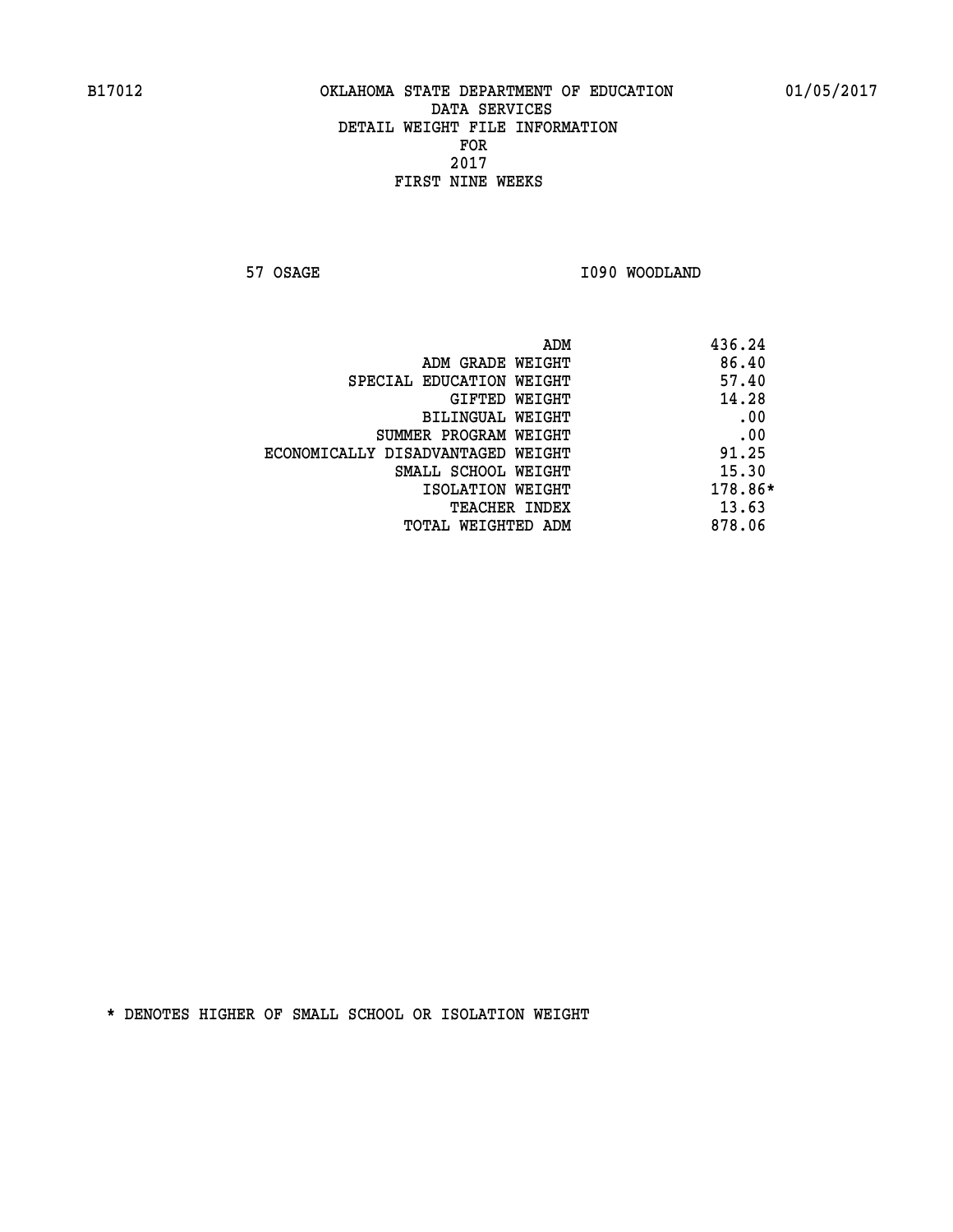B17012 OKLAHOMA STATE DEPARTMENT OF EDUCATION 01/05/2017

DATA SERVICES
DETAIL WEIGHT FILE INFORMATION
FOR
2017
FIRST NINE WEEKS

57 OSAGE I090 WOODLAND

| | |
|---|---|
| ADM | 436.24 |
| ADM GRADE WEIGHT | 86.40 |
| SPECIAL EDUCATION WEIGHT | 57.40 |
| GIFTED WEIGHT | 14.28 |
| BILINGUAL WEIGHT | .00 |
| SUMMER PROGRAM WEIGHT | .00 |
| ECONOMICALLY DISADVANTAGED WEIGHT | 91.25 |
| SMALL SCHOOL WEIGHT | 15.30 |
| ISOLATION WEIGHT | 178.86* |
| TEACHER INDEX | 13.63 |
| TOTAL WEIGHTED ADM | 878.06 |

* DENOTES HIGHER OF SMALL SCHOOL OR ISOLATION WEIGHT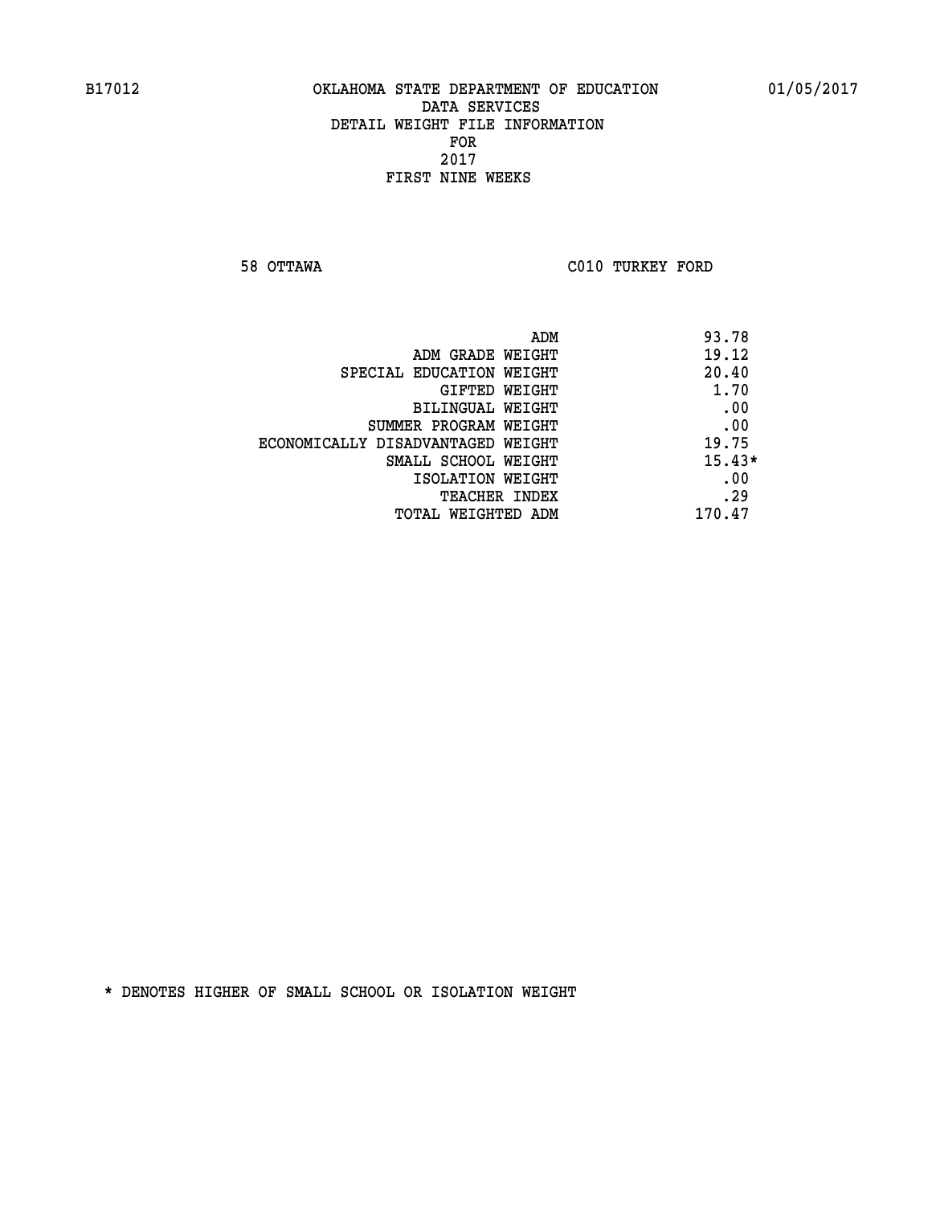B17012 OKLAHOMA STATE DEPARTMENT OF EDUCATION 01/05/2017

DATA SERVICES
DETAIL WEIGHT FILE INFORMATION
FOR
2017
FIRST NINE WEEKS

58 OTTAWA C010 TURKEY FORD

| | |
|---|---|
| ADM | 93.78 |
| ADM GRADE WEIGHT | 19.12 |
| SPECIAL EDUCATION WEIGHT | 20.40 |
| GIFTED WEIGHT | 1.70 |
| BILINGUAL WEIGHT | .00 |
| SUMMER PROGRAM WEIGHT | .00 |
| ECONOMICALLY DISADVANTAGED WEIGHT | 19.75 |
| SMALL SCHOOL WEIGHT | 15.43* |
| ISOLATION WEIGHT | .00 |
| TEACHER INDEX | .29 |
| TOTAL WEIGHTED ADM | 170.47 |

* DENOTES HIGHER OF SMALL SCHOOL OR ISOLATION WEIGHT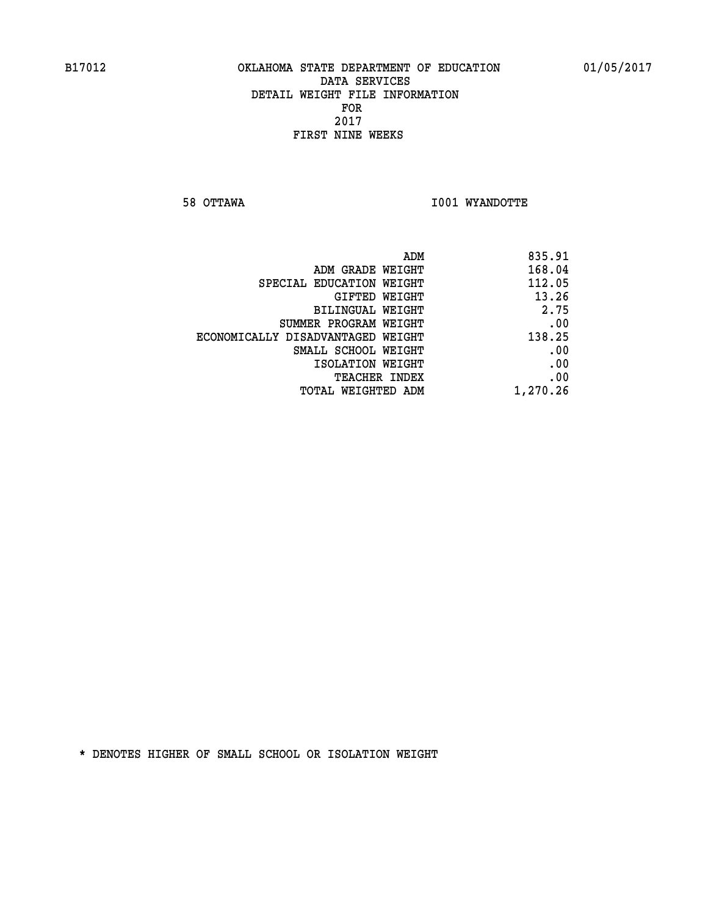B17012 OKLAHOMA STATE DEPARTMENT OF EDUCATION 01/05/2017

DATA SERVICES
DETAIL WEIGHT FILE INFORMATION
FOR
2017
FIRST NINE WEEKS

58 OTTAWA I001 WYANDOTTE

| | |
|---|---|
| ADM | 835.91 |
| ADM GRADE WEIGHT | 168.04 |
| SPECIAL EDUCATION WEIGHT | 112.05 |
| GIFTED WEIGHT | 13.26 |
| BILINGUAL WEIGHT | 2.75 |
| SUMMER PROGRAM WEIGHT | .00 |
| ECONOMICALLY DISADVANTAGED WEIGHT | 138.25 |
| SMALL SCHOOL WEIGHT | .00 |
| ISOLATION WEIGHT | .00 |
| TEACHER INDEX | .00 |
| TOTAL WEIGHTED ADM | 1,270.26 |

* DENOTES HIGHER OF SMALL SCHOOL OR ISOLATION WEIGHT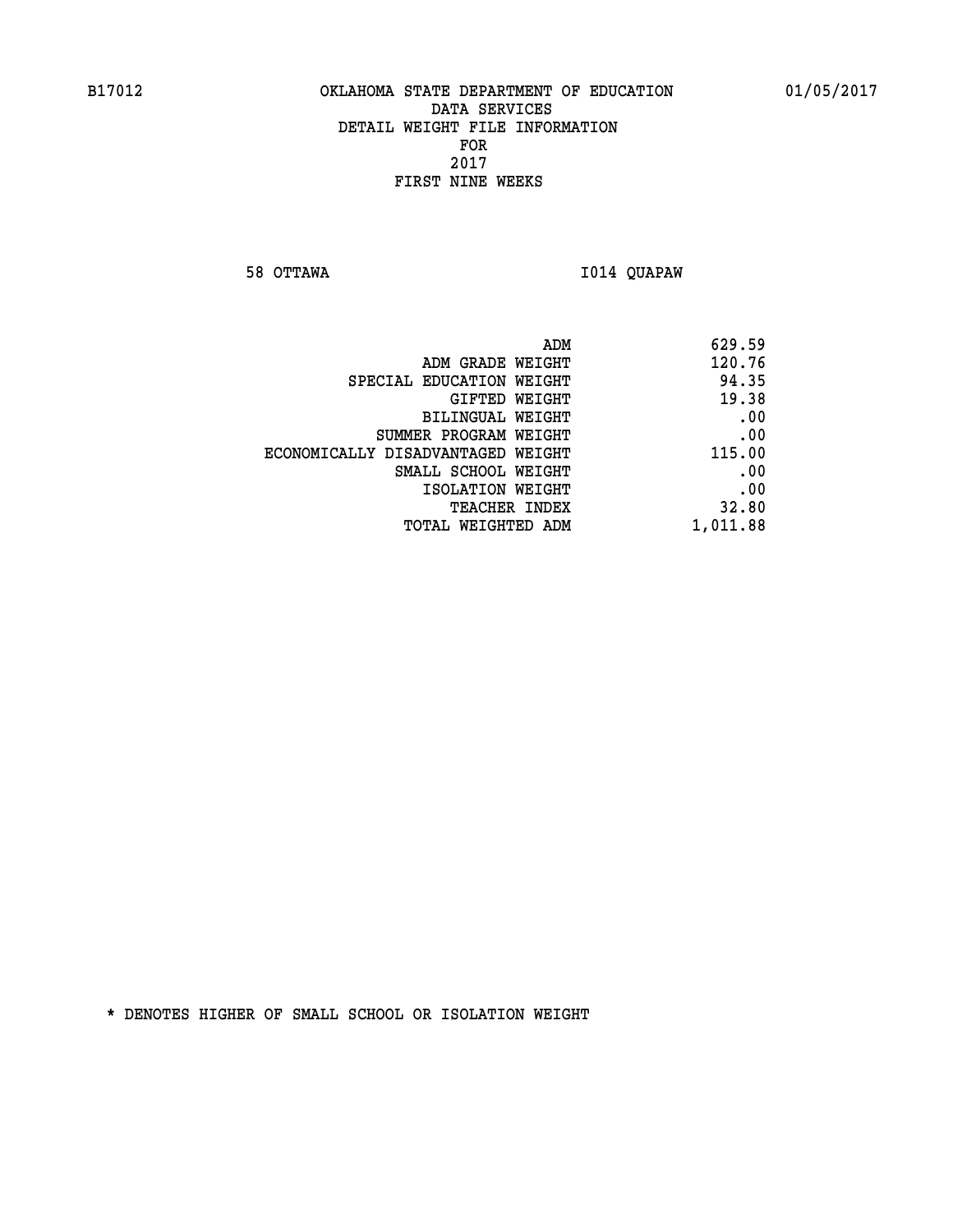B17012 OKLAHOMA STATE DEPARTMENT OF EDUCATION 01/05/2017

DATA SERVICES
DETAIL WEIGHT FILE INFORMATION
FOR
2017
FIRST NINE WEEKS

58 OTTAWA I014 QUAPAW

| | |
|---|---|
| ADM | 629.59 |
| ADM GRADE WEIGHT | 120.76 |
| SPECIAL EDUCATION WEIGHT | 94.35 |
| GIFTED WEIGHT | 19.38 |
| BILINGUAL WEIGHT | .00 |
| SUMMER PROGRAM WEIGHT | .00 |
| ECONOMICALLY DISADVANTAGED WEIGHT | 115.00 |
| SMALL SCHOOL WEIGHT | .00 |
| ISOLATION WEIGHT | .00 |
| TEACHER INDEX | 32.80 |
| TOTAL WEIGHTED ADM | 1,011.88 |

* DENOTES HIGHER OF SMALL SCHOOL OR ISOLATION WEIGHT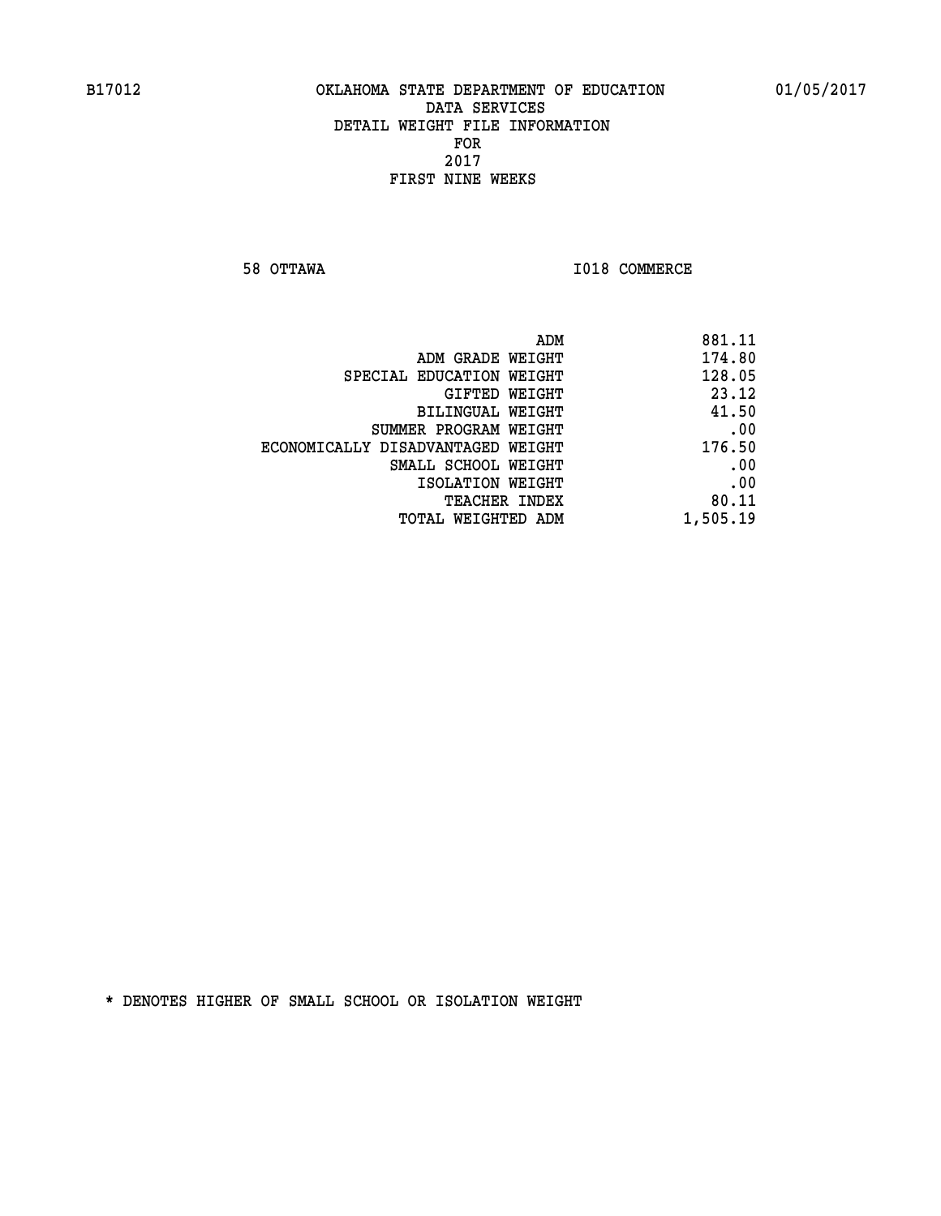B17012 OKLAHOMA STATE DEPARTMENT OF EDUCATION 01/05/2017

DATA SERVICES
DETAIL WEIGHT FILE INFORMATION
FOR
2017
FIRST NINE WEEKS

58 OTTAWA I018 COMMERCE

| | |
|---|---|
| ADM | 881.11 |
| ADM GRADE WEIGHT | 174.80 |
| SPECIAL EDUCATION WEIGHT | 128.05 |
| GIFTED WEIGHT | 23.12 |
| BILINGUAL WEIGHT | 41.50 |
| SUMMER PROGRAM WEIGHT | .00 |
| ECONOMICALLY DISADVANTAGED WEIGHT | 176.50 |
| SMALL SCHOOL WEIGHT | .00 |
| ISOLATION WEIGHT | .00 |
| TEACHER INDEX | 80.11 |
| TOTAL WEIGHTED ADM | 1,505.19 |

* DENOTES HIGHER OF SMALL SCHOOL OR ISOLATION WEIGHT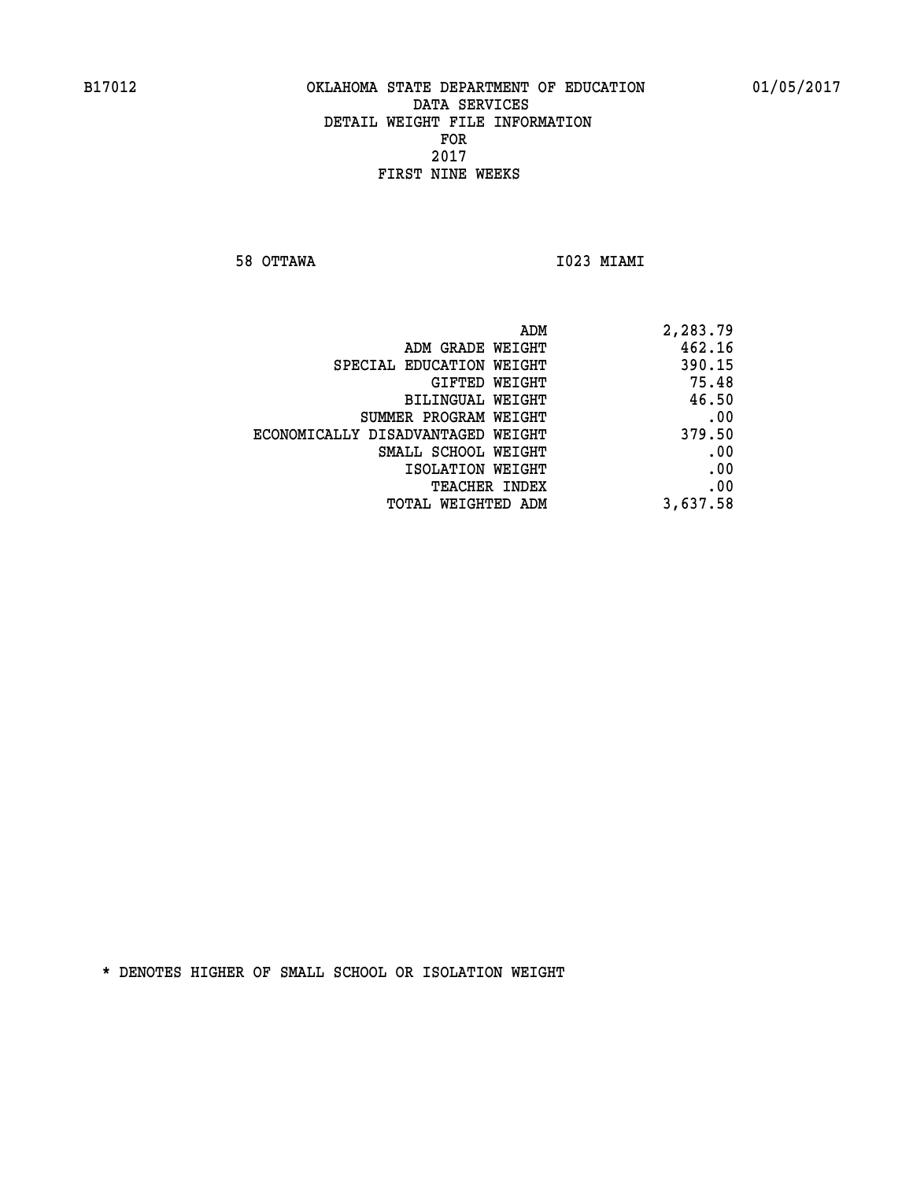B17012 OKLAHOMA STATE DEPARTMENT OF EDUCATION 01/05/2017

DATA SERVICES
DETAIL WEIGHT FILE INFORMATION
FOR
2017
FIRST NINE WEEKS

58 OTTAWA I023 MIAMI

| | |
|---|---:|
| ADM | 2,283.79 |
| ADM GRADE WEIGHT | 462.16 |
| SPECIAL EDUCATION WEIGHT | 390.15 |
| GIFTED WEIGHT | 75.48 |
| BILINGUAL WEIGHT | 46.50 |
| SUMMER PROGRAM WEIGHT | .00 |
| ECONOMICALLY DISADVANTAGED WEIGHT | 379.50 |
| SMALL SCHOOL WEIGHT | .00 |
| ISOLATION WEIGHT | .00 |
| TEACHER INDEX | .00 |
| TOTAL WEIGHTED ADM | 3,637.58 |

* DENOTES HIGHER OF SMALL SCHOOL OR ISOLATION WEIGHT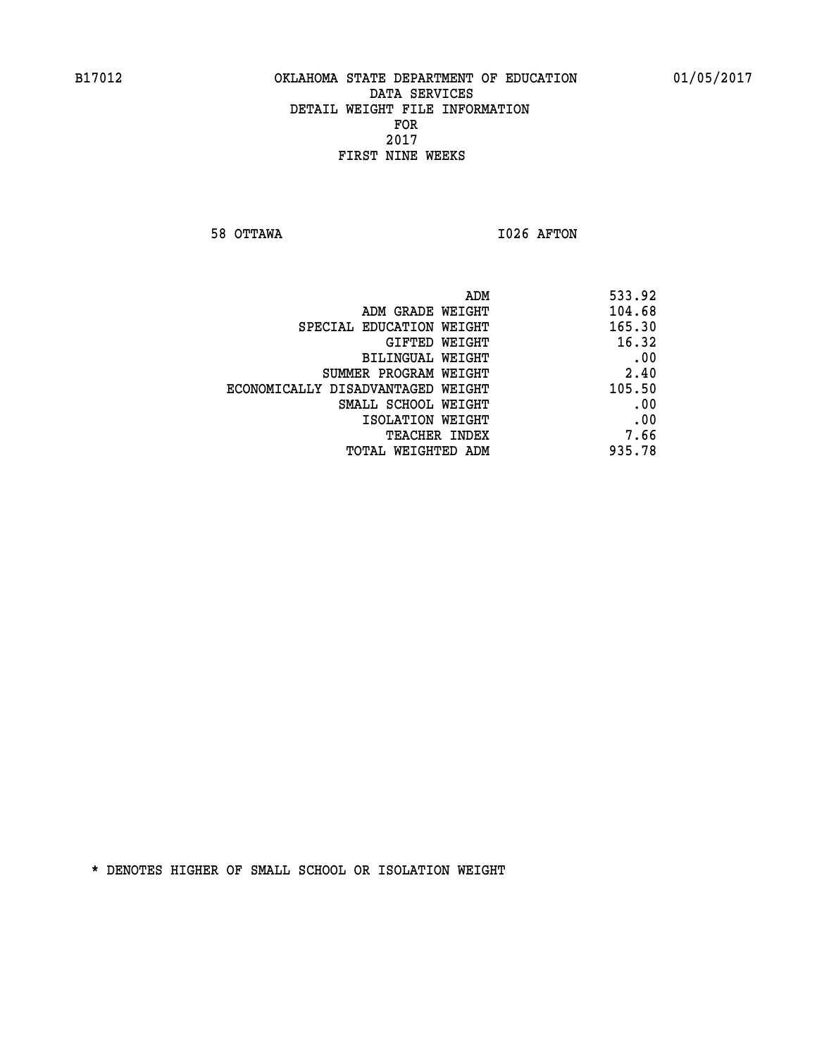B17012 OKLAHOMA STATE DEPARTMENT OF EDUCATION 01/05/2017

DATA SERVICES
DETAIL WEIGHT FILE INFORMATION
FOR
2017
FIRST NINE WEEKS

58 OTTAWA I026 AFTON

| | |
|---|---|
| ADM | 533.92 |
| ADM GRADE WEIGHT | 104.68 |
| SPECIAL EDUCATION WEIGHT | 165.30 |
| GIFTED WEIGHT | 16.32 |
| BILINGUAL WEIGHT | .00 |
| SUMMER PROGRAM WEIGHT | 2.40 |
| ECONOMICALLY DISADVANTAGED WEIGHT | 105.50 |
| SMALL SCHOOL WEIGHT | .00 |
| ISOLATION WEIGHT | .00 |
| TEACHER INDEX | 7.66 |
| TOTAL WEIGHTED ADM | 935.78 |

* DENOTES HIGHER OF SMALL SCHOOL OR ISOLATION WEIGHT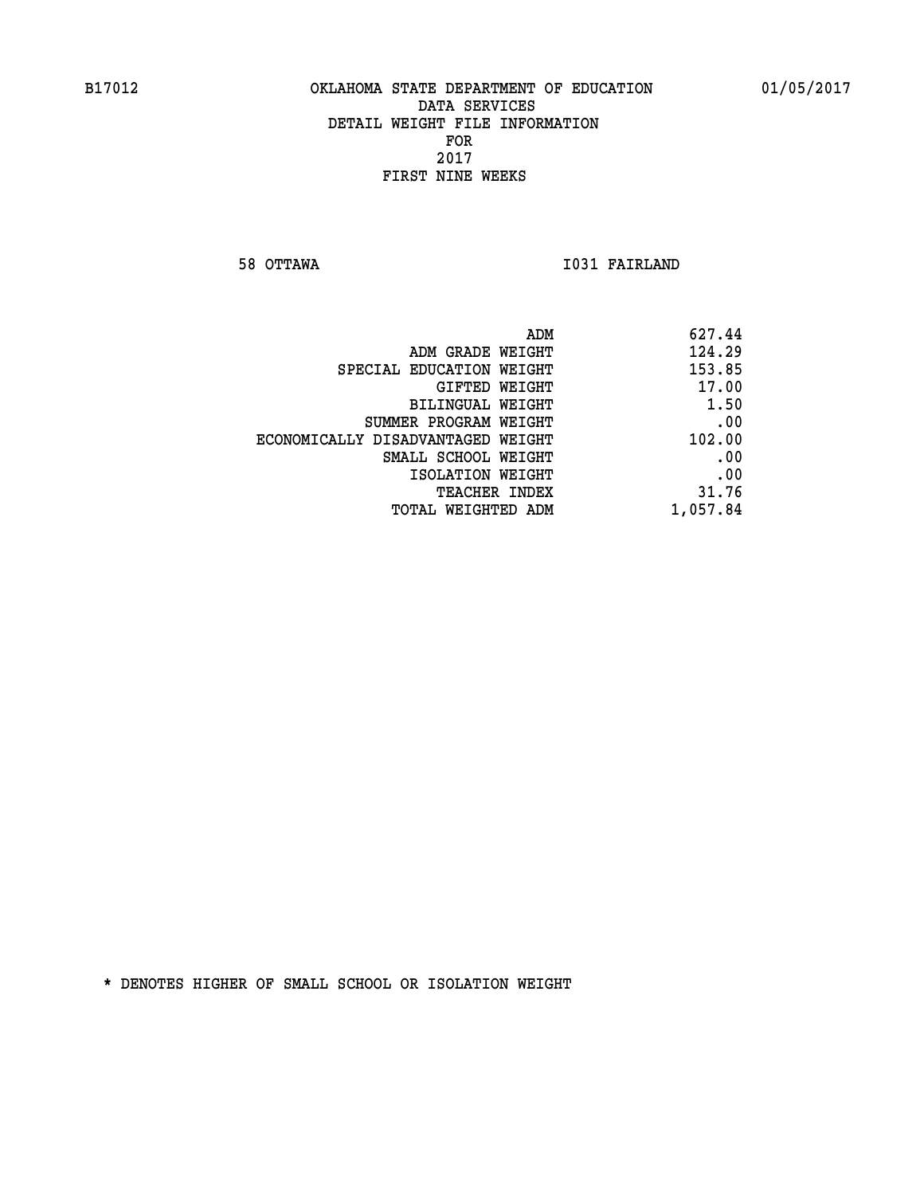B17012 OKLAHOMA STATE DEPARTMENT OF EDUCATION 01/05/2017

DATA SERVICES
DETAIL WEIGHT FILE INFORMATION
FOR
2017
FIRST NINE WEEKS

58 OTTAWA I031 FAIRLAND

| | |
|---|---|
| ADM | 627.44 |
| ADM GRADE WEIGHT | 124.29 |
| SPECIAL EDUCATION WEIGHT | 153.85 |
| GIFTED WEIGHT | 17.00 |
| BILINGUAL WEIGHT | 1.50 |
| SUMMER PROGRAM WEIGHT | .00 |
| ECONOMICALLY DISADVANTAGED WEIGHT | 102.00 |
| SMALL SCHOOL WEIGHT | .00 |
| ISOLATION WEIGHT | .00 |
| TEACHER INDEX | 31.76 |
| TOTAL WEIGHTED ADM | 1,057.84 |

* DENOTES HIGHER OF SMALL SCHOOL OR ISOLATION WEIGHT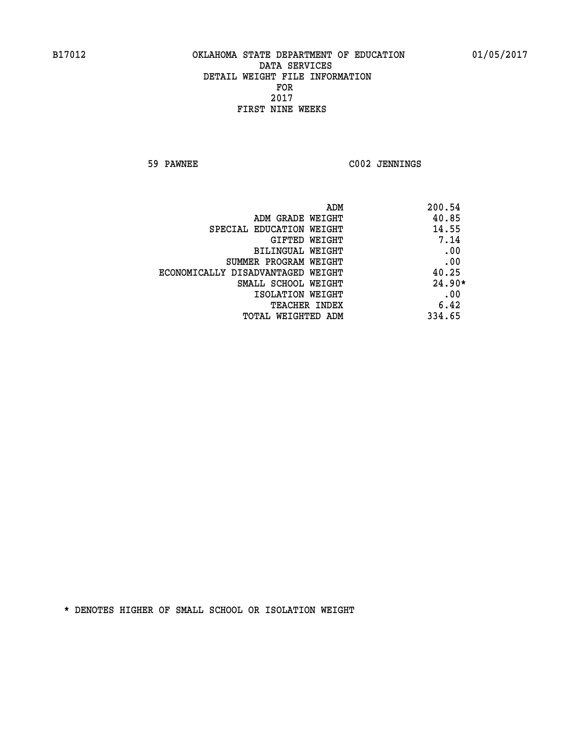B17012 OKLAHOMA STATE DEPARTMENT OF EDUCATION 01/05/2017

DATA SERVICES
DETAIL WEIGHT FILE INFORMATION
FOR
2017
FIRST NINE WEEKS

59 PAWNEE C002 JENNINGS

| | |
|---|---|
| ADM | 200.54 |
| ADM GRADE WEIGHT | 40.85 |
| SPECIAL EDUCATION WEIGHT | 14.55 |
| GIFTED WEIGHT | 7.14 |
| BILINGUAL WEIGHT | .00 |
| SUMMER PROGRAM WEIGHT | .00 |
| ECONOMICALLY DISADVANTAGED WEIGHT | 40.25 |
| SMALL SCHOOL WEIGHT | 24.90* |
| ISOLATION WEIGHT | .00 |
| TEACHER INDEX | 6.42 |
| TOTAL WEIGHTED ADM | 334.65 |

* DENOTES HIGHER OF SMALL SCHOOL OR ISOLATION WEIGHT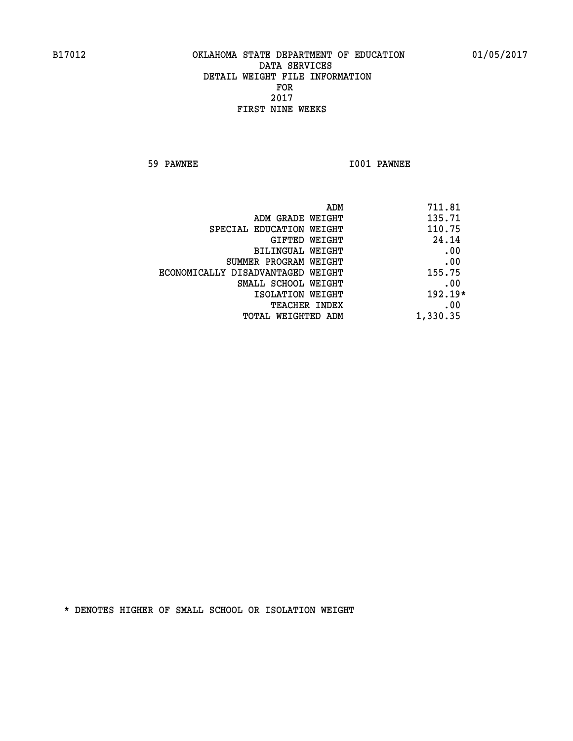B17012 OKLAHOMA STATE DEPARTMENT OF EDUCATION 01/05/2017

DATA SERVICES
DETAIL WEIGHT FILE INFORMATION
FOR
2017
FIRST NINE WEEKS

59 PAWNEE I001 PAWNEE

| | |
|---|---|
| ADM | 711.81 |
| ADM GRADE WEIGHT | 135.71 |
| SPECIAL EDUCATION WEIGHT | 110.75 |
| GIFTED WEIGHT | 24.14 |
| BILINGUAL WEIGHT | .00 |
| SUMMER PROGRAM WEIGHT | .00 |
| ECONOMICALLY DISADVANTAGED WEIGHT | 155.75 |
| SMALL SCHOOL WEIGHT | .00 |
| ISOLATION WEIGHT | 192.19* |
| TEACHER INDEX | .00 |
| TOTAL WEIGHTED ADM | 1,330.35 |

* DENOTES HIGHER OF SMALL SCHOOL OR ISOLATION WEIGHT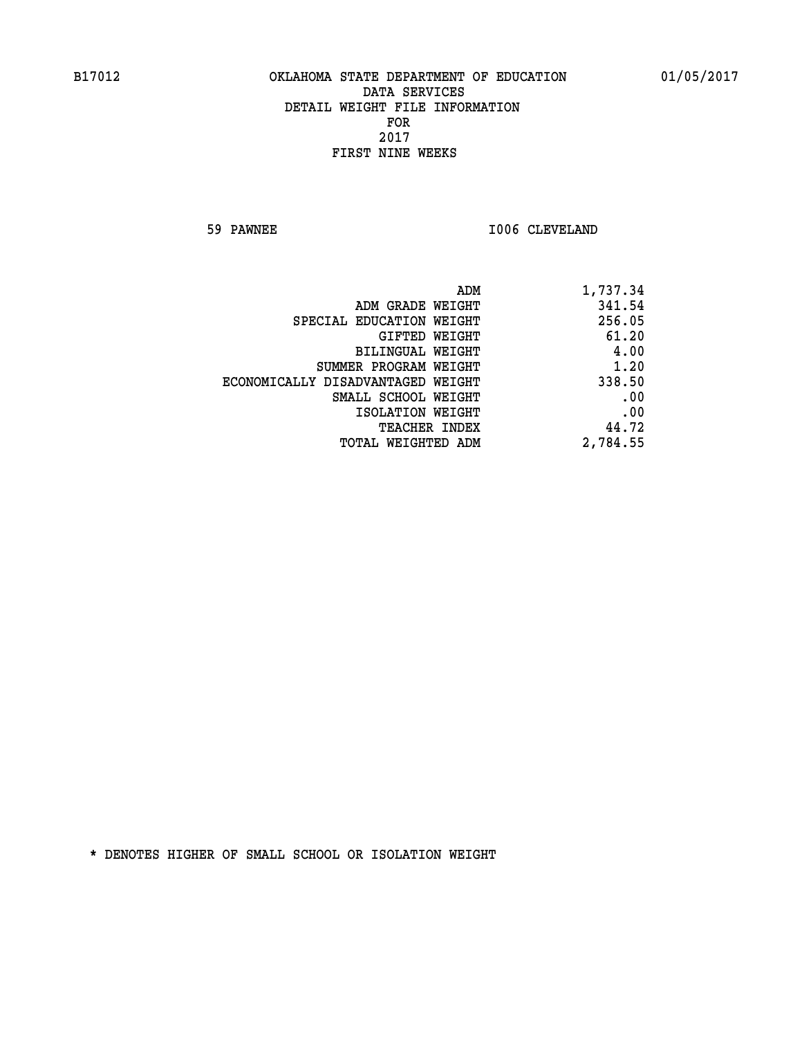B17012 OKLAHOMA STATE DEPARTMENT OF EDUCATION 01/05/2017

DATA SERVICES

DETAIL WEIGHT FILE INFORMATION

FOR

2017

FIRST NINE WEEKS

59 PAWNEE I006 CLEVELAND

| | |
|---|---|
| ADM | 1,737.34 |
| ADM GRADE WEIGHT | 341.54 |
| SPECIAL EDUCATION WEIGHT | 256.05 |
| GIFTED WEIGHT | 61.20 |
| BILINGUAL WEIGHT | 4.00 |
| SUMMER PROGRAM WEIGHT | 1.20 |
| ECONOMICALLY DISADVANTAGED WEIGHT | 338.50 |
| SMALL SCHOOL WEIGHT | .00 |
| ISOLATION WEIGHT | .00 |
| TEACHER INDEX | 44.72 |
| TOTAL WEIGHTED ADM | 2,784.55 |

* DENOTES HIGHER OF SMALL SCHOOL OR ISOLATION WEIGHT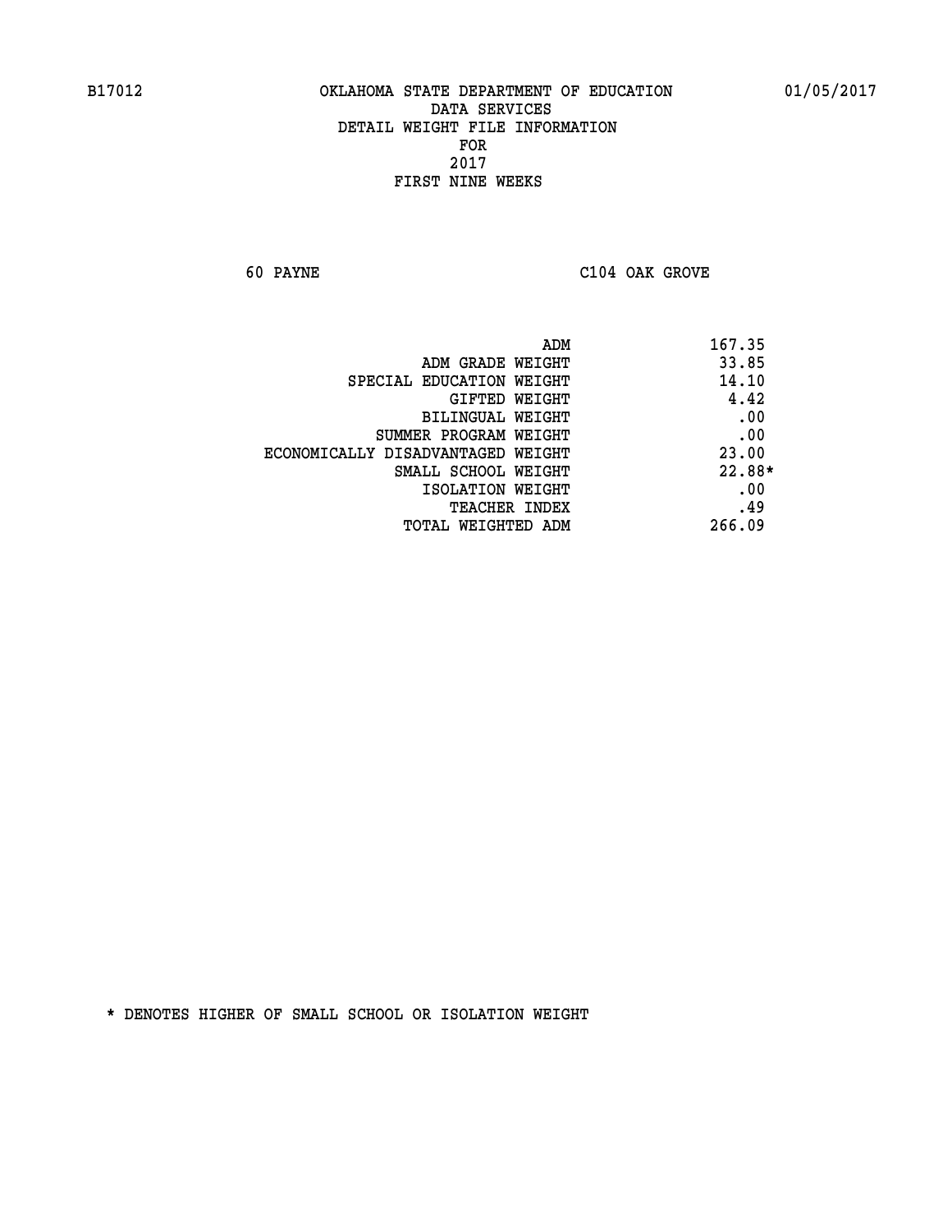B17012 OKLAHOMA STATE DEPARTMENT OF EDUCATION 01/05/2017

DATA SERVICES
DETAIL WEIGHT FILE INFORMATION
FOR
2017
FIRST NINE WEEKS

60 PAYNE C104 OAK GROVE

| | |
|---|---|
| ADM | 167.35 |
| ADM GRADE WEIGHT | 33.85 |
| SPECIAL EDUCATION WEIGHT | 14.10 |
| GIFTED WEIGHT | 4.42 |
| BILINGUAL WEIGHT | .00 |
| SUMMER PROGRAM WEIGHT | .00 |
| ECONOMICALLY DISADVANTAGED WEIGHT | 23.00 |
| SMALL SCHOOL WEIGHT | 22.88* |
| ISOLATION WEIGHT | .00 |
| TEACHER INDEX | .49 |
| TOTAL WEIGHTED ADM | 266.09 |

* DENOTES HIGHER OF SMALL SCHOOL OR ISOLATION WEIGHT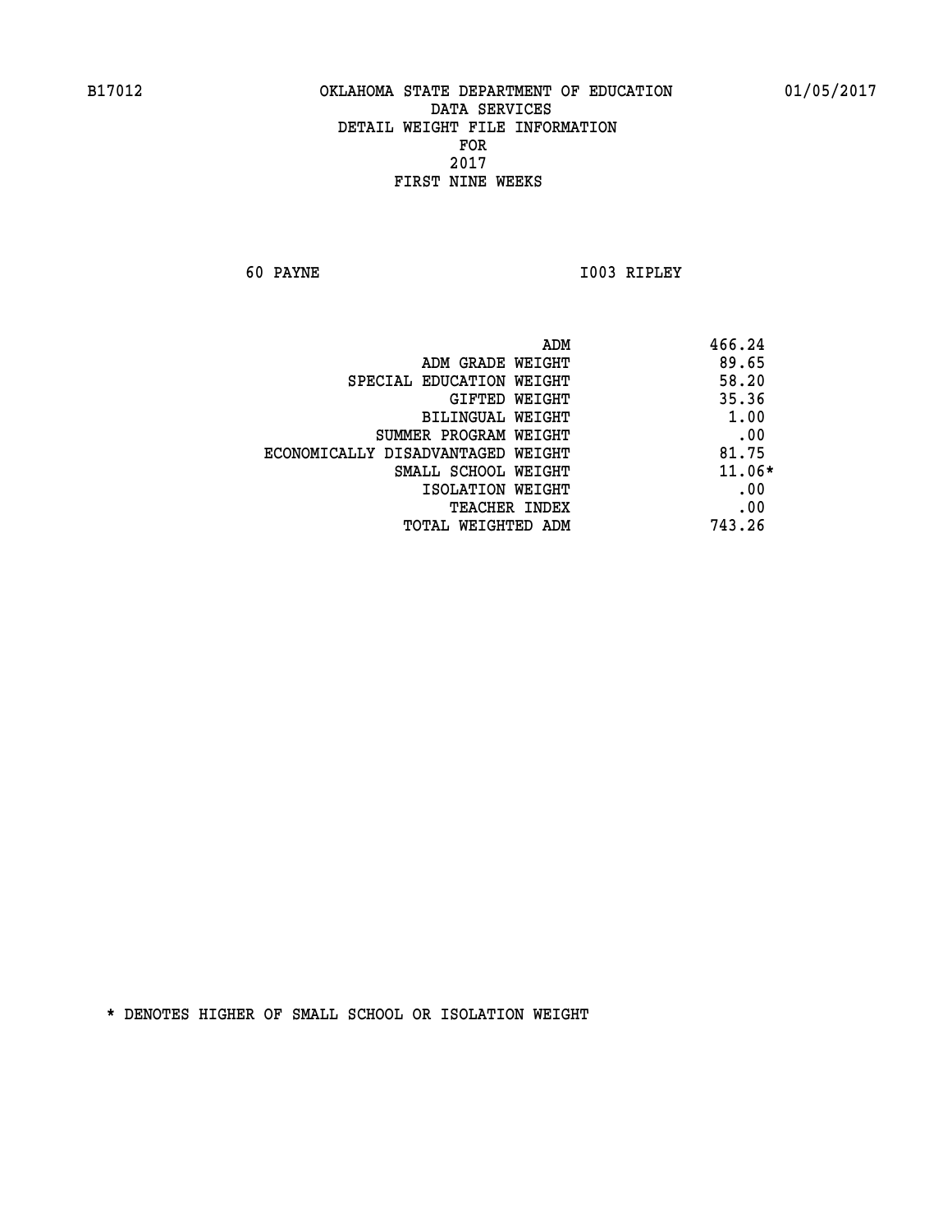B17012 OKLAHOMA STATE DEPARTMENT OF EDUCATION 01/05/2017

DATA SERVICES
DETAIL WEIGHT FILE INFORMATION
FOR
2017
FIRST NINE WEEKS

60 PAYNE I003 RIPLEY

| | |
|---|---|
| ADM | 466.24 |
| ADM GRADE WEIGHT | 89.65 |
| SPECIAL EDUCATION WEIGHT | 58.20 |
| GIFTED WEIGHT | 35.36 |
| BILINGUAL WEIGHT | 1.00 |
| SUMMER PROGRAM WEIGHT | .00 |
| ECONOMICALLY DISADVANTAGED WEIGHT | 81.75 |
| SMALL SCHOOL WEIGHT | 11.06* |
| ISOLATION WEIGHT | .00 |
| TEACHER INDEX | .00 |
| TOTAL WEIGHTED ADM | 743.26 |

* DENOTES HIGHER OF SMALL SCHOOL OR ISOLATION WEIGHT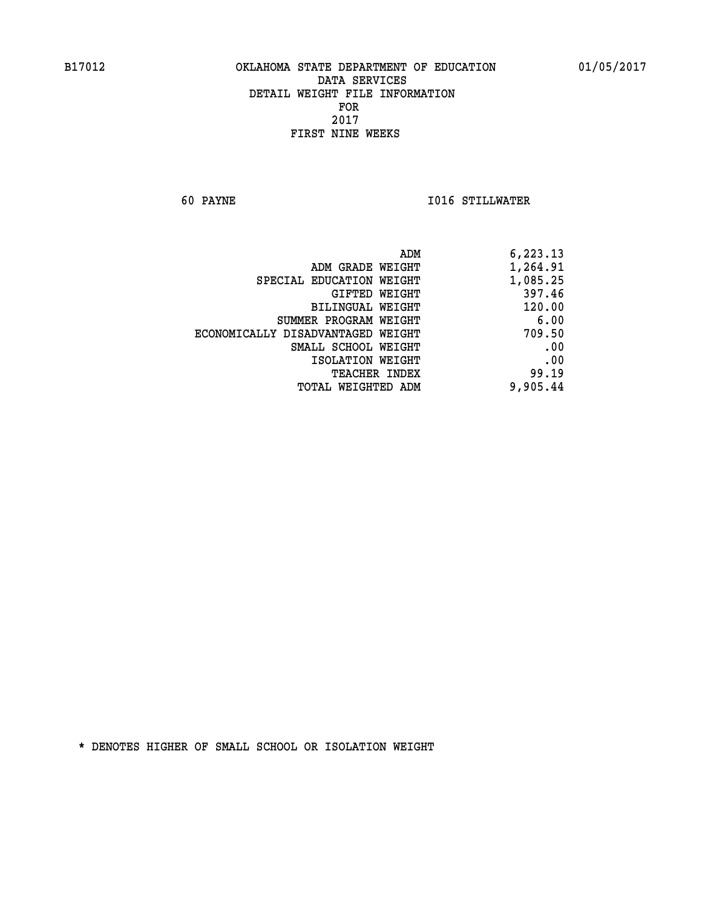B17012 OKLAHOMA STATE DEPARTMENT OF EDUCATION 01/05/2017

DATA SERVICES
DETAIL WEIGHT FILE INFORMATION
FOR
2017
FIRST NINE WEEKS

60 PAYNE I016 STILLWATER

| | |
|---|---|
| ADM | 6,223.13 |
| ADM GRADE WEIGHT | 1,264.91 |
| SPECIAL EDUCATION WEIGHT | 1,085.25 |
| GIFTED WEIGHT | 397.46 |
| BILINGUAL WEIGHT | 120.00 |
| SUMMER PROGRAM WEIGHT | 6.00 |
| ECONOMICALLY DISADVANTAGED WEIGHT | 709.50 |
| SMALL SCHOOL WEIGHT | .00 |
| ISOLATION WEIGHT | .00 |
| TEACHER INDEX | 99.19 |
| TOTAL WEIGHTED ADM | 9,905.44 |

* DENOTES HIGHER OF SMALL SCHOOL OR ISOLATION WEIGHT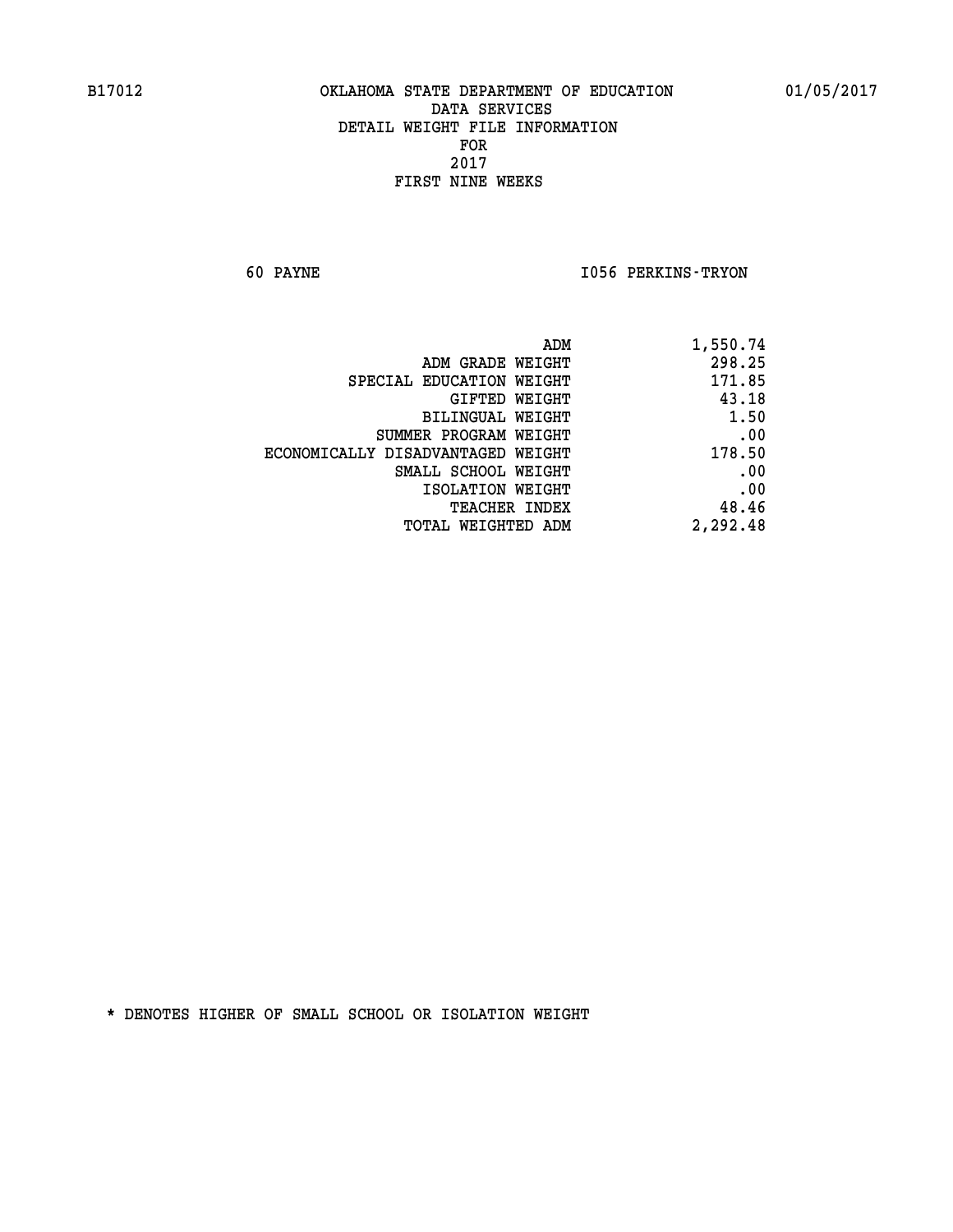B17012 OKLAHOMA STATE DEPARTMENT OF EDUCATION 01/05/2017

DATA SERVICES
DETAIL WEIGHT FILE INFORMATION
FOR
2017
FIRST NINE WEEKS

60 PAYNE I056 PERKINS-TRYON

| | |
|---|---:|
| ADM | 1,550.74 |
| ADM GRADE WEIGHT | 298.25 |
| SPECIAL EDUCATION WEIGHT | 171.85 |
| GIFTED WEIGHT | 43.18 |
| BILINGUAL WEIGHT | 1.50 |
| SUMMER PROGRAM WEIGHT | .00 |
| ECONOMICALLY DISADVANTAGED WEIGHT | 178.50 |
| SMALL SCHOOL WEIGHT | .00 |
| ISOLATION WEIGHT | .00 |
| TEACHER INDEX | 48.46 |
| TOTAL WEIGHTED ADM | 2,292.48 |

* DENOTES HIGHER OF SMALL SCHOOL OR ISOLATION WEIGHT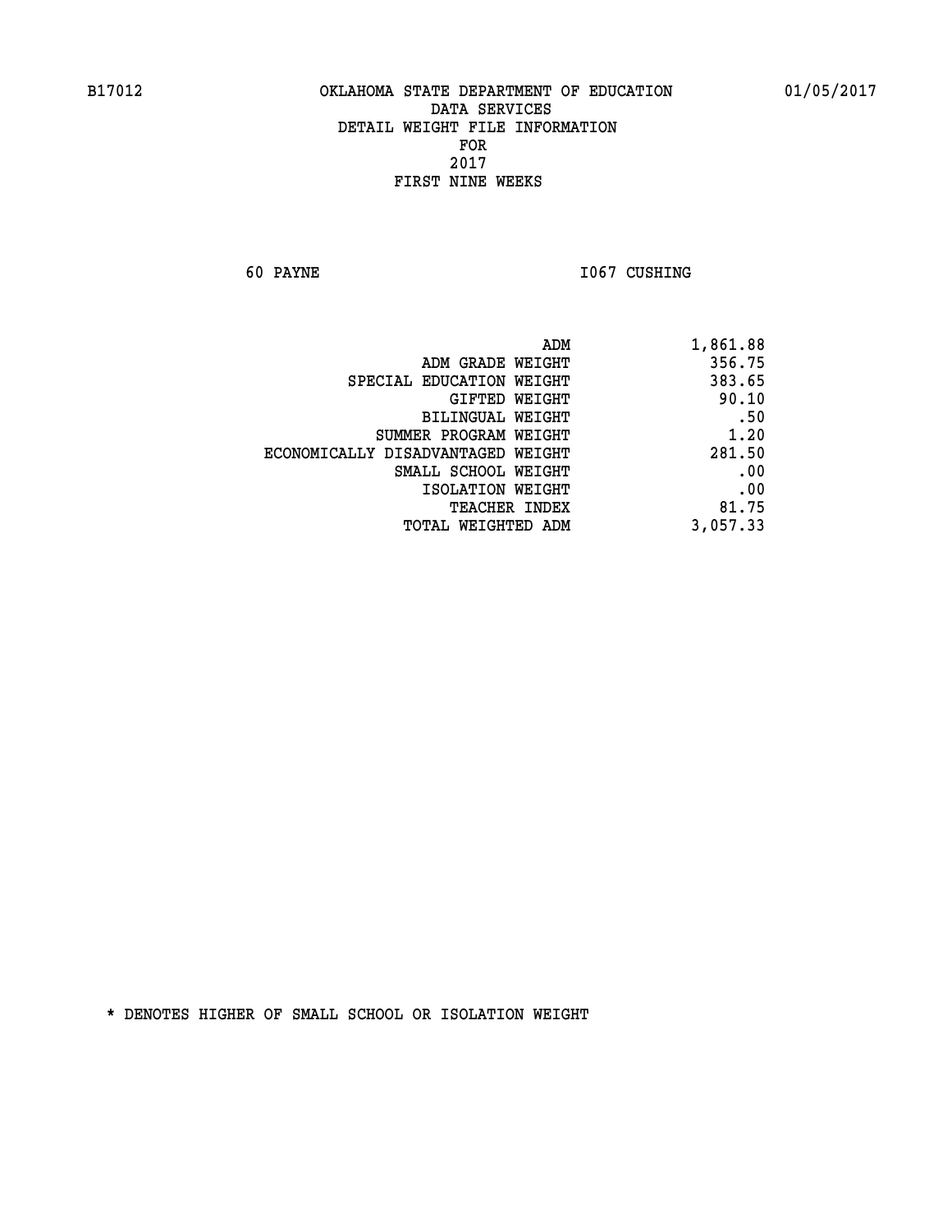# OKLAHOMA STATE DEPARTMENT OF EDUCATION
## DATA SERVICES
## DETAIL WEIGHT FILE INFORMATION
## FOR
## 2017
## FIRST NINE WEEKS

B17012 — 01/05/2017

60 PAYNE — I067 CUSHING

| | |
|---|---|
| ADM | 1,861.88 |
| ADM GRADE WEIGHT | 356.75 |
| SPECIAL EDUCATION WEIGHT | 383.65 |
| GIFTED WEIGHT | 90.10 |
| BILINGUAL WEIGHT | .50 |
| SUMMER PROGRAM WEIGHT | 1.20 |
| ECONOMICALLY DISADVANTAGED WEIGHT | 281.50 |
| SMALL SCHOOL WEIGHT | .00 |
| ISOLATION WEIGHT | .00 |
| TEACHER INDEX | 81.75 |
| TOTAL WEIGHTED ADM | 3,057.33 |

* DENOTES HIGHER OF SMALL SCHOOL OR ISOLATION WEIGHT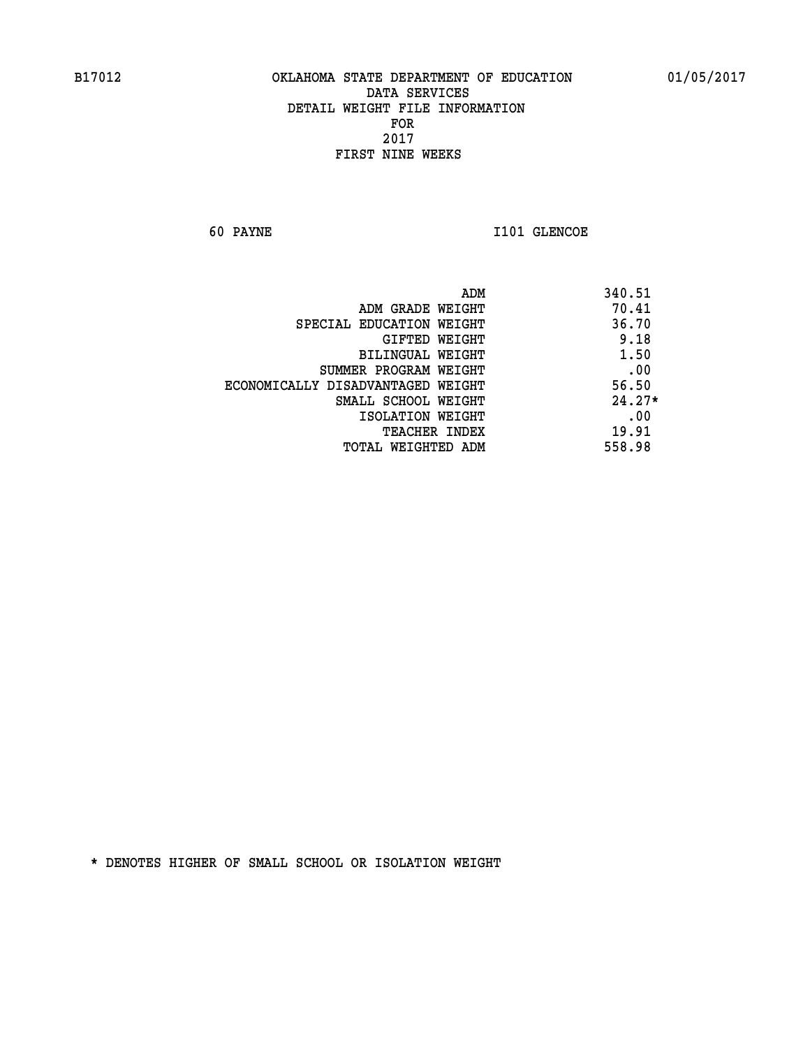B17012 OKLAHOMA STATE DEPARTMENT OF EDUCATION 01/05/2017

DATA SERVICES
DETAIL WEIGHT FILE INFORMATION
FOR
2017
FIRST NINE WEEKS

60 PAYNE I101 GLENCOE

| | |
|---|---|
| ADM | 340.51 |
| ADM GRADE WEIGHT | 70.41 |
| SPECIAL EDUCATION WEIGHT | 36.70 |
| GIFTED WEIGHT | 9.18 |
| BILINGUAL WEIGHT | 1.50 |
| SUMMER PROGRAM WEIGHT | .00 |
| ECONOMICALLY DISADVANTAGED WEIGHT | 56.50 |
| SMALL SCHOOL WEIGHT | 24.27* |
| ISOLATION WEIGHT | .00 |
| TEACHER INDEX | 19.91 |
| TOTAL WEIGHTED ADM | 558.98 |

* DENOTES HIGHER OF SMALL SCHOOL OR ISOLATION WEIGHT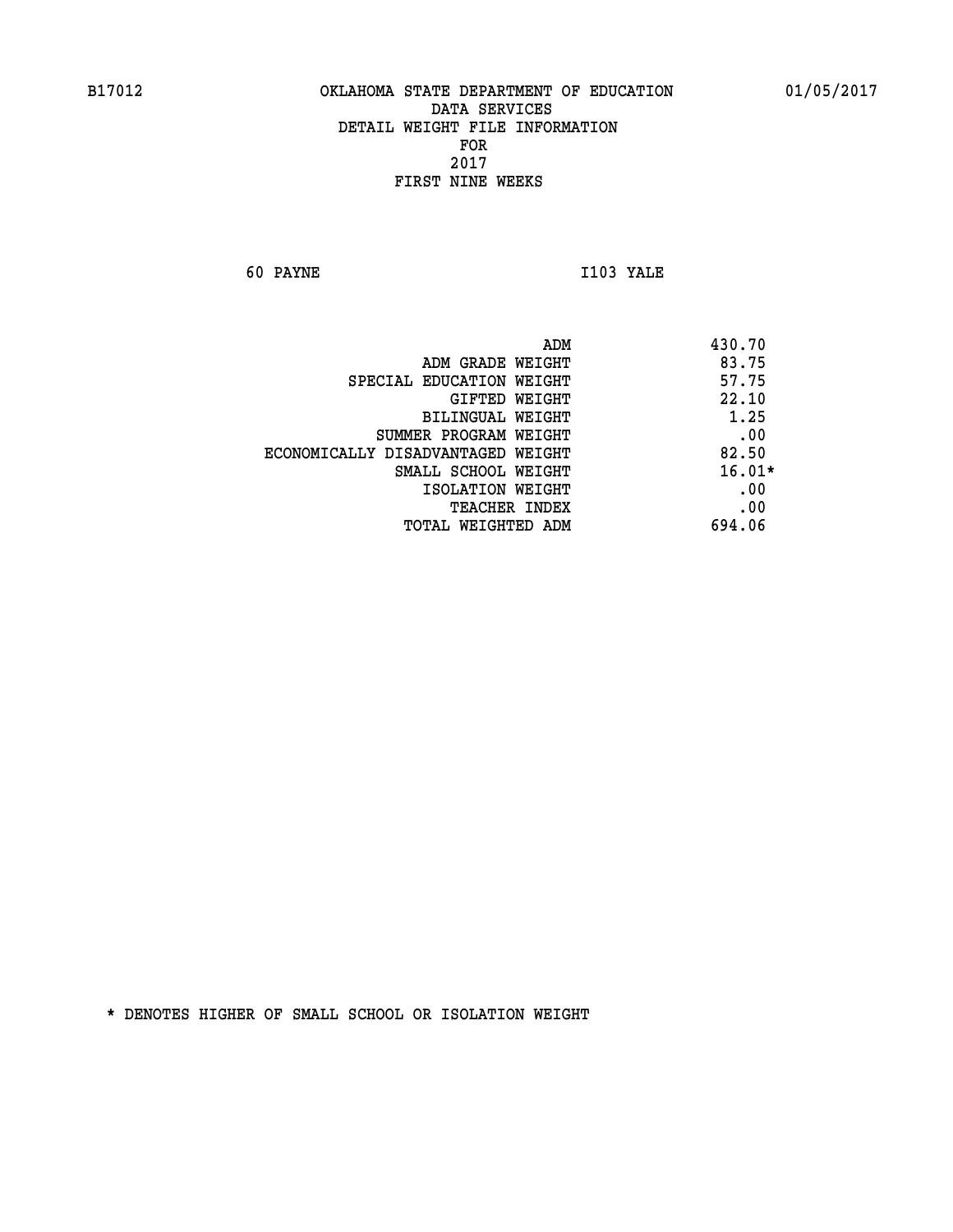# OKLAHOMA STATE DEPARTMENT OF EDUCATION
## DATA SERVICES
## DETAIL WEIGHT FILE INFORMATION
## FOR
## 2017
## FIRST NINE WEEKS

B17012 01/05/2017

60 PAYNE I103 YALE

| | |
|---|---|
| ADM | 430.70 |
| ADM GRADE WEIGHT | 83.75 |
| SPECIAL EDUCATION WEIGHT | 57.75 |
| GIFTED WEIGHT | 22.10 |
| BILINGUAL WEIGHT | 1.25 |
| SUMMER PROGRAM WEIGHT | .00 |
| ECONOMICALLY DISADVANTAGED WEIGHT | 82.50 |
| SMALL SCHOOL WEIGHT | 16.01* |
| ISOLATION WEIGHT | .00 |
| TEACHER INDEX | .00 |
| TOTAL WEIGHTED ADM | 694.06 |

* DENOTES HIGHER OF SMALL SCHOOL OR ISOLATION WEIGHT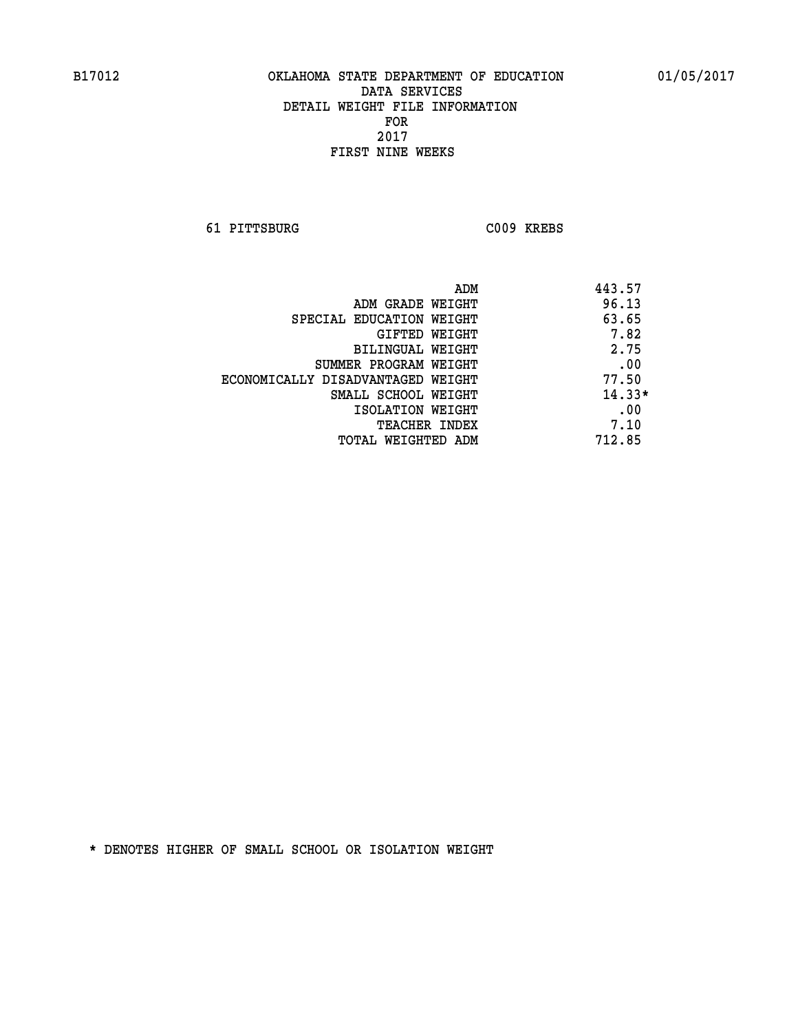B17012 OKLAHOMA STATE DEPARTMENT OF EDUCATION 01/05/2017

DATA SERVICES
DETAIL WEIGHT FILE INFORMATION
FOR
2017
FIRST NINE WEEKS

61 PITTSBURG C009 KREBS

| | |
|---|---|
| ADM | 443.57 |
| ADM GRADE WEIGHT | 96.13 |
| SPECIAL EDUCATION WEIGHT | 63.65 |
| GIFTED WEIGHT | 7.82 |
| BILINGUAL WEIGHT | 2.75 |
| SUMMER PROGRAM WEIGHT | .00 |
| ECONOMICALLY DISADVANTAGED WEIGHT | 77.50 |
| SMALL SCHOOL WEIGHT | 14.33* |
| ISOLATION WEIGHT | .00 |
| TEACHER INDEX | 7.10 |
| TOTAL WEIGHTED ADM | 712.85 |

* DENOTES HIGHER OF SMALL SCHOOL OR ISOLATION WEIGHT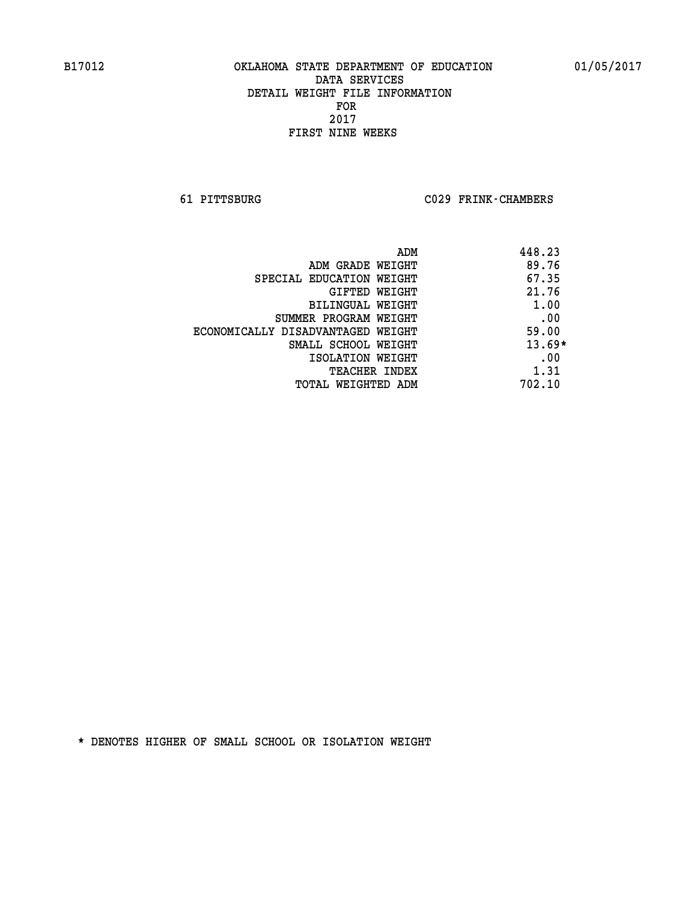B17012 OKLAHOMA STATE DEPARTMENT OF EDUCATION 01/05/2017

DATA SERVICES
DETAIL WEIGHT FILE INFORMATION
FOR
2017
FIRST NINE WEEKS

61 PITTSBURG C029 FRINK-CHAMBERS

| | |
|---|---|
| ADM | 448.23 |
| ADM GRADE WEIGHT | 89.76 |
| SPECIAL EDUCATION WEIGHT | 67.35 |
| GIFTED WEIGHT | 21.76 |
| BILINGUAL WEIGHT | 1.00 |
| SUMMER PROGRAM WEIGHT | .00 |
| ECONOMICALLY DISADVANTAGED WEIGHT | 59.00 |
| SMALL SCHOOL WEIGHT | 13.69* |
| ISOLATION WEIGHT | .00 |
| TEACHER INDEX | 1.31 |
| TOTAL WEIGHTED ADM | 702.10 |

* DENOTES HIGHER OF SMALL SCHOOL OR ISOLATION WEIGHT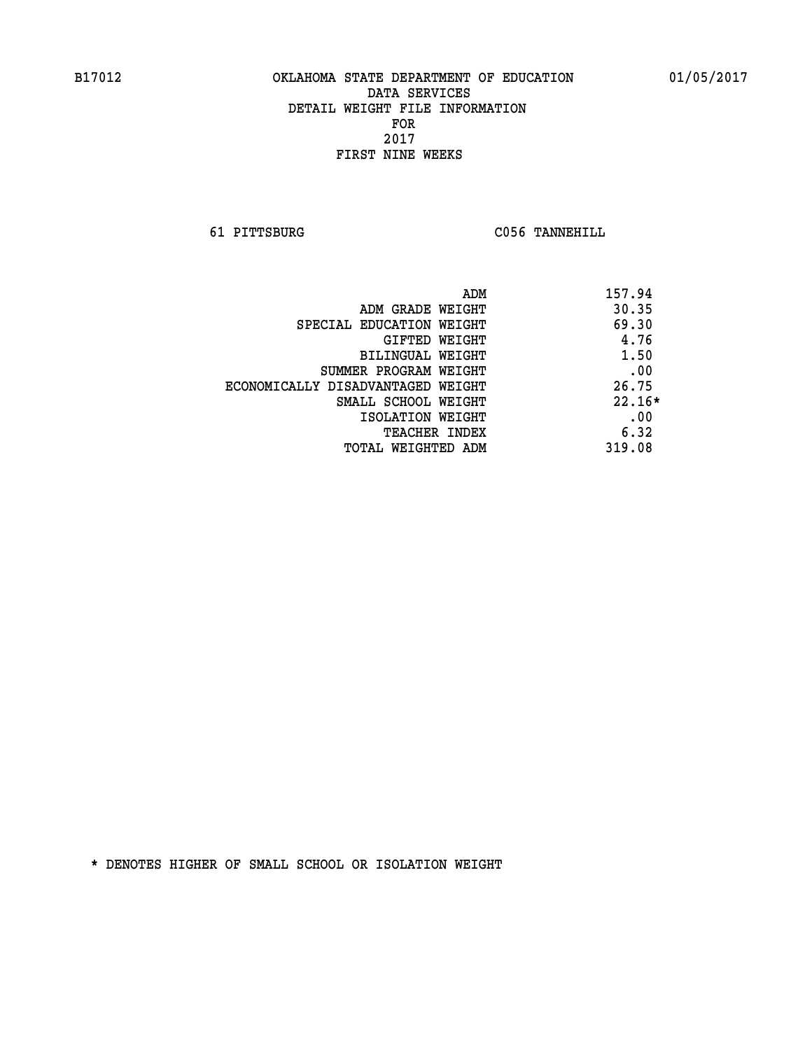B17012 OKLAHOMA STATE DEPARTMENT OF EDUCATION 01/05/2017

DATA SERVICES
DETAIL WEIGHT FILE INFORMATION
FOR
2017
FIRST NINE WEEKS

61 PITTSBURG C056 TANNEHILL

| | |
|---|---|
| ADM | 157.94 |
| ADM GRADE WEIGHT | 30.35 |
| SPECIAL EDUCATION WEIGHT | 69.30 |
| GIFTED WEIGHT | 4.76 |
| BILINGUAL WEIGHT | 1.50 |
| SUMMER PROGRAM WEIGHT | .00 |
| ECONOMICALLY DISADVANTAGED WEIGHT | 26.75 |
| SMALL SCHOOL WEIGHT | 22.16* |
| ISOLATION WEIGHT | .00 |
| TEACHER INDEX | 6.32 |
| TOTAL WEIGHTED ADM | 319.08 |

* DENOTES HIGHER OF SMALL SCHOOL OR ISOLATION WEIGHT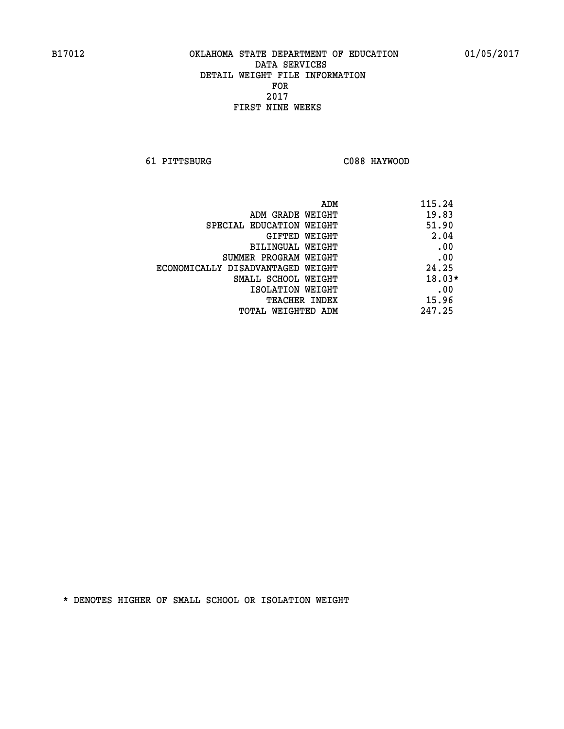B17012 OKLAHOMA STATE DEPARTMENT OF EDUCATION 01/05/2017

DATA SERVICES
DETAIL WEIGHT FILE INFORMATION
FOR
2017
FIRST NINE WEEKS

61 PITTSBURG C088 HAYWOOD

| | |
|---|---|
| ADM | 115.24 |
| ADM GRADE WEIGHT | 19.83 |
| SPECIAL EDUCATION WEIGHT | 51.90 |
| GIFTED WEIGHT | 2.04 |
| BILINGUAL WEIGHT | .00 |
| SUMMER PROGRAM WEIGHT | .00 |
| ECONOMICALLY DISADVANTAGED WEIGHT | 24.25 |
| SMALL SCHOOL WEIGHT | 18.03* |
| ISOLATION WEIGHT | .00 |
| TEACHER INDEX | 15.96 |
| TOTAL WEIGHTED ADM | 247.25 |

* DENOTES HIGHER OF SMALL SCHOOL OR ISOLATION WEIGHT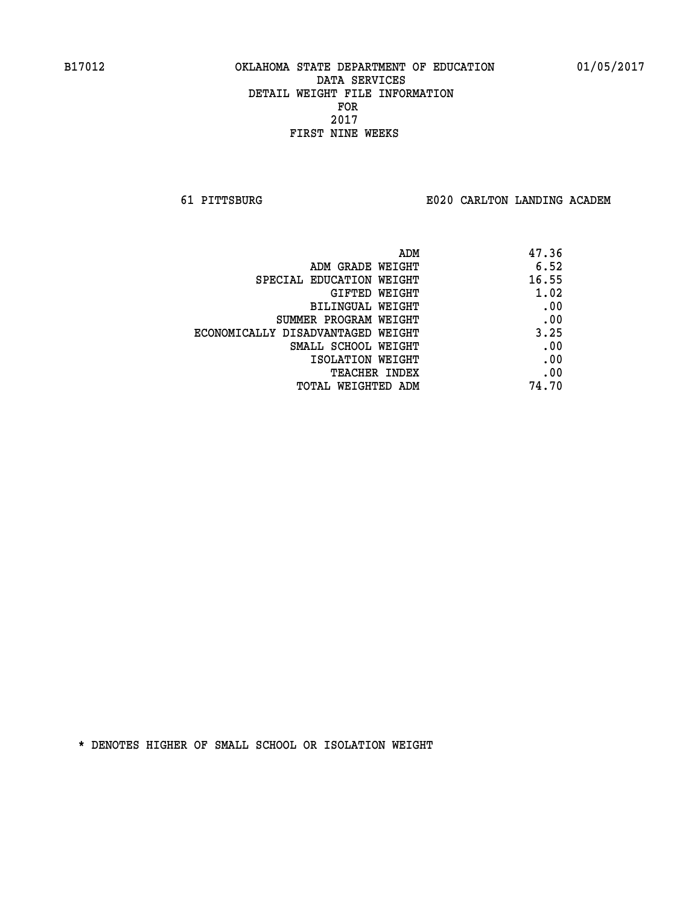B17012 OKLAHOMA STATE DEPARTMENT OF EDUCATION 01/05/2017

DATA SERVICES
DETAIL WEIGHT FILE INFORMATION
FOR
2017
FIRST NINE WEEKS

61 PITTSBURG E020 CARLTON LANDING ACADEM

| | |
|---|---|
| ADM | 47.36 |
| ADM GRADE WEIGHT | 6.52 |
| SPECIAL EDUCATION WEIGHT | 16.55 |
| GIFTED WEIGHT | 1.02 |
| BILINGUAL WEIGHT | .00 |
| SUMMER PROGRAM WEIGHT | .00 |
| ECONOMICALLY DISADVANTAGED WEIGHT | 3.25 |
| SMALL SCHOOL WEIGHT | .00 |
| ISOLATION WEIGHT | .00 |
| TEACHER INDEX | .00 |
| TOTAL WEIGHTED ADM | 74.70 |

* DENOTES HIGHER OF SMALL SCHOOL OR ISOLATION WEIGHT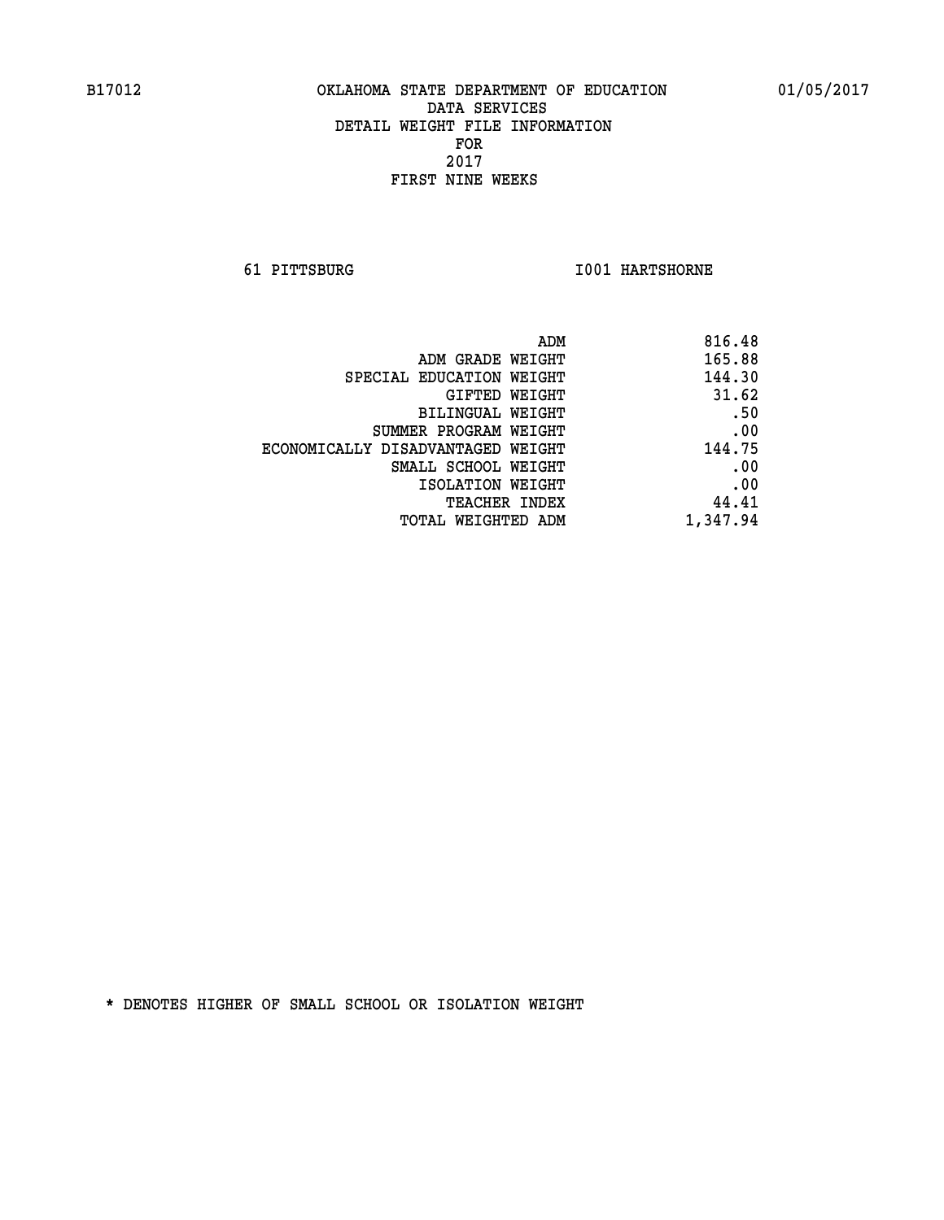B17012 OKLAHOMA STATE DEPARTMENT OF EDUCATION 01/05/2017

DATA SERVICES
DETAIL WEIGHT FILE INFORMATION
FOR
2017
FIRST NINE WEEKS

61 PITTSBURG I001 HARTSHORNE

| | |
|---|---|
| ADM | 816.48 |
| ADM GRADE WEIGHT | 165.88 |
| SPECIAL EDUCATION WEIGHT | 144.30 |
| GIFTED WEIGHT | 31.62 |
| BILINGUAL WEIGHT | .50 |
| SUMMER PROGRAM WEIGHT | .00 |
| ECONOMICALLY DISADVANTAGED WEIGHT | 144.75 |
| SMALL SCHOOL WEIGHT | .00 |
| ISOLATION WEIGHT | .00 |
| TEACHER INDEX | 44.41 |
| TOTAL WEIGHTED ADM | 1,347.94 |

* DENOTES HIGHER OF SMALL SCHOOL OR ISOLATION WEIGHT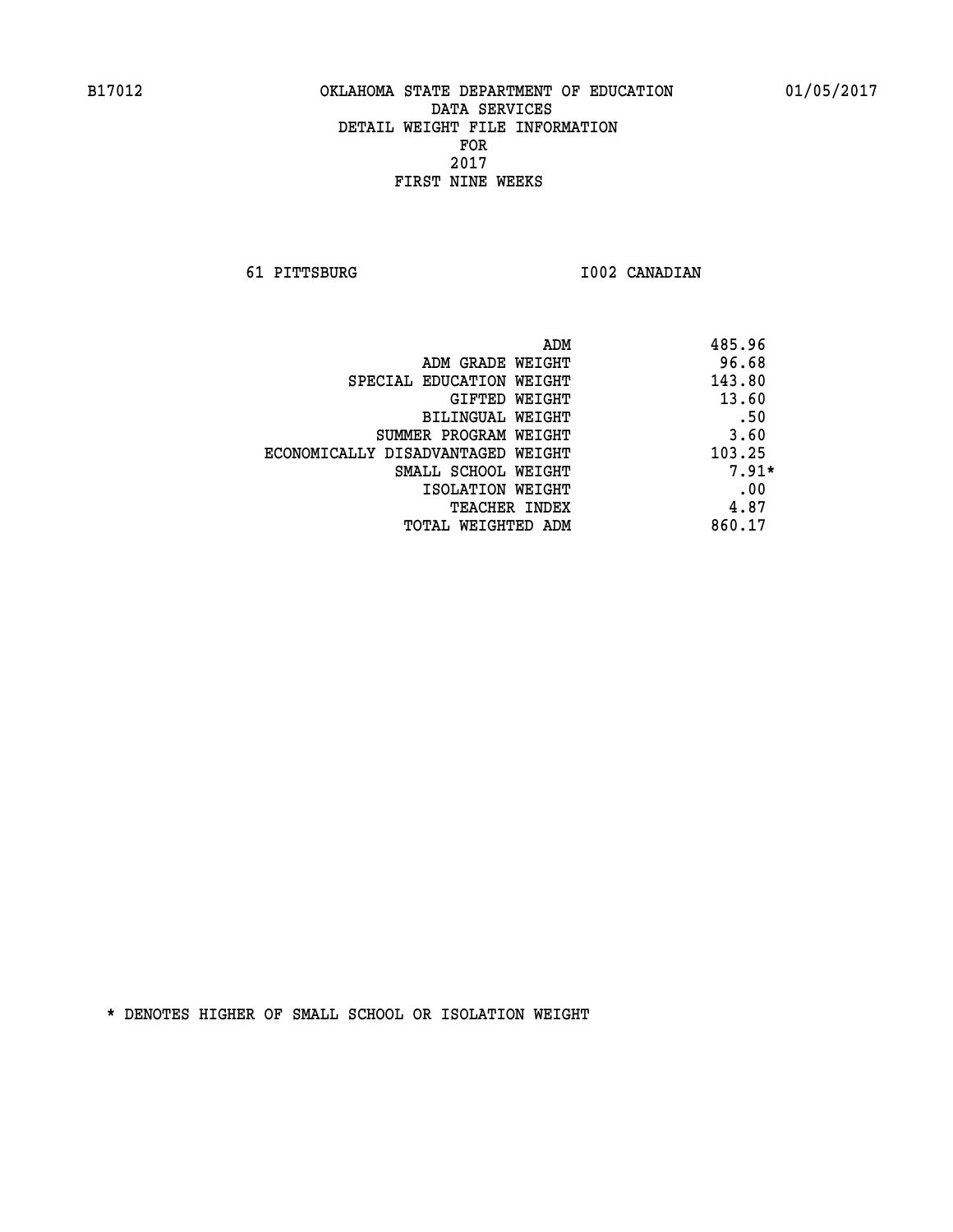B17012 OKLAHOMA STATE DEPARTMENT OF EDUCATION 01/05/2017

DATA SERVICES
DETAIL WEIGHT FILE INFORMATION
FOR
2017
FIRST NINE WEEKS

61 PITTSBURG I002 CANADIAN

| | |
|---|---|
| ADM | 485.96 |
| ADM GRADE WEIGHT | 96.68 |
| SPECIAL EDUCATION WEIGHT | 143.80 |
| GIFTED WEIGHT | 13.60 |
| BILINGUAL WEIGHT | .50 |
| SUMMER PROGRAM WEIGHT | 3.60 |
| ECONOMICALLY DISADVANTAGED WEIGHT | 103.25 |
| SMALL SCHOOL WEIGHT | 7.91* |
| ISOLATION WEIGHT | .00 |
| TEACHER INDEX | 4.87 |
| TOTAL WEIGHTED ADM | 860.17 |

* DENOTES HIGHER OF SMALL SCHOOL OR ISOLATION WEIGHT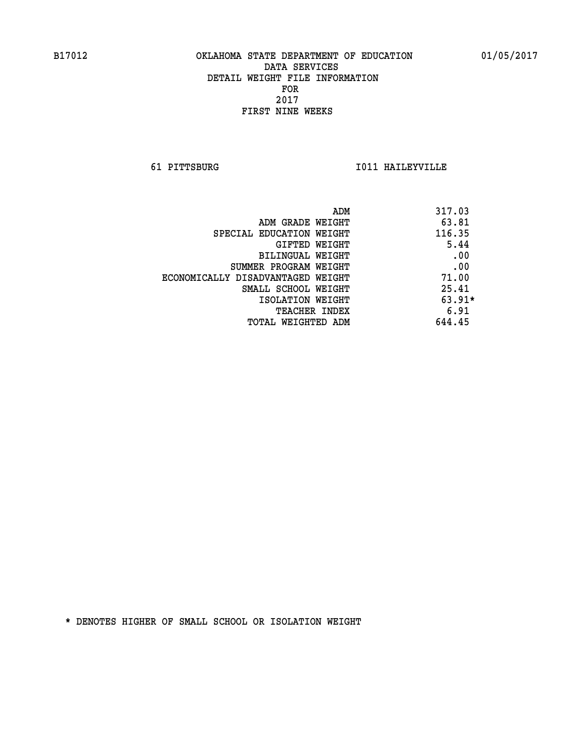B17012 OKLAHOMA STATE DEPARTMENT OF EDUCATION 01/05/2017

DATA SERVICES
DETAIL WEIGHT FILE INFORMATION
FOR
2017
FIRST NINE WEEKS

61 PITTSBURG I011 HAILEYVILLE

| | |
|---|---|
| ADM | 317.03 |
| ADM GRADE WEIGHT | 63.81 |
| SPECIAL EDUCATION WEIGHT | 116.35 |
| GIFTED WEIGHT | 5.44 |
| BILINGUAL WEIGHT | .00 |
| SUMMER PROGRAM WEIGHT | .00 |
| ECONOMICALLY DISADVANTAGED WEIGHT | 71.00 |
| SMALL SCHOOL WEIGHT | 25.41 |
| ISOLATION WEIGHT | 63.91* |
| TEACHER INDEX | 6.91 |
| TOTAL WEIGHTED ADM | 644.45 |

* DENOTES HIGHER OF SMALL SCHOOL OR ISOLATION WEIGHT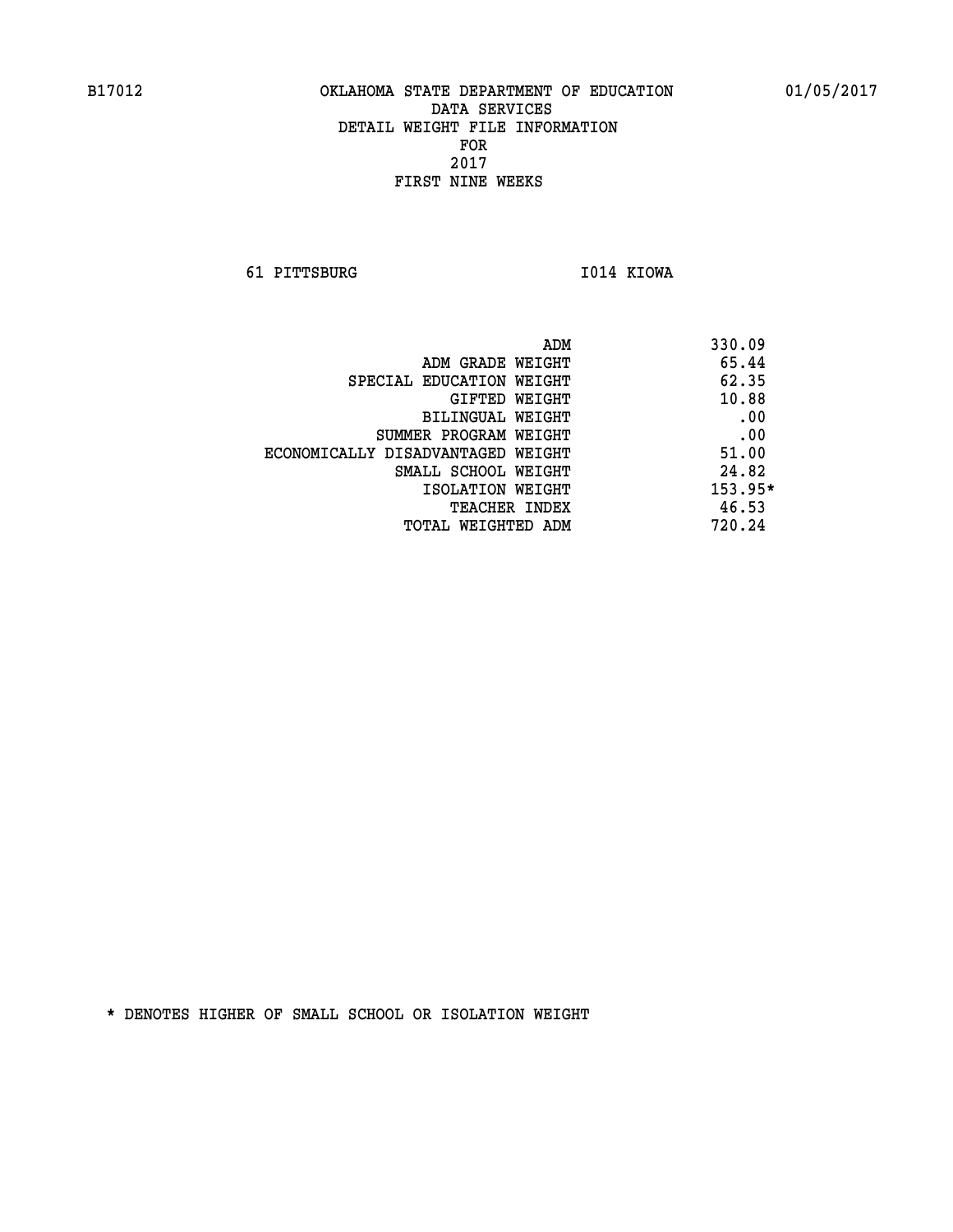B17012 OKLAHOMA STATE DEPARTMENT OF EDUCATION 01/05/2017

DATA SERVICES
DETAIL WEIGHT FILE INFORMATION
FOR
2017
FIRST NINE WEEKS

61 PITTSBURG I014 KIOWA

| | |
|---|---|
| ADM | 330.09 |
| ADM GRADE WEIGHT | 65.44 |
| SPECIAL EDUCATION WEIGHT | 62.35 |
| GIFTED WEIGHT | 10.88 |
| BILINGUAL WEIGHT | .00 |
| SUMMER PROGRAM WEIGHT | .00 |
| ECONOMICALLY DISADVANTAGED WEIGHT | 51.00 |
| SMALL SCHOOL WEIGHT | 24.82 |
| ISOLATION WEIGHT | 153.95* |
| TEACHER INDEX | 46.53 |
| TOTAL WEIGHTED ADM | 720.24 |

* DENOTES HIGHER OF SMALL SCHOOL OR ISOLATION WEIGHT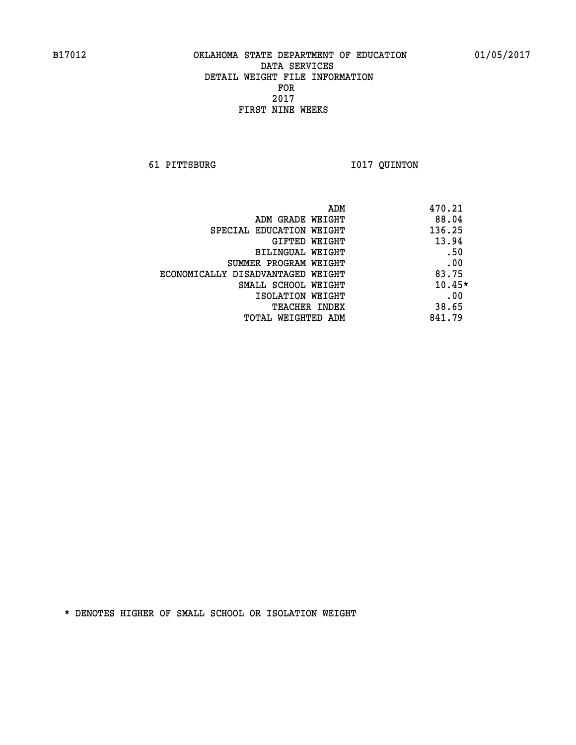B17012 OKLAHOMA STATE DEPARTMENT OF EDUCATION 01/05/2017

DATA SERVICES
DETAIL WEIGHT FILE INFORMATION
FOR
2017
FIRST NINE WEEKS

61 PITTSBURG I017 QUINTON

| | |
|---|---|
| ADM | 470.21 |
| ADM GRADE WEIGHT | 88.04 |
| SPECIAL EDUCATION WEIGHT | 136.25 |
| GIFTED WEIGHT | 13.94 |
| BILINGUAL WEIGHT | .50 |
| SUMMER PROGRAM WEIGHT | .00 |
| ECONOMICALLY DISADVANTAGED WEIGHT | 83.75 |
| SMALL SCHOOL WEIGHT | 10.45* |
| ISOLATION WEIGHT | .00 |
| TEACHER INDEX | 38.65 |
| TOTAL WEIGHTED ADM | 841.79 |

* DENOTES HIGHER OF SMALL SCHOOL OR ISOLATION WEIGHT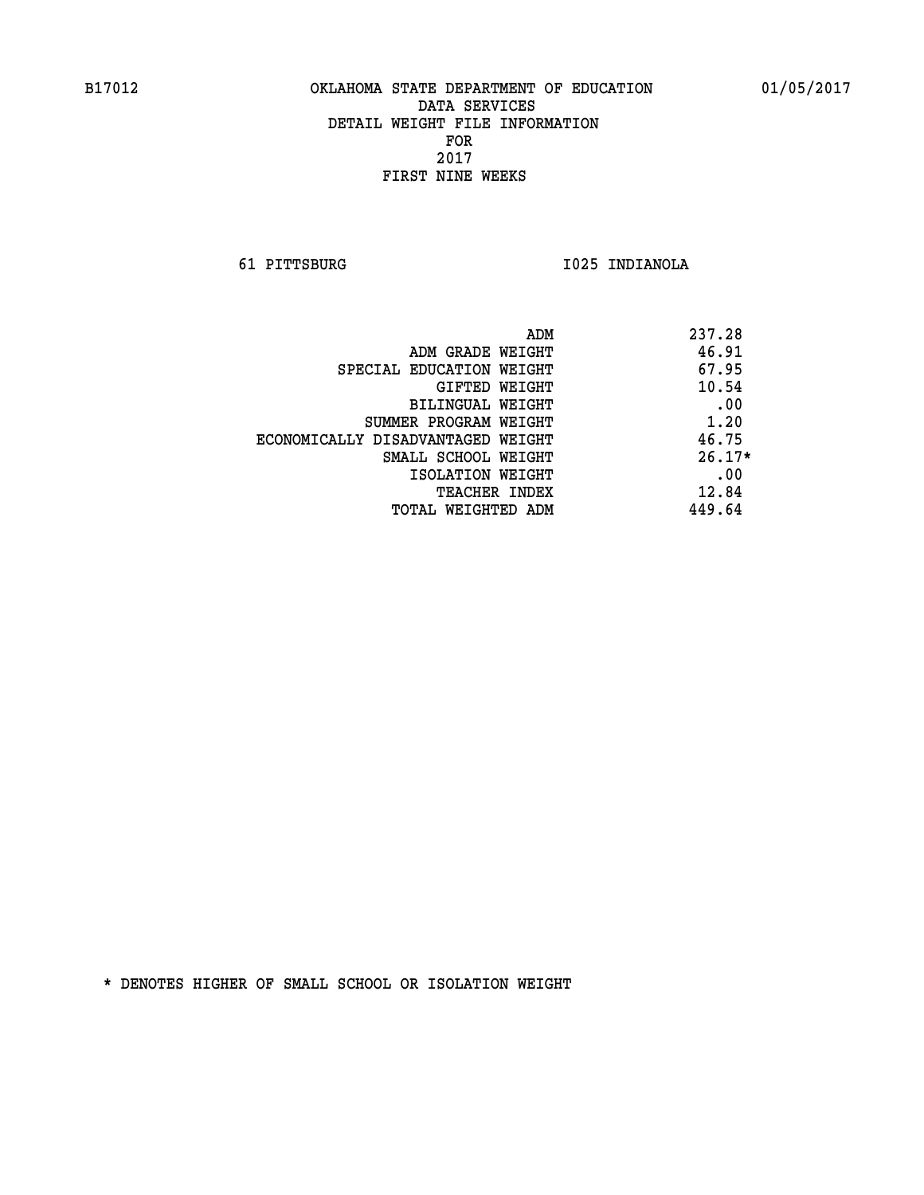B17012 OKLAHOMA STATE DEPARTMENT OF EDUCATION 01/05/2017

DATA SERVICES
DETAIL WEIGHT FILE INFORMATION
FOR
2017
FIRST NINE WEEKS

61 PITTSBURG I025 INDIANOLA

| | |
|---|---|
| ADM | 237.28 |
| ADM GRADE WEIGHT | 46.91 |
| SPECIAL EDUCATION WEIGHT | 67.95 |
| GIFTED WEIGHT | 10.54 |
| BILINGUAL WEIGHT | .00 |
| SUMMER PROGRAM WEIGHT | 1.20 |
| ECONOMICALLY DISADVANTAGED WEIGHT | 46.75 |
| SMALL SCHOOL WEIGHT | 26.17* |
| ISOLATION WEIGHT | .00 |
| TEACHER INDEX | 12.84 |
| TOTAL WEIGHTED ADM | 449.64 |

* DENOTES HIGHER OF SMALL SCHOOL OR ISOLATION WEIGHT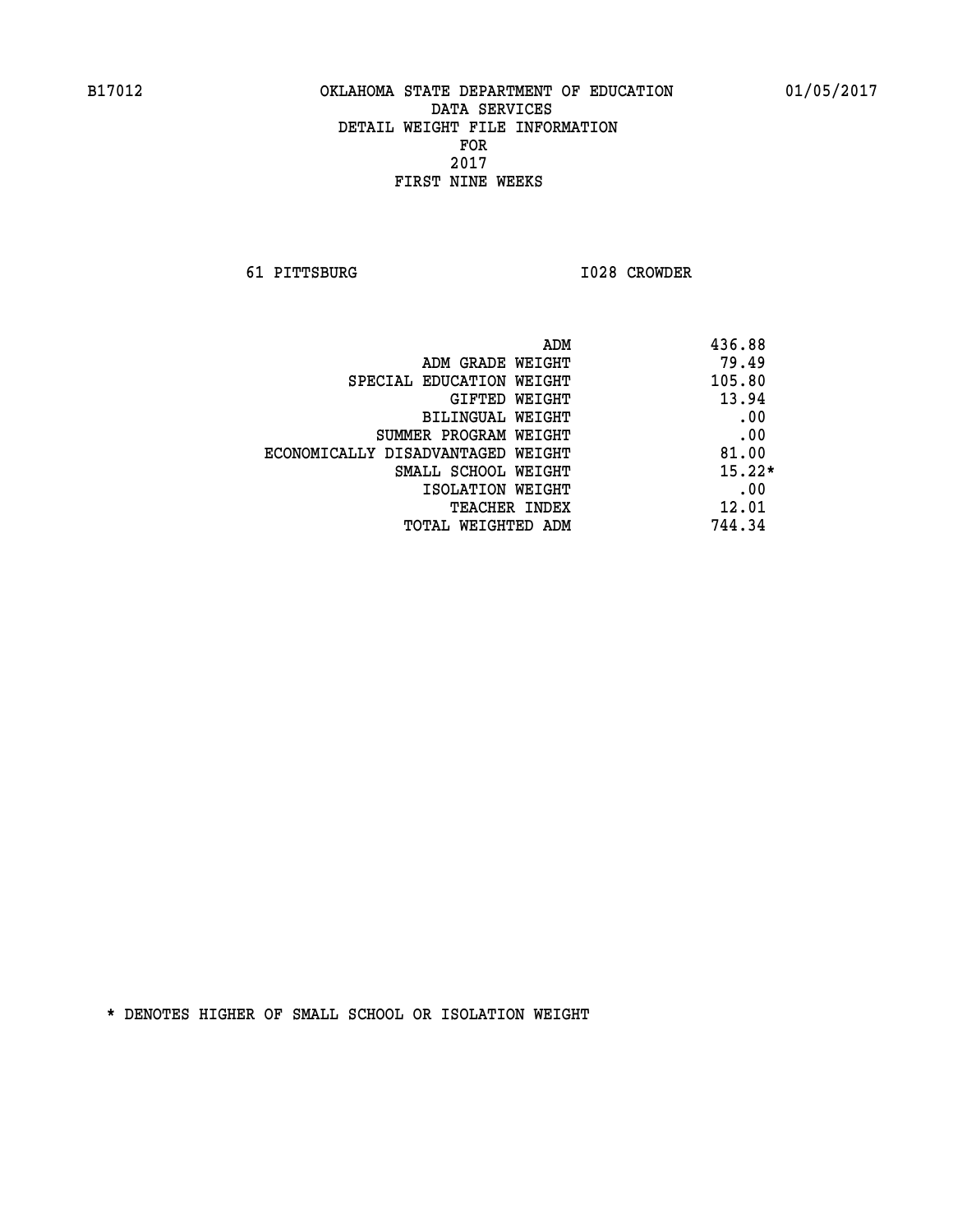OKLAHOMA STATE DEPARTMENT OF EDUCATION
DATA SERVICES
DETAIL WEIGHT FILE INFORMATION
FOR
2017
FIRST NINE WEEKS

61 PITTSBURG I028 CROWDER

| | |
|---|---|
| ADM | 436.88 |
| ADM GRADE WEIGHT | 79.49 |
| SPECIAL EDUCATION WEIGHT | 105.80 |
| GIFTED WEIGHT | 13.94 |
| BILINGUAL WEIGHT | .00 |
| SUMMER PROGRAM WEIGHT | .00 |
| ECONOMICALLY DISADVANTAGED WEIGHT | 81.00 |
| SMALL SCHOOL WEIGHT | 15.22* |
| ISOLATION WEIGHT | .00 |
| TEACHER INDEX | 12.01 |
| TOTAL WEIGHTED ADM | 744.34 |

* DENOTES HIGHER OF SMALL SCHOOL OR ISOLATION WEIGHT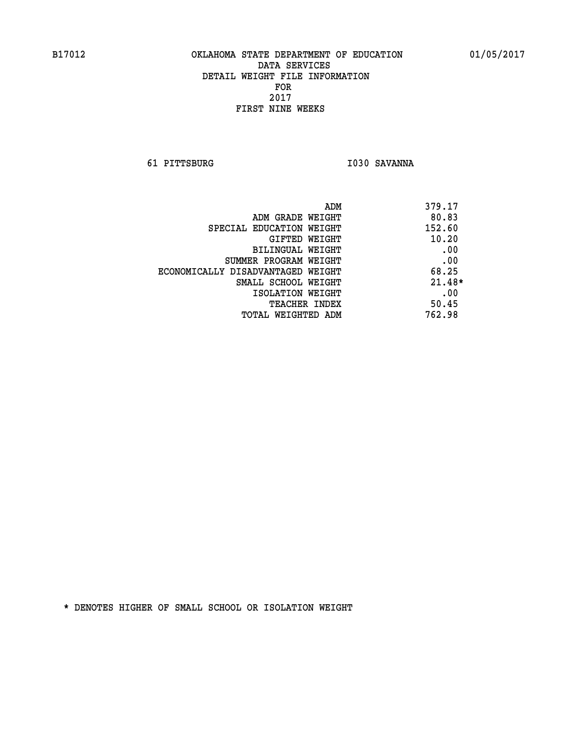B17012 OKLAHOMA STATE DEPARTMENT OF EDUCATION 01/05/2017

DATA SERVICES
DETAIL WEIGHT FILE INFORMATION
FOR
2017
FIRST NINE WEEKS

61 PITTSBURG I030 SAVANNA

| | |
|---|---|
| ADM | 379.17 |
| ADM GRADE WEIGHT | 80.83 |
| SPECIAL EDUCATION WEIGHT | 152.60 |
| GIFTED WEIGHT | 10.20 |
| BILINGUAL WEIGHT | .00 |
| SUMMER PROGRAM WEIGHT | .00 |
| ECONOMICALLY DISADVANTAGED WEIGHT | 68.25 |
| SMALL SCHOOL WEIGHT | 21.48* |
| ISOLATION WEIGHT | .00 |
| TEACHER INDEX | 50.45 |
| TOTAL WEIGHTED ADM | 762.98 |

* DENOTES HIGHER OF SMALL SCHOOL OR ISOLATION WEIGHT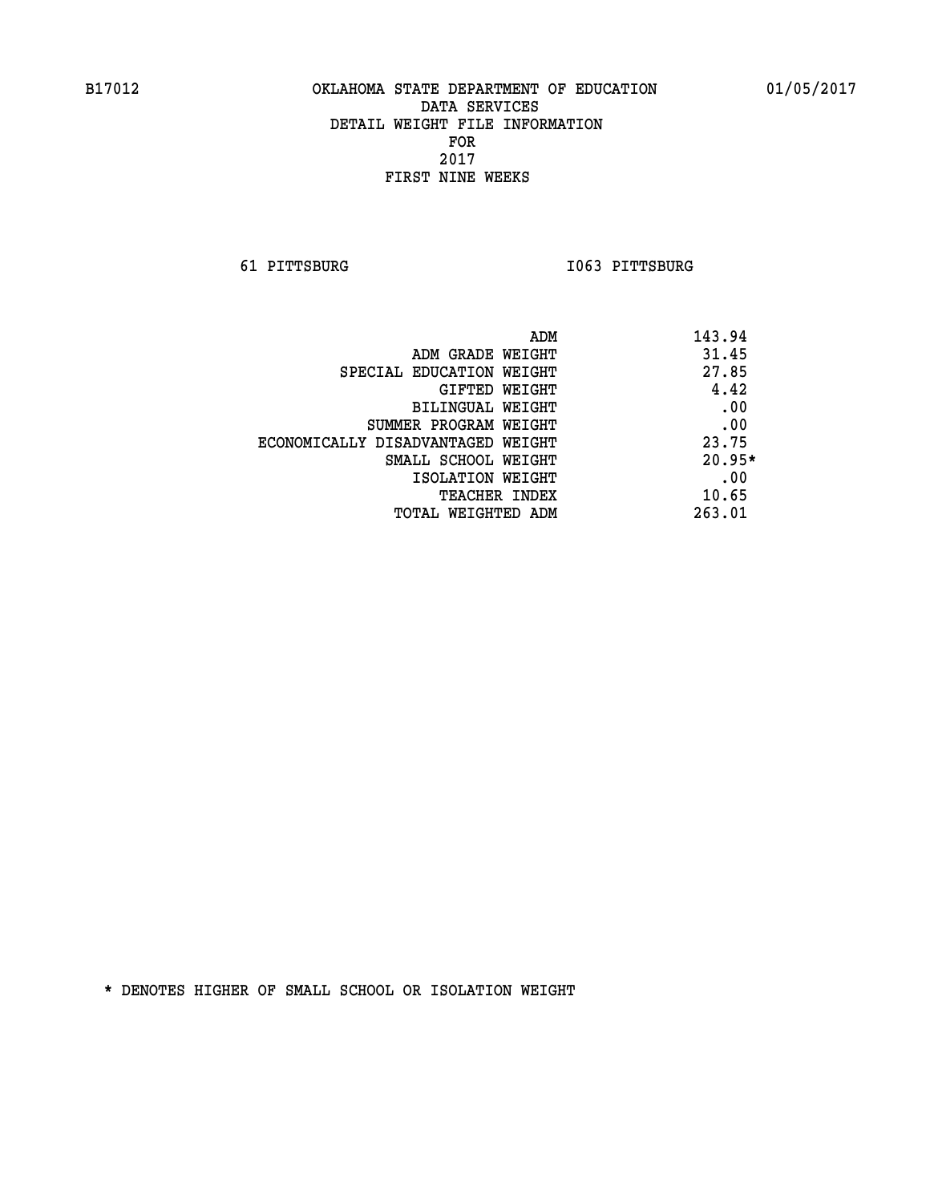B17012 OKLAHOMA STATE DEPARTMENT OF EDUCATION 01/05/2017

DATA SERVICES
DETAIL WEIGHT FILE INFORMATION
FOR
2017
FIRST NINE WEEKS

61 PITTSBURG I063 PITTSBURG

| | |
|---|---|
| ADM | 143.94 |
| ADM GRADE WEIGHT | 31.45 |
| SPECIAL EDUCATION WEIGHT | 27.85 |
| GIFTED WEIGHT | 4.42 |
| BILINGUAL WEIGHT | .00 |
| SUMMER PROGRAM WEIGHT | .00 |
| ECONOMICALLY DISADVANTAGED WEIGHT | 23.75 |
| SMALL SCHOOL WEIGHT | 20.95* |
| ISOLATION WEIGHT | .00 |
| TEACHER INDEX | 10.65 |
| TOTAL WEIGHTED ADM | 263.01 |

* DENOTES HIGHER OF SMALL SCHOOL OR ISOLATION WEIGHT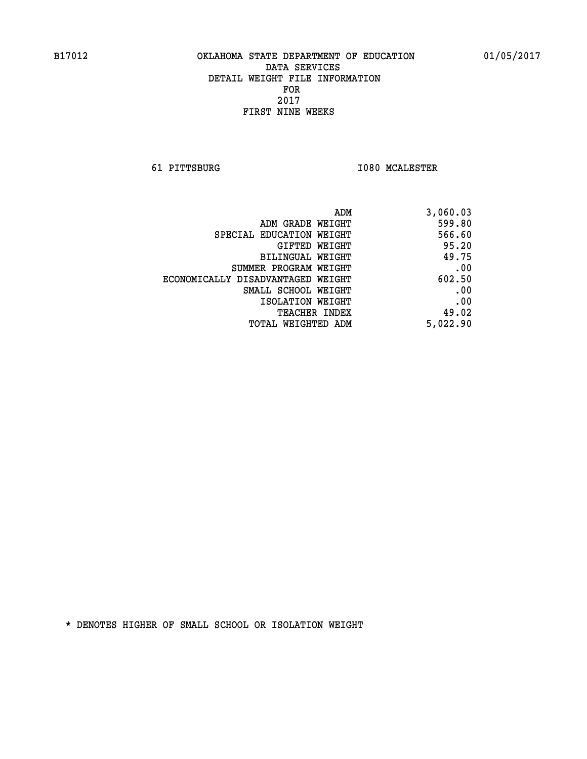B17012 OKLAHOMA STATE DEPARTMENT OF EDUCATION 01/05/2017

DATA SERVICES
DETAIL WEIGHT FILE INFORMATION
FOR
2017
FIRST NINE WEEKS

61 PITTSBURG I080 MCALESTER

| | |
|---|---|
| ADM | 3,060.03 |
| ADM GRADE WEIGHT | 599.80 |
| SPECIAL EDUCATION WEIGHT | 566.60 |
| GIFTED WEIGHT | 95.20 |
| BILINGUAL WEIGHT | 49.75 |
| SUMMER PROGRAM WEIGHT | .00 |
| ECONOMICALLY DISADVANTAGED WEIGHT | 602.50 |
| SMALL SCHOOL WEIGHT | .00 |
| ISOLATION WEIGHT | .00 |
| TEACHER INDEX | 49.02 |
| TOTAL WEIGHTED ADM | 5,022.90 |

* DENOTES HIGHER OF SMALL SCHOOL OR ISOLATION WEIGHT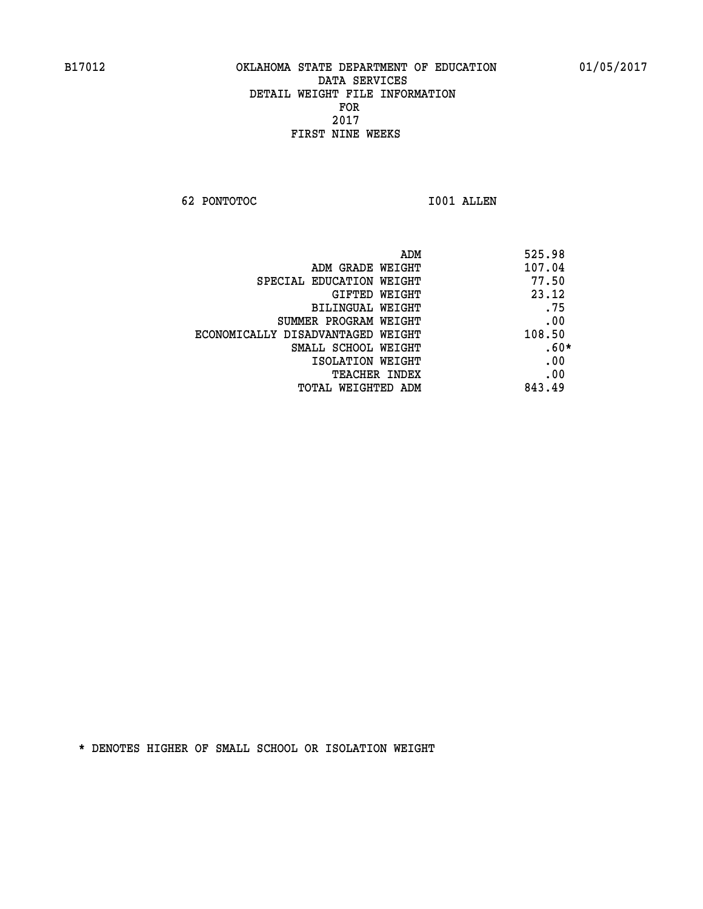B17012 OKLAHOMA STATE DEPARTMENT OF EDUCATION 01/05/2017

DATA SERVICES
DETAIL WEIGHT FILE INFORMATION
FOR
2017
FIRST NINE WEEKS

62 PONTOTOC I001 ALLEN

| | |
|---|---|
| ADM | 525.98 |
| ADM GRADE WEIGHT | 107.04 |
| SPECIAL EDUCATION WEIGHT | 77.50 |
| GIFTED WEIGHT | 23.12 |
| BILINGUAL WEIGHT | .75 |
| SUMMER PROGRAM WEIGHT | .00 |
| ECONOMICALLY DISADVANTAGED WEIGHT | 108.50 |
| SMALL SCHOOL WEIGHT | .60* |
| ISOLATION WEIGHT | .00 |
| TEACHER INDEX | .00 |
| TOTAL WEIGHTED ADM | 843.49 |

* DENOTES HIGHER OF SMALL SCHOOL OR ISOLATION WEIGHT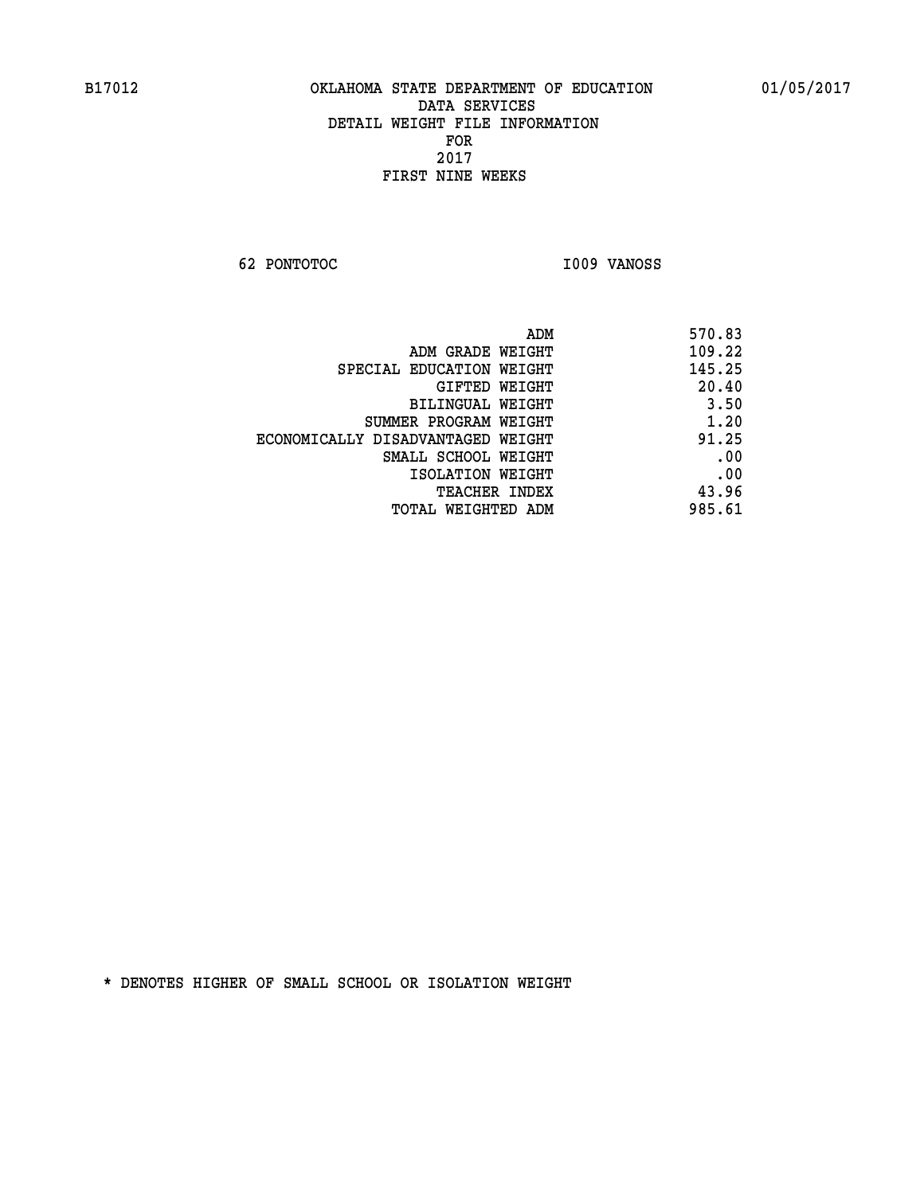B17012 OKLAHOMA STATE DEPARTMENT OF EDUCATION 01/05/2017

DATA SERVICES
DETAIL WEIGHT FILE INFORMATION
FOR
2017
FIRST NINE WEEKS

62 PONTOTOC I009 VANOSS

| | |
|---|---|
| ADM | 570.83 |
| ADM GRADE WEIGHT | 109.22 |
| SPECIAL EDUCATION WEIGHT | 145.25 |
| GIFTED WEIGHT | 20.40 |
| BILINGUAL WEIGHT | 3.50 |
| SUMMER PROGRAM WEIGHT | 1.20 |
| ECONOMICALLY DISADVANTAGED WEIGHT | 91.25 |
| SMALL SCHOOL WEIGHT | .00 |
| ISOLATION WEIGHT | .00 |
| TEACHER INDEX | 43.96 |
| TOTAL WEIGHTED ADM | 985.61 |

* DENOTES HIGHER OF SMALL SCHOOL OR ISOLATION WEIGHT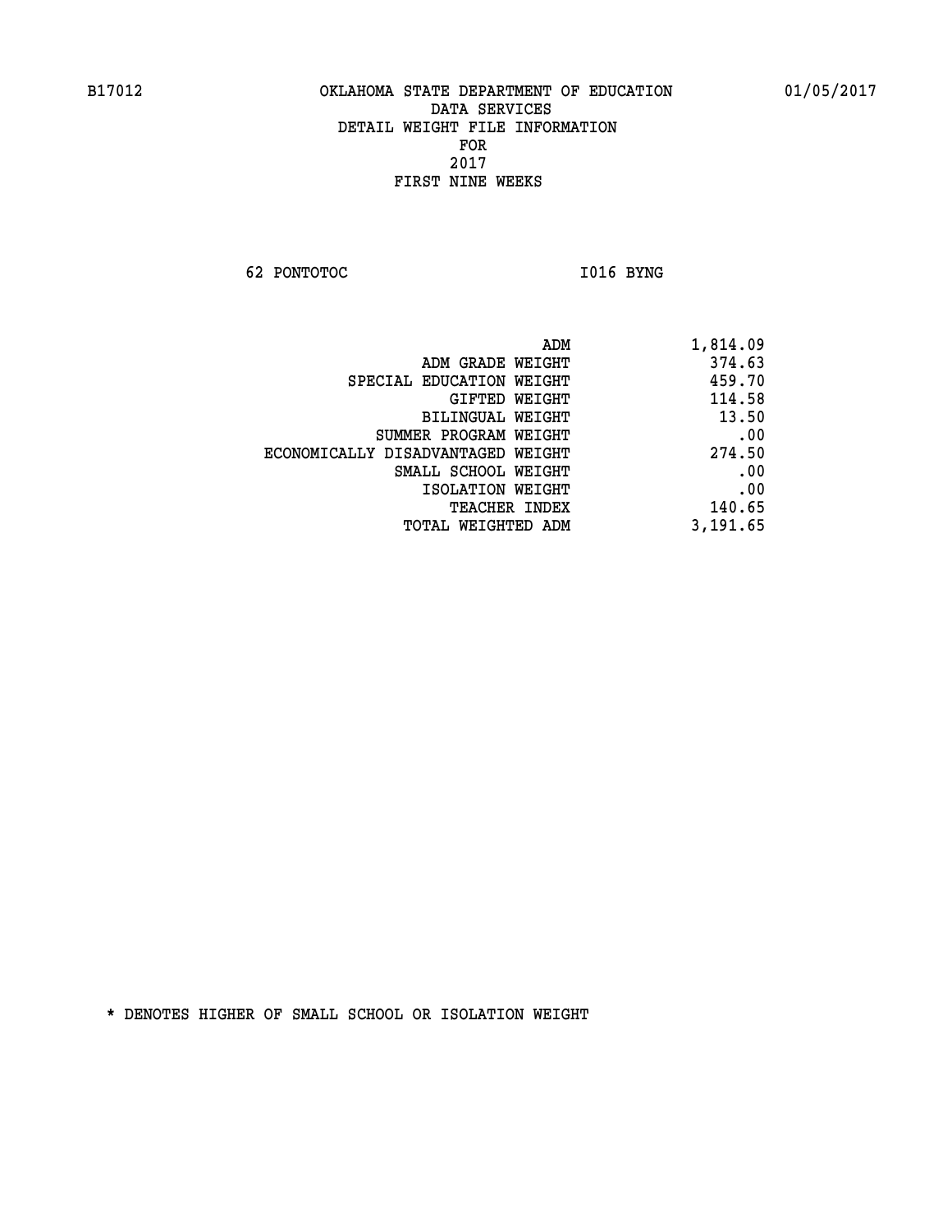B17012 OKLAHOMA STATE DEPARTMENT OF EDUCATION 01/05/2017

DATA SERVICES

DETAIL WEIGHT FILE INFORMATION

FOR

2017

FIRST NINE WEEKS

62 PONTOTOC I016 BYNG

| | |
|---|---|
| ADM | 1,814.09 |
| ADM GRADE WEIGHT | 374.63 |
| SPECIAL EDUCATION WEIGHT | 459.70 |
| GIFTED WEIGHT | 114.58 |
| BILINGUAL WEIGHT | 13.50 |
| SUMMER PROGRAM WEIGHT | .00 |
| ECONOMICALLY DISADVANTAGED WEIGHT | 274.50 |
| SMALL SCHOOL WEIGHT | .00 |
| ISOLATION WEIGHT | .00 |
| TEACHER INDEX | 140.65 |
| TOTAL WEIGHTED ADM | 3,191.65 |

* DENOTES HIGHER OF SMALL SCHOOL OR ISOLATION WEIGHT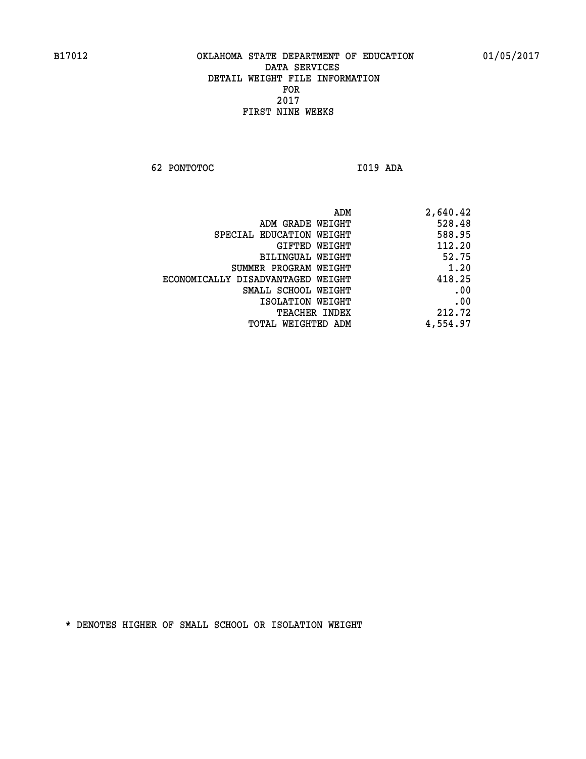B17012 OKLAHOMA STATE DEPARTMENT OF EDUCATION 01/05/2017

DATA SERVICES
DETAIL WEIGHT FILE INFORMATION
FOR
2017
FIRST NINE WEEKS

62 PONTOTOC I019 ADA

| | |
|---|---|
| ADM | 2,640.42 |
| ADM GRADE WEIGHT | 528.48 |
| SPECIAL EDUCATION WEIGHT | 588.95 |
| GIFTED WEIGHT | 112.20 |
| BILINGUAL WEIGHT | 52.75 |
| SUMMER PROGRAM WEIGHT | 1.20 |
| ECONOMICALLY DISADVANTAGED WEIGHT | 418.25 |
| SMALL SCHOOL WEIGHT | .00 |
| ISOLATION WEIGHT | .00 |
| TEACHER INDEX | 212.72 |
| TOTAL WEIGHTED ADM | 4,554.97 |

* DENOTES HIGHER OF SMALL SCHOOL OR ISOLATION WEIGHT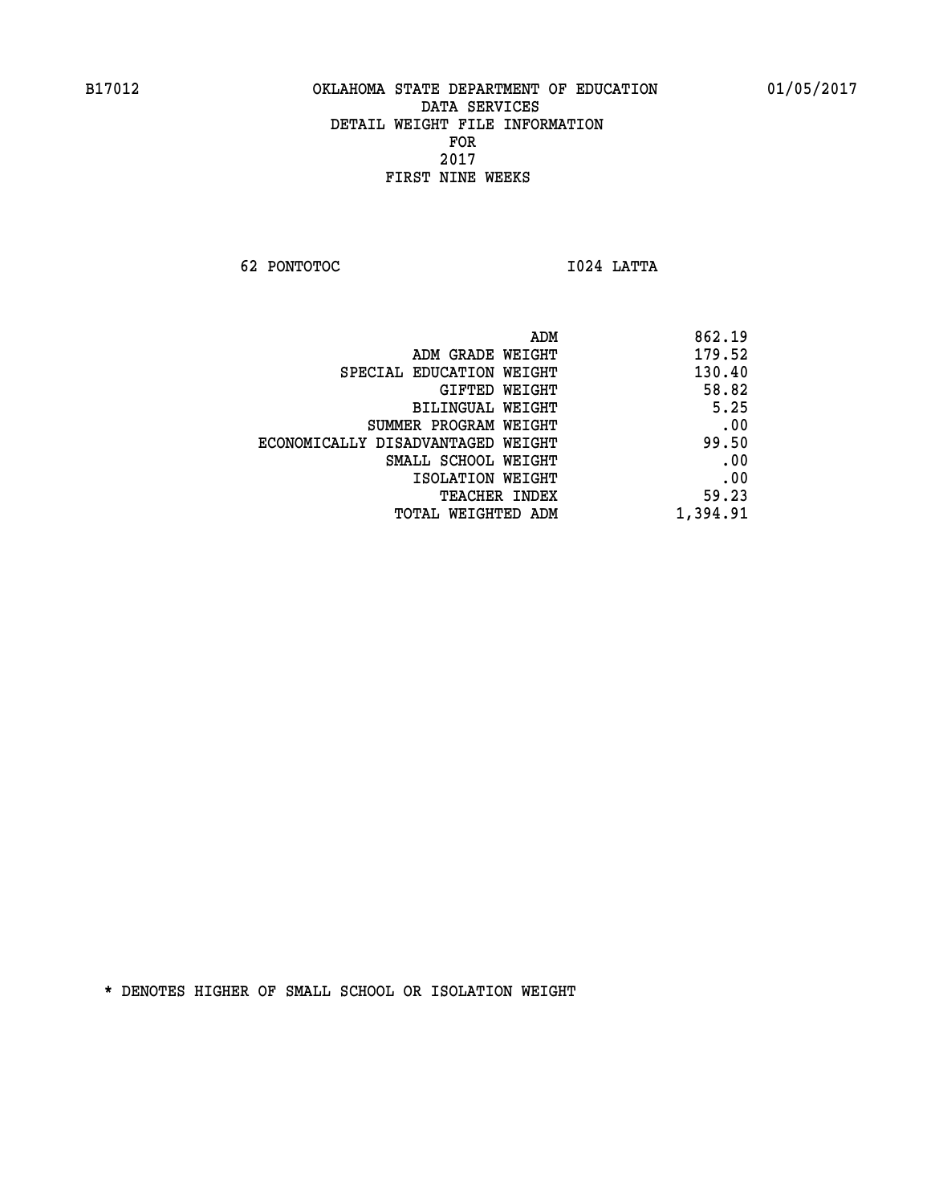B17012 OKLAHOMA STATE DEPARTMENT OF EDUCATION 01/05/2017

DATA SERVICES
DETAIL WEIGHT FILE INFORMATION
FOR
2017
FIRST NINE WEEKS

62 PONTOTOC I024 LATTA

| | |
|---|---|
| ADM | 862.19 |
| ADM GRADE WEIGHT | 179.52 |
| SPECIAL EDUCATION WEIGHT | 130.40 |
| GIFTED WEIGHT | 58.82 |
| BILINGUAL WEIGHT | 5.25 |
| SUMMER PROGRAM WEIGHT | .00 |
| ECONOMICALLY DISADVANTAGED WEIGHT | 99.50 |
| SMALL SCHOOL WEIGHT | .00 |
| ISOLATION WEIGHT | .00 |
| TEACHER INDEX | 59.23 |
| TOTAL WEIGHTED ADM | 1,394.91 |

* DENOTES HIGHER OF SMALL SCHOOL OR ISOLATION WEIGHT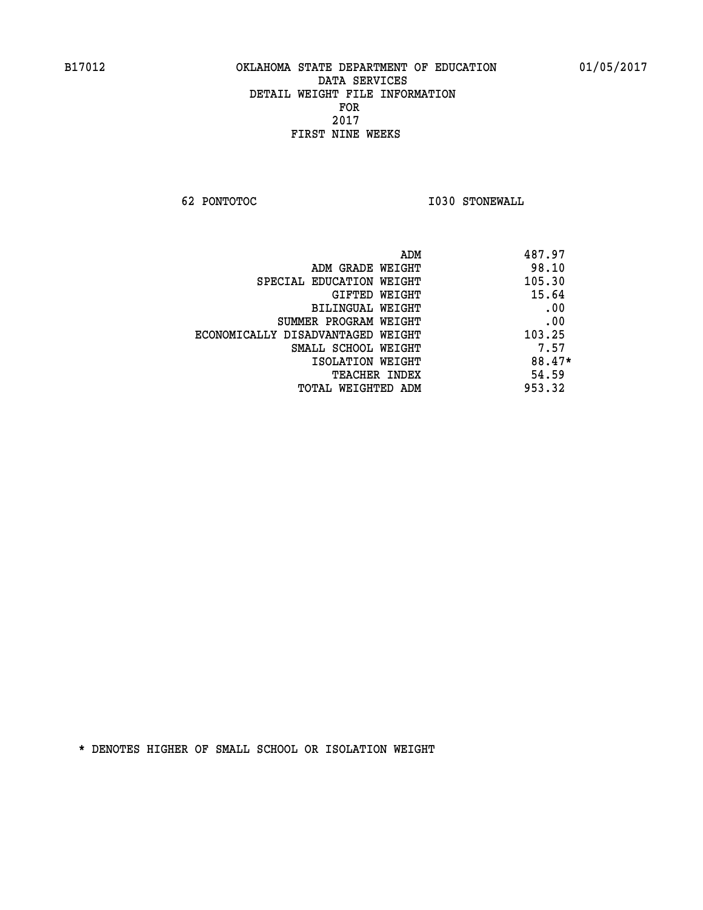OKLAHOMA STATE DEPARTMENT OF EDUCATION
DATA SERVICES
DETAIL WEIGHT FILE INFORMATION
FOR
2017
FIRST NINE WEEKS

62 PONTOTOC I030 STONEWALL

| | |
|---|---|
| ADM | 487.97 |
| ADM GRADE WEIGHT | 98.10 |
| SPECIAL EDUCATION WEIGHT | 105.30 |
| GIFTED WEIGHT | 15.64 |
| BILINGUAL WEIGHT | .00 |
| SUMMER PROGRAM WEIGHT | .00 |
| ECONOMICALLY DISADVANTAGED WEIGHT | 103.25 |
| SMALL SCHOOL WEIGHT | 7.57 |
| ISOLATION WEIGHT | 88.47* |
| TEACHER INDEX | 54.59 |
| TOTAL WEIGHTED ADM | 953.32 |

* DENOTES HIGHER OF SMALL SCHOOL OR ISOLATION WEIGHT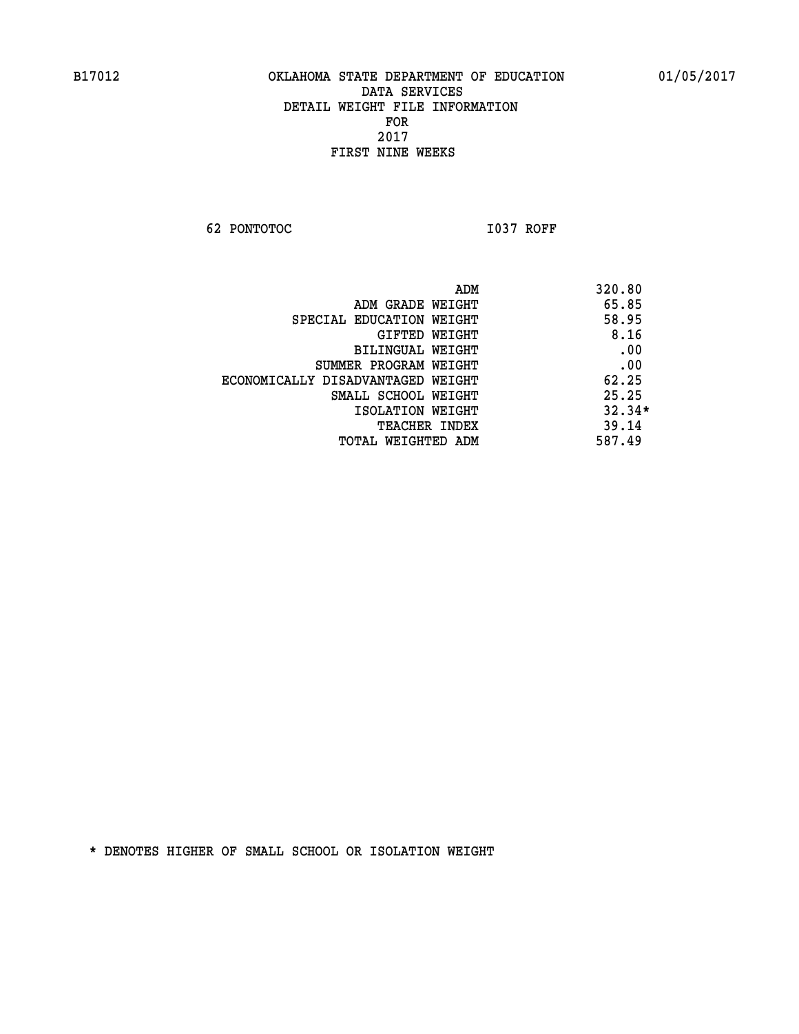B17012 OKLAHOMA STATE DEPARTMENT OF EDUCATION 01/05/2017

DATA SERVICES
DETAIL WEIGHT FILE INFORMATION
FOR
2017
FIRST NINE WEEKS

62 PONTOTOC I037 ROFF

| | |
|---|---|
| ADM | 320.80 |
| ADM GRADE WEIGHT | 65.85 |
| SPECIAL EDUCATION WEIGHT | 58.95 |
| GIFTED WEIGHT | 8.16 |
| BILINGUAL WEIGHT | .00 |
| SUMMER PROGRAM WEIGHT | .00 |
| ECONOMICALLY DISADVANTAGED WEIGHT | 62.25 |
| SMALL SCHOOL WEIGHT | 25.25 |
| ISOLATION WEIGHT | 32.34* |
| TEACHER INDEX | 39.14 |
| TOTAL WEIGHTED ADM | 587.49 |

* DENOTES HIGHER OF SMALL SCHOOL OR ISOLATION WEIGHT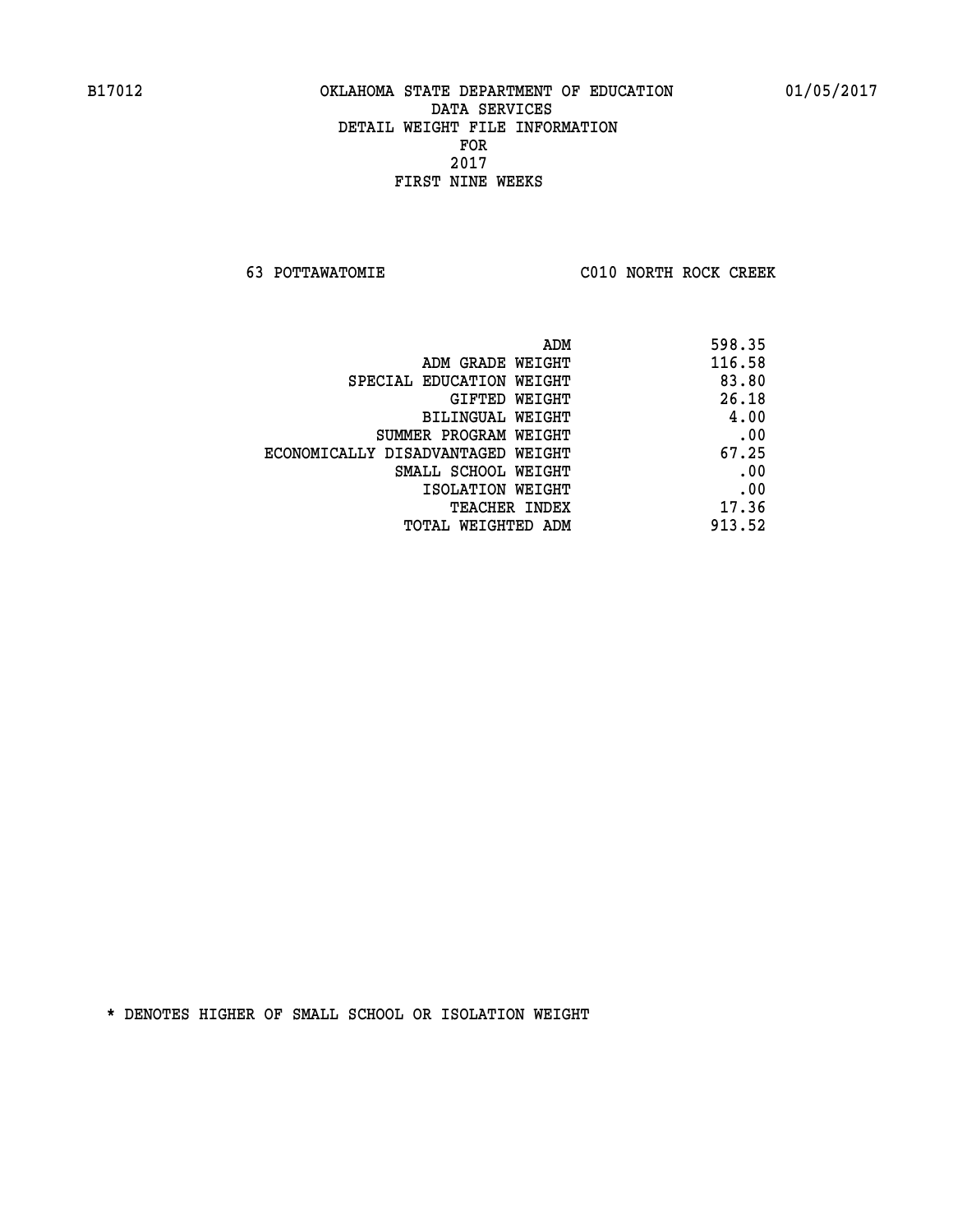B17012 OKLAHOMA STATE DEPARTMENT OF EDUCATION 01/05/2017

DATA SERVICES
DETAIL WEIGHT FILE INFORMATION
FOR
2017
FIRST NINE WEEKS

63 POTTAWATOMIE C010 NORTH ROCK CREEK

| | |
|---|---|
| ADM | 598.35 |
| ADM GRADE WEIGHT | 116.58 |
| SPECIAL EDUCATION WEIGHT | 83.80 |
| GIFTED WEIGHT | 26.18 |
| BILINGUAL WEIGHT | 4.00 |
| SUMMER PROGRAM WEIGHT | .00 |
| ECONOMICALLY DISADVANTAGED WEIGHT | 67.25 |
| SMALL SCHOOL WEIGHT | .00 |
| ISOLATION WEIGHT | .00 |
| TEACHER INDEX | 17.36 |
| TOTAL WEIGHTED ADM | 913.52 |

* DENOTES HIGHER OF SMALL SCHOOL OR ISOLATION WEIGHT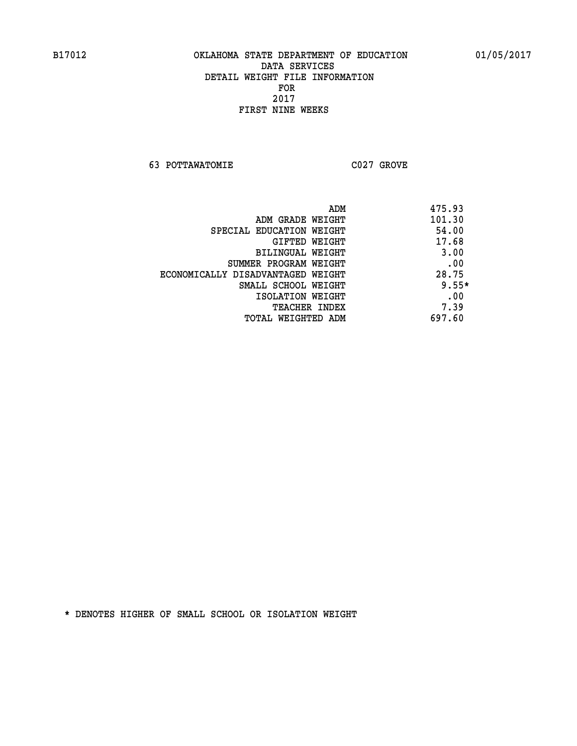B17012 OKLAHOMA STATE DEPARTMENT OF EDUCATION 01/05/2017

DATA SERVICES
DETAIL WEIGHT FILE INFORMATION
FOR
2017
FIRST NINE WEEKS

63 POTTAWATOMIE C027 GROVE

| | |
|---|---|
| ADM | 475.93 |
| ADM GRADE WEIGHT | 101.30 |
| SPECIAL EDUCATION WEIGHT | 54.00 |
| GIFTED WEIGHT | 17.68 |
| BILINGUAL WEIGHT | 3.00 |
| SUMMER PROGRAM WEIGHT | .00 |
| ECONOMICALLY DISADVANTAGED WEIGHT | 28.75 |
| SMALL SCHOOL WEIGHT | 9.55* |
| ISOLATION WEIGHT | .00 |
| TEACHER INDEX | 7.39 |
| TOTAL WEIGHTED ADM | 697.60 |

* DENOTES HIGHER OF SMALL SCHOOL OR ISOLATION WEIGHT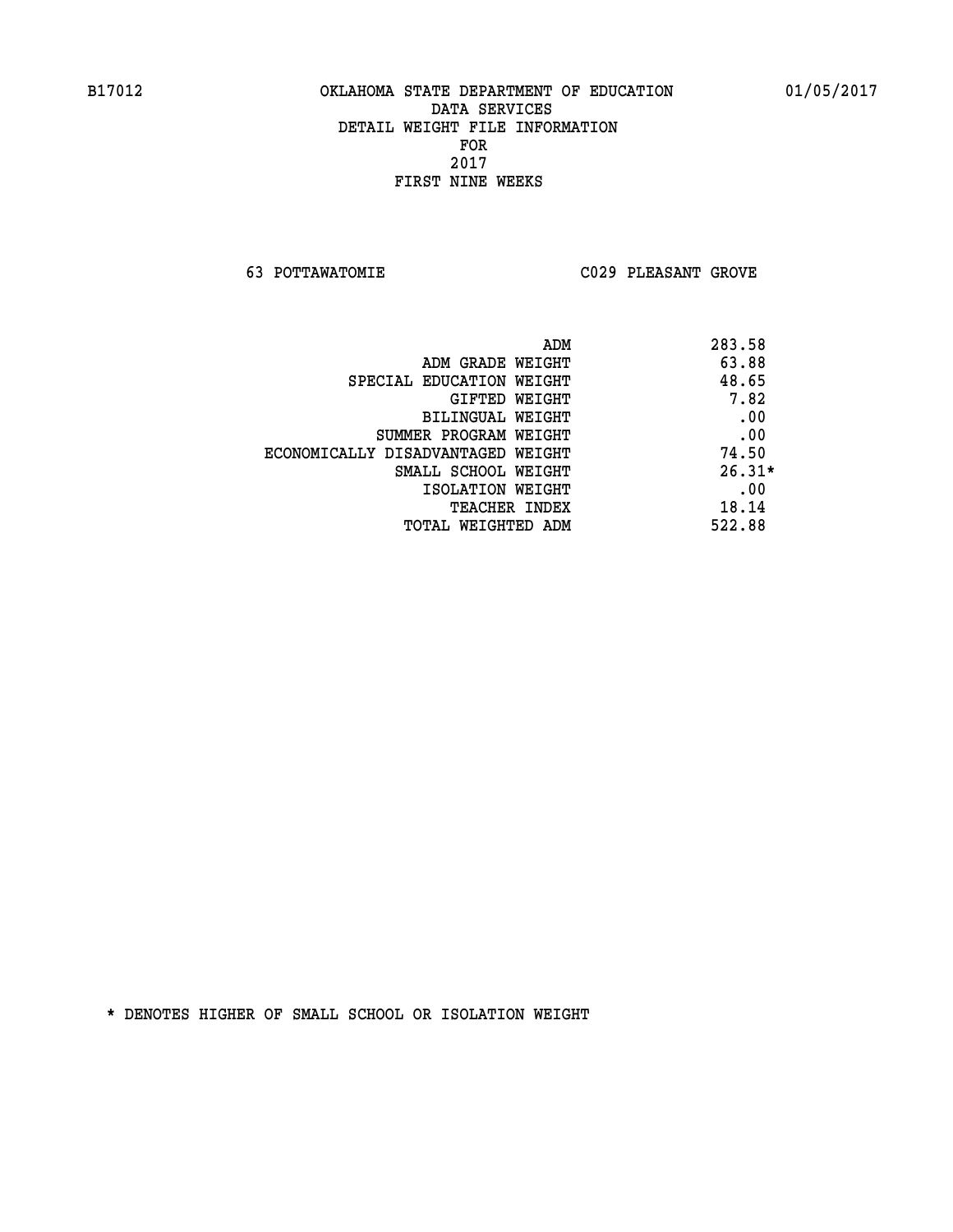B17012 OKLAHOMA STATE DEPARTMENT OF EDUCATION 01/05/2017

DATA SERVICES
DETAIL WEIGHT FILE INFORMATION
FOR
2017
FIRST NINE WEEKS

63 POTTAWATOMIE C029 PLEASANT GROVE

| | |
|---|---|
| ADM | 283.58 |
| ADM GRADE WEIGHT | 63.88 |
| SPECIAL EDUCATION WEIGHT | 48.65 |
| GIFTED WEIGHT | 7.82 |
| BILINGUAL WEIGHT | .00 |
| SUMMER PROGRAM WEIGHT | .00 |
| ECONOMICALLY DISADVANTAGED WEIGHT | 74.50 |
| SMALL SCHOOL WEIGHT | 26.31* |
| ISOLATION WEIGHT | .00 |
| TEACHER INDEX | 18.14 |
| TOTAL WEIGHTED ADM | 522.88 |

* DENOTES HIGHER OF SMALL SCHOOL OR ISOLATION WEIGHT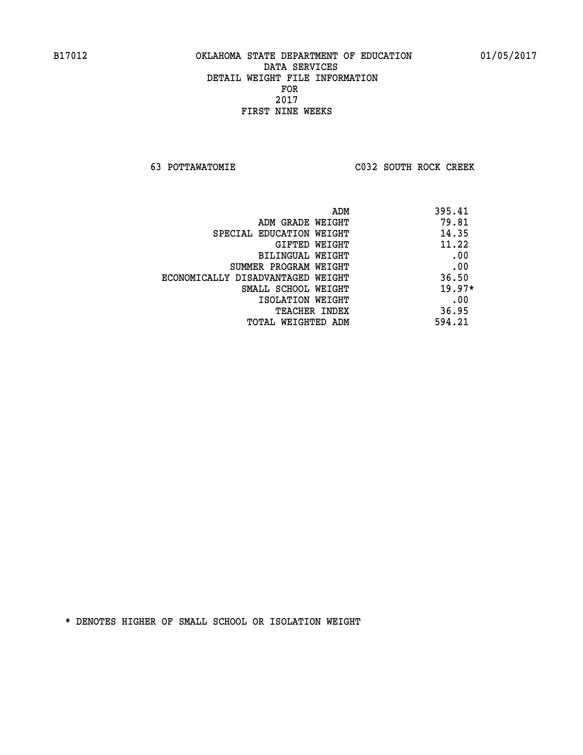B17012 OKLAHOMA STATE DEPARTMENT OF EDUCATION 01/05/2017

DATA SERVICES
DETAIL WEIGHT FILE INFORMATION
FOR
2017
FIRST NINE WEEKS

63 POTTAWATOMIE C032 SOUTH ROCK CREEK

| | |
|---|---|
| ADM | 395.41 |
| ADM GRADE WEIGHT | 79.81 |
| SPECIAL EDUCATION WEIGHT | 14.35 |
| GIFTED WEIGHT | 11.22 |
| BILINGUAL WEIGHT | .00 |
| SUMMER PROGRAM WEIGHT | .00 |
| ECONOMICALLY DISADVANTAGED WEIGHT | 36.50 |
| SMALL SCHOOL WEIGHT | 19.97* |
| ISOLATION WEIGHT | .00 |
| TEACHER INDEX | 36.95 |
| TOTAL WEIGHTED ADM | 594.21 |

* DENOTES HIGHER OF SMALL SCHOOL OR ISOLATION WEIGHT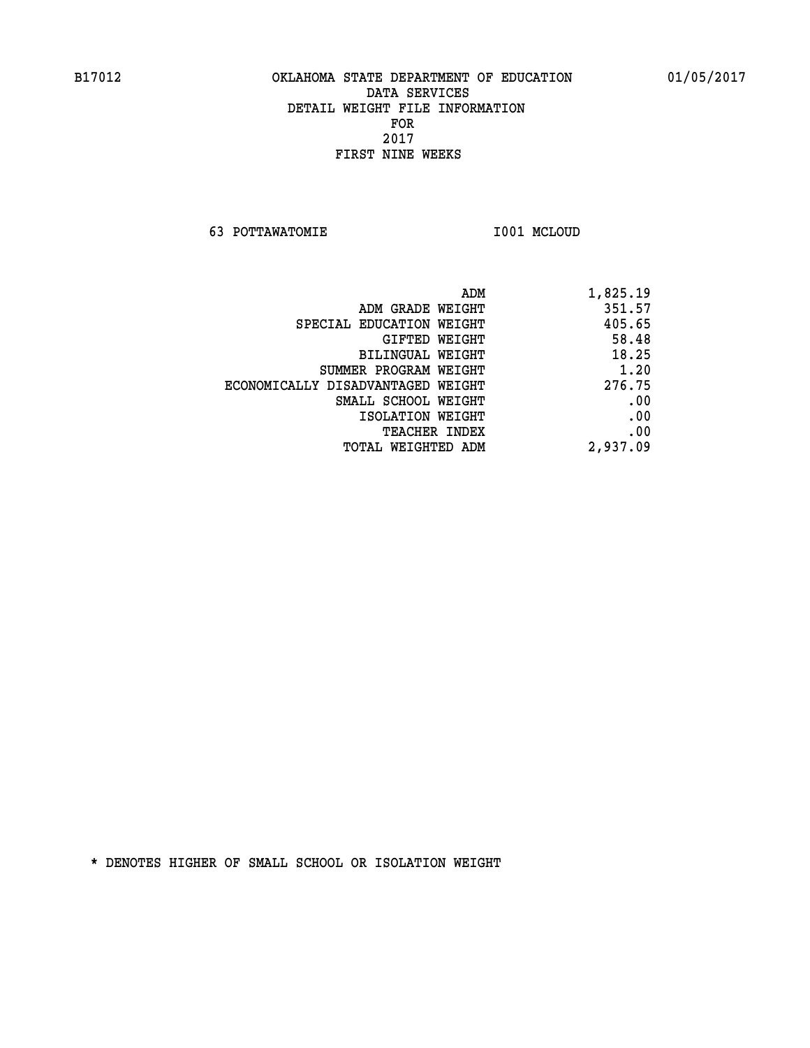B17012 OKLAHOMA STATE DEPARTMENT OF EDUCATION 01/05/2017

DATA SERVICES
DETAIL WEIGHT FILE INFORMATION
FOR
2017
FIRST NINE WEEKS

63 POTTAWATOMIE I001 MCLOUD

| | |
|---|---|
| ADM | 1,825.19 |
| ADM GRADE WEIGHT | 351.57 |
| SPECIAL EDUCATION WEIGHT | 405.65 |
| GIFTED WEIGHT | 58.48 |
| BILINGUAL WEIGHT | 18.25 |
| SUMMER PROGRAM WEIGHT | 1.20 |
| ECONOMICALLY DISADVANTAGED WEIGHT | 276.75 |
| SMALL SCHOOL WEIGHT | .00 |
| ISOLATION WEIGHT | .00 |
| TEACHER INDEX | .00 |
| TOTAL WEIGHTED ADM | 2,937.09 |

* DENOTES HIGHER OF SMALL SCHOOL OR ISOLATION WEIGHT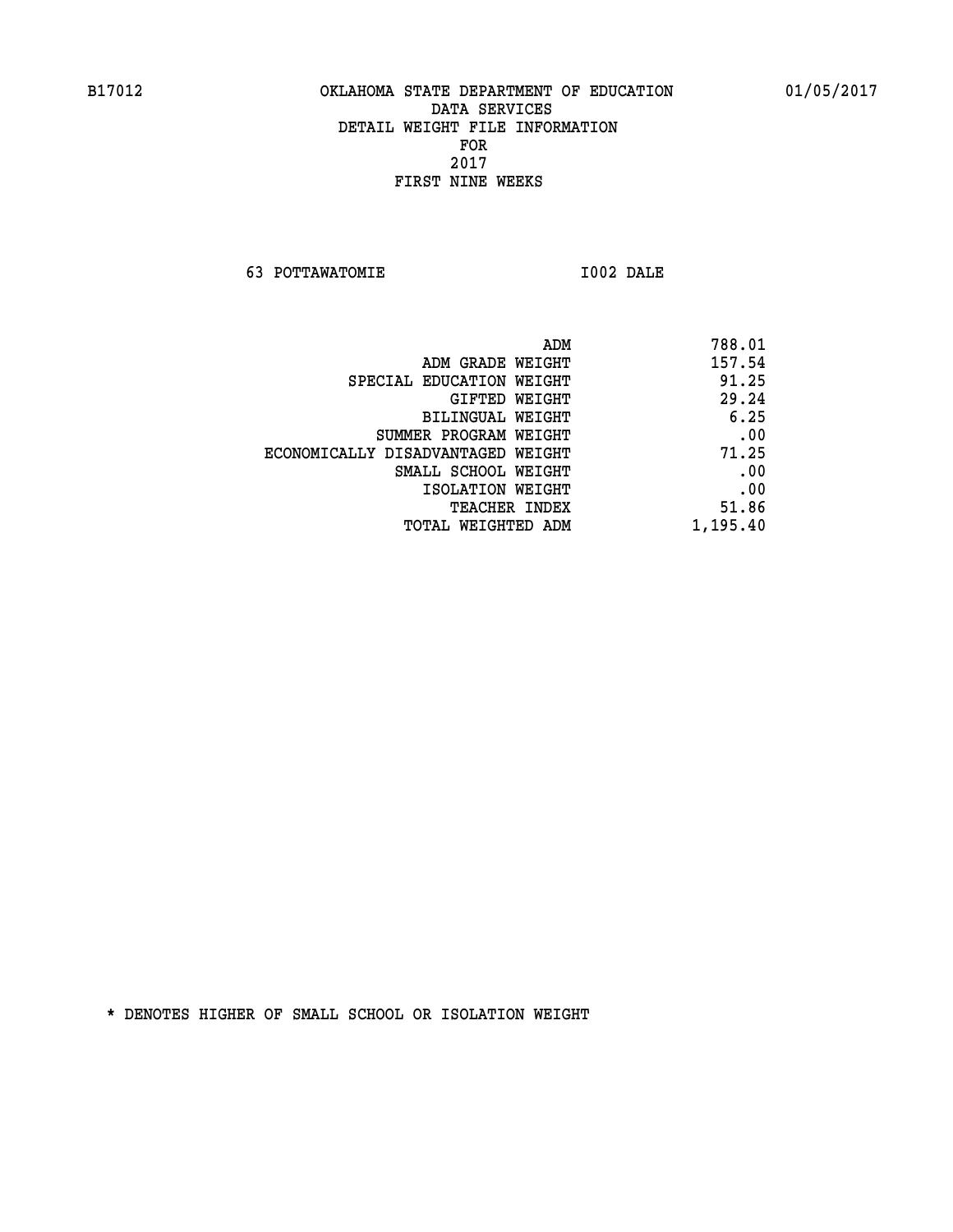B17012 OKLAHOMA STATE DEPARTMENT OF EDUCATION 01/05/2017

DATA SERVICES
DETAIL WEIGHT FILE INFORMATION
FOR
2017
FIRST NINE WEEKS

63 POTTAWATOMIE I002 DALE

| | |
|---|---|
| ADM | 788.01 |
| ADM GRADE WEIGHT | 157.54 |
| SPECIAL EDUCATION WEIGHT | 91.25 |
| GIFTED WEIGHT | 29.24 |
| BILINGUAL WEIGHT | 6.25 |
| SUMMER PROGRAM WEIGHT | .00 |
| ECONOMICALLY DISADVANTAGED WEIGHT | 71.25 |
| SMALL SCHOOL WEIGHT | .00 |
| ISOLATION WEIGHT | .00 |
| TEACHER INDEX | 51.86 |
| TOTAL WEIGHTED ADM | 1,195.40 |

* DENOTES HIGHER OF SMALL SCHOOL OR ISOLATION WEIGHT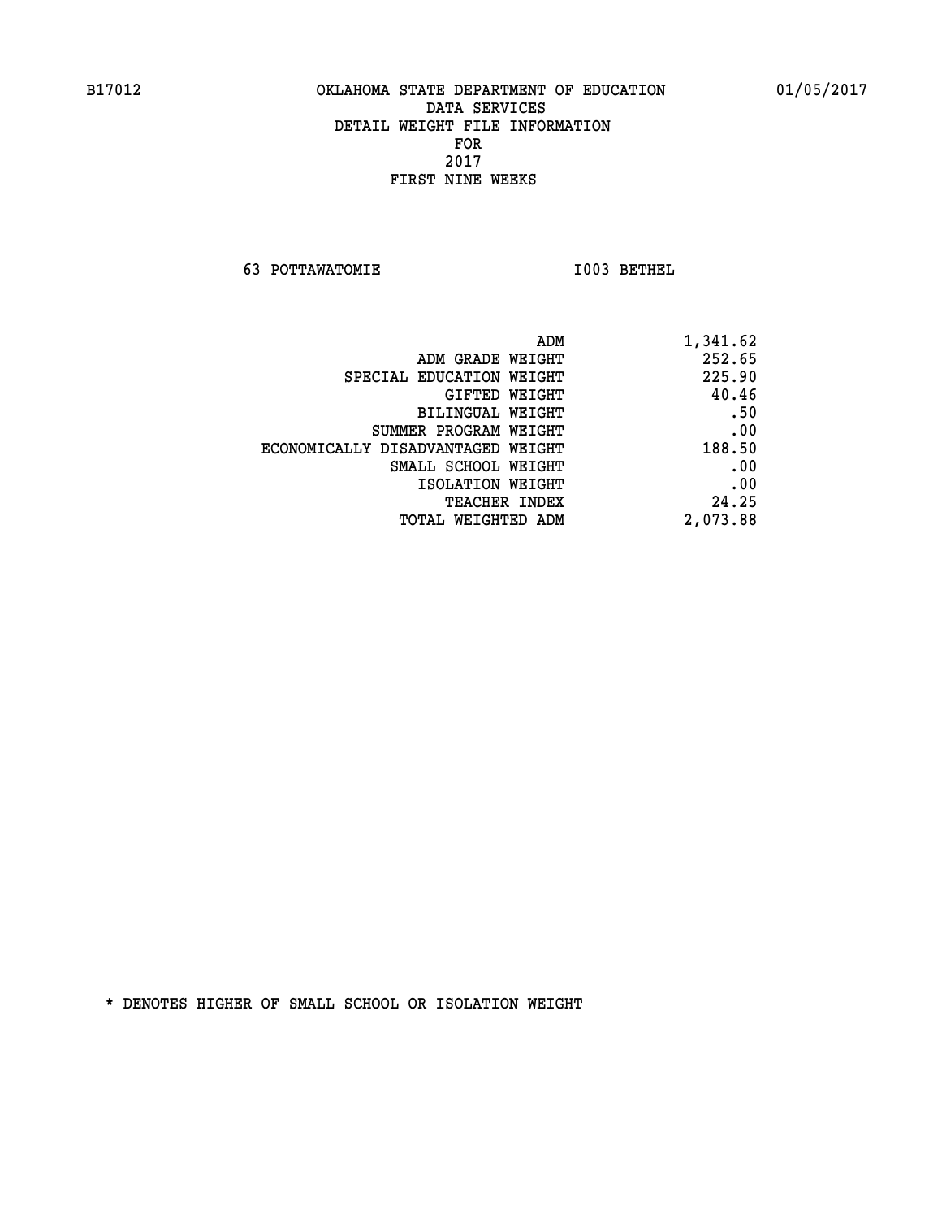B17012 OKLAHOMA STATE DEPARTMENT OF EDUCATION 01/05/2017

DATA SERVICES
DETAIL WEIGHT FILE INFORMATION
FOR
2017
FIRST NINE WEEKS

63 POTTAWATOMIE I003 BETHEL

| | |
|---|---|
| ADM | 1,341.62 |
| ADM GRADE WEIGHT | 252.65 |
| SPECIAL EDUCATION WEIGHT | 225.90 |
| GIFTED WEIGHT | 40.46 |
| BILINGUAL WEIGHT | .50 |
| SUMMER PROGRAM WEIGHT | .00 |
| ECONOMICALLY DISADVANTAGED WEIGHT | 188.50 |
| SMALL SCHOOL WEIGHT | .00 |
| ISOLATION WEIGHT | .00 |
| TEACHER INDEX | 24.25 |
| TOTAL WEIGHTED ADM | 2,073.88 |

* DENOTES HIGHER OF SMALL SCHOOL OR ISOLATION WEIGHT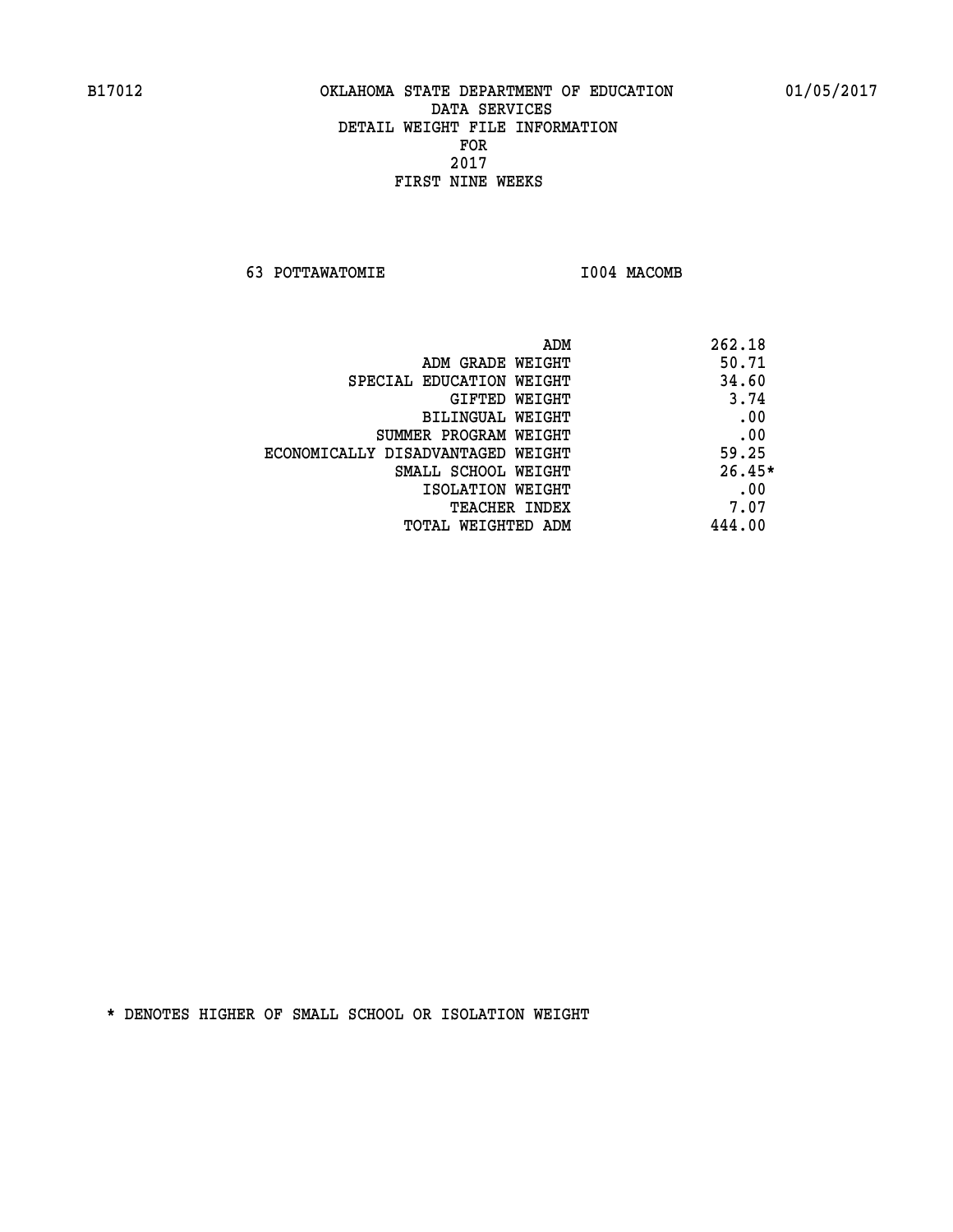B17012 OKLAHOMA STATE DEPARTMENT OF EDUCATION 01/05/2017

DATA SERVICES
DETAIL WEIGHT FILE INFORMATION
FOR
2017
FIRST NINE WEEKS

63 POTTAWATOMIE I004 MACOMB

| | |
|---|---|
| ADM | 262.18 |
| ADM GRADE WEIGHT | 50.71 |
| SPECIAL EDUCATION WEIGHT | 34.60 |
| GIFTED WEIGHT | 3.74 |
| BILINGUAL WEIGHT | .00 |
| SUMMER PROGRAM WEIGHT | .00 |
| ECONOMICALLY DISADVANTAGED WEIGHT | 59.25 |
| SMALL SCHOOL WEIGHT | 26.45* |
| ISOLATION WEIGHT | .00 |
| TEACHER INDEX | 7.07 |
| TOTAL WEIGHTED ADM | 444.00 |

* DENOTES HIGHER OF SMALL SCHOOL OR ISOLATION WEIGHT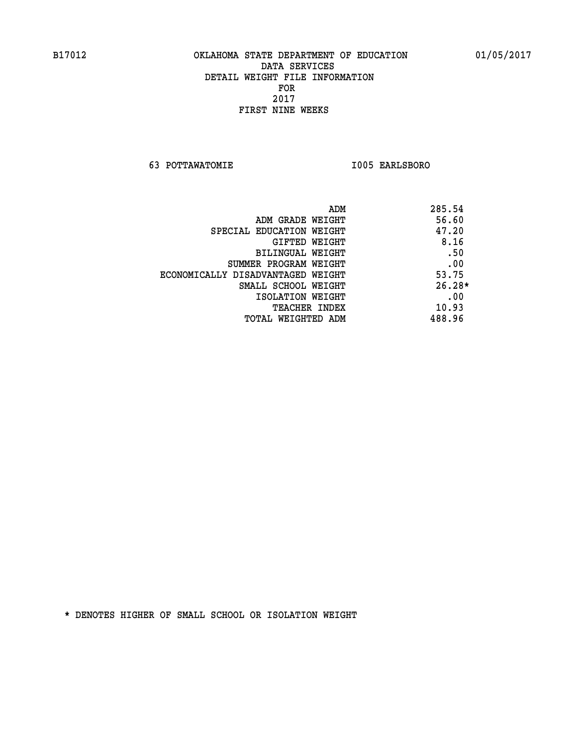B17012 OKLAHOMA STATE DEPARTMENT OF EDUCATION 01/05/2017

DATA SERVICES
DETAIL WEIGHT FILE INFORMATION
FOR
2017
FIRST NINE WEEKS

63 POTTAWATOMIE I005 EARLSBORO

| | |
|---|---|
| ADM | 285.54 |
| ADM GRADE WEIGHT | 56.60 |
| SPECIAL EDUCATION WEIGHT | 47.20 |
| GIFTED WEIGHT | 8.16 |
| BILINGUAL WEIGHT | .50 |
| SUMMER PROGRAM WEIGHT | .00 |
| ECONOMICALLY DISADVANTAGED WEIGHT | 53.75 |
| SMALL SCHOOL WEIGHT | 26.28* |
| ISOLATION WEIGHT | .00 |
| TEACHER INDEX | 10.93 |
| TOTAL WEIGHTED ADM | 488.96 |

* DENOTES HIGHER OF SMALL SCHOOL OR ISOLATION WEIGHT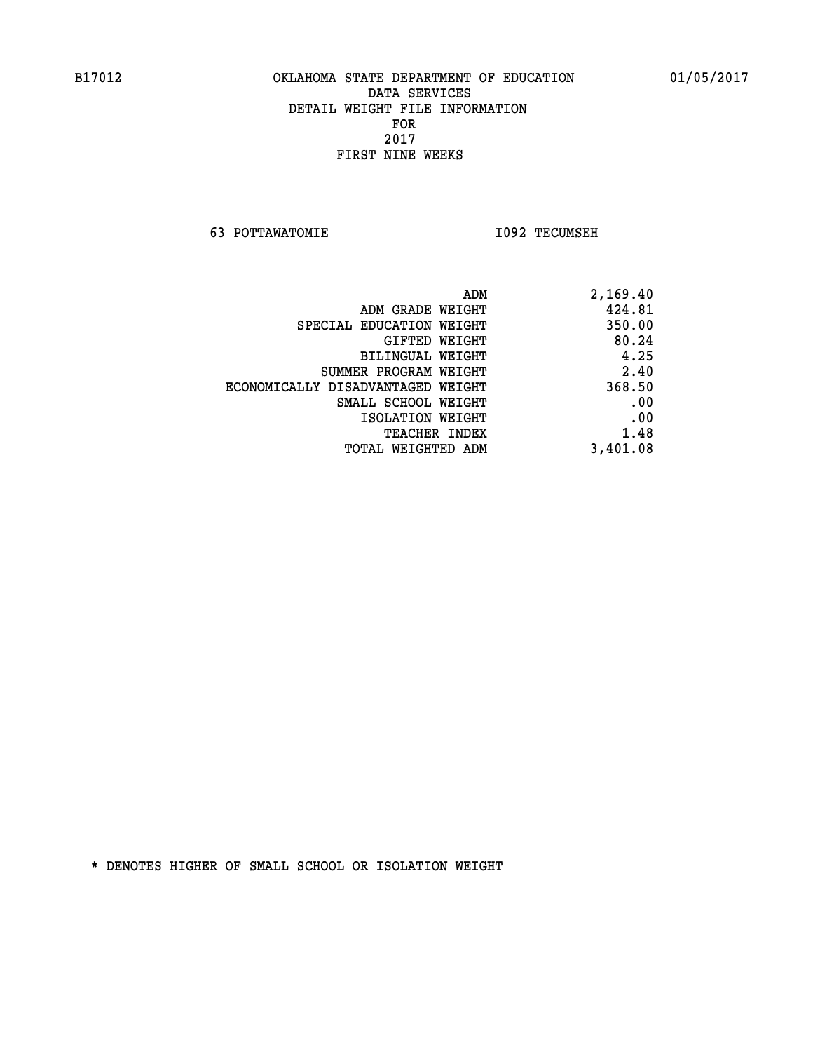B17012 OKLAHOMA STATE DEPARTMENT OF EDUCATION 01/05/2017

DATA SERVICES
DETAIL WEIGHT FILE INFORMATION
FOR
2017
FIRST NINE WEEKS

63 POTTAWATOMIE I092 TECUMSEH

| | |
|---|---|
| ADM | 2,169.40 |
| ADM GRADE WEIGHT | 424.81 |
| SPECIAL EDUCATION WEIGHT | 350.00 |
| GIFTED WEIGHT | 80.24 |
| BILINGUAL WEIGHT | 4.25 |
| SUMMER PROGRAM WEIGHT | 2.40 |
| ECONOMICALLY DISADVANTAGED WEIGHT | 368.50 |
| SMALL SCHOOL WEIGHT | .00 |
| ISOLATION WEIGHT | .00 |
| TEACHER INDEX | 1.48 |
| TOTAL WEIGHTED ADM | 3,401.08 |

* DENOTES HIGHER OF SMALL SCHOOL OR ISOLATION WEIGHT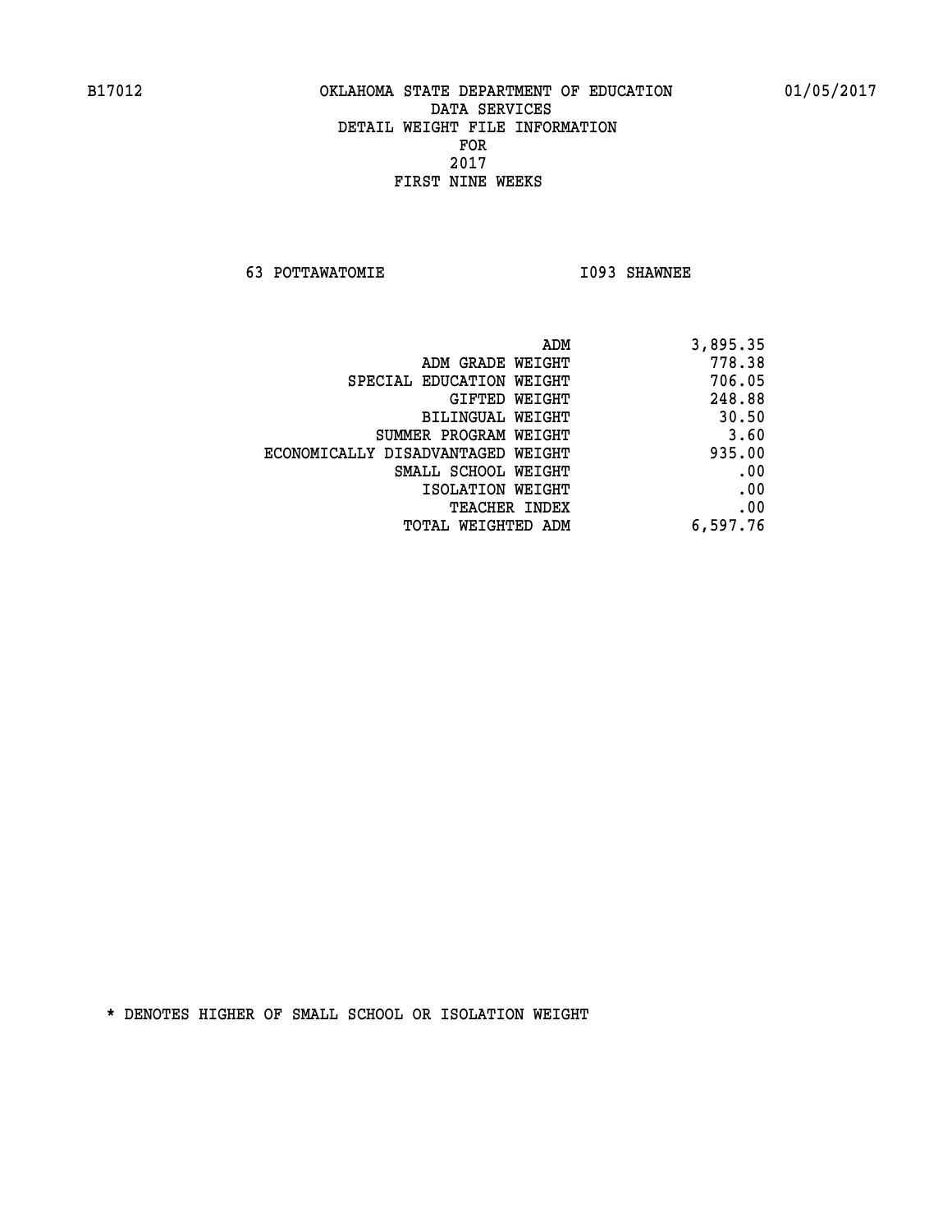B17012 OKLAHOMA STATE DEPARTMENT OF EDUCATION 01/05/2017

DATA SERVICES
DETAIL WEIGHT FILE INFORMATION
FOR
2017
FIRST NINE WEEKS

63 POTTAWATOMIE I093 SHAWNEE

| | |
|---|---|
| ADM | 3,895.35 |
| ADM GRADE WEIGHT | 778.38 |
| SPECIAL EDUCATION WEIGHT | 706.05 |
| GIFTED WEIGHT | 248.88 |
| BILINGUAL WEIGHT | 30.50 |
| SUMMER PROGRAM WEIGHT | 3.60 |
| ECONOMICALLY DISADVANTAGED WEIGHT | 935.00 |
| SMALL SCHOOL WEIGHT | .00 |
| ISOLATION WEIGHT | .00 |
| TEACHER INDEX | .00 |
| TOTAL WEIGHTED ADM | 6,597.76 |

* DENOTES HIGHER OF SMALL SCHOOL OR ISOLATION WEIGHT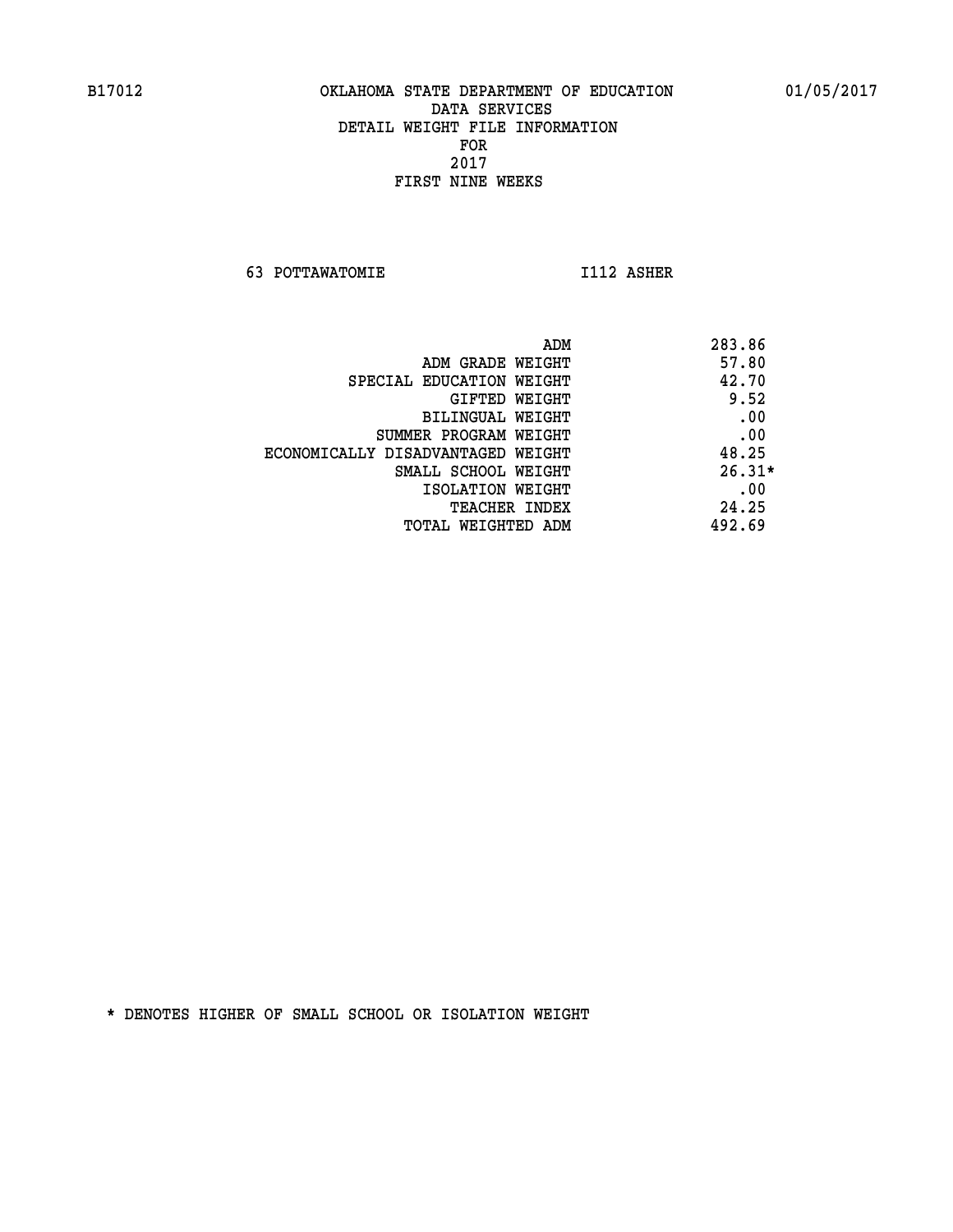OKLAHOMA STATE DEPARTMENT OF EDUCATION
DATA SERVICES
DETAIL WEIGHT FILE INFORMATION
FOR
2017
FIRST NINE WEEKS

63 POTTAWATOMIE　　　　I112 ASHER

| | |
|---|---|
| ADM | 283.86 |
| ADM GRADE WEIGHT | 57.80 |
| SPECIAL EDUCATION WEIGHT | 42.70 |
| GIFTED WEIGHT | 9.52 |
| BILINGUAL WEIGHT | .00 |
| SUMMER PROGRAM WEIGHT | .00 |
| ECONOMICALLY DISADVANTAGED WEIGHT | 48.25 |
| SMALL SCHOOL WEIGHT | 26.31* |
| ISOLATION WEIGHT | .00 |
| TEACHER INDEX | 24.25 |
| TOTAL WEIGHTED ADM | 492.69 |

* DENOTES HIGHER OF SMALL SCHOOL OR ISOLATION WEIGHT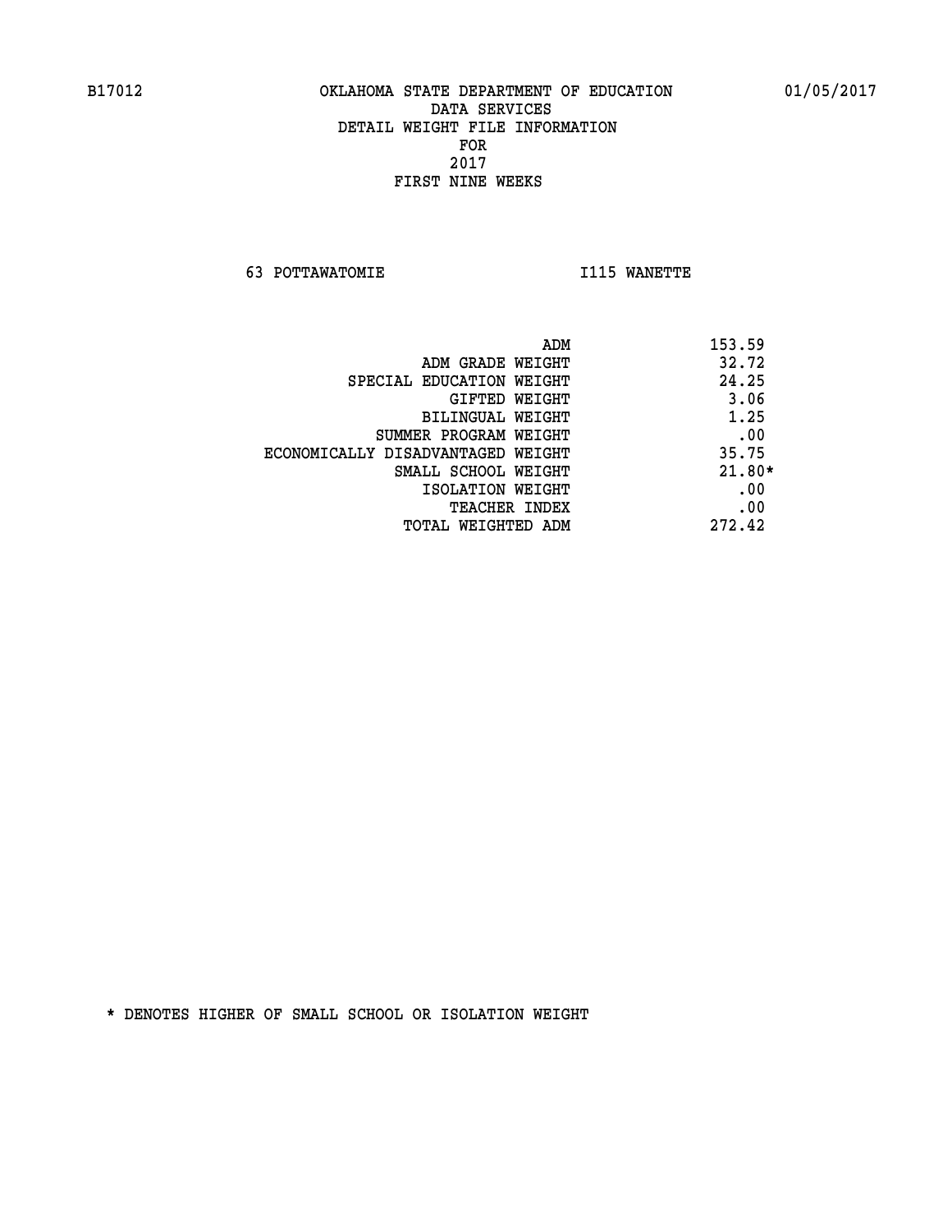B17012 OKLAHOMA STATE DEPARTMENT OF EDUCATION 01/05/2017

DATA SERVICES

DETAIL WEIGHT FILE INFORMATION

FOR

2017

FIRST NINE WEEKS

63 POTTAWATOMIE I115 WANETTE

| | |
|---|---|
| ADM | 153.59 |
| ADM GRADE WEIGHT | 32.72 |
| SPECIAL EDUCATION WEIGHT | 24.25 |
| GIFTED WEIGHT | 3.06 |
| BILINGUAL WEIGHT | 1.25 |
| SUMMER PROGRAM WEIGHT | .00 |
| ECONOMICALLY DISADVANTAGED WEIGHT | 35.75 |
| SMALL SCHOOL WEIGHT | 21.80* |
| ISOLATION WEIGHT | .00 |
| TEACHER INDEX | .00 |
| TOTAL WEIGHTED ADM | 272.42 |

* DENOTES HIGHER OF SMALL SCHOOL OR ISOLATION WEIGHT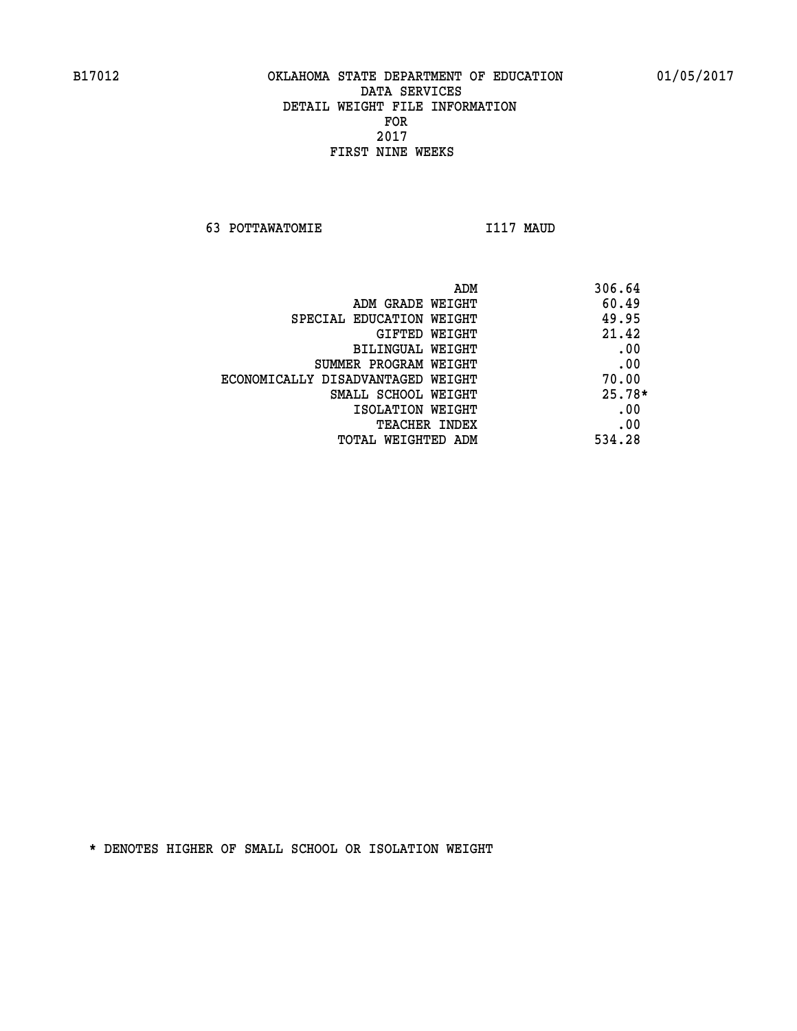B17012 OKLAHOMA STATE DEPARTMENT OF EDUCATION 01/05/2017

DATA SERVICES

DETAIL WEIGHT FILE INFORMATION

FOR

2017

FIRST NINE WEEKS

63 POTTAWATOMIE I117 MAUD

| | |
|---|---|
| ADM | 306.64 |
| ADM GRADE WEIGHT | 60.49 |
| SPECIAL EDUCATION WEIGHT | 49.95 |
| GIFTED WEIGHT | 21.42 |
| BILINGUAL WEIGHT | .00 |
| SUMMER PROGRAM WEIGHT | .00 |
| ECONOMICALLY DISADVANTAGED WEIGHT | 70.00 |
| SMALL SCHOOL WEIGHT | 25.78* |
| ISOLATION WEIGHT | .00 |
| TEACHER INDEX | .00 |
| TOTAL WEIGHTED ADM | 534.28 |

* DENOTES HIGHER OF SMALL SCHOOL OR ISOLATION WEIGHT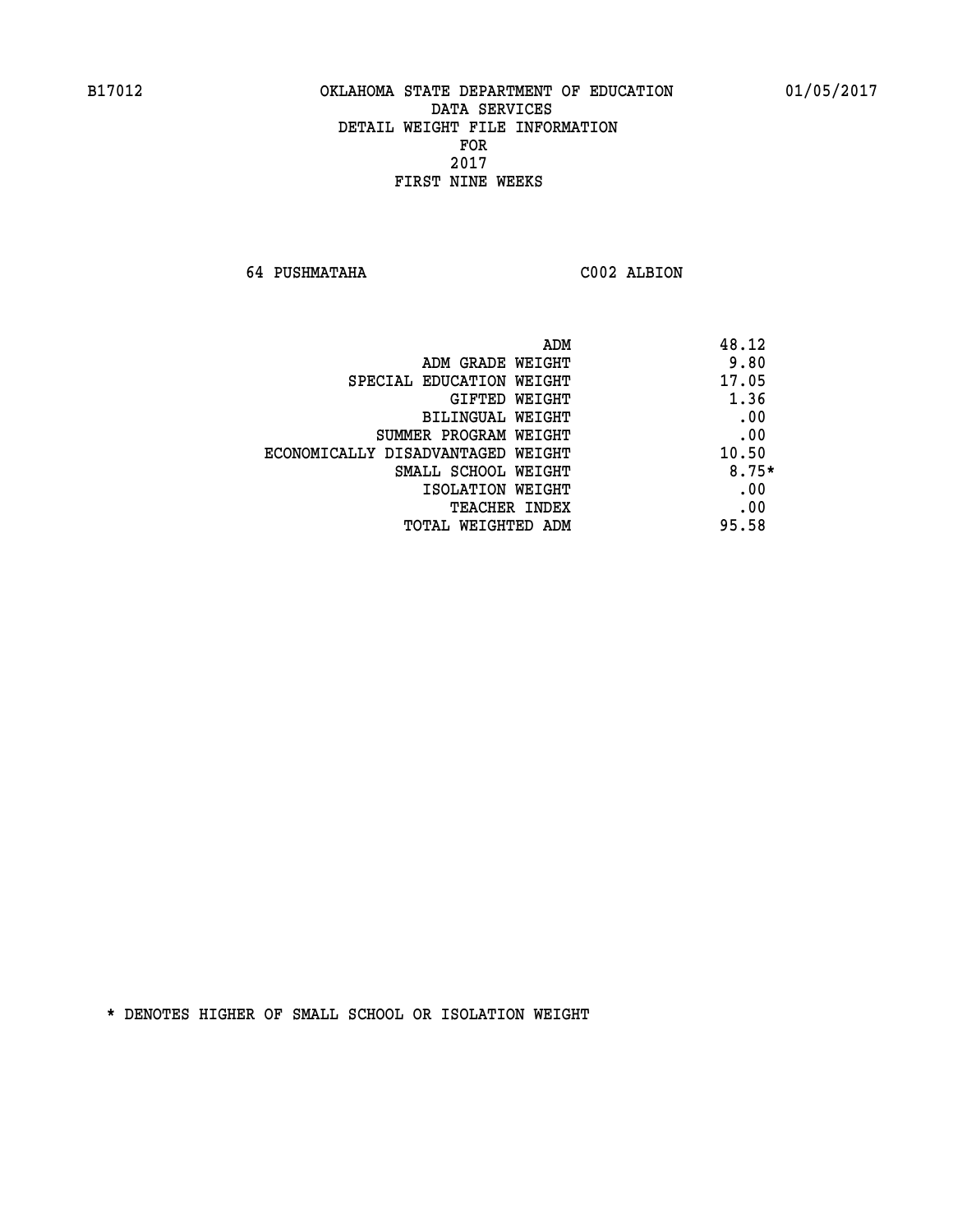B17012 OKLAHOMA STATE DEPARTMENT OF EDUCATION 01/05/2017

DATA SERVICES
DETAIL WEIGHT FILE INFORMATION
FOR
2017
FIRST NINE WEEKS

64 PUSHMATAHA C002 ALBION

| | |
|---|---|
| ADM | 48.12 |
| ADM GRADE WEIGHT | 9.80 |
| SPECIAL EDUCATION WEIGHT | 17.05 |
| GIFTED WEIGHT | 1.36 |
| BILINGUAL WEIGHT | .00 |
| SUMMER PROGRAM WEIGHT | .00 |
| ECONOMICALLY DISADVANTAGED WEIGHT | 10.50 |
| SMALL SCHOOL WEIGHT | 8.75* |
| ISOLATION WEIGHT | .00 |
| TEACHER INDEX | .00 |
| TOTAL WEIGHTED ADM | 95.58 |

* DENOTES HIGHER OF SMALL SCHOOL OR ISOLATION WEIGHT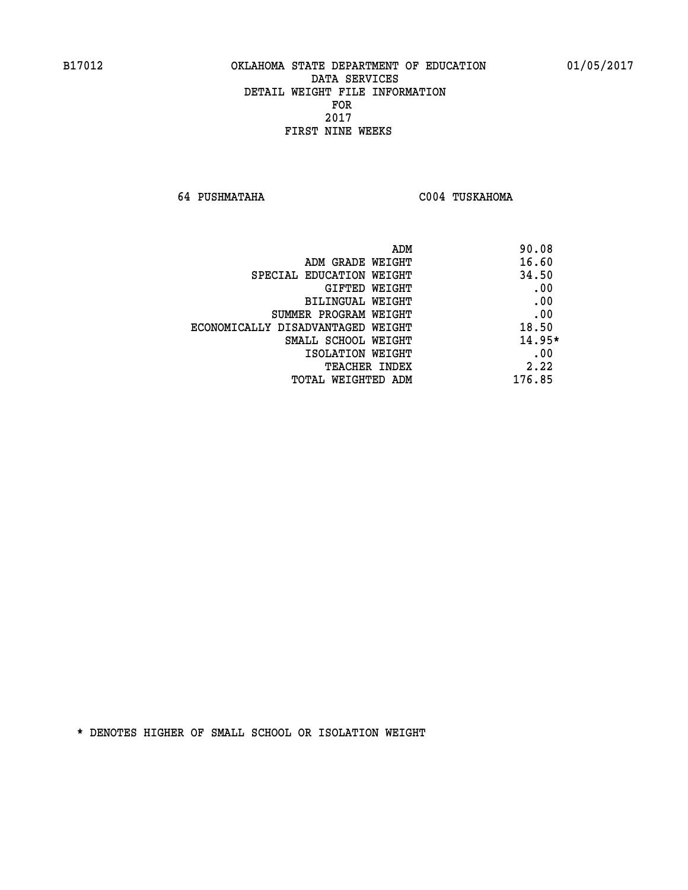B17012 OKLAHOMA STATE DEPARTMENT OF EDUCATION 01/05/2017

DATA SERVICES
DETAIL WEIGHT FILE INFORMATION
FOR
2017
FIRST NINE WEEKS

64 PUSHMATAHA C004 TUSKAHOMA

| | |
|---|---|
| ADM | 90.08 |
| ADM GRADE WEIGHT | 16.60 |
| SPECIAL EDUCATION WEIGHT | 34.50 |
| GIFTED WEIGHT | .00 |
| BILINGUAL WEIGHT | .00 |
| SUMMER PROGRAM WEIGHT | .00 |
| ECONOMICALLY DISADVANTAGED WEIGHT | 18.50 |
| SMALL SCHOOL WEIGHT | 14.95* |
| ISOLATION WEIGHT | .00 |
| TEACHER INDEX | 2.22 |
| TOTAL WEIGHTED ADM | 176.85 |

* DENOTES HIGHER OF SMALL SCHOOL OR ISOLATION WEIGHT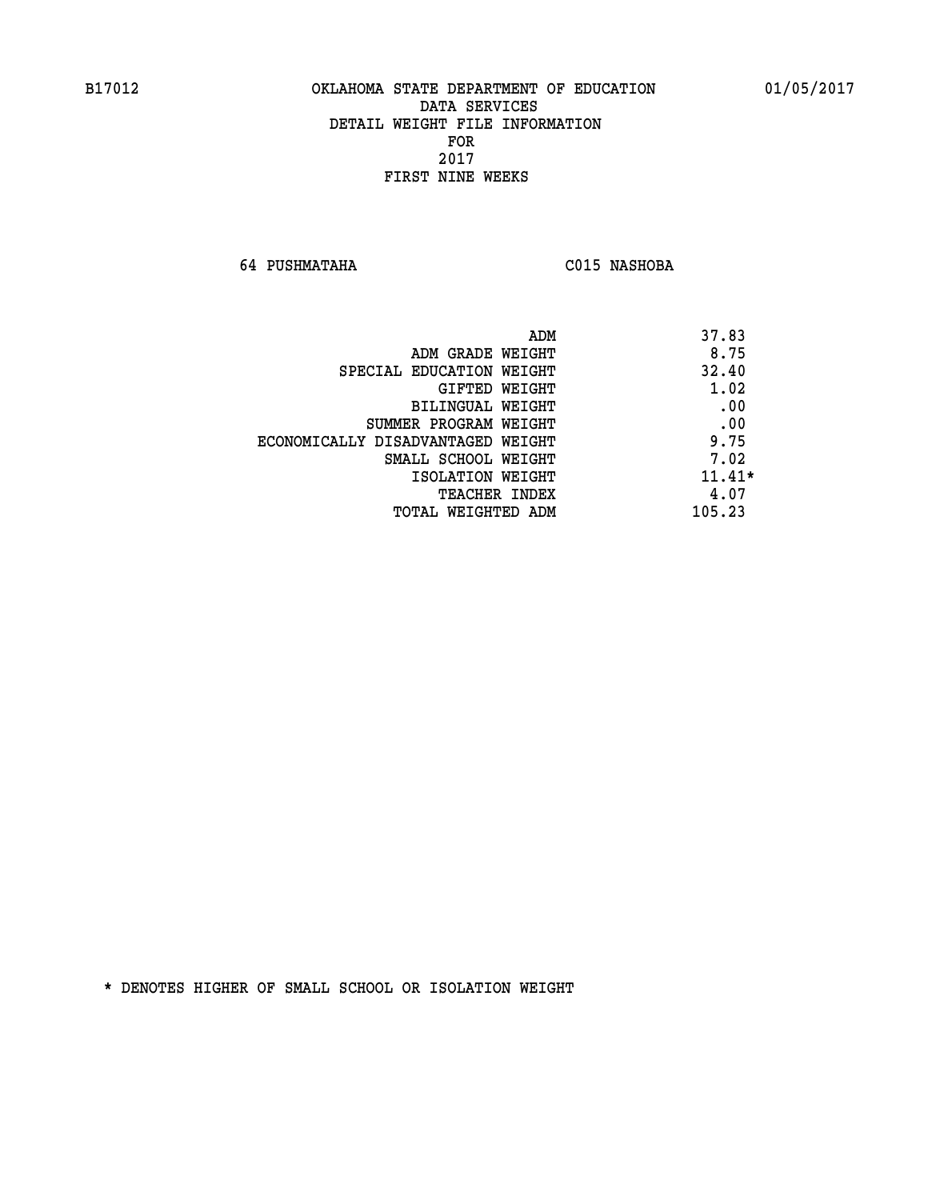B17012 OKLAHOMA STATE DEPARTMENT OF EDUCATION 01/05/2017

DATA SERVICES
DETAIL WEIGHT FILE INFORMATION
FOR
2017
FIRST NINE WEEKS

64 PUSHMATAHA C015 NASHOBA

| | |
|---|---|
| ADM | 37.83 |
| ADM GRADE WEIGHT | 8.75 |
| SPECIAL EDUCATION WEIGHT | 32.40 |
| GIFTED WEIGHT | 1.02 |
| BILINGUAL WEIGHT | .00 |
| SUMMER PROGRAM WEIGHT | .00 |
| ECONOMICALLY DISADVANTAGED WEIGHT | 9.75 |
| SMALL SCHOOL WEIGHT | 7.02 |
| ISOLATION WEIGHT | 11.41* |
| TEACHER INDEX | 4.07 |
| TOTAL WEIGHTED ADM | 105.23 |

* DENOTES HIGHER OF SMALL SCHOOL OR ISOLATION WEIGHT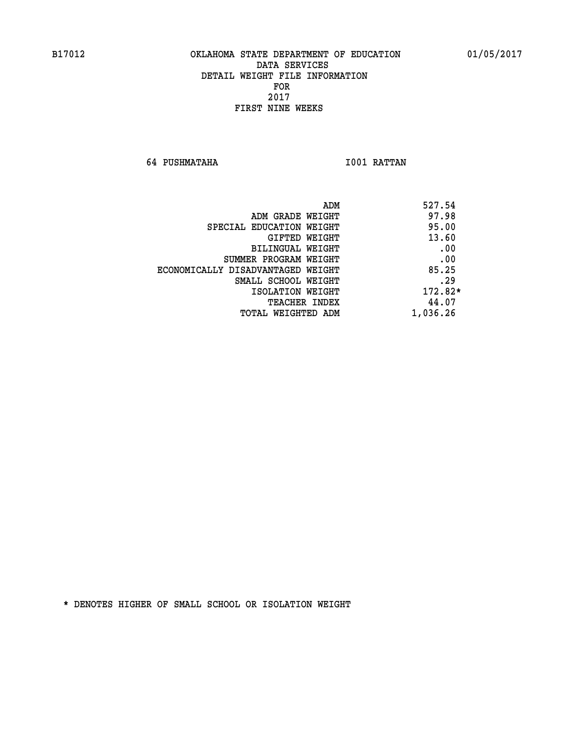B17012 OKLAHOMA STATE DEPARTMENT OF EDUCATION 01/05/2017

DATA SERVICES
DETAIL WEIGHT FILE INFORMATION
FOR
2017
FIRST NINE WEEKS

64 PUSHMATAHA I001 RATTAN

| | |
|---|---|
| ADM | 527.54 |
| ADM GRADE WEIGHT | 97.98 |
| SPECIAL EDUCATION WEIGHT | 95.00 |
| GIFTED WEIGHT | 13.60 |
| BILINGUAL WEIGHT | .00 |
| SUMMER PROGRAM WEIGHT | .00 |
| ECONOMICALLY DISADVANTAGED WEIGHT | 85.25 |
| SMALL SCHOOL WEIGHT | .29 |
| ISOLATION WEIGHT | 172.82* |
| TEACHER INDEX | 44.07 |
| TOTAL WEIGHTED ADM | 1,036.26 |

* DENOTES HIGHER OF SMALL SCHOOL OR ISOLATION WEIGHT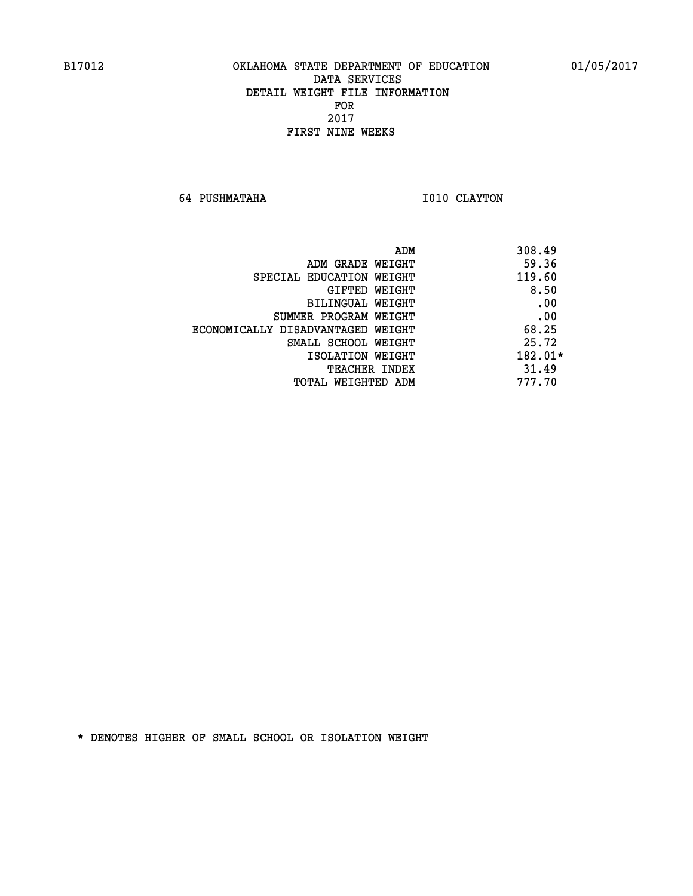B17012 OKLAHOMA STATE DEPARTMENT OF EDUCATION 01/05/2017

DATA SERVICES
DETAIL WEIGHT FILE INFORMATION
FOR
2017
FIRST NINE WEEKS

64 PUSHMATAHA I010 CLAYTON

| | |
|---|---|
| ADM | 308.49 |
| ADM GRADE WEIGHT | 59.36 |
| SPECIAL EDUCATION WEIGHT | 119.60 |
| GIFTED WEIGHT | 8.50 |
| BILINGUAL WEIGHT | .00 |
| SUMMER PROGRAM WEIGHT | .00 |
| ECONOMICALLY DISADVANTAGED WEIGHT | 68.25 |
| SMALL SCHOOL WEIGHT | 25.72 |
| ISOLATION WEIGHT | 182.01* |
| TEACHER INDEX | 31.49 |
| TOTAL WEIGHTED ADM | 777.70 |

* DENOTES HIGHER OF SMALL SCHOOL OR ISOLATION WEIGHT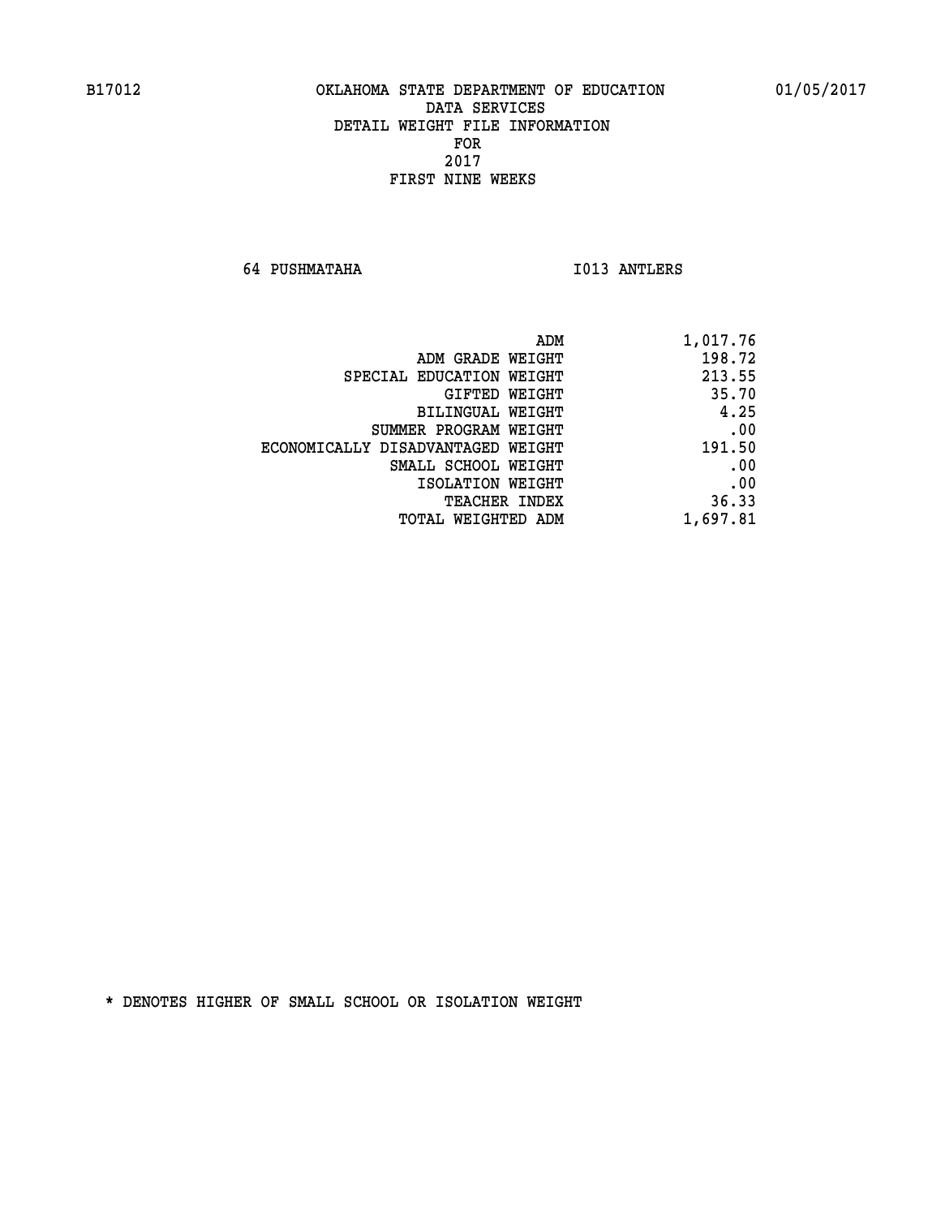B17012 OKLAHOMA STATE DEPARTMENT OF EDUCATION 01/05/2017

DATA SERVICES
DETAIL WEIGHT FILE INFORMATION
FOR
2017
FIRST NINE WEEKS

64 PUSHMATAHA I013 ANTLERS

| | |
|---|---|
| ADM | 1,017.76 |
| ADM GRADE WEIGHT | 198.72 |
| SPECIAL EDUCATION WEIGHT | 213.55 |
| GIFTED WEIGHT | 35.70 |
| BILINGUAL WEIGHT | 4.25 |
| SUMMER PROGRAM WEIGHT | .00 |
| ECONOMICALLY DISADVANTAGED WEIGHT | 191.50 |
| SMALL SCHOOL WEIGHT | .00 |
| ISOLATION WEIGHT | .00 |
| TEACHER INDEX | 36.33 |
| TOTAL WEIGHTED ADM | 1,697.81 |

* DENOTES HIGHER OF SMALL SCHOOL OR ISOLATION WEIGHT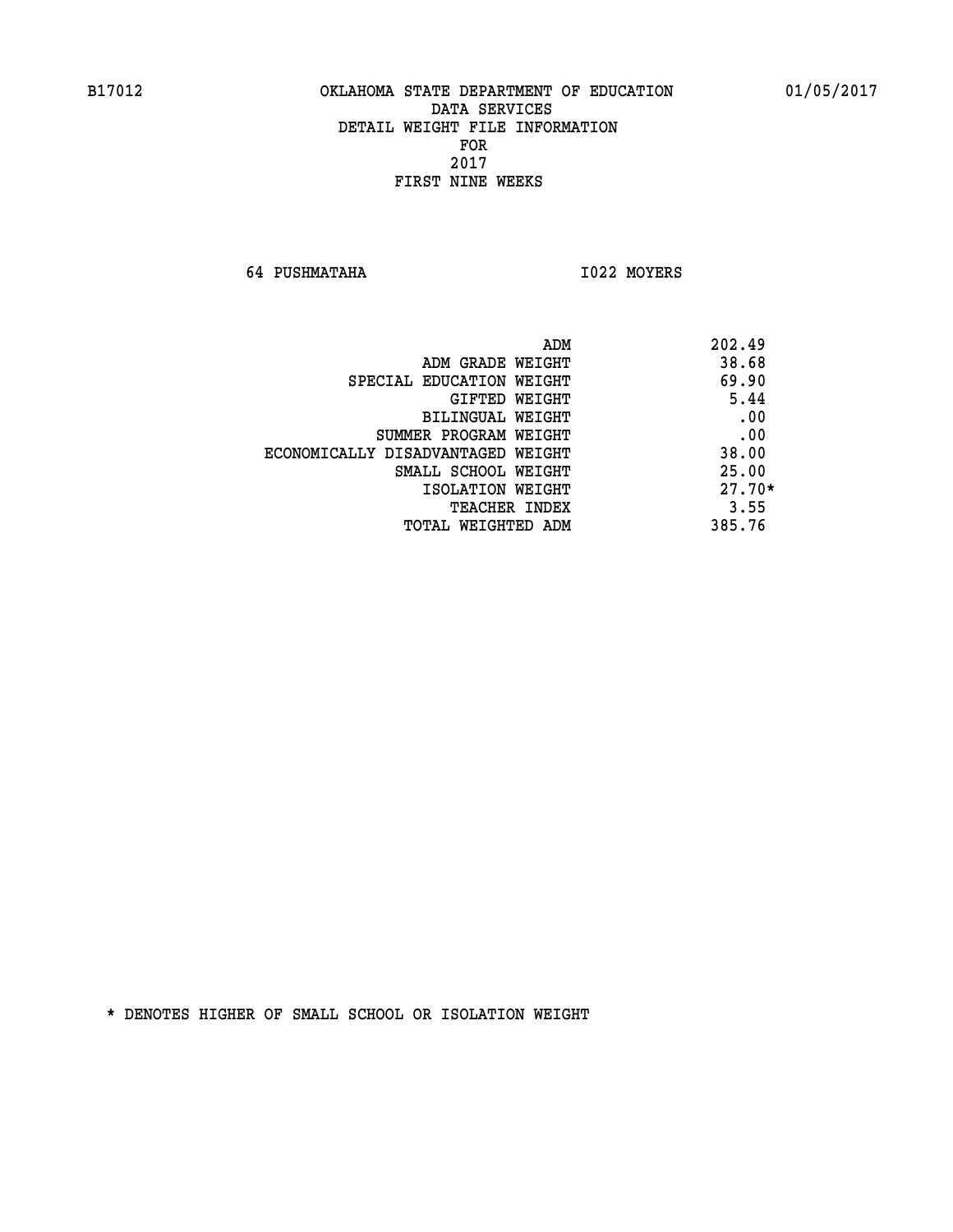B17012 OKLAHOMA STATE DEPARTMENT OF EDUCATION 01/05/2017

DATA SERVICES
DETAIL WEIGHT FILE INFORMATION
FOR
2017
FIRST NINE WEEKS

64 PUSHMATAHA I022 MOYERS

| | |
|---|---|
| ADM | 202.49 |
| ADM GRADE WEIGHT | 38.68 |
| SPECIAL EDUCATION WEIGHT | 69.90 |
| GIFTED WEIGHT | 5.44 |
| BILINGUAL WEIGHT | .00 |
| SUMMER PROGRAM WEIGHT | .00 |
| ECONOMICALLY DISADVANTAGED WEIGHT | 38.00 |
| SMALL SCHOOL WEIGHT | 25.00 |
| ISOLATION WEIGHT | 27.70* |
| TEACHER INDEX | 3.55 |
| TOTAL WEIGHTED ADM | 385.76 |

* DENOTES HIGHER OF SMALL SCHOOL OR ISOLATION WEIGHT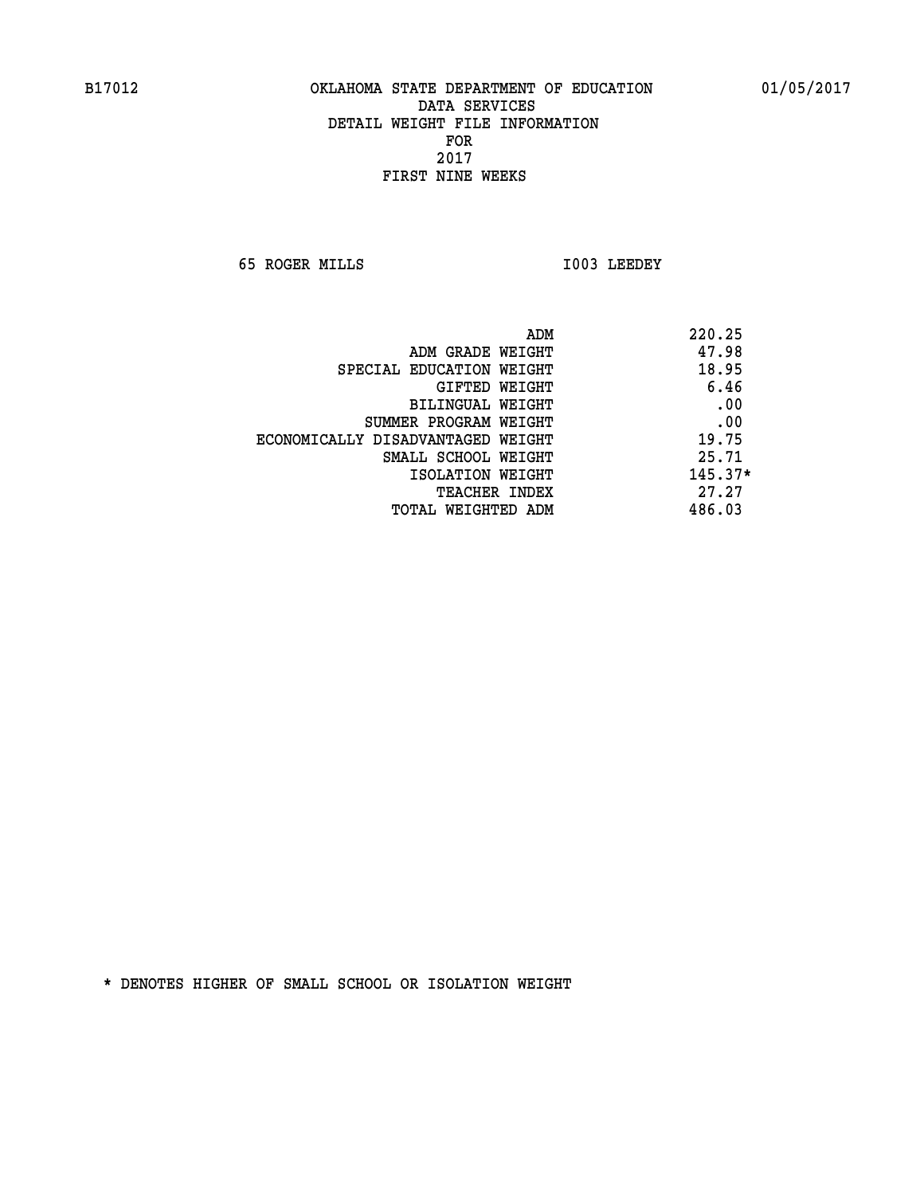B17012 OKLAHOMA STATE DEPARTMENT OF EDUCATION 01/05/2017

DATA SERVICES
DETAIL WEIGHT FILE INFORMATION
FOR
2017
FIRST NINE WEEKS

65 ROGER MILLS I003 LEEDEY

| | |
|---|---|
| ADM | 220.25 |
| ADM GRADE WEIGHT | 47.98 |
| SPECIAL EDUCATION WEIGHT | 18.95 |
| GIFTED WEIGHT | 6.46 |
| BILINGUAL WEIGHT | .00 |
| SUMMER PROGRAM WEIGHT | .00 |
| ECONOMICALLY DISADVANTAGED WEIGHT | 19.75 |
| SMALL SCHOOL WEIGHT | 25.71 |
| ISOLATION WEIGHT | 145.37* |
| TEACHER INDEX | 27.27 |
| TOTAL WEIGHTED ADM | 486.03 |

* DENOTES HIGHER OF SMALL SCHOOL OR ISOLATION WEIGHT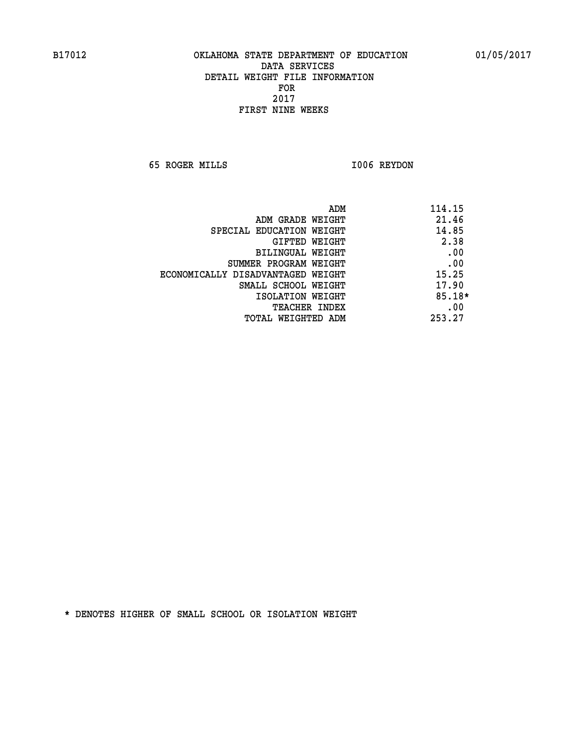B17012 OKLAHOMA STATE DEPARTMENT OF EDUCATION 01/05/2017

DATA SERVICES
DETAIL WEIGHT FILE INFORMATION
FOR
2017
FIRST NINE WEEKS

65 ROGER MILLS I006 REYDON

| | |
|---|---|
| ADM | 114.15 |
| ADM GRADE WEIGHT | 21.46 |
| SPECIAL EDUCATION WEIGHT | 14.85 |
| GIFTED WEIGHT | 2.38 |
| BILINGUAL WEIGHT | .00 |
| SUMMER PROGRAM WEIGHT | .00 |
| ECONOMICALLY DISADVANTAGED WEIGHT | 15.25 |
| SMALL SCHOOL WEIGHT | 17.90 |
| ISOLATION WEIGHT | 85.18* |
| TEACHER INDEX | .00 |
| TOTAL WEIGHTED ADM | 253.27 |

* DENOTES HIGHER OF SMALL SCHOOL OR ISOLATION WEIGHT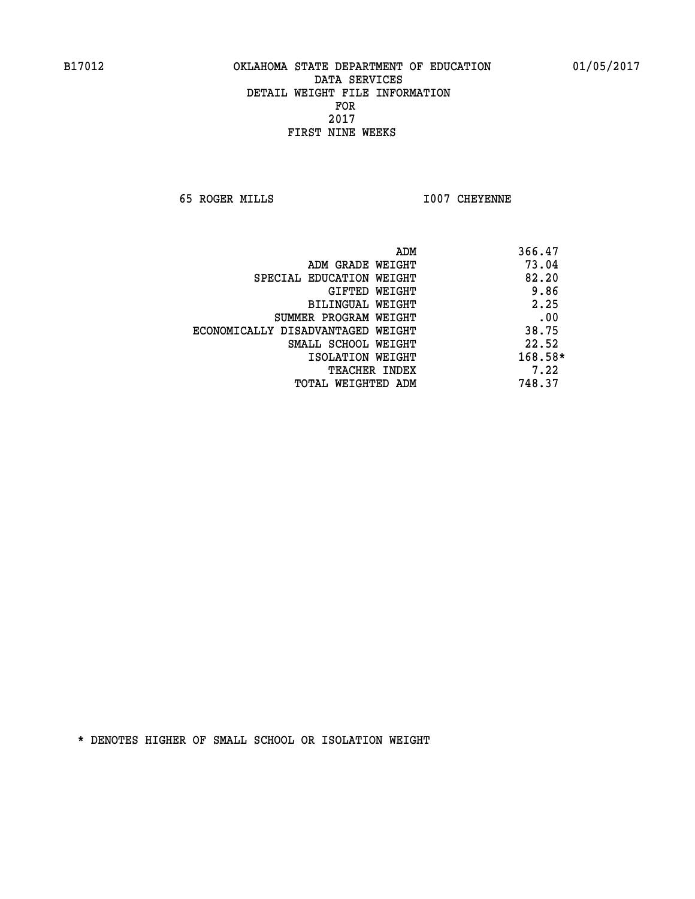B17012 OKLAHOMA STATE DEPARTMENT OF EDUCATION 01/05/2017

DATA SERVICES
DETAIL WEIGHT FILE INFORMATION
FOR
2017
FIRST NINE WEEKS

65 ROGER MILLS I007 CHEYENNE

| | |
|---|---|
| ADM | 366.47 |
| ADM GRADE WEIGHT | 73.04 |
| SPECIAL EDUCATION WEIGHT | 82.20 |
| GIFTED WEIGHT | 9.86 |
| BILINGUAL WEIGHT | 2.25 |
| SUMMER PROGRAM WEIGHT | .00 |
| ECONOMICALLY DISADVANTAGED WEIGHT | 38.75 |
| SMALL SCHOOL WEIGHT | 22.52 |
| ISOLATION WEIGHT | 168.58* |
| TEACHER INDEX | 7.22 |
| TOTAL WEIGHTED ADM | 748.37 |

* DENOTES HIGHER OF SMALL SCHOOL OR ISOLATION WEIGHT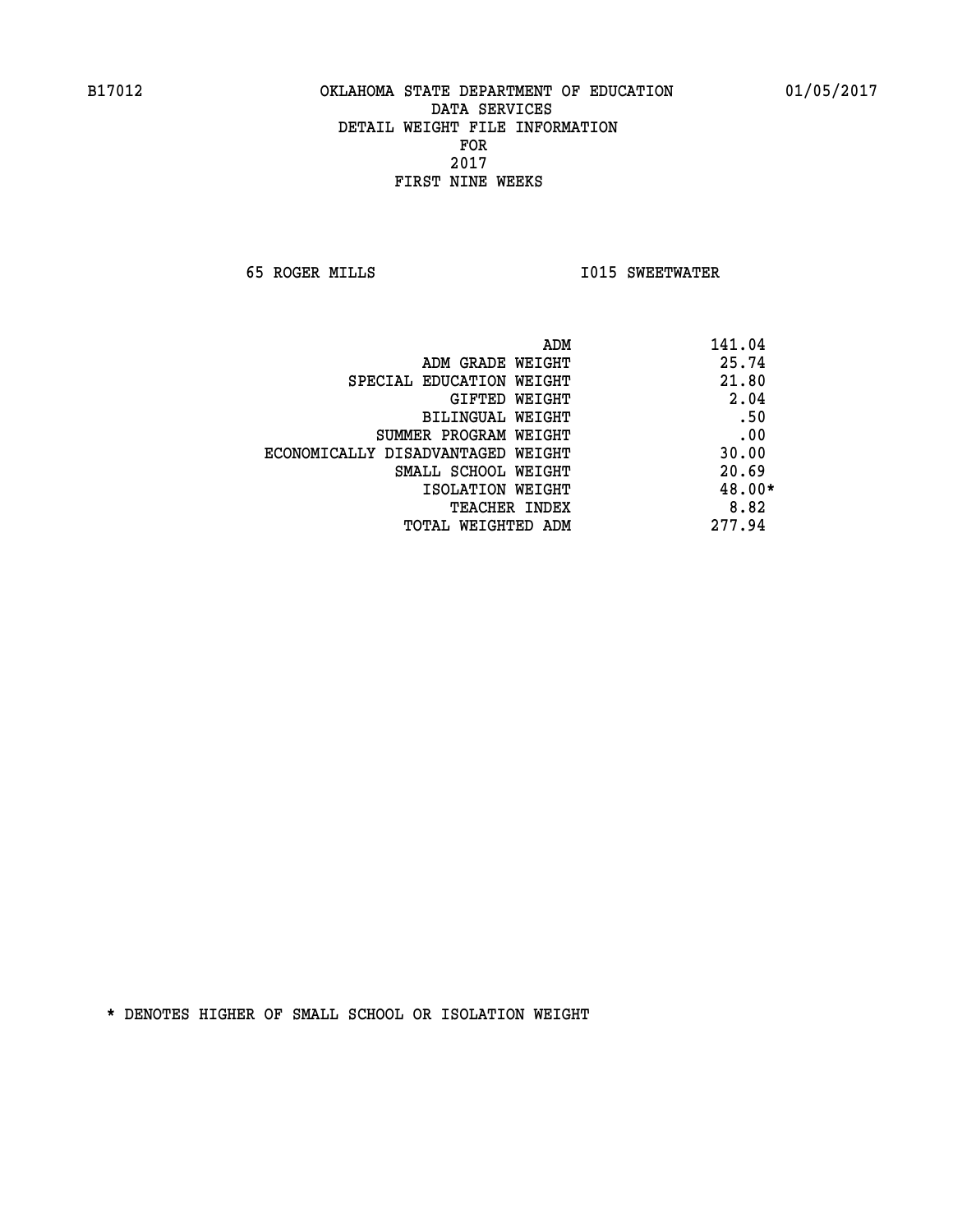B17012 OKLAHOMA STATE DEPARTMENT OF EDUCATION 01/05/2017

DATA SERVICES

DETAIL WEIGHT FILE INFORMATION

FOR

2017

FIRST NINE WEEKS

65 ROGER MILLS I015 SWEETWATER

| | |
|---|---|
| ADM | 141.04 |
| ADM GRADE WEIGHT | 25.74 |
| SPECIAL EDUCATION WEIGHT | 21.80 |
| GIFTED WEIGHT | 2.04 |
| BILINGUAL WEIGHT | .50 |
| SUMMER PROGRAM WEIGHT | .00 |
| ECONOMICALLY DISADVANTAGED WEIGHT | 30.00 |
| SMALL SCHOOL WEIGHT | 20.69 |
| ISOLATION WEIGHT | 48.00* |
| TEACHER INDEX | 8.82 |
| TOTAL WEIGHTED ADM | 277.94 |

* DENOTES HIGHER OF SMALL SCHOOL OR ISOLATION WEIGHT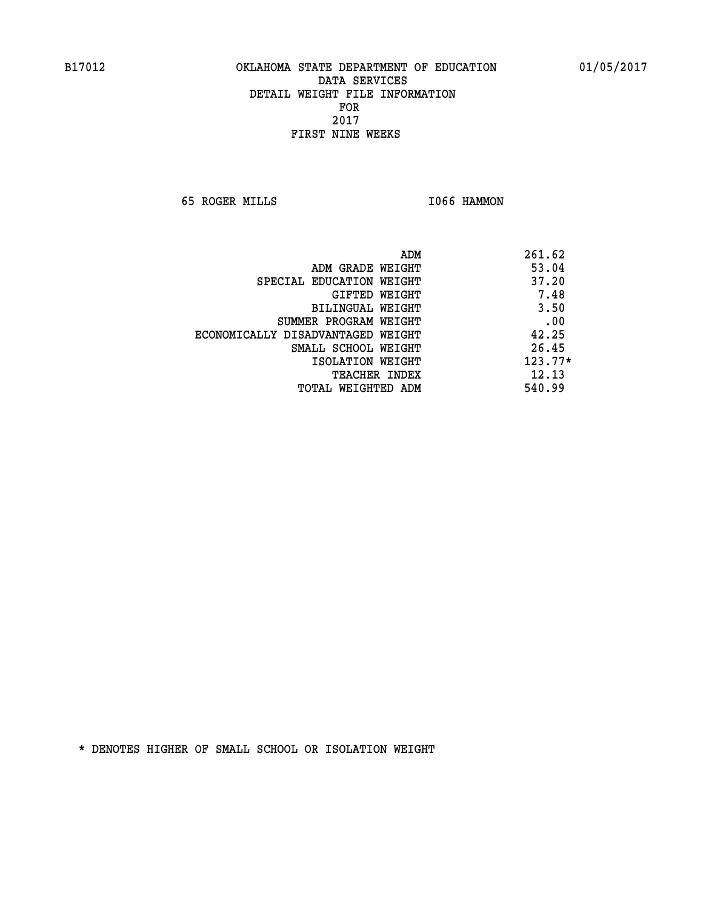B17012 OKLAHOMA STATE DEPARTMENT OF EDUCATION 01/05/2017

DATA SERVICES
DETAIL WEIGHT FILE INFORMATION
FOR
2017
FIRST NINE WEEKS

65 ROGER MILLS I066 HAMMON

| | |
|---|---|
| ADM | 261.62 |
| ADM GRADE WEIGHT | 53.04 |
| SPECIAL EDUCATION WEIGHT | 37.20 |
| GIFTED WEIGHT | 7.48 |
| BILINGUAL WEIGHT | 3.50 |
| SUMMER PROGRAM WEIGHT | .00 |
| ECONOMICALLY DISADVANTAGED WEIGHT | 42.25 |
| SMALL SCHOOL WEIGHT | 26.45 |
| ISOLATION WEIGHT | 123.77* |
| TEACHER INDEX | 12.13 |
| TOTAL WEIGHTED ADM | 540.99 |

* DENOTES HIGHER OF SMALL SCHOOL OR ISOLATION WEIGHT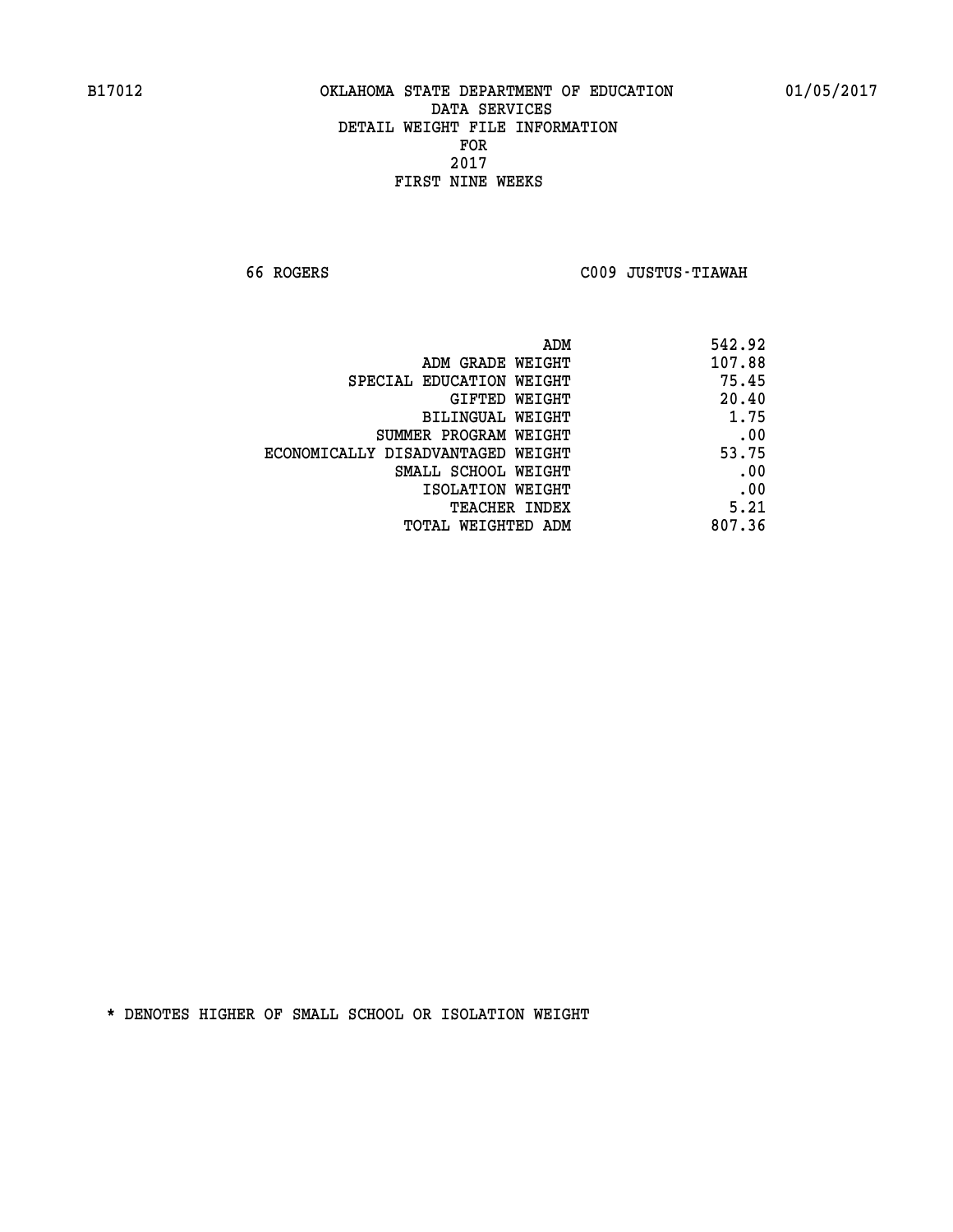B17012 OKLAHOMA STATE DEPARTMENT OF EDUCATION 01/05/2017

DATA SERVICES
DETAIL WEIGHT FILE INFORMATION
FOR
2017
FIRST NINE WEEKS

66 ROGERS C009 JUSTUS-TIAWAH

| | |
|---|---|
| ADM | 542.92 |
| ADM GRADE WEIGHT | 107.88 |
| SPECIAL EDUCATION WEIGHT | 75.45 |
| GIFTED WEIGHT | 20.40 |
| BILINGUAL WEIGHT | 1.75 |
| SUMMER PROGRAM WEIGHT | .00 |
| ECONOMICALLY DISADVANTAGED WEIGHT | 53.75 |
| SMALL SCHOOL WEIGHT | .00 |
| ISOLATION WEIGHT | .00 |
| TEACHER INDEX | 5.21 |
| TOTAL WEIGHTED ADM | 807.36 |

* DENOTES HIGHER OF SMALL SCHOOL OR ISOLATION WEIGHT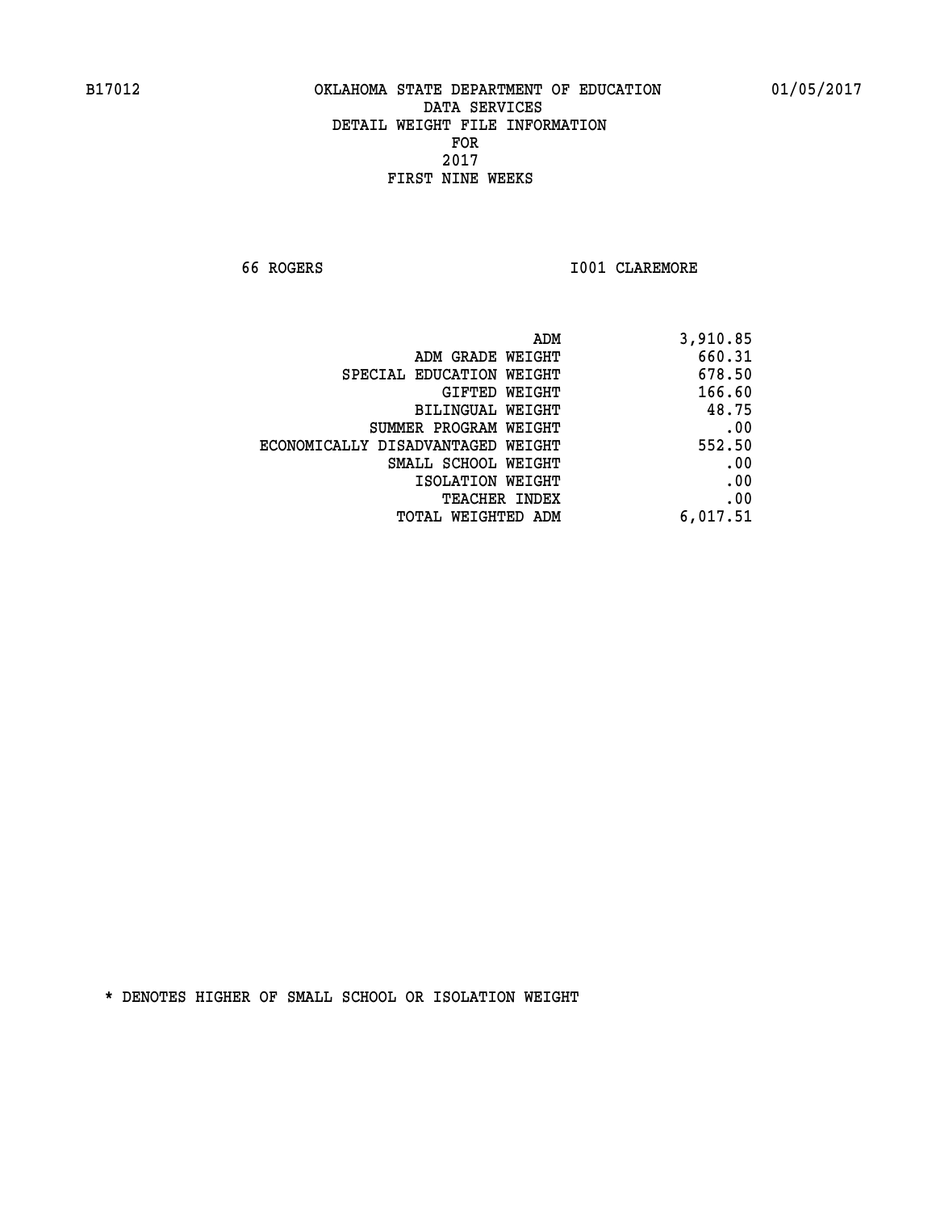B17012 OKLAHOMA STATE DEPARTMENT OF EDUCATION 01/05/2017

DATA SERVICES
DETAIL WEIGHT FILE INFORMATION
FOR
2017
FIRST NINE WEEKS

66 ROGERS I001 CLAREMORE

| | |
|---|---|
| ADM | 3,910.85 |
| ADM GRADE WEIGHT | 660.31 |
| SPECIAL EDUCATION WEIGHT | 678.50 |
| GIFTED WEIGHT | 166.60 |
| BILINGUAL WEIGHT | 48.75 |
| SUMMER PROGRAM WEIGHT | .00 |
| ECONOMICALLY DISADVANTAGED WEIGHT | 552.50 |
| SMALL SCHOOL WEIGHT | .00 |
| ISOLATION WEIGHT | .00 |
| TEACHER INDEX | .00 |
| TOTAL WEIGHTED ADM | 6,017.51 |

* DENOTES HIGHER OF SMALL SCHOOL OR ISOLATION WEIGHT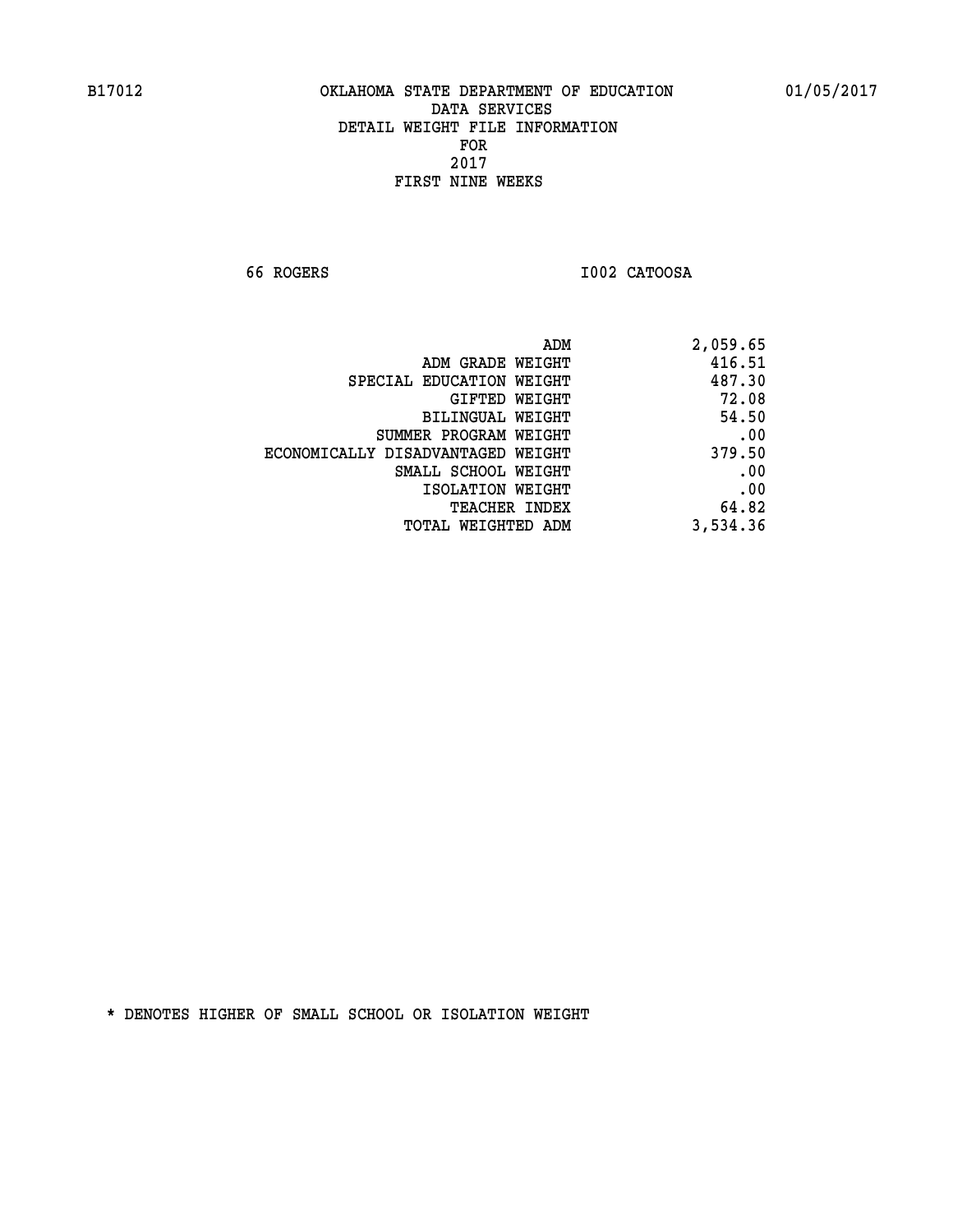B17012 OKLAHOMA STATE DEPARTMENT OF EDUCATION 01/05/2017

DATA SERVICES
DETAIL WEIGHT FILE INFORMATION
FOR
2017
FIRST NINE WEEKS

66 ROGERS I002 CATOOSA

| | |
|---|---|
| ADM | 2,059.65 |
| ADM GRADE WEIGHT | 416.51 |
| SPECIAL EDUCATION WEIGHT | 487.30 |
| GIFTED WEIGHT | 72.08 |
| BILINGUAL WEIGHT | 54.50 |
| SUMMER PROGRAM WEIGHT | .00 |
| ECONOMICALLY DISADVANTAGED WEIGHT | 379.50 |
| SMALL SCHOOL WEIGHT | .00 |
| ISOLATION WEIGHT | .00 |
| TEACHER INDEX | 64.82 |
| TOTAL WEIGHTED ADM | 3,534.36 |

* DENOTES HIGHER OF SMALL SCHOOL OR ISOLATION WEIGHT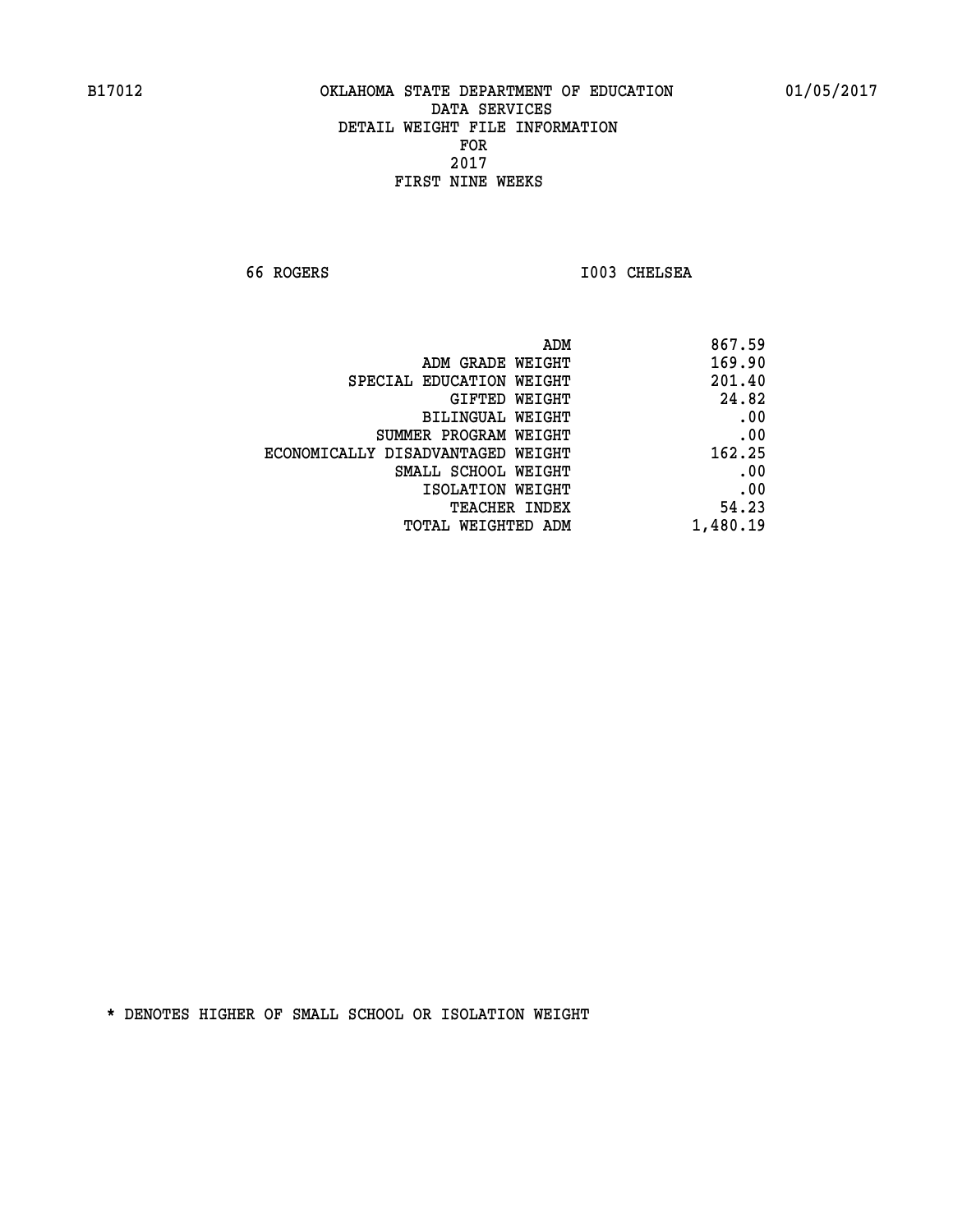B17012 OKLAHOMA STATE DEPARTMENT OF EDUCATION 01/05/2017

DATA SERVICES
DETAIL WEIGHT FILE INFORMATION
FOR
2017
FIRST NINE WEEKS

66 ROGERS I003 CHELSEA

| | |
|---|---|
| ADM | 867.59 |
| ADM GRADE WEIGHT | 169.90 |
| SPECIAL EDUCATION WEIGHT | 201.40 |
| GIFTED WEIGHT | 24.82 |
| BILINGUAL WEIGHT | .00 |
| SUMMER PROGRAM WEIGHT | .00 |
| ECONOMICALLY DISADVANTAGED WEIGHT | 162.25 |
| SMALL SCHOOL WEIGHT | .00 |
| ISOLATION WEIGHT | .00 |
| TEACHER INDEX | 54.23 |
| TOTAL WEIGHTED ADM | 1,480.19 |

* DENOTES HIGHER OF SMALL SCHOOL OR ISOLATION WEIGHT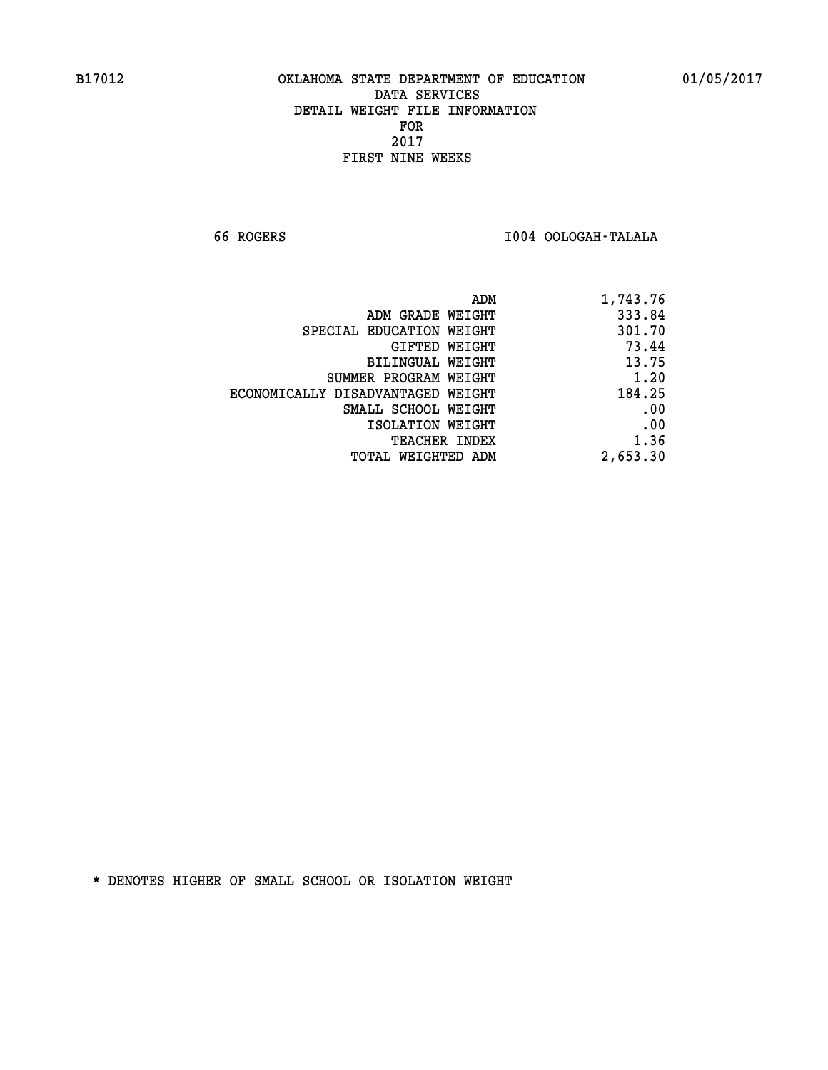B17012 OKLAHOMA STATE DEPARTMENT OF EDUCATION 01/05/2017

DATA SERVICES
DETAIL WEIGHT FILE INFORMATION
FOR
2017
FIRST NINE WEEKS

66 ROGERS I004 OOLOGAH-TALALA

| | |
|---|---|
| ADM | 1,743.76 |
| ADM GRADE WEIGHT | 333.84 |
| SPECIAL EDUCATION WEIGHT | 301.70 |
| GIFTED WEIGHT | 73.44 |
| BILINGUAL WEIGHT | 13.75 |
| SUMMER PROGRAM WEIGHT | 1.20 |
| ECONOMICALLY DISADVANTAGED WEIGHT | 184.25 |
| SMALL SCHOOL WEIGHT | .00 |
| ISOLATION WEIGHT | .00 |
| TEACHER INDEX | 1.36 |
| TOTAL WEIGHTED ADM | 2,653.30 |

* DENOTES HIGHER OF SMALL SCHOOL OR ISOLATION WEIGHT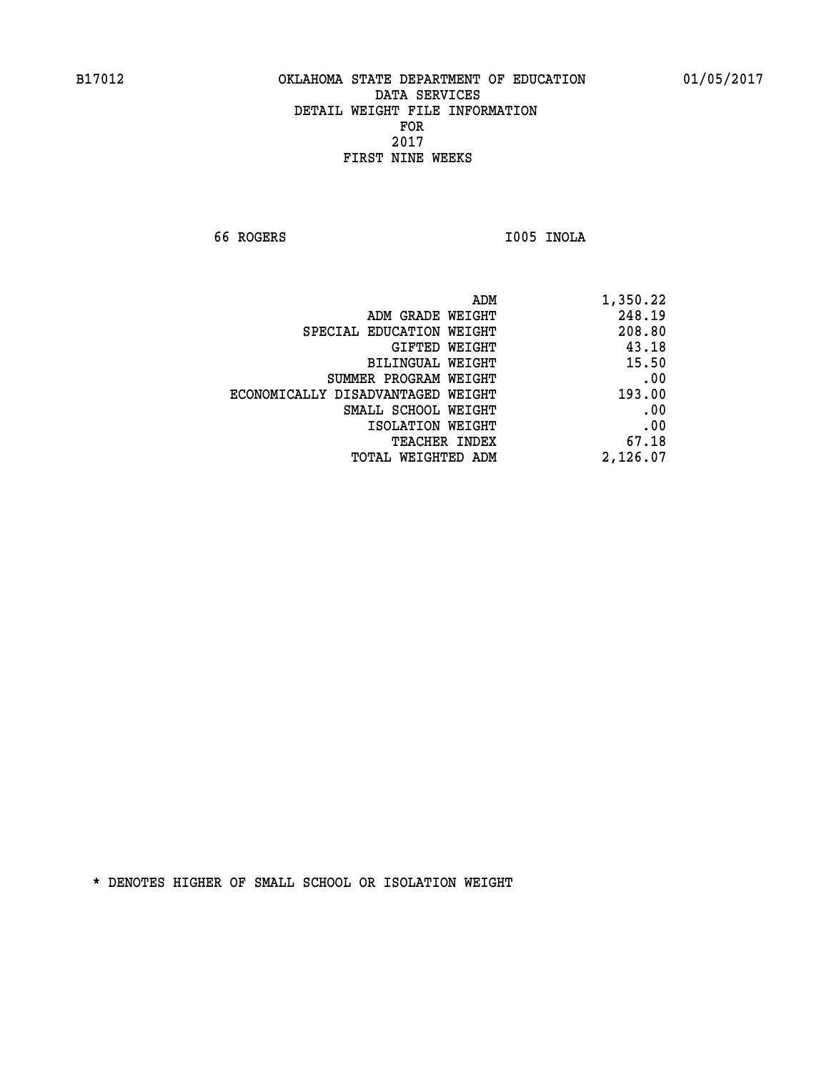B17012 OKLAHOMA STATE DEPARTMENT OF EDUCATION 01/05/2017

DATA SERVICES
DETAIL WEIGHT FILE INFORMATION
FOR
2017
FIRST NINE WEEKS

66 ROGERS I005 INOLA

| | |
|---|---|
| ADM | 1,350.22 |
| ADM GRADE WEIGHT | 248.19 |
| SPECIAL EDUCATION WEIGHT | 208.80 |
| GIFTED WEIGHT | 43.18 |
| BILINGUAL WEIGHT | 15.50 |
| SUMMER PROGRAM WEIGHT | .00 |
| ECONOMICALLY DISADVANTAGED WEIGHT | 193.00 |
| SMALL SCHOOL WEIGHT | .00 |
| ISOLATION WEIGHT | .00 |
| TEACHER INDEX | 67.18 |
| TOTAL WEIGHTED ADM | 2,126.07 |

* DENOTES HIGHER OF SMALL SCHOOL OR ISOLATION WEIGHT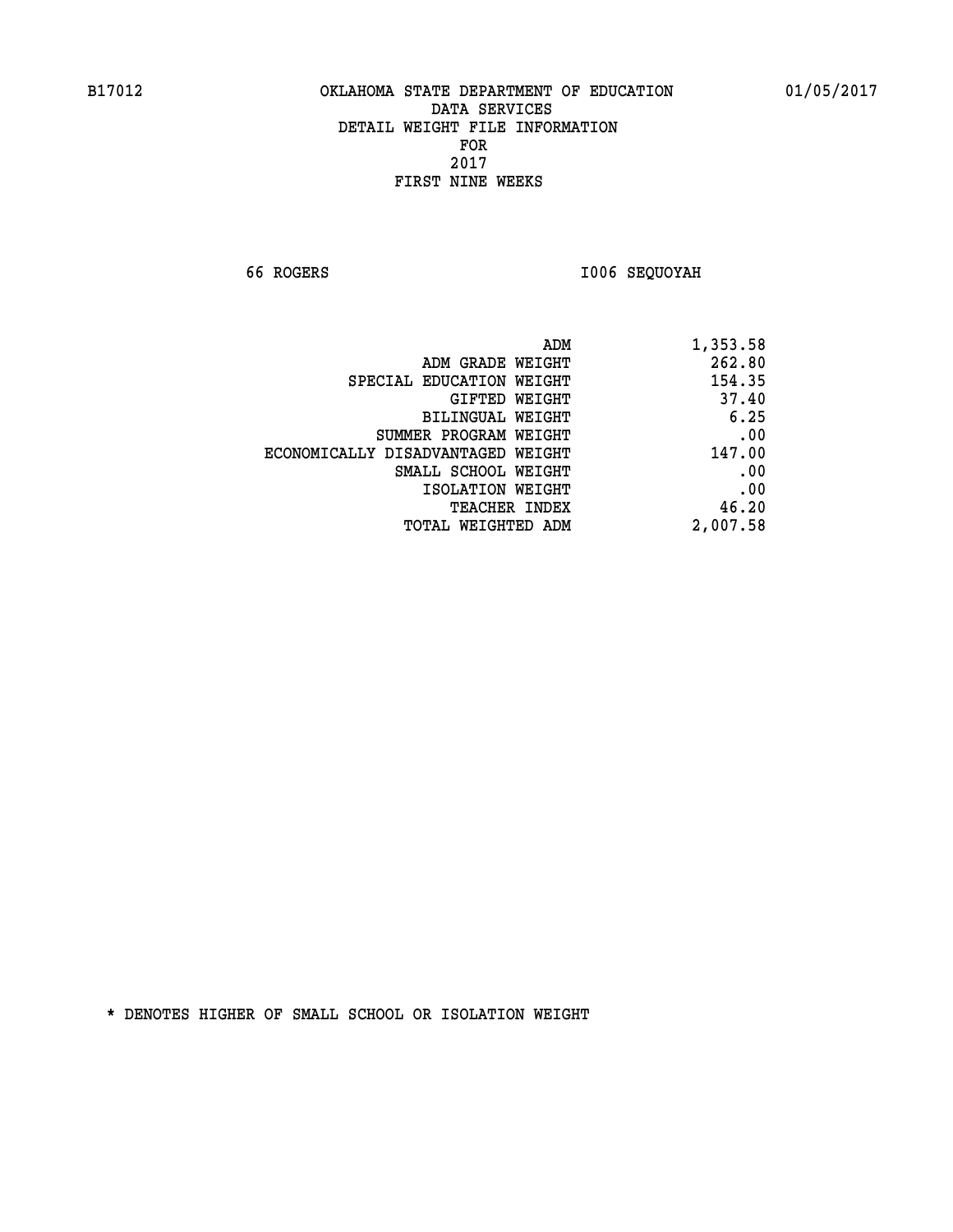B17012 OKLAHOMA STATE DEPARTMENT OF EDUCATION 01/05/2017

DATA SERVICES
DETAIL WEIGHT FILE INFORMATION
FOR
2017
FIRST NINE WEEKS

66 ROGERS I006 SEQUOYAH

| | |
|---|---|
| ADM | 1,353.58 |
| ADM GRADE WEIGHT | 262.80 |
| SPECIAL EDUCATION WEIGHT | 154.35 |
| GIFTED WEIGHT | 37.40 |
| BILINGUAL WEIGHT | 6.25 |
| SUMMER PROGRAM WEIGHT | .00 |
| ECONOMICALLY DISADVANTAGED WEIGHT | 147.00 |
| SMALL SCHOOL WEIGHT | .00 |
| ISOLATION WEIGHT | .00 |
| TEACHER INDEX | 46.20 |
| TOTAL WEIGHTED ADM | 2,007.58 |

* DENOTES HIGHER OF SMALL SCHOOL OR ISOLATION WEIGHT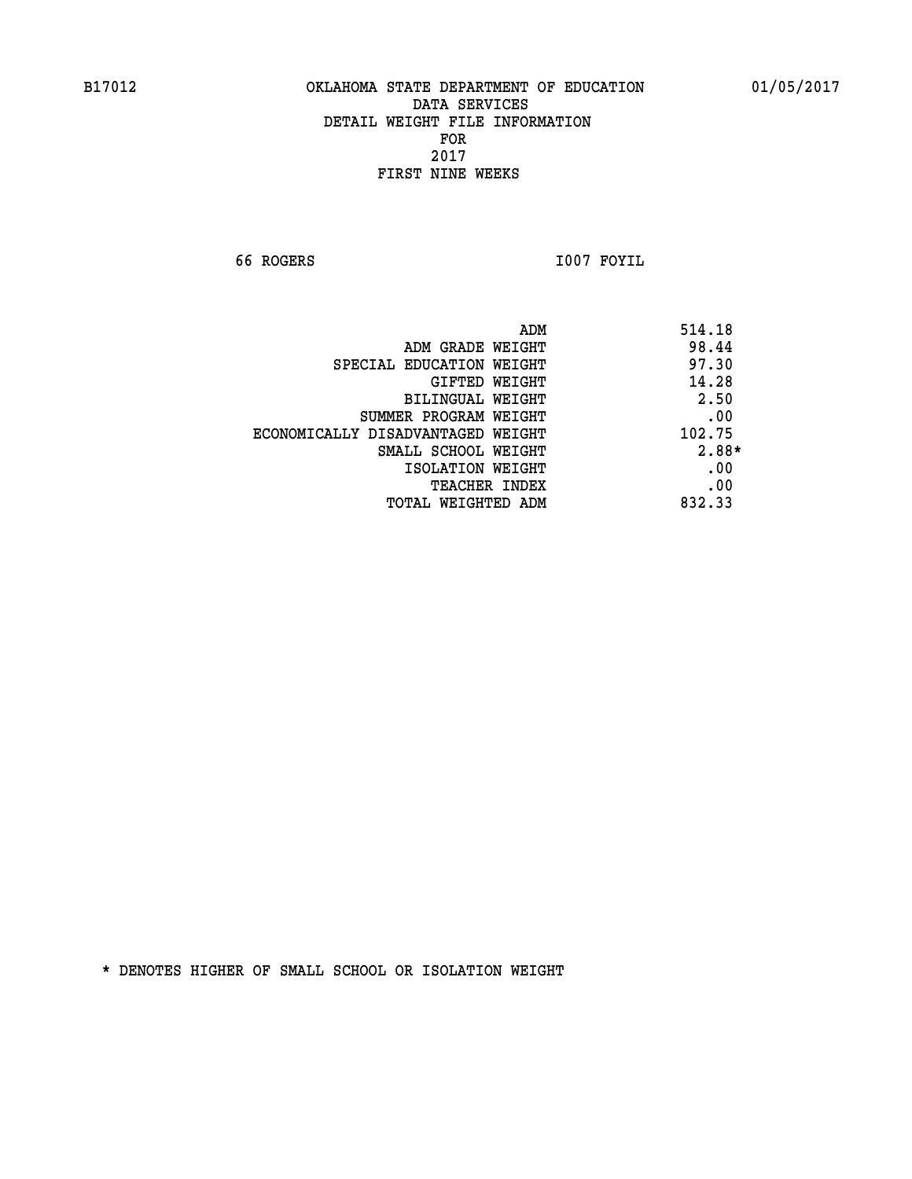B17012 OKLAHOMA STATE DEPARTMENT OF EDUCATION 01/05/2017

DATA SERVICES
DETAIL WEIGHT FILE INFORMATION
FOR
2017
FIRST NINE WEEKS

66 ROGERS I007 FOYIL

| | |
|---|---|
| ADM | 514.18 |
| ADM GRADE WEIGHT | 98.44 |
| SPECIAL EDUCATION WEIGHT | 97.30 |
| GIFTED WEIGHT | 14.28 |
| BILINGUAL WEIGHT | 2.50 |
| SUMMER PROGRAM WEIGHT | .00 |
| ECONOMICALLY DISADVANTAGED WEIGHT | 102.75 |
| SMALL SCHOOL WEIGHT | 2.88* |
| ISOLATION WEIGHT | .00 |
| TEACHER INDEX | .00 |
| TOTAL WEIGHTED ADM | 832.33 |

* DENOTES HIGHER OF SMALL SCHOOL OR ISOLATION WEIGHT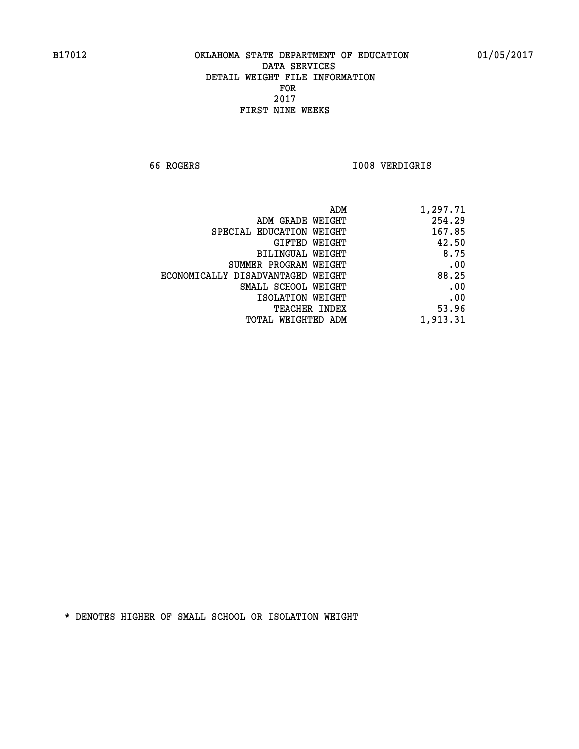B17012 OKLAHOMA STATE DEPARTMENT OF EDUCATION 01/05/2017

DATA SERVICES
DETAIL WEIGHT FILE INFORMATION
FOR
2017
FIRST NINE WEEKS

66 ROGERS I008 VERDIGRIS

| | |
|---|---|
| ADM | 1,297.71 |
| ADM GRADE WEIGHT | 254.29 |
| SPECIAL EDUCATION WEIGHT | 167.85 |
| GIFTED WEIGHT | 42.50 |
| BILINGUAL WEIGHT | 8.75 |
| SUMMER PROGRAM WEIGHT | .00 |
| ECONOMICALLY DISADVANTAGED WEIGHT | 88.25 |
| SMALL SCHOOL WEIGHT | .00 |
| ISOLATION WEIGHT | .00 |
| TEACHER INDEX | 53.96 |
| TOTAL WEIGHTED ADM | 1,913.31 |

* DENOTES HIGHER OF SMALL SCHOOL OR ISOLATION WEIGHT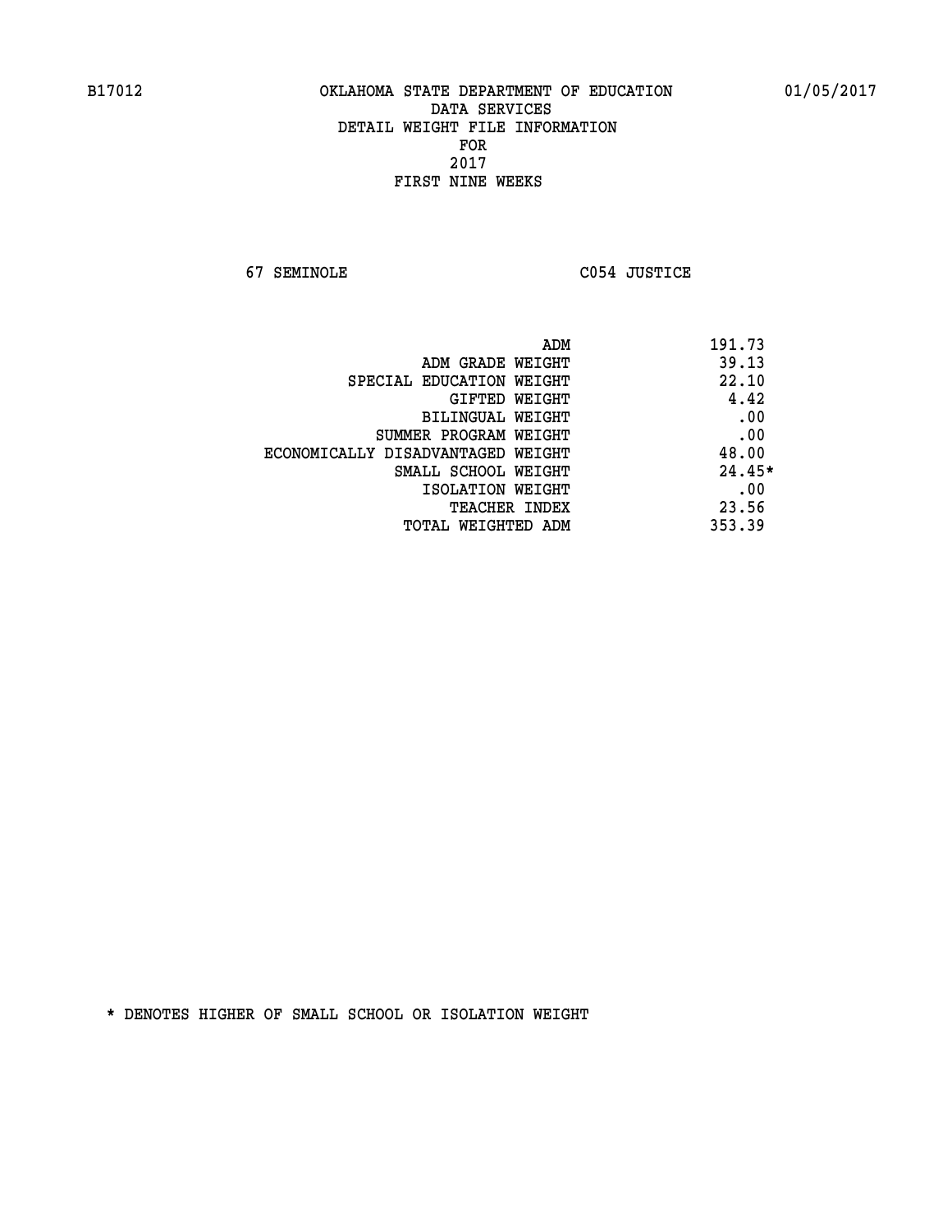B17012 OKLAHOMA STATE DEPARTMENT OF EDUCATION 01/05/2017

DATA SERVICES
DETAIL WEIGHT FILE INFORMATION
FOR
2017
FIRST NINE WEEKS

67 SEMINOLE C054 JUSTICE

| | |
|---|---|
| ADM | 191.73 |
| ADM GRADE WEIGHT | 39.13 |
| SPECIAL EDUCATION WEIGHT | 22.10 |
| GIFTED WEIGHT | 4.42 |
| BILINGUAL WEIGHT | .00 |
| SUMMER PROGRAM WEIGHT | .00 |
| ECONOMICALLY DISADVANTAGED WEIGHT | 48.00 |
| SMALL SCHOOL WEIGHT | 24.45* |
| ISOLATION WEIGHT | .00 |
| TEACHER INDEX | 23.56 |
| TOTAL WEIGHTED ADM | 353.39 |

* DENOTES HIGHER OF SMALL SCHOOL OR ISOLATION WEIGHT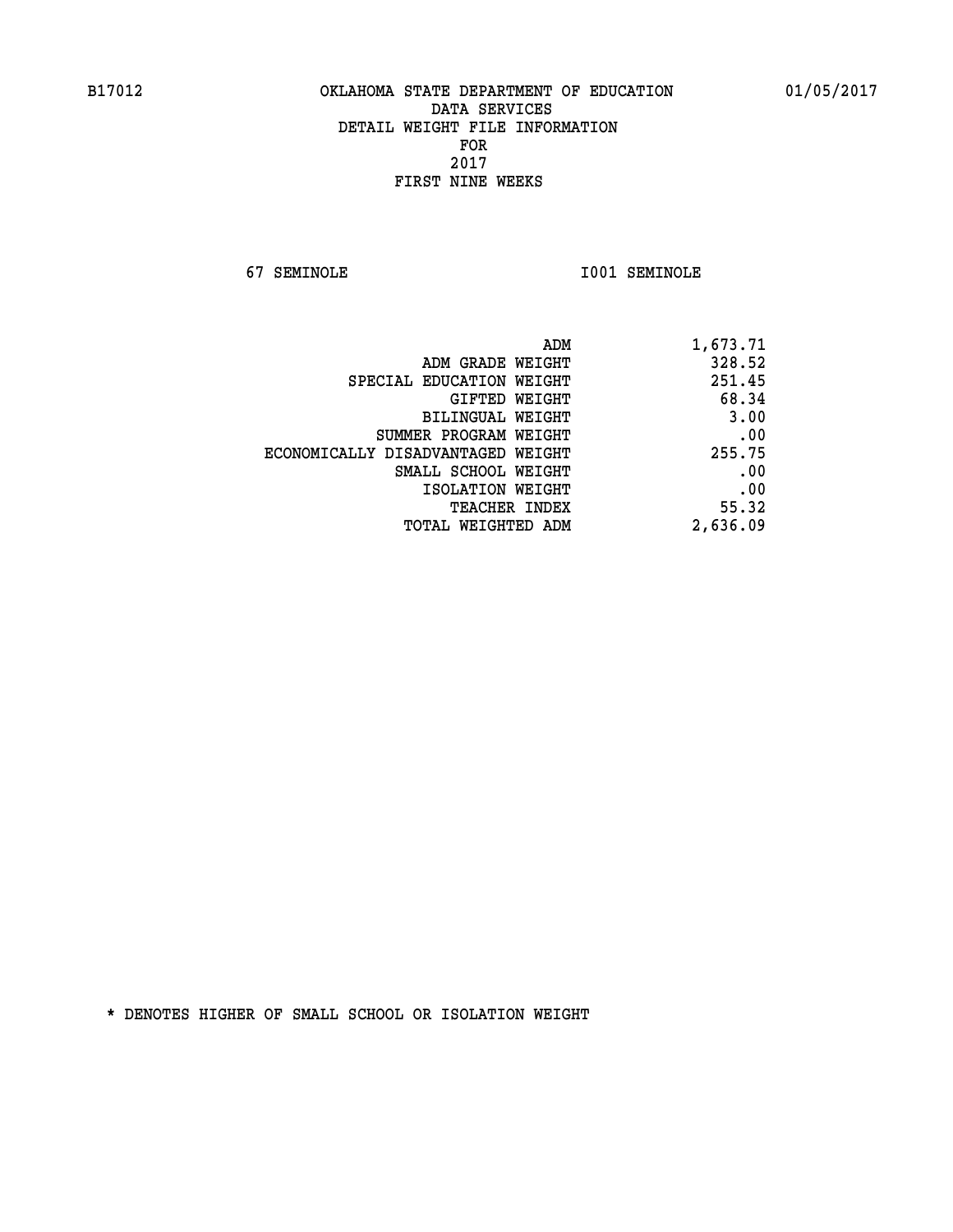B17012 OKLAHOMA STATE DEPARTMENT OF EDUCATION 01/05/2017

DATA SERVICES
DETAIL WEIGHT FILE INFORMATION
FOR
2017
FIRST NINE WEEKS

67 SEMINOLE I001 SEMINOLE

| | |
|---|---|
| ADM | 1,673.71 |
| ADM GRADE WEIGHT | 328.52 |
| SPECIAL EDUCATION WEIGHT | 251.45 |
| GIFTED WEIGHT | 68.34 |
| BILINGUAL WEIGHT | 3.00 |
| SUMMER PROGRAM WEIGHT | .00 |
| ECONOMICALLY DISADVANTAGED WEIGHT | 255.75 |
| SMALL SCHOOL WEIGHT | .00 |
| ISOLATION WEIGHT | .00 |
| TEACHER INDEX | 55.32 |
| TOTAL WEIGHTED ADM | 2,636.09 |

* DENOTES HIGHER OF SMALL SCHOOL OR ISOLATION WEIGHT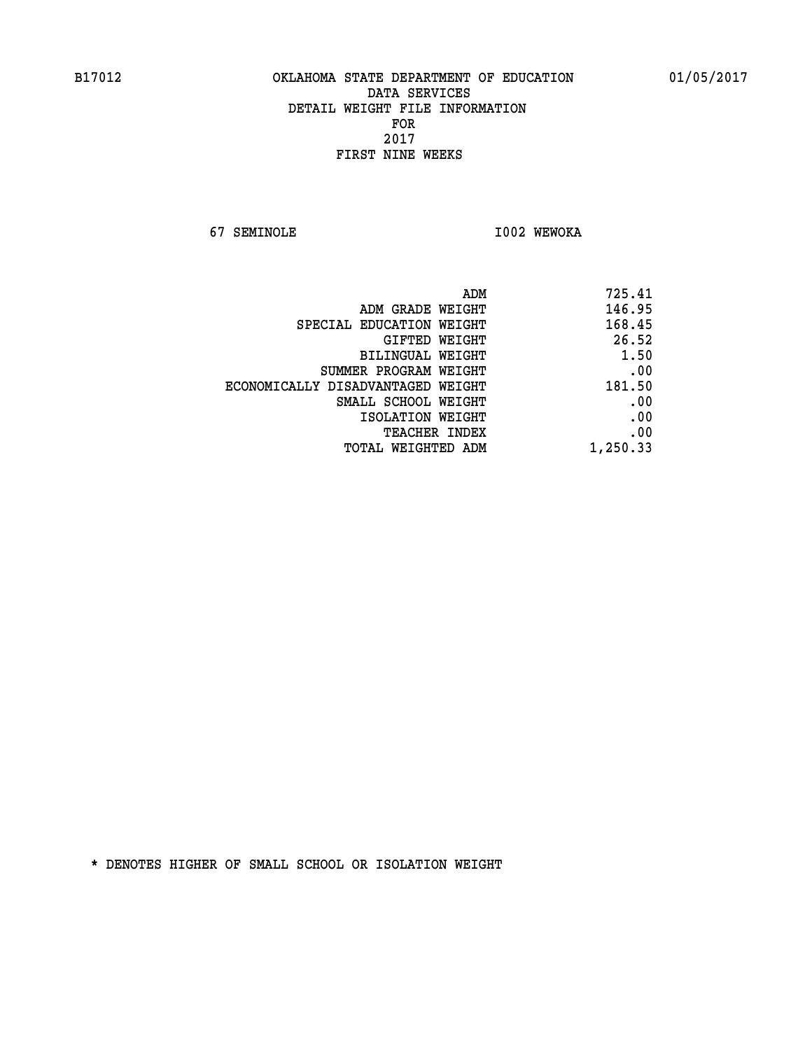B17012 OKLAHOMA STATE DEPARTMENT OF EDUCATION 01/05/2017

DATA SERVICES
DETAIL WEIGHT FILE INFORMATION
FOR
2017
FIRST NINE WEEKS

67 SEMINOLE I002 WEWOKA

| | |
|---|---|
| ADM | 725.41 |
| ADM GRADE WEIGHT | 146.95 |
| SPECIAL EDUCATION WEIGHT | 168.45 |
| GIFTED WEIGHT | 26.52 |
| BILINGUAL WEIGHT | 1.50 |
| SUMMER PROGRAM WEIGHT | .00 |
| ECONOMICALLY DISADVANTAGED WEIGHT | 181.50 |
| SMALL SCHOOL WEIGHT | .00 |
| ISOLATION WEIGHT | .00 |
| TEACHER INDEX | .00 |
| TOTAL WEIGHTED ADM | 1,250.33 |

* DENOTES HIGHER OF SMALL SCHOOL OR ISOLATION WEIGHT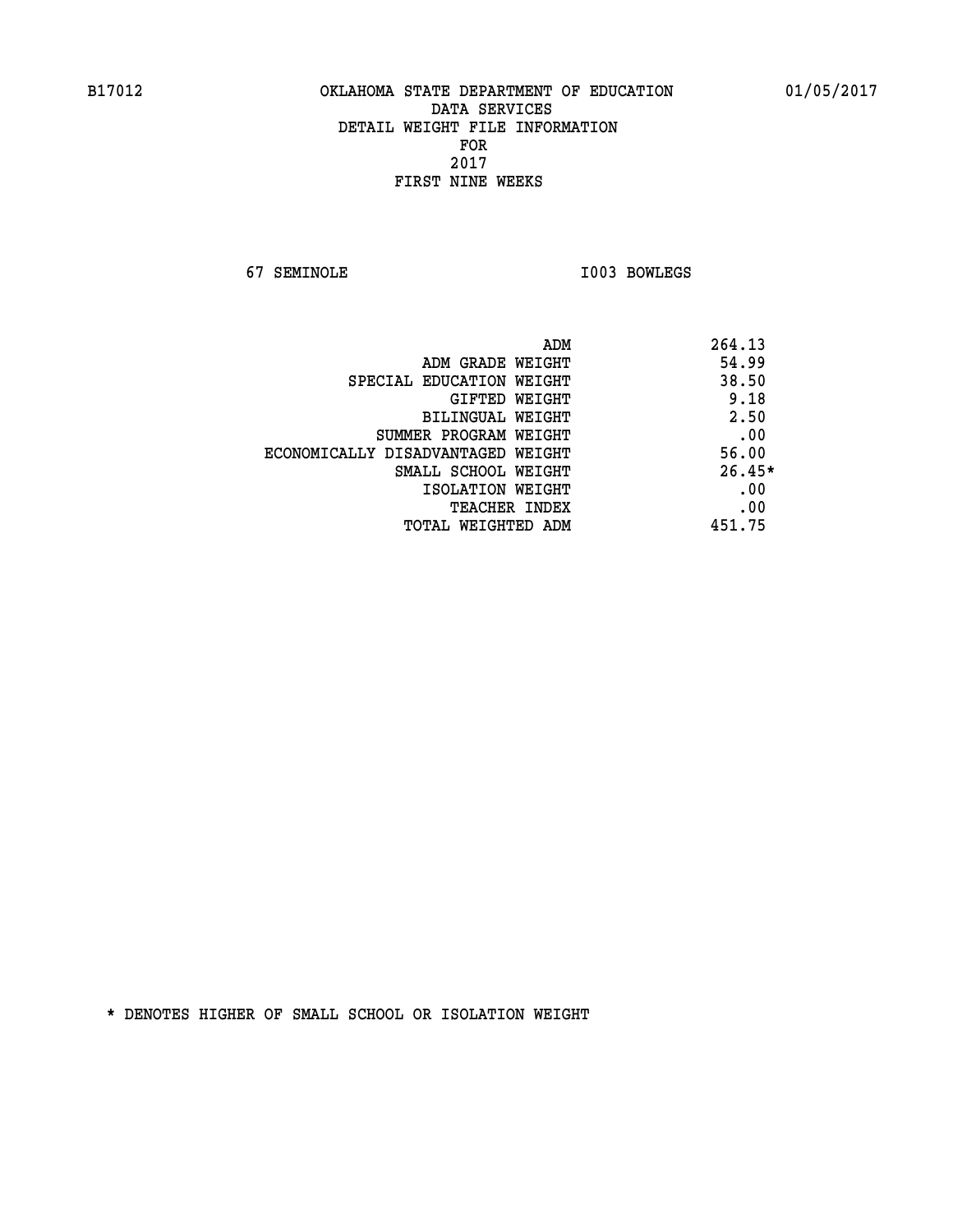B17012 OKLAHOMA STATE DEPARTMENT OF EDUCATION 01/05/2017

DATA SERVICES
DETAIL WEIGHT FILE INFORMATION
FOR
2017
FIRST NINE WEEKS

67 SEMINOLE I003 BOWLEGS

| | |
|---|---|
| ADM | 264.13 |
| ADM GRADE WEIGHT | 54.99 |
| SPECIAL EDUCATION WEIGHT | 38.50 |
| GIFTED WEIGHT | 9.18 |
| BILINGUAL WEIGHT | 2.50 |
| SUMMER PROGRAM WEIGHT | .00 |
| ECONOMICALLY DISADVANTAGED WEIGHT | 56.00 |
| SMALL SCHOOL WEIGHT | 26.45* |
| ISOLATION WEIGHT | .00 |
| TEACHER INDEX | .00 |
| TOTAL WEIGHTED ADM | 451.75 |

* DENOTES HIGHER OF SMALL SCHOOL OR ISOLATION WEIGHT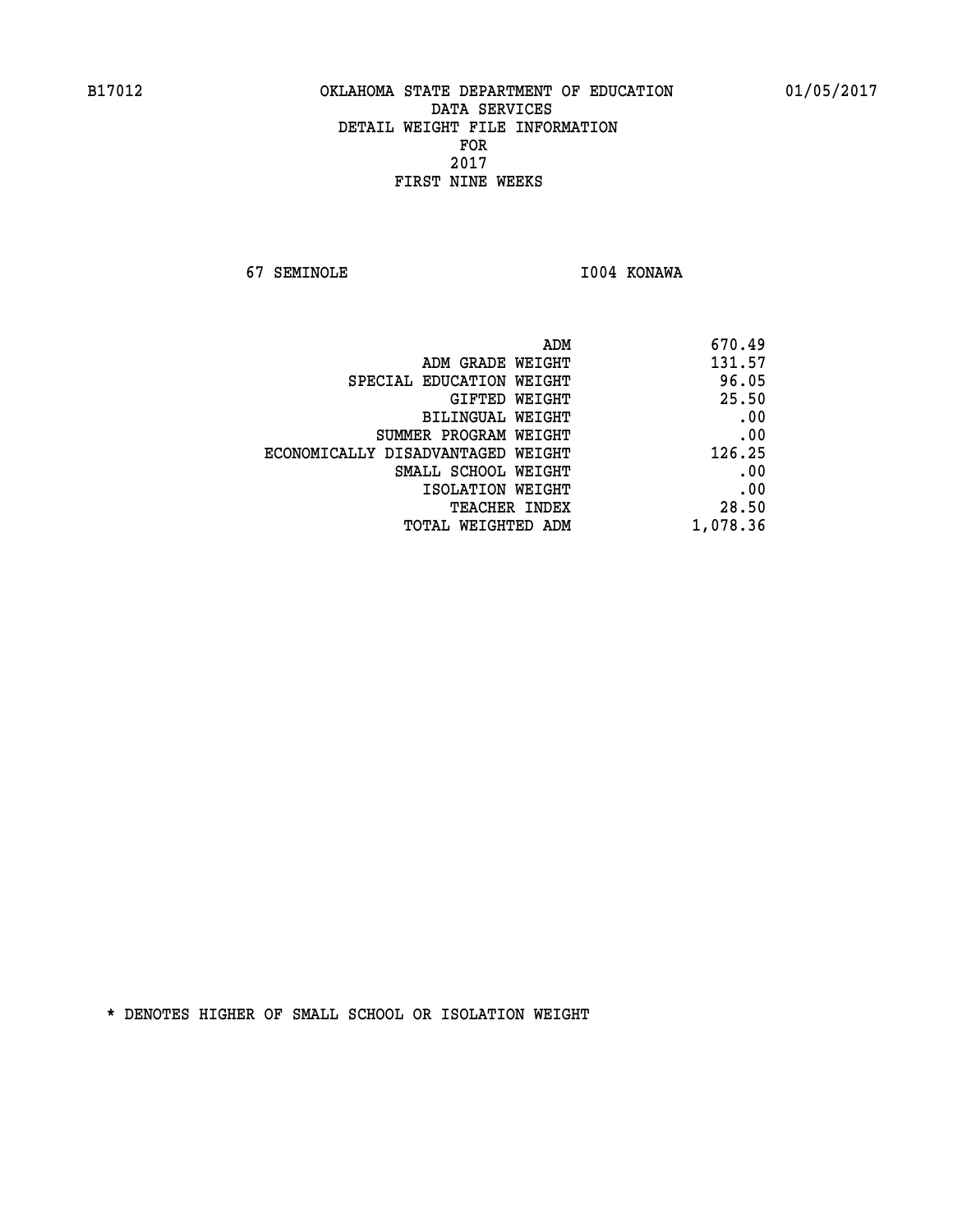B17012 OKLAHOMA STATE DEPARTMENT OF EDUCATION 01/05/2017

DATA SERVICES
DETAIL WEIGHT FILE INFORMATION
FOR
2017
FIRST NINE WEEKS

67 SEMINOLE I004 KONAWA

| | |
|---|---|
| ADM | 670.49 |
| ADM GRADE WEIGHT | 131.57 |
| SPECIAL EDUCATION WEIGHT | 96.05 |
| GIFTED WEIGHT | 25.50 |
| BILINGUAL WEIGHT | .00 |
| SUMMER PROGRAM WEIGHT | .00 |
| ECONOMICALLY DISADVANTAGED WEIGHT | 126.25 |
| SMALL SCHOOL WEIGHT | .00 |
| ISOLATION WEIGHT | .00 |
| TEACHER INDEX | 28.50 |
| TOTAL WEIGHTED ADM | 1,078.36 |

* DENOTES HIGHER OF SMALL SCHOOL OR ISOLATION WEIGHT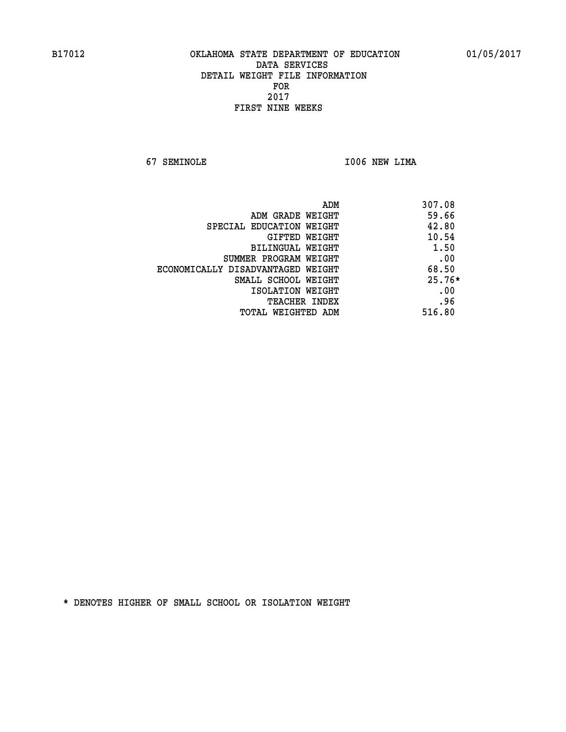B17012 OKLAHOMA STATE DEPARTMENT OF EDUCATION 01/05/2017

DATA SERVICES
DETAIL WEIGHT FILE INFORMATION
FOR
2017
FIRST NINE WEEKS

67 SEMINOLE I006 NEW LIMA

| | |
|---|---|
| ADM | 307.08 |
| ADM GRADE WEIGHT | 59.66 |
| SPECIAL EDUCATION WEIGHT | 42.80 |
| GIFTED WEIGHT | 10.54 |
| BILINGUAL WEIGHT | 1.50 |
| SUMMER PROGRAM WEIGHT | .00 |
| ECONOMICALLY DISADVANTAGED WEIGHT | 68.50 |
| SMALL SCHOOL WEIGHT | 25.76* |
| ISOLATION WEIGHT | .00 |
| TEACHER INDEX | .96 |
| TOTAL WEIGHTED ADM | 516.80 |

* DENOTES HIGHER OF SMALL SCHOOL OR ISOLATION WEIGHT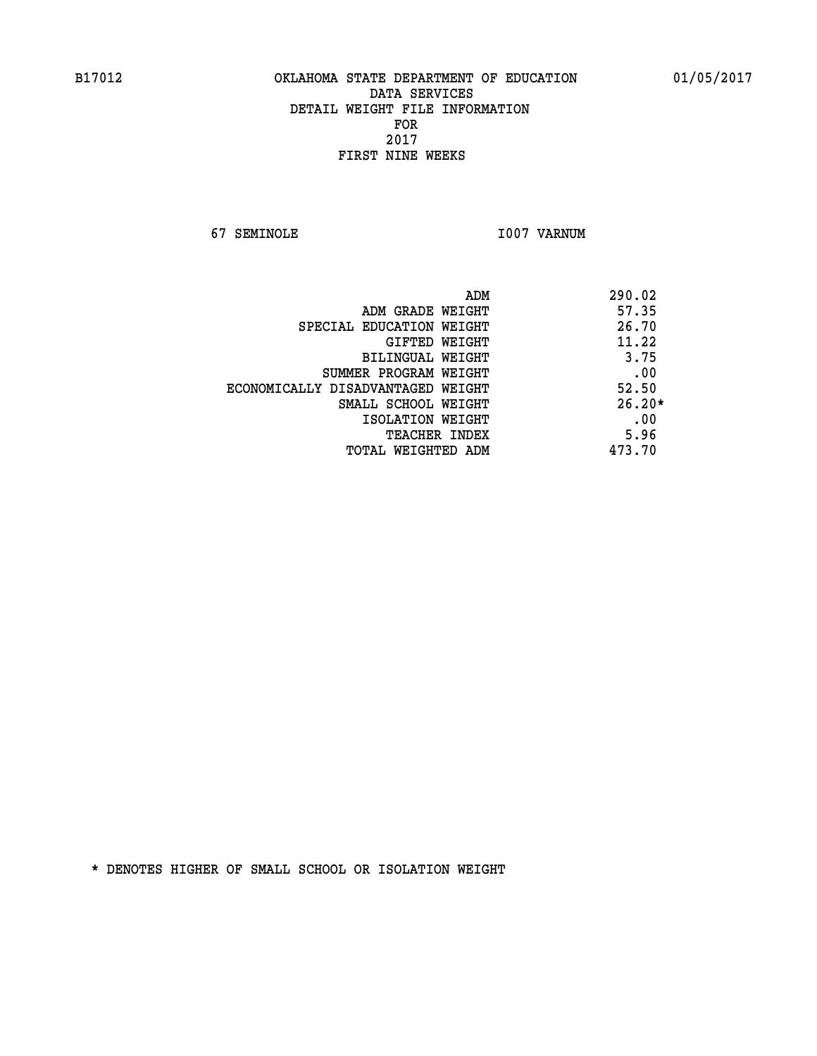B17012 OKLAHOMA STATE DEPARTMENT OF EDUCATION 01/05/2017

DATA SERVICES
DETAIL WEIGHT FILE INFORMATION
FOR
2017
FIRST NINE WEEKS

67 SEMINOLE I007 VARNUM

| | |
|---|---|
| ADM | 290.02 |
| ADM GRADE WEIGHT | 57.35 |
| SPECIAL EDUCATION WEIGHT | 26.70 |
| GIFTED WEIGHT | 11.22 |
| BILINGUAL WEIGHT | 3.75 |
| SUMMER PROGRAM WEIGHT | .00 |
| ECONOMICALLY DISADVANTAGED WEIGHT | 52.50 |
| SMALL SCHOOL WEIGHT | 26.20* |
| ISOLATION WEIGHT | .00 |
| TEACHER INDEX | 5.96 |
| TOTAL WEIGHTED ADM | 473.70 |

* DENOTES HIGHER OF SMALL SCHOOL OR ISOLATION WEIGHT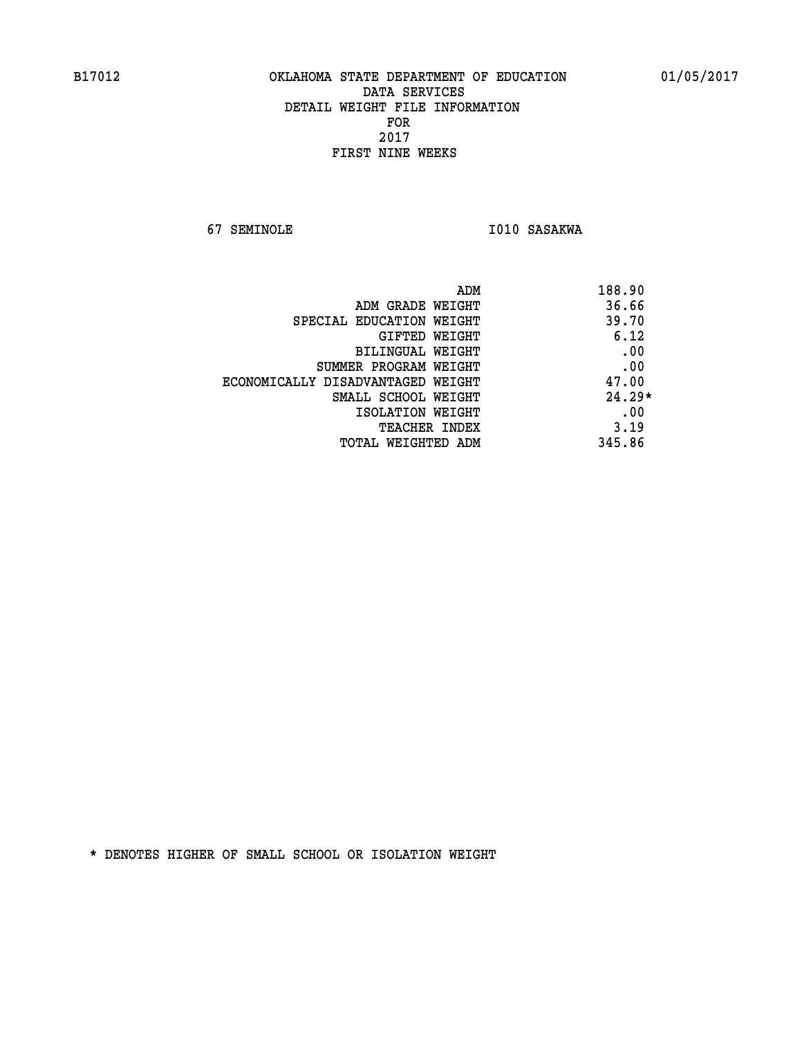B17012 OKLAHOMA STATE DEPARTMENT OF EDUCATION 01/05/2017

DATA SERVICES
DETAIL WEIGHT FILE INFORMATION
FOR
2017
FIRST NINE WEEKS

67 SEMINOLE I010 SASAKWA

| | |
|---|---|
| ADM | 188.90 |
| ADM GRADE WEIGHT | 36.66 |
| SPECIAL EDUCATION WEIGHT | 39.70 |
| GIFTED WEIGHT | 6.12 |
| BILINGUAL WEIGHT | .00 |
| SUMMER PROGRAM WEIGHT | .00 |
| ECONOMICALLY DISADVANTAGED WEIGHT | 47.00 |
| SMALL SCHOOL WEIGHT | 24.29* |
| ISOLATION WEIGHT | .00 |
| TEACHER INDEX | 3.19 |
| TOTAL WEIGHTED ADM | 345.86 |

* DENOTES HIGHER OF SMALL SCHOOL OR ISOLATION WEIGHT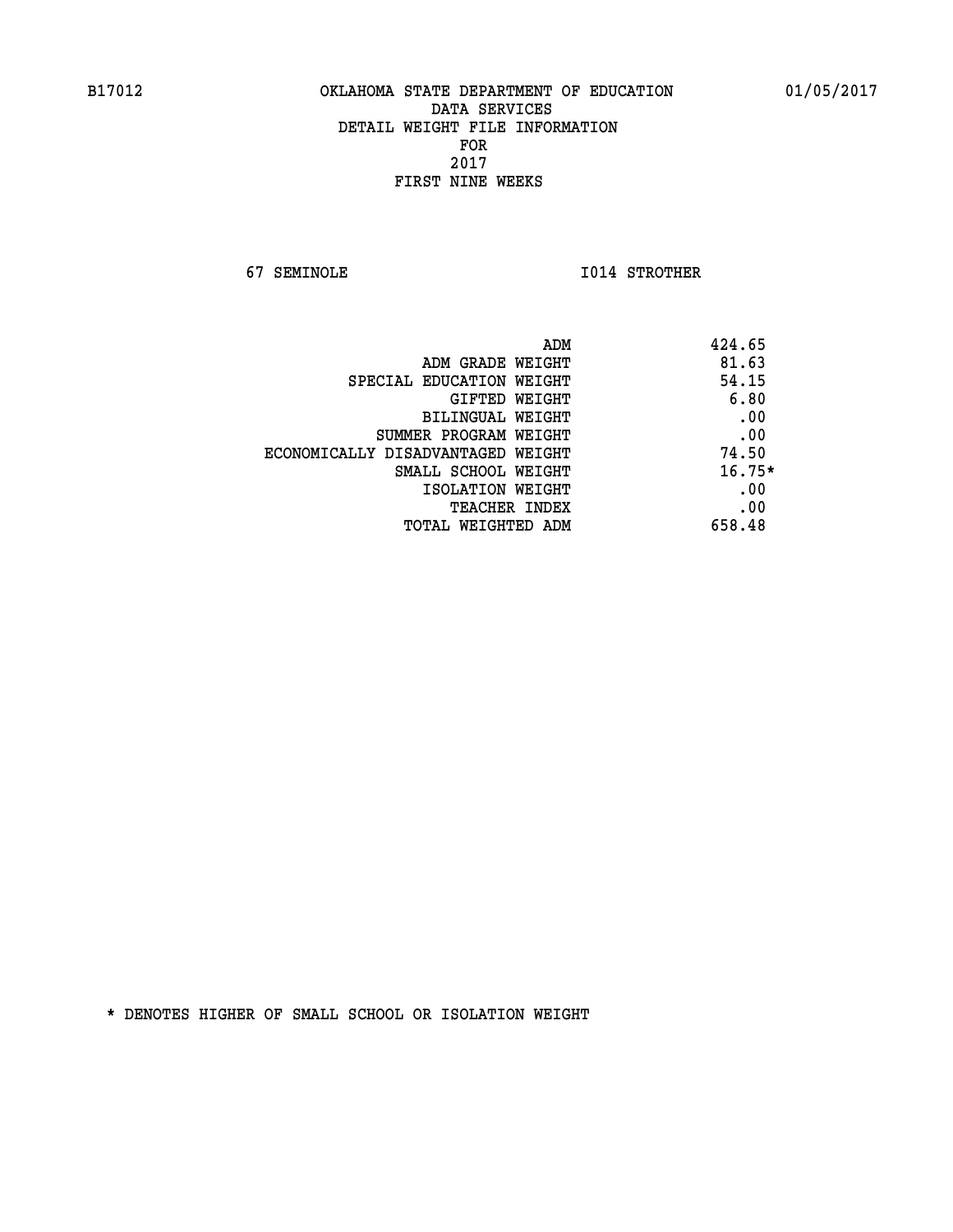B17012 OKLAHOMA STATE DEPARTMENT OF EDUCATION 01/05/2017

DATA SERVICES
DETAIL WEIGHT FILE INFORMATION
FOR
2017
FIRST NINE WEEKS

67 SEMINOLE I014 STROTHER

| | |
|---|---|
| ADM | 424.65 |
| ADM GRADE WEIGHT | 81.63 |
| SPECIAL EDUCATION WEIGHT | 54.15 |
| GIFTED WEIGHT | 6.80 |
| BILINGUAL WEIGHT | .00 |
| SUMMER PROGRAM WEIGHT | .00 |
| ECONOMICALLY DISADVANTAGED WEIGHT | 74.50 |
| SMALL SCHOOL WEIGHT | 16.75* |
| ISOLATION WEIGHT | .00 |
| TEACHER INDEX | .00 |
| TOTAL WEIGHTED ADM | 658.48 |

* DENOTES HIGHER OF SMALL SCHOOL OR ISOLATION WEIGHT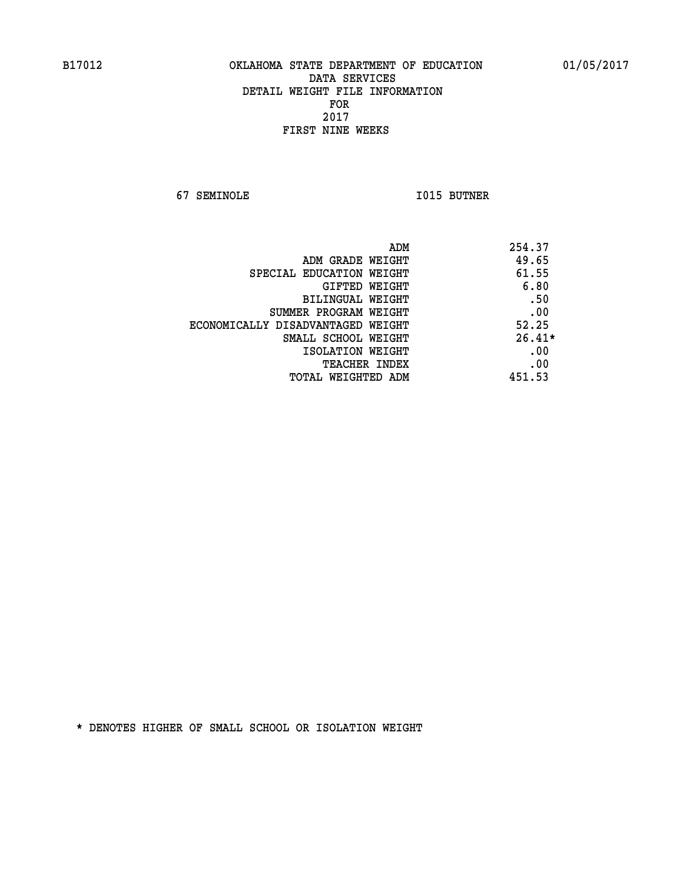B17012 OKLAHOMA STATE DEPARTMENT OF EDUCATION 01/05/2017

DATA SERVICES
DETAIL WEIGHT FILE INFORMATION
FOR
2017
FIRST NINE WEEKS

67 SEMINOLE I015 BUTNER

| | |
|---|---|
| ADM | 254.37 |
| ADM GRADE WEIGHT | 49.65 |
| SPECIAL EDUCATION WEIGHT | 61.55 |
| GIFTED WEIGHT | 6.80 |
| BILINGUAL WEIGHT | .50 |
| SUMMER PROGRAM WEIGHT | .00 |
| ECONOMICALLY DISADVANTAGED WEIGHT | 52.25 |
| SMALL SCHOOL WEIGHT | 26.41* |
| ISOLATION WEIGHT | .00 |
| TEACHER INDEX | .00 |
| TOTAL WEIGHTED ADM | 451.53 |

* DENOTES HIGHER OF SMALL SCHOOL OR ISOLATION WEIGHT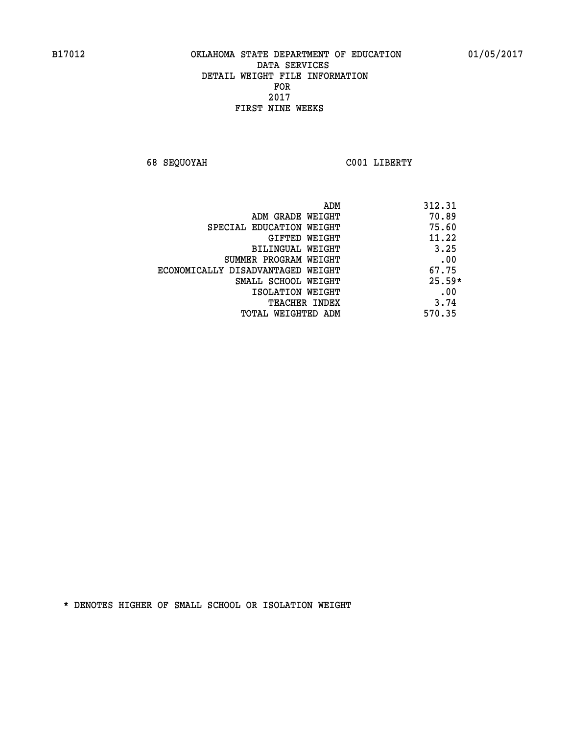B17012 OKLAHOMA STATE DEPARTMENT OF EDUCATION 01/05/2017

DATA SERVICES
DETAIL WEIGHT FILE INFORMATION
FOR
2017
FIRST NINE WEEKS

68 SEQUOYAH C001 LIBERTY

| | |
|---|---|
| ADM | 312.31 |
| ADM GRADE WEIGHT | 70.89 |
| SPECIAL EDUCATION WEIGHT | 75.60 |
| GIFTED WEIGHT | 11.22 |
| BILINGUAL WEIGHT | 3.25 |
| SUMMER PROGRAM WEIGHT | .00 |
| ECONOMICALLY DISADVANTAGED WEIGHT | 67.75 |
| SMALL SCHOOL WEIGHT | 25.59* |
| ISOLATION WEIGHT | .00 |
| TEACHER INDEX | 3.74 |
| TOTAL WEIGHTED ADM | 570.35 |

* DENOTES HIGHER OF SMALL SCHOOL OR ISOLATION WEIGHT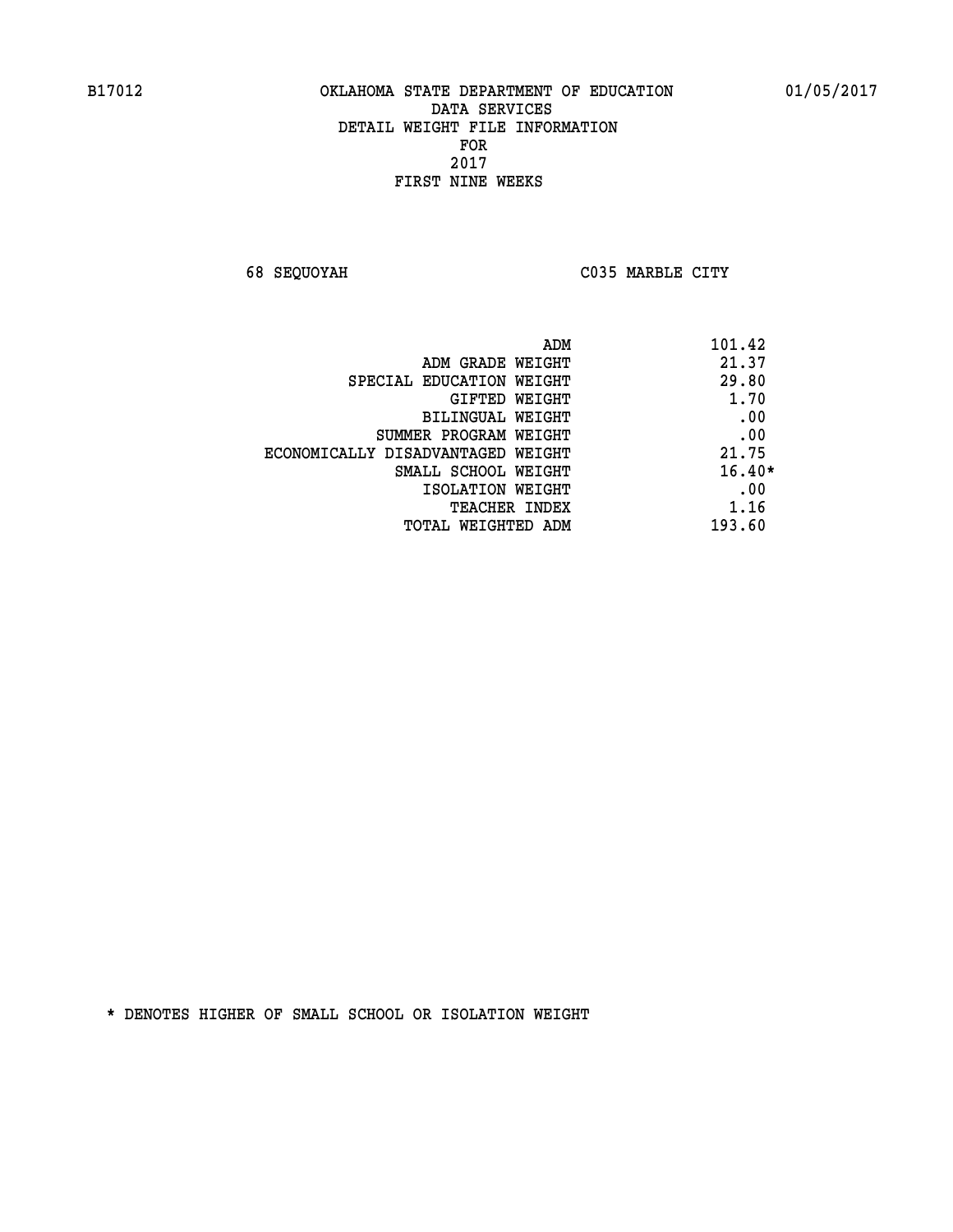B17012 OKLAHOMA STATE DEPARTMENT OF EDUCATION 01/05/2017

DATA SERVICES
DETAIL WEIGHT FILE INFORMATION
FOR
2017
FIRST NINE WEEKS

68 SEQUOYAH C035 MARBLE CITY

| | |
|---|---|
| ADM | 101.42 |
| ADM GRADE WEIGHT | 21.37 |
| SPECIAL EDUCATION WEIGHT | 29.80 |
| GIFTED WEIGHT | 1.70 |
| BILINGUAL WEIGHT | .00 |
| SUMMER PROGRAM WEIGHT | .00 |
| ECONOMICALLY DISADVANTAGED WEIGHT | 21.75 |
| SMALL SCHOOL WEIGHT | 16.40* |
| ISOLATION WEIGHT | .00 |
| TEACHER INDEX | 1.16 |
| TOTAL WEIGHTED ADM | 193.60 |

* DENOTES HIGHER OF SMALL SCHOOL OR ISOLATION WEIGHT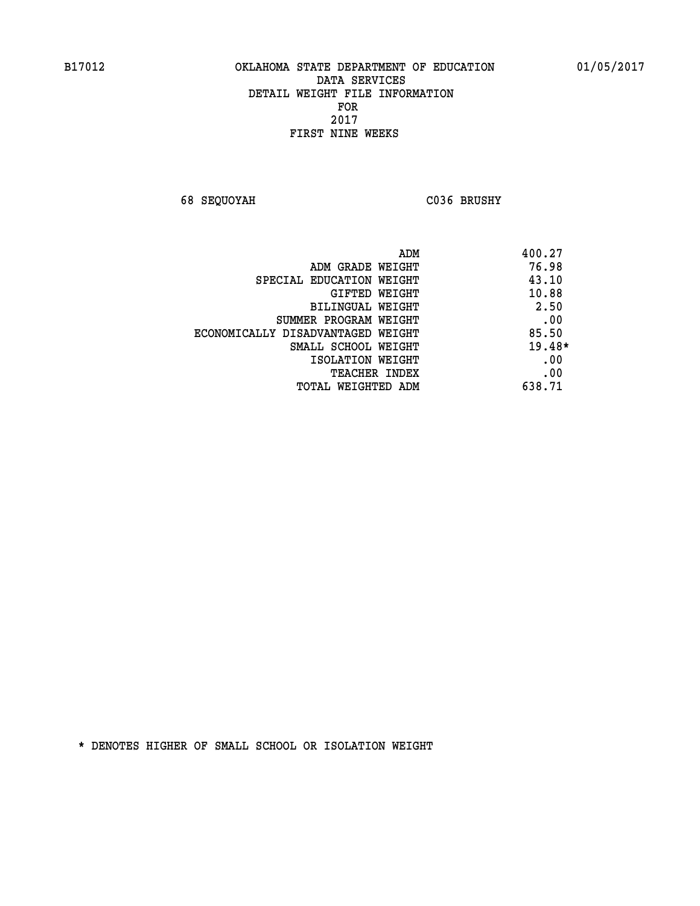B17012 OKLAHOMA STATE DEPARTMENT OF EDUCATION 01/05/2017

DATA SERVICES
DETAIL WEIGHT FILE INFORMATION
FOR
2017
FIRST NINE WEEKS

68 SEQUOYAH C036 BRUSHY

| | |
|---|---|
| ADM | 400.27 |
| ADM GRADE WEIGHT | 76.98 |
| SPECIAL EDUCATION WEIGHT | 43.10 |
| GIFTED WEIGHT | 10.88 |
| BILINGUAL WEIGHT | 2.50 |
| SUMMER PROGRAM WEIGHT | .00 |
| ECONOMICALLY DISADVANTAGED WEIGHT | 85.50 |
| SMALL SCHOOL WEIGHT | 19.48* |
| ISOLATION WEIGHT | .00 |
| TEACHER INDEX | .00 |
| TOTAL WEIGHTED ADM | 638.71 |

* DENOTES HIGHER OF SMALL SCHOOL OR ISOLATION WEIGHT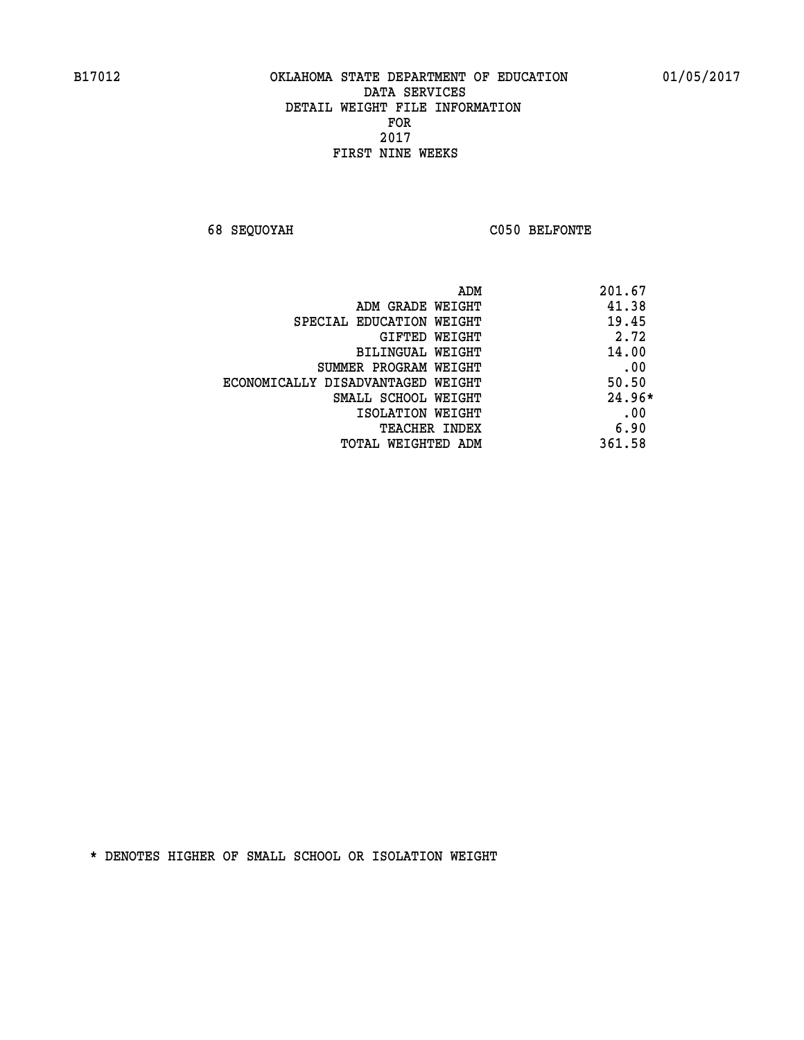B17012 OKLAHOMA STATE DEPARTMENT OF EDUCATION 01/05/2017

DATA SERVICES
DETAIL WEIGHT FILE INFORMATION
FOR
2017
FIRST NINE WEEKS

68 SEQUOYAH C050 BELFONTE

| | |
|---|---|
| ADM | 201.67 |
| ADM GRADE WEIGHT | 41.38 |
| SPECIAL EDUCATION WEIGHT | 19.45 |
| GIFTED WEIGHT | 2.72 |
| BILINGUAL WEIGHT | 14.00 |
| SUMMER PROGRAM WEIGHT | .00 |
| ECONOMICALLY DISADVANTAGED WEIGHT | 50.50 |
| SMALL SCHOOL WEIGHT | 24.96* |
| ISOLATION WEIGHT | .00 |
| TEACHER INDEX | 6.90 |
| TOTAL WEIGHTED ADM | 361.58 |

* DENOTES HIGHER OF SMALL SCHOOL OR ISOLATION WEIGHT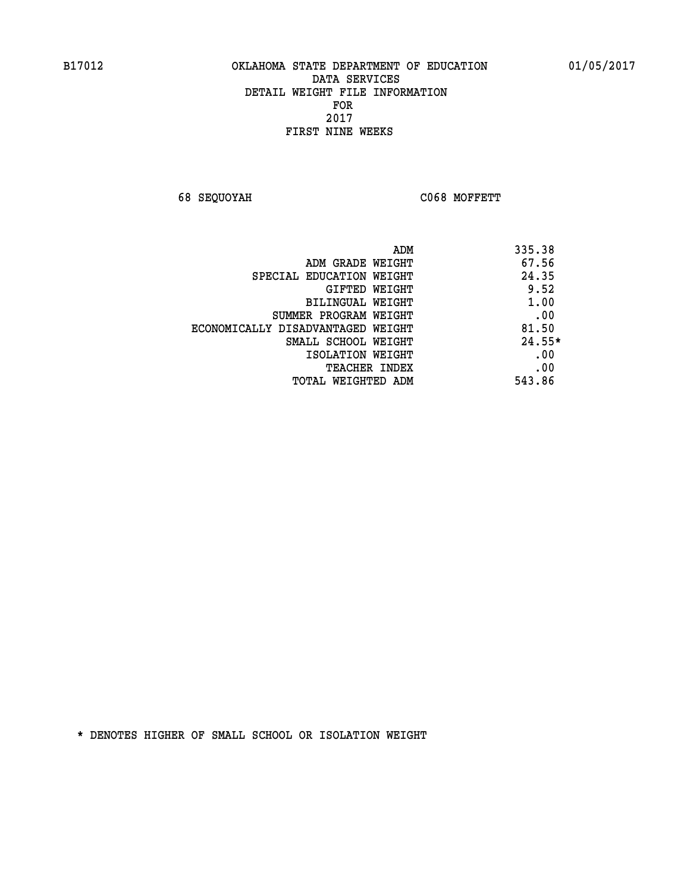B17012 OKLAHOMA STATE DEPARTMENT OF EDUCATION 01/05/2017

DATA SERVICES
DETAIL WEIGHT FILE INFORMATION
FOR
2017
FIRST NINE WEEKS

68 SEQUOYAH C068 MOFFETT

| | |
|---|---|
| ADM | 335.38 |
| ADM GRADE WEIGHT | 67.56 |
| SPECIAL EDUCATION WEIGHT | 24.35 |
| GIFTED WEIGHT | 9.52 |
| BILINGUAL WEIGHT | 1.00 |
| SUMMER PROGRAM WEIGHT | .00 |
| ECONOMICALLY DISADVANTAGED WEIGHT | 81.50 |
| SMALL SCHOOL WEIGHT | 24.55* |
| ISOLATION WEIGHT | .00 |
| TEACHER INDEX | .00 |
| TOTAL WEIGHTED ADM | 543.86 |

* DENOTES HIGHER OF SMALL SCHOOL OR ISOLATION WEIGHT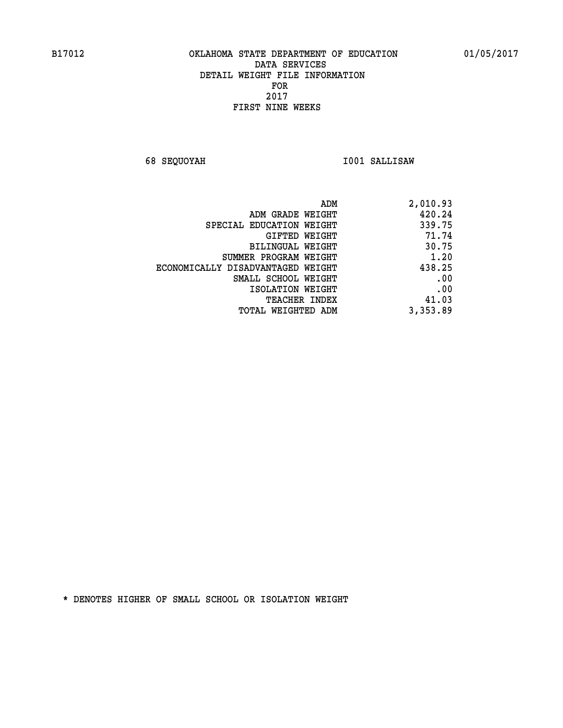B17012 OKLAHOMA STATE DEPARTMENT OF EDUCATION 01/05/2017

DATA SERVICES
DETAIL WEIGHT FILE INFORMATION
FOR
2017
FIRST NINE WEEKS

68 SEQUOYAH I001 SALLISAW

| | |
|---|---|
| ADM | 2,010.93 |
| ADM GRADE WEIGHT | 420.24 |
| SPECIAL EDUCATION WEIGHT | 339.75 |
| GIFTED WEIGHT | 71.74 |
| BILINGUAL WEIGHT | 30.75 |
| SUMMER PROGRAM WEIGHT | 1.20 |
| ECONOMICALLY DISADVANTAGED WEIGHT | 438.25 |
| SMALL SCHOOL WEIGHT | .00 |
| ISOLATION WEIGHT | .00 |
| TEACHER INDEX | 41.03 |
| TOTAL WEIGHTED ADM | 3,353.89 |

* DENOTES HIGHER OF SMALL SCHOOL OR ISOLATION WEIGHT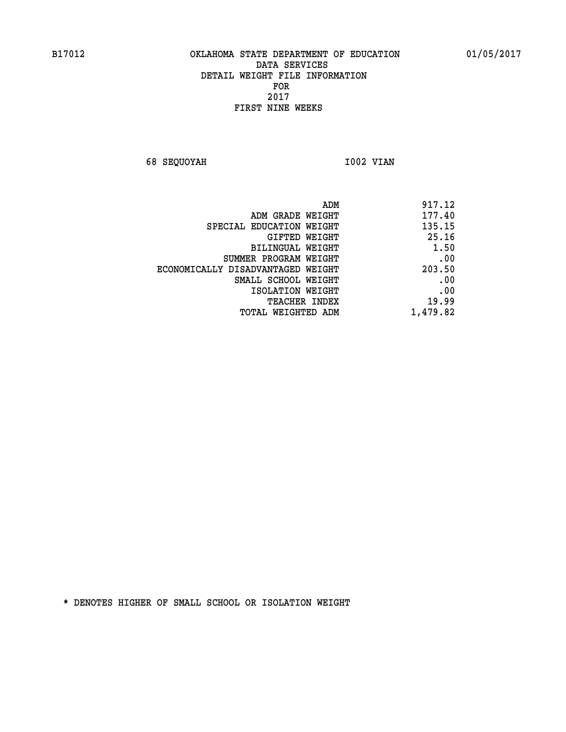B17012 OKLAHOMA STATE DEPARTMENT OF EDUCATION 01/05/2017

DATA SERVICES
DETAIL WEIGHT FILE INFORMATION
FOR
2017
FIRST NINE WEEKS

68 SEQUOYAH I002 VIAN

| | |
|---|---|
| ADM | 917.12 |
| ADM GRADE WEIGHT | 177.40 |
| SPECIAL EDUCATION WEIGHT | 135.15 |
| GIFTED WEIGHT | 25.16 |
| BILINGUAL WEIGHT | 1.50 |
| SUMMER PROGRAM WEIGHT | .00 |
| ECONOMICALLY DISADVANTAGED WEIGHT | 203.50 |
| SMALL SCHOOL WEIGHT | .00 |
| ISOLATION WEIGHT | .00 |
| TEACHER INDEX | 19.99 |
| TOTAL WEIGHTED ADM | 1,479.82 |

* DENOTES HIGHER OF SMALL SCHOOL OR ISOLATION WEIGHT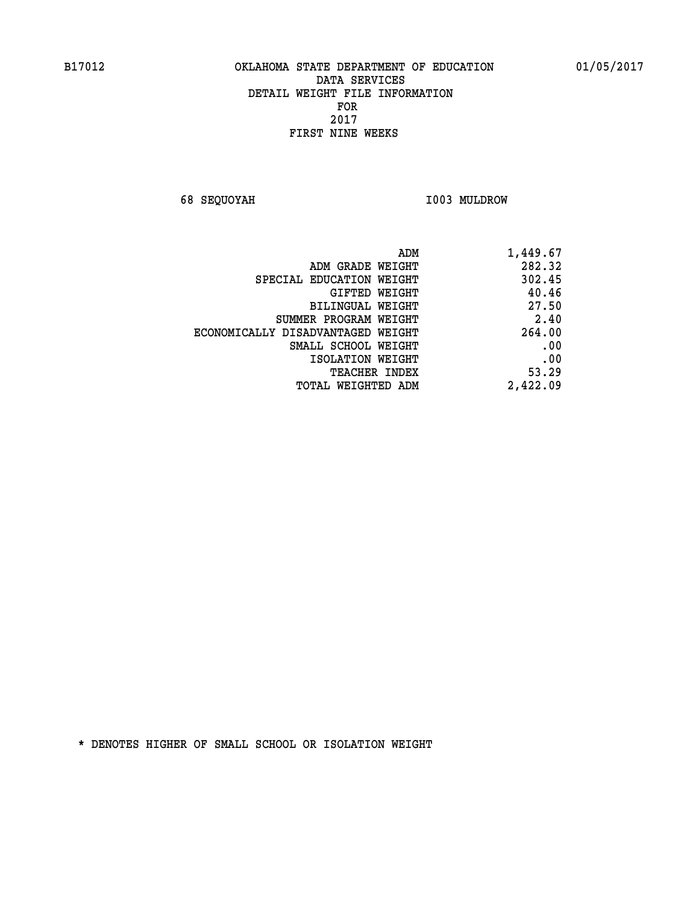B17012 OKLAHOMA STATE DEPARTMENT OF EDUCATION 01/05/2017

DATA SERVICES
DETAIL WEIGHT FILE INFORMATION
FOR
2017
FIRST NINE WEEKS

68 SEQUOYAH I003 MULDROW

| | |
|---|---|
| ADM | 1,449.67 |
| ADM GRADE WEIGHT | 282.32 |
| SPECIAL EDUCATION WEIGHT | 302.45 |
| GIFTED WEIGHT | 40.46 |
| BILINGUAL WEIGHT | 27.50 |
| SUMMER PROGRAM WEIGHT | 2.40 |
| ECONOMICALLY DISADVANTAGED WEIGHT | 264.00 |
| SMALL SCHOOL WEIGHT | .00 |
| ISOLATION WEIGHT | .00 |
| TEACHER INDEX | 53.29 |
| TOTAL WEIGHTED ADM | 2,422.09 |

* DENOTES HIGHER OF SMALL SCHOOL OR ISOLATION WEIGHT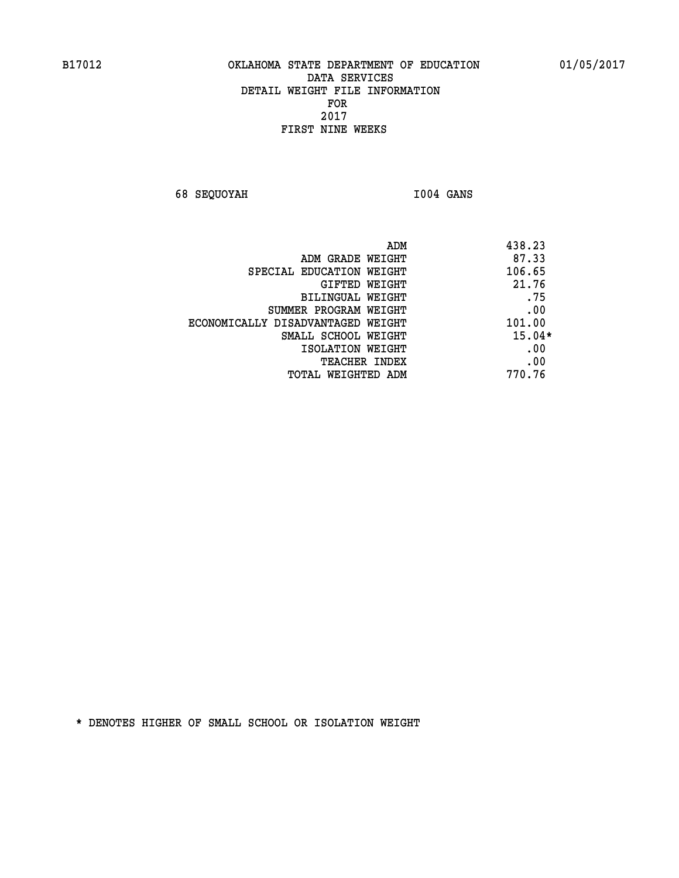B17012 OKLAHOMA STATE DEPARTMENT OF EDUCATION 01/05/2017

DATA SERVICES
DETAIL WEIGHT FILE INFORMATION
FOR
2017
FIRST NINE WEEKS

68 SEQUOYAH I004 GANS

| | |
|---|---|
| ADM | 438.23 |
| ADM GRADE WEIGHT | 87.33 |
| SPECIAL EDUCATION WEIGHT | 106.65 |
| GIFTED WEIGHT | 21.76 |
| BILINGUAL WEIGHT | .75 |
| SUMMER PROGRAM WEIGHT | .00 |
| ECONOMICALLY DISADVANTAGED WEIGHT | 101.00 |
| SMALL SCHOOL WEIGHT | 15.04* |
| ISOLATION WEIGHT | .00 |
| TEACHER INDEX | .00 |
| TOTAL WEIGHTED ADM | 770.76 |

* DENOTES HIGHER OF SMALL SCHOOL OR ISOLATION WEIGHT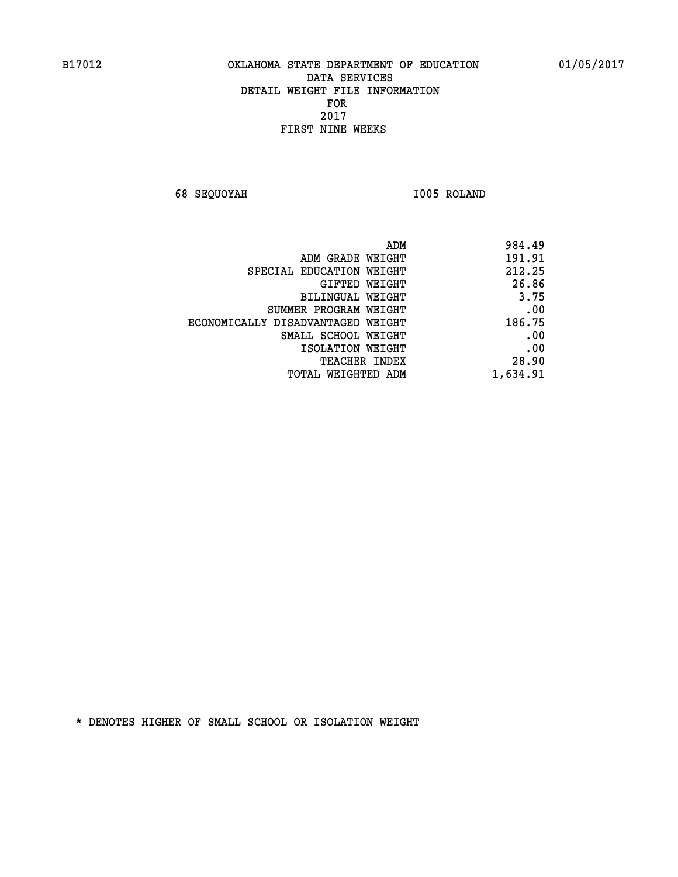B17012 OKLAHOMA STATE DEPARTMENT OF EDUCATION 01/05/2017

DATA SERVICES
DETAIL WEIGHT FILE INFORMATION
FOR
2017
FIRST NINE WEEKS

68 SEQUOYAH I005 ROLAND

| | |
|---|---|
| ADM | 984.49 |
| ADM GRADE WEIGHT | 191.91 |
| SPECIAL EDUCATION WEIGHT | 212.25 |
| GIFTED WEIGHT | 26.86 |
| BILINGUAL WEIGHT | 3.75 |
| SUMMER PROGRAM WEIGHT | .00 |
| ECONOMICALLY DISADVANTAGED WEIGHT | 186.75 |
| SMALL SCHOOL WEIGHT | .00 |
| ISOLATION WEIGHT | .00 |
| TEACHER INDEX | 28.90 |
| TOTAL WEIGHTED ADM | 1,634.91 |

* DENOTES HIGHER OF SMALL SCHOOL OR ISOLATION WEIGHT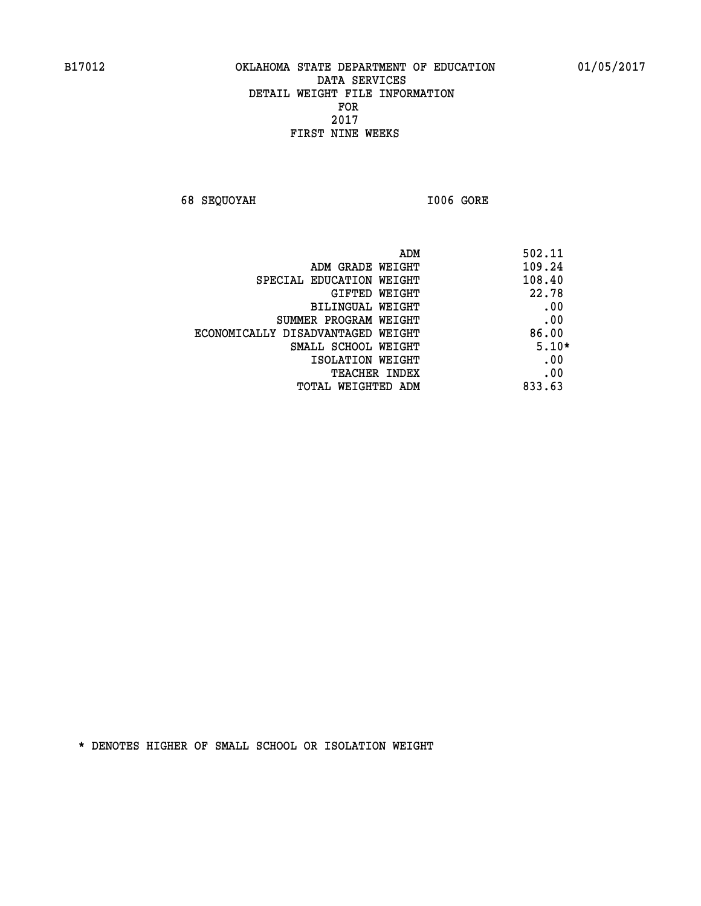B17012 OKLAHOMA STATE DEPARTMENT OF EDUCATION 01/05/2017

DATA SERVICES
DETAIL WEIGHT FILE INFORMATION
FOR
2017
FIRST NINE WEEKS

68 SEQUOYAH I006 GORE

| | |
|---|---|
| ADM | 502.11 |
| ADM GRADE WEIGHT | 109.24 |
| SPECIAL EDUCATION WEIGHT | 108.40 |
| GIFTED WEIGHT | 22.78 |
| BILINGUAL WEIGHT | .00 |
| SUMMER PROGRAM WEIGHT | .00 |
| ECONOMICALLY DISADVANTAGED WEIGHT | 86.00 |
| SMALL SCHOOL WEIGHT | 5.10* |
| ISOLATION WEIGHT | .00 |
| TEACHER INDEX | .00 |
| TOTAL WEIGHTED ADM | 833.63 |

* DENOTES HIGHER OF SMALL SCHOOL OR ISOLATION WEIGHT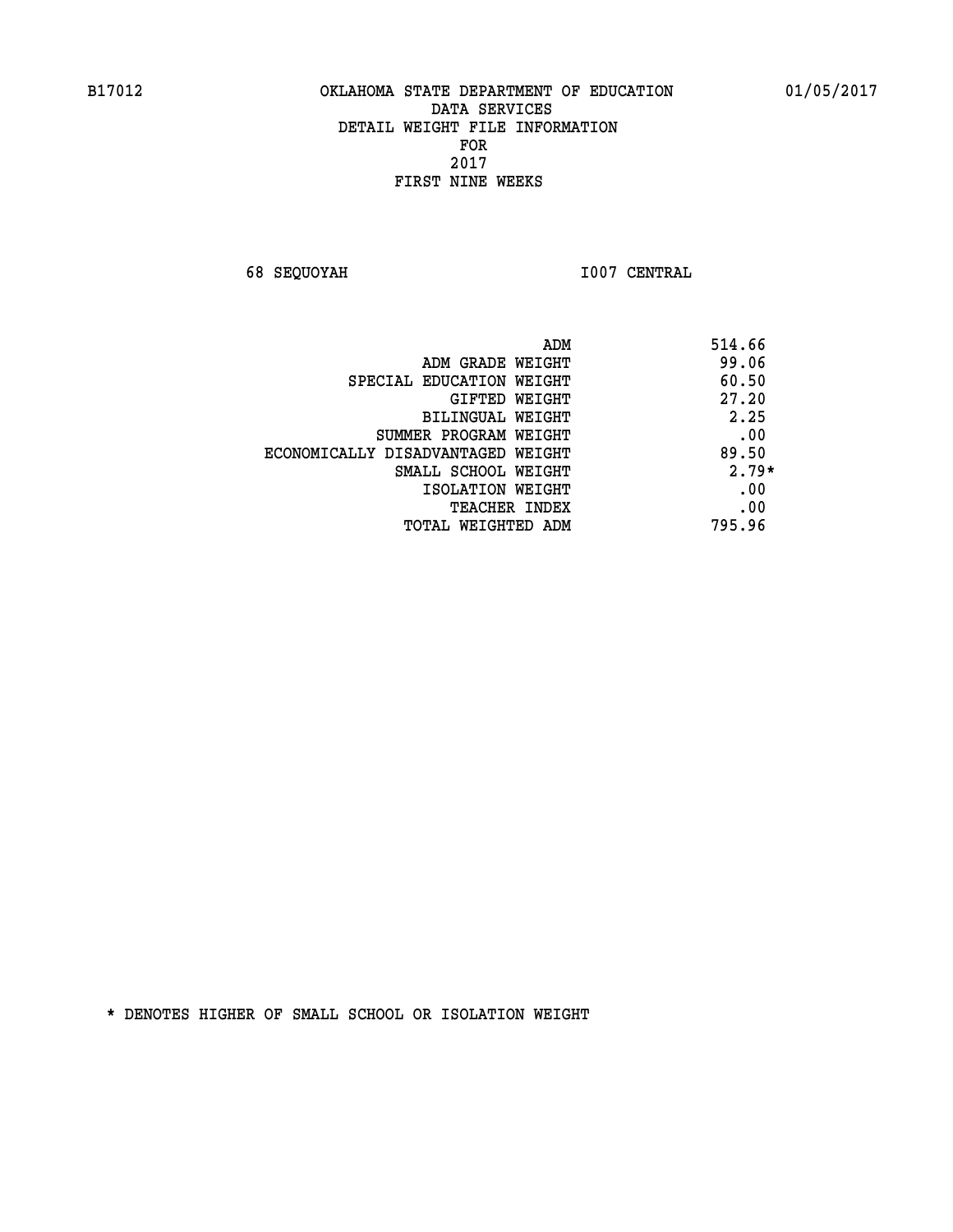B17012 OKLAHOMA STATE DEPARTMENT OF EDUCATION 01/05/2017

DATA SERVICES
DETAIL WEIGHT FILE INFORMATION
FOR
2017
FIRST NINE WEEKS

68 SEQUOYAH I007 CENTRAL

| | |
|---|---|
| ADM | 514.66 |
| ADM GRADE WEIGHT | 99.06 |
| SPECIAL EDUCATION WEIGHT | 60.50 |
| GIFTED WEIGHT | 27.20 |
| BILINGUAL WEIGHT | 2.25 |
| SUMMER PROGRAM WEIGHT | .00 |
| ECONOMICALLY DISADVANTAGED WEIGHT | 89.50 |
| SMALL SCHOOL WEIGHT | 2.79* |
| ISOLATION WEIGHT | .00 |
| TEACHER INDEX | .00 |
| TOTAL WEIGHTED ADM | 795.96 |

* DENOTES HIGHER OF SMALL SCHOOL OR ISOLATION WEIGHT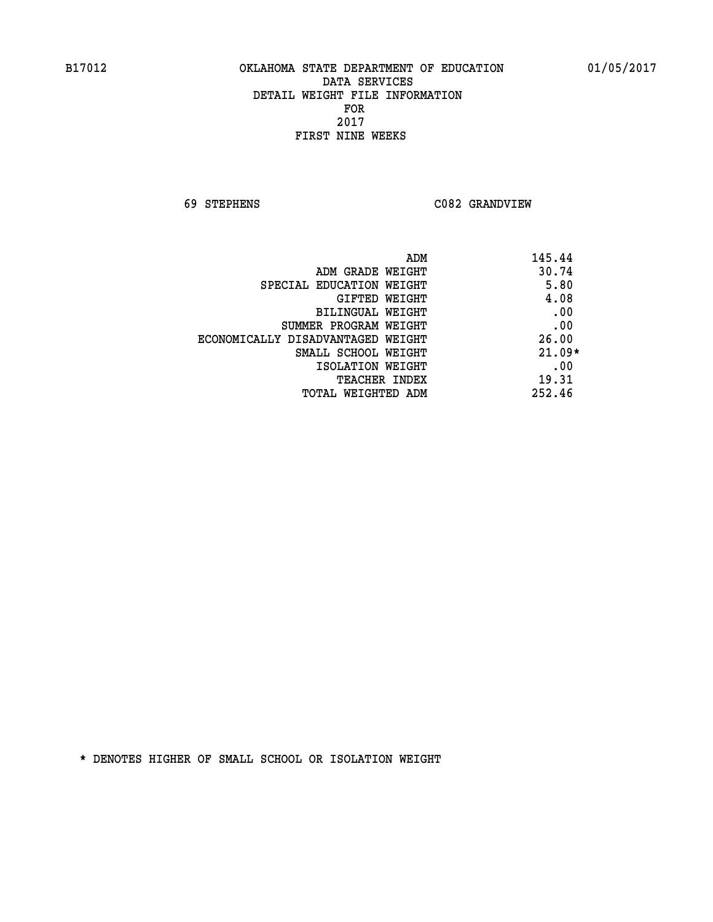B17012 OKLAHOMA STATE DEPARTMENT OF EDUCATION 01/05/2017

DATA SERVICES
DETAIL WEIGHT FILE INFORMATION
FOR
2017
FIRST NINE WEEKS

69 STEPHENS C082 GRANDVIEW

| | |
|---|---|
| ADM | 145.44 |
| ADM GRADE WEIGHT | 30.74 |
| SPECIAL EDUCATION WEIGHT | 5.80 |
| GIFTED WEIGHT | 4.08 |
| BILINGUAL WEIGHT | .00 |
| SUMMER PROGRAM WEIGHT | .00 |
| ECONOMICALLY DISADVANTAGED WEIGHT | 26.00 |
| SMALL SCHOOL WEIGHT | 21.09* |
| ISOLATION WEIGHT | .00 |
| TEACHER INDEX | 19.31 |
| TOTAL WEIGHTED ADM | 252.46 |

* DENOTES HIGHER OF SMALL SCHOOL OR ISOLATION WEIGHT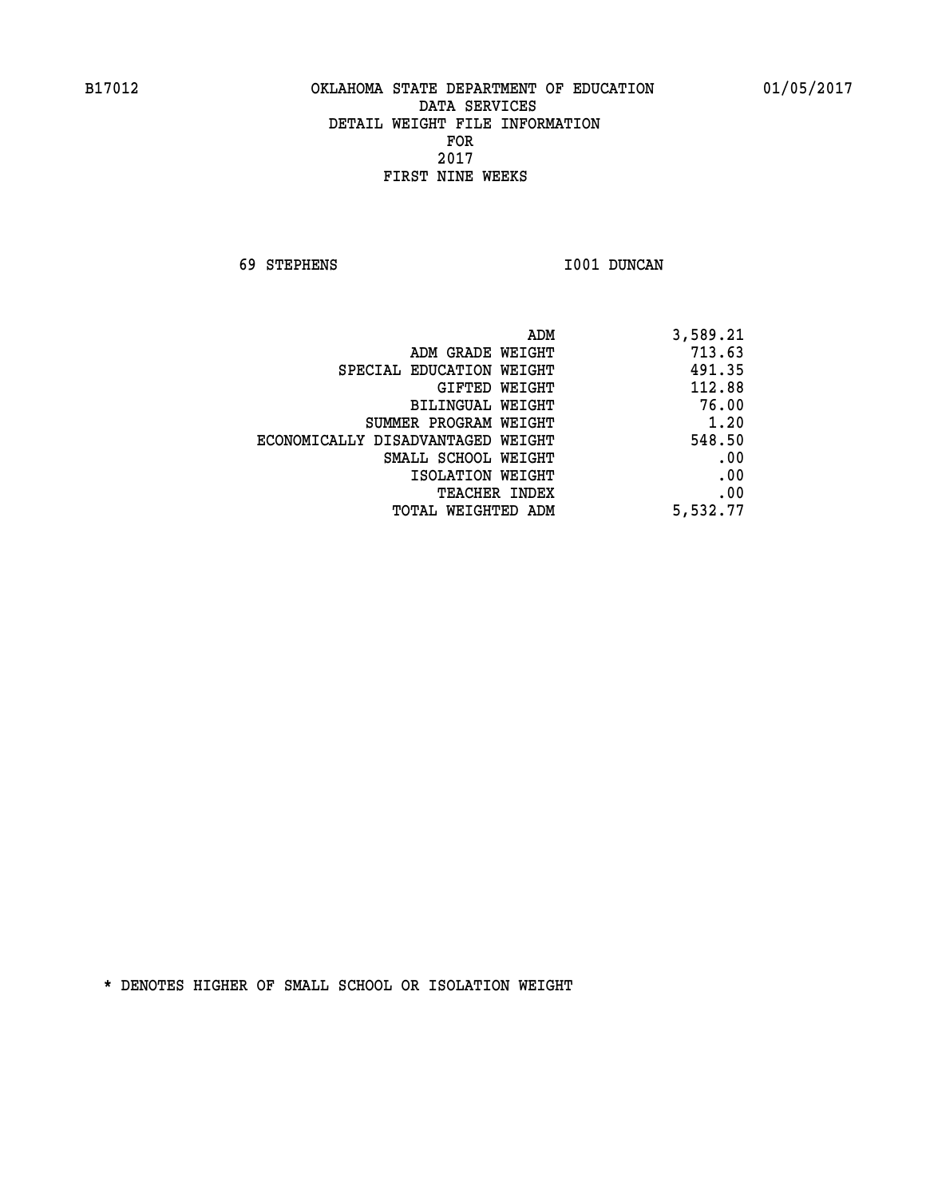B17012 OKLAHOMA STATE DEPARTMENT OF EDUCATION 01/05/2017

DATA SERVICES
DETAIL WEIGHT FILE INFORMATION
FOR
2017
FIRST NINE WEEKS

69 STEPHENS I001 DUNCAN

| | |
|---|---|
| ADM | 3,589.21 |
| ADM GRADE WEIGHT | 713.63 |
| SPECIAL EDUCATION WEIGHT | 491.35 |
| GIFTED WEIGHT | 112.88 |
| BILINGUAL WEIGHT | 76.00 |
| SUMMER PROGRAM WEIGHT | 1.20 |
| ECONOMICALLY DISADVANTAGED WEIGHT | 548.50 |
| SMALL SCHOOL WEIGHT | .00 |
| ISOLATION WEIGHT | .00 |
| TEACHER INDEX | .00 |
| TOTAL WEIGHTED ADM | 5,532.77 |

* DENOTES HIGHER OF SMALL SCHOOL OR ISOLATION WEIGHT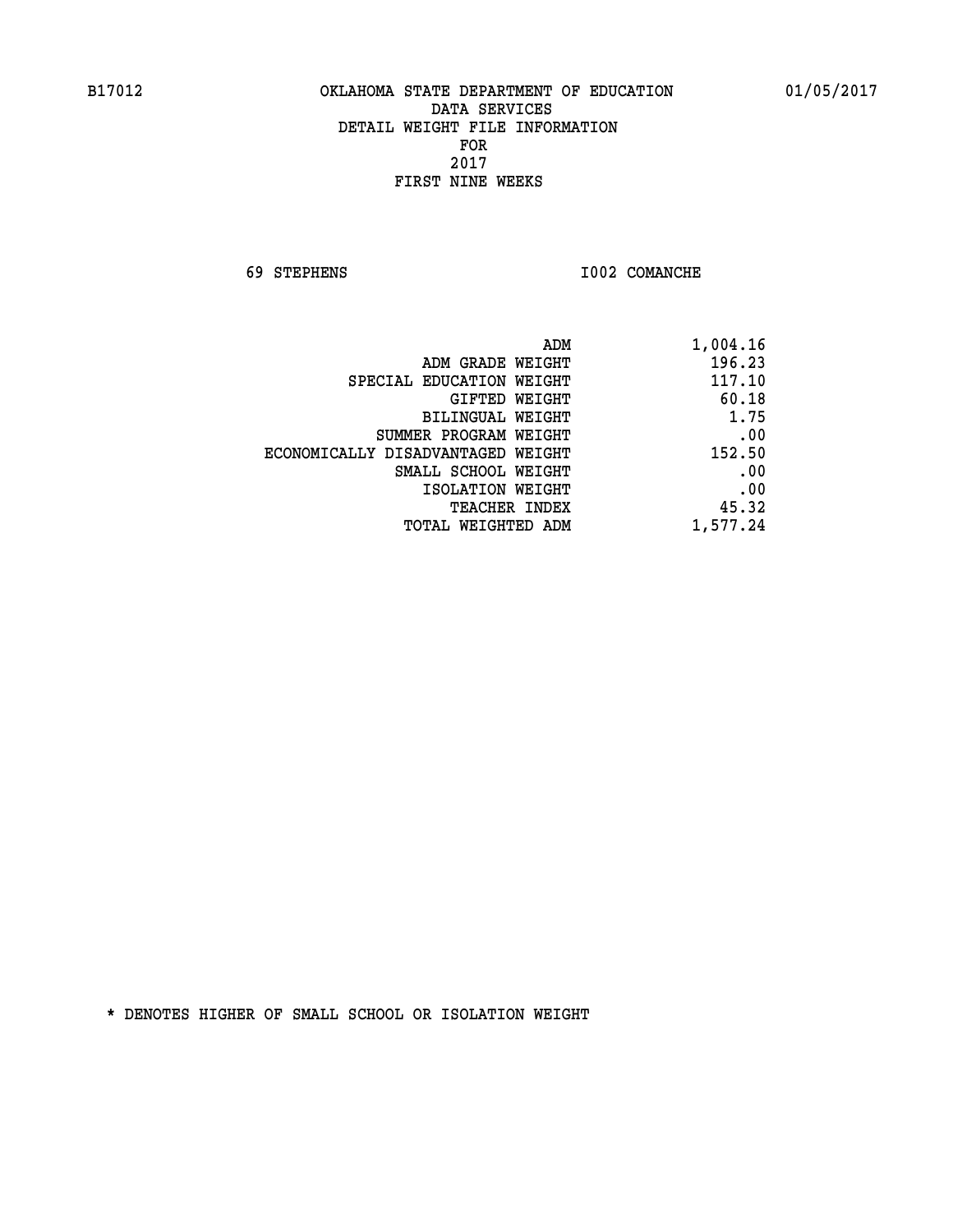B17012 OKLAHOMA STATE DEPARTMENT OF EDUCATION 01/05/2017

DATA SERVICES
DETAIL WEIGHT FILE INFORMATION
FOR
2017
FIRST NINE WEEKS

69 STEPHENS I002 COMANCHE

| | |
|---|---|
| ADM | 1,004.16 |
| ADM GRADE WEIGHT | 196.23 |
| SPECIAL EDUCATION WEIGHT | 117.10 |
| GIFTED WEIGHT | 60.18 |
| BILINGUAL WEIGHT | 1.75 |
| SUMMER PROGRAM WEIGHT | .00 |
| ECONOMICALLY DISADVANTAGED WEIGHT | 152.50 |
| SMALL SCHOOL WEIGHT | .00 |
| ISOLATION WEIGHT | .00 |
| TEACHER INDEX | 45.32 |
| TOTAL WEIGHTED ADM | 1,577.24 |

* DENOTES HIGHER OF SMALL SCHOOL OR ISOLATION WEIGHT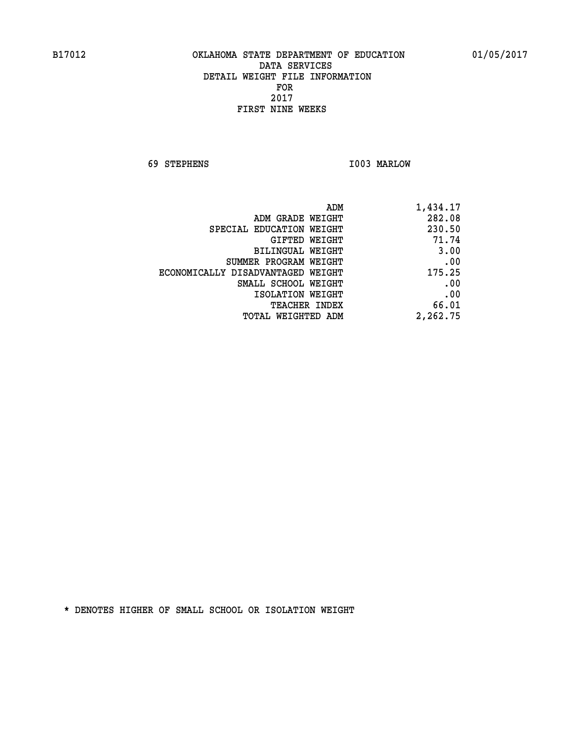B17012 OKLAHOMA STATE DEPARTMENT OF EDUCATION 01/05/2017

DATA SERVICES
DETAIL WEIGHT FILE INFORMATION
FOR
2017
FIRST NINE WEEKS

69 STEPHENS I003 MARLOW

| | |
|---|---|
| ADM | 1,434.17 |
| ADM GRADE WEIGHT | 282.08 |
| SPECIAL EDUCATION WEIGHT | 230.50 |
| GIFTED WEIGHT | 71.74 |
| BILINGUAL WEIGHT | 3.00 |
| SUMMER PROGRAM WEIGHT | .00 |
| ECONOMICALLY DISADVANTAGED WEIGHT | 175.25 |
| SMALL SCHOOL WEIGHT | .00 |
| ISOLATION WEIGHT | .00 |
| TEACHER INDEX | 66.01 |
| TOTAL WEIGHTED ADM | 2,262.75 |

* DENOTES HIGHER OF SMALL SCHOOL OR ISOLATION WEIGHT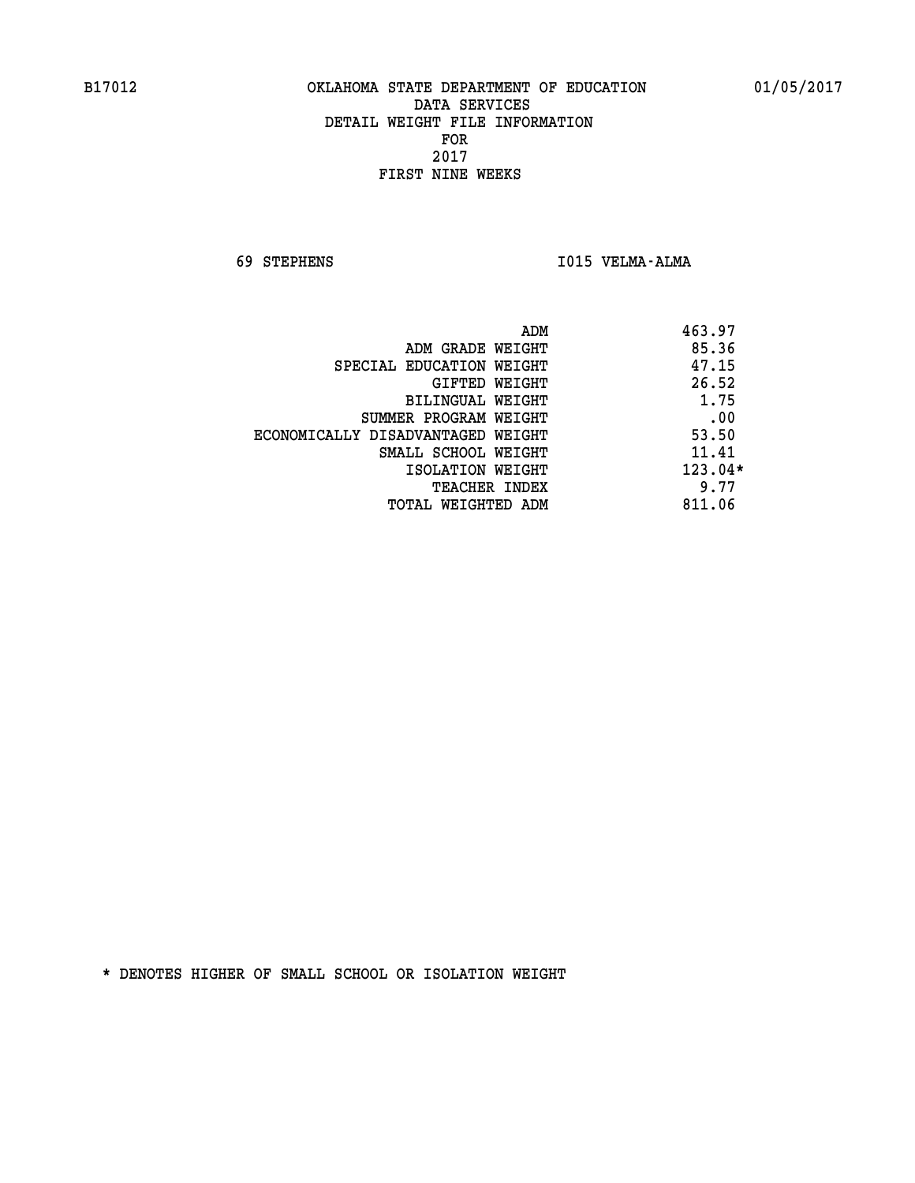B17012 OKLAHOMA STATE DEPARTMENT OF EDUCATION 01/05/2017

DATA SERVICES
DETAIL WEIGHT FILE INFORMATION
FOR
2017
FIRST NINE WEEKS

69 STEPHENS I015 VELMA-ALMA

| | |
|---|---|
| ADM | 463.97 |
| ADM GRADE WEIGHT | 85.36 |
| SPECIAL EDUCATION WEIGHT | 47.15 |
| GIFTED WEIGHT | 26.52 |
| BILINGUAL WEIGHT | 1.75 |
| SUMMER PROGRAM WEIGHT | .00 |
| ECONOMICALLY DISADVANTAGED WEIGHT | 53.50 |
| SMALL SCHOOL WEIGHT | 11.41 |
| ISOLATION WEIGHT | 123.04* |
| TEACHER INDEX | 9.77 |
| TOTAL WEIGHTED ADM | 811.06 |

* DENOTES HIGHER OF SMALL SCHOOL OR ISOLATION WEIGHT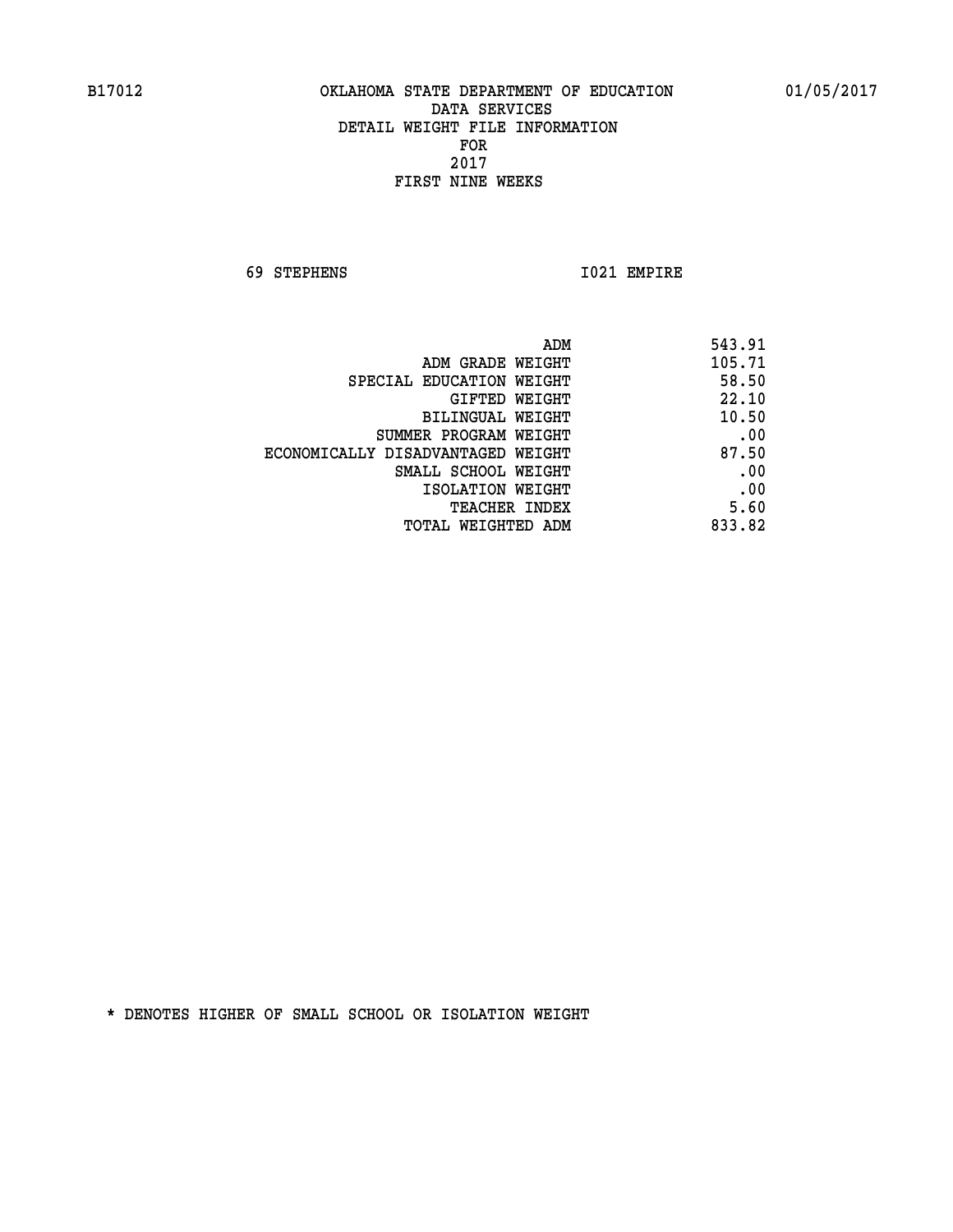B17012 OKLAHOMA STATE DEPARTMENT OF EDUCATION 01/05/2017

DATA SERVICES
DETAIL WEIGHT FILE INFORMATION
FOR
2017
FIRST NINE WEEKS

69 STEPHENS I021 EMPIRE

| | |
|---|---|
| ADM | 543.91 |
| ADM GRADE WEIGHT | 105.71 |
| SPECIAL EDUCATION WEIGHT | 58.50 |
| GIFTED WEIGHT | 22.10 |
| BILINGUAL WEIGHT | 10.50 |
| SUMMER PROGRAM WEIGHT | .00 |
| ECONOMICALLY DISADVANTAGED WEIGHT | 87.50 |
| SMALL SCHOOL WEIGHT | .00 |
| ISOLATION WEIGHT | .00 |
| TEACHER INDEX | 5.60 |
| TOTAL WEIGHTED ADM | 833.82 |

* DENOTES HIGHER OF SMALL SCHOOL OR ISOLATION WEIGHT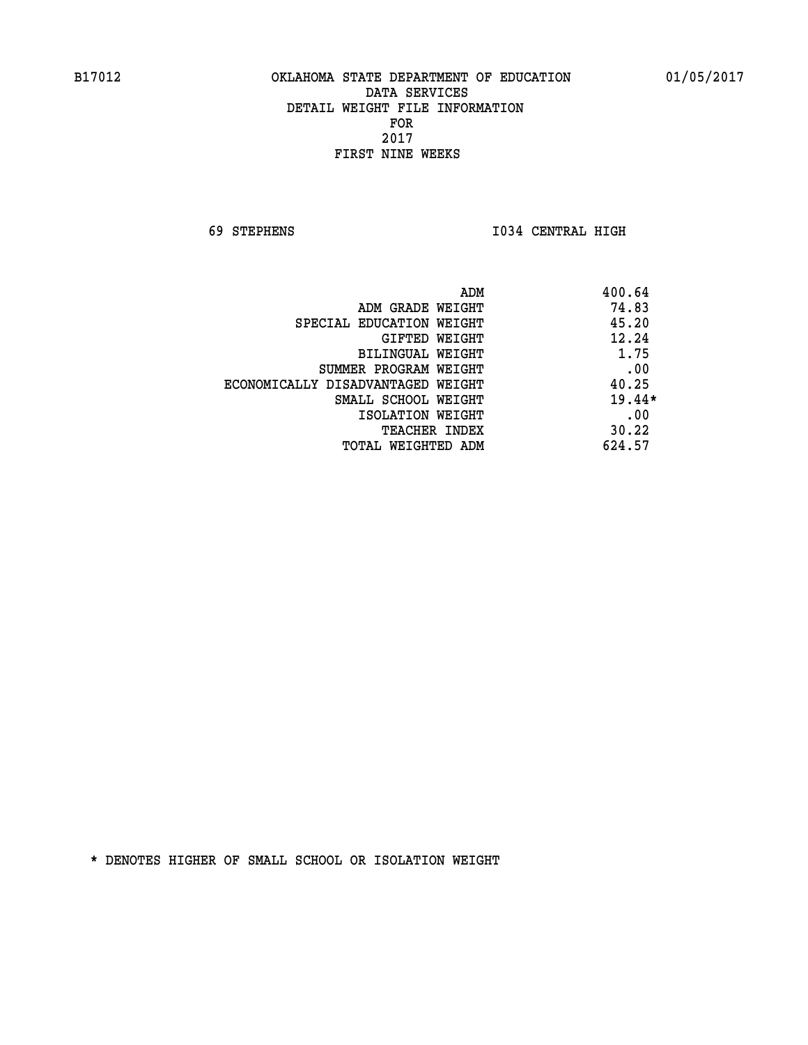B17012 OKLAHOMA STATE DEPARTMENT OF EDUCATION 01/05/2017

DATA SERVICES
DETAIL WEIGHT FILE INFORMATION
FOR
2017
FIRST NINE WEEKS

69 STEPHENS I034 CENTRAL HIGH

| | |
|---|---|
| ADM | 400.64 |
| ADM GRADE WEIGHT | 74.83 |
| SPECIAL EDUCATION WEIGHT | 45.20 |
| GIFTED WEIGHT | 12.24 |
| BILINGUAL WEIGHT | 1.75 |
| SUMMER PROGRAM WEIGHT | .00 |
| ECONOMICALLY DISADVANTAGED WEIGHT | 40.25 |
| SMALL SCHOOL WEIGHT | 19.44* |
| ISOLATION WEIGHT | .00 |
| TEACHER INDEX | 30.22 |
| TOTAL WEIGHTED ADM | 624.57 |

* DENOTES HIGHER OF SMALL SCHOOL OR ISOLATION WEIGHT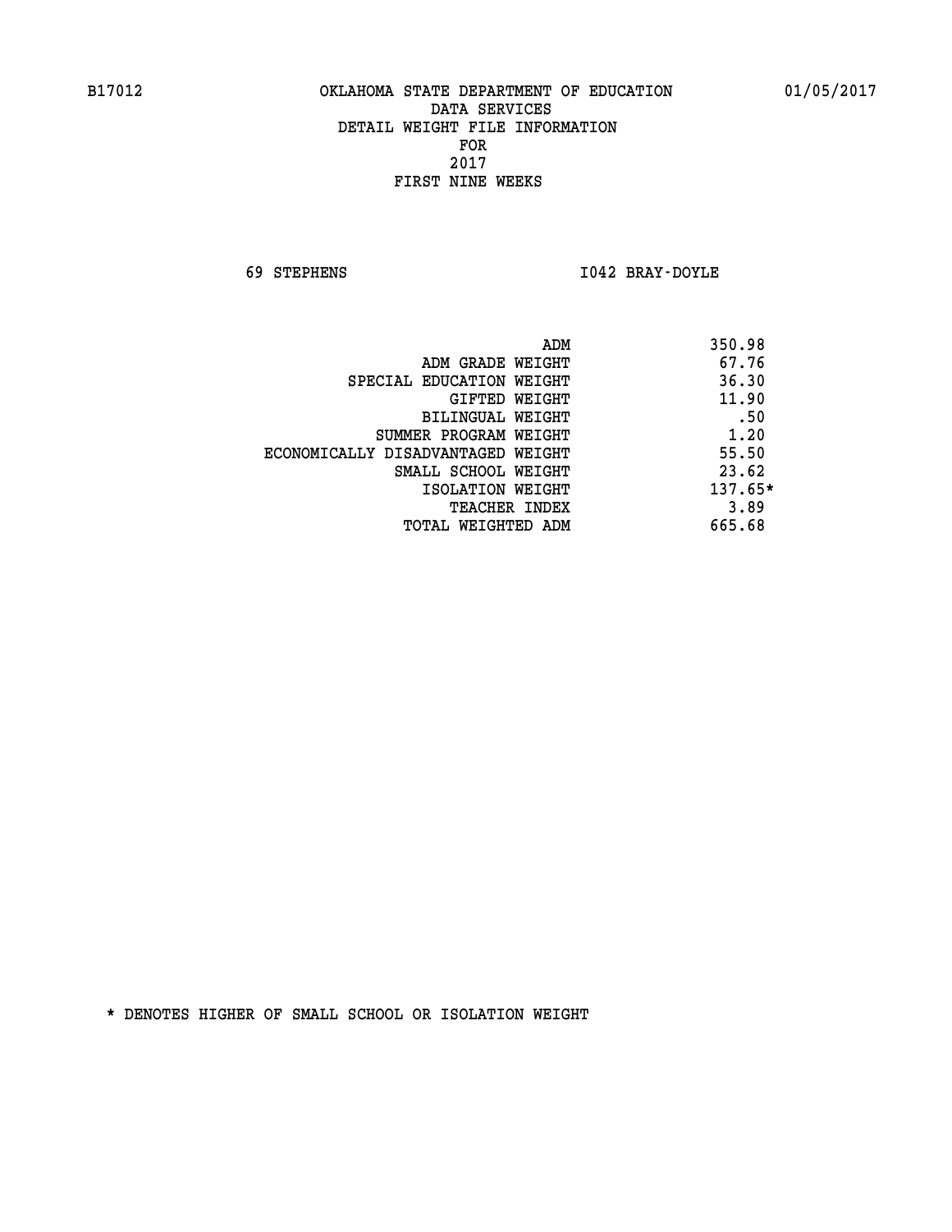B17012 OKLAHOMA STATE DEPARTMENT OF EDUCATION 01/05/2017

DATA SERVICES
DETAIL WEIGHT FILE INFORMATION
FOR
2017
FIRST NINE WEEKS

69 STEPHENS I042 BRAY-DOYLE

| | |
|---|---|
| ADM | 350.98 |
| ADM GRADE WEIGHT | 67.76 |
| SPECIAL EDUCATION WEIGHT | 36.30 |
| GIFTED WEIGHT | 11.90 |
| BILINGUAL WEIGHT | .50 |
| SUMMER PROGRAM WEIGHT | 1.20 |
| ECONOMICALLY DISADVANTAGED WEIGHT | 55.50 |
| SMALL SCHOOL WEIGHT | 23.62 |
| ISOLATION WEIGHT | 137.65* |
| TEACHER INDEX | 3.89 |
| TOTAL WEIGHTED ADM | 665.68 |

* DENOTES HIGHER OF SMALL SCHOOL OR ISOLATION WEIGHT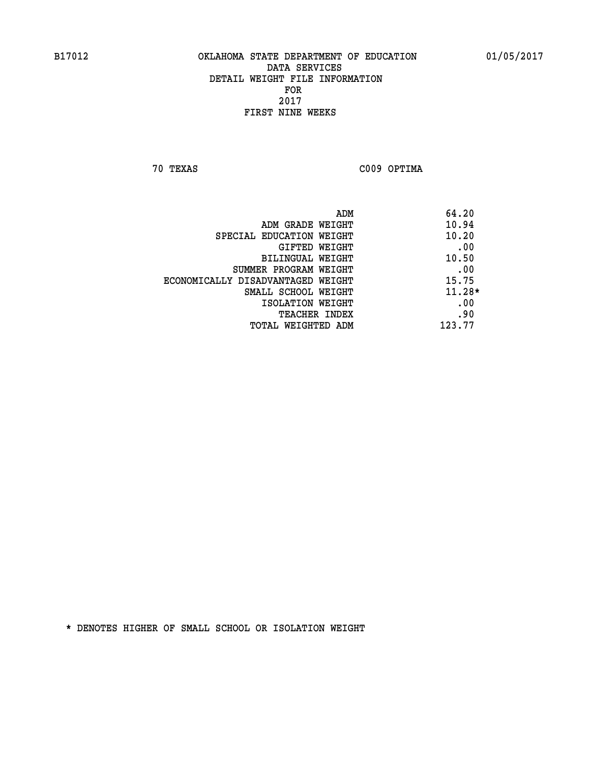B17012 OKLAHOMA STATE DEPARTMENT OF EDUCATION 01/05/2017

DATA SERVICES
DETAIL WEIGHT FILE INFORMATION
FOR
2017
FIRST NINE WEEKS

70 TEXAS C009 OPTIMA

| | |
|---|---|
| ADM | 64.20 |
| ADM GRADE WEIGHT | 10.94 |
| SPECIAL EDUCATION WEIGHT | 10.20 |
| GIFTED WEIGHT | .00 |
| BILINGUAL WEIGHT | 10.50 |
| SUMMER PROGRAM WEIGHT | .00 |
| ECONOMICALLY DISADVANTAGED WEIGHT | 15.75 |
| SMALL SCHOOL WEIGHT | 11.28* |
| ISOLATION WEIGHT | .00 |
| TEACHER INDEX | .90 |
| TOTAL WEIGHTED ADM | 123.77 |

* DENOTES HIGHER OF SMALL SCHOOL OR ISOLATION WEIGHT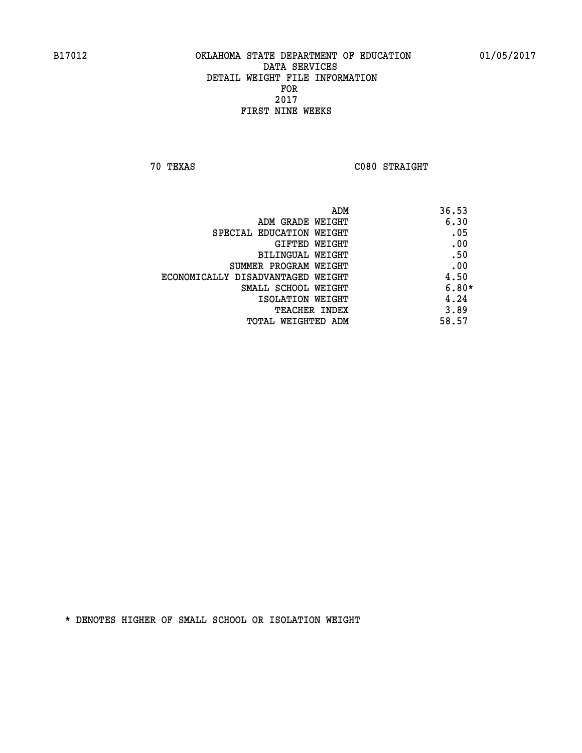B17012 OKLAHOMA STATE DEPARTMENT OF EDUCATION 01/05/2017

DATA SERVICES
DETAIL WEIGHT FILE INFORMATION
FOR
2017
FIRST NINE WEEKS

70 TEXAS C080 STRAIGHT

| | |
|---|---|
| ADM | 36.53 |
| ADM GRADE WEIGHT | 6.30 |
| SPECIAL EDUCATION WEIGHT | .05 |
| GIFTED WEIGHT | .00 |
| BILINGUAL WEIGHT | .50 |
| SUMMER PROGRAM WEIGHT | .00 |
| ECONOMICALLY DISADVANTAGED WEIGHT | 4.50 |
| SMALL SCHOOL WEIGHT | 6.80* |
| ISOLATION WEIGHT | 4.24 |
| TEACHER INDEX | 3.89 |
| TOTAL WEIGHTED ADM | 58.57 |

* DENOTES HIGHER OF SMALL SCHOOL OR ISOLATION WEIGHT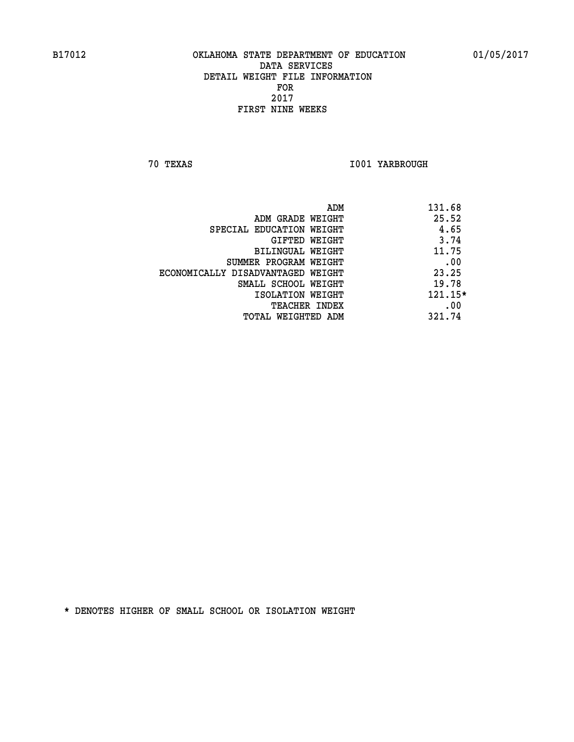OKLAHOMA STATE DEPARTMENT OF EDUCATION
DATA SERVICES
DETAIL WEIGHT FILE INFORMATION
FOR
2017
FIRST NINE WEEKS

70 TEXAS I001 YARBROUGH

| | |
|---|---|
| ADM | 131.68 |
| ADM GRADE WEIGHT | 25.52 |
| SPECIAL EDUCATION WEIGHT | 4.65 |
| GIFTED WEIGHT | 3.74 |
| BILINGUAL WEIGHT | 11.75 |
| SUMMER PROGRAM WEIGHT | .00 |
| ECONOMICALLY DISADVANTAGED WEIGHT | 23.25 |
| SMALL SCHOOL WEIGHT | 19.78 |
| ISOLATION WEIGHT | 121.15* |
| TEACHER INDEX | .00 |
| TOTAL WEIGHTED ADM | 321.74 |

* DENOTES HIGHER OF SMALL SCHOOL OR ISOLATION WEIGHT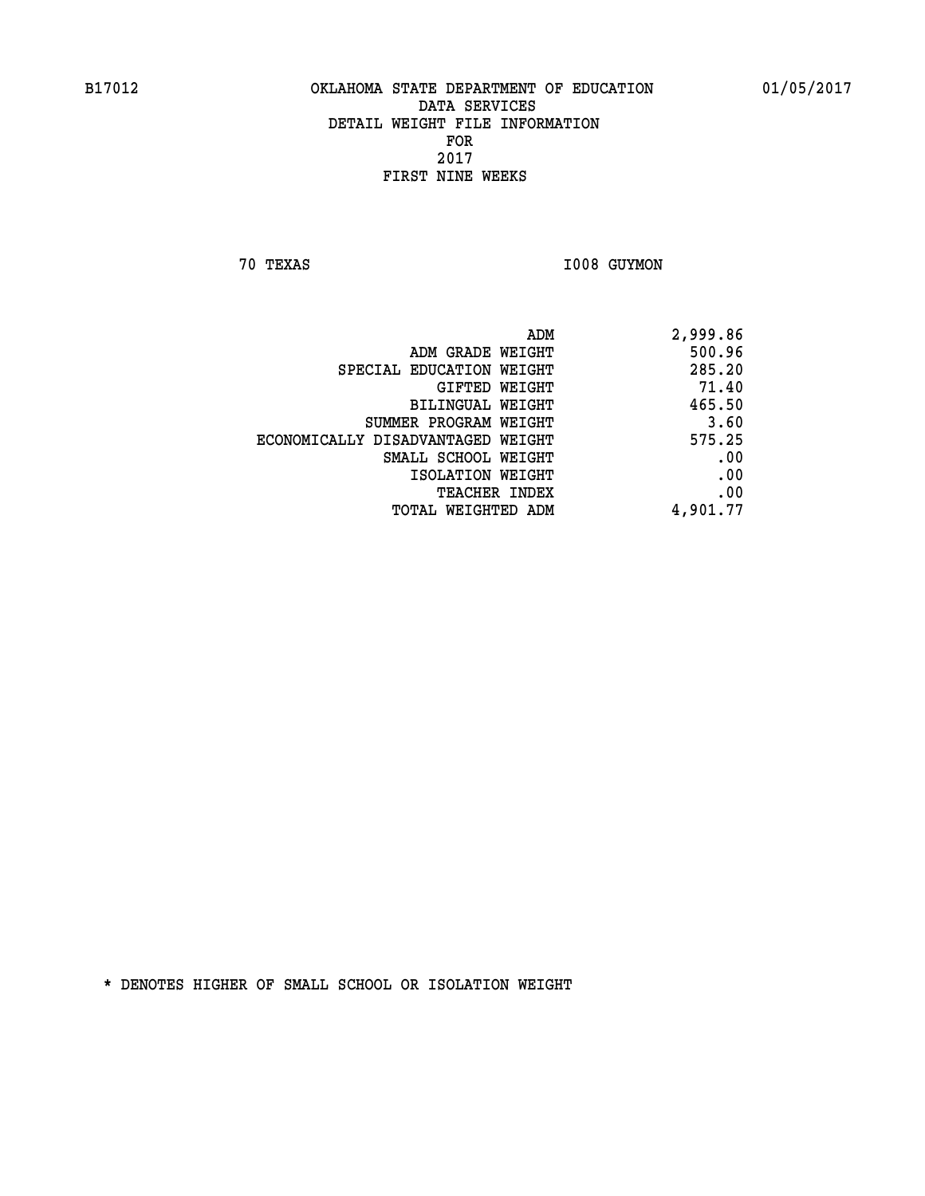B17012 OKLAHOMA STATE DEPARTMENT OF EDUCATION 01/05/2017

DATA SERVICES
DETAIL WEIGHT FILE INFORMATION
FOR
2017
FIRST NINE WEEKS

70 TEXAS I008 GUYMON

| | |
|---|---|
| ADM | 2,999.86 |
| ADM GRADE WEIGHT | 500.96 |
| SPECIAL EDUCATION WEIGHT | 285.20 |
| GIFTED WEIGHT | 71.40 |
| BILINGUAL WEIGHT | 465.50 |
| SUMMER PROGRAM WEIGHT | 3.60 |
| ECONOMICALLY DISADVANTAGED WEIGHT | 575.25 |
| SMALL SCHOOL WEIGHT | .00 |
| ISOLATION WEIGHT | .00 |
| TEACHER INDEX | .00 |
| TOTAL WEIGHTED ADM | 4,901.77 |

* DENOTES HIGHER OF SMALL SCHOOL OR ISOLATION WEIGHT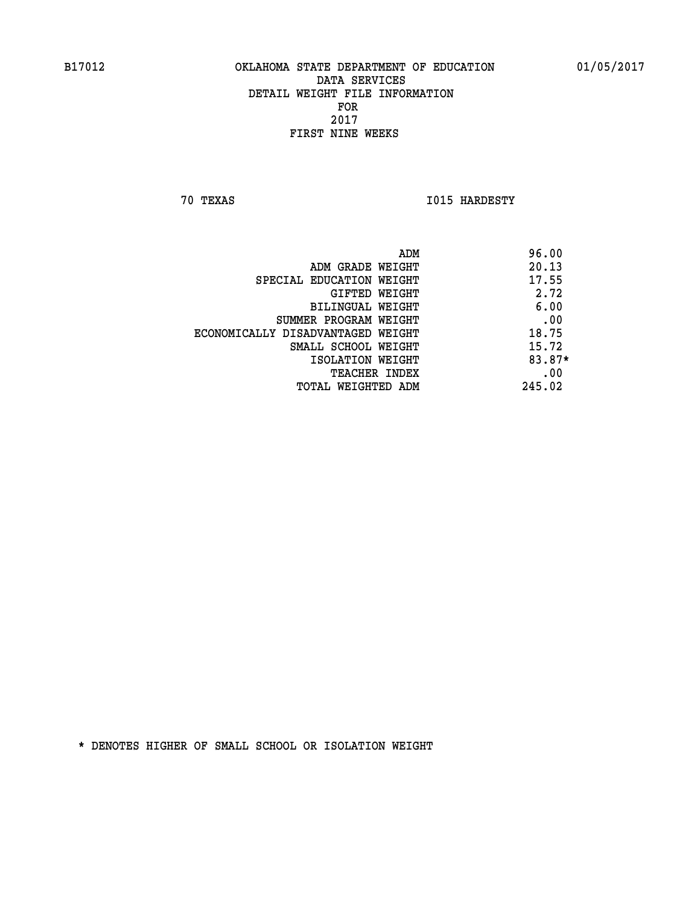# OKLAHOMA STATE DEPARTMENT OF EDUCATION
## DATA SERVICES
## DETAIL WEIGHT FILE INFORMATION
## FOR
## 2017
## FIRST NINE WEEKS

B17012 01/05/2017

70 TEXAS I015 HARDESTY

| | |
|---|---|
| ADM | 96.00 |
| ADM GRADE WEIGHT | 20.13 |
| SPECIAL EDUCATION WEIGHT | 17.55 |
| GIFTED WEIGHT | 2.72 |
| BILINGUAL WEIGHT | 6.00 |
| SUMMER PROGRAM WEIGHT | .00 |
| ECONOMICALLY DISADVANTAGED WEIGHT | 18.75 |
| SMALL SCHOOL WEIGHT | 15.72 |
| ISOLATION WEIGHT | 83.87* |
| TEACHER INDEX | .00 |
| TOTAL WEIGHTED ADM | 245.02 |

* DENOTES HIGHER OF SMALL SCHOOL OR ISOLATION WEIGHT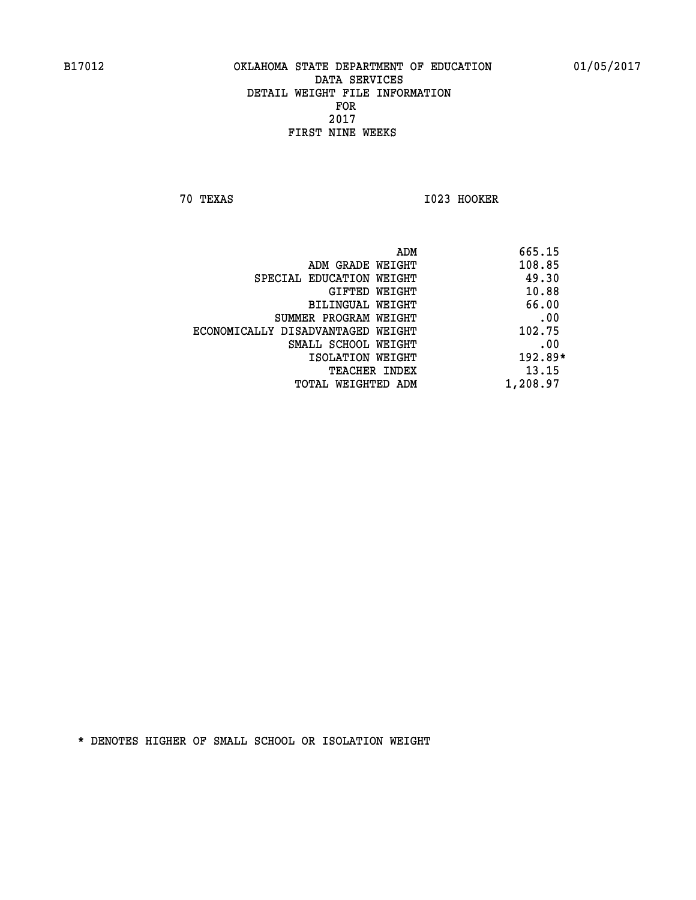B17012 OKLAHOMA STATE DEPARTMENT OF EDUCATION 01/05/2017

DATA SERVICES
DETAIL WEIGHT FILE INFORMATION
FOR
2017
FIRST NINE WEEKS

70 TEXAS I023 HOOKER

| | |
|---|---|
| ADM | 665.15 |
| ADM GRADE WEIGHT | 108.85 |
| SPECIAL EDUCATION WEIGHT | 49.30 |
| GIFTED WEIGHT | 10.88 |
| BILINGUAL WEIGHT | 66.00 |
| SUMMER PROGRAM WEIGHT | .00 |
| ECONOMICALLY DISADVANTAGED WEIGHT | 102.75 |
| SMALL SCHOOL WEIGHT | .00 |
| ISOLATION WEIGHT | 192.89* |
| TEACHER INDEX | 13.15 |
| TOTAL WEIGHTED ADM | 1,208.97 |

* DENOTES HIGHER OF SMALL SCHOOL OR ISOLATION WEIGHT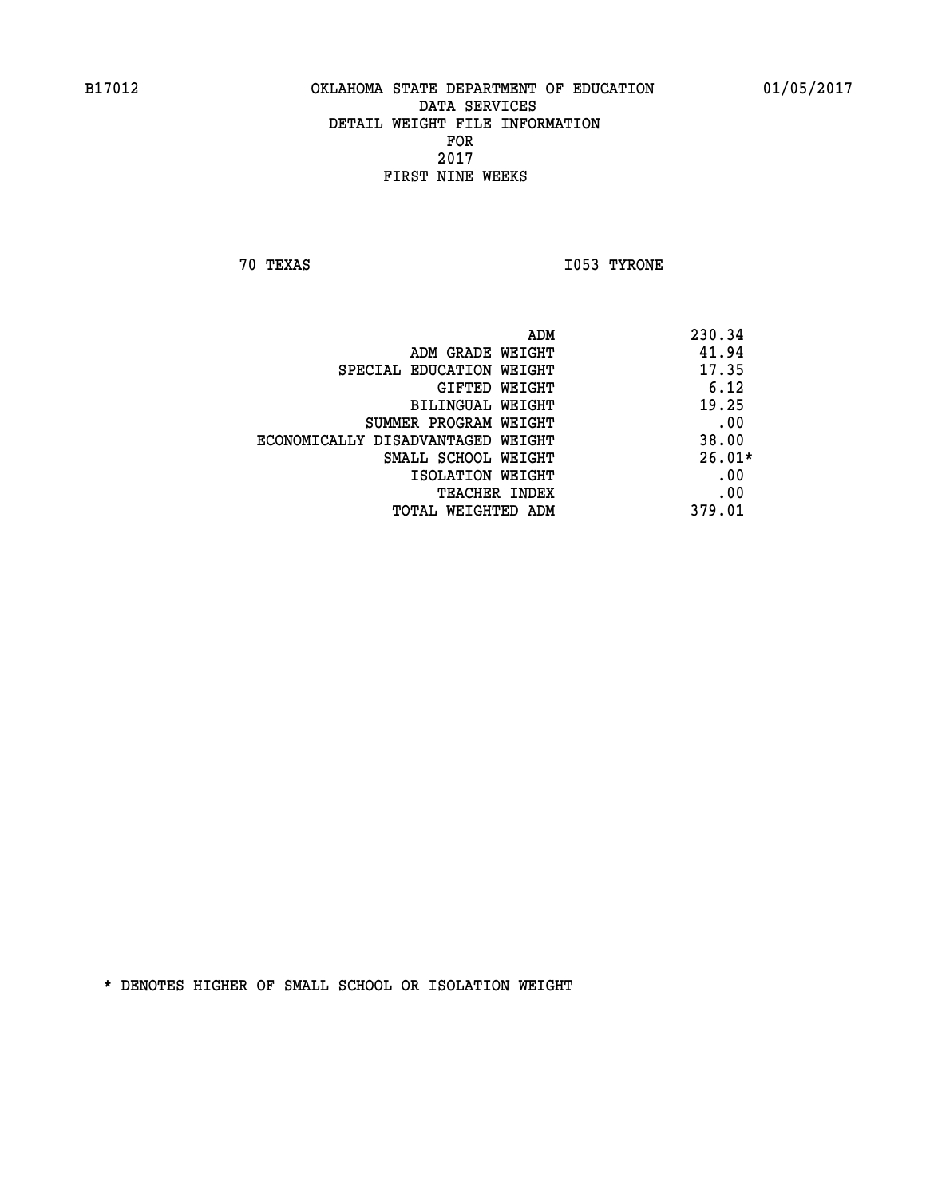# OKLAHOMA STATE DEPARTMENT OF EDUCATION
## DATA SERVICES
## DETAIL WEIGHT FILE INFORMATION
## FOR
## 2017
## FIRST NINE WEEKS

B17012 — 01/05/2017

70 TEXAS — I053 TYRONE

| | |
|---|---|
| ADM | 230.34 |
| ADM GRADE WEIGHT | 41.94 |
| SPECIAL EDUCATION WEIGHT | 17.35 |
| GIFTED WEIGHT | 6.12 |
| BILINGUAL WEIGHT | 19.25 |
| SUMMER PROGRAM WEIGHT | .00 |
| ECONOMICALLY DISADVANTAGED WEIGHT | 38.00 |
| SMALL SCHOOL WEIGHT | 26.01* |
| ISOLATION WEIGHT | .00 |
| TEACHER INDEX | .00 |
| TOTAL WEIGHTED ADM | 379.01 |

* DENOTES HIGHER OF SMALL SCHOOL OR ISOLATION WEIGHT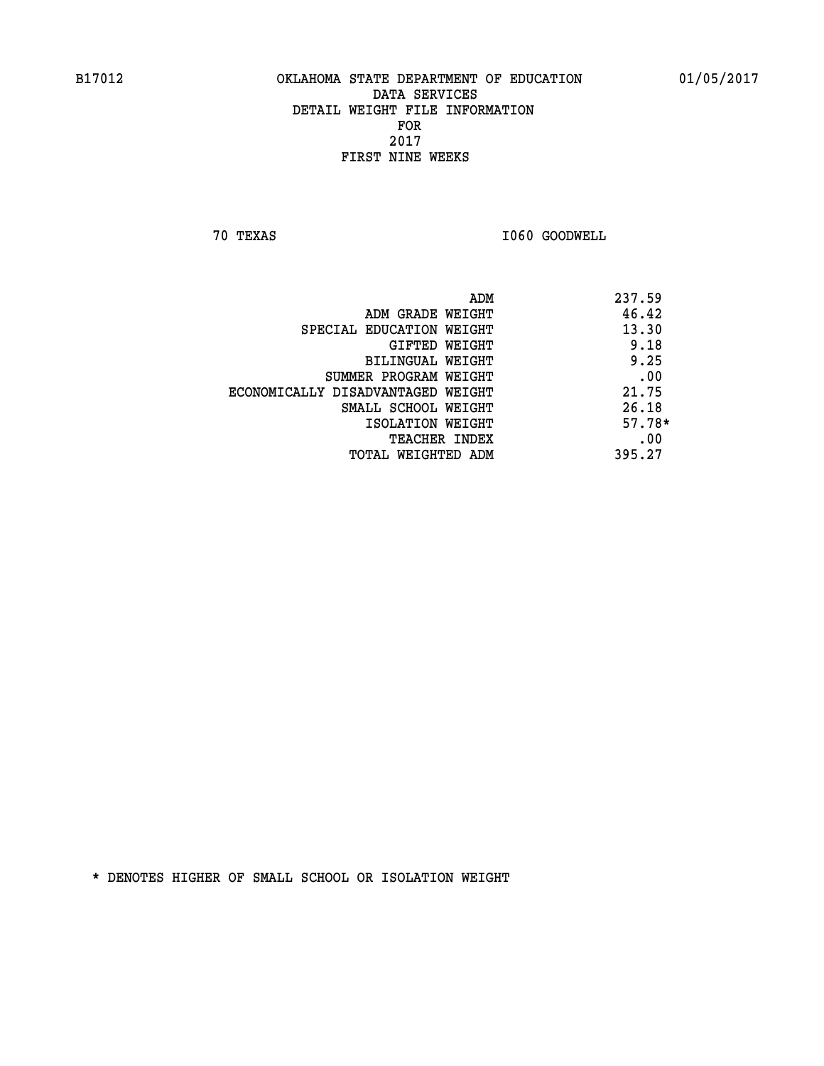B17012 OKLAHOMA STATE DEPARTMENT OF EDUCATION 01/05/2017

DATA SERVICES
DETAIL WEIGHT FILE INFORMATION
FOR
2017
FIRST NINE WEEKS

70 TEXAS I060 GOODWELL

| | |
|---|---|
| ADM | 237.59 |
| ADM GRADE WEIGHT | 46.42 |
| SPECIAL EDUCATION WEIGHT | 13.30 |
| GIFTED WEIGHT | 9.18 |
| BILINGUAL WEIGHT | 9.25 |
| SUMMER PROGRAM WEIGHT | .00 |
| ECONOMICALLY DISADVANTAGED WEIGHT | 21.75 |
| SMALL SCHOOL WEIGHT | 26.18 |
| ISOLATION WEIGHT | 57.78* |
| TEACHER INDEX | .00 |
| TOTAL WEIGHTED ADM | 395.27 |

* DENOTES HIGHER OF SMALL SCHOOL OR ISOLATION WEIGHT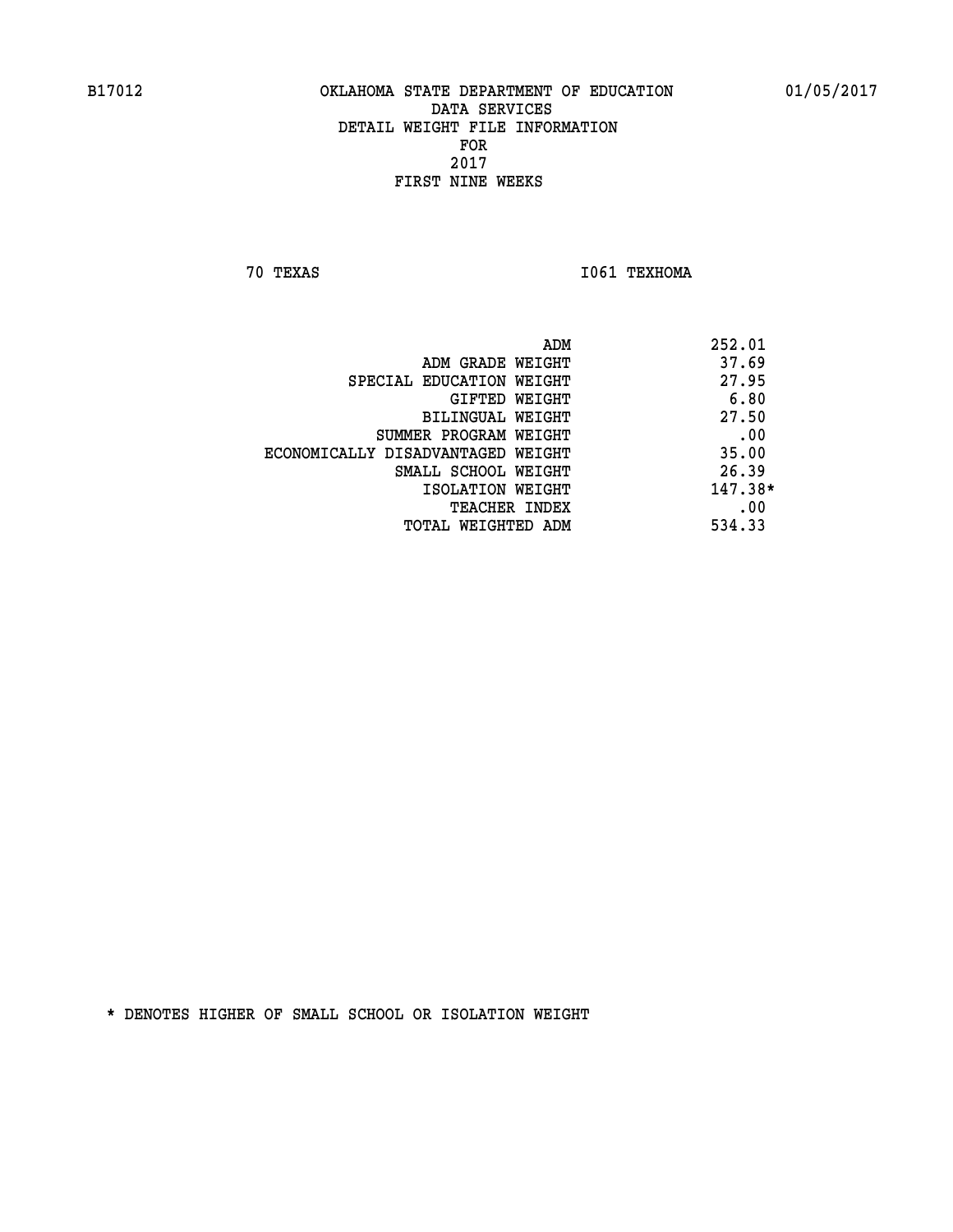B17012 OKLAHOMA STATE DEPARTMENT OF EDUCATION 01/05/2017

DATA SERVICES
DETAIL WEIGHT FILE INFORMATION
FOR
2017
FIRST NINE WEEKS

70 TEXAS I061 TEXHOMA

| | |
|---|---|
| ADM | 252.01 |
| ADM GRADE WEIGHT | 37.69 |
| SPECIAL EDUCATION WEIGHT | 27.95 |
| GIFTED WEIGHT | 6.80 |
| BILINGUAL WEIGHT | 27.50 |
| SUMMER PROGRAM WEIGHT | .00 |
| ECONOMICALLY DISADVANTAGED WEIGHT | 35.00 |
| SMALL SCHOOL WEIGHT | 26.39 |
| ISOLATION WEIGHT | 147.38* |
| TEACHER INDEX | .00 |
| TOTAL WEIGHTED ADM | 534.33 |

* DENOTES HIGHER OF SMALL SCHOOL OR ISOLATION WEIGHT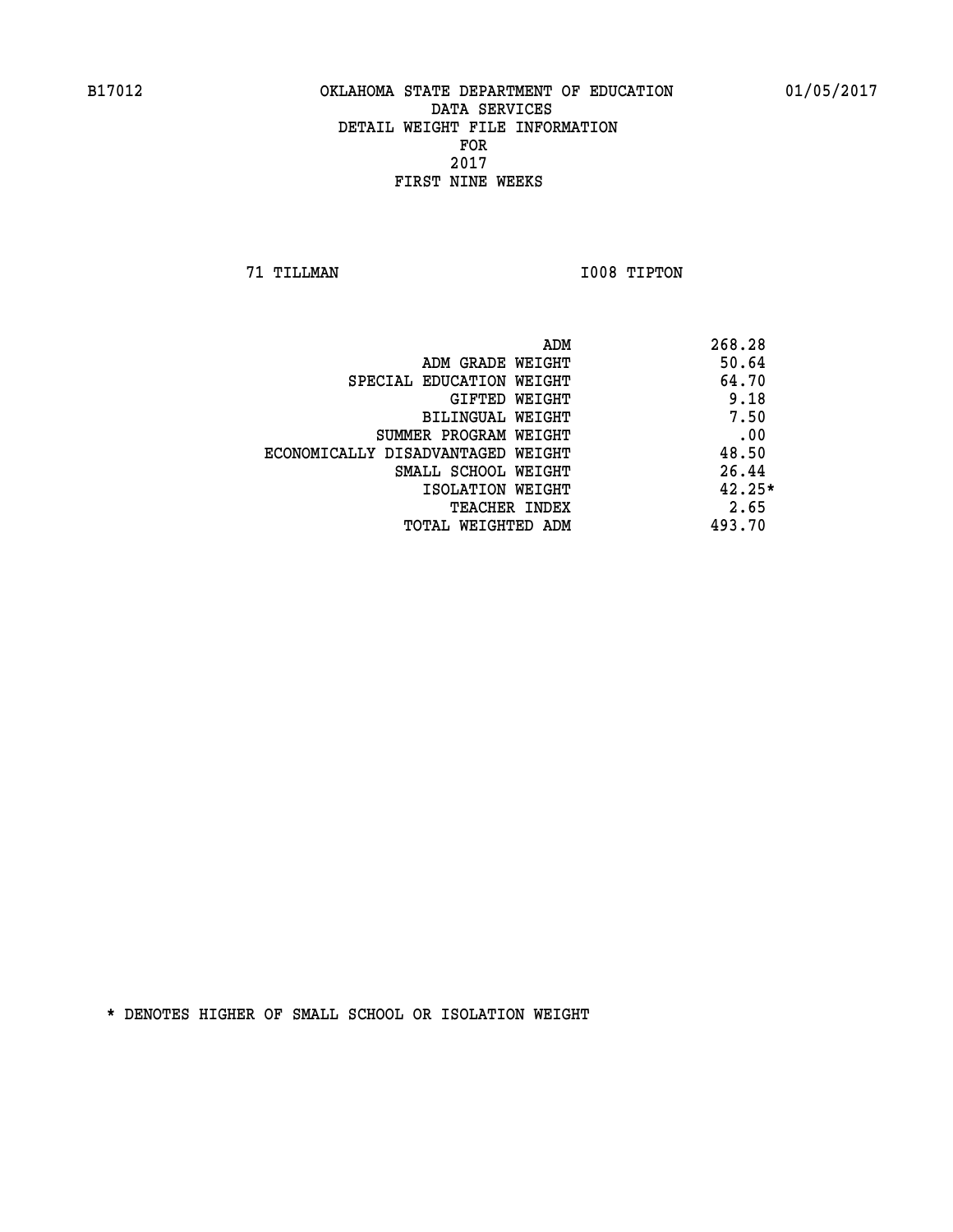B17012 OKLAHOMA STATE DEPARTMENT OF EDUCATION 01/05/2017

DATA SERVICES
DETAIL WEIGHT FILE INFORMATION
FOR
2017
FIRST NINE WEEKS

71 TILLMAN I008 TIPTON

| | |
|---|---|
| ADM | 268.28 |
| ADM GRADE WEIGHT | 50.64 |
| SPECIAL EDUCATION WEIGHT | 64.70 |
| GIFTED WEIGHT | 9.18 |
| BILINGUAL WEIGHT | 7.50 |
| SUMMER PROGRAM WEIGHT | .00 |
| ECONOMICALLY DISADVANTAGED WEIGHT | 48.50 |
| SMALL SCHOOL WEIGHT | 26.44 |
| ISOLATION WEIGHT | 42.25* |
| TEACHER INDEX | 2.65 |
| TOTAL WEIGHTED ADM | 493.70 |

* DENOTES HIGHER OF SMALL SCHOOL OR ISOLATION WEIGHT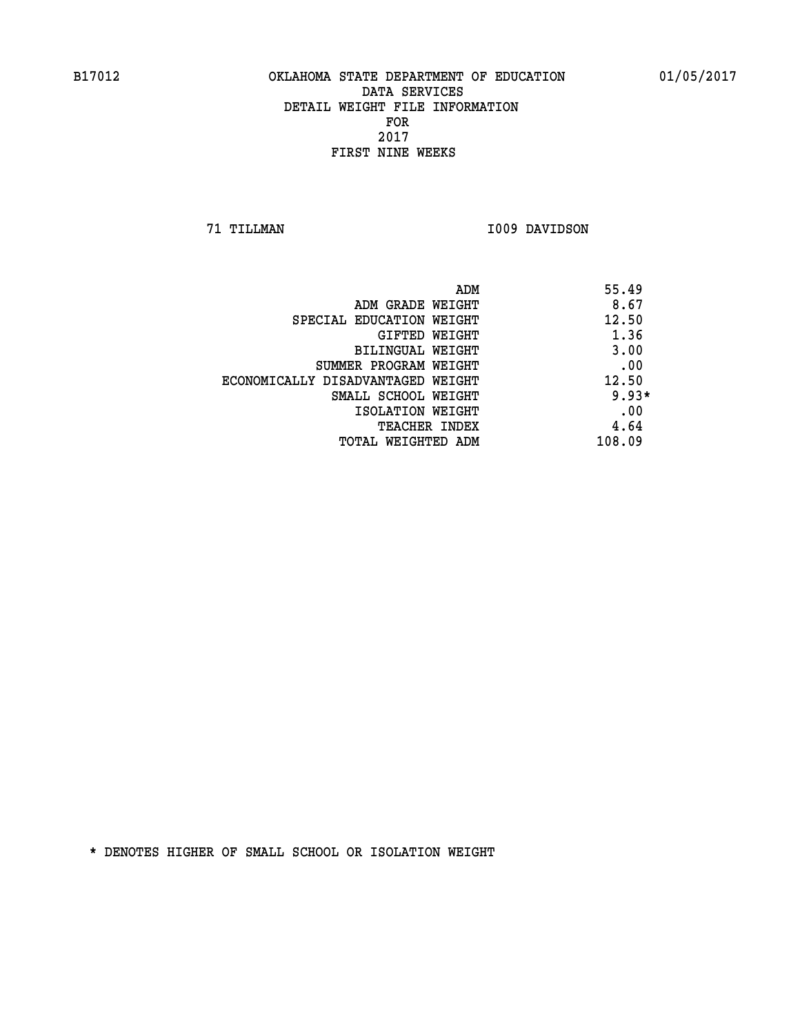OKLAHOMA STATE DEPARTMENT OF EDUCATION
DATA SERVICES
DETAIL WEIGHT FILE INFORMATION
FOR
2017
FIRST NINE WEEKS

71 TILLMAN I009 DAVIDSON

| | |
|---|---|
| ADM | 55.49 |
| ADM GRADE WEIGHT | 8.67 |
| SPECIAL EDUCATION WEIGHT | 12.50 |
| GIFTED WEIGHT | 1.36 |
| BILINGUAL WEIGHT | 3.00 |
| SUMMER PROGRAM WEIGHT | .00 |
| ECONOMICALLY DISADVANTAGED WEIGHT | 12.50 |
| SMALL SCHOOL WEIGHT | 9.93* |
| ISOLATION WEIGHT | .00 |
| TEACHER INDEX | 4.64 |
| TOTAL WEIGHTED ADM | 108.09 |

* DENOTES HIGHER OF SMALL SCHOOL OR ISOLATION WEIGHT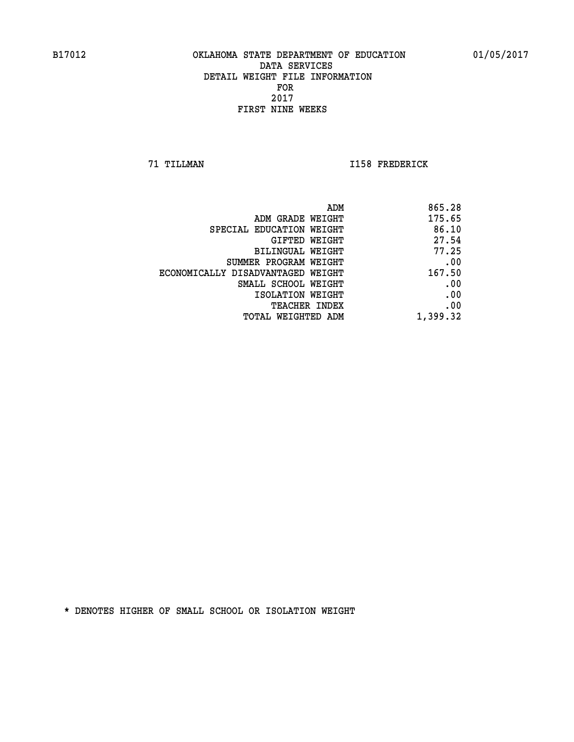OKLAHOMA STATE DEPARTMENT OF EDUCATION
DATA SERVICES
DETAIL WEIGHT FILE INFORMATION
FOR
2017
FIRST NINE WEEKS

71 TILLMAN — I158 FREDERICK

| | |
|---|---|
| ADM | 865.28 |
| ADM GRADE WEIGHT | 175.65 |
| SPECIAL EDUCATION WEIGHT | 86.10 |
| GIFTED WEIGHT | 27.54 |
| BILINGUAL WEIGHT | 77.25 |
| SUMMER PROGRAM WEIGHT | .00 |
| ECONOMICALLY DISADVANTAGED WEIGHT | 167.50 |
| SMALL SCHOOL WEIGHT | .00 |
| ISOLATION WEIGHT | .00 |
| TEACHER INDEX | .00 |
| TOTAL WEIGHTED ADM | 1,399.32 |

* DENOTES HIGHER OF SMALL SCHOOL OR ISOLATION WEIGHT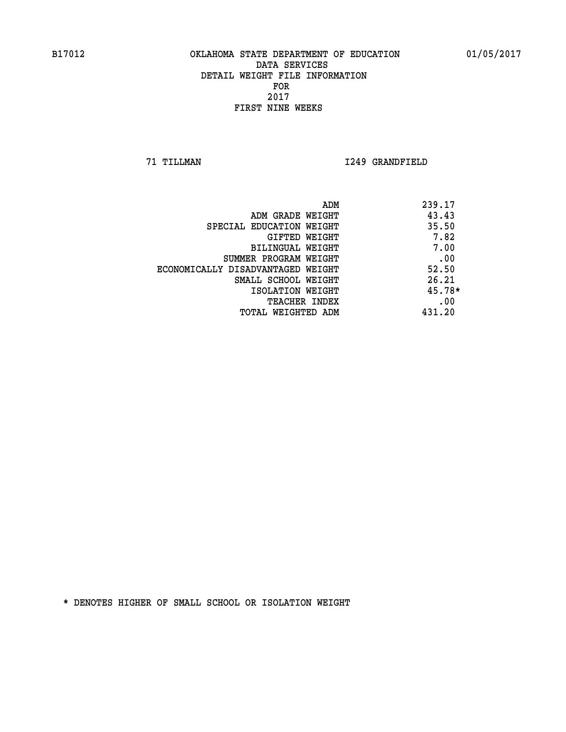B17012 OKLAHOMA STATE DEPARTMENT OF EDUCATION 01/05/2017

DATA SERVICES
DETAIL WEIGHT FILE INFORMATION
FOR
2017
FIRST NINE WEEKS

71 TILLMAN I249 GRANDFIELD

| | |
|---|---|
| ADM | 239.17 |
| ADM GRADE WEIGHT | 43.43 |
| SPECIAL EDUCATION WEIGHT | 35.50 |
| GIFTED WEIGHT | 7.82 |
| BILINGUAL WEIGHT | 7.00 |
| SUMMER PROGRAM WEIGHT | .00 |
| ECONOMICALLY DISADVANTAGED WEIGHT | 52.50 |
| SMALL SCHOOL WEIGHT | 26.21 |
| ISOLATION WEIGHT | 45.78* |
| TEACHER INDEX | .00 |
| TOTAL WEIGHTED ADM | 431.20 |

* DENOTES HIGHER OF SMALL SCHOOL OR ISOLATION WEIGHT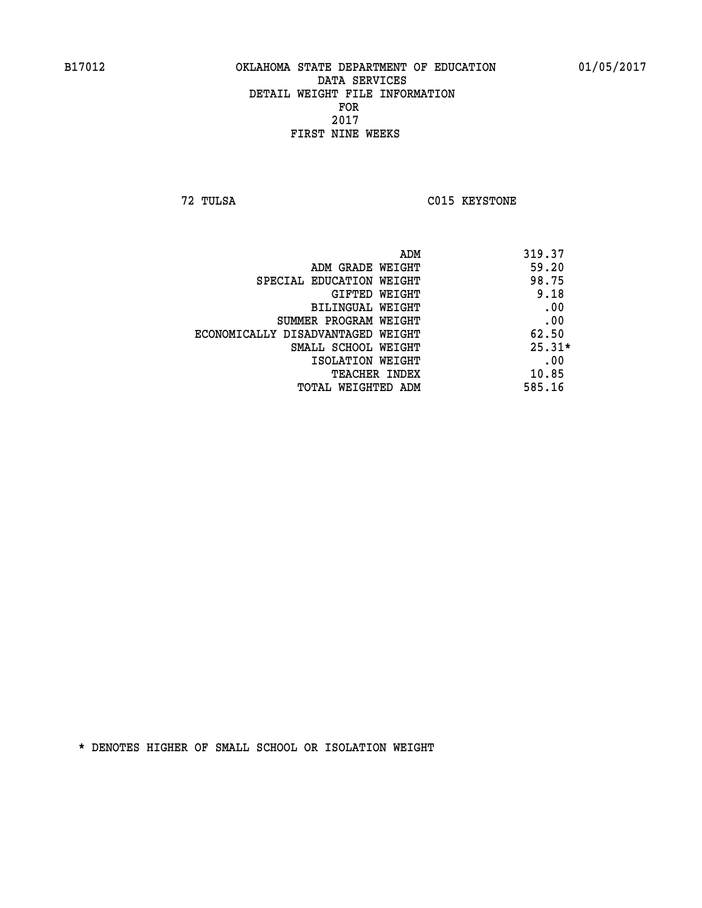B17012 OKLAHOMA STATE DEPARTMENT OF EDUCATION 01/05/2017

DATA SERVICES
DETAIL WEIGHT FILE INFORMATION
FOR
2017
FIRST NINE WEEKS

72 TULSA C015 KEYSTONE

| | |
|---|---|
| ADM | 319.37 |
| ADM GRADE WEIGHT | 59.20 |
| SPECIAL EDUCATION WEIGHT | 98.75 |
| GIFTED WEIGHT | 9.18 |
| BILINGUAL WEIGHT | .00 |
| SUMMER PROGRAM WEIGHT | .00 |
| ECONOMICALLY DISADVANTAGED WEIGHT | 62.50 |
| SMALL SCHOOL WEIGHT | 25.31* |
| ISOLATION WEIGHT | .00 |
| TEACHER INDEX | 10.85 |
| TOTAL WEIGHTED ADM | 585.16 |

* DENOTES HIGHER OF SMALL SCHOOL OR ISOLATION WEIGHT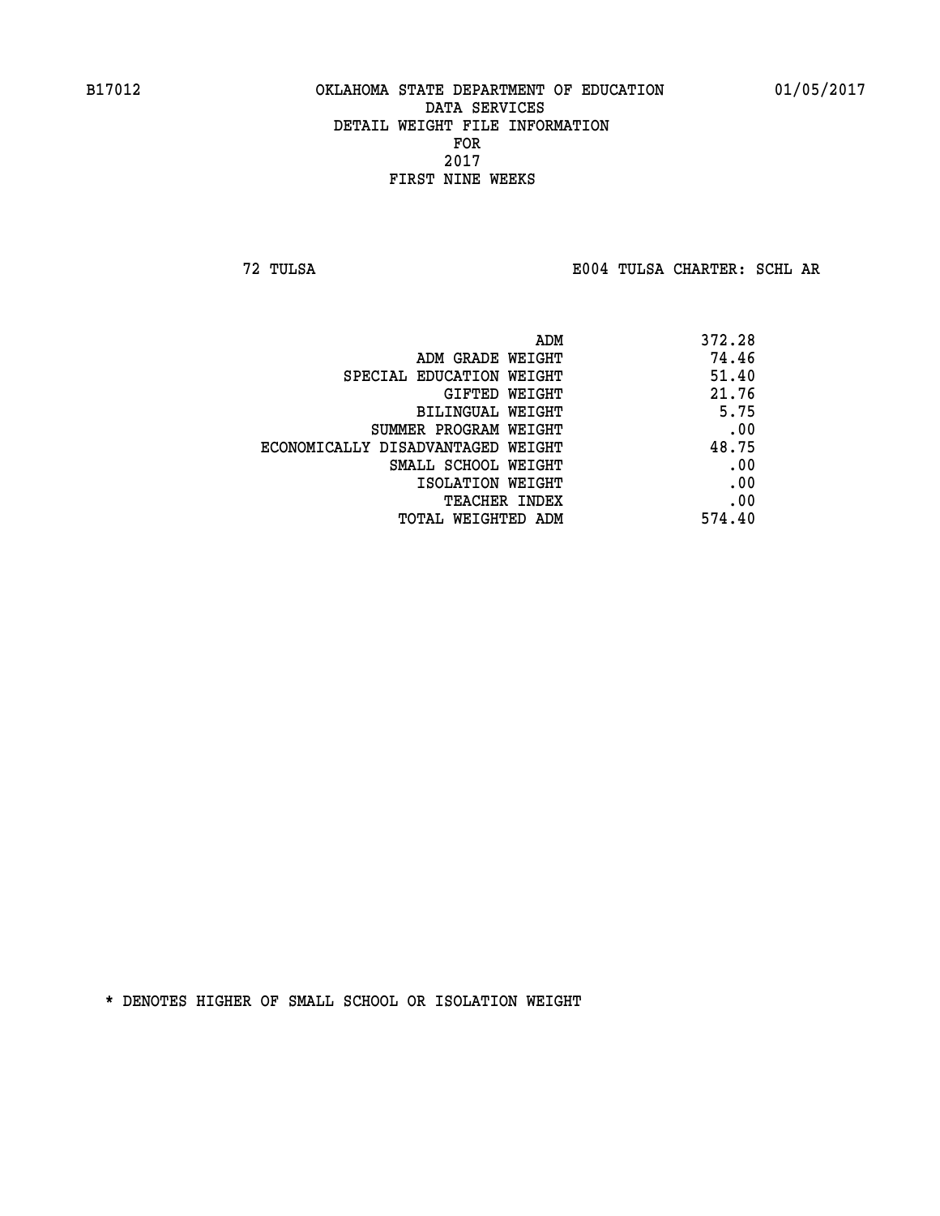B17012 OKLAHOMA STATE DEPARTMENT OF EDUCATION 01/05/2017

DATA SERVICES
DETAIL WEIGHT FILE INFORMATION
FOR
2017
FIRST NINE WEEKS

72 TULSA E004 TULSA CHARTER: SCHL AR

| | |
|---|---|
| ADM | 372.28 |
| ADM GRADE WEIGHT | 74.46 |
| SPECIAL EDUCATION WEIGHT | 51.40 |
| GIFTED WEIGHT | 21.76 |
| BILINGUAL WEIGHT | 5.75 |
| SUMMER PROGRAM WEIGHT | .00 |
| ECONOMICALLY DISADVANTAGED WEIGHT | 48.75 |
| SMALL SCHOOL WEIGHT | .00 |
| ISOLATION WEIGHT | .00 |
| TEACHER INDEX | .00 |
| TOTAL WEIGHTED ADM | 574.40 |

* DENOTES HIGHER OF SMALL SCHOOL OR ISOLATION WEIGHT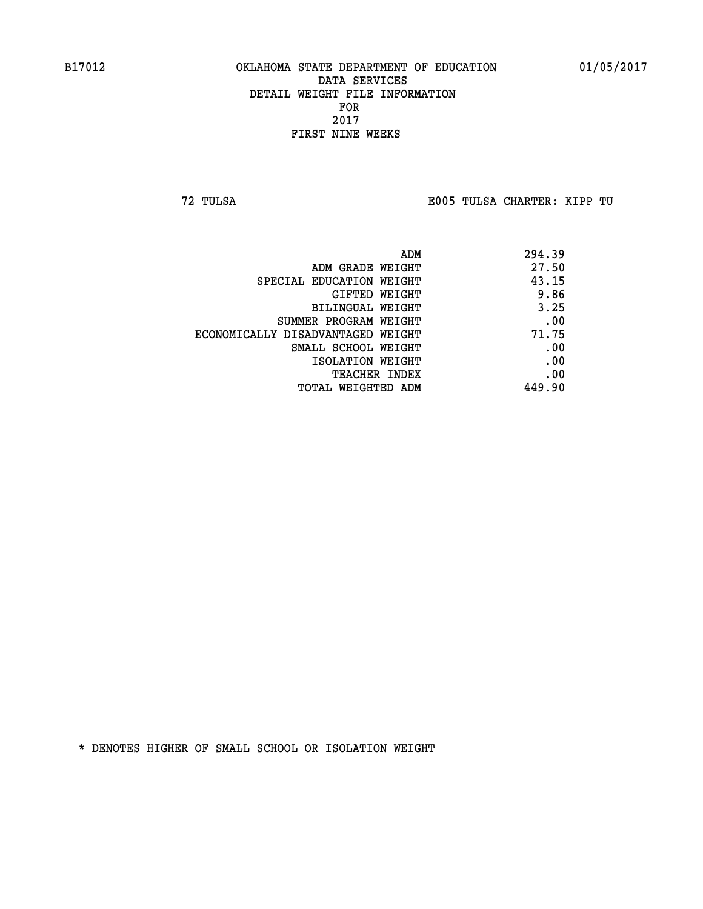B17012 OKLAHOMA STATE DEPARTMENT OF EDUCATION 01/05/2017

DATA SERVICES

DETAIL WEIGHT FILE INFORMATION

FOR

2017

FIRST NINE WEEKS

72 TULSA E005 TULSA CHARTER: KIPP TU

| | |
|---|---|
| ADM | 294.39 |
| ADM GRADE WEIGHT | 27.50 |
| SPECIAL EDUCATION WEIGHT | 43.15 |
| GIFTED WEIGHT | 9.86 |
| BILINGUAL WEIGHT | 3.25 |
| SUMMER PROGRAM WEIGHT | .00 |
| ECONOMICALLY DISADVANTAGED WEIGHT | 71.75 |
| SMALL SCHOOL WEIGHT | .00 |
| ISOLATION WEIGHT | .00 |
| TEACHER INDEX | .00 |
| TOTAL WEIGHTED ADM | 449.90 |

* DENOTES HIGHER OF SMALL SCHOOL OR ISOLATION WEIGHT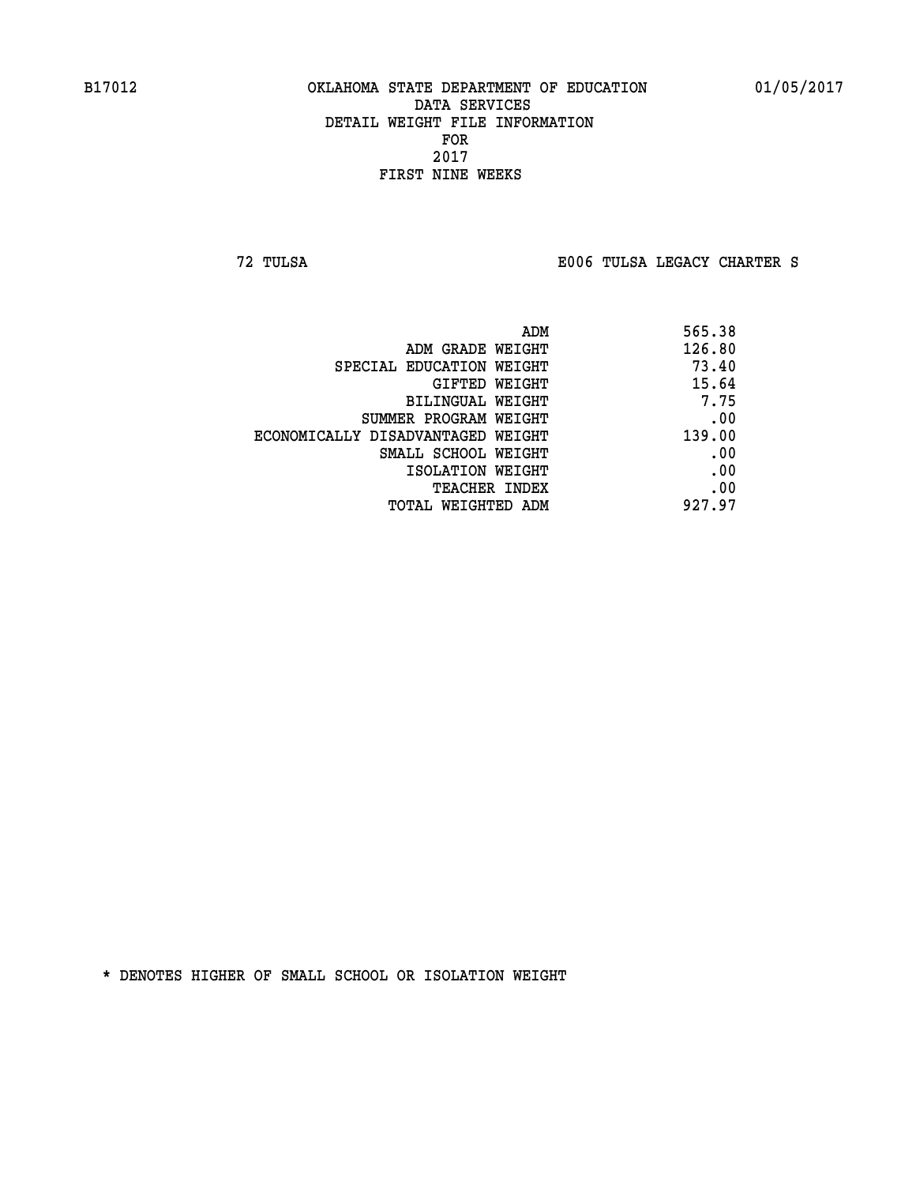B17012 OKLAHOMA STATE DEPARTMENT OF EDUCATION 01/05/2017

DATA SERVICES

DETAIL WEIGHT FILE INFORMATION

FOR

2017

FIRST NINE WEEKS

72 TULSA E006 TULSA LEGACY CHARTER S

| | |
|---|---|
| ADM | 565.38 |
| ADM GRADE WEIGHT | 126.80 |
| SPECIAL EDUCATION WEIGHT | 73.40 |
| GIFTED WEIGHT | 15.64 |
| BILINGUAL WEIGHT | 7.75 |
| SUMMER PROGRAM WEIGHT | .00 |
| ECONOMICALLY DISADVANTAGED WEIGHT | 139.00 |
| SMALL SCHOOL WEIGHT | .00 |
| ISOLATION WEIGHT | .00 |
| TEACHER INDEX | .00 |
| TOTAL WEIGHTED ADM | 927.97 |

* DENOTES HIGHER OF SMALL SCHOOL OR ISOLATION WEIGHT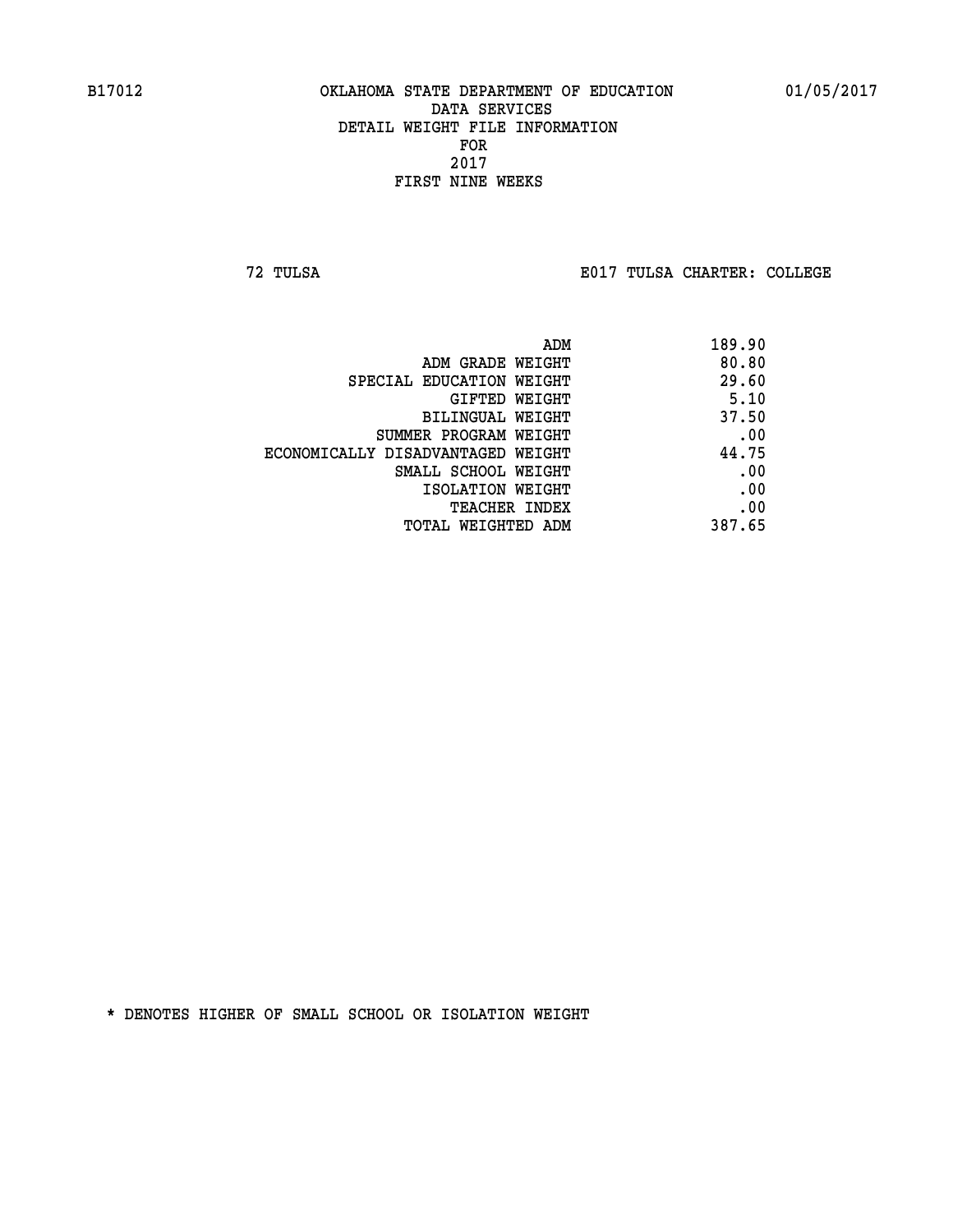B17012 OKLAHOMA STATE DEPARTMENT OF EDUCATION 01/05/2017

DATA SERVICES
DETAIL WEIGHT FILE INFORMATION
FOR
2017
FIRST NINE WEEKS

72 TULSA E017 TULSA CHARTER: COLLEGE

| | |
|---|---|
| ADM | 189.90 |
| ADM GRADE WEIGHT | 80.80 |
| SPECIAL EDUCATION WEIGHT | 29.60 |
| GIFTED WEIGHT | 5.10 |
| BILINGUAL WEIGHT | 37.50 |
| SUMMER PROGRAM WEIGHT | .00 |
| ECONOMICALLY DISADVANTAGED WEIGHT | 44.75 |
| SMALL SCHOOL WEIGHT | .00 |
| ISOLATION WEIGHT | .00 |
| TEACHER INDEX | .00 |
| TOTAL WEIGHTED ADM | 387.65 |

* DENOTES HIGHER OF SMALL SCHOOL OR ISOLATION WEIGHT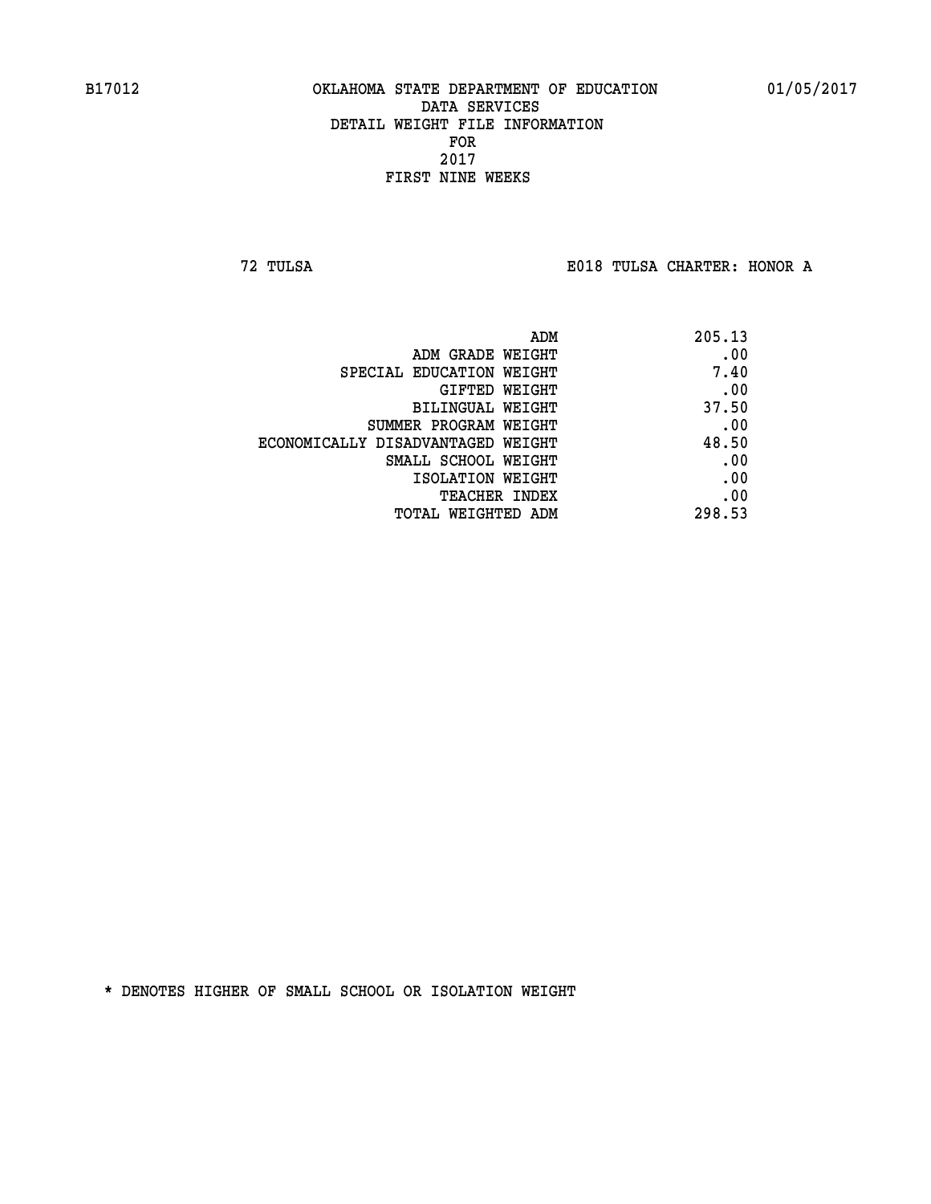OKLAHOMA STATE DEPARTMENT OF EDUCATION
DATA SERVICES
DETAIL WEIGHT FILE INFORMATION
FOR
2017
FIRST NINE WEEKS

72 TULSA — E018 TULSA CHARTER: HONOR A

| | |
|---|---|
| ADM | 205.13 |
| ADM GRADE WEIGHT | .00 |
| SPECIAL EDUCATION WEIGHT | 7.40 |
| GIFTED WEIGHT | .00 |
| BILINGUAL WEIGHT | 37.50 |
| SUMMER PROGRAM WEIGHT | .00 |
| ECONOMICALLY DISADVANTAGED WEIGHT | 48.50 |
| SMALL SCHOOL WEIGHT | .00 |
| ISOLATION WEIGHT | .00 |
| TEACHER INDEX | .00 |
| TOTAL WEIGHTED ADM | 298.53 |

* DENOTES HIGHER OF SMALL SCHOOL OR ISOLATION WEIGHT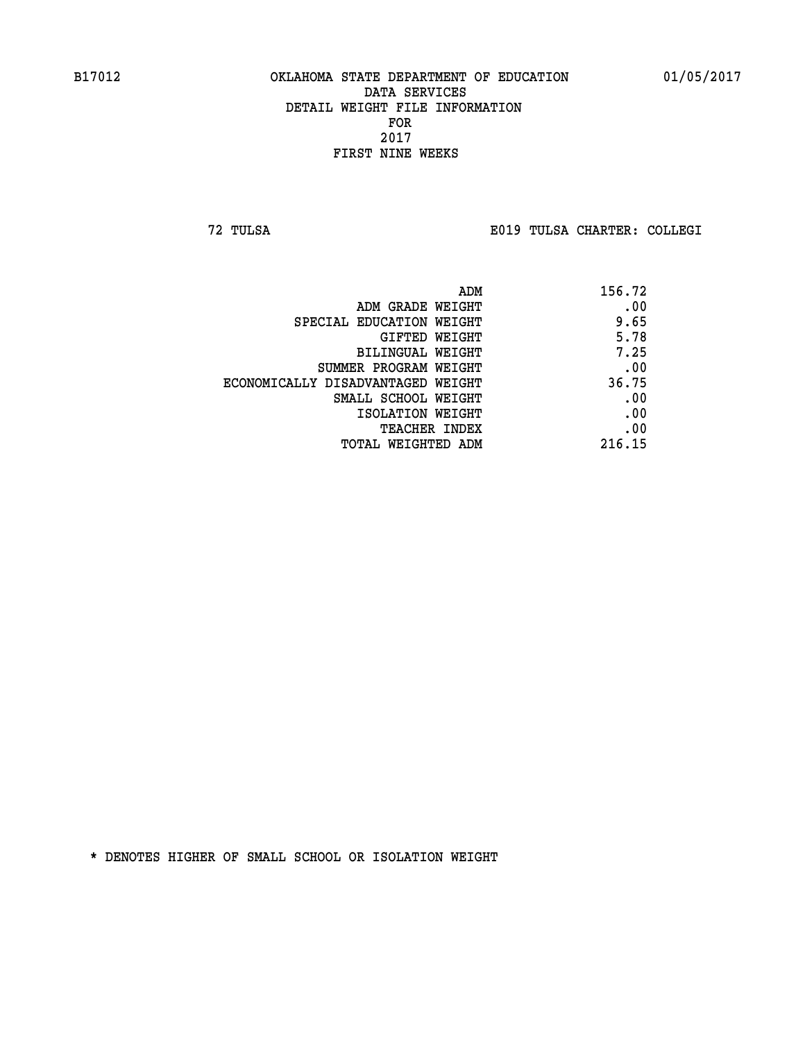B17012 OKLAHOMA STATE DEPARTMENT OF EDUCATION 01/05/2017

DATA SERVICES
DETAIL WEIGHT FILE INFORMATION
FOR
2017
FIRST NINE WEEKS

72 TULSA E019 TULSA CHARTER: COLLEGI

| | |
|---|---|
| ADM | 156.72 |
| ADM GRADE WEIGHT | .00 |
| SPECIAL EDUCATION WEIGHT | 9.65 |
| GIFTED WEIGHT | 5.78 |
| BILINGUAL WEIGHT | 7.25 |
| SUMMER PROGRAM WEIGHT | .00 |
| ECONOMICALLY DISADVANTAGED WEIGHT | 36.75 |
| SMALL SCHOOL WEIGHT | .00 |
| ISOLATION WEIGHT | .00 |
| TEACHER INDEX | .00 |
| TOTAL WEIGHTED ADM | 216.15 |

* DENOTES HIGHER OF SMALL SCHOOL OR ISOLATION WEIGHT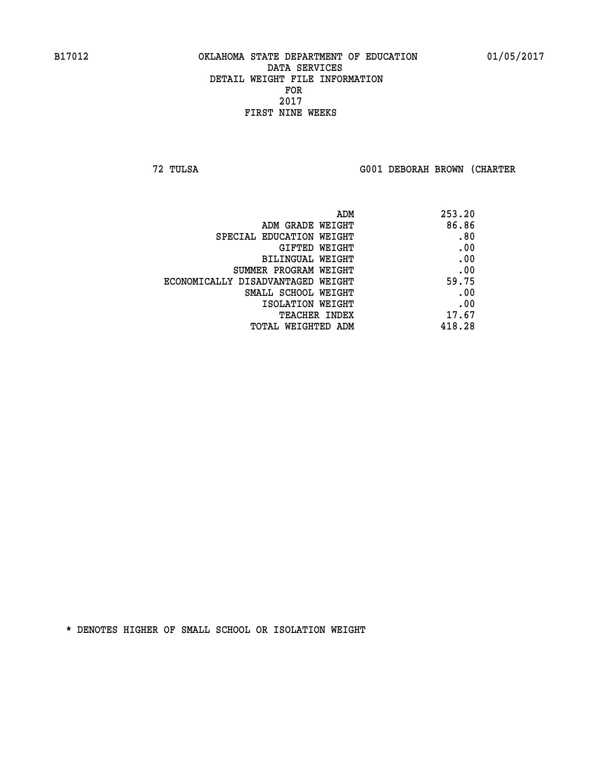B17012 OKLAHOMA STATE DEPARTMENT OF EDUCATION 01/05/2017

DATA SERVICES

DETAIL WEIGHT FILE INFORMATION

FOR

2017

FIRST NINE WEEKS

72 TULSA G001 DEBORAH BROWN (CHARTER

| | |
|---|---|
| ADM | 253.20 |
| ADM GRADE WEIGHT | 86.86 |
| SPECIAL EDUCATION WEIGHT | .80 |
| GIFTED WEIGHT | .00 |
| BILINGUAL WEIGHT | .00 |
| SUMMER PROGRAM WEIGHT | .00 |
| ECONOMICALLY DISADVANTAGED WEIGHT | 59.75 |
| SMALL SCHOOL WEIGHT | .00 |
| ISOLATION WEIGHT | .00 |
| TEACHER INDEX | 17.67 |
| TOTAL WEIGHTED ADM | 418.28 |

* DENOTES HIGHER OF SMALL SCHOOL OR ISOLATION WEIGHT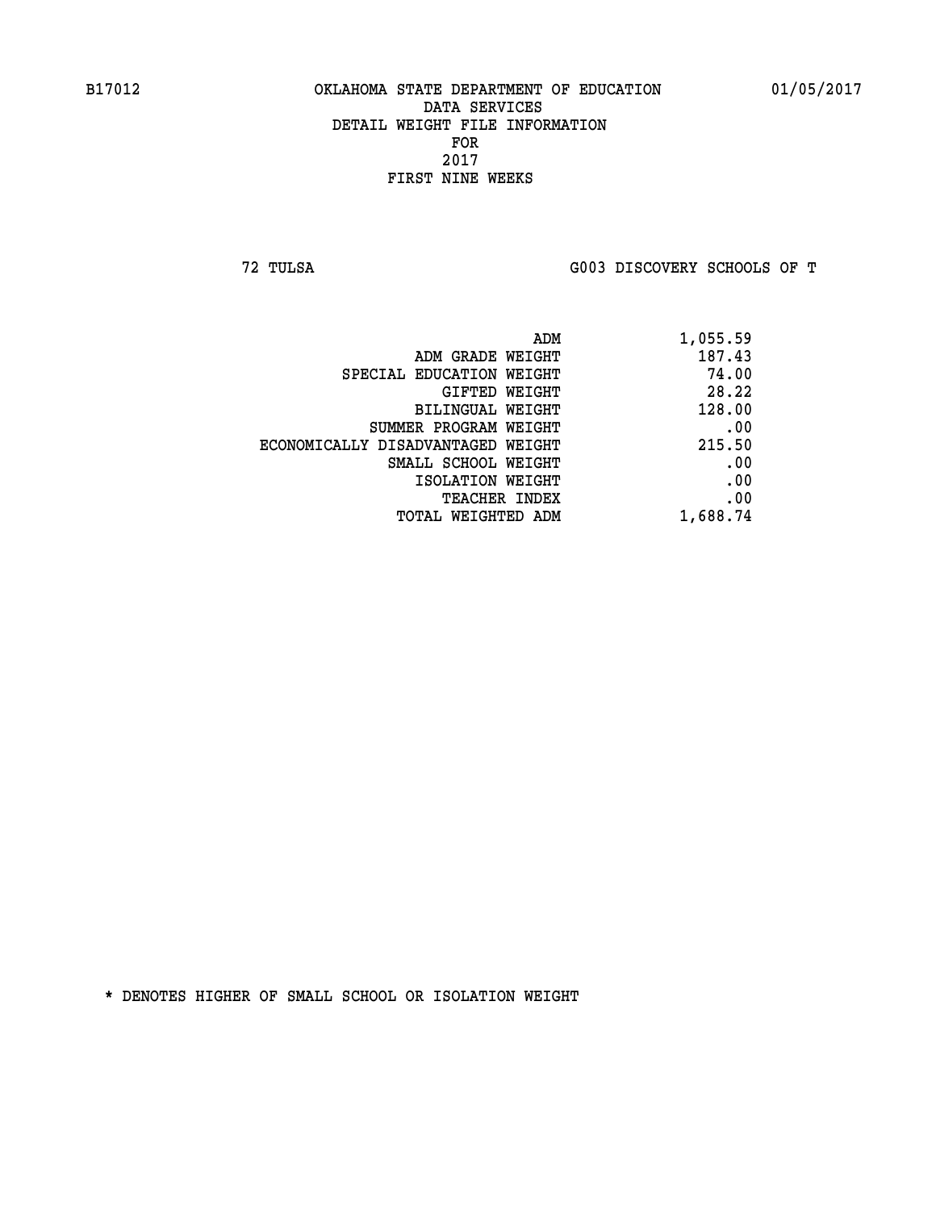B17012 OKLAHOMA STATE DEPARTMENT OF EDUCATION 01/05/2017

DATA SERVICES
DETAIL WEIGHT FILE INFORMATION
FOR
2017
FIRST NINE WEEKS

72 TULSA G003 DISCOVERY SCHOOLS OF T

| | |
|---|---|
| ADM | 1,055.59 |
| ADM GRADE WEIGHT | 187.43 |
| SPECIAL EDUCATION WEIGHT | 74.00 |
| GIFTED WEIGHT | 28.22 |
| BILINGUAL WEIGHT | 128.00 |
| SUMMER PROGRAM WEIGHT | .00 |
| ECONOMICALLY DISADVANTAGED WEIGHT | 215.50 |
| SMALL SCHOOL WEIGHT | .00 |
| ISOLATION WEIGHT | .00 |
| TEACHER INDEX | .00 |
| TOTAL WEIGHTED ADM | 1,688.74 |

* DENOTES HIGHER OF SMALL SCHOOL OR ISOLATION WEIGHT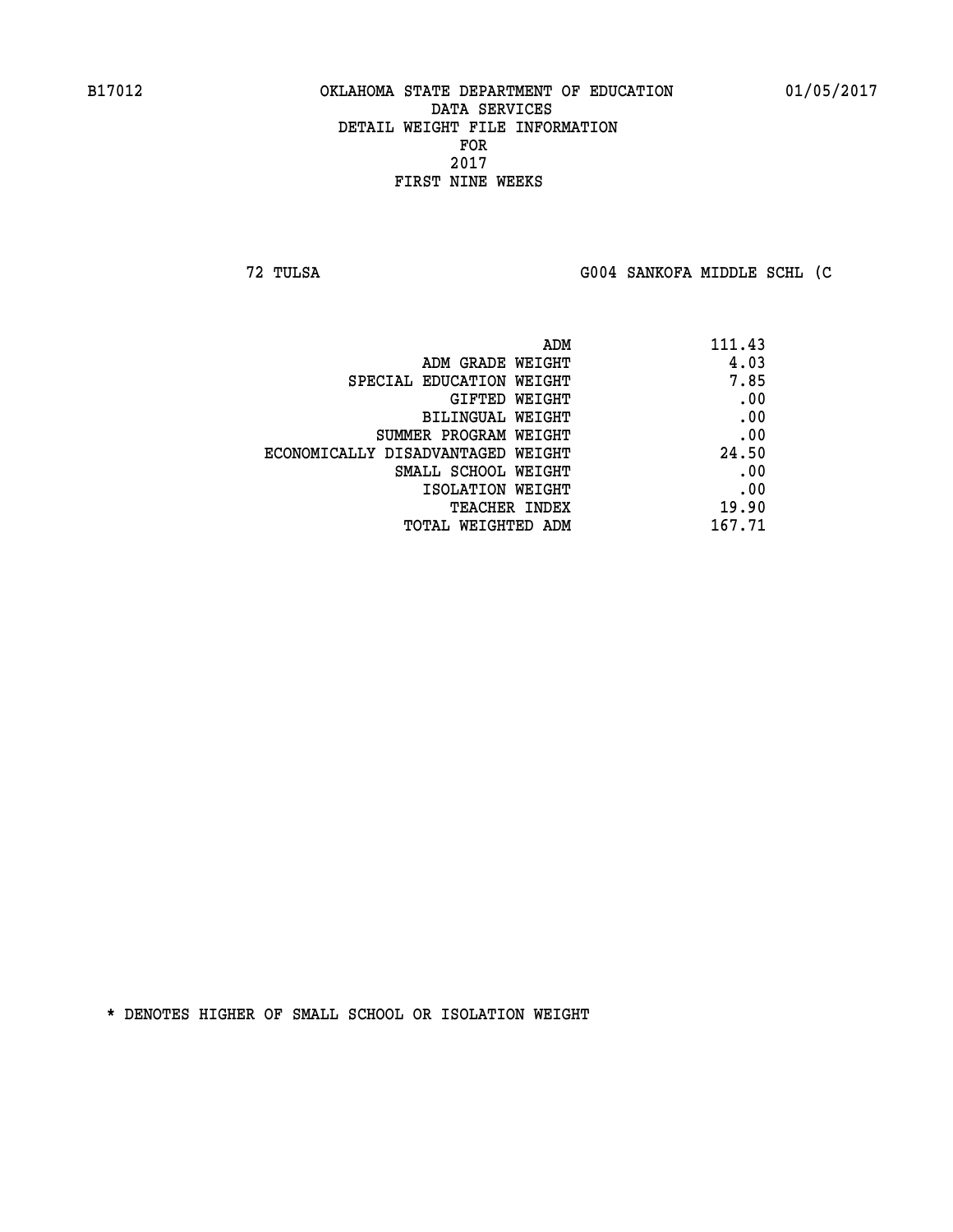B17012 OKLAHOMA STATE DEPARTMENT OF EDUCATION 01/05/2017

DATA SERVICES
DETAIL WEIGHT FILE INFORMATION
FOR
2017
FIRST NINE WEEKS

72 TULSA G004 SANKOFA MIDDLE SCHL (C

| | |
|---|---|
| ADM | 111.43 |
| ADM GRADE WEIGHT | 4.03 |
| SPECIAL EDUCATION WEIGHT | 7.85 |
| GIFTED WEIGHT | .00 |
| BILINGUAL WEIGHT | .00 |
| SUMMER PROGRAM WEIGHT | .00 |
| ECONOMICALLY DISADVANTAGED WEIGHT | 24.50 |
| SMALL SCHOOL WEIGHT | .00 |
| ISOLATION WEIGHT | .00 |
| TEACHER INDEX | 19.90 |
| TOTAL WEIGHTED ADM | 167.71 |

* DENOTES HIGHER OF SMALL SCHOOL OR ISOLATION WEIGHT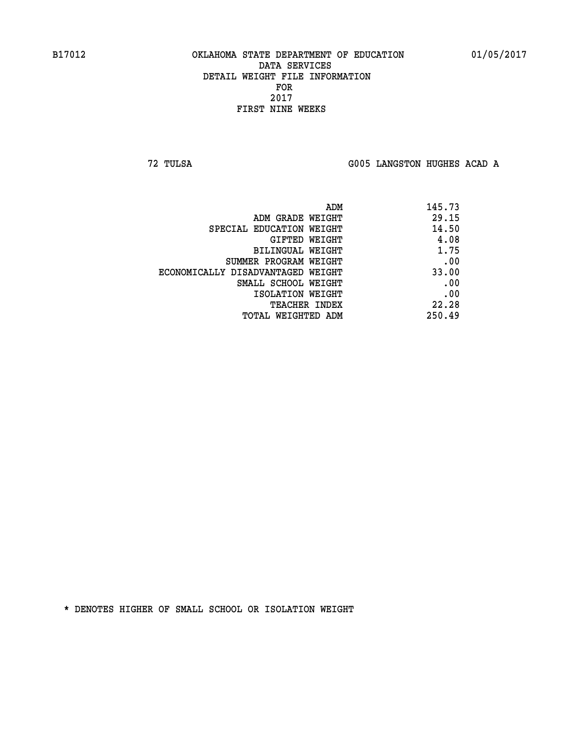B17012 OKLAHOMA STATE DEPARTMENT OF EDUCATION 01/05/2017

DATA SERVICES
DETAIL WEIGHT FILE INFORMATION
FOR
2017
FIRST NINE WEEKS

72 TULSA G005 LANGSTON HUGHES ACAD A

| | |
|---|---|
| ADM | 145.73 |
| ADM GRADE WEIGHT | 29.15 |
| SPECIAL EDUCATION WEIGHT | 14.50 |
| GIFTED WEIGHT | 4.08 |
| BILINGUAL WEIGHT | 1.75 |
| SUMMER PROGRAM WEIGHT | .00 |
| ECONOMICALLY DISADVANTAGED WEIGHT | 33.00 |
| SMALL SCHOOL WEIGHT | .00 |
| ISOLATION WEIGHT | .00 |
| TEACHER INDEX | 22.28 |
| TOTAL WEIGHTED ADM | 250.49 |

* DENOTES HIGHER OF SMALL SCHOOL OR ISOLATION WEIGHT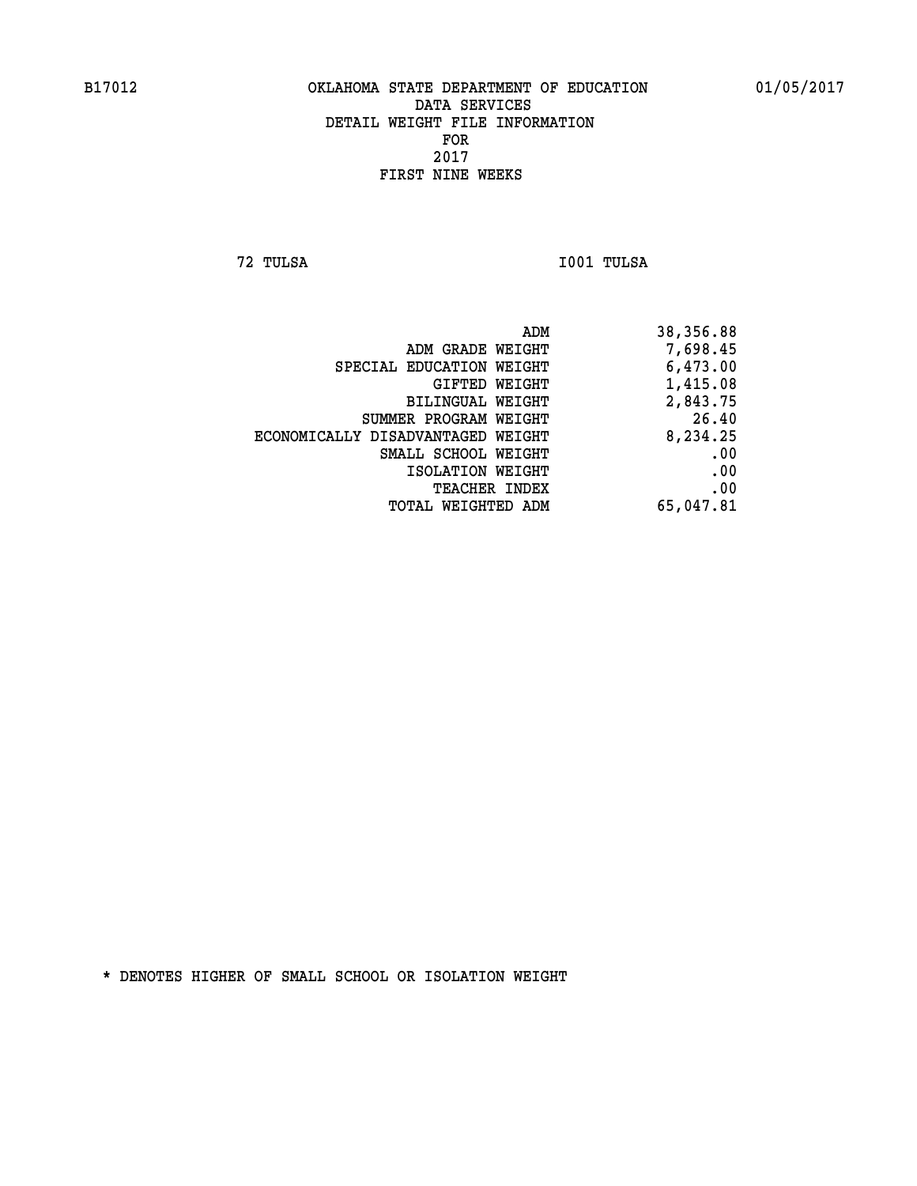B17012 OKLAHOMA STATE DEPARTMENT OF EDUCATION 01/05/2017

DATA SERVICES
DETAIL WEIGHT FILE INFORMATION
FOR
2017
FIRST NINE WEEKS

72 TULSA I001 TULSA

| | |
|---|---|
| ADM | 38,356.88 |
| ADM GRADE WEIGHT | 7,698.45 |
| SPECIAL EDUCATION WEIGHT | 6,473.00 |
| GIFTED WEIGHT | 1,415.08 |
| BILINGUAL WEIGHT | 2,843.75 |
| SUMMER PROGRAM WEIGHT | 26.40 |
| ECONOMICALLY DISADVANTAGED WEIGHT | 8,234.25 |
| SMALL SCHOOL WEIGHT | .00 |
| ISOLATION WEIGHT | .00 |
| TEACHER INDEX | .00 |
| TOTAL WEIGHTED ADM | 65,047.81 |

* DENOTES HIGHER OF SMALL SCHOOL OR ISOLATION WEIGHT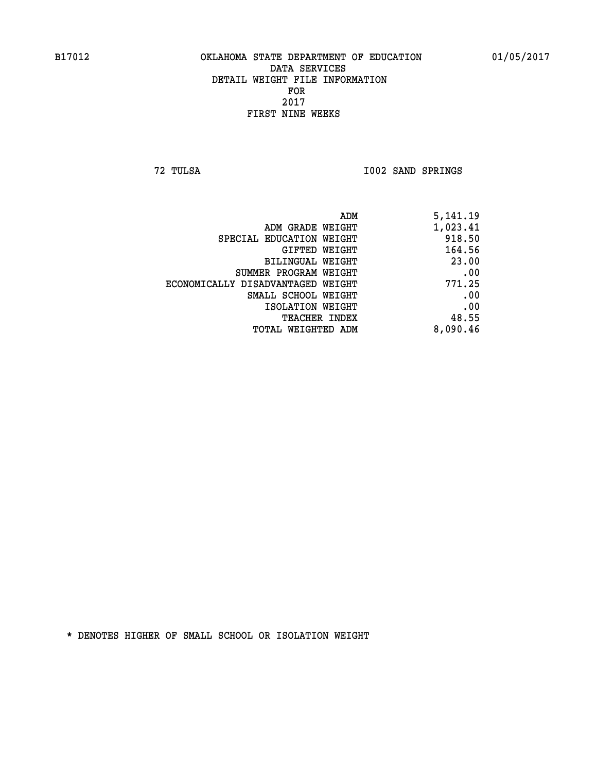# OKLAHOMA STATE DEPARTMENT OF EDUCATION
## DATA SERVICES
## DETAIL WEIGHT FILE INFORMATION
## FOR
## 2017
## FIRST NINE WEEKS

B17012 01/05/2017

72 TULSA I002 SAND SPRINGS

| | |
|---|---|
| ADM | 5,141.19 |
| ADM GRADE WEIGHT | 1,023.41 |
| SPECIAL EDUCATION WEIGHT | 918.50 |
| GIFTED WEIGHT | 164.56 |
| BILINGUAL WEIGHT | 23.00 |
| SUMMER PROGRAM WEIGHT | .00 |
| ECONOMICALLY DISADVANTAGED WEIGHT | 771.25 |
| SMALL SCHOOL WEIGHT | .00 |
| ISOLATION WEIGHT | .00 |
| TEACHER INDEX | 48.55 |
| TOTAL WEIGHTED ADM | 8,090.46 |

* DENOTES HIGHER OF SMALL SCHOOL OR ISOLATION WEIGHT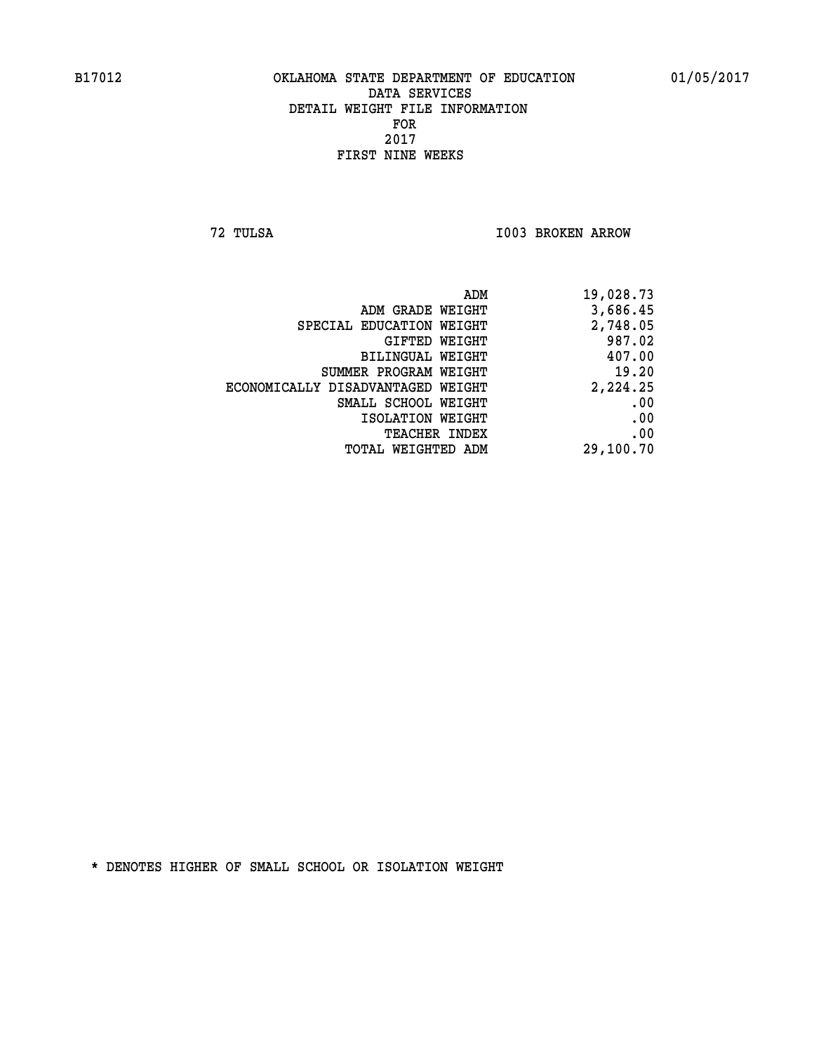B17012 OKLAHOMA STATE DEPARTMENT OF EDUCATION 01/05/2017

DATA SERVICES
DETAIL WEIGHT FILE INFORMATION
FOR
2017
FIRST NINE WEEKS

72 TULSA I003 BROKEN ARROW

| | |
|---|---|
| ADM | 19,028.73 |
| ADM GRADE WEIGHT | 3,686.45 |
| SPECIAL EDUCATION WEIGHT | 2,748.05 |
| GIFTED WEIGHT | 987.02 |
| BILINGUAL WEIGHT | 407.00 |
| SUMMER PROGRAM WEIGHT | 19.20 |
| ECONOMICALLY DISADVANTAGED WEIGHT | 2,224.25 |
| SMALL SCHOOL WEIGHT | .00 |
| ISOLATION WEIGHT | .00 |
| TEACHER INDEX | .00 |
| TOTAL WEIGHTED ADM | 29,100.70 |

* DENOTES HIGHER OF SMALL SCHOOL OR ISOLATION WEIGHT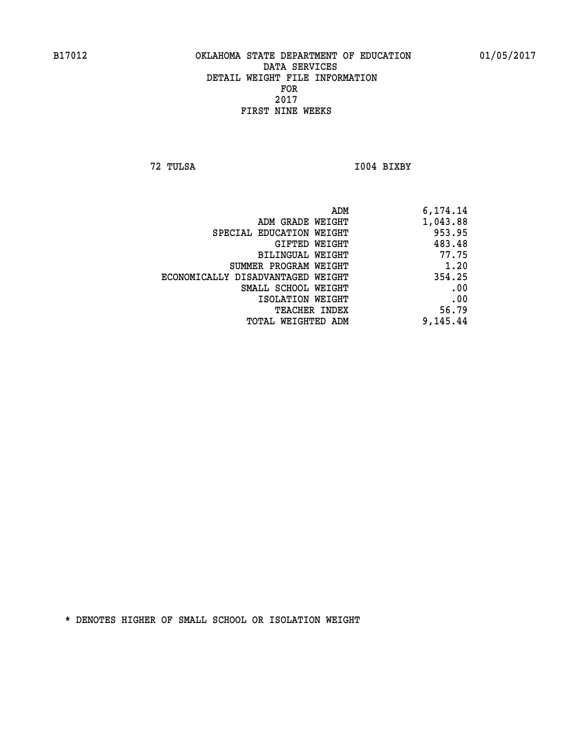B17012 OKLAHOMA STATE DEPARTMENT OF EDUCATION 01/05/2017

DATA SERVICES
DETAIL WEIGHT FILE INFORMATION
FOR
2017
FIRST NINE WEEKS

72 TULSA I004 BIXBY

| | |
|---|---|
| ADM | 6,174.14 |
| ADM GRADE WEIGHT | 1,043.88 |
| SPECIAL EDUCATION WEIGHT | 953.95 |
| GIFTED WEIGHT | 483.48 |
| BILINGUAL WEIGHT | 77.75 |
| SUMMER PROGRAM WEIGHT | 1.20 |
| ECONOMICALLY DISADVANTAGED WEIGHT | 354.25 |
| SMALL SCHOOL WEIGHT | .00 |
| ISOLATION WEIGHT | .00 |
| TEACHER INDEX | 56.79 |
| TOTAL WEIGHTED ADM | 9,145.44 |

* DENOTES HIGHER OF SMALL SCHOOL OR ISOLATION WEIGHT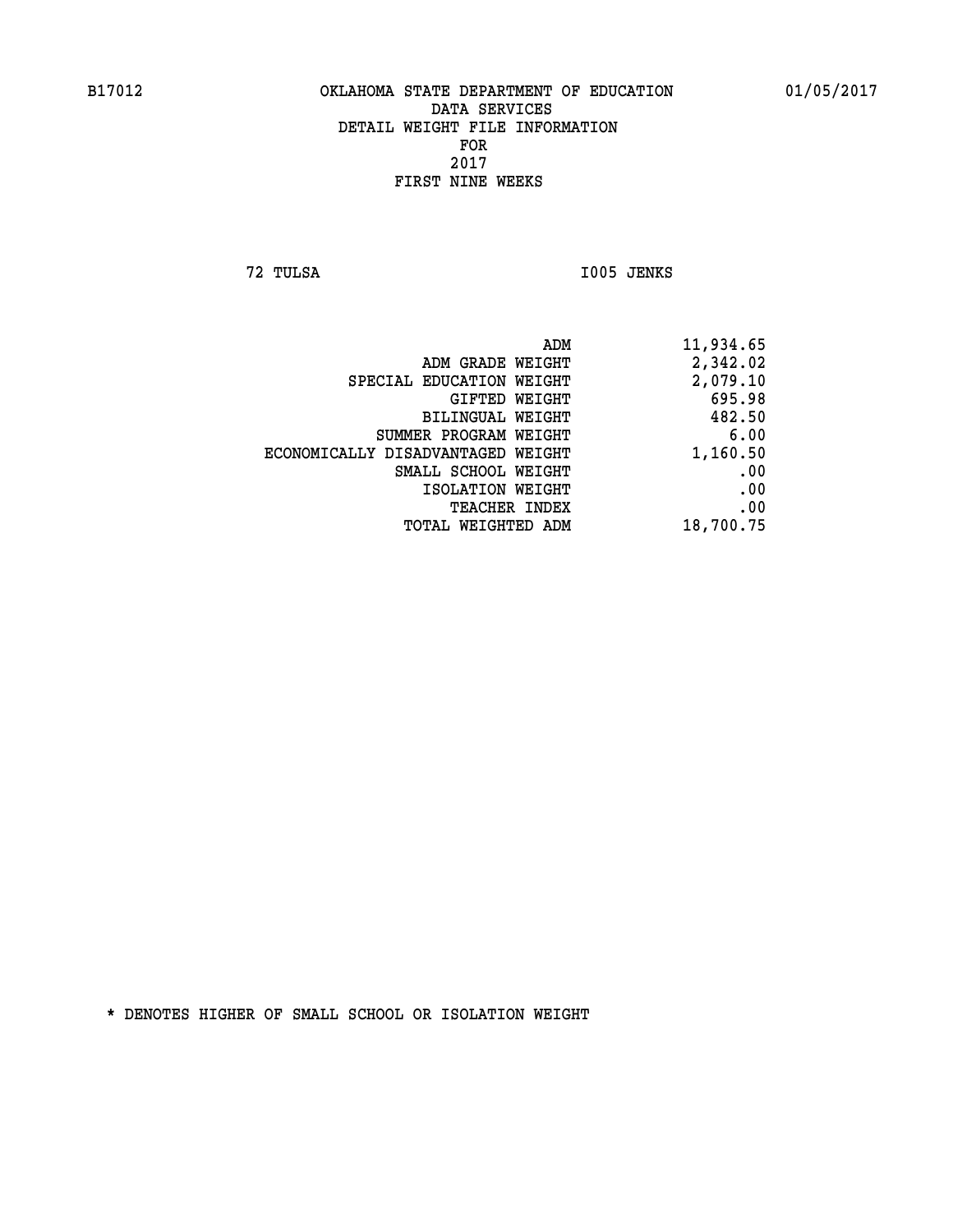B17012 OKLAHOMA STATE DEPARTMENT OF EDUCATION 01/05/2017

DATA SERVICES
DETAIL WEIGHT FILE INFORMATION
FOR
2017
FIRST NINE WEEKS

72 TULSA I005 JENKS

| | |
|---|---|
| ADM | 11,934.65 |
| ADM GRADE WEIGHT | 2,342.02 |
| SPECIAL EDUCATION WEIGHT | 2,079.10 |
| GIFTED WEIGHT | 695.98 |
| BILINGUAL WEIGHT | 482.50 |
| SUMMER PROGRAM WEIGHT | 6.00 |
| ECONOMICALLY DISADVANTAGED WEIGHT | 1,160.50 |
| SMALL SCHOOL WEIGHT | .00 |
| ISOLATION WEIGHT | .00 |
| TEACHER INDEX | .00 |
| TOTAL WEIGHTED ADM | 18,700.75 |

* DENOTES HIGHER OF SMALL SCHOOL OR ISOLATION WEIGHT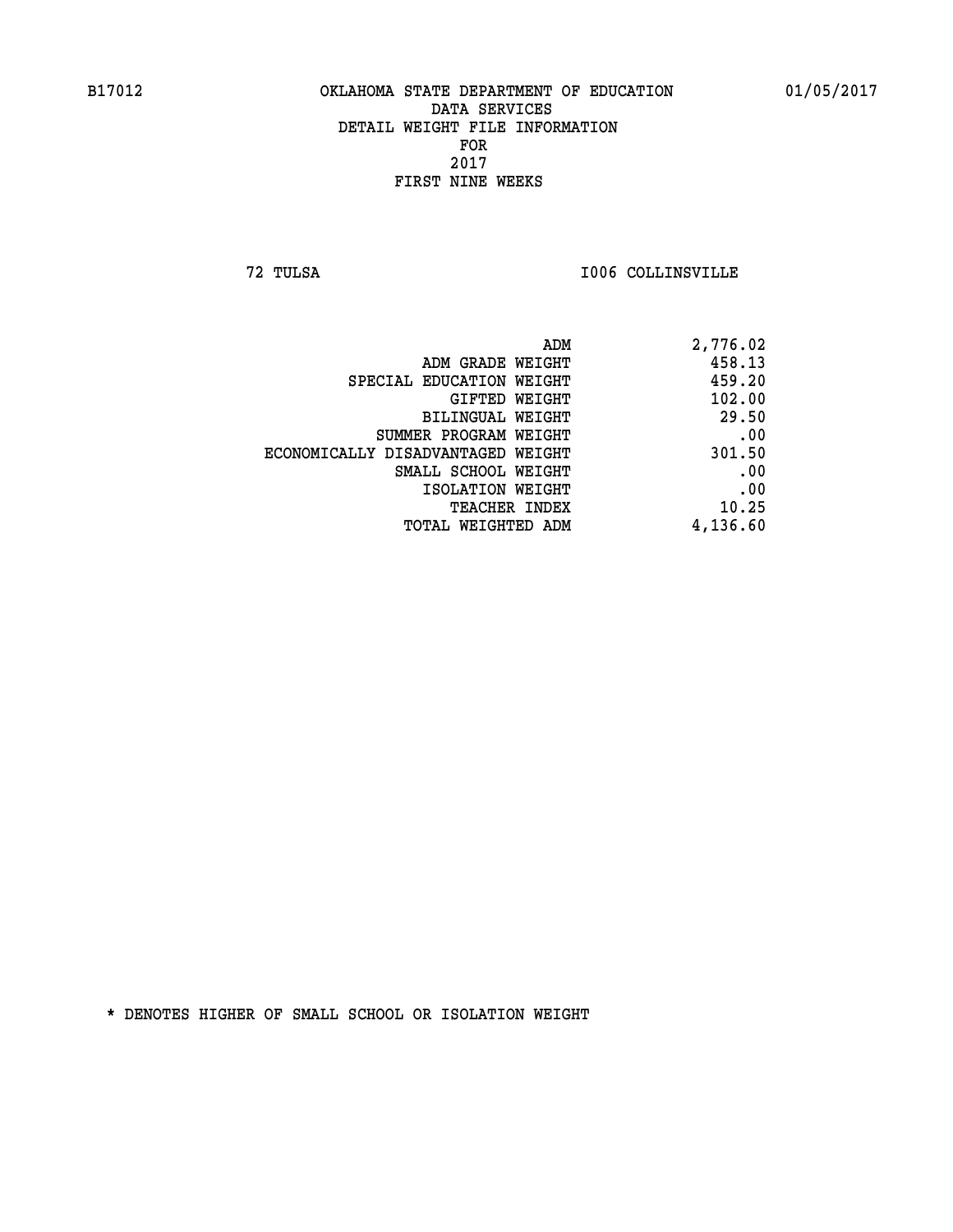B17012 OKLAHOMA STATE DEPARTMENT OF EDUCATION 01/05/2017

DATA SERVICES
DETAIL WEIGHT FILE INFORMATION
FOR
2017
FIRST NINE WEEKS

72 TULSA I006 COLLINSVILLE

| | |
|---|---|
| ADM | 2,776.02 |
| ADM GRADE WEIGHT | 458.13 |
| SPECIAL EDUCATION WEIGHT | 459.20 |
| GIFTED WEIGHT | 102.00 |
| BILINGUAL WEIGHT | 29.50 |
| SUMMER PROGRAM WEIGHT | .00 |
| ECONOMICALLY DISADVANTAGED WEIGHT | 301.50 |
| SMALL SCHOOL WEIGHT | .00 |
| ISOLATION WEIGHT | .00 |
| TEACHER INDEX | 10.25 |
| TOTAL WEIGHTED ADM | 4,136.60 |

* DENOTES HIGHER OF SMALL SCHOOL OR ISOLATION WEIGHT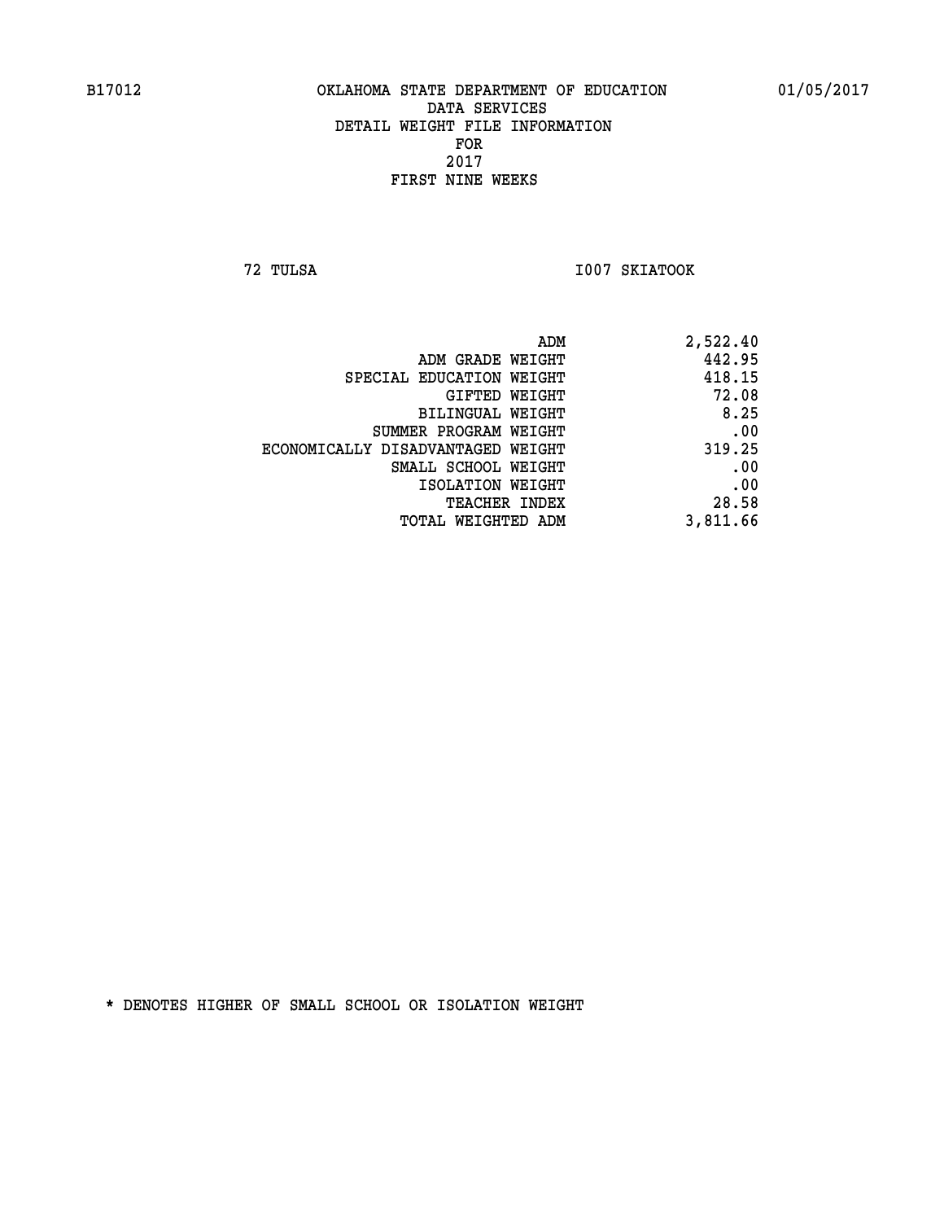B17012 OKLAHOMA STATE DEPARTMENT OF EDUCATION 01/05/2017

DATA SERVICES
DETAIL WEIGHT FILE INFORMATION
FOR
2017
FIRST NINE WEEKS

72 TULSA I007 SKIATOOK

| | |
|---|---|
| ADM | 2,522.40 |
| ADM GRADE WEIGHT | 442.95 |
| SPECIAL EDUCATION WEIGHT | 418.15 |
| GIFTED WEIGHT | 72.08 |
| BILINGUAL WEIGHT | 8.25 |
| SUMMER PROGRAM WEIGHT | .00 |
| ECONOMICALLY DISADVANTAGED WEIGHT | 319.25 |
| SMALL SCHOOL WEIGHT | .00 |
| ISOLATION WEIGHT | .00 |
| TEACHER INDEX | 28.58 |
| TOTAL WEIGHTED ADM | 3,811.66 |

* DENOTES HIGHER OF SMALL SCHOOL OR ISOLATION WEIGHT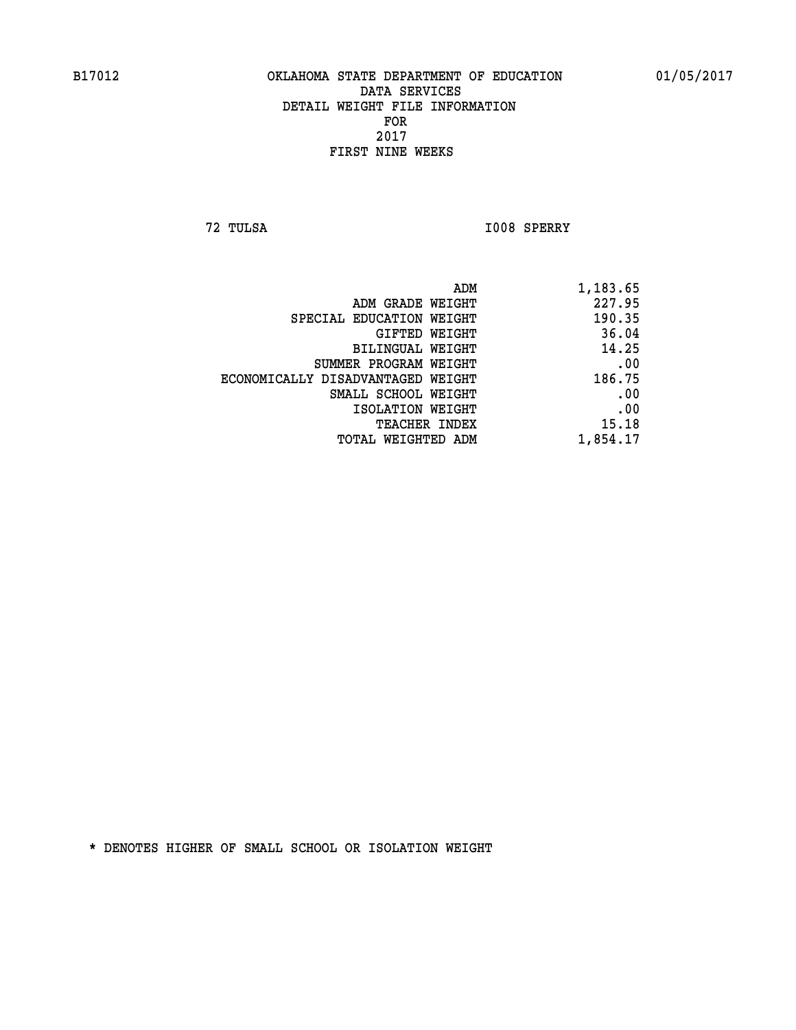B17012 OKLAHOMA STATE DEPARTMENT OF EDUCATION 01/05/2017

DATA SERVICES
DETAIL WEIGHT FILE INFORMATION
FOR
2017
FIRST NINE WEEKS

72 TULSA I008 SPERRY

| | |
|---|---|
| ADM | 1,183.65 |
| ADM GRADE WEIGHT | 227.95 |
| SPECIAL EDUCATION WEIGHT | 190.35 |
| GIFTED WEIGHT | 36.04 |
| BILINGUAL WEIGHT | 14.25 |
| SUMMER PROGRAM WEIGHT | .00 |
| ECONOMICALLY DISADVANTAGED WEIGHT | 186.75 |
| SMALL SCHOOL WEIGHT | .00 |
| ISOLATION WEIGHT | .00 |
| TEACHER INDEX | 15.18 |
| TOTAL WEIGHTED ADM | 1,854.17 |

* DENOTES HIGHER OF SMALL SCHOOL OR ISOLATION WEIGHT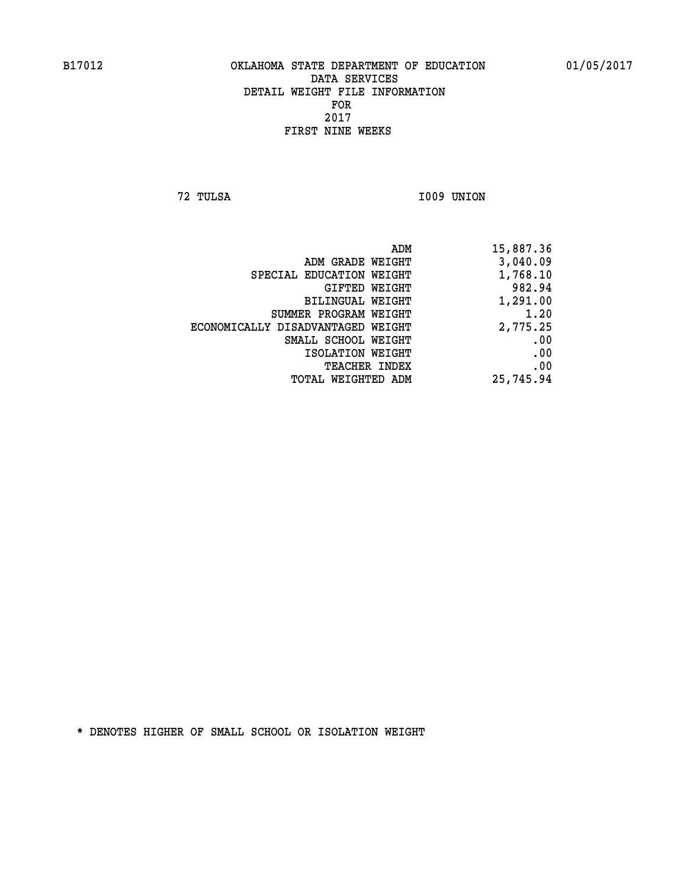B17012 OKLAHOMA STATE DEPARTMENT OF EDUCATION 01/05/2017

DATA SERVICES
DETAIL WEIGHT FILE INFORMATION
FOR
2017
FIRST NINE WEEKS

72 TULSA I009 UNION

| | |
|---|---|
| ADM | 15,887.36 |
| ADM GRADE WEIGHT | 3,040.09 |
| SPECIAL EDUCATION WEIGHT | 1,768.10 |
| GIFTED WEIGHT | 982.94 |
| BILINGUAL WEIGHT | 1,291.00 |
| SUMMER PROGRAM WEIGHT | 1.20 |
| ECONOMICALLY DISADVANTAGED WEIGHT | 2,775.25 |
| SMALL SCHOOL WEIGHT | .00 |
| ISOLATION WEIGHT | .00 |
| TEACHER INDEX | .00 |
| TOTAL WEIGHTED ADM | 25,745.94 |

* DENOTES HIGHER OF SMALL SCHOOL OR ISOLATION WEIGHT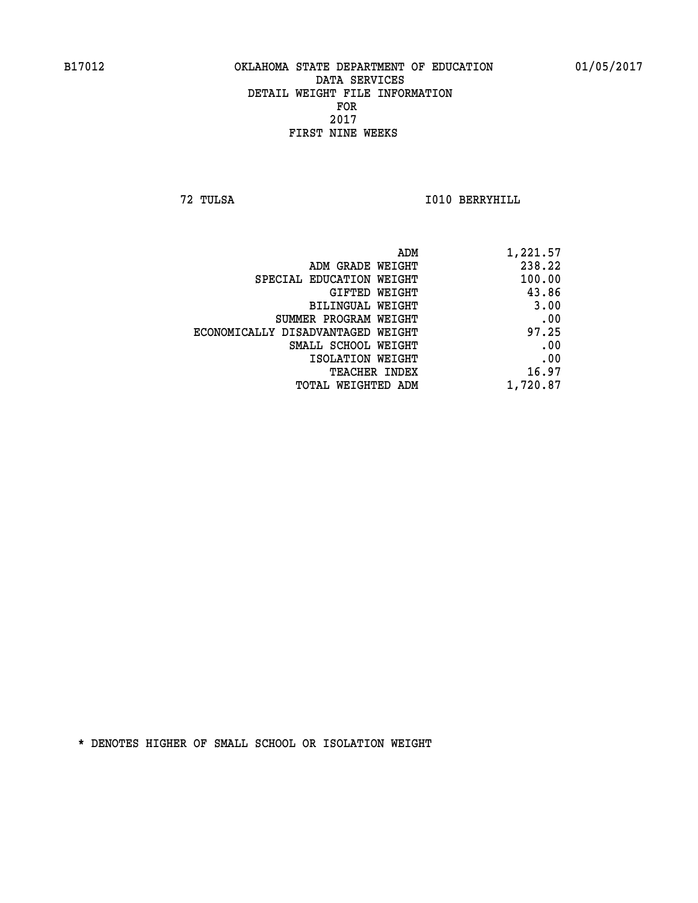B17012 OKLAHOMA STATE DEPARTMENT OF EDUCATION 01/05/2017

DATA SERVICES
DETAIL WEIGHT FILE INFORMATION
FOR
2017
FIRST NINE WEEKS

72 TULSA I010 BERRYHILL

| | |
|---|---|
| ADM | 1,221.57 |
| ADM GRADE WEIGHT | 238.22 |
| SPECIAL EDUCATION WEIGHT | 100.00 |
| GIFTED WEIGHT | 43.86 |
| BILINGUAL WEIGHT | 3.00 |
| SUMMER PROGRAM WEIGHT | .00 |
| ECONOMICALLY DISADVANTAGED WEIGHT | 97.25 |
| SMALL SCHOOL WEIGHT | .00 |
| ISOLATION WEIGHT | .00 |
| TEACHER INDEX | 16.97 |
| TOTAL WEIGHTED ADM | 1,720.87 |

* DENOTES HIGHER OF SMALL SCHOOL OR ISOLATION WEIGHT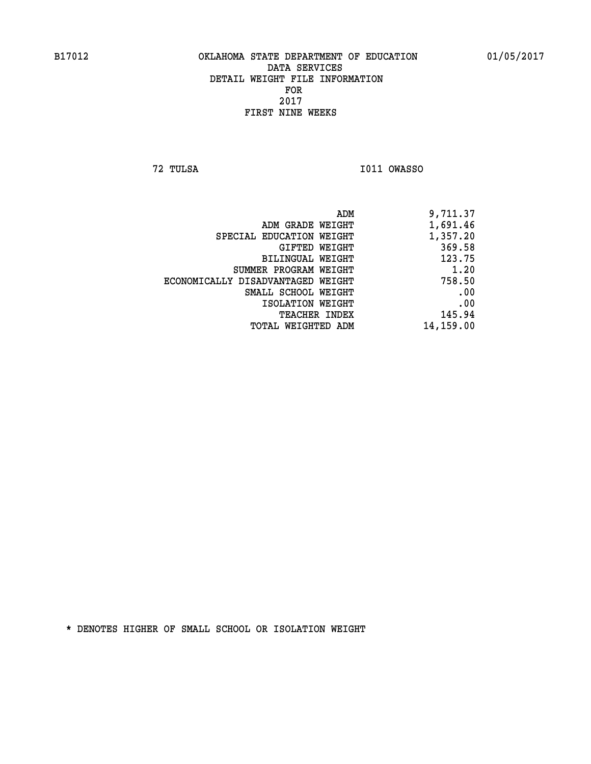B17012 OKLAHOMA STATE DEPARTMENT OF EDUCATION 01/05/2017

DATA SERVICES
DETAIL WEIGHT FILE INFORMATION
FOR
2017
FIRST NINE WEEKS

72 TULSA I011 OWASSO

| | |
|---|---|
| ADM | 9,711.37 |
| ADM GRADE WEIGHT | 1,691.46 |
| SPECIAL EDUCATION WEIGHT | 1,357.20 |
| GIFTED WEIGHT | 369.58 |
| BILINGUAL WEIGHT | 123.75 |
| SUMMER PROGRAM WEIGHT | 1.20 |
| ECONOMICALLY DISADVANTAGED WEIGHT | 758.50 |
| SMALL SCHOOL WEIGHT | .00 |
| ISOLATION WEIGHT | .00 |
| TEACHER INDEX | 145.94 |
| TOTAL WEIGHTED ADM | 14,159.00 |

* DENOTES HIGHER OF SMALL SCHOOL OR ISOLATION WEIGHT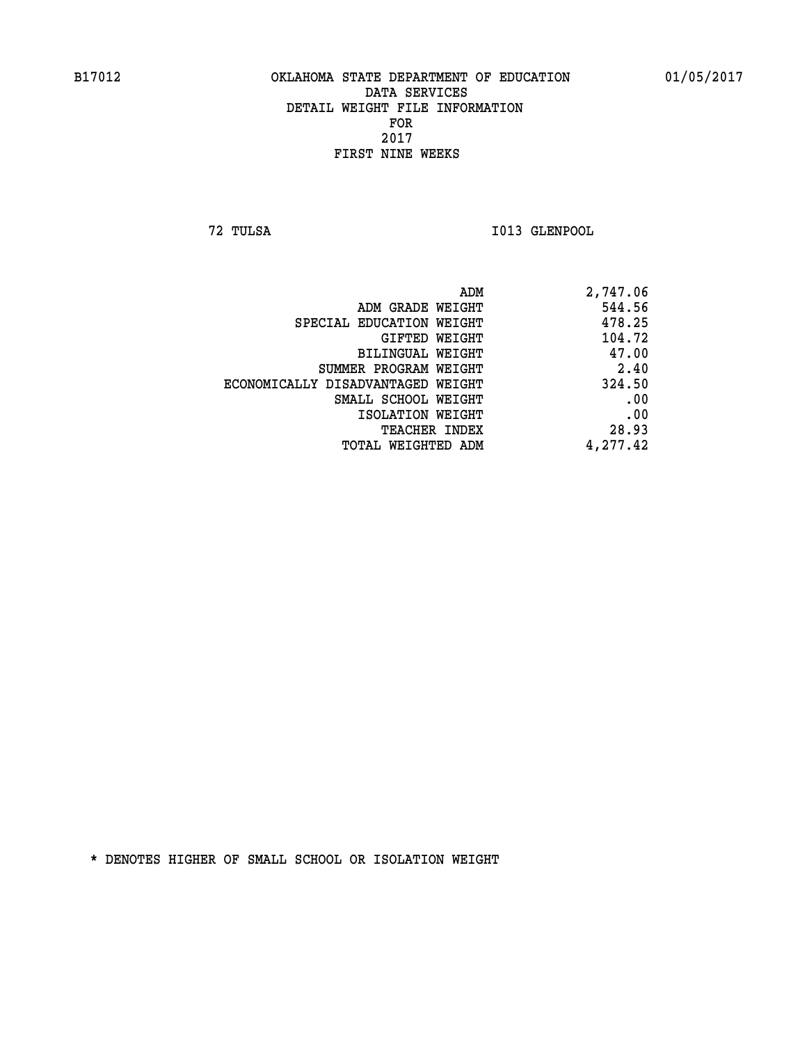B17012 OKLAHOMA STATE DEPARTMENT OF EDUCATION 01/05/2017

DATA SERVICES

DETAIL WEIGHT FILE INFORMATION

FOR

2017

FIRST NINE WEEKS

72 TULSA I013 GLENPOOL

| | |
|---|---|
| ADM | 2,747.06 |
| ADM GRADE WEIGHT | 544.56 |
| SPECIAL EDUCATION WEIGHT | 478.25 |
| GIFTED WEIGHT | 104.72 |
| BILINGUAL WEIGHT | 47.00 |
| SUMMER PROGRAM WEIGHT | 2.40 |
| ECONOMICALLY DISADVANTAGED WEIGHT | 324.50 |
| SMALL SCHOOL WEIGHT | .00 |
| ISOLATION WEIGHT | .00 |
| TEACHER INDEX | 28.93 |
| TOTAL WEIGHTED ADM | 4,277.42 |

* DENOTES HIGHER OF SMALL SCHOOL OR ISOLATION WEIGHT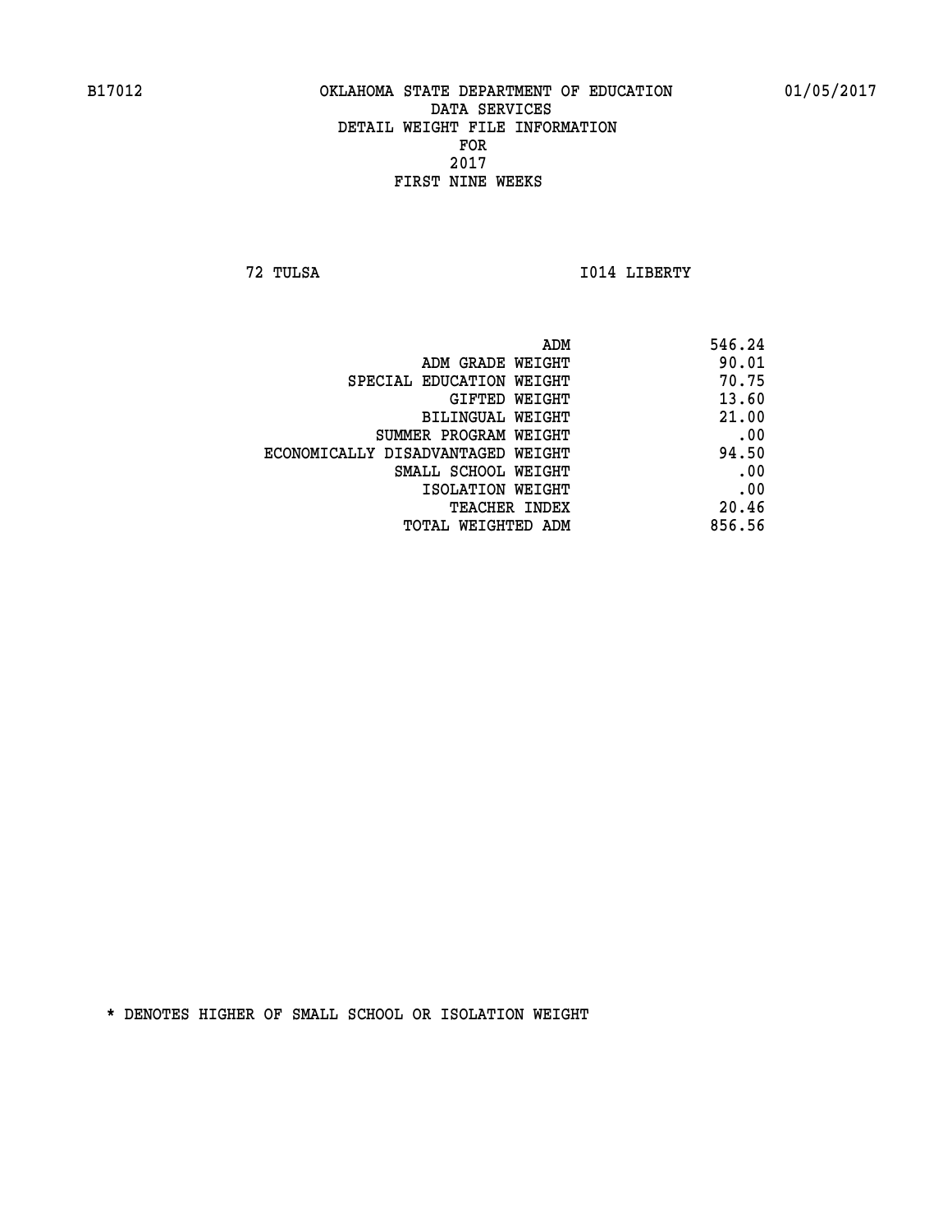B17012 OKLAHOMA STATE DEPARTMENT OF EDUCATION 01/05/2017

DATA SERVICES
DETAIL WEIGHT FILE INFORMATION
FOR
2017
FIRST NINE WEEKS

72 TULSA I014 LIBERTY

| | |
|---|---|
| ADM | 546.24 |
| ADM GRADE WEIGHT | 90.01 |
| SPECIAL EDUCATION WEIGHT | 70.75 |
| GIFTED WEIGHT | 13.60 |
| BILINGUAL WEIGHT | 21.00 |
| SUMMER PROGRAM WEIGHT | .00 |
| ECONOMICALLY DISADVANTAGED WEIGHT | 94.50 |
| SMALL SCHOOL WEIGHT | .00 |
| ISOLATION WEIGHT | .00 |
| TEACHER INDEX | 20.46 |
| TOTAL WEIGHTED ADM | 856.56 |

* DENOTES HIGHER OF SMALL SCHOOL OR ISOLATION WEIGHT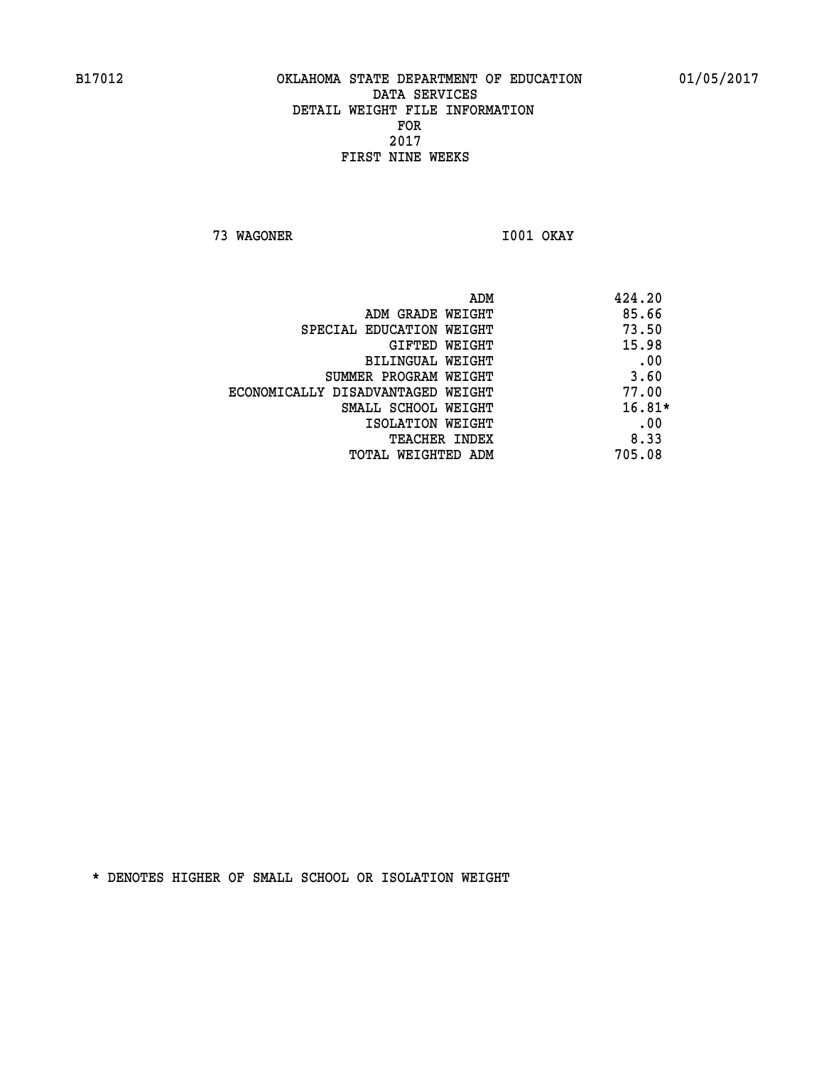B17012 OKLAHOMA STATE DEPARTMENT OF EDUCATION 01/05/2017

DATA SERVICES
DETAIL WEIGHT FILE INFORMATION
FOR
2017
FIRST NINE WEEKS

73 WAGONER I001 OKAY

| | |
|---|---|
| ADM | 424.20 |
| ADM GRADE WEIGHT | 85.66 |
| SPECIAL EDUCATION WEIGHT | 73.50 |
| GIFTED WEIGHT | 15.98 |
| BILINGUAL WEIGHT | .00 |
| SUMMER PROGRAM WEIGHT | 3.60 |
| ECONOMICALLY DISADVANTAGED WEIGHT | 77.00 |
| SMALL SCHOOL WEIGHT | 16.81* |
| ISOLATION WEIGHT | .00 |
| TEACHER INDEX | 8.33 |
| TOTAL WEIGHTED ADM | 705.08 |

* DENOTES HIGHER OF SMALL SCHOOL OR ISOLATION WEIGHT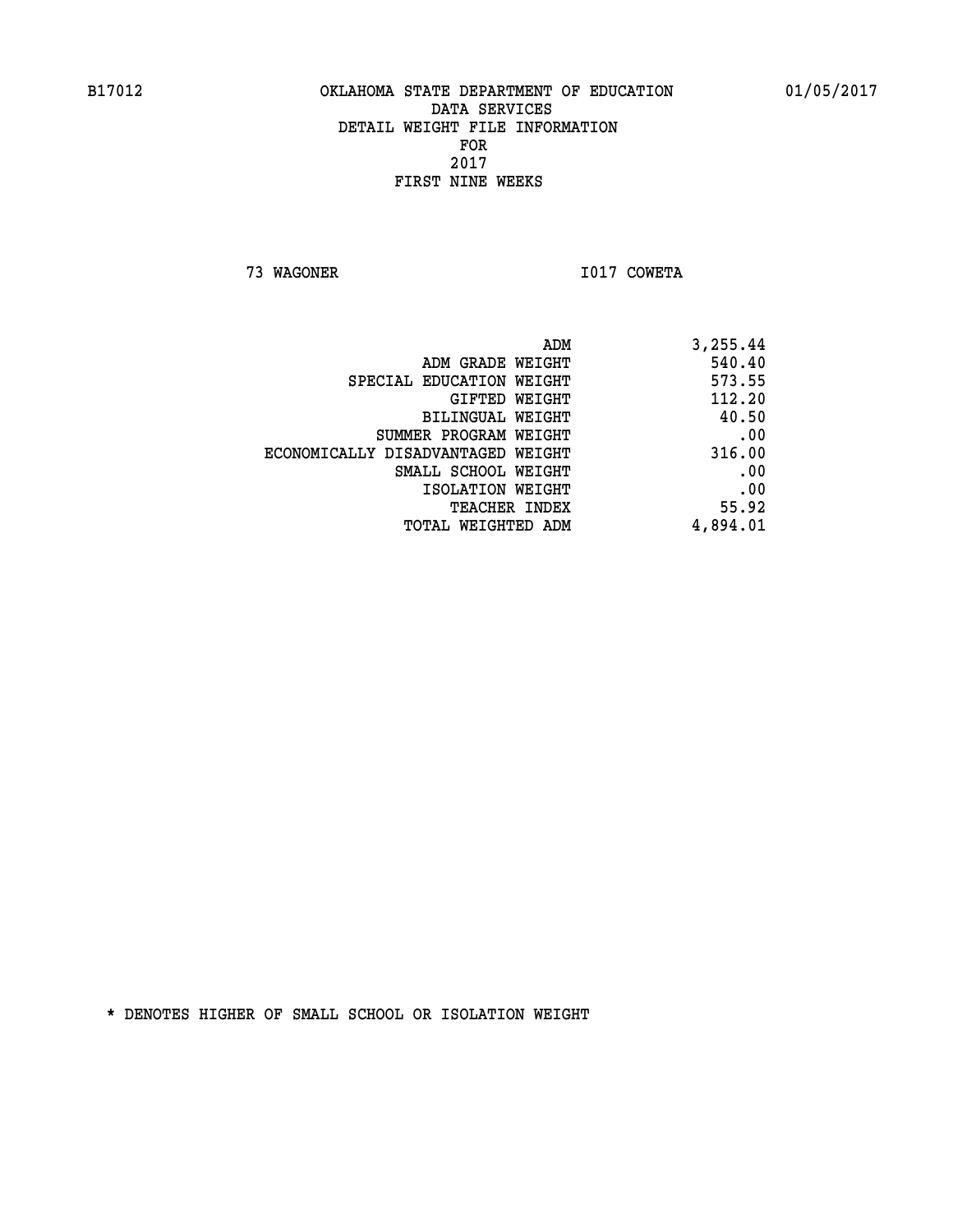B17012 OKLAHOMA STATE DEPARTMENT OF EDUCATION 01/05/2017

DATA SERVICES
DETAIL WEIGHT FILE INFORMATION
FOR
2017
FIRST NINE WEEKS

73 WAGONER I017 COWETA

| | |
|---|---|
| ADM | 3,255.44 |
| ADM GRADE WEIGHT | 540.40 |
| SPECIAL EDUCATION WEIGHT | 573.55 |
| GIFTED WEIGHT | 112.20 |
| BILINGUAL WEIGHT | 40.50 |
| SUMMER PROGRAM WEIGHT | .00 |
| ECONOMICALLY DISADVANTAGED WEIGHT | 316.00 |
| SMALL SCHOOL WEIGHT | .00 |
| ISOLATION WEIGHT | .00 |
| TEACHER INDEX | 55.92 |
| TOTAL WEIGHTED ADM | 4,894.01 |

* DENOTES HIGHER OF SMALL SCHOOL OR ISOLATION WEIGHT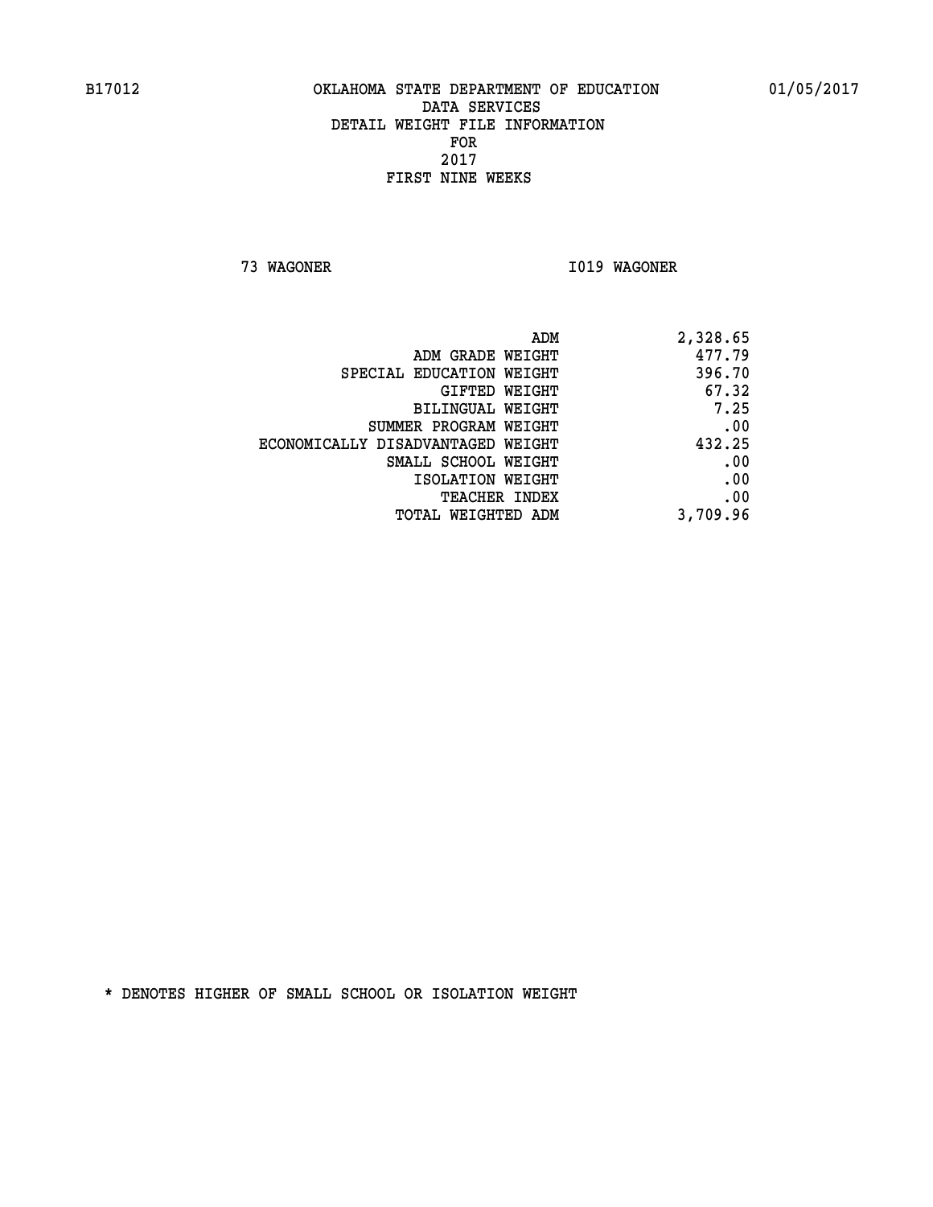B17012 OKLAHOMA STATE DEPARTMENT OF EDUCATION 01/05/2017

DATA SERVICES
DETAIL WEIGHT FILE INFORMATION
FOR
2017
FIRST NINE WEEKS

73 WAGONER I019 WAGONER

| | |
|---|---|
| ADM | 2,328.65 |
| ADM GRADE WEIGHT | 477.79 |
| SPECIAL EDUCATION WEIGHT | 396.70 |
| GIFTED WEIGHT | 67.32 |
| BILINGUAL WEIGHT | 7.25 |
| SUMMER PROGRAM WEIGHT | .00 |
| ECONOMICALLY DISADVANTAGED WEIGHT | 432.25 |
| SMALL SCHOOL WEIGHT | .00 |
| ISOLATION WEIGHT | .00 |
| TEACHER INDEX | .00 |
| TOTAL WEIGHTED ADM | 3,709.96 |

* DENOTES HIGHER OF SMALL SCHOOL OR ISOLATION WEIGHT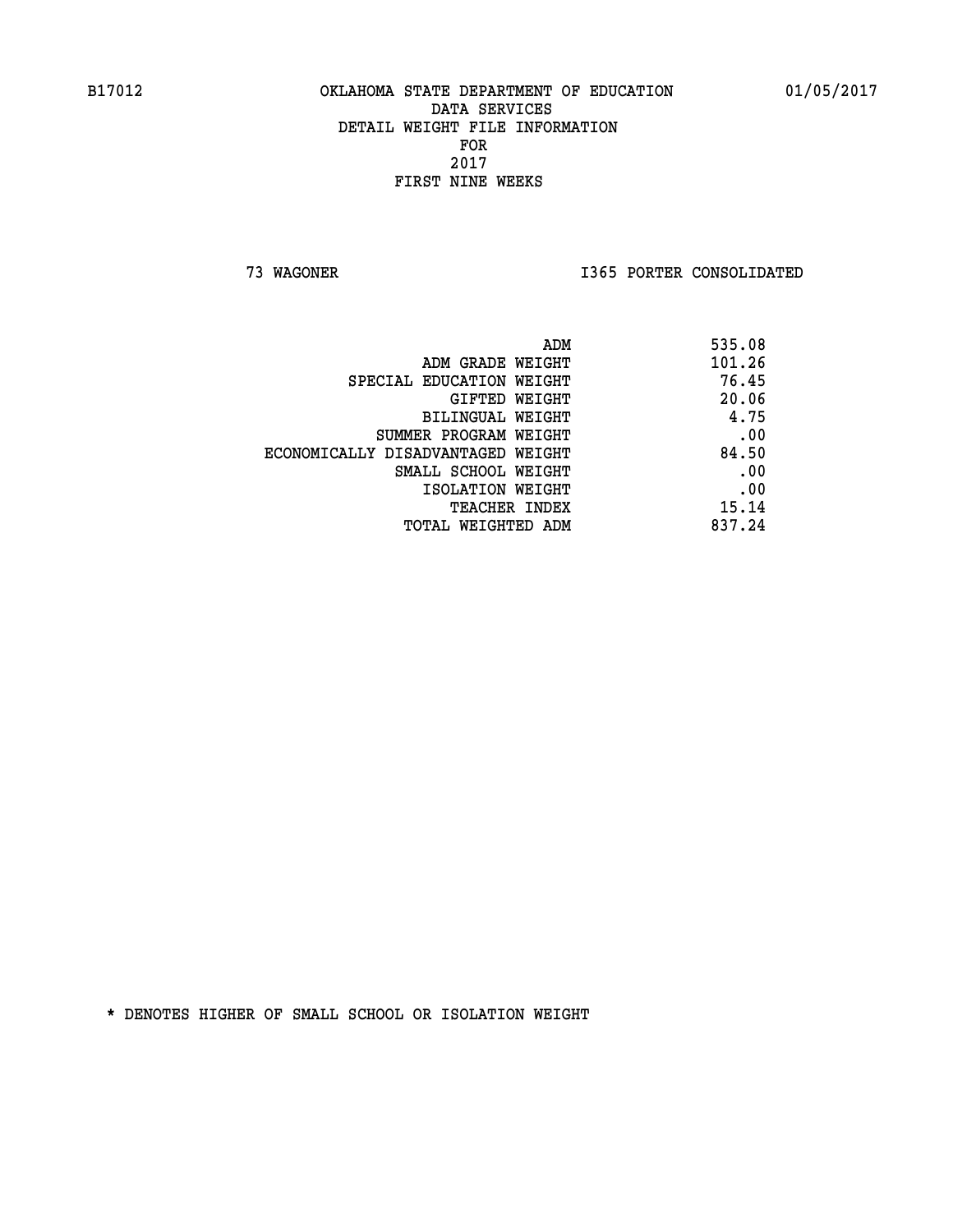B17012 OKLAHOMA STATE DEPARTMENT OF EDUCATION 01/05/2017

DATA SERVICES

DETAIL WEIGHT FILE INFORMATION

FOR

2017

FIRST NINE WEEKS

73 WAGONER I365 PORTER CONSOLIDATED

| | |
|---|---|
| ADM | 535.08 |
| ADM GRADE WEIGHT | 101.26 |
| SPECIAL EDUCATION WEIGHT | 76.45 |
| GIFTED WEIGHT | 20.06 |
| BILINGUAL WEIGHT | 4.75 |
| SUMMER PROGRAM WEIGHT | .00 |
| ECONOMICALLY DISADVANTAGED WEIGHT | 84.50 |
| SMALL SCHOOL WEIGHT | .00 |
| ISOLATION WEIGHT | .00 |
| TEACHER INDEX | 15.14 |
| TOTAL WEIGHTED ADM | 837.24 |

* DENOTES HIGHER OF SMALL SCHOOL OR ISOLATION WEIGHT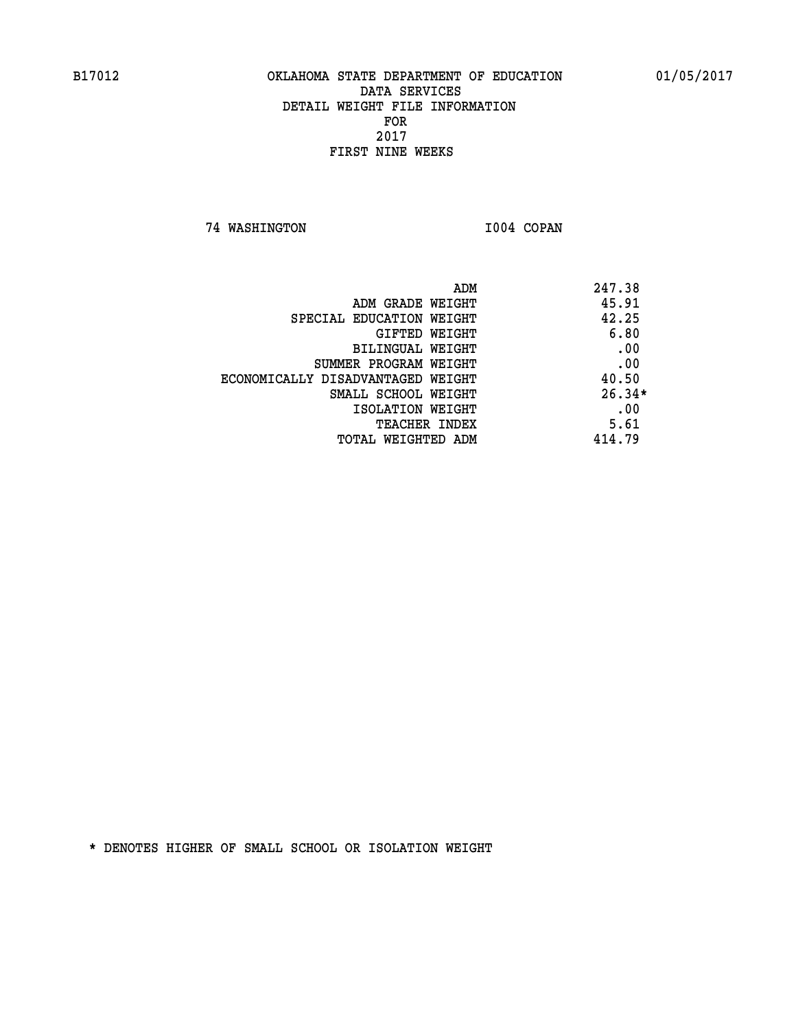B17012 OKLAHOMA STATE DEPARTMENT OF EDUCATION 01/05/2017

DATA SERVICES
DETAIL WEIGHT FILE INFORMATION
FOR
2017
FIRST NINE WEEKS

74 WASHINGTON I004 COPAN

| | |
|---|---|
| ADM | 247.38 |
| ADM GRADE WEIGHT | 45.91 |
| SPECIAL EDUCATION WEIGHT | 42.25 |
| GIFTED WEIGHT | 6.80 |
| BILINGUAL WEIGHT | .00 |
| SUMMER PROGRAM WEIGHT | .00 |
| ECONOMICALLY DISADVANTAGED WEIGHT | 40.50 |
| SMALL SCHOOL WEIGHT | 26.34* |
| ISOLATION WEIGHT | .00 |
| TEACHER INDEX | 5.61 |
| TOTAL WEIGHTED ADM | 414.79 |

* DENOTES HIGHER OF SMALL SCHOOL OR ISOLATION WEIGHT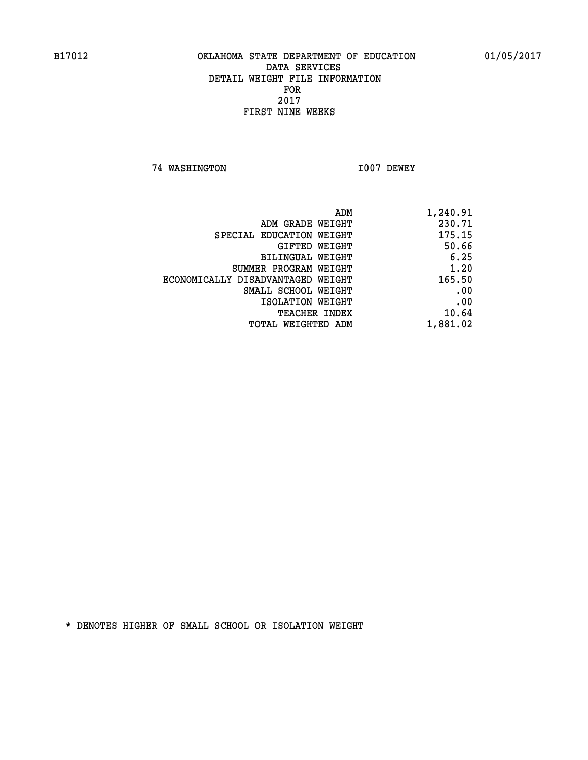B17012 OKLAHOMA STATE DEPARTMENT OF EDUCATION 01/05/2017

DATA SERVICES
DETAIL WEIGHT FILE INFORMATION
FOR
2017
FIRST NINE WEEKS

74 WASHINGTON I007 DEWEY

| | |
|---|---|
| ADM | 1,240.91 |
| ADM GRADE WEIGHT | 230.71 |
| SPECIAL EDUCATION WEIGHT | 175.15 |
| GIFTED WEIGHT | 50.66 |
| BILINGUAL WEIGHT | 6.25 |
| SUMMER PROGRAM WEIGHT | 1.20 |
| ECONOMICALLY DISADVANTAGED WEIGHT | 165.50 |
| SMALL SCHOOL WEIGHT | .00 |
| ISOLATION WEIGHT | .00 |
| TEACHER INDEX | 10.64 |
| TOTAL WEIGHTED ADM | 1,881.02 |

* DENOTES HIGHER OF SMALL SCHOOL OR ISOLATION WEIGHT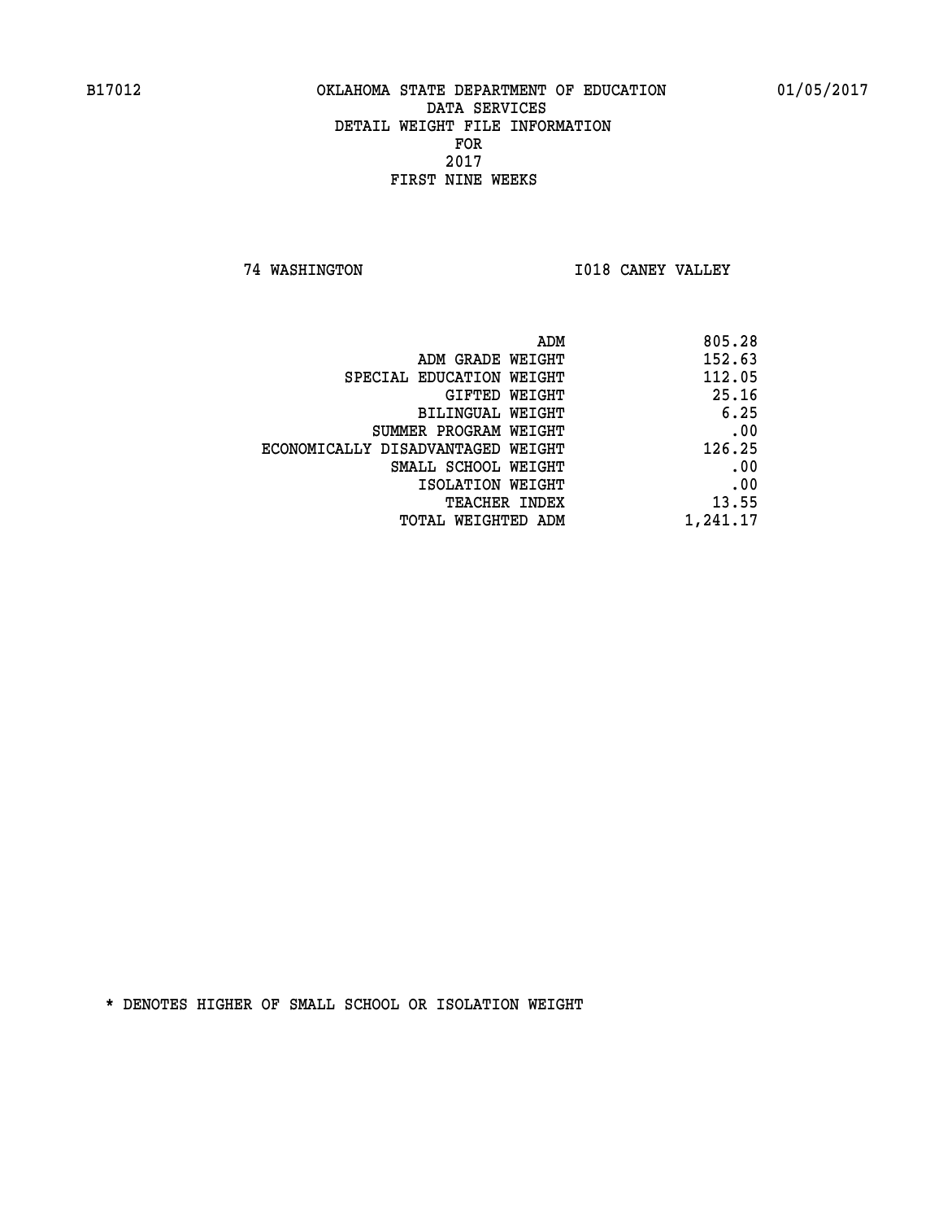B17012 OKLAHOMA STATE DEPARTMENT OF EDUCATION 01/05/2017

DATA SERVICES
DETAIL WEIGHT FILE INFORMATION
FOR
2017
FIRST NINE WEEKS

74 WASHINGTON I018 CANEY VALLEY

| | |
|---|---|
| ADM | 805.28 |
| ADM GRADE WEIGHT | 152.63 |
| SPECIAL EDUCATION WEIGHT | 112.05 |
| GIFTED WEIGHT | 25.16 |
| BILINGUAL WEIGHT | 6.25 |
| SUMMER PROGRAM WEIGHT | .00 |
| ECONOMICALLY DISADVANTAGED WEIGHT | 126.25 |
| SMALL SCHOOL WEIGHT | .00 |
| ISOLATION WEIGHT | .00 |
| TEACHER INDEX | 13.55 |
| TOTAL WEIGHTED ADM | 1,241.17 |

* DENOTES HIGHER OF SMALL SCHOOL OR ISOLATION WEIGHT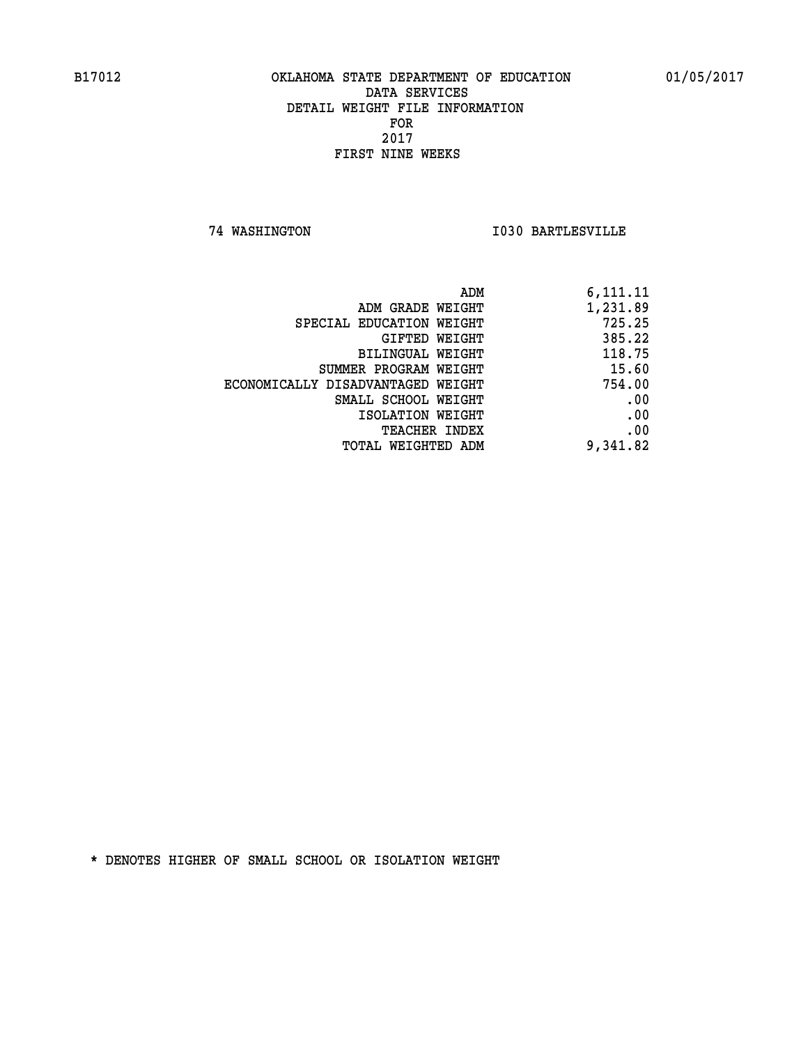B17012 OKLAHOMA STATE DEPARTMENT OF EDUCATION 01/05/2017

DATA SERVICES
DETAIL WEIGHT FILE INFORMATION
FOR
2017
FIRST NINE WEEKS

74 WASHINGTON I030 BARTLESVILLE

| | |
|---|---|
| ADM | 6,111.11 |
| ADM GRADE WEIGHT | 1,231.89 |
| SPECIAL EDUCATION WEIGHT | 725.25 |
| GIFTED WEIGHT | 385.22 |
| BILINGUAL WEIGHT | 118.75 |
| SUMMER PROGRAM WEIGHT | 15.60 |
| ECONOMICALLY DISADVANTAGED WEIGHT | 754.00 |
| SMALL SCHOOL WEIGHT | .00 |
| ISOLATION WEIGHT | .00 |
| TEACHER INDEX | .00 |
| TOTAL WEIGHTED ADM | 9,341.82 |

* DENOTES HIGHER OF SMALL SCHOOL OR ISOLATION WEIGHT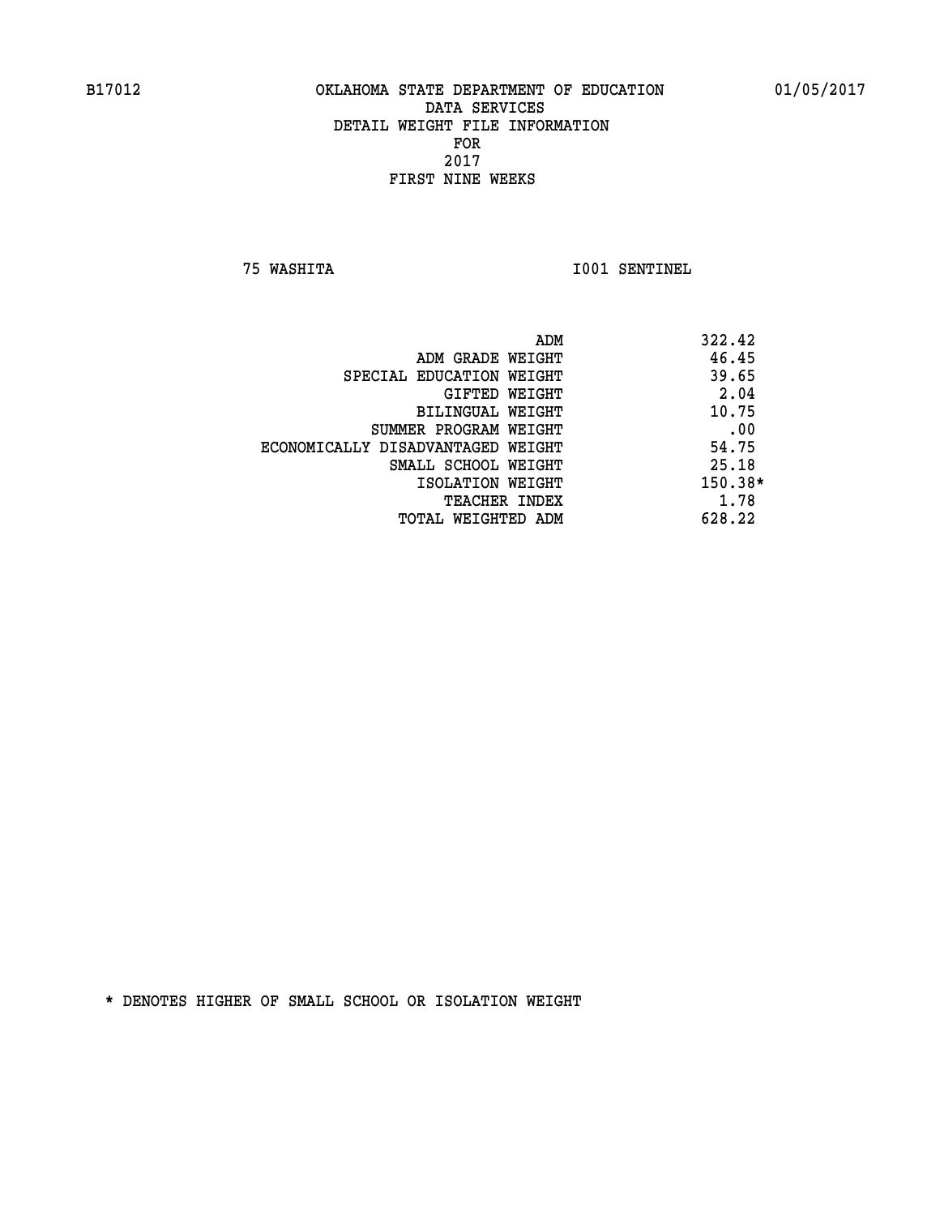B17012 OKLAHOMA STATE DEPARTMENT OF EDUCATION 01/05/2017

DATA SERVICES
DETAIL WEIGHT FILE INFORMATION
FOR
2017
FIRST NINE WEEKS

75 WASHITA I001 SENTINEL

| | |
|---|---|
| ADM | 322.42 |
| ADM GRADE WEIGHT | 46.45 |
| SPECIAL EDUCATION WEIGHT | 39.65 |
| GIFTED WEIGHT | 2.04 |
| BILINGUAL WEIGHT | 10.75 |
| SUMMER PROGRAM WEIGHT | .00 |
| ECONOMICALLY DISADVANTAGED WEIGHT | 54.75 |
| SMALL SCHOOL WEIGHT | 25.18 |
| ISOLATION WEIGHT | 150.38* |
| TEACHER INDEX | 1.78 |
| TOTAL WEIGHTED ADM | 628.22 |

* DENOTES HIGHER OF SMALL SCHOOL OR ISOLATION WEIGHT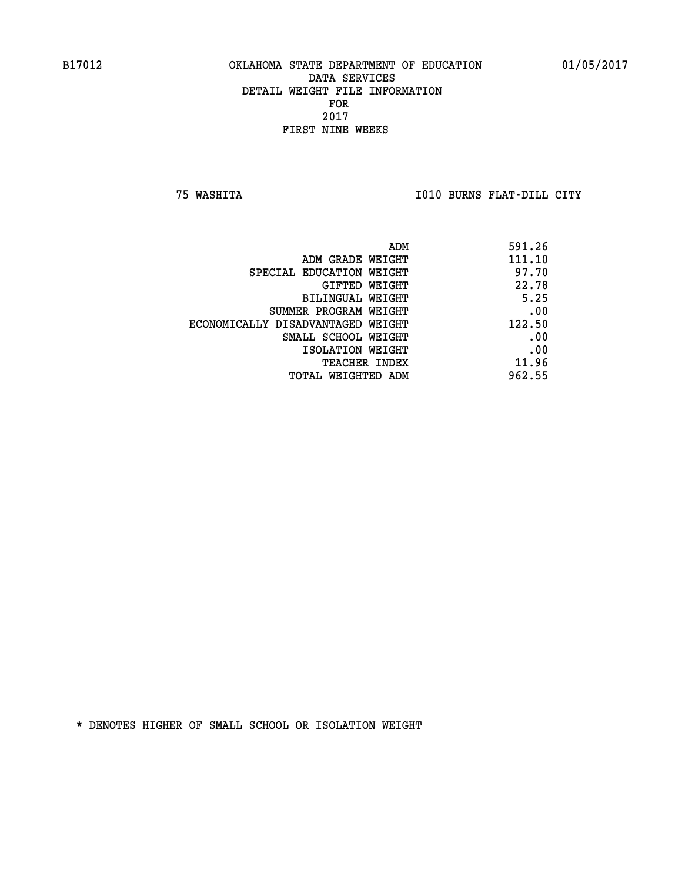B17012 OKLAHOMA STATE DEPARTMENT OF EDUCATION 01/05/2017

DATA SERVICES

DETAIL WEIGHT FILE INFORMATION

FOR

2017

FIRST NINE WEEKS

75 WASHITA I010 BURNS FLAT-DILL CITY

| | |
|---|---|
| ADM | 591.26 |
| ADM GRADE WEIGHT | 111.10 |
| SPECIAL EDUCATION WEIGHT | 97.70 |
| GIFTED WEIGHT | 22.78 |
| BILINGUAL WEIGHT | 5.25 |
| SUMMER PROGRAM WEIGHT | .00 |
| ECONOMICALLY DISADVANTAGED WEIGHT | 122.50 |
| SMALL SCHOOL WEIGHT | .00 |
| ISOLATION WEIGHT | .00 |
| TEACHER INDEX | 11.96 |
| TOTAL WEIGHTED ADM | 962.55 |

* DENOTES HIGHER OF SMALL SCHOOL OR ISOLATION WEIGHT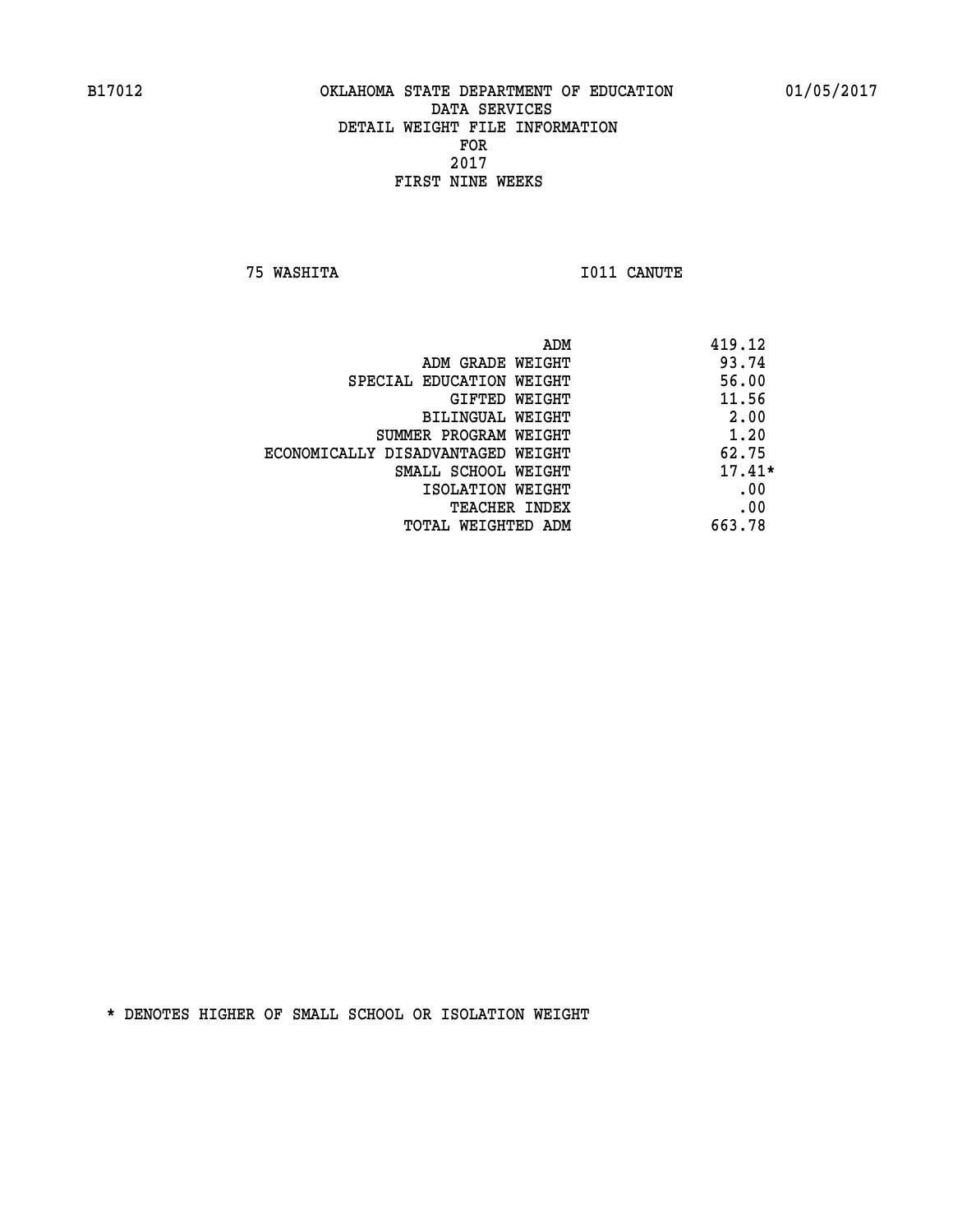B17012 OKLAHOMA STATE DEPARTMENT OF EDUCATION 01/05/2017

DATA SERVICES
DETAIL WEIGHT FILE INFORMATION
FOR
2017
FIRST NINE WEEKS

75 WASHITA I011 CANUTE

| | |
|---|---|
| ADM | 419.12 |
| ADM GRADE WEIGHT | 93.74 |
| SPECIAL EDUCATION WEIGHT | 56.00 |
| GIFTED WEIGHT | 11.56 |
| BILINGUAL WEIGHT | 2.00 |
| SUMMER PROGRAM WEIGHT | 1.20 |
| ECONOMICALLY DISADVANTAGED WEIGHT | 62.75 |
| SMALL SCHOOL WEIGHT | 17.41* |
| ISOLATION WEIGHT | .00 |
| TEACHER INDEX | .00 |
| TOTAL WEIGHTED ADM | 663.78 |

* DENOTES HIGHER OF SMALL SCHOOL OR ISOLATION WEIGHT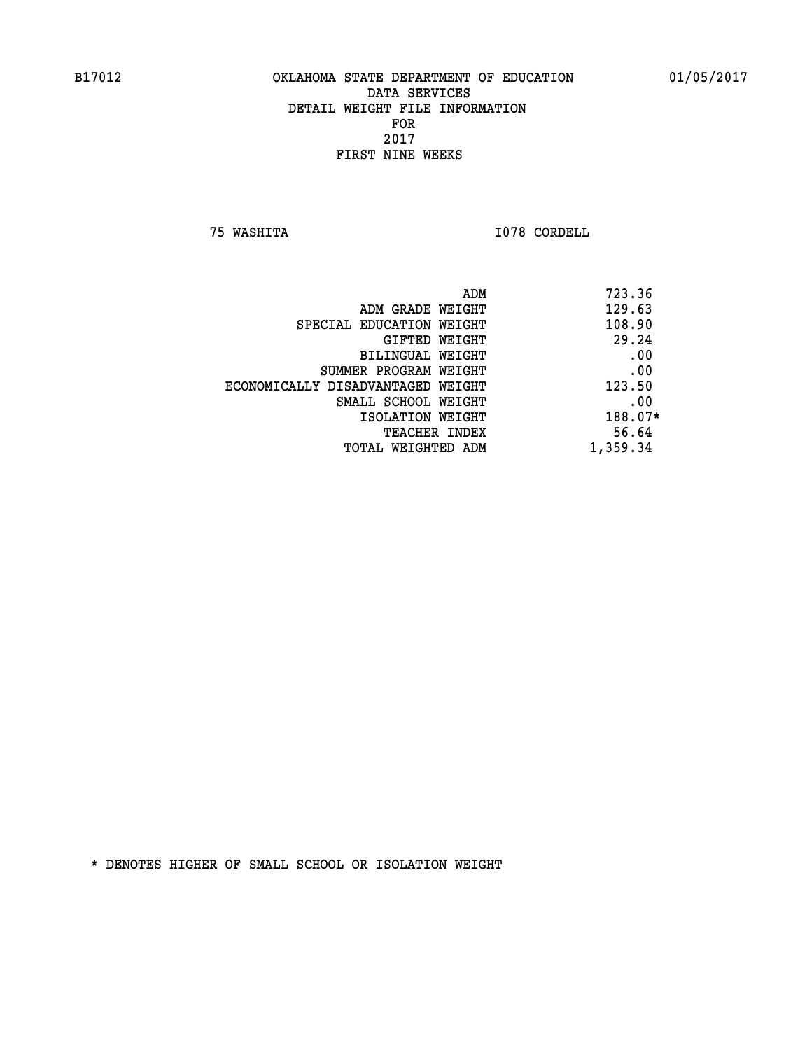B17012 OKLAHOMA STATE DEPARTMENT OF EDUCATION 01/05/2017

DATA SERVICES
DETAIL WEIGHT FILE INFORMATION
FOR
2017
FIRST NINE WEEKS

75 WASHITA I078 CORDELL

| | |
|---|---|
| ADM | 723.36 |
| ADM GRADE WEIGHT | 129.63 |
| SPECIAL EDUCATION WEIGHT | 108.90 |
| GIFTED WEIGHT | 29.24 |
| BILINGUAL WEIGHT | .00 |
| SUMMER PROGRAM WEIGHT | .00 |
| ECONOMICALLY DISADVANTAGED WEIGHT | 123.50 |
| SMALL SCHOOL WEIGHT | .00 |
| ISOLATION WEIGHT | 188.07* |
| TEACHER INDEX | 56.64 |
| TOTAL WEIGHTED ADM | 1,359.34 |

* DENOTES HIGHER OF SMALL SCHOOL OR ISOLATION WEIGHT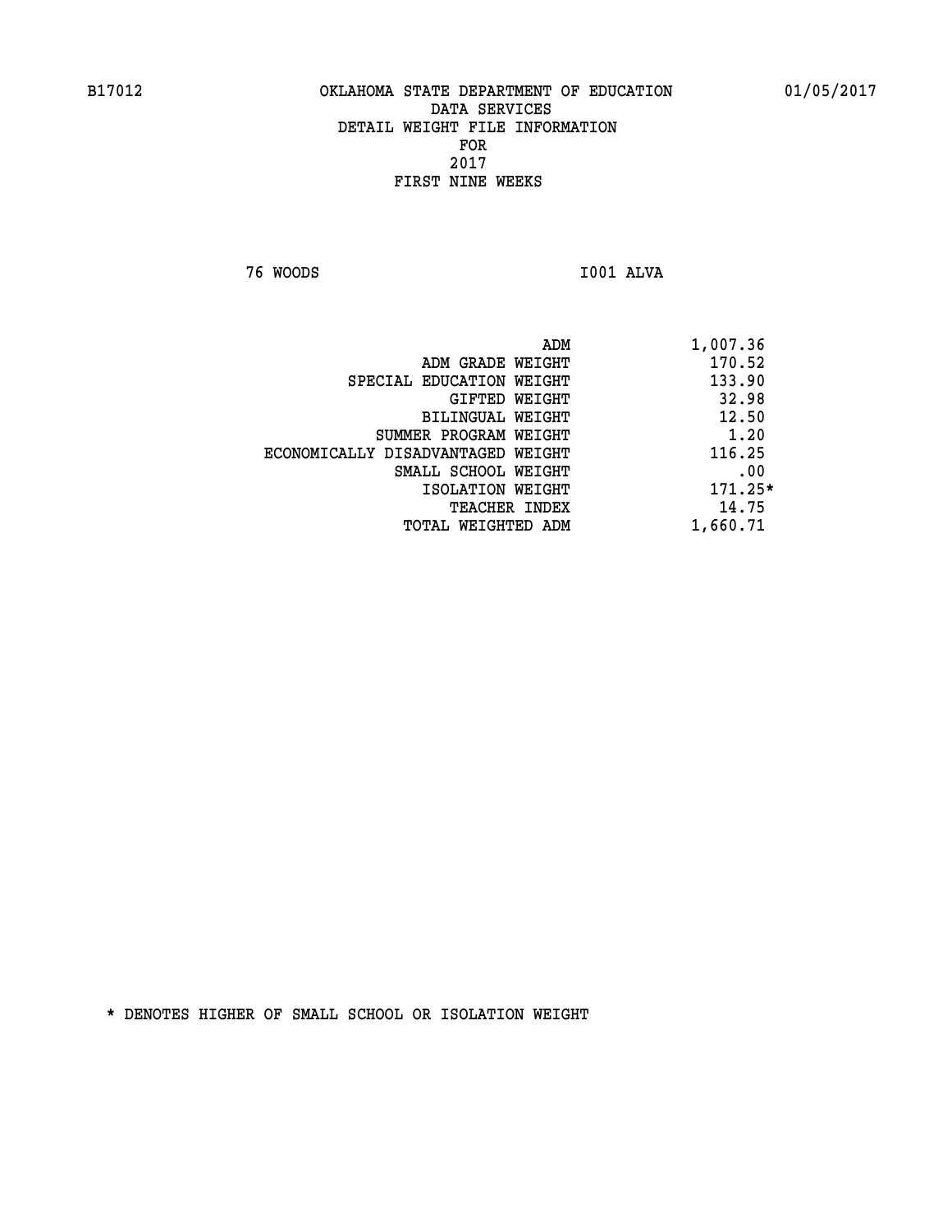B17012 OKLAHOMA STATE DEPARTMENT OF EDUCATION 01/05/2017

DATA SERVICES
DETAIL WEIGHT FILE INFORMATION
FOR
2017
FIRST NINE WEEKS

76 WOODS I001 ALVA

| | |
|---|---|
| ADM | 1,007.36 |
| ADM GRADE WEIGHT | 170.52 |
| SPECIAL EDUCATION WEIGHT | 133.90 |
| GIFTED WEIGHT | 32.98 |
| BILINGUAL WEIGHT | 12.50 |
| SUMMER PROGRAM WEIGHT | 1.20 |
| ECONOMICALLY DISADVANTAGED WEIGHT | 116.25 |
| SMALL SCHOOL WEIGHT | .00 |
| ISOLATION WEIGHT | 171.25* |
| TEACHER INDEX | 14.75 |
| TOTAL WEIGHTED ADM | 1,660.71 |

* DENOTES HIGHER OF SMALL SCHOOL OR ISOLATION WEIGHT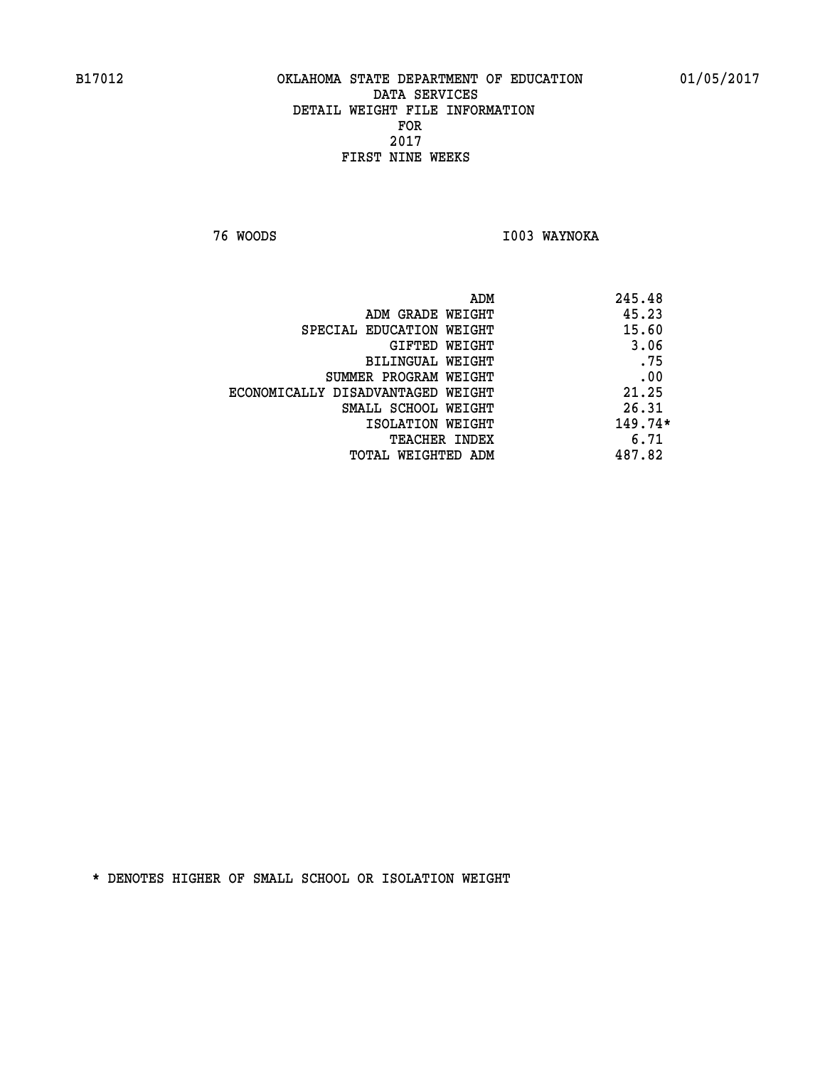B17012 OKLAHOMA STATE DEPARTMENT OF EDUCATION 01/05/2017

DATA SERVICES
DETAIL WEIGHT FILE INFORMATION
FOR
2017
FIRST NINE WEEKS

76 WOODS I003 WAYNOKA

| | |
|---|---|
| ADM | 245.48 |
| ADM GRADE WEIGHT | 45.23 |
| SPECIAL EDUCATION WEIGHT | 15.60 |
| GIFTED WEIGHT | 3.06 |
| BILINGUAL WEIGHT | .75 |
| SUMMER PROGRAM WEIGHT | .00 |
| ECONOMICALLY DISADVANTAGED WEIGHT | 21.25 |
| SMALL SCHOOL WEIGHT | 26.31 |
| ISOLATION WEIGHT | 149.74* |
| TEACHER INDEX | 6.71 |
| TOTAL WEIGHTED ADM | 487.82 |

* DENOTES HIGHER OF SMALL SCHOOL OR ISOLATION WEIGHT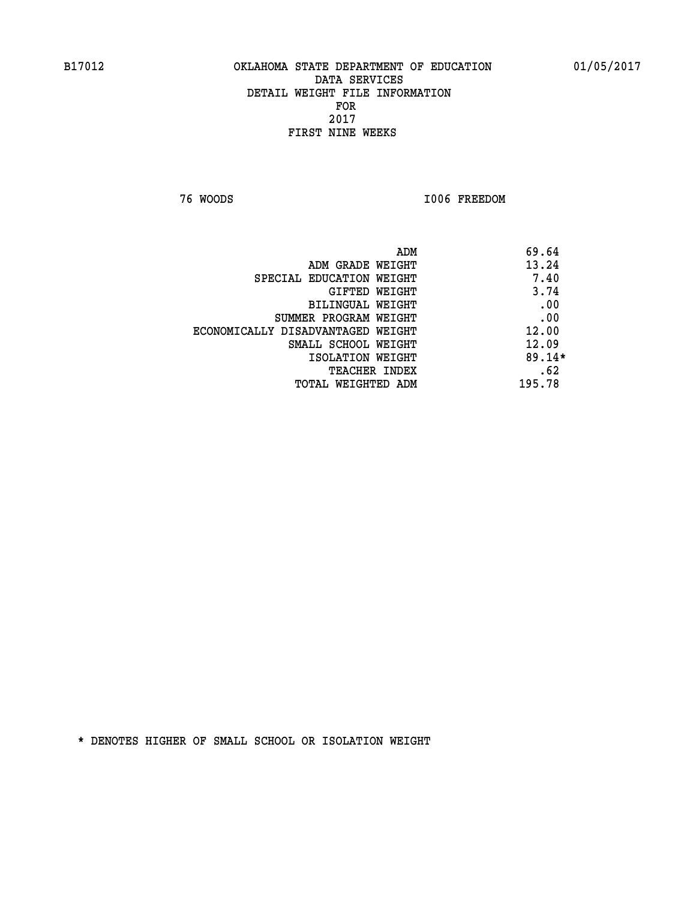B17012 OKLAHOMA STATE DEPARTMENT OF EDUCATION 01/05/2017

DATA SERVICES
DETAIL WEIGHT FILE INFORMATION
FOR
2017
FIRST NINE WEEKS

76 WOODS I006 FREEDOM

| | |
|---|---|
| ADM | 69.64 |
| ADM GRADE WEIGHT | 13.24 |
| SPECIAL EDUCATION WEIGHT | 7.40 |
| GIFTED WEIGHT | 3.74 |
| BILINGUAL WEIGHT | .00 |
| SUMMER PROGRAM WEIGHT | .00 |
| ECONOMICALLY DISADVANTAGED WEIGHT | 12.00 |
| SMALL SCHOOL WEIGHT | 12.09 |
| ISOLATION WEIGHT | 89.14* |
| TEACHER INDEX | .62 |
| TOTAL WEIGHTED ADM | 195.78 |

* DENOTES HIGHER OF SMALL SCHOOL OR ISOLATION WEIGHT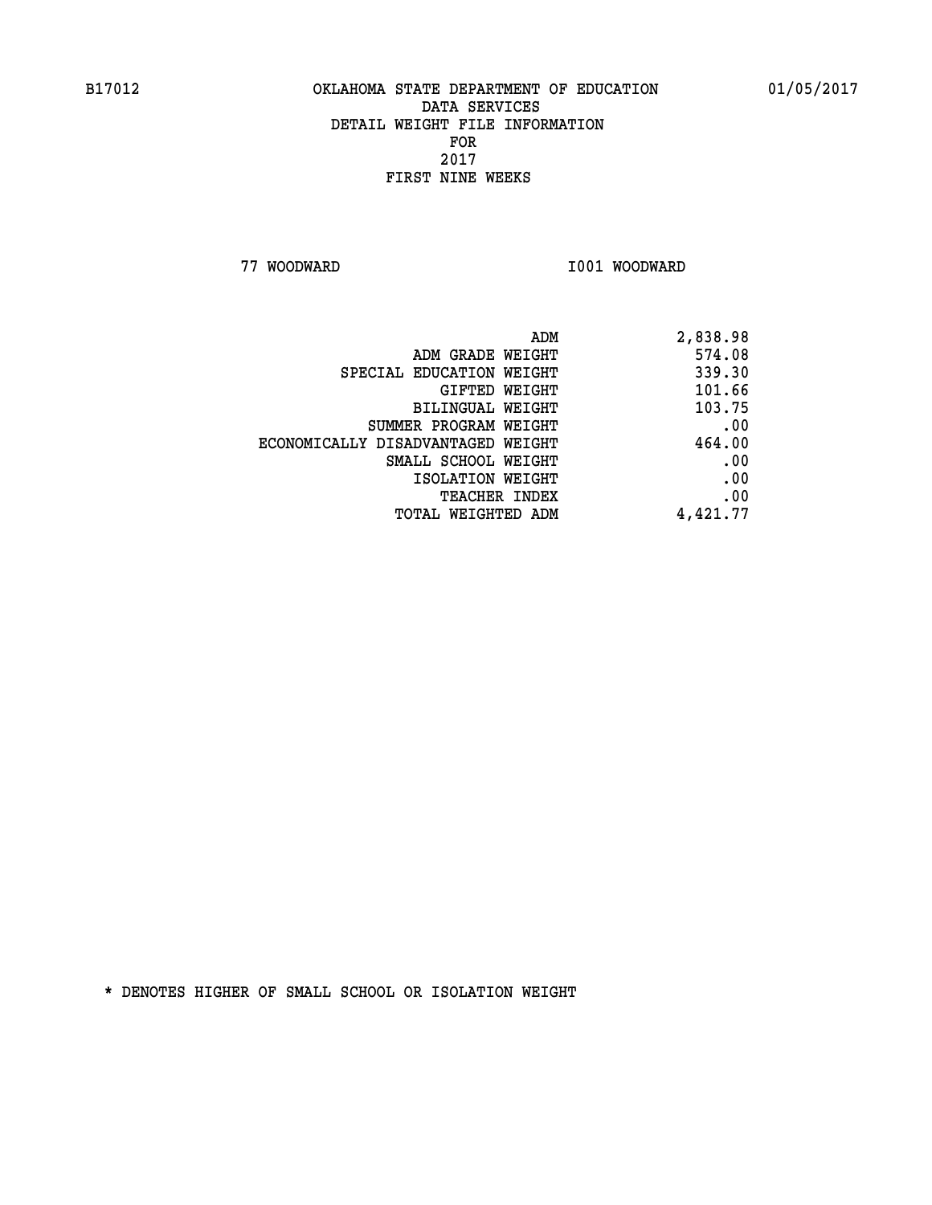B17012 OKLAHOMA STATE DEPARTMENT OF EDUCATION 01/05/2017

DATA SERVICES
DETAIL WEIGHT FILE INFORMATION
FOR
2017
FIRST NINE WEEKS

77 WOODWARD I001 WOODWARD

| | |
|---|---|
| ADM | 2,838.98 |
| ADM GRADE WEIGHT | 574.08 |
| SPECIAL EDUCATION WEIGHT | 339.30 |
| GIFTED WEIGHT | 101.66 |
| BILINGUAL WEIGHT | 103.75 |
| SUMMER PROGRAM WEIGHT | .00 |
| ECONOMICALLY DISADVANTAGED WEIGHT | 464.00 |
| SMALL SCHOOL WEIGHT | .00 |
| ISOLATION WEIGHT | .00 |
| TEACHER INDEX | .00 |
| TOTAL WEIGHTED ADM | 4,421.77 |

* DENOTES HIGHER OF SMALL SCHOOL OR ISOLATION WEIGHT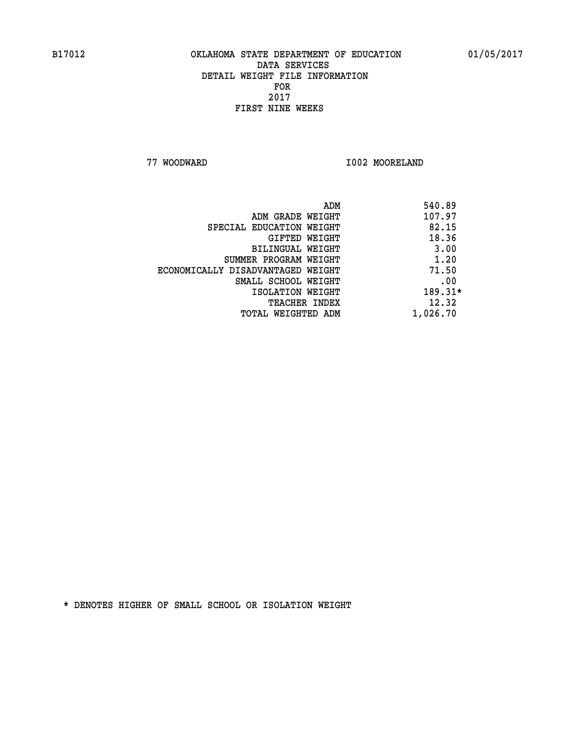B17012 OKLAHOMA STATE DEPARTMENT OF EDUCATION 01/05/2017

DATA SERVICES
DETAIL WEIGHT FILE INFORMATION
FOR
2017
FIRST NINE WEEKS

77 WOODWARD I002 MOORELAND

| | |
|---|---|
| ADM | 540.89 |
| ADM GRADE WEIGHT | 107.97 |
| SPECIAL EDUCATION WEIGHT | 82.15 |
| GIFTED WEIGHT | 18.36 |
| BILINGUAL WEIGHT | 3.00 |
| SUMMER PROGRAM WEIGHT | 1.20 |
| ECONOMICALLY DISADVANTAGED WEIGHT | 71.50 |
| SMALL SCHOOL WEIGHT | .00 |
| ISOLATION WEIGHT | 189.31* |
| TEACHER INDEX | 12.32 |
| TOTAL WEIGHTED ADM | 1,026.70 |

* DENOTES HIGHER OF SMALL SCHOOL OR ISOLATION WEIGHT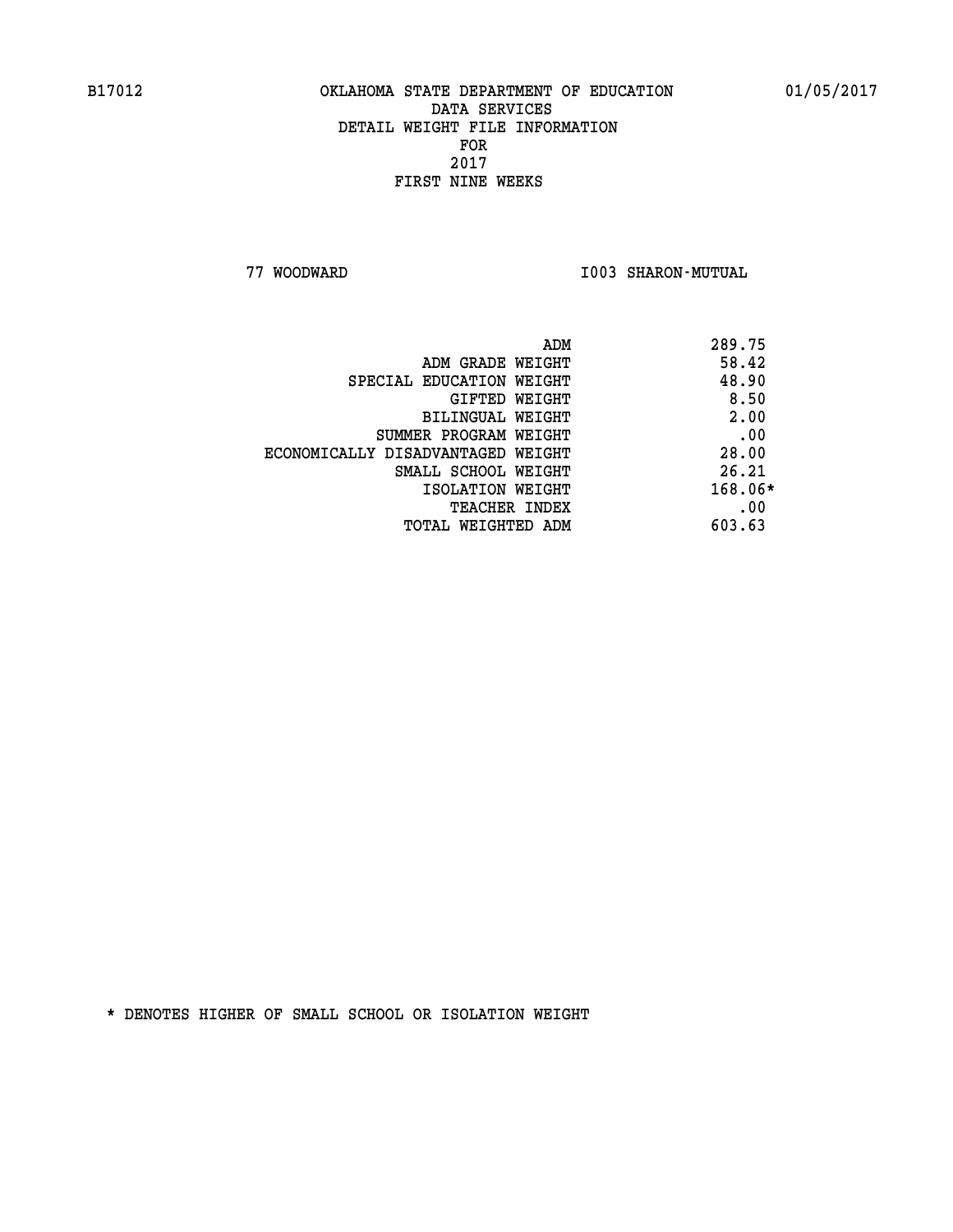B17012 OKLAHOMA STATE DEPARTMENT OF EDUCATION 01/05/2017

DATA SERVICES
DETAIL WEIGHT FILE INFORMATION
FOR
2017
FIRST NINE WEEKS

77 WOODWARD I003 SHARON-MUTUAL

| | |
|---|---|
| ADM | 289.75 |
| ADM GRADE WEIGHT | 58.42 |
| SPECIAL EDUCATION WEIGHT | 48.90 |
| GIFTED WEIGHT | 8.50 |
| BILINGUAL WEIGHT | 2.00 |
| SUMMER PROGRAM WEIGHT | .00 |
| ECONOMICALLY DISADVANTAGED WEIGHT | 28.00 |
| SMALL SCHOOL WEIGHT | 26.21 |
| ISOLATION WEIGHT | 168.06* |
| TEACHER INDEX | .00 |
| TOTAL WEIGHTED ADM | 603.63 |

* DENOTES HIGHER OF SMALL SCHOOL OR ISOLATION WEIGHT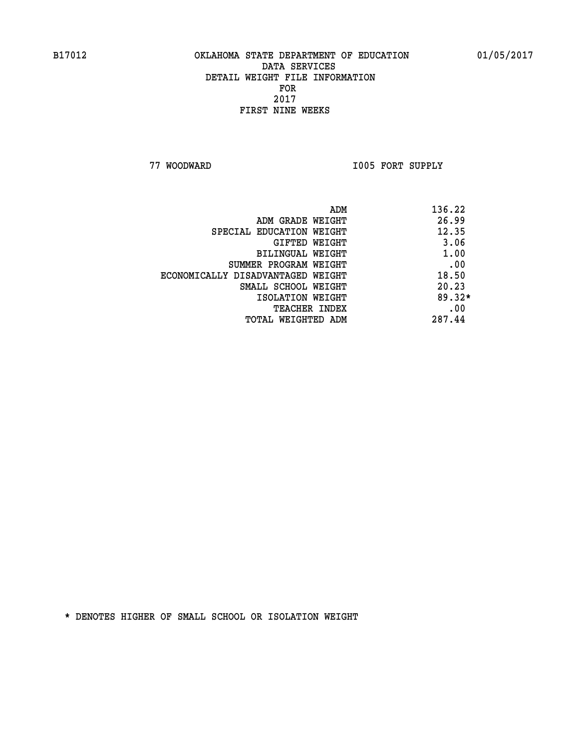B17012 OKLAHOMA STATE DEPARTMENT OF EDUCATION 01/05/2017

DATA SERVICES
DETAIL WEIGHT FILE INFORMATION
FOR
2017
FIRST NINE WEEKS

77 WOODWARD I005 FORT SUPPLY

| | |
|---|---|
| ADM | 136.22 |
| ADM GRADE WEIGHT | 26.99 |
| SPECIAL EDUCATION WEIGHT | 12.35 |
| GIFTED WEIGHT | 3.06 |
| BILINGUAL WEIGHT | 1.00 |
| SUMMER PROGRAM WEIGHT | .00 |
| ECONOMICALLY DISADVANTAGED WEIGHT | 18.50 |
| SMALL SCHOOL WEIGHT | 20.23 |
| ISOLATION WEIGHT | 89.32* |
| TEACHER INDEX | .00 |
| TOTAL WEIGHTED ADM | 287.44 |

* DENOTES HIGHER OF SMALL SCHOOL OR ISOLATION WEIGHT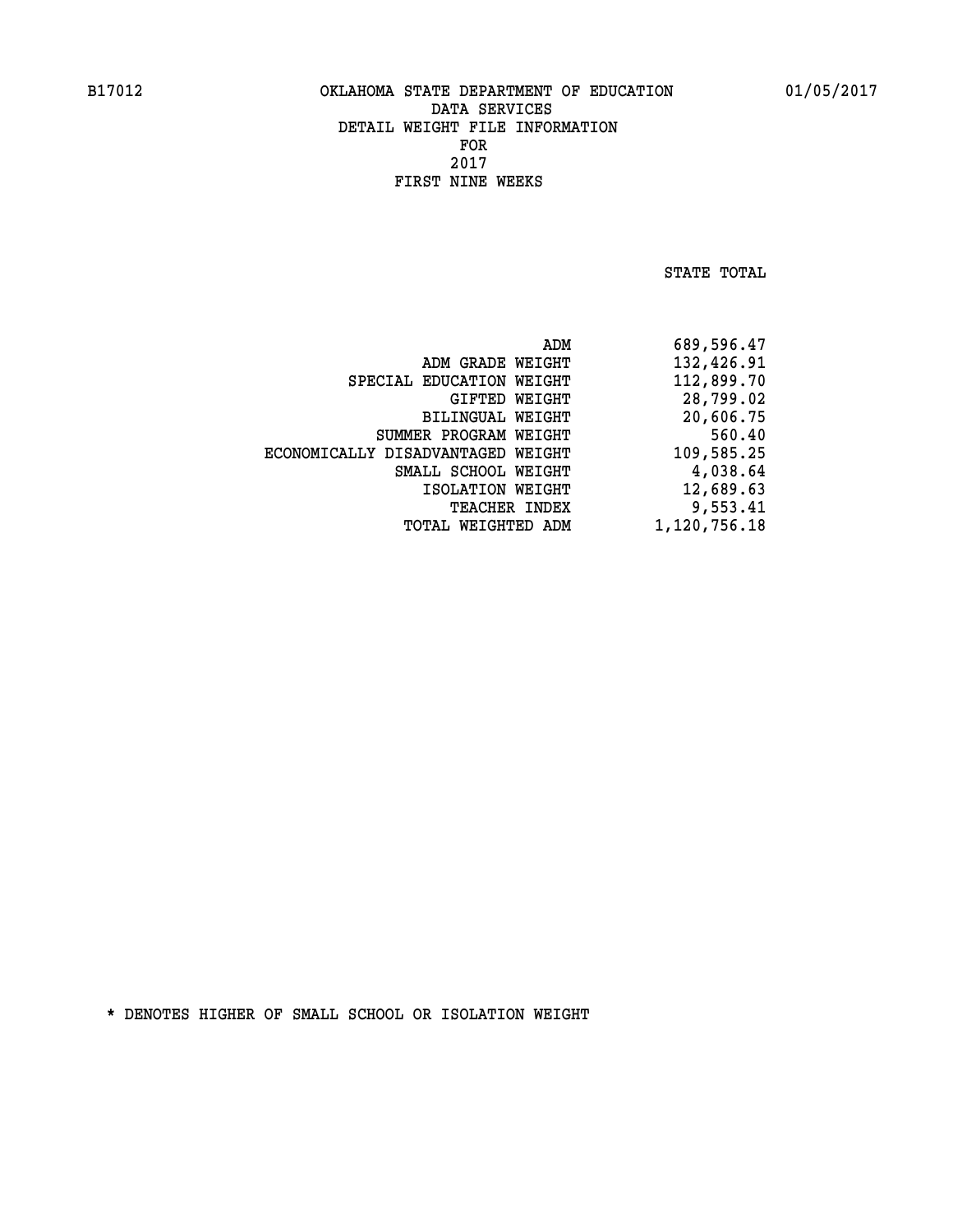B17012 OKLAHOMA STATE DEPARTMENT OF EDUCATION 01/05/2017

DATA SERVICES
DETAIL WEIGHT FILE INFORMATION
FOR
2017
FIRST NINE WEEKS

STATE TOTAL

| | |
|---|---|
| ADM | 689,596.47 |
| ADM GRADE WEIGHT | 132,426.91 |
| SPECIAL EDUCATION WEIGHT | 112,899.70 |
| GIFTED WEIGHT | 28,799.02 |
| BILINGUAL WEIGHT | 20,606.75 |
| SUMMER PROGRAM WEIGHT | 560.40 |
| ECONOMICALLY DISADVANTAGED WEIGHT | 109,585.25 |
| SMALL SCHOOL WEIGHT | 4,038.64 |
| ISOLATION WEIGHT | 12,689.63 |
| TEACHER INDEX | 9,553.41 |
| TOTAL WEIGHTED ADM | 1,120,756.18 |

* DENOTES HIGHER OF SMALL SCHOOL OR ISOLATION WEIGHT